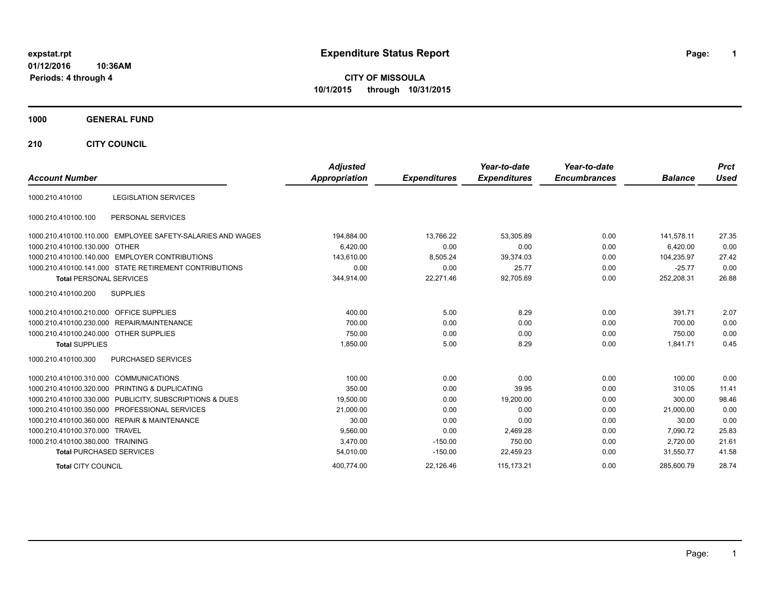expstat.rpt
01/12/2016 10:36AM
Periods: 4 through 4

# Expenditure Status Report

**CITY OF MISSOULA**
**10/1/2015 through 10/31/2015**

**1000 GENERAL FUND**

**210 CITY COUNCIL**

| Account Number | | Adjusted Appropriation | Expenditures | Year-to-date Expenditures | Year-to-date Encumbrances | Balance | Prct Used |
|---|---|---|---|---|---|---|---|
| 1000.210.410100 | LEGISLATION SERVICES | | | | | | |
| 1000.210.410100.100 | PERSONAL SERVICES | | | | | | |
| 1000.210.410100.110.000 | EMPLOYEE SAFETY-SALARIES AND WAGES | 194,884.00 | 13,766.22 | 53,305.89 | 0.00 | 141,578.11 | 27.35 |
| 1000.210.410100.130.000 | OTHER | 6,420.00 | 0.00 | 0.00 | 0.00 | 6,420.00 | 0.00 |
| 1000.210.410100.140.000 | EMPLOYER CONTRIBUTIONS | 143,610.00 | 8,505.24 | 39,374.03 | 0.00 | 104,235.97 | 27.42 |
| 1000.210.410100.141.000 | STATE RETIREMENT CONTRIBUTIONS | 0.00 | 0.00 | 25.77 | 0.00 | -25.77 | 0.00 |
| **Total** PERSONAL SERVICES | | 344,914.00 | 22,271.46 | 92,705.69 | 0.00 | 252,208.31 | 26.88 |
| 1000.210.410100.200 | SUPPLIES | | | | | | |
| 1000.210.410100.210.000 | OFFICE SUPPLIES | 400.00 | 5.00 | 8.29 | 0.00 | 391.71 | 2.07 |
| 1000.210.410100.230.000 | REPAIR/MAINTENANCE | 700.00 | 0.00 | 0.00 | 0.00 | 700.00 | 0.00 |
| 1000.210.410100.240.000 | OTHER SUPPLIES | 750.00 | 0.00 | 0.00 | 0.00 | 750.00 | 0.00 |
| **Total** SUPPLIES | | 1,850.00 | 5.00 | 8.29 | 0.00 | 1,841.71 | 0.45 |
| 1000.210.410100.300 | PURCHASED SERVICES | | | | | | |
| 1000.210.410100.310.000 | COMMUNICATIONS | 100.00 | 0.00 | 0.00 | 0.00 | 100.00 | 0.00 |
| 1000.210.410100.320.000 | PRINTING & DUPLICATING | 350.00 | 0.00 | 39.95 | 0.00 | 310.05 | 11.41 |
| 1000.210.410100.330.000 | PUBLICITY, SUBSCRIPTIONS & DUES | 19,500.00 | 0.00 | 19,200.00 | 0.00 | 300.00 | 98.46 |
| 1000.210.410100.350.000 | PROFESSIONAL SERVICES | 21,000.00 | 0.00 | 0.00 | 0.00 | 21,000.00 | 0.00 |
| 1000.210.410100.360.000 | REPAIR & MAINTENANCE | 30.00 | 0.00 | 0.00 | 0.00 | 30.00 | 0.00 |
| 1000.210.410100.370.000 | TRAVEL | 9,560.00 | 0.00 | 2,469.28 | 0.00 | 7,090.72 | 25.83 |
| 1000.210.410100.380.000 | TRAINING | 3,470.00 | -150.00 | 750.00 | 0.00 | 2,720.00 | 21.61 |
| **Total** PURCHASED SERVICES | | 54,010.00 | -150.00 | 22,459.23 | 0.00 | 31,550.77 | 41.58 |
| **Total** CITY COUNCIL | | 400,774.00 | 22,126.46 | 115,173.21 | 0.00 | 285,600.79 | 28.74 |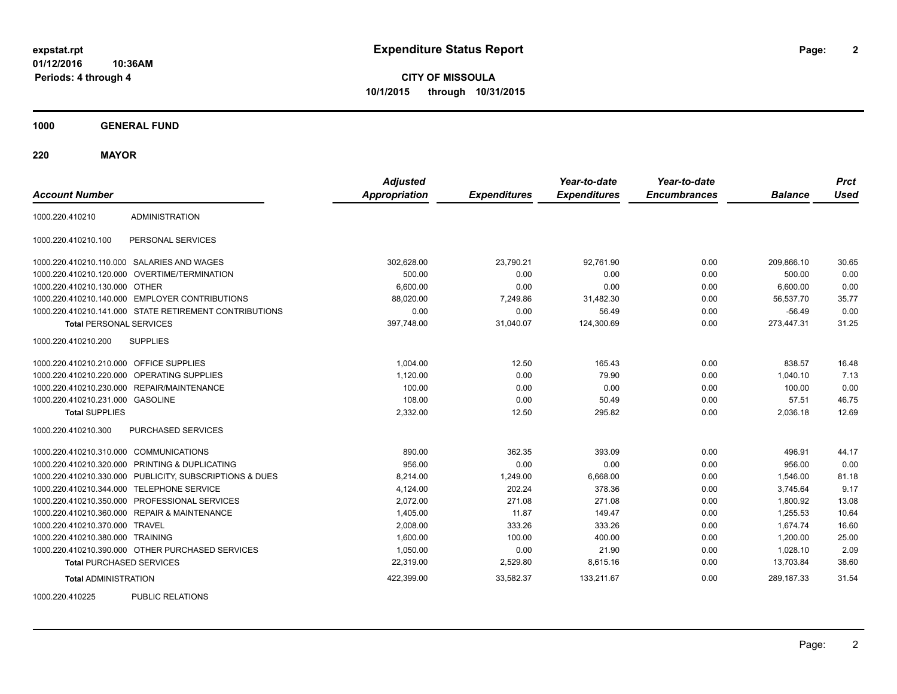# Expenditure Status Report

expstat.rpt
01/12/2016 10:36AM
Periods: 4 through 4

**CITY OF MISSOULA**
**10/1/2015 through 10/31/2015**

## 1000 GENERAL FUND

## 220 MAYOR

| Account Number | | Adjusted Appropriation | Expenditures | Year-to-date Expenditures | Year-to-date Encumbrances | Balance | Prct Used |
|---|---|---|---|---|---|---|---|
| 1000.220.410210 | ADMINISTRATION | | | | | | |
| 1000.220.410210.100 | PERSONAL SERVICES | | | | | | |
| 1000.220.410210.110.000 | SALARIES AND WAGES | 302,628.00 | 23,790.21 | 92,761.90 | 0.00 | 209,866.10 | 30.65 |
| 1000.220.410210.120.000 | OVERTIME/TERMINATION | 500.00 | 0.00 | 0.00 | 0.00 | 500.00 | 0.00 |
| 1000.220.410210.130.000 | OTHER | 6,600.00 | 0.00 | 0.00 | 0.00 | 6,600.00 | 0.00 |
| 1000.220.410210.140.000 | EMPLOYER CONTRIBUTIONS | 88,020.00 | 7,249.86 | 31,482.30 | 0.00 | 56,537.70 | 35.77 |
| 1000.220.410210.141.000 | STATE RETIREMENT CONTRIBUTIONS | 0.00 | 0.00 | 56.49 | 0.00 | -56.49 | 0.00 |
| **Total** PERSONAL SERVICES | | 397,748.00 | 31,040.07 | 124,300.69 | 0.00 | 273,447.31 | 31.25 |
| 1000.220.410210.200 | SUPPLIES | | | | | | |
| 1000.220.410210.210.000 | OFFICE SUPPLIES | 1,004.00 | 12.50 | 165.43 | 0.00 | 838.57 | 16.48 |
| 1000.220.410210.220.000 | OPERATING SUPPLIES | 1,120.00 | 0.00 | 79.90 | 0.00 | 1,040.10 | 7.13 |
| 1000.220.410210.230.000 | REPAIR/MAINTENANCE | 100.00 | 0.00 | 0.00 | 0.00 | 100.00 | 0.00 |
| 1000.220.410210.231.000 | GASOLINE | 108.00 | 0.00 | 50.49 | 0.00 | 57.51 | 46.75 |
| **Total** SUPPLIES | | 2,332.00 | 12.50 | 295.82 | 0.00 | 2,036.18 | 12.69 |
| 1000.220.410210.300 | PURCHASED SERVICES | | | | | | |
| 1000.220.410210.310.000 | COMMUNICATIONS | 890.00 | 362.35 | 393.09 | 0.00 | 496.91 | 44.17 |
| 1000.220.410210.320.000 | PRINTING & DUPLICATING | 956.00 | 0.00 | 0.00 | 0.00 | 956.00 | 0.00 |
| 1000.220.410210.330.000 | PUBLICITY, SUBSCRIPTIONS & DUES | 8,214.00 | 1,249.00 | 6,668.00 | 0.00 | 1,546.00 | 81.18 |
| 1000.220.410210.344.000 | TELEPHONE SERVICE | 4,124.00 | 202.24 | 378.36 | 0.00 | 3,745.64 | 9.17 |
| 1000.220.410210.350.000 | PROFESSIONAL SERVICES | 2,072.00 | 271.08 | 271.08 | 0.00 | 1,800.92 | 13.08 |
| 1000.220.410210.360.000 | REPAIR & MAINTENANCE | 1,405.00 | 11.87 | 149.47 | 0.00 | 1,255.53 | 10.64 |
| 1000.220.410210.370.000 | TRAVEL | 2,008.00 | 333.26 | 333.26 | 0.00 | 1,674.74 | 16.60 |
| 1000.220.410210.380.000 | TRAINING | 1,600.00 | 100.00 | 400.00 | 0.00 | 1,200.00 | 25.00 |
| 1000.220.410210.390.000 | OTHER PURCHASED SERVICES | 1,050.00 | 0.00 | 21.90 | 0.00 | 1,028.10 | 2.09 |
| **Total** PURCHASED SERVICES | | 22,319.00 | 2,529.80 | 8,615.16 | 0.00 | 13,703.84 | 38.60 |
| **Total** ADMINISTRATION | | 422,399.00 | 33,582.37 | 133,211.67 | 0.00 | 289,187.33 | 31.54 |
| 1000.220.410225 | PUBLIC RELATIONS | | | | | | |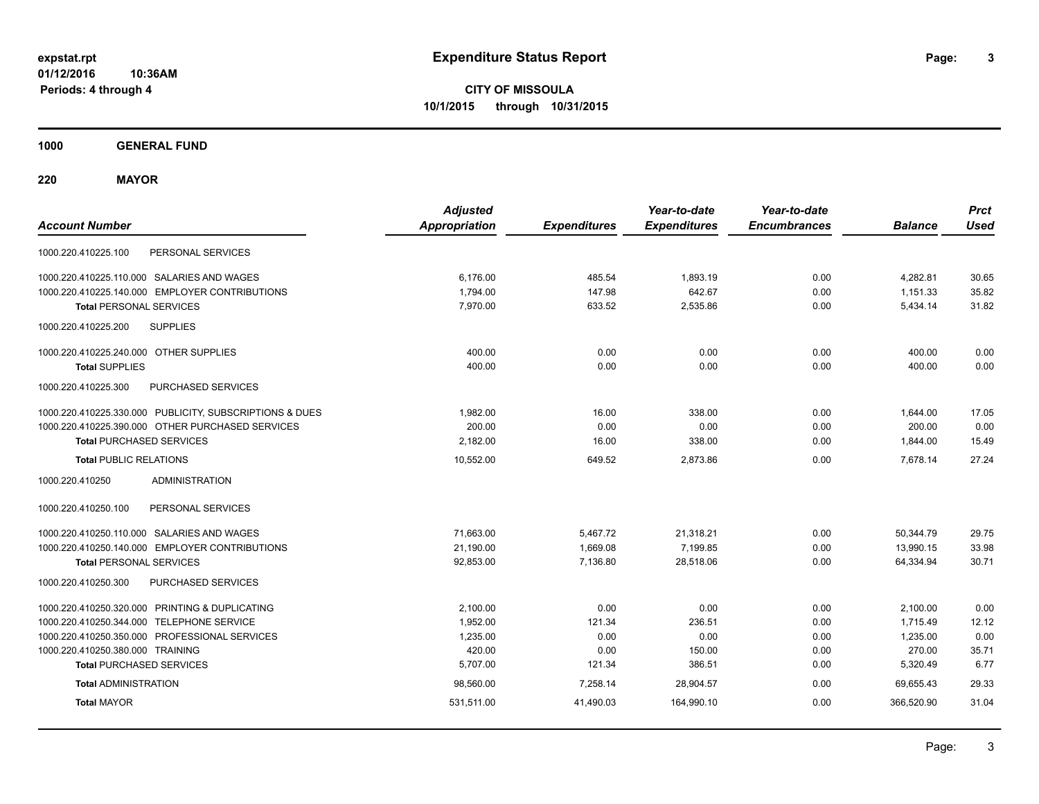# Expenditure Status Report

expstat.rpt
01/12/2016 10:36AM
Periods: 4 through 4

**CITY OF MISSOULA**
**10/1/2015 through 10/31/2015**

**1000 GENERAL FUND**

**220 MAYOR**

| Account Number | | Adjusted Appropriation | Expenditures | Year-to-date Expenditures | Year-to-date Encumbrances | Balance | Prct Used |
|---|---|---|---|---|---|---|---|
| 1000.220.410225.100 | PERSONAL SERVICES | | | | | | |
| 1000.220.410225.110.000 | SALARIES AND WAGES | 6,176.00 | 485.54 | 1,893.19 | 0.00 | 4,282.81 | 30.65 |
| 1000.220.410225.140.000 | EMPLOYER CONTRIBUTIONS | 1,794.00 | 147.98 | 642.67 | 0.00 | 1,151.33 | 35.82 |
| **Total** PERSONAL SERVICES | | 7,970.00 | 633.52 | 2,535.86 | 0.00 | 5,434.14 | 31.82 |
| 1000.220.410225.200 | SUPPLIES | | | | | | |
| 1000.220.410225.240.000 | OTHER SUPPLIES | 400.00 | 0.00 | 0.00 | 0.00 | 400.00 | 0.00 |
| **Total** SUPPLIES | | 400.00 | 0.00 | 0.00 | 0.00 | 400.00 | 0.00 |
| 1000.220.410225.300 | PURCHASED SERVICES | | | | | | |
| 1000.220.410225.330.000 | PUBLICITY, SUBSCRIPTIONS & DUES | 1,982.00 | 16.00 | 338.00 | 0.00 | 1,644.00 | 17.05 |
| 1000.220.410225.390.000 | OTHER PURCHASED SERVICES | 200.00 | 0.00 | 0.00 | 0.00 | 200.00 | 0.00 |
| **Total** PURCHASED SERVICES | | 2,182.00 | 16.00 | 338.00 | 0.00 | 1,844.00 | 15.49 |
| **Total** PUBLIC RELATIONS | | 10,552.00 | 649.52 | 2,873.86 | 0.00 | 7,678.14 | 27.24 |
| 1000.220.410250 | ADMINISTRATION | | | | | | |
| 1000.220.410250.100 | PERSONAL SERVICES | | | | | | |
| 1000.220.410250.110.000 | SALARIES AND WAGES | 71,663.00 | 5,467.72 | 21,318.21 | 0.00 | 50,344.79 | 29.75 |
| 1000.220.410250.140.000 | EMPLOYER CONTRIBUTIONS | 21,190.00 | 1,669.08 | 7,199.85 | 0.00 | 13,990.15 | 33.98 |
| **Total** PERSONAL SERVICES | | 92,853.00 | 7,136.80 | 28,518.06 | 0.00 | 64,334.94 | 30.71 |
| 1000.220.410250.300 | PURCHASED SERVICES | | | | | | |
| 1000.220.410250.320.000 | PRINTING & DUPLICATING | 2,100.00 | 0.00 | 0.00 | 0.00 | 2,100.00 | 0.00 |
| 1000.220.410250.344.000 | TELEPHONE SERVICE | 1,952.00 | 121.34 | 236.51 | 0.00 | 1,715.49 | 12.12 |
| 1000.220.410250.350.000 | PROFESSIONAL SERVICES | 1,235.00 | 0.00 | 0.00 | 0.00 | 1,235.00 | 0.00 |
| 1000.220.410250.380.000 | TRAINING | 420.00 | 0.00 | 150.00 | 0.00 | 270.00 | 35.71 |
| **Total** PURCHASED SERVICES | | 5,707.00 | 121.34 | 386.51 | 0.00 | 5,320.49 | 6.77 |
| **Total** ADMINISTRATION | | 98,560.00 | 7,258.14 | 28,904.57 | 0.00 | 69,655.43 | 29.33 |
| **Total** MAYOR | | 531,511.00 | 41,490.03 | 164,990.10 | 0.00 | 366,520.90 | 31.04 |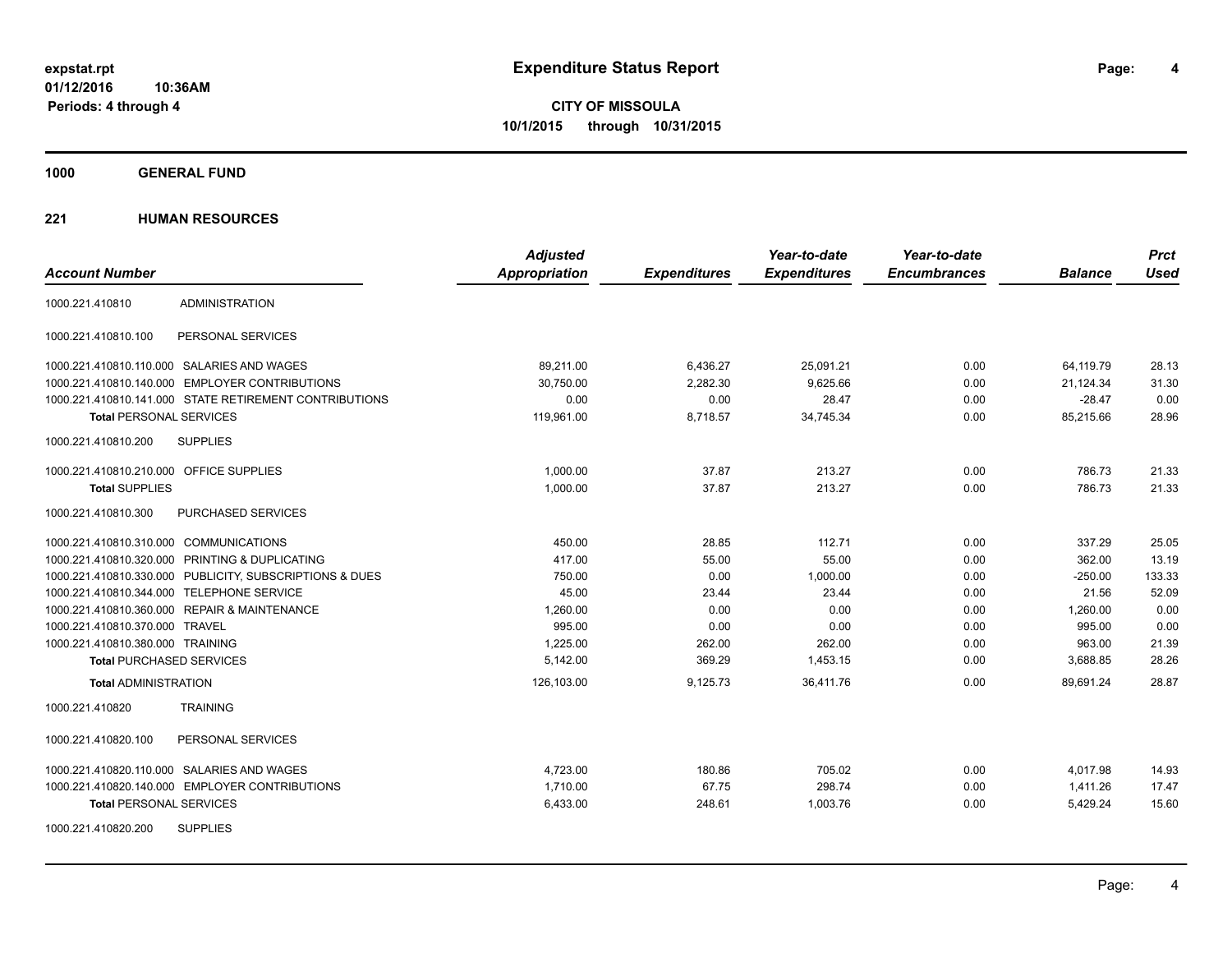# Expenditure Status Report

**CITY OF MISSOULA**
**10/1/2015 through 10/31/2015**

expstat.rpt
01/12/2016 10:36AM
Periods: 4 through 4

## 1000 GENERAL FUND

### 221 HUMAN RESOURCES

| Account Number | | Adjusted Appropriation | Expenditures | Year-to-date Expenditures | Year-to-date Encumbrances | Balance | Prct Used |
|---|---|---|---|---|---|---|---|
| 1000.221.410810 | ADMINISTRATION | | | | | | |
| 1000.221.410810.100 | PERSONAL SERVICES | | | | | | |
| 1000.221.410810.110.000 | SALARIES AND WAGES | 89,211.00 | 6,436.27 | 25,091.21 | 0.00 | 64,119.79 | 28.13 |
| 1000.221.410810.140.000 | EMPLOYER CONTRIBUTIONS | 30,750.00 | 2,282.30 | 9,625.66 | 0.00 | 21,124.34 | 31.30 |
| 1000.221.410810.141.000 | STATE RETIREMENT CONTRIBUTIONS | 0.00 | 0.00 | 28.47 | 0.00 | -28.47 | 0.00 |
| **Total** PERSONAL SERVICES | | 119,961.00 | 8,718.57 | 34,745.34 | 0.00 | 85,215.66 | 28.96 |
| 1000.221.410810.200 | SUPPLIES | | | | | | |
| 1000.221.410810.210.000 | OFFICE SUPPLIES | 1,000.00 | 37.87 | 213.27 | 0.00 | 786.73 | 21.33 |
| **Total** SUPPLIES | | 1,000.00 | 37.87 | 213.27 | 0.00 | 786.73 | 21.33 |
| 1000.221.410810.300 | PURCHASED SERVICES | | | | | | |
| 1000.221.410810.310.000 | COMMUNICATIONS | 450.00 | 28.85 | 112.71 | 0.00 | 337.29 | 25.05 |
| 1000.221.410810.320.000 | PRINTING & DUPLICATING | 417.00 | 55.00 | 55.00 | 0.00 | 362.00 | 13.19 |
| 1000.221.410810.330.000 | PUBLICITY, SUBSCRIPTIONS & DUES | 750.00 | 0.00 | 1,000.00 | 0.00 | -250.00 | 133.33 |
| 1000.221.410810.344.000 | TELEPHONE SERVICE | 45.00 | 23.44 | 23.44 | 0.00 | 21.56 | 52.09 |
| 1000.221.410810.360.000 | REPAIR & MAINTENANCE | 1,260.00 | 0.00 | 0.00 | 0.00 | 1,260.00 | 0.00 |
| 1000.221.410810.370.000 | TRAVEL | 995.00 | 0.00 | 0.00 | 0.00 | 995.00 | 0.00 |
| 1000.221.410810.380.000 | TRAINING | 1,225.00 | 262.00 | 262.00 | 0.00 | 963.00 | 21.39 |
| **Total** PURCHASED SERVICES | | 5,142.00 | 369.29 | 1,453.15 | 0.00 | 3,688.85 | 28.26 |
| **Total** ADMINISTRATION | | 126,103.00 | 9,125.73 | 36,411.76 | 0.00 | 89,691.24 | 28.87 |
| 1000.221.410820 | TRAINING | | | | | | |
| 1000.221.410820.100 | PERSONAL SERVICES | | | | | | |
| 1000.221.410820.110.000 | SALARIES AND WAGES | 4,723.00 | 180.86 | 705.02 | 0.00 | 4,017.98 | 14.93 |
| 1000.221.410820.140.000 | EMPLOYER CONTRIBUTIONS | 1,710.00 | 67.75 | 298.74 | 0.00 | 1,411.26 | 17.47 |
| **Total** PERSONAL SERVICES | | 6,433.00 | 248.61 | 1,003.76 | 0.00 | 5,429.24 | 15.60 |
| 1000.221.410820.200 | SUPPLIES | | | | | | |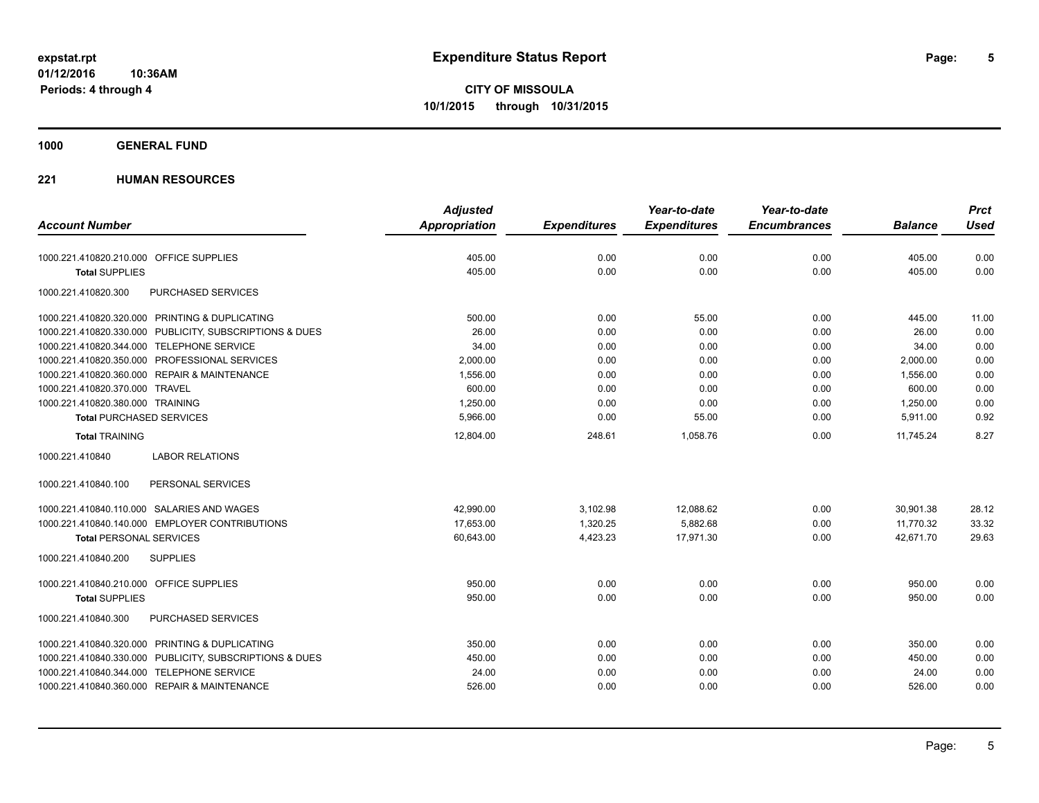**CITY OF MISSOULA**
**10/1/2015 through 10/31/2015**

**Expenditure Status Report**

expstat.rpt
01/12/2016 10:36AM
Periods: 4 through 4

## 1000 GENERAL FUND

### 221 HUMAN RESOURCES

| Account Number | Adjusted Appropriation | Expenditures | Year-to-date Expenditures | Year-to-date Encumbrances | Balance | Prct Used |
|---|---|---|---|---|---|---|
| 1000.221.410820.210.000 OFFICE SUPPLIES | 405.00 | 0.00 | 0.00 | 0.00 | 405.00 | 0.00 |
| **Total** SUPPLIES | 405.00 | 0.00 | 0.00 | 0.00 | 405.00 | 0.00 |
| 1000.221.410820.300 PURCHASED SERVICES | | | | | | |
| 1000.221.410820.320.000 PRINTING & DUPLICATING | 500.00 | 0.00 | 55.00 | 0.00 | 445.00 | 11.00 |
| 1000.221.410820.330.000 PUBLICITY, SUBSCRIPTIONS & DUES | 26.00 | 0.00 | 0.00 | 0.00 | 26.00 | 0.00 |
| 1000.221.410820.344.000 TELEPHONE SERVICE | 34.00 | 0.00 | 0.00 | 0.00 | 34.00 | 0.00 |
| 1000.221.410820.350.000 PROFESSIONAL SERVICES | 2,000.00 | 0.00 | 0.00 | 0.00 | 2,000.00 | 0.00 |
| 1000.221.410820.360.000 REPAIR & MAINTENANCE | 1,556.00 | 0.00 | 0.00 | 0.00 | 1,556.00 | 0.00 |
| 1000.221.410820.370.000 TRAVEL | 600.00 | 0.00 | 0.00 | 0.00 | 600.00 | 0.00 |
| 1000.221.410820.380.000 TRAINING | 1,250.00 | 0.00 | 0.00 | 0.00 | 1,250.00 | 0.00 |
| **Total** PURCHASED SERVICES | 5,966.00 | 0.00 | 55.00 | 0.00 | 5,911.00 | 0.92 |
| **Total** TRAINING | 12,804.00 | 248.61 | 1,058.76 | 0.00 | 11,745.24 | 8.27 |
| 1000.221.410840 LABOR RELATIONS | | | | | | |
| 1000.221.410840.100 PERSONAL SERVICES | | | | | | |
| 1000.221.410840.110.000 SALARIES AND WAGES | 42,990.00 | 3,102.98 | 12,088.62 | 0.00 | 30,901.38 | 28.12 |
| 1000.221.410840.140.000 EMPLOYER CONTRIBUTIONS | 17,653.00 | 1,320.25 | 5,882.68 | 0.00 | 11,770.32 | 33.32 |
| **Total** PERSONAL SERVICES | 60,643.00 | 4,423.23 | 17,971.30 | 0.00 | 42,671.70 | 29.63 |
| 1000.221.410840.200 SUPPLIES | | | | | | |
| 1000.221.410840.210.000 OFFICE SUPPLIES | 950.00 | 0.00 | 0.00 | 0.00 | 950.00 | 0.00 |
| **Total** SUPPLIES | 950.00 | 0.00 | 0.00 | 0.00 | 950.00 | 0.00 |
| 1000.221.410840.300 PURCHASED SERVICES | | | | | | |
| 1000.221.410840.320.000 PRINTING & DUPLICATING | 350.00 | 0.00 | 0.00 | 0.00 | 350.00 | 0.00 |
| 1000.221.410840.330.000 PUBLICITY, SUBSCRIPTIONS & DUES | 450.00 | 0.00 | 0.00 | 0.00 | 450.00 | 0.00 |
| 1000.221.410840.344.000 TELEPHONE SERVICE | 24.00 | 0.00 | 0.00 | 0.00 | 24.00 | 0.00 |
| 1000.221.410840.360.000 REPAIR & MAINTENANCE | 526.00 | 0.00 | 0.00 | 0.00 | 526.00 | 0.00 |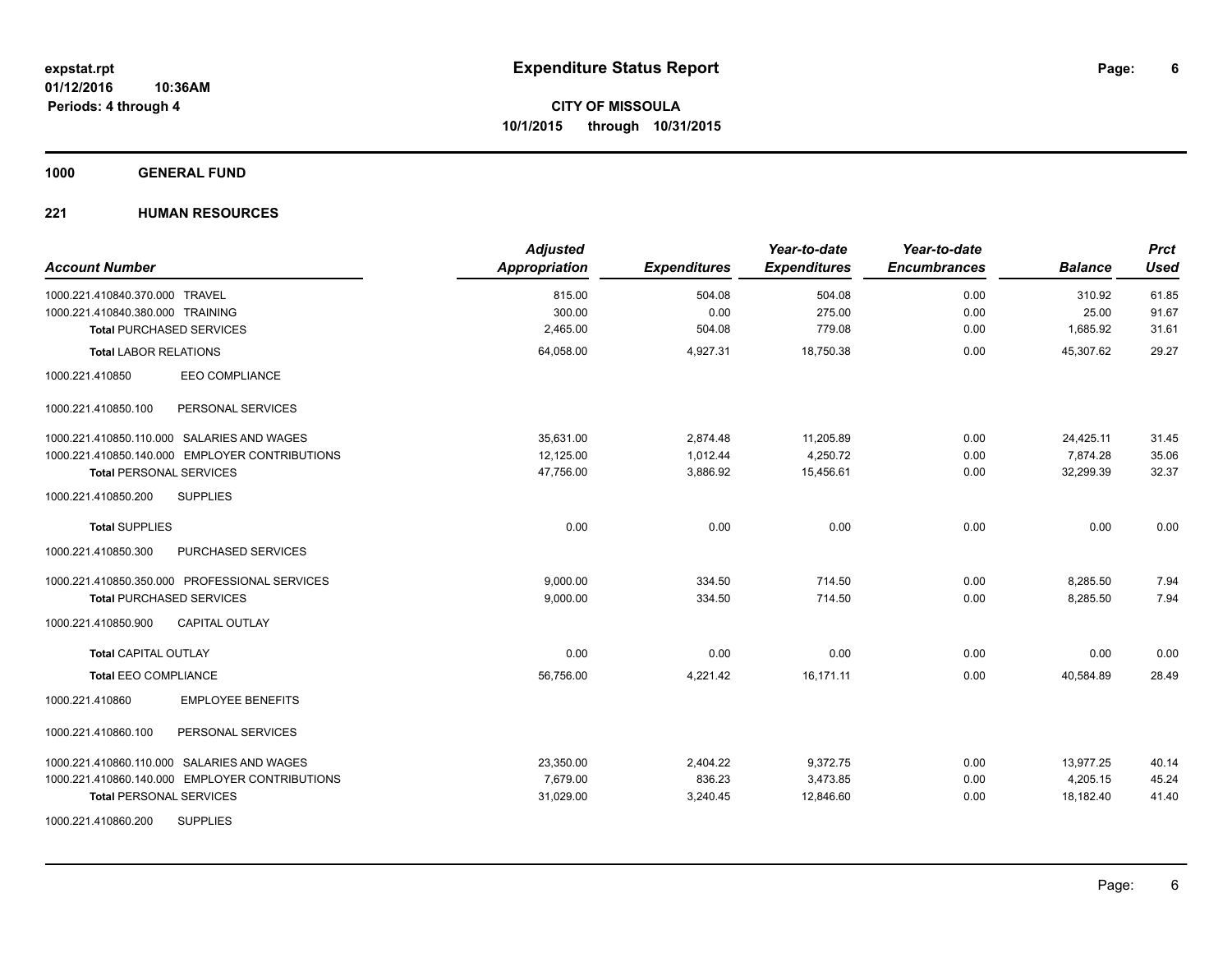**expstat.rpt**
**01/12/2016 10:36AM**
**Periods: 4 through 4**

# Expenditure Status Report

**CITY OF MISSOULA**
**10/1/2015 through 10/31/2015**

## 1000 GENERAL FUND

### 221 HUMAN RESOURCES

| Account Number | Adjusted Appropriation | Expenditures | Year-to-date Expenditures | Year-to-date Encumbrances | Balance | Prct Used |
|---|---|---|---|---|---|---|
| 1000.221.410840.370.000 TRAVEL | 815.00 | 504.08 | 504.08 | 0.00 | 310.92 | 61.85 |
| 1000.221.410840.380.000 TRAINING | 300.00 | 0.00 | 275.00 | 0.00 | 25.00 | 91.67 |
| **Total** PURCHASED SERVICES | 2,465.00 | 504.08 | 779.08 | 0.00 | 1,685.92 | 31.61 |
| **Total** LABOR RELATIONS | 64,058.00 | 4,927.31 | 18,750.38 | 0.00 | 45,307.62 | 29.27 |
| 1000.221.410850 EEO COMPLIANCE | | | | | | |
| 1000.221.410850.100 PERSONAL SERVICES | | | | | | |
| 1000.221.410850.110.000 SALARIES AND WAGES | 35,631.00 | 2,874.48 | 11,205.89 | 0.00 | 24,425.11 | 31.45 |
| 1000.221.410850.140.000 EMPLOYER CONTRIBUTIONS | 12,125.00 | 1,012.44 | 4,250.72 | 0.00 | 7,874.28 | 35.06 |
| **Total** PERSONAL SERVICES | 47,756.00 | 3,886.92 | 15,456.61 | 0.00 | 32,299.39 | 32.37 |
| 1000.221.410850.200 SUPPLIES | | | | | | |
| **Total** SUPPLIES | 0.00 | 0.00 | 0.00 | 0.00 | 0.00 | 0.00 |
| 1000.221.410850.300 PURCHASED SERVICES | | | | | | |
| 1000.221.410850.350.000 PROFESSIONAL SERVICES | 9,000.00 | 334.50 | 714.50 | 0.00 | 8,285.50 | 7.94 |
| **Total** PURCHASED SERVICES | 9,000.00 | 334.50 | 714.50 | 0.00 | 8,285.50 | 7.94 |
| 1000.221.410850.900 CAPITAL OUTLAY | | | | | | |
| **Total** CAPITAL OUTLAY | 0.00 | 0.00 | 0.00 | 0.00 | 0.00 | 0.00 |
| **Total** EEO COMPLIANCE | 56,756.00 | 4,221.42 | 16,171.11 | 0.00 | 40,584.89 | 28.49 |
| 1000.221.410860 EMPLOYEE BENEFITS | | | | | | |
| 1000.221.410860.100 PERSONAL SERVICES | | | | | | |
| 1000.221.410860.110.000 SALARIES AND WAGES | 23,350.00 | 2,404.22 | 9,372.75 | 0.00 | 13,977.25 | 40.14 |
| 1000.221.410860.140.000 EMPLOYER CONTRIBUTIONS | 7,679.00 | 836.23 | 3,473.85 | 0.00 | 4,205.15 | 45.24 |
| **Total** PERSONAL SERVICES | 31,029.00 | 3,240.45 | 12,846.60 | 0.00 | 18,182.40 | 41.40 |
| 1000.221.410860.200 SUPPLIES | | | | | | |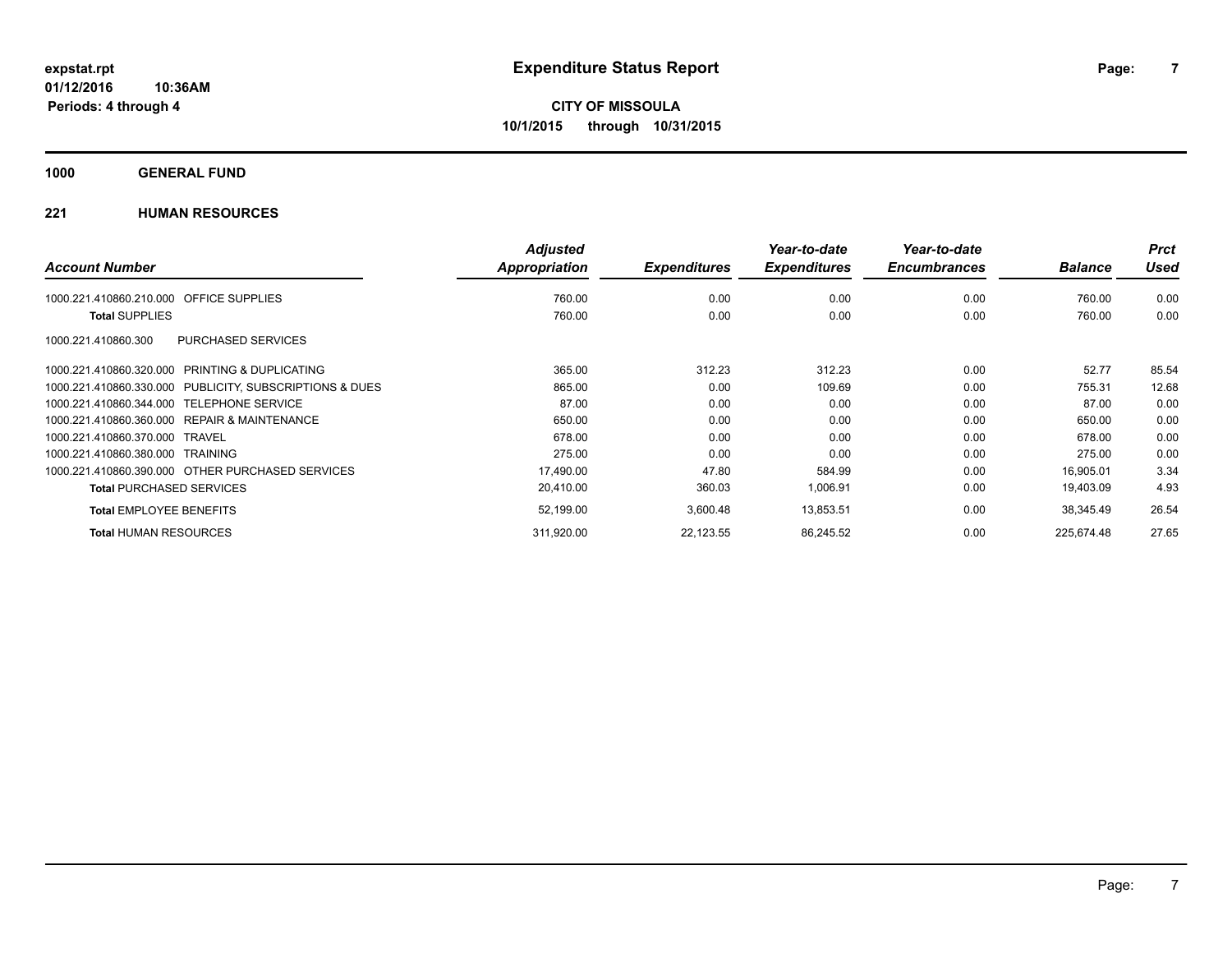**expstat.rpt**
**01/12/2016 10:36AM**
**Periods: 4 through 4**

# Expenditure Status Report

**CITY OF MISSOULA**
**10/1/2015 through 10/31/2015**

## 1000 GENERAL FUND

### 221 HUMAN RESOURCES

| Account Number | Adjusted Appropriation | Expenditures | Year-to-date Expenditures | Year-to-date Encumbrances | Balance | Prct Used |
|---|---|---|---|---|---|---|
| 1000.221.410860.210.000 OFFICE SUPPLIES | 760.00 | 0.00 | 0.00 | 0.00 | 760.00 | 0.00 |
| **Total** SUPPLIES | 760.00 | 0.00 | 0.00 | 0.00 | 760.00 | 0.00 |
| 1000.221.410860.300 PURCHASED SERVICES | | | | | | |
| 1000.221.410860.320.000 PRINTING & DUPLICATING | 365.00 | 312.23 | 312.23 | 0.00 | 52.77 | 85.54 |
| 1000.221.410860.330.000 PUBLICITY, SUBSCRIPTIONS & DUES | 865.00 | 0.00 | 109.69 | 0.00 | 755.31 | 12.68 |
| 1000.221.410860.344.000 TELEPHONE SERVICE | 87.00 | 0.00 | 0.00 | 0.00 | 87.00 | 0.00 |
| 1000.221.410860.360.000 REPAIR & MAINTENANCE | 650.00 | 0.00 | 0.00 | 0.00 | 650.00 | 0.00 |
| 1000.221.410860.370.000 TRAVEL | 678.00 | 0.00 | 0.00 | 0.00 | 678.00 | 0.00 |
| 1000.221.410860.380.000 TRAINING | 275.00 | 0.00 | 0.00 | 0.00 | 275.00 | 0.00 |
| 1000.221.410860.390.000 OTHER PURCHASED SERVICES | 17,490.00 | 47.80 | 584.99 | 0.00 | 16,905.01 | 3.34 |
| **Total** PURCHASED SERVICES | 20,410.00 | 360.03 | 1,006.91 | 0.00 | 19,403.09 | 4.93 |
| **Total** EMPLOYEE BENEFITS | 52,199.00 | 3,600.48 | 13,853.51 | 0.00 | 38,345.49 | 26.54 |
| **Total** HUMAN RESOURCES | 311,920.00 | 22,123.55 | 86,245.52 | 0.00 | 225,674.48 | 27.65 |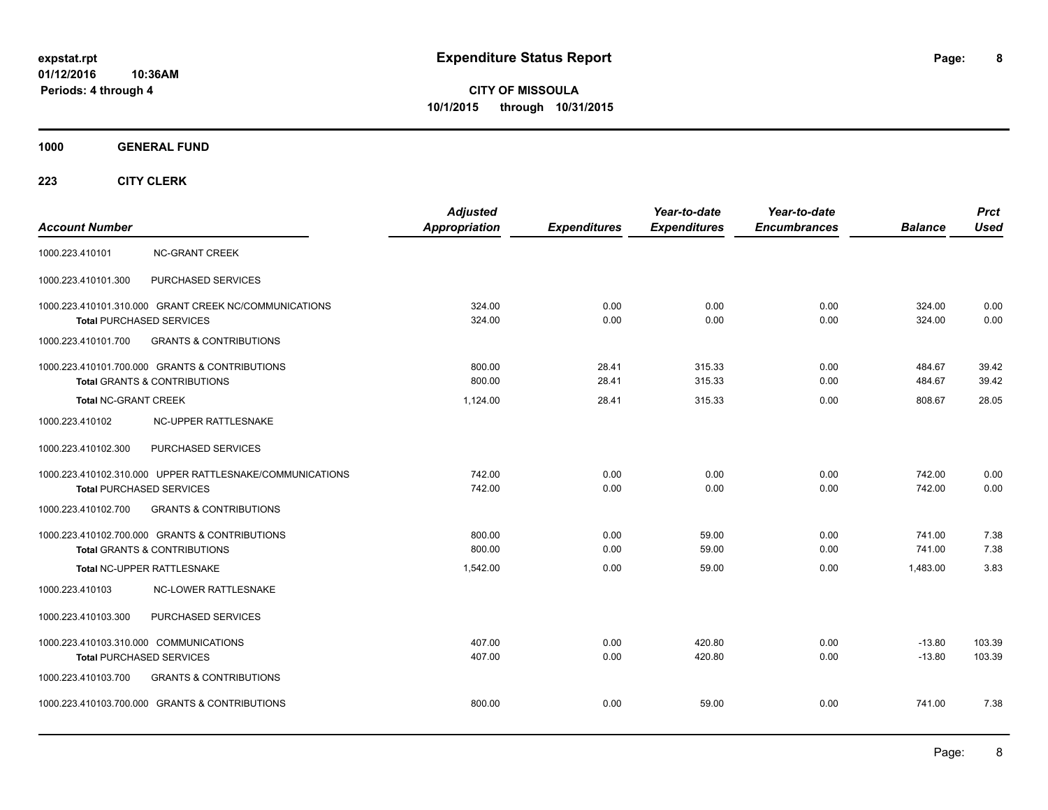**Expenditure Status Report**

expstat.rpt
01/12/2016 10:36AM
Periods: 4 through 4

**CITY OF MISSOULA**
**10/1/2015 through 10/31/2015**

## 1000 GENERAL FUND

### 223 CITY CLERK

| Account Number | | Adjusted Appropriation | Expenditures | Year-to-date Expenditures | Year-to-date Encumbrances | Balance | Prct Used |
|---|---|---|---|---|---|---|---|
| 1000.223.410101 | NC-GRANT CREEK | | | | | | |
| 1000.223.410101.300 | PURCHASED SERVICES | | | | | | |
| 1000.223.410101.310.000 | GRANT CREEK NC/COMMUNICATIONS | 324.00 | 0.00 | 0.00 | 0.00 | 324.00 | 0.00 |
| **Total** PURCHASED SERVICES | | 324.00 | 0.00 | 0.00 | 0.00 | 324.00 | 0.00 |
| 1000.223.410101.700 | GRANTS & CONTRIBUTIONS | | | | | | |
| 1000.223.410101.700.000 | GRANTS & CONTRIBUTIONS | 800.00 | 28.41 | 315.33 | 0.00 | 484.67 | 39.42 |
| **Total** GRANTS & CONTRIBUTIONS | | 800.00 | 28.41 | 315.33 | 0.00 | 484.67 | 39.42 |
| **Total** NC-GRANT CREEK | | 1,124.00 | 28.41 | 315.33 | 0.00 | 808.67 | 28.05 |
| 1000.223.410102 | NC-UPPER RATTLESNAKE | | | | | | |
| 1000.223.410102.300 | PURCHASED SERVICES | | | | | | |
| 1000.223.410102.310.000 | UPPER RATTLESNAKE/COMMUNICATIONS | 742.00 | 0.00 | 0.00 | 0.00 | 742.00 | 0.00 |
| **Total** PURCHASED SERVICES | | 742.00 | 0.00 | 0.00 | 0.00 | 742.00 | 0.00 |
| 1000.223.410102.700 | GRANTS & CONTRIBUTIONS | | | | | | |
| 1000.223.410102.700.000 | GRANTS & CONTRIBUTIONS | 800.00 | 0.00 | 59.00 | 0.00 | 741.00 | 7.38 |
| **Total** GRANTS & CONTRIBUTIONS | | 800.00 | 0.00 | 59.00 | 0.00 | 741.00 | 7.38 |
| **Total** NC-UPPER RATTLESNAKE | | 1,542.00 | 0.00 | 59.00 | 0.00 | 1,483.00 | 3.83 |
| 1000.223.410103 | NC-LOWER RATTLESNAKE | | | | | | |
| 1000.223.410103.300 | PURCHASED SERVICES | | | | | | |
| 1000.223.410103.310.000 | COMMUNICATIONS | 407.00 | 0.00 | 420.80 | 0.00 | -13.80 | 103.39 |
| **Total** PURCHASED SERVICES | | 407.00 | 0.00 | 420.80 | 0.00 | -13.80 | 103.39 |
| 1000.223.410103.700 | GRANTS & CONTRIBUTIONS | | | | | | |
| 1000.223.410103.700.000 | GRANTS & CONTRIBUTIONS | 800.00 | 0.00 | 59.00 | 0.00 | 741.00 | 7.38 |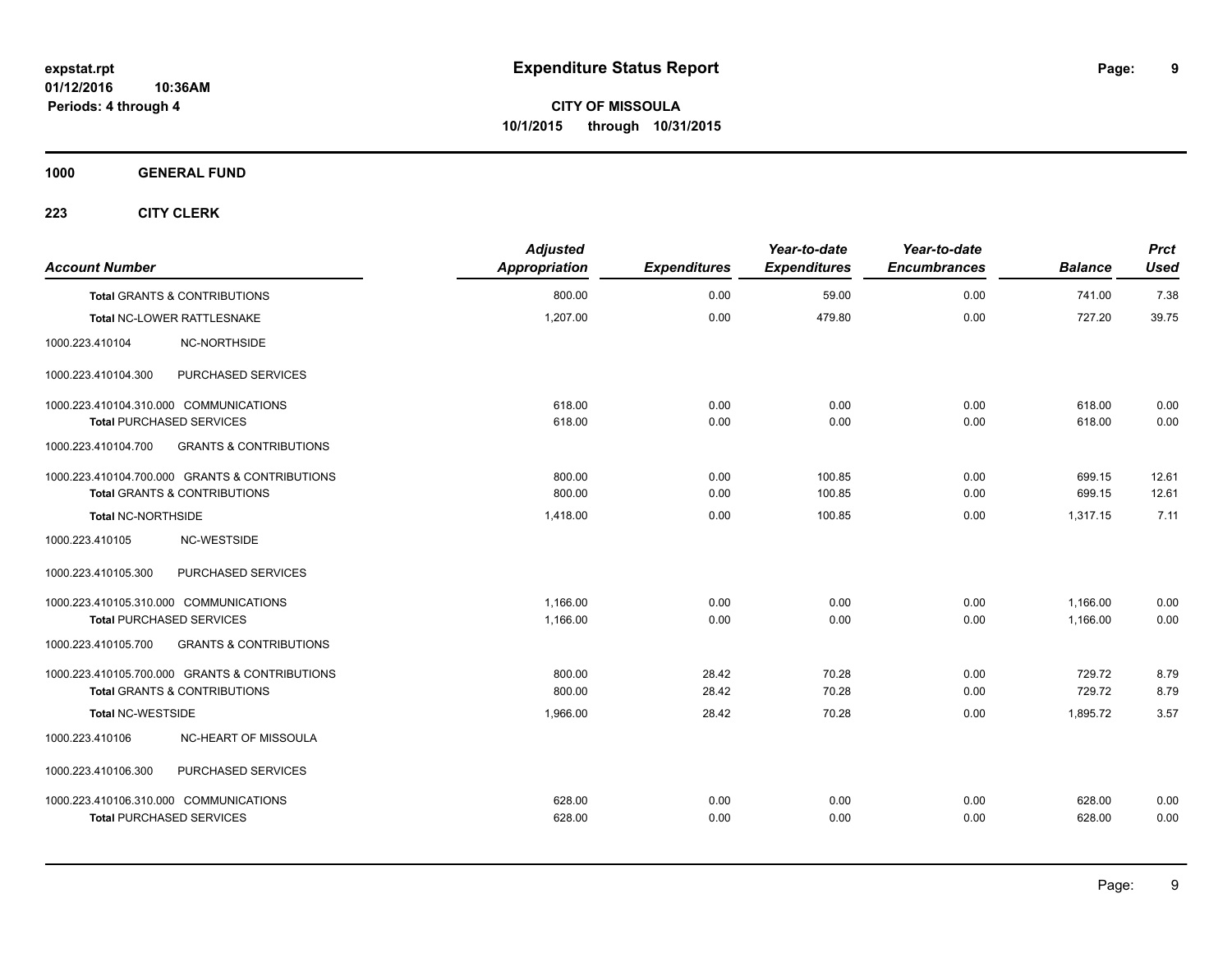# Expenditure Status Report

**CITY OF MISSOULA**
**10/1/2015 through 10/31/2015**

expstat.rpt
01/12/2016 10:36AM
Periods: 4 through 4

**1000 GENERAL FUND**

**223 CITY CLERK**

| Account Number | | Adjusted Appropriation | Expenditures | Year-to-date Expenditures | Year-to-date Encumbrances | Balance | Prct Used |
|---|---|---|---|---|---|---|---|
| **Total** GRANTS & CONTRIBUTIONS | | 800.00 | 0.00 | 59.00 | 0.00 | 741.00 | 7.38 |
| **Total** NC-LOWER RATTLESNAKE | | 1,207.00 | 0.00 | 479.80 | 0.00 | 727.20 | 39.75 |
| 1000.223.410104 | NC-NORTHSIDE | | | | | | |
| 1000.223.410104.300 | PURCHASED SERVICES | | | | | | |
| 1000.223.410104.310.000 COMMUNICATIONS | | 618.00 | 0.00 | 0.00 | 0.00 | 618.00 | 0.00 |
| **Total** PURCHASED SERVICES | | 618.00 | 0.00 | 0.00 | 0.00 | 618.00 | 0.00 |
| 1000.223.410104.700 | GRANTS & CONTRIBUTIONS | | | | | | |
| 1000.223.410104.700.000 GRANTS & CONTRIBUTIONS | | 800.00 | 0.00 | 100.85 | 0.00 | 699.15 | 12.61 |
| **Total** GRANTS & CONTRIBUTIONS | | 800.00 | 0.00 | 100.85 | 0.00 | 699.15 | 12.61 |
| **Total** NC-NORTHSIDE | | 1,418.00 | 0.00 | 100.85 | 0.00 | 1,317.15 | 7.11 |
| 1000.223.410105 | NC-WESTSIDE | | | | | | |
| 1000.223.410105.300 | PURCHASED SERVICES | | | | | | |
| 1000.223.410105.310.000 COMMUNICATIONS | | 1,166.00 | 0.00 | 0.00 | 0.00 | 1,166.00 | 0.00 |
| **Total** PURCHASED SERVICES | | 1,166.00 | 0.00 | 0.00 | 0.00 | 1,166.00 | 0.00 |
| 1000.223.410105.700 | GRANTS & CONTRIBUTIONS | | | | | | |
| 1000.223.410105.700.000 GRANTS & CONTRIBUTIONS | | 800.00 | 28.42 | 70.28 | 0.00 | 729.72 | 8.79 |
| **Total** GRANTS & CONTRIBUTIONS | | 800.00 | 28.42 | 70.28 | 0.00 | 729.72 | 8.79 |
| **Total** NC-WESTSIDE | | 1,966.00 | 28.42 | 70.28 | 0.00 | 1,895.72 | 3.57 |
| 1000.223.410106 | NC-HEART OF MISSOULA | | | | | | |
| 1000.223.410106.300 | PURCHASED SERVICES | | | | | | |
| 1000.223.410106.310.000 COMMUNICATIONS | | 628.00 | 0.00 | 0.00 | 0.00 | 628.00 | 0.00 |
| **Total** PURCHASED SERVICES | | 628.00 | 0.00 | 0.00 | 0.00 | 628.00 | 0.00 |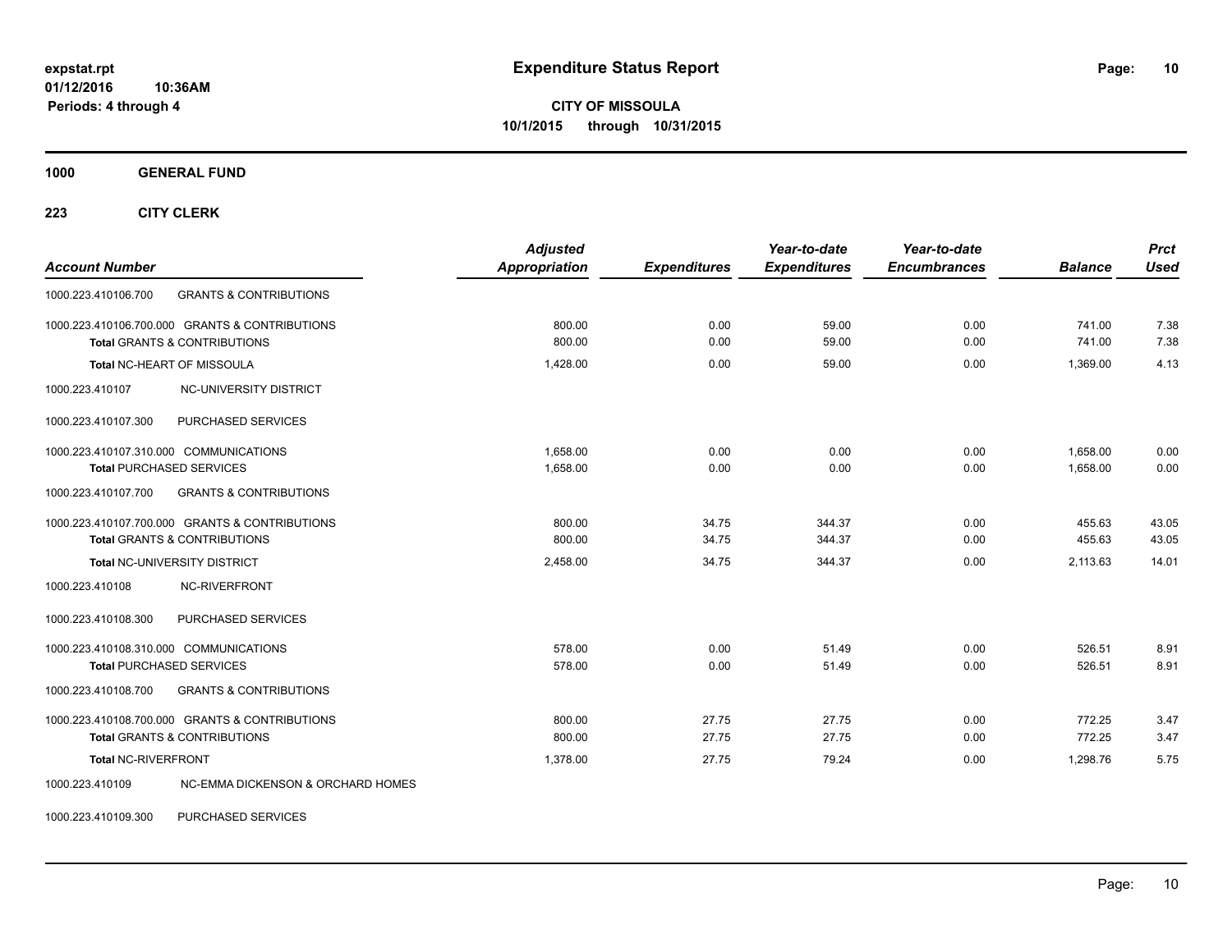**expstat.rpt**
**01/12/2016 10:36AM**
**Periods: 4 through 4**

# Expenditure Status Report

**CITY OF MISSOULA**
**10/1/2015 through 10/31/2015**

**1000 GENERAL FUND**

**223 CITY CLERK**

| Account Number | | Adjusted Appropriation | Expenditures | Year-to-date Expenditures | Year-to-date Encumbrances | Balance | Prct Used |
|---|---|---|---|---|---|---|---|
| 1000.223.410106.700 | GRANTS & CONTRIBUTIONS | | | | | | |
| 1000.223.410106.700.000 GRANTS & CONTRIBUTIONS | | 800.00 | 0.00 | 59.00 | 0.00 | 741.00 | 7.38 |
| **Total** GRANTS & CONTRIBUTIONS | | 800.00 | 0.00 | 59.00 | 0.00 | 741.00 | 7.38 |
| **Total** NC-HEART OF MISSOULA | | 1,428.00 | 0.00 | 59.00 | 0.00 | 1,369.00 | 4.13 |
| 1000.223.410107 | NC-UNIVERSITY DISTRICT | | | | | | |
| 1000.223.410107.300 | PURCHASED SERVICES | | | | | | |
| 1000.223.410107.310.000 COMMUNICATIONS | | 1,658.00 | 0.00 | 0.00 | 0.00 | 1,658.00 | 0.00 |
| **Total** PURCHASED SERVICES | | 1,658.00 | 0.00 | 0.00 | 0.00 | 1,658.00 | 0.00 |
| 1000.223.410107.700 | GRANTS & CONTRIBUTIONS | | | | | | |
| 1000.223.410107.700.000 GRANTS & CONTRIBUTIONS | | 800.00 | 34.75 | 344.37 | 0.00 | 455.63 | 43.05 |
| **Total** GRANTS & CONTRIBUTIONS | | 800.00 | 34.75 | 344.37 | 0.00 | 455.63 | 43.05 |
| **Total** NC-UNIVERSITY DISTRICT | | 2,458.00 | 34.75 | 344.37 | 0.00 | 2,113.63 | 14.01 |
| 1000.223.410108 | NC-RIVERFRONT | | | | | | |
| 1000.223.410108.300 | PURCHASED SERVICES | | | | | | |
| 1000.223.410108.310.000 COMMUNICATIONS | | 578.00 | 0.00 | 51.49 | 0.00 | 526.51 | 8.91 |
| **Total** PURCHASED SERVICES | | 578.00 | 0.00 | 51.49 | 0.00 | 526.51 | 8.91 |
| 1000.223.410108.700 | GRANTS & CONTRIBUTIONS | | | | | | |
| 1000.223.410108.700.000 GRANTS & CONTRIBUTIONS | | 800.00 | 27.75 | 27.75 | 0.00 | 772.25 | 3.47 |
| **Total** GRANTS & CONTRIBUTIONS | | 800.00 | 27.75 | 27.75 | 0.00 | 772.25 | 3.47 |
| **Total** NC-RIVERFRONT | | 1,378.00 | 27.75 | 79.24 | 0.00 | 1,298.76 | 5.75 |
| 1000.223.410109 | NC-EMMA DICKENSON & ORCHARD HOMES | | | | | | |
| 1000.223.410109.300 | PURCHASED SERVICES | | | | | | |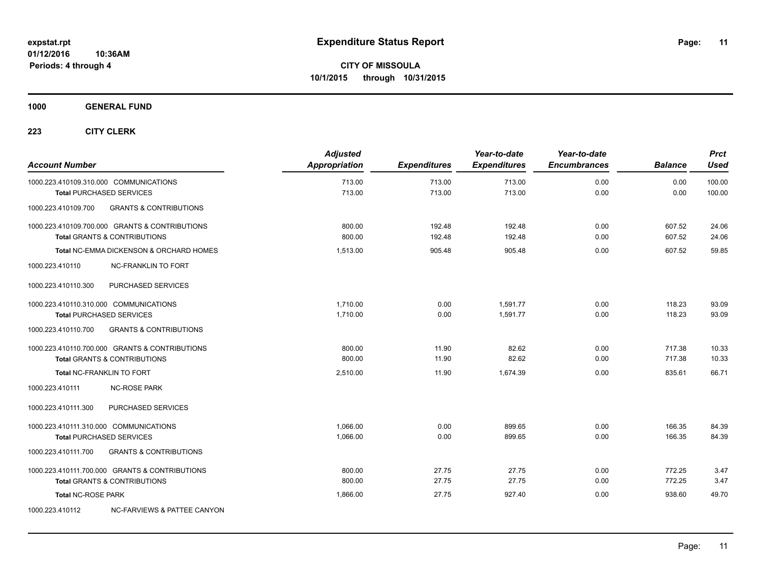**expstat.rpt**
**01/12/2016 10:36AM**
**Periods: 4 through 4**

# Expenditure Status Report

**CITY OF MISSOULA**
**10/1/2015 through 10/31/2015**

**1000 GENERAL FUND**

**223 CITY CLERK**

| Account Number | Adjusted Appropriation | Expenditures | Year-to-date Expenditures | Year-to-date Encumbrances | Balance | Prct Used |
|---|---|---|---|---|---|---|
| 1000.223.410109.310.000 COMMUNICATIONS | 713.00 | 713.00 | 713.00 | 0.00 | 0.00 | 100.00 |
| **Total** PURCHASED SERVICES | 713.00 | 713.00 | 713.00 | 0.00 | 0.00 | 100.00 |
| 1000.223.410109.700 GRANTS & CONTRIBUTIONS | | | | | | |
| 1000.223.410109.700.000 GRANTS & CONTRIBUTIONS | 800.00 | 192.48 | 192.48 | 0.00 | 607.52 | 24.06 |
| **Total** GRANTS & CONTRIBUTIONS | 800.00 | 192.48 | 192.48 | 0.00 | 607.52 | 24.06 |
| **Total** NC-EMMA DICKENSON & ORCHARD HOMES | 1,513.00 | 905.48 | 905.48 | 0.00 | 607.52 | 59.85 |
| 1000.223.410110 NC-FRANKLIN TO FORT | | | | | | |
| 1000.223.410110.300 PURCHASED SERVICES | | | | | | |
| 1000.223.410110.310.000 COMMUNICATIONS | 1,710.00 | 0.00 | 1,591.77 | 0.00 | 118.23 | 93.09 |
| **Total** PURCHASED SERVICES | 1,710.00 | 0.00 | 1,591.77 | 0.00 | 118.23 | 93.09 |
| 1000.223.410110.700 GRANTS & CONTRIBUTIONS | | | | | | |
| 1000.223.410110.700.000 GRANTS & CONTRIBUTIONS | 800.00 | 11.90 | 82.62 | 0.00 | 717.38 | 10.33 |
| **Total** GRANTS & CONTRIBUTIONS | 800.00 | 11.90 | 82.62 | 0.00 | 717.38 | 10.33 |
| **Total** NC-FRANKLIN TO FORT | 2,510.00 | 11.90 | 1,674.39 | 0.00 | 835.61 | 66.71 |
| 1000.223.410111 NC-ROSE PARK | | | | | | |
| 1000.223.410111.300 PURCHASED SERVICES | | | | | | |
| 1000.223.410111.310.000 COMMUNICATIONS | 1,066.00 | 0.00 | 899.65 | 0.00 | 166.35 | 84.39 |
| **Total** PURCHASED SERVICES | 1,066.00 | 0.00 | 899.65 | 0.00 | 166.35 | 84.39 |
| 1000.223.410111.700 GRANTS & CONTRIBUTIONS | | | | | | |
| 1000.223.410111.700.000 GRANTS & CONTRIBUTIONS | 800.00 | 27.75 | 27.75 | 0.00 | 772.25 | 3.47 |
| **Total** GRANTS & CONTRIBUTIONS | 800.00 | 27.75 | 27.75 | 0.00 | 772.25 | 3.47 |
| **Total** NC-ROSE PARK | 1,866.00 | 27.75 | 927.40 | 0.00 | 938.60 | 49.70 |
| 1000.223.410112 NC-FARVIEWS & PATTEE CANYON | | | | | | |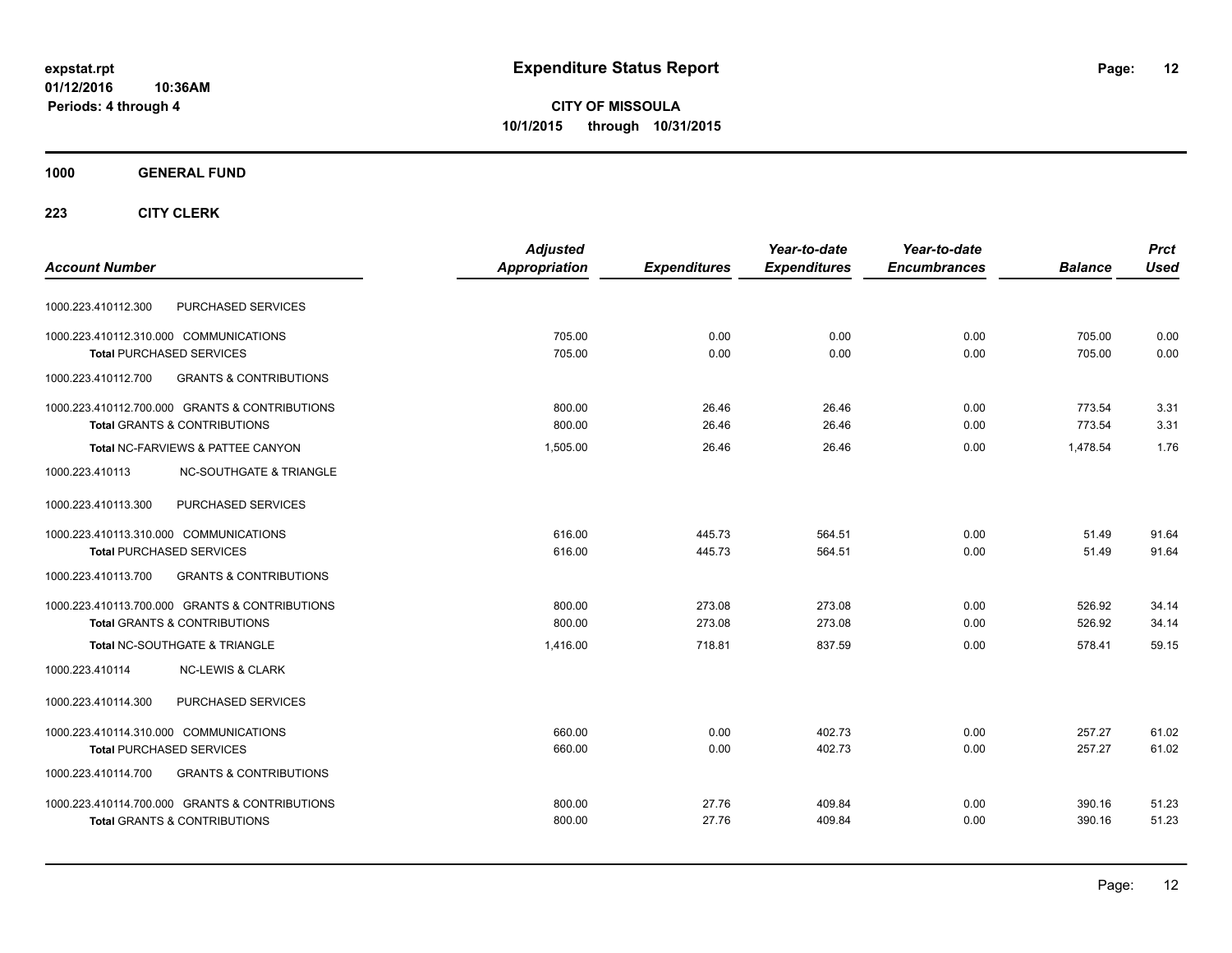# Expenditure Status Report

expstat.rpt
01/12/2016 10:36AM
Periods: 4 through 4

**CITY OF MISSOULA**
**10/1/2015 through 10/31/2015**

## 1000 GENERAL FUND

### 223 CITY CLERK

| Account Number | | Adjusted Appropriation | Expenditures | Year-to-date Expenditures | Year-to-date Encumbrances | Balance | Prct Used |
|---|---|---|---|---|---|---|---|
| 1000.223.410112.300 | PURCHASED SERVICES | | | | | | |
| 1000.223.410112.310.000 COMMUNICATIONS | | 705.00 | 0.00 | 0.00 | 0.00 | 705.00 | 0.00 |
| **Total** PURCHASED SERVICES | | 705.00 | 0.00 | 0.00 | 0.00 | 705.00 | 0.00 |
| 1000.223.410112.700 | GRANTS & CONTRIBUTIONS | | | | | | |
| 1000.223.410112.700.000 GRANTS & CONTRIBUTIONS | | 800.00 | 26.46 | 26.46 | 0.00 | 773.54 | 3.31 |
| **Total** GRANTS & CONTRIBUTIONS | | 800.00 | 26.46 | 26.46 | 0.00 | 773.54 | 3.31 |
| **Total** NC-FARVIEWS & PATTEE CANYON | | 1,505.00 | 26.46 | 26.46 | 0.00 | 1,478.54 | 1.76 |
| 1000.223.410113 | NC-SOUTHGATE & TRIANGLE | | | | | | |
| 1000.223.410113.300 | PURCHASED SERVICES | | | | | | |
| 1000.223.410113.310.000 COMMUNICATIONS | | 616.00 | 445.73 | 564.51 | 0.00 | 51.49 | 91.64 |
| **Total** PURCHASED SERVICES | | 616.00 | 445.73 | 564.51 | 0.00 | 51.49 | 91.64 |
| 1000.223.410113.700 | GRANTS & CONTRIBUTIONS | | | | | | |
| 1000.223.410113.700.000 GRANTS & CONTRIBUTIONS | | 800.00 | 273.08 | 273.08 | 0.00 | 526.92 | 34.14 |
| **Total** GRANTS & CONTRIBUTIONS | | 800.00 | 273.08 | 273.08 | 0.00 | 526.92 | 34.14 |
| **Total** NC-SOUTHGATE & TRIANGLE | | 1,416.00 | 718.81 | 837.59 | 0.00 | 578.41 | 59.15 |
| 1000.223.410114 | NC-LEWIS & CLARK | | | | | | |
| 1000.223.410114.300 | PURCHASED SERVICES | | | | | | |
| 1000.223.410114.310.000 COMMUNICATIONS | | 660.00 | 0.00 | 402.73 | 0.00 | 257.27 | 61.02 |
| **Total** PURCHASED SERVICES | | 660.00 | 0.00 | 402.73 | 0.00 | 257.27 | 61.02 |
| 1000.223.410114.700 | GRANTS & CONTRIBUTIONS | | | | | | |
| 1000.223.410114.700.000 GRANTS & CONTRIBUTIONS | | 800.00 | 27.76 | 409.84 | 0.00 | 390.16 | 51.23 |
| **Total** GRANTS & CONTRIBUTIONS | | 800.00 | 27.76 | 409.84 | 0.00 | 390.16 | 51.23 |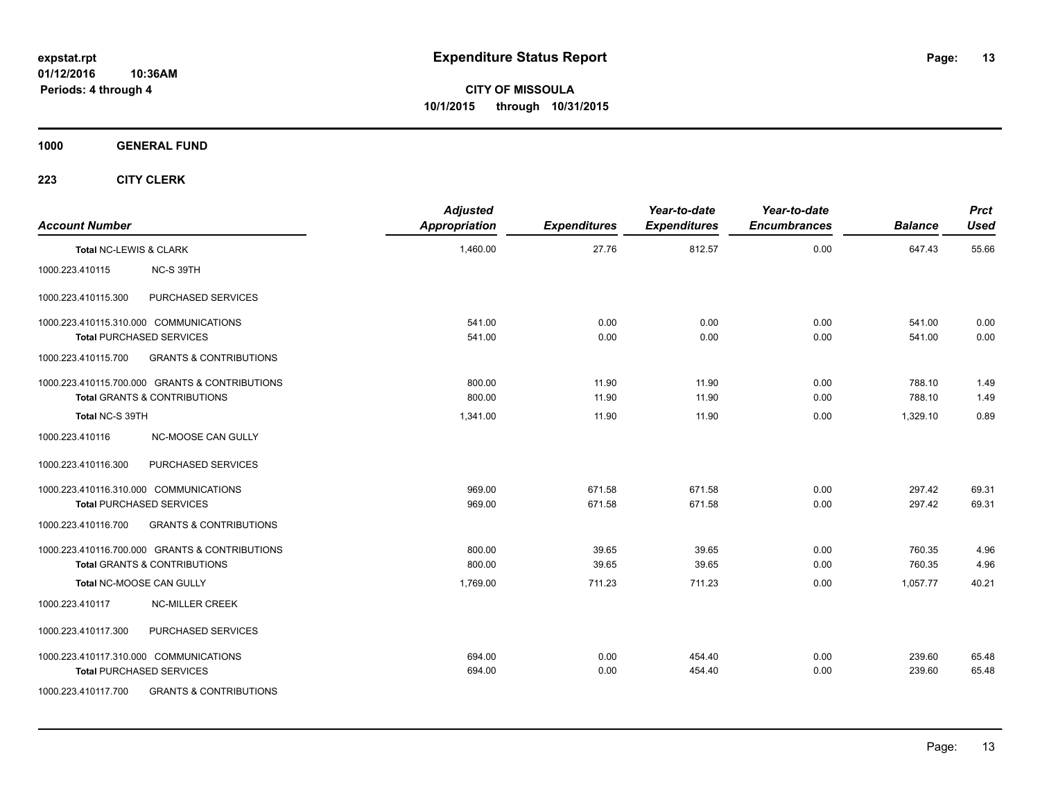**expstat.rpt**
**01/12/2016 10:36AM**
**Periods: 4 through 4**

# Expenditure Status Report

**CITY OF MISSOULA**
**10/1/2015 through 10/31/2015**

## 1000 GENERAL FUND

### 223 CITY CLERK

| Account Number | | Adjusted Appropriation | Expenditures | Year-to-date Expenditures | Year-to-date Encumbrances | Balance | Prct Used |
|---|---|---|---|---|---|---|---|
| **Total NC-LEWIS & CLARK** | | 1,460.00 | 27.76 | 812.57 | 0.00 | 647.43 | 55.66 |
| 1000.223.410115 | NC-S 39TH | | | | | | |
| 1000.223.410115.300 | PURCHASED SERVICES | | | | | | |
| 1000.223.410115.310.000 | COMMUNICATIONS | 541.00 | 0.00 | 0.00 | 0.00 | 541.00 | 0.00 |
| **Total PURCHASED SERVICES** | | 541.00 | 0.00 | 0.00 | 0.00 | 541.00 | 0.00 |
| 1000.223.410115.700 | GRANTS & CONTRIBUTIONS | | | | | | |
| 1000.223.410115.700.000 | GRANTS & CONTRIBUTIONS | 800.00 | 11.90 | 11.90 | 0.00 | 788.10 | 1.49 |
| **Total GRANTS & CONTRIBUTIONS** | | 800.00 | 11.90 | 11.90 | 0.00 | 788.10 | 1.49 |
| **Total NC-S 39TH** | | 1,341.00 | 11.90 | 11.90 | 0.00 | 1,329.10 | 0.89 |
| 1000.223.410116 | NC-MOOSE CAN GULLY | | | | | | |
| 1000.223.410116.300 | PURCHASED SERVICES | | | | | | |
| 1000.223.410116.310.000 | COMMUNICATIONS | 969.00 | 671.58 | 671.58 | 0.00 | 297.42 | 69.31 |
| **Total PURCHASED SERVICES** | | 969.00 | 671.58 | 671.58 | 0.00 | 297.42 | 69.31 |
| 1000.223.410116.700 | GRANTS & CONTRIBUTIONS | | | | | | |
| 1000.223.410116.700.000 | GRANTS & CONTRIBUTIONS | 800.00 | 39.65 | 39.65 | 0.00 | 760.35 | 4.96 |
| **Total GRANTS & CONTRIBUTIONS** | | 800.00 | 39.65 | 39.65 | 0.00 | 760.35 | 4.96 |
| **Total NC-MOOSE CAN GULLY** | | 1,769.00 | 711.23 | 711.23 | 0.00 | 1,057.77 | 40.21 |
| 1000.223.410117 | NC-MILLER CREEK | | | | | | |
| 1000.223.410117.300 | PURCHASED SERVICES | | | | | | |
| 1000.223.410117.310.000 | COMMUNICATIONS | 694.00 | 0.00 | 454.40 | 0.00 | 239.60 | 65.48 |
| **Total PURCHASED SERVICES** | | 694.00 | 0.00 | 454.40 | 0.00 | 239.60 | 65.48 |
| 1000.223.410117.700 | GRANTS & CONTRIBUTIONS | | | | | | |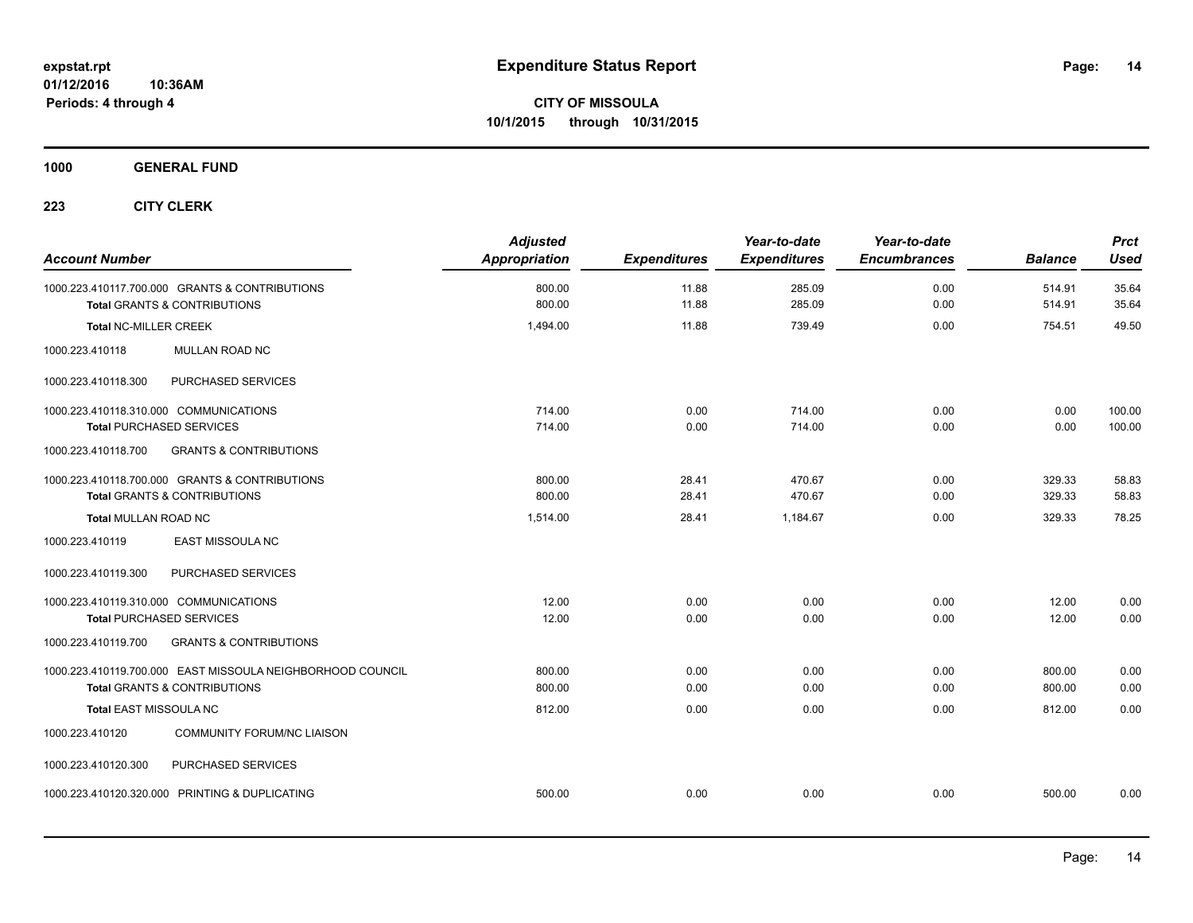# Expenditure Status Report

expstat.rpt
01/12/2016 10:36AM
Periods: 4 through 4

**CITY OF MISSOULA**
**10/1/2015 through 10/31/2015**

**1000 GENERAL FUND**

**223 CITY CLERK**

| Account Number | Adjusted Appropriation | Expenditures | Year-to-date Expenditures | Year-to-date Encumbrances | Balance | Prct Used |
|---|---|---|---|---|---|---|
| 1000.223.410117.700.000 GRANTS & CONTRIBUTIONS | 800.00 | 11.88 | 285.09 | 0.00 | 514.91 | 35.64 |
| **Total** GRANTS & CONTRIBUTIONS | 800.00 | 11.88 | 285.09 | 0.00 | 514.91 | 35.64 |
| **Total** NC-MILLER CREEK | 1,494.00 | 11.88 | 739.49 | 0.00 | 754.51 | 49.50 |
| 1000.223.410118 MULLAN ROAD NC | | | | | | |
| 1000.223.410118.300 PURCHASED SERVICES | | | | | | |
| 1000.223.410118.310.000 COMMUNICATIONS | 714.00 | 0.00 | 714.00 | 0.00 | 0.00 | 100.00 |
| **Total** PURCHASED SERVICES | 714.00 | 0.00 | 714.00 | 0.00 | 0.00 | 100.00 |
| 1000.223.410118.700 GRANTS & CONTRIBUTIONS | | | | | | |
| 1000.223.410118.700.000 GRANTS & CONTRIBUTIONS | 800.00 | 28.41 | 470.67 | 0.00 | 329.33 | 58.83 |
| **Total** GRANTS & CONTRIBUTIONS | 800.00 | 28.41 | 470.67 | 0.00 | 329.33 | 58.83 |
| **Total** MULLAN ROAD NC | 1,514.00 | 28.41 | 1,184.67 | 0.00 | 329.33 | 78.25 |
| 1000.223.410119 EAST MISSOULA NC | | | | | | |
| 1000.223.410119.300 PURCHASED SERVICES | | | | | | |
| 1000.223.410119.310.000 COMMUNICATIONS | 12.00 | 0.00 | 0.00 | 0.00 | 12.00 | 0.00 |
| **Total** PURCHASED SERVICES | 12.00 | 0.00 | 0.00 | 0.00 | 12.00 | 0.00 |
| 1000.223.410119.700 GRANTS & CONTRIBUTIONS | | | | | | |
| 1000.223.410119.700.000 EAST MISSOULA NEIGHBORHOOD COUNCIL | 800.00 | 0.00 | 0.00 | 0.00 | 800.00 | 0.00 |
| **Total** GRANTS & CONTRIBUTIONS | 800.00 | 0.00 | 0.00 | 0.00 | 800.00 | 0.00 |
| **Total** EAST MISSOULA NC | 812.00 | 0.00 | 0.00 | 0.00 | 812.00 | 0.00 |
| 1000.223.410120 COMMUNITY FORUM/NC LIAISON | | | | | | |
| 1000.223.410120.300 PURCHASED SERVICES | | | | | | |
| 1000.223.410120.320.000 PRINTING & DUPLICATING | 500.00 | 0.00 | 0.00 | 0.00 | 500.00 | 0.00 |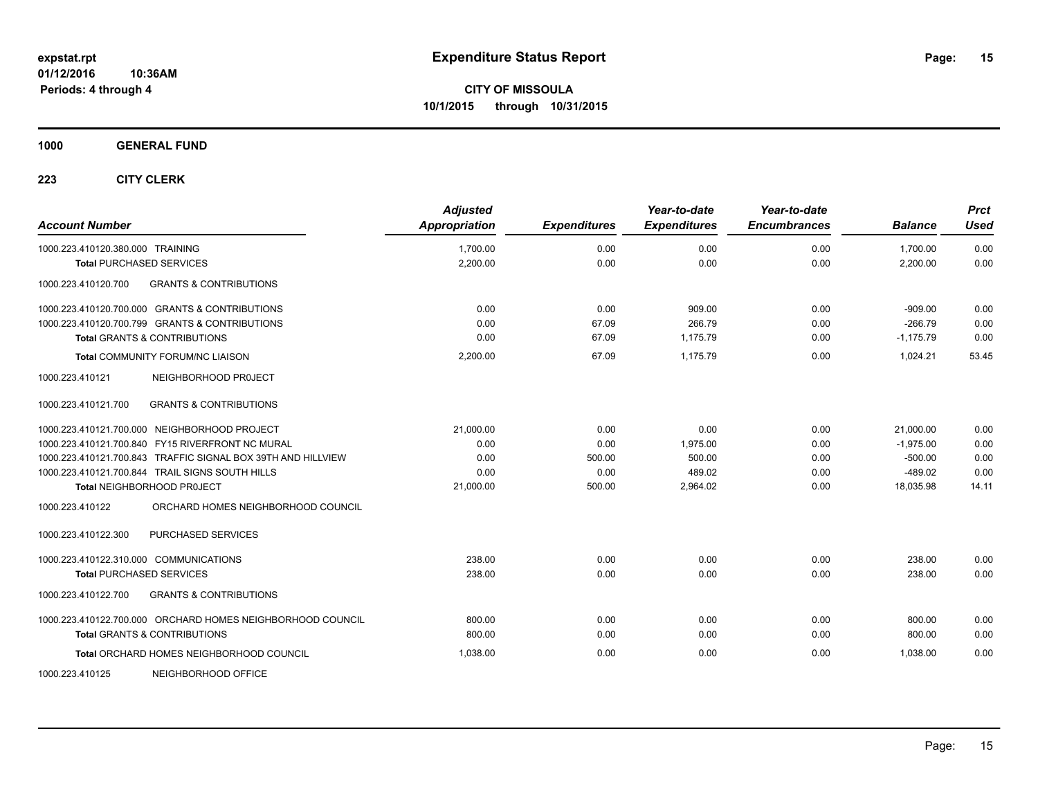**Expenditure Status Report**

**CITY OF MISSOULA**
**10/1/2015 through 10/31/2015**

expstat.rpt
01/12/2016 10:36AM
Periods: 4 through 4

**1000 GENERAL FUND**

**223 CITY CLERK**

| Account Number | Adjusted Appropriation | Expenditures | Year-to-date Expenditures | Year-to-date Encumbrances | Balance | Prct Used |
|---|---|---|---|---|---|---|
| 1000.223.410120.380.000 TRAINING | 1,700.00 | 0.00 | 0.00 | 0.00 | 1,700.00 | 0.00 |
| **Total** PURCHASED SERVICES | 2,200.00 | 0.00 | 0.00 | 0.00 | 2,200.00 | 0.00 |
| 1000.223.410120.700 GRANTS & CONTRIBUTIONS | | | | | | |
| 1000.223.410120.700.000 GRANTS & CONTRIBUTIONS | 0.00 | 0.00 | 909.00 | 0.00 | -909.00 | 0.00 |
| 1000.223.410120.700.799 GRANTS & CONTRIBUTIONS | 0.00 | 67.09 | 266.79 | 0.00 | -266.79 | 0.00 |
| **Total** GRANTS & CONTRIBUTIONS | 0.00 | 67.09 | 1,175.79 | 0.00 | -1,175.79 | 0.00 |
| **Total** COMMUNITY FORUM/NC LIAISON | 2,200.00 | 67.09 | 1,175.79 | 0.00 | 1,024.21 | 53.45 |
| 1000.223.410121 NEIGHBORHOOD PR0JECT | | | | | | |
| 1000.223.410121.700 GRANTS & CONTRIBUTIONS | | | | | | |
| 1000.223.410121.700.000 NEIGHBORHOOD PROJECT | 21,000.00 | 0.00 | 0.00 | 0.00 | 21,000.00 | 0.00 |
| 1000.223.410121.700.840 FY15 RIVERFRONT NC MURAL | 0.00 | 0.00 | 1,975.00 | 0.00 | -1,975.00 | 0.00 |
| 1000.223.410121.700.843 TRAFFIC SIGNAL BOX 39TH AND HILLVIEW | 0.00 | 500.00 | 500.00 | 0.00 | -500.00 | 0.00 |
| 1000.223.410121.700.844 TRAIL SIGNS SOUTH HILLS | 0.00 | 0.00 | 489.02 | 0.00 | -489.02 | 0.00 |
| **Total** NEIGHBORHOOD PR0JECT | 21,000.00 | 500.00 | 2,964.02 | 0.00 | 18,035.98 | 14.11 |
| 1000.223.410122 ORCHARD HOMES NEIGHBORHOOD COUNCIL | | | | | | |
| 1000.223.410122.300 PURCHASED SERVICES | | | | | | |
| 1000.223.410122.310.000 COMMUNICATIONS | 238.00 | 0.00 | 0.00 | 0.00 | 238.00 | 0.00 |
| **Total** PURCHASED SERVICES | 238.00 | 0.00 | 0.00 | 0.00 | 238.00 | 0.00 |
| 1000.223.410122.700 GRANTS & CONTRIBUTIONS | | | | | | |
| 1000.223.410122.700.000 ORCHARD HOMES NEIGHBORHOOD COUNCIL | 800.00 | 0.00 | 0.00 | 0.00 | 800.00 | 0.00 |
| **Total** GRANTS & CONTRIBUTIONS | 800.00 | 0.00 | 0.00 | 0.00 | 800.00 | 0.00 |
| **Total** ORCHARD HOMES NEIGHBORHOOD COUNCIL | 1,038.00 | 0.00 | 0.00 | 0.00 | 1,038.00 | 0.00 |
| 1000.223.410125 NEIGHBORHOOD OFFICE | | | | | | |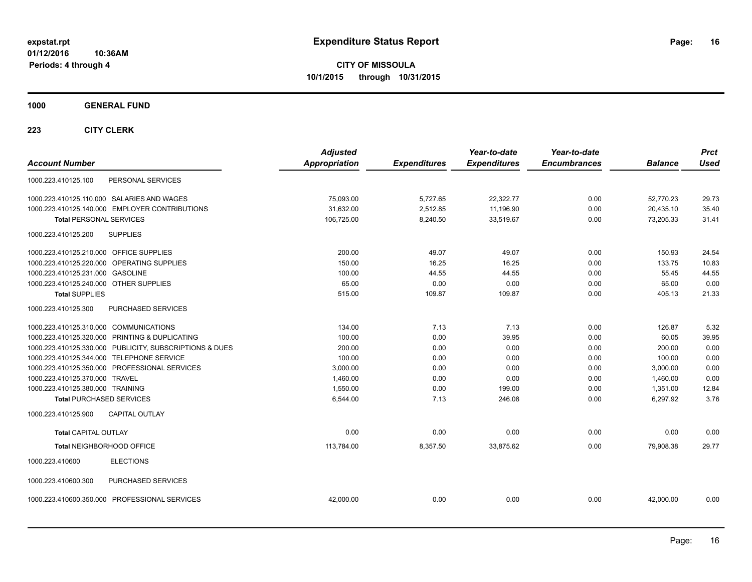**expstat.rpt**
**01/12/2016 10:36AM**
**Periods: 4 through 4**

# Expenditure Status Report

**CITY OF MISSOULA**
**10/1/2015 through 10/31/2015**

## 1000 GENERAL FUND

### 223 CITY CLERK

| Account Number | | Adjusted Appropriation | Expenditures | Year-to-date Expenditures | Year-to-date Encumbrances | Balance | Prct Used |
|---|---|---|---|---|---|---|---|
| 1000.223.410125.100 | PERSONAL SERVICES | | | | | | |
| 1000.223.410125.110.000 | SALARIES AND WAGES | 75,093.00 | 5,727.65 | 22,322.77 | 0.00 | 52,770.23 | 29.73 |
| 1000.223.410125.140.000 | EMPLOYER CONTRIBUTIONS | 31,632.00 | 2,512.85 | 11,196.90 | 0.00 | 20,435.10 | 35.40 |
| **Total** PERSONAL SERVICES | | 106,725.00 | 8,240.50 | 33,519.67 | 0.00 | 73,205.33 | 31.41 |
| 1000.223.410125.200 | SUPPLIES | | | | | | |
| 1000.223.410125.210.000 | OFFICE SUPPLIES | 200.00 | 49.07 | 49.07 | 0.00 | 150.93 | 24.54 |
| 1000.223.410125.220.000 | OPERATING SUPPLIES | 150.00 | 16.25 | 16.25 | 0.00 | 133.75 | 10.83 |
| 1000.223.410125.231.000 | GASOLINE | 100.00 | 44.55 | 44.55 | 0.00 | 55.45 | 44.55 |
| 1000.223.410125.240.000 | OTHER SUPPLIES | 65.00 | 0.00 | 0.00 | 0.00 | 65.00 | 0.00 |
| **Total** SUPPLIES | | 515.00 | 109.87 | 109.87 | 0.00 | 405.13 | 21.33 |
| 1000.223.410125.300 | PURCHASED SERVICES | | | | | | |
| 1000.223.410125.310.000 | COMMUNICATIONS | 134.00 | 7.13 | 7.13 | 0.00 | 126.87 | 5.32 |
| 1000.223.410125.320.000 | PRINTING & DUPLICATING | 100.00 | 0.00 | 39.95 | 0.00 | 60.05 | 39.95 |
| 1000.223.410125.330.000 | PUBLICITY, SUBSCRIPTIONS & DUES | 200.00 | 0.00 | 0.00 | 0.00 | 200.00 | 0.00 |
| 1000.223.410125.344.000 | TELEPHONE SERVICE | 100.00 | 0.00 | 0.00 | 0.00 | 100.00 | 0.00 |
| 1000.223.410125.350.000 | PROFESSIONAL SERVICES | 3,000.00 | 0.00 | 0.00 | 0.00 | 3,000.00 | 0.00 |
| 1000.223.410125.370.000 | TRAVEL | 1,460.00 | 0.00 | 0.00 | 0.00 | 1,460.00 | 0.00 |
| 1000.223.410125.380.000 | TRAINING | 1,550.00 | 0.00 | 199.00 | 0.00 | 1,351.00 | 12.84 |
| **Total** PURCHASED SERVICES | | 6,544.00 | 7.13 | 246.08 | 0.00 | 6,297.92 | 3.76 |
| 1000.223.410125.900 | CAPITAL OUTLAY | | | | | | |
| **Total** CAPITAL OUTLAY | | 0.00 | 0.00 | 0.00 | 0.00 | 0.00 | 0.00 |
| **Total** NEIGHBORHOOD OFFICE | | 113,784.00 | 8,357.50 | 33,875.62 | 0.00 | 79,908.38 | 29.77 |
| 1000.223.410600 | ELECTIONS | | | | | | |
| 1000.223.410600.300 | PURCHASED SERVICES | | | | | | |
| 1000.223.410600.350.000 | PROFESSIONAL SERVICES | 42,000.00 | 0.00 | 0.00 | 0.00 | 42,000.00 | 0.00 |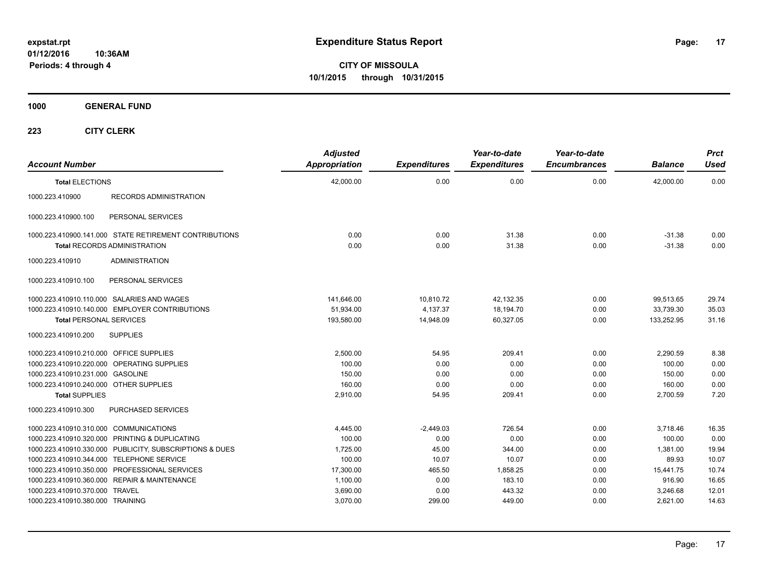# Expenditure Status Report

expstat.rpt
01/12/2016 10:36AM
Periods: 4 through 4

**CITY OF MISSOULA**
**10/1/2015 through 10/31/2015**

## 1000 GENERAL FUND

### 223 CITY CLERK

| Account Number | | Adjusted Appropriation | Expenditures | Year-to-date Expenditures | Year-to-date Encumbrances | Balance | Prct Used |
|---|---|---|---|---|---|---|---|
| **Total** ELECTIONS | | 42,000.00 | 0.00 | 0.00 | 0.00 | 42,000.00 | 0.00 |
| 1000.223.410900 | RECORDS ADMINISTRATION | | | | | | |
| 1000.223.410900.100 | PERSONAL SERVICES | | | | | | |
| 1000.223.410900.141.000 | STATE RETIREMENT CONTRIBUTIONS | 0.00 | 0.00 | 31.38 | 0.00 | -31.38 | 0.00 |
| **Total** RECORDS ADMINISTRATION | | 0.00 | 0.00 | 31.38 | 0.00 | -31.38 | 0.00 |
| 1000.223.410910 | ADMINISTRATION | | | | | | |
| 1000.223.410910.100 | PERSONAL SERVICES | | | | | | |
| 1000.223.410910.110.000 | SALARIES AND WAGES | 141,646.00 | 10,810.72 | 42,132.35 | 0.00 | 99,513.65 | 29.74 |
| 1000.223.410910.140.000 | EMPLOYER CONTRIBUTIONS | 51,934.00 | 4,137.37 | 18,194.70 | 0.00 | 33,739.30 | 35.03 |
| **Total** PERSONAL SERVICES | | 193,580.00 | 14,948.09 | 60,327.05 | 0.00 | 133,252.95 | 31.16 |
| 1000.223.410910.200 | SUPPLIES | | | | | | |
| 1000.223.410910.210.000 | OFFICE SUPPLIES | 2,500.00 | 54.95 | 209.41 | 0.00 | 2,290.59 | 8.38 |
| 1000.223.410910.220.000 | OPERATING SUPPLIES | 100.00 | 0.00 | 0.00 | 0.00 | 100.00 | 0.00 |
| 1000.223.410910.231.000 | GASOLINE | 150.00 | 0.00 | 0.00 | 0.00 | 150.00 | 0.00 |
| 1000.223.410910.240.000 | OTHER SUPPLIES | 160.00 | 0.00 | 0.00 | 0.00 | 160.00 | 0.00 |
| **Total** SUPPLIES | | 2,910.00 | 54.95 | 209.41 | 0.00 | 2,700.59 | 7.20 |
| 1000.223.410910.300 | PURCHASED SERVICES | | | | | | |
| 1000.223.410910.310.000 | COMMUNICATIONS | 4,445.00 | -2,449.03 | 726.54 | 0.00 | 3,718.46 | 16.35 |
| 1000.223.410910.320.000 | PRINTING & DUPLICATING | 100.00 | 0.00 | 0.00 | 0.00 | 100.00 | 0.00 |
| 1000.223.410910.330.000 | PUBLICITY, SUBSCRIPTIONS & DUES | 1,725.00 | 45.00 | 344.00 | 0.00 | 1,381.00 | 19.94 |
| 1000.223.410910.344.000 | TELEPHONE SERVICE | 100.00 | 10.07 | 10.07 | 0.00 | 89.93 | 10.07 |
| 1000.223.410910.350.000 | PROFESSIONAL SERVICES | 17,300.00 | 465.50 | 1,858.25 | 0.00 | 15,441.75 | 10.74 |
| 1000.223.410910.360.000 | REPAIR & MAINTENANCE | 1,100.00 | 0.00 | 183.10 | 0.00 | 916.90 | 16.65 |
| 1000.223.410910.370.000 | TRAVEL | 3,690.00 | 0.00 | 443.32 | 0.00 | 3,246.68 | 12.01 |
| 1000.223.410910.380.000 | TRAINING | 3,070.00 | 299.00 | 449.00 | 0.00 | 2,621.00 | 14.63 |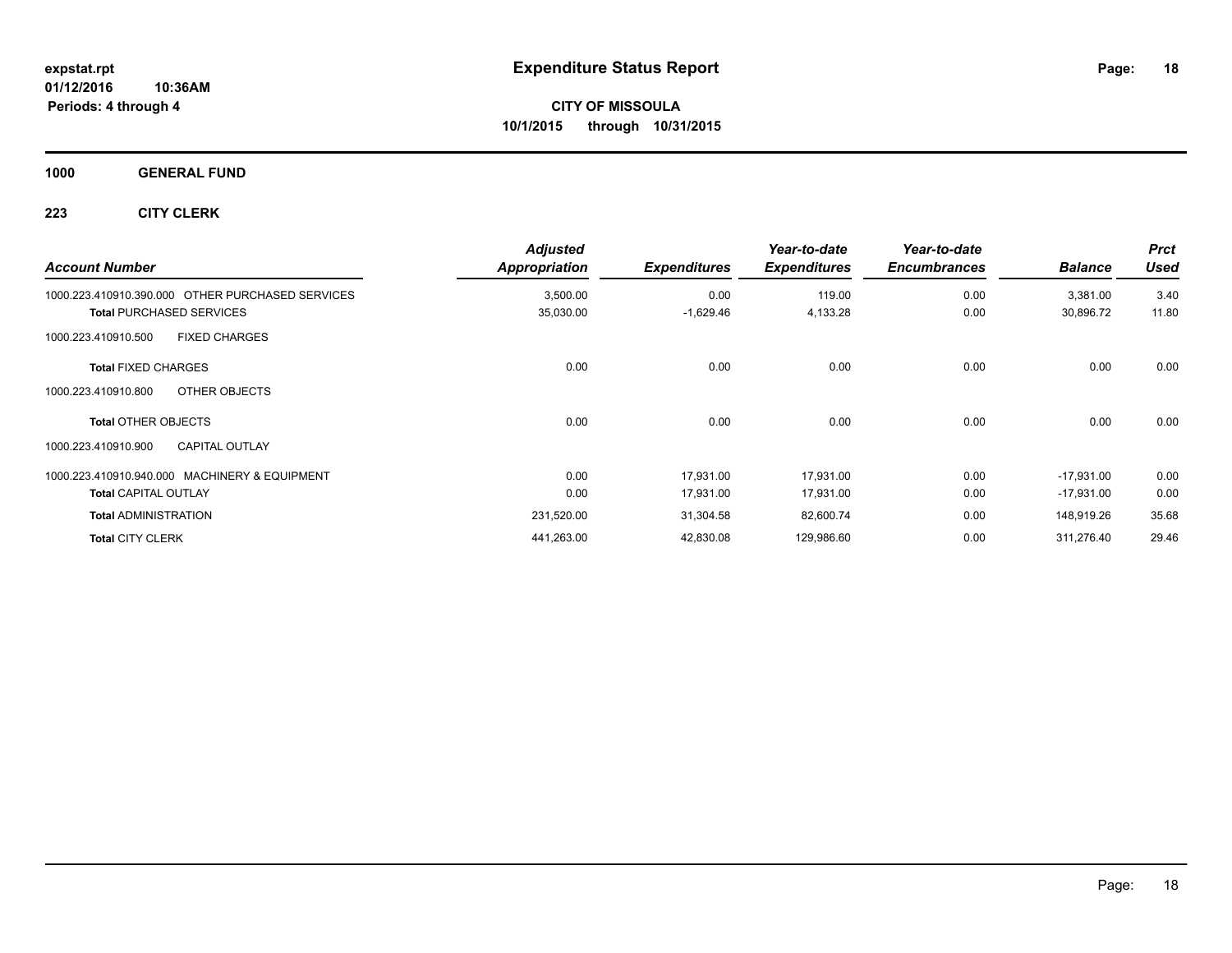# Expenditure Status Report

expstat.rpt
01/12/2016 10:36AM
Periods: 4 through 4

**CITY OF MISSOULA**
**10/1/2015 through 10/31/2015**

**1000 GENERAL FUND**

**223 CITY CLERK**

| Account Number | Adjusted Appropriation | Expenditures | Year-to-date Expenditures | Year-to-date Encumbrances | Balance | Prct Used |
|---|---|---|---|---|---|---|
| 1000.223.410910.390.000 OTHER PURCHASED SERVICES | 3,500.00 | 0.00 | 119.00 | 0.00 | 3,381.00 | 3.40 |
| **Total** PURCHASED SERVICES | 35,030.00 | -1,629.46 | 4,133.28 | 0.00 | 30,896.72 | 11.80 |
| 1000.223.410910.500 FIXED CHARGES | | | | | | |
| **Total** FIXED CHARGES | 0.00 | 0.00 | 0.00 | 0.00 | 0.00 | 0.00 |
| 1000.223.410910.800 OTHER OBJECTS | | | | | | |
| **Total** OTHER OBJECTS | 0.00 | 0.00 | 0.00 | 0.00 | 0.00 | 0.00 |
| 1000.223.410910.900 CAPITAL OUTLAY | | | | | | |
| 1000.223.410910.940.000 MACHINERY & EQUIPMENT | 0.00 | 17,931.00 | 17,931.00 | 0.00 | -17,931.00 | 0.00 |
| **Total** CAPITAL OUTLAY | 0.00 | 17,931.00 | 17,931.00 | 0.00 | -17,931.00 | 0.00 |
| **Total** ADMINISTRATION | 231,520.00 | 31,304.58 | 82,600.74 | 0.00 | 148,919.26 | 35.68 |
| **Total** CITY CLERK | 441,263.00 | 42,830.08 | 129,986.60 | 0.00 | 311,276.40 | 29.46 |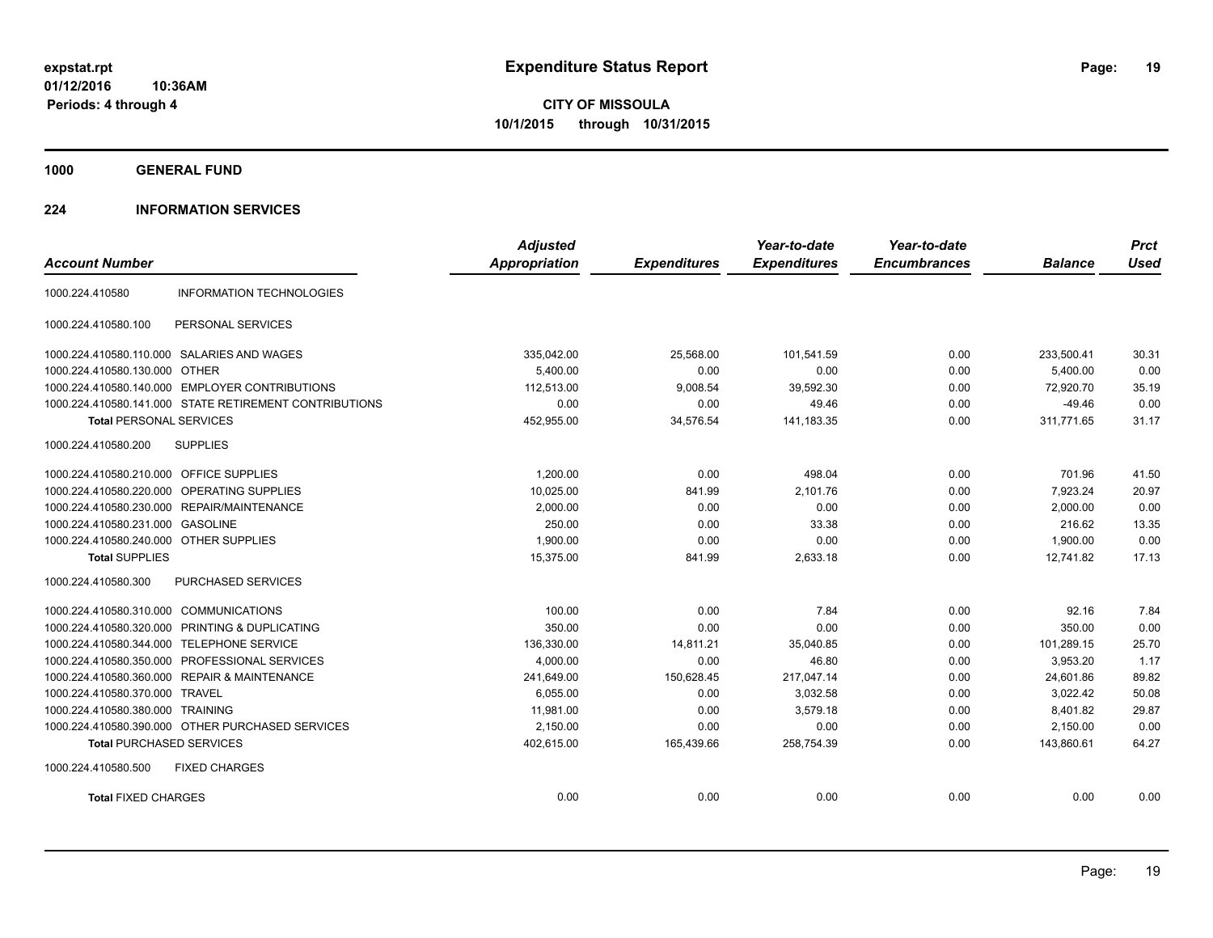**expstat.rpt**
**01/12/2016 10:36AM**
**Periods: 4 through 4**

# Expenditure Status Report

**CITY OF MISSOULA**
**10/1/2015 through 10/31/2015**

## 1000 GENERAL FUND

## 224 INFORMATION SERVICES

| Account Number | | Adjusted Appropriation | Expenditures | Year-to-date Expenditures | Year-to-date Encumbrances | Balance | Prct Used |
|---|---|---|---|---|---|---|---|
| 1000.224.410580 | INFORMATION TECHNOLOGIES | | | | | | |
| 1000.224.410580.100 | PERSONAL SERVICES | | | | | | |
| 1000.224.410580.110.000 | SALARIES AND WAGES | 335,042.00 | 25,568.00 | 101,541.59 | 0.00 | 233,500.41 | 30.31 |
| 1000.224.410580.130.000 | OTHER | 5,400.00 | 0.00 | 0.00 | 0.00 | 5,400.00 | 0.00 |
| 1000.224.410580.140.000 | EMPLOYER CONTRIBUTIONS | 112,513.00 | 9,008.54 | 39,592.30 | 0.00 | 72,920.70 | 35.19 |
| 1000.224.410580.141.000 | STATE RETIREMENT CONTRIBUTIONS | 0.00 | 0.00 | 49.46 | 0.00 | -49.46 | 0.00 |
| **Total** PERSONAL SERVICES | | 452,955.00 | 34,576.54 | 141,183.35 | 0.00 | 311,771.65 | 31.17 |
| 1000.224.410580.200 | SUPPLIES | | | | | | |
| 1000.224.410580.210.000 | OFFICE SUPPLIES | 1,200.00 | 0.00 | 498.04 | 0.00 | 701.96 | 41.50 |
| 1000.224.410580.220.000 | OPERATING SUPPLIES | 10,025.00 | 841.99 | 2,101.76 | 0.00 | 7,923.24 | 20.97 |
| 1000.224.410580.230.000 | REPAIR/MAINTENANCE | 2,000.00 | 0.00 | 0.00 | 0.00 | 2,000.00 | 0.00 |
| 1000.224.410580.231.000 | GASOLINE | 250.00 | 0.00 | 33.38 | 0.00 | 216.62 | 13.35 |
| 1000.224.410580.240.000 | OTHER SUPPLIES | 1,900.00 | 0.00 | 0.00 | 0.00 | 1,900.00 | 0.00 |
| **Total** SUPPLIES | | 15,375.00 | 841.99 | 2,633.18 | 0.00 | 12,741.82 | 17.13 |
| 1000.224.410580.300 | PURCHASED SERVICES | | | | | | |
| 1000.224.410580.310.000 | COMMUNICATIONS | 100.00 | 0.00 | 7.84 | 0.00 | 92.16 | 7.84 |
| 1000.224.410580.320.000 | PRINTING & DUPLICATING | 350.00 | 0.00 | 0.00 | 0.00 | 350.00 | 0.00 |
| 1000.224.410580.344.000 | TELEPHONE SERVICE | 136,330.00 | 14,811.21 | 35,040.85 | 0.00 | 101,289.15 | 25.70 |
| 1000.224.410580.350.000 | PROFESSIONAL SERVICES | 4,000.00 | 0.00 | 46.80 | 0.00 | 3,953.20 | 1.17 |
| 1000.224.410580.360.000 | REPAIR & MAINTENANCE | 241,649.00 | 150,628.45 | 217,047.14 | 0.00 | 24,601.86 | 89.82 |
| 1000.224.410580.370.000 | TRAVEL | 6,055.00 | 0.00 | 3,032.58 | 0.00 | 3,022.42 | 50.08 |
| 1000.224.410580.380.000 | TRAINING | 11,981.00 | 0.00 | 3,579.18 | 0.00 | 8,401.82 | 29.87 |
| 1000.224.410580.390.000 | OTHER PURCHASED SERVICES | 2,150.00 | 0.00 | 0.00 | 0.00 | 2,150.00 | 0.00 |
| **Total** PURCHASED SERVICES | | 402,615.00 | 165,439.66 | 258,754.39 | 0.00 | 143,860.61 | 64.27 |
| 1000.224.410580.500 | FIXED CHARGES | | | | | | |
| **Total** FIXED CHARGES | | 0.00 | 0.00 | 0.00 | 0.00 | 0.00 | 0.00 |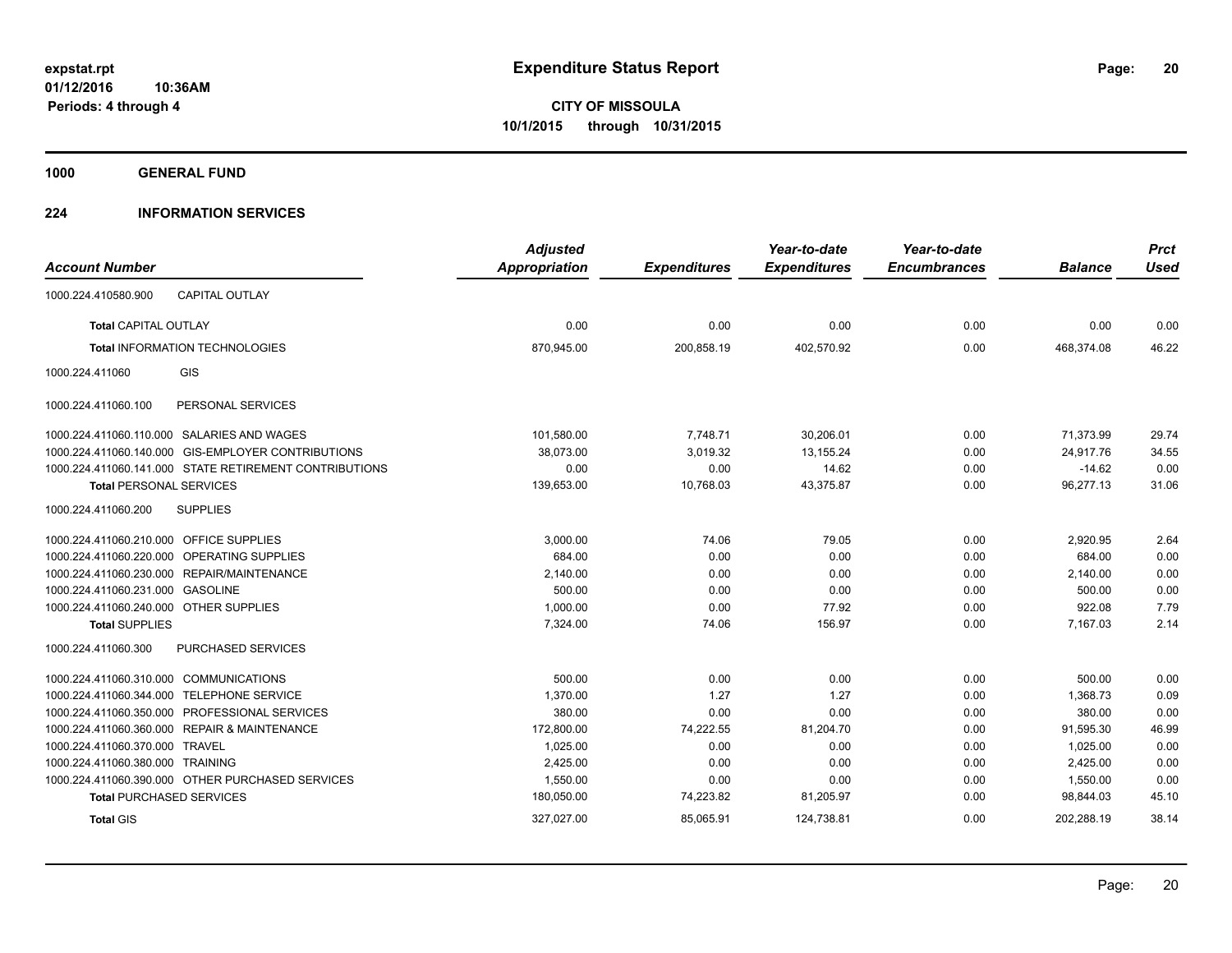# Expenditure Status Report

**CITY OF MISSOULA**
**10/1/2015 through 10/31/2015**

expstat.rpt
01/12/2016 10:36AM
Periods: 4 through 4

## 1000 GENERAL FUND

## 224 INFORMATION SERVICES

| Account Number | | Adjusted Appropriation | Expenditures | Year-to-date Expenditures | Year-to-date Encumbrances | Balance | Prct Used |
|---|---|---|---|---|---|---|---|
| 1000.224.410580.900 | CAPITAL OUTLAY | | | | | | |
| **Total** CAPITAL OUTLAY | | 0.00 | 0.00 | 0.00 | 0.00 | 0.00 | 0.00 |
| **Total** INFORMATION TECHNOLOGIES | | 870,945.00 | 200,858.19 | 402,570.92 | 0.00 | 468,374.08 | 46.22 |
| 1000.224.411060 | GIS | | | | | | |
| 1000.224.411060.100 | PERSONAL SERVICES | | | | | | |
| 1000.224.411060.110.000 | SALARIES AND WAGES | 101,580.00 | 7,748.71 | 30,206.01 | 0.00 | 71,373.99 | 29.74 |
| 1000.224.411060.140.000 | GIS-EMPLOYER CONTRIBUTIONS | 38,073.00 | 3,019.32 | 13,155.24 | 0.00 | 24,917.76 | 34.55 |
| 1000.224.411060.141.000 | STATE RETIREMENT CONTRIBUTIONS | 0.00 | 0.00 | 14.62 | 0.00 | -14.62 | 0.00 |
| **Total** PERSONAL SERVICES | | 139,653.00 | 10,768.03 | 43,375.87 | 0.00 | 96,277.13 | 31.06 |
| 1000.224.411060.200 | SUPPLIES | | | | | | |
| 1000.224.411060.210.000 | OFFICE SUPPLIES | 3,000.00 | 74.06 | 79.05 | 0.00 | 2,920.95 | 2.64 |
| 1000.224.411060.220.000 | OPERATING SUPPLIES | 684.00 | 0.00 | 0.00 | 0.00 | 684.00 | 0.00 |
| 1000.224.411060.230.000 | REPAIR/MAINTENANCE | 2,140.00 | 0.00 | 0.00 | 0.00 | 2,140.00 | 0.00 |
| 1000.224.411060.231.000 | GASOLINE | 500.00 | 0.00 | 0.00 | 0.00 | 500.00 | 0.00 |
| 1000.224.411060.240.000 | OTHER SUPPLIES | 1,000.00 | 0.00 | 77.92 | 0.00 | 922.08 | 7.79 |
| **Total** SUPPLIES | | 7,324.00 | 74.06 | 156.97 | 0.00 | 7,167.03 | 2.14 |
| 1000.224.411060.300 | PURCHASED SERVICES | | | | | | |
| 1000.224.411060.310.000 | COMMUNICATIONS | 500.00 | 0.00 | 0.00 | 0.00 | 500.00 | 0.00 |
| 1000.224.411060.344.000 | TELEPHONE SERVICE | 1,370.00 | 1.27 | 1.27 | 0.00 | 1,368.73 | 0.09 |
| 1000.224.411060.350.000 | PROFESSIONAL SERVICES | 380.00 | 0.00 | 0.00 | 0.00 | 380.00 | 0.00 |
| 1000.224.411060.360.000 | REPAIR & MAINTENANCE | 172,800.00 | 74,222.55 | 81,204.70 | 0.00 | 91,595.30 | 46.99 |
| 1000.224.411060.370.000 | TRAVEL | 1,025.00 | 0.00 | 0.00 | 0.00 | 1,025.00 | 0.00 |
| 1000.224.411060.380.000 | TRAINING | 2,425.00 | 0.00 | 0.00 | 0.00 | 2,425.00 | 0.00 |
| 1000.224.411060.390.000 | OTHER PURCHASED SERVICES | 1,550.00 | 0.00 | 0.00 | 0.00 | 1,550.00 | 0.00 |
| **Total** PURCHASED SERVICES | | 180,050.00 | 74,223.82 | 81,205.97 | 0.00 | 98,844.03 | 45.10 |
| **Total** GIS | | 327,027.00 | 85,065.91 | 124,738.81 | 0.00 | 202,288.19 | 38.14 |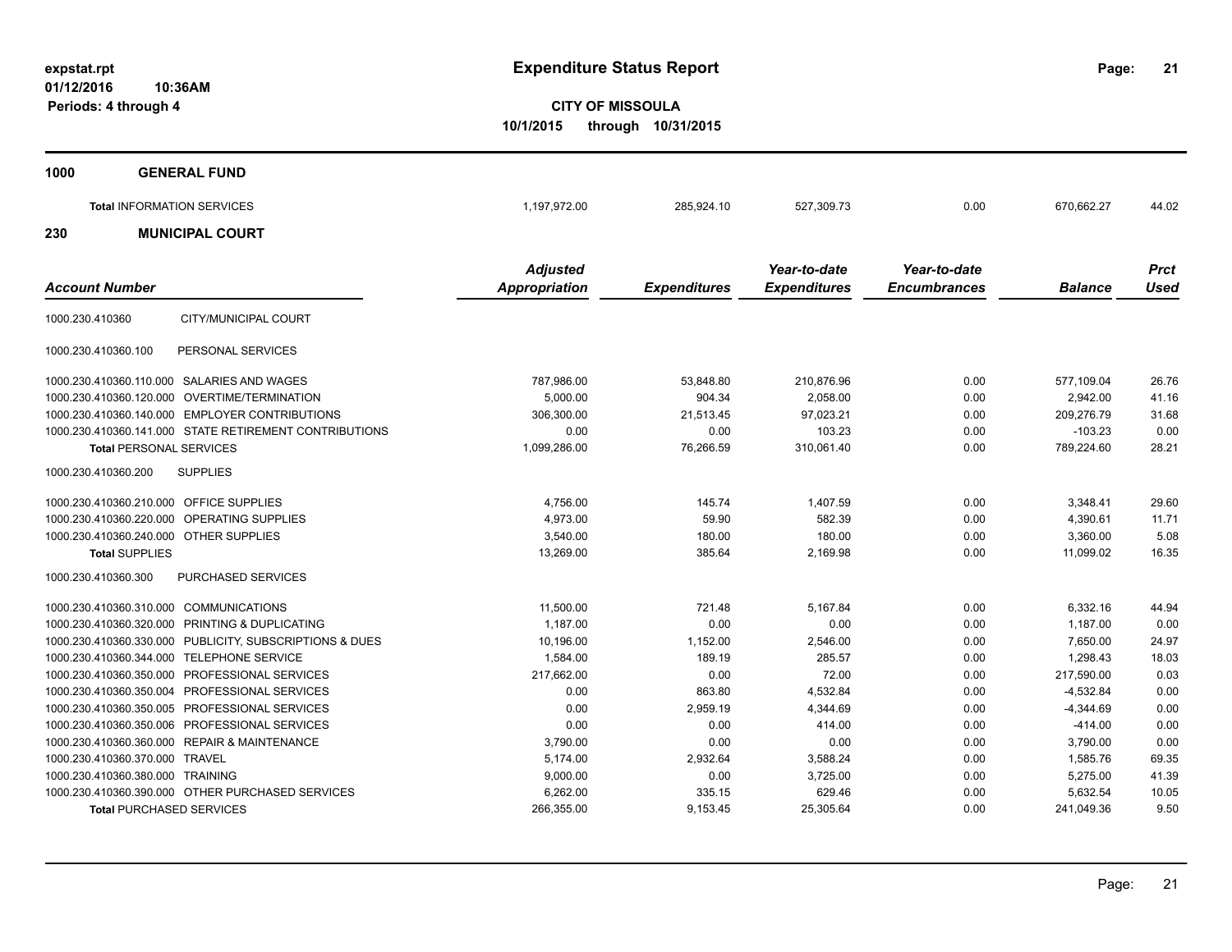# Expenditure Status Report

**CITY OF MISSOULA**

**10/1/2015 through 10/31/2015**

expstat.rpt
01/12/2016 10:36AM
Periods: 4 through 4

## 1000 GENERAL FUND

| | | | | | | |
|---|---|---|---|---|---|---|
| **Total** INFORMATION SERVICES | 1,197,972.00 | 285,924.10 | 527,309.73 | 0.00 | 670,662.27 | 44.02 |

## 230 MUNICIPAL COURT

| Account Number | Adjusted Appropriation | Expenditures | Year-to-date Expenditures | Year-to-date Encumbrances | Balance | Prct Used |
|---|---|---|---|---|---|---|
| 1000.230.410360 CITY/MUNICIPAL COURT | | | | | | |
| 1000.230.410360.100 PERSONAL SERVICES | | | | | | |
| 1000.230.410360.110.000 SALARIES AND WAGES | 787,986.00 | 53,848.80 | 210,876.96 | 0.00 | 577,109.04 | 26.76 |
| 1000.230.410360.120.000 OVERTIME/TERMINATION | 5,000.00 | 904.34 | 2,058.00 | 0.00 | 2,942.00 | 41.16 |
| 1000.230.410360.140.000 EMPLOYER CONTRIBUTIONS | 306,300.00 | 21,513.45 | 97,023.21 | 0.00 | 209,276.79 | 31.68 |
| 1000.230.410360.141.000 STATE RETIREMENT CONTRIBUTIONS | 0.00 | 0.00 | 103.23 | 0.00 | -103.23 | 0.00 |
| **Total** PERSONAL SERVICES | 1,099,286.00 | 76,266.59 | 310,061.40 | 0.00 | 789,224.60 | 28.21 |
| 1000.230.410360.200 SUPPLIES | | | | | | |
| 1000.230.410360.210.000 OFFICE SUPPLIES | 4,756.00 | 145.74 | 1,407.59 | 0.00 | 3,348.41 | 29.60 |
| 1000.230.410360.220.000 OPERATING SUPPLIES | 4,973.00 | 59.90 | 582.39 | 0.00 | 4,390.61 | 11.71 |
| 1000.230.410360.240.000 OTHER SUPPLIES | 3,540.00 | 180.00 | 180.00 | 0.00 | 3,360.00 | 5.08 |
| **Total** SUPPLIES | 13,269.00 | 385.64 | 2,169.98 | 0.00 | 11,099.02 | 16.35 |
| 1000.230.410360.300 PURCHASED SERVICES | | | | | | |
| 1000.230.410360.310.000 COMMUNICATIONS | 11,500.00 | 721.48 | 5,167.84 | 0.00 | 6,332.16 | 44.94 |
| 1000.230.410360.320.000 PRINTING & DUPLICATING | 1,187.00 | 0.00 | 0.00 | 0.00 | 1,187.00 | 0.00 |
| 1000.230.410360.330.000 PUBLICITY, SUBSCRIPTIONS & DUES | 10,196.00 | 1,152.00 | 2,546.00 | 0.00 | 7,650.00 | 24.97 |
| 1000.230.410360.344.000 TELEPHONE SERVICE | 1,584.00 | 189.19 | 285.57 | 0.00 | 1,298.43 | 18.03 |
| 1000.230.410360.350.000 PROFESSIONAL SERVICES | 217,662.00 | 0.00 | 72.00 | 0.00 | 217,590.00 | 0.03 |
| 1000.230.410360.350.004 PROFESSIONAL SERVICES | 0.00 | 863.80 | 4,532.84 | 0.00 | -4,532.84 | 0.00 |
| 1000.230.410360.350.005 PROFESSIONAL SERVICES | 0.00 | 2,959.19 | 4,344.69 | 0.00 | -4,344.69 | 0.00 |
| 1000.230.410360.350.006 PROFESSIONAL SERVICES | 0.00 | 0.00 | 414.00 | 0.00 | -414.00 | 0.00 |
| 1000.230.410360.360.000 REPAIR & MAINTENANCE | 3,790.00 | 0.00 | 0.00 | 0.00 | 3,790.00 | 0.00 |
| 1000.230.410360.370.000 TRAVEL | 5,174.00 | 2,932.64 | 3,588.24 | 0.00 | 1,585.76 | 69.35 |
| 1000.230.410360.380.000 TRAINING | 9,000.00 | 0.00 | 3,725.00 | 0.00 | 5,275.00 | 41.39 |
| 1000.230.410360.390.000 OTHER PURCHASED SERVICES | 6,262.00 | 335.15 | 629.46 | 0.00 | 5,632.54 | 10.05 |
| **Total** PURCHASED SERVICES | 266,355.00 | 9,153.45 | 25,305.64 | 0.00 | 241,049.36 | 9.50 |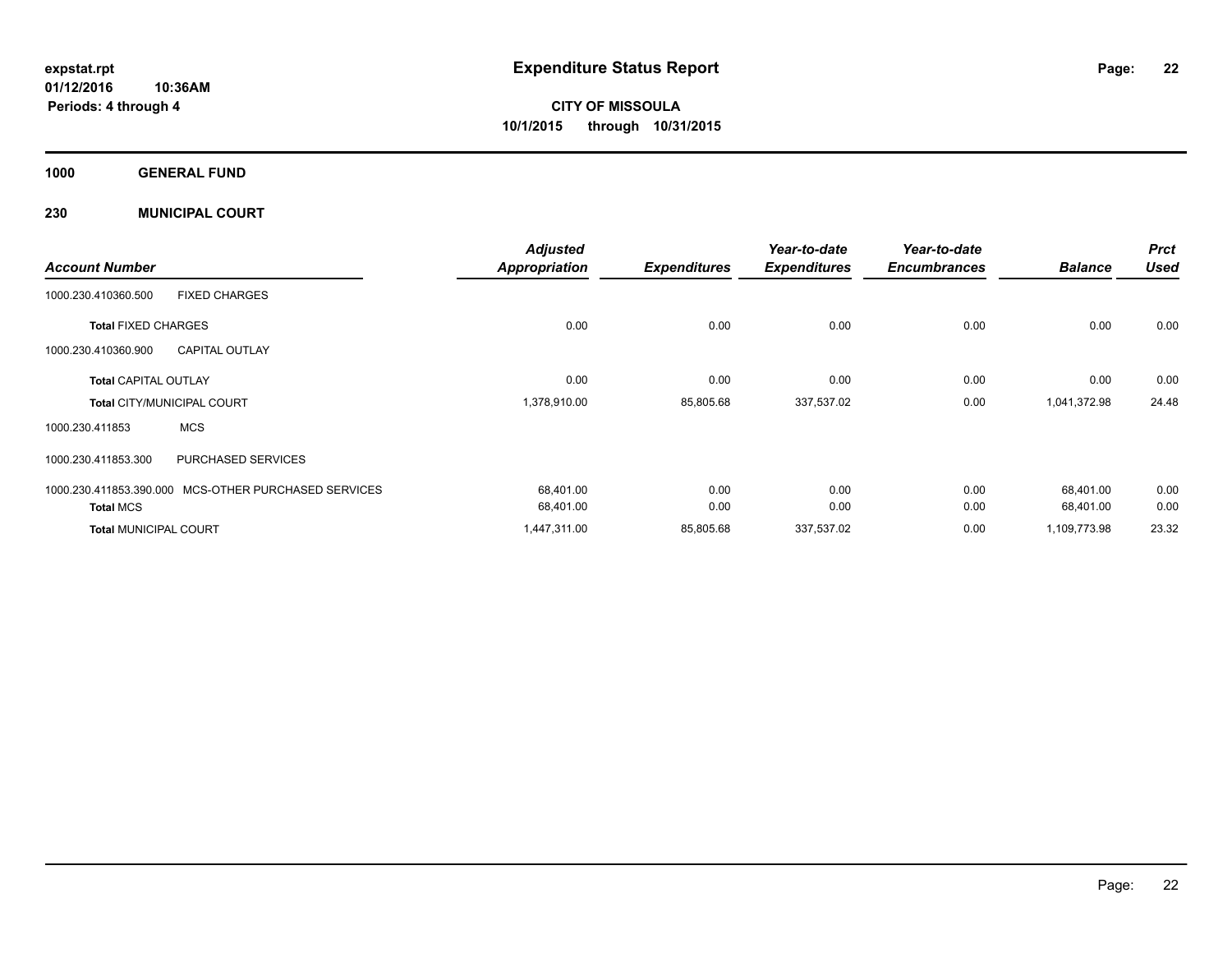# Expenditure Status Report

**expstat.rpt**
**01/12/2016 10:36AM**
**Periods: 4 through 4**

**CITY OF MISSOULA**
**10/1/2015 through 10/31/2015**

**1000 GENERAL FUND**

**230 MUNICIPAL COURT**

| Account Number | | Adjusted Appropriation | Expenditures | Year-to-date Expenditures | Year-to-date Encumbrances | Balance | Prct Used |
|---|---|---|---|---|---|---|---|
| 1000.230.410360.500 | FIXED CHARGES | | | | | | |
| **Total** FIXED CHARGES | | 0.00 | 0.00 | 0.00 | 0.00 | 0.00 | 0.00 |
| 1000.230.410360.900 | CAPITAL OUTLAY | | | | | | |
| **Total** CAPITAL OUTLAY | | 0.00 | 0.00 | 0.00 | 0.00 | 0.00 | 0.00 |
| **Total** CITY/MUNICIPAL COURT | | 1,378,910.00 | 85,805.68 | 337,537.02 | 0.00 | 1,041,372.98 | 24.48 |
| 1000.230.411853 | MCS | | | | | | |
| 1000.230.411853.300 | PURCHASED SERVICES | | | | | | |
| 1000.230.411853.390.000 | MCS-OTHER PURCHASED SERVICES | 68,401.00 | 0.00 | 0.00 | 0.00 | 68,401.00 | 0.00 |
| **Total** MCS | | 68,401.00 | 0.00 | 0.00 | 0.00 | 68,401.00 | 0.00 |
| **Total** MUNICIPAL COURT | | 1,447,311.00 | 85,805.68 | 337,537.02 | 0.00 | 1,109,773.98 | 23.32 |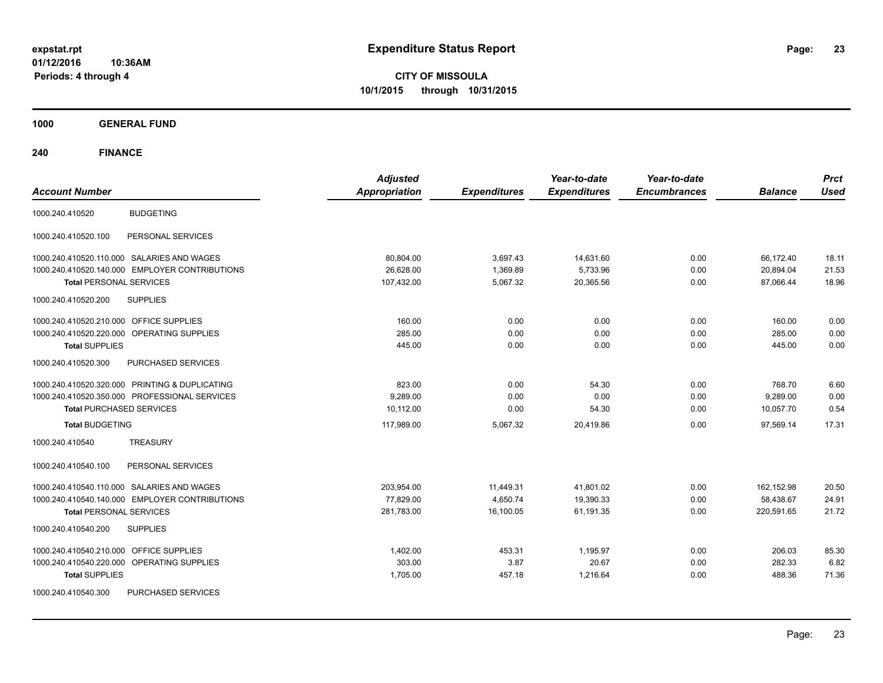**expstat.rpt**
**01/12/2016 10:36AM**
**Periods: 4 through 4**

# Expenditure Status Report

**CITY OF MISSOULA**
**10/1/2015 through 10/31/2015**

## 1000 GENERAL FUND

### 240 FINANCE

| Account Number | | Adjusted Appropriation | Expenditures | Year-to-date Expenditures | Year-to-date Encumbrances | Balance | Prct Used |
|---|---|---|---|---|---|---|---|
| 1000.240.410520 | BUDGETING | | | | | | |
| 1000.240.410520.100 | PERSONAL SERVICES | | | | | | |
| 1000.240.410520.110.000 | SALARIES AND WAGES | 80,804.00 | 3,697.43 | 14,631.60 | 0.00 | 66,172.40 | 18.11 |
| 1000.240.410520.140.000 | EMPLOYER CONTRIBUTIONS | 26,628.00 | 1,369.89 | 5,733.96 | 0.00 | 20,894.04 | 21.53 |
| **Total** PERSONAL SERVICES | | 107,432.00 | 5,067.32 | 20,365.56 | 0.00 | 87,066.44 | 18.96 |
| 1000.240.410520.200 | SUPPLIES | | | | | | |
| 1000.240.410520.210.000 | OFFICE SUPPLIES | 160.00 | 0.00 | 0.00 | 0.00 | 160.00 | 0.00 |
| 1000.240.410520.220.000 | OPERATING SUPPLIES | 285.00 | 0.00 | 0.00 | 0.00 | 285.00 | 0.00 |
| **Total** SUPPLIES | | 445.00 | 0.00 | 0.00 | 0.00 | 445.00 | 0.00 |
| 1000.240.410520.300 | PURCHASED SERVICES | | | | | | |
| 1000.240.410520.320.000 | PRINTING & DUPLICATING | 823.00 | 0.00 | 54.30 | 0.00 | 768.70 | 6.60 |
| 1000.240.410520.350.000 | PROFESSIONAL SERVICES | 9,289.00 | 0.00 | 0.00 | 0.00 | 9,289.00 | 0.00 |
| **Total** PURCHASED SERVICES | | 10,112.00 | 0.00 | 54.30 | 0.00 | 10,057.70 | 0.54 |
| **Total** BUDGETING | | 117,989.00 | 5,067.32 | 20,419.86 | 0.00 | 97,569.14 | 17.31 |
| 1000.240.410540 | TREASURY | | | | | | |
| 1000.240.410540.100 | PERSONAL SERVICES | | | | | | |
| 1000.240.410540.110.000 | SALARIES AND WAGES | 203,954.00 | 11,449.31 | 41,801.02 | 0.00 | 162,152.98 | 20.50 |
| 1000.240.410540.140.000 | EMPLOYER CONTRIBUTIONS | 77,829.00 | 4,650.74 | 19,390.33 | 0.00 | 58,438.67 | 24.91 |
| **Total** PERSONAL SERVICES | | 281,783.00 | 16,100.05 | 61,191.35 | 0.00 | 220,591.65 | 21.72 |
| 1000.240.410540.200 | SUPPLIES | | | | | | |
| 1000.240.410540.210.000 | OFFICE SUPPLIES | 1,402.00 | 453.31 | 1,195.97 | 0.00 | 206.03 | 85.30 |
| 1000.240.410540.220.000 | OPERATING SUPPLIES | 303.00 | 3.87 | 20.67 | 0.00 | 282.33 | 6.82 |
| **Total** SUPPLIES | | 1,705.00 | 457.18 | 1,216.64 | 0.00 | 488.36 | 71.36 |
| 1000.240.410540.300 | PURCHASED SERVICES | | | | | | |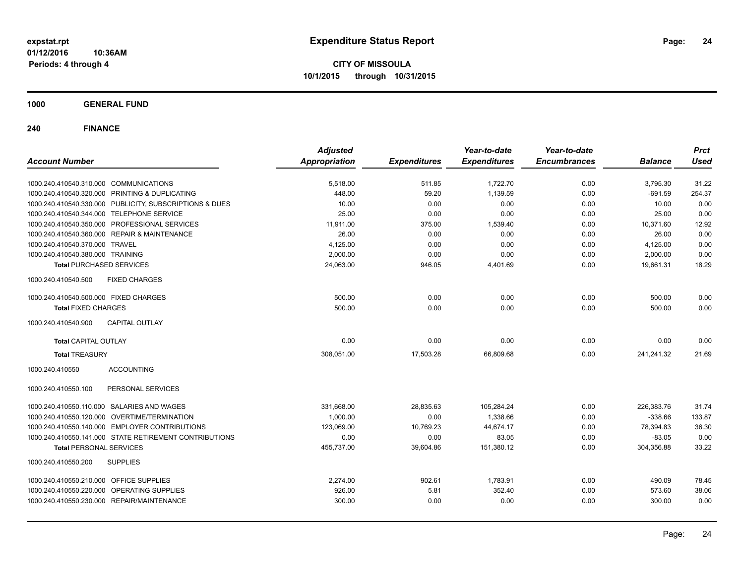# Expenditure Status Report

expstat.rpt
01/12/2016 10:36AM
Periods: 4 through 4

**CITY OF MISSOULA**
**10/1/2015 through 10/31/2015**

## 1000 GENERAL FUND

## 240 FINANCE

| Account Number | Adjusted Appropriation | Expenditures | Year-to-date Expenditures | Year-to-date Encumbrances | Balance | Prct Used |
|---|---|---|---|---|---|---|
| 1000.240.410540.310.000 COMMUNICATIONS | 5,518.00 | 511.85 | 1,722.70 | 0.00 | 3,795.30 | 31.22 |
| 1000.240.410540.320.000 PRINTING & DUPLICATING | 448.00 | 59.20 | 1,139.59 | 0.00 | -691.59 | 254.37 |
| 1000.240.410540.330.000 PUBLICITY, SUBSCRIPTIONS & DUES | 10.00 | 0.00 | 0.00 | 0.00 | 10.00 | 0.00 |
| 1000.240.410540.344.000 TELEPHONE SERVICE | 25.00 | 0.00 | 0.00 | 0.00 | 25.00 | 0.00 |
| 1000.240.410540.350.000 PROFESSIONAL SERVICES | 11,911.00 | 375.00 | 1,539.40 | 0.00 | 10,371.60 | 12.92 |
| 1000.240.410540.360.000 REPAIR & MAINTENANCE | 26.00 | 0.00 | 0.00 | 0.00 | 26.00 | 0.00 |
| 1000.240.410540.370.000 TRAVEL | 4,125.00 | 0.00 | 0.00 | 0.00 | 4,125.00 | 0.00 |
| 1000.240.410540.380.000 TRAINING | 2,000.00 | 0.00 | 0.00 | 0.00 | 2,000.00 | 0.00 |
| **Total** PURCHASED SERVICES | 24,063.00 | 946.05 | 4,401.69 | 0.00 | 19,661.31 | 18.29 |
| 1000.240.410540.500 FIXED CHARGES | | | | | | |
| 1000.240.410540.500.000 FIXED CHARGES | 500.00 | 0.00 | 0.00 | 0.00 | 500.00 | 0.00 |
| **Total** FIXED CHARGES | 500.00 | 0.00 | 0.00 | 0.00 | 500.00 | 0.00 |
| 1000.240.410540.900 CAPITAL OUTLAY | | | | | | |
| **Total** CAPITAL OUTLAY | 0.00 | 0.00 | 0.00 | 0.00 | 0.00 | 0.00 |
| **Total** TREASURY | 308,051.00 | 17,503.28 | 66,809.68 | 0.00 | 241,241.32 | 21.69 |
| 1000.240.410550 ACCOUNTING | | | | | | |
| 1000.240.410550.100 PERSONAL SERVICES | | | | | | |
| 1000.240.410550.110.000 SALARIES AND WAGES | 331,668.00 | 28,835.63 | 105,284.24 | 0.00 | 226,383.76 | 31.74 |
| 1000.240.410550.120.000 OVERTIME/TERMINATION | 1,000.00 | 0.00 | 1,338.66 | 0.00 | -338.66 | 133.87 |
| 1000.240.410550.140.000 EMPLOYER CONTRIBUTIONS | 123,069.00 | 10,769.23 | 44,674.17 | 0.00 | 78,394.83 | 36.30 |
| 1000.240.410550.141.000 STATE RETIREMENT CONTRIBUTIONS | 0.00 | 0.00 | 83.05 | 0.00 | -83.05 | 0.00 |
| **Total** PERSONAL SERVICES | 455,737.00 | 39,604.86 | 151,380.12 | 0.00 | 304,356.88 | 33.22 |
| 1000.240.410550.200 SUPPLIES | | | | | | |
| 1000.240.410550.210.000 OFFICE SUPPLIES | 2,274.00 | 902.61 | 1,783.91 | 0.00 | 490.09 | 78.45 |
| 1000.240.410550.220.000 OPERATING SUPPLIES | 926.00 | 5.81 | 352.40 | 0.00 | 573.60 | 38.06 |
| 1000.240.410550.230.000 REPAIR/MAINTENANCE | 300.00 | 0.00 | 0.00 | 0.00 | 300.00 | 0.00 |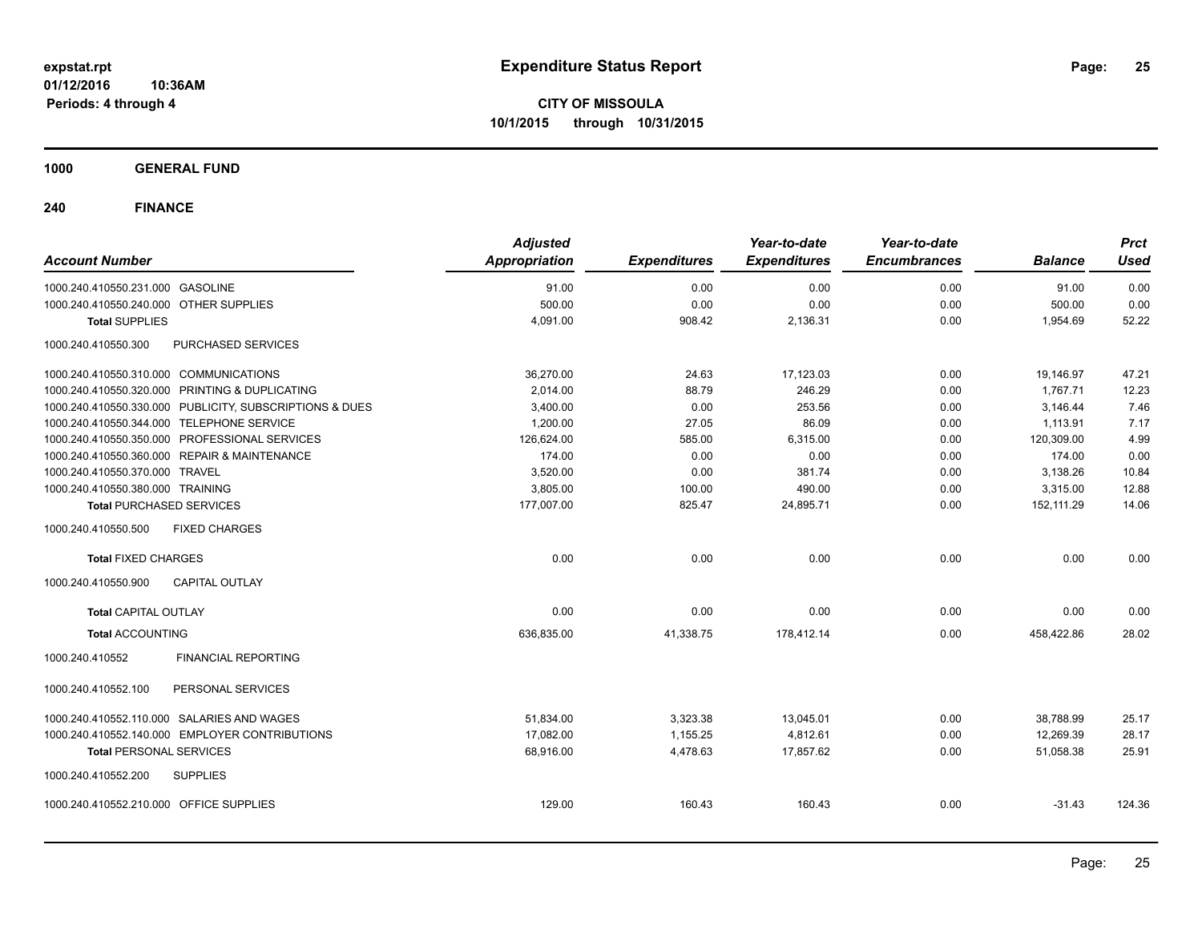**expstat.rpt**
**01/12/2016 10:36AM**
**Periods: 4 through 4**

# Expenditure Status Report

**CITY OF MISSOULA**
**10/1/2015 through 10/31/2015**

## 1000 GENERAL FUND

## 240 FINANCE

| Account Number | | Adjusted Appropriation | Expenditures | Year-to-date Expenditures | Year-to-date Encumbrances | Balance | Prct Used |
|---|---|---|---|---|---|---|---|
| 1000.240.410550.231.000 | GASOLINE | 91.00 | 0.00 | 0.00 | 0.00 | 91.00 | 0.00 |
| 1000.240.410550.240.000 | OTHER SUPPLIES | 500.00 | 0.00 | 0.00 | 0.00 | 500.00 | 0.00 |
| **Total** SUPPLIES | | 4,091.00 | 908.42 | 2,136.31 | 0.00 | 1,954.69 | 52.22 |
| 1000.240.410550.300 | PURCHASED SERVICES | | | | | | |
| 1000.240.410550.310.000 | COMMUNICATIONS | 36,270.00 | 24.63 | 17,123.03 | 0.00 | 19,146.97 | 47.21 |
| 1000.240.410550.320.000 | PRINTING & DUPLICATING | 2,014.00 | 88.79 | 246.29 | 0.00 | 1,767.71 | 12.23 |
| 1000.240.410550.330.000 | PUBLICITY, SUBSCRIPTIONS & DUES | 3,400.00 | 0.00 | 253.56 | 0.00 | 3,146.44 | 7.46 |
| 1000.240.410550.344.000 | TELEPHONE SERVICE | 1,200.00 | 27.05 | 86.09 | 0.00 | 1,113.91 | 7.17 |
| 1000.240.410550.350.000 | PROFESSIONAL SERVICES | 126,624.00 | 585.00 | 6,315.00 | 0.00 | 120,309.00 | 4.99 |
| 1000.240.410550.360.000 | REPAIR & MAINTENANCE | 174.00 | 0.00 | 0.00 | 0.00 | 174.00 | 0.00 |
| 1000.240.410550.370.000 | TRAVEL | 3,520.00 | 0.00 | 381.74 | 0.00 | 3,138.26 | 10.84 |
| 1000.240.410550.380.000 | TRAINING | 3,805.00 | 100.00 | 490.00 | 0.00 | 3,315.00 | 12.88 |
| **Total** PURCHASED SERVICES | | 177,007.00 | 825.47 | 24,895.71 | 0.00 | 152,111.29 | 14.06 |
| 1000.240.410550.500 | FIXED CHARGES | | | | | | |
| **Total** FIXED CHARGES | | 0.00 | 0.00 | 0.00 | 0.00 | 0.00 | 0.00 |
| 1000.240.410550.900 | CAPITAL OUTLAY | | | | | | |
| **Total** CAPITAL OUTLAY | | 0.00 | 0.00 | 0.00 | 0.00 | 0.00 | 0.00 |
| **Total** ACCOUNTING | | 636,835.00 | 41,338.75 | 178,412.14 | 0.00 | 458,422.86 | 28.02 |
| 1000.240.410552 | FINANCIAL REPORTING | | | | | | |
| 1000.240.410552.100 | PERSONAL SERVICES | | | | | | |
| 1000.240.410552.110.000 | SALARIES AND WAGES | 51,834.00 | 3,323.38 | 13,045.01 | 0.00 | 38,788.99 | 25.17 |
| 1000.240.410552.140.000 | EMPLOYER CONTRIBUTIONS | 17,082.00 | 1,155.25 | 4,812.61 | 0.00 | 12,269.39 | 28.17 |
| **Total** PERSONAL SERVICES | | 68,916.00 | 4,478.63 | 17,857.62 | 0.00 | 51,058.38 | 25.91 |
| 1000.240.410552.200 | SUPPLIES | | | | | | |
| 1000.240.410552.210.000 | OFFICE SUPPLIES | 129.00 | 160.43 | 160.43 | 0.00 | -31.43 | 124.36 |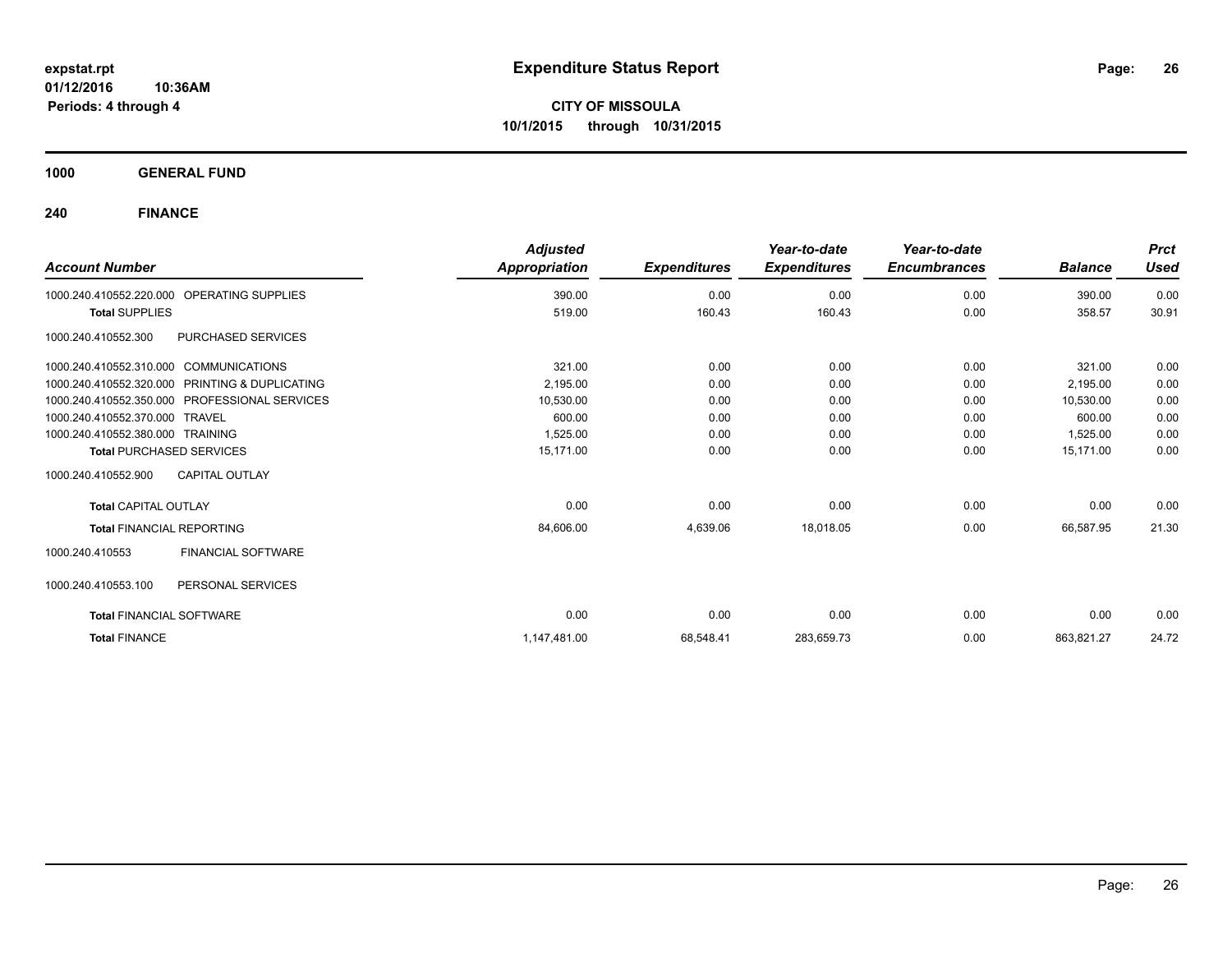# Expenditure Status Report

**expstat.rpt**
**01/12/2016 10:36AM**
**Periods: 4 through 4**

**CITY OF MISSOULA**
**10/1/2015 through 10/31/2015**

**1000 GENERAL FUND**

**240 FINANCE**

| Account Number | | Adjusted Appropriation | Expenditures | Year-to-date Expenditures | Year-to-date Encumbrances | Balance | Prct Used |
|---|---|---|---|---|---|---|---|
| 1000.240.410552.220.000 | OPERATING SUPPLIES | 390.00 | 0.00 | 0.00 | 0.00 | 390.00 | 0.00 |
| **Total** SUPPLIES | | 519.00 | 160.43 | 160.43 | 0.00 | 358.57 | 30.91 |
| 1000.240.410552.300 | PURCHASED SERVICES | | | | | | |
| 1000.240.410552.310.000 | COMMUNICATIONS | 321.00 | 0.00 | 0.00 | 0.00 | 321.00 | 0.00 |
| 1000.240.410552.320.000 | PRINTING & DUPLICATING | 2,195.00 | 0.00 | 0.00 | 0.00 | 2,195.00 | 0.00 |
| 1000.240.410552.350.000 | PROFESSIONAL SERVICES | 10,530.00 | 0.00 | 0.00 | 0.00 | 10,530.00 | 0.00 |
| 1000.240.410552.370.000 | TRAVEL | 600.00 | 0.00 | 0.00 | 0.00 | 600.00 | 0.00 |
| 1000.240.410552.380.000 | TRAINING | 1,525.00 | 0.00 | 0.00 | 0.00 | 1,525.00 | 0.00 |
| **Total** PURCHASED SERVICES | | 15,171.00 | 0.00 | 0.00 | 0.00 | 15,171.00 | 0.00 |
| 1000.240.410552.900 | CAPITAL OUTLAY | | | | | | |
| **Total** CAPITAL OUTLAY | | 0.00 | 0.00 | 0.00 | 0.00 | 0.00 | 0.00 |
| **Total** FINANCIAL REPORTING | | 84,606.00 | 4,639.06 | 18,018.05 | 0.00 | 66,587.95 | 21.30 |
| 1000.240.410553 | FINANCIAL SOFTWARE | | | | | | |
| 1000.240.410553.100 | PERSONAL SERVICES | | | | | | |
| **Total** FINANCIAL SOFTWARE | | 0.00 | 0.00 | 0.00 | 0.00 | 0.00 | 0.00 |
| **Total** FINANCE | | 1,147,481.00 | 68,548.41 | 283,659.73 | 0.00 | 863,821.27 | 24.72 |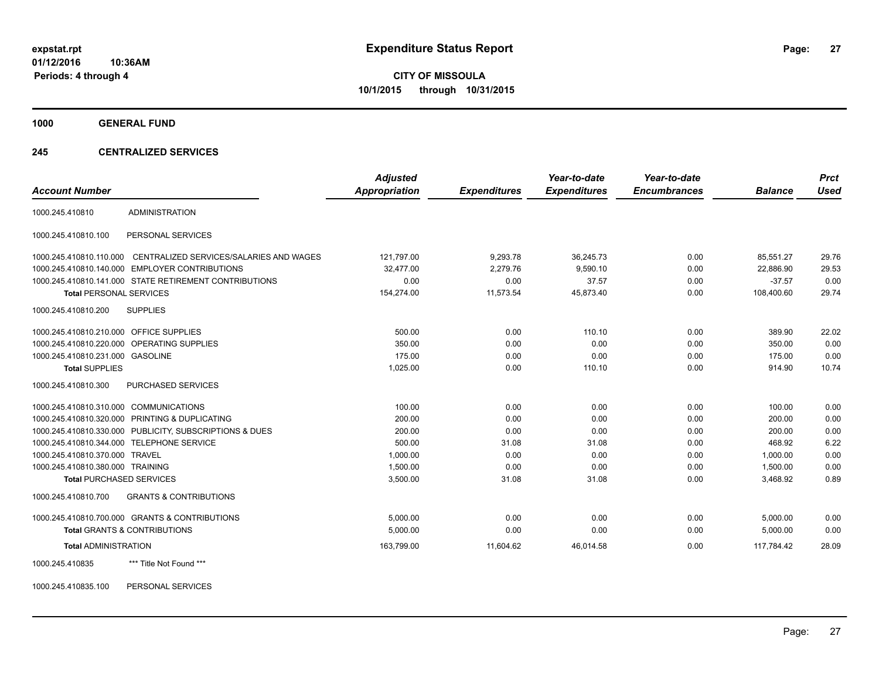**expstat.rpt**
**01/12/2016 10:36AM**
**Periods: 4 through 4**

# Expenditure Status Report

**CITY OF MISSOULA**
**10/1/2015 through 10/31/2015**

## 1000 GENERAL FUND

### 245 CENTRALIZED SERVICES

| Account Number | | Adjusted Appropriation | Expenditures | Year-to-date Expenditures | Year-to-date Encumbrances | Balance | Prct Used |
|---|---|---|---|---|---|---|---|
| 1000.245.410810 | ADMINISTRATION | | | | | | |
| 1000.245.410810.100 | PERSONAL SERVICES | | | | | | |
| 1000.245.410810.110.000 | CENTRALIZED SERVICES/SALARIES AND WAGES | 121,797.00 | 9,293.78 | 36,245.73 | 0.00 | 85,551.27 | 29.76 |
| 1000.245.410810.140.000 | EMPLOYER CONTRIBUTIONS | 32,477.00 | 2,279.76 | 9,590.10 | 0.00 | 22,886.90 | 29.53 |
| 1000.245.410810.141.000 | STATE RETIREMENT CONTRIBUTIONS | 0.00 | 0.00 | 37.57 | 0.00 | -37.57 | 0.00 |
| **Total** PERSONAL SERVICES | | 154,274.00 | 11,573.54 | 45,873.40 | 0.00 | 108,400.60 | 29.74 |
| 1000.245.410810.200 | SUPPLIES | | | | | | |
| 1000.245.410810.210.000 | OFFICE SUPPLIES | 500.00 | 0.00 | 110.10 | 0.00 | 389.90 | 22.02 |
| 1000.245.410810.220.000 | OPERATING SUPPLIES | 350.00 | 0.00 | 0.00 | 0.00 | 350.00 | 0.00 |
| 1000.245.410810.231.000 | GASOLINE | 175.00 | 0.00 | 0.00 | 0.00 | 175.00 | 0.00 |
| **Total** SUPPLIES | | 1,025.00 | 0.00 | 110.10 | 0.00 | 914.90 | 10.74 |
| 1000.245.410810.300 | PURCHASED SERVICES | | | | | | |
| 1000.245.410810.310.000 | COMMUNICATIONS | 100.00 | 0.00 | 0.00 | 0.00 | 100.00 | 0.00 |
| 1000.245.410810.320.000 | PRINTING & DUPLICATING | 200.00 | 0.00 | 0.00 | 0.00 | 200.00 | 0.00 |
| 1000.245.410810.330.000 | PUBLICITY, SUBSCRIPTIONS & DUES | 200.00 | 0.00 | 0.00 | 0.00 | 200.00 | 0.00 |
| 1000.245.410810.344.000 | TELEPHONE SERVICE | 500.00 | 31.08 | 31.08 | 0.00 | 468.92 | 6.22 |
| 1000.245.410810.370.000 | TRAVEL | 1,000.00 | 0.00 | 0.00 | 0.00 | 1,000.00 | 0.00 |
| 1000.245.410810.380.000 | TRAINING | 1,500.00 | 0.00 | 0.00 | 0.00 | 1,500.00 | 0.00 |
| **Total** PURCHASED SERVICES | | 3,500.00 | 31.08 | 31.08 | 0.00 | 3,468.92 | 0.89 |
| 1000.245.410810.700 | GRANTS & CONTRIBUTIONS | | | | | | |
| 1000.245.410810.700.000 | GRANTS & CONTRIBUTIONS | 5,000.00 | 0.00 | 0.00 | 0.00 | 5,000.00 | 0.00 |
| **Total** GRANTS & CONTRIBUTIONS | | 5,000.00 | 0.00 | 0.00 | 0.00 | 5,000.00 | 0.00 |
| **Total** ADMINISTRATION | | 163,799.00 | 11,604.62 | 46,014.58 | 0.00 | 117,784.42 | 28.09 |
| 1000.245.410835 | *** Title Not Found *** | | | | | | |
| 1000.245.410835.100 | PERSONAL SERVICES | | | | | | |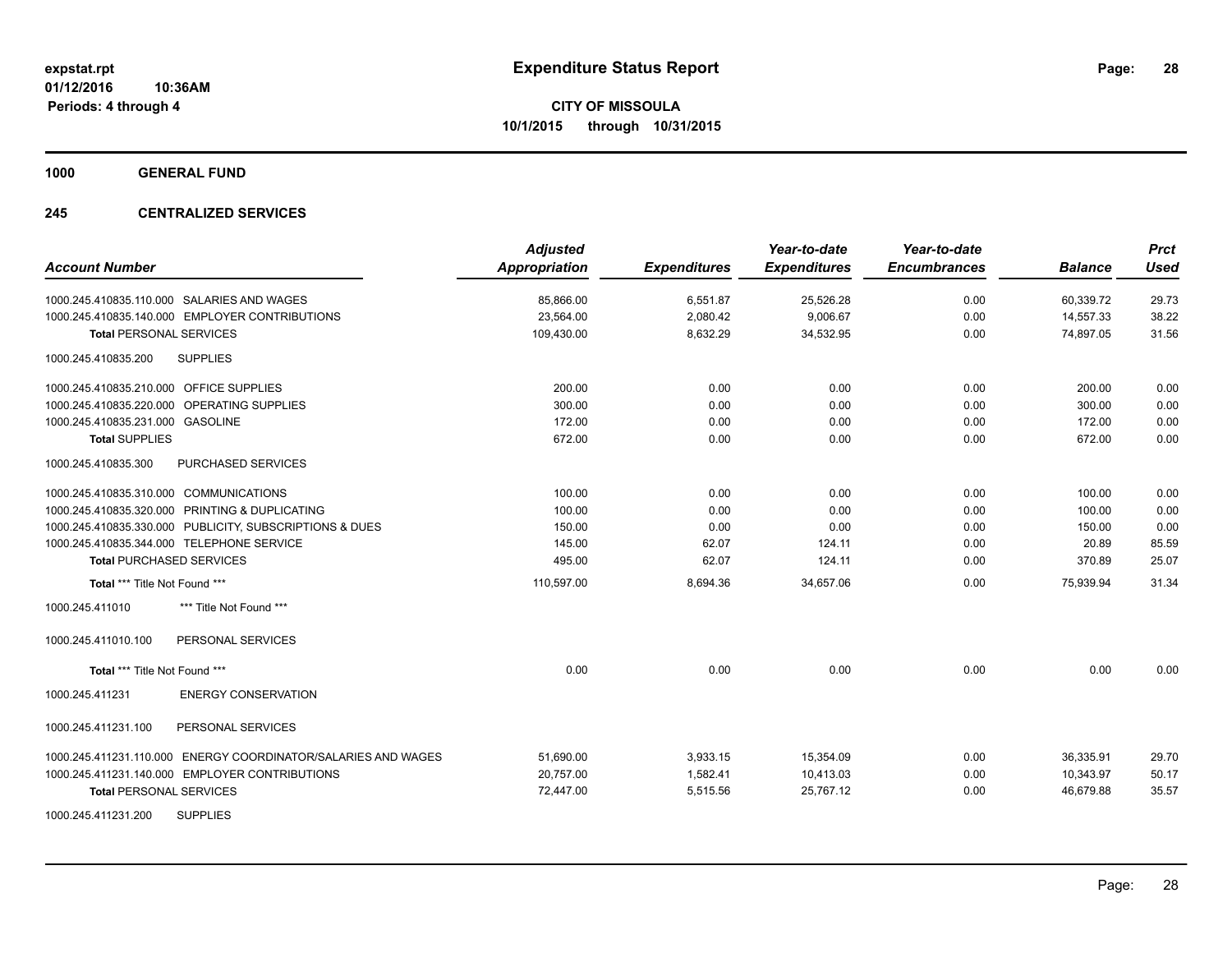# Expenditure Status Report

expstat.rpt
01/12/2016 10:36AM
Periods: 4 through 4

**CITY OF MISSOULA**
**10/1/2015 through 10/31/2015**

**1000 GENERAL FUND**

**245 CENTRALIZED SERVICES**

| Account Number | Adjusted Appropriation | Expenditures | Year-to-date Expenditures | Year-to-date Encumbrances | Balance | Prct Used |
|---|---|---|---|---|---|---|
| 1000.245.410835.110.000 SALARIES AND WAGES | 85,866.00 | 6,551.87 | 25,526.28 | 0.00 | 60,339.72 | 29.73 |
| 1000.245.410835.140.000 EMPLOYER CONTRIBUTIONS | 23,564.00 | 2,080.42 | 9,006.67 | 0.00 | 14,557.33 | 38.22 |
| **Total** PERSONAL SERVICES | 109,430.00 | 8,632.29 | 34,532.95 | 0.00 | 74,897.05 | 31.56 |
| 1000.245.410835.200 SUPPLIES | | | | | | |
| 1000.245.410835.210.000 OFFICE SUPPLIES | 200.00 | 0.00 | 0.00 | 0.00 | 200.00 | 0.00 |
| 1000.245.410835.220.000 OPERATING SUPPLIES | 300.00 | 0.00 | 0.00 | 0.00 | 300.00 | 0.00 |
| 1000.245.410835.231.000 GASOLINE | 172.00 | 0.00 | 0.00 | 0.00 | 172.00 | 0.00 |
| **Total** SUPPLIES | 672.00 | 0.00 | 0.00 | 0.00 | 672.00 | 0.00 |
| 1000.245.410835.300 PURCHASED SERVICES | | | | | | |
| 1000.245.410835.310.000 COMMUNICATIONS | 100.00 | 0.00 | 0.00 | 0.00 | 100.00 | 0.00 |
| 1000.245.410835.320.000 PRINTING & DUPLICATING | 100.00 | 0.00 | 0.00 | 0.00 | 100.00 | 0.00 |
| 1000.245.410835.330.000 PUBLICITY, SUBSCRIPTIONS & DUES | 150.00 | 0.00 | 0.00 | 0.00 | 150.00 | 0.00 |
| 1000.245.410835.344.000 TELEPHONE SERVICE | 145.00 | 62.07 | 124.11 | 0.00 | 20.89 | 85.59 |
| **Total** PURCHASED SERVICES | 495.00 | 62.07 | 124.11 | 0.00 | 370.89 | 25.07 |
| **Total** *** Title Not Found *** | 110,597.00 | 8,694.36 | 34,657.06 | 0.00 | 75,939.94 | 31.34 |
| 1000.245.411010 *** Title Not Found *** | | | | | | |
| 1000.245.411010.100 PERSONAL SERVICES | | | | | | |
| **Total** *** Title Not Found *** | 0.00 | 0.00 | 0.00 | 0.00 | 0.00 | 0.00 |
| 1000.245.411231 ENERGY CONSERVATION | | | | | | |
| 1000.245.411231.100 PERSONAL SERVICES | | | | | | |
| 1000.245.411231.110.000 ENERGY COORDINATOR/SALARIES AND WAGES | 51,690.00 | 3,933.15 | 15,354.09 | 0.00 | 36,335.91 | 29.70 |
| 1000.245.411231.140.000 EMPLOYER CONTRIBUTIONS | 20,757.00 | 1,582.41 | 10,413.03 | 0.00 | 10,343.97 | 50.17 |
| **Total** PERSONAL SERVICES | 72,447.00 | 5,515.56 | 25,767.12 | 0.00 | 46,679.88 | 35.57 |
| 1000.245.411231.200 SUPPLIES | | | | | | |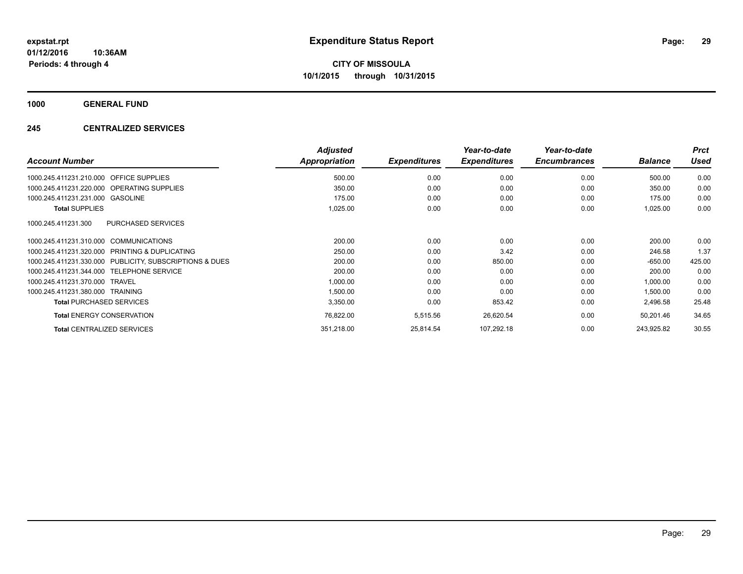# Expenditure Status Report

expstat.rpt
01/12/2016 10:36AM
Periods: 4 through 4

**CITY OF MISSOULA**
**10/1/2015 through 10/31/2015**

**1000 GENERAL FUND**

**245 CENTRALIZED SERVICES**

| Account Number | | Adjusted Appropriation | Expenditures | Year-to-date Expenditures | Year-to-date Encumbrances | Balance | Prct Used |
|---|---|---|---|---|---|---|---|
| 1000.245.411231.210.000 | OFFICE SUPPLIES | 500.00 | 0.00 | 0.00 | 0.00 | 500.00 | 0.00 |
| 1000.245.411231.220.000 | OPERATING SUPPLIES | 350.00 | 0.00 | 0.00 | 0.00 | 350.00 | 0.00 |
| 1000.245.411231.231.000 | GASOLINE | 175.00 | 0.00 | 0.00 | 0.00 | 175.00 | 0.00 |
| **Total** SUPPLIES | | 1,025.00 | 0.00 | 0.00 | 0.00 | 1,025.00 | 0.00 |
| 1000.245.411231.300 | PURCHASED SERVICES | | | | | | |
| 1000.245.411231.310.000 | COMMUNICATIONS | 200.00 | 0.00 | 0.00 | 0.00 | 200.00 | 0.00 |
| 1000.245.411231.320.000 | PRINTING & DUPLICATING | 250.00 | 0.00 | 3.42 | 0.00 | 246.58 | 1.37 |
| 1000.245.411231.330.000 | PUBLICITY, SUBSCRIPTIONS & DUES | 200.00 | 0.00 | 850.00 | 0.00 | -650.00 | 425.00 |
| 1000.245.411231.344.000 | TELEPHONE SERVICE | 200.00 | 0.00 | 0.00 | 0.00 | 200.00 | 0.00 |
| 1000.245.411231.370.000 | TRAVEL | 1,000.00 | 0.00 | 0.00 | 0.00 | 1,000.00 | 0.00 |
| 1000.245.411231.380.000 | TRAINING | 1,500.00 | 0.00 | 0.00 | 0.00 | 1,500.00 | 0.00 |
| **Total** PURCHASED SERVICES | | 3,350.00 | 0.00 | 853.42 | 0.00 | 2,496.58 | 25.48 |
| **Total** ENERGY CONSERVATION | | 76,822.00 | 5,515.56 | 26,620.54 | 0.00 | 50,201.46 | 34.65 |
| **Total** CENTRALIZED SERVICES | | 351,218.00 | 25,814.54 | 107,292.18 | 0.00 | 243,925.82 | 30.55 |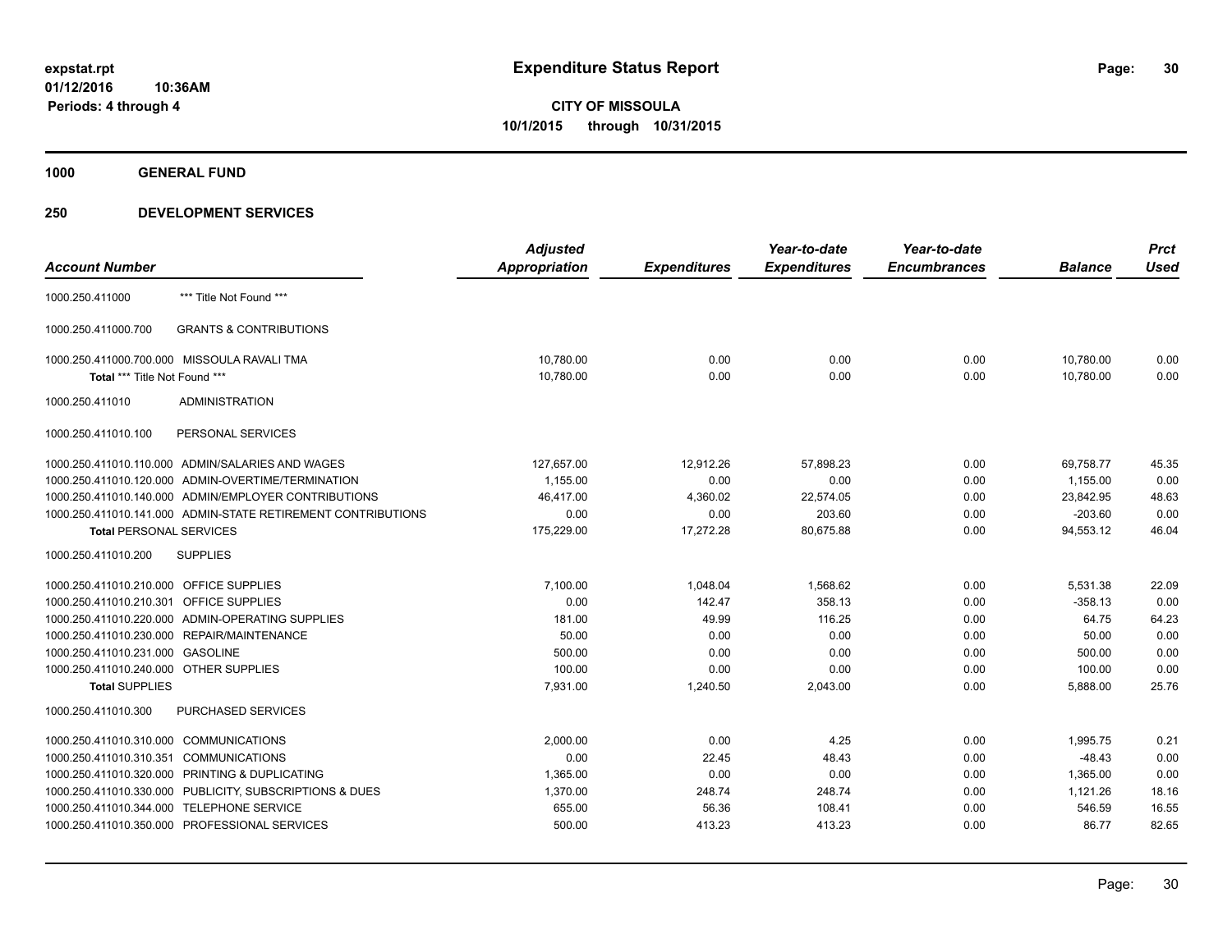expstat.rpt
01/12/2016 10:36AM
Periods: 4 through 4

# Expenditure Status Report

**CITY OF MISSOULA**
**10/1/2015 through 10/31/2015**

## 1000 GENERAL FUND

## 250 DEVELOPMENT SERVICES

| Account Number | | Adjusted Appropriation | Expenditures | Year-to-date Expenditures | Year-to-date Encumbrances | Balance | Prct Used |
|---|---|---|---|---|---|---|---|
| 1000.250.411000 | *** Title Not Found *** | | | | | | |
| 1000.250.411000.700 | GRANTS & CONTRIBUTIONS | | | | | | |
| 1000.250.411000.700.000 | MISSOULA RAVALI TMA | 10,780.00 | 0.00 | 0.00 | 0.00 | 10,780.00 | 0.00 |
| Total *** Title Not Found *** | | 10,780.00 | 0.00 | 0.00 | 0.00 | 10,780.00 | 0.00 |
| 1000.250.411010 | ADMINISTRATION | | | | | | |
| 1000.250.411010.100 | PERSONAL SERVICES | | | | | | |
| 1000.250.411010.110.000 | ADMIN/SALARIES AND WAGES | 127,657.00 | 12,912.26 | 57,898.23 | 0.00 | 69,758.77 | 45.35 |
| 1000.250.411010.120.000 | ADMIN-OVERTIME/TERMINATION | 1,155.00 | 0.00 | 0.00 | 0.00 | 1,155.00 | 0.00 |
| 1000.250.411010.140.000 | ADMIN/EMPLOYER CONTRIBUTIONS | 46,417.00 | 4,360.02 | 22,574.05 | 0.00 | 23,842.95 | 48.63 |
| 1000.250.411010.141.000 | ADMIN-STATE RETIREMENT CONTRIBUTIONS | 0.00 | 0.00 | 203.60 | 0.00 | -203.60 | 0.00 |
| **Total** PERSONAL SERVICES | | 175,229.00 | 17,272.28 | 80,675.88 | 0.00 | 94,553.12 | 46.04 |
| 1000.250.411010.200 | SUPPLIES | | | | | | |
| 1000.250.411010.210.000 | OFFICE SUPPLIES | 7,100.00 | 1,048.04 | 1,568.62 | 0.00 | 5,531.38 | 22.09 |
| 1000.250.411010.210.301 | OFFICE SUPPLIES | 0.00 | 142.47 | 358.13 | 0.00 | -358.13 | 0.00 |
| 1000.250.411010.220.000 | ADMIN-OPERATING SUPPLIES | 181.00 | 49.99 | 116.25 | 0.00 | 64.75 | 64.23 |
| 1000.250.411010.230.000 | REPAIR/MAINTENANCE | 50.00 | 0.00 | 0.00 | 0.00 | 50.00 | 0.00 |
| 1000.250.411010.231.000 | GASOLINE | 500.00 | 0.00 | 0.00 | 0.00 | 500.00 | 0.00 |
| 1000.250.411010.240.000 | OTHER SUPPLIES | 100.00 | 0.00 | 0.00 | 0.00 | 100.00 | 0.00 |
| **Total** SUPPLIES | | 7,931.00 | 1,240.50 | 2,043.00 | 0.00 | 5,888.00 | 25.76 |
| 1000.250.411010.300 | PURCHASED SERVICES | | | | | | |
| 1000.250.411010.310.000 | COMMUNICATIONS | 2,000.00 | 0.00 | 4.25 | 0.00 | 1,995.75 | 0.21 |
| 1000.250.411010.310.351 | COMMUNICATIONS | 0.00 | 22.45 | 48.43 | 0.00 | -48.43 | 0.00 |
| 1000.250.411010.320.000 | PRINTING & DUPLICATING | 1,365.00 | 0.00 | 0.00 | 0.00 | 1,365.00 | 0.00 |
| 1000.250.411010.330.000 | PUBLICITY, SUBSCRIPTIONS & DUES | 1,370.00 | 248.74 | 248.74 | 0.00 | 1,121.26 | 18.16 |
| 1000.250.411010.344.000 | TELEPHONE SERVICE | 655.00 | 56.36 | 108.41 | 0.00 | 546.59 | 16.55 |
| 1000.250.411010.350.000 | PROFESSIONAL SERVICES | 500.00 | 413.23 | 413.23 | 0.00 | 86.77 | 82.65 |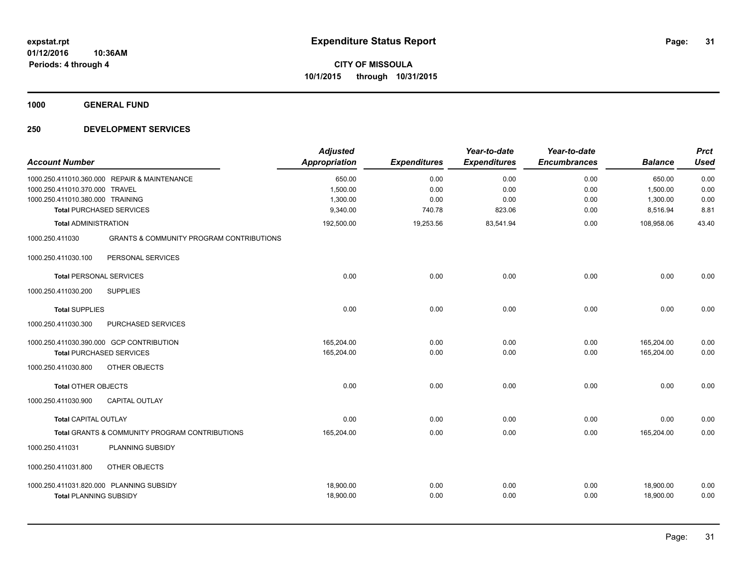**expstat.rpt**
**01/12/2016 10:36AM**
**Periods: 4 through 4**

# Expenditure Status Report

**CITY OF MISSOULA**
**10/1/2015 through 10/31/2015**

## 1000 GENERAL FUND

## 250 DEVELOPMENT SERVICES

| Account Number | | Adjusted Appropriation | Expenditures | Year-to-date Expenditures | Year-to-date Encumbrances | Balance | Prct Used |
|---|---|---|---|---|---|---|---|
| 1000.250.411010.360.000 | REPAIR & MAINTENANCE | 650.00 | 0.00 | 0.00 | 0.00 | 650.00 | 0.00 |
| 1000.250.411010.370.000 | TRAVEL | 1,500.00 | 0.00 | 0.00 | 0.00 | 1,500.00 | 0.00 |
| 1000.250.411010.380.000 | TRAINING | 1,300.00 | 0.00 | 0.00 | 0.00 | 1,300.00 | 0.00 |
| **Total** PURCHASED SERVICES | | 9,340.00 | 740.78 | 823.06 | 0.00 | 8,516.94 | 8.81 |
| **Total** ADMINISTRATION | | 192,500.00 | 19,253.56 | 83,541.94 | 0.00 | 108,958.06 | 43.40 |
| 1000.250.411030 | GRANTS & COMMUNITY PROGRAM CONTRIBUTIONS | | | | | | |
| 1000.250.411030.100 | PERSONAL SERVICES | | | | | | |
| **Total** PERSONAL SERVICES | | 0.00 | 0.00 | 0.00 | 0.00 | 0.00 | 0.00 |
| 1000.250.411030.200 | SUPPLIES | | | | | | |
| **Total** SUPPLIES | | 0.00 | 0.00 | 0.00 | 0.00 | 0.00 | 0.00 |
| 1000.250.411030.300 | PURCHASED SERVICES | | | | | | |
| 1000.250.411030.390.000 | GCP CONTRIBUTION | 165,204.00 | 0.00 | 0.00 | 0.00 | 165,204.00 | 0.00 |
| **Total** PURCHASED SERVICES | | 165,204.00 | 0.00 | 0.00 | 0.00 | 165,204.00 | 0.00 |
| 1000.250.411030.800 | OTHER OBJECTS | | | | | | |
| **Total** OTHER OBJECTS | | 0.00 | 0.00 | 0.00 | 0.00 | 0.00 | 0.00 |
| 1000.250.411030.900 | CAPITAL OUTLAY | | | | | | |
| **Total** CAPITAL OUTLAY | | 0.00 | 0.00 | 0.00 | 0.00 | 0.00 | 0.00 |
| **Total** GRANTS & COMMUNITY PROGRAM CONTRIBUTIONS | | 165,204.00 | 0.00 | 0.00 | 0.00 | 165,204.00 | 0.00 |
| 1000.250.411031 | PLANNING SUBSIDY | | | | | | |
| 1000.250.411031.800 | OTHER OBJECTS | | | | | | |
| 1000.250.411031.820.000 | PLANNING SUBSIDY | 18,900.00 | 0.00 | 0.00 | 0.00 | 18,900.00 | 0.00 |
| **Total** PLANNING SUBSIDY | | 18,900.00 | 0.00 | 0.00 | 0.00 | 18,900.00 | 0.00 |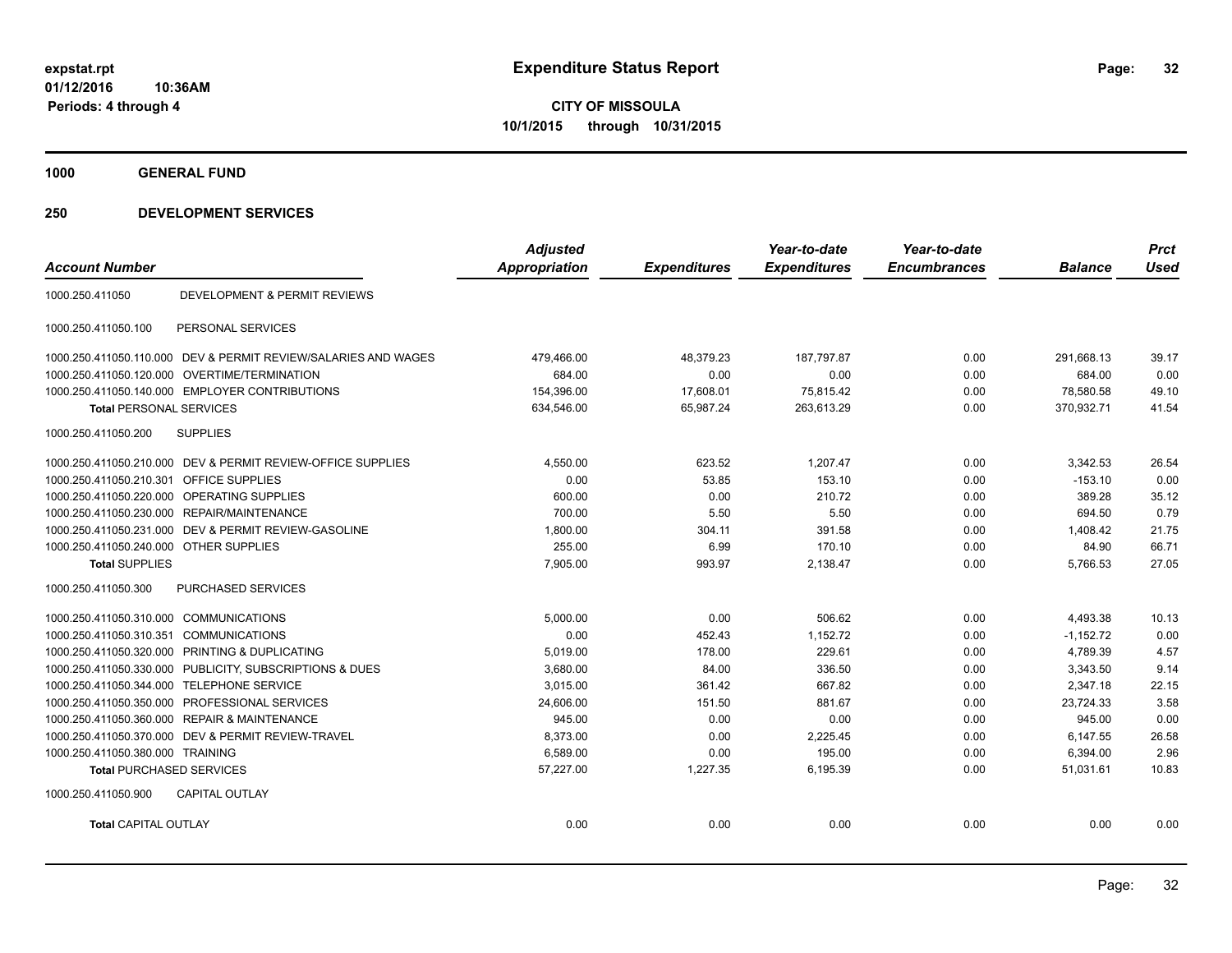**expstat.rpt**
**01/12/2016 10:36AM**
**Periods: 4 through 4**

# Expenditure Status Report

**CITY OF MISSOULA**
**10/1/2015 through 10/31/2015**

## 1000 GENERAL FUND

## 250 DEVELOPMENT SERVICES

| Account Number | | Adjusted Appropriation | Expenditures | Year-to-date Expenditures | Year-to-date Encumbrances | Balance | Prct Used |
|---|---|---|---|---|---|---|---|
| 1000.250.411050 | DEVELOPMENT & PERMIT REVIEWS | | | | | | |
| 1000.250.411050.100 | PERSONAL SERVICES | | | | | | |
| 1000.250.411050.110.000 | DEV & PERMIT REVIEW/SALARIES AND WAGES | 479,466.00 | 48,379.23 | 187,797.87 | 0.00 | 291,668.13 | 39.17 |
| 1000.250.411050.120.000 | OVERTIME/TERMINATION | 684.00 | 0.00 | 0.00 | 0.00 | 684.00 | 0.00 |
| 1000.250.411050.140.000 | EMPLOYER CONTRIBUTIONS | 154,396.00 | 17,608.01 | 75,815.42 | 0.00 | 78,580.58 | 49.10 |
| **Total** PERSONAL SERVICES | | 634,546.00 | 65,987.24 | 263,613.29 | 0.00 | 370,932.71 | 41.54 |
| 1000.250.411050.200 | SUPPLIES | | | | | | |
| 1000.250.411050.210.000 | DEV & PERMIT REVIEW-OFFICE SUPPLIES | 4,550.00 | 623.52 | 1,207.47 | 0.00 | 3,342.53 | 26.54 |
| 1000.250.411050.210.301 | OFFICE SUPPLIES | 0.00 | 53.85 | 153.10 | 0.00 | -153.10 | 0.00 |
| 1000.250.411050.220.000 | OPERATING SUPPLIES | 600.00 | 0.00 | 210.72 | 0.00 | 389.28 | 35.12 |
| 1000.250.411050.230.000 | REPAIR/MAINTENANCE | 700.00 | 5.50 | 5.50 | 0.00 | 694.50 | 0.79 |
| 1000.250.411050.231.000 | DEV & PERMIT REVIEW-GASOLINE | 1,800.00 | 304.11 | 391.58 | 0.00 | 1,408.42 | 21.75 |
| 1000.250.411050.240.000 | OTHER SUPPLIES | 255.00 | 6.99 | 170.10 | 0.00 | 84.90 | 66.71 |
| **Total** SUPPLIES | | 7,905.00 | 993.97 | 2,138.47 | 0.00 | 5,766.53 | 27.05 |
| 1000.250.411050.300 | PURCHASED SERVICES | | | | | | |
| 1000.250.411050.310.000 | COMMUNICATIONS | 5,000.00 | 0.00 | 506.62 | 0.00 | 4,493.38 | 10.13 |
| 1000.250.411050.310.351 | COMMUNICATIONS | 0.00 | 452.43 | 1,152.72 | 0.00 | -1,152.72 | 0.00 |
| 1000.250.411050.320.000 | PRINTING & DUPLICATING | 5,019.00 | 178.00 | 229.61 | 0.00 | 4,789.39 | 4.57 |
| 1000.250.411050.330.000 | PUBLICITY, SUBSCRIPTIONS & DUES | 3,680.00 | 84.00 | 336.50 | 0.00 | 3,343.50 | 9.14 |
| 1000.250.411050.344.000 | TELEPHONE SERVICE | 3,015.00 | 361.42 | 667.82 | 0.00 | 2,347.18 | 22.15 |
| 1000.250.411050.350.000 | PROFESSIONAL SERVICES | 24,606.00 | 151.50 | 881.67 | 0.00 | 23,724.33 | 3.58 |
| 1000.250.411050.360.000 | REPAIR & MAINTENANCE | 945.00 | 0.00 | 0.00 | 0.00 | 945.00 | 0.00 |
| 1000.250.411050.370.000 | DEV & PERMIT REVIEW-TRAVEL | 8,373.00 | 0.00 | 2,225.45 | 0.00 | 6,147.55 | 26.58 |
| 1000.250.411050.380.000 | TRAINING | 6,589.00 | 0.00 | 195.00 | 0.00 | 6,394.00 | 2.96 |
| **Total** PURCHASED SERVICES | | 57,227.00 | 1,227.35 | 6,195.39 | 0.00 | 51,031.61 | 10.83 |
| 1000.250.411050.900 | CAPITAL OUTLAY | | | | | | |
| **Total** CAPITAL OUTLAY | | 0.00 | 0.00 | 0.00 | 0.00 | 0.00 | 0.00 |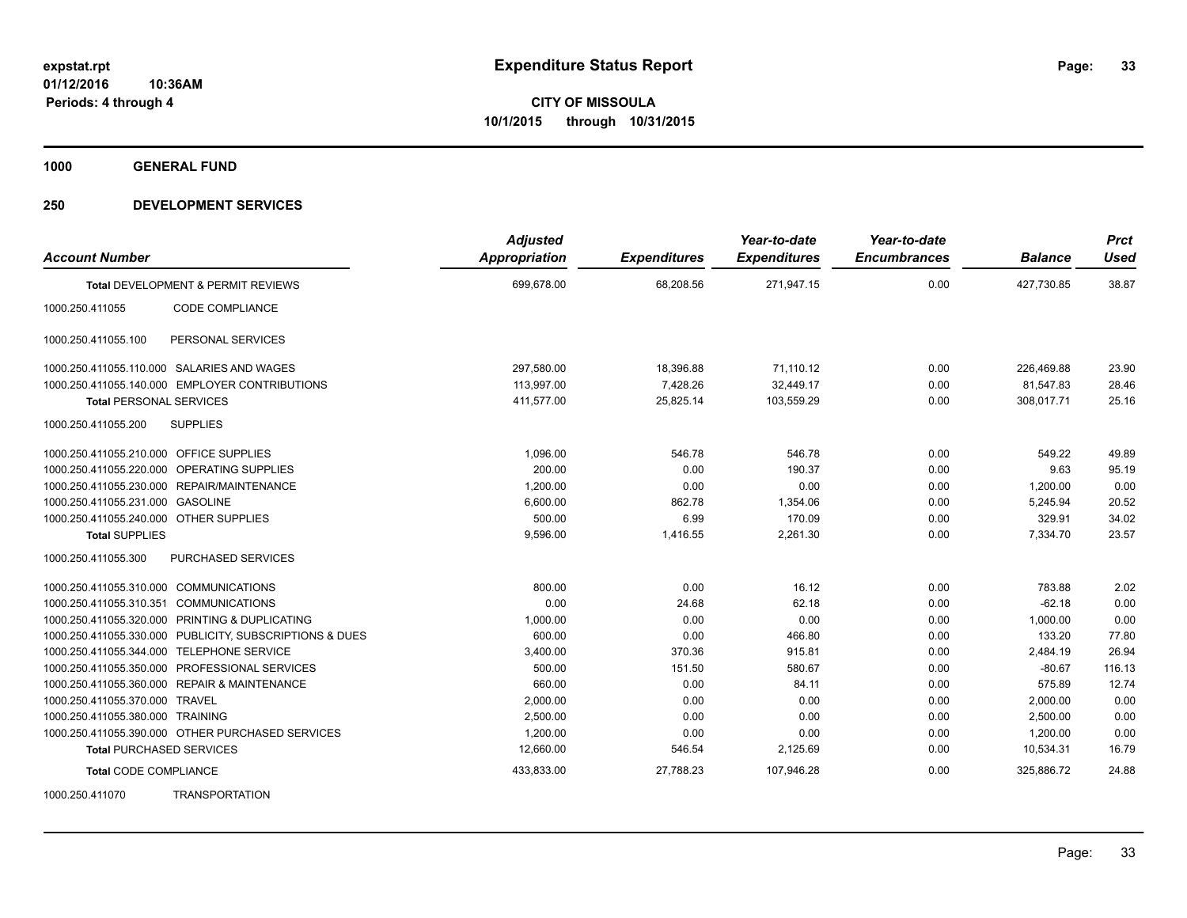**expstat.rpt**
**01/12/2016 10:36AM**
**Periods: 4 through 4**

# Expenditure Status Report

**CITY OF MISSOULA**
**10/1/2015 through 10/31/2015**

## 1000 GENERAL FUND

## 250 DEVELOPMENT SERVICES

| Account Number | | Adjusted Appropriation | Expenditures | Year-to-date Expenditures | Year-to-date Encumbrances | Balance | Prct Used |
|---|---|---|---|---|---|---|---|
| **Total** DEVELOPMENT & PERMIT REVIEWS | | 699,678.00 | 68,208.56 | 271,947.15 | 0.00 | 427,730.85 | 38.87 |
| 1000.250.411055 | CODE COMPLIANCE | | | | | | |
| 1000.250.411055.100 | PERSONAL SERVICES | | | | | | |
| 1000.250.411055.110.000 | SALARIES AND WAGES | 297,580.00 | 18,396.88 | 71,110.12 | 0.00 | 226,469.88 | 23.90 |
| 1000.250.411055.140.000 | EMPLOYER CONTRIBUTIONS | 113,997.00 | 7,428.26 | 32,449.17 | 0.00 | 81,547.83 | 28.46 |
| **Total** PERSONAL SERVICES | | 411,577.00 | 25,825.14 | 103,559.29 | 0.00 | 308,017.71 | 25.16 |
| 1000.250.411055.200 | SUPPLIES | | | | | | |
| 1000.250.411055.210.000 | OFFICE SUPPLIES | 1,096.00 | 546.78 | 546.78 | 0.00 | 549.22 | 49.89 |
| 1000.250.411055.220.000 | OPERATING SUPPLIES | 200.00 | 0.00 | 190.37 | 0.00 | 9.63 | 95.19 |
| 1000.250.411055.230.000 | REPAIR/MAINTENANCE | 1,200.00 | 0.00 | 0.00 | 0.00 | 1,200.00 | 0.00 |
| 1000.250.411055.231.000 | GASOLINE | 6,600.00 | 862.78 | 1,354.06 | 0.00 | 5,245.94 | 20.52 |
| 1000.250.411055.240.000 | OTHER SUPPLIES | 500.00 | 6.99 | 170.09 | 0.00 | 329.91 | 34.02 |
| **Total** SUPPLIES | | 9,596.00 | 1,416.55 | 2,261.30 | 0.00 | 7,334.70 | 23.57 |
| 1000.250.411055.300 | PURCHASED SERVICES | | | | | | |
| 1000.250.411055.310.000 | COMMUNICATIONS | 800.00 | 0.00 | 16.12 | 0.00 | 783.88 | 2.02 |
| 1000.250.411055.310.351 | COMMUNICATIONS | 0.00 | 24.68 | 62.18 | 0.00 | -62.18 | 0.00 |
| 1000.250.411055.320.000 | PRINTING & DUPLICATING | 1,000.00 | 0.00 | 0.00 | 0.00 | 1,000.00 | 0.00 |
| 1000.250.411055.330.000 | PUBLICITY, SUBSCRIPTIONS & DUES | 600.00 | 0.00 | 466.80 | 0.00 | 133.20 | 77.80 |
| 1000.250.411055.344.000 | TELEPHONE SERVICE | 3,400.00 | 370.36 | 915.81 | 0.00 | 2,484.19 | 26.94 |
| 1000.250.411055.350.000 | PROFESSIONAL SERVICES | 500.00 | 151.50 | 580.67 | 0.00 | -80.67 | 116.13 |
| 1000.250.411055.360.000 | REPAIR & MAINTENANCE | 660.00 | 0.00 | 84.11 | 0.00 | 575.89 | 12.74 |
| 1000.250.411055.370.000 | TRAVEL | 2,000.00 | 0.00 | 0.00 | 0.00 | 2,000.00 | 0.00 |
| 1000.250.411055.380.000 | TRAINING | 2,500.00 | 0.00 | 0.00 | 0.00 | 2,500.00 | 0.00 |
| 1000.250.411055.390.000 | OTHER PURCHASED SERVICES | 1,200.00 | 0.00 | 0.00 | 0.00 | 1,200.00 | 0.00 |
| **Total** PURCHASED SERVICES | | 12,660.00 | 546.54 | 2,125.69 | 0.00 | 10,534.31 | 16.79 |
| **Total** CODE COMPLIANCE | | 433,833.00 | 27,788.23 | 107,946.28 | 0.00 | 325,886.72 | 24.88 |
| 1000.250.411070 | TRANSPORTATION | | | | | | |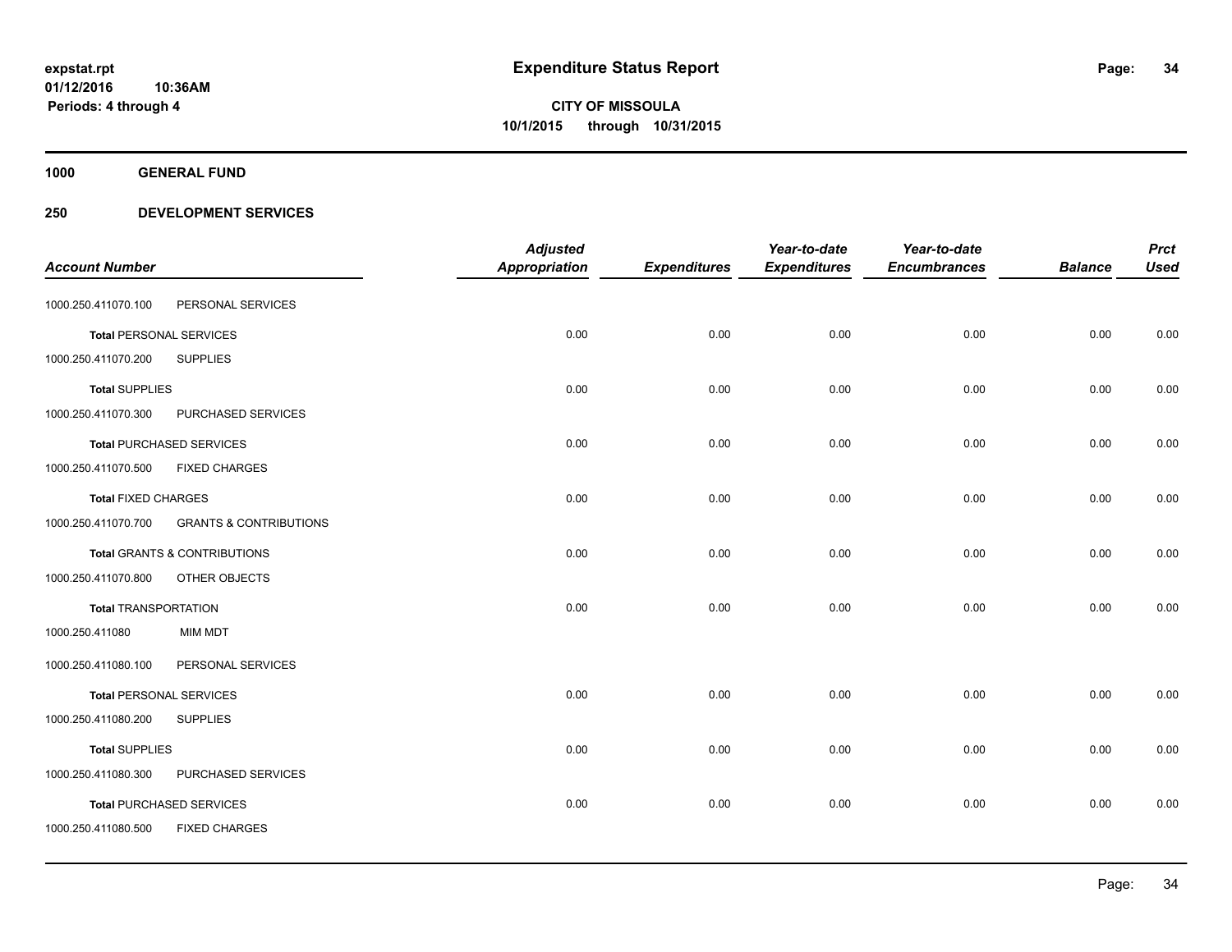**expstat.rpt**
**01/12/2016 10:36AM**
**Periods: 4 through 4**

# Expenditure Status Report

**CITY OF MISSOULA**
**10/1/2015 through 10/31/2015**

## 1000 GENERAL FUND

## 250 DEVELOPMENT SERVICES

| Account Number | | Adjusted Appropriation | Expenditures | Year-to-date Expenditures | Year-to-date Encumbrances | Balance | Prct Used |
|---|---|---|---|---|---|---|---|
| 1000.250.411070.100 | PERSONAL SERVICES | | | | | | |
| **Total** PERSONAL SERVICES | | 0.00 | 0.00 | 0.00 | 0.00 | 0.00 | 0.00 |
| 1000.250.411070.200 | SUPPLIES | | | | | | |
| **Total** SUPPLIES | | 0.00 | 0.00 | 0.00 | 0.00 | 0.00 | 0.00 |
| 1000.250.411070.300 | PURCHASED SERVICES | | | | | | |
| **Total** PURCHASED SERVICES | | 0.00 | 0.00 | 0.00 | 0.00 | 0.00 | 0.00 |
| 1000.250.411070.500 | FIXED CHARGES | | | | | | |
| **Total** FIXED CHARGES | | 0.00 | 0.00 | 0.00 | 0.00 | 0.00 | 0.00 |
| 1000.250.411070.700 | GRANTS & CONTRIBUTIONS | | | | | | |
| **Total** GRANTS & CONTRIBUTIONS | | 0.00 | 0.00 | 0.00 | 0.00 | 0.00 | 0.00 |
| 1000.250.411070.800 | OTHER OBJECTS | | | | | | |
| **Total** TRANSPORTATION | | 0.00 | 0.00 | 0.00 | 0.00 | 0.00 | 0.00 |
| 1000.250.411080 | MIM MDT | | | | | | |
| 1000.250.411080.100 | PERSONAL SERVICES | | | | | | |
| **Total** PERSONAL SERVICES | | 0.00 | 0.00 | 0.00 | 0.00 | 0.00 | 0.00 |
| 1000.250.411080.200 | SUPPLIES | | | | | | |
| **Total** SUPPLIES | | 0.00 | 0.00 | 0.00 | 0.00 | 0.00 | 0.00 |
| 1000.250.411080.300 | PURCHASED SERVICES | | | | | | |
| **Total** PURCHASED SERVICES | | 0.00 | 0.00 | 0.00 | 0.00 | 0.00 | 0.00 |
| 1000.250.411080.500 | FIXED CHARGES | | | | | | |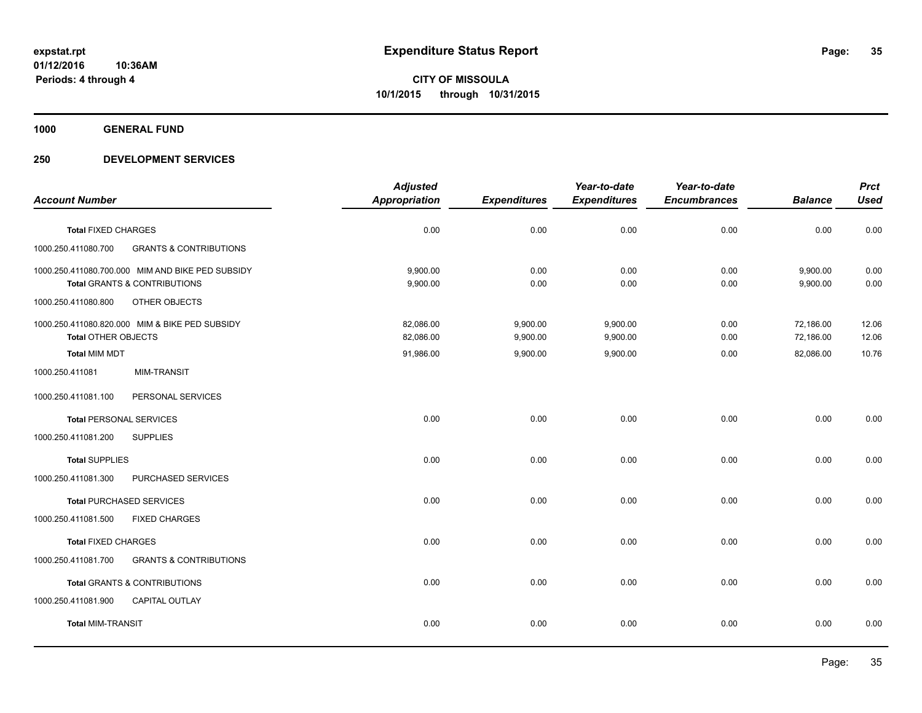**expstat.rpt**
**01/12/2016 10:36AM**
**Periods: 4 through 4**

# Expenditure Status Report

**CITY OF MISSOULA**
**10/1/2015 through 10/31/2015**

## 1000 GENERAL FUND

## 250 DEVELOPMENT SERVICES

| Account Number | | Adjusted Appropriation | Expenditures | Year-to-date Expenditures | Year-to-date Encumbrances | Balance | Prct Used |
|---|---|---|---|---|---|---|---|
| **Total** FIXED CHARGES | | 0.00 | 0.00 | 0.00 | 0.00 | 0.00 | 0.00 |
| 1000.250.411080.700 | GRANTS & CONTRIBUTIONS | | | | | | |
| 1000.250.411080.700.000 | MIM AND BIKE PED SUBSIDY | 9,900.00 | 0.00 | 0.00 | 0.00 | 9,900.00 | 0.00 |
| **Total** GRANTS & CONTRIBUTIONS | | 9,900.00 | 0.00 | 0.00 | 0.00 | 9,900.00 | 0.00 |
| 1000.250.411080.800 | OTHER OBJECTS | | | | | | |
| 1000.250.411080.820.000 | MIM & BIKE PED SUBSIDY | 82,086.00 | 9,900.00 | 9,900.00 | 0.00 | 72,186.00 | 12.06 |
| **Total** OTHER OBJECTS | | 82,086.00 | 9,900.00 | 9,900.00 | 0.00 | 72,186.00 | 12.06 |
| **Total** MIM MDT | | 91,986.00 | 9,900.00 | 9,900.00 | 0.00 | 82,086.00 | 10.76 |
| 1000.250.411081 | MIM-TRANSIT | | | | | | |
| 1000.250.411081.100 | PERSONAL SERVICES | | | | | | |
| **Total** PERSONAL SERVICES | | 0.00 | 0.00 | 0.00 | 0.00 | 0.00 | 0.00 |
| 1000.250.411081.200 | SUPPLIES | | | | | | |
| **Total** SUPPLIES | | 0.00 | 0.00 | 0.00 | 0.00 | 0.00 | 0.00 |
| 1000.250.411081.300 | PURCHASED SERVICES | | | | | | |
| **Total** PURCHASED SERVICES | | 0.00 | 0.00 | 0.00 | 0.00 | 0.00 | 0.00 |
| 1000.250.411081.500 | FIXED CHARGES | | | | | | |
| **Total** FIXED CHARGES | | 0.00 | 0.00 | 0.00 | 0.00 | 0.00 | 0.00 |
| 1000.250.411081.700 | GRANTS & CONTRIBUTIONS | | | | | | |
| **Total** GRANTS & CONTRIBUTIONS | | 0.00 | 0.00 | 0.00 | 0.00 | 0.00 | 0.00 |
| 1000.250.411081.900 | CAPITAL OUTLAY | | | | | | |
| **Total** MIM-TRANSIT | | 0.00 | 0.00 | 0.00 | 0.00 | 0.00 | 0.00 |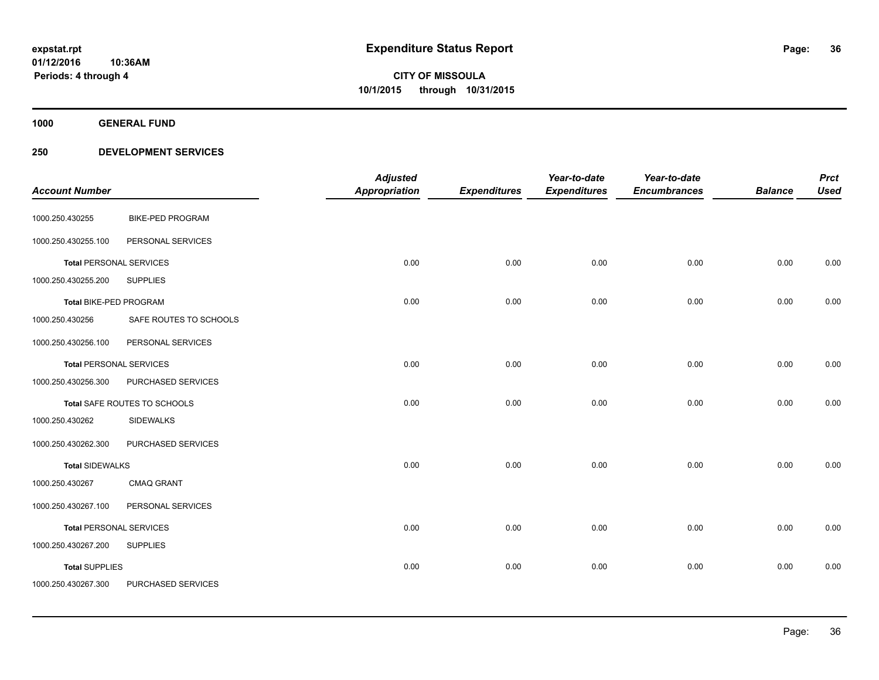expstat.rpt
01/12/2016 10:36AM
Periods: 4 through 4

# Expenditure Status Report

**CITY OF MISSOULA**
**10/1/2015 through 10/31/2015**

**1000 GENERAL FUND**

**250 DEVELOPMENT SERVICES**

| Account Number | | Adjusted Appropriation | Expenditures | Year-to-date Expenditures | Year-to-date Encumbrances | Balance | Prct Used |
|---|---|---|---|---|---|---|---|
| 1000.250.430255 | BIKE-PED PROGRAM | | | | | | |
| 1000.250.430255.100 | PERSONAL SERVICES | | | | | | |
| **Total** PERSONAL SERVICES | | 0.00 | 0.00 | 0.00 | 0.00 | 0.00 | 0.00 |
| 1000.250.430255.200 | SUPPLIES | | | | | | |
| **Total** BIKE-PED PROGRAM | | 0.00 | 0.00 | 0.00 | 0.00 | 0.00 | 0.00 |
| 1000.250.430256 | SAFE ROUTES TO SCHOOLS | | | | | | |
| 1000.250.430256.100 | PERSONAL SERVICES | | | | | | |
| **Total** PERSONAL SERVICES | | 0.00 | 0.00 | 0.00 | 0.00 | 0.00 | 0.00 |
| 1000.250.430256.300 | PURCHASED SERVICES | | | | | | |
| **Total** SAFE ROUTES TO SCHOOLS | | 0.00 | 0.00 | 0.00 | 0.00 | 0.00 | 0.00 |
| 1000.250.430262 | SIDEWALKS | | | | | | |
| 1000.250.430262.300 | PURCHASED SERVICES | | | | | | |
| **Total** SIDEWALKS | | 0.00 | 0.00 | 0.00 | 0.00 | 0.00 | 0.00 |
| 1000.250.430267 | CMAQ GRANT | | | | | | |
| 1000.250.430267.100 | PERSONAL SERVICES | | | | | | |
| **Total** PERSONAL SERVICES | | 0.00 | 0.00 | 0.00 | 0.00 | 0.00 | 0.00 |
| 1000.250.430267.200 | SUPPLIES | | | | | | |
| **Total** SUPPLIES | | 0.00 | 0.00 | 0.00 | 0.00 | 0.00 | 0.00 |
| 1000.250.430267.300 | PURCHASED SERVICES | | | | | | |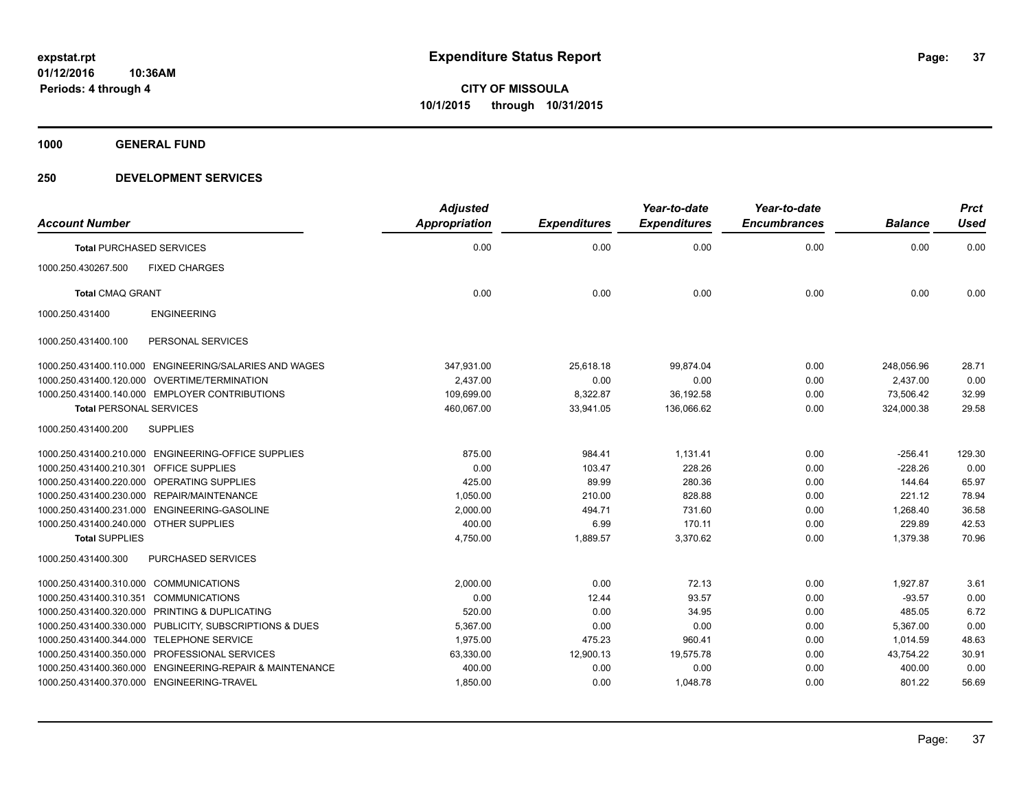# Expenditure Status Report

**CITY OF MISSOULA**
**10/1/2015 through 10/31/2015**

expstat.rpt
01/12/2016 10:36AM
Periods: 4 through 4

**1000 GENERAL FUND**

**250 DEVELOPMENT SERVICES**

| Account Number | | Adjusted Appropriation | Expenditures | Year-to-date Expenditures | Year-to-date Encumbrances | Balance | Prct Used |
|---|---|---|---|---|---|---|---|
| **Total** PURCHASED SERVICES | | 0.00 | 0.00 | 0.00 | 0.00 | 0.00 | 0.00 |
| 1000.250.430267.500 | FIXED CHARGES | | | | | | |
| **Total** CMAQ GRANT | | 0.00 | 0.00 | 0.00 | 0.00 | 0.00 | 0.00 |
| 1000.250.431400 | ENGINEERING | | | | | | |
| 1000.250.431400.100 | PERSONAL SERVICES | | | | | | |
| 1000.250.431400.110.000 | ENGINEERING/SALARIES AND WAGES | 347,931.00 | 25,618.18 | 99,874.04 | 0.00 | 248,056.96 | 28.71 |
| 1000.250.431400.120.000 | OVERTIME/TERMINATION | 2,437.00 | 0.00 | 0.00 | 0.00 | 2,437.00 | 0.00 |
| 1000.250.431400.140.000 | EMPLOYER CONTRIBUTIONS | 109,699.00 | 8,322.87 | 36,192.58 | 0.00 | 73,506.42 | 32.99 |
| **Total** PERSONAL SERVICES | | 460,067.00 | 33,941.05 | 136,066.62 | 0.00 | 324,000.38 | 29.58 |
| 1000.250.431400.200 | SUPPLIES | | | | | | |
| 1000.250.431400.210.000 | ENGINEERING-OFFICE SUPPLIES | 875.00 | 984.41 | 1,131.41 | 0.00 | -256.41 | 129.30 |
| 1000.250.431400.210.301 | OFFICE SUPPLIES | 0.00 | 103.47 | 228.26 | 0.00 | -228.26 | 0.00 |
| 1000.250.431400.220.000 | OPERATING SUPPLIES | 425.00 | 89.99 | 280.36 | 0.00 | 144.64 | 65.97 |
| 1000.250.431400.230.000 | REPAIR/MAINTENANCE | 1,050.00 | 210.00 | 828.88 | 0.00 | 221.12 | 78.94 |
| 1000.250.431400.231.000 | ENGINEERING-GASOLINE | 2,000.00 | 494.71 | 731.60 | 0.00 | 1,268.40 | 36.58 |
| 1000.250.431400.240.000 | OTHER SUPPLIES | 400.00 | 6.99 | 170.11 | 0.00 | 229.89 | 42.53 |
| **Total** SUPPLIES | | 4,750.00 | 1,889.57 | 3,370.62 | 0.00 | 1,379.38 | 70.96 |
| 1000.250.431400.300 | PURCHASED SERVICES | | | | | | |
| 1000.250.431400.310.000 | COMMUNICATIONS | 2,000.00 | 0.00 | 72.13 | 0.00 | 1,927.87 | 3.61 |
| 1000.250.431400.310.351 | COMMUNICATIONS | 0.00 | 12.44 | 93.57 | 0.00 | -93.57 | 0.00 |
| 1000.250.431400.320.000 | PRINTING & DUPLICATING | 520.00 | 0.00 | 34.95 | 0.00 | 485.05 | 6.72 |
| 1000.250.431400.330.000 | PUBLICITY, SUBSCRIPTIONS & DUES | 5,367.00 | 0.00 | 0.00 | 0.00 | 5,367.00 | 0.00 |
| 1000.250.431400.344.000 | TELEPHONE SERVICE | 1,975.00 | 475.23 | 960.41 | 0.00 | 1,014.59 | 48.63 |
| 1000.250.431400.350.000 | PROFESSIONAL SERVICES | 63,330.00 | 12,900.13 | 19,575.78 | 0.00 | 43,754.22 | 30.91 |
| 1000.250.431400.360.000 | ENGINEERING-REPAIR & MAINTENANCE | 400.00 | 0.00 | 0.00 | 0.00 | 400.00 | 0.00 |
| 1000.250.431400.370.000 | ENGINEERING-TRAVEL | 1,850.00 | 0.00 | 1,048.78 | 0.00 | 801.22 | 56.69 |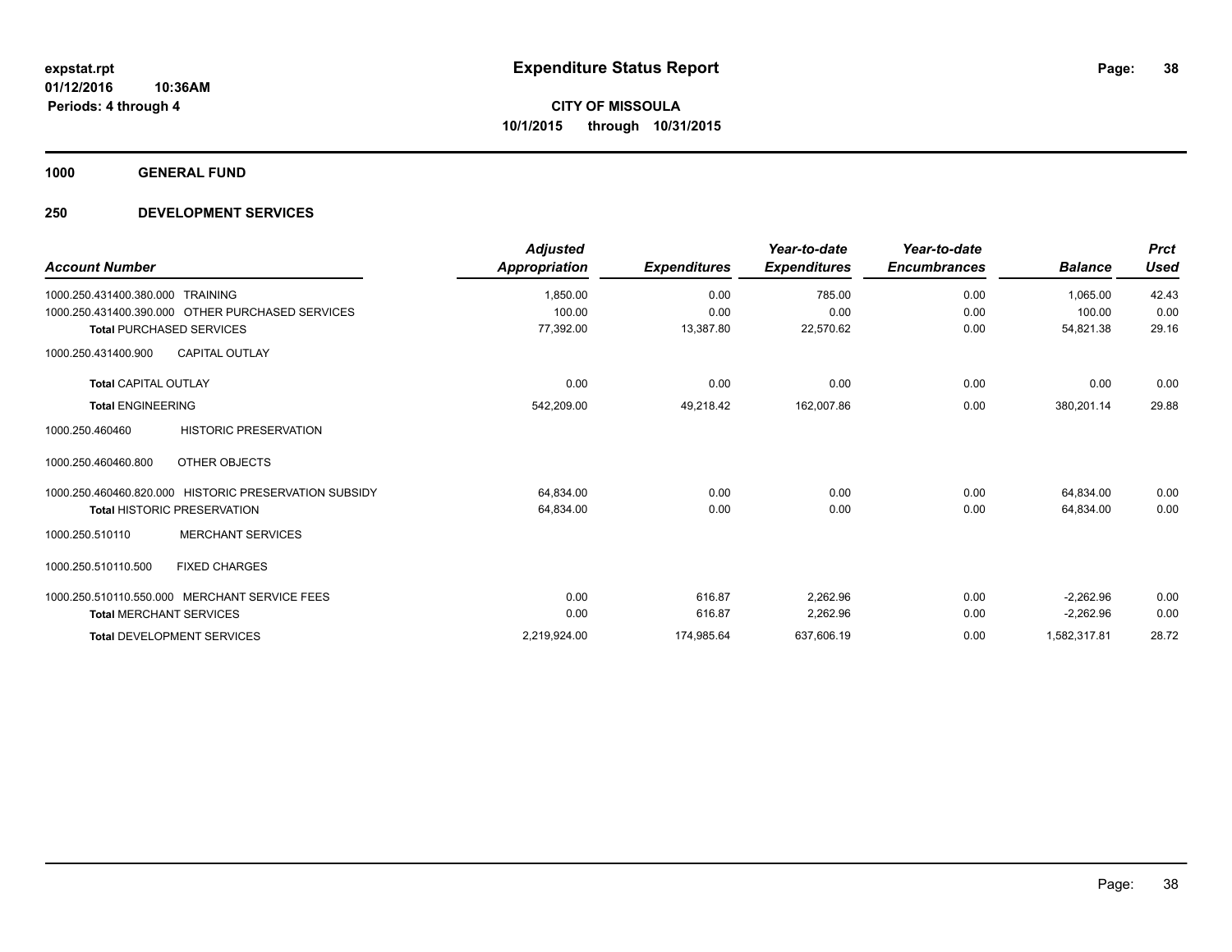# Expenditure Status Report

**CITY OF MISSOULA**

**10/1/2015 through 10/31/2015**

expstat.rpt
01/12/2016 10:36AM
Periods: 4 through 4

**1000 GENERAL FUND**

**250 DEVELOPMENT SERVICES**

| Account Number | | Adjusted Appropriation | Expenditures | Year-to-date Expenditures | Year-to-date Encumbrances | Balance | Prct Used |
|---|---|---|---|---|---|---|---|
| 1000.250.431400.380.000 | TRAINING | 1,850.00 | 0.00 | 785.00 | 0.00 | 1,065.00 | 42.43 |
| 1000.250.431400.390.000 | OTHER PURCHASED SERVICES | 100.00 | 0.00 | 0.00 | 0.00 | 100.00 | 0.00 |
| **Total** PURCHASED SERVICES | | 77,392.00 | 13,387.80 | 22,570.62 | 0.00 | 54,821.38 | 29.16 |
| 1000.250.431400.900 | CAPITAL OUTLAY | | | | | | |
| **Total** CAPITAL OUTLAY | | 0.00 | 0.00 | 0.00 | 0.00 | 0.00 | 0.00 |
| **Total** ENGINEERING | | 542,209.00 | 49,218.42 | 162,007.86 | 0.00 | 380,201.14 | 29.88 |
| 1000.250.460460 | HISTORIC PRESERVATION | | | | | | |
| 1000.250.460460.800 | OTHER OBJECTS | | | | | | |
| 1000.250.460460.820.000 | HISTORIC PRESERVATION SUBSIDY | 64,834.00 | 0.00 | 0.00 | 0.00 | 64,834.00 | 0.00 |
| **Total** HISTORIC PRESERVATION | | 64,834.00 | 0.00 | 0.00 | 0.00 | 64,834.00 | 0.00 |
| 1000.250.510110 | MERCHANT SERVICES | | | | | | |
| 1000.250.510110.500 | FIXED CHARGES | | | | | | |
| 1000.250.510110.550.000 | MERCHANT SERVICE FEES | 0.00 | 616.87 | 2,262.96 | 0.00 | -2,262.96 | 0.00 |
| **Total** MERCHANT SERVICES | | 0.00 | 616.87 | 2,262.96 | 0.00 | -2,262.96 | 0.00 |
| **Total** DEVELOPMENT SERVICES | | 2,219,924.00 | 174,985.64 | 637,606.19 | 0.00 | 1,582,317.81 | 28.72 |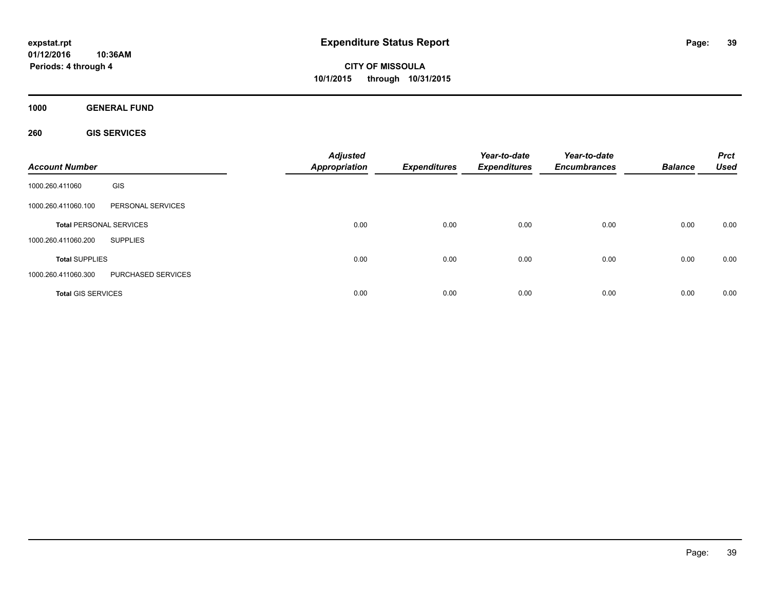# Expenditure Status Report

expstat.rpt
01/12/2016 10:36AM
Periods: 4 through 4

**CITY OF MISSOULA**
**10/1/2015 through 10/31/2015**

**1000 GENERAL FUND**

**260 GIS SERVICES**

| Account Number | | Adjusted Appropriation | Expenditures | Year-to-date Expenditures | Year-to-date Encumbrances | Balance | Prct Used |
|---|---|---|---|---|---|---|---|
| 1000.260.411060 | GIS | | | | | | |
| 1000.260.411060.100 | PERSONAL SERVICES | | | | | | |
| **Total** PERSONAL SERVICES | | 0.00 | 0.00 | 0.00 | 0.00 | 0.00 | 0.00 |
| 1000.260.411060.200 | SUPPLIES | | | | | | |
| **Total** SUPPLIES | | 0.00 | 0.00 | 0.00 | 0.00 | 0.00 | 0.00 |
| 1000.260.411060.300 | PURCHASED SERVICES | | | | | | |
| **Total** GIS SERVICES | | 0.00 | 0.00 | 0.00 | 0.00 | 0.00 | 0.00 |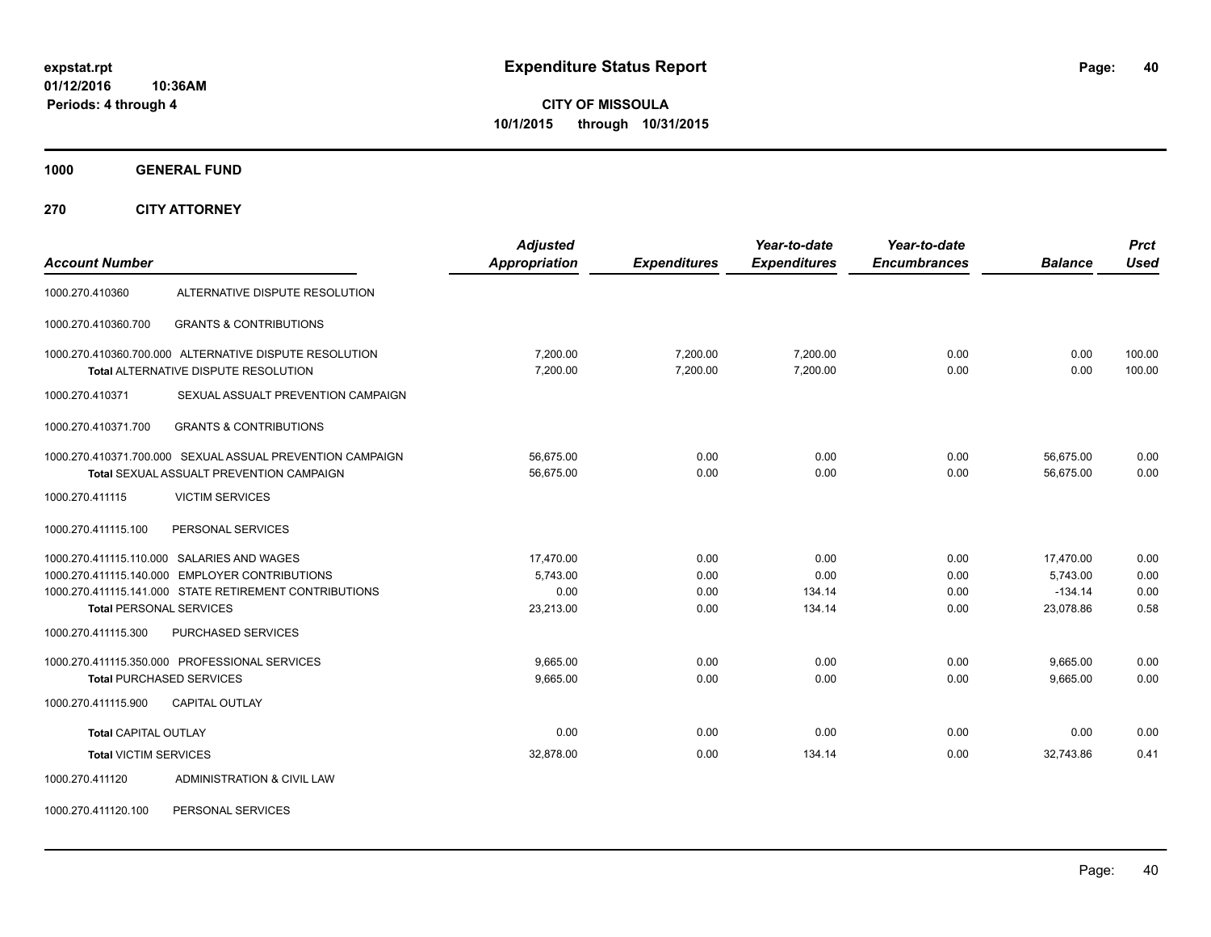# Expenditure Status Report

**CITY OF MISSOULA**
**10/1/2015 through 10/31/2015**

expstat.rpt
01/12/2016 10:36AM
Periods: 4 through 4

**1000 GENERAL FUND**

**270 CITY ATTORNEY**

| Account Number | | Adjusted Appropriation | Expenditures | Year-to-date Expenditures | Year-to-date Encumbrances | Balance | Prct Used |
|---|---|---|---|---|---|---|---|
| 1000.270.410360 | ALTERNATIVE DISPUTE RESOLUTION | | | | | | |
| 1000.270.410360.700 | GRANTS & CONTRIBUTIONS | | | | | | |
| 1000.270.410360.700.000 | ALTERNATIVE DISPUTE RESOLUTION | 7,200.00 | 7,200.00 | 7,200.00 | 0.00 | 0.00 | 100.00 |
| | Total ALTERNATIVE DISPUTE RESOLUTION | 7,200.00 | 7,200.00 | 7,200.00 | 0.00 | 0.00 | 100.00 |
| 1000.270.410371 | SEXUAL ASSAULT PREVENTION CAMPAIGN | | | | | | |
| 1000.270.410371.700 | GRANTS & CONTRIBUTIONS | | | | | | |
| 1000.270.410371.700.000 | SEXUAL ASSUAL PREVENTION CAMPAIGN | 56,675.00 | 0.00 | 0.00 | 0.00 | 56,675.00 | 0.00 |
| | Total SEXUAL ASSUALT PREVENTION CAMPAIGN | 56,675.00 | 0.00 | 0.00 | 0.00 | 56,675.00 | 0.00 |
| 1000.270.411115 | VICTIM SERVICES | | | | | | |
| 1000.270.411115.100 | PERSONAL SERVICES | | | | | | |
| 1000.270.411115.110.000 | SALARIES AND WAGES | 17,470.00 | 0.00 | 0.00 | 0.00 | 17,470.00 | 0.00 |
| 1000.270.411115.140.000 | EMPLOYER CONTRIBUTIONS | 5,743.00 | 0.00 | 0.00 | 0.00 | 5,743.00 | 0.00 |
| 1000.270.411115.141.000 | STATE RETIREMENT CONTRIBUTIONS | 0.00 | 0.00 | 134.14 | 0.00 | -134.14 | 0.00 |
| | Total PERSONAL SERVICES | 23,213.00 | 0.00 | 134.14 | 0.00 | 23,078.86 | 0.58 |
| 1000.270.411115.300 | PURCHASED SERVICES | | | | | | |
| 1000.270.411115.350.000 | PROFESSIONAL SERVICES | 9,665.00 | 0.00 | 0.00 | 0.00 | 9,665.00 | 0.00 |
| | Total PURCHASED SERVICES | 9,665.00 | 0.00 | 0.00 | 0.00 | 9,665.00 | 0.00 |
| 1000.270.411115.900 | CAPITAL OUTLAY | | | | | | |
| | Total CAPITAL OUTLAY | 0.00 | 0.00 | 0.00 | 0.00 | 0.00 | 0.00 |
| | Total VICTIM SERVICES | 32,878.00 | 0.00 | 134.14 | 0.00 | 32,743.86 | 0.41 |
| 1000.270.411120 | ADMINISTRATION & CIVIL LAW | | | | | | |
| 1000.270.411120.100 | PERSONAL SERVICES | | | | | | |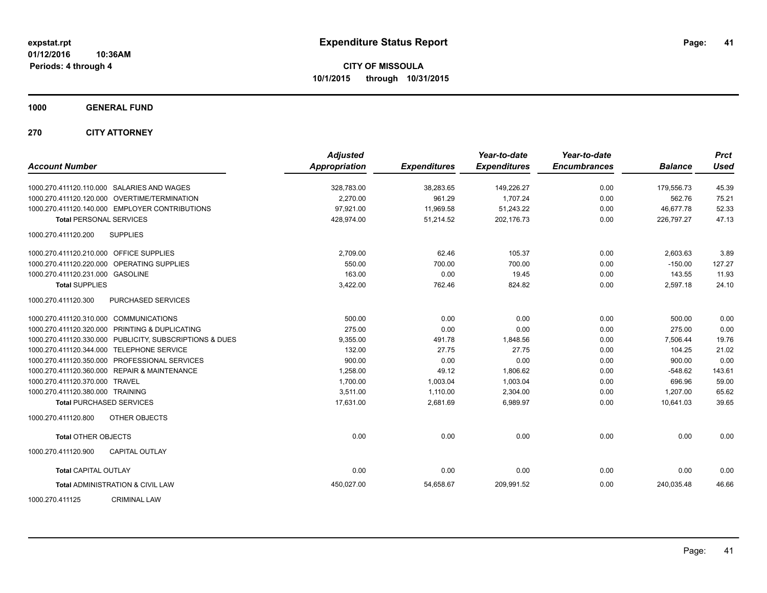# Expenditure Status Report

expstat.rpt
01/12/2016 10:36AM
Periods: 4 through 4

**CITY OF MISSOULA**
**10/1/2015 through 10/31/2015**

**1000 GENERAL FUND**

**270 CITY ATTORNEY**

| Account Number | Adjusted Appropriation | Expenditures | Year-to-date Expenditures | Year-to-date Encumbrances | Balance | Prct Used |
|---|---|---|---|---|---|---|
| 1000.270.411120.110.000 SALARIES AND WAGES | 328,783.00 | 38,283.65 | 149,226.27 | 0.00 | 179,556.73 | 45.39 |
| 1000.270.411120.120.000 OVERTIME/TERMINATION | 2,270.00 | 961.29 | 1,707.24 | 0.00 | 562.76 | 75.21 |
| 1000.270.411120.140.000 EMPLOYER CONTRIBUTIONS | 97,921.00 | 11,969.58 | 51,243.22 | 0.00 | 46,677.78 | 52.33 |
| **Total** PERSONAL SERVICES | 428,974.00 | 51,214.52 | 202,176.73 | 0.00 | 226,797.27 | 47.13 |
| 1000.270.411120.200 SUPPLIES | | | | | | |
| 1000.270.411120.210.000 OFFICE SUPPLIES | 2,709.00 | 62.46 | 105.37 | 0.00 | 2,603.63 | 3.89 |
| 1000.270.411120.220.000 OPERATING SUPPLIES | 550.00 | 700.00 | 700.00 | 0.00 | -150.00 | 127.27 |
| 1000.270.411120.231.000 GASOLINE | 163.00 | 0.00 | 19.45 | 0.00 | 143.55 | 11.93 |
| **Total** SUPPLIES | 3,422.00 | 762.46 | 824.82 | 0.00 | 2,597.18 | 24.10 |
| 1000.270.411120.300 PURCHASED SERVICES | | | | | | |
| 1000.270.411120.310.000 COMMUNICATIONS | 500.00 | 0.00 | 0.00 | 0.00 | 500.00 | 0.00 |
| 1000.270.411120.320.000 PRINTING & DUPLICATING | 275.00 | 0.00 | 0.00 | 0.00 | 275.00 | 0.00 |
| 1000.270.411120.330.000 PUBLICITY, SUBSCRIPTIONS & DUES | 9,355.00 | 491.78 | 1,848.56 | 0.00 | 7,506.44 | 19.76 |
| 1000.270.411120.344.000 TELEPHONE SERVICE | 132.00 | 27.75 | 27.75 | 0.00 | 104.25 | 21.02 |
| 1000.270.411120.350.000 PROFESSIONAL SERVICES | 900.00 | 0.00 | 0.00 | 0.00 | 900.00 | 0.00 |
| 1000.270.411120.360.000 REPAIR & MAINTENANCE | 1,258.00 | 49.12 | 1,806.62 | 0.00 | -548.62 | 143.61 |
| 1000.270.411120.370.000 TRAVEL | 1,700.00 | 1,003.04 | 1,003.04 | 0.00 | 696.96 | 59.00 |
| 1000.270.411120.380.000 TRAINING | 3,511.00 | 1,110.00 | 2,304.00 | 0.00 | 1,207.00 | 65.62 |
| **Total** PURCHASED SERVICES | 17,631.00 | 2,681.69 | 6,989.97 | 0.00 | 10,641.03 | 39.65 |
| 1000.270.411120.800 OTHER OBJECTS | | | | | | |
| **Total** OTHER OBJECTS | 0.00 | 0.00 | 0.00 | 0.00 | 0.00 | 0.00 |
| 1000.270.411120.900 CAPITAL OUTLAY | | | | | | |
| **Total** CAPITAL OUTLAY | 0.00 | 0.00 | 0.00 | 0.00 | 0.00 | 0.00 |
| **Total** ADMINISTRATION & CIVIL LAW | 450,027.00 | 54,658.67 | 209,991.52 | 0.00 | 240,035.48 | 46.66 |

1000.270.411125 CRIMINAL LAW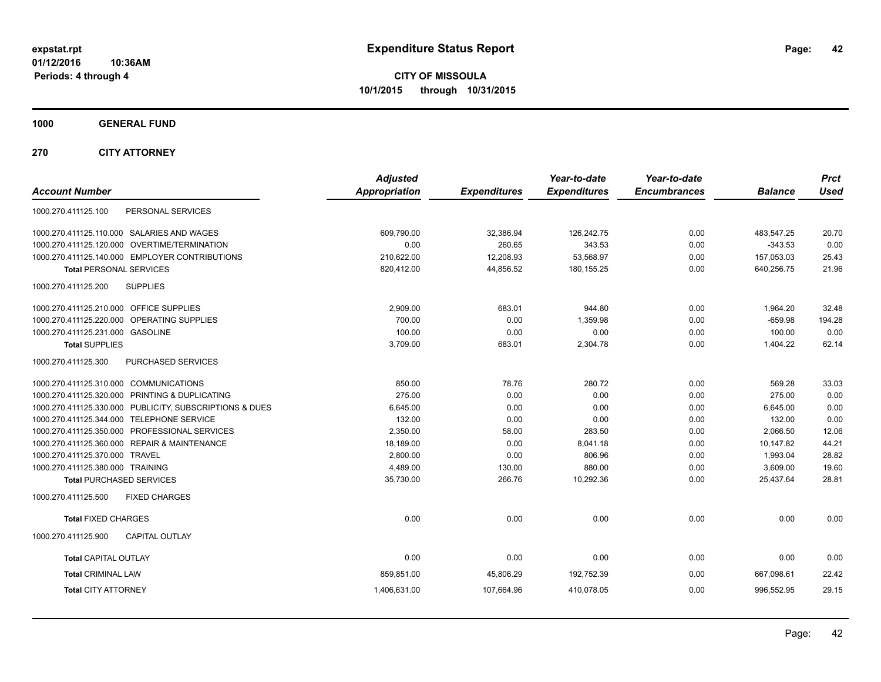# Expenditure Status Report

expstat.rpt
01/12/2016 10:36AM
Periods: 4 through 4

**CITY OF MISSOULA**
**10/1/2015 through 10/31/2015**

**1000 GENERAL FUND**

**270 CITY ATTORNEY**

| Account Number | | Adjusted Appropriation | Expenditures | Year-to-date Expenditures | Year-to-date Encumbrances | Balance | Prct Used |
|---|---|---|---|---|---|---|---|
| 1000.270.411125.100 | PERSONAL SERVICES | | | | | | |
| 1000.270.411125.110.000 | SALARIES AND WAGES | 609,790.00 | 32,386.94 | 126,242.75 | 0.00 | 483,547.25 | 20.70 |
| 1000.270.411125.120.000 | OVERTIME/TERMINATION | 0.00 | 260.65 | 343.53 | 0.00 | -343.53 | 0.00 |
| 1000.270.411125.140.000 | EMPLOYER CONTRIBUTIONS | 210,622.00 | 12,208.93 | 53,568.97 | 0.00 | 157,053.03 | 25.43 |
| **Total** PERSONAL SERVICES | | 820,412.00 | 44,856.52 | 180,155.25 | 0.00 | 640,256.75 | 21.96 |
| 1000.270.411125.200 | SUPPLIES | | | | | | |
| 1000.270.411125.210.000 | OFFICE SUPPLIES | 2,909.00 | 683.01 | 944.80 | 0.00 | 1,964.20 | 32.48 |
| 1000.270.411125.220.000 | OPERATING SUPPLIES | 700.00 | 0.00 | 1,359.98 | 0.00 | -659.98 | 194.28 |
| 1000.270.411125.231.000 | GASOLINE | 100.00 | 0.00 | 0.00 | 0.00 | 100.00 | 0.00 |
| **Total** SUPPLIES | | 3,709.00 | 683.01 | 2,304.78 | 0.00 | 1,404.22 | 62.14 |
| 1000.270.411125.300 | PURCHASED SERVICES | | | | | | |
| 1000.270.411125.310.000 | COMMUNICATIONS | 850.00 | 78.76 | 280.72 | 0.00 | 569.28 | 33.03 |
| 1000.270.411125.320.000 | PRINTING & DUPLICATING | 275.00 | 0.00 | 0.00 | 0.00 | 275.00 | 0.00 |
| 1000.270.411125.330.000 | PUBLICITY, SUBSCRIPTIONS & DUES | 6,645.00 | 0.00 | 0.00 | 0.00 | 6,645.00 | 0.00 |
| 1000.270.411125.344.000 | TELEPHONE SERVICE | 132.00 | 0.00 | 0.00 | 0.00 | 132.00 | 0.00 |
| 1000.270.411125.350.000 | PROFESSIONAL SERVICES | 2,350.00 | 58.00 | 283.50 | 0.00 | 2,066.50 | 12.06 |
| 1000.270.411125.360.000 | REPAIR & MAINTENANCE | 18,189.00 | 0.00 | 8,041.18 | 0.00 | 10,147.82 | 44.21 |
| 1000.270.411125.370.000 | TRAVEL | 2,800.00 | 0.00 | 806.96 | 0.00 | 1,993.04 | 28.82 |
| 1000.270.411125.380.000 | TRAINING | 4,489.00 | 130.00 | 880.00 | 0.00 | 3,609.00 | 19.60 |
| **Total** PURCHASED SERVICES | | 35,730.00 | 266.76 | 10,292.36 | 0.00 | 25,437.64 | 28.81 |
| 1000.270.411125.500 | FIXED CHARGES | | | | | | |
| **Total** FIXED CHARGES | | 0.00 | 0.00 | 0.00 | 0.00 | 0.00 | 0.00 |
| 1000.270.411125.900 | CAPITAL OUTLAY | | | | | | |
| **Total** CAPITAL OUTLAY | | 0.00 | 0.00 | 0.00 | 0.00 | 0.00 | 0.00 |
| **Total** CRIMINAL LAW | | 859,851.00 | 45,806.29 | 192,752.39 | 0.00 | 667,098.61 | 22.42 |
| **Total** CITY ATTORNEY | | 1,406,631.00 | 107,664.96 | 410,078.05 | 0.00 | 996,552.95 | 29.15 |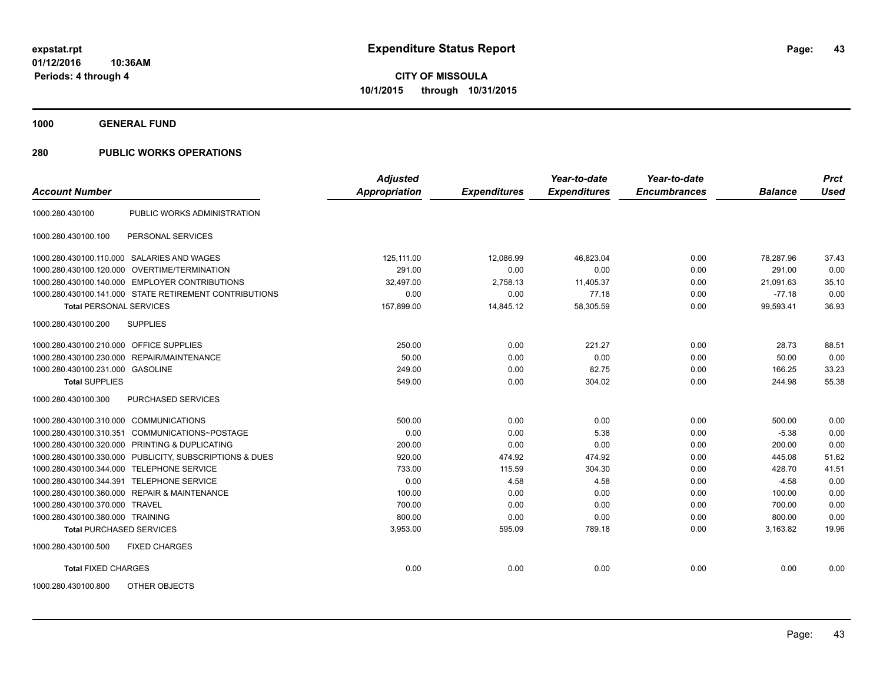# Expenditure Status Report

**CITY OF MISSOULA**
**10/1/2015 through 10/31/2015**

expstat.rpt
01/12/2016 10:36AM
Periods: 4 through 4

**1000 GENERAL FUND**

**280 PUBLIC WORKS OPERATIONS**

| Account Number | | Adjusted Appropriation | Expenditures | Year-to-date Expenditures | Year-to-date Encumbrances | Balance | Prct Used |
|---|---|---|---|---|---|---|---|
| 1000.280.430100 | PUBLIC WORKS ADMINISTRATION | | | | | | |
| 1000.280.430100.100 | PERSONAL SERVICES | | | | | | |
| 1000.280.430100.110.000 | SALARIES AND WAGES | 125,111.00 | 12,086.99 | 46,823.04 | 0.00 | 78,287.96 | 37.43 |
| 1000.280.430100.120.000 | OVERTIME/TERMINATION | 291.00 | 0.00 | 0.00 | 0.00 | 291.00 | 0.00 |
| 1000.280.430100.140.000 | EMPLOYER CONTRIBUTIONS | 32,497.00 | 2,758.13 | 11,405.37 | 0.00 | 21,091.63 | 35.10 |
| 1000.280.430100.141.000 | STATE RETIREMENT CONTRIBUTIONS | 0.00 | 0.00 | 77.18 | 0.00 | -77.18 | 0.00 |
| **Total** PERSONAL SERVICES | | 157,899.00 | 14,845.12 | 58,305.59 | 0.00 | 99,593.41 | 36.93 |
| 1000.280.430100.200 | SUPPLIES | | | | | | |
| 1000.280.430100.210.000 | OFFICE SUPPLIES | 250.00 | 0.00 | 221.27 | 0.00 | 28.73 | 88.51 |
| 1000.280.430100.230.000 | REPAIR/MAINTENANCE | 50.00 | 0.00 | 0.00 | 0.00 | 50.00 | 0.00 |
| 1000.280.430100.231.000 | GASOLINE | 249.00 | 0.00 | 82.75 | 0.00 | 166.25 | 33.23 |
| **Total** SUPPLIES | | 549.00 | 0.00 | 304.02 | 0.00 | 244.98 | 55.38 |
| 1000.280.430100.300 | PURCHASED SERVICES | | | | | | |
| 1000.280.430100.310.000 | COMMUNICATIONS | 500.00 | 0.00 | 0.00 | 0.00 | 500.00 | 0.00 |
| 1000.280.430100.310.351 | COMMUNICATIONS~POSTAGE | 0.00 | 0.00 | 5.38 | 0.00 | -5.38 | 0.00 |
| 1000.280.430100.320.000 | PRINTING & DUPLICATING | 200.00 | 0.00 | 0.00 | 0.00 | 200.00 | 0.00 |
| 1000.280.430100.330.000 | PUBLICITY, SUBSCRIPTIONS & DUES | 920.00 | 474.92 | 474.92 | 0.00 | 445.08 | 51.62 |
| 1000.280.430100.344.000 | TELEPHONE SERVICE | 733.00 | 115.59 | 304.30 | 0.00 | 428.70 | 41.51 |
| 1000.280.430100.344.391 | TELEPHONE SERVICE | 0.00 | 4.58 | 4.58 | 0.00 | -4.58 | 0.00 |
| 1000.280.430100.360.000 | REPAIR & MAINTENANCE | 100.00 | 0.00 | 0.00 | 0.00 | 100.00 | 0.00 |
| 1000.280.430100.370.000 | TRAVEL | 700.00 | 0.00 | 0.00 | 0.00 | 700.00 | 0.00 |
| 1000.280.430100.380.000 | TRAINING | 800.00 | 0.00 | 0.00 | 0.00 | 800.00 | 0.00 |
| **Total** PURCHASED SERVICES | | 3,953.00 | 595.09 | 789.18 | 0.00 | 3,163.82 | 19.96 |
| 1000.280.430100.500 | FIXED CHARGES | | | | | | |
| **Total** FIXED CHARGES | | 0.00 | 0.00 | 0.00 | 0.00 | 0.00 | 0.00 |
| 1000.280.430100.800 | OTHER OBJECTS | | | | | | |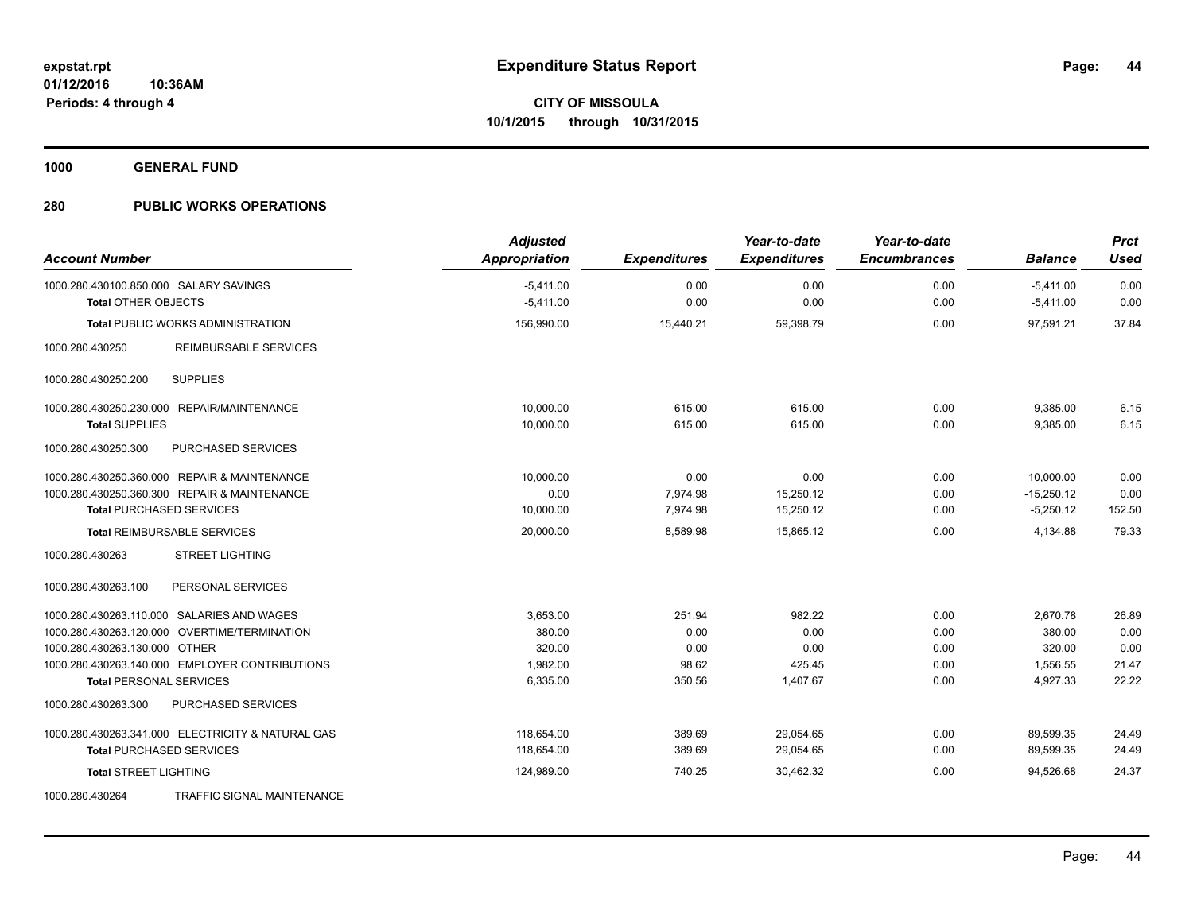**Expenditure Status Report**

**CITY OF MISSOULA**
**10/1/2015 through 10/31/2015**

expstat.rpt
01/12/2016 10:36AM
Periods: 4 through 4

**1000 GENERAL FUND**

**280 PUBLIC WORKS OPERATIONS**

| Account Number | Adjusted Appropriation | Expenditures | Year-to-date Expenditures | Year-to-date Encumbrances | Balance | Prct Used |
|---|---|---|---|---|---|---|
| 1000.280.430100.850.000 SALARY SAVINGS | -5,411.00 | 0.00 | 0.00 | 0.00 | -5,411.00 | 0.00 |
| **Total** OTHER OBJECTS | -5,411.00 | 0.00 | 0.00 | 0.00 | -5,411.00 | 0.00 |
| **Total** PUBLIC WORKS ADMINISTRATION | 156,990.00 | 15,440.21 | 59,398.79 | 0.00 | 97,591.21 | 37.84 |
| 1000.280.430250 REIMBURSABLE SERVICES | | | | | | |
| 1000.280.430250.200 SUPPLIES | | | | | | |
| 1000.280.430250.230.000 REPAIR/MAINTENANCE | 10,000.00 | 615.00 | 615.00 | 0.00 | 9,385.00 | 6.15 |
| **Total** SUPPLIES | 10,000.00 | 615.00 | 615.00 | 0.00 | 9,385.00 | 6.15 |
| 1000.280.430250.300 PURCHASED SERVICES | | | | | | |
| 1000.280.430250.360.000 REPAIR & MAINTENANCE | 10,000.00 | 0.00 | 0.00 | 0.00 | 10,000.00 | 0.00 |
| 1000.280.430250.360.300 REPAIR & MAINTENANCE | 0.00 | 7,974.98 | 15,250.12 | 0.00 | -15,250.12 | 0.00 |
| **Total** PURCHASED SERVICES | 10,000.00 | 7,974.98 | 15,250.12 | 0.00 | -5,250.12 | 152.50 |
| **Total** REIMBURSABLE SERVICES | 20,000.00 | 8,589.98 | 15,865.12 | 0.00 | 4,134.88 | 79.33 |
| 1000.280.430263 STREET LIGHTING | | | | | | |
| 1000.280.430263.100 PERSONAL SERVICES | | | | | | |
| 1000.280.430263.110.000 SALARIES AND WAGES | 3,653.00 | 251.94 | 982.22 | 0.00 | 2,670.78 | 26.89 |
| 1000.280.430263.120.000 OVERTIME/TERMINATION | 380.00 | 0.00 | 0.00 | 0.00 | 380.00 | 0.00 |
| 1000.280.430263.130.000 OTHER | 320.00 | 0.00 | 0.00 | 0.00 | 320.00 | 0.00 |
| 1000.280.430263.140.000 EMPLOYER CONTRIBUTIONS | 1,982.00 | 98.62 | 425.45 | 0.00 | 1,556.55 | 21.47 |
| **Total** PERSONAL SERVICES | 6,335.00 | 350.56 | 1,407.67 | 0.00 | 4,927.33 | 22.22 |
| 1000.280.430263.300 PURCHASED SERVICES | | | | | | |
| 1000.280.430263.341.000 ELECTRICITY & NATURAL GAS | 118,654.00 | 389.69 | 29,054.65 | 0.00 | 89,599.35 | 24.49 |
| **Total** PURCHASED SERVICES | 118,654.00 | 389.69 | 29,054.65 | 0.00 | 89,599.35 | 24.49 |
| **Total** STREET LIGHTING | 124,989.00 | 740.25 | 30,462.32 | 0.00 | 94,526.68 | 24.37 |
| 1000.280.430264 TRAFFIC SIGNAL MAINTENANCE | | | | | | |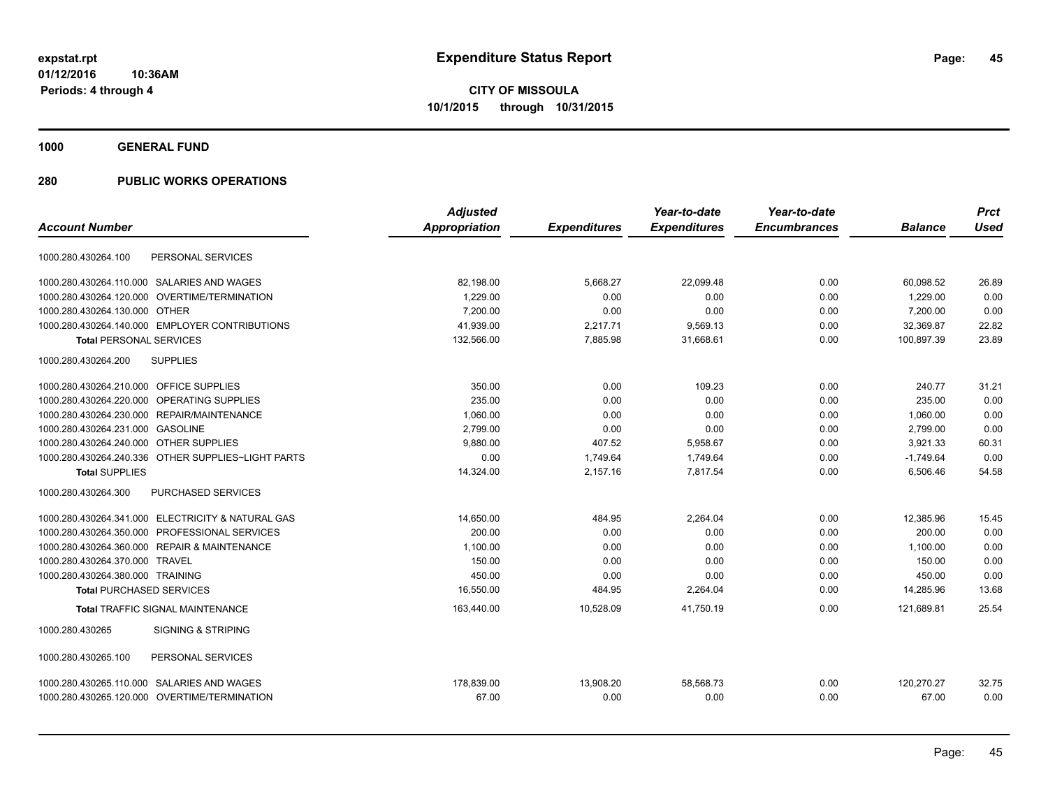# Expenditure Status Report

**CITY OF MISSOULA**
**10/1/2015 through 10/31/2015**

expstat.rpt
01/12/2016 10:36AM
Periods: 4 through 4

## 1000 GENERAL FUND

## 280 PUBLIC WORKS OPERATIONS

| Account Number | | Adjusted Appropriation | Expenditures | Year-to-date Expenditures | Year-to-date Encumbrances | Balance | Prct Used |
|---|---|---|---|---|---|---|---|
| 1000.280.430264.100 | PERSONAL SERVICES | | | | | | |
| 1000.280.430264.110.000 | SALARIES AND WAGES | 82,198.00 | 5,668.27 | 22,099.48 | 0.00 | 60,098.52 | 26.89 |
| 1000.280.430264.120.000 | OVERTIME/TERMINATION | 1,229.00 | 0.00 | 0.00 | 0.00 | 1,229.00 | 0.00 |
| 1000.280.430264.130.000 | OTHER | 7,200.00 | 0.00 | 0.00 | 0.00 | 7,200.00 | 0.00 |
| 1000.280.430264.140.000 | EMPLOYER CONTRIBUTIONS | 41,939.00 | 2,217.71 | 9,569.13 | 0.00 | 32,369.87 | 22.82 |
| **Total** PERSONAL SERVICES | | 132,566.00 | 7,885.98 | 31,668.61 | 0.00 | 100,897.39 | 23.89 |
| 1000.280.430264.200 | SUPPLIES | | | | | | |
| 1000.280.430264.210.000 | OFFICE SUPPLIES | 350.00 | 0.00 | 109.23 | 0.00 | 240.77 | 31.21 |
| 1000.280.430264.220.000 | OPERATING SUPPLIES | 235.00 | 0.00 | 0.00 | 0.00 | 235.00 | 0.00 |
| 1000.280.430264.230.000 | REPAIR/MAINTENANCE | 1,060.00 | 0.00 | 0.00 | 0.00 | 1,060.00 | 0.00 |
| 1000.280.430264.231.000 | GASOLINE | 2,799.00 | 0.00 | 0.00 | 0.00 | 2,799.00 | 0.00 |
| 1000.280.430264.240.000 | OTHER SUPPLIES | 9,880.00 | 407.52 | 5,958.67 | 0.00 | 3,921.33 | 60.31 |
| 1000.280.430264.240.336 | OTHER SUPPLIES~LIGHT PARTS | 0.00 | 1,749.64 | 1,749.64 | 0.00 | -1,749.64 | 0.00 |
| **Total** SUPPLIES | | 14,324.00 | 2,157.16 | 7,817.54 | 0.00 | 6,506.46 | 54.58 |
| 1000.280.430264.300 | PURCHASED SERVICES | | | | | | |
| 1000.280.430264.341.000 | ELECTRICITY & NATURAL GAS | 14,650.00 | 484.95 | 2,264.04 | 0.00 | 12,385.96 | 15.45 |
| 1000.280.430264.350.000 | PROFESSIONAL SERVICES | 200.00 | 0.00 | 0.00 | 0.00 | 200.00 | 0.00 |
| 1000.280.430264.360.000 | REPAIR & MAINTENANCE | 1,100.00 | 0.00 | 0.00 | 0.00 | 1,100.00 | 0.00 |
| 1000.280.430264.370.000 | TRAVEL | 150.00 | 0.00 | 0.00 | 0.00 | 150.00 | 0.00 |
| 1000.280.430264.380.000 | TRAINING | 450.00 | 0.00 | 0.00 | 0.00 | 450.00 | 0.00 |
| **Total** PURCHASED SERVICES | | 16,550.00 | 484.95 | 2,264.04 | 0.00 | 14,285.96 | 13.68 |
| **Total** TRAFFIC SIGNAL MAINTENANCE | | 163,440.00 | 10,528.09 | 41,750.19 | 0.00 | 121,689.81 | 25.54 |
| 1000.280.430265 | SIGNING & STRIPING | | | | | | |
| 1000.280.430265.100 | PERSONAL SERVICES | | | | | | |
| 1000.280.430265.110.000 | SALARIES AND WAGES | 178,839.00 | 13,908.20 | 58,568.73 | 0.00 | 120,270.27 | 32.75 |
| 1000.280.430265.120.000 | OVERTIME/TERMINATION | 67.00 | 0.00 | 0.00 | 0.00 | 67.00 | 0.00 |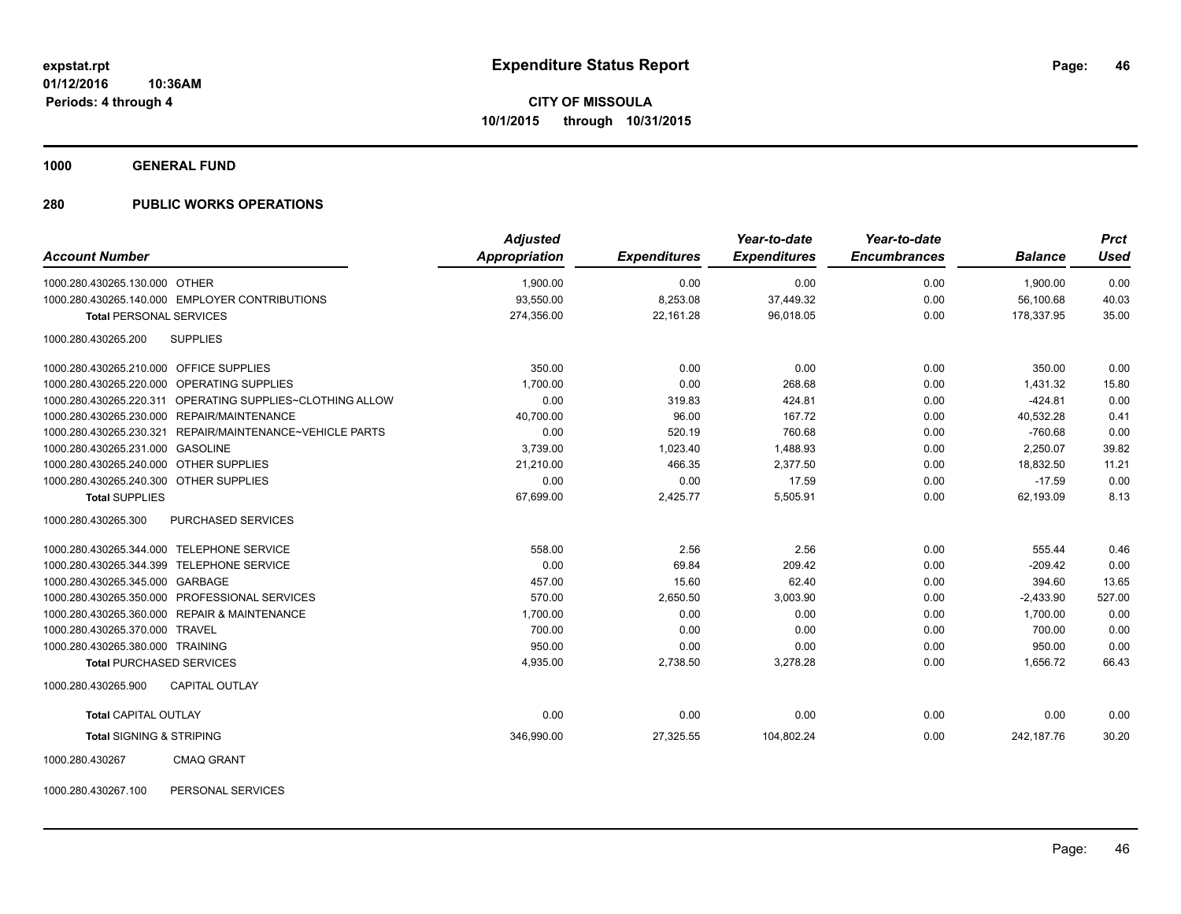**expstat.rpt**
**01/12/2016 10:36AM**
**Periods: 4 through 4**

# Expenditure Status Report

**CITY OF MISSOULA**
**10/1/2015 through 10/31/2015**

**1000 GENERAL FUND**

**280 PUBLIC WORKS OPERATIONS**

| Account Number | Adjusted Appropriation | Expenditures | Year-to-date Expenditures | Year-to-date Encumbrances | Balance | Prct Used |
|---|---|---|---|---|---|---|
| 1000.280.430265.130.000 OTHER | 1,900.00 | 0.00 | 0.00 | 0.00 | 1,900.00 | 0.00 |
| 1000.280.430265.140.000 EMPLOYER CONTRIBUTIONS | 93,550.00 | 8,253.08 | 37,449.32 | 0.00 | 56,100.68 | 40.03 |
| **Total** PERSONAL SERVICES | 274,356.00 | 22,161.28 | 96,018.05 | 0.00 | 178,337.95 | 35.00 |
| 1000.280.430265.200 SUPPLIES | | | | | | |
| 1000.280.430265.210.000 OFFICE SUPPLIES | 350.00 | 0.00 | 0.00 | 0.00 | 350.00 | 0.00 |
| 1000.280.430265.220.000 OPERATING SUPPLIES | 1,700.00 | 0.00 | 268.68 | 0.00 | 1,431.32 | 15.80 |
| 1000.280.430265.220.311 OPERATING SUPPLIES~CLOTHING ALLOW | 0.00 | 319.83 | 424.81 | 0.00 | -424.81 | 0.00 |
| 1000.280.430265.230.000 REPAIR/MAINTENANCE | 40,700.00 | 96.00 | 167.72 | 0.00 | 40,532.28 | 0.41 |
| 1000.280.430265.230.321 REPAIR/MAINTENANCE~VEHICLE PARTS | 0.00 | 520.19 | 760.68 | 0.00 | -760.68 | 0.00 |
| 1000.280.430265.231.000 GASOLINE | 3,739.00 | 1,023.40 | 1,488.93 | 0.00 | 2,250.07 | 39.82 |
| 1000.280.430265.240.000 OTHER SUPPLIES | 21,210.00 | 466.35 | 2,377.50 | 0.00 | 18,832.50 | 11.21 |
| 1000.280.430265.240.300 OTHER SUPPLIES | 0.00 | 0.00 | 17.59 | 0.00 | -17.59 | 0.00 |
| **Total** SUPPLIES | 67,699.00 | 2,425.77 | 5,505.91 | 0.00 | 62,193.09 | 8.13 |
| 1000.280.430265.300 PURCHASED SERVICES | | | | | | |
| 1000.280.430265.344.000 TELEPHONE SERVICE | 558.00 | 2.56 | 2.56 | 0.00 | 555.44 | 0.46 |
| 1000.280.430265.344.399 TELEPHONE SERVICE | 0.00 | 69.84 | 209.42 | 0.00 | -209.42 | 0.00 |
| 1000.280.430265.345.000 GARBAGE | 457.00 | 15.60 | 62.40 | 0.00 | 394.60 | 13.65 |
| 1000.280.430265.350.000 PROFESSIONAL SERVICES | 570.00 | 2,650.50 | 3,003.90 | 0.00 | -2,433.90 | 527.00 |
| 1000.280.430265.360.000 REPAIR & MAINTENANCE | 1,700.00 | 0.00 | 0.00 | 0.00 | 1,700.00 | 0.00 |
| 1000.280.430265.370.000 TRAVEL | 700.00 | 0.00 | 0.00 | 0.00 | 700.00 | 0.00 |
| 1000.280.430265.380.000 TRAINING | 950.00 | 0.00 | 0.00 | 0.00 | 950.00 | 0.00 |
| **Total** PURCHASED SERVICES | 4,935.00 | 2,738.50 | 3,278.28 | 0.00 | 1,656.72 | 66.43 |
| 1000.280.430265.900 CAPITAL OUTLAY | | | | | | |
| **Total** CAPITAL OUTLAY | 0.00 | 0.00 | 0.00 | 0.00 | 0.00 | 0.00 |
| **Total** SIGNING & STRIPING | 346,990.00 | 27,325.55 | 104,802.24 | 0.00 | 242,187.76 | 30.20 |
| 1000.280.430267 CMAQ GRANT | | | | | | |
| 1000.280.430267.100 PERSONAL SERVICES | | | | | | |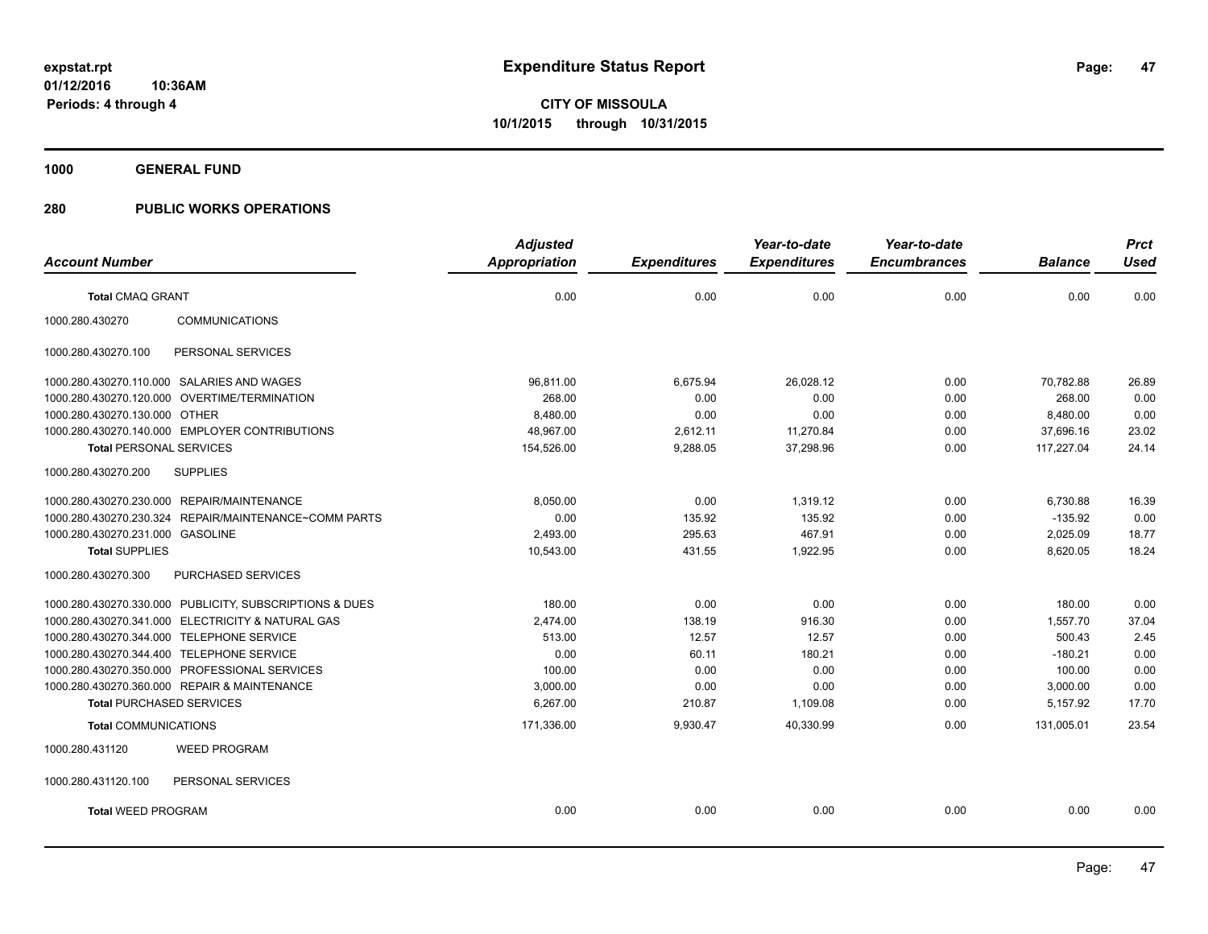**expstat.rpt**
**01/12/2016 10:36AM**
**Periods: 4 through 4**

# Expenditure Status Report

**CITY OF MISSOULA**
**10/1/2015 through 10/31/2015**

## 1000 GENERAL FUND

## 280 PUBLIC WORKS OPERATIONS

| Account Number | | Adjusted Appropriation | Expenditures | Year-to-date Expenditures | Year-to-date Encumbrances | Balance | Prct Used |
|---|---|---|---|---|---|---|---|
| **Total** CMAQ GRANT | | 0.00 | 0.00 | 0.00 | 0.00 | 0.00 | 0.00 |
| 1000.280.430270 | COMMUNICATIONS | | | | | | |
| 1000.280.430270.100 | PERSONAL SERVICES | | | | | | |
| 1000.280.430270.110.000 | SALARIES AND WAGES | 96,811.00 | 6,675.94 | 26,028.12 | 0.00 | 70,782.88 | 26.89 |
| 1000.280.430270.120.000 | OVERTIME/TERMINATION | 268.00 | 0.00 | 0.00 | 0.00 | 268.00 | 0.00 |
| 1000.280.430270.130.000 | OTHER | 8,480.00 | 0.00 | 0.00 | 0.00 | 8,480.00 | 0.00 |
| 1000.280.430270.140.000 | EMPLOYER CONTRIBUTIONS | 48,967.00 | 2,612.11 | 11,270.84 | 0.00 | 37,696.16 | 23.02 |
| **Total** PERSONAL SERVICES | | 154,526.00 | 9,288.05 | 37,298.96 | 0.00 | 117,227.04 | 24.14 |
| 1000.280.430270.200 | SUPPLIES | | | | | | |
| 1000.280.430270.230.000 | REPAIR/MAINTENANCE | 8,050.00 | 0.00 | 1,319.12 | 0.00 | 6,730.88 | 16.39 |
| 1000.280.430270.230.324 | REPAIR/MAINTENANCE~COMM PARTS | 0.00 | 135.92 | 135.92 | 0.00 | -135.92 | 0.00 |
| 1000.280.430270.231.000 | GASOLINE | 2,493.00 | 295.63 | 467.91 | 0.00 | 2,025.09 | 18.77 |
| **Total** SUPPLIES | | 10,543.00 | 431.55 | 1,922.95 | 0.00 | 8,620.05 | 18.24 |
| 1000.280.430270.300 | PURCHASED SERVICES | | | | | | |
| 1000.280.430270.330.000 | PUBLICITY, SUBSCRIPTIONS & DUES | 180.00 | 0.00 | 0.00 | 0.00 | 180.00 | 0.00 |
| 1000.280.430270.341.000 | ELECTRICITY & NATURAL GAS | 2,474.00 | 138.19 | 916.30 | 0.00 | 1,557.70 | 37.04 |
| 1000.280.430270.344.000 | TELEPHONE SERVICE | 513.00 | 12.57 | 12.57 | 0.00 | 500.43 | 2.45 |
| 1000.280.430270.344.400 | TELEPHONE SERVICE | 0.00 | 60.11 | 180.21 | 0.00 | -180.21 | 0.00 |
| 1000.280.430270.350.000 | PROFESSIONAL SERVICES | 100.00 | 0.00 | 0.00 | 0.00 | 100.00 | 0.00 |
| 1000.280.430270.360.000 | REPAIR & MAINTENANCE | 3,000.00 | 0.00 | 0.00 | 0.00 | 3,000.00 | 0.00 |
| **Total** PURCHASED SERVICES | | 6,267.00 | 210.87 | 1,109.08 | 0.00 | 5,157.92 | 17.70 |
| **Total** COMMUNICATIONS | | 171,336.00 | 9,930.47 | 40,330.99 | 0.00 | 131,005.01 | 23.54 |
| 1000.280.431120 | WEED PROGRAM | | | | | | |
| 1000.280.431120.100 | PERSONAL SERVICES | | | | | | |
| **Total** WEED PROGRAM | | 0.00 | 0.00 | 0.00 | 0.00 | 0.00 | 0.00 |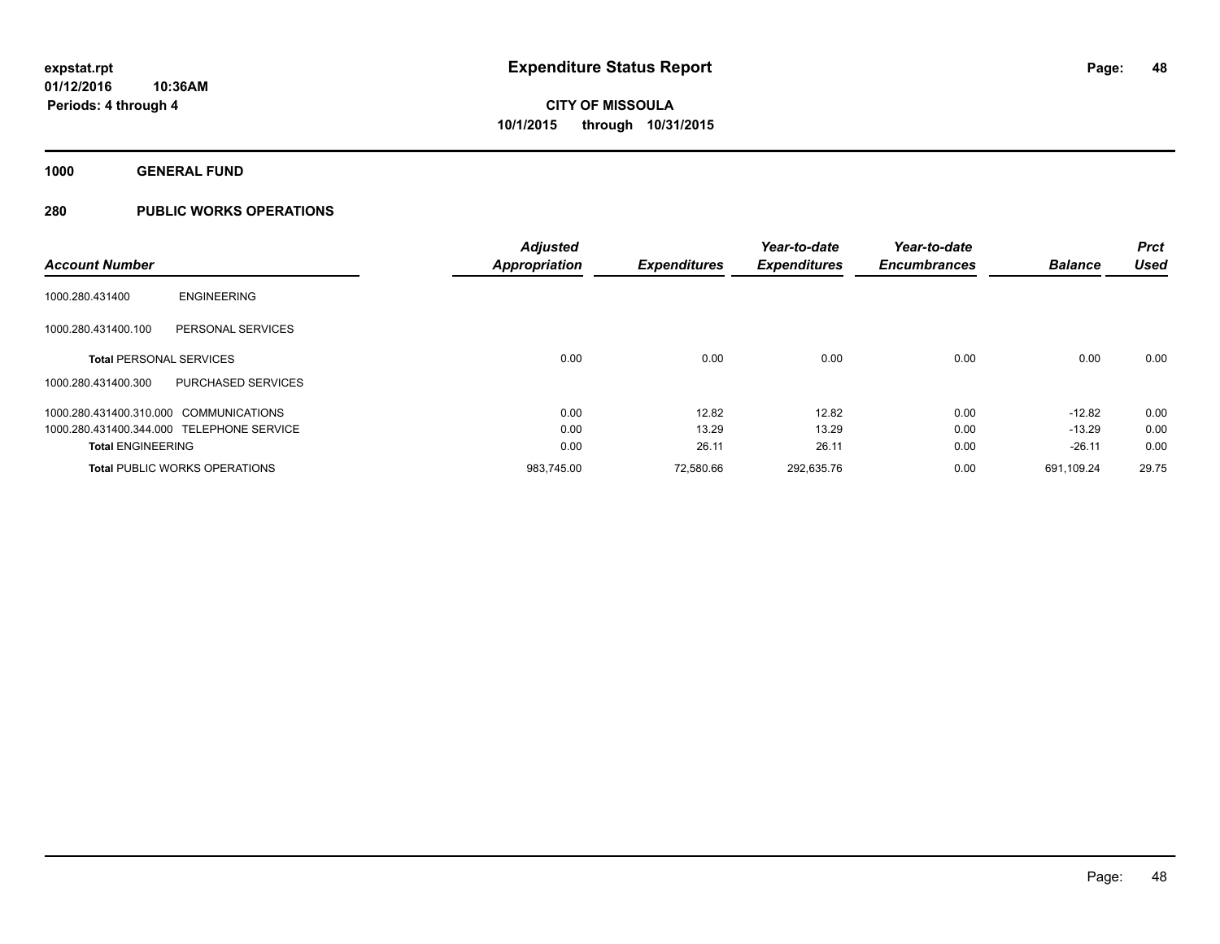# Expenditure Status Report

expstat.rpt
01/12/2016 10:36AM
Periods: 4 through 4

**CITY OF MISSOULA**
**10/1/2015 through 10/31/2015**

**1000 GENERAL FUND**

**280 PUBLIC WORKS OPERATIONS**

| Account Number | | Adjusted Appropriation | Expenditures | Year-to-date Expenditures | Year-to-date Encumbrances | Balance | Prct Used |
|---|---|---|---|---|---|---|---|
| 1000.280.431400 | ENGINEERING | | | | | | |
| 1000.280.431400.100 | PERSONAL SERVICES | | | | | | |
| **Total** PERSONAL SERVICES | | 0.00 | 0.00 | 0.00 | 0.00 | 0.00 | 0.00 |
| 1000.280.431400.300 | PURCHASED SERVICES | | | | | | |
| 1000.280.431400.310.000 | COMMUNICATIONS | 0.00 | 12.82 | 12.82 | 0.00 | -12.82 | 0.00 |
| 1000.280.431400.344.000 | TELEPHONE SERVICE | 0.00 | 13.29 | 13.29 | 0.00 | -13.29 | 0.00 |
| **Total** ENGINEERING | | 0.00 | 26.11 | 26.11 | 0.00 | -26.11 | 0.00 |
| **Total** PUBLIC WORKS OPERATIONS | | 983,745.00 | 72,580.66 | 292,635.76 | 0.00 | 691,109.24 | 29.75 |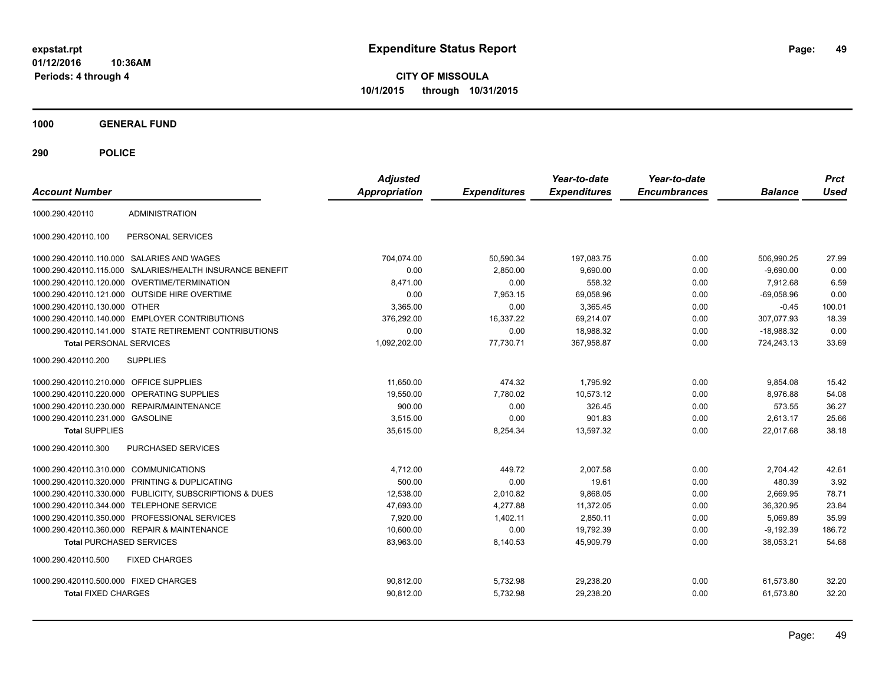# Expenditure Status Report

**CITY OF MISSOULA**
**10/1/2015 through 10/31/2015**

expstat.rpt
01/12/2016 10:36AM
Periods: 4 through 4

**1000 GENERAL FUND**

**290 POLICE**

| Account Number | | Adjusted Appropriation | Expenditures | Year-to-date Expenditures | Year-to-date Encumbrances | Balance | Prct Used |
|---|---|---|---|---|---|---|---|
| 1000.290.420110 | ADMINISTRATION | | | | | | |
| 1000.290.420110.100 | PERSONAL SERVICES | | | | | | |
| 1000.290.420110.110.000 | SALARIES AND WAGES | 704,074.00 | 50,590.34 | 197,083.75 | 0.00 | 506,990.25 | 27.99 |
| 1000.290.420110.115.000 | SALARIES/HEALTH INSURANCE BENEFIT | 0.00 | 2,850.00 | 9,690.00 | 0.00 | -9,690.00 | 0.00 |
| 1000.290.420110.120.000 | OVERTIME/TERMINATION | 8,471.00 | 0.00 | 558.32 | 0.00 | 7,912.68 | 6.59 |
| 1000.290.420110.121.000 | OUTSIDE HIRE OVERTIME | 0.00 | 7,953.15 | 69,058.96 | 0.00 | -69,058.96 | 0.00 |
| 1000.290.420110.130.000 | OTHER | 3,365.00 | 0.00 | 3,365.45 | 0.00 | -0.45 | 100.01 |
| 1000.290.420110.140.000 | EMPLOYER CONTRIBUTIONS | 376,292.00 | 16,337.22 | 69,214.07 | 0.00 | 307,077.93 | 18.39 |
| 1000.290.420110.141.000 | STATE RETIREMENT CONTRIBUTIONS | 0.00 | 0.00 | 18,988.32 | 0.00 | -18,988.32 | 0.00 |
| **Total** PERSONAL SERVICES | | 1,092,202.00 | 77,730.71 | 367,958.87 | 0.00 | 724,243.13 | 33.69 |
| 1000.290.420110.200 | SUPPLIES | | | | | | |
| 1000.290.420110.210.000 | OFFICE SUPPLIES | 11,650.00 | 474.32 | 1,795.92 | 0.00 | 9,854.08 | 15.42 |
| 1000.290.420110.220.000 | OPERATING SUPPLIES | 19,550.00 | 7,780.02 | 10,573.12 | 0.00 | 8,976.88 | 54.08 |
| 1000.290.420110.230.000 | REPAIR/MAINTENANCE | 900.00 | 0.00 | 326.45 | 0.00 | 573.55 | 36.27 |
| 1000.290.420110.231.000 | GASOLINE | 3,515.00 | 0.00 | 901.83 | 0.00 | 2,613.17 | 25.66 |
| **Total** SUPPLIES | | 35,615.00 | 8,254.34 | 13,597.32 | 0.00 | 22,017.68 | 38.18 |
| 1000.290.420110.300 | PURCHASED SERVICES | | | | | | |
| 1000.290.420110.310.000 | COMMUNICATIONS | 4,712.00 | 449.72 | 2,007.58 | 0.00 | 2,704.42 | 42.61 |
| 1000.290.420110.320.000 | PRINTING & DUPLICATING | 500.00 | 0.00 | 19.61 | 0.00 | 480.39 | 3.92 |
| 1000.290.420110.330.000 | PUBLICITY, SUBSCRIPTIONS & DUES | 12,538.00 | 2,010.82 | 9,868.05 | 0.00 | 2,669.95 | 78.71 |
| 1000.290.420110.344.000 | TELEPHONE SERVICE | 47,693.00 | 4,277.88 | 11,372.05 | 0.00 | 36,320.95 | 23.84 |
| 1000.290.420110.350.000 | PROFESSIONAL SERVICES | 7,920.00 | 1,402.11 | 2,850.11 | 0.00 | 5,069.89 | 35.99 |
| 1000.290.420110.360.000 | REPAIR & MAINTENANCE | 10,600.00 | 0.00 | 19,792.39 | 0.00 | -9,192.39 | 186.72 |
| **Total** PURCHASED SERVICES | | 83,963.00 | 8,140.53 | 45,909.79 | 0.00 | 38,053.21 | 54.68 |
| 1000.290.420110.500 | FIXED CHARGES | | | | | | |
| 1000.290.420110.500.000 | FIXED CHARGES | 90,812.00 | 5,732.98 | 29,238.20 | 0.00 | 61,573.80 | 32.20 |
| **Total** FIXED CHARGES | | 90,812.00 | 5,732.98 | 29,238.20 | 0.00 | 61,573.80 | 32.20 |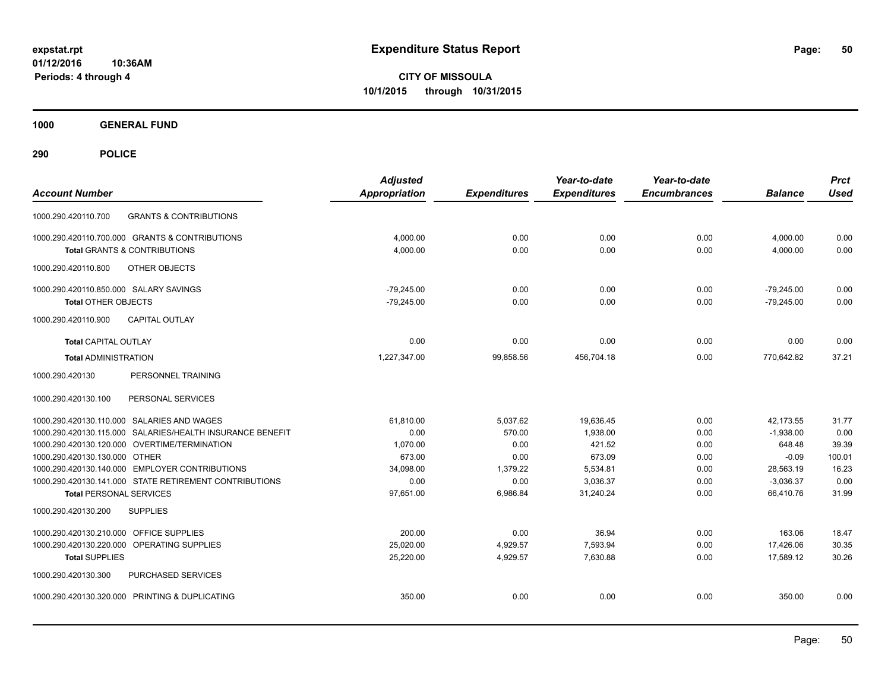**expstat.rpt**
**01/12/2016 10:36AM**
**Periods: 4 through 4**

# Expenditure Status Report

**CITY OF MISSOULA**
**10/1/2015 through 10/31/2015**

**1000 GENERAL FUND**

**290 POLICE**

| Account Number | | Adjusted Appropriation | Expenditures | Year-to-date Expenditures | Year-to-date Encumbrances | Balance | Prct Used |
|---|---|---|---|---|---|---|---|
| 1000.290.420110.700 | GRANTS & CONTRIBUTIONS | | | | | | |
| 1000.290.420110.700.000 | GRANTS & CONTRIBUTIONS | 4,000.00 | 0.00 | 0.00 | 0.00 | 4,000.00 | 0.00 |
| **Total** GRANTS & CONTRIBUTIONS | | 4,000.00 | 0.00 | 0.00 | 0.00 | 4,000.00 | 0.00 |
| 1000.290.420110.800 | OTHER OBJECTS | | | | | | |
| 1000.290.420110.850.000 | SALARY SAVINGS | -79,245.00 | 0.00 | 0.00 | 0.00 | -79,245.00 | 0.00 |
| **Total** OTHER OBJECTS | | -79,245.00 | 0.00 | 0.00 | 0.00 | -79,245.00 | 0.00 |
| 1000.290.420110.900 | CAPITAL OUTLAY | | | | | | |
| **Total** CAPITAL OUTLAY | | 0.00 | 0.00 | 0.00 | 0.00 | 0.00 | 0.00 |
| **Total** ADMINISTRATION | | 1,227,347.00 | 99,858.56 | 456,704.18 | 0.00 | 770,642.82 | 37.21 |
| 1000.290.420130 | PERSONNEL TRAINING | | | | | | |
| 1000.290.420130.100 | PERSONAL SERVICES | | | | | | |
| 1000.290.420130.110.000 | SALARIES AND WAGES | 61,810.00 | 5,037.62 | 19,636.45 | 0.00 | 42,173.55 | 31.77 |
| 1000.290.420130.115.000 | SALARIES/HEALTH INSURANCE BENEFIT | 0.00 | 570.00 | 1,938.00 | 0.00 | -1,938.00 | 0.00 |
| 1000.290.420130.120.000 | OVERTIME/TERMINATION | 1,070.00 | 0.00 | 421.52 | 0.00 | 648.48 | 39.39 |
| 1000.290.420130.130.000 | OTHER | 673.00 | 0.00 | 673.09 | 0.00 | -0.09 | 100.01 |
| 1000.290.420130.140.000 | EMPLOYER CONTRIBUTIONS | 34,098.00 | 1,379.22 | 5,534.81 | 0.00 | 28,563.19 | 16.23 |
| 1000.290.420130.141.000 | STATE RETIREMENT CONTRIBUTIONS | 0.00 | 0.00 | 3,036.37 | 0.00 | -3,036.37 | 0.00 |
| **Total** PERSONAL SERVICES | | 97,651.00 | 6,986.84 | 31,240.24 | 0.00 | 66,410.76 | 31.99 |
| 1000.290.420130.200 | SUPPLIES | | | | | | |
| 1000.290.420130.210.000 | OFFICE SUPPLIES | 200.00 | 0.00 | 36.94 | 0.00 | 163.06 | 18.47 |
| 1000.290.420130.220.000 | OPERATING SUPPLIES | 25,020.00 | 4,929.57 | 7,593.94 | 0.00 | 17,426.06 | 30.35 |
| **Total** SUPPLIES | | 25,220.00 | 4,929.57 | 7,630.88 | 0.00 | 17,589.12 | 30.26 |
| 1000.290.420130.300 | PURCHASED SERVICES | | | | | | |
| 1000.290.420130.320.000 | PRINTING & DUPLICATING | 350.00 | 0.00 | 0.00 | 0.00 | 350.00 | 0.00 |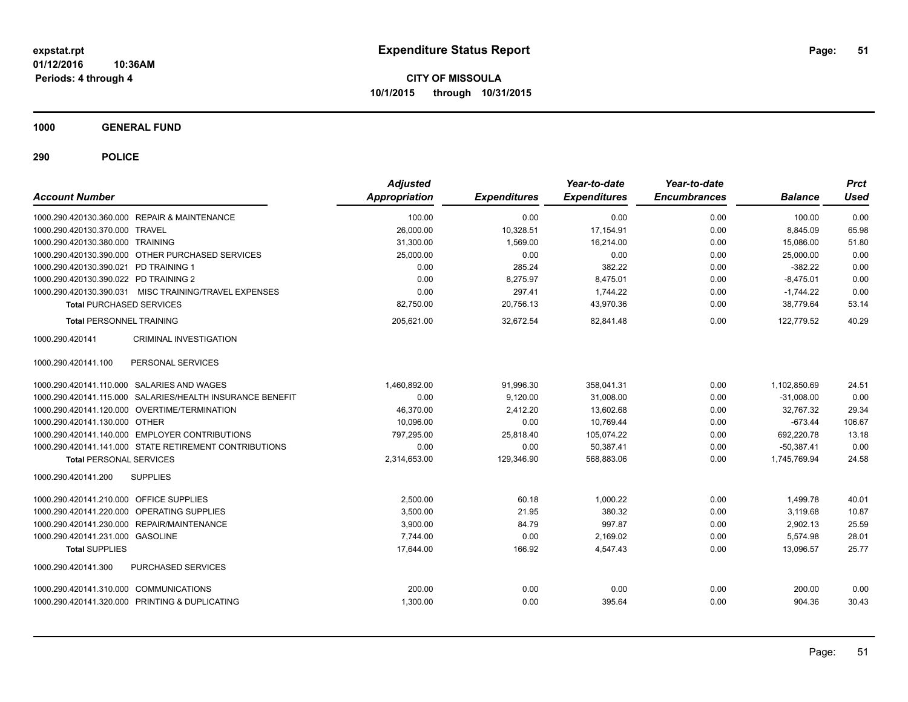**expstat.rpt**
**01/12/2016 10:36AM**
**Periods: 4 through 4**

# Expenditure Status Report

**CITY OF MISSOULA**
**10/1/2015 through 10/31/2015**

## 1000 GENERAL FUND

## 290 POLICE

| Account Number | | Adjusted Appropriation | Expenditures | Year-to-date Expenditures | Year-to-date Encumbrances | Balance | Prct Used |
|---|---|---|---|---|---|---|---|
| 1000.290.420130.360.000 | REPAIR & MAINTENANCE | 100.00 | 0.00 | 0.00 | 0.00 | 100.00 | 0.00 |
| 1000.290.420130.370.000 | TRAVEL | 26,000.00 | 10,328.51 | 17,154.91 | 0.00 | 8,845.09 | 65.98 |
| 1000.290.420130.380.000 | TRAINING | 31,300.00 | 1,569.00 | 16,214.00 | 0.00 | 15,086.00 | 51.80 |
| 1000.290.420130.390.000 | OTHER PURCHASED SERVICES | 25,000.00 | 0.00 | 0.00 | 0.00 | 25,000.00 | 0.00 |
| 1000.290.420130.390.021 | PD TRAINING 1 | 0.00 | 285.24 | 382.22 | 0.00 | -382.22 | 0.00 |
| 1000.290.420130.390.022 | PD TRAINING 2 | 0.00 | 8,275.97 | 8,475.01 | 0.00 | -8,475.01 | 0.00 |
| 1000.290.420130.390.031 | MISC TRAINING/TRAVEL EXPENSES | 0.00 | 297.41 | 1,744.22 | 0.00 | -1,744.22 | 0.00 |
| **Total** PURCHASED SERVICES | | 82,750.00 | 20,756.13 | 43,970.36 | 0.00 | 38,779.64 | 53.14 |
| **Total** PERSONNEL TRAINING | | 205,621.00 | 32,672.54 | 82,841.48 | 0.00 | 122,779.52 | 40.29 |
| 1000.290.420141 | CRIMINAL INVESTIGATION | | | | | | |
| 1000.290.420141.100 | PERSONAL SERVICES | | | | | | |
| 1000.290.420141.110.000 | SALARIES AND WAGES | 1,460,892.00 | 91,996.30 | 358,041.31 | 0.00 | 1,102,850.69 | 24.51 |
| 1000.290.420141.115.000 | SALARIES/HEALTH INSURANCE BENEFIT | 0.00 | 9,120.00 | 31,008.00 | 0.00 | -31,008.00 | 0.00 |
| 1000.290.420141.120.000 | OVERTIME/TERMINATION | 46,370.00 | 2,412.20 | 13,602.68 | 0.00 | 32,767.32 | 29.34 |
| 1000.290.420141.130.000 | OTHER | 10,096.00 | 0.00 | 10,769.44 | 0.00 | -673.44 | 106.67 |
| 1000.290.420141.140.000 | EMPLOYER CONTRIBUTIONS | 797,295.00 | 25,818.40 | 105,074.22 | 0.00 | 692,220.78 | 13.18 |
| 1000.290.420141.141.000 | STATE RETIREMENT CONTRIBUTIONS | 0.00 | 0.00 | 50,387.41 | 0.00 | -50,387.41 | 0.00 |
| **Total** PERSONAL SERVICES | | 2,314,653.00 | 129,346.90 | 568,883.06 | 0.00 | 1,745,769.94 | 24.58 |
| 1000.290.420141.200 | SUPPLIES | | | | | | |
| 1000.290.420141.210.000 | OFFICE SUPPLIES | 2,500.00 | 60.18 | 1,000.22 | 0.00 | 1,499.78 | 40.01 |
| 1000.290.420141.220.000 | OPERATING SUPPLIES | 3,500.00 | 21.95 | 380.32 | 0.00 | 3,119.68 | 10.87 |
| 1000.290.420141.230.000 | REPAIR/MAINTENANCE | 3,900.00 | 84.79 | 997.87 | 0.00 | 2,902.13 | 25.59 |
| 1000.290.420141.231.000 | GASOLINE | 7,744.00 | 0.00 | 2,169.02 | 0.00 | 5,574.98 | 28.01 |
| **Total** SUPPLIES | | 17,644.00 | 166.92 | 4,547.43 | 0.00 | 13,096.57 | 25.77 |
| 1000.290.420141.300 | PURCHASED SERVICES | | | | | | |
| 1000.290.420141.310.000 | COMMUNICATIONS | 200.00 | 0.00 | 0.00 | 0.00 | 200.00 | 0.00 |
| 1000.290.420141.320.000 | PRINTING & DUPLICATING | 1,300.00 | 0.00 | 395.64 | 0.00 | 904.36 | 30.43 |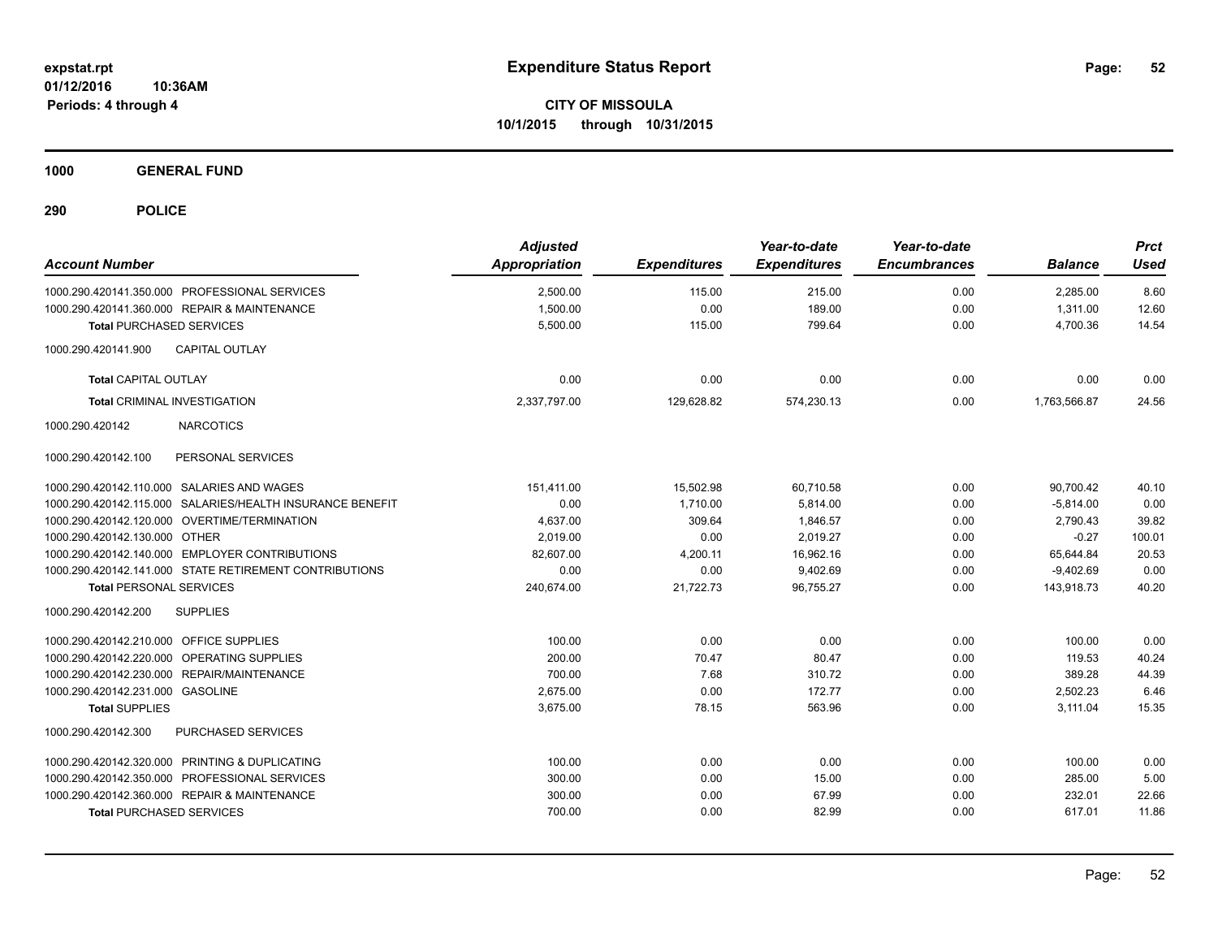# Expenditure Status Report

**CITY OF MISSOULA**
**10/1/2015 through 10/31/2015**

expstat.rpt
01/12/2016 10:36AM
Periods: 4 through 4

## 1000 GENERAL FUND

### 290 POLICE

| Account Number | Adjusted Appropriation | Expenditures | Year-to-date Expenditures | Year-to-date Encumbrances | Balance | Prct Used |
|---|---|---|---|---|---|---|
| 1000.290.420141.350.000 PROFESSIONAL SERVICES | 2,500.00 | 115.00 | 215.00 | 0.00 | 2,285.00 | 8.60 |
| 1000.290.420141.360.000 REPAIR & MAINTENANCE | 1,500.00 | 0.00 | 189.00 | 0.00 | 1,311.00 | 12.60 |
| **Total** PURCHASED SERVICES | 5,500.00 | 115.00 | 799.64 | 0.00 | 4,700.36 | 14.54 |
| 1000.290.420141.900 CAPITAL OUTLAY | | | | | | |
| **Total** CAPITAL OUTLAY | 0.00 | 0.00 | 0.00 | 0.00 | 0.00 | 0.00 |
| **Total** CRIMINAL INVESTIGATION | 2,337,797.00 | 129,628.82 | 574,230.13 | 0.00 | 1,763,566.87 | 24.56 |
| 1000.290.420142 NARCOTICS | | | | | | |
| 1000.290.420142.100 PERSONAL SERVICES | | | | | | |
| 1000.290.420142.110.000 SALARIES AND WAGES | 151,411.00 | 15,502.98 | 60,710.58 | 0.00 | 90,700.42 | 40.10 |
| 1000.290.420142.115.000 SALARIES/HEALTH INSURANCE BENEFIT | 0.00 | 1,710.00 | 5,814.00 | 0.00 | -5,814.00 | 0.00 |
| 1000.290.420142.120.000 OVERTIME/TERMINATION | 4,637.00 | 309.64 | 1,846.57 | 0.00 | 2,790.43 | 39.82 |
| 1000.290.420142.130.000 OTHER | 2,019.00 | 0.00 | 2,019.27 | 0.00 | -0.27 | 100.01 |
| 1000.290.420142.140.000 EMPLOYER CONTRIBUTIONS | 82,607.00 | 4,200.11 | 16,962.16 | 0.00 | 65,644.84 | 20.53 |
| 1000.290.420142.141.000 STATE RETIREMENT CONTRIBUTIONS | 0.00 | 0.00 | 9,402.69 | 0.00 | -9,402.69 | 0.00 |
| **Total** PERSONAL SERVICES | 240,674.00 | 21,722.73 | 96,755.27 | 0.00 | 143,918.73 | 40.20 |
| 1000.290.420142.200 SUPPLIES | | | | | | |
| 1000.290.420142.210.000 OFFICE SUPPLIES | 100.00 | 0.00 | 0.00 | 0.00 | 100.00 | 0.00 |
| 1000.290.420142.220.000 OPERATING SUPPLIES | 200.00 | 70.47 | 80.47 | 0.00 | 119.53 | 40.24 |
| 1000.290.420142.230.000 REPAIR/MAINTENANCE | 700.00 | 7.68 | 310.72 | 0.00 | 389.28 | 44.39 |
| 1000.290.420142.231.000 GASOLINE | 2,675.00 | 0.00 | 172.77 | 0.00 | 2,502.23 | 6.46 |
| **Total** SUPPLIES | 3,675.00 | 78.15 | 563.96 | 0.00 | 3,111.04 | 15.35 |
| 1000.290.420142.300 PURCHASED SERVICES | | | | | | |
| 1000.290.420142.320.000 PRINTING & DUPLICATING | 100.00 | 0.00 | 0.00 | 0.00 | 100.00 | 0.00 |
| 1000.290.420142.350.000 PROFESSIONAL SERVICES | 300.00 | 0.00 | 15.00 | 0.00 | 285.00 | 5.00 |
| 1000.290.420142.360.000 REPAIR & MAINTENANCE | 300.00 | 0.00 | 67.99 | 0.00 | 232.01 | 22.66 |
| **Total** PURCHASED SERVICES | 700.00 | 0.00 | 82.99 | 0.00 | 617.01 | 11.86 |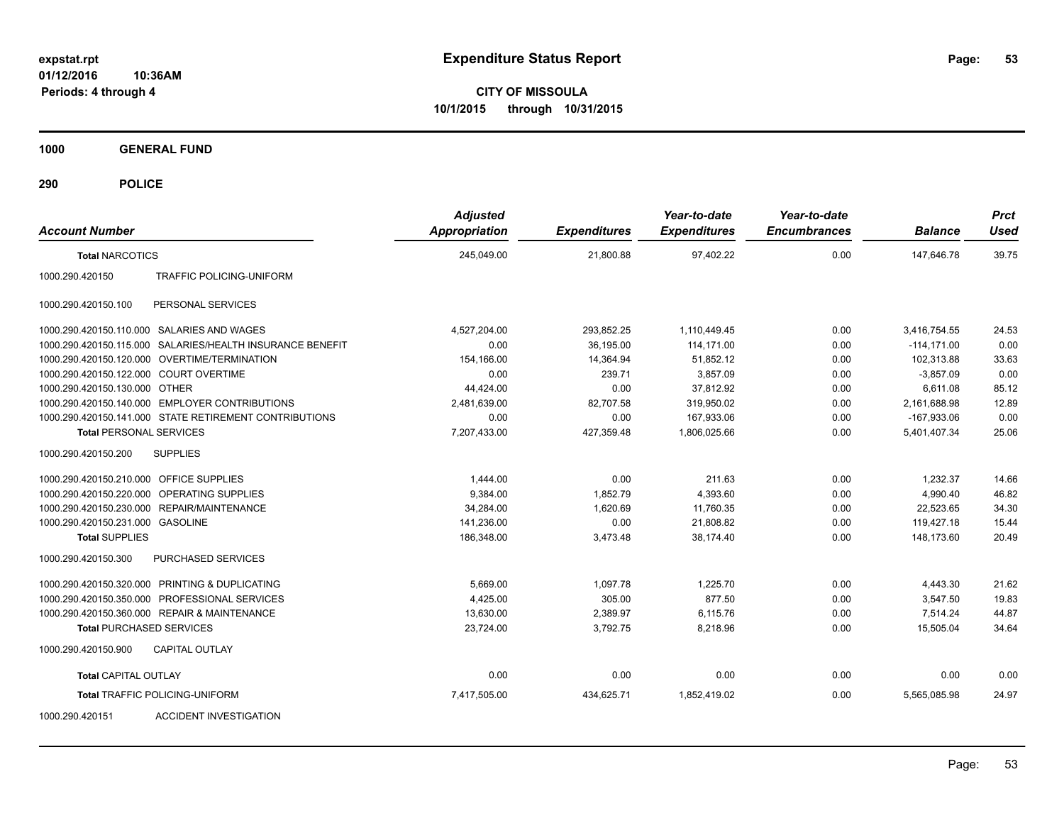**expstat.rpt**
**01/12/2016 10:36AM**
**Periods: 4 through 4**

# Expenditure Status Report

**CITY OF MISSOULA**
**10/1/2015 through 10/31/2015**

## 1000 GENERAL FUND

### 290 POLICE

| Account Number | | Adjusted Appropriation | Expenditures | Year-to-date Expenditures | Year-to-date Encumbrances | Balance | Prct Used |
|---|---|---|---|---|---|---|---|
| **Total NARCOTICS** | | 245,049.00 | 21,800.88 | 97,402.22 | 0.00 | 147,646.78 | 39.75 |
| 1000.290.420150 | TRAFFIC POLICING-UNIFORM | | | | | | |
| 1000.290.420150.100 | PERSONAL SERVICES | | | | | | |
| 1000.290.420150.110.000 | SALARIES AND WAGES | 4,527,204.00 | 293,852.25 | 1,110,449.45 | 0.00 | 3,416,754.55 | 24.53 |
| 1000.290.420150.115.000 | SALARIES/HEALTH INSURANCE BENEFIT | 0.00 | 36,195.00 | 114,171.00 | 0.00 | -114,171.00 | 0.00 |
| 1000.290.420150.120.000 | OVERTIME/TERMINATION | 154,166.00 | 14,364.94 | 51,852.12 | 0.00 | 102,313.88 | 33.63 |
| 1000.290.420150.122.000 | COURT OVERTIME | 0.00 | 239.71 | 3,857.09 | 0.00 | -3,857.09 | 0.00 |
| 1000.290.420150.130.000 | OTHER | 44,424.00 | 0.00 | 37,812.92 | 0.00 | 6,611.08 | 85.12 |
| 1000.290.420150.140.000 | EMPLOYER CONTRIBUTIONS | 2,481,639.00 | 82,707.58 | 319,950.02 | 0.00 | 2,161,688.98 | 12.89 |
| 1000.290.420150.141.000 | STATE RETIREMENT CONTRIBUTIONS | 0.00 | 0.00 | 167,933.06 | 0.00 | -167,933.06 | 0.00 |
| **Total PERSONAL SERVICES** | | 7,207,433.00 | 427,359.48 | 1,806,025.66 | 0.00 | 5,401,407.34 | 25.06 |
| 1000.290.420150.200 | SUPPLIES | | | | | | |
| 1000.290.420150.210.000 | OFFICE SUPPLIES | 1,444.00 | 0.00 | 211.63 | 0.00 | 1,232.37 | 14.66 |
| 1000.290.420150.220.000 | OPERATING SUPPLIES | 9,384.00 | 1,852.79 | 4,393.60 | 0.00 | 4,990.40 | 46.82 |
| 1000.290.420150.230.000 | REPAIR/MAINTENANCE | 34,284.00 | 1,620.69 | 11,760.35 | 0.00 | 22,523.65 | 34.30 |
| 1000.290.420150.231.000 | GASOLINE | 141,236.00 | 0.00 | 21,808.82 | 0.00 | 119,427.18 | 15.44 |
| **Total SUPPLIES** | | 186,348.00 | 3,473.48 | 38,174.40 | 0.00 | 148,173.60 | 20.49 |
| 1000.290.420150.300 | PURCHASED SERVICES | | | | | | |
| 1000.290.420150.320.000 | PRINTING & DUPLICATING | 5,669.00 | 1,097.78 | 1,225.70 | 0.00 | 4,443.30 | 21.62 |
| 1000.290.420150.350.000 | PROFESSIONAL SERVICES | 4,425.00 | 305.00 | 877.50 | 0.00 | 3,547.50 | 19.83 |
| 1000.290.420150.360.000 | REPAIR & MAINTENANCE | 13,630.00 | 2,389.97 | 6,115.76 | 0.00 | 7,514.24 | 44.87 |
| **Total PURCHASED SERVICES** | | 23,724.00 | 3,792.75 | 8,218.96 | 0.00 | 15,505.04 | 34.64 |
| 1000.290.420150.900 | CAPITAL OUTLAY | | | | | | |
| **Total CAPITAL OUTLAY** | | 0.00 | 0.00 | 0.00 | 0.00 | 0.00 | 0.00 |
| **Total TRAFFIC POLICING-UNIFORM** | | 7,417,505.00 | 434,625.71 | 1,852,419.02 | 0.00 | 5,565,085.98 | 24.97 |
| 1000.290.420151 | ACCIDENT INVESTIGATION | | | | | | |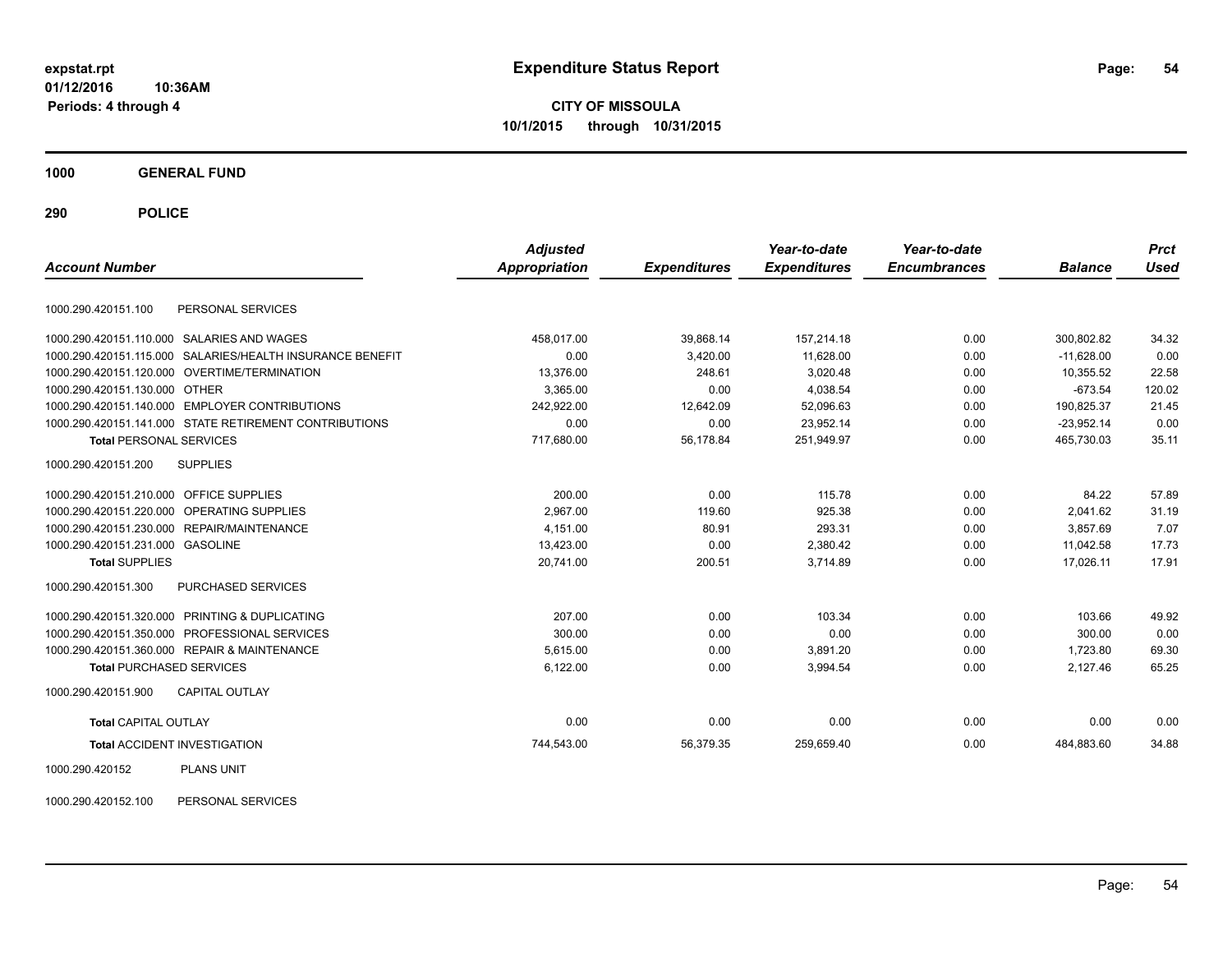# Expenditure Status Report

**CITY OF MISSOULA**

**10/1/2015 through 10/31/2015**

expstat.rpt
01/12/2016 10:36AM
Periods: 4 through 4

**1000 GENERAL FUND**

**290 POLICE**

| Account Number | | Adjusted Appropriation | Expenditures | Year-to-date Expenditures | Year-to-date Encumbrances | Balance | Prct Used |
|---|---|---|---|---|---|---|---|
| 1000.290.420151.100 | PERSONAL SERVICES | | | | | | |
| 1000.290.420151.110.000 | SALARIES AND WAGES | 458,017.00 | 39,868.14 | 157,214.18 | 0.00 | 300,802.82 | 34.32 |
| 1000.290.420151.115.000 | SALARIES/HEALTH INSURANCE BENEFIT | 0.00 | 3,420.00 | 11,628.00 | 0.00 | -11,628.00 | 0.00 |
| 1000.290.420151.120.000 | OVERTIME/TERMINATION | 13,376.00 | 248.61 | 3,020.48 | 0.00 | 10,355.52 | 22.58 |
| 1000.290.420151.130.000 | OTHER | 3,365.00 | 0.00 | 4,038.54 | 0.00 | -673.54 | 120.02 |
| 1000.290.420151.140.000 | EMPLOYER CONTRIBUTIONS | 242,922.00 | 12,642.09 | 52,096.63 | 0.00 | 190,825.37 | 21.45 |
| 1000.290.420151.141.000 | STATE RETIREMENT CONTRIBUTIONS | 0.00 | 0.00 | 23,952.14 | 0.00 | -23,952.14 | 0.00 |
| **Total** PERSONAL SERVICES | | 717,680.00 | 56,178.84 | 251,949.97 | 0.00 | 465,730.03 | 35.11 |
| 1000.290.420151.200 | SUPPLIES | | | | | | |
| 1000.290.420151.210.000 | OFFICE SUPPLIES | 200.00 | 0.00 | 115.78 | 0.00 | 84.22 | 57.89 |
| 1000.290.420151.220.000 | OPERATING SUPPLIES | 2,967.00 | 119.60 | 925.38 | 0.00 | 2,041.62 | 31.19 |
| 1000.290.420151.230.000 | REPAIR/MAINTENANCE | 4,151.00 | 80.91 | 293.31 | 0.00 | 3,857.69 | 7.07 |
| 1000.290.420151.231.000 | GASOLINE | 13,423.00 | 0.00 | 2,380.42 | 0.00 | 11,042.58 | 17.73 |
| **Total** SUPPLIES | | 20,741.00 | 200.51 | 3,714.89 | 0.00 | 17,026.11 | 17.91 |
| 1000.290.420151.300 | PURCHASED SERVICES | | | | | | |
| 1000.290.420151.320.000 | PRINTING & DUPLICATING | 207.00 | 0.00 | 103.34 | 0.00 | 103.66 | 49.92 |
| 1000.290.420151.350.000 | PROFESSIONAL SERVICES | 300.00 | 0.00 | 0.00 | 0.00 | 300.00 | 0.00 |
| 1000.290.420151.360.000 | REPAIR & MAINTENANCE | 5,615.00 | 0.00 | 3,891.20 | 0.00 | 1,723.80 | 69.30 |
| **Total** PURCHASED SERVICES | | 6,122.00 | 0.00 | 3,994.54 | 0.00 | 2,127.46 | 65.25 |
| 1000.290.420151.900 | CAPITAL OUTLAY | | | | | | |
| **Total** CAPITAL OUTLAY | | 0.00 | 0.00 | 0.00 | 0.00 | 0.00 | 0.00 |
| **Total** ACCIDENT INVESTIGATION | | 744,543.00 | 56,379.35 | 259,659.40 | 0.00 | 484,883.60 | 34.88 |
| 1000.290.420152 | PLANS UNIT | | | | | | |
| 1000.290.420152.100 | PERSONAL SERVICES | | | | | | |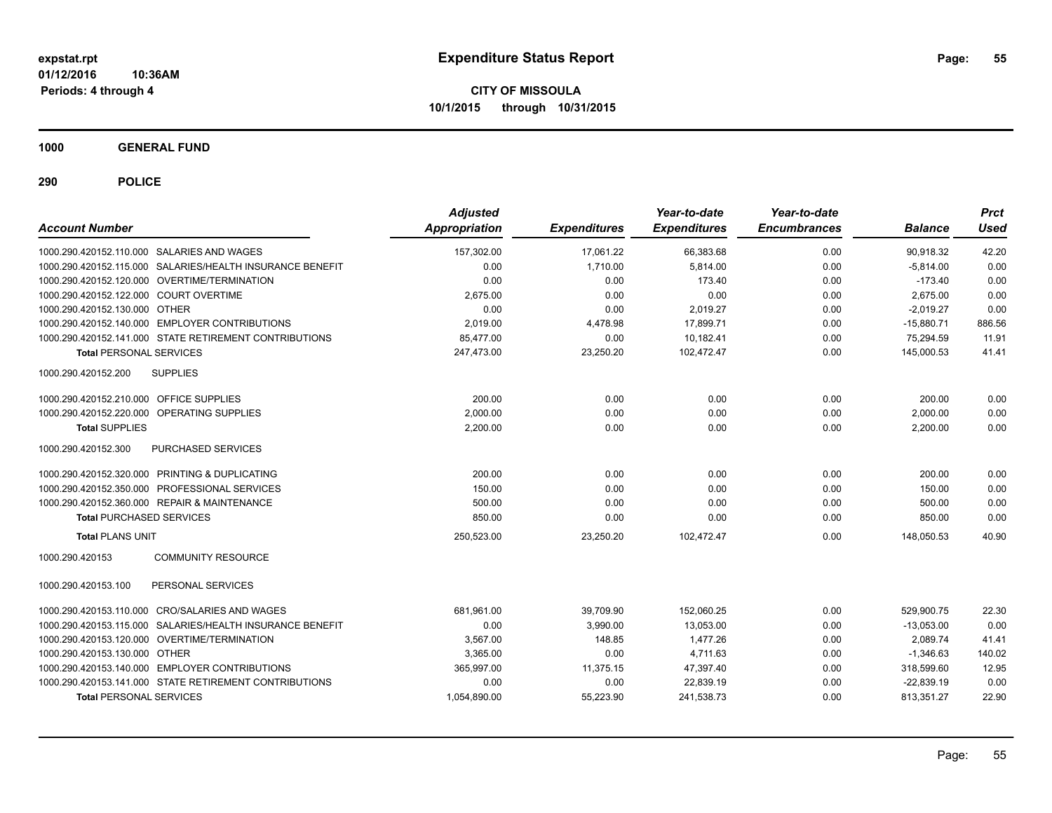# Expenditure Status Report

**CITY OF MISSOULA**
**10/1/2015 through 10/31/2015**

expstat.rpt
01/12/2016 10:36AM
Periods: 4 through 4

**1000 GENERAL FUND**

**290 POLICE**

| Account Number | | Adjusted Appropriation | Expenditures | Year-to-date Expenditures | Year-to-date Encumbrances | Balance | Prct Used |
|---|---|---|---|---|---|---|---|
| 1000.290.420152.110.000 | SALARIES AND WAGES | 157,302.00 | 17,061.22 | 66,383.68 | 0.00 | 90,918.32 | 42.20 |
| 1000.290.420152.115.000 | SALARIES/HEALTH INSURANCE BENEFIT | 0.00 | 1,710.00 | 5,814.00 | 0.00 | -5,814.00 | 0.00 |
| 1000.290.420152.120.000 | OVERTIME/TERMINATION | 0.00 | 0.00 | 173.40 | 0.00 | -173.40 | 0.00 |
| 1000.290.420152.122.000 | COURT OVERTIME | 2,675.00 | 0.00 | 0.00 | 0.00 | 2,675.00 | 0.00 |
| 1000.290.420152.130.000 | OTHER | 0.00 | 0.00 | 2,019.27 | 0.00 | -2,019.27 | 0.00 |
| 1000.290.420152.140.000 | EMPLOYER CONTRIBUTIONS | 2,019.00 | 4,478.98 | 17,899.71 | 0.00 | -15,880.71 | 886.56 |
| 1000.290.420152.141.000 | STATE RETIREMENT CONTRIBUTIONS | 85,477.00 | 0.00 | 10,182.41 | 0.00 | 75,294.59 | 11.91 |
| **Total** PERSONAL SERVICES | | 247,473.00 | 23,250.20 | 102,472.47 | 0.00 | 145,000.53 | 41.41 |
| 1000.290.420152.200 | SUPPLIES | | | | | | |
| 1000.290.420152.210.000 | OFFICE SUPPLIES | 200.00 | 0.00 | 0.00 | 0.00 | 200.00 | 0.00 |
| 1000.290.420152.220.000 | OPERATING SUPPLIES | 2,000.00 | 0.00 | 0.00 | 0.00 | 2,000.00 | 0.00 |
| **Total** SUPPLIES | | 2,200.00 | 0.00 | 0.00 | 0.00 | 2,200.00 | 0.00 |
| 1000.290.420152.300 | PURCHASED SERVICES | | | | | | |
| 1000.290.420152.320.000 | PRINTING & DUPLICATING | 200.00 | 0.00 | 0.00 | 0.00 | 200.00 | 0.00 |
| 1000.290.420152.350.000 | PROFESSIONAL SERVICES | 150.00 | 0.00 | 0.00 | 0.00 | 150.00 | 0.00 |
| 1000.290.420152.360.000 | REPAIR & MAINTENANCE | 500.00 | 0.00 | 0.00 | 0.00 | 500.00 | 0.00 |
| **Total** PURCHASED SERVICES | | 850.00 | 0.00 | 0.00 | 0.00 | 850.00 | 0.00 |
| **Total** PLANS UNIT | | 250,523.00 | 23,250.20 | 102,472.47 | 0.00 | 148,050.53 | 40.90 |
| 1000.290.420153 | COMMUNITY RESOURCE | | | | | | |
| 1000.290.420153.100 | PERSONAL SERVICES | | | | | | |
| 1000.290.420153.110.000 | CRO/SALARIES AND WAGES | 681,961.00 | 39,709.90 | 152,060.25 | 0.00 | 529,900.75 | 22.30 |
| 1000.290.420153.115.000 | SALARIES/HEALTH INSURANCE BENEFIT | 0.00 | 3,990.00 | 13,053.00 | 0.00 | -13,053.00 | 0.00 |
| 1000.290.420153.120.000 | OVERTIME/TERMINATION | 3,567.00 | 148.85 | 1,477.26 | 0.00 | 2,089.74 | 41.41 |
| 1000.290.420153.130.000 | OTHER | 3,365.00 | 0.00 | 4,711.63 | 0.00 | -1,346.63 | 140.02 |
| 1000.290.420153.140.000 | EMPLOYER CONTRIBUTIONS | 365,997.00 | 11,375.15 | 47,397.40 | 0.00 | 318,599.60 | 12.95 |
| 1000.290.420153.141.000 | STATE RETIREMENT CONTRIBUTIONS | 0.00 | 0.00 | 22,839.19 | 0.00 | -22,839.19 | 0.00 |
| **Total** PERSONAL SERVICES | | 1,054,890.00 | 55,223.90 | 241,538.73 | 0.00 | 813,351.27 | 22.90 |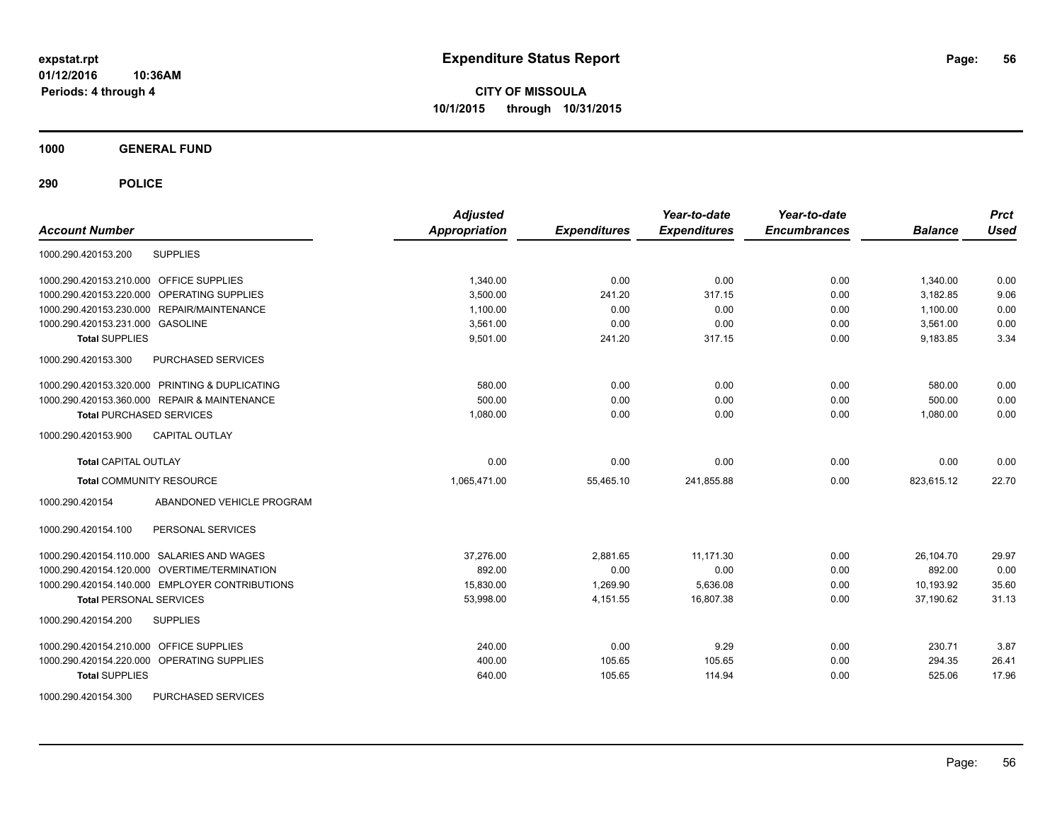**expstat.rpt**
**01/12/2016 10:36AM**
**Periods: 4 through 4**

# Expenditure Status Report

**CITY OF MISSOULA**
**10/1/2015 through 10/31/2015**

## 1000 GENERAL FUND

## 290 POLICE

| Account Number | | Adjusted Appropriation | Expenditures | Year-to-date Expenditures | Year-to-date Encumbrances | Balance | Prct Used |
|---|---|---|---|---|---|---|---|
| 1000.290.420153.200 | SUPPLIES | | | | | | |
| 1000.290.420153.210.000 | OFFICE SUPPLIES | 1,340.00 | 0.00 | 0.00 | 0.00 | 1,340.00 | 0.00 |
| 1000.290.420153.220.000 | OPERATING SUPPLIES | 3,500.00 | 241.20 | 317.15 | 0.00 | 3,182.85 | 9.06 |
| 1000.290.420153.230.000 | REPAIR/MAINTENANCE | 1,100.00 | 0.00 | 0.00 | 0.00 | 1,100.00 | 0.00 |
| 1000.290.420153.231.000 | GASOLINE | 3,561.00 | 0.00 | 0.00 | 0.00 | 3,561.00 | 0.00 |
| **Total** SUPPLIES | | 9,501.00 | 241.20 | 317.15 | 0.00 | 9,183.85 | 3.34 |
| 1000.290.420153.300 | PURCHASED SERVICES | | | | | | |
| 1000.290.420153.320.000 | PRINTING & DUPLICATING | 580.00 | 0.00 | 0.00 | 0.00 | 580.00 | 0.00 |
| 1000.290.420153.360.000 | REPAIR & MAINTENANCE | 500.00 | 0.00 | 0.00 | 0.00 | 500.00 | 0.00 |
| **Total** PURCHASED SERVICES | | 1,080.00 | 0.00 | 0.00 | 0.00 | 1,080.00 | 0.00 |
| 1000.290.420153.900 | CAPITAL OUTLAY | | | | | | |
| **Total** CAPITAL OUTLAY | | 0.00 | 0.00 | 0.00 | 0.00 | 0.00 | 0.00 |
| **Total** COMMUNITY RESOURCE | | 1,065,471.00 | 55,465.10 | 241,855.88 | 0.00 | 823,615.12 | 22.70 |
| 1000.290.420154 | ABANDONED VEHICLE PROGRAM | | | | | | |
| 1000.290.420154.100 | PERSONAL SERVICES | | | | | | |
| 1000.290.420154.110.000 | SALARIES AND WAGES | 37,276.00 | 2,881.65 | 11,171.30 | 0.00 | 26,104.70 | 29.97 |
| 1000.290.420154.120.000 | OVERTIME/TERMINATION | 892.00 | 0.00 | 0.00 | 0.00 | 892.00 | 0.00 |
| 1000.290.420154.140.000 | EMPLOYER CONTRIBUTIONS | 15,830.00 | 1,269.90 | 5,636.08 | 0.00 | 10,193.92 | 35.60 |
| **Total** PERSONAL SERVICES | | 53,998.00 | 4,151.55 | 16,807.38 | 0.00 | 37,190.62 | 31.13 |
| 1000.290.420154.200 | SUPPLIES | | | | | | |
| 1000.290.420154.210.000 | OFFICE SUPPLIES | 240.00 | 0.00 | 9.29 | 0.00 | 230.71 | 3.87 |
| 1000.290.420154.220.000 | OPERATING SUPPLIES | 400.00 | 105.65 | 105.65 | 0.00 | 294.35 | 26.41 |
| **Total** SUPPLIES | | 640.00 | 105.65 | 114.94 | 0.00 | 525.06 | 17.96 |
| 1000.290.420154.300 | PURCHASED SERVICES | | | | | | |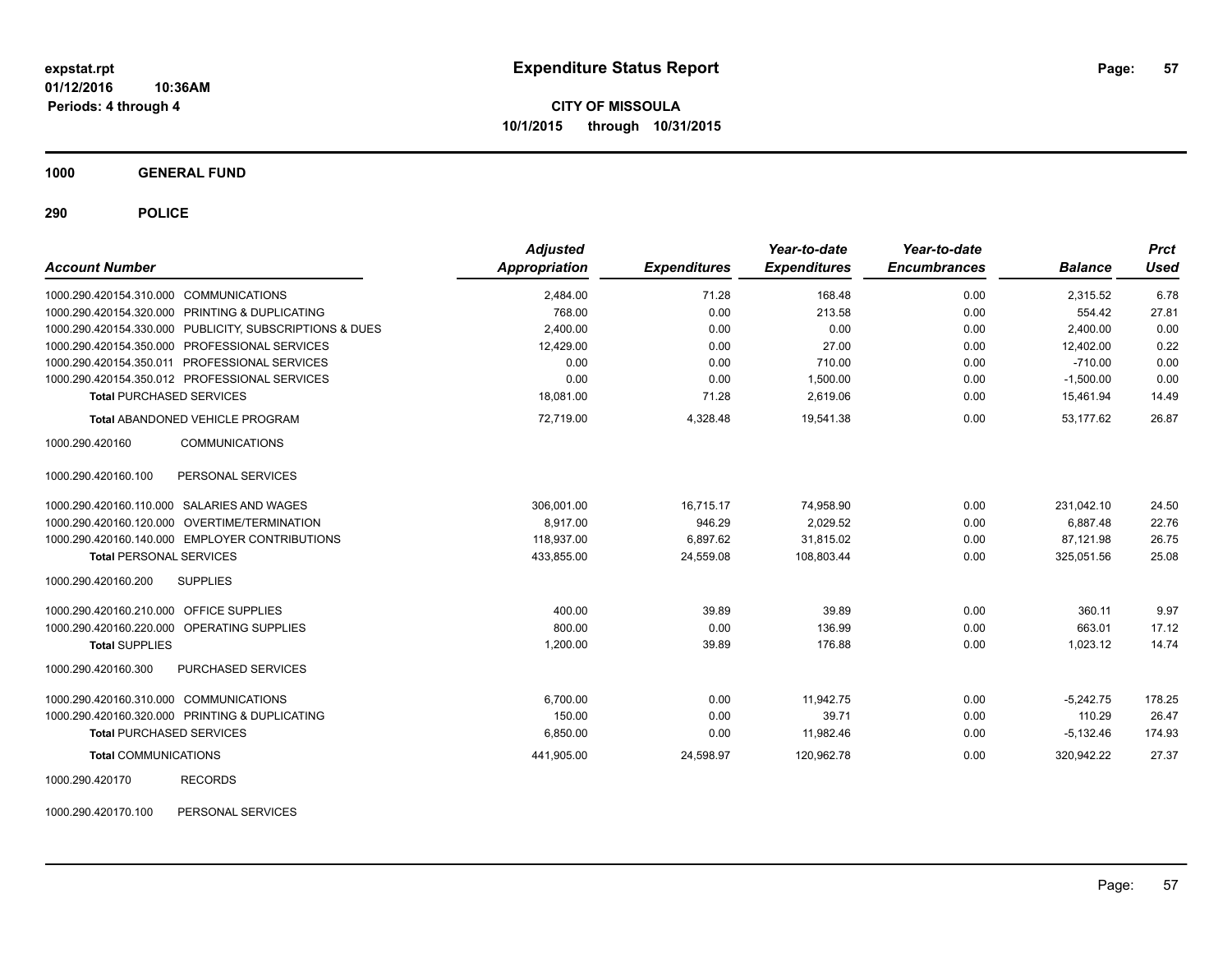**expstat.rpt**
**01/12/2016 10:36AM**
**Periods: 4 through 4**

# Expenditure Status Report

**CITY OF MISSOULA**
**10/1/2015 through 10/31/2015**

## 1000 GENERAL FUND

## 290 POLICE

| Account Number | Adjusted Appropriation | Expenditures | Year-to-date Expenditures | Year-to-date Encumbrances | Balance | Prct Used |
|---|---|---|---|---|---|---|
| 1000.290.420154.310.000 COMMUNICATIONS | 2,484.00 | 71.28 | 168.48 | 0.00 | 2,315.52 | 6.78 |
| 1000.290.420154.320.000 PRINTING & DUPLICATING | 768.00 | 0.00 | 213.58 | 0.00 | 554.42 | 27.81 |
| 1000.290.420154.330.000 PUBLICITY, SUBSCRIPTIONS & DUES | 2,400.00 | 0.00 | 0.00 | 0.00 | 2,400.00 | 0.00 |
| 1000.290.420154.350.000 PROFESSIONAL SERVICES | 12,429.00 | 0.00 | 27.00 | 0.00 | 12,402.00 | 0.22 |
| 1000.290.420154.350.011 PROFESSIONAL SERVICES | 0.00 | 0.00 | 710.00 | 0.00 | -710.00 | 0.00 |
| 1000.290.420154.350.012 PROFESSIONAL SERVICES | 0.00 | 0.00 | 1,500.00 | 0.00 | -1,500.00 | 0.00 |
| **Total** PURCHASED SERVICES | 18,081.00 | 71.28 | 2,619.06 | 0.00 | 15,461.94 | 14.49 |
| **Total** ABANDONED VEHICLE PROGRAM | 72,719.00 | 4,328.48 | 19,541.38 | 0.00 | 53,177.62 | 26.87 |
| 1000.290.420160 COMMUNICATIONS | | | | | | |
| 1000.290.420160.100 PERSONAL SERVICES | | | | | | |
| 1000.290.420160.110.000 SALARIES AND WAGES | 306,001.00 | 16,715.17 | 74,958.90 | 0.00 | 231,042.10 | 24.50 |
| 1000.290.420160.120.000 OVERTIME/TERMINATION | 8,917.00 | 946.29 | 2,029.52 | 0.00 | 6,887.48 | 22.76 |
| 1000.290.420160.140.000 EMPLOYER CONTRIBUTIONS | 118,937.00 | 6,897.62 | 31,815.02 | 0.00 | 87,121.98 | 26.75 |
| **Total** PERSONAL SERVICES | 433,855.00 | 24,559.08 | 108,803.44 | 0.00 | 325,051.56 | 25.08 |
| 1000.290.420160.200 SUPPLIES | | | | | | |
| 1000.290.420160.210.000 OFFICE SUPPLIES | 400.00 | 39.89 | 39.89 | 0.00 | 360.11 | 9.97 |
| 1000.290.420160.220.000 OPERATING SUPPLIES | 800.00 | 0.00 | 136.99 | 0.00 | 663.01 | 17.12 |
| **Total** SUPPLIES | 1,200.00 | 39.89 | 176.88 | 0.00 | 1,023.12 | 14.74 |
| 1000.290.420160.300 PURCHASED SERVICES | | | | | | |
| 1000.290.420160.310.000 COMMUNICATIONS | 6,700.00 | 0.00 | 11,942.75 | 0.00 | -5,242.75 | 178.25 |
| 1000.290.420160.320.000 PRINTING & DUPLICATING | 150.00 | 0.00 | 39.71 | 0.00 | 110.29 | 26.47 |
| **Total** PURCHASED SERVICES | 6,850.00 | 0.00 | 11,982.46 | 0.00 | -5,132.46 | 174.93 |
| **Total** COMMUNICATIONS | 441,905.00 | 24,598.97 | 120,962.78 | 0.00 | 320,942.22 | 27.37 |
| 1000.290.420170 RECORDS | | | | | | |
| 1000.290.420170.100 PERSONAL SERVICES | | | | | | |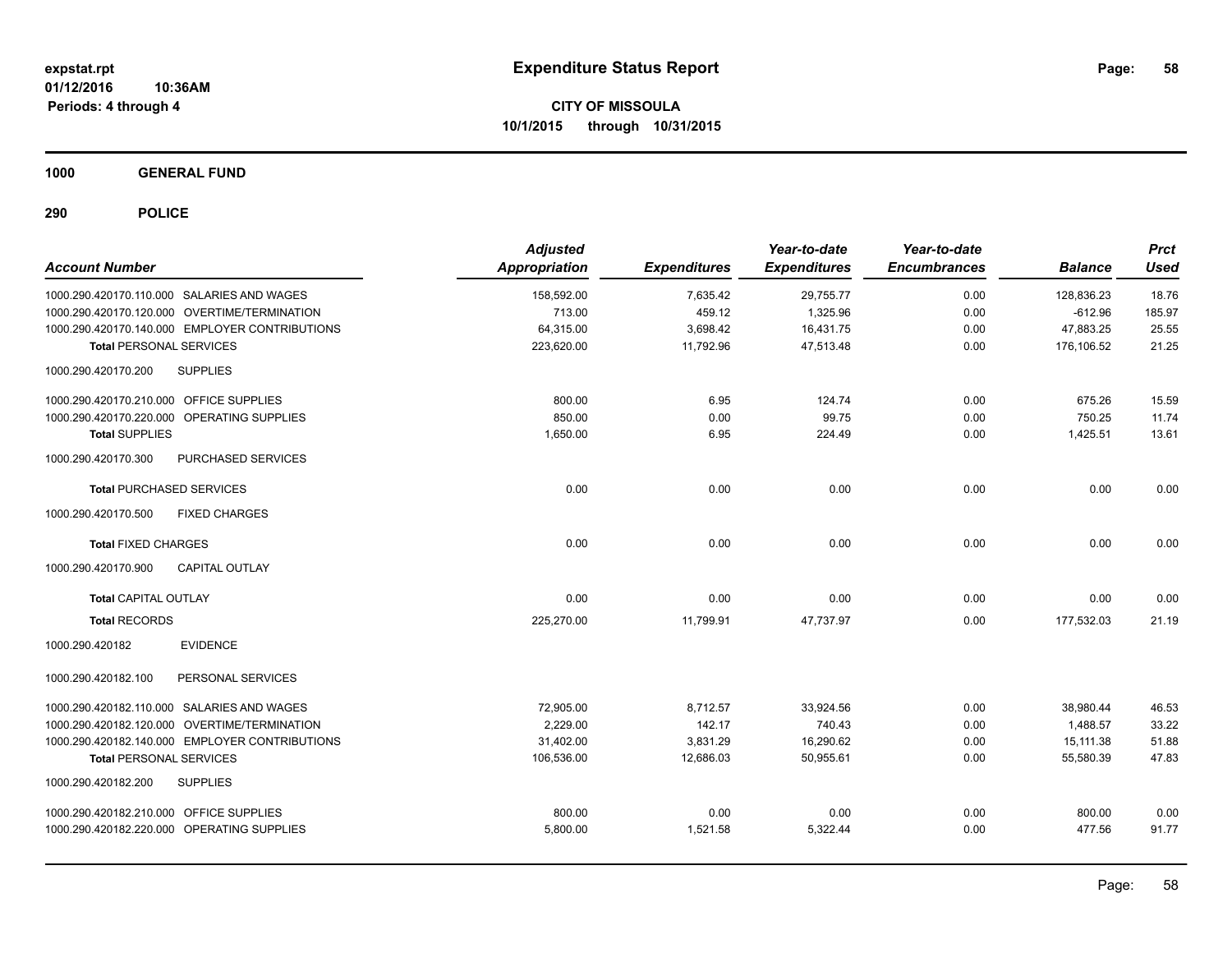**expstat.rpt**
**01/12/2016 10:36AM**
**Periods: 4 through 4**

# Expenditure Status Report

**CITY OF MISSOULA**
**10/1/2015 through 10/31/2015**

## 1000 GENERAL FUND

### 290 POLICE

| Account Number | Adjusted Appropriation | Expenditures | Year-to-date Expenditures | Year-to-date Encumbrances | Balance | Prct Used |
|---|---|---|---|---|---|---|
| 1000.290.420170.110.000 SALARIES AND WAGES | 158,592.00 | 7,635.42 | 29,755.77 | 0.00 | 128,836.23 | 18.76 |
| 1000.290.420170.120.000 OVERTIME/TERMINATION | 713.00 | 459.12 | 1,325.96 | 0.00 | -612.96 | 185.97 |
| 1000.290.420170.140.000 EMPLOYER CONTRIBUTIONS | 64,315.00 | 3,698.42 | 16,431.75 | 0.00 | 47,883.25 | 25.55 |
| **Total** PERSONAL SERVICES | 223,620.00 | 11,792.96 | 47,513.48 | 0.00 | 176,106.52 | 21.25 |
| 1000.290.420170.200 SUPPLIES | | | | | | |
| 1000.290.420170.210.000 OFFICE SUPPLIES | 800.00 | 6.95 | 124.74 | 0.00 | 675.26 | 15.59 |
| 1000.290.420170.220.000 OPERATING SUPPLIES | 850.00 | 0.00 | 99.75 | 0.00 | 750.25 | 11.74 |
| **Total** SUPPLIES | 1,650.00 | 6.95 | 224.49 | 0.00 | 1,425.51 | 13.61 |
| 1000.290.420170.300 PURCHASED SERVICES | | | | | | |
| **Total** PURCHASED SERVICES | 0.00 | 0.00 | 0.00 | 0.00 | 0.00 | 0.00 |
| 1000.290.420170.500 FIXED CHARGES | | | | | | |
| **Total** FIXED CHARGES | 0.00 | 0.00 | 0.00 | 0.00 | 0.00 | 0.00 |
| 1000.290.420170.900 CAPITAL OUTLAY | | | | | | |
| **Total** CAPITAL OUTLAY | 0.00 | 0.00 | 0.00 | 0.00 | 0.00 | 0.00 |
| **Total** RECORDS | 225,270.00 | 11,799.91 | 47,737.97 | 0.00 | 177,532.03 | 21.19 |
| 1000.290.420182 EVIDENCE | | | | | | |
| 1000.290.420182.100 PERSONAL SERVICES | | | | | | |
| 1000.290.420182.110.000 SALARIES AND WAGES | 72,905.00 | 8,712.57 | 33,924.56 | 0.00 | 38,980.44 | 46.53 |
| 1000.290.420182.120.000 OVERTIME/TERMINATION | 2,229.00 | 142.17 | 740.43 | 0.00 | 1,488.57 | 33.22 |
| 1000.290.420182.140.000 EMPLOYER CONTRIBUTIONS | 31,402.00 | 3,831.29 | 16,290.62 | 0.00 | 15,111.38 | 51.88 |
| **Total** PERSONAL SERVICES | 106,536.00 | 12,686.03 | 50,955.61 | 0.00 | 55,580.39 | 47.83 |
| 1000.290.420182.200 SUPPLIES | | | | | | |
| 1000.290.420182.210.000 OFFICE SUPPLIES | 800.00 | 0.00 | 0.00 | 0.00 | 800.00 | 0.00 |
| 1000.290.420182.220.000 OPERATING SUPPLIES | 5,800.00 | 1,521.58 | 5,322.44 | 0.00 | 477.56 | 91.77 |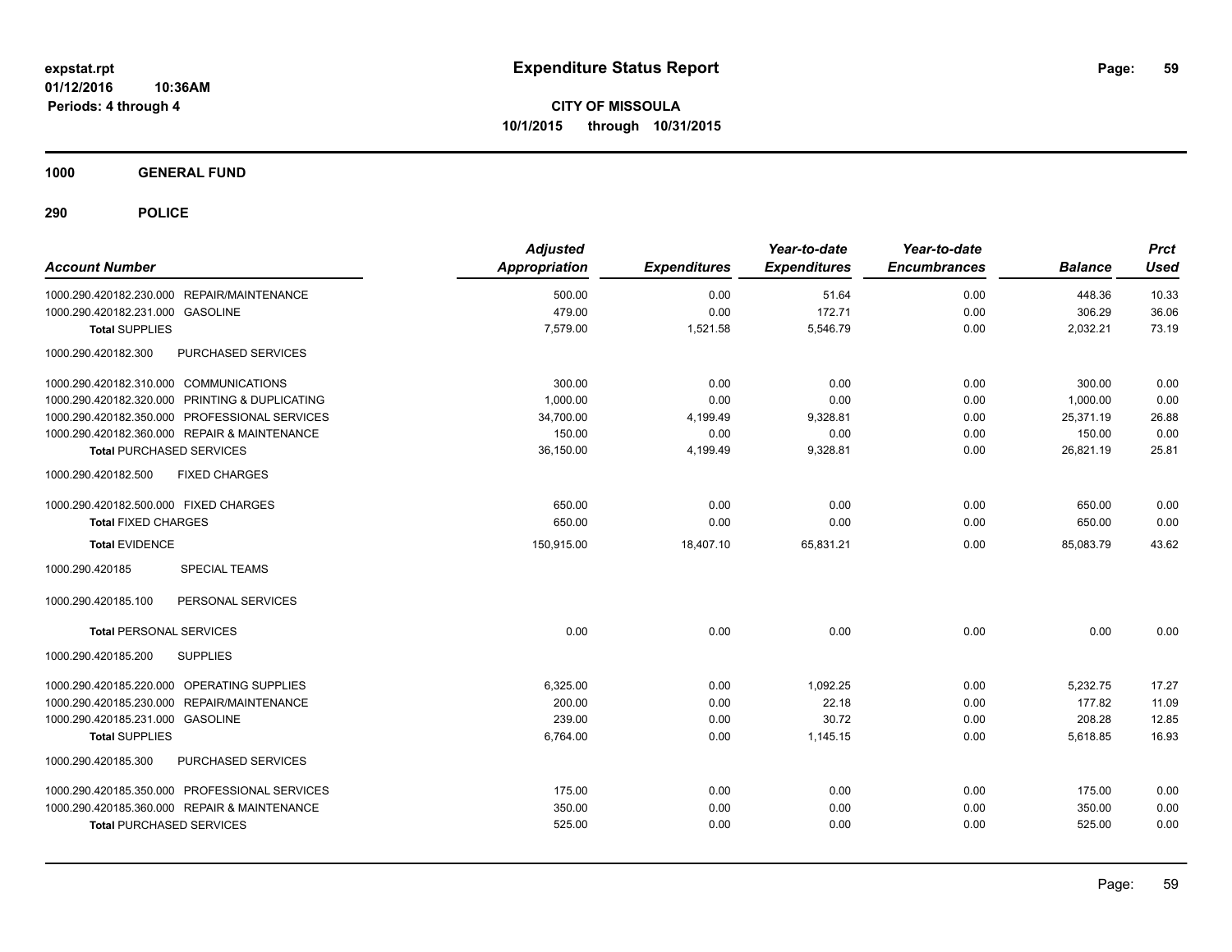# Expenditure Status Report

**CITY OF MISSOULA**
**10/1/2015 through 10/31/2015**

expstat.rpt
01/12/2016 10:36AM
Periods: 4 through 4

**1000 GENERAL FUND**

**290 POLICE**

| Account Number | Adjusted Appropriation | Expenditures | Year-to-date Expenditures | Year-to-date Encumbrances | Balance | Prct Used |
|---|---|---|---|---|---|---|
| 1000.290.420182.230.000 REPAIR/MAINTENANCE | 500.00 | 0.00 | 51.64 | 0.00 | 448.36 | 10.33 |
| 1000.290.420182.231.000 GASOLINE | 479.00 | 0.00 | 172.71 | 0.00 | 306.29 | 36.06 |
| **Total** SUPPLIES | 7,579.00 | 1,521.58 | 5,546.79 | 0.00 | 2,032.21 | 73.19 |
| 1000.290.420182.300 PURCHASED SERVICES | | | | | | |
| 1000.290.420182.310.000 COMMUNICATIONS | 300.00 | 0.00 | 0.00 | 0.00 | 300.00 | 0.00 |
| 1000.290.420182.320.000 PRINTING & DUPLICATING | 1,000.00 | 0.00 | 0.00 | 0.00 | 1,000.00 | 0.00 |
| 1000.290.420182.350.000 PROFESSIONAL SERVICES | 34,700.00 | 4,199.49 | 9,328.81 | 0.00 | 25,371.19 | 26.88 |
| 1000.290.420182.360.000 REPAIR & MAINTENANCE | 150.00 | 0.00 | 0.00 | 0.00 | 150.00 | 0.00 |
| **Total** PURCHASED SERVICES | 36,150.00 | 4,199.49 | 9,328.81 | 0.00 | 26,821.19 | 25.81 |
| 1000.290.420182.500 FIXED CHARGES | | | | | | |
| 1000.290.420182.500.000 FIXED CHARGES | 650.00 | 0.00 | 0.00 | 0.00 | 650.00 | 0.00 |
| **Total** FIXED CHARGES | 650.00 | 0.00 | 0.00 | 0.00 | 650.00 | 0.00 |
| **Total** EVIDENCE | 150,915.00 | 18,407.10 | 65,831.21 | 0.00 | 85,083.79 | 43.62 |
| 1000.290.420185 SPECIAL TEAMS | | | | | | |
| 1000.290.420185.100 PERSONAL SERVICES | | | | | | |
| **Total** PERSONAL SERVICES | 0.00 | 0.00 | 0.00 | 0.00 | 0.00 | 0.00 |
| 1000.290.420185.200 SUPPLIES | | | | | | |
| 1000.290.420185.220.000 OPERATING SUPPLIES | 6,325.00 | 0.00 | 1,092.25 | 0.00 | 5,232.75 | 17.27 |
| 1000.290.420185.230.000 REPAIR/MAINTENANCE | 200.00 | 0.00 | 22.18 | 0.00 | 177.82 | 11.09 |
| 1000.290.420185.231.000 GASOLINE | 239.00 | 0.00 | 30.72 | 0.00 | 208.28 | 12.85 |
| **Total** SUPPLIES | 6,764.00 | 0.00 | 1,145.15 | 0.00 | 5,618.85 | 16.93 |
| 1000.290.420185.300 PURCHASED SERVICES | | | | | | |
| 1000.290.420185.350.000 PROFESSIONAL SERVICES | 175.00 | 0.00 | 0.00 | 0.00 | 175.00 | 0.00 |
| 1000.290.420185.360.000 REPAIR & MAINTENANCE | 350.00 | 0.00 | 0.00 | 0.00 | 350.00 | 0.00 |
| **Total** PURCHASED SERVICES | 525.00 | 0.00 | 0.00 | 0.00 | 525.00 | 0.00 |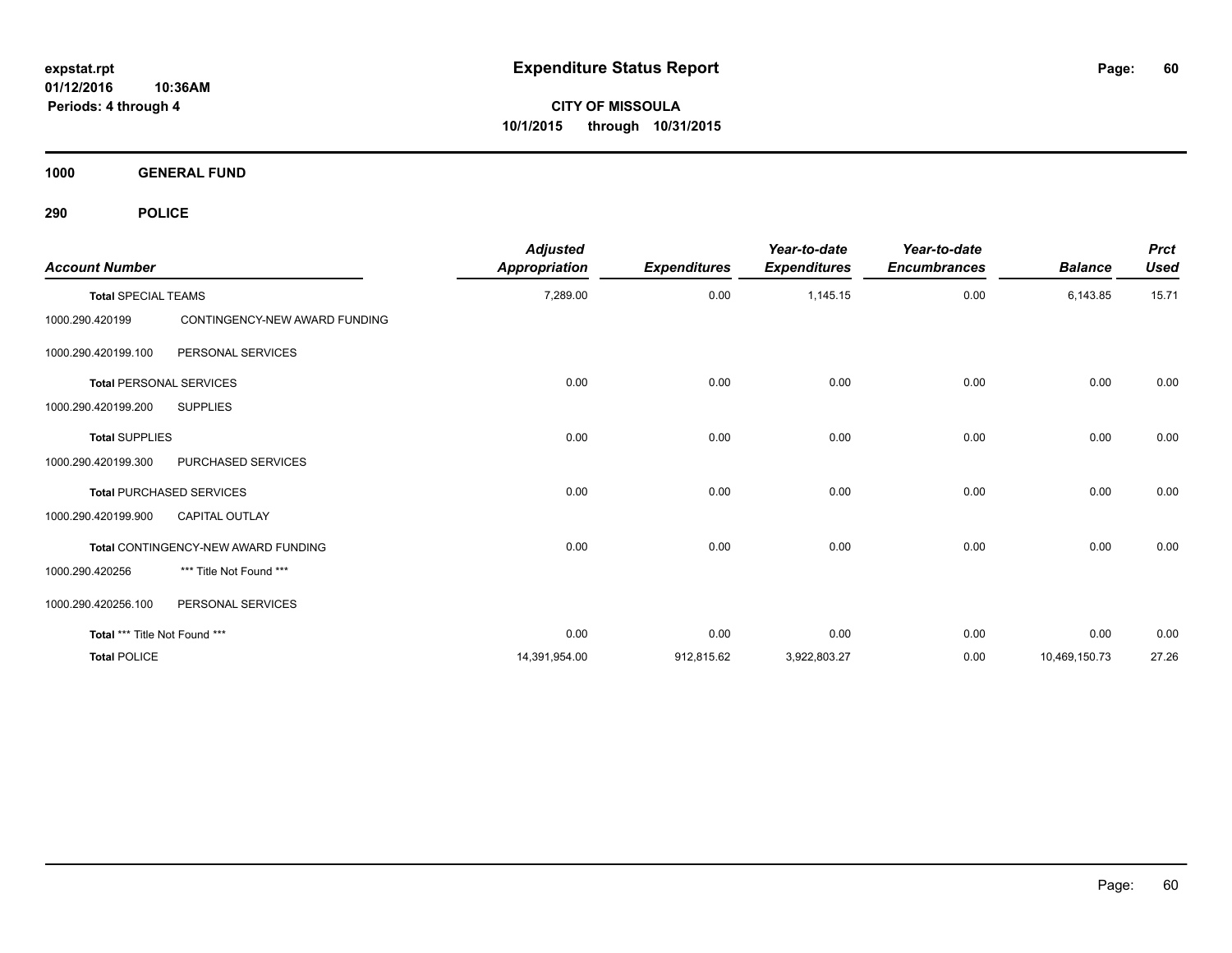# Expenditure Status Report

**CITY OF MISSOULA**
**10/1/2015 through 10/31/2015**

expstat.rpt
01/12/2016 10:36AM
Periods: 4 through 4

**1000 GENERAL FUND**

**290 POLICE**

| Account Number | | Adjusted Appropriation | Expenditures | Year-to-date Expenditures | Year-to-date Encumbrances | Balance | Prct Used |
|---|---|---|---|---|---|---|---|
| **Total** SPECIAL TEAMS | | 7,289.00 | 0.00 | 1,145.15 | 0.00 | 6,143.85 | 15.71 |
| 1000.290.420199 | CONTINGENCY-NEW AWARD FUNDING | | | | | | |
| 1000.290.420199.100 | PERSONAL SERVICES | | | | | | |
| **Total** PERSONAL SERVICES | | 0.00 | 0.00 | 0.00 | 0.00 | 0.00 | 0.00 |
| 1000.290.420199.200 | SUPPLIES | | | | | | |
| **Total** SUPPLIES | | 0.00 | 0.00 | 0.00 | 0.00 | 0.00 | 0.00 |
| 1000.290.420199.300 | PURCHASED SERVICES | | | | | | |
| **Total** PURCHASED SERVICES | | 0.00 | 0.00 | 0.00 | 0.00 | 0.00 | 0.00 |
| 1000.290.420199.900 | CAPITAL OUTLAY | | | | | | |
| **Total** CONTINGENCY-NEW AWARD FUNDING | | 0.00 | 0.00 | 0.00 | 0.00 | 0.00 | 0.00 |
| 1000.290.420256 | *** Title Not Found *** | | | | | | |
| 1000.290.420256.100 | PERSONAL SERVICES | | | | | | |
| **Total** *** Title Not Found *** | | 0.00 | 0.00 | 0.00 | 0.00 | 0.00 | 0.00 |
| **Total** POLICE | | 14,391,954.00 | 912,815.62 | 3,922,803.27 | 0.00 | 10,469,150.73 | 27.26 |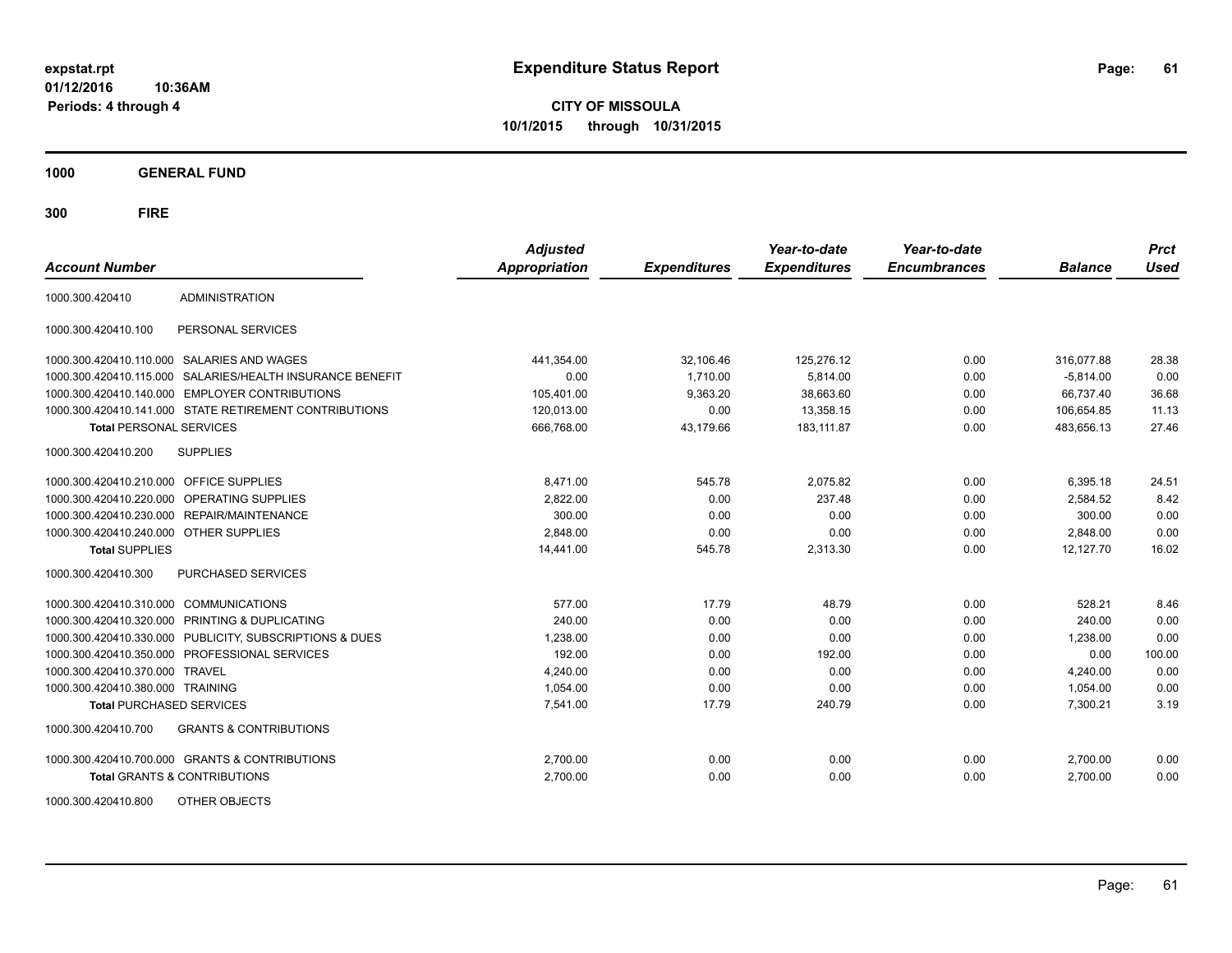**expstat.rpt**
**01/12/2016 10:36AM**
**Periods: 4 through 4**

# Expenditure Status Report

**CITY OF MISSOULA**
**10/1/2015 through 10/31/2015**

## 1000 GENERAL FUND

## 300 FIRE

| Account Number | | Adjusted Appropriation | Expenditures | Year-to-date Expenditures | Year-to-date Encumbrances | Balance | Prct Used |
|---|---|---|---|---|---|---|---|
| 1000.300.420410 | ADMINISTRATION | | | | | | |
| 1000.300.420410.100 | PERSONAL SERVICES | | | | | | |
| 1000.300.420410.110.000 | SALARIES AND WAGES | 441,354.00 | 32,106.46 | 125,276.12 | 0.00 | 316,077.88 | 28.38 |
| 1000.300.420410.115.000 | SALARIES/HEALTH INSURANCE BENEFIT | 0.00 | 1,710.00 | 5,814.00 | 0.00 | -5,814.00 | 0.00 |
| 1000.300.420410.140.000 | EMPLOYER CONTRIBUTIONS | 105,401.00 | 9,363.20 | 38,663.60 | 0.00 | 66,737.40 | 36.68 |
| 1000.300.420410.141.000 | STATE RETIREMENT CONTRIBUTIONS | 120,013.00 | 0.00 | 13,358.15 | 0.00 | 106,654.85 | 11.13 |
| **Total** PERSONAL SERVICES | | 666,768.00 | 43,179.66 | 183,111.87 | 0.00 | 483,656.13 | 27.46 |
| 1000.300.420410.200 | SUPPLIES | | | | | | |
| 1000.300.420410.210.000 | OFFICE SUPPLIES | 8,471.00 | 545.78 | 2,075.82 | 0.00 | 6,395.18 | 24.51 |
| 1000.300.420410.220.000 | OPERATING SUPPLIES | 2,822.00 | 0.00 | 237.48 | 0.00 | 2,584.52 | 8.42 |
| 1000.300.420410.230.000 | REPAIR/MAINTENANCE | 300.00 | 0.00 | 0.00 | 0.00 | 300.00 | 0.00 |
| 1000.300.420410.240.000 | OTHER SUPPLIES | 2,848.00 | 0.00 | 0.00 | 0.00 | 2,848.00 | 0.00 |
| **Total** SUPPLIES | | 14,441.00 | 545.78 | 2,313.30 | 0.00 | 12,127.70 | 16.02 |
| 1000.300.420410.300 | PURCHASED SERVICES | | | | | | |
| 1000.300.420410.310.000 | COMMUNICATIONS | 577.00 | 17.79 | 48.79 | 0.00 | 528.21 | 8.46 |
| 1000.300.420410.320.000 | PRINTING & DUPLICATING | 240.00 | 0.00 | 0.00 | 0.00 | 240.00 | 0.00 |
| 1000.300.420410.330.000 | PUBLICITY, SUBSCRIPTIONS & DUES | 1,238.00 | 0.00 | 0.00 | 0.00 | 1,238.00 | 0.00 |
| 1000.300.420410.350.000 | PROFESSIONAL SERVICES | 192.00 | 0.00 | 192.00 | 0.00 | 0.00 | 100.00 |
| 1000.300.420410.370.000 | TRAVEL | 4,240.00 | 0.00 | 0.00 | 0.00 | 4,240.00 | 0.00 |
| 1000.300.420410.380.000 | TRAINING | 1,054.00 | 0.00 | 0.00 | 0.00 | 1,054.00 | 0.00 |
| **Total** PURCHASED SERVICES | | 7,541.00 | 17.79 | 240.79 | 0.00 | 7,300.21 | 3.19 |
| 1000.300.420410.700 | GRANTS & CONTRIBUTIONS | | | | | | |
| 1000.300.420410.700.000 | GRANTS & CONTRIBUTIONS | 2,700.00 | 0.00 | 0.00 | 0.00 | 2,700.00 | 0.00 |
| **Total** GRANTS & CONTRIBUTIONS | | 2,700.00 | 0.00 | 0.00 | 0.00 | 2,700.00 | 0.00 |
| 1000.300.420410.800 | OTHER OBJECTS | | | | | | |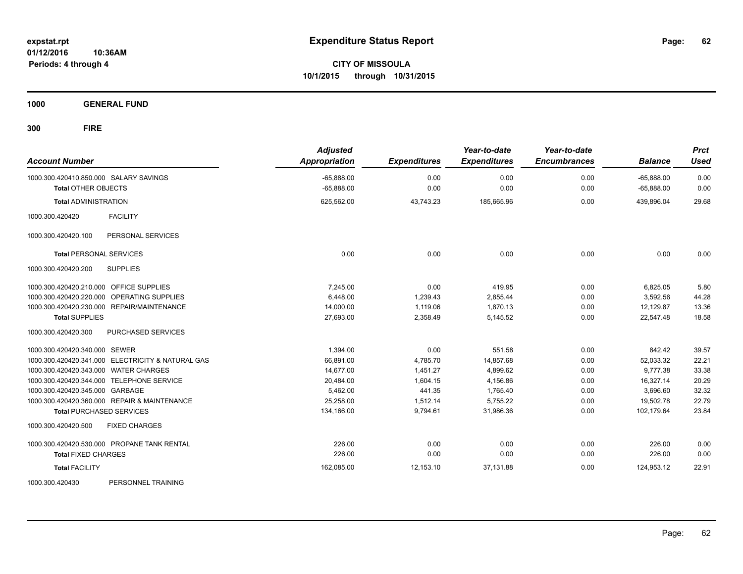**expstat.rpt**
**01/12/2016 10:36AM**
**Periods: 4 through 4**

# Expenditure Status Report

**CITY OF MISSOULA**
**10/1/2015 through 10/31/2015**

## 1000 GENERAL FUND

## 300 FIRE

| Account Number | Adjusted Appropriation | Expenditures | Year-to-date Expenditures | Year-to-date Encumbrances | Balance | Prct Used |
|---|---|---|---|---|---|---|
| 1000.300.420410.850.000 SALARY SAVINGS | -65,888.00 | 0.00 | 0.00 | 0.00 | -65,888.00 | 0.00 |
| **Total** OTHER OBJECTS | -65,888.00 | 0.00 | 0.00 | 0.00 | -65,888.00 | 0.00 |
| **Total** ADMINISTRATION | 625,562.00 | 43,743.23 | 185,665.96 | 0.00 | 439,896.04 | 29.68 |
| 1000.300.420420 FACILITY | | | | | | |
| 1000.300.420420.100 PERSONAL SERVICES | | | | | | |
| **Total** PERSONAL SERVICES | 0.00 | 0.00 | 0.00 | 0.00 | 0.00 | 0.00 |
| 1000.300.420420.200 SUPPLIES | | | | | | |
| 1000.300.420420.210.000 OFFICE SUPPLIES | 7,245.00 | 0.00 | 419.95 | 0.00 | 6,825.05 | 5.80 |
| 1000.300.420420.220.000 OPERATING SUPPLIES | 6,448.00 | 1,239.43 | 2,855.44 | 0.00 | 3,592.56 | 44.28 |
| 1000.300.420420.230.000 REPAIR/MAINTENANCE | 14,000.00 | 1,119.06 | 1,870.13 | 0.00 | 12,129.87 | 13.36 |
| **Total** SUPPLIES | 27,693.00 | 2,358.49 | 5,145.52 | 0.00 | 22,547.48 | 18.58 |
| 1000.300.420420.300 PURCHASED SERVICES | | | | | | |
| 1000.300.420420.340.000 SEWER | 1,394.00 | 0.00 | 551.58 | 0.00 | 842.42 | 39.57 |
| 1000.300.420420.341.000 ELECTRICITY & NATURAL GAS | 66,891.00 | 4,785.70 | 14,857.68 | 0.00 | 52,033.32 | 22.21 |
| 1000.300.420420.343.000 WATER CHARGES | 14,677.00 | 1,451.27 | 4,899.62 | 0.00 | 9,777.38 | 33.38 |
| 1000.300.420420.344.000 TELEPHONE SERVICE | 20,484.00 | 1,604.15 | 4,156.86 | 0.00 | 16,327.14 | 20.29 |
| 1000.300.420420.345.000 GARBAGE | 5,462.00 | 441.35 | 1,765.40 | 0.00 | 3,696.60 | 32.32 |
| 1000.300.420420.360.000 REPAIR & MAINTENANCE | 25,258.00 | 1,512.14 | 5,755.22 | 0.00 | 19,502.78 | 22.79 |
| **Total** PURCHASED SERVICES | 134,166.00 | 9,794.61 | 31,986.36 | 0.00 | 102,179.64 | 23.84 |
| 1000.300.420420.500 FIXED CHARGES | | | | | | |
| 1000.300.420420.530.000 PROPANE TANK RENTAL | 226.00 | 0.00 | 0.00 | 0.00 | 226.00 | 0.00 |
| **Total** FIXED CHARGES | 226.00 | 0.00 | 0.00 | 0.00 | 226.00 | 0.00 |
| **Total** FACILITY | 162,085.00 | 12,153.10 | 37,131.88 | 0.00 | 124,953.12 | 22.91 |
| 1000.300.420430 PERSONNEL TRAINING | | | | | | |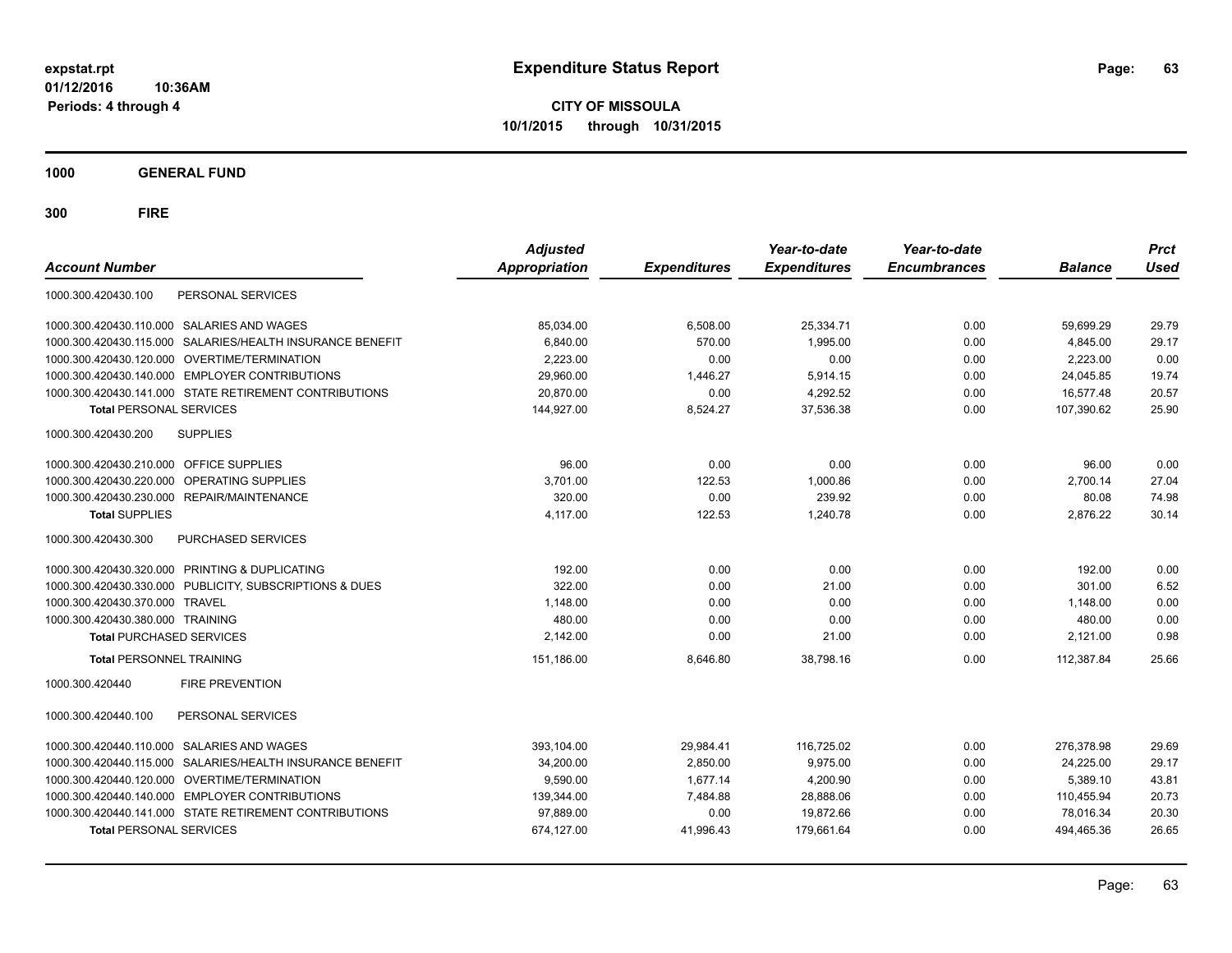**expstat.rpt**
**01/12/2016 10:36AM**
**Periods: 4 through 4**

# Expenditure Status Report

**CITY OF MISSOULA**
**10/1/2015 through 10/31/2015**

## 1000 GENERAL FUND

## 300 FIRE

| Account Number | Adjusted Appropriation | Expenditures | Year-to-date Expenditures | Year-to-date Encumbrances | Balance | Prct Used |
|---|---|---|---|---|---|---|
| 1000.300.420430.100 PERSONAL SERVICES | | | | | | |
| 1000.300.420430.110.000 SALARIES AND WAGES | 85,034.00 | 6,508.00 | 25,334.71 | 0.00 | 59,699.29 | 29.79 |
| 1000.300.420430.115.000 SALARIES/HEALTH INSURANCE BENEFIT | 6,840.00 | 570.00 | 1,995.00 | 0.00 | 4,845.00 | 29.17 |
| 1000.300.420430.120.000 OVERTIME/TERMINATION | 2,223.00 | 0.00 | 0.00 | 0.00 | 2,223.00 | 0.00 |
| 1000.300.420430.140.000 EMPLOYER CONTRIBUTIONS | 29,960.00 | 1,446.27 | 5,914.15 | 0.00 | 24,045.85 | 19.74 |
| 1000.300.420430.141.000 STATE RETIREMENT CONTRIBUTIONS | 20,870.00 | 0.00 | 4,292.52 | 0.00 | 16,577.48 | 20.57 |
| **Total PERSONAL SERVICES** | 144,927.00 | 8,524.27 | 37,536.38 | 0.00 | 107,390.62 | 25.90 |
| 1000.300.420430.200 SUPPLIES | | | | | | |
| 1000.300.420430.210.000 OFFICE SUPPLIES | 96.00 | 0.00 | 0.00 | 0.00 | 96.00 | 0.00 |
| 1000.300.420430.220.000 OPERATING SUPPLIES | 3,701.00 | 122.53 | 1,000.86 | 0.00 | 2,700.14 | 27.04 |
| 1000.300.420430.230.000 REPAIR/MAINTENANCE | 320.00 | 0.00 | 239.92 | 0.00 | 80.08 | 74.98 |
| **Total SUPPLIES** | 4,117.00 | 122.53 | 1,240.78 | 0.00 | 2,876.22 | 30.14 |
| 1000.300.420430.300 PURCHASED SERVICES | | | | | | |
| 1000.300.420430.320.000 PRINTING & DUPLICATING | 192.00 | 0.00 | 0.00 | 0.00 | 192.00 | 0.00 |
| 1000.300.420430.330.000 PUBLICITY, SUBSCRIPTIONS & DUES | 322.00 | 0.00 | 21.00 | 0.00 | 301.00 | 6.52 |
| 1000.300.420430.370.000 TRAVEL | 1,148.00 | 0.00 | 0.00 | 0.00 | 1,148.00 | 0.00 |
| 1000.300.420430.380.000 TRAINING | 480.00 | 0.00 | 0.00 | 0.00 | 480.00 | 0.00 |
| **Total PURCHASED SERVICES** | 2,142.00 | 0.00 | 21.00 | 0.00 | 2,121.00 | 0.98 |
| **Total PERSONNEL TRAINING** | 151,186.00 | 8,646.80 | 38,798.16 | 0.00 | 112,387.84 | 25.66 |
| 1000.300.420440 FIRE PREVENTION | | | | | | |
| 1000.300.420440.100 PERSONAL SERVICES | | | | | | |
| 1000.300.420440.110.000 SALARIES AND WAGES | 393,104.00 | 29,984.41 | 116,725.02 | 0.00 | 276,378.98 | 29.69 |
| 1000.300.420440.115.000 SALARIES/HEALTH INSURANCE BENEFIT | 34,200.00 | 2,850.00 | 9,975.00 | 0.00 | 24,225.00 | 29.17 |
| 1000.300.420440.120.000 OVERTIME/TERMINATION | 9,590.00 | 1,677.14 | 4,200.90 | 0.00 | 5,389.10 | 43.81 |
| 1000.300.420440.140.000 EMPLOYER CONTRIBUTIONS | 139,344.00 | 7,484.88 | 28,888.06 | 0.00 | 110,455.94 | 20.73 |
| 1000.300.420440.141.000 STATE RETIREMENT CONTRIBUTIONS | 97,889.00 | 0.00 | 19,872.66 | 0.00 | 78,016.34 | 20.30 |
| **Total PERSONAL SERVICES** | 674,127.00 | 41,996.43 | 179,661.64 | 0.00 | 494,465.36 | 26.65 |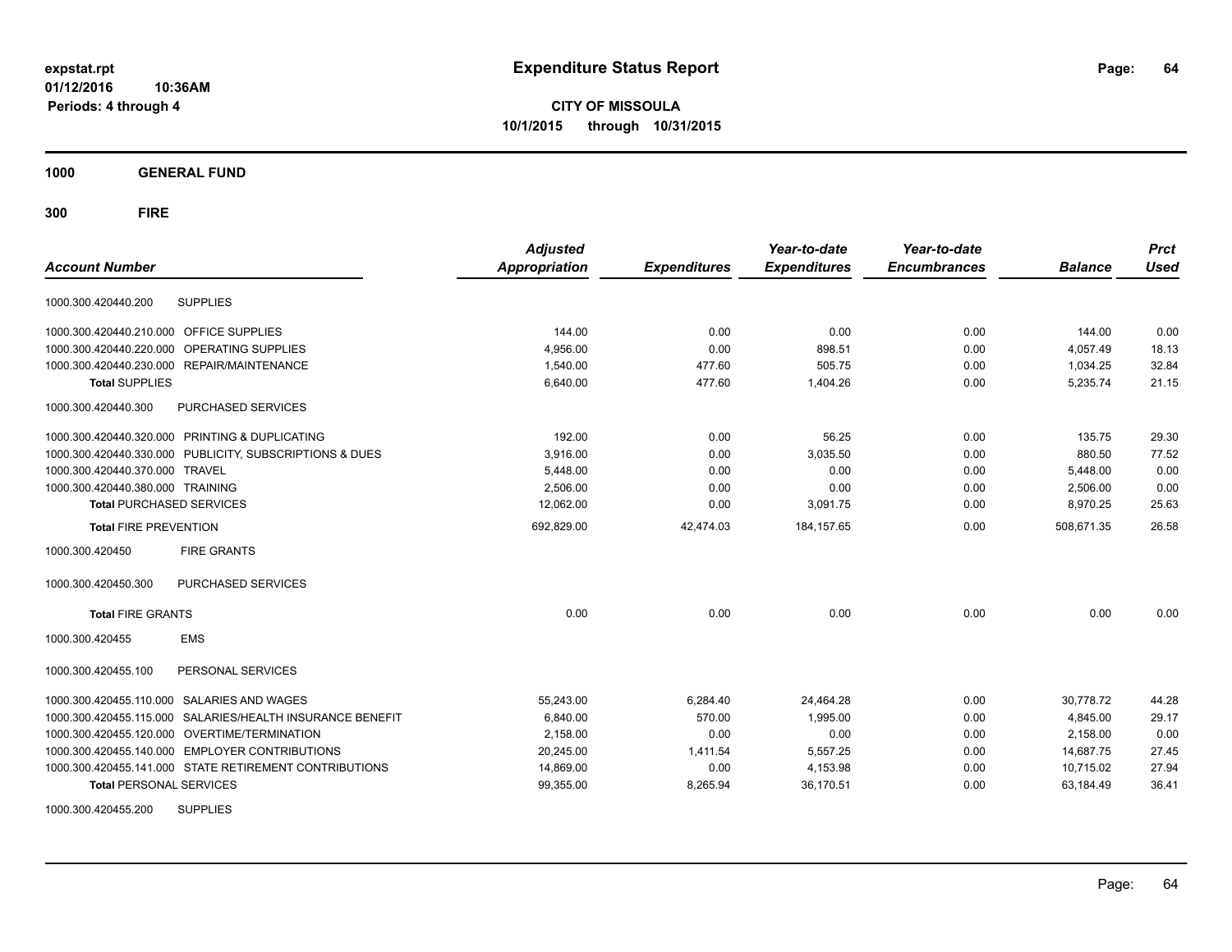# Expenditure Status Report

**CITY OF MISSOULA**
**10/1/2015 through 10/31/2015**

expstat.rpt
01/12/2016 10:36AM
Periods: 4 through 4

**1000 GENERAL FUND**

**300 FIRE**

| Account Number | | Adjusted Appropriation | Expenditures | Year-to-date Expenditures | Year-to-date Encumbrances | Balance | Prct Used |
|---|---|---|---|---|---|---|---|
| 1000.300.420440.200 | SUPPLIES | | | | | | |
| 1000.300.420440.210.000 | OFFICE SUPPLIES | 144.00 | 0.00 | 0.00 | 0.00 | 144.00 | 0.00 |
| 1000.300.420440.220.000 | OPERATING SUPPLIES | 4,956.00 | 0.00 | 898.51 | 0.00 | 4,057.49 | 18.13 |
| 1000.300.420440.230.000 | REPAIR/MAINTENANCE | 1,540.00 | 477.60 | 505.75 | 0.00 | 1,034.25 | 32.84 |
| **Total** SUPPLIES | | 6,640.00 | 477.60 | 1,404.26 | 0.00 | 5,235.74 | 21.15 |
| 1000.300.420440.300 | PURCHASED SERVICES | | | | | | |
| 1000.300.420440.320.000 | PRINTING & DUPLICATING | 192.00 | 0.00 | 56.25 | 0.00 | 135.75 | 29.30 |
| 1000.300.420440.330.000 | PUBLICITY, SUBSCRIPTIONS & DUES | 3,916.00 | 0.00 | 3,035.50 | 0.00 | 880.50 | 77.52 |
| 1000.300.420440.370.000 | TRAVEL | 5,448.00 | 0.00 | 0.00 | 0.00 | 5,448.00 | 0.00 |
| 1000.300.420440.380.000 | TRAINING | 2,506.00 | 0.00 | 0.00 | 0.00 | 2,506.00 | 0.00 |
| **Total** PURCHASED SERVICES | | 12,062.00 | 0.00 | 3,091.75 | 0.00 | 8,970.25 | 25.63 |
| **Total** FIRE PREVENTION | | 692,829.00 | 42,474.03 | 184,157.65 | 0.00 | 508,671.35 | 26.58 |
| 1000.300.420450 | FIRE GRANTS | | | | | | |
| 1000.300.420450.300 | PURCHASED SERVICES | | | | | | |
| **Total** FIRE GRANTS | | 0.00 | 0.00 | 0.00 | 0.00 | 0.00 | 0.00 |
| 1000.300.420455 | EMS | | | | | | |
| 1000.300.420455.100 | PERSONAL SERVICES | | | | | | |
| 1000.300.420455.110.000 | SALARIES AND WAGES | 55,243.00 | 6,284.40 | 24,464.28 | 0.00 | 30,778.72 | 44.28 |
| 1000.300.420455.115.000 | SALARIES/HEALTH INSURANCE BENEFIT | 6,840.00 | 570.00 | 1,995.00 | 0.00 | 4,845.00 | 29.17 |
| 1000.300.420455.120.000 | OVERTIME/TERMINATION | 2,158.00 | 0.00 | 0.00 | 0.00 | 2,158.00 | 0.00 |
| 1000.300.420455.140.000 | EMPLOYER CONTRIBUTIONS | 20,245.00 | 1,411.54 | 5,557.25 | 0.00 | 14,687.75 | 27.45 |
| 1000.300.420455.141.000 | STATE RETIREMENT CONTRIBUTIONS | 14,869.00 | 0.00 | 4,153.98 | 0.00 | 10,715.02 | 27.94 |
| **Total** PERSONAL SERVICES | | 99,355.00 | 8,265.94 | 36,170.51 | 0.00 | 63,184.49 | 36.41 |
| 1000.300.420455.200 | SUPPLIES | | | | | | |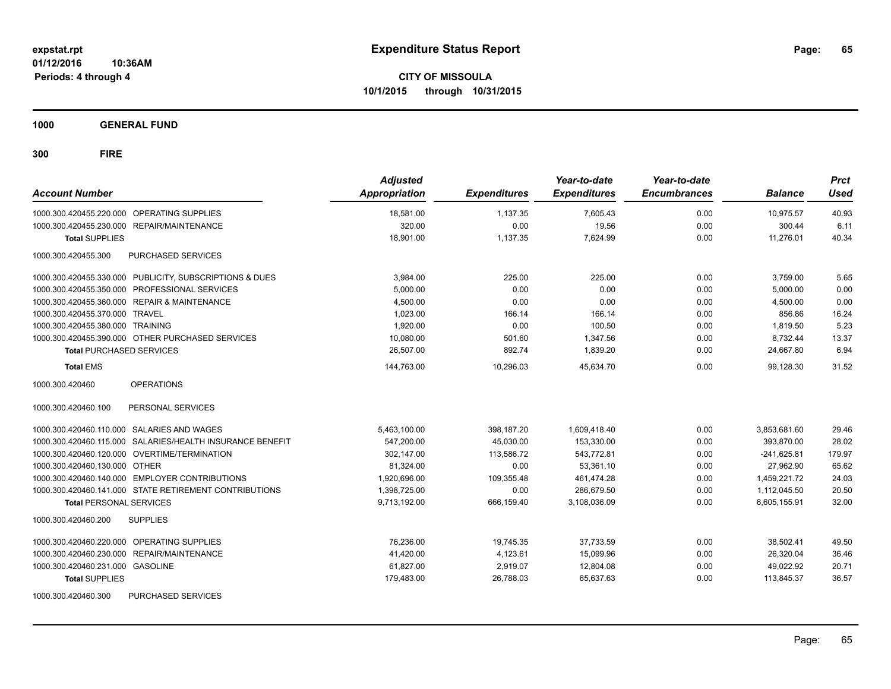# Expenditure Status Report

expstat.rpt
01/12/2016 10:36AM
Periods: 4 through 4

**CITY OF MISSOULA**
**10/1/2015 through 10/31/2015**

**1000 GENERAL FUND**

**300 FIRE**

| Account Number | | Adjusted Appropriation | Expenditures | Year-to-date Expenditures | Year-to-date Encumbrances | Balance | Prct Used |
|---|---|---|---|---|---|---|---|
| 1000.300.420455.220.000 | OPERATING SUPPLIES | 18,581.00 | 1,137.35 | 7,605.43 | 0.00 | 10,975.57 | 40.93 |
| 1000.300.420455.230.000 | REPAIR/MAINTENANCE | 320.00 | 0.00 | 19.56 | 0.00 | 300.44 | 6.11 |
| **Total** SUPPLIES | | 18,901.00 | 1,137.35 | 7,624.99 | 0.00 | 11,276.01 | 40.34 |
| 1000.300.420455.300 | PURCHASED SERVICES | | | | | | |
| 1000.300.420455.330.000 | PUBLICITY, SUBSCRIPTIONS & DUES | 3,984.00 | 225.00 | 225.00 | 0.00 | 3,759.00 | 5.65 |
| 1000.300.420455.350.000 | PROFESSIONAL SERVICES | 5,000.00 | 0.00 | 0.00 | 0.00 | 5,000.00 | 0.00 |
| 1000.300.420455.360.000 | REPAIR & MAINTENANCE | 4,500.00 | 0.00 | 0.00 | 0.00 | 4,500.00 | 0.00 |
| 1000.300.420455.370.000 | TRAVEL | 1,023.00 | 166.14 | 166.14 | 0.00 | 856.86 | 16.24 |
| 1000.300.420455.380.000 | TRAINING | 1,920.00 | 0.00 | 100.50 | 0.00 | 1,819.50 | 5.23 |
| 1000.300.420455.390.000 | OTHER PURCHASED SERVICES | 10,080.00 | 501.60 | 1,347.56 | 0.00 | 8,732.44 | 13.37 |
| **Total** PURCHASED SERVICES | | 26,507.00 | 892.74 | 1,839.20 | 0.00 | 24,667.80 | 6.94 |
| **Total** EMS | | 144,763.00 | 10,296.03 | 45,634.70 | 0.00 | 99,128.30 | 31.52 |
| 1000.300.420460 | OPERATIONS | | | | | | |
| 1000.300.420460.100 | PERSONAL SERVICES | | | | | | |
| 1000.300.420460.110.000 | SALARIES AND WAGES | 5,463,100.00 | 398,187.20 | 1,609,418.40 | 0.00 | 3,853,681.60 | 29.46 |
| 1000.300.420460.115.000 | SALARIES/HEALTH INSURANCE BENEFIT | 547,200.00 | 45,030.00 | 153,330.00 | 0.00 | 393,870.00 | 28.02 |
| 1000.300.420460.120.000 | OVERTIME/TERMINATION | 302,147.00 | 113,586.72 | 543,772.81 | 0.00 | -241,625.81 | 179.97 |
| 1000.300.420460.130.000 | OTHER | 81,324.00 | 0.00 | 53,361.10 | 0.00 | 27,962.90 | 65.62 |
| 1000.300.420460.140.000 | EMPLOYER CONTRIBUTIONS | 1,920,696.00 | 109,355.48 | 461,474.28 | 0.00 | 1,459,221.72 | 24.03 |
| 1000.300.420460.141.000 | STATE RETIREMENT CONTRIBUTIONS | 1,398,725.00 | 0.00 | 286,679.50 | 0.00 | 1,112,045.50 | 20.50 |
| **Total** PERSONAL SERVICES | | 9,713,192.00 | 666,159.40 | 3,108,036.09 | 0.00 | 6,605,155.91 | 32.00 |
| 1000.300.420460.200 | SUPPLIES | | | | | | |
| 1000.300.420460.220.000 | OPERATING SUPPLIES | 76,236.00 | 19,745.35 | 37,733.59 | 0.00 | 38,502.41 | 49.50 |
| 1000.300.420460.230.000 | REPAIR/MAINTENANCE | 41,420.00 | 4,123.61 | 15,099.96 | 0.00 | 26,320.04 | 36.46 |
| 1000.300.420460.231.000 | GASOLINE | 61,827.00 | 2,919.07 | 12,804.08 | 0.00 | 49,022.92 | 20.71 |
| **Total** SUPPLIES | | 179,483.00 | 26,788.03 | 65,637.63 | 0.00 | 113,845.37 | 36.57 |
| 1000.300.420460.300 | PURCHASED SERVICES | | | | | | |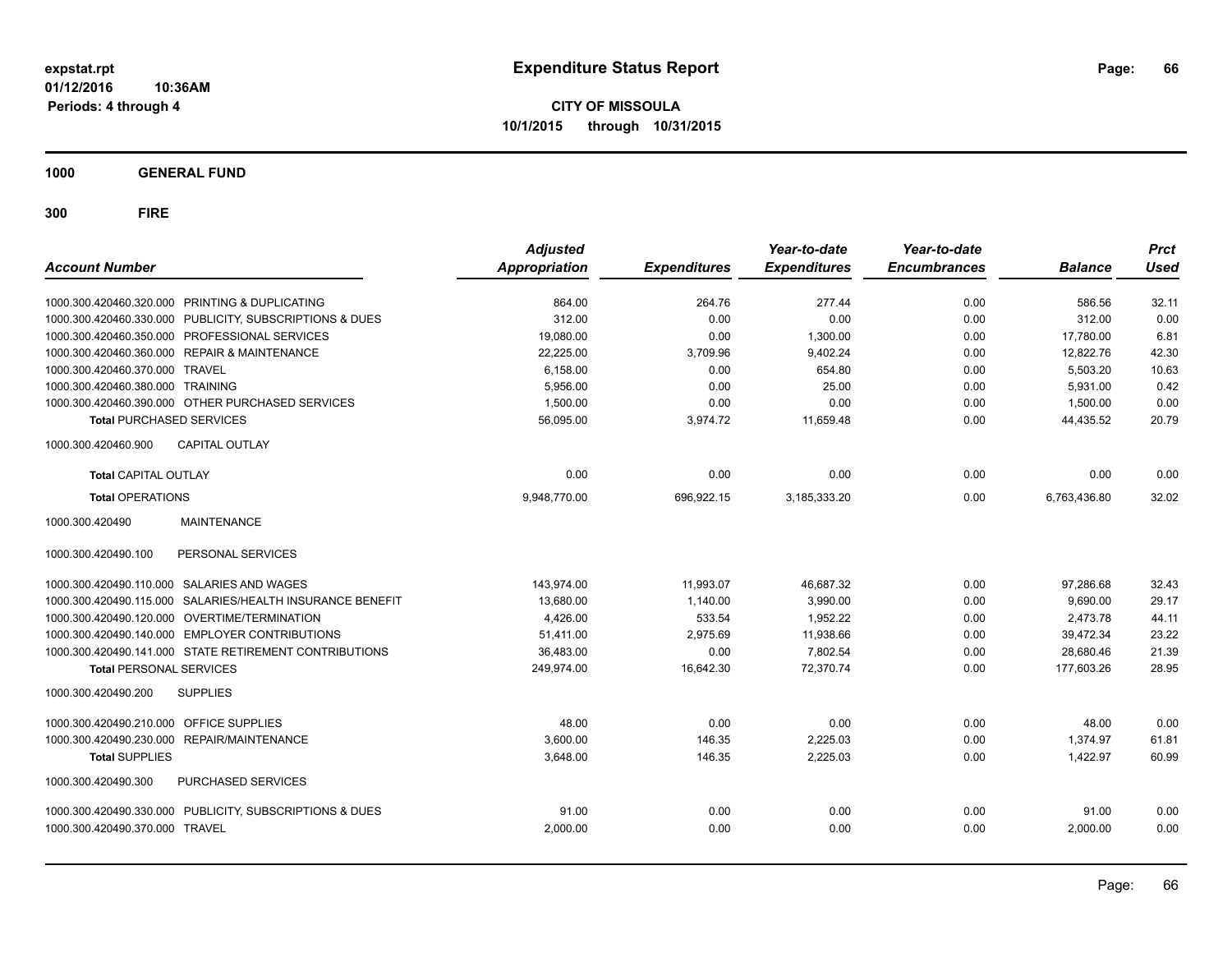# Expenditure Status Report

**CITY OF MISSOULA**
**10/1/2015 through 10/31/2015**

expstat.rpt
01/12/2016 10:36AM
Periods: 4 through 4

**1000 GENERAL FUND**

**300 FIRE**

| Account Number | | Adjusted Appropriation | Expenditures | Year-to-date Expenditures | Year-to-date Encumbrances | Balance | Prct Used |
|---|---|---|---|---|---|---|---|
| 1000.300.420460.320.000 | PRINTING & DUPLICATING | 864.00 | 264.76 | 277.44 | 0.00 | 586.56 | 32.11 |
| 1000.300.420460.330.000 | PUBLICITY, SUBSCRIPTIONS & DUES | 312.00 | 0.00 | 0.00 | 0.00 | 312.00 | 0.00 |
| 1000.300.420460.350.000 | PROFESSIONAL SERVICES | 19,080.00 | 0.00 | 1,300.00 | 0.00 | 17,780.00 | 6.81 |
| 1000.300.420460.360.000 | REPAIR & MAINTENANCE | 22,225.00 | 3,709.96 | 9,402.24 | 0.00 | 12,822.76 | 42.30 |
| 1000.300.420460.370.000 | TRAVEL | 6,158.00 | 0.00 | 654.80 | 0.00 | 5,503.20 | 10.63 |
| 1000.300.420460.380.000 | TRAINING | 5,956.00 | 0.00 | 25.00 | 0.00 | 5,931.00 | 0.42 |
| 1000.300.420460.390.000 | OTHER PURCHASED SERVICES | 1,500.00 | 0.00 | 0.00 | 0.00 | 1,500.00 | 0.00 |
| **Total** PURCHASED SERVICES | | 56,095.00 | 3,974.72 | 11,659.48 | 0.00 | 44,435.52 | 20.79 |
| 1000.300.420460.900 | CAPITAL OUTLAY | | | | | | |
| **Total** CAPITAL OUTLAY | | 0.00 | 0.00 | 0.00 | 0.00 | 0.00 | 0.00 |
| **Total** OPERATIONS | | 9,948,770.00 | 696,922.15 | 3,185,333.20 | 0.00 | 6,763,436.80 | 32.02 |
| 1000.300.420490 | MAINTENANCE | | | | | | |
| 1000.300.420490.100 | PERSONAL SERVICES | | | | | | |
| 1000.300.420490.110.000 | SALARIES AND WAGES | 143,974.00 | 11,993.07 | 46,687.32 | 0.00 | 97,286.68 | 32.43 |
| 1000.300.420490.115.000 | SALARIES/HEALTH INSURANCE BENEFIT | 13,680.00 | 1,140.00 | 3,990.00 | 0.00 | 9,690.00 | 29.17 |
| 1000.300.420490.120.000 | OVERTIME/TERMINATION | 4,426.00 | 533.54 | 1,952.22 | 0.00 | 2,473.78 | 44.11 |
| 1000.300.420490.140.000 | EMPLOYER CONTRIBUTIONS | 51,411.00 | 2,975.69 | 11,938.66 | 0.00 | 39,472.34 | 23.22 |
| 1000.300.420490.141.000 | STATE RETIREMENT CONTRIBUTIONS | 36,483.00 | 0.00 | 7,802.54 | 0.00 | 28,680.46 | 21.39 |
| **Total** PERSONAL SERVICES | | 249,974.00 | 16,642.30 | 72,370.74 | 0.00 | 177,603.26 | 28.95 |
| 1000.300.420490.200 | SUPPLIES | | | | | | |
| 1000.300.420490.210.000 | OFFICE SUPPLIES | 48.00 | 0.00 | 0.00 | 0.00 | 48.00 | 0.00 |
| 1000.300.420490.230.000 | REPAIR/MAINTENANCE | 3,600.00 | 146.35 | 2,225.03 | 0.00 | 1,374.97 | 61.81 |
| **Total** SUPPLIES | | 3,648.00 | 146.35 | 2,225.03 | 0.00 | 1,422.97 | 60.99 |
| 1000.300.420490.300 | PURCHASED SERVICES | | | | | | |
| 1000.300.420490.330.000 | PUBLICITY, SUBSCRIPTIONS & DUES | 91.00 | 0.00 | 0.00 | 0.00 | 91.00 | 0.00 |
| 1000.300.420490.370.000 | TRAVEL | 2,000.00 | 0.00 | 0.00 | 0.00 | 2,000.00 | 0.00 |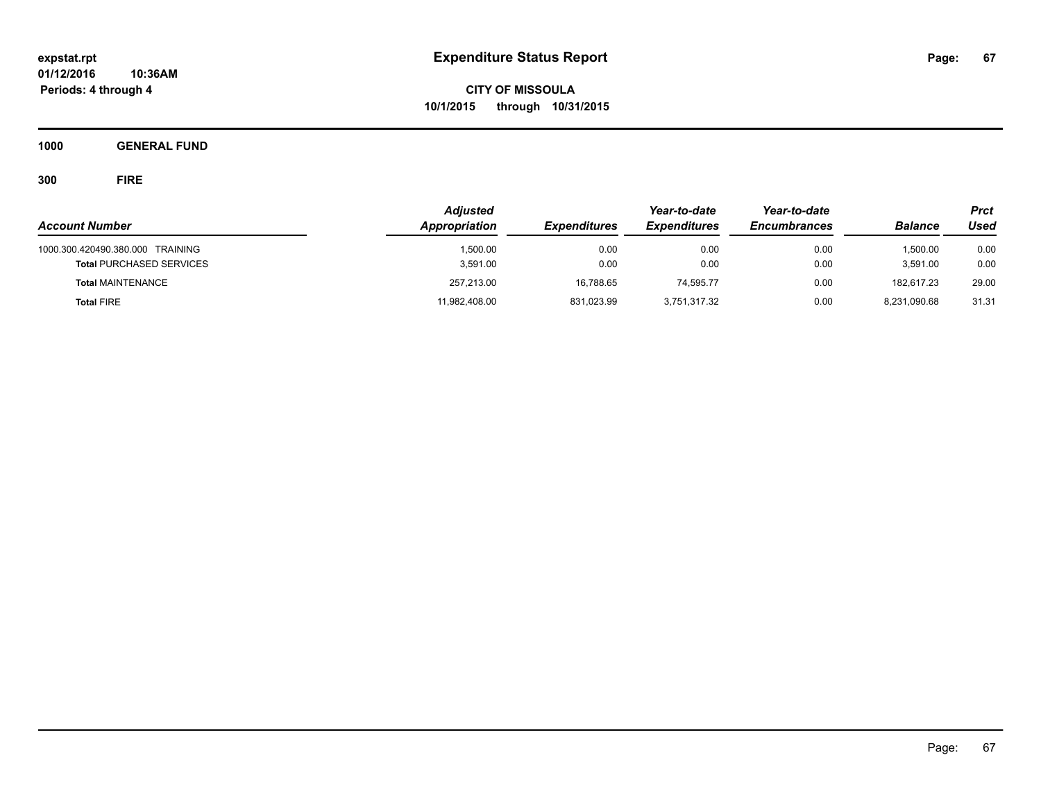# Expenditure Status Report

**CITY OF MISSOULA**

**10/1/2015 through 10/31/2015**

expstat.rpt
01/12/2016 10:36AM
Periods: 4 through 4

**1000 GENERAL FUND**

**300 FIRE**

| Account Number | Adjusted Appropriation | Expenditures | Year-to-date Expenditures | Year-to-date Encumbrances | Balance | Prct Used |
|---|---|---|---|---|---|---|
| 1000.300.420490.380.000 TRAINING | 1,500.00 | 0.00 | 0.00 | 0.00 | 1,500.00 | 0.00 |
| **Total** PURCHASED SERVICES | 3,591.00 | 0.00 | 0.00 | 0.00 | 3,591.00 | 0.00 |
| **Total** MAINTENANCE | 257,213.00 | 16,788.65 | 74,595.77 | 0.00 | 182,617.23 | 29.00 |
| **Total** FIRE | 11,982,408.00 | 831,023.99 | 3,751,317.32 | 0.00 | 8,231,090.68 | 31.31 |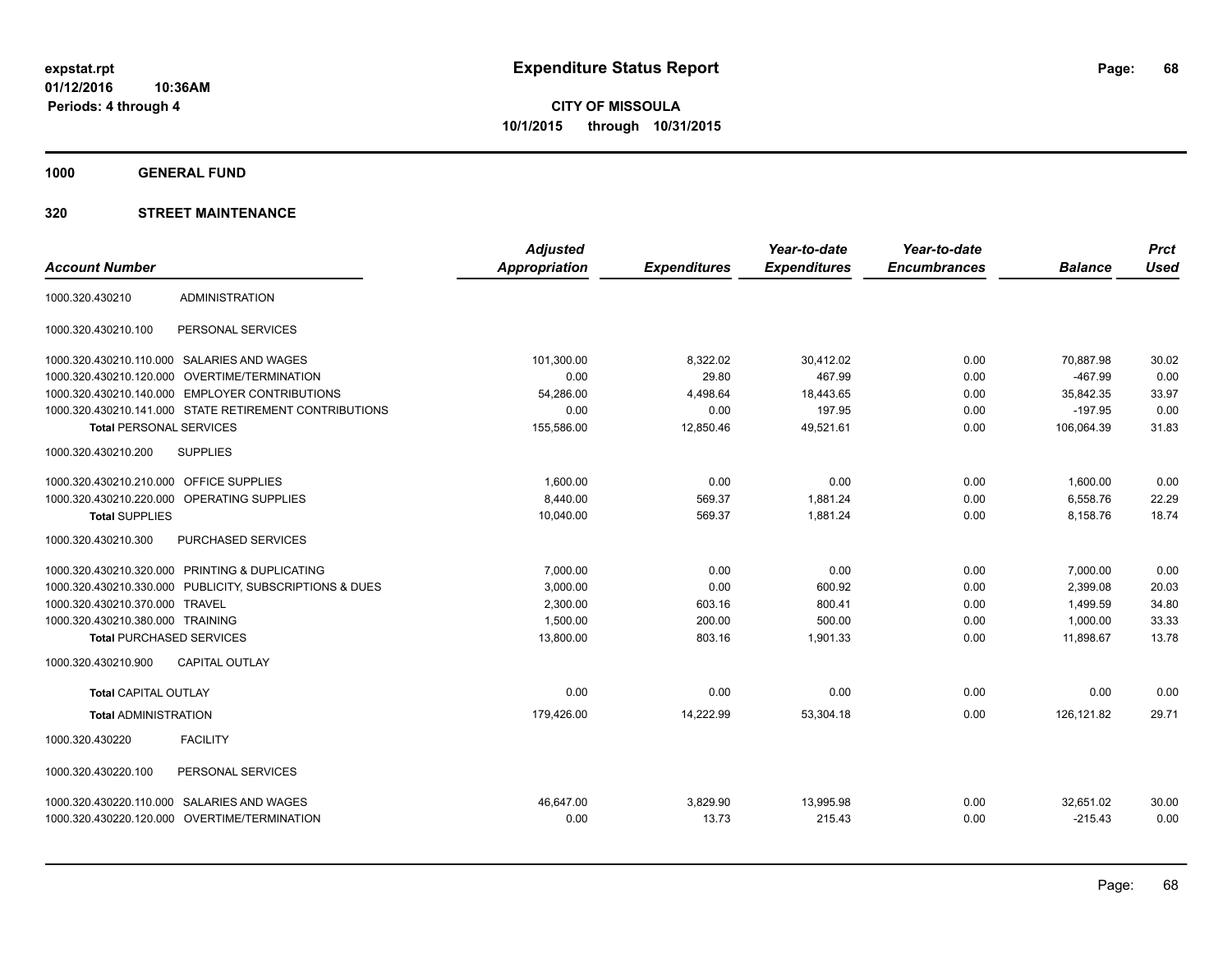**expstat.rpt**
**01/12/2016 10:36AM**
**Periods: 4 through 4**

# Expenditure Status Report

**CITY OF MISSOULA**
**10/1/2015 through 10/31/2015**

## 1000 GENERAL FUND

## 320 STREET MAINTENANCE

| Account Number | | Adjusted Appropriation | Expenditures | Year-to-date Expenditures | Year-to-date Encumbrances | Balance | Prct Used |
|---|---|---|---|---|---|---|---|
| 1000.320.430210 | ADMINISTRATION | | | | | | |
| 1000.320.430210.100 | PERSONAL SERVICES | | | | | | |
| 1000.320.430210.110.000 | SALARIES AND WAGES | 101,300.00 | 8,322.02 | 30,412.02 | 0.00 | 70,887.98 | 30.02 |
| 1000.320.430210.120.000 | OVERTIME/TERMINATION | 0.00 | 29.80 | 467.99 | 0.00 | -467.99 | 0.00 |
| 1000.320.430210.140.000 | EMPLOYER CONTRIBUTIONS | 54,286.00 | 4,498.64 | 18,443.65 | 0.00 | 35,842.35 | 33.97 |
| 1000.320.430210.141.000 | STATE RETIREMENT CONTRIBUTIONS | 0.00 | 0.00 | 197.95 | 0.00 | -197.95 | 0.00 |
| **Total** PERSONAL SERVICES | | 155,586.00 | 12,850.46 | 49,521.61 | 0.00 | 106,064.39 | 31.83 |
| 1000.320.430210.200 | SUPPLIES | | | | | | |
| 1000.320.430210.210.000 | OFFICE SUPPLIES | 1,600.00 | 0.00 | 0.00 | 0.00 | 1,600.00 | 0.00 |
| 1000.320.430210.220.000 | OPERATING SUPPLIES | 8,440.00 | 569.37 | 1,881.24 | 0.00 | 6,558.76 | 22.29 |
| **Total** SUPPLIES | | 10,040.00 | 569.37 | 1,881.24 | 0.00 | 8,158.76 | 18.74 |
| 1000.320.430210.300 | PURCHASED SERVICES | | | | | | |
| 1000.320.430210.320.000 | PRINTING & DUPLICATING | 7,000.00 | 0.00 | 0.00 | 0.00 | 7,000.00 | 0.00 |
| 1000.320.430210.330.000 | PUBLICITY, SUBSCRIPTIONS & DUES | 3,000.00 | 0.00 | 600.92 | 0.00 | 2,399.08 | 20.03 |
| 1000.320.430210.370.000 | TRAVEL | 2,300.00 | 603.16 | 800.41 | 0.00 | 1,499.59 | 34.80 |
| 1000.320.430210.380.000 | TRAINING | 1,500.00 | 200.00 | 500.00 | 0.00 | 1,000.00 | 33.33 |
| **Total** PURCHASED SERVICES | | 13,800.00 | 803.16 | 1,901.33 | 0.00 | 11,898.67 | 13.78 |
| 1000.320.430210.900 | CAPITAL OUTLAY | | | | | | |
| **Total** CAPITAL OUTLAY | | 0.00 | 0.00 | 0.00 | 0.00 | 0.00 | 0.00 |
| **Total** ADMINISTRATION | | 179,426.00 | 14,222.99 | 53,304.18 | 0.00 | 126,121.82 | 29.71 |
| 1000.320.430220 | FACILITY | | | | | | |
| 1000.320.430220.100 | PERSONAL SERVICES | | | | | | |
| 1000.320.430220.110.000 | SALARIES AND WAGES | 46,647.00 | 3,829.90 | 13,995.98 | 0.00 | 32,651.02 | 30.00 |
| 1000.320.430220.120.000 | OVERTIME/TERMINATION | 0.00 | 13.73 | 215.43 | 0.00 | -215.43 | 0.00 |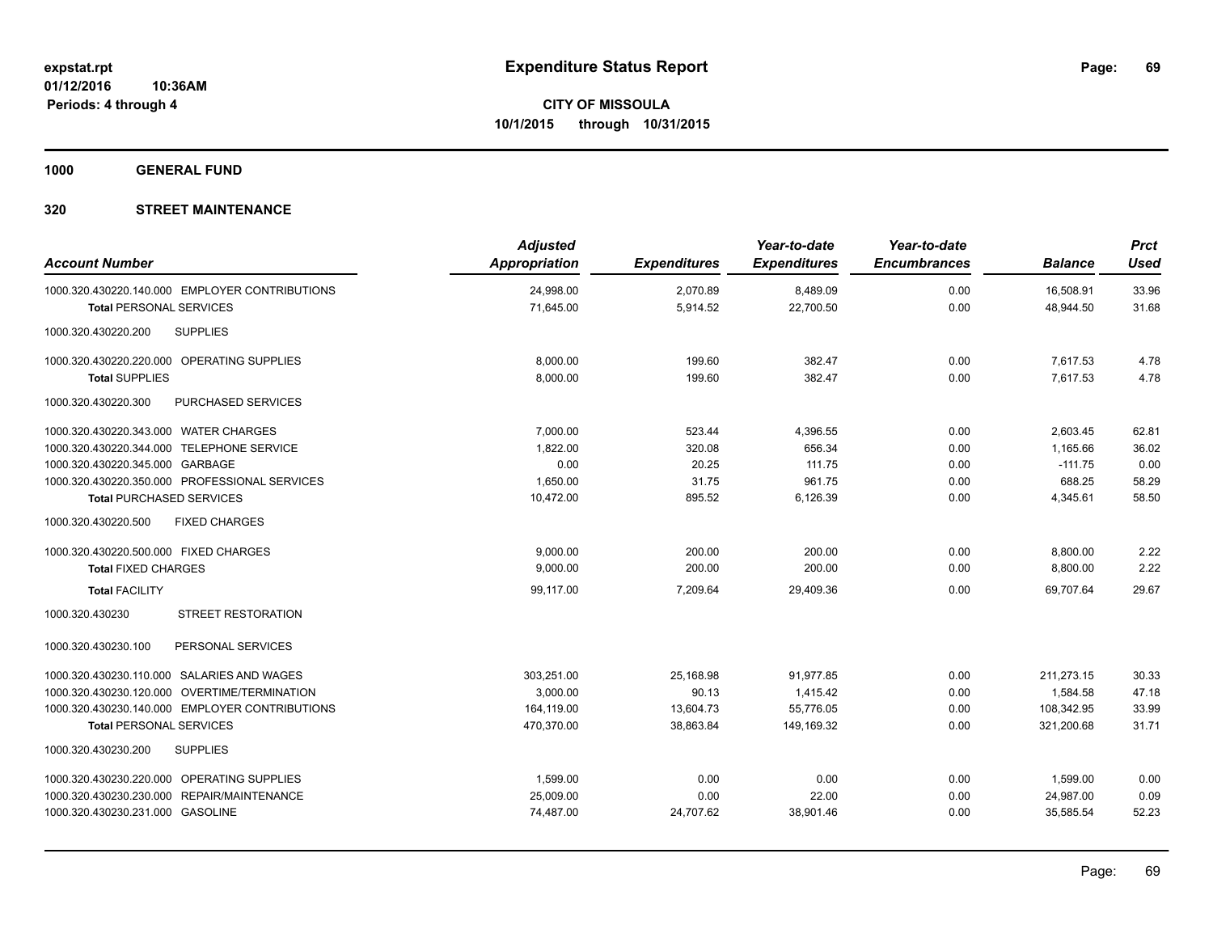**expstat.rpt**
**01/12/2016 10:36AM**
**Periods: 4 through 4**

# Expenditure Status Report

**CITY OF MISSOULA**
**10/1/2015 through 10/31/2015**

## 1000 GENERAL FUND

### 320 STREET MAINTENANCE

| Account Number | Adjusted Appropriation | Expenditures | Year-to-date Expenditures | Year-to-date Encumbrances | Balance | Prct Used |
|---|---|---|---|---|---|---|
| 1000.320.430220.140.000 EMPLOYER CONTRIBUTIONS | 24,998.00 | 2,070.89 | 8,489.09 | 0.00 | 16,508.91 | 33.96 |
| **Total** PERSONAL SERVICES | 71,645.00 | 5,914.52 | 22,700.50 | 0.00 | 48,944.50 | 31.68 |
| 1000.320.430220.200 SUPPLIES | | | | | | |
| 1000.320.430220.220.000 OPERATING SUPPLIES | 8,000.00 | 199.60 | 382.47 | 0.00 | 7,617.53 | 4.78 |
| **Total** SUPPLIES | 8,000.00 | 199.60 | 382.47 | 0.00 | 7,617.53 | 4.78 |
| 1000.320.430220.300 PURCHASED SERVICES | | | | | | |
| 1000.320.430220.343.000 WATER CHARGES | 7,000.00 | 523.44 | 4,396.55 | 0.00 | 2,603.45 | 62.81 |
| 1000.320.430220.344.000 TELEPHONE SERVICE | 1,822.00 | 320.08 | 656.34 | 0.00 | 1,165.66 | 36.02 |
| 1000.320.430220.345.000 GARBAGE | 0.00 | 20.25 | 111.75 | 0.00 | -111.75 | 0.00 |
| 1000.320.430220.350.000 PROFESSIONAL SERVICES | 1,650.00 | 31.75 | 961.75 | 0.00 | 688.25 | 58.29 |
| **Total** PURCHASED SERVICES | 10,472.00 | 895.52 | 6,126.39 | 0.00 | 4,345.61 | 58.50 |
| 1000.320.430220.500 FIXED CHARGES | | | | | | |
| 1000.320.430220.500.000 FIXED CHARGES | 9,000.00 | 200.00 | 200.00 | 0.00 | 8,800.00 | 2.22 |
| **Total** FIXED CHARGES | 9,000.00 | 200.00 | 200.00 | 0.00 | 8,800.00 | 2.22 |
| **Total** FACILITY | 99,117.00 | 7,209.64 | 29,409.36 | 0.00 | 69,707.64 | 29.67 |
| 1000.320.430230 STREET RESTORATION | | | | | | |
| 1000.320.430230.100 PERSONAL SERVICES | | | | | | |
| 1000.320.430230.110.000 SALARIES AND WAGES | 303,251.00 | 25,168.98 | 91,977.85 | 0.00 | 211,273.15 | 30.33 |
| 1000.320.430230.120.000 OVERTIME/TERMINATION | 3,000.00 | 90.13 | 1,415.42 | 0.00 | 1,584.58 | 47.18 |
| 1000.320.430230.140.000 EMPLOYER CONTRIBUTIONS | 164,119.00 | 13,604.73 | 55,776.05 | 0.00 | 108,342.95 | 33.99 |
| **Total** PERSONAL SERVICES | 470,370.00 | 38,863.84 | 149,169.32 | 0.00 | 321,200.68 | 31.71 |
| 1000.320.430230.200 SUPPLIES | | | | | | |
| 1000.320.430230.220.000 OPERATING SUPPLIES | 1,599.00 | 0.00 | 0.00 | 0.00 | 1,599.00 | 0.00 |
| 1000.320.430230.230.000 REPAIR/MAINTENANCE | 25,009.00 | 0.00 | 22.00 | 0.00 | 24,987.00 | 0.09 |
| 1000.320.430230.231.000 GASOLINE | 74,487.00 | 24,707.62 | 38,901.46 | 0.00 | 35,585.54 | 52.23 |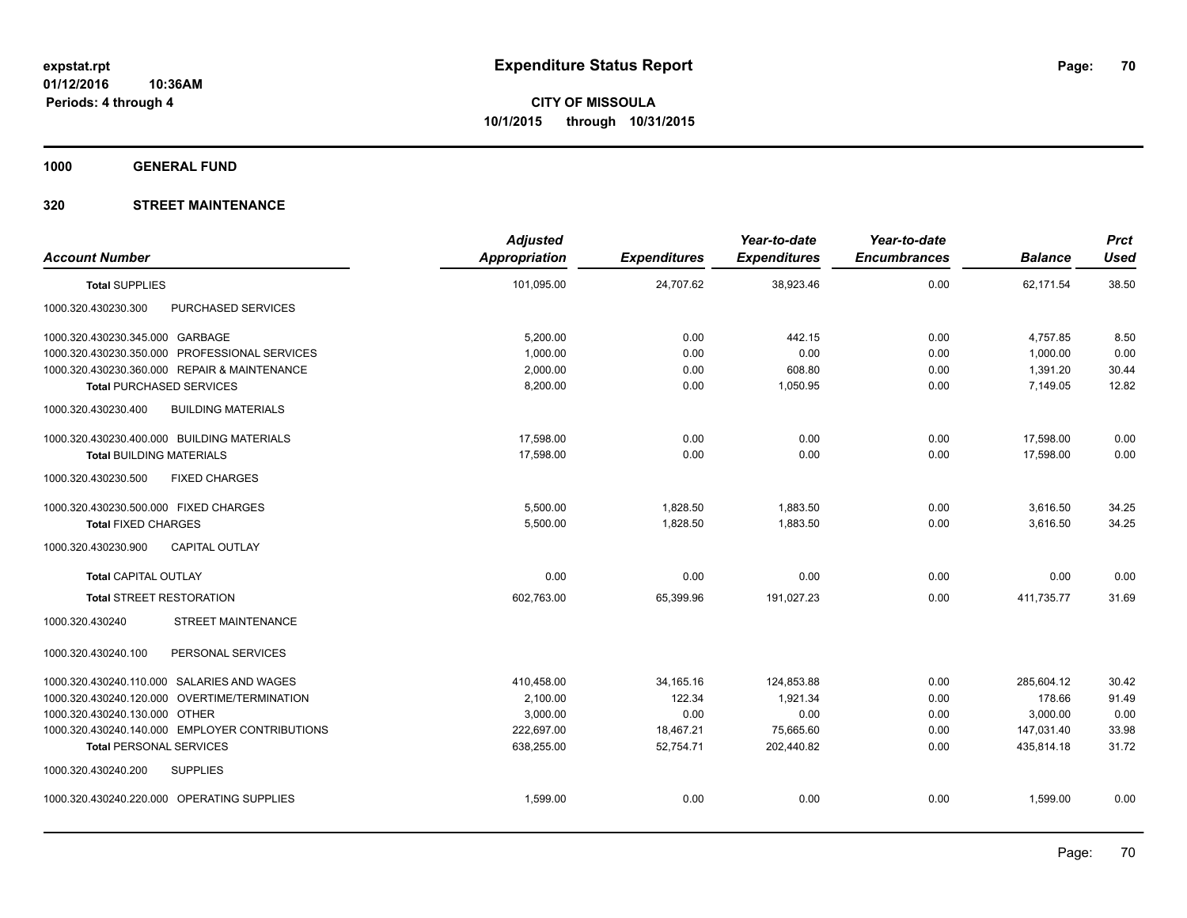**expstat.rpt**
**01/12/2016 10:36AM**
**Periods: 4 through 4**

# Expenditure Status Report

**CITY OF MISSOULA**
**10/1/2015 through 10/31/2015**

**1000 GENERAL FUND**

**320 STREET MAINTENANCE**

| Account Number | | Adjusted Appropriation | Expenditures | Year-to-date Expenditures | Year-to-date Encumbrances | Balance | Prct Used |
|---|---|---|---|---|---|---|---|
| **Total** SUPPLIES | | 101,095.00 | 24,707.62 | 38,923.46 | 0.00 | 62,171.54 | 38.50 |
| 1000.320.430230.300 | PURCHASED SERVICES | | | | | | |
| 1000.320.430230.345.000 | GARBAGE | 5,200.00 | 0.00 | 442.15 | 0.00 | 4,757.85 | 8.50 |
| 1000.320.430230.350.000 | PROFESSIONAL SERVICES | 1,000.00 | 0.00 | 0.00 | 0.00 | 1,000.00 | 0.00 |
| 1000.320.430230.360.000 | REPAIR & MAINTENANCE | 2,000.00 | 0.00 | 608.80 | 0.00 | 1,391.20 | 30.44 |
| **Total** PURCHASED SERVICES | | 8,200.00 | 0.00 | 1,050.95 | 0.00 | 7,149.05 | 12.82 |
| 1000.320.430230.400 | BUILDING MATERIALS | | | | | | |
| 1000.320.430230.400.000 | BUILDING MATERIALS | 17,598.00 | 0.00 | 0.00 | 0.00 | 17,598.00 | 0.00 |
| **Total** BUILDING MATERIALS | | 17,598.00 | 0.00 | 0.00 | 0.00 | 17,598.00 | 0.00 |
| 1000.320.430230.500 | FIXED CHARGES | | | | | | |
| 1000.320.430230.500.000 | FIXED CHARGES | 5,500.00 | 1,828.50 | 1,883.50 | 0.00 | 3,616.50 | 34.25 |
| **Total** FIXED CHARGES | | 5,500.00 | 1,828.50 | 1,883.50 | 0.00 | 3,616.50 | 34.25 |
| 1000.320.430230.900 | CAPITAL OUTLAY | | | | | | |
| **Total** CAPITAL OUTLAY | | 0.00 | 0.00 | 0.00 | 0.00 | 0.00 | 0.00 |
| **Total** STREET RESTORATION | | 602,763.00 | 65,399.96 | 191,027.23 | 0.00 | 411,735.77 | 31.69 |
| 1000.320.430240 | STREET MAINTENANCE | | | | | | |
| 1000.320.430240.100 | PERSONAL SERVICES | | | | | | |
| 1000.320.430240.110.000 | SALARIES AND WAGES | 410,458.00 | 34,165.16 | 124,853.88 | 0.00 | 285,604.12 | 30.42 |
| 1000.320.430240.120.000 | OVERTIME/TERMINATION | 2,100.00 | 122.34 | 1,921.34 | 0.00 | 178.66 | 91.49 |
| 1000.320.430240.130.000 | OTHER | 3,000.00 | 0.00 | 0.00 | 0.00 | 3,000.00 | 0.00 |
| 1000.320.430240.140.000 | EMPLOYER CONTRIBUTIONS | 222,697.00 | 18,467.21 | 75,665.60 | 0.00 | 147,031.40 | 33.98 |
| **Total** PERSONAL SERVICES | | 638,255.00 | 52,754.71 | 202,440.82 | 0.00 | 435,814.18 | 31.72 |
| 1000.320.430240.200 | SUPPLIES | | | | | | |
| 1000.320.430240.220.000 | OPERATING SUPPLIES | 1,599.00 | 0.00 | 0.00 | 0.00 | 1,599.00 | 0.00 |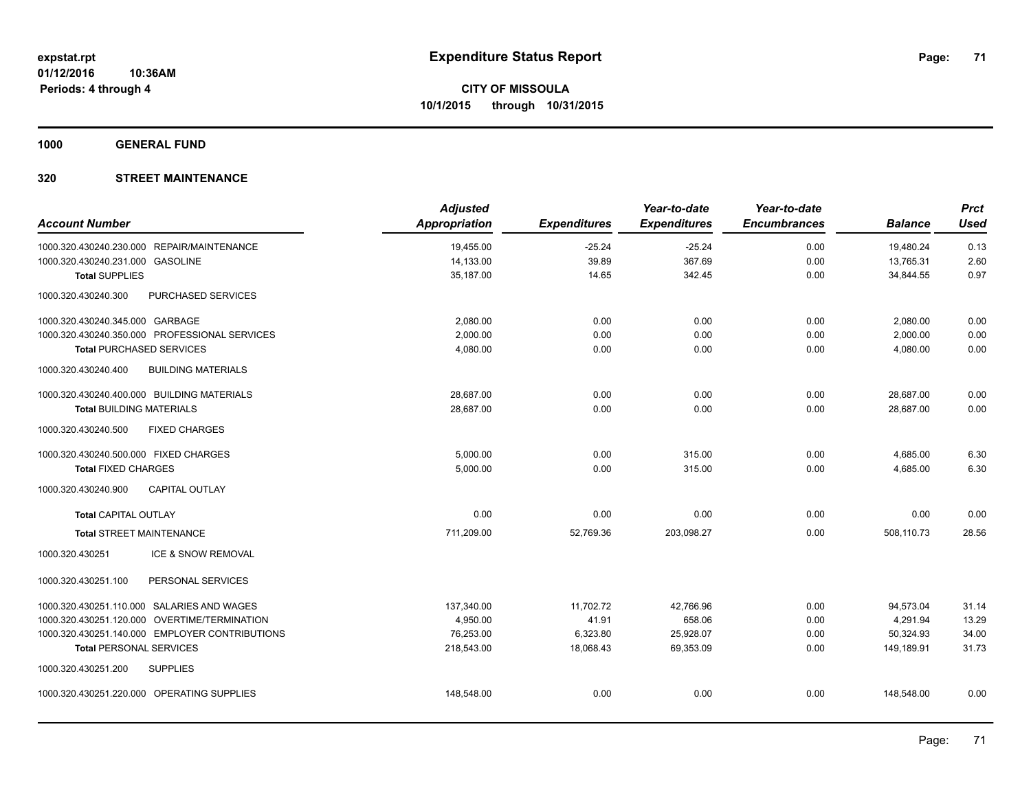**expstat.rpt**
**01/12/2016 10:36AM**
**Periods: 4 through 4**

# Expenditure Status Report

**CITY OF MISSOULA**
**10/1/2015 through 10/31/2015**

## 1000 GENERAL FUND

### 320 STREET MAINTENANCE

| Account Number | Adjusted Appropriation | Expenditures | Year-to-date Expenditures | Year-to-date Encumbrances | Balance | Prct Used |
|---|---|---|---|---|---|---|
| 1000.320.430240.230.000 REPAIR/MAINTENANCE | 19,455.00 | -25.24 | -25.24 | 0.00 | 19,480.24 | 0.13 |
| 1000.320.430240.231.000 GASOLINE | 14,133.00 | 39.89 | 367.69 | 0.00 | 13,765.31 | 2.60 |
| **Total** SUPPLIES | 35,187.00 | 14.65 | 342.45 | 0.00 | 34,844.55 | 0.97 |
| 1000.320.430240.300 PURCHASED SERVICES | | | | | | |
| 1000.320.430240.345.000 GARBAGE | 2,080.00 | 0.00 | 0.00 | 0.00 | 2,080.00 | 0.00 |
| 1000.320.430240.350.000 PROFESSIONAL SERVICES | 2,000.00 | 0.00 | 0.00 | 0.00 | 2,000.00 | 0.00 |
| **Total** PURCHASED SERVICES | 4,080.00 | 0.00 | 0.00 | 0.00 | 4,080.00 | 0.00 |
| 1000.320.430240.400 BUILDING MATERIALS | | | | | | |
| 1000.320.430240.400.000 BUILDING MATERIALS | 28,687.00 | 0.00 | 0.00 | 0.00 | 28,687.00 | 0.00 |
| **Total** BUILDING MATERIALS | 28,687.00 | 0.00 | 0.00 | 0.00 | 28,687.00 | 0.00 |
| 1000.320.430240.500 FIXED CHARGES | | | | | | |
| 1000.320.430240.500.000 FIXED CHARGES | 5,000.00 | 0.00 | 315.00 | 0.00 | 4,685.00 | 6.30 |
| **Total** FIXED CHARGES | 5,000.00 | 0.00 | 315.00 | 0.00 | 4,685.00 | 6.30 |
| 1000.320.430240.900 CAPITAL OUTLAY | | | | | | |
| **Total** CAPITAL OUTLAY | 0.00 | 0.00 | 0.00 | 0.00 | 0.00 | 0.00 |
| **Total** STREET MAINTENANCE | 711,209.00 | 52,769.36 | 203,098.27 | 0.00 | 508,110.73 | 28.56 |
| 1000.320.430251 ICE & SNOW REMOVAL | | | | | | |
| 1000.320.430251.100 PERSONAL SERVICES | | | | | | |
| 1000.320.430251.110.000 SALARIES AND WAGES | 137,340.00 | 11,702.72 | 42,766.96 | 0.00 | 94,573.04 | 31.14 |
| 1000.320.430251.120.000 OVERTIME/TERMINATION | 4,950.00 | 41.91 | 658.06 | 0.00 | 4,291.94 | 13.29 |
| 1000.320.430251.140.000 EMPLOYER CONTRIBUTIONS | 76,253.00 | 6,323.80 | 25,928.07 | 0.00 | 50,324.93 | 34.00 |
| **Total** PERSONAL SERVICES | 218,543.00 | 18,068.43 | 69,353.09 | 0.00 | 149,189.91 | 31.73 |
| 1000.320.430251.200 SUPPLIES | | | | | | |
| 1000.320.430251.220.000 OPERATING SUPPLIES | 148,548.00 | 0.00 | 0.00 | 0.00 | 148,548.00 | 0.00 |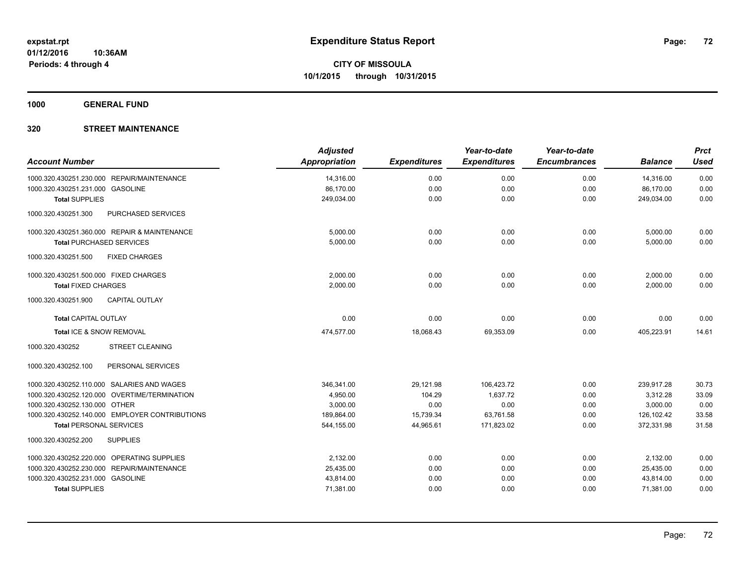# Expenditure Status Report

**CITY OF MISSOULA**
**10/1/2015 through 10/31/2015**

expstat.rpt
01/12/2016 10:36AM
Periods: 4 through 4

**1000 GENERAL FUND**

**320 STREET MAINTENANCE**

| Account Number | | Adjusted Appropriation | Expenditures | Year-to-date Expenditures | Year-to-date Encumbrances | Balance | Prct Used |
|---|---|---|---|---|---|---|---|
| 1000.320.430251.230.000 | REPAIR/MAINTENANCE | 14,316.00 | 0.00 | 0.00 | 0.00 | 14,316.00 | 0.00 |
| 1000.320.430251.231.000 | GASOLINE | 86,170.00 | 0.00 | 0.00 | 0.00 | 86,170.00 | 0.00 |
| **Total** SUPPLIES | | 249,034.00 | 0.00 | 0.00 | 0.00 | 249,034.00 | 0.00 |
| 1000.320.430251.300 | PURCHASED SERVICES | | | | | | |
| 1000.320.430251.360.000 | REPAIR & MAINTENANCE | 5,000.00 | 0.00 | 0.00 | 0.00 | 5,000.00 | 0.00 |
| **Total** PURCHASED SERVICES | | 5,000.00 | 0.00 | 0.00 | 0.00 | 5,000.00 | 0.00 |
| 1000.320.430251.500 | FIXED CHARGES | | | | | | |
| 1000.320.430251.500.000 | FIXED CHARGES | 2,000.00 | 0.00 | 0.00 | 0.00 | 2,000.00 | 0.00 |
| **Total** FIXED CHARGES | | 2,000.00 | 0.00 | 0.00 | 0.00 | 2,000.00 | 0.00 |
| 1000.320.430251.900 | CAPITAL OUTLAY | | | | | | |
| **Total** CAPITAL OUTLAY | | 0.00 | 0.00 | 0.00 | 0.00 | 0.00 | 0.00 |
| **Total** ICE & SNOW REMOVAL | | 474,577.00 | 18,068.43 | 69,353.09 | 0.00 | 405,223.91 | 14.61 |
| 1000.320.430252 | STREET CLEANING | | | | | | |
| 1000.320.430252.100 | PERSONAL SERVICES | | | | | | |
| 1000.320.430252.110.000 | SALARIES AND WAGES | 346,341.00 | 29,121.98 | 106,423.72 | 0.00 | 239,917.28 | 30.73 |
| 1000.320.430252.120.000 | OVERTIME/TERMINATION | 4,950.00 | 104.29 | 1,637.72 | 0.00 | 3,312.28 | 33.09 |
| 1000.320.430252.130.000 | OTHER | 3,000.00 | 0.00 | 0.00 | 0.00 | 3,000.00 | 0.00 |
| 1000.320.430252.140.000 | EMPLOYER CONTRIBUTIONS | 189,864.00 | 15,739.34 | 63,761.58 | 0.00 | 126,102.42 | 33.58 |
| **Total** PERSONAL SERVICES | | 544,155.00 | 44,965.61 | 171,823.02 | 0.00 | 372,331.98 | 31.58 |
| 1000.320.430252.200 | SUPPLIES | | | | | | |
| 1000.320.430252.220.000 | OPERATING SUPPLIES | 2,132.00 | 0.00 | 0.00 | 0.00 | 2,132.00 | 0.00 |
| 1000.320.430252.230.000 | REPAIR/MAINTENANCE | 25,435.00 | 0.00 | 0.00 | 0.00 | 25,435.00 | 0.00 |
| 1000.320.430252.231.000 | GASOLINE | 43,814.00 | 0.00 | 0.00 | 0.00 | 43,814.00 | 0.00 |
| **Total** SUPPLIES | | 71,381.00 | 0.00 | 0.00 | 0.00 | 71,381.00 | 0.00 |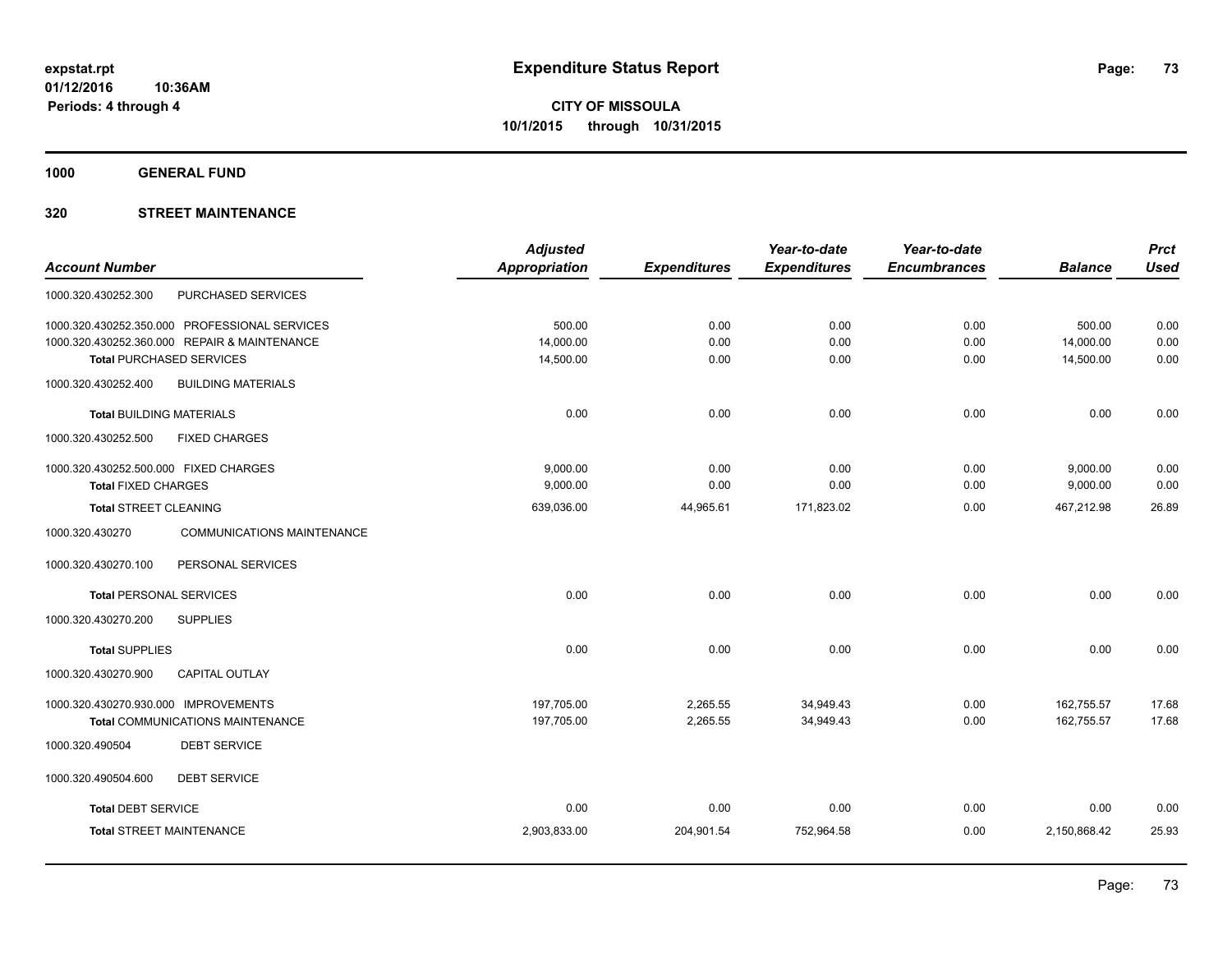**expstat.rpt**
**01/12/2016 10:36AM**
**Periods: 4 through 4**

# Expenditure Status Report

**CITY OF MISSOULA**
**10/1/2015 through 10/31/2015**

**1000 GENERAL FUND**

**320 STREET MAINTENANCE**

| Account Number | | Adjusted Appropriation | Expenditures | Year-to-date Expenditures | Year-to-date Encumbrances | Balance | Prct Used |
|---|---|---|---|---|---|---|---|
| 1000.320.430252.300 | PURCHASED SERVICES | | | | | | |
| 1000.320.430252.350.000 | PROFESSIONAL SERVICES | 500.00 | 0.00 | 0.00 | 0.00 | 500.00 | 0.00 |
| 1000.320.430252.360.000 | REPAIR & MAINTENANCE | 14,000.00 | 0.00 | 0.00 | 0.00 | 14,000.00 | 0.00 |
| **Total** PURCHASED SERVICES | | 14,500.00 | 0.00 | 0.00 | 0.00 | 14,500.00 | 0.00 |
| 1000.320.430252.400 | BUILDING MATERIALS | | | | | | |
| **Total** BUILDING MATERIALS | | 0.00 | 0.00 | 0.00 | 0.00 | 0.00 | 0.00 |
| 1000.320.430252.500 | FIXED CHARGES | | | | | | |
| 1000.320.430252.500.000 | FIXED CHARGES | 9,000.00 | 0.00 | 0.00 | 0.00 | 9,000.00 | 0.00 |
| **Total** FIXED CHARGES | | 9,000.00 | 0.00 | 0.00 | 0.00 | 9,000.00 | 0.00 |
| **Total** STREET CLEANING | | 639,036.00 | 44,965.61 | 171,823.02 | 0.00 | 467,212.98 | 26.89 |
| 1000.320.430270 | COMMUNICATIONS MAINTENANCE | | | | | | |
| 1000.320.430270.100 | PERSONAL SERVICES | | | | | | |
| **Total** PERSONAL SERVICES | | 0.00 | 0.00 | 0.00 | 0.00 | 0.00 | 0.00 |
| 1000.320.430270.200 | SUPPLIES | | | | | | |
| **Total** SUPPLIES | | 0.00 | 0.00 | 0.00 | 0.00 | 0.00 | 0.00 |
| 1000.320.430270.900 | CAPITAL OUTLAY | | | | | | |
| 1000.320.430270.930.000 | IMPROVEMENTS | 197,705.00 | 2,265.55 | 34,949.43 | 0.00 | 162,755.57 | 17.68 |
| **Total** COMMUNICATIONS MAINTENANCE | | 197,705.00 | 2,265.55 | 34,949.43 | 0.00 | 162,755.57 | 17.68 |
| 1000.320.490504 | DEBT SERVICE | | | | | | |
| 1000.320.490504.600 | DEBT SERVICE | | | | | | |
| **Total** DEBT SERVICE | | 0.00 | 0.00 | 0.00 | 0.00 | 0.00 | 0.00 |
| **Total** STREET MAINTENANCE | | 2,903,833.00 | 204,901.54 | 752,964.58 | 0.00 | 2,150,868.42 | 25.93 |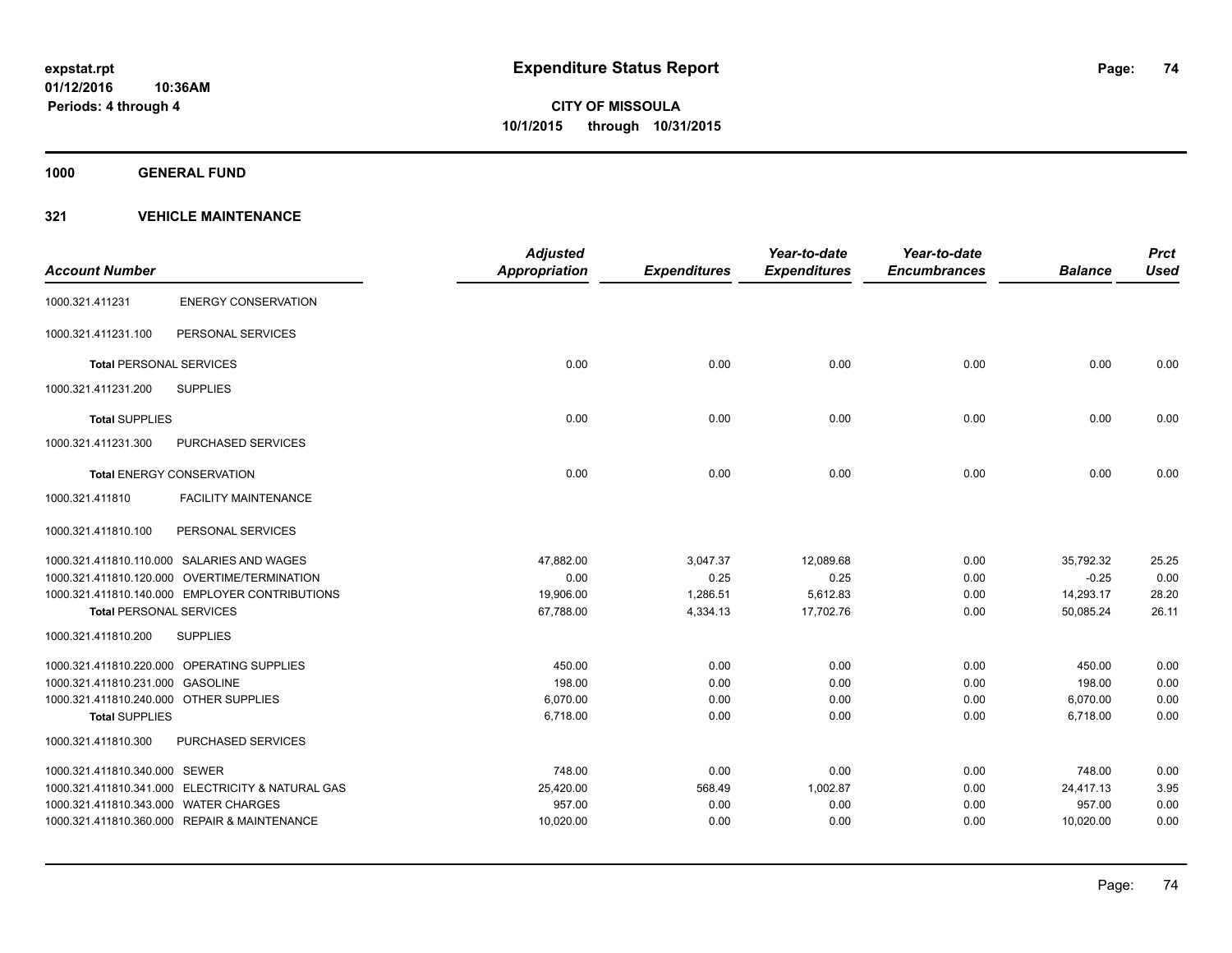# Expenditure Status Report

expstat.rpt
01/12/2016 10:36AM
Periods: 4 through 4

**CITY OF MISSOULA**
**10/1/2015 through 10/31/2015**

## 1000 GENERAL FUND

## 321 VEHICLE MAINTENANCE

| Account Number | | Adjusted Appropriation | Expenditures | Year-to-date Expenditures | Year-to-date Encumbrances | Balance | Prct Used |
|---|---|---|---|---|---|---|---|
| 1000.321.411231 | ENERGY CONSERVATION | | | | | | |
| 1000.321.411231.100 | PERSONAL SERVICES | | | | | | |
| **Total** PERSONAL SERVICES | | 0.00 | 0.00 | 0.00 | 0.00 | 0.00 | 0.00 |
| 1000.321.411231.200 | SUPPLIES | | | | | | |
| **Total** SUPPLIES | | 0.00 | 0.00 | 0.00 | 0.00 | 0.00 | 0.00 |
| 1000.321.411231.300 | PURCHASED SERVICES | | | | | | |
| **Total** ENERGY CONSERVATION | | 0.00 | 0.00 | 0.00 | 0.00 | 0.00 | 0.00 |
| 1000.321.411810 | FACILITY MAINTENANCE | | | | | | |
| 1000.321.411810.100 | PERSONAL SERVICES | | | | | | |
| 1000.321.411810.110.000 | SALARIES AND WAGES | 47,882.00 | 3,047.37 | 12,089.68 | 0.00 | 35,792.32 | 25.25 |
| 1000.321.411810.120.000 | OVERTIME/TERMINATION | 0.00 | 0.25 | 0.25 | 0.00 | -0.25 | 0.00 |
| 1000.321.411810.140.000 | EMPLOYER CONTRIBUTIONS | 19,906.00 | 1,286.51 | 5,612.83 | 0.00 | 14,293.17 | 28.20 |
| **Total** PERSONAL SERVICES | | 67,788.00 | 4,334.13 | 17,702.76 | 0.00 | 50,085.24 | 26.11 |
| 1000.321.411810.200 | SUPPLIES | | | | | | |
| 1000.321.411810.220.000 | OPERATING SUPPLIES | 450.00 | 0.00 | 0.00 | 0.00 | 450.00 | 0.00 |
| 1000.321.411810.231.000 | GASOLINE | 198.00 | 0.00 | 0.00 | 0.00 | 198.00 | 0.00 |
| 1000.321.411810.240.000 | OTHER SUPPLIES | 6,070.00 | 0.00 | 0.00 | 0.00 | 6,070.00 | 0.00 |
| **Total** SUPPLIES | | 6,718.00 | 0.00 | 0.00 | 0.00 | 6,718.00 | 0.00 |
| 1000.321.411810.300 | PURCHASED SERVICES | | | | | | |
| 1000.321.411810.340.000 | SEWER | 748.00 | 0.00 | 0.00 | 0.00 | 748.00 | 0.00 |
| 1000.321.411810.341.000 | ELECTRICITY & NATURAL GAS | 25,420.00 | 568.49 | 1,002.87 | 0.00 | 24,417.13 | 3.95 |
| 1000.321.411810.343.000 | WATER CHARGES | 957.00 | 0.00 | 0.00 | 0.00 | 957.00 | 0.00 |
| 1000.321.411810.360.000 | REPAIR & MAINTENANCE | 10,020.00 | 0.00 | 0.00 | 0.00 | 10,020.00 | 0.00 |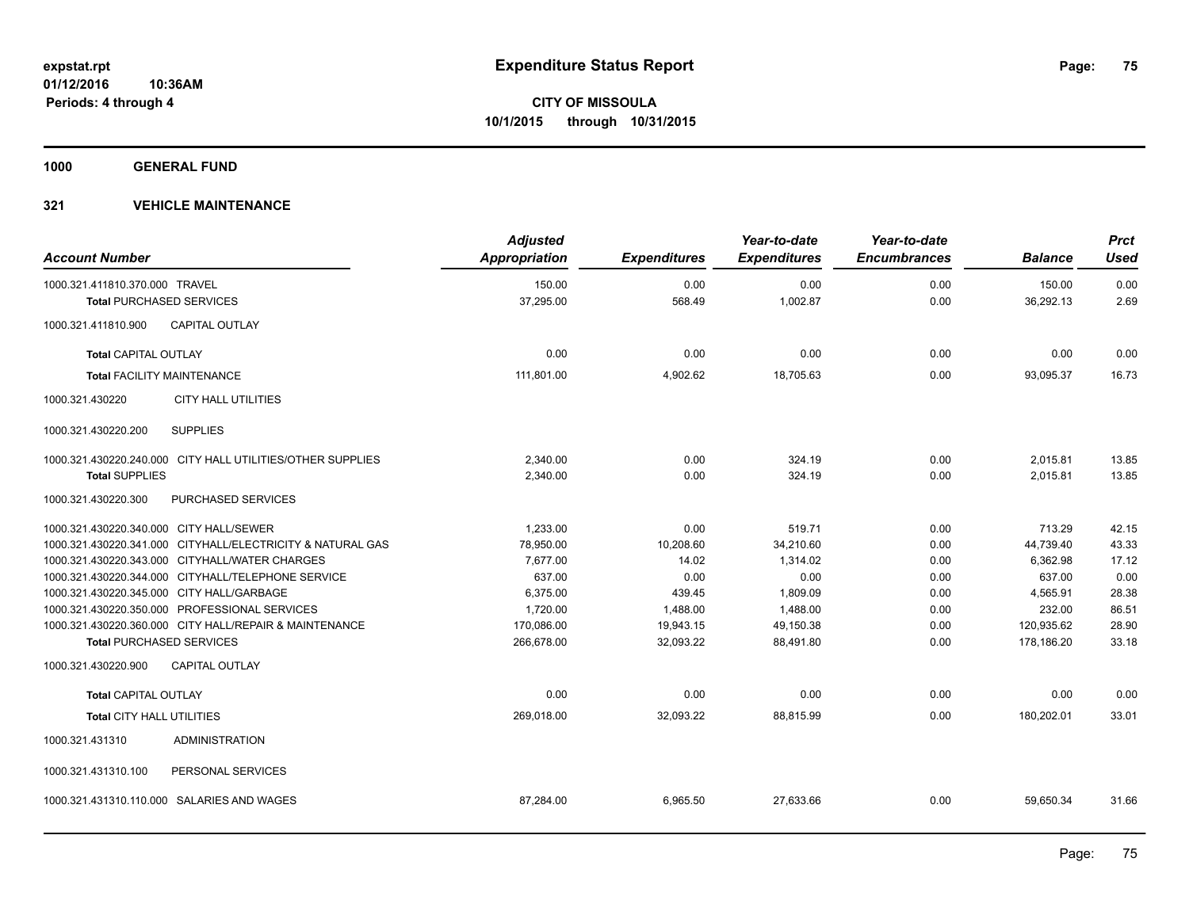**expstat.rpt**
**01/12/2016 10:36AM**
**Periods: 4 through 4**

# Expenditure Status Report

**CITY OF MISSOULA**
**10/1/2015 through 10/31/2015**

## 1000 GENERAL FUND

### 321 VEHICLE MAINTENANCE

| Account Number | Adjusted Appropriation | Expenditures | Year-to-date Expenditures | Year-to-date Encumbrances | Balance | Prct Used |
|---|---|---|---|---|---|---|
| 1000.321.411810.370.000 TRAVEL | 150.00 | 0.00 | 0.00 | 0.00 | 150.00 | 0.00 |
| **Total** PURCHASED SERVICES | 37,295.00 | 568.49 | 1,002.87 | 0.00 | 36,292.13 | 2.69 |
| 1000.321.411810.900 CAPITAL OUTLAY | | | | | | |
| **Total** CAPITAL OUTLAY | 0.00 | 0.00 | 0.00 | 0.00 | 0.00 | 0.00 |
| **Total** FACILITY MAINTENANCE | 111,801.00 | 4,902.62 | 18,705.63 | 0.00 | 93,095.37 | 16.73 |
| 1000.321.430220 CITY HALL UTILITIES | | | | | | |
| 1000.321.430220.200 SUPPLIES | | | | | | |
| 1000.321.430220.240.000 CITY HALL UTILITIES/OTHER SUPPLIES | 2,340.00 | 0.00 | 324.19 | 0.00 | 2,015.81 | 13.85 |
| **Total** SUPPLIES | 2,340.00 | 0.00 | 324.19 | 0.00 | 2,015.81 | 13.85 |
| 1000.321.430220.300 PURCHASED SERVICES | | | | | | |
| 1000.321.430220.340.000 CITY HALL/SEWER | 1,233.00 | 0.00 | 519.71 | 0.00 | 713.29 | 42.15 |
| 1000.321.430220.341.000 CITYHALL/ELECTRICITY & NATURAL GAS | 78,950.00 | 10,208.60 | 34,210.60 | 0.00 | 44,739.40 | 43.33 |
| 1000.321.430220.343.000 CITYHALL/WATER CHARGES | 7,677.00 | 14.02 | 1,314.02 | 0.00 | 6,362.98 | 17.12 |
| 1000.321.430220.344.000 CITYHALL/TELEPHONE SERVICE | 637.00 | 0.00 | 0.00 | 0.00 | 637.00 | 0.00 |
| 1000.321.430220.345.000 CITY HALL/GARBAGE | 6,375.00 | 439.45 | 1,809.09 | 0.00 | 4,565.91 | 28.38 |
| 1000.321.430220.350.000 PROFESSIONAL SERVICES | 1,720.00 | 1,488.00 | 1,488.00 | 0.00 | 232.00 | 86.51 |
| 1000.321.430220.360.000 CITY HALL/REPAIR & MAINTENANCE | 170,086.00 | 19,943.15 | 49,150.38 | 0.00 | 120,935.62 | 28.90 |
| **Total** PURCHASED SERVICES | 266,678.00 | 32,093.22 | 88,491.80 | 0.00 | 178,186.20 | 33.18 |
| 1000.321.430220.900 CAPITAL OUTLAY | | | | | | |
| **Total** CAPITAL OUTLAY | 0.00 | 0.00 | 0.00 | 0.00 | 0.00 | 0.00 |
| **Total** CITY HALL UTILITIES | 269,018.00 | 32,093.22 | 88,815.99 | 0.00 | 180,202.01 | 33.01 |
| 1000.321.431310 ADMINISTRATION | | | | | | |
| 1000.321.431310.100 PERSONAL SERVICES | | | | | | |
| 1000.321.431310.110.000 SALARIES AND WAGES | 87,284.00 | 6,965.50 | 27,633.66 | 0.00 | 59,650.34 | 31.66 |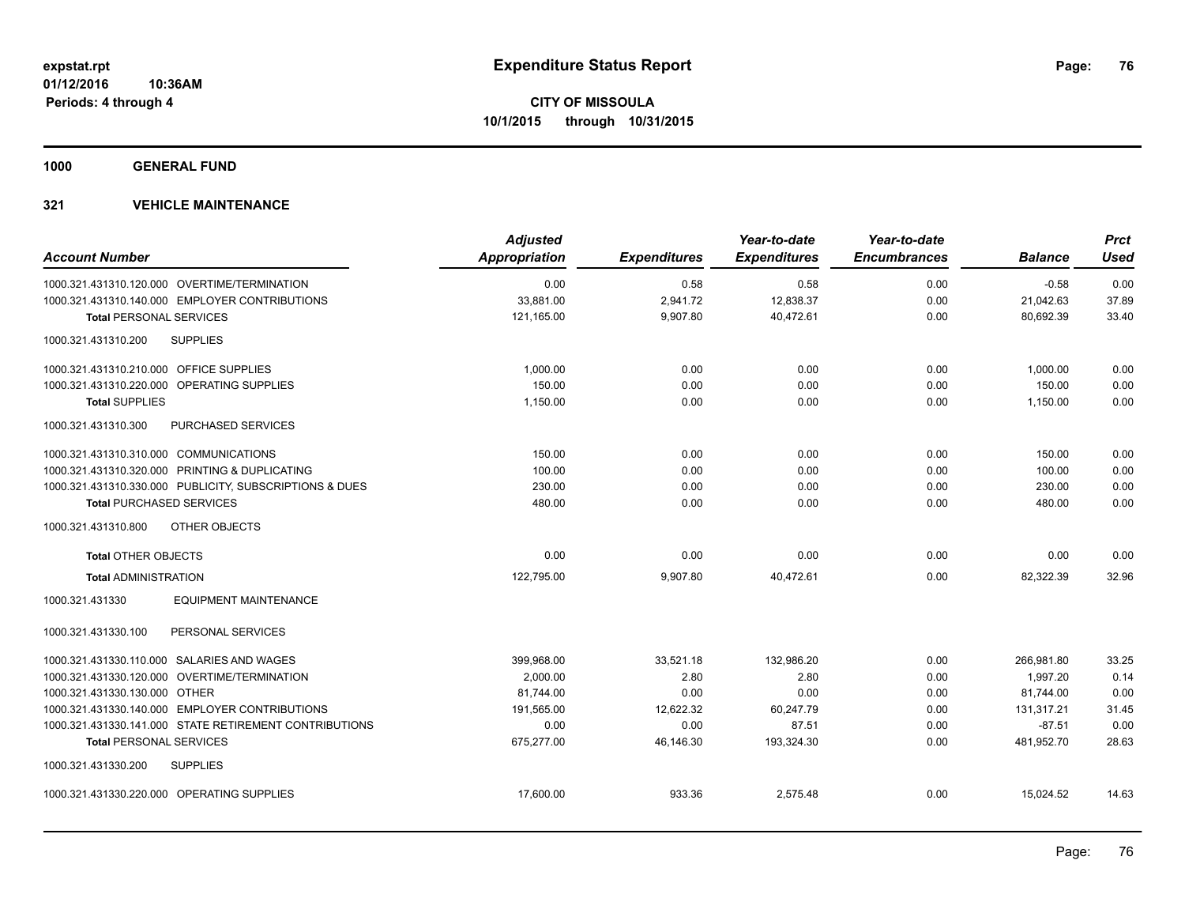**expstat.rpt**
**01/12/2016 10:36AM**
**Periods: 4 through 4**

# Expenditure Status Report

**CITY OF MISSOULA**
**10/1/2015 through 10/31/2015**

## 1000 GENERAL FUND

### 321 VEHICLE MAINTENANCE

| Account Number | Adjusted Appropriation | Expenditures | Year-to-date Expenditures | Year-to-date Encumbrances | Balance | Prct Used |
|---|---|---|---|---|---|---|
| 1000.321.431310.120.000 OVERTIME/TERMINATION | 0.00 | 0.58 | 0.58 | 0.00 | -0.58 | 0.00 |
| 1000.321.431310.140.000 EMPLOYER CONTRIBUTIONS | 33,881.00 | 2,941.72 | 12,838.37 | 0.00 | 21,042.63 | 37.89 |
| **Total** PERSONAL SERVICES | 121,165.00 | 9,907.80 | 40,472.61 | 0.00 | 80,692.39 | 33.40 |
| 1000.321.431310.200 SUPPLIES | | | | | | |
| 1000.321.431310.210.000 OFFICE SUPPLIES | 1,000.00 | 0.00 | 0.00 | 0.00 | 1,000.00 | 0.00 |
| 1000.321.431310.220.000 OPERATING SUPPLIES | 150.00 | 0.00 | 0.00 | 0.00 | 150.00 | 0.00 |
| **Total** SUPPLIES | 1,150.00 | 0.00 | 0.00 | 0.00 | 1,150.00 | 0.00 |
| 1000.321.431310.300 PURCHASED SERVICES | | | | | | |
| 1000.321.431310.310.000 COMMUNICATIONS | 150.00 | 0.00 | 0.00 | 0.00 | 150.00 | 0.00 |
| 1000.321.431310.320.000 PRINTING & DUPLICATING | 100.00 | 0.00 | 0.00 | 0.00 | 100.00 | 0.00 |
| 1000.321.431310.330.000 PUBLICITY, SUBSCRIPTIONS & DUES | 230.00 | 0.00 | 0.00 | 0.00 | 230.00 | 0.00 |
| **Total** PURCHASED SERVICES | 480.00 | 0.00 | 0.00 | 0.00 | 480.00 | 0.00 |
| 1000.321.431310.800 OTHER OBJECTS | | | | | | |
| **Total** OTHER OBJECTS | 0.00 | 0.00 | 0.00 | 0.00 | 0.00 | 0.00 |
| **Total** ADMINISTRATION | 122,795.00 | 9,907.80 | 40,472.61 | 0.00 | 82,322.39 | 32.96 |
| 1000.321.431330 EQUIPMENT MAINTENANCE | | | | | | |
| 1000.321.431330.100 PERSONAL SERVICES | | | | | | |
| 1000.321.431330.110.000 SALARIES AND WAGES | 399,968.00 | 33,521.18 | 132,986.20 | 0.00 | 266,981.80 | 33.25 |
| 1000.321.431330.120.000 OVERTIME/TERMINATION | 2,000.00 | 2.80 | 2.80 | 0.00 | 1,997.20 | 0.14 |
| 1000.321.431330.130.000 OTHER | 81,744.00 | 0.00 | 0.00 | 0.00 | 81,744.00 | 0.00 |
| 1000.321.431330.140.000 EMPLOYER CONTRIBUTIONS | 191,565.00 | 12,622.32 | 60,247.79 | 0.00 | 131,317.21 | 31.45 |
| 1000.321.431330.141.000 STATE RETIREMENT CONTRIBUTIONS | 0.00 | 0.00 | 87.51 | 0.00 | -87.51 | 0.00 |
| **Total** PERSONAL SERVICES | 675,277.00 | 46,146.30 | 193,324.30 | 0.00 | 481,952.70 | 28.63 |
| 1000.321.431330.200 SUPPLIES | | | | | | |
| 1000.321.431330.220.000 OPERATING SUPPLIES | 17,600.00 | 933.36 | 2,575.48 | 0.00 | 15,024.52 | 14.63 |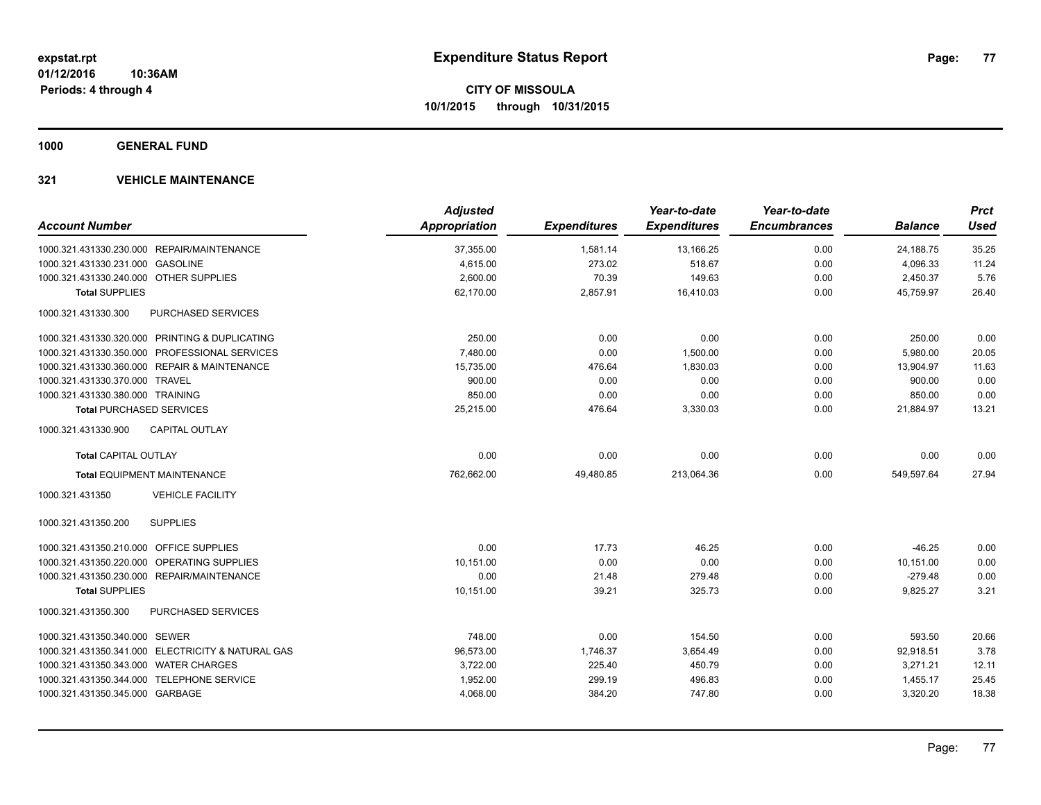# Expenditure Status Report

**CITY OF MISSOULA**
**10/1/2015 through 10/31/2015**

expstat.rpt
01/12/2016 10:36AM
Periods: 4 through 4

## 1000 GENERAL FUND

### 321 VEHICLE MAINTENANCE

| Account Number | Adjusted Appropriation | Expenditures | Year-to-date Expenditures | Year-to-date Encumbrances | Balance | Prct Used |
|---|---|---|---|---|---|---|
| 1000.321.431330.230.000 REPAIR/MAINTENANCE | 37,355.00 | 1,581.14 | 13,166.25 | 0.00 | 24,188.75 | 35.25 |
| 1000.321.431330.231.000 GASOLINE | 4,615.00 | 273.02 | 518.67 | 0.00 | 4,096.33 | 11.24 |
| 1000.321.431330.240.000 OTHER SUPPLIES | 2,600.00 | 70.39 | 149.63 | 0.00 | 2,450.37 | 5.76 |
| **Total SUPPLIES** | 62,170.00 | 2,857.91 | 16,410.03 | 0.00 | 45,759.97 | 26.40 |
| 1000.321.431330.300 PURCHASED SERVICES | | | | | | |
| 1000.321.431330.320.000 PRINTING & DUPLICATING | 250.00 | 0.00 | 0.00 | 0.00 | 250.00 | 0.00 |
| 1000.321.431330.350.000 PROFESSIONAL SERVICES | 7,480.00 | 0.00 | 1,500.00 | 0.00 | 5,980.00 | 20.05 |
| 1000.321.431330.360.000 REPAIR & MAINTENANCE | 15,735.00 | 476.64 | 1,830.03 | 0.00 | 13,904.97 | 11.63 |
| 1000.321.431330.370.000 TRAVEL | 900.00 | 0.00 | 0.00 | 0.00 | 900.00 | 0.00 |
| 1000.321.431330.380.000 TRAINING | 850.00 | 0.00 | 0.00 | 0.00 | 850.00 | 0.00 |
| **Total PURCHASED SERVICES** | 25,215.00 | 476.64 | 3,330.03 | 0.00 | 21,884.97 | 13.21 |
| 1000.321.431330.900 CAPITAL OUTLAY | | | | | | |
| **Total CAPITAL OUTLAY** | 0.00 | 0.00 | 0.00 | 0.00 | 0.00 | 0.00 |
| **Total EQUIPMENT MAINTENANCE** | 762,662.00 | 49,480.85 | 213,064.36 | 0.00 | 549,597.64 | 27.94 |
| 1000.321.431350 VEHICLE FACILITY | | | | | | |
| 1000.321.431350.200 SUPPLIES | | | | | | |
| 1000.321.431350.210.000 OFFICE SUPPLIES | 0.00 | 17.73 | 46.25 | 0.00 | -46.25 | 0.00 |
| 1000.321.431350.220.000 OPERATING SUPPLIES | 10,151.00 | 0.00 | 0.00 | 0.00 | 10,151.00 | 0.00 |
| 1000.321.431350.230.000 REPAIR/MAINTENANCE | 0.00 | 21.48 | 279.48 | 0.00 | -279.48 | 0.00 |
| **Total SUPPLIES** | 10,151.00 | 39.21 | 325.73 | 0.00 | 9,825.27 | 3.21 |
| 1000.321.431350.300 PURCHASED SERVICES | | | | | | |
| 1000.321.431350.340.000 SEWER | 748.00 | 0.00 | 154.50 | 0.00 | 593.50 | 20.66 |
| 1000.321.431350.341.000 ELECTRICITY & NATURAL GAS | 96,573.00 | 1,746.37 | 3,654.49 | 0.00 | 92,918.51 | 3.78 |
| 1000.321.431350.343.000 WATER CHARGES | 3,722.00 | 225.40 | 450.79 | 0.00 | 3,271.21 | 12.11 |
| 1000.321.431350.344.000 TELEPHONE SERVICE | 1,952.00 | 299.19 | 496.83 | 0.00 | 1,455.17 | 25.45 |
| 1000.321.431350.345.000 GARBAGE | 4,068.00 | 384.20 | 747.80 | 0.00 | 3,320.20 | 18.38 |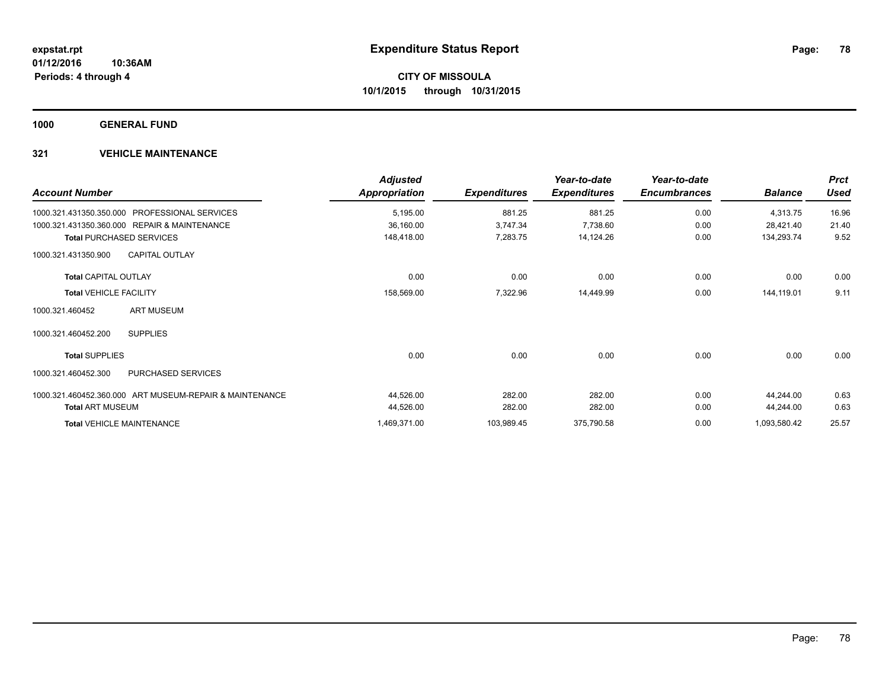# Expenditure Status Report

expstat.rpt
01/12/2016 10:36AM
Periods: 4 through 4

**CITY OF MISSOULA**
**10/1/2015 through 10/31/2015**

**1000 GENERAL FUND**

**321 VEHICLE MAINTENANCE**

| Account Number | Adjusted Appropriation | Expenditures | Year-to-date Expenditures | Year-to-date Encumbrances | Balance | Prct Used |
|---|---|---|---|---|---|---|
| 1000.321.431350.350.000 PROFESSIONAL SERVICES | 5,195.00 | 881.25 | 881.25 | 0.00 | 4,313.75 | 16.96 |
| 1000.321.431350.360.000 REPAIR & MAINTENANCE | 36,160.00 | 3,747.34 | 7,738.60 | 0.00 | 28,421.40 | 21.40 |
| **Total** PURCHASED SERVICES | 148,418.00 | 7,283.75 | 14,124.26 | 0.00 | 134,293.74 | 9.52 |
| 1000.321.431350.900 CAPITAL OUTLAY | | | | | | |
| **Total** CAPITAL OUTLAY | 0.00 | 0.00 | 0.00 | 0.00 | 0.00 | 0.00 |
| **Total** VEHICLE FACILITY | 158,569.00 | 7,322.96 | 14,449.99 | 0.00 | 144,119.01 | 9.11 |
| 1000.321.460452 ART MUSEUM | | | | | | |
| 1000.321.460452.200 SUPPLIES | | | | | | |
| **Total** SUPPLIES | 0.00 | 0.00 | 0.00 | 0.00 | 0.00 | 0.00 |
| 1000.321.460452.300 PURCHASED SERVICES | | | | | | |
| 1000.321.460452.360.000 ART MUSEUM-REPAIR & MAINTENANCE | 44,526.00 | 282.00 | 282.00 | 0.00 | 44,244.00 | 0.63 |
| **Total** ART MUSEUM | 44,526.00 | 282.00 | 282.00 | 0.00 | 44,244.00 | 0.63 |
| **Total** VEHICLE MAINTENANCE | 1,469,371.00 | 103,989.45 | 375,790.58 | 0.00 | 1,093,580.42 | 25.57 |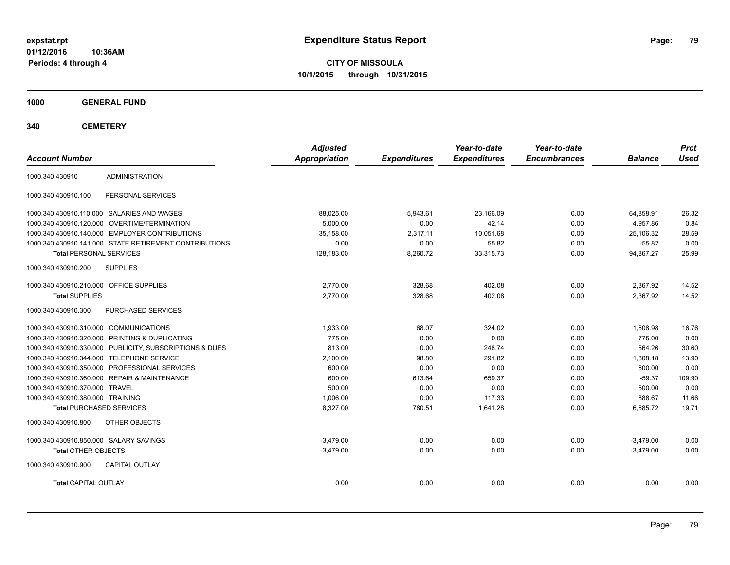expstat.rpt
01/12/2016 10:36AM
Periods: 4 through 4

# Expenditure Status Report

**CITY OF MISSOULA**
**10/1/2015 through 10/31/2015**

## 1000 GENERAL FUND

### 340 CEMETERY

| Account Number | | Adjusted Appropriation | Expenditures | Year-to-date Expenditures | Year-to-date Encumbrances | Balance | Prct Used |
|---|---|---|---|---|---|---|---|
| 1000.340.430910 | ADMINISTRATION | | | | | | |
| 1000.340.430910.100 | PERSONAL SERVICES | | | | | | |
| 1000.340.430910.110.000 | SALARIES AND WAGES | 88,025.00 | 5,943.61 | 23,166.09 | 0.00 | 64,858.91 | 26.32 |
| 1000.340.430910.120.000 | OVERTIME/TERMINATION | 5,000.00 | 0.00 | 42.14 | 0.00 | 4,957.86 | 0.84 |
| 1000.340.430910.140.000 | EMPLOYER CONTRIBUTIONS | 35,158.00 | 2,317.11 | 10,051.68 | 0.00 | 25,106.32 | 28.59 |
| 1000.340.430910.141.000 | STATE RETIREMENT CONTRIBUTIONS | 0.00 | 0.00 | 55.82 | 0.00 | -55.82 | 0.00 |
| **Total** PERSONAL SERVICES | | 128,183.00 | 8,260.72 | 33,315.73 | 0.00 | 94,867.27 | 25.99 |
| 1000.340.430910.200 | SUPPLIES | | | | | | |
| 1000.340.430910.210.000 | OFFICE SUPPLIES | 2,770.00 | 328.68 | 402.08 | 0.00 | 2,367.92 | 14.52 |
| **Total** SUPPLIES | | 2,770.00 | 328.68 | 402.08 | 0.00 | 2,367.92 | 14.52 |
| 1000.340.430910.300 | PURCHASED SERVICES | | | | | | |
| 1000.340.430910.310.000 | COMMUNICATIONS | 1,933.00 | 68.07 | 324.02 | 0.00 | 1,608.98 | 16.76 |
| 1000.340.430910.320.000 | PRINTING & DUPLICATING | 775.00 | 0.00 | 0.00 | 0.00 | 775.00 | 0.00 |
| 1000.340.430910.330.000 | PUBLICITY, SUBSCRIPTIONS & DUES | 813.00 | 0.00 | 248.74 | 0.00 | 564.26 | 30.60 |
| 1000.340.430910.344.000 | TELEPHONE SERVICE | 2,100.00 | 98.80 | 291.82 | 0.00 | 1,808.18 | 13.90 |
| 1000.340.430910.350.000 | PROFESSIONAL SERVICES | 600.00 | 0.00 | 0.00 | 0.00 | 600.00 | 0.00 |
| 1000.340.430910.360.000 | REPAIR & MAINTENANCE | 600.00 | 613.64 | 659.37 | 0.00 | -59.37 | 109.90 |
| 1000.340.430910.370.000 | TRAVEL | 500.00 | 0.00 | 0.00 | 0.00 | 500.00 | 0.00 |
| 1000.340.430910.380.000 | TRAINING | 1,006.00 | 0.00 | 117.33 | 0.00 | 888.67 | 11.66 |
| **Total** PURCHASED SERVICES | | 8,327.00 | 780.51 | 1,641.28 | 0.00 | 6,685.72 | 19.71 |
| 1000.340.430910.800 | OTHER OBJECTS | | | | | | |
| 1000.340.430910.850.000 | SALARY SAVINGS | -3,479.00 | 0.00 | 0.00 | 0.00 | -3,479.00 | 0.00 |
| **Total** OTHER OBJECTS | | -3,479.00 | 0.00 | 0.00 | 0.00 | -3,479.00 | 0.00 |
| 1000.340.430910.900 | CAPITAL OUTLAY | | | | | | |
| **Total** CAPITAL OUTLAY | | 0.00 | 0.00 | 0.00 | 0.00 | 0.00 | 0.00 |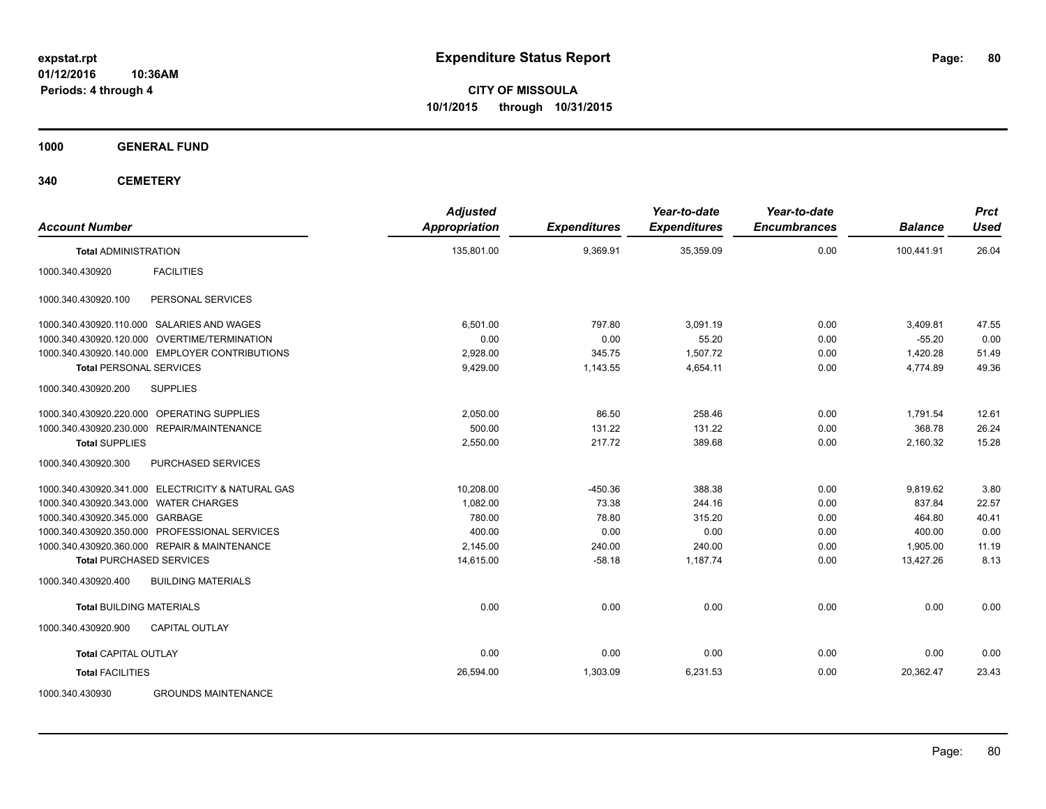**expstat.rpt**
**01/12/2016 10:36AM**
**Periods: 4 through 4**

# Expenditure Status Report

**CITY OF MISSOULA**
**10/1/2015 through 10/31/2015**

## 1000 GENERAL FUND

## 340 CEMETERY

| Account Number | | Adjusted Appropriation | Expenditures | Year-to-date Expenditures | Year-to-date Encumbrances | Balance | Prct Used |
|---|---|---|---|---|---|---|---|
| **Total** ADMINISTRATION | | 135,801.00 | 9,369.91 | 35,359.09 | 0.00 | 100,441.91 | 26.04 |
| 1000.340.430920 | FACILITIES | | | | | | |
| 1000.340.430920.100 | PERSONAL SERVICES | | | | | | |
| 1000.340.430920.110.000 | SALARIES AND WAGES | 6,501.00 | 797.80 | 3,091.19 | 0.00 | 3,409.81 | 47.55 |
| 1000.340.430920.120.000 | OVERTIME/TERMINATION | 0.00 | 0.00 | 55.20 | 0.00 | -55.20 | 0.00 |
| 1000.340.430920.140.000 | EMPLOYER CONTRIBUTIONS | 2,928.00 | 345.75 | 1,507.72 | 0.00 | 1,420.28 | 51.49 |
| **Total** PERSONAL SERVICES | | 9,429.00 | 1,143.55 | 4,654.11 | 0.00 | 4,774.89 | 49.36 |
| 1000.340.430920.200 | SUPPLIES | | | | | | |
| 1000.340.430920.220.000 | OPERATING SUPPLIES | 2,050.00 | 86.50 | 258.46 | 0.00 | 1,791.54 | 12.61 |
| 1000.340.430920.230.000 | REPAIR/MAINTENANCE | 500.00 | 131.22 | 131.22 | 0.00 | 368.78 | 26.24 |
| **Total** SUPPLIES | | 2,550.00 | 217.72 | 389.68 | 0.00 | 2,160.32 | 15.28 |
| 1000.340.430920.300 | PURCHASED SERVICES | | | | | | |
| 1000.340.430920.341.000 | ELECTRICITY & NATURAL GAS | 10,208.00 | -450.36 | 388.38 | 0.00 | 9,819.62 | 3.80 |
| 1000.340.430920.343.000 | WATER CHARGES | 1,082.00 | 73.38 | 244.16 | 0.00 | 837.84 | 22.57 |
| 1000.340.430920.345.000 | GARBAGE | 780.00 | 78.80 | 315.20 | 0.00 | 464.80 | 40.41 |
| 1000.340.430920.350.000 | PROFESSIONAL SERVICES | 400.00 | 0.00 | 0.00 | 0.00 | 400.00 | 0.00 |
| 1000.340.430920.360.000 | REPAIR & MAINTENANCE | 2,145.00 | 240.00 | 240.00 | 0.00 | 1,905.00 | 11.19 |
| **Total** PURCHASED SERVICES | | 14,615.00 | -58.18 | 1,187.74 | 0.00 | 13,427.26 | 8.13 |
| 1000.340.430920.400 | BUILDING MATERIALS | | | | | | |
| **Total** BUILDING MATERIALS | | 0.00 | 0.00 | 0.00 | 0.00 | 0.00 | 0.00 |
| 1000.340.430920.900 | CAPITAL OUTLAY | | | | | | |
| **Total** CAPITAL OUTLAY | | 0.00 | 0.00 | 0.00 | 0.00 | 0.00 | 0.00 |
| **Total** FACILITIES | | 26,594.00 | 1,303.09 | 6,231.53 | 0.00 | 20,362.47 | 23.43 |
| 1000.340.430930 | GROUNDS MAINTENANCE | | | | | | |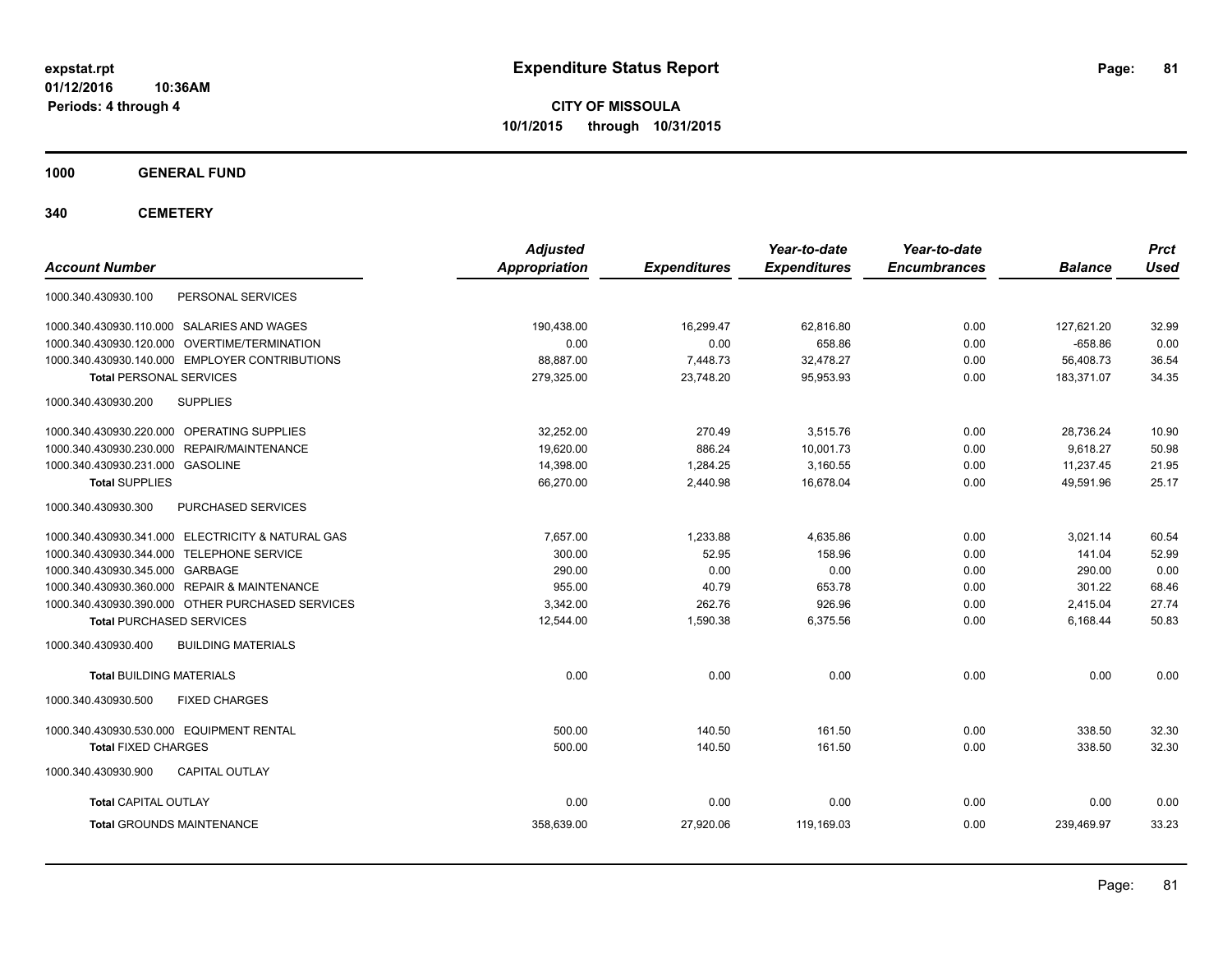**expstat.rpt**
**01/12/2016 10:36AM**
**Periods: 4 through 4**

# Expenditure Status Report

**CITY OF MISSOULA**
**10/1/2015 through 10/31/2015**

## 1000 GENERAL FUND

## 340 CEMETERY

| Account Number | | Adjusted Appropriation | Expenditures | Year-to-date Expenditures | Year-to-date Encumbrances | Balance | Prct Used |
|---|---|---|---|---|---|---|---|
| 1000.340.430930.100 | PERSONAL SERVICES | | | | | | |
| 1000.340.430930.110.000 | SALARIES AND WAGES | 190,438.00 | 16,299.47 | 62,816.80 | 0.00 | 127,621.20 | 32.99 |
| 1000.340.430930.120.000 | OVERTIME/TERMINATION | 0.00 | 0.00 | 658.86 | 0.00 | -658.86 | 0.00 |
| 1000.340.430930.140.000 | EMPLOYER CONTRIBUTIONS | 88,887.00 | 7,448.73 | 32,478.27 | 0.00 | 56,408.73 | 36.54 |
| **Total** PERSONAL SERVICES | | 279,325.00 | 23,748.20 | 95,953.93 | 0.00 | 183,371.07 | 34.35 |
| 1000.340.430930.200 | SUPPLIES | | | | | | |
| 1000.340.430930.220.000 | OPERATING SUPPLIES | 32,252.00 | 270.49 | 3,515.76 | 0.00 | 28,736.24 | 10.90 |
| 1000.340.430930.230.000 | REPAIR/MAINTENANCE | 19,620.00 | 886.24 | 10,001.73 | 0.00 | 9,618.27 | 50.98 |
| 1000.340.430930.231.000 | GASOLINE | 14,398.00 | 1,284.25 | 3,160.55 | 0.00 | 11,237.45 | 21.95 |
| **Total** SUPPLIES | | 66,270.00 | 2,440.98 | 16,678.04 | 0.00 | 49,591.96 | 25.17 |
| 1000.340.430930.300 | PURCHASED SERVICES | | | | | | |
| 1000.340.430930.341.000 | ELECTRICITY & NATURAL GAS | 7,657.00 | 1,233.88 | 4,635.86 | 0.00 | 3,021.14 | 60.54 |
| 1000.340.430930.344.000 | TELEPHONE SERVICE | 300.00 | 52.95 | 158.96 | 0.00 | 141.04 | 52.99 |
| 1000.340.430930.345.000 | GARBAGE | 290.00 | 0.00 | 0.00 | 0.00 | 290.00 | 0.00 |
| 1000.340.430930.360.000 | REPAIR & MAINTENANCE | 955.00 | 40.79 | 653.78 | 0.00 | 301.22 | 68.46 |
| 1000.340.430930.390.000 | OTHER PURCHASED SERVICES | 3,342.00 | 262.76 | 926.96 | 0.00 | 2,415.04 | 27.74 |
| **Total** PURCHASED SERVICES | | 12,544.00 | 1,590.38 | 6,375.56 | 0.00 | 6,168.44 | 50.83 |
| 1000.340.430930.400 | BUILDING MATERIALS | | | | | | |
| **Total** BUILDING MATERIALS | | 0.00 | 0.00 | 0.00 | 0.00 | 0.00 | 0.00 |
| 1000.340.430930.500 | FIXED CHARGES | | | | | | |
| 1000.340.430930.530.000 | EQUIPMENT RENTAL | 500.00 | 140.50 | 161.50 | 0.00 | 338.50 | 32.30 |
| **Total** FIXED CHARGES | | 500.00 | 140.50 | 161.50 | 0.00 | 338.50 | 32.30 |
| 1000.340.430930.900 | CAPITAL OUTLAY | | | | | | |
| **Total** CAPITAL OUTLAY | | 0.00 | 0.00 | 0.00 | 0.00 | 0.00 | 0.00 |
| **Total** GROUNDS MAINTENANCE | | 358,639.00 | 27,920.06 | 119,169.03 | 0.00 | 239,469.97 | 33.23 |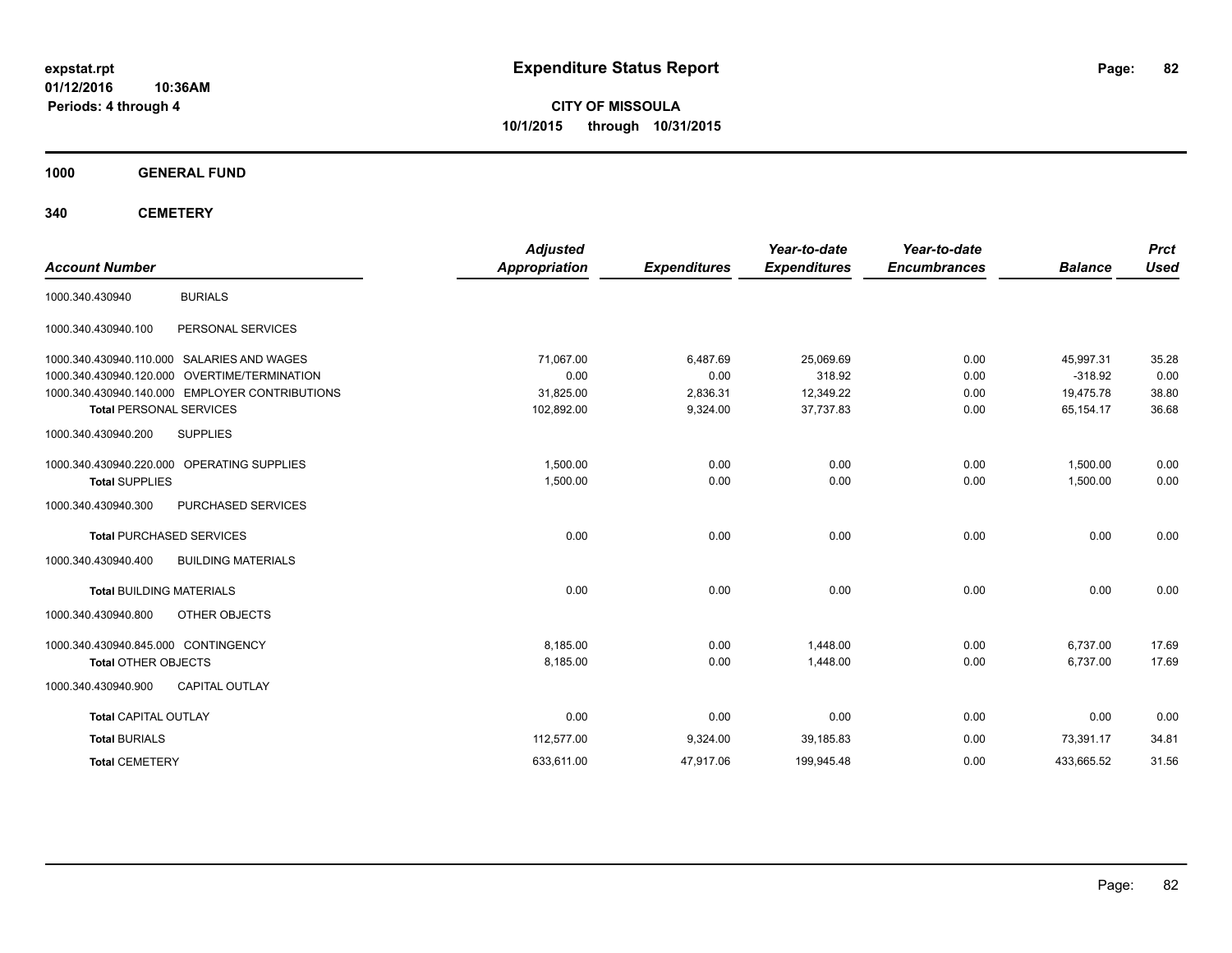**expstat.rpt**
**01/12/2016 10:36AM**
**Periods: 4 through 4**

# Expenditure Status Report

**CITY OF MISSOULA**
**10/1/2015 through 10/31/2015**

## 1000 GENERAL FUND

### 340 CEMETERY

| Account Number | | Adjusted Appropriation | Expenditures | Year-to-date Expenditures | Year-to-date Encumbrances | Balance | Prct Used |
|---|---|---|---|---|---|---|---|
| 1000.340.430940 | BURIALS | | | | | | |
| 1000.340.430940.100 | PERSONAL SERVICES | | | | | | |
| 1000.340.430940.110.000 | SALARIES AND WAGES | 71,067.00 | 6,487.69 | 25,069.69 | 0.00 | 45,997.31 | 35.28 |
| 1000.340.430940.120.000 | OVERTIME/TERMINATION | 0.00 | 0.00 | 318.92 | 0.00 | -318.92 | 0.00 |
| 1000.340.430940.140.000 | EMPLOYER CONTRIBUTIONS | 31,825.00 | 2,836.31 | 12,349.22 | 0.00 | 19,475.78 | 38.80 |
| **Total** PERSONAL SERVICES | | 102,892.00 | 9,324.00 | 37,737.83 | 0.00 | 65,154.17 | 36.68 |
| 1000.340.430940.200 | SUPPLIES | | | | | | |
| 1000.340.430940.220.000 | OPERATING SUPPLIES | 1,500.00 | 0.00 | 0.00 | 0.00 | 1,500.00 | 0.00 |
| **Total** SUPPLIES | | 1,500.00 | 0.00 | 0.00 | 0.00 | 1,500.00 | 0.00 |
| 1000.340.430940.300 | PURCHASED SERVICES | | | | | | |
| **Total** PURCHASED SERVICES | | 0.00 | 0.00 | 0.00 | 0.00 | 0.00 | 0.00 |
| 1000.340.430940.400 | BUILDING MATERIALS | | | | | | |
| **Total** BUILDING MATERIALS | | 0.00 | 0.00 | 0.00 | 0.00 | 0.00 | 0.00 |
| 1000.340.430940.800 | OTHER OBJECTS | | | | | | |
| 1000.340.430940.845.000 | CONTINGENCY | 8,185.00 | 0.00 | 1,448.00 | 0.00 | 6,737.00 | 17.69 |
| **Total** OTHER OBJECTS | | 8,185.00 | 0.00 | 1,448.00 | 0.00 | 6,737.00 | 17.69 |
| 1000.340.430940.900 | CAPITAL OUTLAY | | | | | | |
| **Total** CAPITAL OUTLAY | | 0.00 | 0.00 | 0.00 | 0.00 | 0.00 | 0.00 |
| **Total** BURIALS | | 112,577.00 | 9,324.00 | 39,185.83 | 0.00 | 73,391.17 | 34.81 |
| **Total** CEMETERY | | 633,611.00 | 47,917.06 | 199,945.48 | 0.00 | 433,665.52 | 31.56 |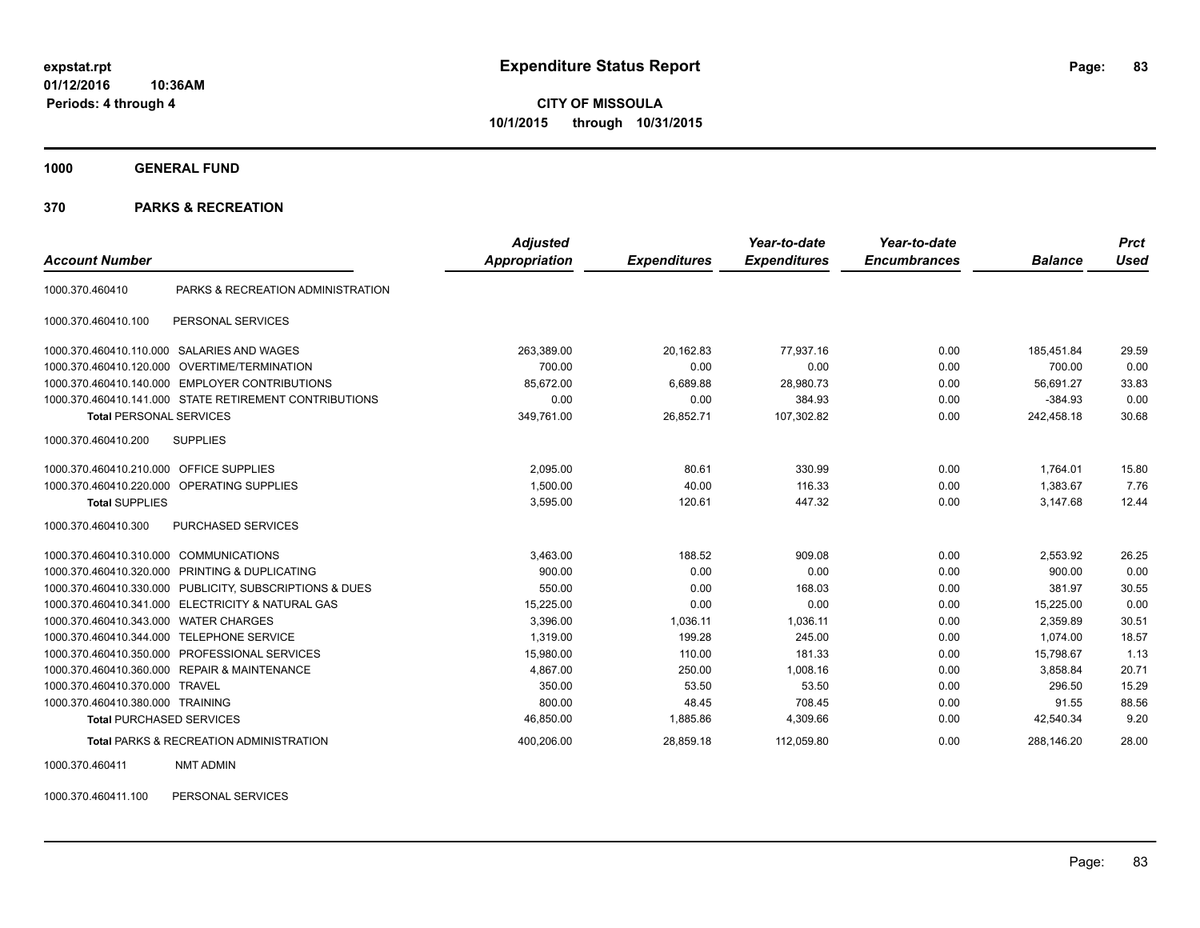expstat.rpt
01/12/2016 10:36AM
Periods: 4 through 4

# Expenditure Status Report

**CITY OF MISSOULA**
**10/1/2015 through 10/31/2015**

## 1000 GENERAL FUND

## 370 PARKS & RECREATION

| Account Number | | Adjusted Appropriation | Expenditures | Year-to-date Expenditures | Year-to-date Encumbrances | Balance | Prct Used |
|---|---|---|---|---|---|---|---|
| 1000.370.460410 | PARKS & RECREATION ADMINISTRATION | | | | | | |
| 1000.370.460410.100 | PERSONAL SERVICES | | | | | | |
| 1000.370.460410.110.000 | SALARIES AND WAGES | 263,389.00 | 20,162.83 | 77,937.16 | 0.00 | 185,451.84 | 29.59 |
| 1000.370.460410.120.000 | OVERTIME/TERMINATION | 700.00 | 0.00 | 0.00 | 0.00 | 700.00 | 0.00 |
| 1000.370.460410.140.000 | EMPLOYER CONTRIBUTIONS | 85,672.00 | 6,689.88 | 28,980.73 | 0.00 | 56,691.27 | 33.83 |
| 1000.370.460410.141.000 | STATE RETIREMENT CONTRIBUTIONS | 0.00 | 0.00 | 384.93 | 0.00 | -384.93 | 0.00 |
| **Total** PERSONAL SERVICES | | 349,761.00 | 26,852.71 | 107,302.82 | 0.00 | 242,458.18 | 30.68 |
| 1000.370.460410.200 | SUPPLIES | | | | | | |
| 1000.370.460410.210.000 | OFFICE SUPPLIES | 2,095.00 | 80.61 | 330.99 | 0.00 | 1,764.01 | 15.80 |
| 1000.370.460410.220.000 | OPERATING SUPPLIES | 1,500.00 | 40.00 | 116.33 | 0.00 | 1,383.67 | 7.76 |
| **Total** SUPPLIES | | 3,595.00 | 120.61 | 447.32 | 0.00 | 3,147.68 | 12.44 |
| 1000.370.460410.300 | PURCHASED SERVICES | | | | | | |
| 1000.370.460410.310.000 | COMMUNICATIONS | 3,463.00 | 188.52 | 909.08 | 0.00 | 2,553.92 | 26.25 |
| 1000.370.460410.320.000 | PRINTING & DUPLICATING | 900.00 | 0.00 | 0.00 | 0.00 | 900.00 | 0.00 |
| 1000.370.460410.330.000 | PUBLICITY, SUBSCRIPTIONS & DUES | 550.00 | 0.00 | 168.03 | 0.00 | 381.97 | 30.55 |
| 1000.370.460410.341.000 | ELECTRICITY & NATURAL GAS | 15,225.00 | 0.00 | 0.00 | 0.00 | 15,225.00 | 0.00 |
| 1000.370.460410.343.000 | WATER CHARGES | 3,396.00 | 1,036.11 | 1,036.11 | 0.00 | 2,359.89 | 30.51 |
| 1000.370.460410.344.000 | TELEPHONE SERVICE | 1,319.00 | 199.28 | 245.00 | 0.00 | 1,074.00 | 18.57 |
| 1000.370.460410.350.000 | PROFESSIONAL SERVICES | 15,980.00 | 110.00 | 181.33 | 0.00 | 15,798.67 | 1.13 |
| 1000.370.460410.360.000 | REPAIR & MAINTENANCE | 4,867.00 | 250.00 | 1,008.16 | 0.00 | 3,858.84 | 20.71 |
| 1000.370.460410.370.000 | TRAVEL | 350.00 | 53.50 | 53.50 | 0.00 | 296.50 | 15.29 |
| 1000.370.460410.380.000 | TRAINING | 800.00 | 48.45 | 708.45 | 0.00 | 91.55 | 88.56 |
| **Total** PURCHASED SERVICES | | 46,850.00 | 1,885.86 | 4,309.66 | 0.00 | 42,540.34 | 9.20 |
| **Total** PARKS & RECREATION ADMINISTRATION | | 400,206.00 | 28,859.18 | 112,059.80 | 0.00 | 288,146.20 | 28.00 |
| 1000.370.460411 | NMT ADMIN | | | | | | |
| 1000.370.460411.100 | PERSONAL SERVICES | | | | | | |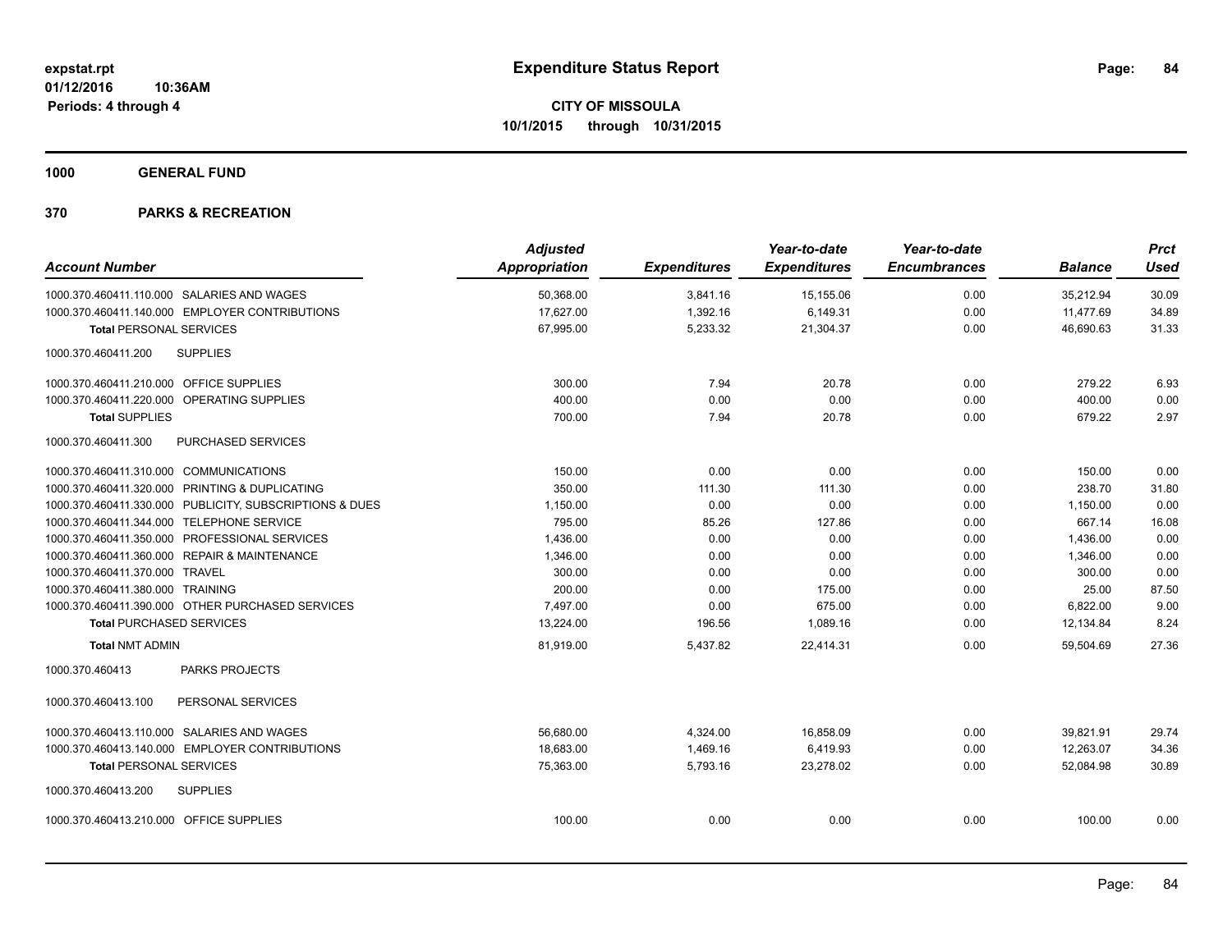**expstat.rpt**
**01/12/2016 10:36AM**
**Periods: 4 through 4**

# Expenditure Status Report

**CITY OF MISSOULA**
**10/1/2015 through 10/31/2015**

**1000 GENERAL FUND**

**370 PARKS & RECREATION**

| Account Number | *Adjusted Appropriation* | *Expenditures* | *Year-to-date Expenditures* | *Year-to-date Encumbrances* | *Balance* | *Prct Used* |
|---|---|---|---|---|---|---|
| 1000.370.460411.110.000 SALARIES AND WAGES | 50,368.00 | 3,841.16 | 15,155.06 | 0.00 | 35,212.94 | 30.09 |
| 1000.370.460411.140.000 EMPLOYER CONTRIBUTIONS | 17,627.00 | 1,392.16 | 6,149.31 | 0.00 | 11,477.69 | 34.89 |
| **Total** PERSONAL SERVICES | 67,995.00 | 5,233.32 | 21,304.37 | 0.00 | 46,690.63 | 31.33 |
| 1000.370.460411.200 SUPPLIES | | | | | | |
| 1000.370.460411.210.000 OFFICE SUPPLIES | 300.00 | 7.94 | 20.78 | 0.00 | 279.22 | 6.93 |
| 1000.370.460411.220.000 OPERATING SUPPLIES | 400.00 | 0.00 | 0.00 | 0.00 | 400.00 | 0.00 |
| **Total** SUPPLIES | 700.00 | 7.94 | 20.78 | 0.00 | 679.22 | 2.97 |
| 1000.370.460411.300 PURCHASED SERVICES | | | | | | |
| 1000.370.460411.310.000 COMMUNICATIONS | 150.00 | 0.00 | 0.00 | 0.00 | 150.00 | 0.00 |
| 1000.370.460411.320.000 PRINTING & DUPLICATING | 350.00 | 111.30 | 111.30 | 0.00 | 238.70 | 31.80 |
| 1000.370.460411.330.000 PUBLICITY, SUBSCRIPTIONS & DUES | 1,150.00 | 0.00 | 0.00 | 0.00 | 1,150.00 | 0.00 |
| 1000.370.460411.344.000 TELEPHONE SERVICE | 795.00 | 85.26 | 127.86 | 0.00 | 667.14 | 16.08 |
| 1000.370.460411.350.000 PROFESSIONAL SERVICES | 1,436.00 | 0.00 | 0.00 | 0.00 | 1,436.00 | 0.00 |
| 1000.370.460411.360.000 REPAIR & MAINTENANCE | 1,346.00 | 0.00 | 0.00 | 0.00 | 1,346.00 | 0.00 |
| 1000.370.460411.370.000 TRAVEL | 300.00 | 0.00 | 0.00 | 0.00 | 300.00 | 0.00 |
| 1000.370.460411.380.000 TRAINING | 200.00 | 0.00 | 175.00 | 0.00 | 25.00 | 87.50 |
| 1000.370.460411.390.000 OTHER PURCHASED SERVICES | 7,497.00 | 0.00 | 675.00 | 0.00 | 6,822.00 | 9.00 |
| **Total** PURCHASED SERVICES | 13,224.00 | 196.56 | 1,089.16 | 0.00 | 12,134.84 | 8.24 |
| **Total** NMT ADMIN | 81,919.00 | 5,437.82 | 22,414.31 | 0.00 | 59,504.69 | 27.36 |
| 1000.370.460413 PARKS PROJECTS | | | | | | |
| 1000.370.460413.100 PERSONAL SERVICES | | | | | | |
| 1000.370.460413.110.000 SALARIES AND WAGES | 56,680.00 | 4,324.00 | 16,858.09 | 0.00 | 39,821.91 | 29.74 |
| 1000.370.460413.140.000 EMPLOYER CONTRIBUTIONS | 18,683.00 | 1,469.16 | 6,419.93 | 0.00 | 12,263.07 | 34.36 |
| **Total** PERSONAL SERVICES | 75,363.00 | 5,793.16 | 23,278.02 | 0.00 | 52,084.98 | 30.89 |
| 1000.370.460413.200 SUPPLIES | | | | | | |
| 1000.370.460413.210.000 OFFICE SUPPLIES | 100.00 | 0.00 | 0.00 | 0.00 | 100.00 | 0.00 |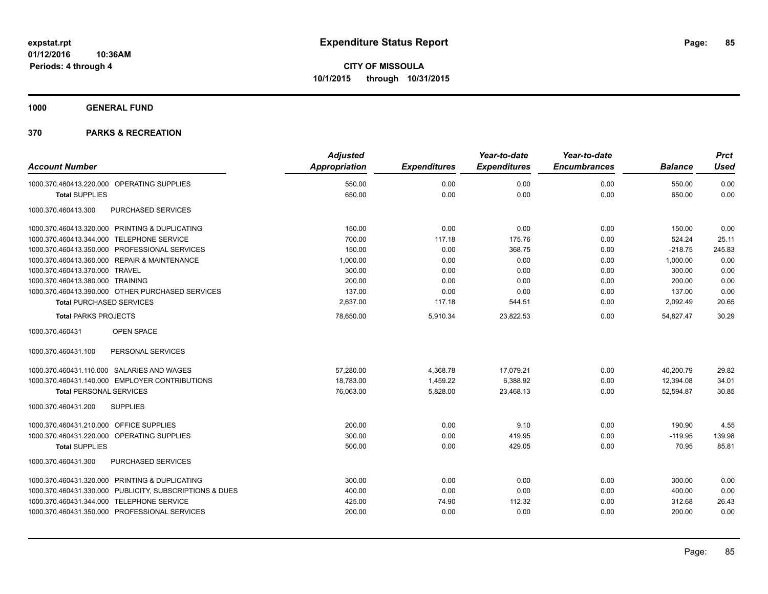**expstat.rpt**
**01/12/2016 10:36AM**
**Periods: 4 through 4**

# Expenditure Status Report

**CITY OF MISSOULA**
**10/1/2015 through 10/31/2015**

## 1000 GENERAL FUND

## 370 PARKS & RECREATION

| Account Number | Adjusted Appropriation | Expenditures | Year-to-date Expenditures | Year-to-date Encumbrances | Balance | Prct Used |
|---|---|---|---|---|---|---|
| 1000.370.460413.220.000 OPERATING SUPPLIES | 550.00 | 0.00 | 0.00 | 0.00 | 550.00 | 0.00 |
| **Total** SUPPLIES | 650.00 | 0.00 | 0.00 | 0.00 | 650.00 | 0.00 |
| 1000.370.460413.300 PURCHASED SERVICES | | | | | | |
| 1000.370.460413.320.000 PRINTING & DUPLICATING | 150.00 | 0.00 | 0.00 | 0.00 | 150.00 | 0.00 |
| 1000.370.460413.344.000 TELEPHONE SERVICE | 700.00 | 117.18 | 175.76 | 0.00 | 524.24 | 25.11 |
| 1000.370.460413.350.000 PROFESSIONAL SERVICES | 150.00 | 0.00 | 368.75 | 0.00 | -218.75 | 245.83 |
| 1000.370.460413.360.000 REPAIR & MAINTENANCE | 1,000.00 | 0.00 | 0.00 | 0.00 | 1,000.00 | 0.00 |
| 1000.370.460413.370.000 TRAVEL | 300.00 | 0.00 | 0.00 | 0.00 | 300.00 | 0.00 |
| 1000.370.460413.380.000 TRAINING | 200.00 | 0.00 | 0.00 | 0.00 | 200.00 | 0.00 |
| 1000.370.460413.390.000 OTHER PURCHASED SERVICES | 137.00 | 0.00 | 0.00 | 0.00 | 137.00 | 0.00 |
| **Total** PURCHASED SERVICES | 2,637.00 | 117.18 | 544.51 | 0.00 | 2,092.49 | 20.65 |
| **Total** PARKS PROJECTS | 78,650.00 | 5,910.34 | 23,822.53 | 0.00 | 54,827.47 | 30.29 |
| 1000.370.460431 OPEN SPACE | | | | | | |
| 1000.370.460431.100 PERSONAL SERVICES | | | | | | |
| 1000.370.460431.110.000 SALARIES AND WAGES | 57,280.00 | 4,368.78 | 17,079.21 | 0.00 | 40,200.79 | 29.82 |
| 1000.370.460431.140.000 EMPLOYER CONTRIBUTIONS | 18,783.00 | 1,459.22 | 6,388.92 | 0.00 | 12,394.08 | 34.01 |
| **Total** PERSONAL SERVICES | 76,063.00 | 5,828.00 | 23,468.13 | 0.00 | 52,594.87 | 30.85 |
| 1000.370.460431.200 SUPPLIES | | | | | | |
| 1000.370.460431.210.000 OFFICE SUPPLIES | 200.00 | 0.00 | 9.10 | 0.00 | 190.90 | 4.55 |
| 1000.370.460431.220.000 OPERATING SUPPLIES | 300.00 | 0.00 | 419.95 | 0.00 | -119.95 | 139.98 |
| **Total** SUPPLIES | 500.00 | 0.00 | 429.05 | 0.00 | 70.95 | 85.81 |
| 1000.370.460431.300 PURCHASED SERVICES | | | | | | |
| 1000.370.460431.320.000 PRINTING & DUPLICATING | 300.00 | 0.00 | 0.00 | 0.00 | 300.00 | 0.00 |
| 1000.370.460431.330.000 PUBLICITY, SUBSCRIPTIONS & DUES | 400.00 | 0.00 | 0.00 | 0.00 | 400.00 | 0.00 |
| 1000.370.460431.344.000 TELEPHONE SERVICE | 425.00 | 74.90 | 112.32 | 0.00 | 312.68 | 26.43 |
| 1000.370.460431.350.000 PROFESSIONAL SERVICES | 200.00 | 0.00 | 0.00 | 0.00 | 200.00 | 0.00 |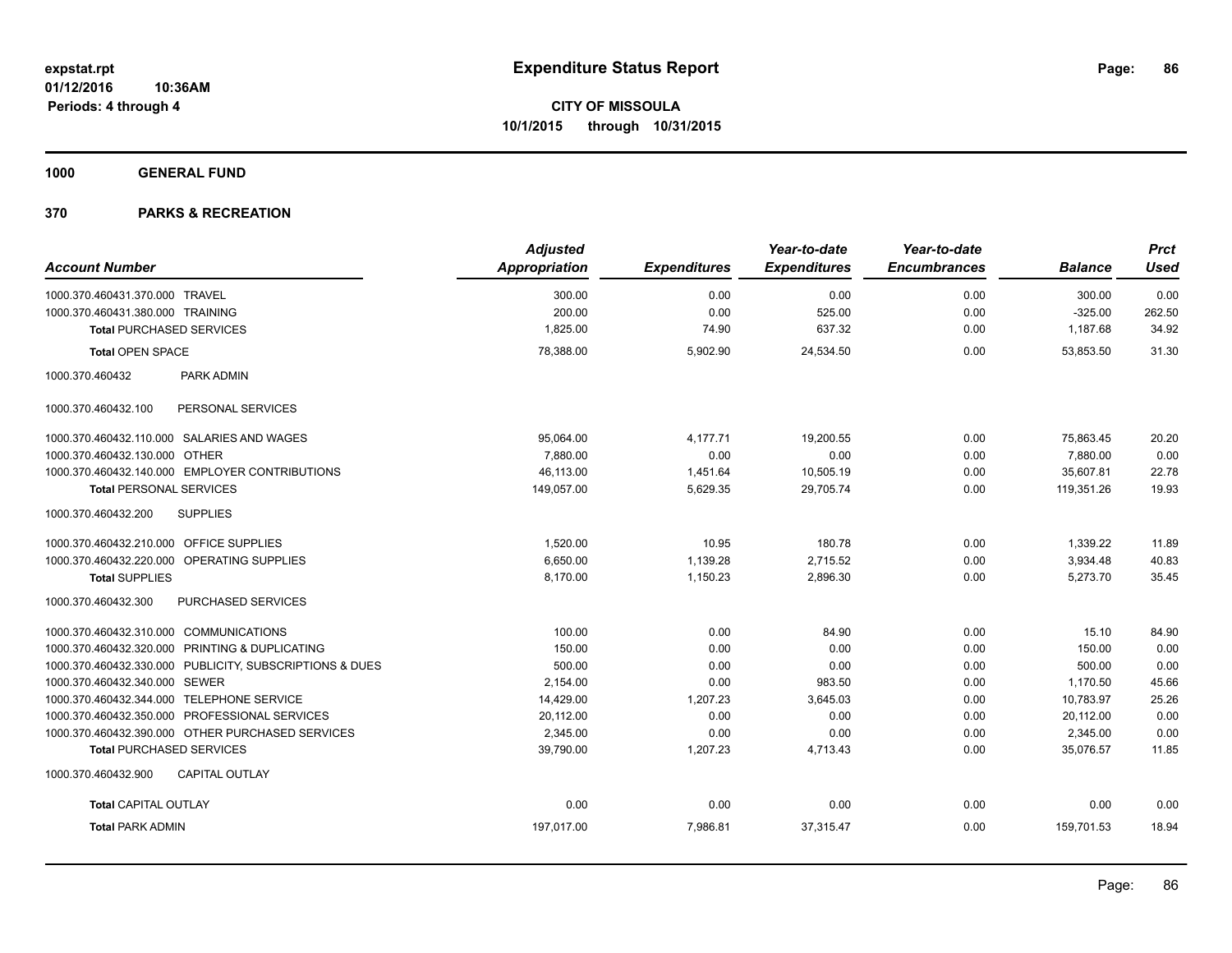# Expenditure Status Report

**CITY OF MISSOULA**
**10/1/2015 through 10/31/2015**

expstat.rpt
01/12/2016 10:36AM
Periods: 4 through 4

## 1000 GENERAL FUND

## 370 PARKS & RECREATION

| Account Number | Adjusted Appropriation | Expenditures | Year-to-date Expenditures | Year-to-date Encumbrances | Balance | Prct Used |
|---|---|---|---|---|---|---|
| 1000.370.460431.370.000 TRAVEL | 300.00 | 0.00 | 0.00 | 0.00 | 300.00 | 0.00 |
| 1000.370.460431.380.000 TRAINING | 200.00 | 0.00 | 525.00 | 0.00 | -325.00 | 262.50 |
| **Total** PURCHASED SERVICES | 1,825.00 | 74.90 | 637.32 | 0.00 | 1,187.68 | 34.92 |
| **Total** OPEN SPACE | 78,388.00 | 5,902.90 | 24,534.50 | 0.00 | 53,853.50 | 31.30 |
| 1000.370.460432 PARK ADMIN | | | | | | |
| 1000.370.460432.100 PERSONAL SERVICES | | | | | | |
| 1000.370.460432.110.000 SALARIES AND WAGES | 95,064.00 | 4,177.71 | 19,200.55 | 0.00 | 75,863.45 | 20.20 |
| 1000.370.460432.130.000 OTHER | 7,880.00 | 0.00 | 0.00 | 0.00 | 7,880.00 | 0.00 |
| 1000.370.460432.140.000 EMPLOYER CONTRIBUTIONS | 46,113.00 | 1,451.64 | 10,505.19 | 0.00 | 35,607.81 | 22.78 |
| **Total** PERSONAL SERVICES | 149,057.00 | 5,629.35 | 29,705.74 | 0.00 | 119,351.26 | 19.93 |
| 1000.370.460432.200 SUPPLIES | | | | | | |
| 1000.370.460432.210.000 OFFICE SUPPLIES | 1,520.00 | 10.95 | 180.78 | 0.00 | 1,339.22 | 11.89 |
| 1000.370.460432.220.000 OPERATING SUPPLIES | 6,650.00 | 1,139.28 | 2,715.52 | 0.00 | 3,934.48 | 40.83 |
| **Total** SUPPLIES | 8,170.00 | 1,150.23 | 2,896.30 | 0.00 | 5,273.70 | 35.45 |
| 1000.370.460432.300 PURCHASED SERVICES | | | | | | |
| 1000.370.460432.310.000 COMMUNICATIONS | 100.00 | 0.00 | 84.90 | 0.00 | 15.10 | 84.90 |
| 1000.370.460432.320.000 PRINTING & DUPLICATING | 150.00 | 0.00 | 0.00 | 0.00 | 150.00 | 0.00 |
| 1000.370.460432.330.000 PUBLICITY, SUBSCRIPTIONS & DUES | 500.00 | 0.00 | 0.00 | 0.00 | 500.00 | 0.00 |
| 1000.370.460432.340.000 SEWER | 2,154.00 | 0.00 | 983.50 | 0.00 | 1,170.50 | 45.66 |
| 1000.370.460432.344.000 TELEPHONE SERVICE | 14,429.00 | 1,207.23 | 3,645.03 | 0.00 | 10,783.97 | 25.26 |
| 1000.370.460432.350.000 PROFESSIONAL SERVICES | 20,112.00 | 0.00 | 0.00 | 0.00 | 20,112.00 | 0.00 |
| 1000.370.460432.390.000 OTHER PURCHASED SERVICES | 2,345.00 | 0.00 | 0.00 | 0.00 | 2,345.00 | 0.00 |
| **Total** PURCHASED SERVICES | 39,790.00 | 1,207.23 | 4,713.43 | 0.00 | 35,076.57 | 11.85 |
| 1000.370.460432.900 CAPITAL OUTLAY | | | | | | |
| **Total** CAPITAL OUTLAY | 0.00 | 0.00 | 0.00 | 0.00 | 0.00 | 0.00 |
| **Total** PARK ADMIN | 197,017.00 | 7,986.81 | 37,315.47 | 0.00 | 159,701.53 | 18.94 |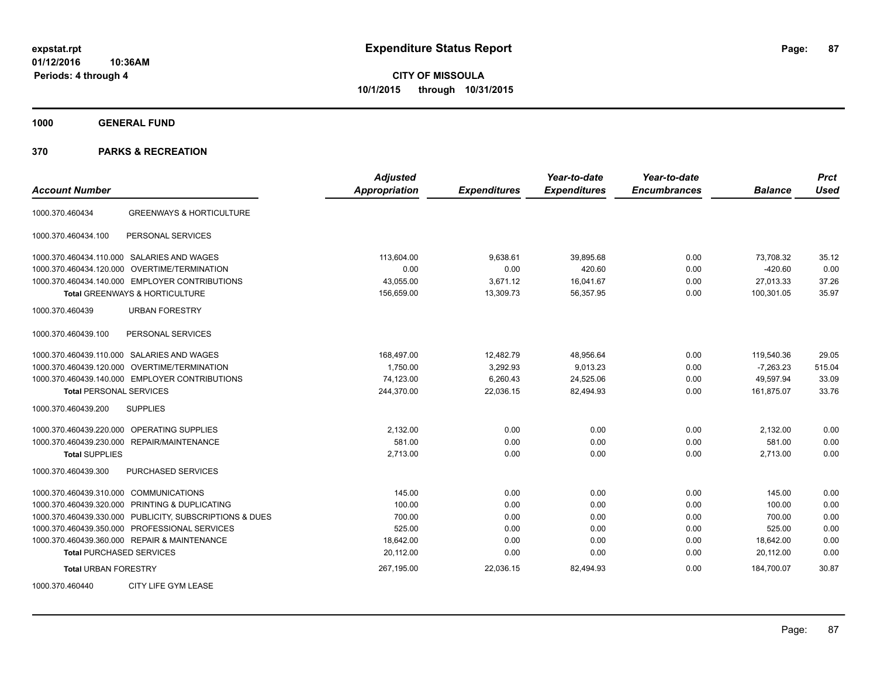# Expenditure Status Report

**CITY OF MISSOULA**
**10/1/2015 through 10/31/2015**

expstat.rpt
01/12/2016 10:36AM
Periods: 4 through 4

## 1000 GENERAL FUND

### 370 PARKS & RECREATION

| Account Number | | Adjusted Appropriation | Expenditures | Year-to-date Expenditures | Year-to-date Encumbrances | Balance | Prct Used |
|---|---|---|---|---|---|---|---|
| 1000.370.460434 | GREENWAYS & HORTICULTURE | | | | | | |
| 1000.370.460434.100 | PERSONAL SERVICES | | | | | | |
| 1000.370.460434.110.000 | SALARIES AND WAGES | 113,604.00 | 9,638.61 | 39,895.68 | 0.00 | 73,708.32 | 35.12 |
| 1000.370.460434.120.000 | OVERTIME/TERMINATION | 0.00 | 0.00 | 420.60 | 0.00 | -420.60 | 0.00 |
| 1000.370.460434.140.000 | EMPLOYER CONTRIBUTIONS | 43,055.00 | 3,671.12 | 16,041.67 | 0.00 | 27,013.33 | 37.26 |
| **Total** GREENWAYS & HORTICULTURE | | 156,659.00 | 13,309.73 | 56,357.95 | 0.00 | 100,301.05 | 35.97 |
| 1000.370.460439 | URBAN FORESTRY | | | | | | |
| 1000.370.460439.100 | PERSONAL SERVICES | | | | | | |
| 1000.370.460439.110.000 | SALARIES AND WAGES | 168,497.00 | 12,482.79 | 48,956.64 | 0.00 | 119,540.36 | 29.05 |
| 1000.370.460439.120.000 | OVERTIME/TERMINATION | 1,750.00 | 3,292.93 | 9,013.23 | 0.00 | -7,263.23 | 515.04 |
| 1000.370.460439.140.000 | EMPLOYER CONTRIBUTIONS | 74,123.00 | 6,260.43 | 24,525.06 | 0.00 | 49,597.94 | 33.09 |
| **Total** PERSONAL SERVICES | | 244,370.00 | 22,036.15 | 82,494.93 | 0.00 | 161,875.07 | 33.76 |
| 1000.370.460439.200 | SUPPLIES | | | | | | |
| 1000.370.460439.220.000 | OPERATING SUPPLIES | 2,132.00 | 0.00 | 0.00 | 0.00 | 2,132.00 | 0.00 |
| 1000.370.460439.230.000 | REPAIR/MAINTENANCE | 581.00 | 0.00 | 0.00 | 0.00 | 581.00 | 0.00 |
| **Total** SUPPLIES | | 2,713.00 | 0.00 | 0.00 | 0.00 | 2,713.00 | 0.00 |
| 1000.370.460439.300 | PURCHASED SERVICES | | | | | | |
| 1000.370.460439.310.000 | COMMUNICATIONS | 145.00 | 0.00 | 0.00 | 0.00 | 145.00 | 0.00 |
| 1000.370.460439.320.000 | PRINTING & DUPLICATING | 100.00 | 0.00 | 0.00 | 0.00 | 100.00 | 0.00 |
| 1000.370.460439.330.000 | PUBLICITY, SUBSCRIPTIONS & DUES | 700.00 | 0.00 | 0.00 | 0.00 | 700.00 | 0.00 |
| 1000.370.460439.350.000 | PROFESSIONAL SERVICES | 525.00 | 0.00 | 0.00 | 0.00 | 525.00 | 0.00 |
| 1000.370.460439.360.000 | REPAIR & MAINTENANCE | 18,642.00 | 0.00 | 0.00 | 0.00 | 18,642.00 | 0.00 |
| **Total** PURCHASED SERVICES | | 20,112.00 | 0.00 | 0.00 | 0.00 | 20,112.00 | 0.00 |
| **Total** URBAN FORESTRY | | 267,195.00 | 22,036.15 | 82,494.93 | 0.00 | 184,700.07 | 30.87 |
| 1000.370.460440 | CITY LIFE GYM LEASE | | | | | | |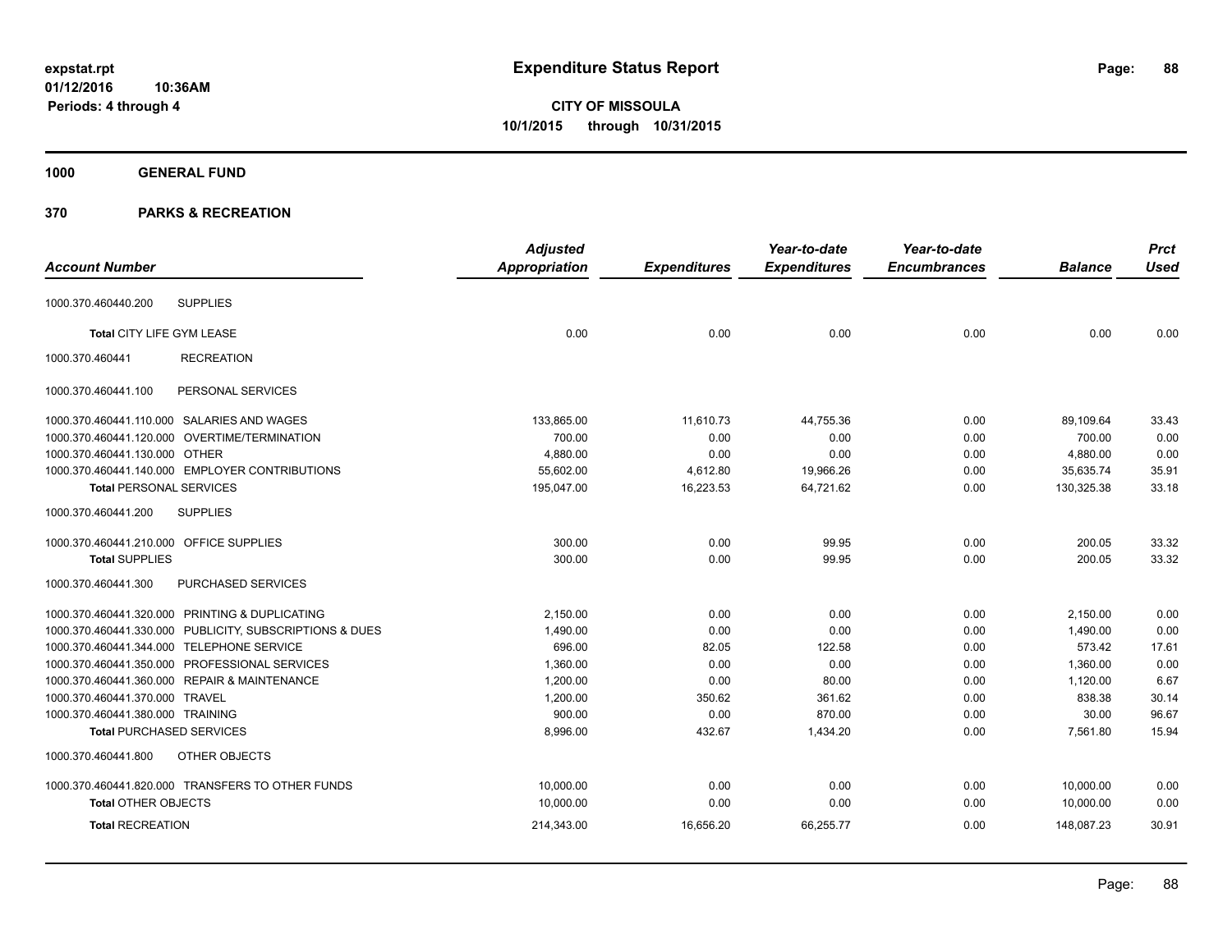**expstat.rpt**
**01/12/2016 10:36AM**
**Periods: 4 through 4**

# Expenditure Status Report

**CITY OF MISSOULA**
**10/1/2015 through 10/31/2015**

## 1000 GENERAL FUND

## 370 PARKS & RECREATION

| Account Number | | Adjusted Appropriation | Expenditures | Year-to-date Expenditures | Year-to-date Encumbrances | Balance | Prct Used |
|---|---|---|---|---|---|---|---|
| 1000.370.460440.200 | SUPPLIES | | | | | | |
| **Total** CITY LIFE GYM LEASE | | 0.00 | 0.00 | 0.00 | 0.00 | 0.00 | 0.00 |
| 1000.370.460441 | RECREATION | | | | | | |
| 1000.370.460441.100 | PERSONAL SERVICES | | | | | | |
| 1000.370.460441.110.000 | SALARIES AND WAGES | 133,865.00 | 11,610.73 | 44,755.36 | 0.00 | 89,109.64 | 33.43 |
| 1000.370.460441.120.000 | OVERTIME/TERMINATION | 700.00 | 0.00 | 0.00 | 0.00 | 700.00 | 0.00 |
| 1000.370.460441.130.000 | OTHER | 4,880.00 | 0.00 | 0.00 | 0.00 | 4,880.00 | 0.00 |
| 1000.370.460441.140.000 | EMPLOYER CONTRIBUTIONS | 55,602.00 | 4,612.80 | 19,966.26 | 0.00 | 35,635.74 | 35.91 |
| **Total** PERSONAL SERVICES | | 195,047.00 | 16,223.53 | 64,721.62 | 0.00 | 130,325.38 | 33.18 |
| 1000.370.460441.200 | SUPPLIES | | | | | | |
| 1000.370.460441.210.000 | OFFICE SUPPLIES | 300.00 | 0.00 | 99.95 | 0.00 | 200.05 | 33.32 |
| **Total** SUPPLIES | | 300.00 | 0.00 | 99.95 | 0.00 | 200.05 | 33.32 |
| 1000.370.460441.300 | PURCHASED SERVICES | | | | | | |
| 1000.370.460441.320.000 | PRINTING & DUPLICATING | 2,150.00 | 0.00 | 0.00 | 0.00 | 2,150.00 | 0.00 |
| 1000.370.460441.330.000 | PUBLICITY, SUBSCRIPTIONS & DUES | 1,490.00 | 0.00 | 0.00 | 0.00 | 1,490.00 | 0.00 |
| 1000.370.460441.344.000 | TELEPHONE SERVICE | 696.00 | 82.05 | 122.58 | 0.00 | 573.42 | 17.61 |
| 1000.370.460441.350.000 | PROFESSIONAL SERVICES | 1,360.00 | 0.00 | 0.00 | 0.00 | 1,360.00 | 0.00 |
| 1000.370.460441.360.000 | REPAIR & MAINTENANCE | 1,200.00 | 0.00 | 80.00 | 0.00 | 1,120.00 | 6.67 |
| 1000.370.460441.370.000 | TRAVEL | 1,200.00 | 350.62 | 361.62 | 0.00 | 838.38 | 30.14 |
| 1000.370.460441.380.000 | TRAINING | 900.00 | 0.00 | 870.00 | 0.00 | 30.00 | 96.67 |
| **Total** PURCHASED SERVICES | | 8,996.00 | 432.67 | 1,434.20 | 0.00 | 7,561.80 | 15.94 |
| 1000.370.460441.800 | OTHER OBJECTS | | | | | | |
| 1000.370.460441.820.000 | TRANSFERS TO OTHER FUNDS | 10,000.00 | 0.00 | 0.00 | 0.00 | 10,000.00 | 0.00 |
| **Total** OTHER OBJECTS | | 10,000.00 | 0.00 | 0.00 | 0.00 | 10,000.00 | 0.00 |
| **Total** RECREATION | | 214,343.00 | 16,656.20 | 66,255.77 | 0.00 | 148,087.23 | 30.91 |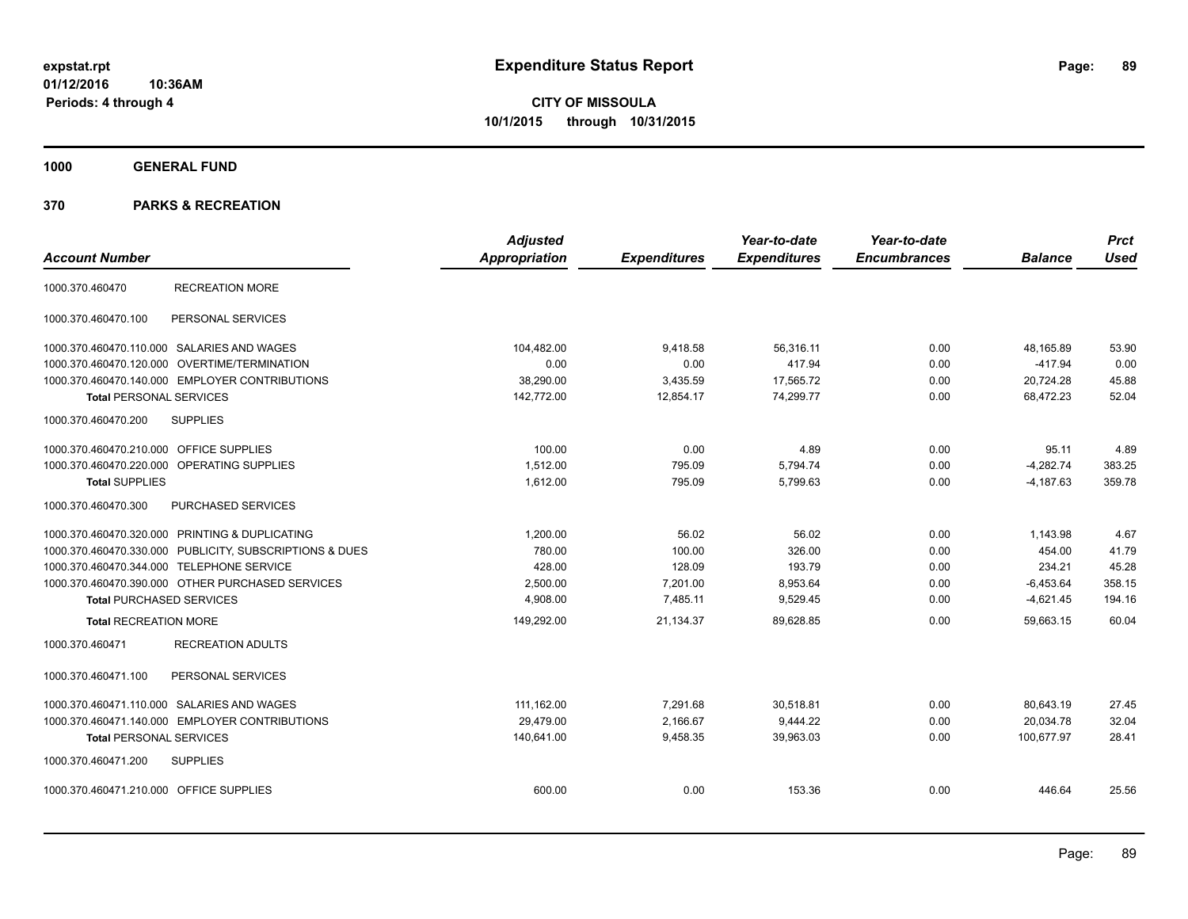**CITY OF MISSOULA**
**10/1/2015 through 10/31/2015**

# Expenditure Status Report

expstat.rpt
01/12/2016 10:36AM
Periods: 4 through 4

## 1000 GENERAL FUND

## 370 PARKS & RECREATION

| Account Number | | Adjusted Appropriation | Expenditures | Year-to-date Expenditures | Year-to-date Encumbrances | Balance | Prct Used |
|---|---|---|---|---|---|---|---|
| 1000.370.460470 | RECREATION MORE | | | | | | |
| 1000.370.460470.100 | PERSONAL SERVICES | | | | | | |
| 1000.370.460470.110.000 | SALARIES AND WAGES | 104,482.00 | 9,418.58 | 56,316.11 | 0.00 | 48,165.89 | 53.90 |
| 1000.370.460470.120.000 | OVERTIME/TERMINATION | 0.00 | 0.00 | 417.94 | 0.00 | -417.94 | 0.00 |
| 1000.370.460470.140.000 | EMPLOYER CONTRIBUTIONS | 38,290.00 | 3,435.59 | 17,565.72 | 0.00 | 20,724.28 | 45.88 |
| **Total** PERSONAL SERVICES | | 142,772.00 | 12,854.17 | 74,299.77 | 0.00 | 68,472.23 | 52.04 |
| 1000.370.460470.200 | SUPPLIES | | | | | | |
| 1000.370.460470.210.000 | OFFICE SUPPLIES | 100.00 | 0.00 | 4.89 | 0.00 | 95.11 | 4.89 |
| 1000.370.460470.220.000 | OPERATING SUPPLIES | 1,512.00 | 795.09 | 5,794.74 | 0.00 | -4,282.74 | 383.25 |
| **Total** SUPPLIES | | 1,612.00 | 795.09 | 5,799.63 | 0.00 | -4,187.63 | 359.78 |
| 1000.370.460470.300 | PURCHASED SERVICES | | | | | | |
| 1000.370.460470.320.000 | PRINTING & DUPLICATING | 1,200.00 | 56.02 | 56.02 | 0.00 | 1,143.98 | 4.67 |
| 1000.370.460470.330.000 | PUBLICITY, SUBSCRIPTIONS & DUES | 780.00 | 100.00 | 326.00 | 0.00 | 454.00 | 41.79 |
| 1000.370.460470.344.000 | TELEPHONE SERVICE | 428.00 | 128.09 | 193.79 | 0.00 | 234.21 | 45.28 |
| 1000.370.460470.390.000 | OTHER PURCHASED SERVICES | 2,500.00 | 7,201.00 | 8,953.64 | 0.00 | -6,453.64 | 358.15 |
| **Total** PURCHASED SERVICES | | 4,908.00 | 7,485.11 | 9,529.45 | 0.00 | -4,621.45 | 194.16 |
| **Total** RECREATION MORE | | 149,292.00 | 21,134.37 | 89,628.85 | 0.00 | 59,663.15 | 60.04 |
| 1000.370.460471 | RECREATION ADULTS | | | | | | |
| 1000.370.460471.100 | PERSONAL SERVICES | | | | | | |
| 1000.370.460471.110.000 | SALARIES AND WAGES | 111,162.00 | 7,291.68 | 30,518.81 | 0.00 | 80,643.19 | 27.45 |
| 1000.370.460471.140.000 | EMPLOYER CONTRIBUTIONS | 29,479.00 | 2,166.67 | 9,444.22 | 0.00 | 20,034.78 | 32.04 |
| **Total** PERSONAL SERVICES | | 140,641.00 | 9,458.35 | 39,963.03 | 0.00 | 100,677.97 | 28.41 |
| 1000.370.460471.200 | SUPPLIES | | | | | | |
| 1000.370.460471.210.000 | OFFICE SUPPLIES | 600.00 | 0.00 | 153.36 | 0.00 | 446.64 | 25.56 |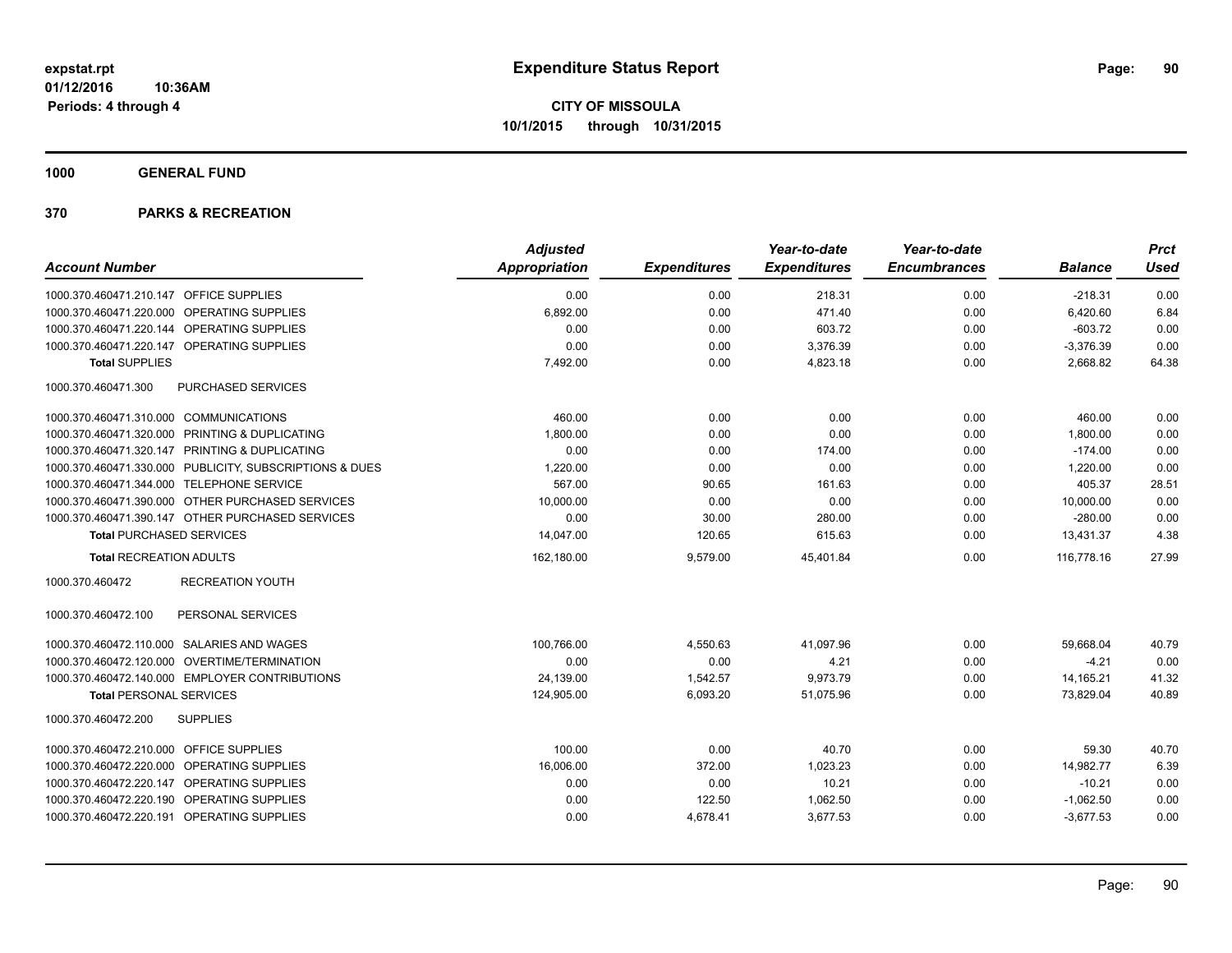**expstat.rpt**
**01/12/2016 10:36AM**
**Periods: 4 through 4**

# Expenditure Status Report

**CITY OF MISSOULA**
**10/1/2015 through 10/31/2015**

## 1000 GENERAL FUND

## 370 PARKS & RECREATION

| Account Number | | Adjusted Appropriation | Expenditures | Year-to-date Expenditures | Year-to-date Encumbrances | Balance | Prct Used |
|---|---|---|---|---|---|---|---|
| 1000.370.460471.210.147 | OFFICE SUPPLIES | 0.00 | 0.00 | 218.31 | 0.00 | -218.31 | 0.00 |
| 1000.370.460471.220.000 | OPERATING SUPPLIES | 6,892.00 | 0.00 | 471.40 | 0.00 | 6,420.60 | 6.84 |
| 1000.370.460471.220.144 | OPERATING SUPPLIES | 0.00 | 0.00 | 603.72 | 0.00 | -603.72 | 0.00 |
| 1000.370.460471.220.147 | OPERATING SUPPLIES | 0.00 | 0.00 | 3,376.39 | 0.00 | -3,376.39 | 0.00 |
| **Total SUPPLIES** | | 7,492.00 | 0.00 | 4,823.18 | 0.00 | 2,668.82 | 64.38 |
| 1000.370.460471.300 | PURCHASED SERVICES | | | | | | |
| 1000.370.460471.310.000 | COMMUNICATIONS | 460.00 | 0.00 | 0.00 | 0.00 | 460.00 | 0.00 |
| 1000.370.460471.320.000 | PRINTING & DUPLICATING | 1,800.00 | 0.00 | 0.00 | 0.00 | 1,800.00 | 0.00 |
| 1000.370.460471.320.147 | PRINTING & DUPLICATING | 0.00 | 0.00 | 174.00 | 0.00 | -174.00 | 0.00 |
| 1000.370.460471.330.000 | PUBLICITY, SUBSCRIPTIONS & DUES | 1,220.00 | 0.00 | 0.00 | 0.00 | 1,220.00 | 0.00 |
| 1000.370.460471.344.000 | TELEPHONE SERVICE | 567.00 | 90.65 | 161.63 | 0.00 | 405.37 | 28.51 |
| 1000.370.460471.390.000 | OTHER PURCHASED SERVICES | 10,000.00 | 0.00 | 0.00 | 0.00 | 10,000.00 | 0.00 |
| 1000.370.460471.390.147 | OTHER PURCHASED SERVICES | 0.00 | 30.00 | 280.00 | 0.00 | -280.00 | 0.00 |
| **Total PURCHASED SERVICES** | | 14,047.00 | 120.65 | 615.63 | 0.00 | 13,431.37 | 4.38 |
| **Total RECREATION ADULTS** | | 162,180.00 | 9,579.00 | 45,401.84 | 0.00 | 116,778.16 | 27.99 |
| 1000.370.460472 | RECREATION YOUTH | | | | | | |
| 1000.370.460472.100 | PERSONAL SERVICES | | | | | | |
| 1000.370.460472.110.000 | SALARIES AND WAGES | 100,766.00 | 4,550.63 | 41,097.96 | 0.00 | 59,668.04 | 40.79 |
| 1000.370.460472.120.000 | OVERTIME/TERMINATION | 0.00 | 0.00 | 4.21 | 0.00 | -4.21 | 0.00 |
| 1000.370.460472.140.000 | EMPLOYER CONTRIBUTIONS | 24,139.00 | 1,542.57 | 9,973.79 | 0.00 | 14,165.21 | 41.32 |
| **Total PERSONAL SERVICES** | | 124,905.00 | 6,093.20 | 51,075.96 | 0.00 | 73,829.04 | 40.89 |
| 1000.370.460472.200 | SUPPLIES | | | | | | |
| 1000.370.460472.210.000 | OFFICE SUPPLIES | 100.00 | 0.00 | 40.70 | 0.00 | 59.30 | 40.70 |
| 1000.370.460472.220.000 | OPERATING SUPPLIES | 16,006.00 | 372.00 | 1,023.23 | 0.00 | 14,982.77 | 6.39 |
| 1000.370.460472.220.147 | OPERATING SUPPLIES | 0.00 | 0.00 | 10.21 | 0.00 | -10.21 | 0.00 |
| 1000.370.460472.220.190 | OPERATING SUPPLIES | 0.00 | 122.50 | 1,062.50 | 0.00 | -1,062.50 | 0.00 |
| 1000.370.460472.220.191 | OPERATING SUPPLIES | 0.00 | 4,678.41 | 3,677.53 | 0.00 | -3,677.53 | 0.00 |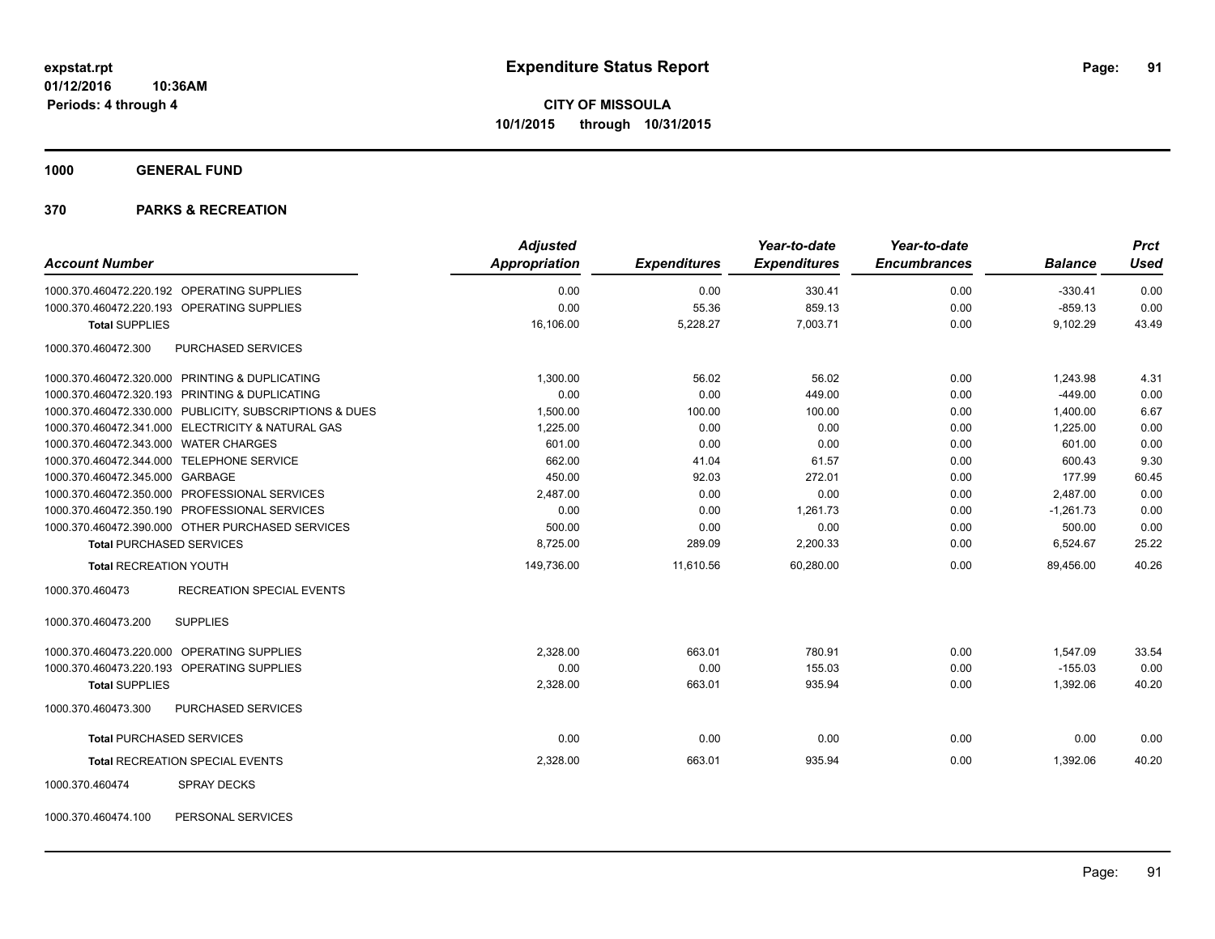**expstat.rpt**
**01/12/2016 10:36AM**
**Periods: 4 through 4**

# Expenditure Status Report

**CITY OF MISSOULA**
**10/1/2015 through 10/31/2015**

## 1000 GENERAL FUND

## 370 PARKS & RECREATION

| Account Number | | Adjusted Appropriation | Expenditures | Year-to-date Expenditures | Year-to-date Encumbrances | Balance | Prct Used |
|---|---|---|---|---|---|---|---|
| 1000.370.460472.220.192 | OPERATING SUPPLIES | 0.00 | 0.00 | 330.41 | 0.00 | -330.41 | 0.00 |
| 1000.370.460472.220.193 | OPERATING SUPPLIES | 0.00 | 55.36 | 859.13 | 0.00 | -859.13 | 0.00 |
| **Total** SUPPLIES | | 16,106.00 | 5,228.27 | 7,003.71 | 0.00 | 9,102.29 | 43.49 |
| 1000.370.460472.300 | PURCHASED SERVICES | | | | | | |
| 1000.370.460472.320.000 | PRINTING & DUPLICATING | 1,300.00 | 56.02 | 56.02 | 0.00 | 1,243.98 | 4.31 |
| 1000.370.460472.320.193 | PRINTING & DUPLICATING | 0.00 | 0.00 | 449.00 | 0.00 | -449.00 | 0.00 |
| 1000.370.460472.330.000 | PUBLICITY, SUBSCRIPTIONS & DUES | 1,500.00 | 100.00 | 100.00 | 0.00 | 1,400.00 | 6.67 |
| 1000.370.460472.341.000 | ELECTRICITY & NATURAL GAS | 1,225.00 | 0.00 | 0.00 | 0.00 | 1,225.00 | 0.00 |
| 1000.370.460472.343.000 | WATER CHARGES | 601.00 | 0.00 | 0.00 | 0.00 | 601.00 | 0.00 |
| 1000.370.460472.344.000 | TELEPHONE SERVICE | 662.00 | 41.04 | 61.57 | 0.00 | 600.43 | 9.30 |
| 1000.370.460472.345.000 | GARBAGE | 450.00 | 92.03 | 272.01 | 0.00 | 177.99 | 60.45 |
| 1000.370.460472.350.000 | PROFESSIONAL SERVICES | 2,487.00 | 0.00 | 0.00 | 0.00 | 2,487.00 | 0.00 |
| 1000.370.460472.350.190 | PROFESSIONAL SERVICES | 0.00 | 0.00 | 1,261.73 | 0.00 | -1,261.73 | 0.00 |
| 1000.370.460472.390.000 | OTHER PURCHASED SERVICES | 500.00 | 0.00 | 0.00 | 0.00 | 500.00 | 0.00 |
| **Total** PURCHASED SERVICES | | 8,725.00 | 289.09 | 2,200.33 | 0.00 | 6,524.67 | 25.22 |
| **Total** RECREATION YOUTH | | 149,736.00 | 11,610.56 | 60,280.00 | 0.00 | 89,456.00 | 40.26 |
| 1000.370.460473 | RECREATION SPECIAL EVENTS | | | | | | |
| 1000.370.460473.200 | SUPPLIES | | | | | | |
| 1000.370.460473.220.000 | OPERATING SUPPLIES | 2,328.00 | 663.01 | 780.91 | 0.00 | 1,547.09 | 33.54 |
| 1000.370.460473.220.193 | OPERATING SUPPLIES | 0.00 | 0.00 | 155.03 | 0.00 | -155.03 | 0.00 |
| **Total** SUPPLIES | | 2,328.00 | 663.01 | 935.94 | 0.00 | 1,392.06 | 40.20 |
| 1000.370.460473.300 | PURCHASED SERVICES | | | | | | |
| **Total** PURCHASED SERVICES | | 0.00 | 0.00 | 0.00 | 0.00 | 0.00 | 0.00 |
| **Total** RECREATION SPECIAL EVENTS | | 2,328.00 | 663.01 | 935.94 | 0.00 | 1,392.06 | 40.20 |
| 1000.370.460474 | SPRAY DECKS | | | | | | |
| 1000.370.460474.100 | PERSONAL SERVICES | | | | | | |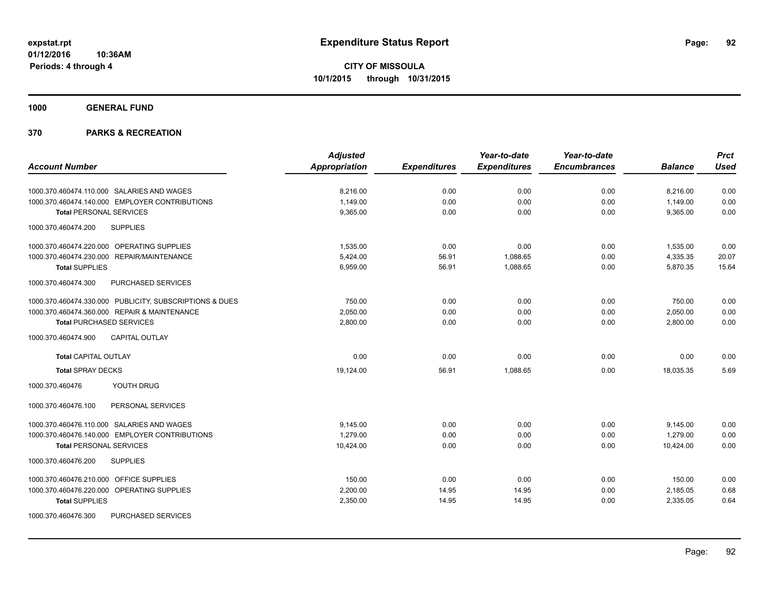**expstat.rpt**
**01/12/2016 10:36AM**
**Periods: 4 through 4**

# Expenditure Status Report

**CITY OF MISSOULA**
**10/1/2015 through 10/31/2015**

## 1000 GENERAL FUND

## 370 PARKS & RECREATION

| Account Number | Adjusted Appropriation | Expenditures | Year-to-date Expenditures | Year-to-date Encumbrances | Balance | Prct Used |
|---|---|---|---|---|---|---|
| 1000.370.460474.110.000 SALARIES AND WAGES | 8,216.00 | 0.00 | 0.00 | 0.00 | 8,216.00 | 0.00 |
| 1000.370.460474.140.000 EMPLOYER CONTRIBUTIONS | 1,149.00 | 0.00 | 0.00 | 0.00 | 1,149.00 | 0.00 |
| **Total** PERSONAL SERVICES | 9,365.00 | 0.00 | 0.00 | 0.00 | 9,365.00 | 0.00 |
| 1000.370.460474.200 SUPPLIES | | | | | | |
| 1000.370.460474.220.000 OPERATING SUPPLIES | 1,535.00 | 0.00 | 0.00 | 0.00 | 1,535.00 | 0.00 |
| 1000.370.460474.230.000 REPAIR/MAINTENANCE | 5,424.00 | 56.91 | 1,088.65 | 0.00 | 4,335.35 | 20.07 |
| **Total** SUPPLIES | 6,959.00 | 56.91 | 1,088.65 | 0.00 | 5,870.35 | 15.64 |
| 1000.370.460474.300 PURCHASED SERVICES | | | | | | |
| 1000.370.460474.330.000 PUBLICITY, SUBSCRIPTIONS & DUES | 750.00 | 0.00 | 0.00 | 0.00 | 750.00 | 0.00 |
| 1000.370.460474.360.000 REPAIR & MAINTENANCE | 2,050.00 | 0.00 | 0.00 | 0.00 | 2,050.00 | 0.00 |
| **Total** PURCHASED SERVICES | 2,800.00 | 0.00 | 0.00 | 0.00 | 2,800.00 | 0.00 |
| 1000.370.460474.900 CAPITAL OUTLAY | | | | | | |
| **Total** CAPITAL OUTLAY | 0.00 | 0.00 | 0.00 | 0.00 | 0.00 | 0.00 |
| **Total** SPRAY DECKS | 19,124.00 | 56.91 | 1,088.65 | 0.00 | 18,035.35 | 5.69 |
| 1000.370.460476 YOUTH DRUG | | | | | | |
| 1000.370.460476.100 PERSONAL SERVICES | | | | | | |
| 1000.370.460476.110.000 SALARIES AND WAGES | 9,145.00 | 0.00 | 0.00 | 0.00 | 9,145.00 | 0.00 |
| 1000.370.460476.140.000 EMPLOYER CONTRIBUTIONS | 1,279.00 | 0.00 | 0.00 | 0.00 | 1,279.00 | 0.00 |
| **Total** PERSONAL SERVICES | 10,424.00 | 0.00 | 0.00 | 0.00 | 10,424.00 | 0.00 |
| 1000.370.460476.200 SUPPLIES | | | | | | |
| 1000.370.460476.210.000 OFFICE SUPPLIES | 150.00 | 0.00 | 0.00 | 0.00 | 150.00 | 0.00 |
| 1000.370.460476.220.000 OPERATING SUPPLIES | 2,200.00 | 14.95 | 14.95 | 0.00 | 2,185.05 | 0.68 |
| **Total** SUPPLIES | 2,350.00 | 14.95 | 14.95 | 0.00 | 2,335.05 | 0.64 |
| 1000.370.460476.300 PURCHASED SERVICES | | | | | | |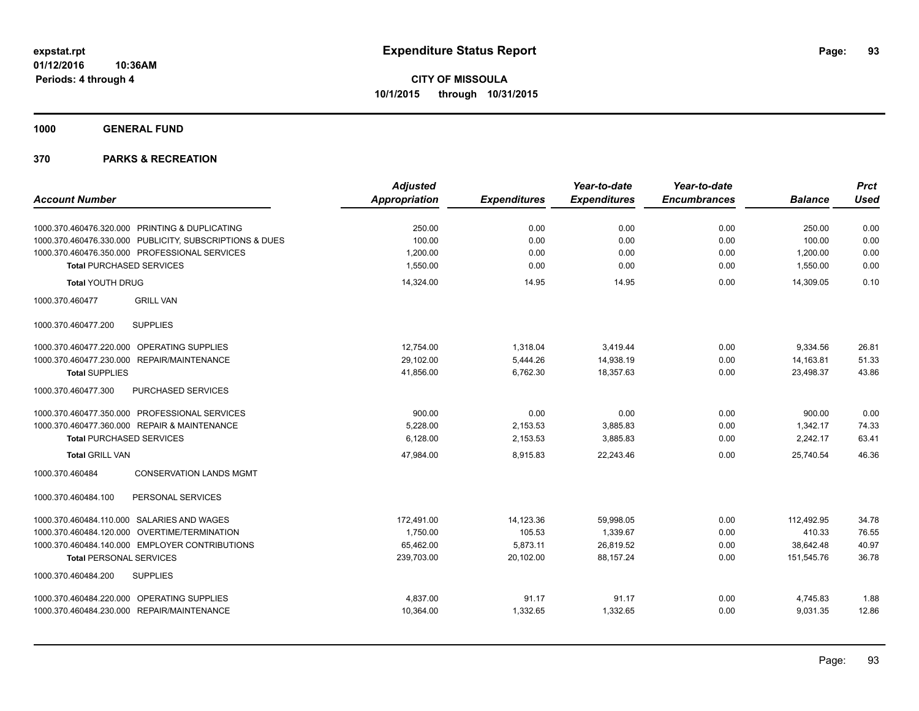# Expenditure Status Report

**CITY OF MISSOULA**
**10/1/2015 through 10/31/2015**

expstat.rpt
01/12/2016 10:36AM
Periods: 4 through 4

**1000 GENERAL FUND**

**370 PARKS & RECREATION**

| Account Number | Adjusted Appropriation | Expenditures | Year-to-date Expenditures | Year-to-date Encumbrances | Balance | Prct Used |
|---|---|---|---|---|---|---|
| 1000.370.460476.320.000 PRINTING & DUPLICATING | 250.00 | 0.00 | 0.00 | 0.00 | 250.00 | 0.00 |
| 1000.370.460476.330.000 PUBLICITY, SUBSCRIPTIONS & DUES | 100.00 | 0.00 | 0.00 | 0.00 | 100.00 | 0.00 |
| 1000.370.460476.350.000 PROFESSIONAL SERVICES | 1,200.00 | 0.00 | 0.00 | 0.00 | 1,200.00 | 0.00 |
| **Total** PURCHASED SERVICES | 1,550.00 | 0.00 | 0.00 | 0.00 | 1,550.00 | 0.00 |
| **Total** YOUTH DRUG | 14,324.00 | 14.95 | 14.95 | 0.00 | 14,309.05 | 0.10 |
| 1000.370.460477 GRILL VAN | | | | | | |
| 1000.370.460477.200 SUPPLIES | | | | | | |
| 1000.370.460477.220.000 OPERATING SUPPLIES | 12,754.00 | 1,318.04 | 3,419.44 | 0.00 | 9,334.56 | 26.81 |
| 1000.370.460477.230.000 REPAIR/MAINTENANCE | 29,102.00 | 5,444.26 | 14,938.19 | 0.00 | 14,163.81 | 51.33 |
| **Total** SUPPLIES | 41,856.00 | 6,762.30 | 18,357.63 | 0.00 | 23,498.37 | 43.86 |
| 1000.370.460477.300 PURCHASED SERVICES | | | | | | |
| 1000.370.460477.350.000 PROFESSIONAL SERVICES | 900.00 | 0.00 | 0.00 | 0.00 | 900.00 | 0.00 |
| 1000.370.460477.360.000 REPAIR & MAINTENANCE | 5,228.00 | 2,153.53 | 3,885.83 | 0.00 | 1,342.17 | 74.33 |
| **Total** PURCHASED SERVICES | 6,128.00 | 2,153.53 | 3,885.83 | 0.00 | 2,242.17 | 63.41 |
| **Total** GRILL VAN | 47,984.00 | 8,915.83 | 22,243.46 | 0.00 | 25,740.54 | 46.36 |
| 1000.370.460484 CONSERVATION LANDS MGMT | | | | | | |
| 1000.370.460484.100 PERSONAL SERVICES | | | | | | |
| 1000.370.460484.110.000 SALARIES AND WAGES | 172,491.00 | 14,123.36 | 59,998.05 | 0.00 | 112,492.95 | 34.78 |
| 1000.370.460484.120.000 OVERTIME/TERMINATION | 1,750.00 | 105.53 | 1,339.67 | 0.00 | 410.33 | 76.55 |
| 1000.370.460484.140.000 EMPLOYER CONTRIBUTIONS | 65,462.00 | 5,873.11 | 26,819.52 | 0.00 | 38,642.48 | 40.97 |
| **Total** PERSONAL SERVICES | 239,703.00 | 20,102.00 | 88,157.24 | 0.00 | 151,545.76 | 36.78 |
| 1000.370.460484.200 SUPPLIES | | | | | | |
| 1000.370.460484.220.000 OPERATING SUPPLIES | 4,837.00 | 91.17 | 91.17 | 0.00 | 4,745.83 | 1.88 |
| 1000.370.460484.230.000 REPAIR/MAINTENANCE | 10,364.00 | 1,332.65 | 1,332.65 | 0.00 | 9,031.35 | 12.86 |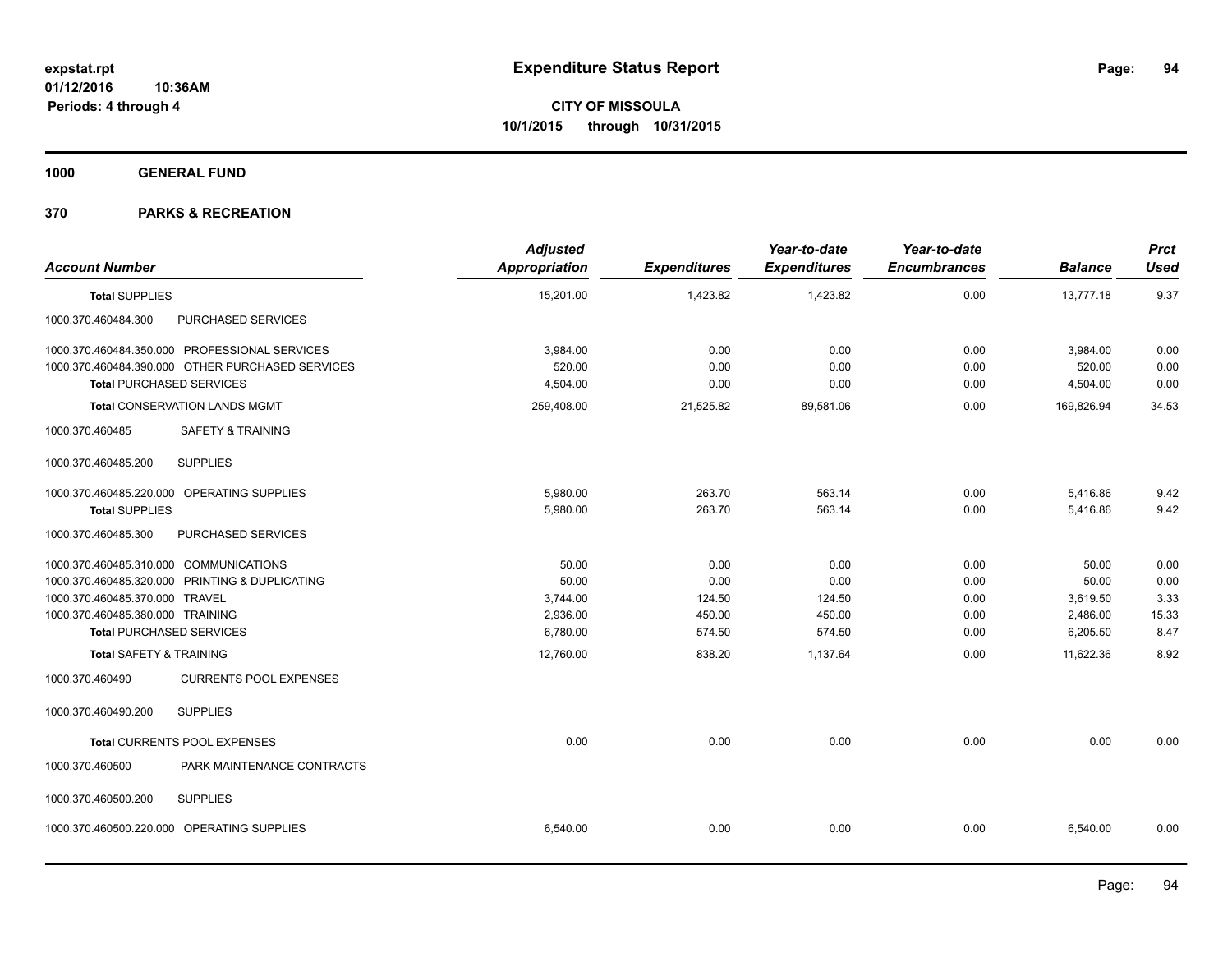**expstat.rpt**
**01/12/2016 10:36AM**
**Periods: 4 through 4**

# Expenditure Status Report

**CITY OF MISSOULA**
**10/1/2015 through 10/31/2015**

**1000 GENERAL FUND**

**370 PARKS & RECREATION**

| Account Number | | Adjusted Appropriation | Expenditures | Year-to-date Expenditures | Year-to-date Encumbrances | Balance | Prct Used |
|---|---|---|---|---|---|---|---|
| **Total SUPPLIES** | | 15,201.00 | 1,423.82 | 1,423.82 | 0.00 | 13,777.18 | 9.37 |
| 1000.370.460484.300 | PURCHASED SERVICES | | | | | | |
| 1000.370.460484.350.000 | PROFESSIONAL SERVICES | 3,984.00 | 0.00 | 0.00 | 0.00 | 3,984.00 | 0.00 |
| 1000.370.460484.390.000 | OTHER PURCHASED SERVICES | 520.00 | 0.00 | 0.00 | 0.00 | 520.00 | 0.00 |
| **Total PURCHASED SERVICES** | | 4,504.00 | 0.00 | 0.00 | 0.00 | 4,504.00 | 0.00 |
| **Total CONSERVATION LANDS MGMT** | | 259,408.00 | 21,525.82 | 89,581.06 | 0.00 | 169,826.94 | 34.53 |
| 1000.370.460485 | SAFETY & TRAINING | | | | | | |
| 1000.370.460485.200 | SUPPLIES | | | | | | |
| 1000.370.460485.220.000 | OPERATING SUPPLIES | 5,980.00 | 263.70 | 563.14 | 0.00 | 5,416.86 | 9.42 |
| **Total SUPPLIES** | | 5,980.00 | 263.70 | 563.14 | 0.00 | 5,416.86 | 9.42 |
| 1000.370.460485.300 | PURCHASED SERVICES | | | | | | |
| 1000.370.460485.310.000 | COMMUNICATIONS | 50.00 | 0.00 | 0.00 | 0.00 | 50.00 | 0.00 |
| 1000.370.460485.320.000 | PRINTING & DUPLICATING | 50.00 | 0.00 | 0.00 | 0.00 | 50.00 | 0.00 |
| 1000.370.460485.370.000 | TRAVEL | 3,744.00 | 124.50 | 124.50 | 0.00 | 3,619.50 | 3.33 |
| 1000.370.460485.380.000 | TRAINING | 2,936.00 | 450.00 | 450.00 | 0.00 | 2,486.00 | 15.33 |
| **Total PURCHASED SERVICES** | | 6,780.00 | 574.50 | 574.50 | 0.00 | 6,205.50 | 8.47 |
| **Total SAFETY & TRAINING** | | 12,760.00 | 838.20 | 1,137.64 | 0.00 | 11,622.36 | 8.92 |
| 1000.370.460490 | CURRENTS POOL EXPENSES | | | | | | |
| 1000.370.460490.200 | SUPPLIES | | | | | | |
| **Total CURRENTS POOL EXPENSES** | | 0.00 | 0.00 | 0.00 | 0.00 | 0.00 | 0.00 |
| 1000.370.460500 | PARK MAINTENANCE CONTRACTS | | | | | | |
| 1000.370.460500.200 | SUPPLIES | | | | | | |
| 1000.370.460500.220.000 | OPERATING SUPPLIES | 6,540.00 | 0.00 | 0.00 | 0.00 | 6,540.00 | 0.00 |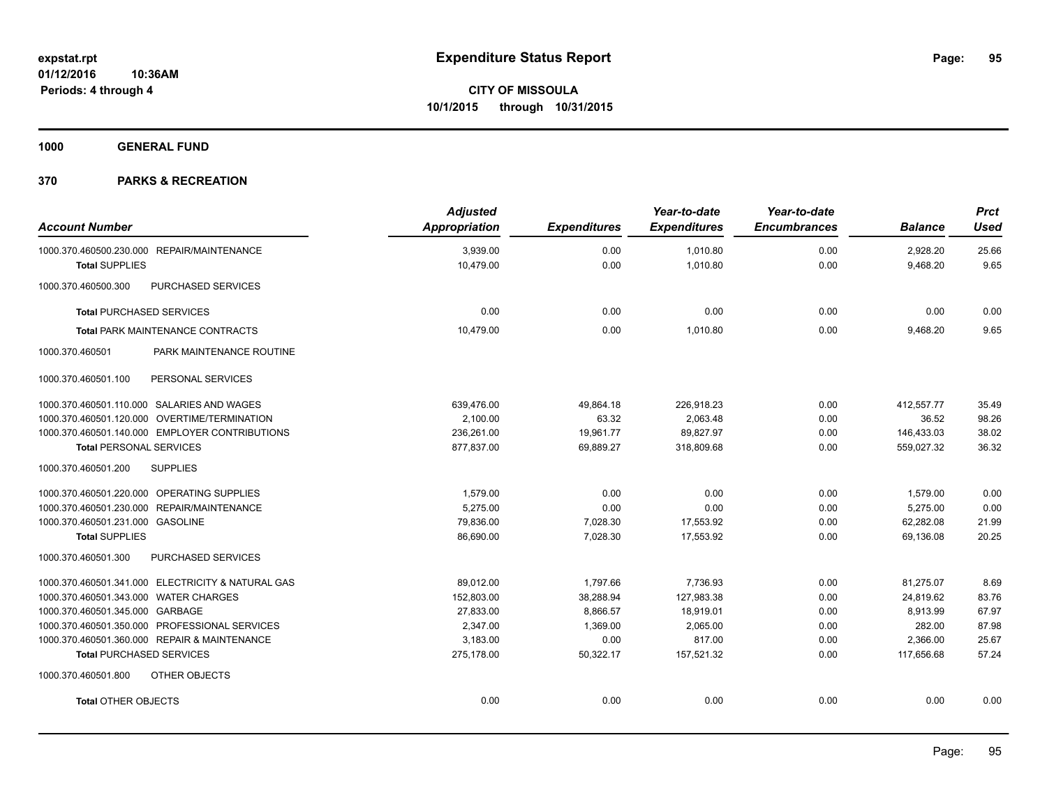# Expenditure Status Report

expstat.rpt
01/12/2016 10:36AM
Periods: 4 through 4

**CITY OF MISSOULA**
**10/1/2015 through 10/31/2015**

**1000 GENERAL FUND**

**370 PARKS & RECREATION**

| Account Number | Adjusted Appropriation | Expenditures | Year-to-date Expenditures | Year-to-date Encumbrances | Balance | Prct Used |
|---|---|---|---|---|---|---|
| 1000.370.460500.230.000 REPAIR/MAINTENANCE | 3,939.00 | 0.00 | 1,010.80 | 0.00 | 2,928.20 | 25.66 |
| **Total** SUPPLIES | 10,479.00 | 0.00 | 1,010.80 | 0.00 | 9,468.20 | 9.65 |
| 1000.370.460500.300 PURCHASED SERVICES | | | | | | |
| **Total** PURCHASED SERVICES | 0.00 | 0.00 | 0.00 | 0.00 | 0.00 | 0.00 |
| **Total** PARK MAINTENANCE CONTRACTS | 10,479.00 | 0.00 | 1,010.80 | 0.00 | 9,468.20 | 9.65 |
| 1000.370.460501 PARK MAINTENANCE ROUTINE | | | | | | |
| 1000.370.460501.100 PERSONAL SERVICES | | | | | | |
| 1000.370.460501.110.000 SALARIES AND WAGES | 639,476.00 | 49,864.18 | 226,918.23 | 0.00 | 412,557.77 | 35.49 |
| 1000.370.460501.120.000 OVERTIME/TERMINATION | 2,100.00 | 63.32 | 2,063.48 | 0.00 | 36.52 | 98.26 |
| 1000.370.460501.140.000 EMPLOYER CONTRIBUTIONS | 236,261.00 | 19,961.77 | 89,827.97 | 0.00 | 146,433.03 | 38.02 |
| **Total** PERSONAL SERVICES | 877,837.00 | 69,889.27 | 318,809.68 | 0.00 | 559,027.32 | 36.32 |
| 1000.370.460501.200 SUPPLIES | | | | | | |
| 1000.370.460501.220.000 OPERATING SUPPLIES | 1,579.00 | 0.00 | 0.00 | 0.00 | 1,579.00 | 0.00 |
| 1000.370.460501.230.000 REPAIR/MAINTENANCE | 5,275.00 | 0.00 | 0.00 | 0.00 | 5,275.00 | 0.00 |
| 1000.370.460501.231.000 GASOLINE | 79,836.00 | 7,028.30 | 17,553.92 | 0.00 | 62,282.08 | 21.99 |
| **Total** SUPPLIES | 86,690.00 | 7,028.30 | 17,553.92 | 0.00 | 69,136.08 | 20.25 |
| 1000.370.460501.300 PURCHASED SERVICES | | | | | | |
| 1000.370.460501.341.000 ELECTRICITY & NATURAL GAS | 89,012.00 | 1,797.66 | 7,736.93 | 0.00 | 81,275.07 | 8.69 |
| 1000.370.460501.343.000 WATER CHARGES | 152,803.00 | 38,288.94 | 127,983.38 | 0.00 | 24,819.62 | 83.76 |
| 1000.370.460501.345.000 GARBAGE | 27,833.00 | 8,866.57 | 18,919.01 | 0.00 | 8,913.99 | 67.97 |
| 1000.370.460501.350.000 PROFESSIONAL SERVICES | 2,347.00 | 1,369.00 | 2,065.00 | 0.00 | 282.00 | 87.98 |
| 1000.370.460501.360.000 REPAIR & MAINTENANCE | 3,183.00 | 0.00 | 817.00 | 0.00 | 2,366.00 | 25.67 |
| **Total** PURCHASED SERVICES | 275,178.00 | 50,322.17 | 157,521.32 | 0.00 | 117,656.68 | 57.24 |
| 1000.370.460501.800 OTHER OBJECTS | | | | | | |
| **Total** OTHER OBJECTS | 0.00 | 0.00 | 0.00 | 0.00 | 0.00 | 0.00 |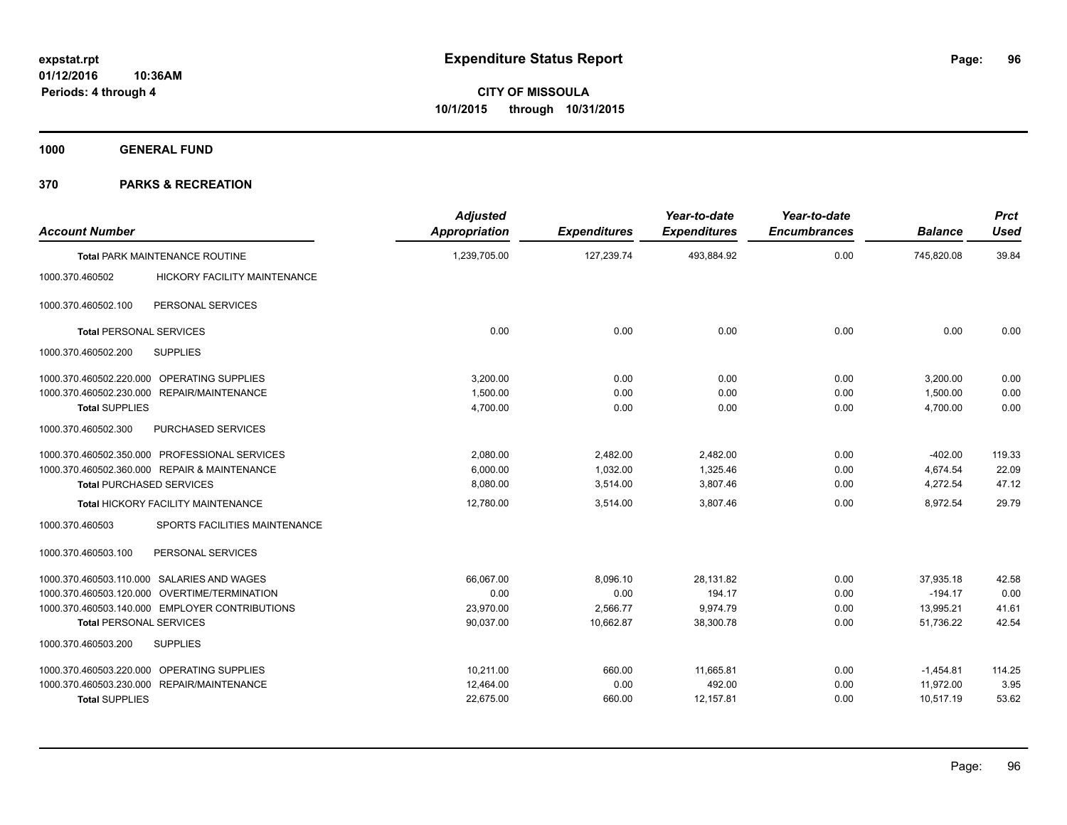# Expenditure Status Report

**CITY OF MISSOULA**
**10/1/2015 through 10/31/2015**

expstat.rpt
01/12/2016 10:36AM
Periods: 4 through 4

**1000 GENERAL FUND**

**370 PARKS & RECREATION**

| Account Number | | Adjusted Appropriation | Expenditures | Year-to-date Expenditures | Year-to-date Encumbrances | Balance | Prct Used |
|---|---|---|---|---|---|---|---|
| **Total** PARK MAINTENANCE ROUTINE | | 1,239,705.00 | 127,239.74 | 493,884.92 | 0.00 | 745,820.08 | 39.84 |
| 1000.370.460502 | HICKORY FACILITY MAINTENANCE | | | | | | |
| 1000.370.460502.100 | PERSONAL SERVICES | | | | | | |
| **Total** PERSONAL SERVICES | | 0.00 | 0.00 | 0.00 | 0.00 | 0.00 | 0.00 |
| 1000.370.460502.200 | SUPPLIES | | | | | | |
| 1000.370.460502.220.000 | OPERATING SUPPLIES | 3,200.00 | 0.00 | 0.00 | 0.00 | 3,200.00 | 0.00 |
| 1000.370.460502.230.000 | REPAIR/MAINTENANCE | 1,500.00 | 0.00 | 0.00 | 0.00 | 1,500.00 | 0.00 |
| **Total** SUPPLIES | | 4,700.00 | 0.00 | 0.00 | 0.00 | 4,700.00 | 0.00 |
| 1000.370.460502.300 | PURCHASED SERVICES | | | | | | |
| 1000.370.460502.350.000 | PROFESSIONAL SERVICES | 2,080.00 | 2,482.00 | 2,482.00 | 0.00 | -402.00 | 119.33 |
| 1000.370.460502.360.000 | REPAIR & MAINTENANCE | 6,000.00 | 1,032.00 | 1,325.46 | 0.00 | 4,674.54 | 22.09 |
| **Total** PURCHASED SERVICES | | 8,080.00 | 3,514.00 | 3,807.46 | 0.00 | 4,272.54 | 47.12 |
| **Total** HICKORY FACILITY MAINTENANCE | | 12,780.00 | 3,514.00 | 3,807.46 | 0.00 | 8,972.54 | 29.79 |
| 1000.370.460503 | SPORTS FACILITIES MAINTENANCE | | | | | | |
| 1000.370.460503.100 | PERSONAL SERVICES | | | | | | |
| 1000.370.460503.110.000 | SALARIES AND WAGES | 66,067.00 | 8,096.10 | 28,131.82 | 0.00 | 37,935.18 | 42.58 |
| 1000.370.460503.120.000 | OVERTIME/TERMINATION | 0.00 | 0.00 | 194.17 | 0.00 | -194.17 | 0.00 |
| 1000.370.460503.140.000 | EMPLOYER CONTRIBUTIONS | 23,970.00 | 2,566.77 | 9,974.79 | 0.00 | 13,995.21 | 41.61 |
| **Total** PERSONAL SERVICES | | 90,037.00 | 10,662.87 | 38,300.78 | 0.00 | 51,736.22 | 42.54 |
| 1000.370.460503.200 | SUPPLIES | | | | | | |
| 1000.370.460503.220.000 | OPERATING SUPPLIES | 10,211.00 | 660.00 | 11,665.81 | 0.00 | -1,454.81 | 114.25 |
| 1000.370.460503.230.000 | REPAIR/MAINTENANCE | 12,464.00 | 0.00 | 492.00 | 0.00 | 11,972.00 | 3.95 |
| **Total** SUPPLIES | | 22,675.00 | 660.00 | 12,157.81 | 0.00 | 10,517.19 | 53.62 |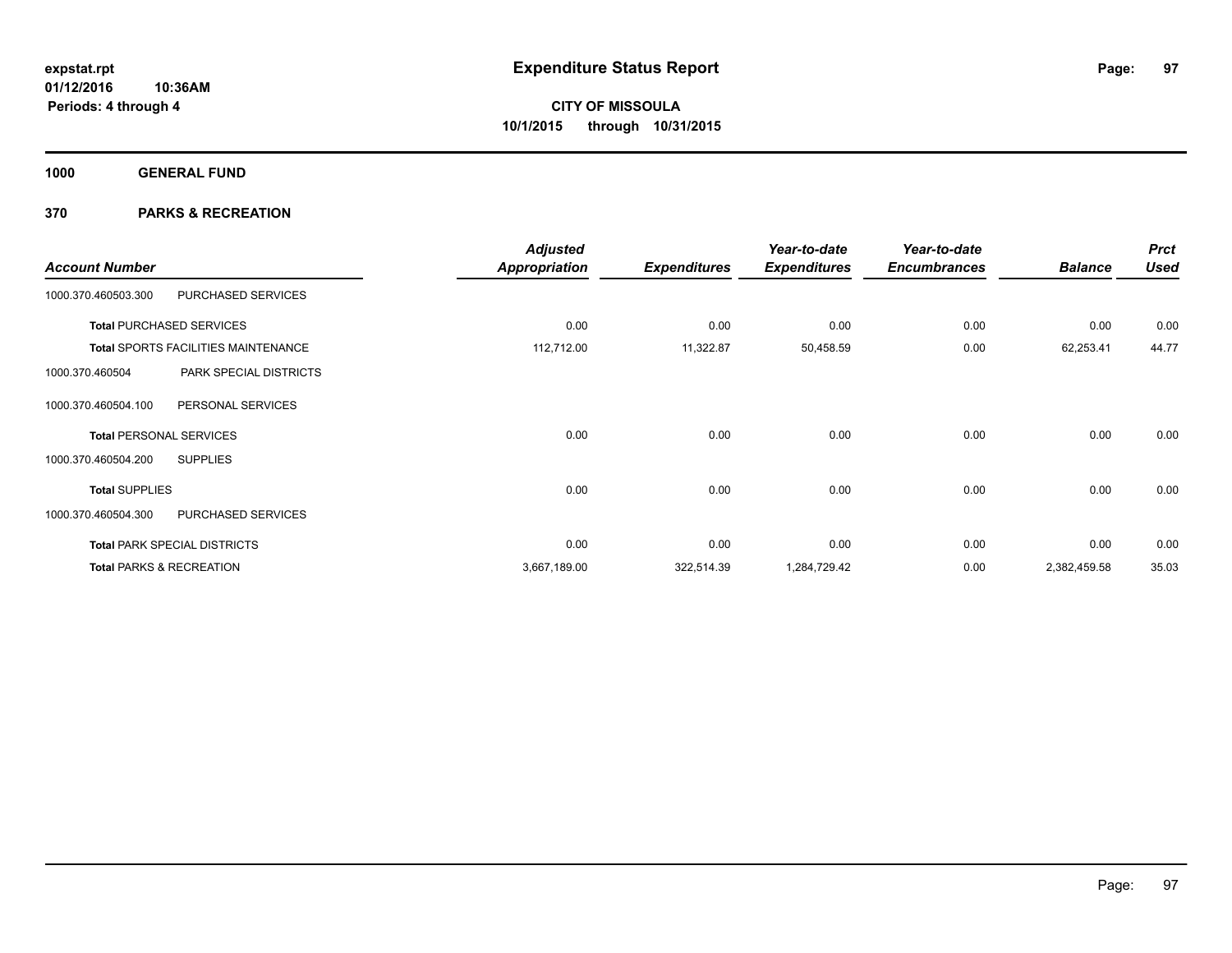# Expenditure Status Report

**CITY OF MISSOULA**
**10/1/2015 through 10/31/2015**

expstat.rpt
01/12/2016 10:36AM
Periods: 4 through 4

**1000 GENERAL FUND**

**370 PARKS & RECREATION**

| Account Number | | Adjusted Appropriation | Expenditures | Year-to-date Expenditures | Year-to-date Encumbrances | Balance | Prct Used |
|---|---|---|---|---|---|---|---|
| 1000.370.460503.300 | PURCHASED SERVICES | | | | | | |
| **Total** PURCHASED SERVICES | | 0.00 | 0.00 | 0.00 | 0.00 | 0.00 | 0.00 |
| **Total** SPORTS FACILITIES MAINTENANCE | | 112,712.00 | 11,322.87 | 50,458.59 | 0.00 | 62,253.41 | 44.77 |
| 1000.370.460504 | PARK SPECIAL DISTRICTS | | | | | | |
| 1000.370.460504.100 | PERSONAL SERVICES | | | | | | |
| **Total** PERSONAL SERVICES | | 0.00 | 0.00 | 0.00 | 0.00 | 0.00 | 0.00 |
| 1000.370.460504.200 | SUPPLIES | | | | | | |
| **Total** SUPPLIES | | 0.00 | 0.00 | 0.00 | 0.00 | 0.00 | 0.00 |
| 1000.370.460504.300 | PURCHASED SERVICES | | | | | | |
| **Total** PARK SPECIAL DISTRICTS | | 0.00 | 0.00 | 0.00 | 0.00 | 0.00 | 0.00 |
| **Total** PARKS & RECREATION | | 3,667,189.00 | 322,514.39 | 1,284,729.42 | 0.00 | 2,382,459.58 | 35.03 |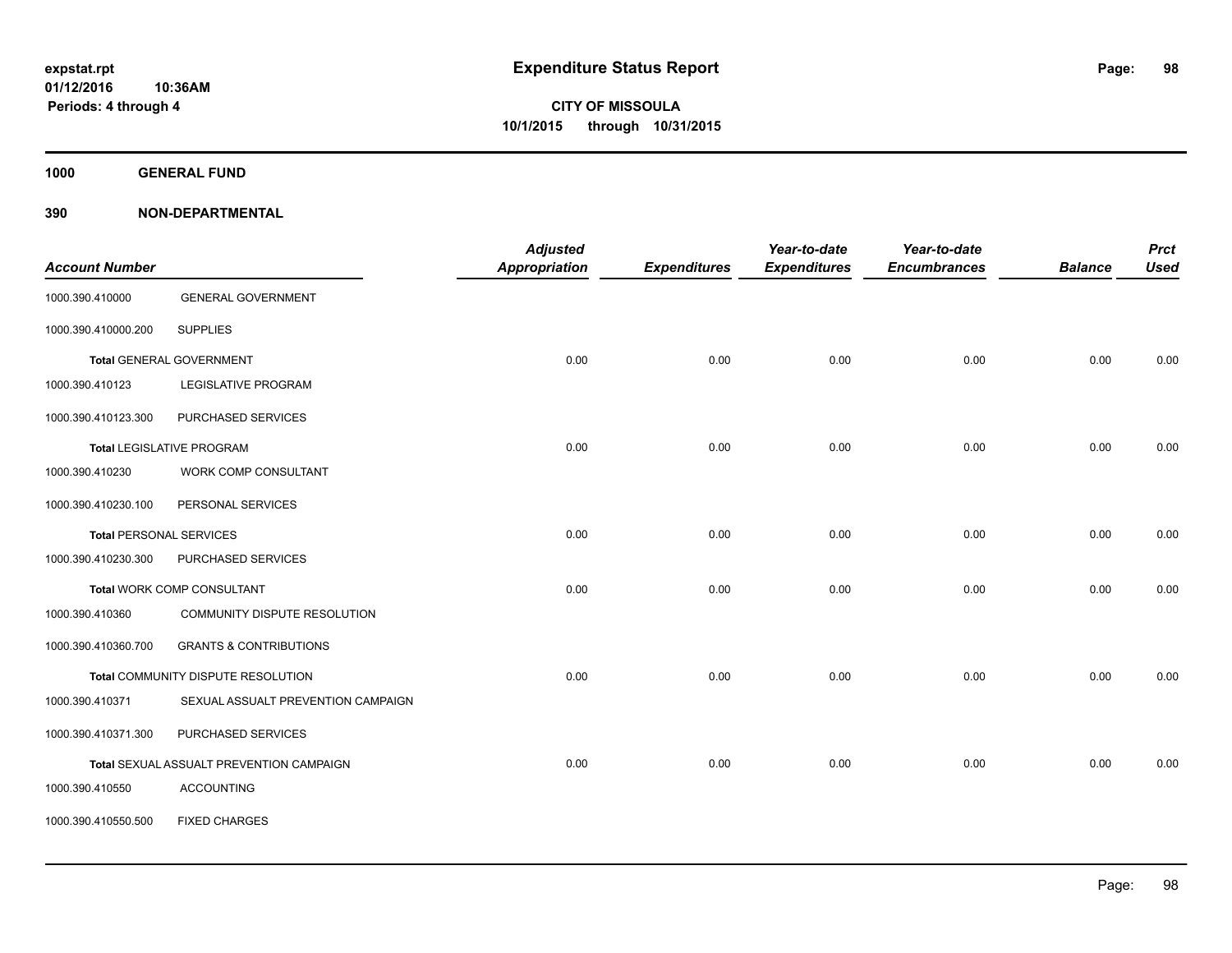# Expenditure Status Report

expstat.rpt
01/12/2016 10:36AM
Periods: 4 through 4

**CITY OF MISSOULA**
**10/1/2015 through 10/31/2015**

**1000 GENERAL FUND**

**390 NON-DEPARTMENTAL**

| Account Number | | Adjusted Appropriation | Expenditures | Year-to-date Expenditures | Year-to-date Encumbrances | Balance | Prct Used |
|---|---|---|---|---|---|---|---|
| 1000.390.410000 | GENERAL GOVERNMENT | | | | | | |
| 1000.390.410000.200 | SUPPLIES | | | | | | |
| **Total** GENERAL GOVERNMENT | | 0.00 | 0.00 | 0.00 | 0.00 | 0.00 | 0.00 |
| 1000.390.410123 | LEGISLATIVE PROGRAM | | | | | | |
| 1000.390.410123.300 | PURCHASED SERVICES | | | | | | |
| **Total** LEGISLATIVE PROGRAM | | 0.00 | 0.00 | 0.00 | 0.00 | 0.00 | 0.00 |
| 1000.390.410230 | WORK COMP CONSULTANT | | | | | | |
| 1000.390.410230.100 | PERSONAL SERVICES | | | | | | |
| **Total** PERSONAL SERVICES | | 0.00 | 0.00 | 0.00 | 0.00 | 0.00 | 0.00 |
| 1000.390.410230.300 | PURCHASED SERVICES | | | | | | |
| **Total** WORK COMP CONSULTANT | | 0.00 | 0.00 | 0.00 | 0.00 | 0.00 | 0.00 |
| 1000.390.410360 | COMMUNITY DISPUTE RESOLUTION | | | | | | |
| 1000.390.410360.700 | GRANTS & CONTRIBUTIONS | | | | | | |
| **Total** COMMUNITY DISPUTE RESOLUTION | | 0.00 | 0.00 | 0.00 | 0.00 | 0.00 | 0.00 |
| 1000.390.410371 | SEXUAL ASSUALT PREVENTION CAMPAIGN | | | | | | |
| 1000.390.410371.300 | PURCHASED SERVICES | | | | | | |
| **Total** SEXUAL ASSUALT PREVENTION CAMPAIGN | | 0.00 | 0.00 | 0.00 | 0.00 | 0.00 | 0.00 |
| 1000.390.410550 | ACCOUNTING | | | | | | |
| 1000.390.410550.500 | FIXED CHARGES | | | | | | |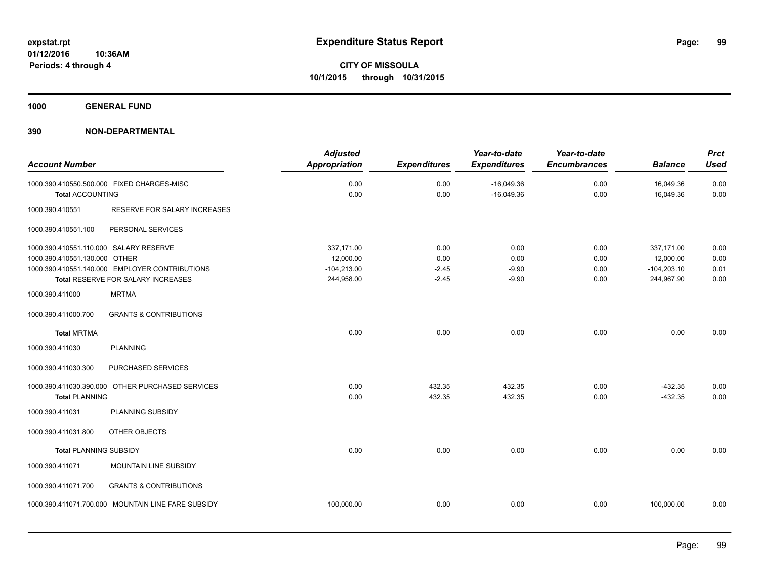# Expenditure Status Report

**CITY OF MISSOULA**
**10/1/2015 through 10/31/2015**

expstat.rpt
01/12/2016 10:36AM
Periods: 4 through 4

**1000 GENERAL FUND**

**390 NON-DEPARTMENTAL**

| Account Number | | Adjusted Appropriation | Expenditures | Year-to-date Expenditures | Year-to-date Encumbrances | Balance | Prct Used |
|---|---|---|---|---|---|---|---|
| 1000.390.410550.500.000 | FIXED CHARGES-MISC | 0.00 | 0.00 | -16,049.36 | 0.00 | 16,049.36 | 0.00 |
| **Total** ACCOUNTING | | 0.00 | 0.00 | -16,049.36 | 0.00 | 16,049.36 | 0.00 |
| 1000.390.410551 | RESERVE FOR SALARY INCREASES | | | | | | |
| 1000.390.410551.100 | PERSONAL SERVICES | | | | | | |
| 1000.390.410551.110.000 | SALARY RESERVE | 337,171.00 | 0.00 | 0.00 | 0.00 | 337,171.00 | 0.00 |
| 1000.390.410551.130.000 | OTHER | 12,000.00 | 0.00 | 0.00 | 0.00 | 12,000.00 | 0.00 |
| 1000.390.410551.140.000 | EMPLOYER CONTRIBUTIONS | -104,213.00 | -2.45 | -9.90 | 0.00 | -104,203.10 | 0.01 |
| **Total** RESERVE FOR SALARY INCREASES | | 244,958.00 | -2.45 | -9.90 | 0.00 | 244,967.90 | 0.00 |
| 1000.390.411000 | MRTMA | | | | | | |
| 1000.390.411000.700 | GRANTS & CONTRIBUTIONS | | | | | | |
| **Total** MRTMA | | 0.00 | 0.00 | 0.00 | 0.00 | 0.00 | 0.00 |
| 1000.390.411030 | PLANNING | | | | | | |
| 1000.390.411030.300 | PURCHASED SERVICES | | | | | | |
| 1000.390.411030.390.000 | OTHER PURCHASED SERVICES | 0.00 | 432.35 | 432.35 | 0.00 | -432.35 | 0.00 |
| **Total** PLANNING | | 0.00 | 432.35 | 432.35 | 0.00 | -432.35 | 0.00 |
| 1000.390.411031 | PLANNING SUBSIDY | | | | | | |
| 1000.390.411031.800 | OTHER OBJECTS | | | | | | |
| **Total** PLANNING SUBSIDY | | 0.00 | 0.00 | 0.00 | 0.00 | 0.00 | 0.00 |
| 1000.390.411071 | MOUNTAIN LINE SUBSIDY | | | | | | |
| 1000.390.411071.700 | GRANTS & CONTRIBUTIONS | | | | | | |
| 1000.390.411071.700.000 | MOUNTAIN LINE FARE SUBSIDY | 100,000.00 | 0.00 | 0.00 | 0.00 | 100,000.00 | 0.00 |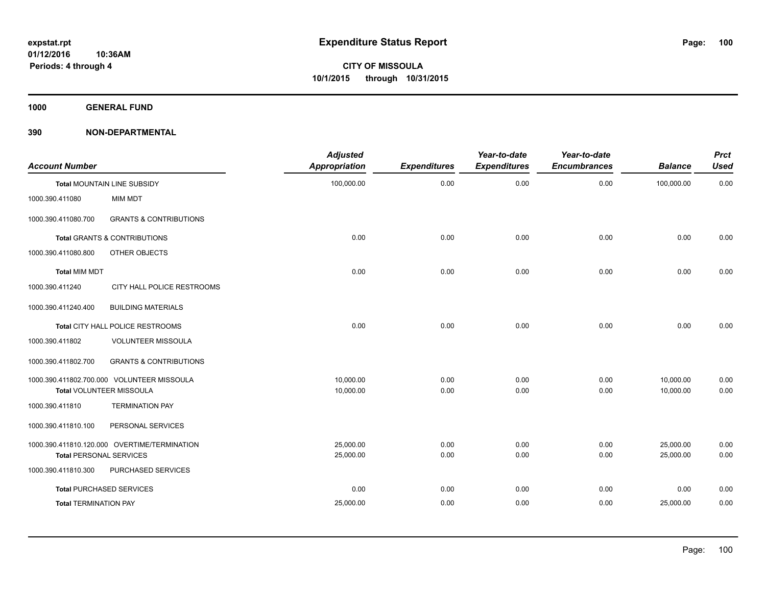# Expenditure Status Report

**CITY OF MISSOULA**
**10/1/2015 through 10/31/2015**

expstat.rpt
01/12/2016 10:36AM
Periods: 4 through 4

**1000 GENERAL FUND**

**390 NON-DEPARTMENTAL**

| Account Number | | Adjusted Appropriation | Expenditures | Year-to-date Expenditures | Year-to-date Encumbrances | Balance | Prct Used |
|---|---|---|---|---|---|---|---|
| **Total** MOUNTAIN LINE SUBSIDY | | 100,000.00 | 0.00 | 0.00 | 0.00 | 100,000.00 | 0.00 |
| 1000.390.411080 | MIM MDT | | | | | | |
| 1000.390.411080.700 | GRANTS & CONTRIBUTIONS | | | | | | |
| **Total** GRANTS & CONTRIBUTIONS | | 0.00 | 0.00 | 0.00 | 0.00 | 0.00 | 0.00 |
| 1000.390.411080.800 | OTHER OBJECTS | | | | | | |
| **Total** MIM MDT | | 0.00 | 0.00 | 0.00 | 0.00 | 0.00 | 0.00 |
| 1000.390.411240 | CITY HALL POLICE RESTROOMS | | | | | | |
| 1000.390.411240.400 | BUILDING MATERIALS | | | | | | |
| **Total** CITY HALL POLICE RESTROOMS | | 0.00 | 0.00 | 0.00 | 0.00 | 0.00 | 0.00 |
| 1000.390.411802 | VOLUNTEER MISSOULA | | | | | | |
| 1000.390.411802.700 | GRANTS & CONTRIBUTIONS | | | | | | |
| 1000.390.411802.700.000 | VOLUNTEER MISSOULA | 10,000.00 | 0.00 | 0.00 | 0.00 | 10,000.00 | 0.00 |
| **Total** VOLUNTEER MISSOULA | | 10,000.00 | 0.00 | 0.00 | 0.00 | 10,000.00 | 0.00 |
| 1000.390.411810 | TERMINATION PAY | | | | | | |
| 1000.390.411810.100 | PERSONAL SERVICES | | | | | | |
| 1000.390.411810.120.000 | OVERTIME/TERMINATION | 25,000.00 | 0.00 | 0.00 | 0.00 | 25,000.00 | 0.00 |
| **Total** PERSONAL SERVICES | | 25,000.00 | 0.00 | 0.00 | 0.00 | 25,000.00 | 0.00 |
| 1000.390.411810.300 | PURCHASED SERVICES | | | | | | |
| **Total** PURCHASED SERVICES | | 0.00 | 0.00 | 0.00 | 0.00 | 0.00 | 0.00 |
| **Total** TERMINATION PAY | | 25,000.00 | 0.00 | 0.00 | 0.00 | 25,000.00 | 0.00 |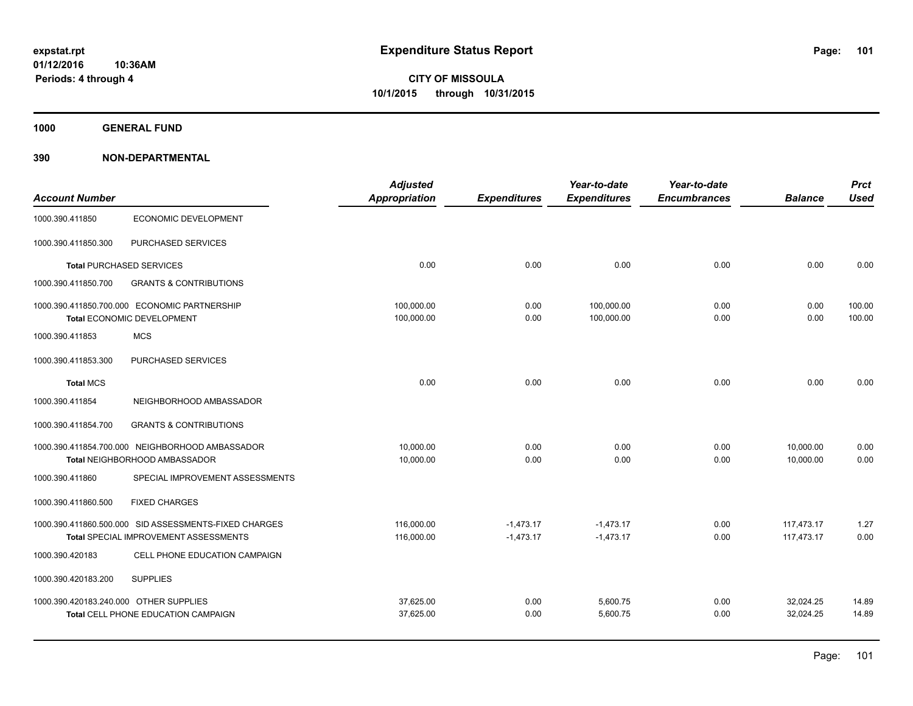# Expenditure Status Report

**CITY OF MISSOULA**
**10/1/2015 through 10/31/2015**

expstat.rpt
01/12/2016 10:36AM
Periods: 4 through 4

**1000 GENERAL FUND**

**390 NON-DEPARTMENTAL**

| Account Number | | Adjusted Appropriation | Expenditures | Year-to-date Expenditures | Year-to-date Encumbrances | Balance | Prct Used |
|---|---|---|---|---|---|---|---|
| 1000.390.411850 | ECONOMIC DEVELOPMENT | | | | | | |
| 1000.390.411850.300 | PURCHASED SERVICES | | | | | | |
| **Total** PURCHASED SERVICES | | 0.00 | 0.00 | 0.00 | 0.00 | 0.00 | 0.00 |
| 1000.390.411850.700 | GRANTS & CONTRIBUTIONS | | | | | | |
| 1000.390.411850.700.000 | ECONOMIC PARTNERSHIP | 100,000.00 | 0.00 | 100,000.00 | 0.00 | 0.00 | 100.00 |
| **Total** ECONOMIC DEVELOPMENT | | 100,000.00 | 0.00 | 100,000.00 | 0.00 | 0.00 | 100.00 |
| 1000.390.411853 | MCS | | | | | | |
| 1000.390.411853.300 | PURCHASED SERVICES | | | | | | |
| **Total** MCS | | 0.00 | 0.00 | 0.00 | 0.00 | 0.00 | 0.00 |
| 1000.390.411854 | NEIGHBORHOOD AMBASSADOR | | | | | | |
| 1000.390.411854.700 | GRANTS & CONTRIBUTIONS | | | | | | |
| 1000.390.411854.700.000 | NEIGHBORHOOD AMBASSADOR | 10,000.00 | 0.00 | 0.00 | 0.00 | 10,000.00 | 0.00 |
| **Total** NEIGHBORHOOD AMBASSADOR | | 10,000.00 | 0.00 | 0.00 | 0.00 | 10,000.00 | 0.00 |
| 1000.390.411860 | SPECIAL IMPROVEMENT ASSESSMENTS | | | | | | |
| 1000.390.411860.500 | FIXED CHARGES | | | | | | |
| 1000.390.411860.500.000 | SID ASSESSMENTS-FIXED CHARGES | 116,000.00 | -1,473.17 | -1,473.17 | 0.00 | 117,473.17 | 1.27 |
| **Total** SPECIAL IMPROVEMENT ASSESSMENTS | | 116,000.00 | -1,473.17 | -1,473.17 | 0.00 | 117,473.17 | 0.00 |
| 1000.390.420183 | CELL PHONE EDUCATION CAMPAIGN | | | | | | |
| 1000.390.420183.200 | SUPPLIES | | | | | | |
| 1000.390.420183.240.000 | OTHER SUPPLIES | 37,625.00 | 0.00 | 5,600.75 | 0.00 | 32,024.25 | 14.89 |
| **Total** CELL PHONE EDUCATION CAMPAIGN | | 37,625.00 | 0.00 | 5,600.75 | 0.00 | 32,024.25 | 14.89 |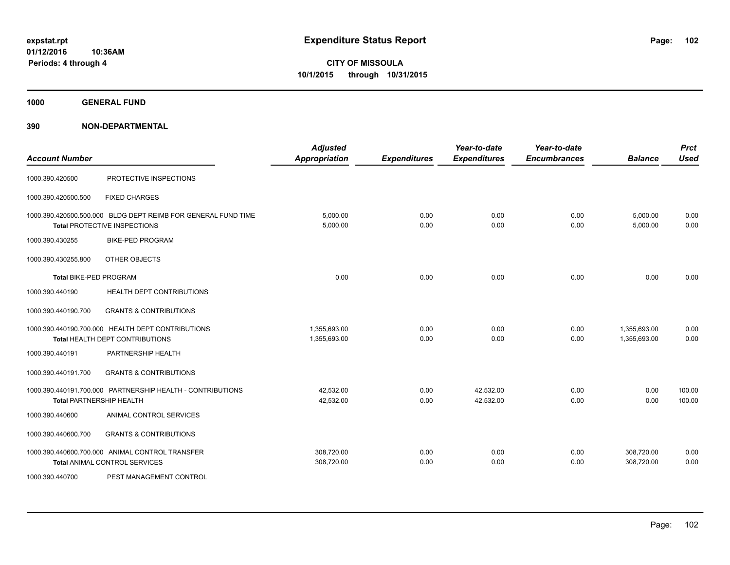**expstat.rpt**
**01/12/2016 10:36AM**
**Periods: 4 through 4**

# Expenditure Status Report

**CITY OF MISSOULA**
**10/1/2015 through 10/31/2015**

## 1000 GENERAL FUND

## 390 NON-DEPARTMENTAL

| Account Number | | Adjusted Appropriation | Expenditures | Year-to-date Expenditures | Year-to-date Encumbrances | Balance | Prct Used |
|---|---|---|---|---|---|---|---|
| 1000.390.420500 | PROTECTIVE INSPECTIONS | | | | | | |
| 1000.390.420500.500 | FIXED CHARGES | | | | | | |
| 1000.390.420500.500.000 | BLDG DEPT REIMB FOR GENERAL FUND TIME | 5,000.00 | 0.00 | 0.00 | 0.00 | 5,000.00 | 0.00 |
| **Total** PROTECTIVE INSPECTIONS | | 5,000.00 | 0.00 | 0.00 | 0.00 | 5,000.00 | 0.00 |
| 1000.390.430255 | BIKE-PED PROGRAM | | | | | | |
| 1000.390.430255.800 | OTHER OBJECTS | | | | | | |
| **Total** BIKE-PED PROGRAM | | 0.00 | 0.00 | 0.00 | 0.00 | 0.00 | 0.00 |
| 1000.390.440190 | HEALTH DEPT CONTRIBUTIONS | | | | | | |
| 1000.390.440190.700 | GRANTS & CONTRIBUTIONS | | | | | | |
| 1000.390.440190.700.000 | HEALTH DEPT CONTRIBUTIONS | 1,355,693.00 | 0.00 | 0.00 | 0.00 | 1,355,693.00 | 0.00 |
| **Total** HEALTH DEPT CONTRIBUTIONS | | 1,355,693.00 | 0.00 | 0.00 | 0.00 | 1,355,693.00 | 0.00 |
| 1000.390.440191 | PARTNERSHIP HEALTH | | | | | | |
| 1000.390.440191.700 | GRANTS & CONTRIBUTIONS | | | | | | |
| 1000.390.440191.700.000 | PARTNERSHIP HEALTH - CONTRIBUTIONS | 42,532.00 | 0.00 | 42,532.00 | 0.00 | 0.00 | 100.00 |
| **Total** PARTNERSHIP HEALTH | | 42,532.00 | 0.00 | 42,532.00 | 0.00 | 0.00 | 100.00 |
| 1000.390.440600 | ANIMAL CONTROL SERVICES | | | | | | |
| 1000.390.440600.700 | GRANTS & CONTRIBUTIONS | | | | | | |
| 1000.390.440600.700.000 | ANIMAL CONTROL TRANSFER | 308,720.00 | 0.00 | 0.00 | 0.00 | 308,720.00 | 0.00 |
| **Total** ANIMAL CONTROL SERVICES | | 308,720.00 | 0.00 | 0.00 | 0.00 | 308,720.00 | 0.00 |
| 1000.390.440700 | PEST MANAGEMENT CONTROL | | | | | | |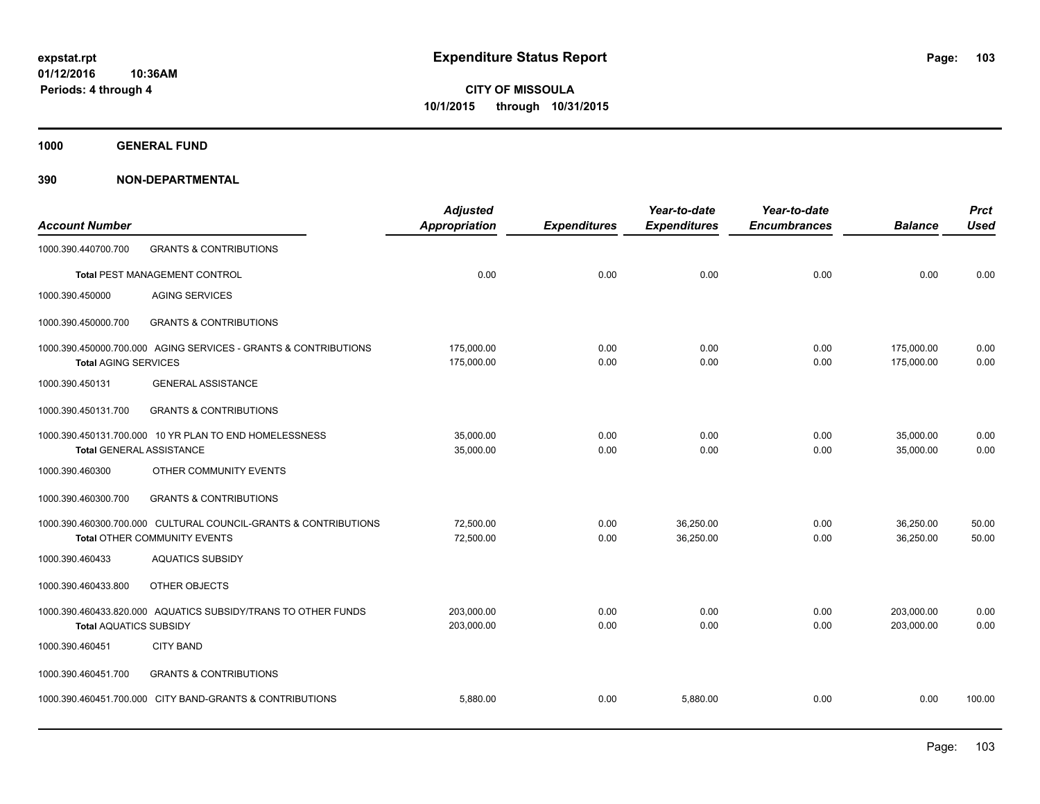**Expenditure Status Report**

**CITY OF MISSOULA**
**10/1/2015 through 10/31/2015**

expstat.rpt
01/12/2016 10:36AM
Periods: 4 through 4

**1000 GENERAL FUND**

**390 NON-DEPARTMENTAL**

| Account Number | | Adjusted Appropriation | Expenditures | Year-to-date Expenditures | Year-to-date Encumbrances | Balance | Prct Used |
|---|---|---|---|---|---|---|---|
| 1000.390.440700.700 | GRANTS & CONTRIBUTIONS | | | | | | |
| Total PEST MANAGEMENT CONTROL | | 0.00 | 0.00 | 0.00 | 0.00 | 0.00 | 0.00 |
| 1000.390.450000 | AGING SERVICES | | | | | | |
| 1000.390.450000.700 | GRANTS & CONTRIBUTIONS | | | | | | |
| 1000.390.450000.700.000 | AGING SERVICES - GRANTS & CONTRIBUTIONS | 175,000.00 | 0.00 | 0.00 | 0.00 | 175,000.00 | 0.00 |
| Total AGING SERVICES | | 175,000.00 | 0.00 | 0.00 | 0.00 | 175,000.00 | 0.00 |
| 1000.390.450131 | GENERAL ASSISTANCE | | | | | | |
| 1000.390.450131.700 | GRANTS & CONTRIBUTIONS | | | | | | |
| 1000.390.450131.700.000 | 10 YR PLAN TO END HOMELESSNESS | 35,000.00 | 0.00 | 0.00 | 0.00 | 35,000.00 | 0.00 |
| Total GENERAL ASSISTANCE | | 35,000.00 | 0.00 | 0.00 | 0.00 | 35,000.00 | 0.00 |
| 1000.390.460300 | OTHER COMMUNITY EVENTS | | | | | | |
| 1000.390.460300.700 | GRANTS & CONTRIBUTIONS | | | | | | |
| 1000.390.460300.700.000 | CULTURAL COUNCIL-GRANTS & CONTRIBUTIONS | 72,500.00 | 0.00 | 36,250.00 | 0.00 | 36,250.00 | 50.00 |
| Total OTHER COMMUNITY EVENTS | | 72,500.00 | 0.00 | 36,250.00 | 0.00 | 36,250.00 | 50.00 |
| 1000.390.460433 | AQUATICS SUBSIDY | | | | | | |
| 1000.390.460433.800 | OTHER OBJECTS | | | | | | |
| 1000.390.460433.820.000 | AQUATICS SUBSIDY/TRANS TO OTHER FUNDS | 203,000.00 | 0.00 | 0.00 | 0.00 | 203,000.00 | 0.00 |
| Total AQUATICS SUBSIDY | | 203,000.00 | 0.00 | 0.00 | 0.00 | 203,000.00 | 0.00 |
| 1000.390.460451 | CITY BAND | | | | | | |
| 1000.390.460451.700 | GRANTS & CONTRIBUTIONS | | | | | | |
| 1000.390.460451.700.000 | CITY BAND-GRANTS & CONTRIBUTIONS | 5,880.00 | 0.00 | 5,880.00 | 0.00 | 0.00 | 100.00 |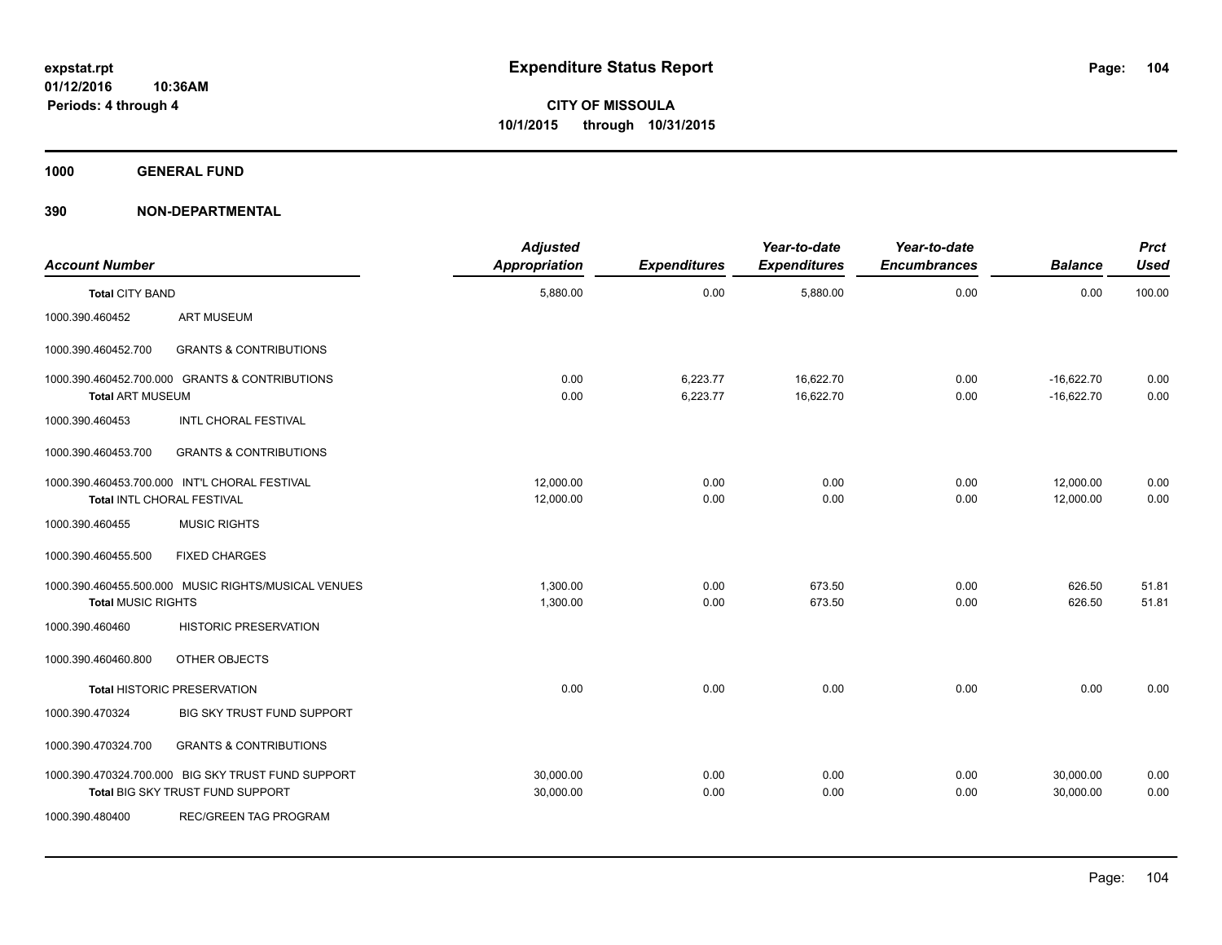# Expenditure Status Report

**CITY OF MISSOULA**
**10/1/2015 through 10/31/2015**

expstat.rpt
01/12/2016 10:36AM
Periods: 4 through 4

**1000 GENERAL FUND**

**390 NON-DEPARTMENTAL**

| Account Number | | Adjusted Appropriation | Expenditures | Year-to-date Expenditures | Year-to-date Encumbrances | Balance | Prct Used |
|---|---|---|---|---|---|---|---|
| **Total CITY BAND** | | 5,880.00 | 0.00 | 5,880.00 | 0.00 | 0.00 | 100.00 |
| 1000.390.460452 | ART MUSEUM | | | | | | |
| 1000.390.460452.700 | GRANTS & CONTRIBUTIONS | | | | | | |
| 1000.390.460452.700.000 | GRANTS & CONTRIBUTIONS | 0.00 | 6,223.77 | 16,622.70 | 0.00 | -16,622.70 | 0.00 |
| **Total ART MUSEUM** | | 0.00 | 6,223.77 | 16,622.70 | 0.00 | -16,622.70 | 0.00 |
| 1000.390.460453 | INTL CHORAL FESTIVAL | | | | | | |
| 1000.390.460453.700 | GRANTS & CONTRIBUTIONS | | | | | | |
| 1000.390.460453.700.000 | INT'L CHORAL FESTIVAL | 12,000.00 | 0.00 | 0.00 | 0.00 | 12,000.00 | 0.00 |
| **Total INTL CHORAL FESTIVAL** | | 12,000.00 | 0.00 | 0.00 | 0.00 | 12,000.00 | 0.00 |
| 1000.390.460455 | MUSIC RIGHTS | | | | | | |
| 1000.390.460455.500 | FIXED CHARGES | | | | | | |
| 1000.390.460455.500.000 | MUSIC RIGHTS/MUSICAL VENUES | 1,300.00 | 0.00 | 673.50 | 0.00 | 626.50 | 51.81 |
| **Total MUSIC RIGHTS** | | 1,300.00 | 0.00 | 673.50 | 0.00 | 626.50 | 51.81 |
| 1000.390.460460 | HISTORIC PRESERVATION | | | | | | |
| 1000.390.460460.800 | OTHER OBJECTS | | | | | | |
| **Total HISTORIC PRESERVATION** | | 0.00 | 0.00 | 0.00 | 0.00 | 0.00 | 0.00 |
| 1000.390.470324 | BIG SKY TRUST FUND SUPPORT | | | | | | |
| 1000.390.470324.700 | GRANTS & CONTRIBUTIONS | | | | | | |
| 1000.390.470324.700.000 | BIG SKY TRUST FUND SUPPORT | 30,000.00 | 0.00 | 0.00 | 0.00 | 30,000.00 | 0.00 |
| **Total BIG SKY TRUST FUND SUPPORT** | | 30,000.00 | 0.00 | 0.00 | 0.00 | 30,000.00 | 0.00 |
| 1000.390.480400 | REC/GREEN TAG PROGRAM | | | | | | |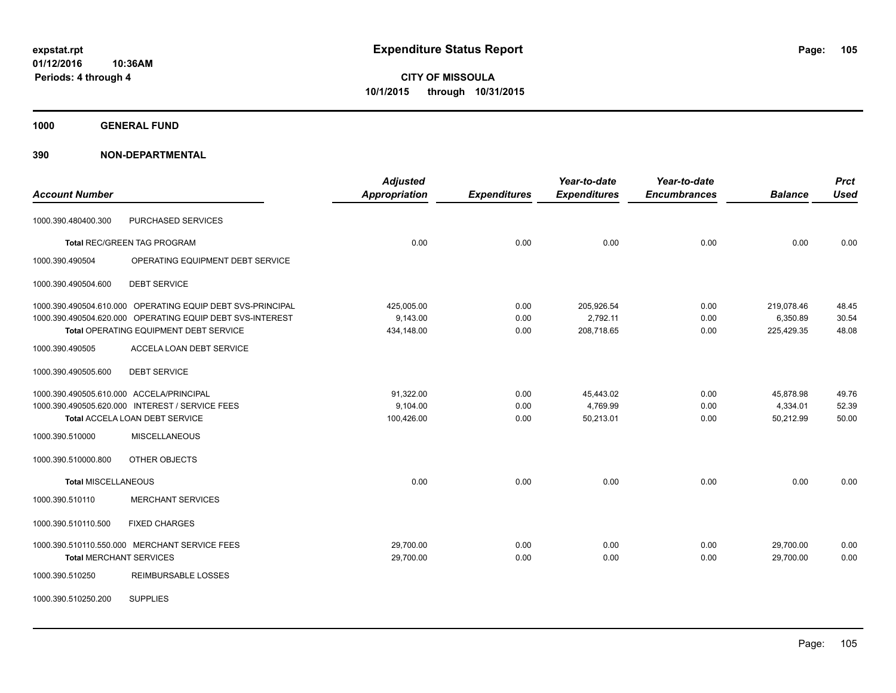# Expenditure Status Report

**CITY OF MISSOULA**

**10/1/2015 through 10/31/2015**

expstat.rpt
01/12/2016 10:36AM
Periods: 4 through 4

**1000 GENERAL FUND**

**390 NON-DEPARTMENTAL**

| Account Number | | Adjusted Appropriation | Expenditures | Year-to-date Expenditures | Year-to-date Encumbrances | Balance | Prct Used |
|---|---|---|---|---|---|---|---|
| 1000.390.480400.300 | PURCHASED SERVICES | | | | | | |
| **Total** REC/GREEN TAG PROGRAM | | 0.00 | 0.00 | 0.00 | 0.00 | 0.00 | 0.00 |
| 1000.390.490504 | OPERATING EQUIPMENT DEBT SERVICE | | | | | | |
| 1000.390.490504.600 | DEBT SERVICE | | | | | | |
| 1000.390.490504.610.000 | OPERATING EQUIP DEBT SVS-PRINCIPAL | 425,005.00 | 0.00 | 205,926.54 | 0.00 | 219,078.46 | 48.45 |
| 1000.390.490504.620.000 | OPERATING EQUIP DEBT SVS-INTEREST | 9,143.00 | 0.00 | 2,792.11 | 0.00 | 6,350.89 | 30.54 |
| **Total** OPERATING EQUIPMENT DEBT SERVICE | | 434,148.00 | 0.00 | 208,718.65 | 0.00 | 225,429.35 | 48.08 |
| 1000.390.490505 | ACCELA LOAN DEBT SERVICE | | | | | | |
| 1000.390.490505.600 | DEBT SERVICE | | | | | | |
| 1000.390.490505.610.000 | ACCELA/PRINCIPAL | 91,322.00 | 0.00 | 45,443.02 | 0.00 | 45,878.98 | 49.76 |
| 1000.390.490505.620.000 | INTEREST / SERVICE FEES | 9,104.00 | 0.00 | 4,769.99 | 0.00 | 4,334.01 | 52.39 |
| **Total** ACCELA LOAN DEBT SERVICE | | 100,426.00 | 0.00 | 50,213.01 | 0.00 | 50,212.99 | 50.00 |
| 1000.390.510000 | MISCELLANEOUS | | | | | | |
| 1000.390.510000.800 | OTHER OBJECTS | | | | | | |
| **Total MISCELLANEOUS** | | 0.00 | 0.00 | 0.00 | 0.00 | 0.00 | 0.00 |
| 1000.390.510110 | MERCHANT SERVICES | | | | | | |
| 1000.390.510110.500 | FIXED CHARGES | | | | | | |
| 1000.390.510110.550.000 | MERCHANT SERVICE FEES | 29,700.00 | 0.00 | 0.00 | 0.00 | 29,700.00 | 0.00 |
| **Total** MERCHANT SERVICES | | 29,700.00 | 0.00 | 0.00 | 0.00 | 29,700.00 | 0.00 |
| 1000.390.510250 | REIMBURSABLE LOSSES | | | | | | |
| 1000.390.510250.200 | SUPPLIES | | | | | | |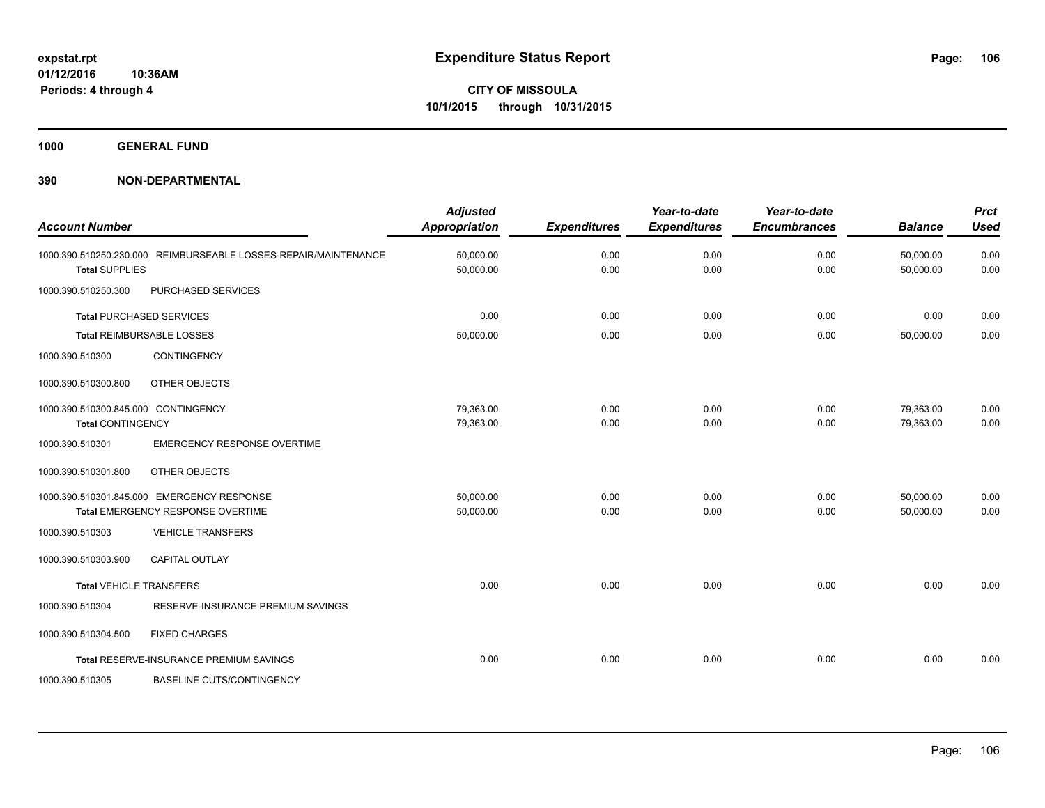**expstat.rpt**
**01/12/2016 10:36AM**
**Periods: 4 through 4**

# Expenditure Status Report

**CITY OF MISSOULA**
**10/1/2015 through 10/31/2015**

**1000 GENERAL FUND**

**390 NON-DEPARTMENTAL**

| Account Number | | Adjusted Appropriation | Expenditures | Year-to-date Expenditures | Year-to-date Encumbrances | Balance | Prct Used |
|---|---|---|---|---|---|---|---|
| 1000.390.510250.230.000 | REIMBURSEABLE LOSSES-REPAIR/MAINTENANCE | 50,000.00 | 0.00 | 0.00 | 0.00 | 50,000.00 | 0.00 |
| **Total SUPPLIES** | | 50,000.00 | 0.00 | 0.00 | 0.00 | 50,000.00 | 0.00 |
| 1000.390.510250.300 | PURCHASED SERVICES | | | | | | |
| **Total PURCHASED SERVICES** | | 0.00 | 0.00 | 0.00 | 0.00 | 0.00 | 0.00 |
| **Total REIMBURSABLE LOSSES** | | 50,000.00 | 0.00 | 0.00 | 0.00 | 50,000.00 | 0.00 |
| 1000.390.510300 | CONTINGENCY | | | | | | |
| 1000.390.510300.800 | OTHER OBJECTS | | | | | | |
| 1000.390.510300.845.000 | CONTINGENCY | 79,363.00 | 0.00 | 0.00 | 0.00 | 79,363.00 | 0.00 |
| **Total CONTINGENCY** | | 79,363.00 | 0.00 | 0.00 | 0.00 | 79,363.00 | 0.00 |
| 1000.390.510301 | EMERGENCY RESPONSE OVERTIME | | | | | | |
| 1000.390.510301.800 | OTHER OBJECTS | | | | | | |
| 1000.390.510301.845.000 | EMERGENCY RESPONSE | 50,000.00 | 0.00 | 0.00 | 0.00 | 50,000.00 | 0.00 |
| **Total EMERGENCY RESPONSE OVERTIME** | | 50,000.00 | 0.00 | 0.00 | 0.00 | 50,000.00 | 0.00 |
| 1000.390.510303 | VEHICLE TRANSFERS | | | | | | |
| 1000.390.510303.900 | CAPITAL OUTLAY | | | | | | |
| **Total VEHICLE TRANSFERS** | | 0.00 | 0.00 | 0.00 | 0.00 | 0.00 | 0.00 |
| 1000.390.510304 | RESERVE-INSURANCE PREMIUM SAVINGS | | | | | | |
| 1000.390.510304.500 | FIXED CHARGES | | | | | | |
| **Total RESERVE-INSURANCE PREMIUM SAVINGS** | | 0.00 | 0.00 | 0.00 | 0.00 | 0.00 | 0.00 |
| 1000.390.510305 | BASELINE CUTS/CONTINGENCY | | | | | | |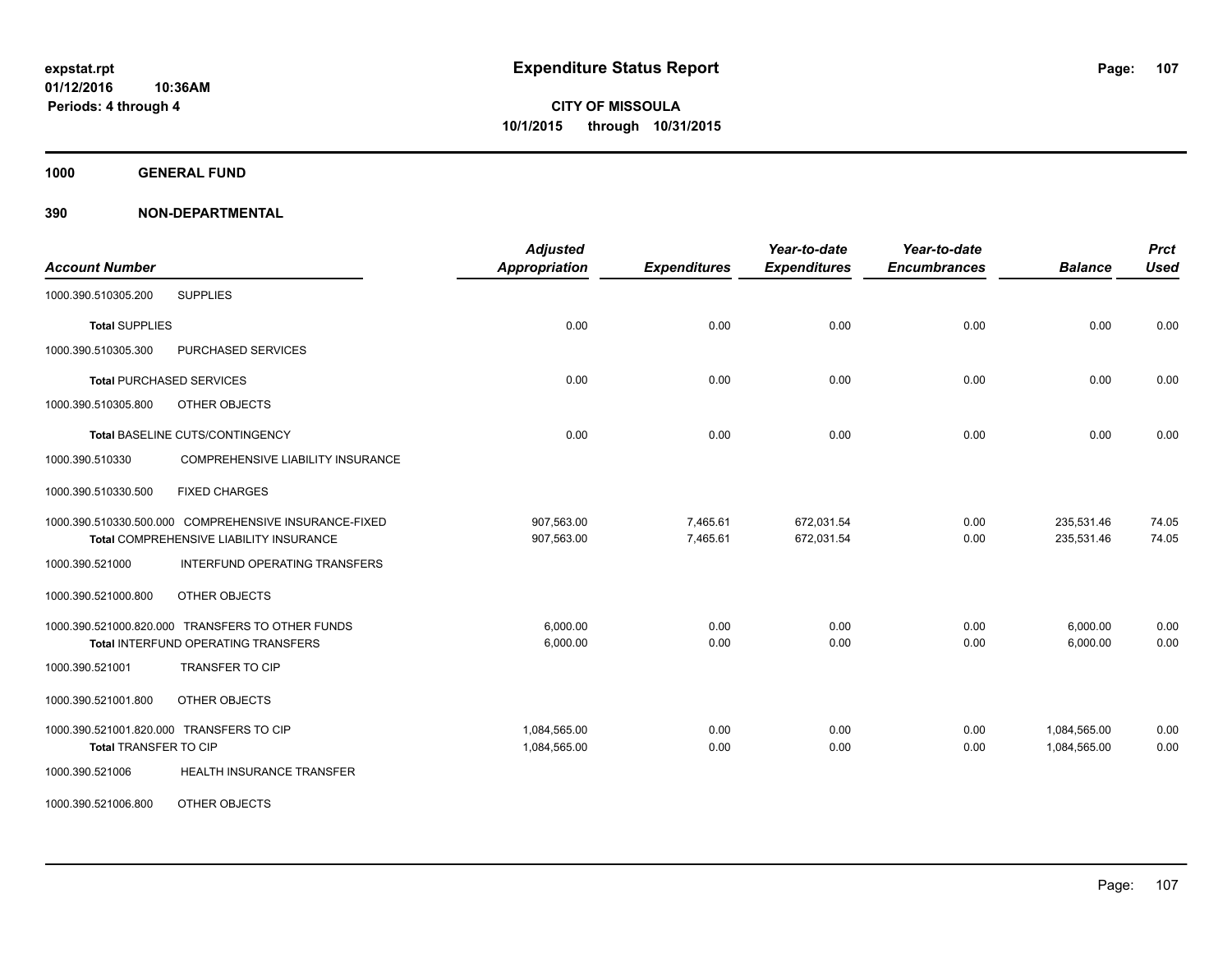**expstat.rpt**
**01/12/2016 10:36AM**
**Periods: 4 through 4**

# Expenditure Status Report

**CITY OF MISSOULA**
**10/1/2015 through 10/31/2015**

## 1000 GENERAL FUND

## 390 NON-DEPARTMENTAL

| Account Number | | Adjusted Appropriation | Expenditures | Year-to-date Expenditures | Year-to-date Encumbrances | Balance | Prct Used |
|---|---|---|---|---|---|---|---|
| 1000.390.510305.200 | SUPPLIES | | | | | | |
| **Total** SUPPLIES | | 0.00 | 0.00 | 0.00 | 0.00 | 0.00 | 0.00 |
| 1000.390.510305.300 | PURCHASED SERVICES | | | | | | |
| **Total** PURCHASED SERVICES | | 0.00 | 0.00 | 0.00 | 0.00 | 0.00 | 0.00 |
| 1000.390.510305.800 | OTHER OBJECTS | | | | | | |
| **Total** BASELINE CUTS/CONTINGENCY | | 0.00 | 0.00 | 0.00 | 0.00 | 0.00 | 0.00 |
| 1000.390.510330 | COMPREHENSIVE LIABILITY INSURANCE | | | | | | |
| 1000.390.510330.500 | FIXED CHARGES | | | | | | |
| 1000.390.510330.500.000 | COMPREHENSIVE INSURANCE-FIXED | 907,563.00 | 7,465.61 | 672,031.54 | 0.00 | 235,531.46 | 74.05 |
| **Total** COMPREHENSIVE LIABILITY INSURANCE | | 907,563.00 | 7,465.61 | 672,031.54 | 0.00 | 235,531.46 | 74.05 |
| 1000.390.521000 | INTERFUND OPERATING TRANSFERS | | | | | | |
| 1000.390.521000.800 | OTHER OBJECTS | | | | | | |
| 1000.390.521000.820.000 | TRANSFERS TO OTHER FUNDS | 6,000.00 | 0.00 | 0.00 | 0.00 | 6,000.00 | 0.00 |
| **Total** INTERFUND OPERATING TRANSFERS | | 6,000.00 | 0.00 | 0.00 | 0.00 | 6,000.00 | 0.00 |
| 1000.390.521001 | TRANSFER TO CIP | | | | | | |
| 1000.390.521001.800 | OTHER OBJECTS | | | | | | |
| 1000.390.521001.820.000 | TRANSFERS TO CIP | 1,084,565.00 | 0.00 | 0.00 | 0.00 | 1,084,565.00 | 0.00 |
| **Total** TRANSFER TO CIP | | 1,084,565.00 | 0.00 | 0.00 | 0.00 | 1,084,565.00 | 0.00 |
| 1000.390.521006 | HEALTH INSURANCE TRANSFER | | | | | | |
| 1000.390.521006.800 | OTHER OBJECTS | | | | | | |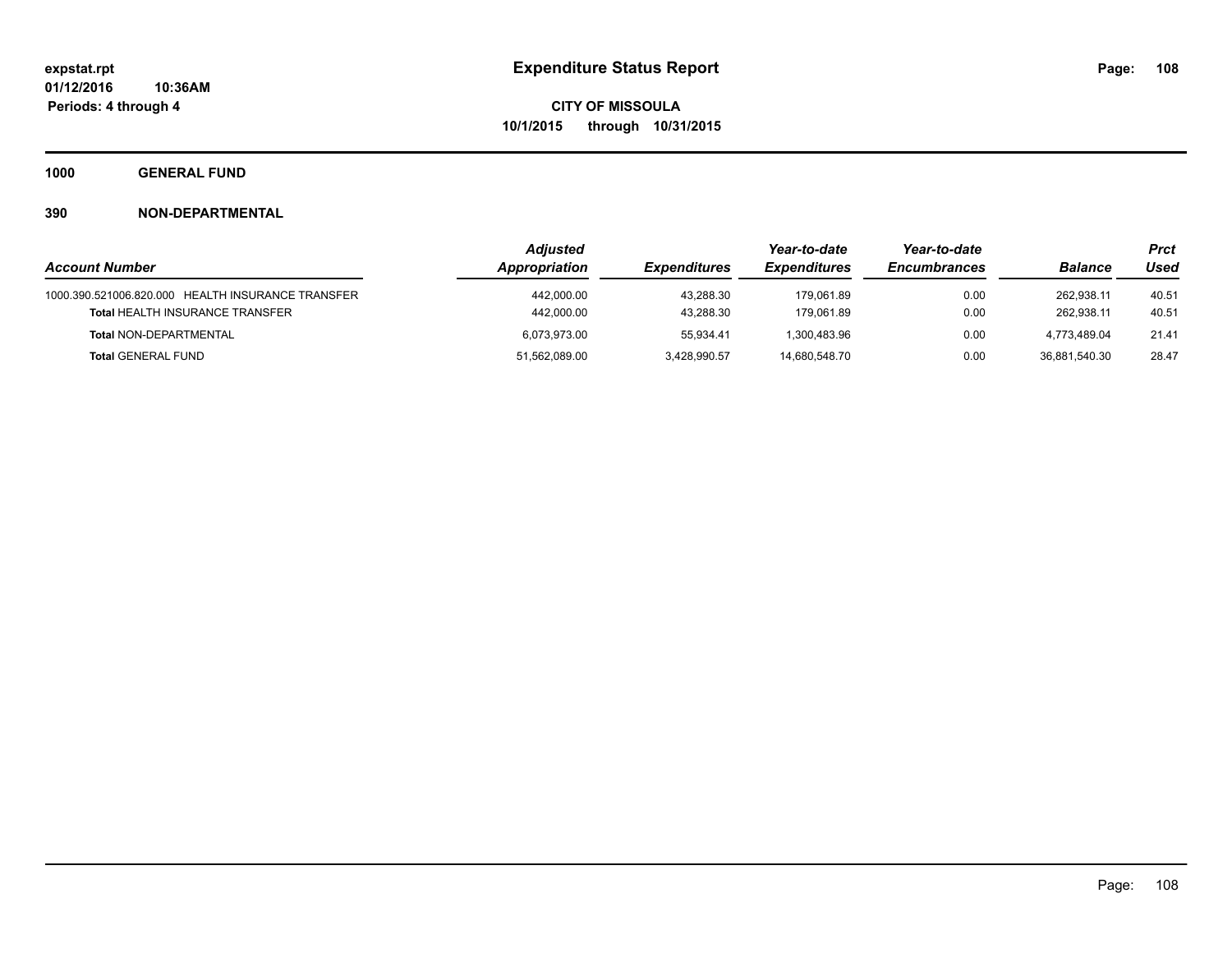expstat.rpt
01/12/2016 10:36AM
Periods: 4 through 4

# Expenditure Status Report

**CITY OF MISSOULA**
**10/1/2015 through 10/31/2015**

## 1000 GENERAL FUND

### 390 NON-DEPARTMENTAL

| Account Number | Adjusted Appropriation | Expenditures | Year-to-date Expenditures | Year-to-date Encumbrances | Balance | Prct Used |
|---|---|---|---|---|---|---|
| 1000.390.521006.820.000 HEALTH INSURANCE TRANSFER | 442,000.00 | 43,288.30 | 179,061.89 | 0.00 | 262,938.11 | 40.51 |
| **Total** HEALTH INSURANCE TRANSFER | 442,000.00 | 43,288.30 | 179,061.89 | 0.00 | 262,938.11 | 40.51 |
| **Total** NON-DEPARTMENTAL | 6,073,973.00 | 55,934.41 | 1,300,483.96 | 0.00 | 4,773,489.04 | 21.41 |
| **Total** GENERAL FUND | 51,562,089.00 | 3,428,990.57 | 14,680,548.70 | 0.00 | 36,881,540.30 | 28.47 |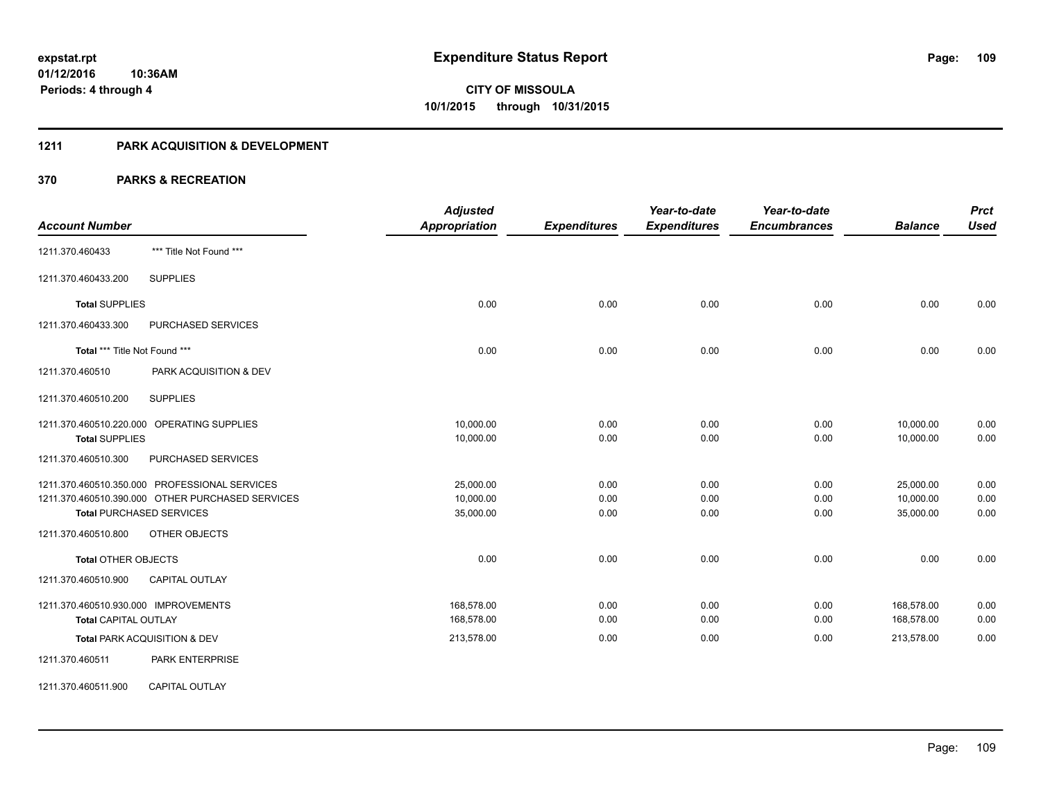# Expenditure Status Report

**CITY OF MISSOULA**
**10/1/2015 through 10/31/2015**

expstat.rpt
01/12/2016 10:36AM
Periods: 4 through 4

## 1211 PARK ACQUISITION & DEVELOPMENT

## 370 PARKS & RECREATION

| Account Number | | Adjusted Appropriation | Expenditures | Year-to-date Expenditures | Year-to-date Encumbrances | Balance | Prct Used |
|---|---|---|---|---|---|---|---|
| 1211.370.460433 | *** Title Not Found *** | | | | | | |
| 1211.370.460433.200 | SUPPLIES | | | | | | |
| **Total** SUPPLIES | | 0.00 | 0.00 | 0.00 | 0.00 | 0.00 | 0.00 |
| 1211.370.460433.300 | PURCHASED SERVICES | | | | | | |
| **Total** *** Title Not Found *** | | 0.00 | 0.00 | 0.00 | 0.00 | 0.00 | 0.00 |
| 1211.370.460510 | PARK ACQUISITION & DEV | | | | | | |
| 1211.370.460510.200 | SUPPLIES | | | | | | |
| 1211.370.460510.220.000 | OPERATING SUPPLIES | 10,000.00 | 0.00 | 0.00 | 0.00 | 10,000.00 | 0.00 |
| **Total** SUPPLIES | | 10,000.00 | 0.00 | 0.00 | 0.00 | 10,000.00 | 0.00 |
| 1211.370.460510.300 | PURCHASED SERVICES | | | | | | |
| 1211.370.460510.350.000 | PROFESSIONAL SERVICES | 25,000.00 | 0.00 | 0.00 | 0.00 | 25,000.00 | 0.00 |
| 1211.370.460510.390.000 | OTHER PURCHASED SERVICES | 10,000.00 | 0.00 | 0.00 | 0.00 | 10,000.00 | 0.00 |
| **Total** PURCHASED SERVICES | | 35,000.00 | 0.00 | 0.00 | 0.00 | 35,000.00 | 0.00 |
| 1211.370.460510.800 | OTHER OBJECTS | | | | | | |
| **Total** OTHER OBJECTS | | 0.00 | 0.00 | 0.00 | 0.00 | 0.00 | 0.00 |
| 1211.370.460510.900 | CAPITAL OUTLAY | | | | | | |
| 1211.370.460510.930.000 | IMPROVEMENTS | 168,578.00 | 0.00 | 0.00 | 0.00 | 168,578.00 | 0.00 |
| **Total** CAPITAL OUTLAY | | 168,578.00 | 0.00 | 0.00 | 0.00 | 168,578.00 | 0.00 |
| **Total** PARK ACQUISITION & DEV | | 213,578.00 | 0.00 | 0.00 | 0.00 | 213,578.00 | 0.00 |
| 1211.370.460511 | PARK ENTERPRISE | | | | | | |
| 1211.370.460511.900 | CAPITAL OUTLAY | | | | | | |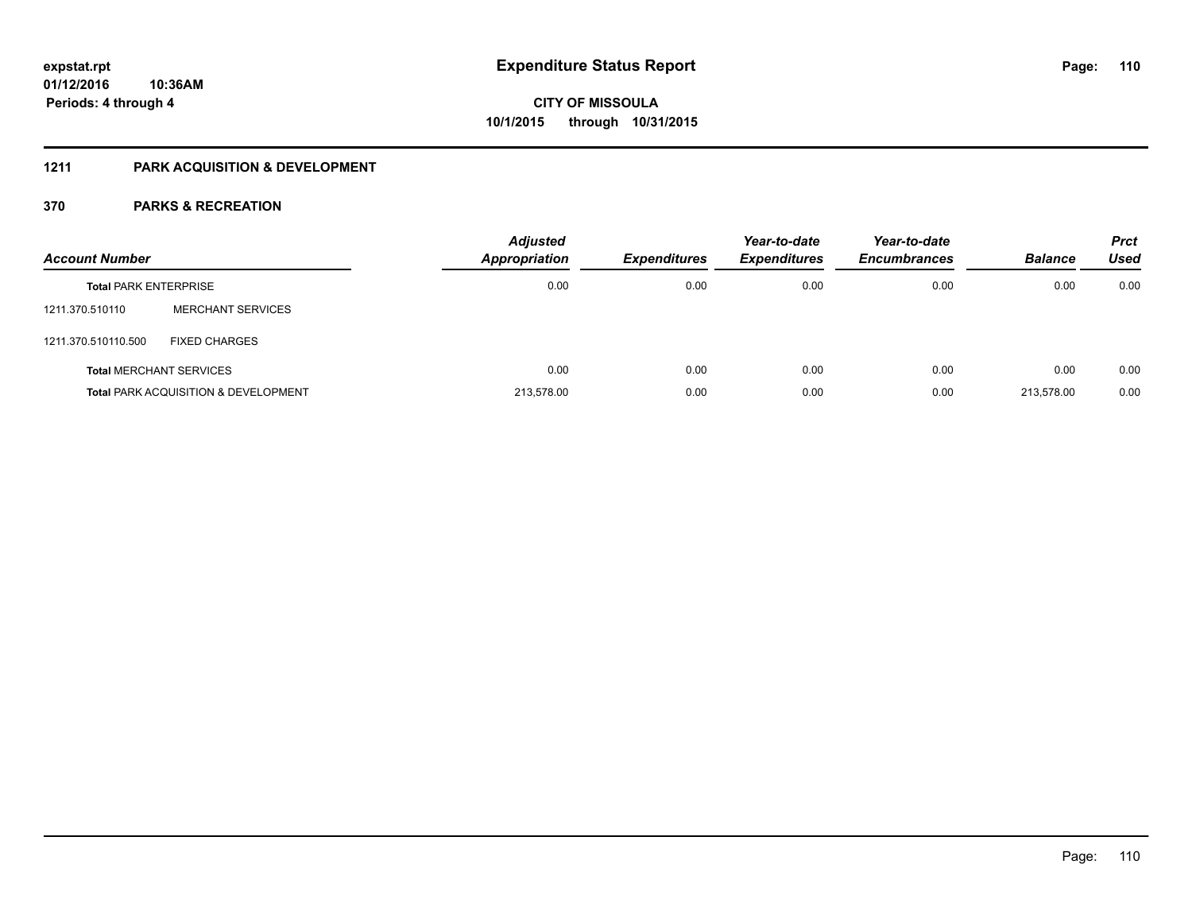**expstat.rpt**
**01/12/2016 10:36AM**
**Periods: 4 through 4**

# Expenditure Status Report

**CITY OF MISSOULA**
**10/1/2015 through 10/31/2015**

## 1211 PARK ACQUISITION & DEVELOPMENT

### 370 PARKS & RECREATION

| Account Number | | Adjusted Appropriation | Expenditures | Year-to-date Expenditures | Year-to-date Encumbrances | Balance | Prct Used |
|---|---|---|---|---|---|---|---|
| **Total** PARK ENTERPRISE | | 0.00 | 0.00 | 0.00 | 0.00 | 0.00 | 0.00 |
| 1211.370.510110 | MERCHANT SERVICES | | | | | | |
| 1211.370.510110.500 | FIXED CHARGES | | | | | | |
| **Total** MERCHANT SERVICES | | 0.00 | 0.00 | 0.00 | 0.00 | 0.00 | 0.00 |
| **Total** PARK ACQUISITION & DEVELOPMENT | | 213,578.00 | 0.00 | 0.00 | 0.00 | 213,578.00 | 0.00 |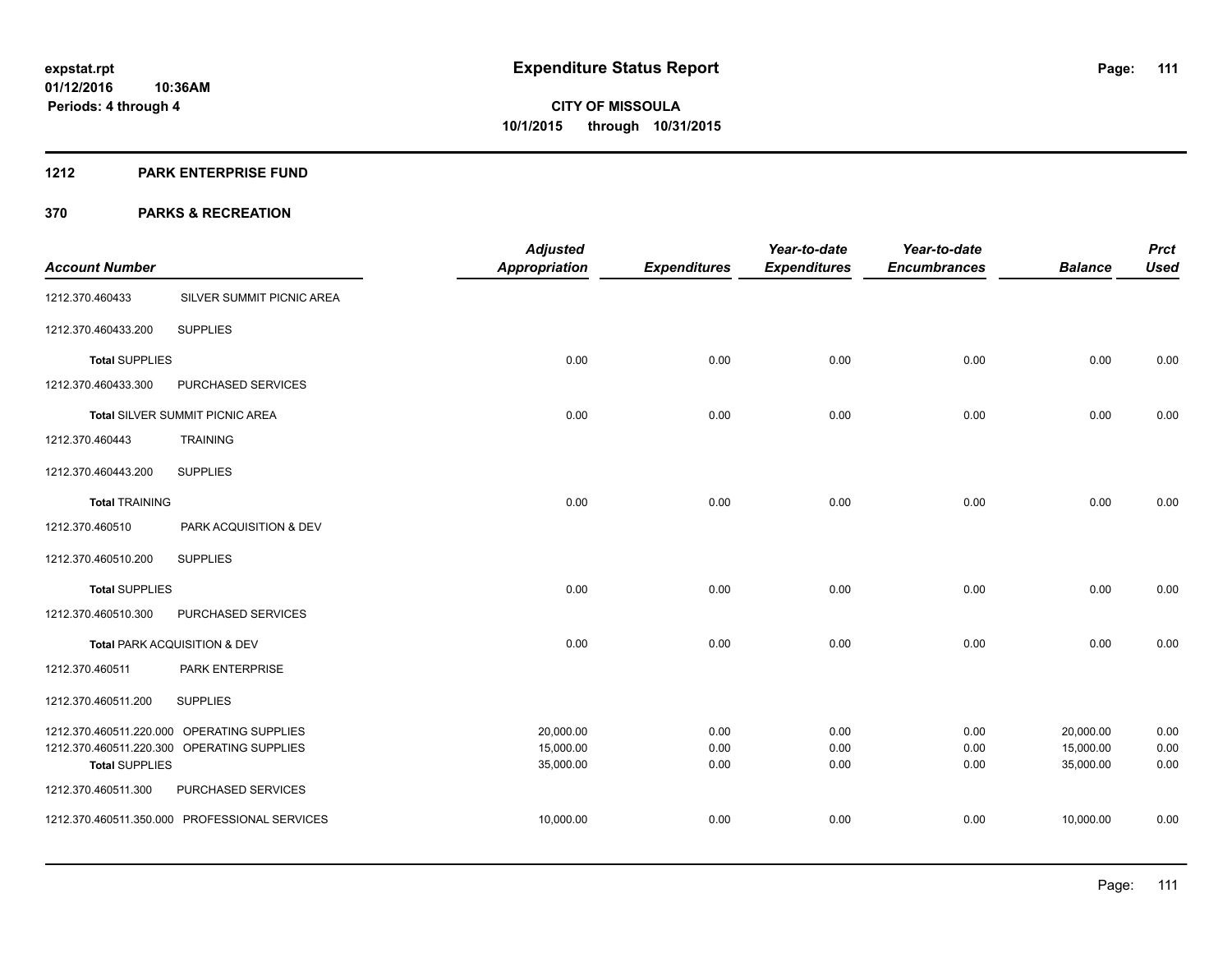# Expenditure Status Report

expstat.rpt
01/12/2016 10:36AM
Periods: 4 through 4

**CITY OF MISSOULA**
**10/1/2015 through 10/31/2015**

## 1212 PARK ENTERPRISE FUND

## 370 PARKS & RECREATION

| Account Number | | Adjusted Appropriation | Expenditures | Year-to-date Expenditures | Year-to-date Encumbrances | Balance | Prct Used |
|---|---|---|---|---|---|---|---|
| 1212.370.460433 | SILVER SUMMIT PICNIC AREA | | | | | | |
| 1212.370.460433.200 | SUPPLIES | | | | | | |
| **Total** SUPPLIES | | 0.00 | 0.00 | 0.00 | 0.00 | 0.00 | 0.00 |
| 1212.370.460433.300 | PURCHASED SERVICES | | | | | | |
| **Total** SILVER SUMMIT PICNIC AREA | | 0.00 | 0.00 | 0.00 | 0.00 | 0.00 | 0.00 |
| 1212.370.460443 | TRAINING | | | | | | |
| 1212.370.460443.200 | SUPPLIES | | | | | | |
| **Total** TRAINING | | 0.00 | 0.00 | 0.00 | 0.00 | 0.00 | 0.00 |
| 1212.370.460510 | PARK ACQUISITION & DEV | | | | | | |
| 1212.370.460510.200 | SUPPLIES | | | | | | |
| **Total** SUPPLIES | | 0.00 | 0.00 | 0.00 | 0.00 | 0.00 | 0.00 |
| 1212.370.460510.300 | PURCHASED SERVICES | | | | | | |
| **Total** PARK ACQUISITION & DEV | | 0.00 | 0.00 | 0.00 | 0.00 | 0.00 | 0.00 |
| 1212.370.460511 | PARK ENTERPRISE | | | | | | |
| 1212.370.460511.200 | SUPPLIES | | | | | | |
| 1212.370.460511.220.000 | OPERATING SUPPLIES | 20,000.00 | 0.00 | 0.00 | 0.00 | 20,000.00 | 0.00 |
| 1212.370.460511.220.300 | OPERATING SUPPLIES | 15,000.00 | 0.00 | 0.00 | 0.00 | 15,000.00 | 0.00 |
| **Total** SUPPLIES | | 35,000.00 | 0.00 | 0.00 | 0.00 | 35,000.00 | 0.00 |
| 1212.370.460511.300 | PURCHASED SERVICES | | | | | | |
| 1212.370.460511.350.000 | PROFESSIONAL SERVICES | 10,000.00 | 0.00 | 0.00 | 0.00 | 10,000.00 | 0.00 |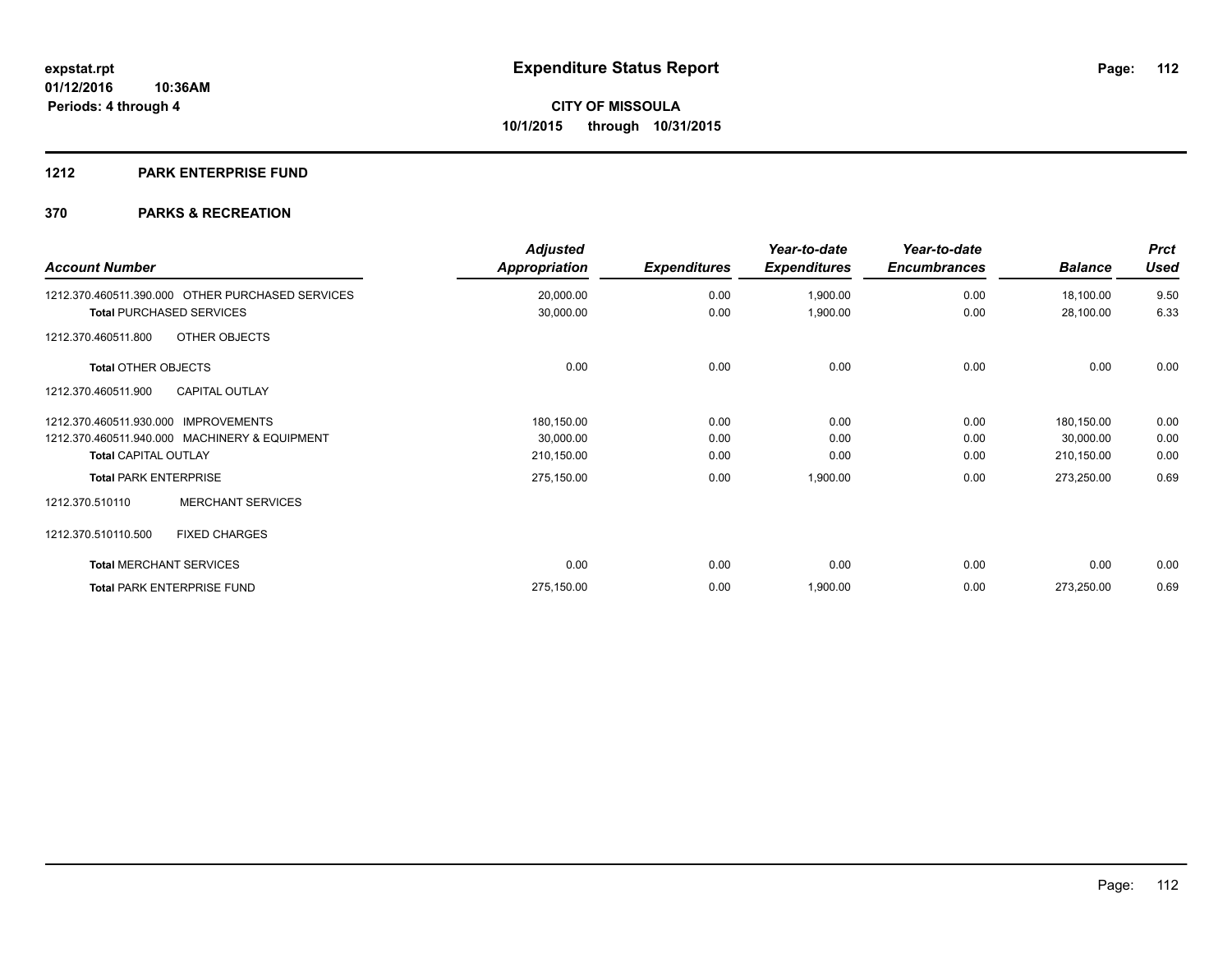**CITY OF MISSOULA**
**10/1/2015 through 10/31/2015**

**1212 PARK ENTERPRISE FUND**

**370 PARKS & RECREATION**

| Account Number | Adjusted Appropriation | Expenditures | Year-to-date Expenditures | Year-to-date Encumbrances | Balance | Prct Used |
|---|---|---|---|---|---|---|
| 1212.370.460511.390.000 OTHER PURCHASED SERVICES | 20,000.00 | 0.00 | 1,900.00 | 0.00 | 18,100.00 | 9.50 |
| **Total** PURCHASED SERVICES | 30,000.00 | 0.00 | 1,900.00 | 0.00 | 28,100.00 | 6.33 |
| 1212.370.460511.800 OTHER OBJECTS | | | | | | |
| **Total** OTHER OBJECTS | 0.00 | 0.00 | 0.00 | 0.00 | 0.00 | 0.00 |
| 1212.370.460511.900 CAPITAL OUTLAY | | | | | | |
| 1212.370.460511.930.000 IMPROVEMENTS | 180,150.00 | 0.00 | 0.00 | 0.00 | 180,150.00 | 0.00 |
| 1212.370.460511.940.000 MACHINERY & EQUIPMENT | 30,000.00 | 0.00 | 0.00 | 0.00 | 30,000.00 | 0.00 |
| **Total** CAPITAL OUTLAY | 210,150.00 | 0.00 | 0.00 | 0.00 | 210,150.00 | 0.00 |
| **Total** PARK ENTERPRISE | 275,150.00 | 0.00 | 1,900.00 | 0.00 | 273,250.00 | 0.69 |
| 1212.370.510110 MERCHANT SERVICES | | | | | | |
| 1212.370.510110.500 FIXED CHARGES | | | | | | |
| **Total** MERCHANT SERVICES | 0.00 | 0.00 | 0.00 | 0.00 | 0.00 | 0.00 |
| **Total** PARK ENTERPRISE FUND | 275,150.00 | 0.00 | 1,900.00 | 0.00 | 273,250.00 | 0.69 |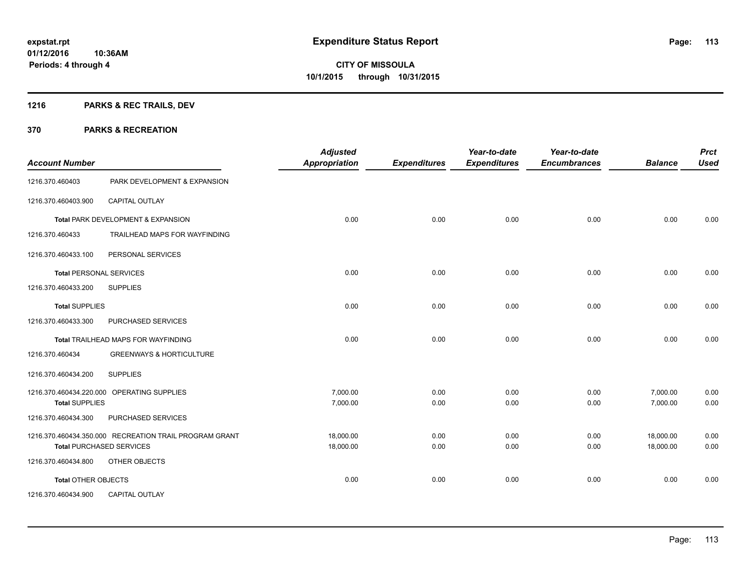# Expenditure Status Report

**CITY OF MISSOULA**
**10/1/2015 through 10/31/2015**

expstat.rpt
01/12/2016 10:36AM
Periods: 4 through 4

## 1216 PARKS & REC TRAILS, DEV

## 370 PARKS & RECREATION

| Account Number | | Adjusted Appropriation | Expenditures | Year-to-date Expenditures | Year-to-date Encumbrances | Balance | Prct Used |
|---|---|---|---|---|---|---|---|
| 1216.370.460403 | PARK DEVELOPMENT & EXPANSION | | | | | | |
| 1216.370.460403.900 | CAPITAL OUTLAY | | | | | | |
| **Total** PARK DEVELOPMENT & EXPANSION | | 0.00 | 0.00 | 0.00 | 0.00 | 0.00 | 0.00 |
| 1216.370.460433 | TRAILHEAD MAPS FOR WAYFINDING | | | | | | |
| 1216.370.460433.100 | PERSONAL SERVICES | | | | | | |
| **Total** PERSONAL SERVICES | | 0.00 | 0.00 | 0.00 | 0.00 | 0.00 | 0.00 |
| 1216.370.460433.200 | SUPPLIES | | | | | | |
| **Total** SUPPLIES | | 0.00 | 0.00 | 0.00 | 0.00 | 0.00 | 0.00 |
| 1216.370.460433.300 | PURCHASED SERVICES | | | | | | |
| **Total** TRAILHEAD MAPS FOR WAYFINDING | | 0.00 | 0.00 | 0.00 | 0.00 | 0.00 | 0.00 |
| 1216.370.460434 | GREENWAYS & HORTICULTURE | | | | | | |
| 1216.370.460434.200 | SUPPLIES | | | | | | |
| 1216.370.460434.220.000 | OPERATING SUPPLIES | 7,000.00 | 0.00 | 0.00 | 0.00 | 7,000.00 | 0.00 |
| **Total** SUPPLIES | | 7,000.00 | 0.00 | 0.00 | 0.00 | 7,000.00 | 0.00 |
| 1216.370.460434.300 | PURCHASED SERVICES | | | | | | |
| 1216.370.460434.350.000 | RECREATION TRAIL PROGRAM GRANT | 18,000.00 | 0.00 | 0.00 | 0.00 | 18,000.00 | 0.00 |
| **Total** PURCHASED SERVICES | | 18,000.00 | 0.00 | 0.00 | 0.00 | 18,000.00 | 0.00 |
| 1216.370.460434.800 | OTHER OBJECTS | | | | | | |
| **Total** OTHER OBJECTS | | 0.00 | 0.00 | 0.00 | 0.00 | 0.00 | 0.00 |
| 1216.370.460434.900 | CAPITAL OUTLAY | | | | | | |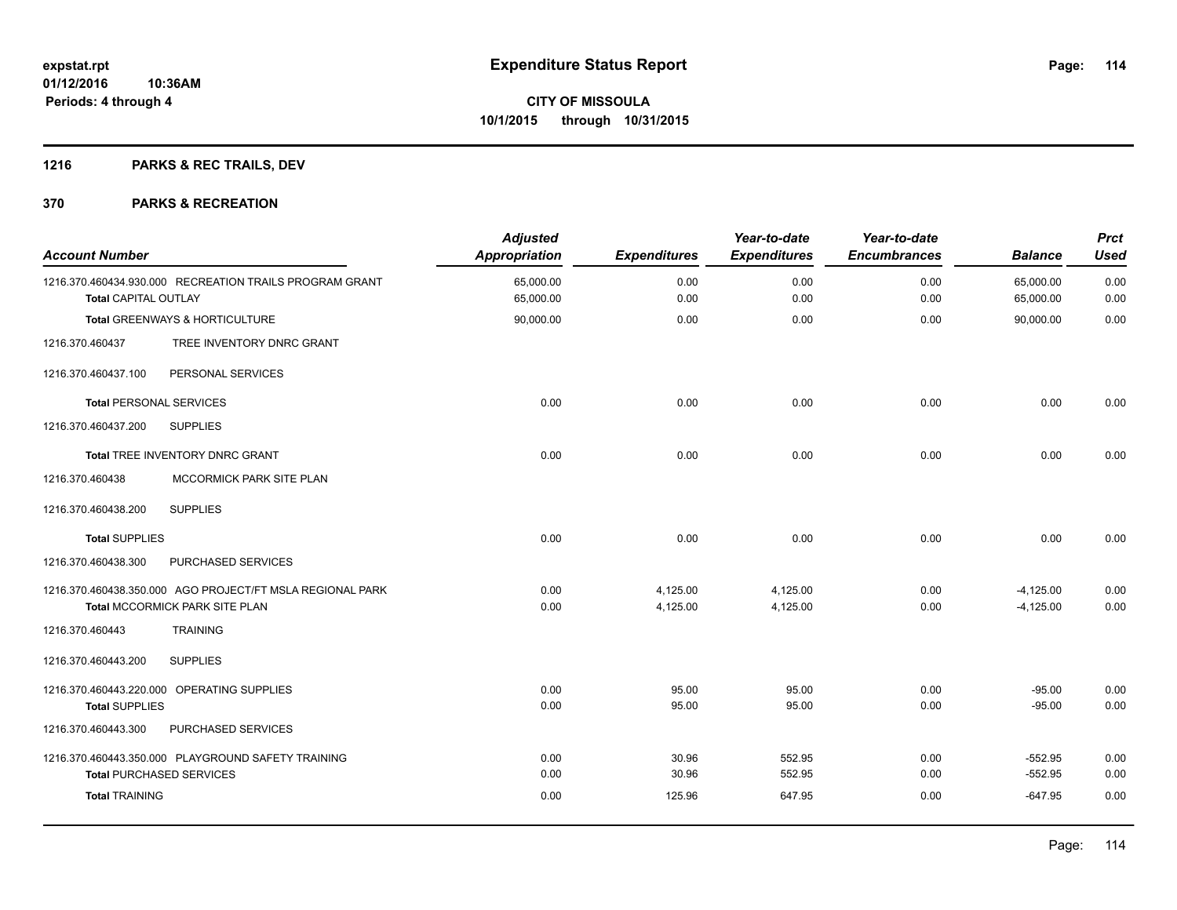# Expenditure Status Report

expstat.rpt
01/12/2016 10:36AM
Periods: 4 through 4

**CITY OF MISSOULA**
**10/1/2015 through 10/31/2015**

## 1216 PARKS & REC TRAILS, DEV

## 370 PARKS & RECREATION

| Account Number | Adjusted Appropriation | Expenditures | Year-to-date Expenditures | Year-to-date Encumbrances | Balance | Prct Used |
|---|---|---|---|---|---|---|
| 1216.370.460434.930.000 RECREATION TRAILS PROGRAM GRANT | 65,000.00 | 0.00 | 0.00 | 0.00 | 65,000.00 | 0.00 |
| **Total** CAPITAL OUTLAY | 65,000.00 | 0.00 | 0.00 | 0.00 | 65,000.00 | 0.00 |
| **Total** GREENWAYS & HORTICULTURE | 90,000.00 | 0.00 | 0.00 | 0.00 | 90,000.00 | 0.00 |
| 1216.370.460437 TREE INVENTORY DNRC GRANT | | | | | | |
| 1216.370.460437.100 PERSONAL SERVICES | | | | | | |
| **Total** PERSONAL SERVICES | 0.00 | 0.00 | 0.00 | 0.00 | 0.00 | 0.00 |
| 1216.370.460437.200 SUPPLIES | | | | | | |
| **Total** TREE INVENTORY DNRC GRANT | 0.00 | 0.00 | 0.00 | 0.00 | 0.00 | 0.00 |
| 1216.370.460438 MCCORMICK PARK SITE PLAN | | | | | | |
| 1216.370.460438.200 SUPPLIES | | | | | | |
| **Total** SUPPLIES | 0.00 | 0.00 | 0.00 | 0.00 | 0.00 | 0.00 |
| 1216.370.460438.300 PURCHASED SERVICES | | | | | | |
| 1216.370.460438.350.000 AGO PROJECT/FT MSLA REGIONAL PARK | 0.00 | 4,125.00 | 4,125.00 | 0.00 | -4,125.00 | 0.00 |
| **Total** MCCORMICK PARK SITE PLAN | 0.00 | 4,125.00 | 4,125.00 | 0.00 | -4,125.00 | 0.00 |
| 1216.370.460443 TRAINING | | | | | | |
| 1216.370.460443.200 SUPPLIES | | | | | | |
| 1216.370.460443.220.000 OPERATING SUPPLIES | 0.00 | 95.00 | 95.00 | 0.00 | -95.00 | 0.00 |
| **Total** SUPPLIES | 0.00 | 95.00 | 95.00 | 0.00 | -95.00 | 0.00 |
| 1216.370.460443.300 PURCHASED SERVICES | | | | | | |
| 1216.370.460443.350.000 PLAYGROUND SAFETY TRAINING | 0.00 | 30.96 | 552.95 | 0.00 | -552.95 | 0.00 |
| **Total** PURCHASED SERVICES | 0.00 | 30.96 | 552.95 | 0.00 | -552.95 | 0.00 |
| **Total** TRAINING | 0.00 | 125.96 | 647.95 | 0.00 | -647.95 | 0.00 |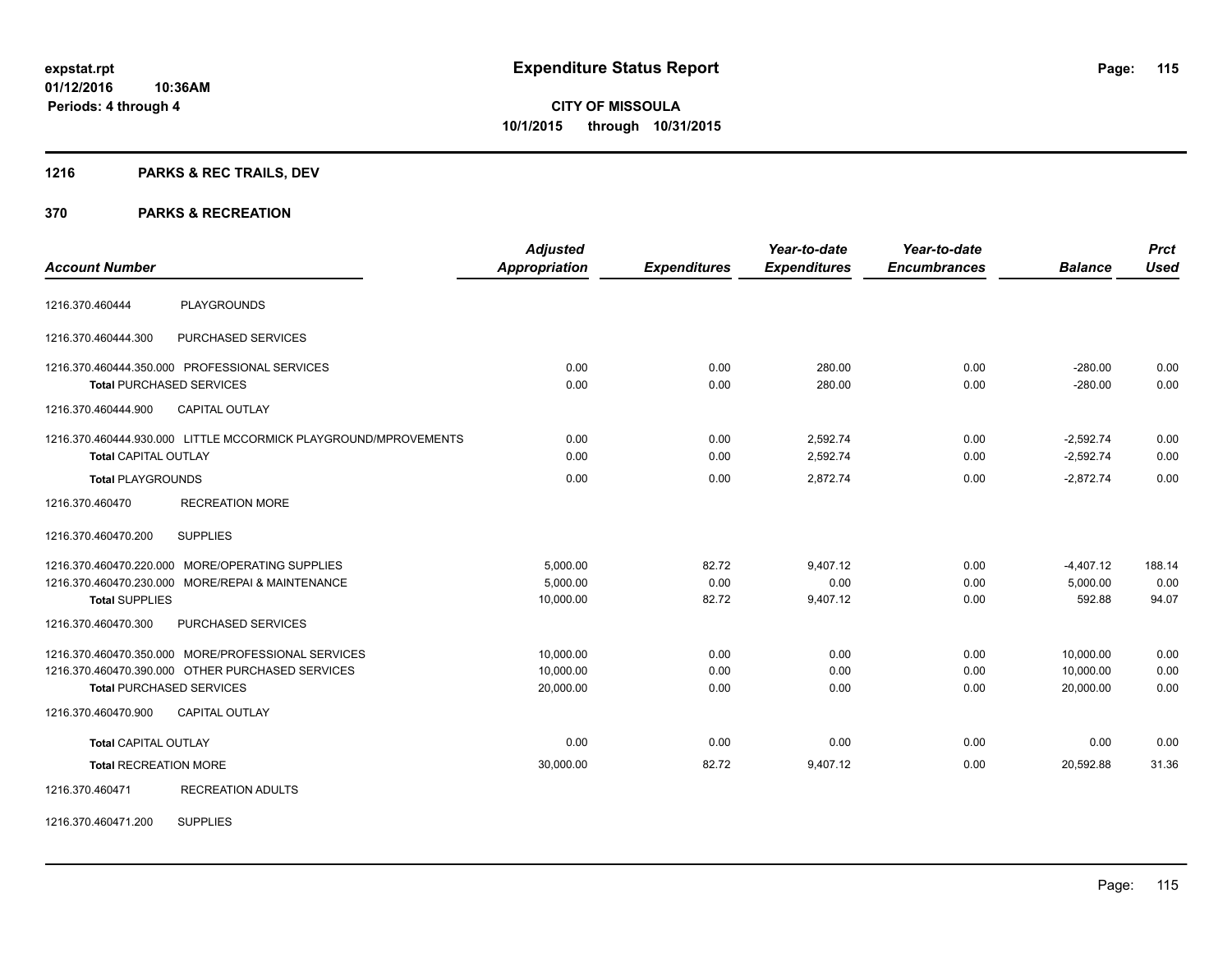# Expenditure Status Report

**CITY OF MISSOULA**
**10/1/2015 through 10/31/2015**

expstat.rpt
01/12/2016 10:36AM
Periods: 4 through 4

## 1216 PARKS & REC TRAILS, DEV

## 370 PARKS & RECREATION

| Account Number | | Adjusted Appropriation | Expenditures | Year-to-date Expenditures | Year-to-date Encumbrances | Balance | Prct Used |
|---|---|---|---|---|---|---|---|
| 1216.370.460444 | PLAYGROUNDS | | | | | | |
| 1216.370.460444.300 | PURCHASED SERVICES | | | | | | |
| 1216.370.460444.350.000 | PROFESSIONAL SERVICES | 0.00 | 0.00 | 280.00 | 0.00 | -280.00 | 0.00 |
| **Total** PURCHASED SERVICES | | 0.00 | 0.00 | 280.00 | 0.00 | -280.00 | 0.00 |
| 1216.370.460444.900 | CAPITAL OUTLAY | | | | | | |
| 1216.370.460444.930.000 | LITTLE MCCORMICK PLAYGROUND/MPROVEMENTS | 0.00 | 0.00 | 2,592.74 | 0.00 | -2,592.74 | 0.00 |
| **Total** CAPITAL OUTLAY | | 0.00 | 0.00 | 2,592.74 | 0.00 | -2,592.74 | 0.00 |
| **Total** PLAYGROUNDS | | 0.00 | 0.00 | 2,872.74 | 0.00 | -2,872.74 | 0.00 |
| 1216.370.460470 | RECREATION MORE | | | | | | |
| 1216.370.460470.200 | SUPPLIES | | | | | | |
| 1216.370.460470.220.000 | MORE/OPERATING SUPPLIES | 5,000.00 | 82.72 | 9,407.12 | 0.00 | -4,407.12 | 188.14 |
| 1216.370.460470.230.000 | MORE/REPAI & MAINTENANCE | 5,000.00 | 0.00 | 0.00 | 0.00 | 5,000.00 | 0.00 |
| **Total** SUPPLIES | | 10,000.00 | 82.72 | 9,407.12 | 0.00 | 592.88 | 94.07 |
| 1216.370.460470.300 | PURCHASED SERVICES | | | | | | |
| 1216.370.460470.350.000 | MORE/PROFESSIONAL SERVICES | 10,000.00 | 0.00 | 0.00 | 0.00 | 10,000.00 | 0.00 |
| 1216.370.460470.390.000 | OTHER PURCHASED SERVICES | 10,000.00 | 0.00 | 0.00 | 0.00 | 10,000.00 | 0.00 |
| **Total** PURCHASED SERVICES | | 20,000.00 | 0.00 | 0.00 | 0.00 | 20,000.00 | 0.00 |
| 1216.370.460470.900 | CAPITAL OUTLAY | | | | | | |
| **Total** CAPITAL OUTLAY | | 0.00 | 0.00 | 0.00 | 0.00 | 0.00 | 0.00 |
| **Total** RECREATION MORE | | 30,000.00 | 82.72 | 9,407.12 | 0.00 | 20,592.88 | 31.36 |
| 1216.370.460471 | RECREATION ADULTS | | | | | | |
| 1216.370.460471.200 | SUPPLIES | | | | | | |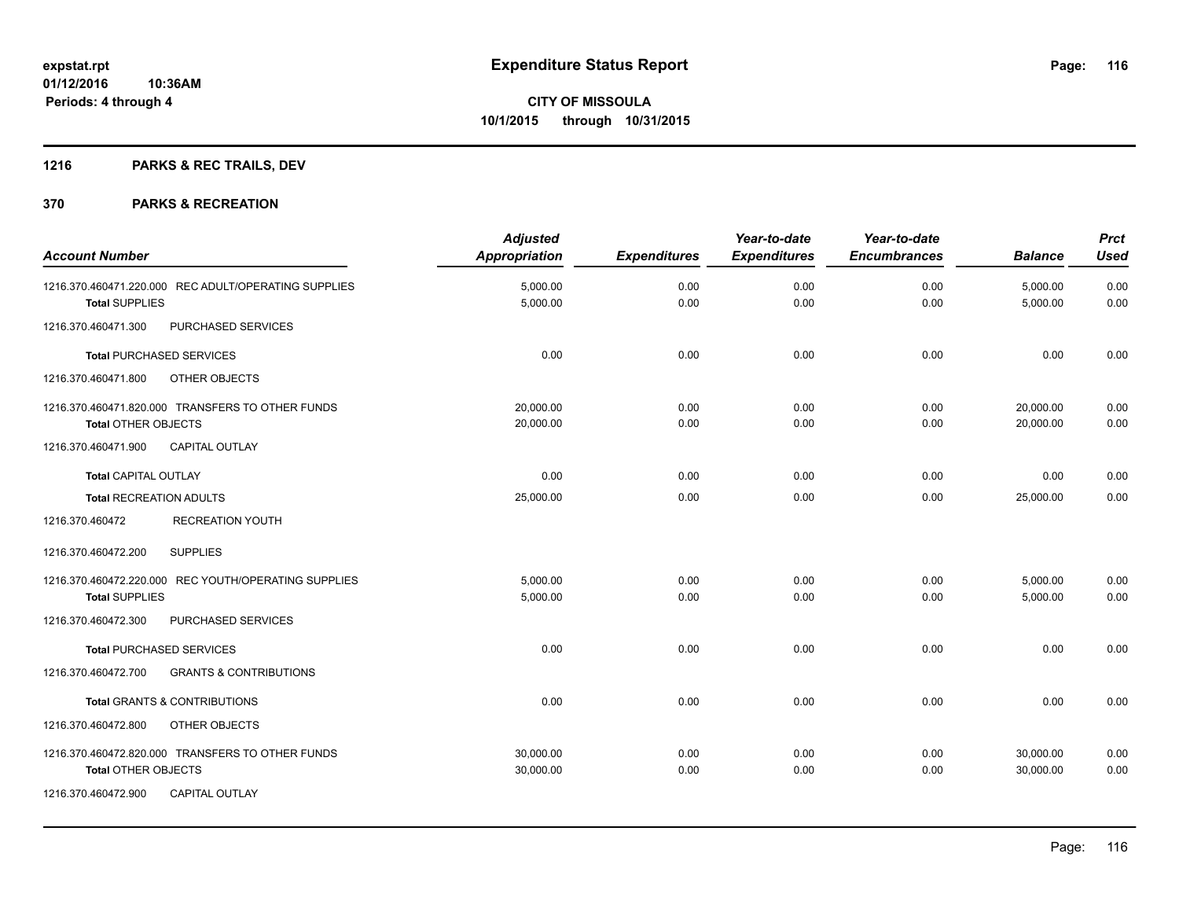# Expenditure Status Report

expstat.rpt
01/12/2016 10:36AM
Periods: 4 through 4

**CITY OF MISSOULA**
**10/1/2015 through 10/31/2015**

## 1216 PARKS & REC TRAILS, DEV

## 370 PARKS & RECREATION

| Account Number | Adjusted Appropriation | Expenditures | Year-to-date Expenditures | Year-to-date Encumbrances | Balance | Prct Used |
|---|---|---|---|---|---|---|
| 1216.370.460471.220.000 REC ADULT/OPERATING SUPPLIES | 5,000.00 | 0.00 | 0.00 | 0.00 | 5,000.00 | 0.00 |
| **Total** SUPPLIES | 5,000.00 | 0.00 | 0.00 | 0.00 | 5,000.00 | 0.00 |
| 1216.370.460471.300 PURCHASED SERVICES | | | | | | |
| **Total** PURCHASED SERVICES | 0.00 | 0.00 | 0.00 | 0.00 | 0.00 | 0.00 |
| 1216.370.460471.800 OTHER OBJECTS | | | | | | |
| 1216.370.460471.820.000 TRANSFERS TO OTHER FUNDS | 20,000.00 | 0.00 | 0.00 | 0.00 | 20,000.00 | 0.00 |
| **Total** OTHER OBJECTS | 20,000.00 | 0.00 | 0.00 | 0.00 | 20,000.00 | 0.00 |
| 1216.370.460471.900 CAPITAL OUTLAY | | | | | | |
| **Total** CAPITAL OUTLAY | 0.00 | 0.00 | 0.00 | 0.00 | 0.00 | 0.00 |
| **Total** RECREATION ADULTS | 25,000.00 | 0.00 | 0.00 | 0.00 | 25,000.00 | 0.00 |
| 1216.370.460472 RECREATION YOUTH | | | | | | |
| 1216.370.460472.200 SUPPLIES | | | | | | |
| 1216.370.460472.220.000 REC YOUTH/OPERATING SUPPLIES | 5,000.00 | 0.00 | 0.00 | 0.00 | 5,000.00 | 0.00 |
| **Total** SUPPLIES | 5,000.00 | 0.00 | 0.00 | 0.00 | 5,000.00 | 0.00 |
| 1216.370.460472.300 PURCHASED SERVICES | | | | | | |
| **Total** PURCHASED SERVICES | 0.00 | 0.00 | 0.00 | 0.00 | 0.00 | 0.00 |
| 1216.370.460472.700 GRANTS & CONTRIBUTIONS | | | | | | |
| **Total** GRANTS & CONTRIBUTIONS | 0.00 | 0.00 | 0.00 | 0.00 | 0.00 | 0.00 |
| 1216.370.460472.800 OTHER OBJECTS | | | | | | |
| 1216.370.460472.820.000 TRANSFERS TO OTHER FUNDS | 30,000.00 | 0.00 | 0.00 | 0.00 | 30,000.00 | 0.00 |
| **Total** OTHER OBJECTS | 30,000.00 | 0.00 | 0.00 | 0.00 | 30,000.00 | 0.00 |
| 1216.370.460472.900 CAPITAL OUTLAY | | | | | | |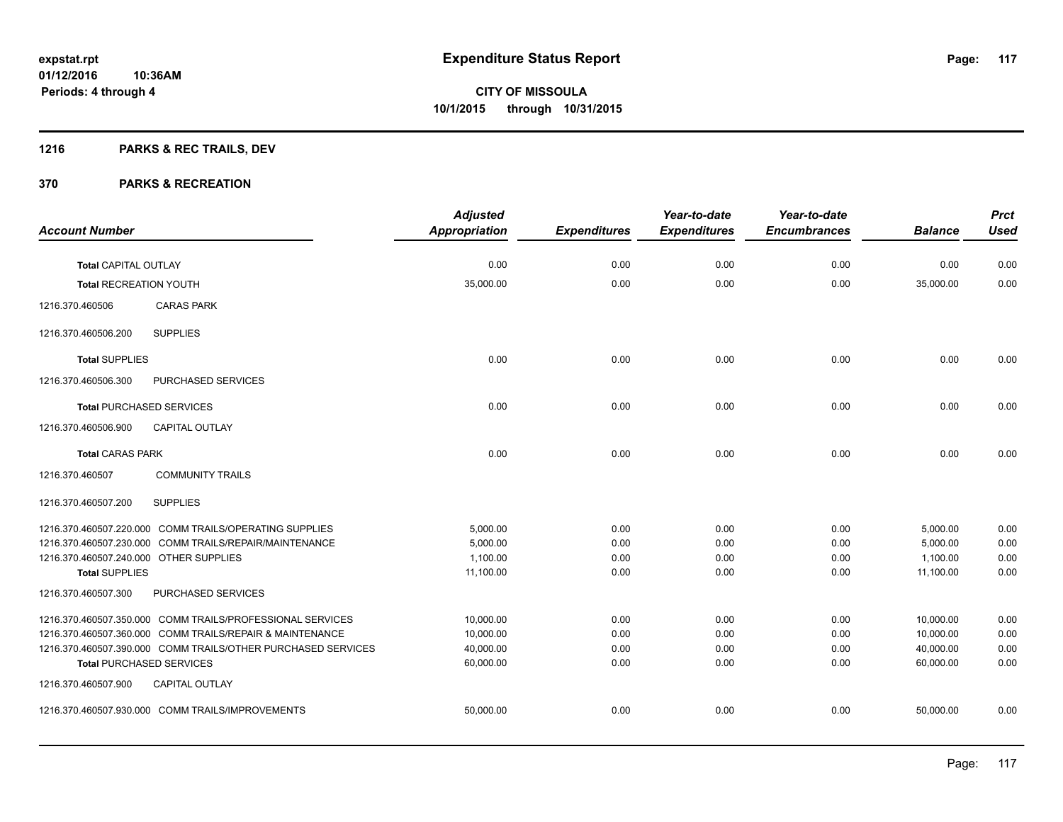expstat.rpt
01/12/2016 10:36AM
Periods: 4 through 4

# Expenditure Status Report

**CITY OF MISSOULA**
**10/1/2015 through 10/31/2015**

## 1216 PARKS & REC TRAILS, DEV

## 370 PARKS & RECREATION

| Account Number | Adjusted Appropriation | Expenditures | Year-to-date Expenditures | Year-to-date Encumbrances | Balance | Prct Used |
|---|---|---|---|---|---|---|
| **Total** CAPITAL OUTLAY | 0.00 | 0.00 | 0.00 | 0.00 | 0.00 | 0.00 |
| **Total** RECREATION YOUTH | 35,000.00 | 0.00 | 0.00 | 0.00 | 35,000.00 | 0.00 |
| 1216.370.460506 CARAS PARK | | | | | | |
| 1216.370.460506.200 SUPPLIES | | | | | | |
| **Total** SUPPLIES | 0.00 | 0.00 | 0.00 | 0.00 | 0.00 | 0.00 |
| 1216.370.460506.300 PURCHASED SERVICES | | | | | | |
| **Total** PURCHASED SERVICES | 0.00 | 0.00 | 0.00 | 0.00 | 0.00 | 0.00 |
| 1216.370.460506.900 CAPITAL OUTLAY | | | | | | |
| **Total** CARAS PARK | 0.00 | 0.00 | 0.00 | 0.00 | 0.00 | 0.00 |
| 1216.370.460507 COMMUNITY TRAILS | | | | | | |
| 1216.370.460507.200 SUPPLIES | | | | | | |
| 1216.370.460507.220.000 COMM TRAILS/OPERATING SUPPLIES | 5,000.00 | 0.00 | 0.00 | 0.00 | 5,000.00 | 0.00 |
| 1216.370.460507.230.000 COMM TRAILS/REPAIR/MAINTENANCE | 5,000.00 | 0.00 | 0.00 | 0.00 | 5,000.00 | 0.00 |
| 1216.370.460507.240.000 OTHER SUPPLIES | 1,100.00 | 0.00 | 0.00 | 0.00 | 1,100.00 | 0.00 |
| **Total** SUPPLIES | 11,100.00 | 0.00 | 0.00 | 0.00 | 11,100.00 | 0.00 |
| 1216.370.460507.300 PURCHASED SERVICES | | | | | | |
| 1216.370.460507.350.000 COMM TRAILS/PROFESSIONAL SERVICES | 10,000.00 | 0.00 | 0.00 | 0.00 | 10,000.00 | 0.00 |
| 1216.370.460507.360.000 COMM TRAILS/REPAIR & MAINTENANCE | 10,000.00 | 0.00 | 0.00 | 0.00 | 10,000.00 | 0.00 |
| 1216.370.460507.390.000 COMM TRAILS/OTHER PURCHASED SERVICES | 40,000.00 | 0.00 | 0.00 | 0.00 | 40,000.00 | 0.00 |
| **Total** PURCHASED SERVICES | 60,000.00 | 0.00 | 0.00 | 0.00 | 60,000.00 | 0.00 |
| 1216.370.460507.900 CAPITAL OUTLAY | | | | | | |
| 1216.370.460507.930.000 COMM TRAILS/IMPROVEMENTS | 50,000.00 | 0.00 | 0.00 | 0.00 | 50,000.00 | 0.00 |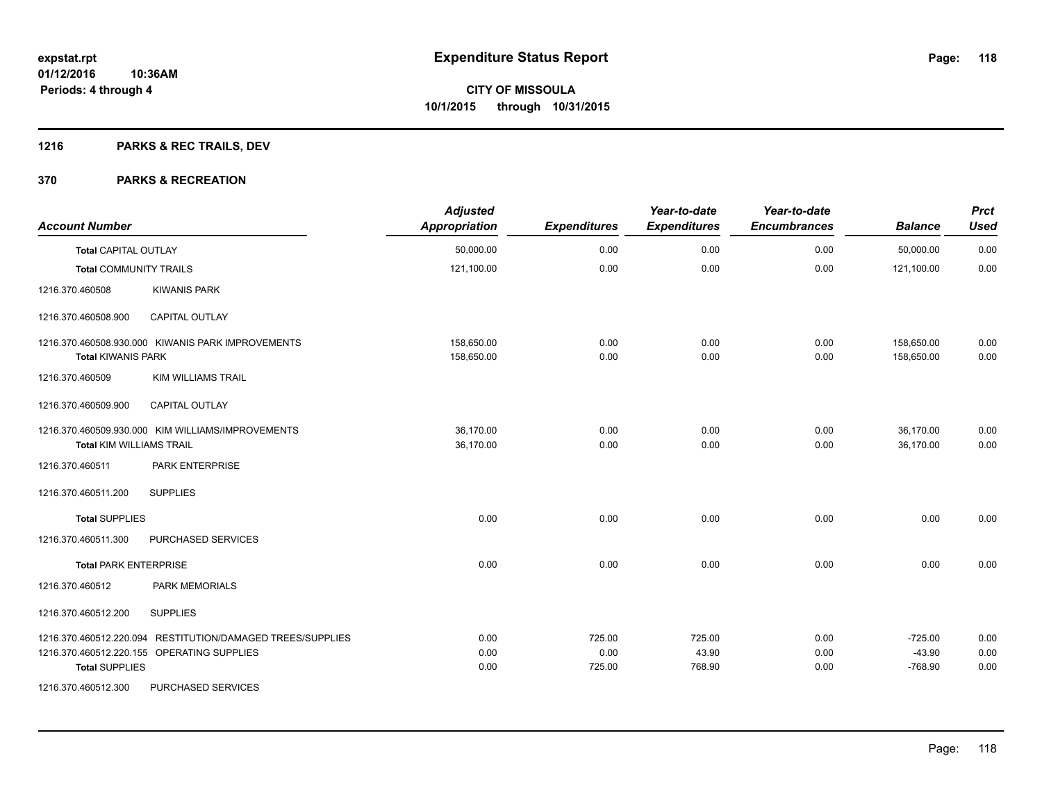# Expenditure Status Report

**CITY OF MISSOULA**
**10/1/2015 through 10/31/2015**

expstat.rpt
01/12/2016 10:36AM
Periods: 4 through 4

## 1216 PARKS & REC TRAILS, DEV

## 370 PARKS & RECREATION

| Account Number | | Adjusted Appropriation | Expenditures | Year-to-date Expenditures | Year-to-date Encumbrances | Balance | Prct Used |
|---|---|---|---|---|---|---|---|
| **Total** CAPITAL OUTLAY | | 50,000.00 | 0.00 | 0.00 | 0.00 | 50,000.00 | 0.00 |
| **Total** COMMUNITY TRAILS | | 121,100.00 | 0.00 | 0.00 | 0.00 | 121,100.00 | 0.00 |
| 1216.370.460508 | KIWANIS PARK | | | | | | |
| 1216.370.460508.900 | CAPITAL OUTLAY | | | | | | |
| 1216.370.460508.930.000 | KIWANIS PARK IMPROVEMENTS | 158,650.00 | 0.00 | 0.00 | 0.00 | 158,650.00 | 0.00 |
| **Total** KIWANIS PARK | | 158,650.00 | 0.00 | 0.00 | 0.00 | 158,650.00 | 0.00 |
| 1216.370.460509 | KIM WILLIAMS TRAIL | | | | | | |
| 1216.370.460509.900 | CAPITAL OUTLAY | | | | | | |
| 1216.370.460509.930.000 | KIM WILLIAMS/IMPROVEMENTS | 36,170.00 | 0.00 | 0.00 | 0.00 | 36,170.00 | 0.00 |
| **Total** KIM WILLIAMS TRAIL | | 36,170.00 | 0.00 | 0.00 | 0.00 | 36,170.00 | 0.00 |
| 1216.370.460511 | PARK ENTERPRISE | | | | | | |
| 1216.370.460511.200 | SUPPLIES | | | | | | |
| **Total** SUPPLIES | | 0.00 | 0.00 | 0.00 | 0.00 | 0.00 | 0.00 |
| 1216.370.460511.300 | PURCHASED SERVICES | | | | | | |
| **Total** PARK ENTERPRISE | | 0.00 | 0.00 | 0.00 | 0.00 | 0.00 | 0.00 |
| 1216.370.460512 | PARK MEMORIALS | | | | | | |
| 1216.370.460512.200 | SUPPLIES | | | | | | |
| 1216.370.460512.220.094 | RESTITUTION/DAMAGED TREES/SUPPLIES | 0.00 | 725.00 | 725.00 | 0.00 | -725.00 | 0.00 |
| 1216.370.460512.220.155 | OPERATING SUPPLIES | 0.00 | 0.00 | 43.90 | 0.00 | -43.90 | 0.00 |
| **Total** SUPPLIES | | 0.00 | 725.00 | 768.90 | 0.00 | -768.90 | 0.00 |
| 1216.370.460512.300 | PURCHASED SERVICES | | | | | | |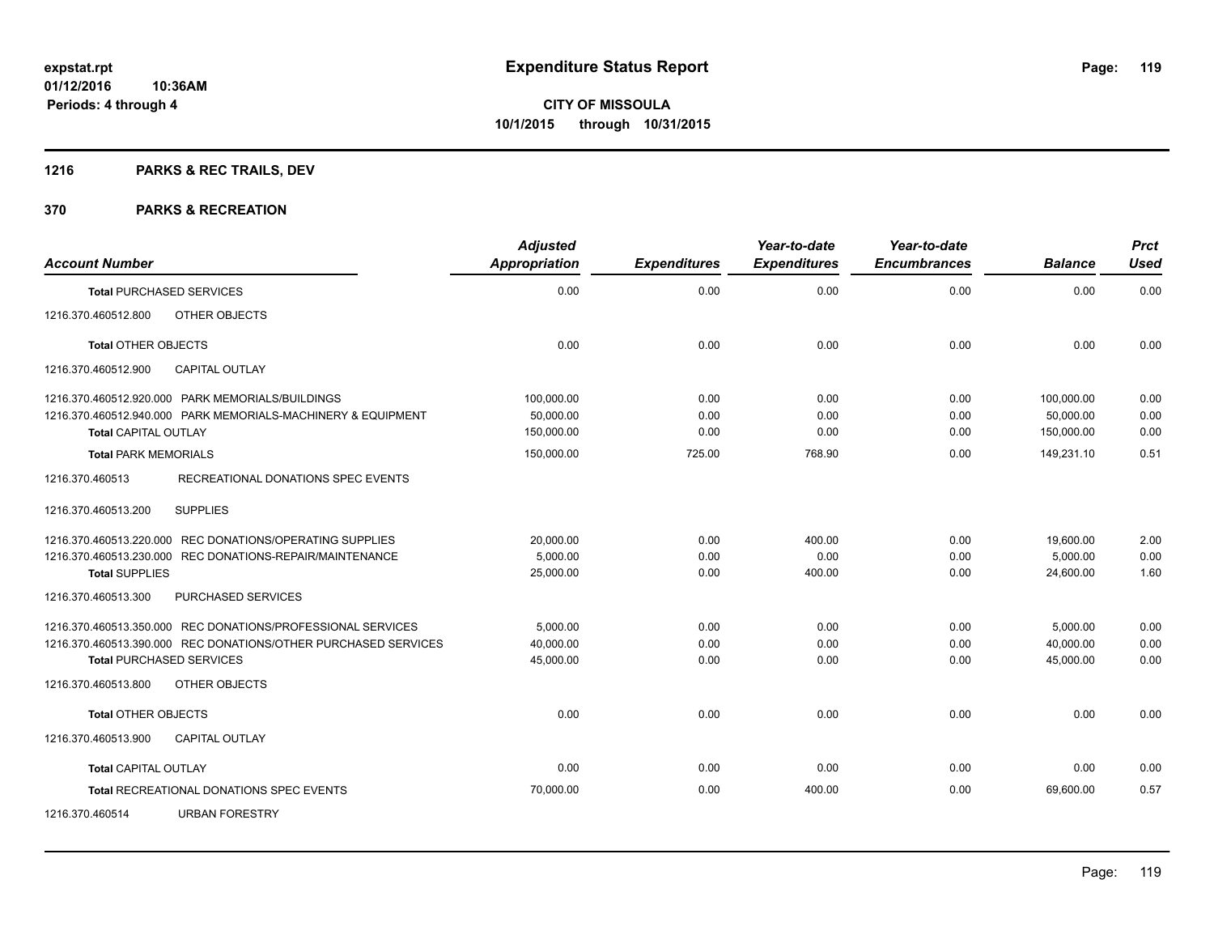# Expenditure Status Report

**CITY OF MISSOULA**
**10/1/2015 through 10/31/2015**

expstat.rpt
01/12/2016 10:36AM
Periods: 4 through 4

## 1216 PARKS & REC TRAILS, DEV

## 370 PARKS & RECREATION

| Account Number | Adjusted Appropriation | Expenditures | Year-to-date Expenditures | Year-to-date Encumbrances | Balance | Prct Used |
|---|---|---|---|---|---|---|
| **Total** PURCHASED SERVICES | 0.00 | 0.00 | 0.00 | 0.00 | 0.00 | 0.00 |
| 1216.370.460512.800 OTHER OBJECTS | | | | | | |
| **Total** OTHER OBJECTS | 0.00 | 0.00 | 0.00 | 0.00 | 0.00 | 0.00 |
| 1216.370.460512.900 CAPITAL OUTLAY | | | | | | |
| 1216.370.460512.920.000 PARK MEMORIALS/BUILDINGS | 100,000.00 | 0.00 | 0.00 | 0.00 | 100,000.00 | 0.00 |
| 1216.370.460512.940.000 PARK MEMORIALS-MACHINERY & EQUIPMENT | 50,000.00 | 0.00 | 0.00 | 0.00 | 50,000.00 | 0.00 |
| **Total** CAPITAL OUTLAY | 150,000.00 | 0.00 | 0.00 | 0.00 | 150,000.00 | 0.00 |
| **Total** PARK MEMORIALS | 150,000.00 | 725.00 | 768.90 | 0.00 | 149,231.10 | 0.51 |
| 1216.370.460513 RECREATIONAL DONATIONS SPEC EVENTS | | | | | | |
| 1216.370.460513.200 SUPPLIES | | | | | | |
| 1216.370.460513.220.000 REC DONATIONS/OPERATING SUPPLIES | 20,000.00 | 0.00 | 400.00 | 0.00 | 19,600.00 | 2.00 |
| 1216.370.460513.230.000 REC DONATIONS-REPAIR/MAINTENANCE | 5,000.00 | 0.00 | 0.00 | 0.00 | 5,000.00 | 0.00 |
| **Total** SUPPLIES | 25,000.00 | 0.00 | 400.00 | 0.00 | 24,600.00 | 1.60 |
| 1216.370.460513.300 PURCHASED SERVICES | | | | | | |
| 1216.370.460513.350.000 REC DONATIONS/PROFESSIONAL SERVICES | 5,000.00 | 0.00 | 0.00 | 0.00 | 5,000.00 | 0.00 |
| 1216.370.460513.390.000 REC DONATIONS/OTHER PURCHASED SERVICES | 40,000.00 | 0.00 | 0.00 | 0.00 | 40,000.00 | 0.00 |
| **Total** PURCHASED SERVICES | 45,000.00 | 0.00 | 0.00 | 0.00 | 45,000.00 | 0.00 |
| 1216.370.460513.800 OTHER OBJECTS | | | | | | |
| **Total** OTHER OBJECTS | 0.00 | 0.00 | 0.00 | 0.00 | 0.00 | 0.00 |
| 1216.370.460513.900 CAPITAL OUTLAY | | | | | | |
| **Total** CAPITAL OUTLAY | 0.00 | 0.00 | 0.00 | 0.00 | 0.00 | 0.00 |
| **Total** RECREATIONAL DONATIONS SPEC EVENTS | 70,000.00 | 0.00 | 400.00 | 0.00 | 69,600.00 | 0.57 |
| 1216.370.460514 URBAN FORESTRY | | | | | | |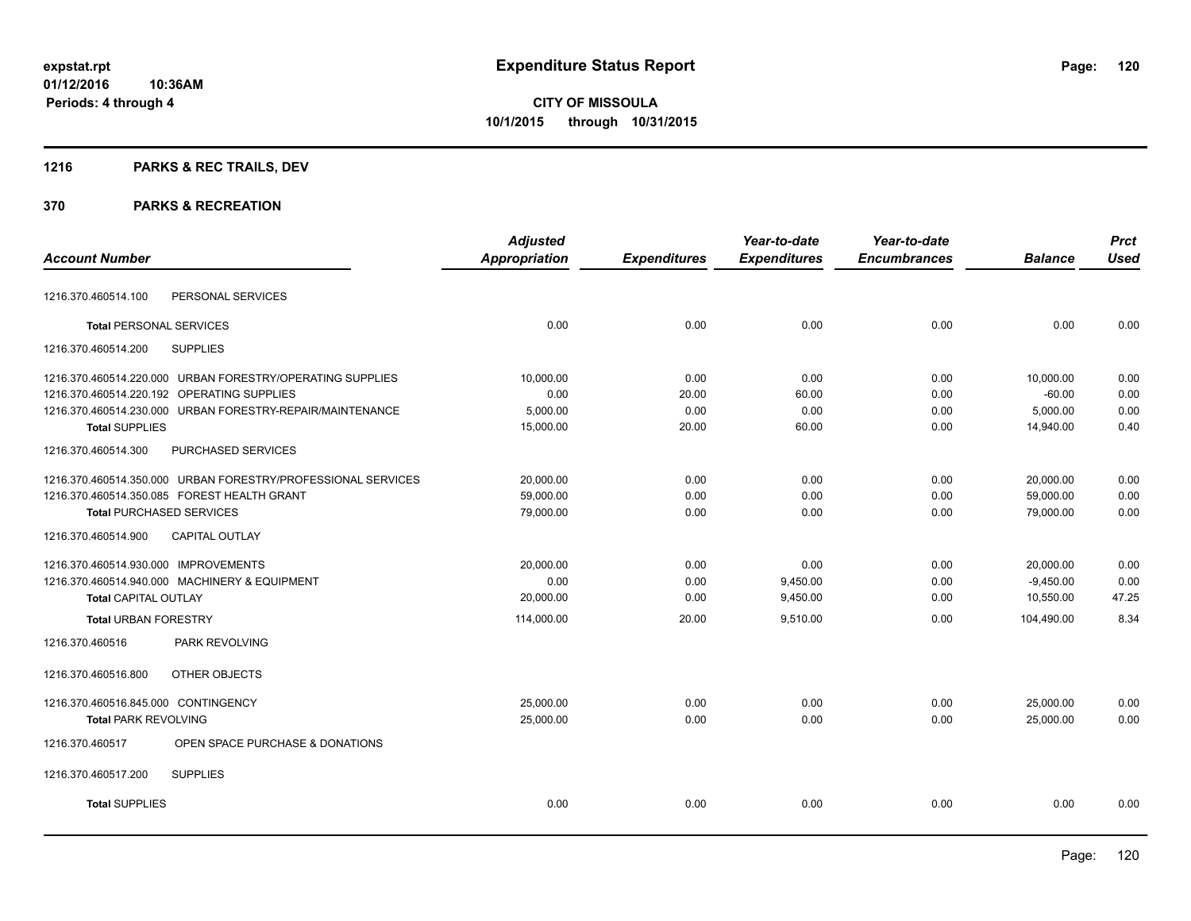**expstat.rpt**
**01/12/2016 10:36AM**
**Periods: 4 through 4**

# Expenditure Status Report

**CITY OF MISSOULA**
**10/1/2015 through 10/31/2015**

## 1216 PARKS & REC TRAILS, DEV

## 370 PARKS & RECREATION

| Account Number | Adjusted Appropriation | Expenditures | Year-to-date Expenditures | Year-to-date Encumbrances | Balance | Prct Used |
|---|---|---|---|---|---|---|
| 1216.370.460514.100 PERSONAL SERVICES | | | | | | |
| **Total** PERSONAL SERVICES | 0.00 | 0.00 | 0.00 | 0.00 | 0.00 | 0.00 |
| 1216.370.460514.200 SUPPLIES | | | | | | |
| 1216.370.460514.220.000 URBAN FORESTRY/OPERATING SUPPLIES | 10,000.00 | 0.00 | 0.00 | 0.00 | 10,000.00 | 0.00 |
| 1216.370.460514.220.192 OPERATING SUPPLIES | 0.00 | 20.00 | 60.00 | 0.00 | -60.00 | 0.00 |
| 1216.370.460514.230.000 URBAN FORESTRY-REPAIR/MAINTENANCE | 5,000.00 | 0.00 | 0.00 | 0.00 | 5,000.00 | 0.00 |
| **Total** SUPPLIES | 15,000.00 | 20.00 | 60.00 | 0.00 | 14,940.00 | 0.40 |
| 1216.370.460514.300 PURCHASED SERVICES | | | | | | |
| 1216.370.460514.350.000 URBAN FORESTRY/PROFESSIONAL SERVICES | 20,000.00 | 0.00 | 0.00 | 0.00 | 20,000.00 | 0.00 |
| 1216.370.460514.350.085 FOREST HEALTH GRANT | 59,000.00 | 0.00 | 0.00 | 0.00 | 59,000.00 | 0.00 |
| **Total** PURCHASED SERVICES | 79,000.00 | 0.00 | 0.00 | 0.00 | 79,000.00 | 0.00 |
| 1216.370.460514.900 CAPITAL OUTLAY | | | | | | |
| 1216.370.460514.930.000 IMPROVEMENTS | 20,000.00 | 0.00 | 0.00 | 0.00 | 20,000.00 | 0.00 |
| 1216.370.460514.940.000 MACHINERY & EQUIPMENT | 0.00 | 0.00 | 9,450.00 | 0.00 | -9,450.00 | 0.00 |
| **Total** CAPITAL OUTLAY | 20,000.00 | 0.00 | 9,450.00 | 0.00 | 10,550.00 | 47.25 |
| **Total** URBAN FORESTRY | 114,000.00 | 20.00 | 9,510.00 | 0.00 | 104,490.00 | 8.34 |
| 1216.370.460516 PARK REVOLVING | | | | | | |
| 1216.370.460516.800 OTHER OBJECTS | | | | | | |
| 1216.370.460516.845.000 CONTINGENCY | 25,000.00 | 0.00 | 0.00 | 0.00 | 25,000.00 | 0.00 |
| **Total** PARK REVOLVING | 25,000.00 | 0.00 | 0.00 | 0.00 | 25,000.00 | 0.00 |
| 1216.370.460517 OPEN SPACE PURCHASE & DONATIONS | | | | | | |
| 1216.370.460517.200 SUPPLIES | | | | | | |
| **Total** SUPPLIES | 0.00 | 0.00 | 0.00 | 0.00 | 0.00 | 0.00 |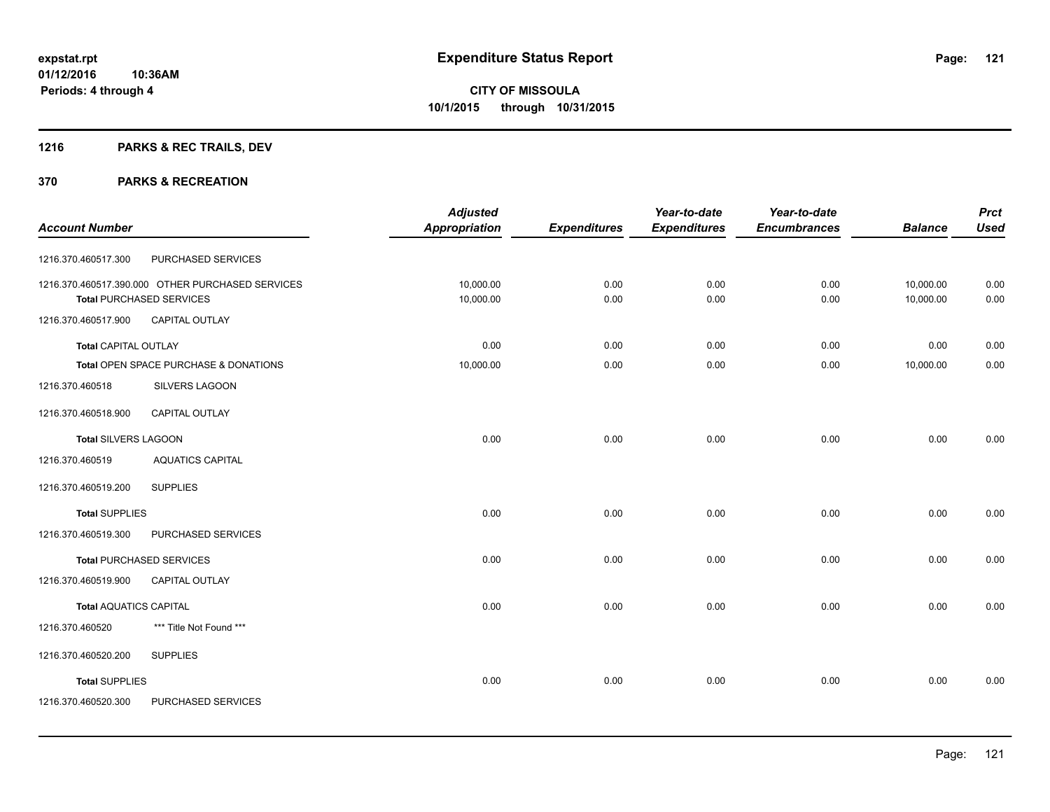**expstat.rpt**
**01/12/2016 10:36AM**
**Periods: 4 through 4**

# Expenditure Status Report

**CITY OF MISSOULA**
**10/1/2015 through 10/31/2015**

## 1216 PARKS & REC TRAILS, DEV

## 370 PARKS & RECREATION

| Account Number | | Adjusted Appropriation | Expenditures | Year-to-date Expenditures | Year-to-date Encumbrances | Balance | Prct Used |
|---|---|---|---|---|---|---|---|
| 1216.370.460517.300 | PURCHASED SERVICES | | | | | | |
| 1216.370.460517.390.000 | OTHER PURCHASED SERVICES | 10,000.00 | 0.00 | 0.00 | 0.00 | 10,000.00 | 0.00 |
| **Total** PURCHASED SERVICES | | 10,000.00 | 0.00 | 0.00 | 0.00 | 10,000.00 | 0.00 |
| 1216.370.460517.900 | CAPITAL OUTLAY | | | | | | |
| **Total** CAPITAL OUTLAY | | 0.00 | 0.00 | 0.00 | 0.00 | 0.00 | 0.00 |
| **Total** OPEN SPACE PURCHASE & DONATIONS | | 10,000.00 | 0.00 | 0.00 | 0.00 | 10,000.00 | 0.00 |
| 1216.370.460518 | SILVERS LAGOON | | | | | | |
| 1216.370.460518.900 | CAPITAL OUTLAY | | | | | | |
| **Total** SILVERS LAGOON | | 0.00 | 0.00 | 0.00 | 0.00 | 0.00 | 0.00 |
| 1216.370.460519 | AQUATICS CAPITAL | | | | | | |
| 1216.370.460519.200 | SUPPLIES | | | | | | |
| **Total** SUPPLIES | | 0.00 | 0.00 | 0.00 | 0.00 | 0.00 | 0.00 |
| 1216.370.460519.300 | PURCHASED SERVICES | | | | | | |
| **Total** PURCHASED SERVICES | | 0.00 | 0.00 | 0.00 | 0.00 | 0.00 | 0.00 |
| 1216.370.460519.900 | CAPITAL OUTLAY | | | | | | |
| **Total** AQUATICS CAPITAL | | 0.00 | 0.00 | 0.00 | 0.00 | 0.00 | 0.00 |
| 1216.370.460520 | *** Title Not Found *** | | | | | | |
| 1216.370.460520.200 | SUPPLIES | | | | | | |
| **Total** SUPPLIES | | 0.00 | 0.00 | 0.00 | 0.00 | 0.00 | 0.00 |
| 1216.370.460520.300 | PURCHASED SERVICES | | | | | | |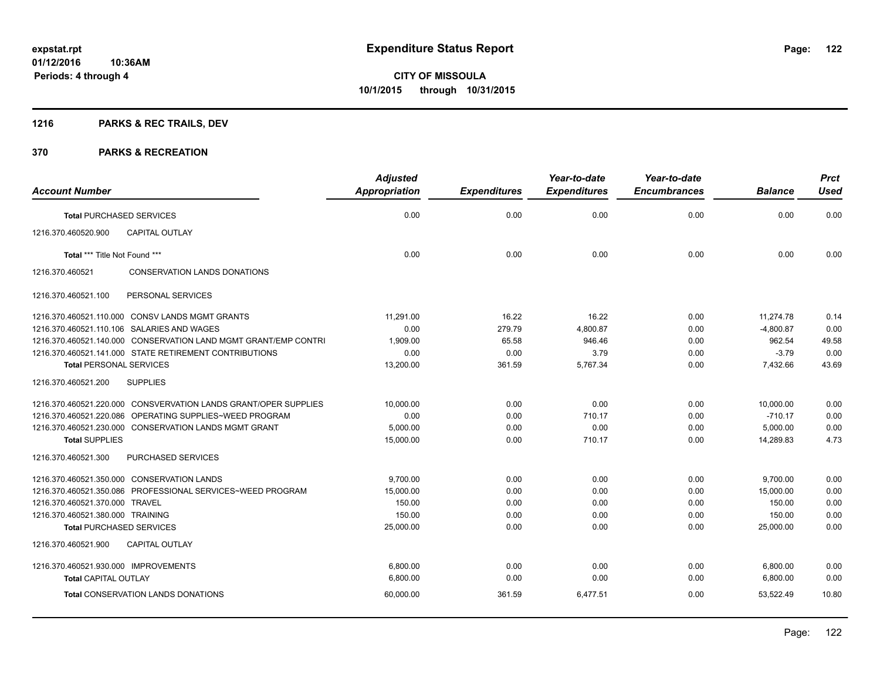**expstat.rpt**
**01/12/2016 10:36AM**
**Periods: 4 through 4**

# Expenditure Status Report

**CITY OF MISSOULA**
**10/1/2015 through 10/31/2015**

## 1216 PARKS & REC TRAILS, DEV

## 370 PARKS & RECREATION

| Account Number | Adjusted Appropriation | Expenditures | Year-to-date Expenditures | Year-to-date Encumbrances | Balance | Prct Used |
|---|---|---|---|---|---|---|
| **Total** PURCHASED SERVICES | 0.00 | 0.00 | 0.00 | 0.00 | 0.00 | 0.00 |
| 1216.370.460520.900 CAPITAL OUTLAY | | | | | | |
| **Total** *** Title Not Found *** | 0.00 | 0.00 | 0.00 | 0.00 | 0.00 | 0.00 |
| 1216.370.460521 CONSERVATION LANDS DONATIONS | | | | | | |
| 1216.370.460521.100 PERSONAL SERVICES | | | | | | |
| 1216.370.460521.110.000 CONSV LANDS MGMT GRANTS | 11,291.00 | 16.22 | 16.22 | 0.00 | 11,274.78 | 0.14 |
| 1216.370.460521.110.106 SALARIES AND WAGES | 0.00 | 279.79 | 4,800.87 | 0.00 | -4,800.87 | 0.00 |
| 1216.370.460521.140.000 CONSERVATION LAND MGMT GRANT/EMP CONTRI | 1,909.00 | 65.58 | 946.46 | 0.00 | 962.54 | 49.58 |
| 1216.370.460521.141.000 STATE RETIREMENT CONTRIBUTIONS | 0.00 | 0.00 | 3.79 | 0.00 | -3.79 | 0.00 |
| **Total** PERSONAL SERVICES | 13,200.00 | 361.59 | 5,767.34 | 0.00 | 7,432.66 | 43.69 |
| 1216.370.460521.200 SUPPLIES | | | | | | |
| 1216.370.460521.220.000 CONSVERVATION LANDS GRANT/OPER SUPPLIES | 10,000.00 | 0.00 | 0.00 | 0.00 | 10,000.00 | 0.00 |
| 1216.370.460521.220.086 OPERATING SUPPLIES~WEED PROGRAM | 0.00 | 0.00 | 710.17 | 0.00 | -710.17 | 0.00 |
| 1216.370.460521.230.000 CONSERVATION LANDS MGMT GRANT | 5,000.00 | 0.00 | 0.00 | 0.00 | 5,000.00 | 0.00 |
| **Total** SUPPLIES | 15,000.00 | 0.00 | 710.17 | 0.00 | 14,289.83 | 4.73 |
| 1216.370.460521.300 PURCHASED SERVICES | | | | | | |
| 1216.370.460521.350.000 CONSERVATION LANDS | 9,700.00 | 0.00 | 0.00 | 0.00 | 9,700.00 | 0.00 |
| 1216.370.460521.350.086 PROFESSIONAL SERVICES~WEED PROGRAM | 15,000.00 | 0.00 | 0.00 | 0.00 | 15,000.00 | 0.00 |
| 1216.370.460521.370.000 TRAVEL | 150.00 | 0.00 | 0.00 | 0.00 | 150.00 | 0.00 |
| 1216.370.460521.380.000 TRAINING | 150.00 | 0.00 | 0.00 | 0.00 | 150.00 | 0.00 |
| **Total** PURCHASED SERVICES | 25,000.00 | 0.00 | 0.00 | 0.00 | 25,000.00 | 0.00 |
| 1216.370.460521.900 CAPITAL OUTLAY | | | | | | |
| 1216.370.460521.930.000 IMPROVEMENTS | 6,800.00 | 0.00 | 0.00 | 0.00 | 6,800.00 | 0.00 |
| **Total** CAPITAL OUTLAY | 6,800.00 | 0.00 | 0.00 | 0.00 | 6,800.00 | 0.00 |
| **Total** CONSERVATION LANDS DONATIONS | 60,000.00 | 361.59 | 6,477.51 | 0.00 | 53,522.49 | 10.80 |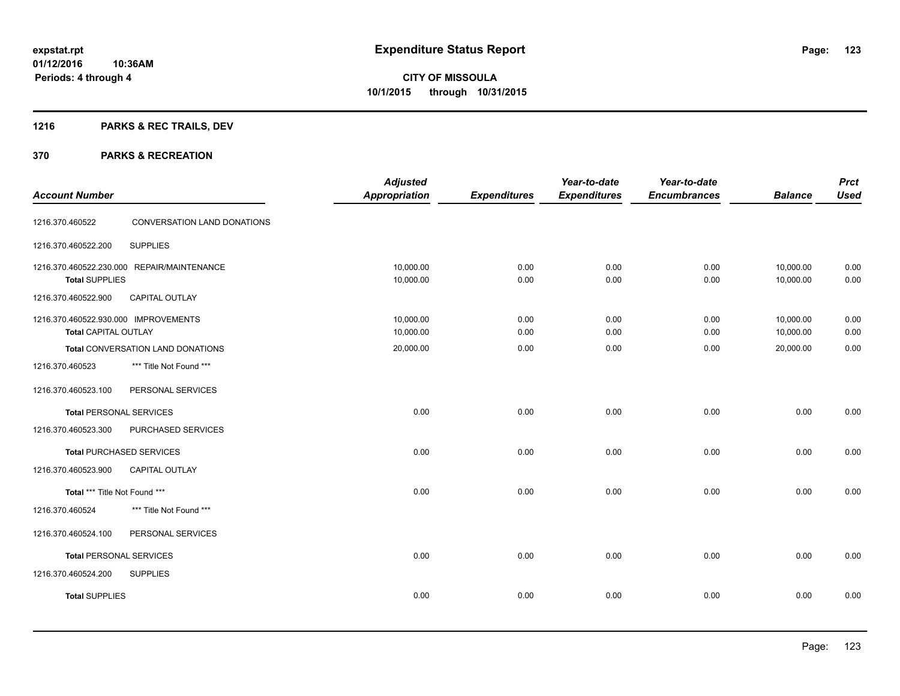**expstat.rpt**
**01/12/2016 10:36AM**
**Periods: 4 through 4**

# Expenditure Status Report

**CITY OF MISSOULA**
**10/1/2015 through 10/31/2015**

## 1216 PARKS & REC TRAILS, DEV

## 370 PARKS & RECREATION

| Account Number | | Adjusted Appropriation | Expenditures | Year-to-date Expenditures | Year-to-date Encumbrances | Balance | Prct Used |
|---|---|---|---|---|---|---|---|
| 1216.370.460522 | CONVERSATION LAND DONATIONS | | | | | | |
| 1216.370.460522.200 | SUPPLIES | | | | | | |
| 1216.370.460522.230.000 | REPAIR/MAINTENANCE | 10,000.00 | 0.00 | 0.00 | 0.00 | 10,000.00 | 0.00 |
| **Total** SUPPLIES | | 10,000.00 | 0.00 | 0.00 | 0.00 | 10,000.00 | 0.00 |
| 1216.370.460522.900 | CAPITAL OUTLAY | | | | | | |
| 1216.370.460522.930.000 | IMPROVEMENTS | 10,000.00 | 0.00 | 0.00 | 0.00 | 10,000.00 | 0.00 |
| **Total** CAPITAL OUTLAY | | 10,000.00 | 0.00 | 0.00 | 0.00 | 10,000.00 | 0.00 |
| **Total** CONVERSATION LAND DONATIONS | | 20,000.00 | 0.00 | 0.00 | 0.00 | 20,000.00 | 0.00 |
| 1216.370.460523 | *** Title Not Found *** | | | | | | |
| 1216.370.460523.100 | PERSONAL SERVICES | | | | | | |
| **Total** PERSONAL SERVICES | | 0.00 | 0.00 | 0.00 | 0.00 | 0.00 | 0.00 |
| 1216.370.460523.300 | PURCHASED SERVICES | | | | | | |
| **Total** PURCHASED SERVICES | | 0.00 | 0.00 | 0.00 | 0.00 | 0.00 | 0.00 |
| 1216.370.460523.900 | CAPITAL OUTLAY | | | | | | |
| **Total** *** Title Not Found *** | | 0.00 | 0.00 | 0.00 | 0.00 | 0.00 | 0.00 |
| 1216.370.460524 | *** Title Not Found *** | | | | | | |
| 1216.370.460524.100 | PERSONAL SERVICES | | | | | | |
| **Total** PERSONAL SERVICES | | 0.00 | 0.00 | 0.00 | 0.00 | 0.00 | 0.00 |
| 1216.370.460524.200 | SUPPLIES | | | | | | |
| **Total** SUPPLIES | | 0.00 | 0.00 | 0.00 | 0.00 | 0.00 | 0.00 |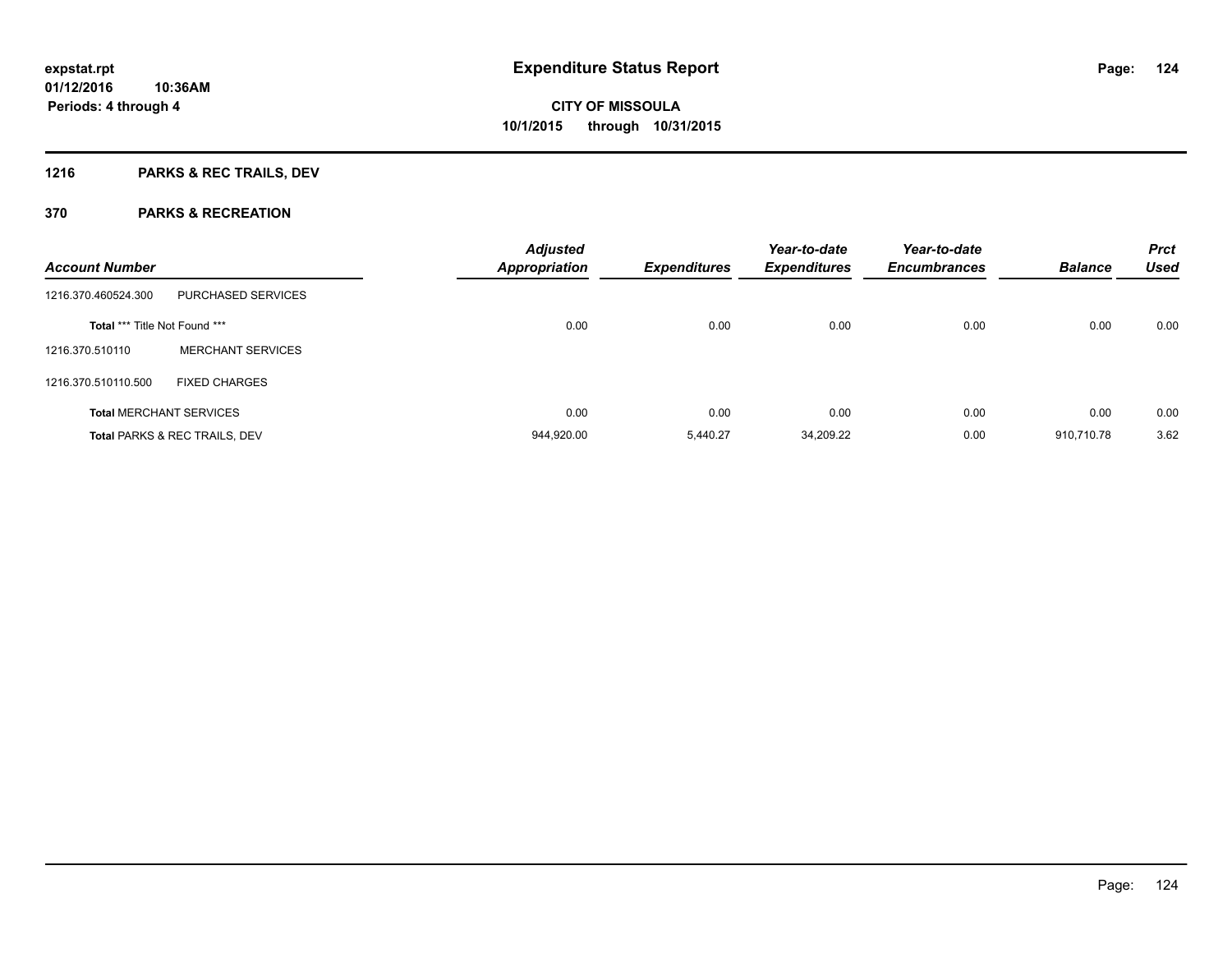**expstat.rpt**
**01/12/2016 10:36AM**
**Periods: 4 through 4**

# Expenditure Status Report

**CITY OF MISSOULA**
**10/1/2015 through 10/31/2015**

## 1216 PARKS & REC TRAILS, DEV

## 370 PARKS & RECREATION

| Account Number | | Adjusted Appropriation | Expenditures | Year-to-date Expenditures | Year-to-date Encumbrances | Balance | Prct Used |
|---|---|---|---|---|---|---|---|
| 1216.370.460524.300 | PURCHASED SERVICES | | | | | | |
| **Total** *** Title Not Found *** | | 0.00 | 0.00 | 0.00 | 0.00 | 0.00 | 0.00 |
| 1216.370.510110 | MERCHANT SERVICES | | | | | | |
| 1216.370.510110.500 | FIXED CHARGES | | | | | | |
| **Total** MERCHANT SERVICES | | 0.00 | 0.00 | 0.00 | 0.00 | 0.00 | 0.00 |
| **Total** PARKS & REC TRAILS, DEV | | 944,920.00 | 5,440.27 | 34,209.22 | 0.00 | 910,710.78 | 3.62 |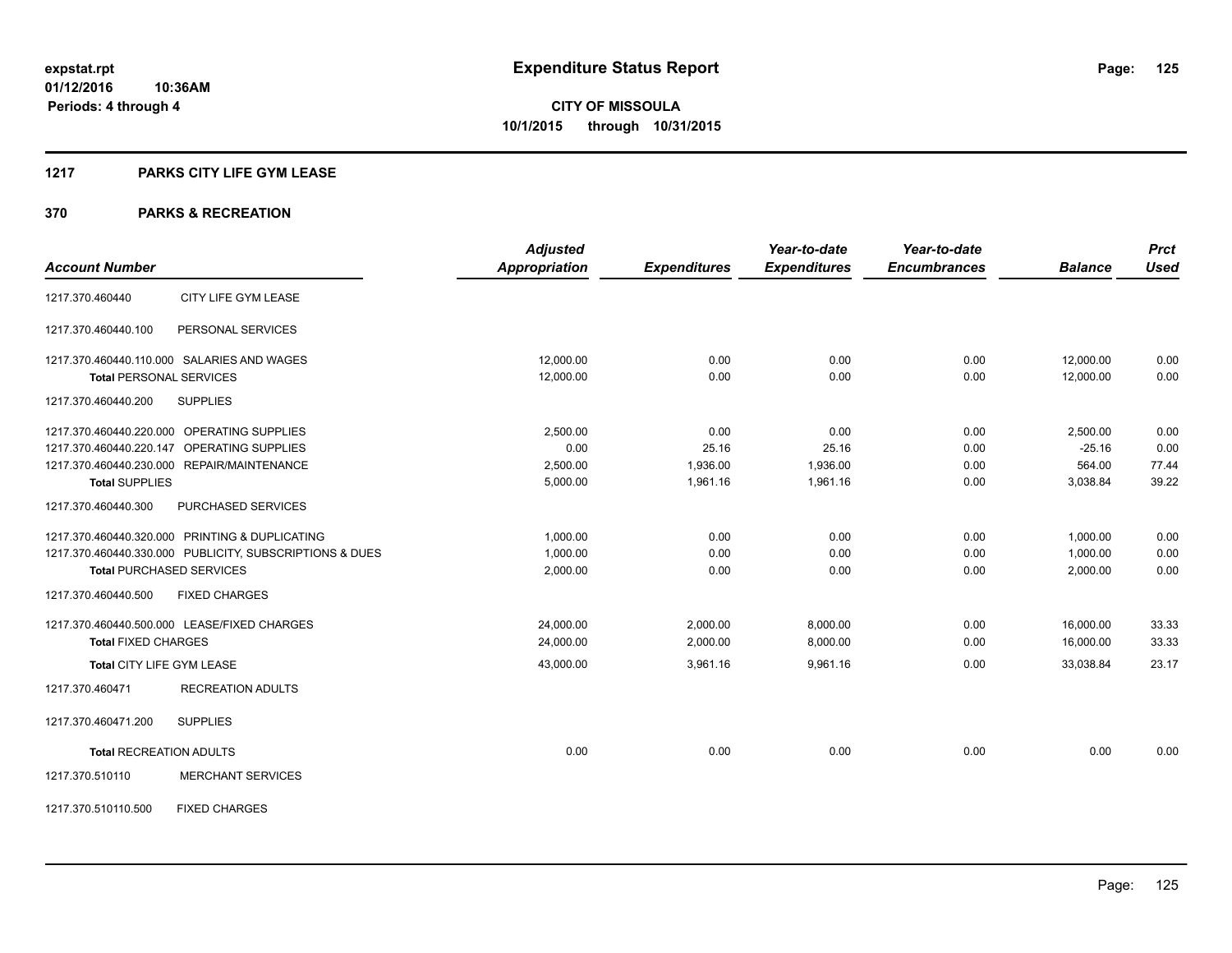# Expenditure Status Report

**CITY OF MISSOULA**
**10/1/2015 through 10/31/2015**

expstat.rpt
01/12/2016 10:36AM
Periods: 4 through 4

## 1217 PARKS CITY LIFE GYM LEASE

## 370 PARKS & RECREATION

| Account Number | | Adjusted Appropriation | Expenditures | Year-to-date Expenditures | Year-to-date Encumbrances | Balance | Prct Used |
|---|---|---|---|---|---|---|---|
| 1217.370.460440 | CITY LIFE GYM LEASE | | | | | | |
| 1217.370.460440.100 | PERSONAL SERVICES | | | | | | |
| 1217.370.460440.110.000 | SALARIES AND WAGES | 12,000.00 | 0.00 | 0.00 | 0.00 | 12,000.00 | 0.00 |
| **Total** PERSONAL SERVICES | | 12,000.00 | 0.00 | 0.00 | 0.00 | 12,000.00 | 0.00 |
| 1217.370.460440.200 | SUPPLIES | | | | | | |
| 1217.370.460440.220.000 | OPERATING SUPPLIES | 2,500.00 | 0.00 | 0.00 | 0.00 | 2,500.00 | 0.00 |
| 1217.370.460440.220.147 | OPERATING SUPPLIES | 0.00 | 25.16 | 25.16 | 0.00 | -25.16 | 0.00 |
| 1217.370.460440.230.000 | REPAIR/MAINTENANCE | 2,500.00 | 1,936.00 | 1,936.00 | 0.00 | 564.00 | 77.44 |
| **Total** SUPPLIES | | 5,000.00 | 1,961.16 | 1,961.16 | 0.00 | 3,038.84 | 39.22 |
| 1217.370.460440.300 | PURCHASED SERVICES | | | | | | |
| 1217.370.460440.320.000 | PRINTING & DUPLICATING | 1,000.00 | 0.00 | 0.00 | 0.00 | 1,000.00 | 0.00 |
| 1217.370.460440.330.000 | PUBLICITY, SUBSCRIPTIONS & DUES | 1,000.00 | 0.00 | 0.00 | 0.00 | 1,000.00 | 0.00 |
| **Total** PURCHASED SERVICES | | 2,000.00 | 0.00 | 0.00 | 0.00 | 2,000.00 | 0.00 |
| 1217.370.460440.500 | FIXED CHARGES | | | | | | |
| 1217.370.460440.500.000 | LEASE/FIXED CHARGES | 24,000.00 | 2,000.00 | 8,000.00 | 0.00 | 16,000.00 | 33.33 |
| **Total** FIXED CHARGES | | 24,000.00 | 2,000.00 | 8,000.00 | 0.00 | 16,000.00 | 33.33 |
| **Total** CITY LIFE GYM LEASE | | 43,000.00 | 3,961.16 | 9,961.16 | 0.00 | 33,038.84 | 23.17 |
| 1217.370.460471 | RECREATION ADULTS | | | | | | |
| 1217.370.460471.200 | SUPPLIES | | | | | | |
| **Total** RECREATION ADULTS | | 0.00 | 0.00 | 0.00 | 0.00 | 0.00 | 0.00 |
| 1217.370.510110 | MERCHANT SERVICES | | | | | | |
| 1217.370.510110.500 | FIXED CHARGES | | | | | | |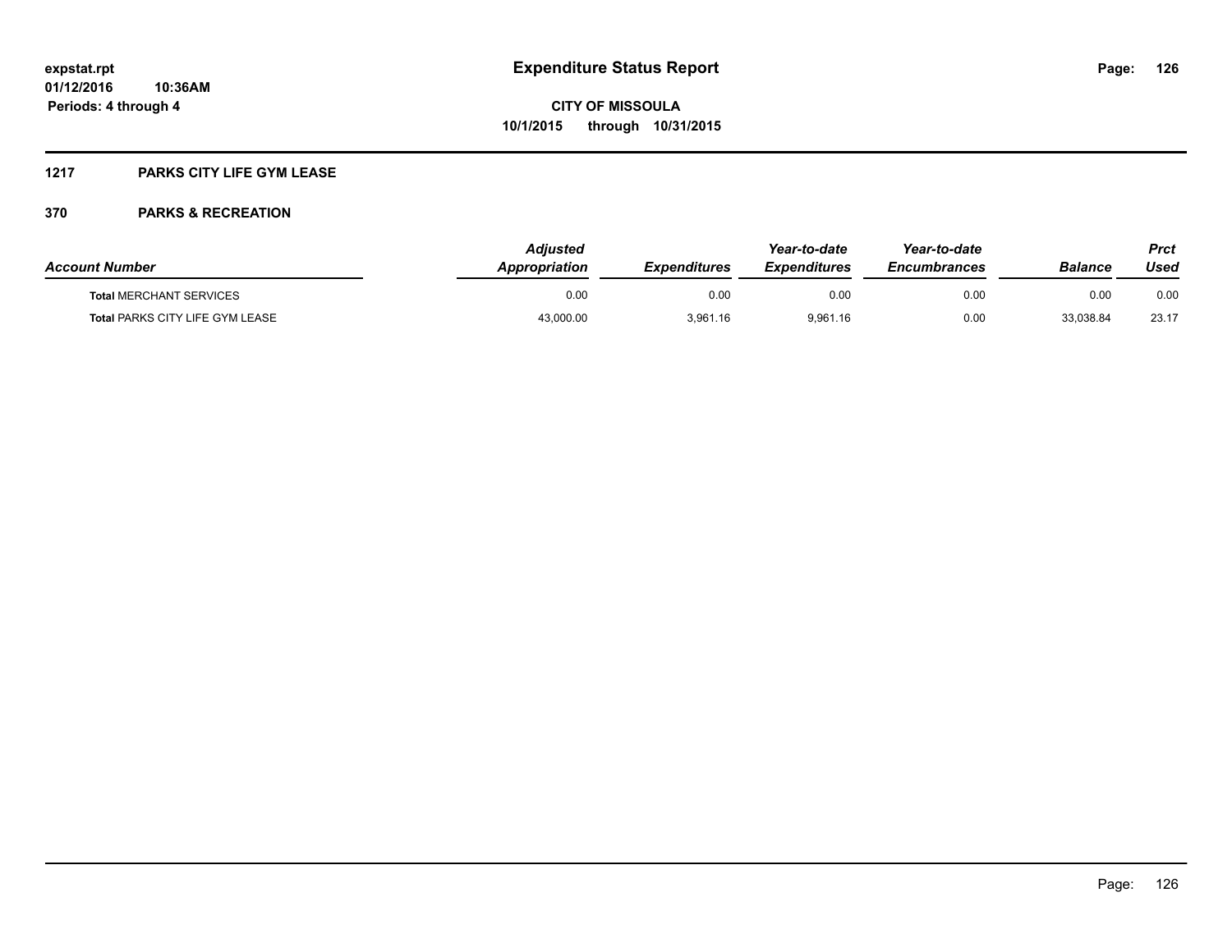# Expenditure Status Report

**CITY OF MISSOULA**
**10/1/2015 through 10/31/2015**

expstat.rpt
01/12/2016 10:36AM
Periods: 4 through 4

## 1217 PARKS CITY LIFE GYM LEASE

### 370 PARKS & RECREATION

| Account Number | Adjusted Appropriation | Expenditures | Year-to-date Expenditures | Year-to-date Encumbrances | Balance | Prct Used |
|---|---|---|---|---|---|---|
| **Total** MERCHANT SERVICES | 0.00 | 0.00 | 0.00 | 0.00 | 0.00 | 0.00 |
| **Total** PARKS CITY LIFE GYM LEASE | 43,000.00 | 3,961.16 | 9,961.16 | 0.00 | 33,038.84 | 23.17 |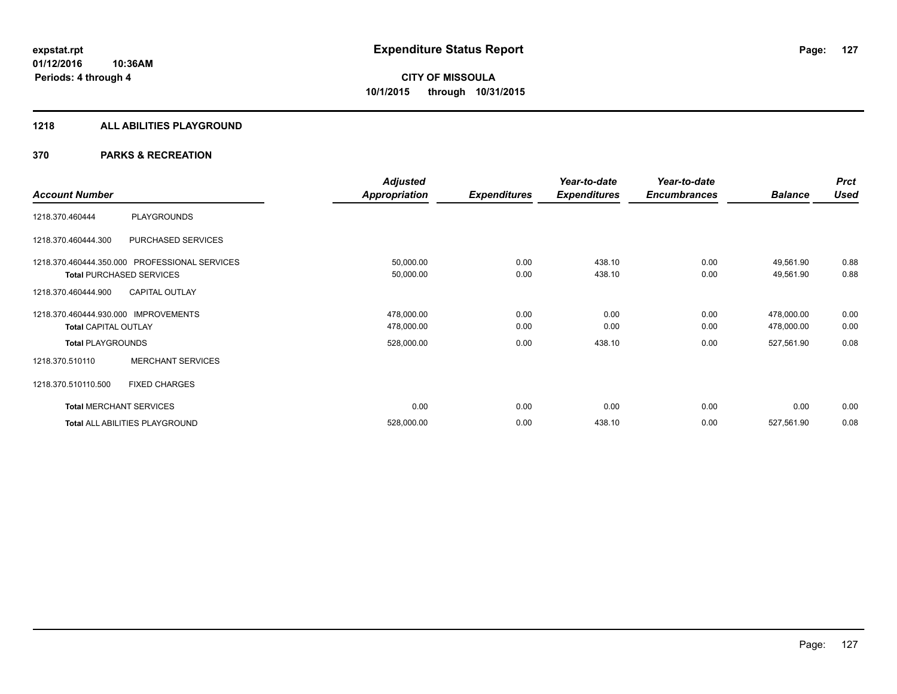**Expenditure Status Report**

**CITY OF MISSOULA**
**10/1/2015 through 10/31/2015**

expstat.rpt
01/12/2016 10:36AM
Periods: 4 through 4

## 1218 ALL ABILITIES PLAYGROUND

## 370 PARKS & RECREATION

| Account Number | | Adjusted Appropriation | Expenditures | Year-to-date Expenditures | Year-to-date Encumbrances | Balance | Prct Used |
|---|---|---|---|---|---|---|---|
| 1218.370.460444 | PLAYGROUNDS | | | | | | |
| 1218.370.460444.300 | PURCHASED SERVICES | | | | | | |
| 1218.370.460444.350.000 | PROFESSIONAL SERVICES | 50,000.00 | 0.00 | 438.10 | 0.00 | 49,561.90 | 0.88 |
| **Total** PURCHASED SERVICES | | 50,000.00 | 0.00 | 438.10 | 0.00 | 49,561.90 | 0.88 |
| 1218.370.460444.900 | CAPITAL OUTLAY | | | | | | |
| 1218.370.460444.930.000 | IMPROVEMENTS | 478,000.00 | 0.00 | 0.00 | 0.00 | 478,000.00 | 0.00 |
| **Total** CAPITAL OUTLAY | | 478,000.00 | 0.00 | 0.00 | 0.00 | 478,000.00 | 0.00 |
| **Total** PLAYGROUNDS | | 528,000.00 | 0.00 | 438.10 | 0.00 | 527,561.90 | 0.08 |
| 1218.370.510110 | MERCHANT SERVICES | | | | | | |
| 1218.370.510110.500 | FIXED CHARGES | | | | | | |
| **Total** MERCHANT SERVICES | | 0.00 | 0.00 | 0.00 | 0.00 | 0.00 | 0.00 |
| **Total** ALL ABILITIES PLAYGROUND | | 528,000.00 | 0.00 | 438.10 | 0.00 | 527,561.90 | 0.08 |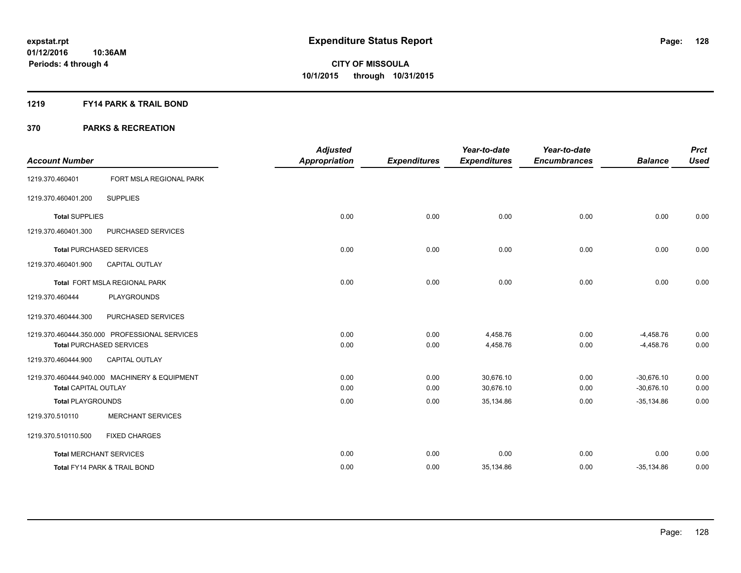**expstat.rpt**
**01/12/2016 10:36AM**
**Periods: 4 through 4**

# Expenditure Status Report

**CITY OF MISSOULA**
**10/1/2015 through 10/31/2015**

## 1219 FY14 PARK & TRAIL BOND

## 370 PARKS & RECREATION

| Account Number | | Adjusted Appropriation | Expenditures | Year-to-date Expenditures | Year-to-date Encumbrances | Balance | Prct Used |
|---|---|---|---|---|---|---|---|
| 1219.370.460401 | FORT MSLA REGIONAL PARK | | | | | | |
| 1219.370.460401.200 | SUPPLIES | | | | | | |
| **Total** SUPPLIES | | 0.00 | 0.00 | 0.00 | 0.00 | 0.00 | 0.00 |
| 1219.370.460401.300 | PURCHASED SERVICES | | | | | | |
| **Total** PURCHASED SERVICES | | 0.00 | 0.00 | 0.00 | 0.00 | 0.00 | 0.00 |
| 1219.370.460401.900 | CAPITAL OUTLAY | | | | | | |
| **Total** FORT MSLA REGIONAL PARK | | 0.00 | 0.00 | 0.00 | 0.00 | 0.00 | 0.00 |
| 1219.370.460444 | PLAYGROUNDS | | | | | | |
| 1219.370.460444.300 | PURCHASED SERVICES | | | | | | |
| 1219.370.460444.350.000 | PROFESSIONAL SERVICES | 0.00 | 0.00 | 4,458.76 | 0.00 | -4,458.76 | 0.00 |
| **Total** PURCHASED SERVICES | | 0.00 | 0.00 | 4,458.76 | 0.00 | -4,458.76 | 0.00 |
| 1219.370.460444.900 | CAPITAL OUTLAY | | | | | | |
| 1219.370.460444.940.000 | MACHINERY & EQUIPMENT | 0.00 | 0.00 | 30,676.10 | 0.00 | -30,676.10 | 0.00 |
| **Total** CAPITAL OUTLAY | | 0.00 | 0.00 | 30,676.10 | 0.00 | -30,676.10 | 0.00 |
| **Total** PLAYGROUNDS | | 0.00 | 0.00 | 35,134.86 | 0.00 | -35,134.86 | 0.00 |
| 1219.370.510110 | MERCHANT SERVICES | | | | | | |
| 1219.370.510110.500 | FIXED CHARGES | | | | | | |
| **Total** MERCHANT SERVICES | | 0.00 | 0.00 | 0.00 | 0.00 | 0.00 | 0.00 |
| **Total** FY14 PARK & TRAIL BOND | | 0.00 | 0.00 | 35,134.86 | 0.00 | -35,134.86 | 0.00 |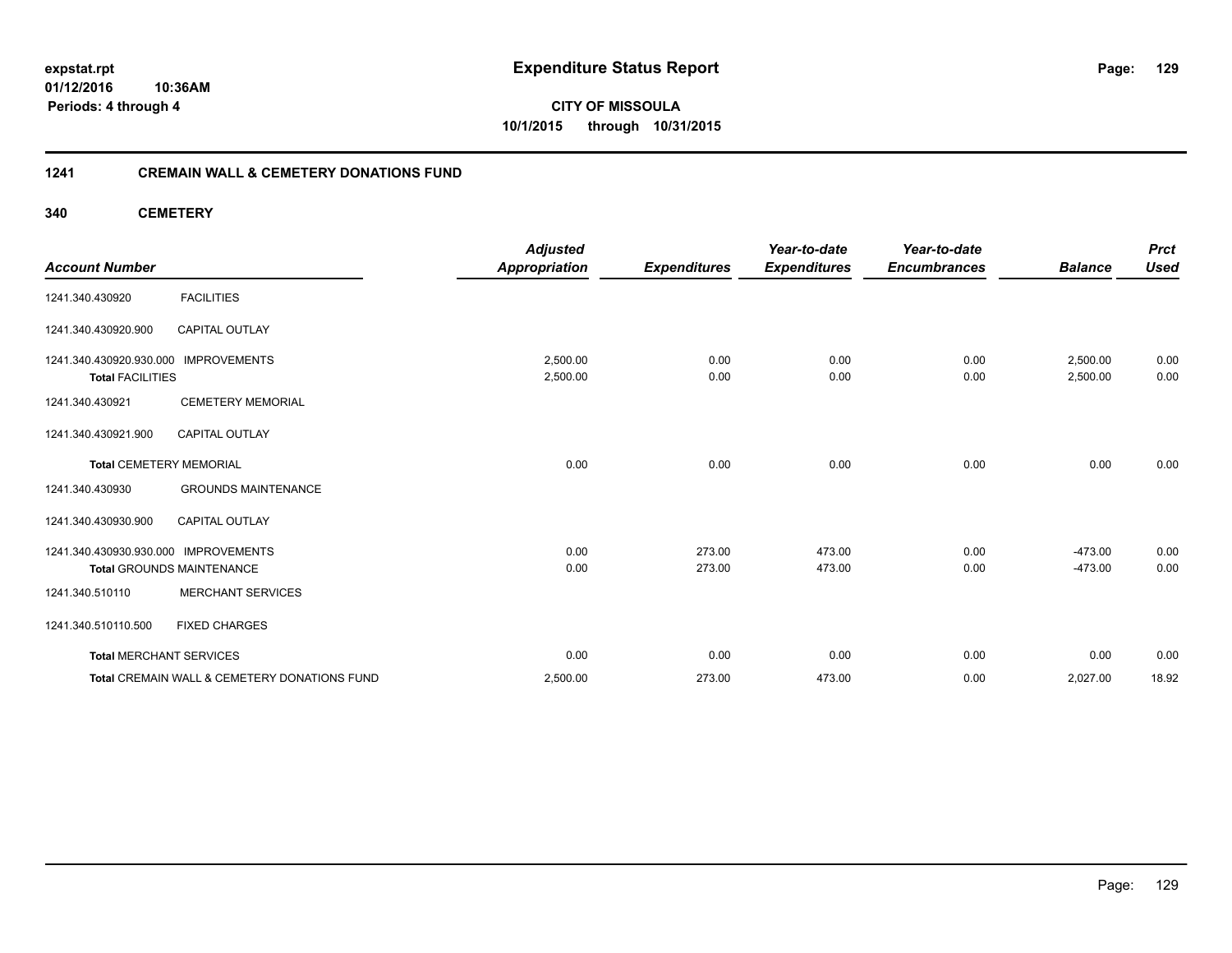# Expenditure Status Report

**CITY OF MISSOULA**

**10/1/2015 through 10/31/2015**

expstat.rpt
01/12/2016 10:36AM
Periods: 4 through 4

## 1241 CREMAIN WALL & CEMETERY DONATIONS FUND

### 340 CEMETERY

| Account Number | | Adjusted Appropriation | Expenditures | Year-to-date Expenditures | Year-to-date Encumbrances | Balance | Prct Used |
|---|---|---|---|---|---|---|---|
| 1241.340.430920 | FACILITIES | | | | | | |
| 1241.340.430920.900 | CAPITAL OUTLAY | | | | | | |
| 1241.340.430920.930.000 | IMPROVEMENTS | 2,500.00 | 0.00 | 0.00 | 0.00 | 2,500.00 | 0.00 |
| **Total** FACILITIES | | 2,500.00 | 0.00 | 0.00 | 0.00 | 2,500.00 | 0.00 |
| 1241.340.430921 | CEMETERY MEMORIAL | | | | | | |
| 1241.340.430921.900 | CAPITAL OUTLAY | | | | | | |
| **Total** CEMETERY MEMORIAL | | 0.00 | 0.00 | 0.00 | 0.00 | 0.00 | 0.00 |
| 1241.340.430930 | GROUNDS MAINTENANCE | | | | | | |
| 1241.340.430930.900 | CAPITAL OUTLAY | | | | | | |
| 1241.340.430930.930.000 | IMPROVEMENTS | 0.00 | 273.00 | 473.00 | 0.00 | -473.00 | 0.00 |
| **Total** GROUNDS MAINTENANCE | | 0.00 | 273.00 | 473.00 | 0.00 | -473.00 | 0.00 |
| 1241.340.510110 | MERCHANT SERVICES | | | | | | |
| 1241.340.510110.500 | FIXED CHARGES | | | | | | |
| **Total** MERCHANT SERVICES | | 0.00 | 0.00 | 0.00 | 0.00 | 0.00 | 0.00 |
| **Total** CREMAIN WALL & CEMETERY DONATIONS FUND | | 2,500.00 | 273.00 | 473.00 | 0.00 | 2,027.00 | 18.92 |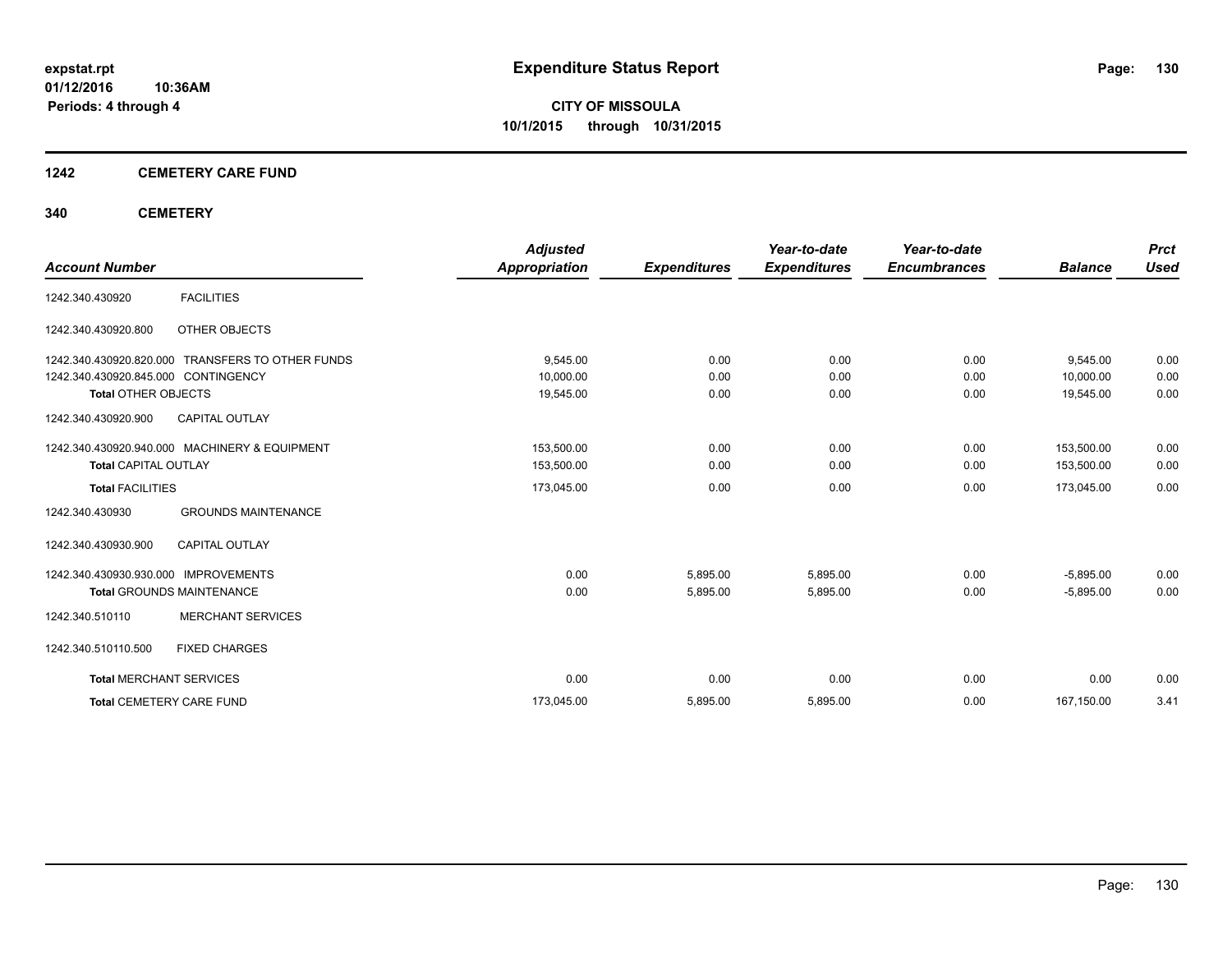**expstat.rpt**
**01/12/2016 10:36AM**
**Periods: 4 through 4**

# Expenditure Status Report

**CITY OF MISSOULA**
**10/1/2015 through 10/31/2015**

## 1242 CEMETERY CARE FUND

## 340 CEMETERY

| Account Number | | Adjusted Appropriation | Expenditures | Year-to-date Expenditures | Year-to-date Encumbrances | Balance | Prct Used |
|---|---|---|---|---|---|---|---|
| 1242.340.430920 | FACILITIES | | | | | | |
| 1242.340.430920.800 | OTHER OBJECTS | | | | | | |
| 1242.340.430920.820.000 | TRANSFERS TO OTHER FUNDS | 9,545.00 | 0.00 | 0.00 | 0.00 | 9,545.00 | 0.00 |
| 1242.340.430920.845.000 | CONTINGENCY | 10,000.00 | 0.00 | 0.00 | 0.00 | 10,000.00 | 0.00 |
| **Total** OTHER OBJECTS | | 19,545.00 | 0.00 | 0.00 | 0.00 | 19,545.00 | 0.00 |
| 1242.340.430920.900 | CAPITAL OUTLAY | | | | | | |
| 1242.340.430920.940.000 | MACHINERY & EQUIPMENT | 153,500.00 | 0.00 | 0.00 | 0.00 | 153,500.00 | 0.00 |
| **Total** CAPITAL OUTLAY | | 153,500.00 | 0.00 | 0.00 | 0.00 | 153,500.00 | 0.00 |
| **Total** FACILITIES | | 173,045.00 | 0.00 | 0.00 | 0.00 | 173,045.00 | 0.00 |
| 1242.340.430930 | GROUNDS MAINTENANCE | | | | | | |
| 1242.340.430930.900 | CAPITAL OUTLAY | | | | | | |
| 1242.340.430930.930.000 | IMPROVEMENTS | 0.00 | 5,895.00 | 5,895.00 | 0.00 | -5,895.00 | 0.00 |
| **Total** GROUNDS MAINTENANCE | | 0.00 | 5,895.00 | 5,895.00 | 0.00 | -5,895.00 | 0.00 |
| 1242.340.510110 | MERCHANT SERVICES | | | | | | |
| 1242.340.510110.500 | FIXED CHARGES | | | | | | |
| **Total** MERCHANT SERVICES | | 0.00 | 0.00 | 0.00 | 0.00 | 0.00 | 0.00 |
| **Total** CEMETERY CARE FUND | | 173,045.00 | 5,895.00 | 5,895.00 | 0.00 | 167,150.00 | 3.41 |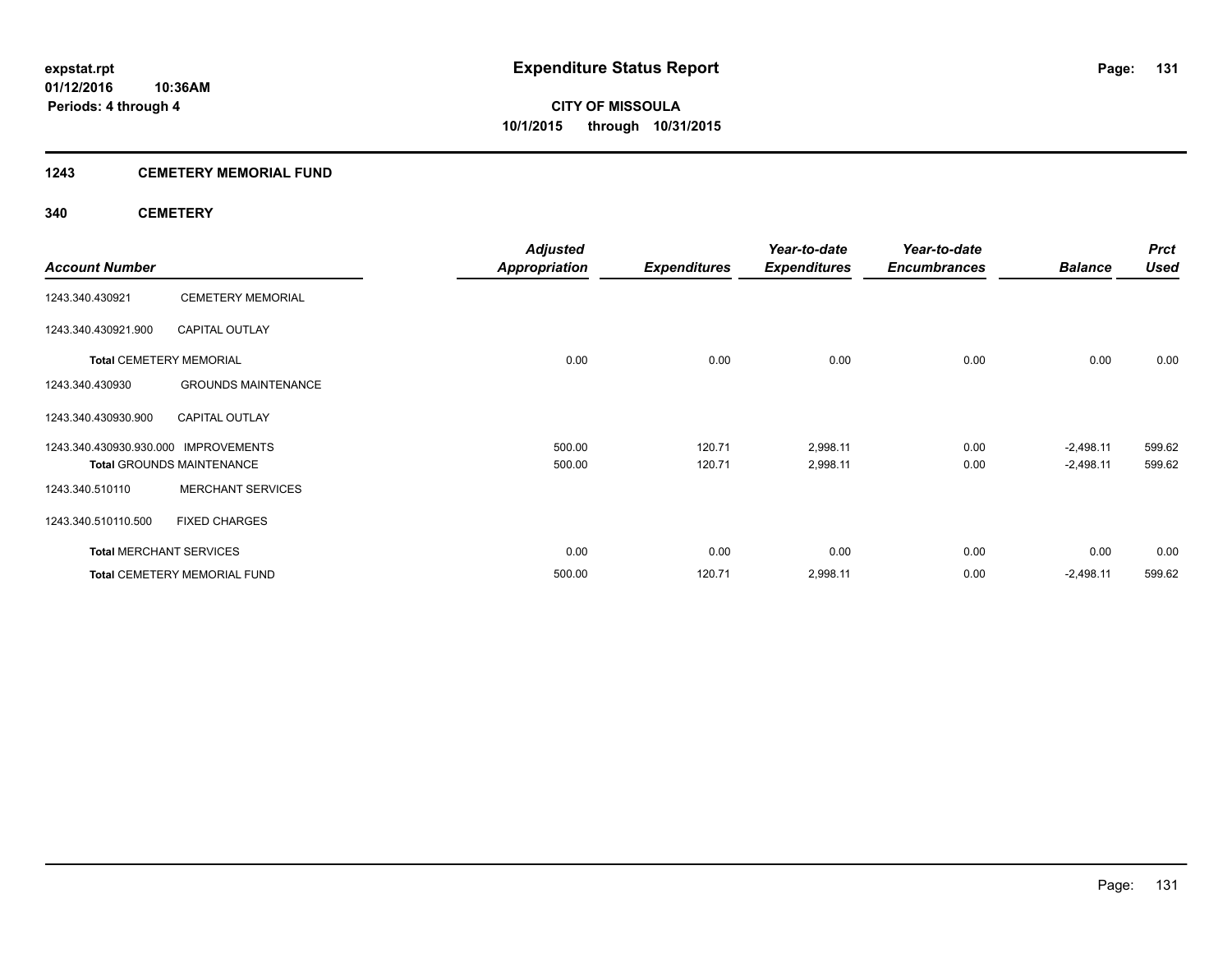# Expenditure Status Report

**CITY OF MISSOULA**
**10/1/2015 through 10/31/2015**

expstat.rpt
01/12/2016 10:36AM
Periods: 4 through 4

## 1243 CEMETERY MEMORIAL FUND

### 340 CEMETERY

| Account Number | | Adjusted Appropriation | Expenditures | Year-to-date Expenditures | Year-to-date Encumbrances | Balance | Prct Used |
|---|---|---|---|---|---|---|---|
| 1243.340.430921 | CEMETERY MEMORIAL | | | | | | |
| 1243.340.430921.900 | CAPITAL OUTLAY | | | | | | |
| **Total** CEMETERY MEMORIAL | | 0.00 | 0.00 | 0.00 | 0.00 | 0.00 | 0.00 |
| 1243.340.430930 | GROUNDS MAINTENANCE | | | | | | |
| 1243.340.430930.900 | CAPITAL OUTLAY | | | | | | |
| 1243.340.430930.930.000 | IMPROVEMENTS | 500.00 | 120.71 | 2,998.11 | 0.00 | -2,498.11 | 599.62 |
| **Total** GROUNDS MAINTENANCE | | 500.00 | 120.71 | 2,998.11 | 0.00 | -2,498.11 | 599.62 |
| 1243.340.510110 | MERCHANT SERVICES | | | | | | |
| 1243.340.510110.500 | FIXED CHARGES | | | | | | |
| **Total** MERCHANT SERVICES | | 0.00 | 0.00 | 0.00 | 0.00 | 0.00 | 0.00 |
| **Total** CEMETERY MEMORIAL FUND | | 500.00 | 120.71 | 2,998.11 | 0.00 | -2,498.11 | 599.62 |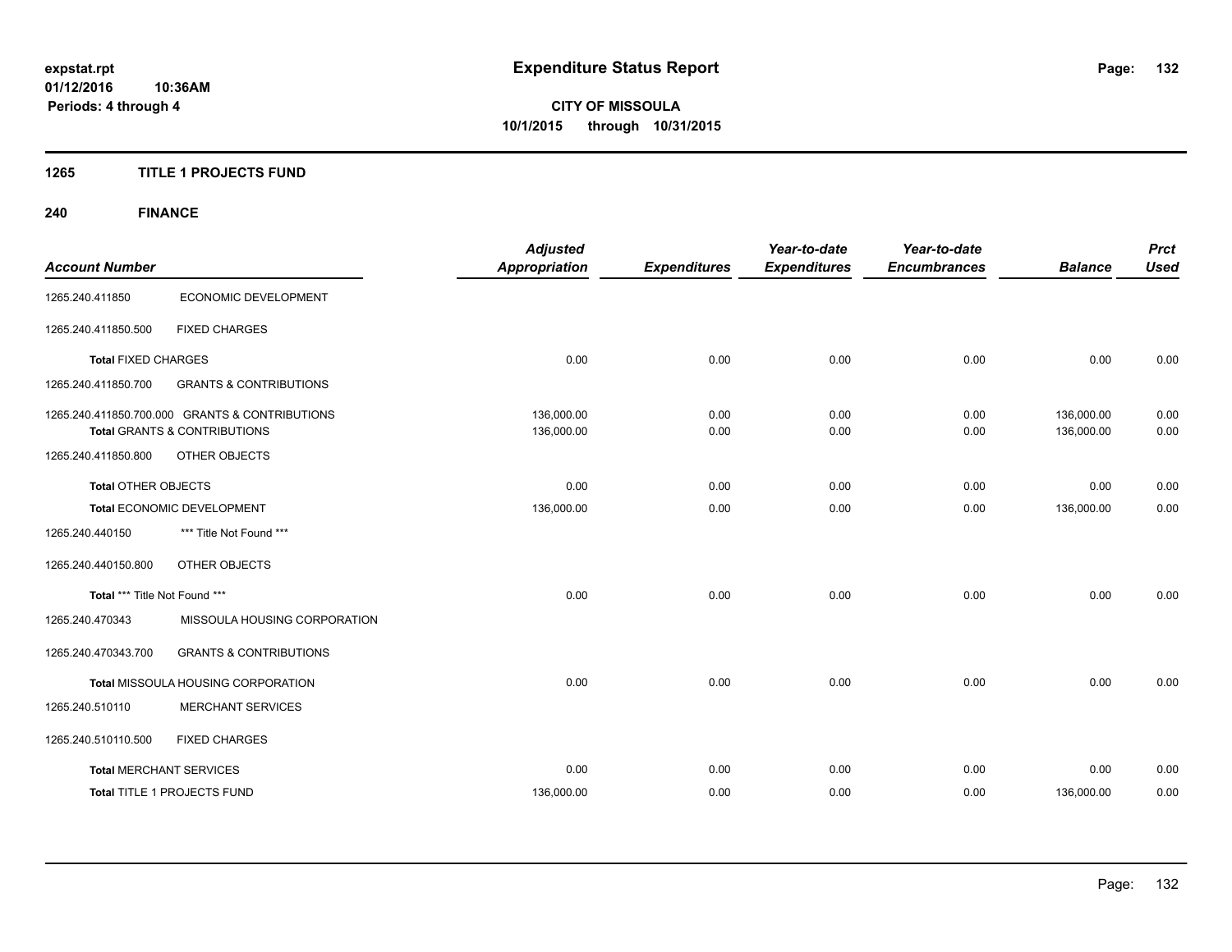**expstat.rpt**
**01/12/2016 10:36AM**
**Periods: 4 through 4**

# Expenditure Status Report

**CITY OF MISSOULA**
**10/1/2015 through 10/31/2015**

## 1265 TITLE 1 PROJECTS FUND

## 240 FINANCE

| Account Number | | Adjusted Appropriation | Expenditures | Year-to-date Expenditures | Year-to-date Encumbrances | Balance | Prct Used |
|---|---|---|---|---|---|---|---|
| 1265.240.411850 | ECONOMIC DEVELOPMENT | | | | | | |
| 1265.240.411850.500 | FIXED CHARGES | | | | | | |
| **Total** FIXED CHARGES | | 0.00 | 0.00 | 0.00 | 0.00 | 0.00 | 0.00 |
| 1265.240.411850.700 | GRANTS & CONTRIBUTIONS | | | | | | |
| 1265.240.411850.700.000 | GRANTS & CONTRIBUTIONS | 136,000.00 | 0.00 | 0.00 | 0.00 | 136,000.00 | 0.00 |
| **Total** GRANTS & CONTRIBUTIONS | | 136,000.00 | 0.00 | 0.00 | 0.00 | 136,000.00 | 0.00 |
| 1265.240.411850.800 | OTHER OBJECTS | | | | | | |
| **Total** OTHER OBJECTS | | 0.00 | 0.00 | 0.00 | 0.00 | 0.00 | 0.00 |
| **Total** ECONOMIC DEVELOPMENT | | 136,000.00 | 0.00 | 0.00 | 0.00 | 136,000.00 | 0.00 |
| 1265.240.440150 | *** Title Not Found *** | | | | | | |
| 1265.240.440150.800 | OTHER OBJECTS | | | | | | |
| **Total** *** Title Not Found *** | | 0.00 | 0.00 | 0.00 | 0.00 | 0.00 | 0.00 |
| 1265.240.470343 | MISSOULA HOUSING CORPORATION | | | | | | |
| 1265.240.470343.700 | GRANTS & CONTRIBUTIONS | | | | | | |
| **Total** MISSOULA HOUSING CORPORATION | | 0.00 | 0.00 | 0.00 | 0.00 | 0.00 | 0.00 |
| 1265.240.510110 | MERCHANT SERVICES | | | | | | |
| 1265.240.510110.500 | FIXED CHARGES | | | | | | |
| **Total** MERCHANT SERVICES | | 0.00 | 0.00 | 0.00 | 0.00 | 0.00 | 0.00 |
| **Total** TITLE 1 PROJECTS FUND | | 136,000.00 | 0.00 | 0.00 | 0.00 | 136,000.00 | 0.00 |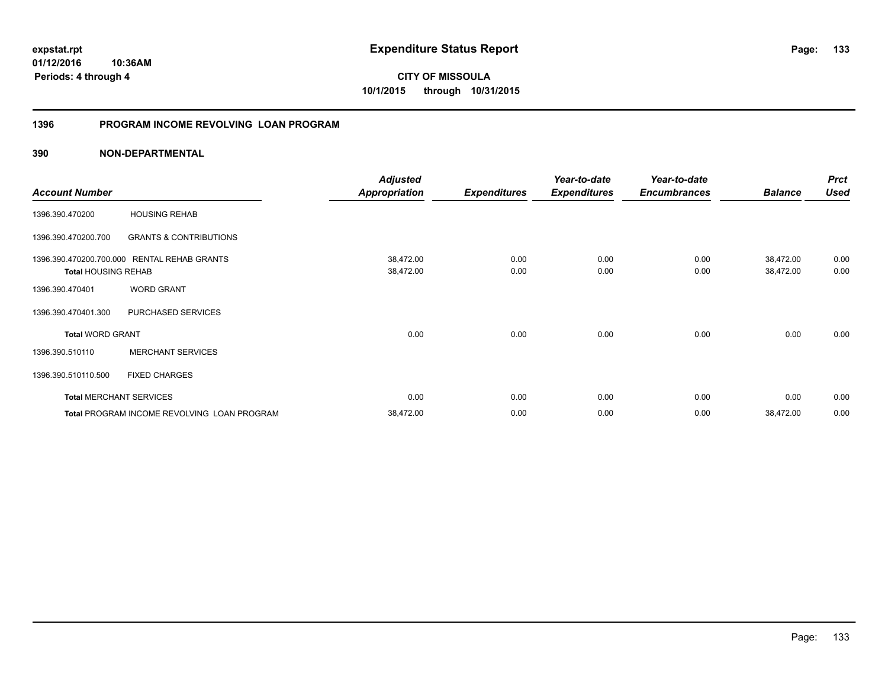**expstat.rpt**
**01/12/2016 10:36AM**
**Periods: 4 through 4**

# Expenditure Status Report

**CITY OF MISSOULA**
**10/1/2015 through 10/31/2015**

## 1396 PROGRAM INCOME REVOLVING LOAN PROGRAM

### 390 NON-DEPARTMENTAL

| Account Number | | Adjusted Appropriation | Expenditures | Year-to-date Expenditures | Year-to-date Encumbrances | Balance | Prct Used |
|---|---|---|---|---|---|---|---|
| 1396.390.470200 | HOUSING REHAB | | | | | | |
| 1396.390.470200.700 | GRANTS & CONTRIBUTIONS | | | | | | |
| 1396.390.470200.700.000 | RENTAL REHAB GRANTS | 38,472.00 | 0.00 | 0.00 | 0.00 | 38,472.00 | 0.00 |
| **Total** HOUSING REHAB | | 38,472.00 | 0.00 | 0.00 | 0.00 | 38,472.00 | 0.00 |
| 1396.390.470401 | WORD GRANT | | | | | | |
| 1396.390.470401.300 | PURCHASED SERVICES | | | | | | |
| **Total** WORD GRANT | | 0.00 | 0.00 | 0.00 | 0.00 | 0.00 | 0.00 |
| 1396.390.510110 | MERCHANT SERVICES | | | | | | |
| 1396.390.510110.500 | FIXED CHARGES | | | | | | |
| **Total** MERCHANT SERVICES | | 0.00 | 0.00 | 0.00 | 0.00 | 0.00 | 0.00 |
| **Total** PROGRAM INCOME REVOLVING LOAN PROGRAM | | 38,472.00 | 0.00 | 0.00 | 0.00 | 38,472.00 | 0.00 |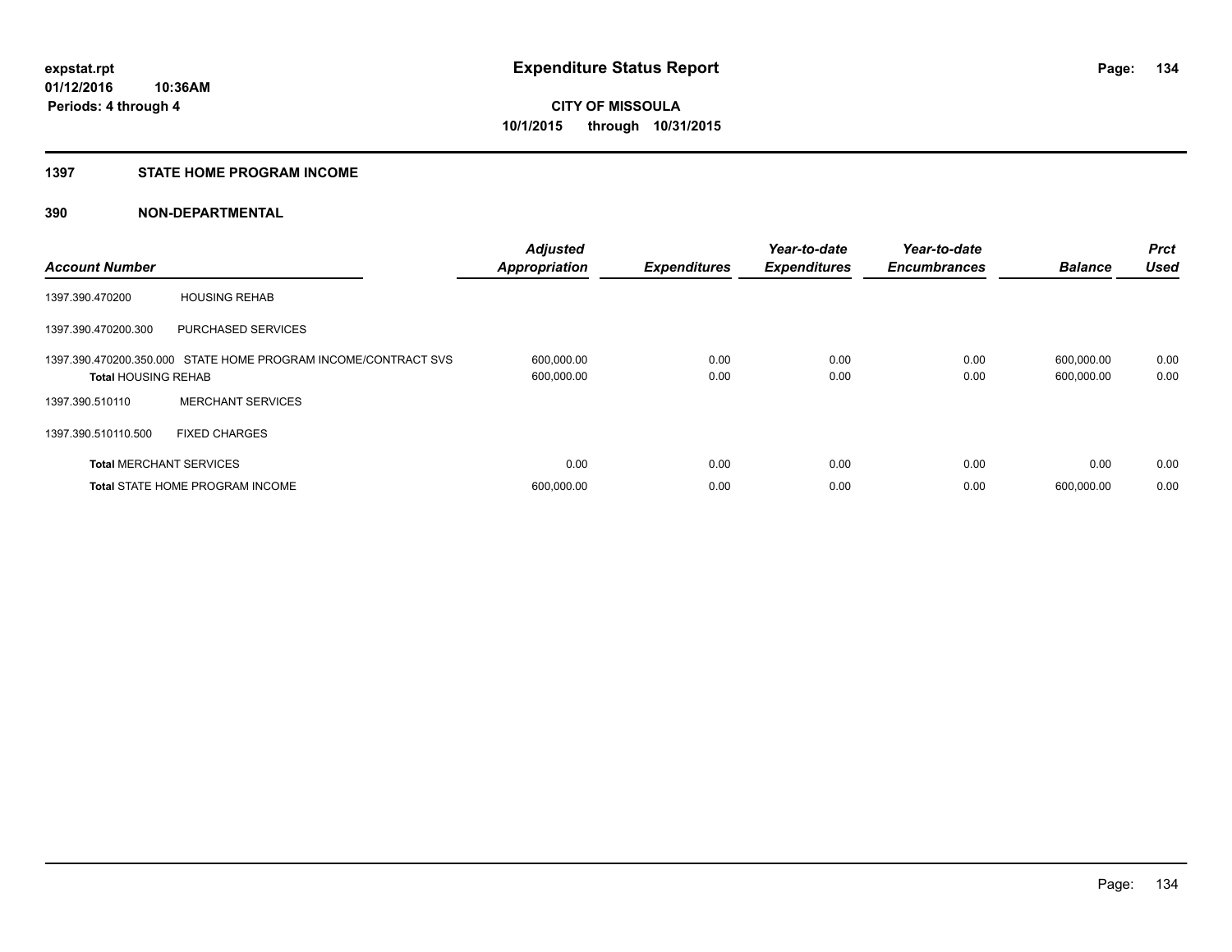expstat.rpt
01/12/2016 10:36AM
Periods: 4 through 4

# Expenditure Status Report

CITY OF MISSOULA
10/1/2015 through 10/31/2015

## 1397 STATE HOME PROGRAM INCOME

### 390 NON-DEPARTMENTAL

| Account Number | | Adjusted Appropriation | Expenditures | Year-to-date Expenditures | Year-to-date Encumbrances | Balance | Prct Used |
|---|---|---|---|---|---|---|---|
| 1397.390.470200 | HOUSING REHAB | | | | | | |
| 1397.390.470200.300 | PURCHASED SERVICES | | | | | | |
| 1397.390.470200.350.000 | STATE HOME PROGRAM INCOME/CONTRACT SVS | 600,000.00 | 0.00 | 0.00 | 0.00 | 600,000.00 | 0.00 |
| **Total** HOUSING REHAB | | 600,000.00 | 0.00 | 0.00 | 0.00 | 600,000.00 | 0.00 |
| 1397.390.510110 | MERCHANT SERVICES | | | | | | |
| 1397.390.510110.500 | FIXED CHARGES | | | | | | |
| **Total** MERCHANT SERVICES | | 0.00 | 0.00 | 0.00 | 0.00 | 0.00 | 0.00 |
| **Total** STATE HOME PROGRAM INCOME | | 600,000.00 | 0.00 | 0.00 | 0.00 | 600,000.00 | 0.00 |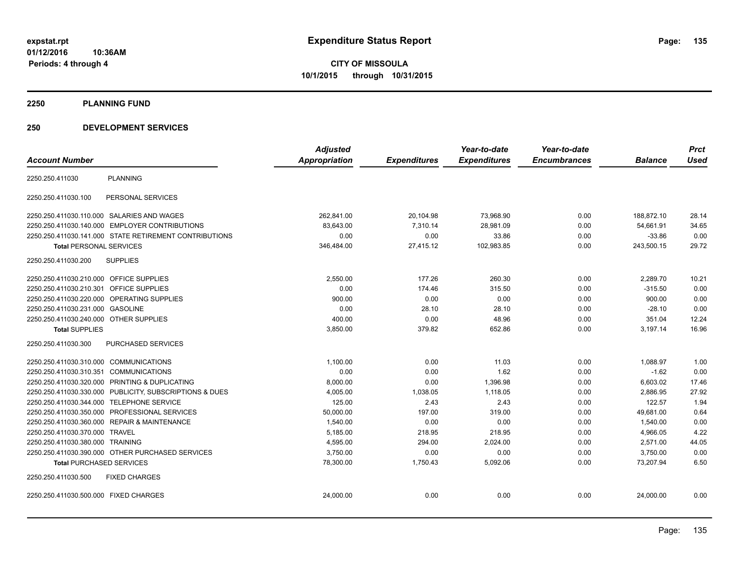**expstat.rpt**
**01/12/2016 10:36AM**
**Periods: 4 through 4**

# Expenditure Status Report

**CITY OF MISSOULA**
**10/1/2015 through 10/31/2015**

## 2250 PLANNING FUND

## 250 DEVELOPMENT SERVICES

| Account Number | | Adjusted Appropriation | Expenditures | Year-to-date Expenditures | Year-to-date Encumbrances | Balance | Prct Used |
|---|---|---|---|---|---|---|---|
| 2250.250.411030 | PLANNING | | | | | | |
| 2250.250.411030.100 | PERSONAL SERVICES | | | | | | |
| 2250.250.411030.110.000 | SALARIES AND WAGES | 262,841.00 | 20,104.98 | 73,968.90 | 0.00 | 188,872.10 | 28.14 |
| 2250.250.411030.140.000 | EMPLOYER CONTRIBUTIONS | 83,643.00 | 7,310.14 | 28,981.09 | 0.00 | 54,661.91 | 34.65 |
| 2250.250.411030.141.000 | STATE RETIREMENT CONTRIBUTIONS | 0.00 | 0.00 | 33.86 | 0.00 | -33.86 | 0.00 |
| **Total** PERSONAL SERVICES | | 346,484.00 | 27,415.12 | 102,983.85 | 0.00 | 243,500.15 | 29.72 |
| 2250.250.411030.200 | SUPPLIES | | | | | | |
| 2250.250.411030.210.000 | OFFICE SUPPLIES | 2,550.00 | 177.26 | 260.30 | 0.00 | 2,289.70 | 10.21 |
| 2250.250.411030.210.301 | OFFICE SUPPLIES | 0.00 | 174.46 | 315.50 | 0.00 | -315.50 | 0.00 |
| 2250.250.411030.220.000 | OPERATING SUPPLIES | 900.00 | 0.00 | 0.00 | 0.00 | 900.00 | 0.00 |
| 2250.250.411030.231.000 | GASOLINE | 0.00 | 28.10 | 28.10 | 0.00 | -28.10 | 0.00 |
| 2250.250.411030.240.000 | OTHER SUPPLIES | 400.00 | 0.00 | 48.96 | 0.00 | 351.04 | 12.24 |
| **Total** SUPPLIES | | 3,850.00 | 379.82 | 652.86 | 0.00 | 3,197.14 | 16.96 |
| 2250.250.411030.300 | PURCHASED SERVICES | | | | | | |
| 2250.250.411030.310.000 | COMMUNICATIONS | 1,100.00 | 0.00 | 11.03 | 0.00 | 1,088.97 | 1.00 |
| 2250.250.411030.310.351 | COMMUNICATIONS | 0.00 | 0.00 | 1.62 | 0.00 | -1.62 | 0.00 |
| 2250.250.411030.320.000 | PRINTING & DUPLICATING | 8,000.00 | 0.00 | 1,396.98 | 0.00 | 6,603.02 | 17.46 |
| 2250.250.411030.330.000 | PUBLICITY, SUBSCRIPTIONS & DUES | 4,005.00 | 1,038.05 | 1,118.05 | 0.00 | 2,886.95 | 27.92 |
| 2250.250.411030.344.000 | TELEPHONE SERVICE | 125.00 | 2.43 | 2.43 | 0.00 | 122.57 | 1.94 |
| 2250.250.411030.350.000 | PROFESSIONAL SERVICES | 50,000.00 | 197.00 | 319.00 | 0.00 | 49,681.00 | 0.64 |
| 2250.250.411030.360.000 | REPAIR & MAINTENANCE | 1,540.00 | 0.00 | 0.00 | 0.00 | 1,540.00 | 0.00 |
| 2250.250.411030.370.000 | TRAVEL | 5,185.00 | 218.95 | 218.95 | 0.00 | 4,966.05 | 4.22 |
| 2250.250.411030.380.000 | TRAINING | 4,595.00 | 294.00 | 2,024.00 | 0.00 | 2,571.00 | 44.05 |
| 2250.250.411030.390.000 | OTHER PURCHASED SERVICES | 3,750.00 | 0.00 | 0.00 | 0.00 | 3,750.00 | 0.00 |
| **Total** PURCHASED SERVICES | | 78,300.00 | 1,750.43 | 5,092.06 | 0.00 | 73,207.94 | 6.50 |
| 2250.250.411030.500 | FIXED CHARGES | | | | | | |
| 2250.250.411030.500.000 | FIXED CHARGES | 24,000.00 | 0.00 | 0.00 | 0.00 | 24,000.00 | 0.00 |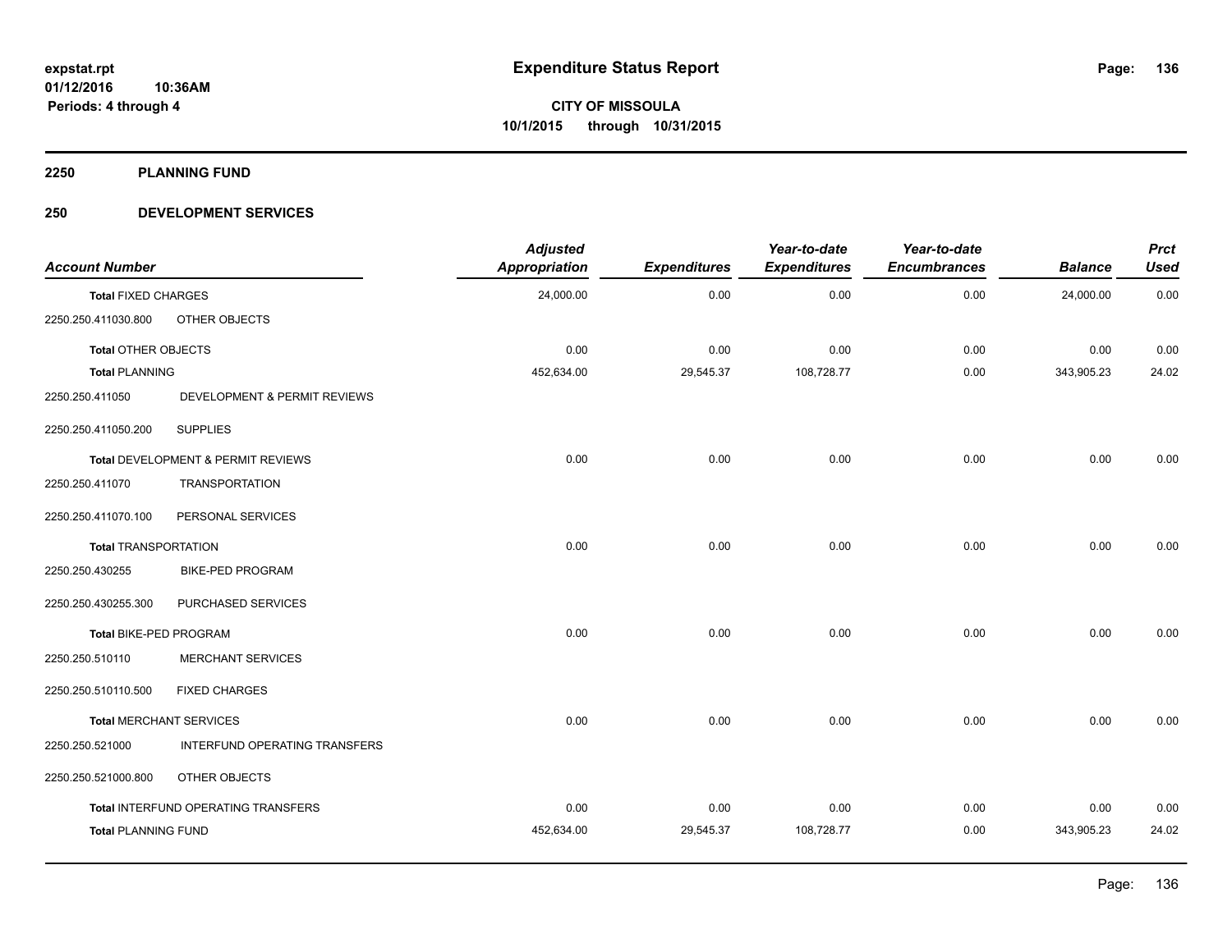**expstat.rpt**
**01/12/2016 10:36AM**
**Periods: 4 through 4**

# Expenditure Status Report

**CITY OF MISSOULA**
**10/1/2015 through 10/31/2015**

## 2250 PLANNING FUND

## 250 DEVELOPMENT SERVICES

| Account Number | | Adjusted Appropriation | Expenditures | Year-to-date Expenditures | Year-to-date Encumbrances | Balance | Prct Used |
|---|---|---|---|---|---|---|---|
| **Total** FIXED CHARGES | | 24,000.00 | 0.00 | 0.00 | 0.00 | 24,000.00 | 0.00 |
| 2250.250.411030.800 | OTHER OBJECTS | | | | | | |
| **Total** OTHER OBJECTS | | 0.00 | 0.00 | 0.00 | 0.00 | 0.00 | 0.00 |
| **Total** PLANNING | | 452,634.00 | 29,545.37 | 108,728.77 | 0.00 | 343,905.23 | 24.02 |
| 2250.250.411050 | DEVELOPMENT & PERMIT REVIEWS | | | | | | |
| 2250.250.411050.200 | SUPPLIES | | | | | | |
| **Total** DEVELOPMENT & PERMIT REVIEWS | | 0.00 | 0.00 | 0.00 | 0.00 | 0.00 | 0.00 |
| 2250.250.411070 | TRANSPORTATION | | | | | | |
| 2250.250.411070.100 | PERSONAL SERVICES | | | | | | |
| **Total** TRANSPORTATION | | 0.00 | 0.00 | 0.00 | 0.00 | 0.00 | 0.00 |
| 2250.250.430255 | BIKE-PED PROGRAM | | | | | | |
| 2250.250.430255.300 | PURCHASED SERVICES | | | | | | |
| **Total** BIKE-PED PROGRAM | | 0.00 | 0.00 | 0.00 | 0.00 | 0.00 | 0.00 |
| 2250.250.510110 | MERCHANT SERVICES | | | | | | |
| 2250.250.510110.500 | FIXED CHARGES | | | | | | |
| **Total** MERCHANT SERVICES | | 0.00 | 0.00 | 0.00 | 0.00 | 0.00 | 0.00 |
| 2250.250.521000 | INTERFUND OPERATING TRANSFERS | | | | | | |
| 2250.250.521000.800 | OTHER OBJECTS | | | | | | |
| **Total** INTERFUND OPERATING TRANSFERS | | 0.00 | 0.00 | 0.00 | 0.00 | 0.00 | 0.00 |
| **Total** PLANNING FUND | | 452,634.00 | 29,545.37 | 108,728.77 | 0.00 | 343,905.23 | 24.02 |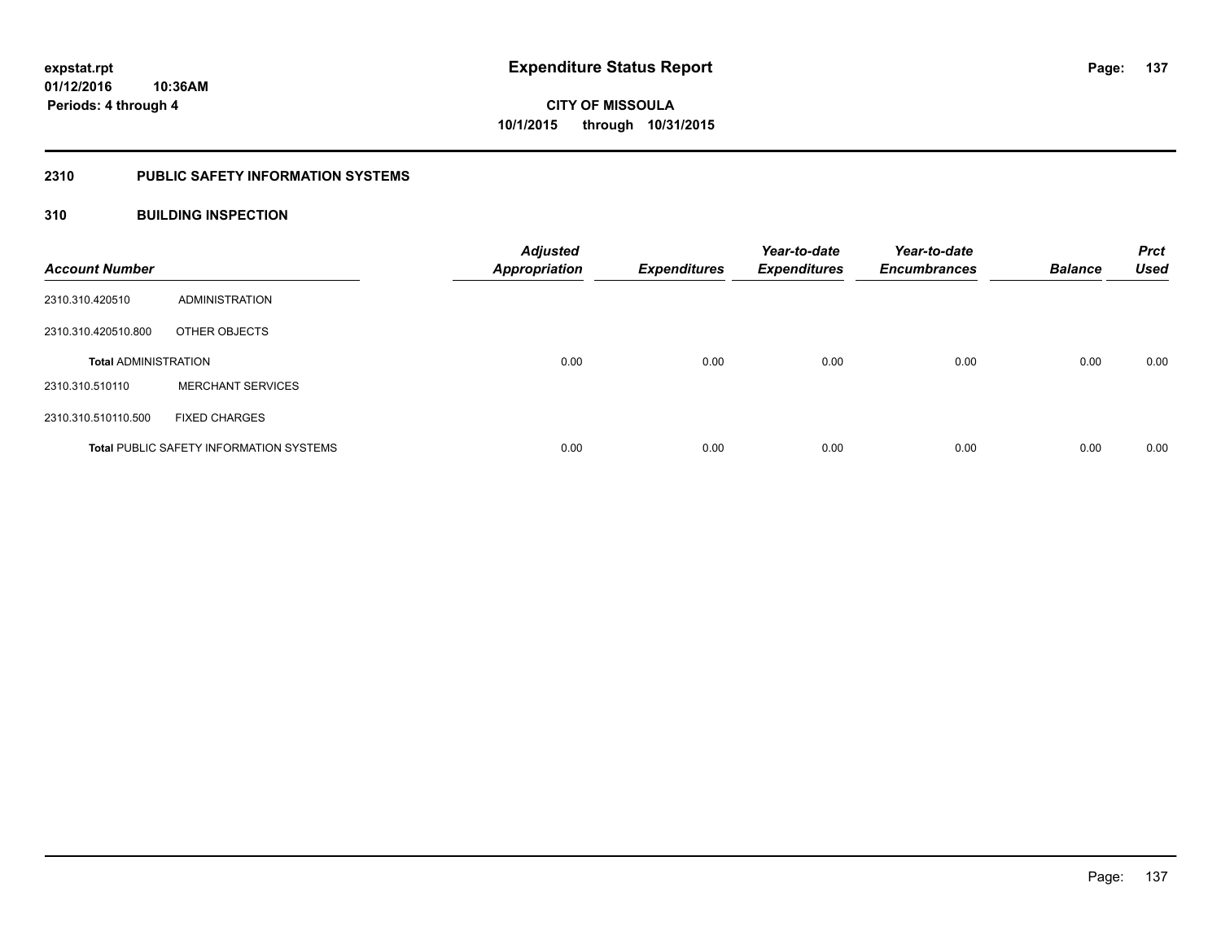# Expenditure Status Report

**CITY OF MISSOULA**
**10/1/2015 through 10/31/2015**

expstat.rpt
01/12/2016 10:36AM
Periods: 4 through 4

## 2310 PUBLIC SAFETY INFORMATION SYSTEMS

### 310 BUILDING INSPECTION

| Account Number | | Adjusted Appropriation | Expenditures | Year-to-date Expenditures | Year-to-date Encumbrances | Balance | Prct Used |
|---|---|---|---|---|---|---|---|
| 2310.310.420510 | ADMINISTRATION | | | | | | |
| 2310.310.420510.800 | OTHER OBJECTS | | | | | | |
| **Total** ADMINISTRATION | | 0.00 | 0.00 | 0.00 | 0.00 | 0.00 | 0.00 |
| 2310.310.510110 | MERCHANT SERVICES | | | | | | |
| 2310.310.510110.500 | FIXED CHARGES | | | | | | |
| **Total** PUBLIC SAFETY INFORMATION SYSTEMS | | 0.00 | 0.00 | 0.00 | 0.00 | 0.00 | 0.00 |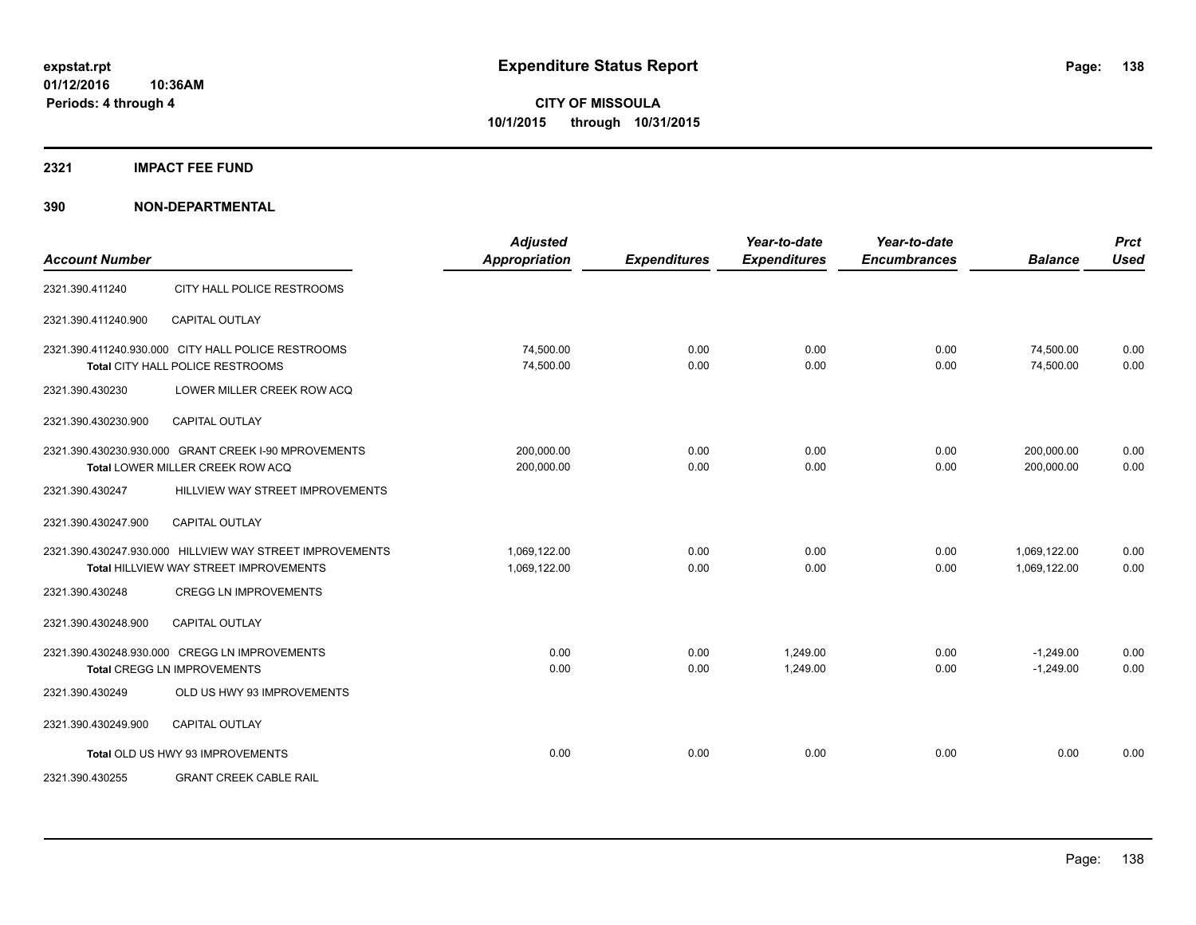**Expenditure Status Report**

**CITY OF MISSOULA**
**10/1/2015 through 10/31/2015**

expstat.rpt
01/12/2016 10:36AM
Periods: 4 through 4

## 2321 IMPACT FEE FUND

## 390 NON-DEPARTMENTAL

| Account Number | | Adjusted Appropriation | Expenditures | Year-to-date Expenditures | Year-to-date Encumbrances | Balance | Prct Used |
|---|---|---|---|---|---|---|---|
| 2321.390.411240 | CITY HALL POLICE RESTROOMS | | | | | | |
| 2321.390.411240.900 | CAPITAL OUTLAY | | | | | | |
| 2321.390.411240.930.000 | CITY HALL POLICE RESTROOMS | 74,500.00 | 0.00 | 0.00 | 0.00 | 74,500.00 | 0.00 |
| | **Total** CITY HALL POLICE RESTROOMS | 74,500.00 | 0.00 | 0.00 | 0.00 | 74,500.00 | 0.00 |
| 2321.390.430230 | LOWER MILLER CREEK ROW ACQ | | | | | | |
| 2321.390.430230.900 | CAPITAL OUTLAY | | | | | | |
| 2321.390.430230.930.000 | GRANT CREEK I-90 MPROVEMENTS | 200,000.00 | 0.00 | 0.00 | 0.00 | 200,000.00 | 0.00 |
| | **Total** LOWER MILLER CREEK ROW ACQ | 200,000.00 | 0.00 | 0.00 | 0.00 | 200,000.00 | 0.00 |
| 2321.390.430247 | HILLVIEW WAY STREET IMPROVEMENTS | | | | | | |
| 2321.390.430247.900 | CAPITAL OUTLAY | | | | | | |
| 2321.390.430247.930.000 | HILLVIEW WAY STREET IMPROVEMENTS | 1,069,122.00 | 0.00 | 0.00 | 0.00 | 1,069,122.00 | 0.00 |
| | **Total** HILLVIEW WAY STREET IMPROVEMENTS | 1,069,122.00 | 0.00 | 0.00 | 0.00 | 1,069,122.00 | 0.00 |
| 2321.390.430248 | CREGG LN IMPROVEMENTS | | | | | | |
| 2321.390.430248.900 | CAPITAL OUTLAY | | | | | | |
| 2321.390.430248.930.000 | CREGG LN IMPROVEMENTS | 0.00 | 0.00 | 1,249.00 | 0.00 | -1,249.00 | 0.00 |
| | **Total** CREGG LN IMPROVEMENTS | 0.00 | 0.00 | 1,249.00 | 0.00 | -1,249.00 | 0.00 |
| 2321.390.430249 | OLD US HWY 93 IMPROVEMENTS | | | | | | |
| 2321.390.430249.900 | CAPITAL OUTLAY | | | | | | |
| | **Total** OLD US HWY 93 IMPROVEMENTS | 0.00 | 0.00 | 0.00 | 0.00 | 0.00 | 0.00 |
| 2321.390.430255 | GRANT CREEK CABLE RAIL | | | | | | |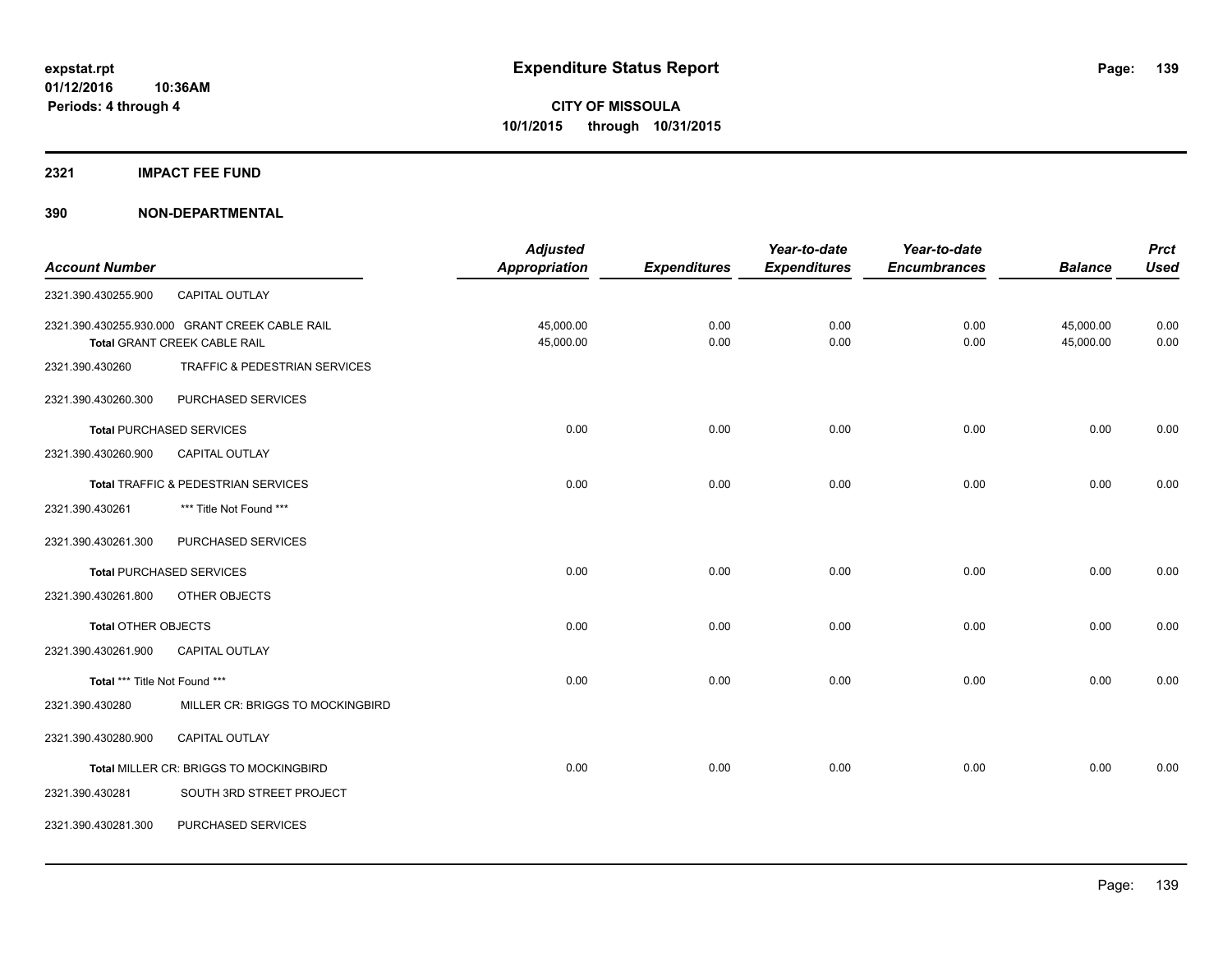**expstat.rpt**
**01/12/2016 10:36AM**
**Periods: 4 through 4**

# Expenditure Status Report

**CITY OF MISSOULA**
**10/1/2015 through 10/31/2015**

## 2321 IMPACT FEE FUND

## 390 NON-DEPARTMENTAL

| Account Number | | Adjusted Appropriation | Expenditures | Year-to-date Expenditures | Year-to-date Encumbrances | Balance | Prct Used |
|---|---|---|---|---|---|---|---|
| 2321.390.430255.900 | CAPITAL OUTLAY | | | | | | |
| 2321.390.430255.930.000 | GRANT CREEK CABLE RAIL | 45,000.00 | 0.00 | 0.00 | 0.00 | 45,000.00 | 0.00 |
| **Total** GRANT CREEK CABLE RAIL | | 45,000.00 | 0.00 | 0.00 | 0.00 | 45,000.00 | 0.00 |
| 2321.390.430260 | TRAFFIC & PEDESTRIAN SERVICES | | | | | | |
| 2321.390.430260.300 | PURCHASED SERVICES | | | | | | |
| **Total** PURCHASED SERVICES | | 0.00 | 0.00 | 0.00 | 0.00 | 0.00 | 0.00 |
| 2321.390.430260.900 | CAPITAL OUTLAY | | | | | | |
| **Total** TRAFFIC & PEDESTRIAN SERVICES | | 0.00 | 0.00 | 0.00 | 0.00 | 0.00 | 0.00 |
| 2321.390.430261 | *** Title Not Found *** | | | | | | |
| 2321.390.430261.300 | PURCHASED SERVICES | | | | | | |
| **Total** PURCHASED SERVICES | | 0.00 | 0.00 | 0.00 | 0.00 | 0.00 | 0.00 |
| 2321.390.430261.800 | OTHER OBJECTS | | | | | | |
| **Total** OTHER OBJECTS | | 0.00 | 0.00 | 0.00 | 0.00 | 0.00 | 0.00 |
| 2321.390.430261.900 | CAPITAL OUTLAY | | | | | | |
| **Total** *** Title Not Found *** | | 0.00 | 0.00 | 0.00 | 0.00 | 0.00 | 0.00 |
| 2321.390.430280 | MILLER CR: BRIGGS TO MOCKINGBIRD | | | | | | |
| 2321.390.430280.900 | CAPITAL OUTLAY | | | | | | |
| **Total** MILLER CR: BRIGGS TO MOCKINGBIRD | | 0.00 | 0.00 | 0.00 | 0.00 | 0.00 | 0.00 |
| 2321.390.430281 | SOUTH 3RD STREET PROJECT | | | | | | |
| 2321.390.430281.300 | PURCHASED SERVICES | | | | | | |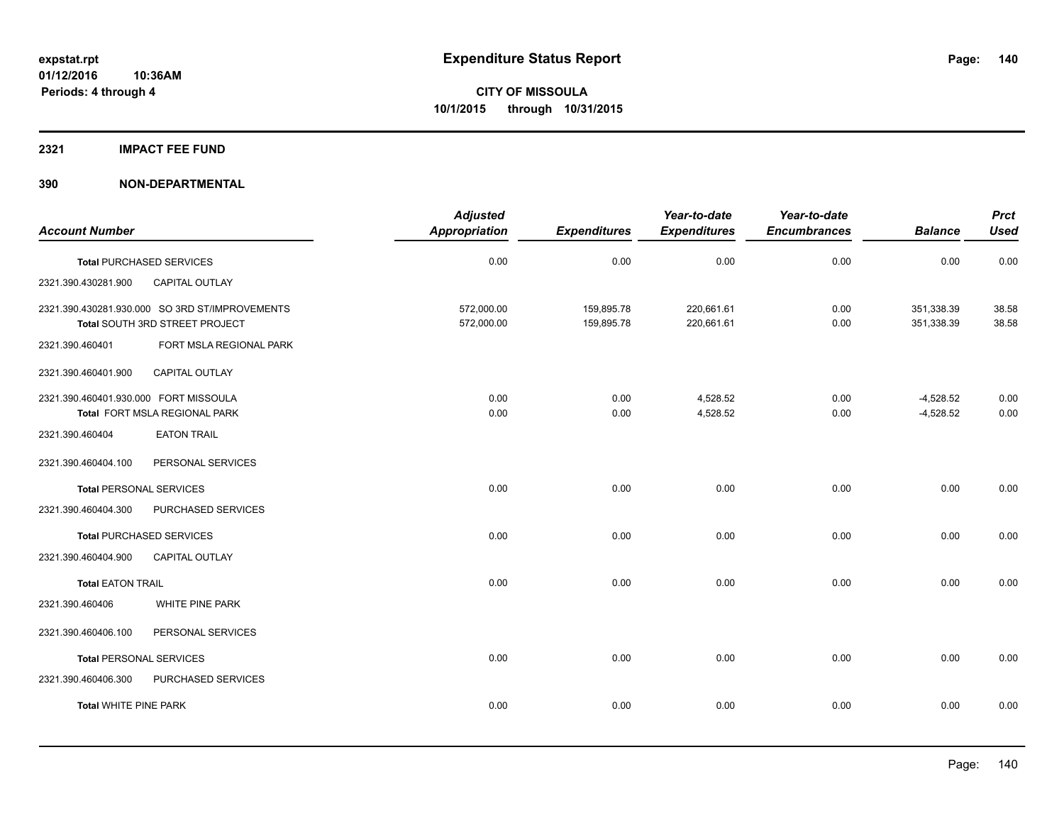# Expenditure Status Report

expstat.rpt
01/12/2016 10:36AM
Periods: 4 through 4

**CITY OF MISSOULA**
**10/1/2015 through 10/31/2015**

## 2321 IMPACT FEE FUND

## 390 NON-DEPARTMENTAL

| Account Number | | Adjusted Appropriation | Expenditures | Year-to-date Expenditures | Year-to-date Encumbrances | Balance | Prct Used |
|---|---|---|---|---|---|---|---|
| **Total** PURCHASED SERVICES | | 0.00 | 0.00 | 0.00 | 0.00 | 0.00 | 0.00 |
| 2321.390.430281.900 | CAPITAL OUTLAY | | | | | | |
| 2321.390.430281.930.000 | SO 3RD ST/IMPROVEMENTS | 572,000.00 | 159,895.78 | 220,661.61 | 0.00 | 351,338.39 | 38.58 |
| **Total** SOUTH 3RD STREET PROJECT | | 572,000.00 | 159,895.78 | 220,661.61 | 0.00 | 351,338.39 | 38.58 |
| 2321.390.460401 | FORT MSLA REGIONAL PARK | | | | | | |
| 2321.390.460401.900 | CAPITAL OUTLAY | | | | | | |
| 2321.390.460401.930.000 | FORT MISSOULA | 0.00 | 0.00 | 4,528.52 | 0.00 | -4,528.52 | 0.00 |
| **Total** FORT MSLA REGIONAL PARK | | 0.00 | 0.00 | 4,528.52 | 0.00 | -4,528.52 | 0.00 |
| 2321.390.460404 | EATON TRAIL | | | | | | |
| 2321.390.460404.100 | PERSONAL SERVICES | | | | | | |
| **Total** PERSONAL SERVICES | | 0.00 | 0.00 | 0.00 | 0.00 | 0.00 | 0.00 |
| 2321.390.460404.300 | PURCHASED SERVICES | | | | | | |
| **Total** PURCHASED SERVICES | | 0.00 | 0.00 | 0.00 | 0.00 | 0.00 | 0.00 |
| 2321.390.460404.900 | CAPITAL OUTLAY | | | | | | |
| **Total** EATON TRAIL | | 0.00 | 0.00 | 0.00 | 0.00 | 0.00 | 0.00 |
| 2321.390.460406 | WHITE PINE PARK | | | | | | |
| 2321.390.460406.100 | PERSONAL SERVICES | | | | | | |
| **Total** PERSONAL SERVICES | | 0.00 | 0.00 | 0.00 | 0.00 | 0.00 | 0.00 |
| 2321.390.460406.300 | PURCHASED SERVICES | | | | | | |
| **Total** WHITE PINE PARK | | 0.00 | 0.00 | 0.00 | 0.00 | 0.00 | 0.00 |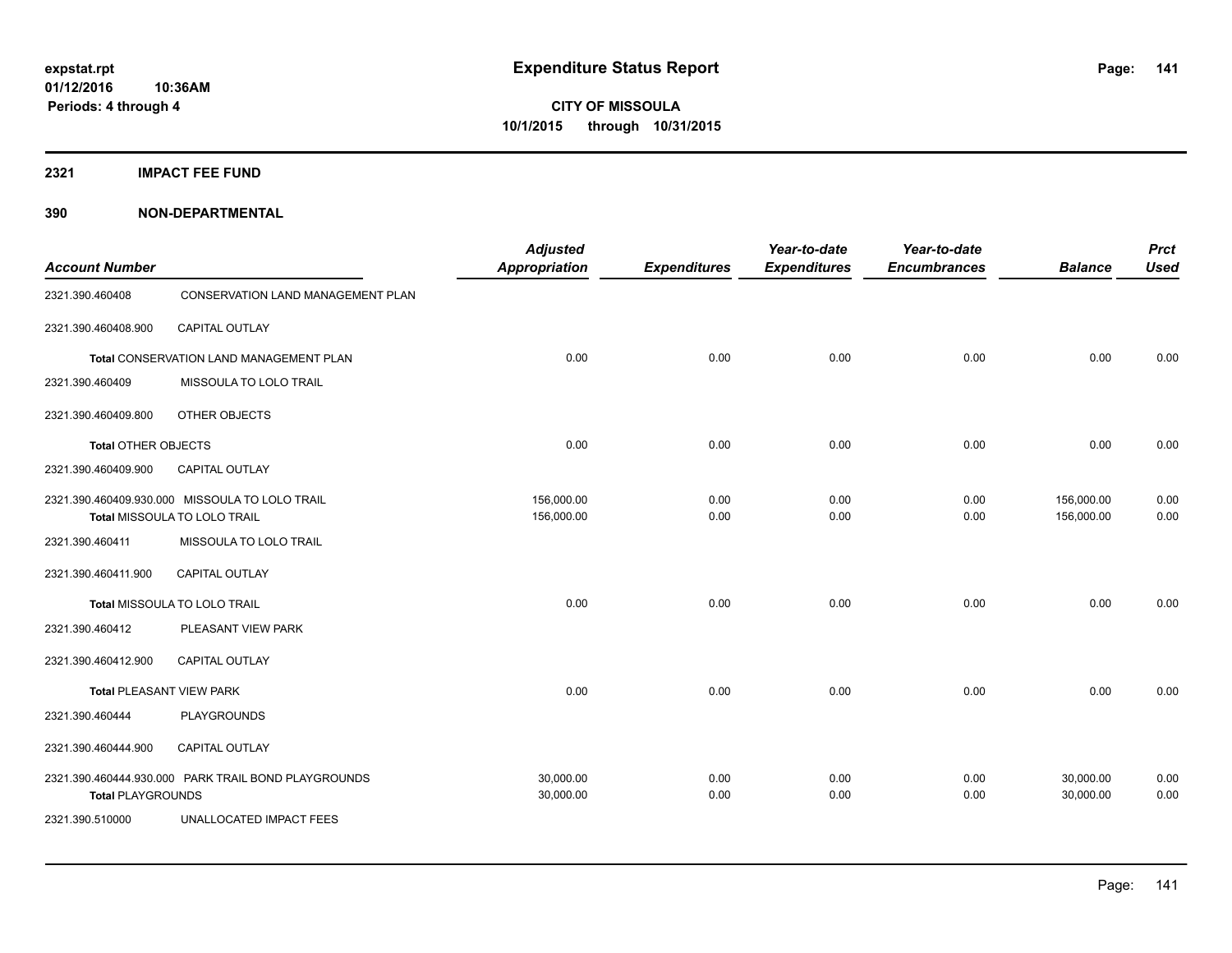**expstat.rpt**
**01/12/2016 10:36AM**
**Periods: 4 through 4**

# Expenditure Status Report

**CITY OF MISSOULA**
**10/1/2015 through 10/31/2015**

## 2321 IMPACT FEE FUND

## 390 NON-DEPARTMENTAL

| Account Number | | Adjusted Appropriation | Expenditures | Year-to-date Expenditures | Year-to-date Encumbrances | Balance | Prct Used |
|---|---|---|---|---|---|---|---|
| 2321.390.460408 | CONSERVATION LAND MANAGEMENT PLAN | | | | | | |
| 2321.390.460408.900 | CAPITAL OUTLAY | | | | | | |
| **Total** CONSERVATION LAND MANAGEMENT PLAN | | 0.00 | 0.00 | 0.00 | 0.00 | 0.00 | 0.00 |
| 2321.390.460409 | MISSOULA TO LOLO TRAIL | | | | | | |
| 2321.390.460409.800 | OTHER OBJECTS | | | | | | |
| **Total** OTHER OBJECTS | | 0.00 | 0.00 | 0.00 | 0.00 | 0.00 | 0.00 |
| 2321.390.460409.900 | CAPITAL OUTLAY | | | | | | |
| 2321.390.460409.930.000 | MISSOULA TO LOLO TRAIL | 156,000.00 | 0.00 | 0.00 | 0.00 | 156,000.00 | 0.00 |
| **Total** MISSOULA TO LOLO TRAIL | | 156,000.00 | 0.00 | 0.00 | 0.00 | 156,000.00 | 0.00 |
| 2321.390.460411 | MISSOULA TO LOLO TRAIL | | | | | | |
| 2321.390.460411.900 | CAPITAL OUTLAY | | | | | | |
| **Total** MISSOULA TO LOLO TRAIL | | 0.00 | 0.00 | 0.00 | 0.00 | 0.00 | 0.00 |
| 2321.390.460412 | PLEASANT VIEW PARK | | | | | | |
| 2321.390.460412.900 | CAPITAL OUTLAY | | | | | | |
| **Total** PLEASANT VIEW PARK | | 0.00 | 0.00 | 0.00 | 0.00 | 0.00 | 0.00 |
| 2321.390.460444 | PLAYGROUNDS | | | | | | |
| 2321.390.460444.900 | CAPITAL OUTLAY | | | | | | |
| 2321.390.460444.930.000 | PARK TRAIL BOND PLAYGROUNDS | 30,000.00 | 0.00 | 0.00 | 0.00 | 30,000.00 | 0.00 |
| **Total** PLAYGROUNDS | | 30,000.00 | 0.00 | 0.00 | 0.00 | 30,000.00 | 0.00 |
| 2321.390.510000 | UNALLOCATED IMPACT FEES | | | | | | |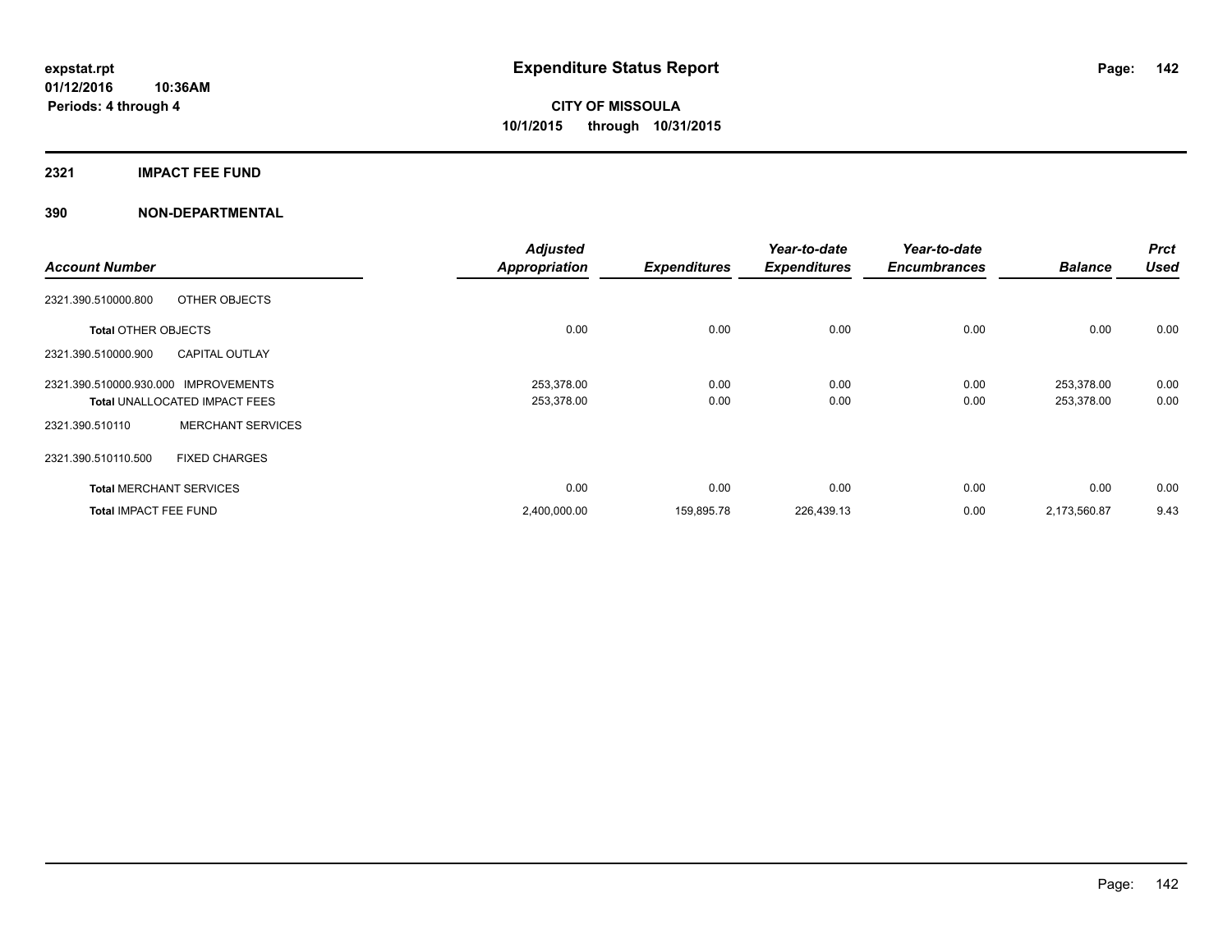# Expenditure Status Report

**expstat.rpt**
**01/12/2016 10:36AM**
**Periods: 4 through 4**

**CITY OF MISSOULA**
**10/1/2015 through 10/31/2015**

## 2321 IMPACT FEE FUND

## 390 NON-DEPARTMENTAL

| Account Number | | Adjusted Appropriation | Expenditures | Year-to-date Expenditures | Year-to-date Encumbrances | Balance | Prct Used |
|---|---|---|---|---|---|---|---|
| 2321.390.510000.800 | OTHER OBJECTS | | | | | | |
| **Total** OTHER OBJECTS | | 0.00 | 0.00 | 0.00 | 0.00 | 0.00 | 0.00 |
| 2321.390.510000.900 | CAPITAL OUTLAY | | | | | | |
| 2321.390.510000.930.000 | IMPROVEMENTS | 253,378.00 | 0.00 | 0.00 | 0.00 | 253,378.00 | 0.00 |
| **Total** UNALLOCATED IMPACT FEES | | 253,378.00 | 0.00 | 0.00 | 0.00 | 253,378.00 | 0.00 |
| 2321.390.510110 | MERCHANT SERVICES | | | | | | |
| 2321.390.510110.500 | FIXED CHARGES | | | | | | |
| **Total** MERCHANT SERVICES | | 0.00 | 0.00 | 0.00 | 0.00 | 0.00 | 0.00 |
| **Total** IMPACT FEE FUND | | 2,400,000.00 | 159,895.78 | 226,439.13 | 0.00 | 2,173,560.87 | 9.43 |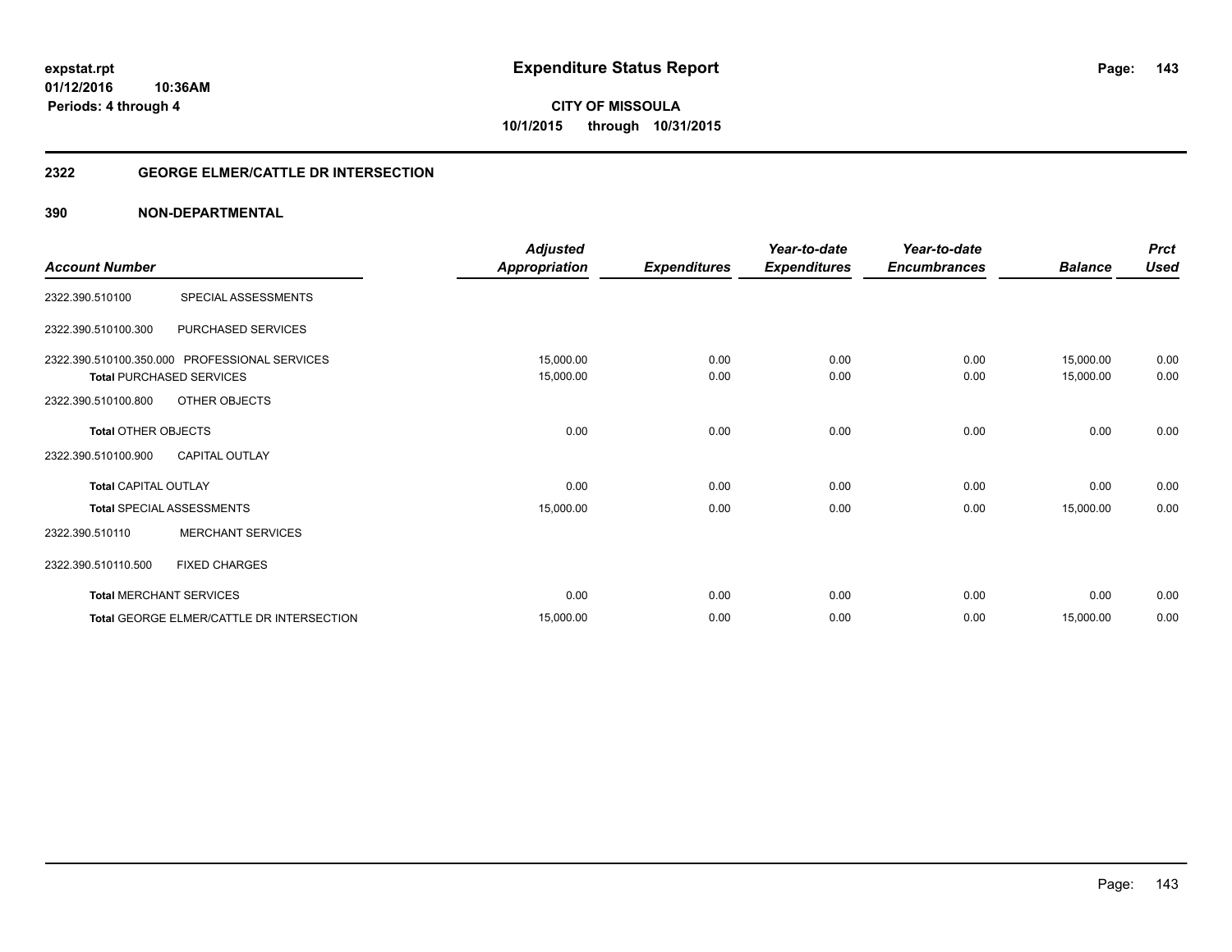# Expenditure Status Report

**CITY OF MISSOULA**
**10/1/2015 through 10/31/2015**

expstat.rpt
01/12/2016 10:36AM
Periods: 4 through 4

## 2322 GEORGE ELMER/CATTLE DR INTERSECTION

## 390 NON-DEPARTMENTAL

| Account Number | | Adjusted Appropriation | Expenditures | Year-to-date Expenditures | Year-to-date Encumbrances | Balance | Prct Used |
|---|---|---|---|---|---|---|---|
| 2322.390.510100 | SPECIAL ASSESSMENTS | | | | | | |
| 2322.390.510100.300 | PURCHASED SERVICES | | | | | | |
| 2322.390.510100.350.000 | PROFESSIONAL SERVICES | 15,000.00 | 0.00 | 0.00 | 0.00 | 15,000.00 | 0.00 |
| **Total** PURCHASED SERVICES | | 15,000.00 | 0.00 | 0.00 | 0.00 | 15,000.00 | 0.00 |
| 2322.390.510100.800 | OTHER OBJECTS | | | | | | |
| **Total** OTHER OBJECTS | | 0.00 | 0.00 | 0.00 | 0.00 | 0.00 | 0.00 |
| 2322.390.510100.900 | CAPITAL OUTLAY | | | | | | |
| **Total** CAPITAL OUTLAY | | 0.00 | 0.00 | 0.00 | 0.00 | 0.00 | 0.00 |
| **Total** SPECIAL ASSESSMENTS | | 15,000.00 | 0.00 | 0.00 | 0.00 | 15,000.00 | 0.00 |
| 2322.390.510110 | MERCHANT SERVICES | | | | | | |
| 2322.390.510110.500 | FIXED CHARGES | | | | | | |
| **Total** MERCHANT SERVICES | | 0.00 | 0.00 | 0.00 | 0.00 | 0.00 | 0.00 |
| **Total** GEORGE ELMER/CATTLE DR INTERSECTION | | 15,000.00 | 0.00 | 0.00 | 0.00 | 15,000.00 | 0.00 |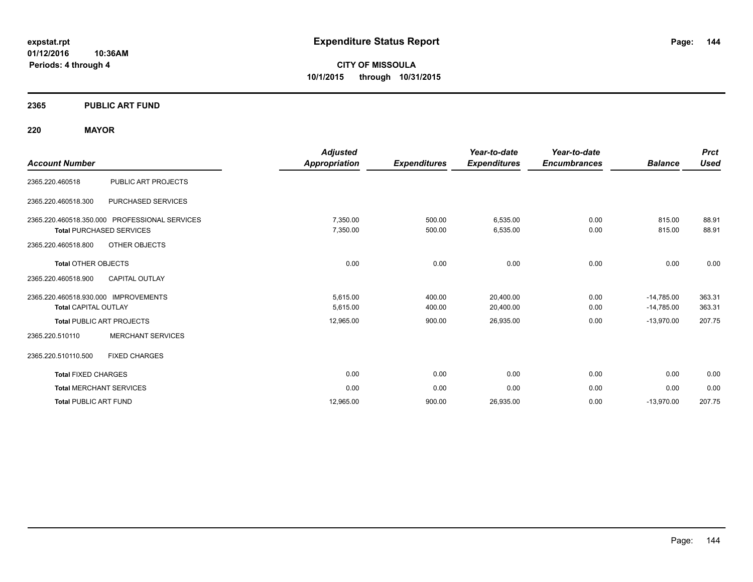# Expenditure Status Report

**expstat.rpt**
**01/12/2016 10:36AM**
**Periods: 4 through 4**

**CITY OF MISSOULA**
**10/1/2015 through 10/31/2015**

## 2365 PUBLIC ART FUND

### 220 MAYOR

| Account Number | | Adjusted Appropriation | Expenditures | Year-to-date Expenditures | Year-to-date Encumbrances | Balance | Prct Used |
|---|---|---|---|---|---|---|---|
| 2365.220.460518 | PUBLIC ART PROJECTS | | | | | | |
| 2365.220.460518.300 | PURCHASED SERVICES | | | | | | |
| 2365.220.460518.350.000 | PROFESSIONAL SERVICES | 7,350.00 | 500.00 | 6,535.00 | 0.00 | 815.00 | 88.91 |
| **Total** PURCHASED SERVICES | | 7,350.00 | 500.00 | 6,535.00 | 0.00 | 815.00 | 88.91 |
| 2365.220.460518.800 | OTHER OBJECTS | | | | | | |
| **Total** OTHER OBJECTS | | 0.00 | 0.00 | 0.00 | 0.00 | 0.00 | 0.00 |
| 2365.220.460518.900 | CAPITAL OUTLAY | | | | | | |
| 2365.220.460518.930.000 | IMPROVEMENTS | 5,615.00 | 400.00 | 20,400.00 | 0.00 | -14,785.00 | 363.31 |
| **Total** CAPITAL OUTLAY | | 5,615.00 | 400.00 | 20,400.00 | 0.00 | -14,785.00 | 363.31 |
| **Total** PUBLIC ART PROJECTS | | 12,965.00 | 900.00 | 26,935.00 | 0.00 | -13,970.00 | 207.75 |
| 2365.220.510110 | MERCHANT SERVICES | | | | | | |
| 2365.220.510110.500 | FIXED CHARGES | | | | | | |
| **Total** FIXED CHARGES | | 0.00 | 0.00 | 0.00 | 0.00 | 0.00 | 0.00 |
| **Total** MERCHANT SERVICES | | 0.00 | 0.00 | 0.00 | 0.00 | 0.00 | 0.00 |
| **Total** PUBLIC ART FUND | | 12,965.00 | 900.00 | 26,935.00 | 0.00 | -13,970.00 | 207.75 |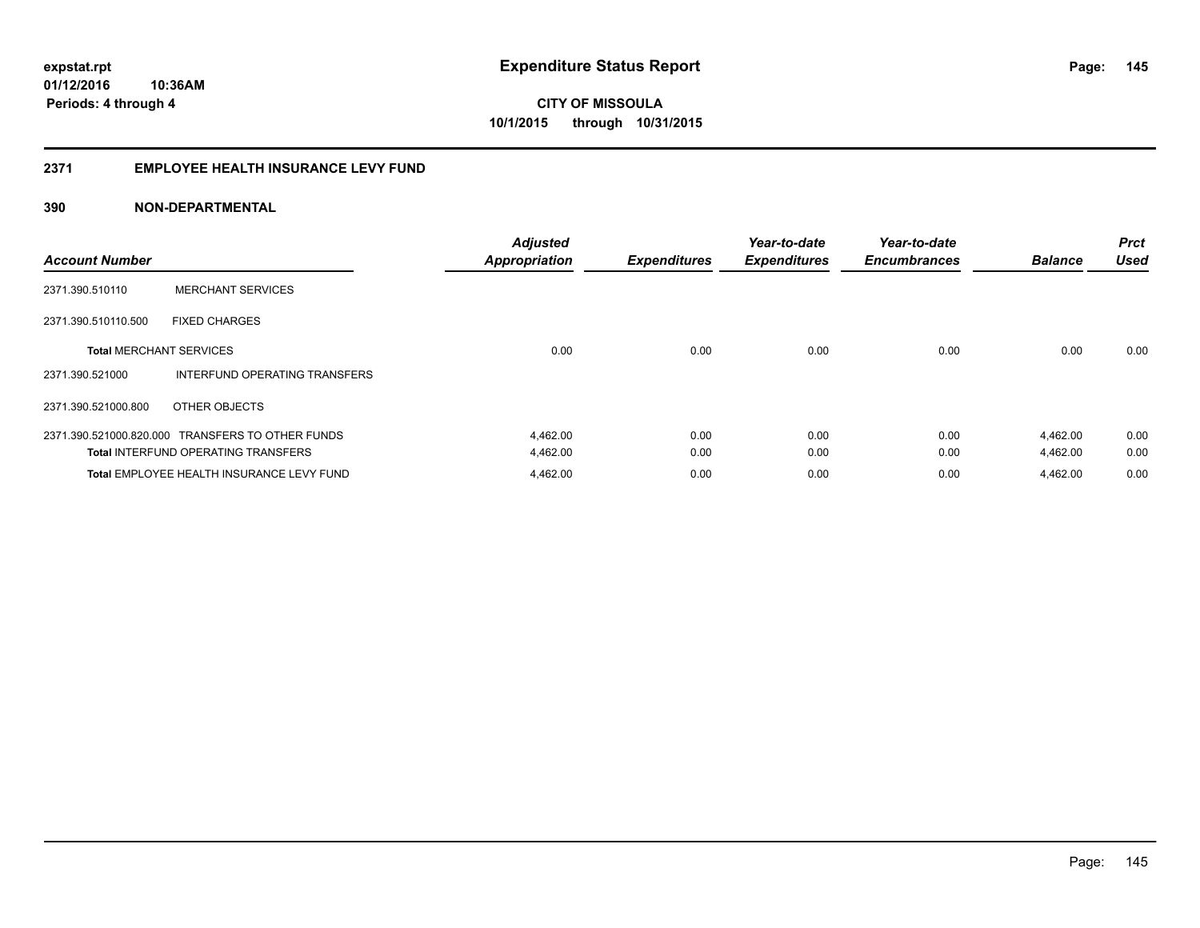# Expenditure Status Report

expstat.rpt
01/12/2016 10:36AM
Periods: 4 through 4

**CITY OF MISSOULA**
**10/1/2015 through 10/31/2015**

## 2371 EMPLOYEE HEALTH INSURANCE LEVY FUND

## 390 NON-DEPARTMENTAL

| Account Number | | Adjusted Appropriation | Expenditures | Year-to-date Expenditures | Year-to-date Encumbrances | Balance | Prct Used |
|---|---|---|---|---|---|---|---|
| 2371.390.510110 | MERCHANT SERVICES | | | | | | |
| 2371.390.510110.500 | FIXED CHARGES | | | | | | |
| **Total** MERCHANT SERVICES | | 0.00 | 0.00 | 0.00 | 0.00 | 0.00 | 0.00 |
| 2371.390.521000 | INTERFUND OPERATING TRANSFERS | | | | | | |
| 2371.390.521000.800 | OTHER OBJECTS | | | | | | |
| 2371.390.521000.820.000 | TRANSFERS TO OTHER FUNDS | 4,462.00 | 0.00 | 0.00 | 0.00 | 4,462.00 | 0.00 |
| **Total** INTERFUND OPERATING TRANSFERS | | 4,462.00 | 0.00 | 0.00 | 0.00 | 4,462.00 | 0.00 |
| **Total** EMPLOYEE HEALTH INSURANCE LEVY FUND | | 4,462.00 | 0.00 | 0.00 | 0.00 | 4,462.00 | 0.00 |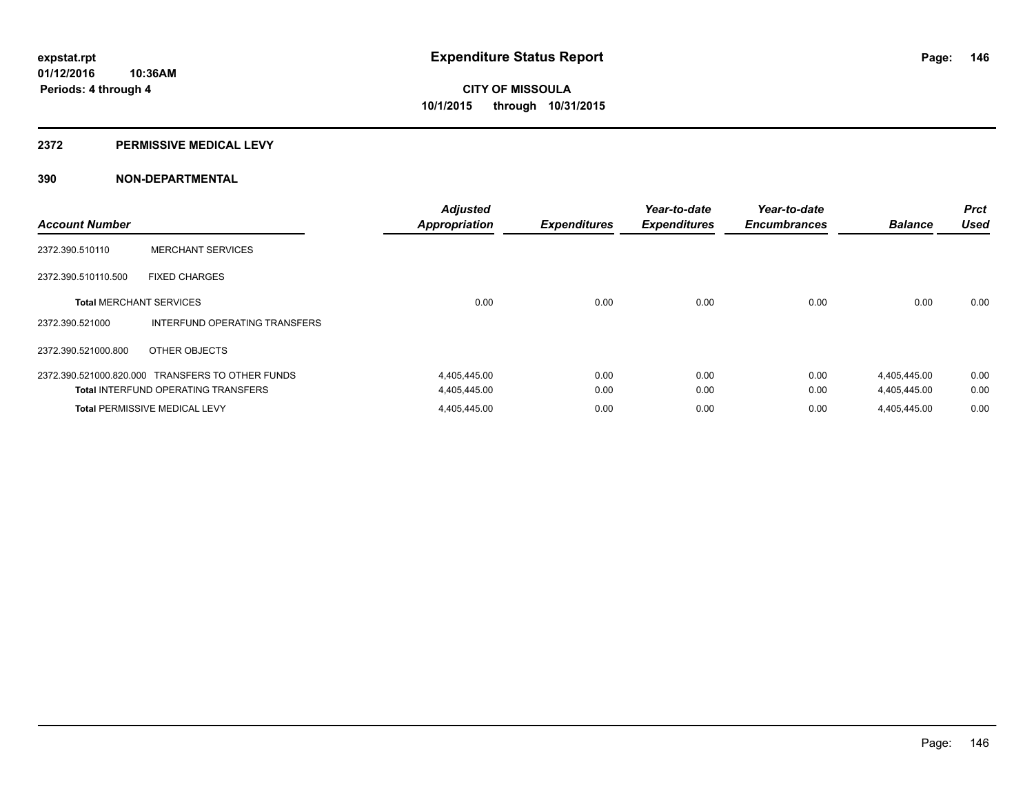expstat.rpt
01/12/2016 10:36AM
Periods: 4 through 4

# Expenditure Status Report

CITY OF MISSOULA
10/1/2015 through 10/31/2015

## 2372 PERMISSIVE MEDICAL LEVY

## 390 NON-DEPARTMENTAL

| Account Number | | Adjusted Appropriation | Expenditures | Year-to-date Expenditures | Year-to-date Encumbrances | Balance | Prct Used |
|---|---|---|---|---|---|---|---|
| 2372.390.510110 | MERCHANT SERVICES | | | | | | |
| 2372.390.510110.500 | FIXED CHARGES | | | | | | |
| **Total** MERCHANT SERVICES | | 0.00 | 0.00 | 0.00 | 0.00 | 0.00 | 0.00 |
| 2372.390.521000 | INTERFUND OPERATING TRANSFERS | | | | | | |
| 2372.390.521000.800 | OTHER OBJECTS | | | | | | |
| 2372.390.521000.820.000 | TRANSFERS TO OTHER FUNDS | 4,405,445.00 | 0.00 | 0.00 | 0.00 | 4,405,445.00 | 0.00 |
| **Total** INTERFUND OPERATING TRANSFERS | | 4,405,445.00 | 0.00 | 0.00 | 0.00 | 4,405,445.00 | 0.00 |
| **Total** PERMISSIVE MEDICAL LEVY | | 4,405,445.00 | 0.00 | 0.00 | 0.00 | 4,405,445.00 | 0.00 |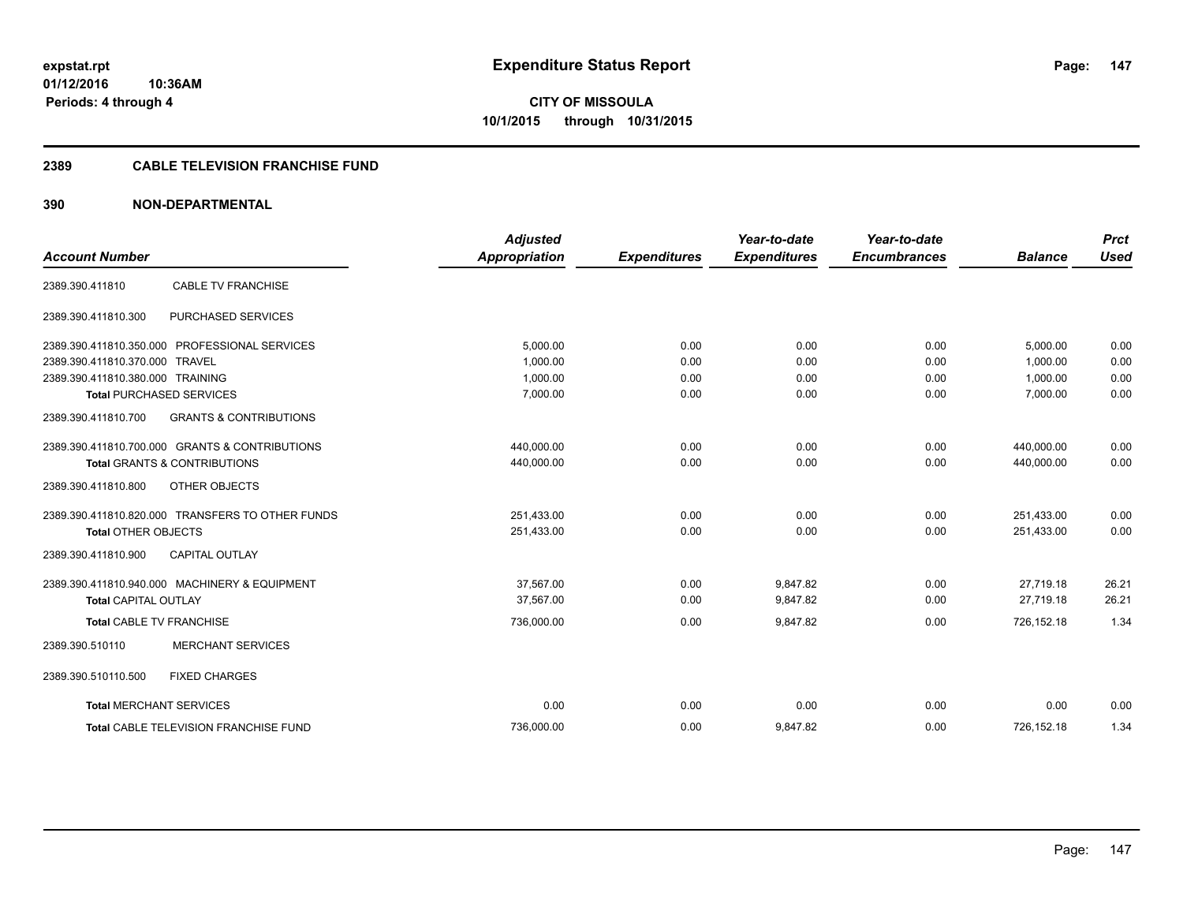**expstat.rpt**
**01/12/2016 10:36AM**
**Periods: 4 through 4**

# Expenditure Status Report

**CITY OF MISSOULA**
**10/1/2015 through 10/31/2015**

## 2389 CABLE TELEVISION FRANCHISE FUND

## 390 NON-DEPARTMENTAL

| Account Number | | Adjusted Appropriation | Expenditures | Year-to-date Expenditures | Year-to-date Encumbrances | Balance | Prct Used |
|---|---|---|---|---|---|---|---|
| 2389.390.411810 | CABLE TV FRANCHISE | | | | | | |
| 2389.390.411810.300 | PURCHASED SERVICES | | | | | | |
| 2389.390.411810.350.000 | PROFESSIONAL SERVICES | 5,000.00 | 0.00 | 0.00 | 0.00 | 5,000.00 | 0.00 |
| 2389.390.411810.370.000 | TRAVEL | 1,000.00 | 0.00 | 0.00 | 0.00 | 1,000.00 | 0.00 |
| 2389.390.411810.380.000 | TRAINING | 1,000.00 | 0.00 | 0.00 | 0.00 | 1,000.00 | 0.00 |
| **Total** PURCHASED SERVICES | | 7,000.00 | 0.00 | 0.00 | 0.00 | 7,000.00 | 0.00 |
| 2389.390.411810.700 | GRANTS & CONTRIBUTIONS | | | | | | |
| 2389.390.411810.700.000 | GRANTS & CONTRIBUTIONS | 440,000.00 | 0.00 | 0.00 | 0.00 | 440,000.00 | 0.00 |
| **Total** GRANTS & CONTRIBUTIONS | | 440,000.00 | 0.00 | 0.00 | 0.00 | 440,000.00 | 0.00 |
| 2389.390.411810.800 | OTHER OBJECTS | | | | | | |
| 2389.390.411810.820.000 | TRANSFERS TO OTHER FUNDS | 251,433.00 | 0.00 | 0.00 | 0.00 | 251,433.00 | 0.00 |
| **Total** OTHER OBJECTS | | 251,433.00 | 0.00 | 0.00 | 0.00 | 251,433.00 | 0.00 |
| 2389.390.411810.900 | CAPITAL OUTLAY | | | | | | |
| 2389.390.411810.940.000 | MACHINERY & EQUIPMENT | 37,567.00 | 0.00 | 9,847.82 | 0.00 | 27,719.18 | 26.21 |
| **Total** CAPITAL OUTLAY | | 37,567.00 | 0.00 | 9,847.82 | 0.00 | 27,719.18 | 26.21 |
| **Total** CABLE TV FRANCHISE | | 736,000.00 | 0.00 | 9,847.82 | 0.00 | 726,152.18 | 1.34 |
| 2389.390.510110 | MERCHANT SERVICES | | | | | | |
| 2389.390.510110.500 | FIXED CHARGES | | | | | | |
| **Total** MERCHANT SERVICES | | 0.00 | 0.00 | 0.00 | 0.00 | 0.00 | 0.00 |
| **Total** CABLE TELEVISION FRANCHISE FUND | | 736,000.00 | 0.00 | 9,847.82 | 0.00 | 726,152.18 | 1.34 |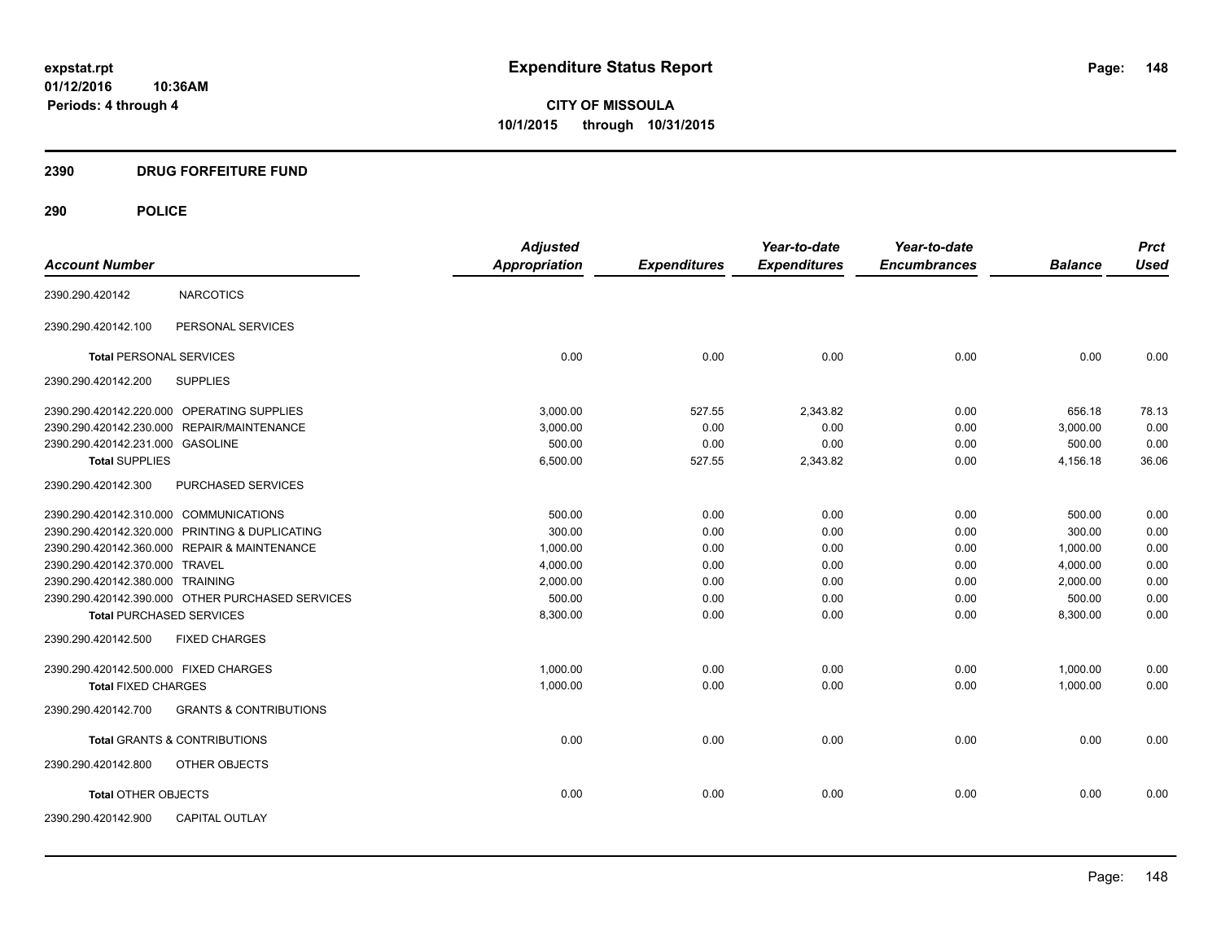expstat.rpt
01/12/2016 10:36AM
Periods: 4 through 4

# Expenditure Status Report

**CITY OF MISSOULA**
**10/1/2015 through 10/31/2015**

## 2390 DRUG FORFEITURE FUND

## 290 POLICE

| Account Number | | Adjusted Appropriation | Expenditures | Year-to-date Expenditures | Year-to-date Encumbrances | Balance | Prct Used |
|---|---|---|---|---|---|---|---|
| 2390.290.420142 | NARCOTICS | | | | | | |
| 2390.290.420142.100 | PERSONAL SERVICES | | | | | | |
| **Total** PERSONAL SERVICES | | 0.00 | 0.00 | 0.00 | 0.00 | 0.00 | 0.00 |
| 2390.290.420142.200 | SUPPLIES | | | | | | |
| 2390.290.420142.220.000 | OPERATING SUPPLIES | 3,000.00 | 527.55 | 2,343.82 | 0.00 | 656.18 | 78.13 |
| 2390.290.420142.230.000 | REPAIR/MAINTENANCE | 3,000.00 | 0.00 | 0.00 | 0.00 | 3,000.00 | 0.00 |
| 2390.290.420142.231.000 | GASOLINE | 500.00 | 0.00 | 0.00 | 0.00 | 500.00 | 0.00 |
| **Total SUPPLIES** | | 6,500.00 | 527.55 | 2,343.82 | 0.00 | 4,156.18 | 36.06 |
| 2390.290.420142.300 | PURCHASED SERVICES | | | | | | |
| 2390.290.420142.310.000 | COMMUNICATIONS | 500.00 | 0.00 | 0.00 | 0.00 | 500.00 | 0.00 |
| 2390.290.420142.320.000 | PRINTING & DUPLICATING | 300.00 | 0.00 | 0.00 | 0.00 | 300.00 | 0.00 |
| 2390.290.420142.360.000 | REPAIR & MAINTENANCE | 1,000.00 | 0.00 | 0.00 | 0.00 | 1,000.00 | 0.00 |
| 2390.290.420142.370.000 | TRAVEL | 4,000.00 | 0.00 | 0.00 | 0.00 | 4,000.00 | 0.00 |
| 2390.290.420142.380.000 | TRAINING | 2,000.00 | 0.00 | 0.00 | 0.00 | 2,000.00 | 0.00 |
| 2390.290.420142.390.000 | OTHER PURCHASED SERVICES | 500.00 | 0.00 | 0.00 | 0.00 | 500.00 | 0.00 |
| **Total** PURCHASED SERVICES | | 8,300.00 | 0.00 | 0.00 | 0.00 | 8,300.00 | 0.00 |
| 2390.290.420142.500 | FIXED CHARGES | | | | | | |
| 2390.290.420142.500.000 | FIXED CHARGES | 1,000.00 | 0.00 | 0.00 | 0.00 | 1,000.00 | 0.00 |
| **Total FIXED CHARGES** | | 1,000.00 | 0.00 | 0.00 | 0.00 | 1,000.00 | 0.00 |
| 2390.290.420142.700 | GRANTS & CONTRIBUTIONS | | | | | | |
| **Total** GRANTS & CONTRIBUTIONS | | 0.00 | 0.00 | 0.00 | 0.00 | 0.00 | 0.00 |
| 2390.290.420142.800 | OTHER OBJECTS | | | | | | |
| **Total** OTHER OBJECTS | | 0.00 | 0.00 | 0.00 | 0.00 | 0.00 | 0.00 |
| 2390.290.420142.900 | CAPITAL OUTLAY | | | | | | |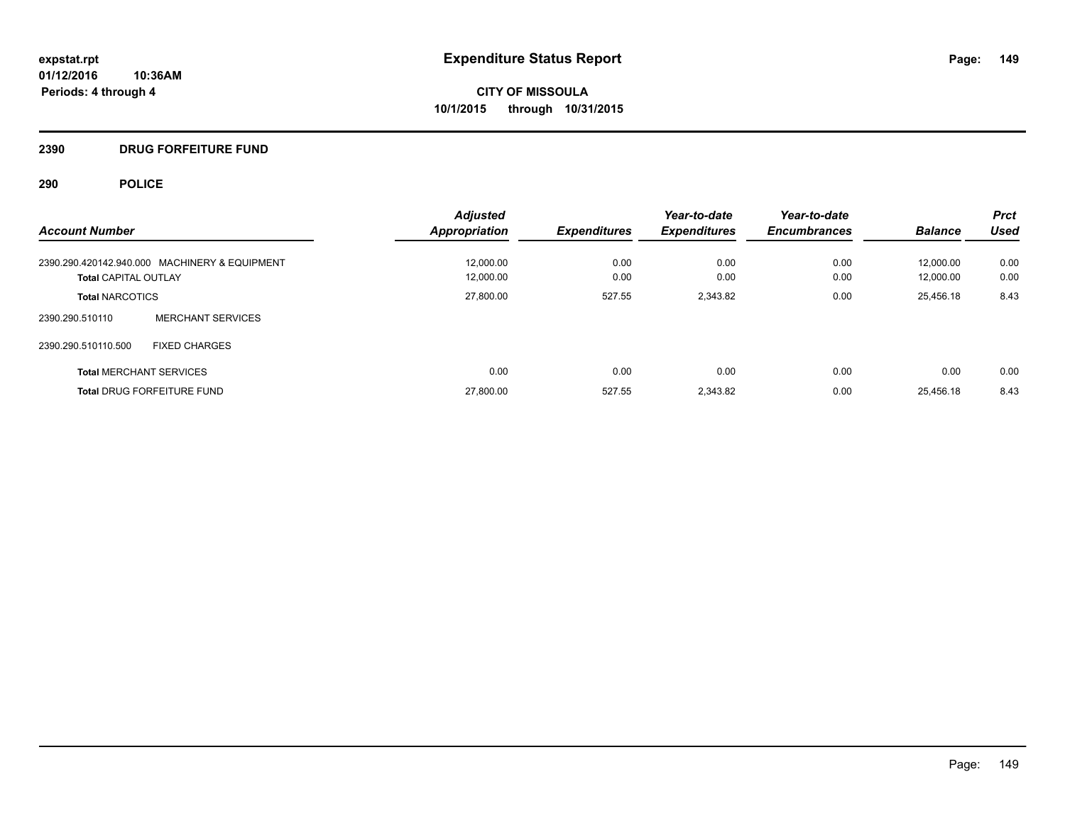# Expenditure Status Report

expstat.rpt
01/12/2016 10:36AM
Periods: 4 through 4

**CITY OF MISSOULA**
**10/1/2015 through 10/31/2015**

## 2390 DRUG FORFEITURE FUND

## 290 POLICE

| Account Number | | Adjusted Appropriation | Expenditures | Year-to-date Expenditures | Year-to-date Encumbrances | Balance | Prct Used |
|---|---|---|---|---|---|---|---|
| 2390.290.420142.940.000 | MACHINERY & EQUIPMENT | 12,000.00 | 0.00 | 0.00 | 0.00 | 12,000.00 | 0.00 |
| **Total** CAPITAL OUTLAY | | 12,000.00 | 0.00 | 0.00 | 0.00 | 12,000.00 | 0.00 |
| **Total** NARCOTICS | | 27,800.00 | 527.55 | 2,343.82 | 0.00 | 25,456.18 | 8.43 |
| 2390.290.510110 | MERCHANT SERVICES | | | | | | |
| 2390.290.510110.500 | FIXED CHARGES | | | | | | |
| **Total** MERCHANT SERVICES | | 0.00 | 0.00 | 0.00 | 0.00 | 0.00 | 0.00 |
| **Total** DRUG FORFEITURE FUND | | 27,800.00 | 527.55 | 2,343.82 | 0.00 | 25,456.18 | 8.43 |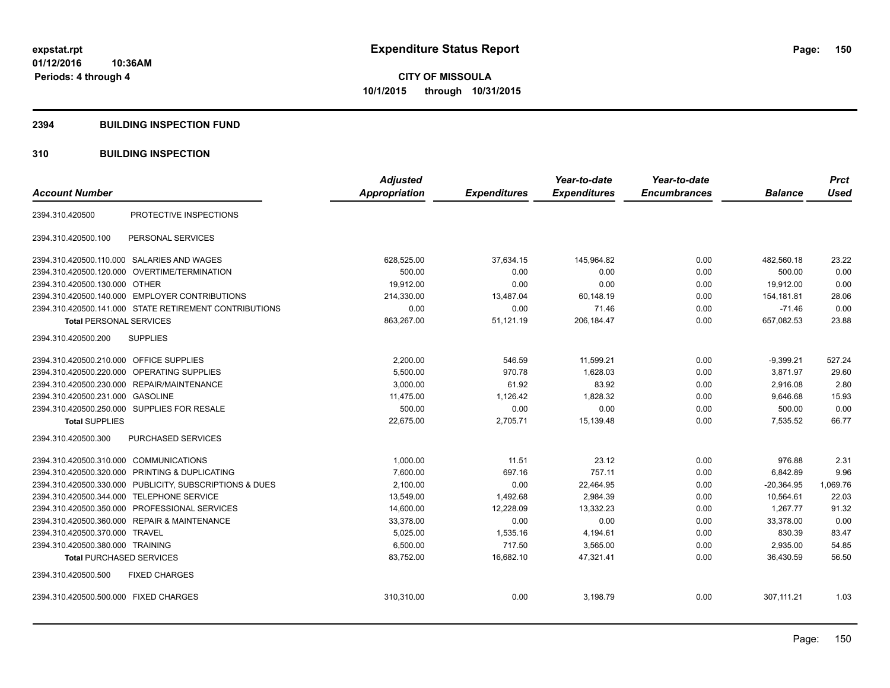expstat.rpt
01/12/2016 10:36AM
Periods: 4 through 4

# Expenditure Status Report

**CITY OF MISSOULA**
**10/1/2015 through 10/31/2015**

## 2394 BUILDING INSPECTION FUND

## 310 BUILDING INSPECTION

| Account Number | | Adjusted Appropriation | Expenditures | Year-to-date Expenditures | Year-to-date Encumbrances | Balance | Prct Used |
|---|---|---|---|---|---|---|---|
| 2394.310.420500 | PROTECTIVE INSPECTIONS | | | | | | |
| 2394.310.420500.100 | PERSONAL SERVICES | | | | | | |
| 2394.310.420500.110.000 | SALARIES AND WAGES | 628,525.00 | 37,634.15 | 145,964.82 | 0.00 | 482,560.18 | 23.22 |
| 2394.310.420500.120.000 | OVERTIME/TERMINATION | 500.00 | 0.00 | 0.00 | 0.00 | 500.00 | 0.00 |
| 2394.310.420500.130.000 | OTHER | 19,912.00 | 0.00 | 0.00 | 0.00 | 19,912.00 | 0.00 |
| 2394.310.420500.140.000 | EMPLOYER CONTRIBUTIONS | 214,330.00 | 13,487.04 | 60,148.19 | 0.00 | 154,181.81 | 28.06 |
| 2394.310.420500.141.000 | STATE RETIREMENT CONTRIBUTIONS | 0.00 | 0.00 | 71.46 | 0.00 | -71.46 | 0.00 |
| **Total** PERSONAL SERVICES | | 863,267.00 | 51,121.19 | 206,184.47 | 0.00 | 657,082.53 | 23.88 |
| 2394.310.420500.200 | SUPPLIES | | | | | | |
| 2394.310.420500.210.000 | OFFICE SUPPLIES | 2,200.00 | 546.59 | 11,599.21 | 0.00 | -9,399.21 | 527.24 |
| 2394.310.420500.220.000 | OPERATING SUPPLIES | 5,500.00 | 970.78 | 1,628.03 | 0.00 | 3,871.97 | 29.60 |
| 2394.310.420500.230.000 | REPAIR/MAINTENANCE | 3,000.00 | 61.92 | 83.92 | 0.00 | 2,916.08 | 2.80 |
| 2394.310.420500.231.000 | GASOLINE | 11,475.00 | 1,126.42 | 1,828.32 | 0.00 | 9,646.68 | 15.93 |
| 2394.310.420500.250.000 | SUPPLIES FOR RESALE | 500.00 | 0.00 | 0.00 | 0.00 | 500.00 | 0.00 |
| **Total** SUPPLIES | | 22,675.00 | 2,705.71 | 15,139.48 | 0.00 | 7,535.52 | 66.77 |
| 2394.310.420500.300 | PURCHASED SERVICES | | | | | | |
| 2394.310.420500.310.000 | COMMUNICATIONS | 1,000.00 | 11.51 | 23.12 | 0.00 | 976.88 | 2.31 |
| 2394.310.420500.320.000 | PRINTING & DUPLICATING | 7,600.00 | 697.16 | 757.11 | 0.00 | 6,842.89 | 9.96 |
| 2394.310.420500.330.000 | PUBLICITY, SUBSCRIPTIONS & DUES | 2,100.00 | 0.00 | 22,464.95 | 0.00 | -20,364.95 | 1,069.76 |
| 2394.310.420500.344.000 | TELEPHONE SERVICE | 13,549.00 | 1,492.68 | 2,984.39 | 0.00 | 10,564.61 | 22.03 |
| 2394.310.420500.350.000 | PROFESSIONAL SERVICES | 14,600.00 | 12,228.09 | 13,332.23 | 0.00 | 1,267.77 | 91.32 |
| 2394.310.420500.360.000 | REPAIR & MAINTENANCE | 33,378.00 | 0.00 | 0.00 | 0.00 | 33,378.00 | 0.00 |
| 2394.310.420500.370.000 | TRAVEL | 5,025.00 | 1,535.16 | 4,194.61 | 0.00 | 830.39 | 83.47 |
| 2394.310.420500.380.000 | TRAINING | 6,500.00 | 717.50 | 3,565.00 | 0.00 | 2,935.00 | 54.85 |
| **Total** PURCHASED SERVICES | | 83,752.00 | 16,682.10 | 47,321.41 | 0.00 | 36,430.59 | 56.50 |
| 2394.310.420500.500 | FIXED CHARGES | | | | | | |
| 2394.310.420500.500.000 | FIXED CHARGES | 310,310.00 | 0.00 | 3,198.79 | 0.00 | 307,111.21 | 1.03 |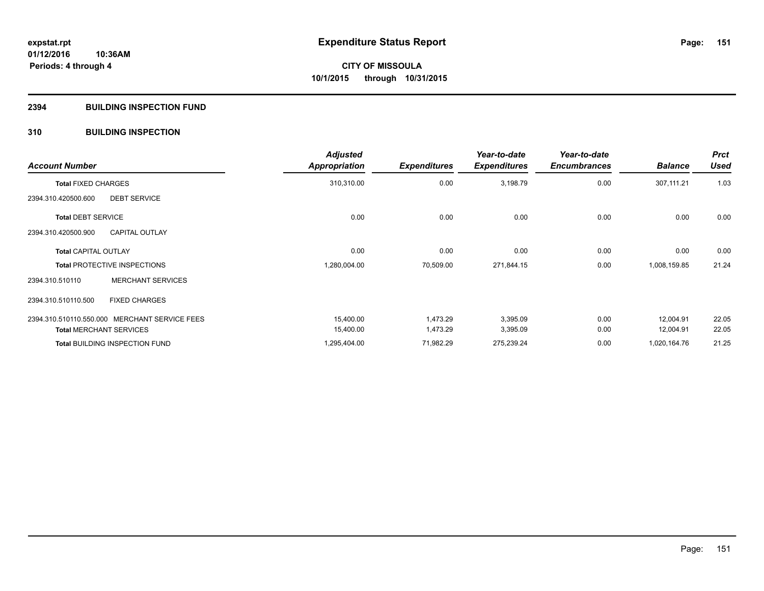# Expenditure Status Report

**CITY OF MISSOULA**
**10/1/2015 through 10/31/2015**

expstat.rpt
01/12/2016 10:36AM
Periods: 4 through 4

## 2394 BUILDING INSPECTION FUND

### 310 BUILDING INSPECTION

| Account Number | Adjusted Appropriation | Expenditures | Year-to-date Expenditures | Year-to-date Encumbrances | Balance | Prct Used |
|---|---|---|---|---|---|---|
| **Total** FIXED CHARGES | 310,310.00 | 0.00 | 3,198.79 | 0.00 | 307,111.21 | 1.03 |
| 2394.310.420500.600 DEBT SERVICE | | | | | | |
| **Total** DEBT SERVICE | 0.00 | 0.00 | 0.00 | 0.00 | 0.00 | 0.00 |
| 2394.310.420500.900 CAPITAL OUTLAY | | | | | | |
| **Total** CAPITAL OUTLAY | 0.00 | 0.00 | 0.00 | 0.00 | 0.00 | 0.00 |
| **Total** PROTECTIVE INSPECTIONS | 1,280,004.00 | 70,509.00 | 271,844.15 | 0.00 | 1,008,159.85 | 21.24 |
| 2394.310.510110 MERCHANT SERVICES | | | | | | |
| 2394.310.510110.500 FIXED CHARGES | | | | | | |
| 2394.310.510110.550.000 MERCHANT SERVICE FEES | 15,400.00 | 1,473.29 | 3,395.09 | 0.00 | 12,004.91 | 22.05 |
| **Total** MERCHANT SERVICES | 15,400.00 | 1,473.29 | 3,395.09 | 0.00 | 12,004.91 | 22.05 |
| **Total** BUILDING INSPECTION FUND | 1,295,404.00 | 71,982.29 | 275,239.24 | 0.00 | 1,020,164.76 | 21.25 |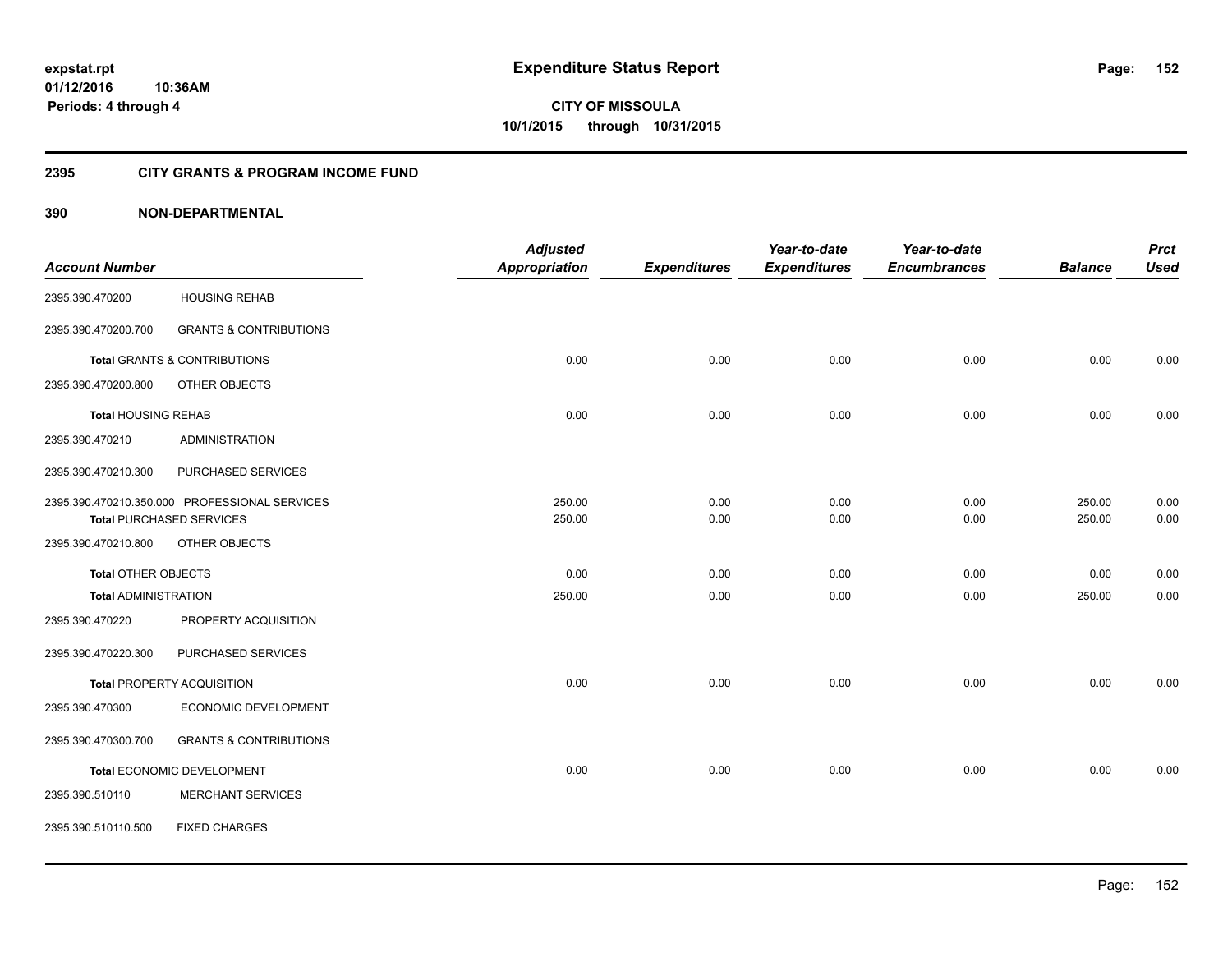# Expenditure Status Report

**CITY OF MISSOULA**
**10/1/2015 through 10/31/2015**

expstat.rpt
01/12/2016 10:36AM
Periods: 4 through 4

## 2395 CITY GRANTS & PROGRAM INCOME FUND

## 390 NON-DEPARTMENTAL

| Account Number | | Adjusted Appropriation | Expenditures | Year-to-date Expenditures | Year-to-date Encumbrances | Balance | Prct Used |
|---|---|---|---|---|---|---|---|
| 2395.390.470200 | HOUSING REHAB | | | | | | |
| 2395.390.470200.700 | GRANTS & CONTRIBUTIONS | | | | | | |
| **Total** GRANTS & CONTRIBUTIONS | | 0.00 | 0.00 | 0.00 | 0.00 | 0.00 | 0.00 |
| 2395.390.470200.800 | OTHER OBJECTS | | | | | | |
| **Total** HOUSING REHAB | | 0.00 | 0.00 | 0.00 | 0.00 | 0.00 | 0.00 |
| 2395.390.470210 | ADMINISTRATION | | | | | | |
| 2395.390.470210.300 | PURCHASED SERVICES | | | | | | |
| 2395.390.470210.350.000 | PROFESSIONAL SERVICES | 250.00 | 0.00 | 0.00 | 0.00 | 250.00 | 0.00 |
| **Total** PURCHASED SERVICES | | 250.00 | 0.00 | 0.00 | 0.00 | 250.00 | 0.00 |
| 2395.390.470210.800 | OTHER OBJECTS | | | | | | |
| **Total** OTHER OBJECTS | | 0.00 | 0.00 | 0.00 | 0.00 | 0.00 | 0.00 |
| **Total** ADMINISTRATION | | 250.00 | 0.00 | 0.00 | 0.00 | 250.00 | 0.00 |
| 2395.390.470220 | PROPERTY ACQUISITION | | | | | | |
| 2395.390.470220.300 | PURCHASED SERVICES | | | | | | |
| **Total** PROPERTY ACQUISITION | | 0.00 | 0.00 | 0.00 | 0.00 | 0.00 | 0.00 |
| 2395.390.470300 | ECONOMIC DEVELOPMENT | | | | | | |
| 2395.390.470300.700 | GRANTS & CONTRIBUTIONS | | | | | | |
| **Total** ECONOMIC DEVELOPMENT | | 0.00 | 0.00 | 0.00 | 0.00 | 0.00 | 0.00 |
| 2395.390.510110 | MERCHANT SERVICES | | | | | | |
| 2395.390.510110.500 | FIXED CHARGES | | | | | | |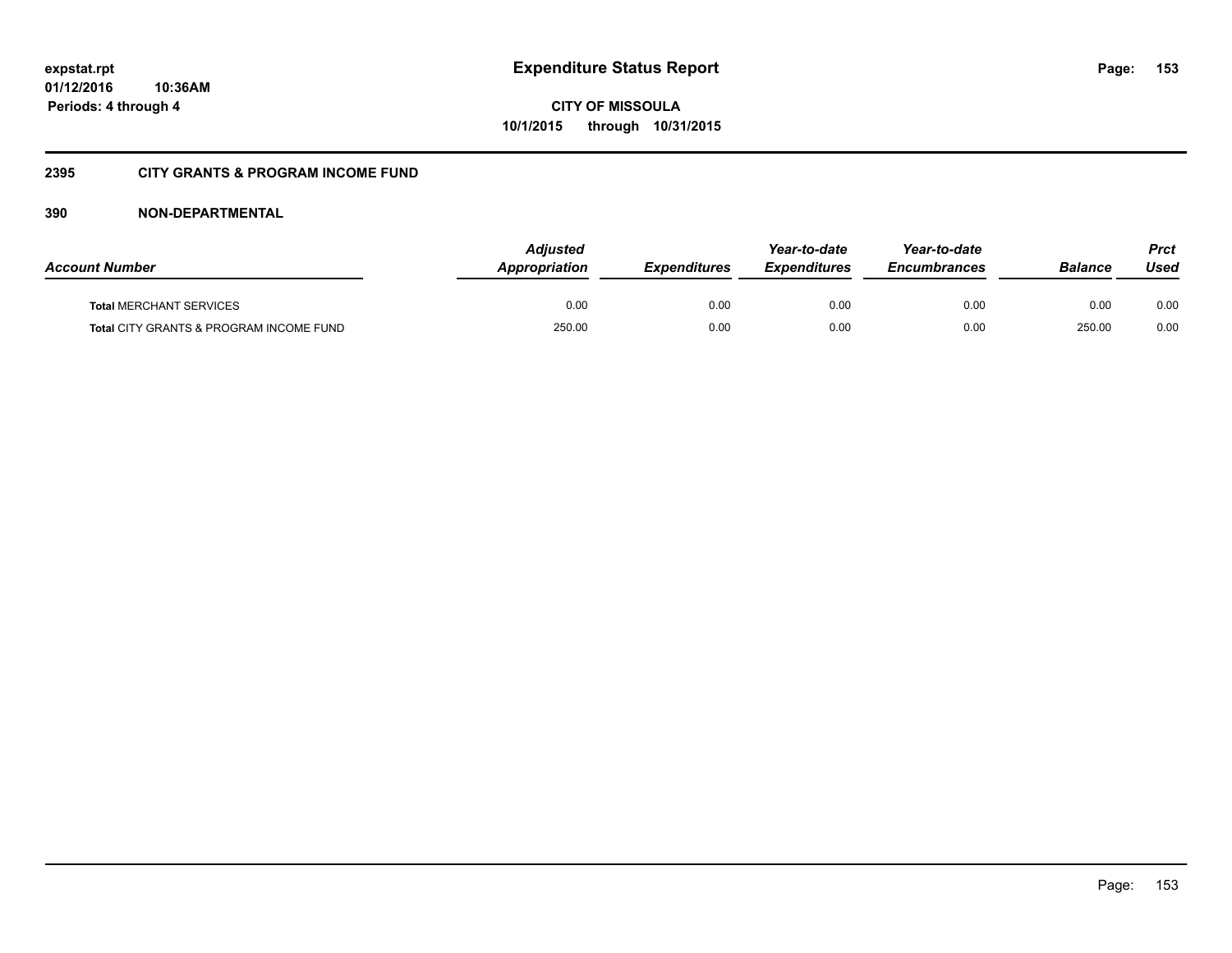**expstat.rpt**
**01/12/2016 10:36AM**
**Periods: 4 through 4**

# Expenditure Status Report

**CITY OF MISSOULA**
**10/1/2015 through 10/31/2015**

## 2395 CITY GRANTS & PROGRAM INCOME FUND

## 390 NON-DEPARTMENTAL

| *Account Number* | *Adjusted Appropriation* | *Expenditures* | *Year-to-date Expenditures* | *Year-to-date Encumbrances* | *Balance* | *Prct Used* |
|---|---|---|---|---|---|---|
| **Total** MERCHANT SERVICES | 0.00 | 0.00 | 0.00 | 0.00 | 0.00 | 0.00 |
| **Total** CITY GRANTS & PROGRAM INCOME FUND | 250.00 | 0.00 | 0.00 | 0.00 | 250.00 | 0.00 |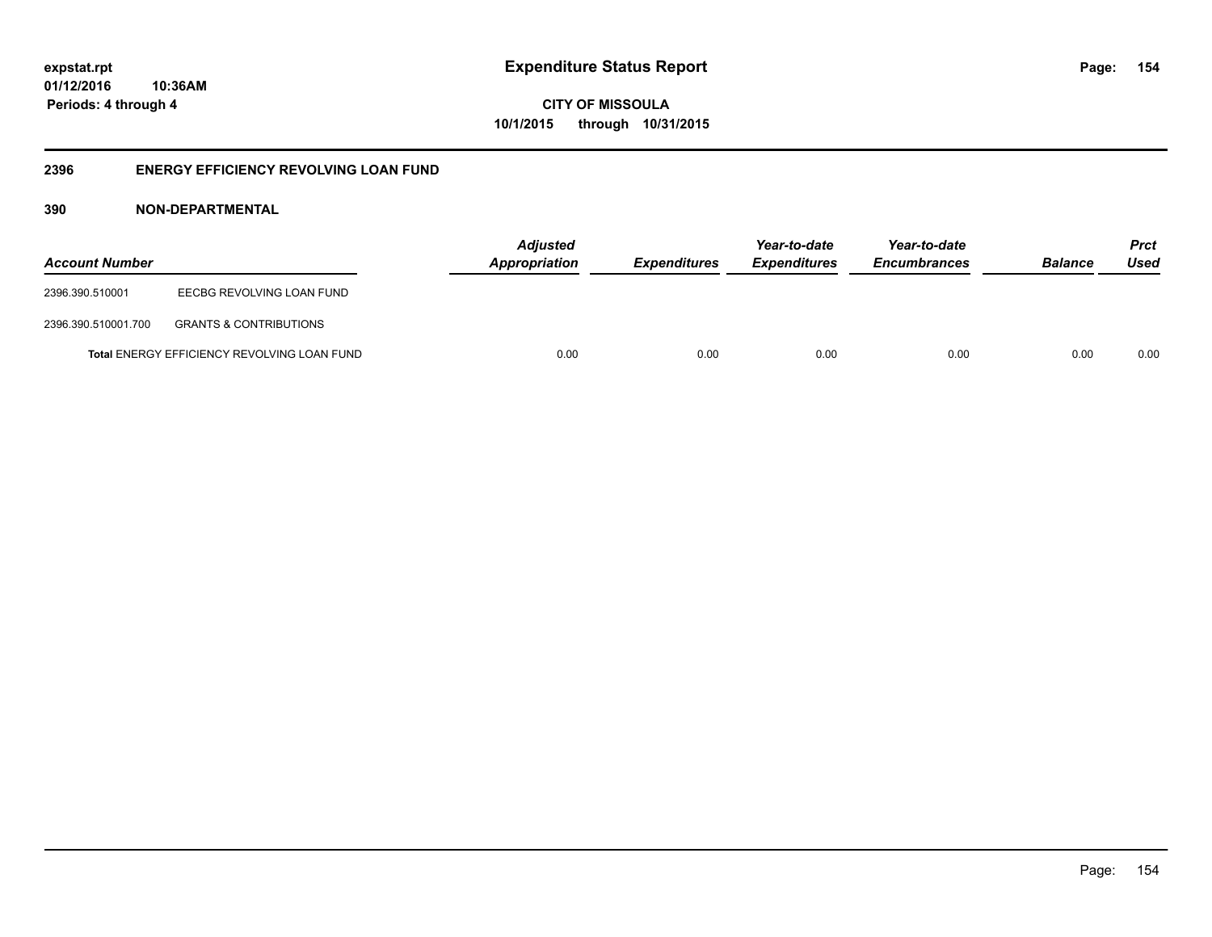expstat.rpt
01/12/2016 10:36AM
Periods: 4 through 4

# Expenditure Status Report

**CITY OF MISSOULA**
**10/1/2015 through 10/31/2015**

## 2396 ENERGY EFFICIENCY REVOLVING LOAN FUND

### 390 NON-DEPARTMENTAL

| Account Number | | Adjusted Appropriation | Expenditures | Year-to-date Expenditures | Year-to-date Encumbrances | Balance | Prct Used |
|---|---|---|---|---|---|---|---|
| 2396.390.510001 | EECBG REVOLVING LOAN FUND | | | | | | |
| 2396.390.510001.700 | GRANTS & CONTRIBUTIONS | | | | | | |
| | **Total** ENERGY EFFICIENCY REVOLVING LOAN FUND | 0.00 | 0.00 | 0.00 | 0.00 | 0.00 | 0.00 |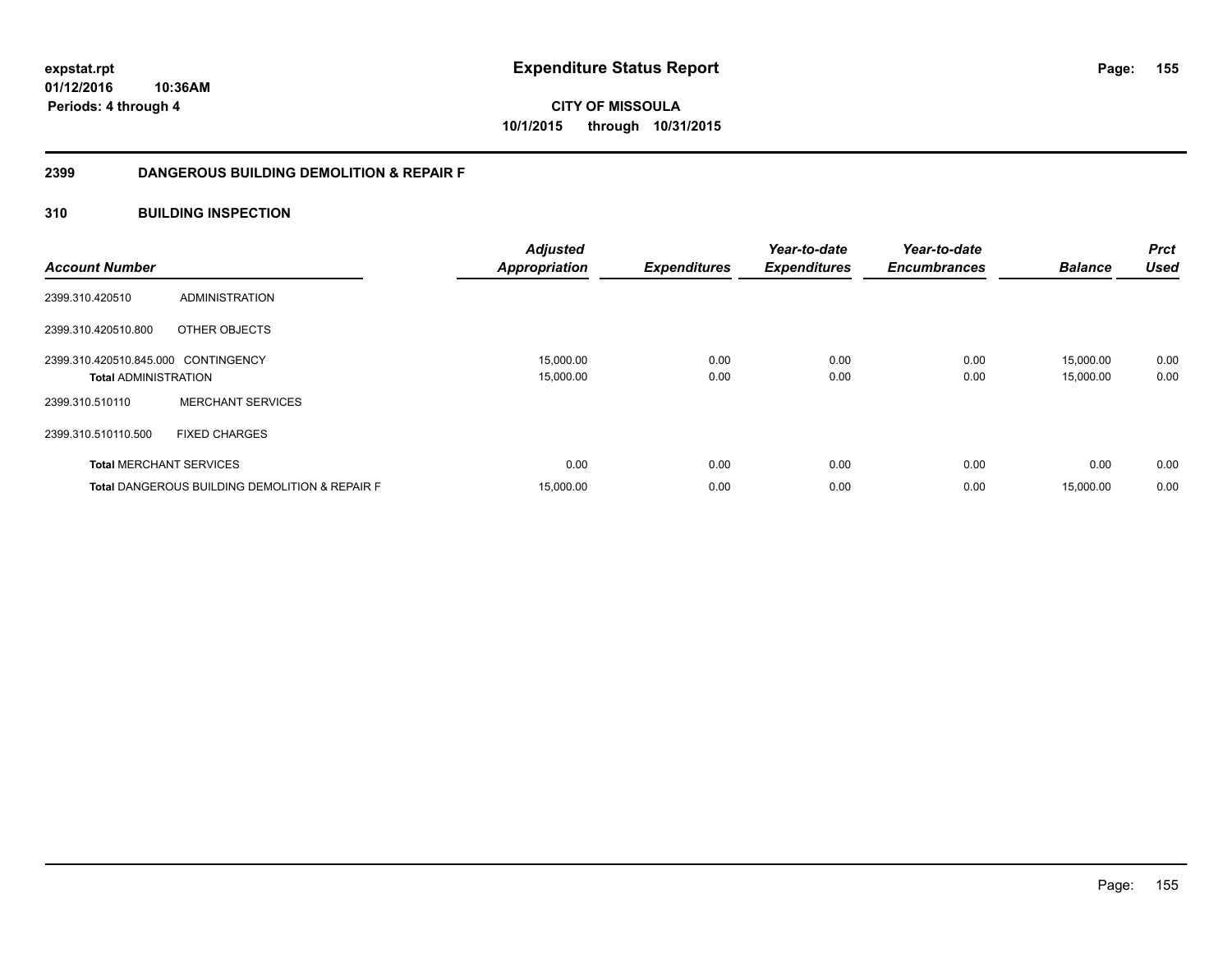# Expenditure Status Report

**CITY OF MISSOULA**
**10/1/2015 through 10/31/2015**

expstat.rpt
01/12/2016 10:36AM
Periods: 4 through 4

## 2399 DANGEROUS BUILDING DEMOLITION & REPAIR F

### 310 BUILDING INSPECTION

| Account Number | | Adjusted Appropriation | Expenditures | Year-to-date Expenditures | Year-to-date Encumbrances | Balance | Prct Used |
|---|---|---|---|---|---|---|---|
| 2399.310.420510 | ADMINISTRATION | | | | | | |
| 2399.310.420510.800 | OTHER OBJECTS | | | | | | |
| 2399.310.420510.845.000 | CONTINGENCY | 15,000.00 | 0.00 | 0.00 | 0.00 | 15,000.00 | 0.00 |
| **Total** ADMINISTRATION | | 15,000.00 | 0.00 | 0.00 | 0.00 | 15,000.00 | 0.00 |
| 2399.310.510110 | MERCHANT SERVICES | | | | | | |
| 2399.310.510110.500 | FIXED CHARGES | | | | | | |
| **Total** MERCHANT SERVICES | | 0.00 | 0.00 | 0.00 | 0.00 | 0.00 | 0.00 |
| **Total** DANGEROUS BUILDING DEMOLITION & REPAIR F | | 15,000.00 | 0.00 | 0.00 | 0.00 | 15,000.00 | 0.00 |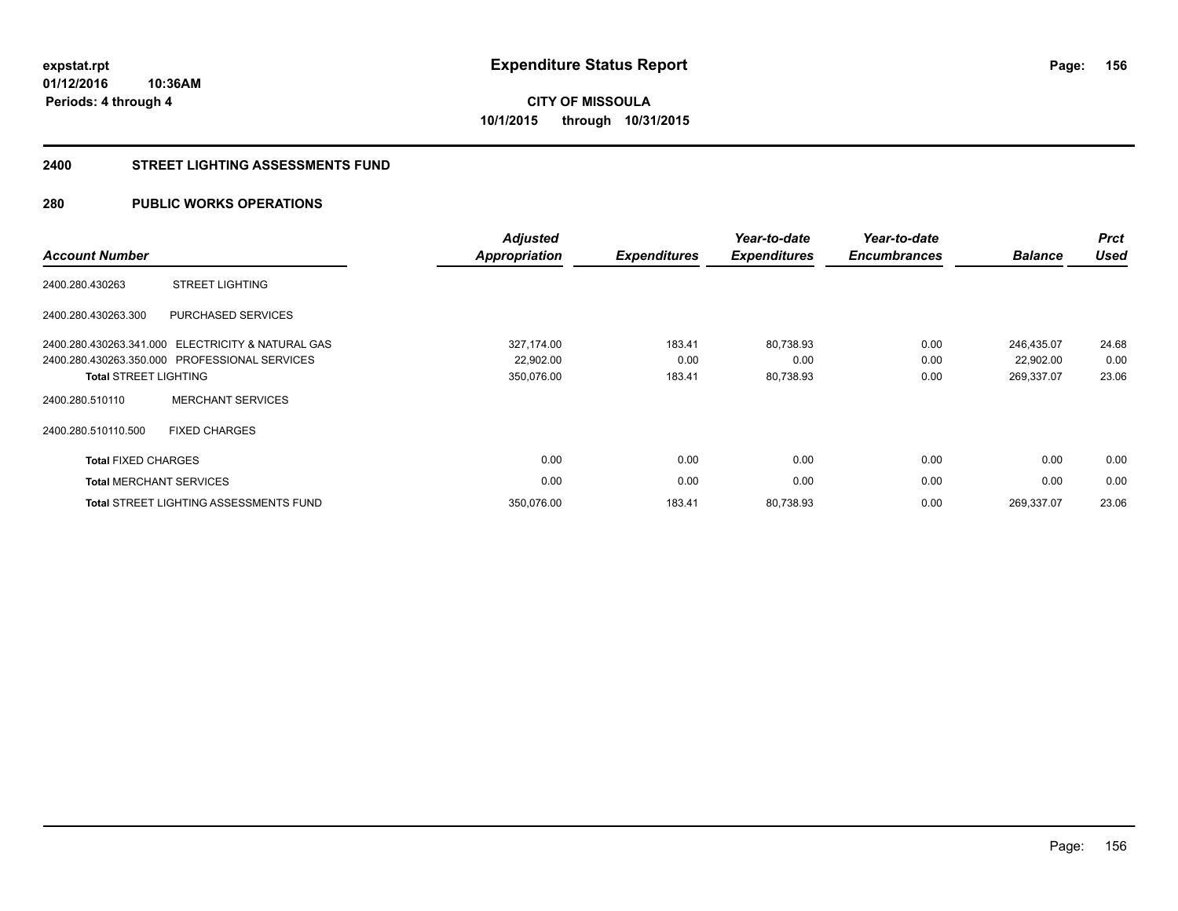**expstat.rpt**
**01/12/2016 10:36AM**
**Periods: 4 through 4**

# Expenditure Status Report

**CITY OF MISSOULA**
**10/1/2015 through 10/31/2015**

## 2400 STREET LIGHTING ASSESSMENTS FUND

## 280 PUBLIC WORKS OPERATIONS

| Account Number | | Adjusted Appropriation | Expenditures | Year-to-date Expenditures | Year-to-date Encumbrances | Balance | Prct Used |
|---|---|---|---|---|---|---|---|
| 2400.280.430263 | STREET LIGHTING | | | | | | |
| 2400.280.430263.300 | PURCHASED SERVICES | | | | | | |
| 2400.280.430263.341.000 | ELECTRICITY & NATURAL GAS | 327,174.00 | 183.41 | 80,738.93 | 0.00 | 246,435.07 | 24.68 |
| 2400.280.430263.350.000 | PROFESSIONAL SERVICES | 22,902.00 | 0.00 | 0.00 | 0.00 | 22,902.00 | 0.00 |
| **Total** STREET LIGHTING | | 350,076.00 | 183.41 | 80,738.93 | 0.00 | 269,337.07 | 23.06 |
| 2400.280.510110 | MERCHANT SERVICES | | | | | | |
| 2400.280.510110.500 | FIXED CHARGES | | | | | | |
| **Total** FIXED CHARGES | | 0.00 | 0.00 | 0.00 | 0.00 | 0.00 | 0.00 |
| **Total** MERCHANT SERVICES | | 0.00 | 0.00 | 0.00 | 0.00 | 0.00 | 0.00 |
| **Total** STREET LIGHTING ASSESSMENTS FUND | | 350,076.00 | 183.41 | 80,738.93 | 0.00 | 269,337.07 | 23.06 |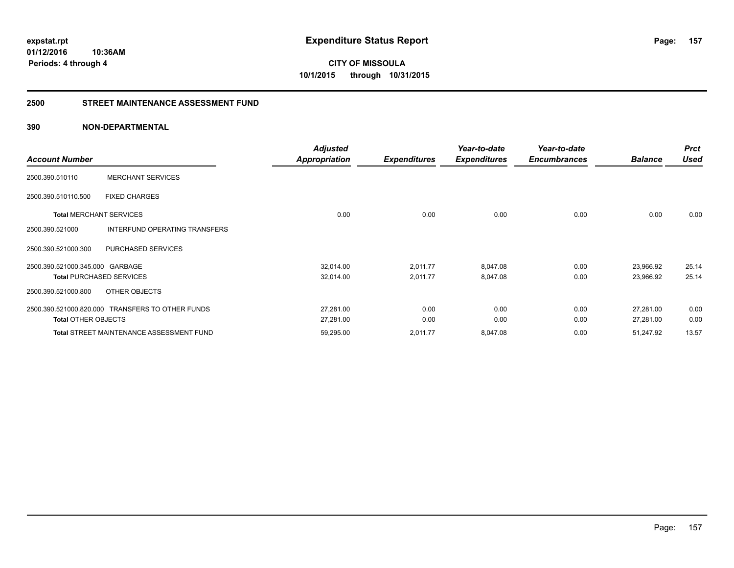**expstat.rpt**
**01/12/2016 10:36AM**
**Periods: 4 through 4**

# Expenditure Status Report

**CITY OF MISSOULA**
**10/1/2015 through 10/31/2015**

## 2500 STREET MAINTENANCE ASSESSMENT FUND

### 390 NON-DEPARTMENTAL

| Account Number | | Adjusted Appropriation | Expenditures | Year-to-date Expenditures | Year-to-date Encumbrances | Balance | Prct Used |
|---|---|---|---|---|---|---|---|
| 2500.390.510110 | MERCHANT SERVICES | | | | | | |
| 2500.390.510110.500 | FIXED CHARGES | | | | | | |
| **Total** MERCHANT SERVICES | | 0.00 | 0.00 | 0.00 | 0.00 | 0.00 | 0.00 |
| 2500.390.521000 | INTERFUND OPERATING TRANSFERS | | | | | | |
| 2500.390.521000.300 | PURCHASED SERVICES | | | | | | |
| 2500.390.521000.345.000 | GARBAGE | 32,014.00 | 2,011.77 | 8,047.08 | 0.00 | 23,966.92 | 25.14 |
| **Total** PURCHASED SERVICES | | 32,014.00 | 2,011.77 | 8,047.08 | 0.00 | 23,966.92 | 25.14 |
| 2500.390.521000.800 | OTHER OBJECTS | | | | | | |
| 2500.390.521000.820.000 | TRANSFERS TO OTHER FUNDS | 27,281.00 | 0.00 | 0.00 | 0.00 | 27,281.00 | 0.00 |
| **Total** OTHER OBJECTS | | 27,281.00 | 0.00 | 0.00 | 0.00 | 27,281.00 | 0.00 |
| **Total** STREET MAINTENANCE ASSESSMENT FUND | | 59,295.00 | 2,011.77 | 8,047.08 | 0.00 | 51,247.92 | 13.57 |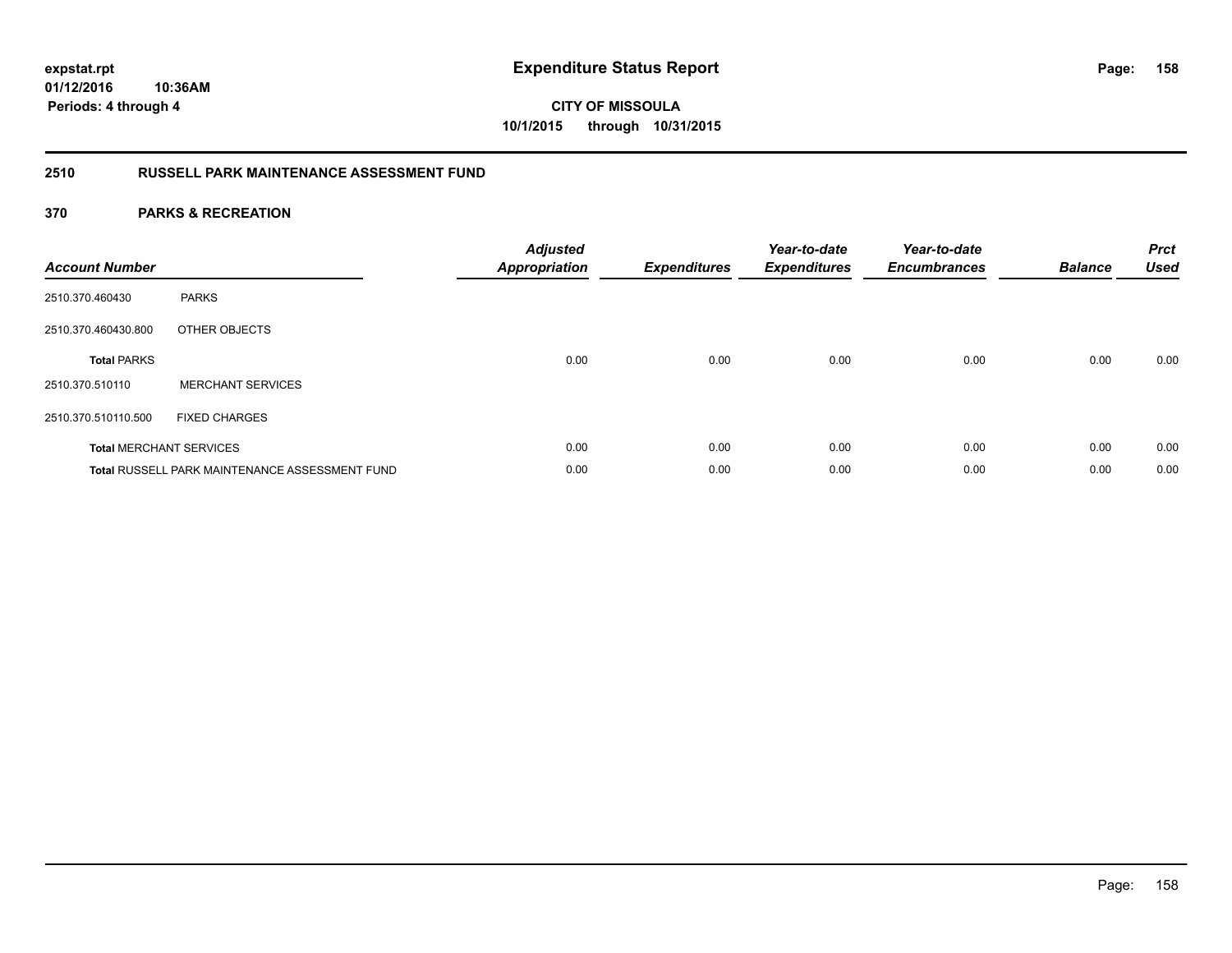# Expenditure Status Report

expstat.rpt
01/12/2016 10:36AM
Periods: 4 through 4

CITY OF MISSOULA
10/1/2015 through 10/31/2015

## 2510 RUSSELL PARK MAINTENANCE ASSESSMENT FUND

### 370 PARKS & RECREATION

| Account Number | | Adjusted Appropriation | Expenditures | Year-to-date Expenditures | Year-to-date Encumbrances | Balance | Prct Used |
|---|---|---|---|---|---|---|---|
| 2510.370.460430 | PARKS | | | | | | |
| 2510.370.460430.800 | OTHER OBJECTS | | | | | | |
| **Total** PARKS | | 0.00 | 0.00 | 0.00 | 0.00 | 0.00 | 0.00 |
| 2510.370.510110 | MERCHANT SERVICES | | | | | | |
| 2510.370.510110.500 | FIXED CHARGES | | | | | | |
| **Total** MERCHANT SERVICES | | 0.00 | 0.00 | 0.00 | 0.00 | 0.00 | 0.00 |
| **Total** RUSSELL PARK MAINTENANCE ASSESSMENT FUND | | 0.00 | 0.00 | 0.00 | 0.00 | 0.00 | 0.00 |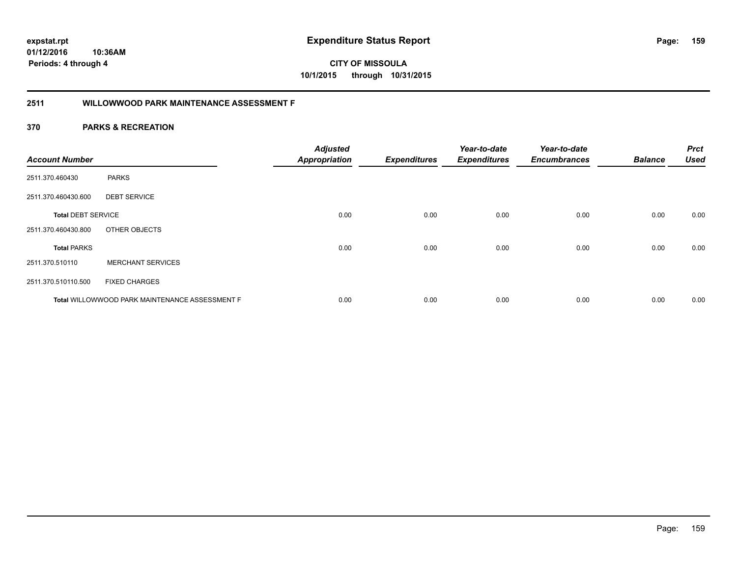# Expenditure Status Report

expstat.rpt
01/12/2016 10:36AM
Periods: 4 through 4

**CITY OF MISSOULA**
**10/1/2015 through 10/31/2015**

## 2511 WILLOWWOOD PARK MAINTENANCE ASSESSMENT F

## 370 PARKS & RECREATION

| Account Number | | Adjusted Appropriation | Expenditures | Year-to-date Expenditures | Year-to-date Encumbrances | Balance | Prct Used |
|---|---|---|---|---|---|---|---|
| 2511.370.460430 | PARKS | | | | | | |
| 2511.370.460430.600 | DEBT SERVICE | | | | | | |
| **Total** DEBT SERVICE | | 0.00 | 0.00 | 0.00 | 0.00 | 0.00 | 0.00 |
| 2511.370.460430.800 | OTHER OBJECTS | | | | | | |
| **Total** PARKS | | 0.00 | 0.00 | 0.00 | 0.00 | 0.00 | 0.00 |
| 2511.370.510110 | MERCHANT SERVICES | | | | | | |
| 2511.370.510110.500 | FIXED CHARGES | | | | | | |
| **Total** WILLOWWOOD PARK MAINTENANCE ASSESSMENT F | | 0.00 | 0.00 | 0.00 | 0.00 | 0.00 | 0.00 |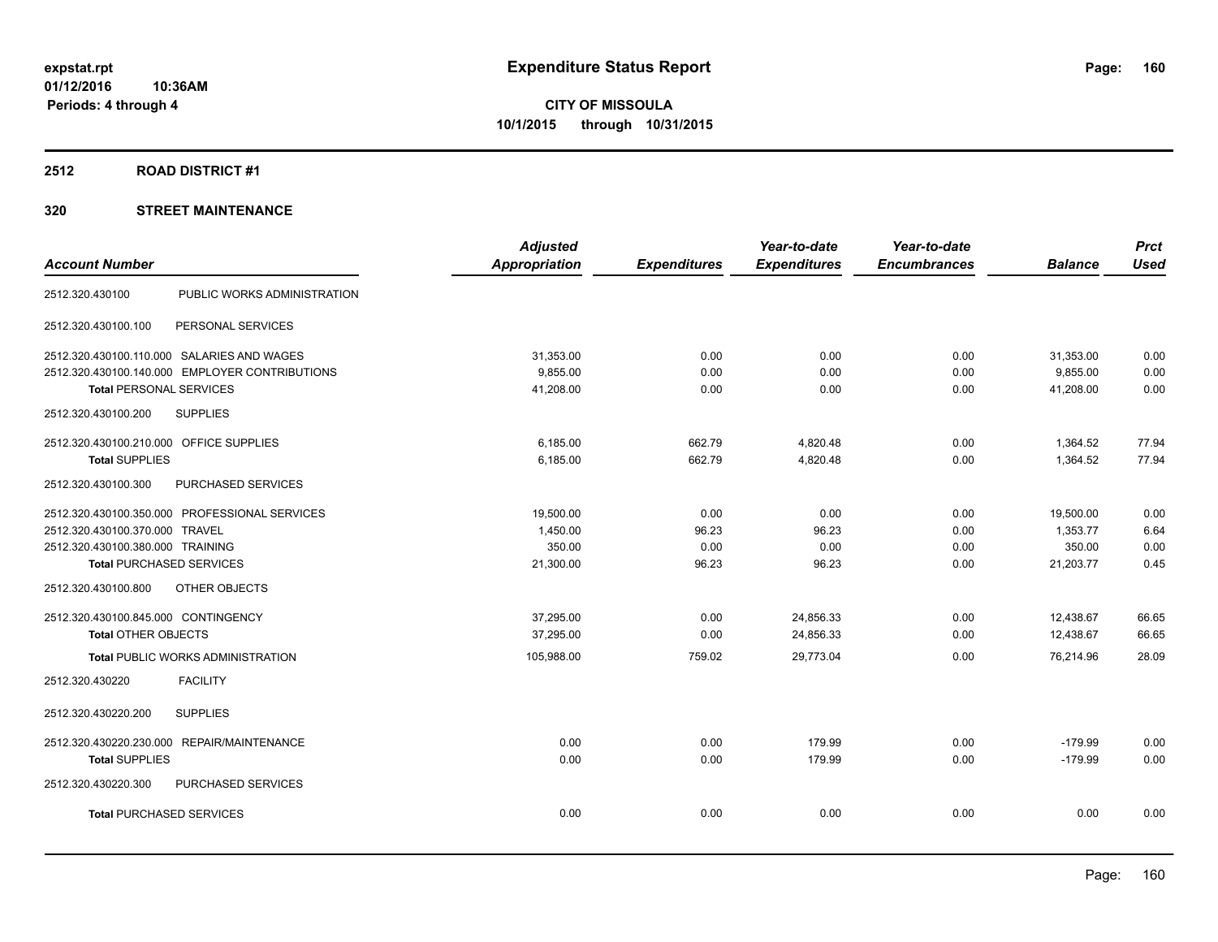expstat.rpt
01/12/2016 10:36AM
Periods: 4 through 4

# Expenditure Status Report

**CITY OF MISSOULA**
**10/1/2015 through 10/31/2015**

## 2512 ROAD DISTRICT #1

## 320 STREET MAINTENANCE

| Account Number | | Adjusted Appropriation | Expenditures | Year-to-date Expenditures | Year-to-date Encumbrances | Balance | Prct Used |
|---|---|---|---|---|---|---|---|
| 2512.320.430100 | PUBLIC WORKS ADMINISTRATION | | | | | | |
| 2512.320.430100.100 | PERSONAL SERVICES | | | | | | |
| 2512.320.430100.110.000 | SALARIES AND WAGES | 31,353.00 | 0.00 | 0.00 | 0.00 | 31,353.00 | 0.00 |
| 2512.320.430100.140.000 | EMPLOYER CONTRIBUTIONS | 9,855.00 | 0.00 | 0.00 | 0.00 | 9,855.00 | 0.00 |
| **Total** PERSONAL SERVICES | | 41,208.00 | 0.00 | 0.00 | 0.00 | 41,208.00 | 0.00 |
| 2512.320.430100.200 | SUPPLIES | | | | | | |
| 2512.320.430100.210.000 | OFFICE SUPPLIES | 6,185.00 | 662.79 | 4,820.48 | 0.00 | 1,364.52 | 77.94 |
| **Total** SUPPLIES | | 6,185.00 | 662.79 | 4,820.48 | 0.00 | 1,364.52 | 77.94 |
| 2512.320.430100.300 | PURCHASED SERVICES | | | | | | |
| 2512.320.430100.350.000 | PROFESSIONAL SERVICES | 19,500.00 | 0.00 | 0.00 | 0.00 | 19,500.00 | 0.00 |
| 2512.320.430100.370.000 | TRAVEL | 1,450.00 | 96.23 | 96.23 | 0.00 | 1,353.77 | 6.64 |
| 2512.320.430100.380.000 | TRAINING | 350.00 | 0.00 | 0.00 | 0.00 | 350.00 | 0.00 |
| **Total** PURCHASED SERVICES | | 21,300.00 | 96.23 | 96.23 | 0.00 | 21,203.77 | 0.45 |
| 2512.320.430100.800 | OTHER OBJECTS | | | | | | |
| 2512.320.430100.845.000 | CONTINGENCY | 37,295.00 | 0.00 | 24,856.33 | 0.00 | 12,438.67 | 66.65 |
| **Total** OTHER OBJECTS | | 37,295.00 | 0.00 | 24,856.33 | 0.00 | 12,438.67 | 66.65 |
| **Total** PUBLIC WORKS ADMINISTRATION | | 105,988.00 | 759.02 | 29,773.04 | 0.00 | 76,214.96 | 28.09 |
| 2512.320.430220 | FACILITY | | | | | | |
| 2512.320.430220.200 | SUPPLIES | | | | | | |
| 2512.320.430220.230.000 | REPAIR/MAINTENANCE | 0.00 | 0.00 | 179.99 | 0.00 | -179.99 | 0.00 |
| **Total** SUPPLIES | | 0.00 | 0.00 | 179.99 | 0.00 | -179.99 | 0.00 |
| 2512.320.430220.300 | PURCHASED SERVICES | | | | | | |
| **Total** PURCHASED SERVICES | | 0.00 | 0.00 | 0.00 | 0.00 | 0.00 | 0.00 |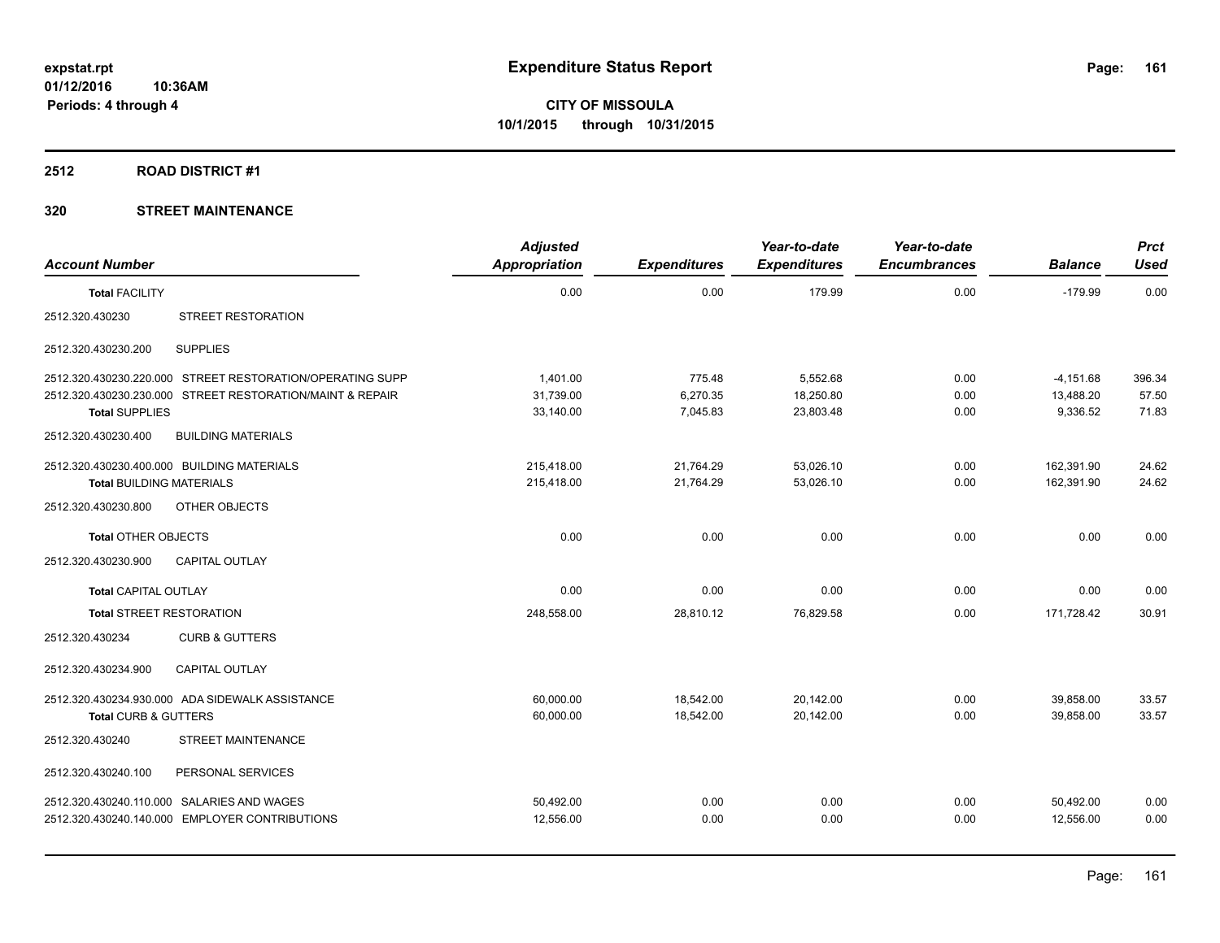**expstat.rpt**
**01/12/2016 10:36AM**
**Periods: 4 through 4**

# Expenditure Status Report

**CITY OF MISSOULA**
**10/1/2015 through 10/31/2015**

## 2512 ROAD DISTRICT #1

## 320 STREET MAINTENANCE

| Account Number | | Adjusted Appropriation | Expenditures | Year-to-date Expenditures | Year-to-date Encumbrances | Balance | Prct Used |
|---|---|---|---|---|---|---|---|
| **Total FACILITY** | | 0.00 | 0.00 | 179.99 | 0.00 | -179.99 | 0.00 |
| 2512.320.430230 | STREET RESTORATION | | | | | | |
| 2512.320.430230.200 | SUPPLIES | | | | | | |
| 2512.320.430230.220.000 | STREET RESTORATION/OPERATING SUPP | 1,401.00 | 775.48 | 5,552.68 | 0.00 | -4,151.68 | 396.34 |
| 2512.320.430230.230.000 | STREET RESTORATION/MAINT & REPAIR | 31,739.00 | 6,270.35 | 18,250.80 | 0.00 | 13,488.20 | 57.50 |
| **Total SUPPLIES** | | 33,140.00 | 7,045.83 | 23,803.48 | 0.00 | 9,336.52 | 71.83 |
| 2512.320.430230.400 | BUILDING MATERIALS | | | | | | |
| 2512.320.430230.400.000 | BUILDING MATERIALS | 215,418.00 | 21,764.29 | 53,026.10 | 0.00 | 162,391.90 | 24.62 |
| **Total BUILDING MATERIALS** | | 215,418.00 | 21,764.29 | 53,026.10 | 0.00 | 162,391.90 | 24.62 |
| 2512.320.430230.800 | OTHER OBJECTS | | | | | | |
| **Total OTHER OBJECTS** | | 0.00 | 0.00 | 0.00 | 0.00 | 0.00 | 0.00 |
| 2512.320.430230.900 | CAPITAL OUTLAY | | | | | | |
| **Total CAPITAL OUTLAY** | | 0.00 | 0.00 | 0.00 | 0.00 | 0.00 | 0.00 |
| **Total STREET RESTORATION** | | 248,558.00 | 28,810.12 | 76,829.58 | 0.00 | 171,728.42 | 30.91 |
| 2512.320.430234 | CURB & GUTTERS | | | | | | |
| 2512.320.430234.900 | CAPITAL OUTLAY | | | | | | |
| 2512.320.430234.930.000 | ADA SIDEWALK ASSISTANCE | 60,000.00 | 18,542.00 | 20,142.00 | 0.00 | 39,858.00 | 33.57 |
| **Total CURB & GUTTERS** | | 60,000.00 | 18,542.00 | 20,142.00 | 0.00 | 39,858.00 | 33.57 |
| 2512.320.430240 | STREET MAINTENANCE | | | | | | |
| 2512.320.430240.100 | PERSONAL SERVICES | | | | | | |
| 2512.320.430240.110.000 | SALARIES AND WAGES | 50,492.00 | 0.00 | 0.00 | 0.00 | 50,492.00 | 0.00 |
| 2512.320.430240.140.000 | EMPLOYER CONTRIBUTIONS | 12,556.00 | 0.00 | 0.00 | 0.00 | 12,556.00 | 0.00 |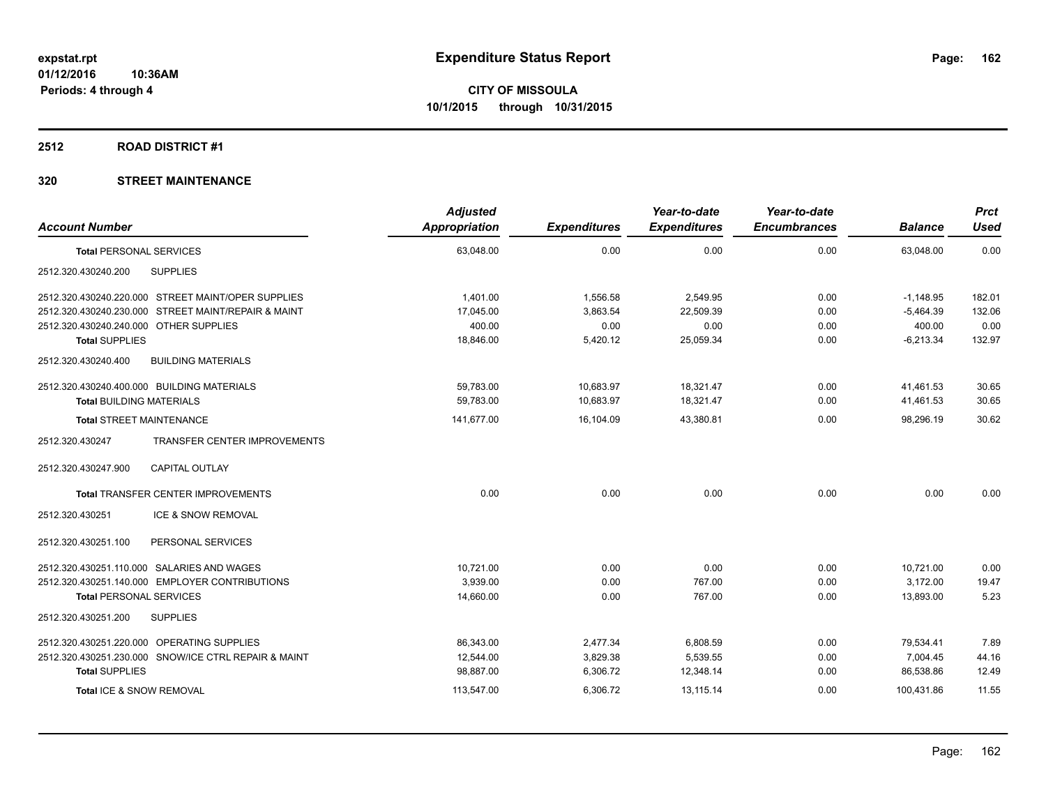**expstat.rpt**
**01/12/2016 10:36AM**
**Periods: 4 through 4**

# Expenditure Status Report

**CITY OF MISSOULA**
**10/1/2015 through 10/31/2015**

## 2512 ROAD DISTRICT #1

## 320 STREET MAINTENANCE

| Account Number | Adjusted Appropriation | Expenditures | Year-to-date Expenditures | Year-to-date Encumbrances | Balance | Prct Used |
|---|---|---|---|---|---|---|
| **Total** PERSONAL SERVICES | 63,048.00 | 0.00 | 0.00 | 0.00 | 63,048.00 | 0.00 |
| 2512.320.430240.200 SUPPLIES | | | | | | |
| 2512.320.430240.220.000 STREET MAINT/OPER SUPPLIES | 1,401.00 | 1,556.58 | 2,549.95 | 0.00 | -1,148.95 | 182.01 |
| 2512.320.430240.230.000 STREET MAINT/REPAIR & MAINT | 17,045.00 | 3,863.54 | 22,509.39 | 0.00 | -5,464.39 | 132.06 |
| 2512.320.430240.240.000 OTHER SUPPLIES | 400.00 | 0.00 | 0.00 | 0.00 | 400.00 | 0.00 |
| **Total** SUPPLIES | 18,846.00 | 5,420.12 | 25,059.34 | 0.00 | -6,213.34 | 132.97 |
| 2512.320.430240.400 BUILDING MATERIALS | | | | | | |
| 2512.320.430240.400.000 BUILDING MATERIALS | 59,783.00 | 10,683.97 | 18,321.47 | 0.00 | 41,461.53 | 30.65 |
| **Total** BUILDING MATERIALS | 59,783.00 | 10,683.97 | 18,321.47 | 0.00 | 41,461.53 | 30.65 |
| **Total** STREET MAINTENANCE | 141,677.00 | 16,104.09 | 43,380.81 | 0.00 | 98,296.19 | 30.62 |
| 2512.320.430247 TRANSFER CENTER IMPROVEMENTS | | | | | | |
| 2512.320.430247.900 CAPITAL OUTLAY | | | | | | |
| **Total** TRANSFER CENTER IMPROVEMENTS | 0.00 | 0.00 | 0.00 | 0.00 | 0.00 | 0.00 |
| 2512.320.430251 ICE & SNOW REMOVAL | | | | | | |
| 2512.320.430251.100 PERSONAL SERVICES | | | | | | |
| 2512.320.430251.110.000 SALARIES AND WAGES | 10,721.00 | 0.00 | 0.00 | 0.00 | 10,721.00 | 0.00 |
| 2512.320.430251.140.000 EMPLOYER CONTRIBUTIONS | 3,939.00 | 0.00 | 767.00 | 0.00 | 3,172.00 | 19.47 |
| **Total** PERSONAL SERVICES | 14,660.00 | 0.00 | 767.00 | 0.00 | 13,893.00 | 5.23 |
| 2512.320.430251.200 SUPPLIES | | | | | | |
| 2512.320.430251.220.000 OPERATING SUPPLIES | 86,343.00 | 2,477.34 | 6,808.59 | 0.00 | 79,534.41 | 7.89 |
| 2512.320.430251.230.000 SNOW/ICE CTRL REPAIR & MAINT | 12,544.00 | 3,829.38 | 5,539.55 | 0.00 | 7,004.45 | 44.16 |
| **Total** SUPPLIES | 98,887.00 | 6,306.72 | 12,348.14 | 0.00 | 86,538.86 | 12.49 |
| **Total** ICE & SNOW REMOVAL | 113,547.00 | 6,306.72 | 13,115.14 | 0.00 | 100,431.86 | 11.55 |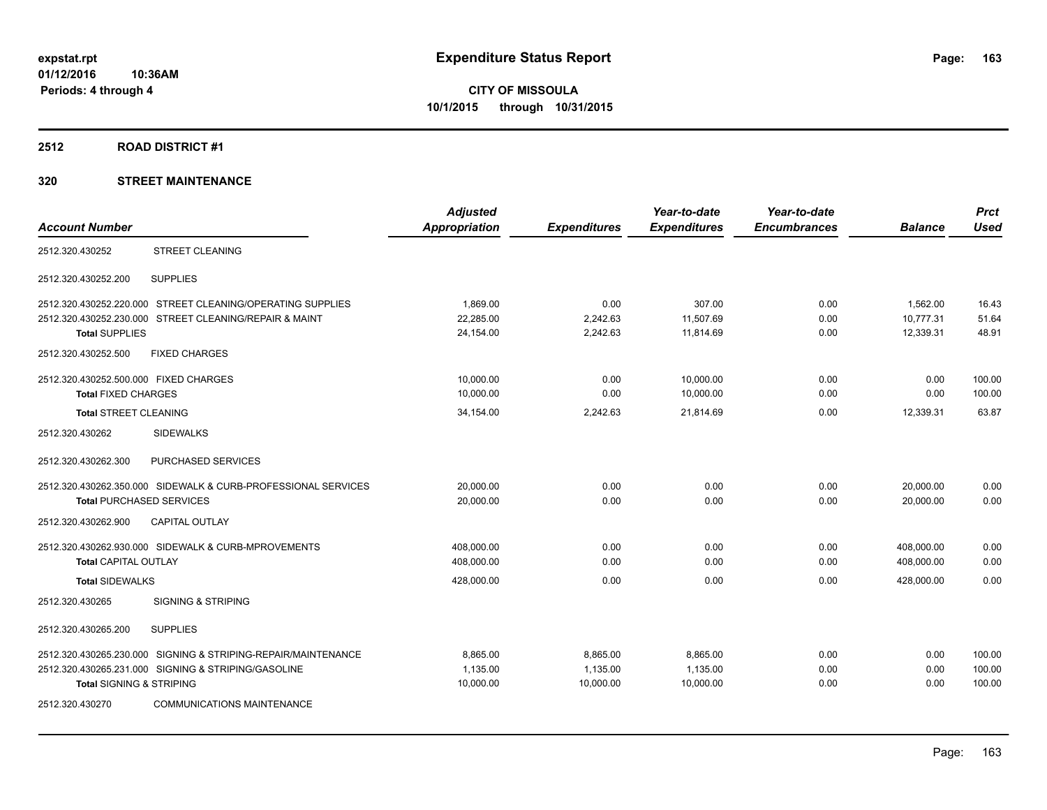# Expenditure Status Report

expstat.rpt
01/12/2016 10:36AM
Periods: 4 through 4

**CITY OF MISSOULA**
**10/1/2015 through 10/31/2015**

## 2512 ROAD DISTRICT #1

### 320 STREET MAINTENANCE

| Account Number | | Adjusted Appropriation | Expenditures | Year-to-date Expenditures | Year-to-date Encumbrances | Balance | Prct Used |
|---|---|---|---|---|---|---|---|
| 2512.320.430252 | STREET CLEANING | | | | | | |
| 2512.320.430252.200 | SUPPLIES | | | | | | |
| 2512.320.430252.220.000 | STREET CLEANING/OPERATING SUPPLIES | 1,869.00 | 0.00 | 307.00 | 0.00 | 1,562.00 | 16.43 |
| 2512.320.430252.230.000 | STREET CLEANING/REPAIR & MAINT | 22,285.00 | 2,242.63 | 11,507.69 | 0.00 | 10,777.31 | 51.64 |
| **Total** SUPPLIES | | 24,154.00 | 2,242.63 | 11,814.69 | 0.00 | 12,339.31 | 48.91 |
| 2512.320.430252.500 | FIXED CHARGES | | | | | | |
| 2512.320.430252.500.000 | FIXED CHARGES | 10,000.00 | 0.00 | 10,000.00 | 0.00 | 0.00 | 100.00 |
| **Total** FIXED CHARGES | | 10,000.00 | 0.00 | 10,000.00 | 0.00 | 0.00 | 100.00 |
| **Total** STREET CLEANING | | 34,154.00 | 2,242.63 | 21,814.69 | 0.00 | 12,339.31 | 63.87 |
| 2512.320.430262 | SIDEWALKS | | | | | | |
| 2512.320.430262.300 | PURCHASED SERVICES | | | | | | |
| 2512.320.430262.350.000 | SIDEWALK & CURB-PROFESSIONAL SERVICES | 20,000.00 | 0.00 | 0.00 | 0.00 | 20,000.00 | 0.00 |
| **Total** PURCHASED SERVICES | | 20,000.00 | 0.00 | 0.00 | 0.00 | 20,000.00 | 0.00 |
| 2512.320.430262.900 | CAPITAL OUTLAY | | | | | | |
| 2512.320.430262.930.000 | SIDEWALK & CURB-MPROVEMENTS | 408,000.00 | 0.00 | 0.00 | 0.00 | 408,000.00 | 0.00 |
| **Total** CAPITAL OUTLAY | | 408,000.00 | 0.00 | 0.00 | 0.00 | 408,000.00 | 0.00 |
| **Total** SIDEWALKS | | 428,000.00 | 0.00 | 0.00 | 0.00 | 428,000.00 | 0.00 |
| 2512.320.430265 | SIGNING & STRIPING | | | | | | |
| 2512.320.430265.200 | SUPPLIES | | | | | | |
| 2512.320.430265.230.000 | SIGNING & STRIPING-REPAIR/MAINTENANCE | 8,865.00 | 8,865.00 | 8,865.00 | 0.00 | 0.00 | 100.00 |
| 2512.320.430265.231.000 | SIGNING & STRIPING/GASOLINE | 1,135.00 | 1,135.00 | 1,135.00 | 0.00 | 0.00 | 100.00 |
| **Total** SIGNING & STRIPING | | 10,000.00 | 10,000.00 | 10,000.00 | 0.00 | 0.00 | 100.00 |
| 2512.320.430270 | COMMUNICATIONS MAINTENANCE | | | | | | |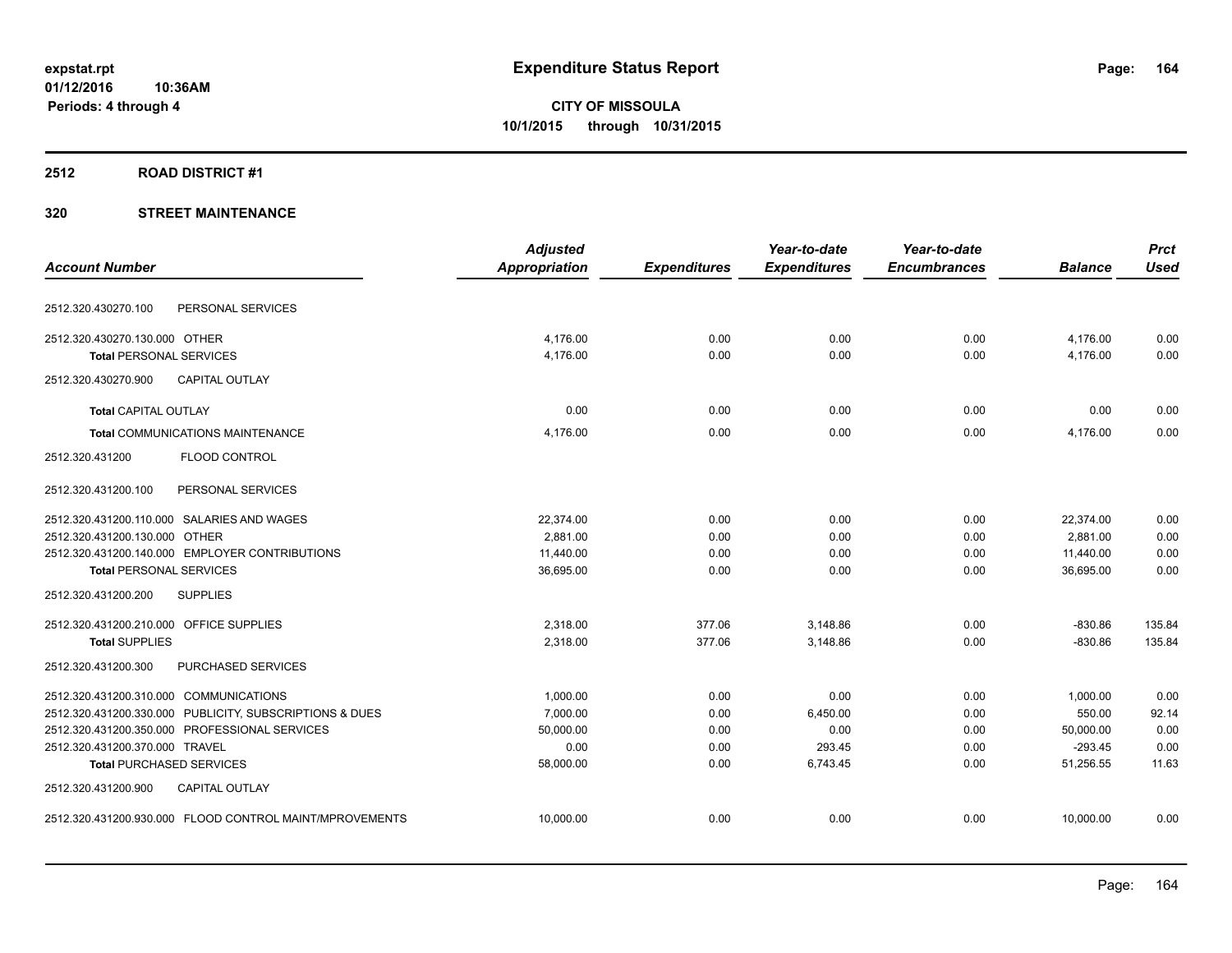# Expenditure Status Report

expstat.rpt
01/12/2016 10:36AM
Periods: 4 through 4

**CITY OF MISSOULA**
**10/1/2015 through 10/31/2015**

## 2512 ROAD DISTRICT #1

## 320 STREET MAINTENANCE

| Account Number | | Adjusted Appropriation | Expenditures | Year-to-date Expenditures | Year-to-date Encumbrances | Balance | Prct Used |
|---|---|---|---|---|---|---|---|
| 2512.320.430270.100 | PERSONAL SERVICES | | | | | | |
| 2512.320.430270.130.000 | OTHER | 4,176.00 | 0.00 | 0.00 | 0.00 | 4,176.00 | 0.00 |
| **Total** PERSONAL SERVICES | | 4,176.00 | 0.00 | 0.00 | 0.00 | 4,176.00 | 0.00 |
| 2512.320.430270.900 | CAPITAL OUTLAY | | | | | | |
| **Total** CAPITAL OUTLAY | | 0.00 | 0.00 | 0.00 | 0.00 | 0.00 | 0.00 |
| **Total** COMMUNICATIONS MAINTENANCE | | 4,176.00 | 0.00 | 0.00 | 0.00 | 4,176.00 | 0.00 |
| 2512.320.431200 | FLOOD CONTROL | | | | | | |
| 2512.320.431200.100 | PERSONAL SERVICES | | | | | | |
| 2512.320.431200.110.000 | SALARIES AND WAGES | 22,374.00 | 0.00 | 0.00 | 0.00 | 22,374.00 | 0.00 |
| 2512.320.431200.130.000 | OTHER | 2,881.00 | 0.00 | 0.00 | 0.00 | 2,881.00 | 0.00 |
| 2512.320.431200.140.000 | EMPLOYER CONTRIBUTIONS | 11,440.00 | 0.00 | 0.00 | 0.00 | 11,440.00 | 0.00 |
| **Total** PERSONAL SERVICES | | 36,695.00 | 0.00 | 0.00 | 0.00 | 36,695.00 | 0.00 |
| 2512.320.431200.200 | SUPPLIES | | | | | | |
| 2512.320.431200.210.000 | OFFICE SUPPLIES | 2,318.00 | 377.06 | 3,148.86 | 0.00 | -830.86 | 135.84 |
| **Total** SUPPLIES | | 2,318.00 | 377.06 | 3,148.86 | 0.00 | -830.86 | 135.84 |
| 2512.320.431200.300 | PURCHASED SERVICES | | | | | | |
| 2512.320.431200.310.000 | COMMUNICATIONS | 1,000.00 | 0.00 | 0.00 | 0.00 | 1,000.00 | 0.00 |
| 2512.320.431200.330.000 | PUBLICITY, SUBSCRIPTIONS & DUES | 7,000.00 | 0.00 | 6,450.00 | 0.00 | 550.00 | 92.14 |
| 2512.320.431200.350.000 | PROFESSIONAL SERVICES | 50,000.00 | 0.00 | 0.00 | 0.00 | 50,000.00 | 0.00 |
| 2512.320.431200.370.000 | TRAVEL | 0.00 | 0.00 | 293.45 | 0.00 | -293.45 | 0.00 |
| **Total** PURCHASED SERVICES | | 58,000.00 | 0.00 | 6,743.45 | 0.00 | 51,256.55 | 11.63 |
| 2512.320.431200.900 | CAPITAL OUTLAY | | | | | | |
| 2512.320.431200.930.000 | FLOOD CONTROL MAINT/MPROVEMENTS | 10,000.00 | 0.00 | 0.00 | 0.00 | 10,000.00 | 0.00 |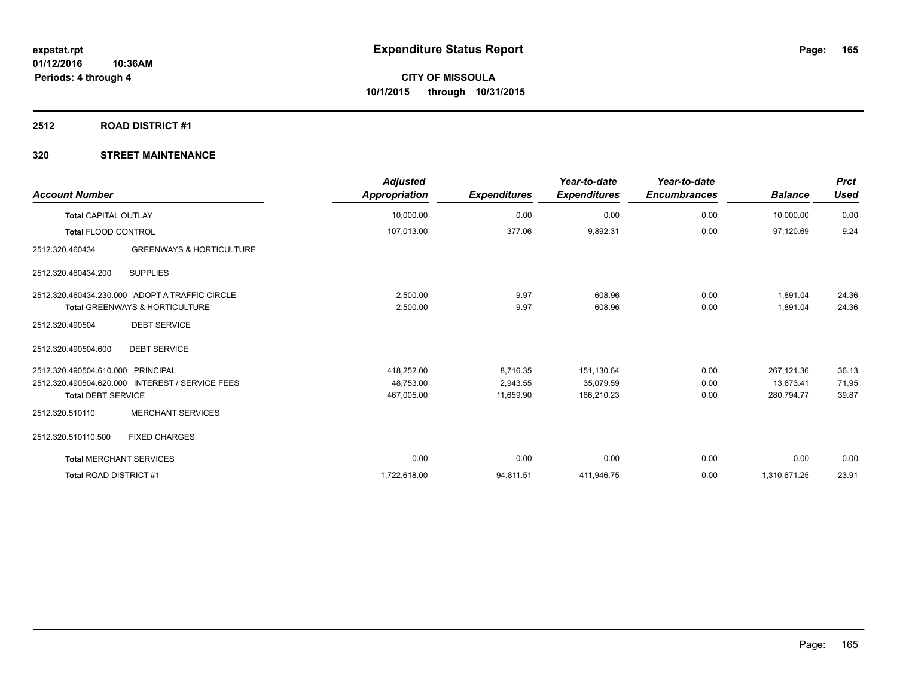expstat.rpt
01/12/2016 10:36AM
Periods: 4 through 4

# Expenditure Status Report

**CITY OF MISSOULA**
**10/1/2015 through 10/31/2015**

## 2512 ROAD DISTRICT #1

## 320 STREET MAINTENANCE

| Account Number | | Adjusted Appropriation | Expenditures | Year-to-date Expenditures | Year-to-date Encumbrances | Balance | Prct Used |
|---|---|---|---|---|---|---|---|
| **Total** CAPITAL OUTLAY | | 10,000.00 | 0.00 | 0.00 | 0.00 | 10,000.00 | 0.00 |
| **Total** FLOOD CONTROL | | 107,013.00 | 377.06 | 9,892.31 | 0.00 | 97,120.69 | 9.24 |
| 2512.320.460434 | GREENWAYS & HORTICULTURE | | | | | | |
| 2512.320.460434.200 | SUPPLIES | | | | | | |
| 2512.320.460434.230.000 | ADOPT A TRAFFIC CIRCLE | 2,500.00 | 9.97 | 608.96 | 0.00 | 1,891.04 | 24.36 |
| **Total** GREENWAYS & HORTICULTURE | | 2,500.00 | 9.97 | 608.96 | 0.00 | 1,891.04 | 24.36 |
| 2512.320.490504 | DEBT SERVICE | | | | | | |
| 2512.320.490504.600 | DEBT SERVICE | | | | | | |
| 2512.320.490504.610.000 | PRINCIPAL | 418,252.00 | 8,716.35 | 151,130.64 | 0.00 | 267,121.36 | 36.13 |
| 2512.320.490504.620.000 | INTEREST / SERVICE FEES | 48,753.00 | 2,943.55 | 35,079.59 | 0.00 | 13,673.41 | 71.95 |
| **Total** DEBT SERVICE | | 467,005.00 | 11,659.90 | 186,210.23 | 0.00 | 280,794.77 | 39.87 |
| 2512.320.510110 | MERCHANT SERVICES | | | | | | |
| 2512.320.510110.500 | FIXED CHARGES | | | | | | |
| **Total** MERCHANT SERVICES | | 0.00 | 0.00 | 0.00 | 0.00 | 0.00 | 0.00 |
| **Total** ROAD DISTRICT #1 | | 1,722,618.00 | 94,811.51 | 411,946.75 | 0.00 | 1,310,671.25 | 23.91 |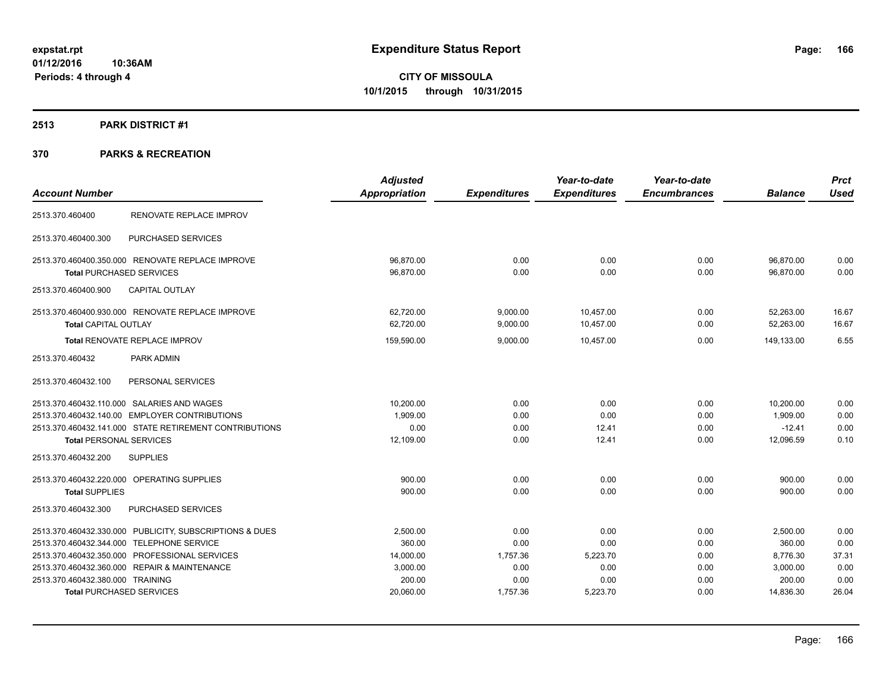**Expenditure Status Report**

**CITY OF MISSOULA**
**10/1/2015 through 10/31/2015**

expstat.rpt
01/12/2016 10:36AM
Periods: 4 through 4

## 2513 PARK DISTRICT #1

## 370 PARKS & RECREATION

| Account Number | | Adjusted Appropriation | Expenditures | Year-to-date Expenditures | Year-to-date Encumbrances | Balance | Prct Used |
|---|---|---|---|---|---|---|---|
| 2513.370.460400 | RENOVATE REPLACE IMPROV | | | | | | |
| 2513.370.460400.300 | PURCHASED SERVICES | | | | | | |
| 2513.370.460400.350.000 | RENOVATE REPLACE IMPROVE | 96,870.00 | 0.00 | 0.00 | 0.00 | 96,870.00 | 0.00 |
| **Total** PURCHASED SERVICES | | 96,870.00 | 0.00 | 0.00 | 0.00 | 96,870.00 | 0.00 |
| 2513.370.460400.900 | CAPITAL OUTLAY | | | | | | |
| 2513.370.460400.930.000 | RENOVATE REPLACE IMPROVE | 62,720.00 | 9,000.00 | 10,457.00 | 0.00 | 52,263.00 | 16.67 |
| **Total** CAPITAL OUTLAY | | 62,720.00 | 9,000.00 | 10,457.00 | 0.00 | 52,263.00 | 16.67 |
| **Total** RENOVATE REPLACE IMPROV | | 159,590.00 | 9,000.00 | 10,457.00 | 0.00 | 149,133.00 | 6.55 |
| 2513.370.460432 | PARK ADMIN | | | | | | |
| 2513.370.460432.100 | PERSONAL SERVICES | | | | | | |
| 2513.370.460432.110.000 | SALARIES AND WAGES | 10,200.00 | 0.00 | 0.00 | 0.00 | 10,200.00 | 0.00 |
| 2513.370.460432.140.00 | EMPLOYER CONTRIBUTIONS | 1,909.00 | 0.00 | 0.00 | 0.00 | 1,909.00 | 0.00 |
| 2513.370.460432.141.000 | STATE RETIREMENT CONTRIBUTIONS | 0.00 | 0.00 | 12.41 | 0.00 | -12.41 | 0.00 |
| **Total** PERSONAL SERVICES | | 12,109.00 | 0.00 | 12.41 | 0.00 | 12,096.59 | 0.10 |
| 2513.370.460432.200 | SUPPLIES | | | | | | |
| 2513.370.460432.220.000 | OPERATING SUPPLIES | 900.00 | 0.00 | 0.00 | 0.00 | 900.00 | 0.00 |
| **Total** SUPPLIES | | 900.00 | 0.00 | 0.00 | 0.00 | 900.00 | 0.00 |
| 2513.370.460432.300 | PURCHASED SERVICES | | | | | | |
| 2513.370.460432.330.000 | PUBLICITY, SUBSCRIPTIONS & DUES | 2,500.00 | 0.00 | 0.00 | 0.00 | 2,500.00 | 0.00 |
| 2513.370.460432.344.000 | TELEPHONE SERVICE | 360.00 | 0.00 | 0.00 | 0.00 | 360.00 | 0.00 |
| 2513.370.460432.350.000 | PROFESSIONAL SERVICES | 14,000.00 | 1,757.36 | 5,223.70 | 0.00 | 8,776.30 | 37.31 |
| 2513.370.460432.360.000 | REPAIR & MAINTENANCE | 3,000.00 | 0.00 | 0.00 | 0.00 | 3,000.00 | 0.00 |
| 2513.370.460432.380.000 | TRAINING | 200.00 | 0.00 | 0.00 | 0.00 | 200.00 | 0.00 |
| **Total** PURCHASED SERVICES | | 20,060.00 | 1,757.36 | 5,223.70 | 0.00 | 14,836.30 | 26.04 |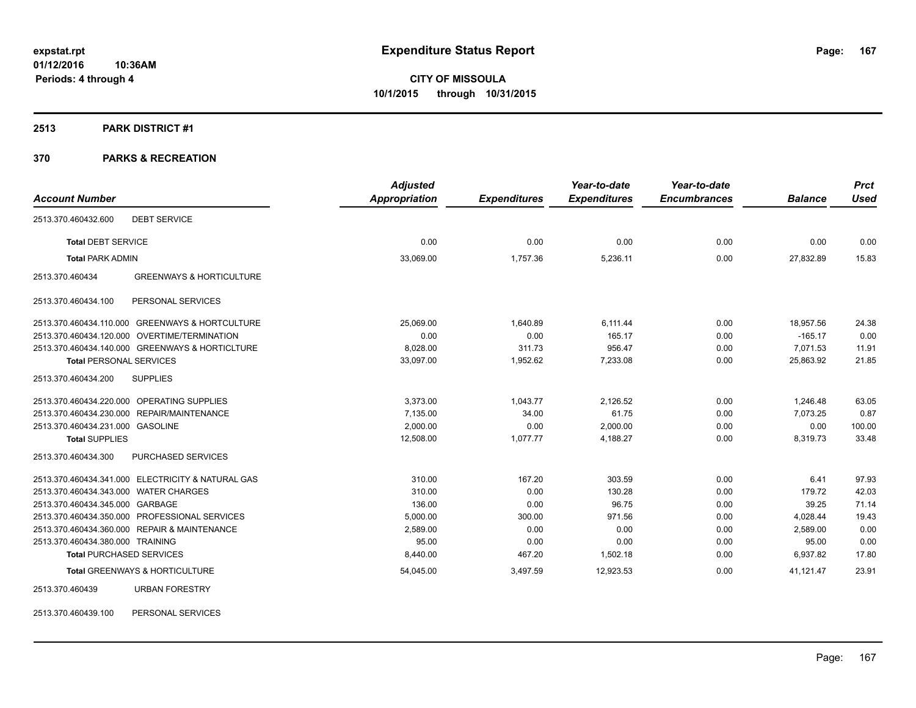# Expenditure Status Report

expstat.rpt
01/12/2016 10:36AM
Periods: 4 through 4

**CITY OF MISSOULA**
**10/1/2015 through 10/31/2015**

## 2513 PARK DISTRICT #1

## 370 PARKS & RECREATION

| Account Number | | Adjusted Appropriation | Expenditures | Year-to-date Expenditures | Year-to-date Encumbrances | Balance | Prct Used |
|---|---|---|---|---|---|---|---|
| 2513.370.460432.600 | DEBT SERVICE | | | | | | |
| **Total** DEBT SERVICE | | 0.00 | 0.00 | 0.00 | 0.00 | 0.00 | 0.00 |
| **Total** PARK ADMIN | | 33,069.00 | 1,757.36 | 5,236.11 | 0.00 | 27,832.89 | 15.83 |
| 2513.370.460434 | GREENWAYS & HORTICULTURE | | | | | | |
| 2513.370.460434.100 | PERSONAL SERVICES | | | | | | |
| 2513.370.460434.110.000 | GREENWAYS & HORTCULTURE | 25,069.00 | 1,640.89 | 6,111.44 | 0.00 | 18,957.56 | 24.38 |
| 2513.370.460434.120.000 | OVERTIME/TERMINATION | 0.00 | 0.00 | 165.17 | 0.00 | -165.17 | 0.00 |
| 2513.370.460434.140.000 | GREENWAYS & HORTICLTURE | 8,028.00 | 311.73 | 956.47 | 0.00 | 7,071.53 | 11.91 |
| **Total** PERSONAL SERVICES | | 33,097.00 | 1,952.62 | 7,233.08 | 0.00 | 25,863.92 | 21.85 |
| 2513.370.460434.200 | SUPPLIES | | | | | | |
| 2513.370.460434.220.000 | OPERATING SUPPLIES | 3,373.00 | 1,043.77 | 2,126.52 | 0.00 | 1,246.48 | 63.05 |
| 2513.370.460434.230.000 | REPAIR/MAINTENANCE | 7,135.00 | 34.00 | 61.75 | 0.00 | 7,073.25 | 0.87 |
| 2513.370.460434.231.000 | GASOLINE | 2,000.00 | 0.00 | 2,000.00 | 0.00 | 0.00 | 100.00 |
| **Total** SUPPLIES | | 12,508.00 | 1,077.77 | 4,188.27 | 0.00 | 8,319.73 | 33.48 |
| 2513.370.460434.300 | PURCHASED SERVICES | | | | | | |
| 2513.370.460434.341.000 | ELECTRICITY & NATURAL GAS | 310.00 | 167.20 | 303.59 | 0.00 | 6.41 | 97.93 |
| 2513.370.460434.343.000 | WATER CHARGES | 310.00 | 0.00 | 130.28 | 0.00 | 179.72 | 42.03 |
| 2513.370.460434.345.000 | GARBAGE | 136.00 | 0.00 | 96.75 | 0.00 | 39.25 | 71.14 |
| 2513.370.460434.350.000 | PROFESSIONAL SERVICES | 5,000.00 | 300.00 | 971.56 | 0.00 | 4,028.44 | 19.43 |
| 2513.370.460434.360.000 | REPAIR & MAINTENANCE | 2,589.00 | 0.00 | 0.00 | 0.00 | 2,589.00 | 0.00 |
| 2513.370.460434.380.000 | TRAINING | 95.00 | 0.00 | 0.00 | 0.00 | 95.00 | 0.00 |
| **Total** PURCHASED SERVICES | | 8,440.00 | 467.20 | 1,502.18 | 0.00 | 6,937.82 | 17.80 |
| **Total** GREENWAYS & HORTICULTURE | | 54,045.00 | 3,497.59 | 12,923.53 | 0.00 | 41,121.47 | 23.91 |
| 2513.370.460439 | URBAN FORESTRY | | | | | | |
| 2513.370.460439.100 | PERSONAL SERVICES | | | | | | |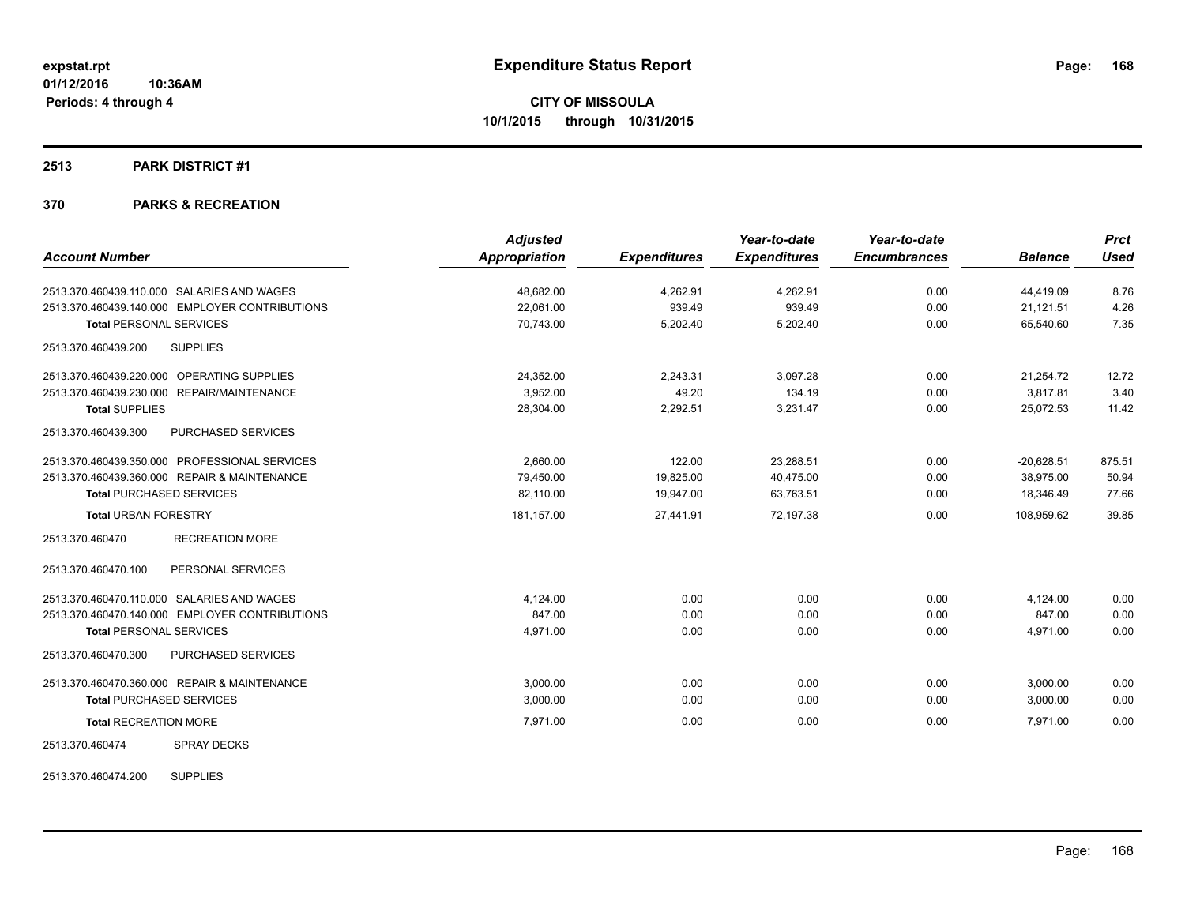# Expenditure Status Report

**CITY OF MISSOULA**
**10/1/2015 through 10/31/2015**

expstat.rpt
01/12/2016 10:36AM
Periods: 4 through 4

## 2513 PARK DISTRICT #1

## 370 PARKS & RECREATION

| Account Number | Adjusted Appropriation | Expenditures | Year-to-date Expenditures | Year-to-date Encumbrances | Balance | Prct Used |
|---|---|---|---|---|---|---|
| 2513.370.460439.110.000 SALARIES AND WAGES | 48,682.00 | 4,262.91 | 4,262.91 | 0.00 | 44,419.09 | 8.76 |
| 2513.370.460439.140.000 EMPLOYER CONTRIBUTIONS | 22,061.00 | 939.49 | 939.49 | 0.00 | 21,121.51 | 4.26 |
| **Total** PERSONAL SERVICES | 70,743.00 | 5,202.40 | 5,202.40 | 0.00 | 65,540.60 | 7.35 |
| 2513.370.460439.200 SUPPLIES | | | | | | |
| 2513.370.460439.220.000 OPERATING SUPPLIES | 24,352.00 | 2,243.31 | 3,097.28 | 0.00 | 21,254.72 | 12.72 |
| 2513.370.460439.230.000 REPAIR/MAINTENANCE | 3,952.00 | 49.20 | 134.19 | 0.00 | 3,817.81 | 3.40 |
| **Total** SUPPLIES | 28,304.00 | 2,292.51 | 3,231.47 | 0.00 | 25,072.53 | 11.42 |
| 2513.370.460439.300 PURCHASED SERVICES | | | | | | |
| 2513.370.460439.350.000 PROFESSIONAL SERVICES | 2,660.00 | 122.00 | 23,288.51 | 0.00 | -20,628.51 | 875.51 |
| 2513.370.460439.360.000 REPAIR & MAINTENANCE | 79,450.00 | 19,825.00 | 40,475.00 | 0.00 | 38,975.00 | 50.94 |
| **Total** PURCHASED SERVICES | 82,110.00 | 19,947.00 | 63,763.51 | 0.00 | 18,346.49 | 77.66 |
| **Total** URBAN FORESTRY | 181,157.00 | 27,441.91 | 72,197.38 | 0.00 | 108,959.62 | 39.85 |
| 2513.370.460470 RECREATION MORE | | | | | | |
| 2513.370.460470.100 PERSONAL SERVICES | | | | | | |
| 2513.370.460470.110.000 SALARIES AND WAGES | 4,124.00 | 0.00 | 0.00 | 0.00 | 4,124.00 | 0.00 |
| 2513.370.460470.140.000 EMPLOYER CONTRIBUTIONS | 847.00 | 0.00 | 0.00 | 0.00 | 847.00 | 0.00 |
| **Total** PERSONAL SERVICES | 4,971.00 | 0.00 | 0.00 | 0.00 | 4,971.00 | 0.00 |
| 2513.370.460470.300 PURCHASED SERVICES | | | | | | |
| 2513.370.460470.360.000 REPAIR & MAINTENANCE | 3,000.00 | 0.00 | 0.00 | 0.00 | 3,000.00 | 0.00 |
| **Total** PURCHASED SERVICES | 3,000.00 | 0.00 | 0.00 | 0.00 | 3,000.00 | 0.00 |
| **Total** RECREATION MORE | 7,971.00 | 0.00 | 0.00 | 0.00 | 7,971.00 | 0.00 |
| 2513.370.460474 SPRAY DECKS | | | | | | |
| 2513.370.460474.200 SUPPLIES | | | | | | |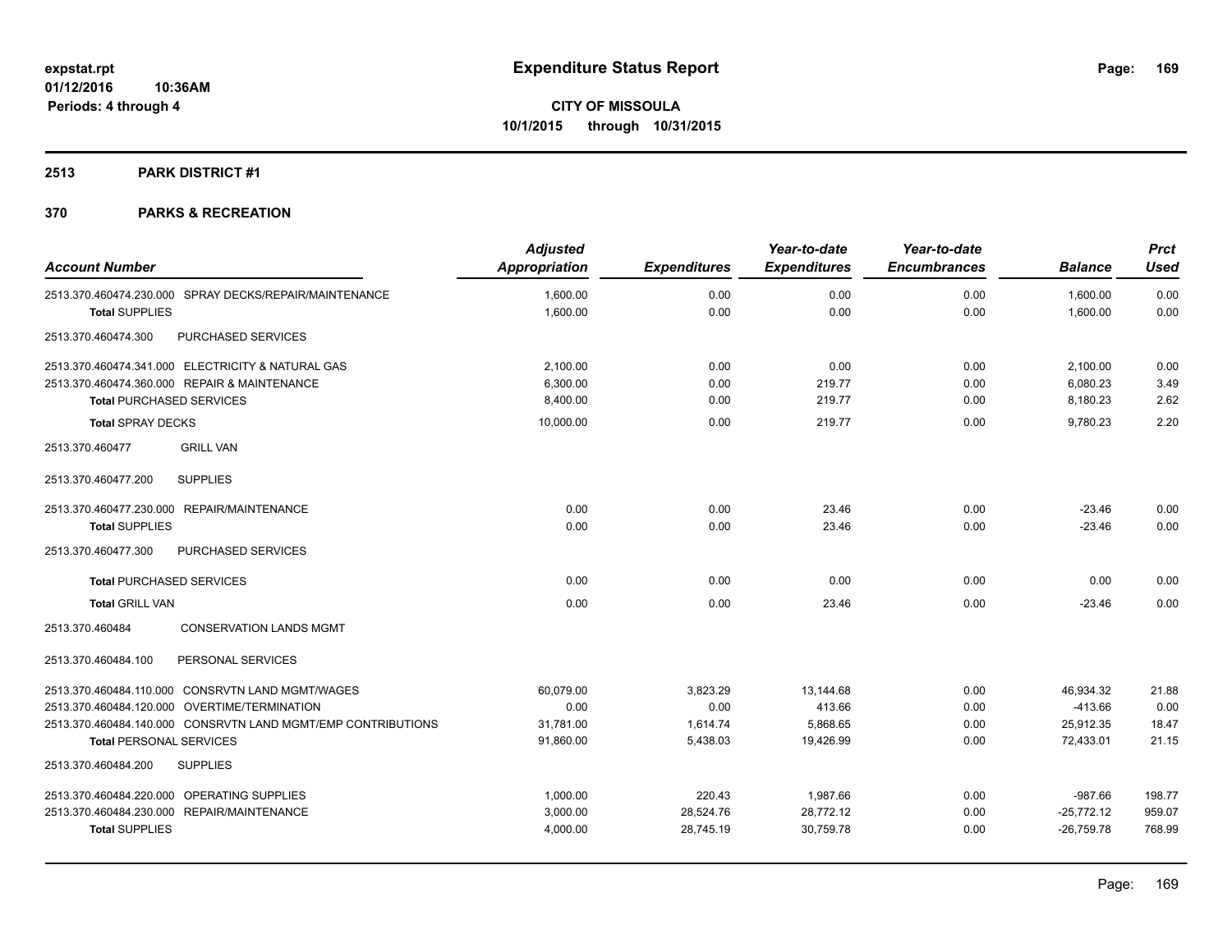**expstat.rpt**
**01/12/2016 10:36AM**
**Periods: 4 through 4**

# Expenditure Status Report

**CITY OF MISSOULA**
**10/1/2015 through 10/31/2015**

## 2513 PARK DISTRICT #1

## 370 PARKS & RECREATION

| Account Number | Adjusted Appropriation | Expenditures | Year-to-date Expenditures | Year-to-date Encumbrances | Balance | Prct Used |
|---|---|---|---|---|---|---|
| 2513.370.460474.230.000 SPRAY DECKS/REPAIR/MAINTENANCE | 1,600.00 | 0.00 | 0.00 | 0.00 | 1,600.00 | 0.00 |
| **Total** SUPPLIES | 1,600.00 | 0.00 | 0.00 | 0.00 | 1,600.00 | 0.00 |
| 2513.370.460474.300 PURCHASED SERVICES | | | | | | |
| 2513.370.460474.341.000 ELECTRICITY & NATURAL GAS | 2,100.00 | 0.00 | 0.00 | 0.00 | 2,100.00 | 0.00 |
| 2513.370.460474.360.000 REPAIR & MAINTENANCE | 6,300.00 | 0.00 | 219.77 | 0.00 | 6,080.23 | 3.49 |
| **Total** PURCHASED SERVICES | 8,400.00 | 0.00 | 219.77 | 0.00 | 8,180.23 | 2.62 |
| **Total** SPRAY DECKS | 10,000.00 | 0.00 | 219.77 | 0.00 | 9,780.23 | 2.20 |
| 2513.370.460477 GRILL VAN | | | | | | |
| 2513.370.460477.200 SUPPLIES | | | | | | |
| 2513.370.460477.230.000 REPAIR/MAINTENANCE | 0.00 | 0.00 | 23.46 | 0.00 | -23.46 | 0.00 |
| **Total** SUPPLIES | 0.00 | 0.00 | 23.46 | 0.00 | -23.46 | 0.00 |
| 2513.370.460477.300 PURCHASED SERVICES | | | | | | |
| **Total** PURCHASED SERVICES | 0.00 | 0.00 | 0.00 | 0.00 | 0.00 | 0.00 |
| **Total** GRILL VAN | 0.00 | 0.00 | 23.46 | 0.00 | -23.46 | 0.00 |
| 2513.370.460484 CONSERVATION LANDS MGMT | | | | | | |
| 2513.370.460484.100 PERSONAL SERVICES | | | | | | |
| 2513.370.460484.110.000 CONSRVTN LAND MGMT/WAGES | 60,079.00 | 3,823.29 | 13,144.68 | 0.00 | 46,934.32 | 21.88 |
| 2513.370.460484.120.000 OVERTIME/TERMINATION | 0.00 | 0.00 | 413.66 | 0.00 | -413.66 | 0.00 |
| 2513.370.460484.140.000 CONSRVTN LAND MGMT/EMP CONTRIBUTIONS | 31,781.00 | 1,614.74 | 5,868.65 | 0.00 | 25,912.35 | 18.47 |
| **Total** PERSONAL SERVICES | 91,860.00 | 5,438.03 | 19,426.99 | 0.00 | 72,433.01 | 21.15 |
| 2513.370.460484.200 SUPPLIES | | | | | | |
| 2513.370.460484.220.000 OPERATING SUPPLIES | 1,000.00 | 220.43 | 1,987.66 | 0.00 | -987.66 | 198.77 |
| 2513.370.460484.230.000 REPAIR/MAINTENANCE | 3,000.00 | 28,524.76 | 28,772.12 | 0.00 | -25,772.12 | 959.07 |
| **Total** SUPPLIES | 4,000.00 | 28,745.19 | 30,759.78 | 0.00 | -26,759.78 | 768.99 |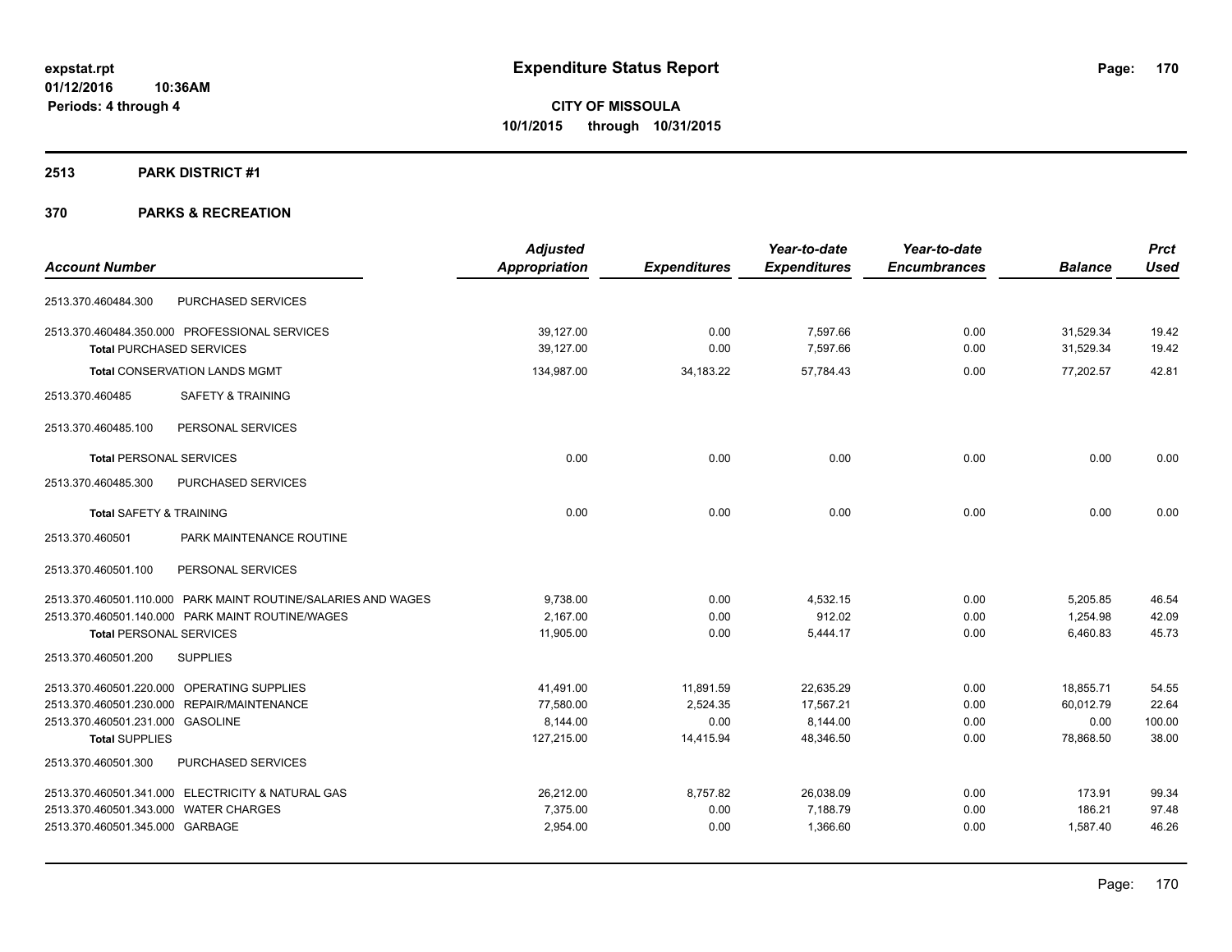**expstat.rpt**
**01/12/2016 10:36AM**
**Periods: 4 through 4**

# Expenditure Status Report

**CITY OF MISSOULA**
**10/1/2015 through 10/31/2015**

## 2513 PARK DISTRICT #1

## 370 PARKS & RECREATION

| Account Number | | Adjusted Appropriation | Expenditures | Year-to-date Expenditures | Year-to-date Encumbrances | Balance | Prct Used |
|---|---|---|---|---|---|---|---|
| 2513.370.460484.300 | PURCHASED SERVICES | | | | | | |
| 2513.370.460484.350.000 | PROFESSIONAL SERVICES | 39,127.00 | 0.00 | 7,597.66 | 0.00 | 31,529.34 | 19.42 |
| **Total** PURCHASED SERVICES | | 39,127.00 | 0.00 | 7,597.66 | 0.00 | 31,529.34 | 19.42 |
| **Total** CONSERVATION LANDS MGMT | | 134,987.00 | 34,183.22 | 57,784.43 | 0.00 | 77,202.57 | 42.81 |
| 2513.370.460485 | SAFETY & TRAINING | | | | | | |
| 2513.370.460485.100 | PERSONAL SERVICES | | | | | | |
| **Total** PERSONAL SERVICES | | 0.00 | 0.00 | 0.00 | 0.00 | 0.00 | 0.00 |
| 2513.370.460485.300 | PURCHASED SERVICES | | | | | | |
| **Total** SAFETY & TRAINING | | 0.00 | 0.00 | 0.00 | 0.00 | 0.00 | 0.00 |
| 2513.370.460501 | PARK MAINTENANCE ROUTINE | | | | | | |
| 2513.370.460501.100 | PERSONAL SERVICES | | | | | | |
| 2513.370.460501.110.000 | PARK MAINT ROUTINE/SALARIES AND WAGES | 9,738.00 | 0.00 | 4,532.15 | 0.00 | 5,205.85 | 46.54 |
| 2513.370.460501.140.000 | PARK MAINT ROUTINE/WAGES | 2,167.00 | 0.00 | 912.02 | 0.00 | 1,254.98 | 42.09 |
| **Total** PERSONAL SERVICES | | 11,905.00 | 0.00 | 5,444.17 | 0.00 | 6,460.83 | 45.73 |
| 2513.370.460501.200 | SUPPLIES | | | | | | |
| 2513.370.460501.220.000 | OPERATING SUPPLIES | 41,491.00 | 11,891.59 | 22,635.29 | 0.00 | 18,855.71 | 54.55 |
| 2513.370.460501.230.000 | REPAIR/MAINTENANCE | 77,580.00 | 2,524.35 | 17,567.21 | 0.00 | 60,012.79 | 22.64 |
| 2513.370.460501.231.000 | GASOLINE | 8,144.00 | 0.00 | 8,144.00 | 0.00 | 0.00 | 100.00 |
| **Total** SUPPLIES | | 127,215.00 | 14,415.94 | 48,346.50 | 0.00 | 78,868.50 | 38.00 |
| 2513.370.460501.300 | PURCHASED SERVICES | | | | | | |
| 2513.370.460501.341.000 | ELECTRICITY & NATURAL GAS | 26,212.00 | 8,757.82 | 26,038.09 | 0.00 | 173.91 | 99.34 |
| 2513.370.460501.343.000 | WATER CHARGES | 7,375.00 | 0.00 | 7,188.79 | 0.00 | 186.21 | 97.48 |
| 2513.370.460501.345.000 | GARBAGE | 2,954.00 | 0.00 | 1,366.60 | 0.00 | 1,587.40 | 46.26 |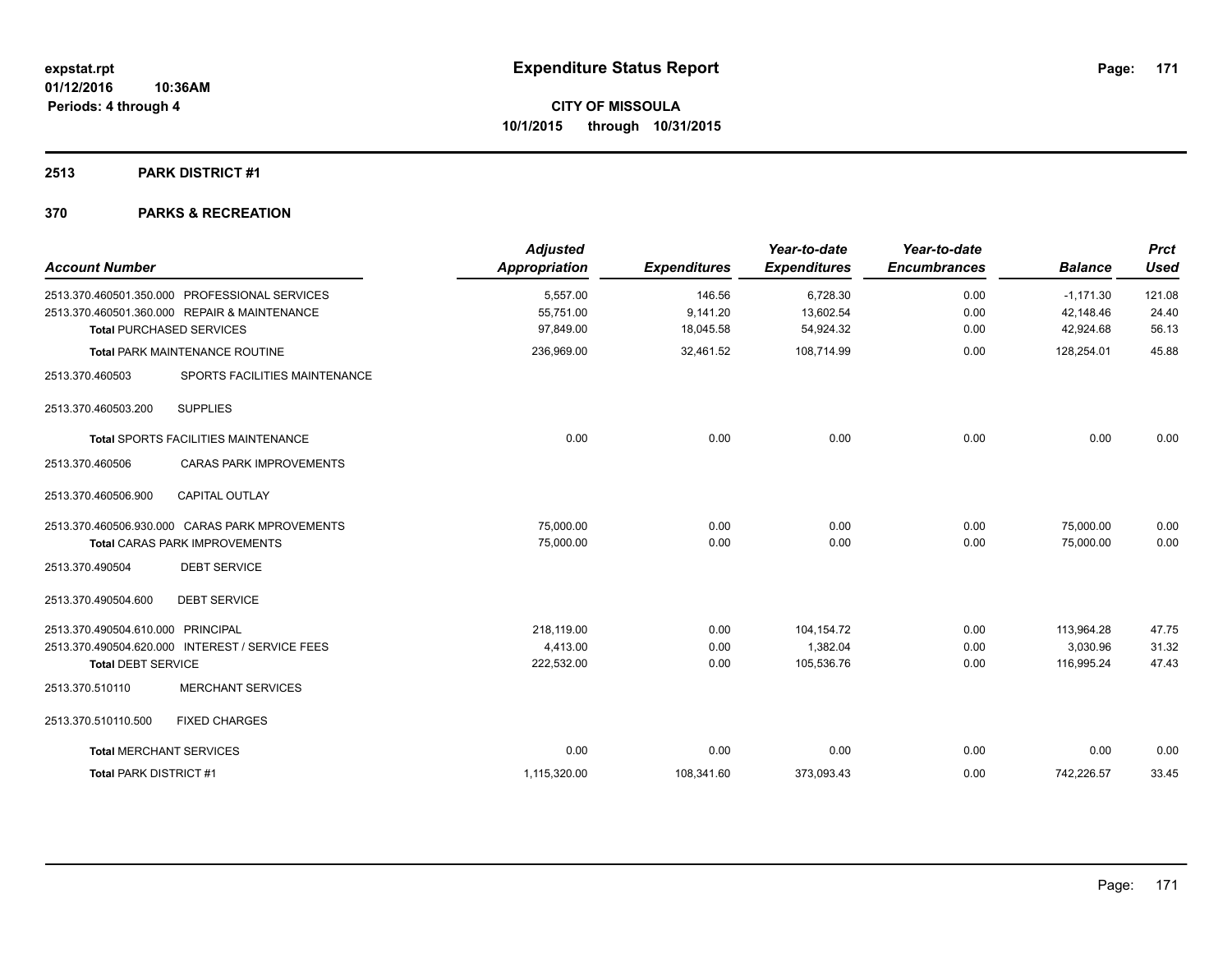expstat.rpt
01/12/2016 10:36AM
Periods: 4 through 4

# Expenditure Status Report

**CITY OF MISSOULA**
**10/1/2015 through 10/31/2015**

## 2513 PARK DISTRICT #1

## 370 PARKS & RECREATION

| Account Number | | Adjusted Appropriation | Expenditures | Year-to-date Expenditures | Year-to-date Encumbrances | Balance | Prct Used |
|---|---|---|---|---|---|---|---|
| 2513.370.460501.350.000 | PROFESSIONAL SERVICES | 5,557.00 | 146.56 | 6,728.30 | 0.00 | -1,171.30 | 121.08 |
| 2513.370.460501.360.000 | REPAIR & MAINTENANCE | 55,751.00 | 9,141.20 | 13,602.54 | 0.00 | 42,148.46 | 24.40 |
| **Total** PURCHASED SERVICES | | 97,849.00 | 18,045.58 | 54,924.32 | 0.00 | 42,924.68 | 56.13 |
| **Total** PARK MAINTENANCE ROUTINE | | 236,969.00 | 32,461.52 | 108,714.99 | 0.00 | 128,254.01 | 45.88 |
| 2513.370.460503 | SPORTS FACILITIES MAINTENANCE | | | | | | |
| 2513.370.460503.200 | SUPPLIES | | | | | | |
| **Total** SPORTS FACILITIES MAINTENANCE | | 0.00 | 0.00 | 0.00 | 0.00 | 0.00 | 0.00 |
| 2513.370.460506 | CARAS PARK IMPROVEMENTS | | | | | | |
| 2513.370.460506.900 | CAPITAL OUTLAY | | | | | | |
| 2513.370.460506.930.000 | CARAS PARK MPROVEMENTS | 75,000.00 | 0.00 | 0.00 | 0.00 | 75,000.00 | 0.00 |
| **Total** CARAS PARK IMPROVEMENTS | | 75,000.00 | 0.00 | 0.00 | 0.00 | 75,000.00 | 0.00 |
| 2513.370.490504 | DEBT SERVICE | | | | | | |
| 2513.370.490504.600 | DEBT SERVICE | | | | | | |
| 2513.370.490504.610.000 | PRINCIPAL | 218,119.00 | 0.00 | 104,154.72 | 0.00 | 113,964.28 | 47.75 |
| 2513.370.490504.620.000 | INTEREST / SERVICE FEES | 4,413.00 | 0.00 | 1,382.04 | 0.00 | 3,030.96 | 31.32 |
| **Total** DEBT SERVICE | | 222,532.00 | 0.00 | 105,536.76 | 0.00 | 116,995.24 | 47.43 |
| 2513.370.510110 | MERCHANT SERVICES | | | | | | |
| 2513.370.510110.500 | FIXED CHARGES | | | | | | |
| **Total** MERCHANT SERVICES | | 0.00 | 0.00 | 0.00 | 0.00 | 0.00 | 0.00 |
| **Total** PARK DISTRICT #1 | | 1,115,320.00 | 108,341.60 | 373,093.43 | 0.00 | 742,226.57 | 33.45 |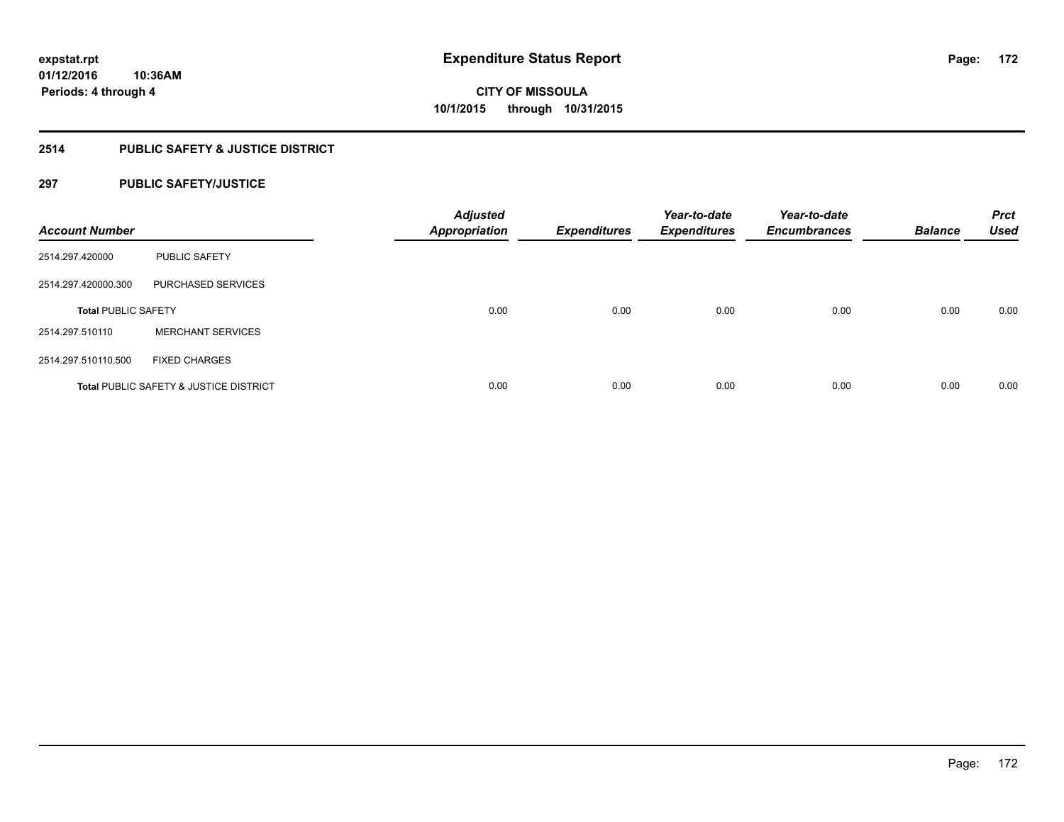# Expenditure Status Report

expstat.rpt
01/12/2016 10:36AM
Periods: 4 through 4

CITY OF MISSOULA
10/1/2015 through 10/31/2015

## 2514 PUBLIC SAFETY & JUSTICE DISTRICT

### 297 PUBLIC SAFETY/JUSTICE

| Account Number | | *Adjusted Appropriation* | *Expenditures* | *Year-to-date Expenditures* | *Year-to-date Encumbrances* | *Balance* | *Prct Used* |
|---|---|---|---|---|---|---|---|
| 2514.297.420000 | PUBLIC SAFETY | | | | | | |
| 2514.297.420000.300 | PURCHASED SERVICES | | | | | | |
| **Total** PUBLIC SAFETY | | 0.00 | 0.00 | 0.00 | 0.00 | 0.00 | 0.00 |
| 2514.297.510110 | MERCHANT SERVICES | | | | | | |
| 2514.297.510110.500 | FIXED CHARGES | | | | | | |
| **Total** PUBLIC SAFETY & JUSTICE DISTRICT | | 0.00 | 0.00 | 0.00 | 0.00 | 0.00 | 0.00 |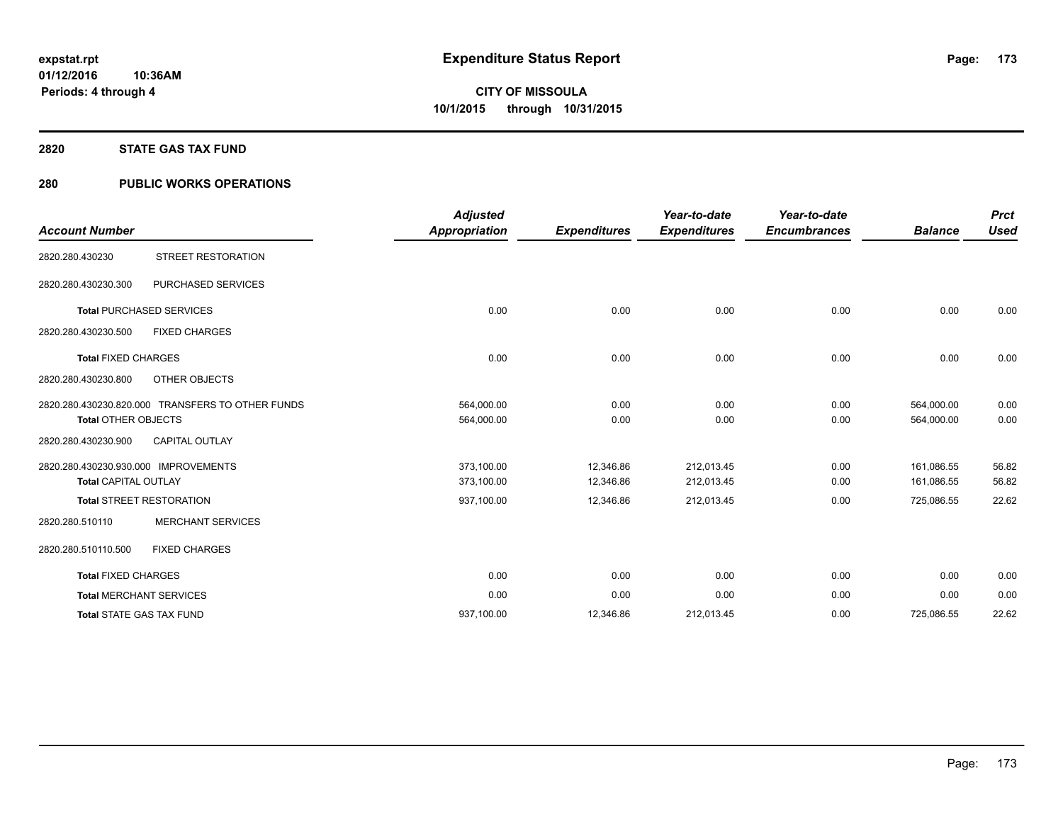# Expenditure Status Report

**CITY OF MISSOULA**
**10/1/2015 through 10/31/2015**

expstat.rpt
01/12/2016 10:36AM
Periods: 4 through 4

## 2820 STATE GAS TAX FUND

## 280 PUBLIC WORKS OPERATIONS

| Account Number | | Adjusted Appropriation | Expenditures | Year-to-date Expenditures | Year-to-date Encumbrances | Balance | Prct Used |
|---|---|---|---|---|---|---|---|
| 2820.280.430230 | STREET RESTORATION | | | | | | |
| 2820.280.430230.300 | PURCHASED SERVICES | | | | | | |
| **Total** PURCHASED SERVICES | | 0.00 | 0.00 | 0.00 | 0.00 | 0.00 | 0.00 |
| 2820.280.430230.500 | FIXED CHARGES | | | | | | |
| **Total** FIXED CHARGES | | 0.00 | 0.00 | 0.00 | 0.00 | 0.00 | 0.00 |
| 2820.280.430230.800 | OTHER OBJECTS | | | | | | |
| 2820.280.430230.820.000 | TRANSFERS TO OTHER FUNDS | 564,000.00 | 0.00 | 0.00 | 0.00 | 564,000.00 | 0.00 |
| **Total** OTHER OBJECTS | | 564,000.00 | 0.00 | 0.00 | 0.00 | 564,000.00 | 0.00 |
| 2820.280.430230.900 | CAPITAL OUTLAY | | | | | | |
| 2820.280.430230.930.000 | IMPROVEMENTS | 373,100.00 | 12,346.86 | 212,013.45 | 0.00 | 161,086.55 | 56.82 |
| **Total** CAPITAL OUTLAY | | 373,100.00 | 12,346.86 | 212,013.45 | 0.00 | 161,086.55 | 56.82 |
| **Total** STREET RESTORATION | | 937,100.00 | 12,346.86 | 212,013.45 | 0.00 | 725,086.55 | 22.62 |
| 2820.280.510110 | MERCHANT SERVICES | | | | | | |
| 2820.280.510110.500 | FIXED CHARGES | | | | | | |
| **Total** FIXED CHARGES | | 0.00 | 0.00 | 0.00 | 0.00 | 0.00 | 0.00 |
| **Total** MERCHANT SERVICES | | 0.00 | 0.00 | 0.00 | 0.00 | 0.00 | 0.00 |
| **Total** STATE GAS TAX FUND | | 937,100.00 | 12,346.86 | 212,013.45 | 0.00 | 725,086.55 | 22.62 |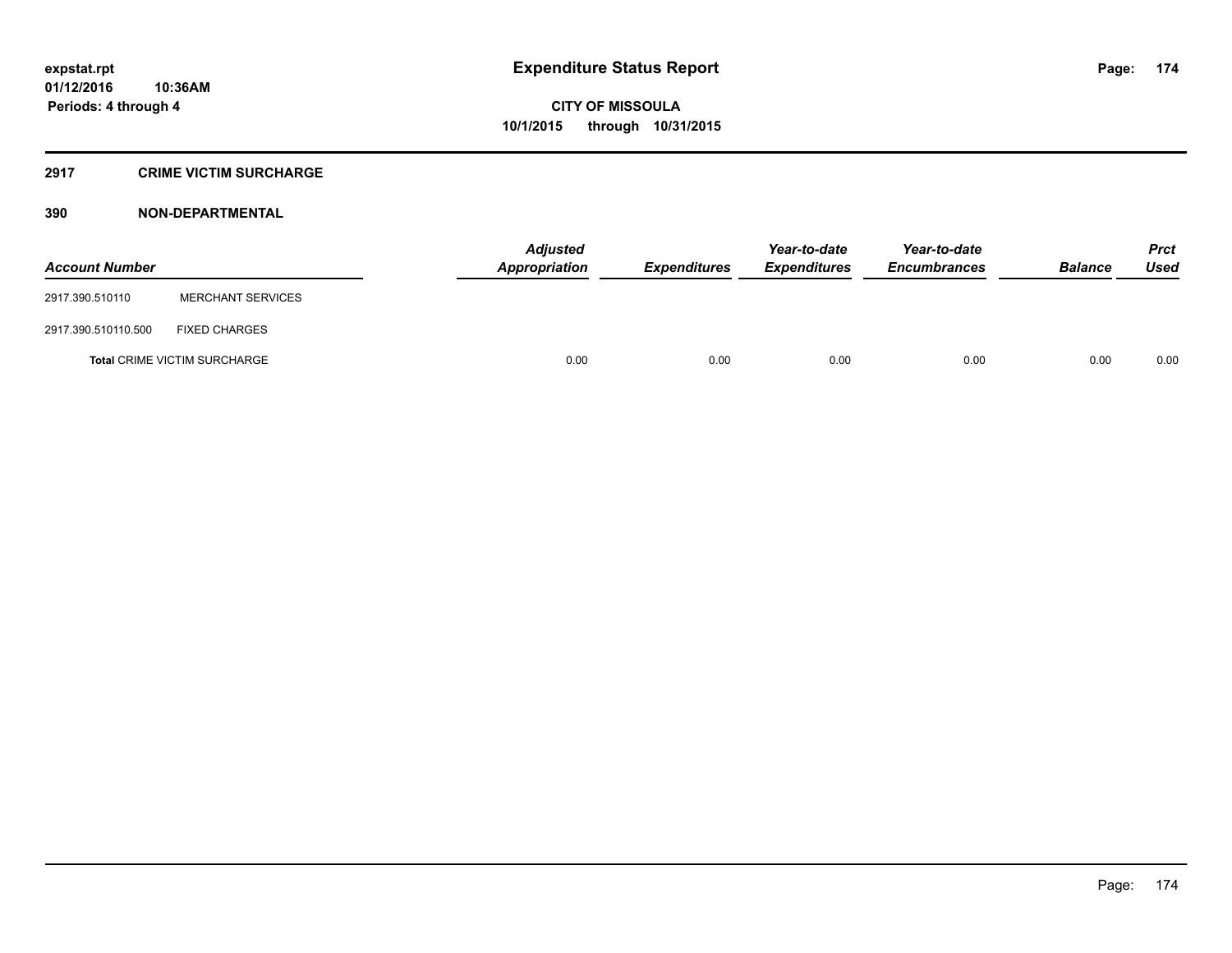# Expenditure Status Report

**CITY OF MISSOULA**
**10/1/2015 through 10/31/2015**

expstat.rpt
01/12/2016 10:36AM
Periods: 4 through 4

## 2917 CRIME VICTIM SURCHARGE

### 390 NON-DEPARTMENTAL

| Account Number | | Adjusted Appropriation | Expenditures | Year-to-date Expenditures | Year-to-date Encumbrances | Balance | Prct Used |
|---|---|---|---|---|---|---|---|
| 2917.390.510110 | MERCHANT SERVICES | | | | | | |
| 2917.390.510110.500 | FIXED CHARGES | | | | | | |
| **Total** CRIME VICTIM SURCHARGE | | 0.00 | 0.00 | 0.00 | 0.00 | 0.00 | 0.00 |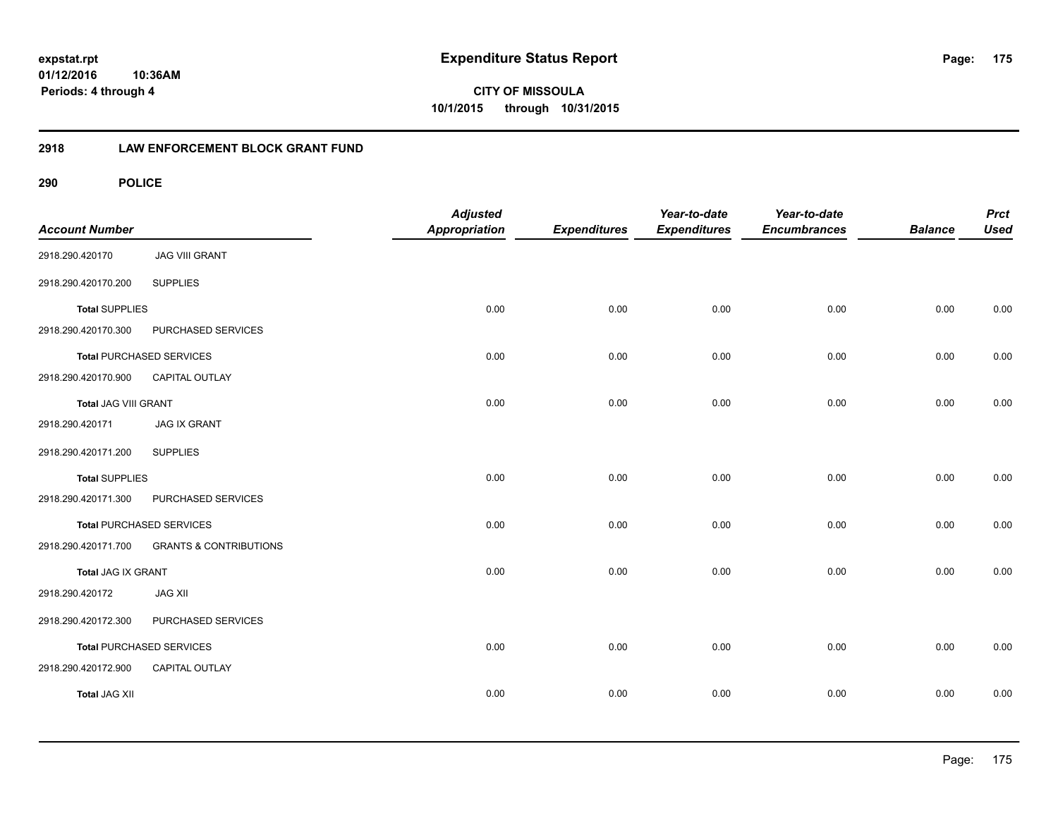**expstat.rpt**
**01/12/2016 10:36AM**
**Periods: 4 through 4**

# Expenditure Status Report

**CITY OF MISSOULA**
**10/1/2015 through 10/31/2015**

## 2918 LAW ENFORCEMENT BLOCK GRANT FUND

### 290 POLICE

| Account Number | | Adjusted Appropriation | Expenditures | Year-to-date Expenditures | Year-to-date Encumbrances | Balance | Prct Used |
|---|---|---|---|---|---|---|---|
| 2918.290.420170 | JAG VIII GRANT | | | | | | |
| 2918.290.420170.200 | SUPPLIES | | | | | | |
| **Total** SUPPLIES | | 0.00 | 0.00 | 0.00 | 0.00 | 0.00 | 0.00 |
| 2918.290.420170.300 | PURCHASED SERVICES | | | | | | |
| **Total** PURCHASED SERVICES | | 0.00 | 0.00 | 0.00 | 0.00 | 0.00 | 0.00 |
| 2918.290.420170.900 | CAPITAL OUTLAY | | | | | | |
| **Total** JAG VIII GRANT | | 0.00 | 0.00 | 0.00 | 0.00 | 0.00 | 0.00 |
| 2918.290.420171 | JAG IX GRANT | | | | | | |
| 2918.290.420171.200 | SUPPLIES | | | | | | |
| **Total** SUPPLIES | | 0.00 | 0.00 | 0.00 | 0.00 | 0.00 | 0.00 |
| 2918.290.420171.300 | PURCHASED SERVICES | | | | | | |
| **Total** PURCHASED SERVICES | | 0.00 | 0.00 | 0.00 | 0.00 | 0.00 | 0.00 |
| 2918.290.420171.700 | GRANTS & CONTRIBUTIONS | | | | | | |
| **Total** JAG IX GRANT | | 0.00 | 0.00 | 0.00 | 0.00 | 0.00 | 0.00 |
| 2918.290.420172 | JAG XII | | | | | | |
| 2918.290.420172.300 | PURCHASED SERVICES | | | | | | |
| **Total** PURCHASED SERVICES | | 0.00 | 0.00 | 0.00 | 0.00 | 0.00 | 0.00 |
| 2918.290.420172.900 | CAPITAL OUTLAY | | | | | | |
| **Total** JAG XII | | 0.00 | 0.00 | 0.00 | 0.00 | 0.00 | 0.00 |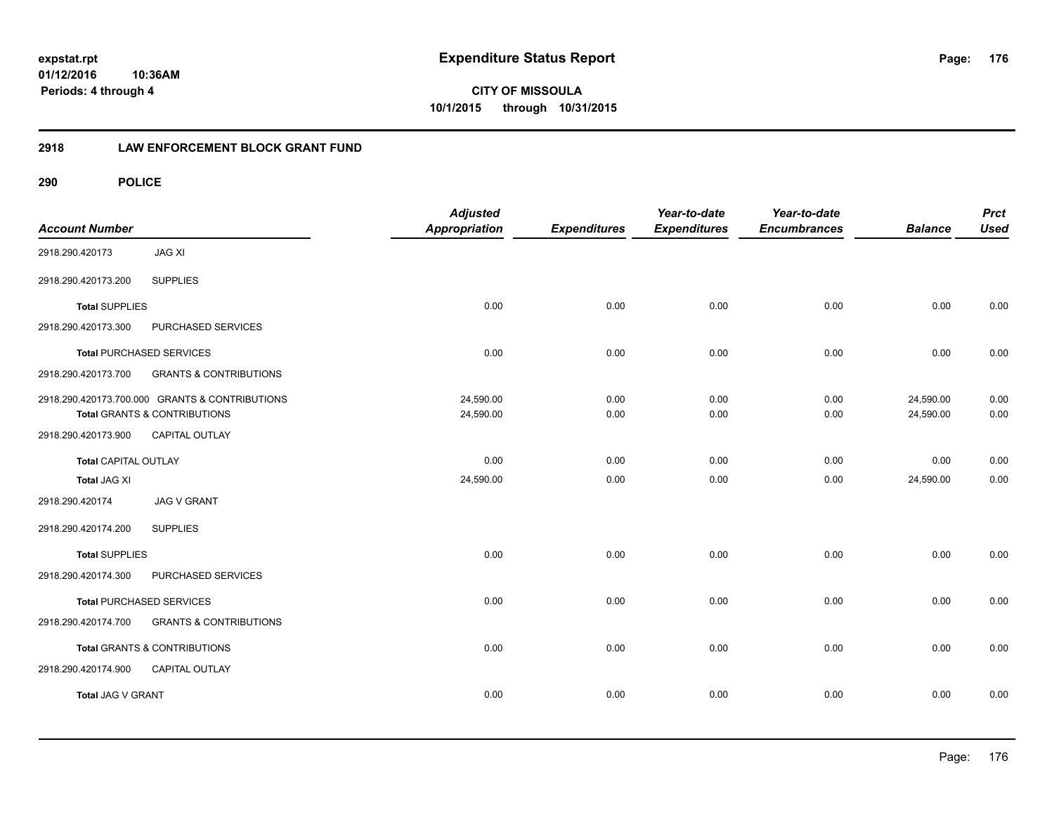**expstat.rpt**
**01/12/2016 10:36AM**
**Periods: 4 through 4**

# Expenditure Status Report

**CITY OF MISSOULA**
**10/1/2015 through 10/31/2015**

## 2918 LAW ENFORCEMENT BLOCK GRANT FUND

### 290 POLICE

| Account Number | | Adjusted Appropriation | Expenditures | Year-to-date Expenditures | Year-to-date Encumbrances | Balance | Prct Used |
|---|---|---|---|---|---|---|---|
| 2918.290.420173 | JAG XI | | | | | | |
| 2918.290.420173.200 | SUPPLIES | | | | | | |
| **Total** SUPPLIES | | 0.00 | 0.00 | 0.00 | 0.00 | 0.00 | 0.00 |
| 2918.290.420173.300 | PURCHASED SERVICES | | | | | | |
| **Total** PURCHASED SERVICES | | 0.00 | 0.00 | 0.00 | 0.00 | 0.00 | 0.00 |
| 2918.290.420173.700 | GRANTS & CONTRIBUTIONS | | | | | | |
| 2918.290.420173.700.000 GRANTS & CONTRIBUTIONS | | 24,590.00 | 0.00 | 0.00 | 0.00 | 24,590.00 | 0.00 |
| **Total** GRANTS & CONTRIBUTIONS | | 24,590.00 | 0.00 | 0.00 | 0.00 | 24,590.00 | 0.00 |
| 2918.290.420173.900 | CAPITAL OUTLAY | | | | | | |
| **Total** CAPITAL OUTLAY | | 0.00 | 0.00 | 0.00 | 0.00 | 0.00 | 0.00 |
| **Total** JAG XI | | 24,590.00 | 0.00 | 0.00 | 0.00 | 24,590.00 | 0.00 |
| 2918.290.420174 | JAG V GRANT | | | | | | |
| 2918.290.420174.200 | SUPPLIES | | | | | | |
| **Total** SUPPLIES | | 0.00 | 0.00 | 0.00 | 0.00 | 0.00 | 0.00 |
| 2918.290.420174.300 | PURCHASED SERVICES | | | | | | |
| **Total** PURCHASED SERVICES | | 0.00 | 0.00 | 0.00 | 0.00 | 0.00 | 0.00 |
| 2918.290.420174.700 | GRANTS & CONTRIBUTIONS | | | | | | |
| **Total** GRANTS & CONTRIBUTIONS | | 0.00 | 0.00 | 0.00 | 0.00 | 0.00 | 0.00 |
| 2918.290.420174.900 | CAPITAL OUTLAY | | | | | | |
| **Total** JAG V GRANT | | 0.00 | 0.00 | 0.00 | 0.00 | 0.00 | 0.00 |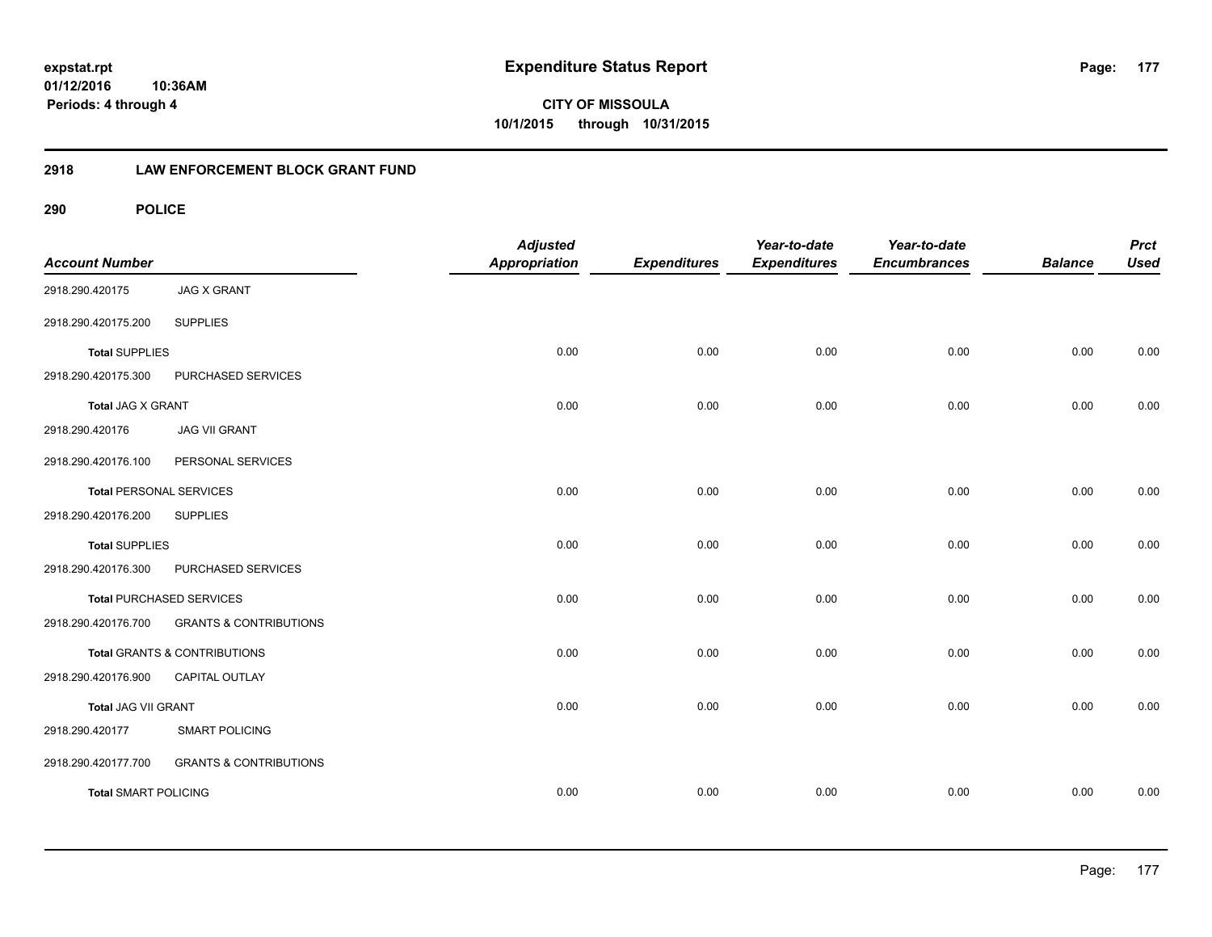# Expenditure Status Report

**CITY OF MISSOULA**
**10/1/2015 through 10/31/2015**

expstat.rpt
01/12/2016 10:36AM
Periods: 4 through 4

## 2918 LAW ENFORCEMENT BLOCK GRANT FUND

### 290 POLICE

| Account Number | | Adjusted Appropriation | Expenditures | Year-to-date Expenditures | Year-to-date Encumbrances | Balance | Prct Used |
|---|---|---|---|---|---|---|---|
| 2918.290.420175 | JAG X GRANT | | | | | | |
| 2918.290.420175.200 | SUPPLIES | | | | | | |
| **Total** SUPPLIES | | 0.00 | 0.00 | 0.00 | 0.00 | 0.00 | 0.00 |
| 2918.290.420175.300 | PURCHASED SERVICES | | | | | | |
| **Total** JAG X GRANT | | 0.00 | 0.00 | 0.00 | 0.00 | 0.00 | 0.00 |
| 2918.290.420176 | JAG VII GRANT | | | | | | |
| 2918.290.420176.100 | PERSONAL SERVICES | | | | | | |
| **Total** PERSONAL SERVICES | | 0.00 | 0.00 | 0.00 | 0.00 | 0.00 | 0.00 |
| 2918.290.420176.200 | SUPPLIES | | | | | | |
| **Total** SUPPLIES | | 0.00 | 0.00 | 0.00 | 0.00 | 0.00 | 0.00 |
| 2918.290.420176.300 | PURCHASED SERVICES | | | | | | |
| **Total** PURCHASED SERVICES | | 0.00 | 0.00 | 0.00 | 0.00 | 0.00 | 0.00 |
| 2918.290.420176.700 | GRANTS & CONTRIBUTIONS | | | | | | |
| **Total** GRANTS & CONTRIBUTIONS | | 0.00 | 0.00 | 0.00 | 0.00 | 0.00 | 0.00 |
| 2918.290.420176.900 | CAPITAL OUTLAY | | | | | | |
| **Total** JAG VII GRANT | | 0.00 | 0.00 | 0.00 | 0.00 | 0.00 | 0.00 |
| 2918.290.420177 | SMART POLICING | | | | | | |
| 2918.290.420177.700 | GRANTS & CONTRIBUTIONS | | | | | | |
| **Total** SMART POLICING | | 0.00 | 0.00 | 0.00 | 0.00 | 0.00 | 0.00 |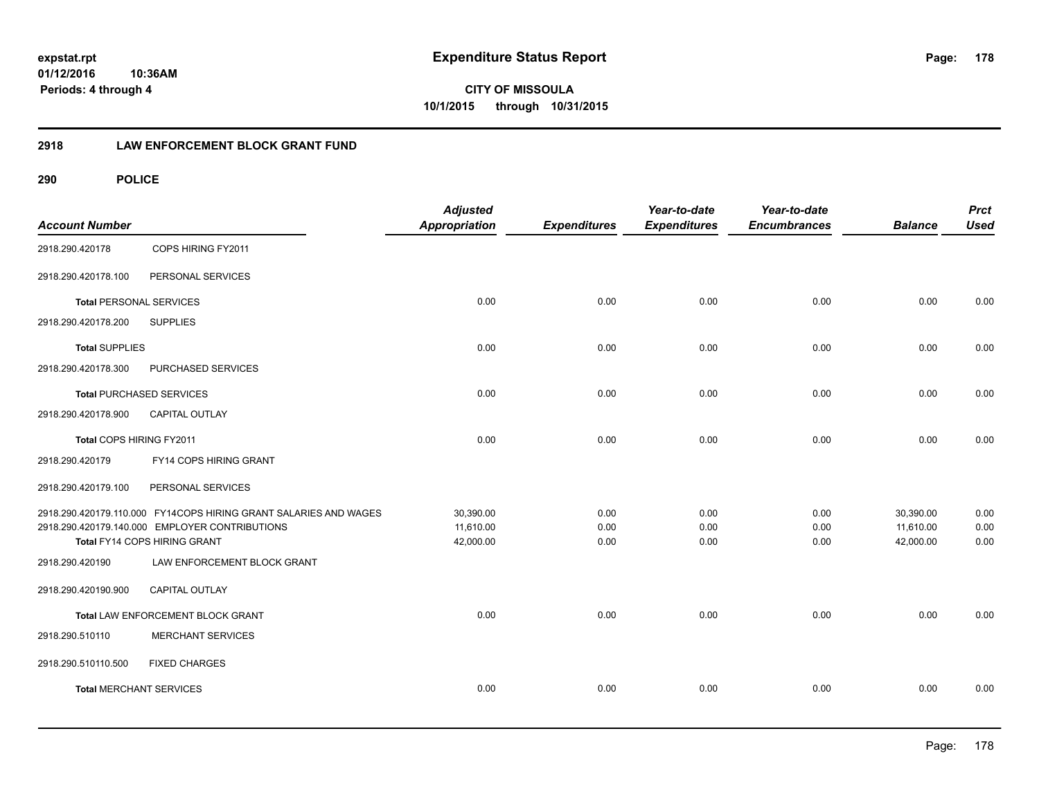**expstat.rpt**
**01/12/2016 10:36AM**
**Periods: 4 through 4**

# Expenditure Status Report

**CITY OF MISSOULA**
**10/1/2015 through 10/31/2015**

## 2918 LAW ENFORCEMENT BLOCK GRANT FUND

### 290 POLICE

| Account Number | | Adjusted Appropriation | Expenditures | Year-to-date Expenditures | Year-to-date Encumbrances | Balance | Prct Used |
|---|---|---|---|---|---|---|---|
| 2918.290.420178 | COPS HIRING FY2011 | | | | | | |
| 2918.290.420178.100 | PERSONAL SERVICES | | | | | | |
| **Total** PERSONAL SERVICES | | 0.00 | 0.00 | 0.00 | 0.00 | 0.00 | 0.00 |
| 2918.290.420178.200 | SUPPLIES | | | | | | |
| **Total** SUPPLIES | | 0.00 | 0.00 | 0.00 | 0.00 | 0.00 | 0.00 |
| 2918.290.420178.300 | PURCHASED SERVICES | | | | | | |
| **Total** PURCHASED SERVICES | | 0.00 | 0.00 | 0.00 | 0.00 | 0.00 | 0.00 |
| 2918.290.420178.900 | CAPITAL OUTLAY | | | | | | |
| **Total** COPS HIRING FY2011 | | 0.00 | 0.00 | 0.00 | 0.00 | 0.00 | 0.00 |
| 2918.290.420179 | FY14 COPS HIRING GRANT | | | | | | |
| 2918.290.420179.100 | PERSONAL SERVICES | | | | | | |
| 2918.290.420179.110.000 | FY14COPS HIRING GRANT SALARIES AND WAGES | 30,390.00 | 0.00 | 0.00 | 0.00 | 30,390.00 | 0.00 |
| 2918.290.420179.140.000 | EMPLOYER CONTRIBUTIONS | 11,610.00 | 0.00 | 0.00 | 0.00 | 11,610.00 | 0.00 |
| **Total** FY14 COPS HIRING GRANT | | 42,000.00 | 0.00 | 0.00 | 0.00 | 42,000.00 | 0.00 |
| 2918.290.420190 | LAW ENFORCEMENT BLOCK GRANT | | | | | | |
| 2918.290.420190.900 | CAPITAL OUTLAY | | | | | | |
| **Total** LAW ENFORCEMENT BLOCK GRANT | | 0.00 | 0.00 | 0.00 | 0.00 | 0.00 | 0.00 |
| 2918.290.510110 | MERCHANT SERVICES | | | | | | |
| 2918.290.510110.500 | FIXED CHARGES | | | | | | |
| **Total** MERCHANT SERVICES | | 0.00 | 0.00 | 0.00 | 0.00 | 0.00 | 0.00 |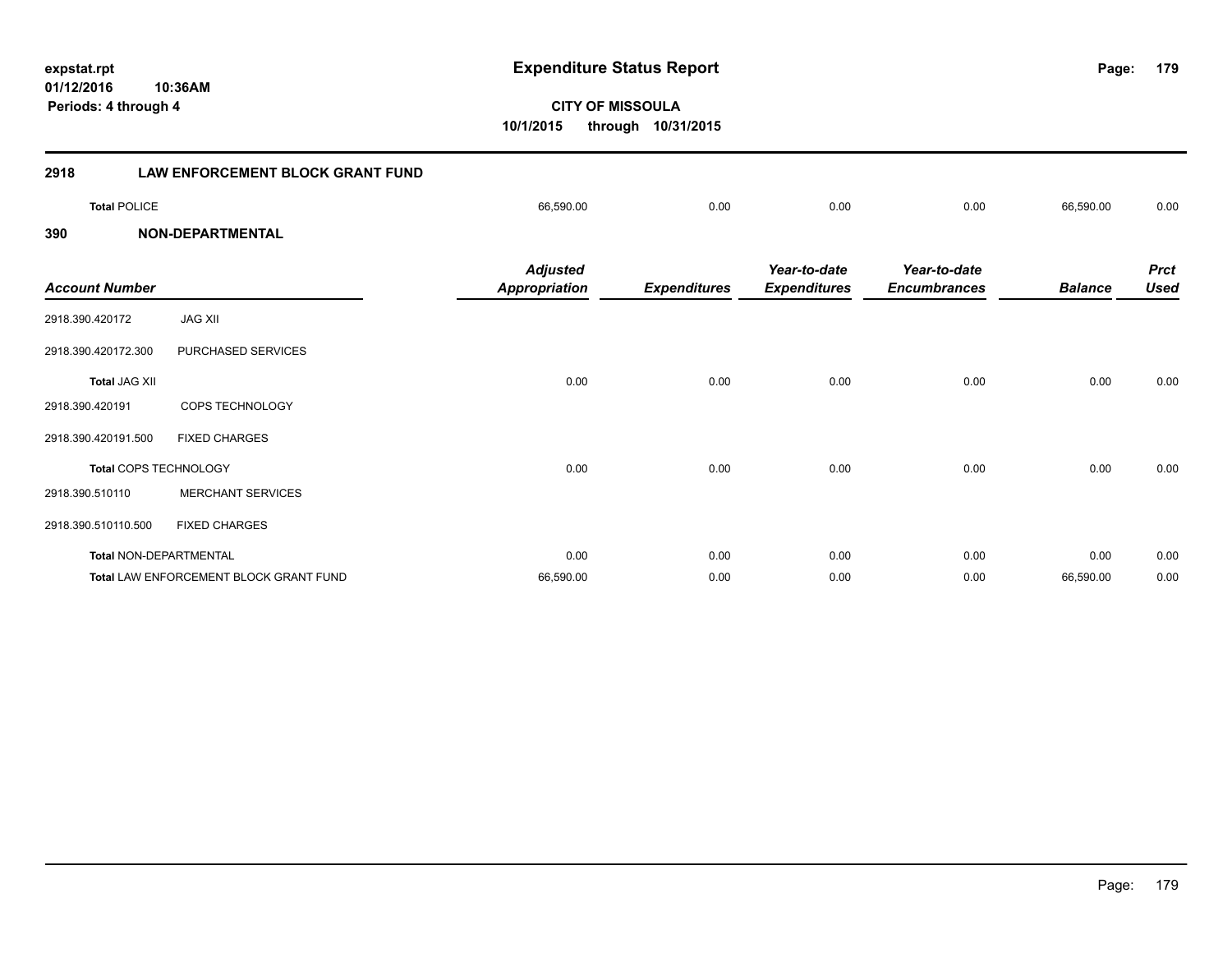**expstat.rpt**
**01/12/2016 10:36AM**
**Periods: 4 through 4**

# Expenditure Status Report

**CITY OF MISSOULA**
**10/1/2015 through 10/31/2015**

## 2918 LAW ENFORCEMENT BLOCK GRANT FUND

| | Adjusted Appropriation | Expenditures | Year-to-date Expenditures | Year-to-date Encumbrances | Balance | Prct Used |
|---|---|---|---|---|---|---|
| **Total** POLICE | 66,590.00 | 0.00 | 0.00 | 0.00 | 66,590.00 | 0.00 |

## 390 NON-DEPARTMENTAL

| Account Number | | Adjusted Appropriation | Expenditures | Year-to-date Expenditures | Year-to-date Encumbrances | Balance | Prct Used |
|---|---|---|---|---|---|---|---|
| 2918.390.420172 | JAG XII | | | | | | |
| 2918.390.420172.300 | PURCHASED SERVICES | | | | | | |
| **Total** JAG XII | | 0.00 | 0.00 | 0.00 | 0.00 | 0.00 | 0.00 |
| 2918.390.420191 | COPS TECHNOLOGY | | | | | | |
| 2918.390.420191.500 | FIXED CHARGES | | | | | | |
| **Total** COPS TECHNOLOGY | | 0.00 | 0.00 | 0.00 | 0.00 | 0.00 | 0.00 |
| 2918.390.510110 | MERCHANT SERVICES | | | | | | |
| 2918.390.510110.500 | FIXED CHARGES | | | | | | |
| **Total** NON-DEPARTMENTAL | | 0.00 | 0.00 | 0.00 | 0.00 | 0.00 | 0.00 |
| **Total** LAW ENFORCEMENT BLOCK GRANT FUND | | 66,590.00 | 0.00 | 0.00 | 0.00 | 66,590.00 | 0.00 |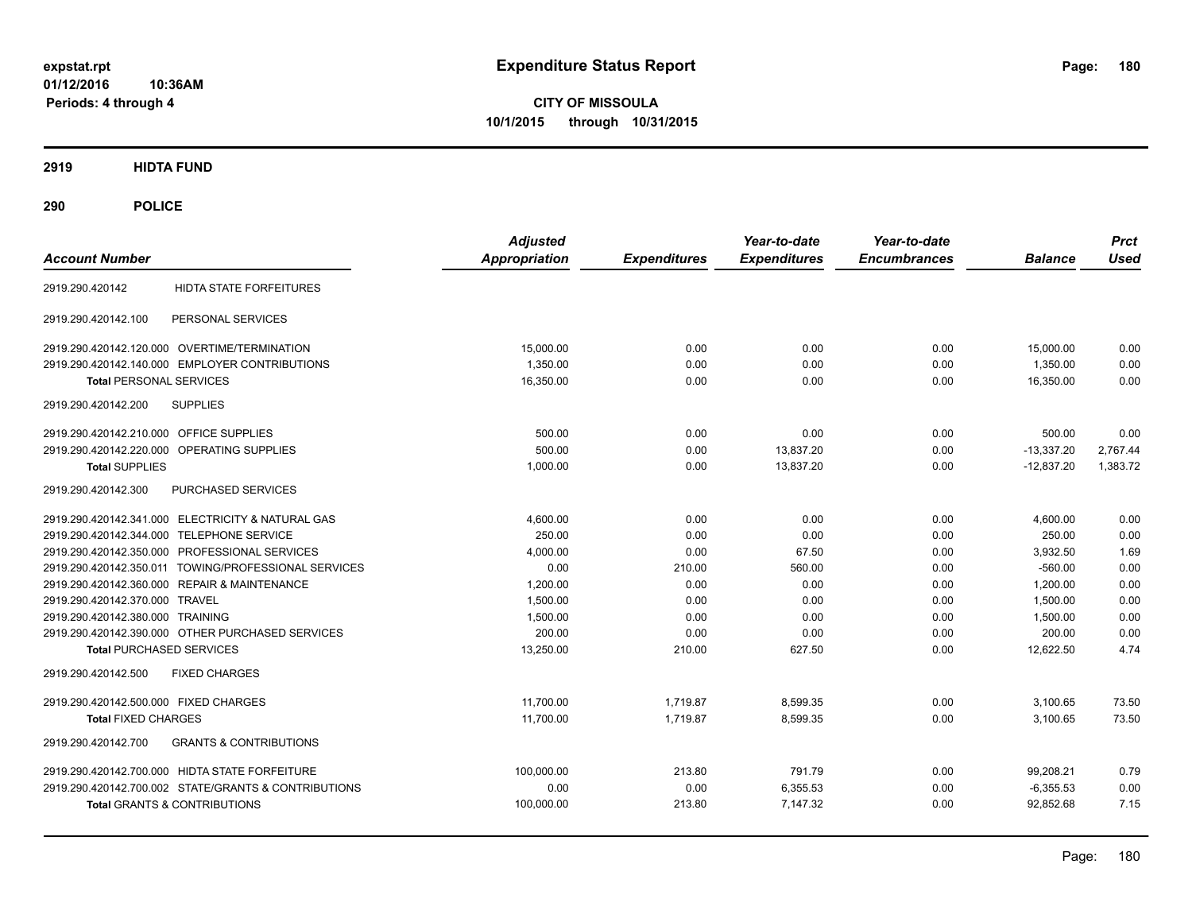**expstat.rpt**
**01/12/2016 10:36AM**
**Periods: 4 through 4**

# Expenditure Status Report

**CITY OF MISSOULA**
**10/1/2015 through 10/31/2015**

## 2919 HIDTA FUND

## 290 POLICE

| Account Number | | Adjusted Appropriation | Expenditures | Year-to-date Expenditures | Year-to-date Encumbrances | Balance | Prct Used |
|---|---|---|---|---|---|---|---|
| 2919.290.420142 | HIDTA STATE FORFEITURES | | | | | | |
| 2919.290.420142.100 | PERSONAL SERVICES | | | | | | |
| 2919.290.420142.120.000 | OVERTIME/TERMINATION | 15,000.00 | 0.00 | 0.00 | 0.00 | 15,000.00 | 0.00 |
| 2919.290.420142.140.000 | EMPLOYER CONTRIBUTIONS | 1,350.00 | 0.00 | 0.00 | 0.00 | 1,350.00 | 0.00 |
| **Total** PERSONAL SERVICES | | 16,350.00 | 0.00 | 0.00 | 0.00 | 16,350.00 | 0.00 |
| 2919.290.420142.200 | SUPPLIES | | | | | | |
| 2919.290.420142.210.000 | OFFICE SUPPLIES | 500.00 | 0.00 | 0.00 | 0.00 | 500.00 | 0.00 |
| 2919.290.420142.220.000 | OPERATING SUPPLIES | 500.00 | 0.00 | 13,837.20 | 0.00 | -13,337.20 | 2,767.44 |
| **Total** SUPPLIES | | 1,000.00 | 0.00 | 13,837.20 | 0.00 | -12,837.20 | 1,383.72 |
| 2919.290.420142.300 | PURCHASED SERVICES | | | | | | |
| 2919.290.420142.341.000 | ELECTRICITY & NATURAL GAS | 4,600.00 | 0.00 | 0.00 | 0.00 | 4,600.00 | 0.00 |
| 2919.290.420142.344.000 | TELEPHONE SERVICE | 250.00 | 0.00 | 0.00 | 0.00 | 250.00 | 0.00 |
| 2919.290.420142.350.000 | PROFESSIONAL SERVICES | 4,000.00 | 0.00 | 67.50 | 0.00 | 3,932.50 | 1.69 |
| 2919.290.420142.350.011 | TOWING/PROFESSIONAL SERVICES | 0.00 | 210.00 | 560.00 | 0.00 | -560.00 | 0.00 |
| 2919.290.420142.360.000 | REPAIR & MAINTENANCE | 1,200.00 | 0.00 | 0.00 | 0.00 | 1,200.00 | 0.00 |
| 2919.290.420142.370.000 | TRAVEL | 1,500.00 | 0.00 | 0.00 | 0.00 | 1,500.00 | 0.00 |
| 2919.290.420142.380.000 | TRAINING | 1,500.00 | 0.00 | 0.00 | 0.00 | 1,500.00 | 0.00 |
| 2919.290.420142.390.000 | OTHER PURCHASED SERVICES | 200.00 | 0.00 | 0.00 | 0.00 | 200.00 | 0.00 |
| **Total** PURCHASED SERVICES | | 13,250.00 | 210.00 | 627.50 | 0.00 | 12,622.50 | 4.74 |
| 2919.290.420142.500 | FIXED CHARGES | | | | | | |
| 2919.290.420142.500.000 | FIXED CHARGES | 11,700.00 | 1,719.87 | 8,599.35 | 0.00 | 3,100.65 | 73.50 |
| **Total** FIXED CHARGES | | 11,700.00 | 1,719.87 | 8,599.35 | 0.00 | 3,100.65 | 73.50 |
| 2919.290.420142.700 | GRANTS & CONTRIBUTIONS | | | | | | |
| 2919.290.420142.700.000 | HIDTA STATE FORFEITURE | 100,000.00 | 213.80 | 791.79 | 0.00 | 99,208.21 | 0.79 |
| 2919.290.420142.700.002 | STATE/GRANTS & CONTRIBUTIONS | 0.00 | 0.00 | 6,355.53 | 0.00 | -6,355.53 | 0.00 |
| **Total** GRANTS & CONTRIBUTIONS | | 100,000.00 | 213.80 | 7,147.32 | 0.00 | 92,852.68 | 7.15 |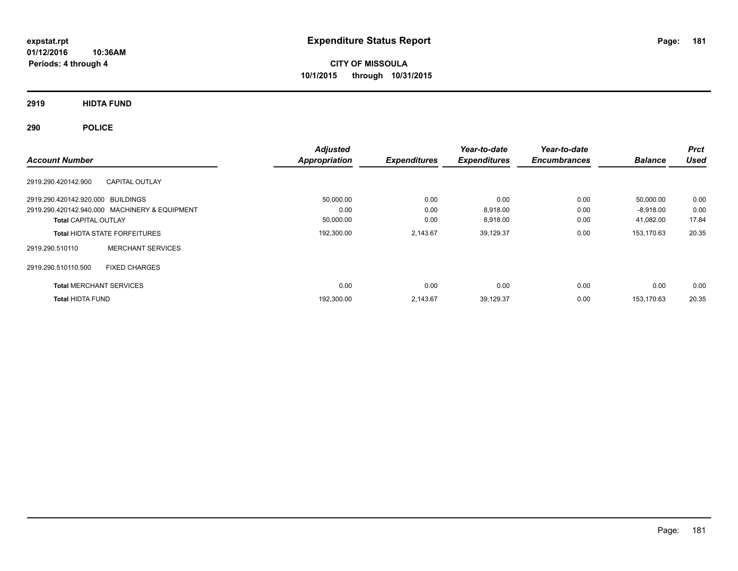**expstat.rpt**
**01/12/2016 10:36AM**
**Periods: 4 through 4**

# Expenditure Status Report

**CITY OF MISSOULA**
**10/1/2015 through 10/31/2015**

## 2919 HIDTA FUND

## 290 POLICE

| Account Number | | Adjusted Appropriation | Expenditures | Year-to-date Expenditures | Year-to-date Encumbrances | Balance | Prct Used |
|---|---|---|---|---|---|---|---|
| 2919.290.420142.900 | CAPITAL OUTLAY | | | | | | |
| 2919.290.420142.920.000 | BUILDINGS | 50,000.00 | 0.00 | 0.00 | 0.00 | 50,000.00 | 0.00 |
| 2919.290.420142.940.000 | MACHINERY & EQUIPMENT | 0.00 | 0.00 | 8,918.00 | 0.00 | -8,918.00 | 0.00 |
| **Total** CAPITAL OUTLAY | | 50,000.00 | 0.00 | 8,918.00 | 0.00 | 41,082.00 | 17.84 |
| **Total** HIDTA STATE FORFEITURES | | 192,300.00 | 2,143.67 | 39,129.37 | 0.00 | 153,170.63 | 20.35 |
| 2919.290.510110 | MERCHANT SERVICES | | | | | | |
| 2919.290.510110.500 | FIXED CHARGES | | | | | | |
| **Total** MERCHANT SERVICES | | 0.00 | 0.00 | 0.00 | 0.00 | 0.00 | 0.00 |
| **Total** HIDTA FUND | | 192,300.00 | 2,143.67 | 39,129.37 | 0.00 | 153,170.63 | 20.35 |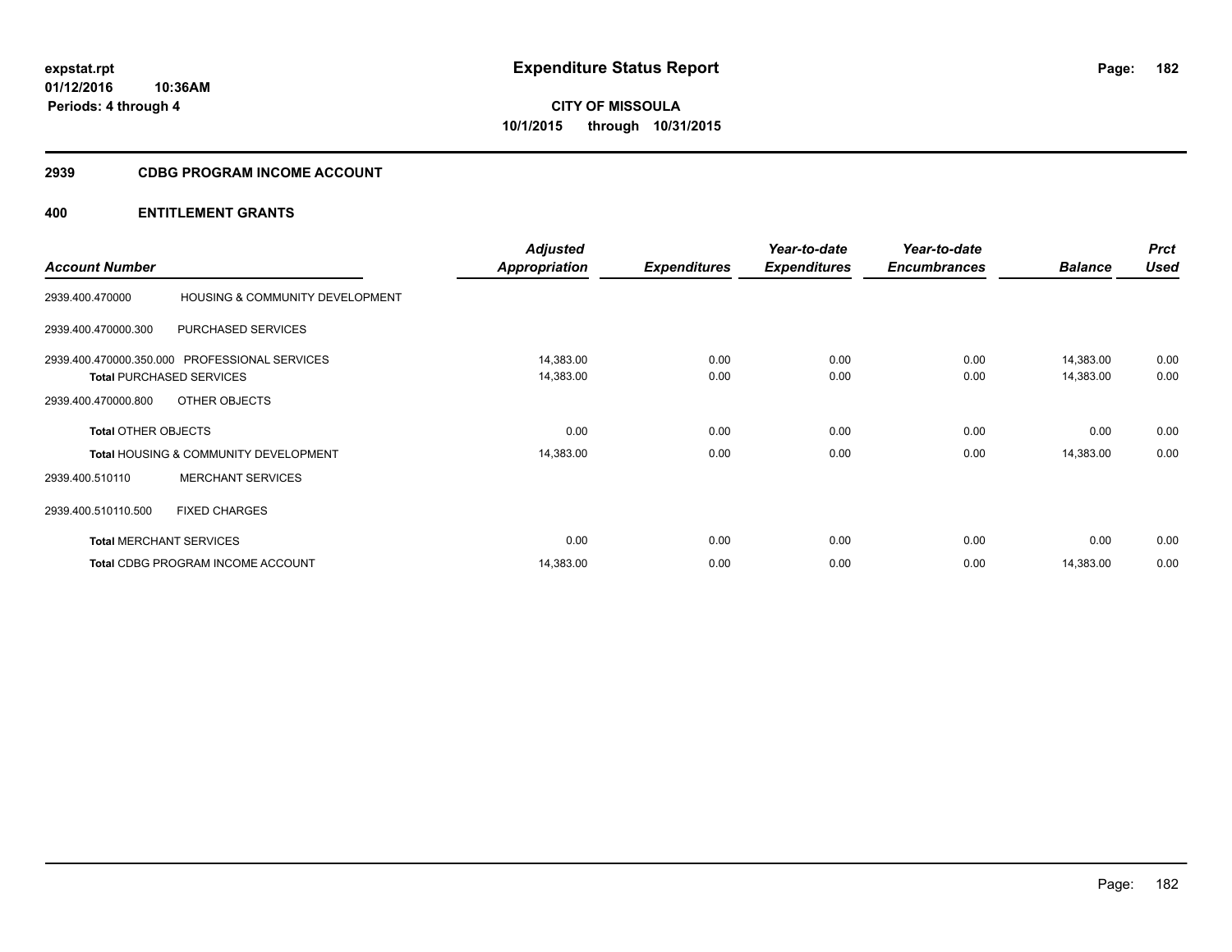# Expenditure Status Report

**CITY OF MISSOULA**
**10/1/2015 through 10/31/2015**

expstat.rpt
01/12/2016 10:36AM
Periods: 4 through 4

## 2939 CDBG PROGRAM INCOME ACCOUNT

## 400 ENTITLEMENT GRANTS

| Account Number | | Adjusted Appropriation | Expenditures | Year-to-date Expenditures | Year-to-date Encumbrances | Balance | Prct Used |
|---|---|---|---|---|---|---|---|
| 2939.400.470000 | HOUSING & COMMUNITY DEVELOPMENT | | | | | | |
| 2939.400.470000.300 | PURCHASED SERVICES | | | | | | |
| 2939.400.470000.350.000 | PROFESSIONAL SERVICES | 14,383.00 | 0.00 | 0.00 | 0.00 | 14,383.00 | 0.00 |
| **Total** PURCHASED SERVICES | | 14,383.00 | 0.00 | 0.00 | 0.00 | 14,383.00 | 0.00 |
| 2939.400.470000.800 | OTHER OBJECTS | | | | | | |
| **Total** OTHER OBJECTS | | 0.00 | 0.00 | 0.00 | 0.00 | 0.00 | 0.00 |
| **Total** HOUSING & COMMUNITY DEVELOPMENT | | 14,383.00 | 0.00 | 0.00 | 0.00 | 14,383.00 | 0.00 |
| 2939.400.510110 | MERCHANT SERVICES | | | | | | |
| 2939.400.510110.500 | FIXED CHARGES | | | | | | |
| **Total** MERCHANT SERVICES | | 0.00 | 0.00 | 0.00 | 0.00 | 0.00 | 0.00 |
| **Total** CDBG PROGRAM INCOME ACCOUNT | | 14,383.00 | 0.00 | 0.00 | 0.00 | 14,383.00 | 0.00 |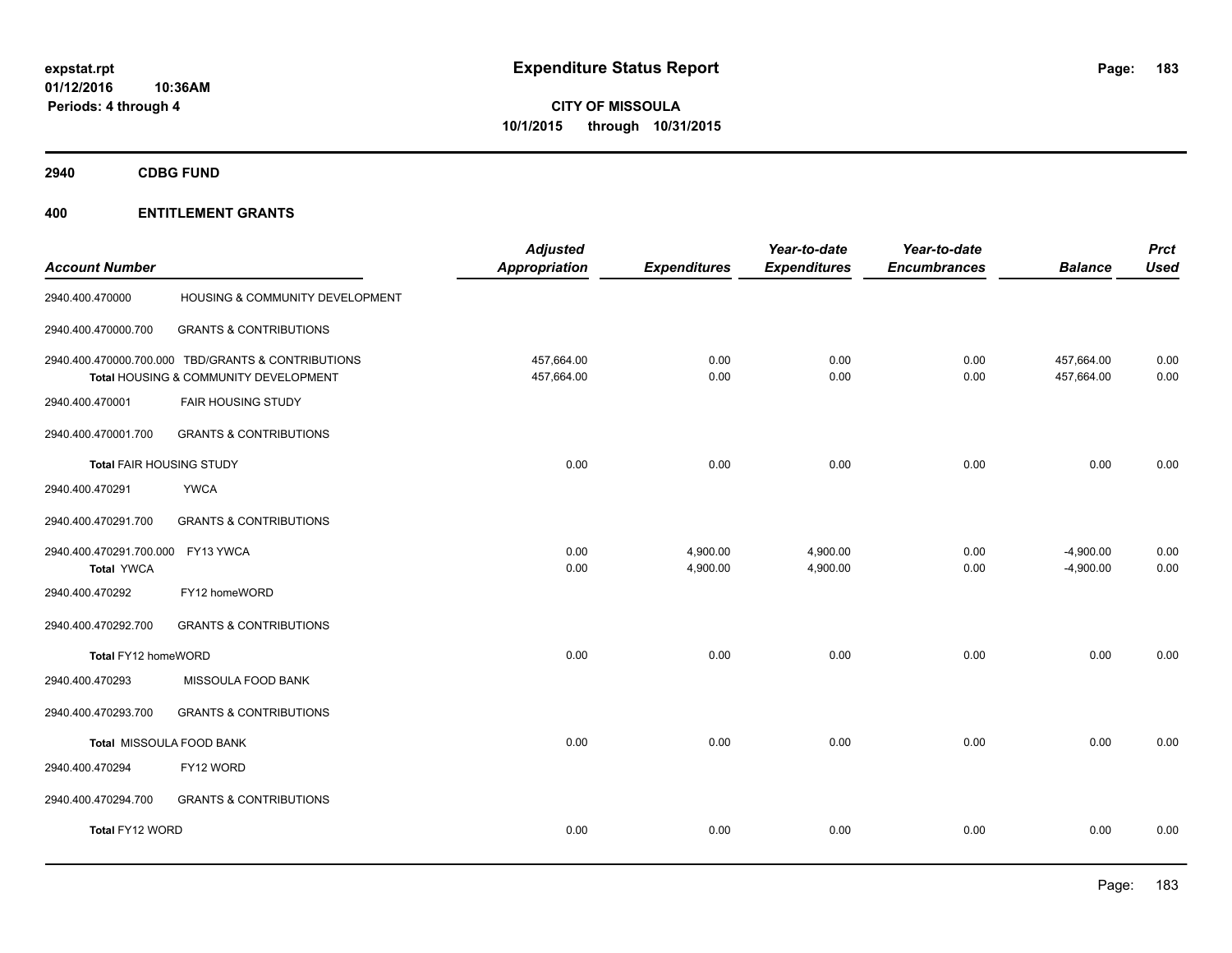**expstat.rpt**
**01/12/2016 10:36AM**
**Periods: 4 through 4**

# Expenditure Status Report

**CITY OF MISSOULA**
**10/1/2015 through 10/31/2015**

## 2940 CDBG FUND

## 400 ENTITLEMENT GRANTS

| Account Number | | Adjusted Appropriation | Expenditures | Year-to-date Expenditures | Year-to-date Encumbrances | Balance | Prct Used |
|---|---|---|---|---|---|---|---|
| 2940.400.470000 | HOUSING & COMMUNITY DEVELOPMENT | | | | | | |
| 2940.400.470000.700 | GRANTS & CONTRIBUTIONS | | | | | | |
| 2940.400.470000.700.000 | TBD/GRANTS & CONTRIBUTIONS | 457,664.00 | 0.00 | 0.00 | 0.00 | 457,664.00 | 0.00 |
| **Total** HOUSING & COMMUNITY DEVELOPMENT | | 457,664.00 | 0.00 | 0.00 | 0.00 | 457,664.00 | 0.00 |
| 2940.400.470001 | FAIR HOUSING STUDY | | | | | | |
| 2940.400.470001.700 | GRANTS & CONTRIBUTIONS | | | | | | |
| **Total FAIR HOUSING STUDY** | | 0.00 | 0.00 | 0.00 | 0.00 | 0.00 | 0.00 |
| 2940.400.470291 | YWCA | | | | | | |
| 2940.400.470291.700 | GRANTS & CONTRIBUTIONS | | | | | | |
| 2940.400.470291.700.000 | FY13 YWCA | 0.00 | 4,900.00 | 4,900.00 | 0.00 | -4,900.00 | 0.00 |
| **Total YWCA** | | 0.00 | 4,900.00 | 4,900.00 | 0.00 | -4,900.00 | 0.00 |
| 2940.400.470292 | FY12 homeWORD | | | | | | |
| 2940.400.470292.700 | GRANTS & CONTRIBUTIONS | | | | | | |
| **Total FY12 homeWORD** | | 0.00 | 0.00 | 0.00 | 0.00 | 0.00 | 0.00 |
| 2940.400.470293 | MISSOULA FOOD BANK | | | | | | |
| 2940.400.470293.700 | GRANTS & CONTRIBUTIONS | | | | | | |
| **Total MISSOULA FOOD BANK** | | 0.00 | 0.00 | 0.00 | 0.00 | 0.00 | 0.00 |
| 2940.400.470294 | FY12 WORD | | | | | | |
| 2940.400.470294.700 | GRANTS & CONTRIBUTIONS | | | | | | |
| **Total FY12 WORD** | | 0.00 | 0.00 | 0.00 | 0.00 | 0.00 | 0.00 |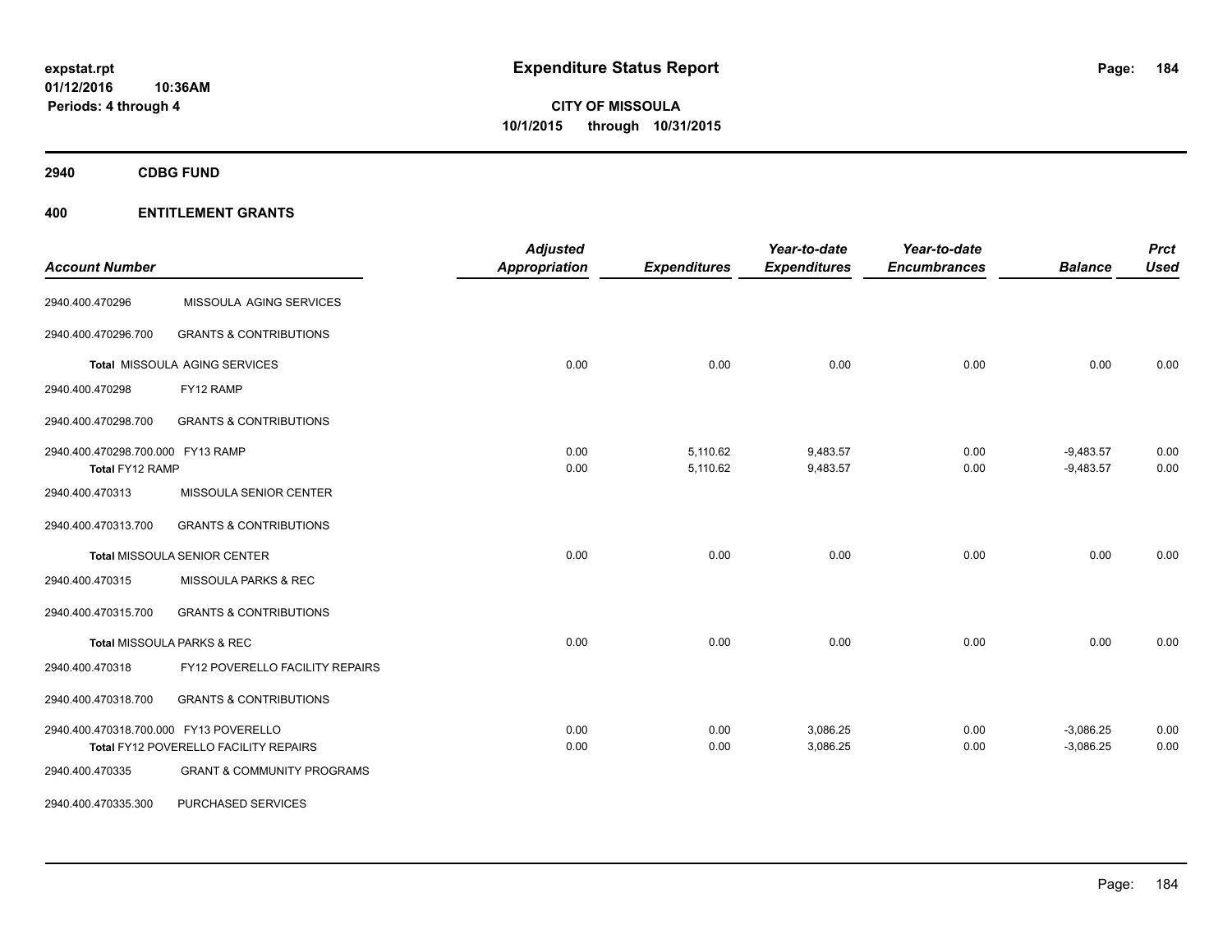# Expenditure Status Report

expstat.rpt
01/12/2016 10:36AM
Periods: 4 through 4

**CITY OF MISSOULA**
**10/1/2015 through 10/31/2015**

## 2940 CDBG FUND

## 400 ENTITLEMENT GRANTS

| Account Number | | Adjusted Appropriation | Expenditures | Year-to-date Expenditures | Year-to-date Encumbrances | Balance | Prct Used |
|---|---|---|---|---|---|---|---|
| 2940.400.470296 | MISSOULA AGING SERVICES | | | | | | |
| 2940.400.470296.700 | GRANTS & CONTRIBUTIONS | | | | | | |
| **Total** MISSOULA AGING SERVICES | | 0.00 | 0.00 | 0.00 | 0.00 | 0.00 | 0.00 |
| 2940.400.470298 | FY12 RAMP | | | | | | |
| 2940.400.470298.700 | GRANTS & CONTRIBUTIONS | | | | | | |
| 2940.400.470298.700.000 | FY13 RAMP | 0.00 | 5,110.62 | 9,483.57 | 0.00 | -9,483.57 | 0.00 |
| **Total** FY12 RAMP | | 0.00 | 5,110.62 | 9,483.57 | 0.00 | -9,483.57 | 0.00 |
| 2940.400.470313 | MISSOULA SENIOR CENTER | | | | | | |
| 2940.400.470313.700 | GRANTS & CONTRIBUTIONS | | | | | | |
| **Total** MISSOULA SENIOR CENTER | | 0.00 | 0.00 | 0.00 | 0.00 | 0.00 | 0.00 |
| 2940.400.470315 | MISSOULA PARKS & REC | | | | | | |
| 2940.400.470315.700 | GRANTS & CONTRIBUTIONS | | | | | | |
| **Total** MISSOULA PARKS & REC | | 0.00 | 0.00 | 0.00 | 0.00 | 0.00 | 0.00 |
| 2940.400.470318 | FY12 POVERELLO FACILITY REPAIRS | | | | | | |
| 2940.400.470318.700 | GRANTS & CONTRIBUTIONS | | | | | | |
| 2940.400.470318.700.000 | FY13 POVERELLO | 0.00 | 0.00 | 3,086.25 | 0.00 | -3,086.25 | 0.00 |
| **Total** FY12 POVERELLO FACILITY REPAIRS | | 0.00 | 0.00 | 3,086.25 | 0.00 | -3,086.25 | 0.00 |
| 2940.400.470335 | GRANT & COMMUNITY PROGRAMS | | | | | | |
| 2940.400.470335.300 | PURCHASED SERVICES | | | | | | |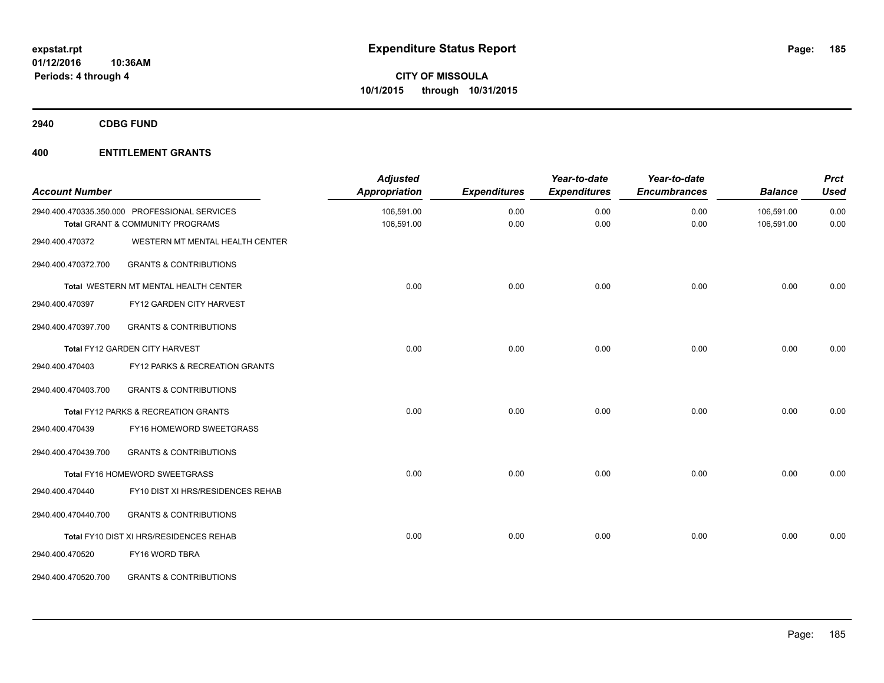**expstat.rpt**
**01/12/2016 10:36AM**
**Periods: 4 through 4**

# Expenditure Status Report

**CITY OF MISSOULA**
**10/1/2015 through 10/31/2015**

## 2940 CDBG FUND

## 400 ENTITLEMENT GRANTS

| Account Number | | Adjusted Appropriation | Expenditures | Year-to-date Expenditures | Year-to-date Encumbrances | Balance | Prct Used |
|---|---|---|---|---|---|---|---|
| 2940.400.470335.350.000 | PROFESSIONAL SERVICES | 106,591.00 | 0.00 | 0.00 | 0.00 | 106,591.00 | 0.00 |
| | **Total** GRANT & COMMUNITY PROGRAMS | 106,591.00 | 0.00 | 0.00 | 0.00 | 106,591.00 | 0.00 |
| 2940.400.470372 | WESTERN MT MENTAL HEALTH CENTER | | | | | | |
| 2940.400.470372.700 | GRANTS & CONTRIBUTIONS | | | | | | |
| | **Total** WESTERN MT MENTAL HEALTH CENTER | 0.00 | 0.00 | 0.00 | 0.00 | 0.00 | 0.00 |
| 2940.400.470397 | FY12 GARDEN CITY HARVEST | | | | | | |
| 2940.400.470397.700 | GRANTS & CONTRIBUTIONS | | | | | | |
| | **Total** FY12 GARDEN CITY HARVEST | 0.00 | 0.00 | 0.00 | 0.00 | 0.00 | 0.00 |
| 2940.400.470403 | FY12 PARKS & RECREATION GRANTS | | | | | | |
| 2940.400.470403.700 | GRANTS & CONTRIBUTIONS | | | | | | |
| | **Total** FY12 PARKS & RECREATION GRANTS | 0.00 | 0.00 | 0.00 | 0.00 | 0.00 | 0.00 |
| 2940.400.470439 | FY16 HOMEWORD SWEETGRASS | | | | | | |
| 2940.400.470439.700 | GRANTS & CONTRIBUTIONS | | | | | | |
| | **Total** FY16 HOMEWORD SWEETGRASS | 0.00 | 0.00 | 0.00 | 0.00 | 0.00 | 0.00 |
| 2940.400.470440 | FY10 DIST XI HRS/RESIDENCES REHAB | | | | | | |
| 2940.400.470440.700 | GRANTS & CONTRIBUTIONS | | | | | | |
| | **Total** FY10 DIST XI HRS/RESIDENCES REHAB | 0.00 | 0.00 | 0.00 | 0.00 | 0.00 | 0.00 |
| 2940.400.470520 | FY16 WORD TBRA | | | | | | |
| 2940.400.470520.700 | GRANTS & CONTRIBUTIONS | | | | | | |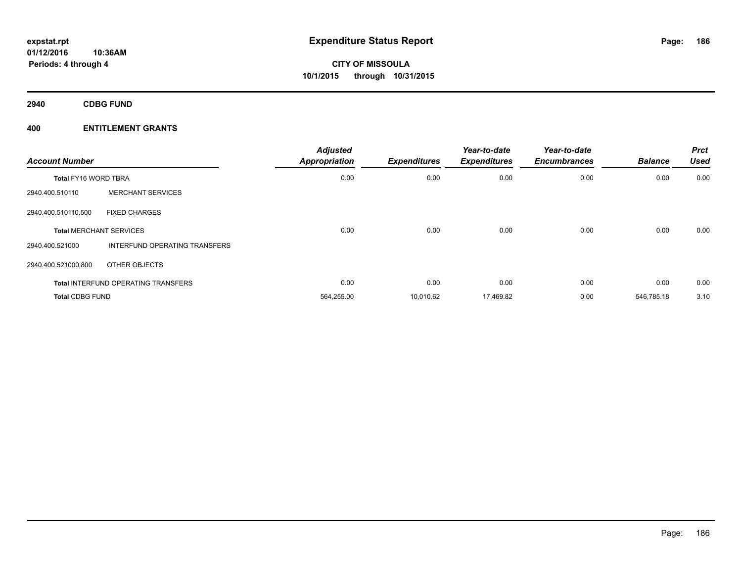# Expenditure Status Report

**CITY OF MISSOULA**
**10/1/2015 through 10/31/2015**

expstat.rpt
01/12/2016 10:36AM
Periods: 4 through 4

## 2940 CDBG FUND

## 400 ENTITLEMENT GRANTS

| Account Number | | Adjusted Appropriation | Expenditures | Year-to-date Expenditures | Year-to-date Encumbrances | Balance | Prct Used |
|---|---|---|---|---|---|---|---|
| **Total** FY16 WORD TBRA | | 0.00 | 0.00 | 0.00 | 0.00 | 0.00 | 0.00 |
| 2940.400.510110 | MERCHANT SERVICES | | | | | | |
| 2940.400.510110.500 | FIXED CHARGES | | | | | | |
| **Total** MERCHANT SERVICES | | 0.00 | 0.00 | 0.00 | 0.00 | 0.00 | 0.00 |
| 2940.400.521000 | INTERFUND OPERATING TRANSFERS | | | | | | |
| 2940.400.521000.800 | OTHER OBJECTS | | | | | | |
| **Total** INTERFUND OPERATING TRANSFERS | | 0.00 | 0.00 | 0.00 | 0.00 | 0.00 | 0.00 |
| **Total** CDBG FUND | | 564,255.00 | 10,010.62 | 17,469.82 | 0.00 | 546,785.18 | 3.10 |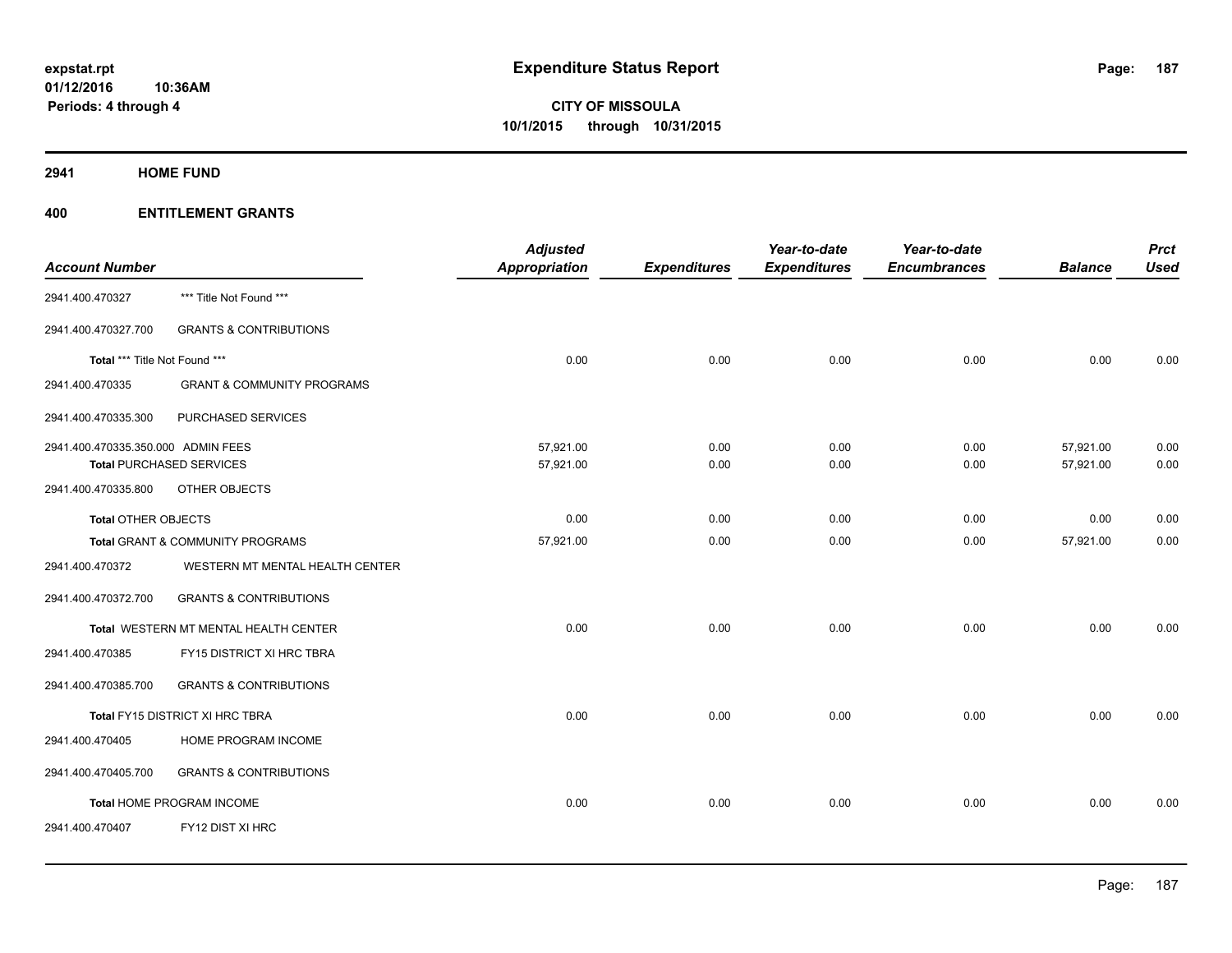# Expenditure Status Report

**CITY OF MISSOULA**
**10/1/2015 through 10/31/2015**

expstat.rpt
01/12/2016 10:36AM
Periods: 4 through 4

## 2941 HOME FUND

### 400 ENTITLEMENT GRANTS

| Account Number | | Adjusted Appropriation | Expenditures | Year-to-date Expenditures | Year-to-date Encumbrances | Balance | Prct Used |
|---|---|---|---|---|---|---|---|
| 2941.400.470327 | *** Title Not Found *** | | | | | | |
| 2941.400.470327.700 | GRANTS & CONTRIBUTIONS | | | | | | |
| Total *** Title Not Found *** | | 0.00 | 0.00 | 0.00 | 0.00 | 0.00 | 0.00 |
| 2941.400.470335 | GRANT & COMMUNITY PROGRAMS | | | | | | |
| 2941.400.470335.300 | PURCHASED SERVICES | | | | | | |
| 2941.400.470335.350.000 | ADMIN FEES | 57,921.00 | 0.00 | 0.00 | 0.00 | 57,921.00 | 0.00 |
| Total PURCHASED SERVICES | | 57,921.00 | 0.00 | 0.00 | 0.00 | 57,921.00 | 0.00 |
| 2941.400.470335.800 | OTHER OBJECTS | | | | | | |
| Total OTHER OBJECTS | | 0.00 | 0.00 | 0.00 | 0.00 | 0.00 | 0.00 |
| Total GRANT & COMMUNITY PROGRAMS | | 57,921.00 | 0.00 | 0.00 | 0.00 | 57,921.00 | 0.00 |
| 2941.400.470372 | WESTERN MT MENTAL HEALTH CENTER | | | | | | |
| 2941.400.470372.700 | GRANTS & CONTRIBUTIONS | | | | | | |
| Total WESTERN MT MENTAL HEALTH CENTER | | 0.00 | 0.00 | 0.00 | 0.00 | 0.00 | 0.00 |
| 2941.400.470385 | FY15 DISTRICT XI HRC TBRA | | | | | | |
| 2941.400.470385.700 | GRANTS & CONTRIBUTIONS | | | | | | |
| Total FY15 DISTRICT XI HRC TBRA | | 0.00 | 0.00 | 0.00 | 0.00 | 0.00 | 0.00 |
| 2941.400.470405 | HOME PROGRAM INCOME | | | | | | |
| 2941.400.470405.700 | GRANTS & CONTRIBUTIONS | | | | | | |
| Total HOME PROGRAM INCOME | | 0.00 | 0.00 | 0.00 | 0.00 | 0.00 | 0.00 |
| 2941.400.470407 | FY12 DIST XI HRC | | | | | | |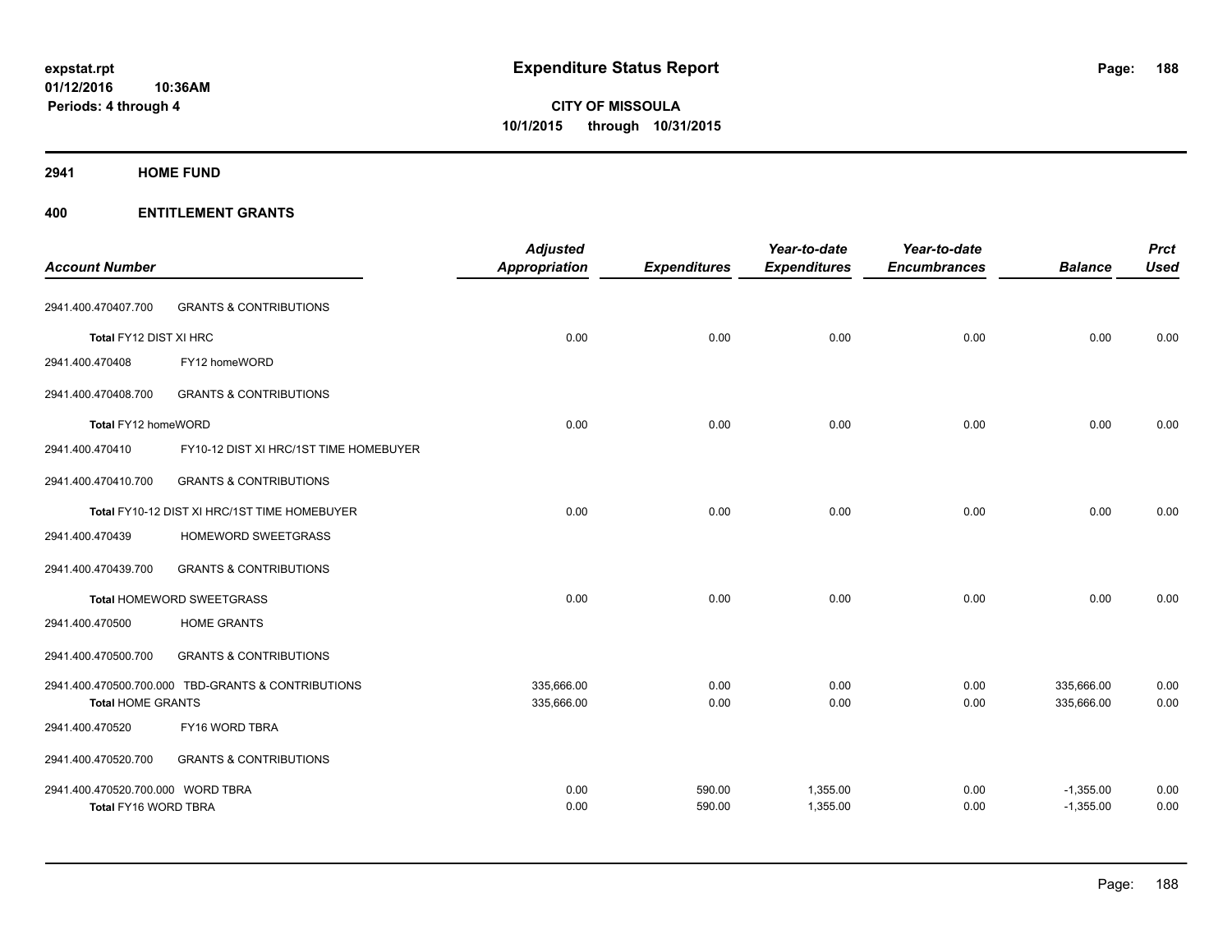**expstat.rpt**
**01/12/2016 10:36AM**
**Periods: 4 through 4**

# Expenditure Status Report

**CITY OF MISSOULA**
**10/1/2015 through 10/31/2015**

## 2941 HOME FUND

## 400 ENTITLEMENT GRANTS

| Account Number | | Adjusted Appropriation | Expenditures | Year-to-date Expenditures | Year-to-date Encumbrances | Balance | Prct Used |
|---|---|---|---|---|---|---|---|
| 2941.400.470407.700 | GRANTS & CONTRIBUTIONS | | | | | | |
| Total FY12 DIST XI HRC | | 0.00 | 0.00 | 0.00 | 0.00 | 0.00 | 0.00 |
| 2941.400.470408 | FY12 homeWORD | | | | | | |
| 2941.400.470408.700 | GRANTS & CONTRIBUTIONS | | | | | | |
| Total FY12 homeWORD | | 0.00 | 0.00 | 0.00 | 0.00 | 0.00 | 0.00 |
| 2941.400.470410 | FY10-12 DIST XI HRC/1ST TIME HOMEBUYER | | | | | | |
| 2941.400.470410.700 | GRANTS & CONTRIBUTIONS | | | | | | |
| Total FY10-12 DIST XI HRC/1ST TIME HOMEBUYER | | 0.00 | 0.00 | 0.00 | 0.00 | 0.00 | 0.00 |
| 2941.400.470439 | HOMEWORD SWEETGRASS | | | | | | |
| 2941.400.470439.700 | GRANTS & CONTRIBUTIONS | | | | | | |
| Total HOMEWORD SWEETGRASS | | 0.00 | 0.00 | 0.00 | 0.00 | 0.00 | 0.00 |
| 2941.400.470500 | HOME GRANTS | | | | | | |
| 2941.400.470500.700 | GRANTS & CONTRIBUTIONS | | | | | | |
| 2941.400.470500.700.000 | TBD-GRANTS & CONTRIBUTIONS | 335,666.00 | 0.00 | 0.00 | 0.00 | 335,666.00 | 0.00 |
| Total HOME GRANTS | | 335,666.00 | 0.00 | 0.00 | 0.00 | 335,666.00 | 0.00 |
| 2941.400.470520 | FY16 WORD TBRA | | | | | | |
| 2941.400.470520.700 | GRANTS & CONTRIBUTIONS | | | | | | |
| 2941.400.470520.700.000 | WORD TBRA | 0.00 | 590.00 | 1,355.00 | 0.00 | -1,355.00 | 0.00 |
| Total FY16 WORD TBRA | | 0.00 | 590.00 | 1,355.00 | 0.00 | -1,355.00 | 0.00 |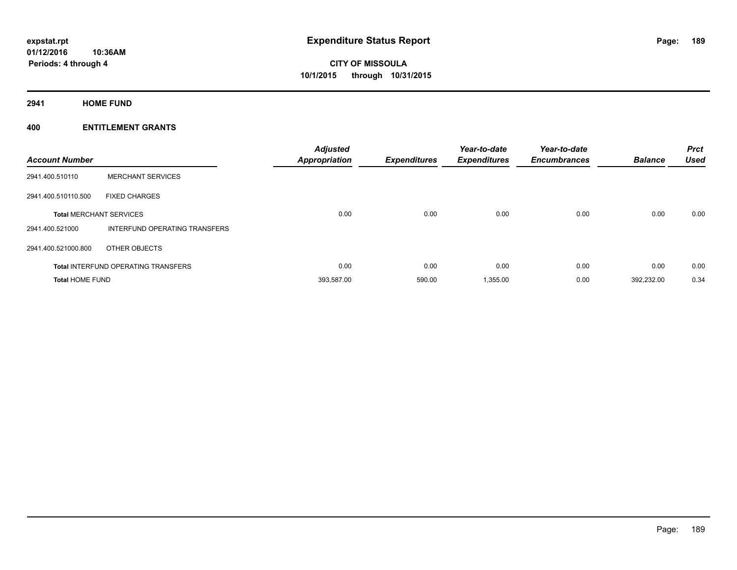**expstat.rpt**
**01/12/2016 10:36AM**
**Periods: 4 through 4**

# Expenditure Status Report

**CITY OF MISSOULA**
**10/1/2015 through 10/31/2015**

## 2941 HOME FUND

### 400 ENTITLEMENT GRANTS

| Account Number | | Adjusted Appropriation | Expenditures | Year-to-date Expenditures | Year-to-date Encumbrances | Balance | Prct Used |
|---|---|---|---|---|---|---|---|
| 2941.400.510110 | MERCHANT SERVICES | | | | | | |
| 2941.400.510110.500 | FIXED CHARGES | | | | | | |
| **Total** MERCHANT SERVICES | | 0.00 | 0.00 | 0.00 | 0.00 | 0.00 | 0.00 |
| 2941.400.521000 | INTERFUND OPERATING TRANSFERS | | | | | | |
| 2941.400.521000.800 | OTHER OBJECTS | | | | | | |
| **Total** INTERFUND OPERATING TRANSFERS | | 0.00 | 0.00 | 0.00 | 0.00 | 0.00 | 0.00 |
| **Total** HOME FUND | | 393,587.00 | 590.00 | 1,355.00 | 0.00 | 392,232.00 | 0.34 |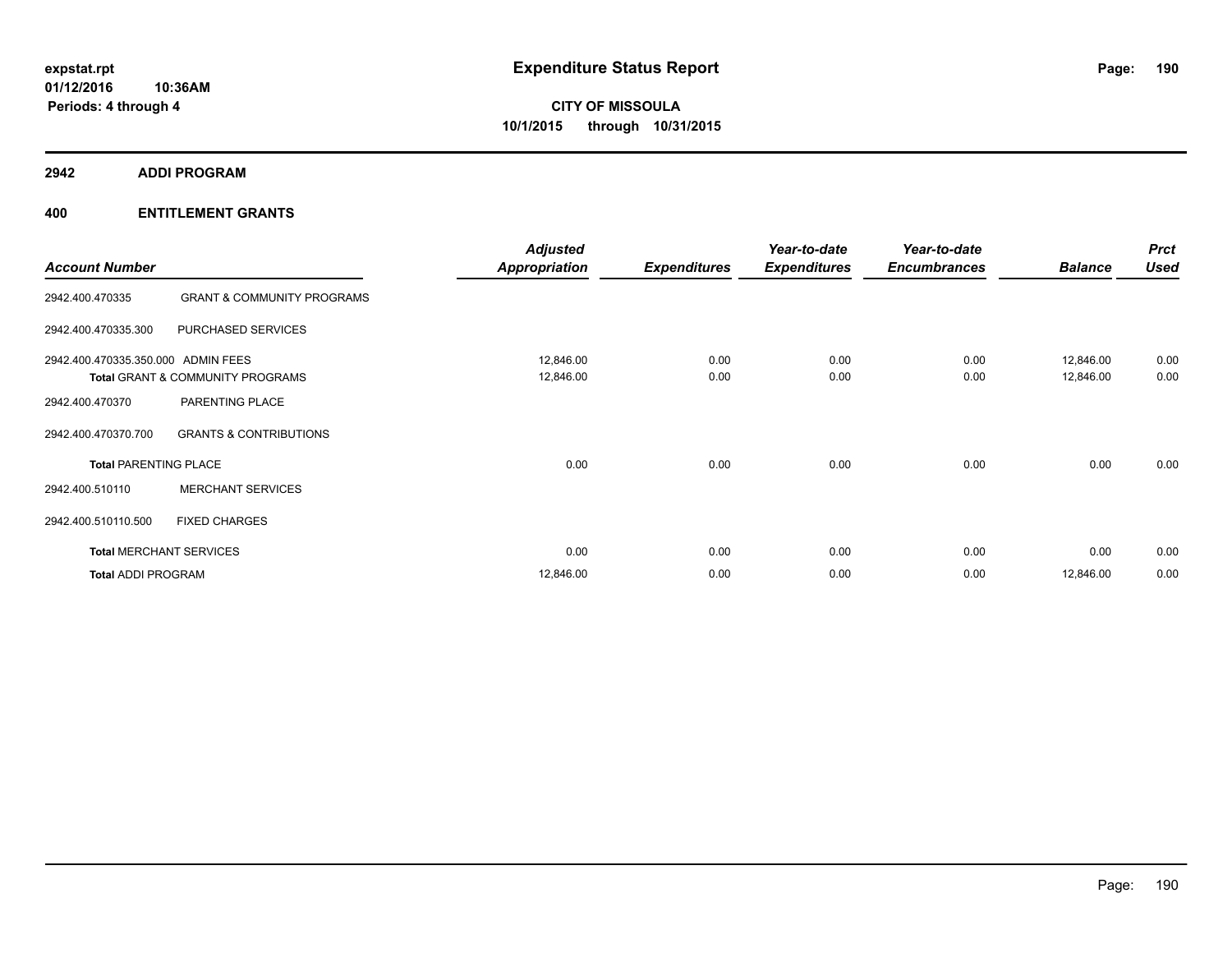**expstat.rpt**
**01/12/2016 10:36AM**
**Periods: 4 through 4**

# Expenditure Status Report

**CITY OF MISSOULA**
**10/1/2015 through 10/31/2015**

## 2942 ADDI PROGRAM

## 400 ENTITLEMENT GRANTS

| Account Number | | Adjusted Appropriation | Expenditures | Year-to-date Expenditures | Year-to-date Encumbrances | Balance | Prct Used |
|---|---|---|---|---|---|---|---|
| 2942.400.470335 | GRANT & COMMUNITY PROGRAMS | | | | | | |
| 2942.400.470335.300 | PURCHASED SERVICES | | | | | | |
| 2942.400.470335.350.000 | ADMIN FEES | 12,846.00 | 0.00 | 0.00 | 0.00 | 12,846.00 | 0.00 |
| **Total** GRANT & COMMUNITY PROGRAMS | | 12,846.00 | 0.00 | 0.00 | 0.00 | 12,846.00 | 0.00 |
| 2942.400.470370 | PARENTING PLACE | | | | | | |
| 2942.400.470370.700 | GRANTS & CONTRIBUTIONS | | | | | | |
| **Total** PARENTING PLACE | | 0.00 | 0.00 | 0.00 | 0.00 | 0.00 | 0.00 |
| 2942.400.510110 | MERCHANT SERVICES | | | | | | |
| 2942.400.510110.500 | FIXED CHARGES | | | | | | |
| **Total** MERCHANT SERVICES | | 0.00 | 0.00 | 0.00 | 0.00 | 0.00 | 0.00 |
| **Total** ADDI PROGRAM | | 12,846.00 | 0.00 | 0.00 | 0.00 | 12,846.00 | 0.00 |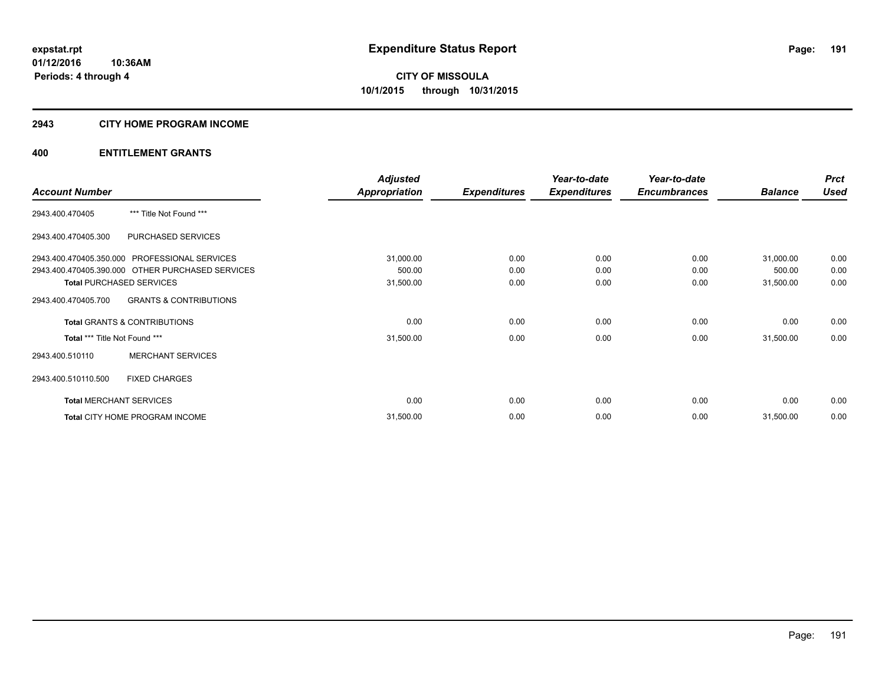# Expenditure Status Report

**expstat.rpt**
**01/12/2016 10:36AM**
**Periods: 4 through 4**

**CITY OF MISSOULA**
**10/1/2015 through 10/31/2015**

## 2943 CITY HOME PROGRAM INCOME

## 400 ENTITLEMENT GRANTS

| Account Number | | Adjusted Appropriation | Expenditures | Year-to-date Expenditures | Year-to-date Encumbrances | Balance | Prct Used |
|---|---|---|---|---|---|---|---|
| 2943.400.470405 | *** Title Not Found *** | | | | | | |
| 2943.400.470405.300 | PURCHASED SERVICES | | | | | | |
| 2943.400.470405.350.000 | PROFESSIONAL SERVICES | 31,000.00 | 0.00 | 0.00 | 0.00 | 31,000.00 | 0.00 |
| 2943.400.470405.390.000 | OTHER PURCHASED SERVICES | 500.00 | 0.00 | 0.00 | 0.00 | 500.00 | 0.00 |
| **Total** PURCHASED SERVICES | | 31,500.00 | 0.00 | 0.00 | 0.00 | 31,500.00 | 0.00 |
| 2943.400.470405.700 | GRANTS & CONTRIBUTIONS | | | | | | |
| **Total** GRANTS & CONTRIBUTIONS | | 0.00 | 0.00 | 0.00 | 0.00 | 0.00 | 0.00 |
| **Total** *** Title Not Found *** | | 31,500.00 | 0.00 | 0.00 | 0.00 | 31,500.00 | 0.00 |
| 2943.400.510110 | MERCHANT SERVICES | | | | | | |
| 2943.400.510110.500 | FIXED CHARGES | | | | | | |
| **Total** MERCHANT SERVICES | | 0.00 | 0.00 | 0.00 | 0.00 | 0.00 | 0.00 |
| **Total** CITY HOME PROGRAM INCOME | | 31,500.00 | 0.00 | 0.00 | 0.00 | 31,500.00 | 0.00 |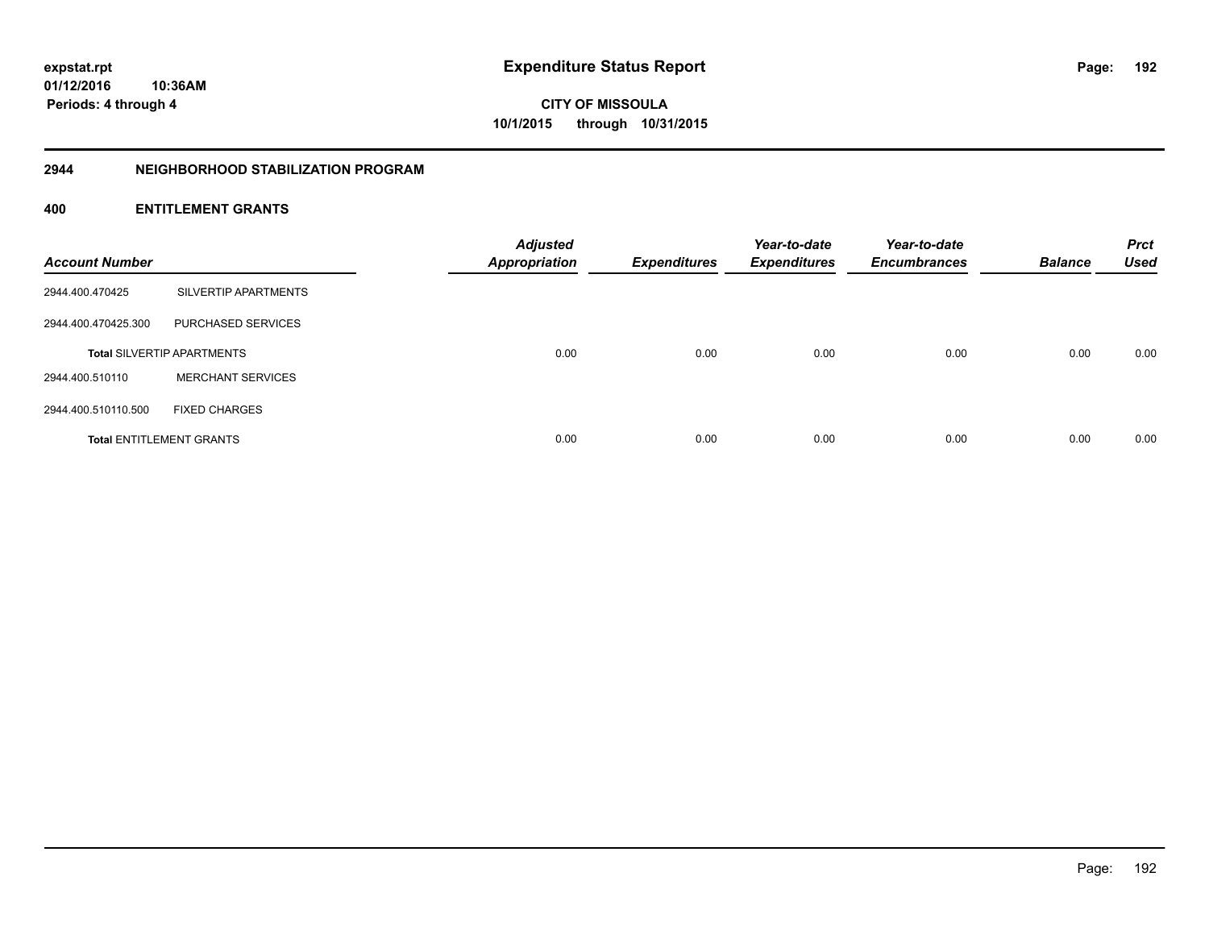# Expenditure Status Report

expstat.rpt
01/12/2016 10:36AM
Periods: 4 through 4

CITY OF MISSOULA
10/1/2015 through 10/31/2015

## 2944 NEIGHBORHOOD STABILIZATION PROGRAM

### 400 ENTITLEMENT GRANTS

| Account Number | | Adjusted Appropriation | Expenditures | Year-to-date Expenditures | Year-to-date Encumbrances | Balance | Prct Used |
|---|---|---|---|---|---|---|---|
| 2944.400.470425 | SILVERTIP APARTMENTS | | | | | | |
| 2944.400.470425.300 | PURCHASED SERVICES | | | | | | |
| **Total** SILVERTIP APARTMENTS | | 0.00 | 0.00 | 0.00 | 0.00 | 0.00 | 0.00 |
| 2944.400.510110 | MERCHANT SERVICES | | | | | | |
| 2944.400.510110.500 | FIXED CHARGES | | | | | | |
| **Total** ENTITLEMENT GRANTS | | 0.00 | 0.00 | 0.00 | 0.00 | 0.00 | 0.00 |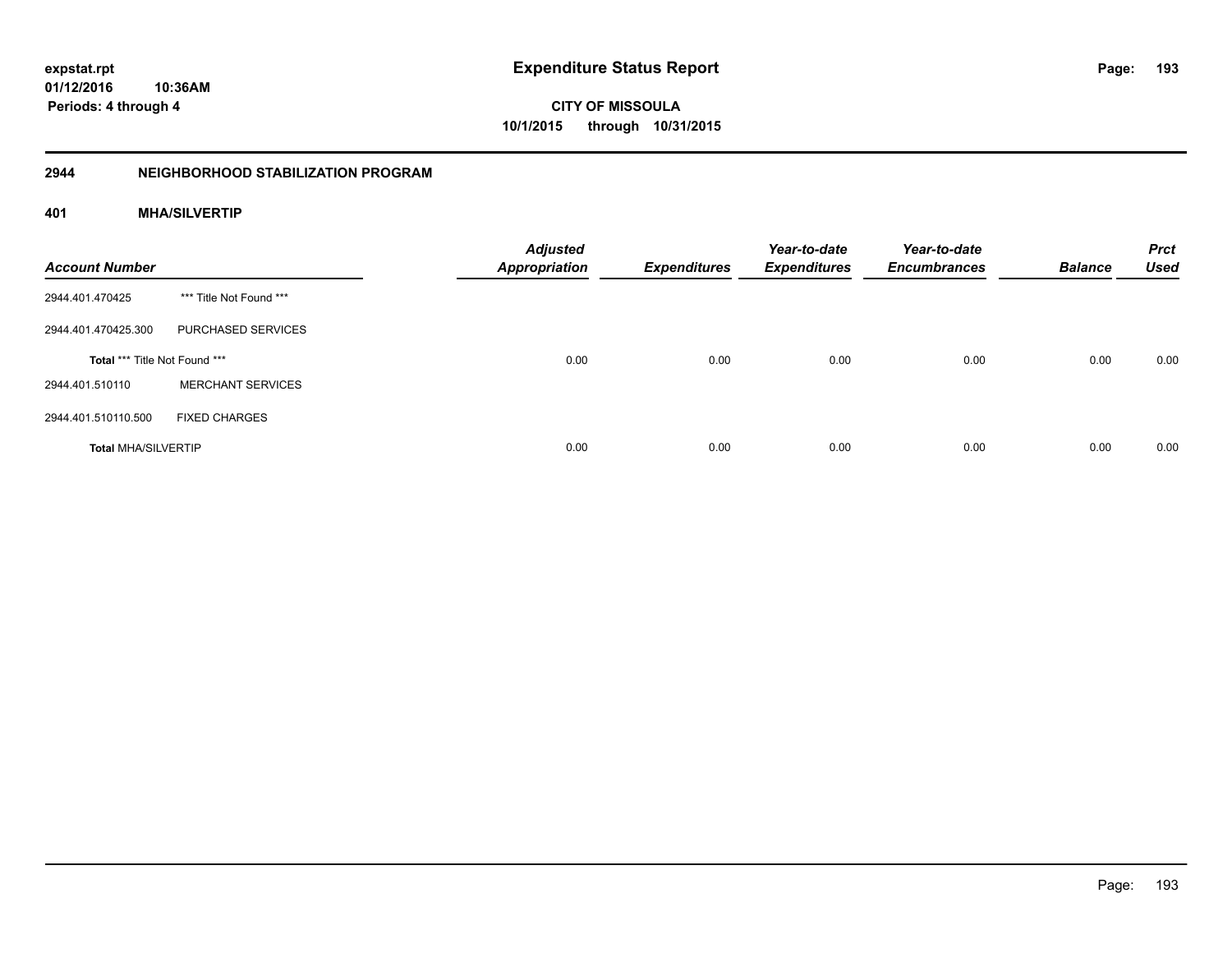# Expenditure Status Report

**CITY OF MISSOULA**

**10/1/2015 through 10/31/2015**

expstat.rpt
01/12/2016 10:36AM
Periods: 4 through 4

## 2944 NEIGHBORHOOD STABILIZATION PROGRAM

### 401 MHA/SILVERTIP

| Account Number | | Adjusted Appropriation | Expenditures | Year-to-date Expenditures | Year-to-date Encumbrances | Balance | Prct Used |
|---|---|---|---|---|---|---|---|
| 2944.401.470425 | *** Title Not Found *** | | | | | | |
| 2944.401.470425.300 | PURCHASED SERVICES | | | | | | |
| **Total** *** Title Not Found *** | | 0.00 | 0.00 | 0.00 | 0.00 | 0.00 | 0.00 |
| 2944.401.510110 | MERCHANT SERVICES | | | | | | |
| 2944.401.510110.500 | FIXED CHARGES | | | | | | |
| **Total** MHA/SILVERTIP | | 0.00 | 0.00 | 0.00 | 0.00 | 0.00 | 0.00 |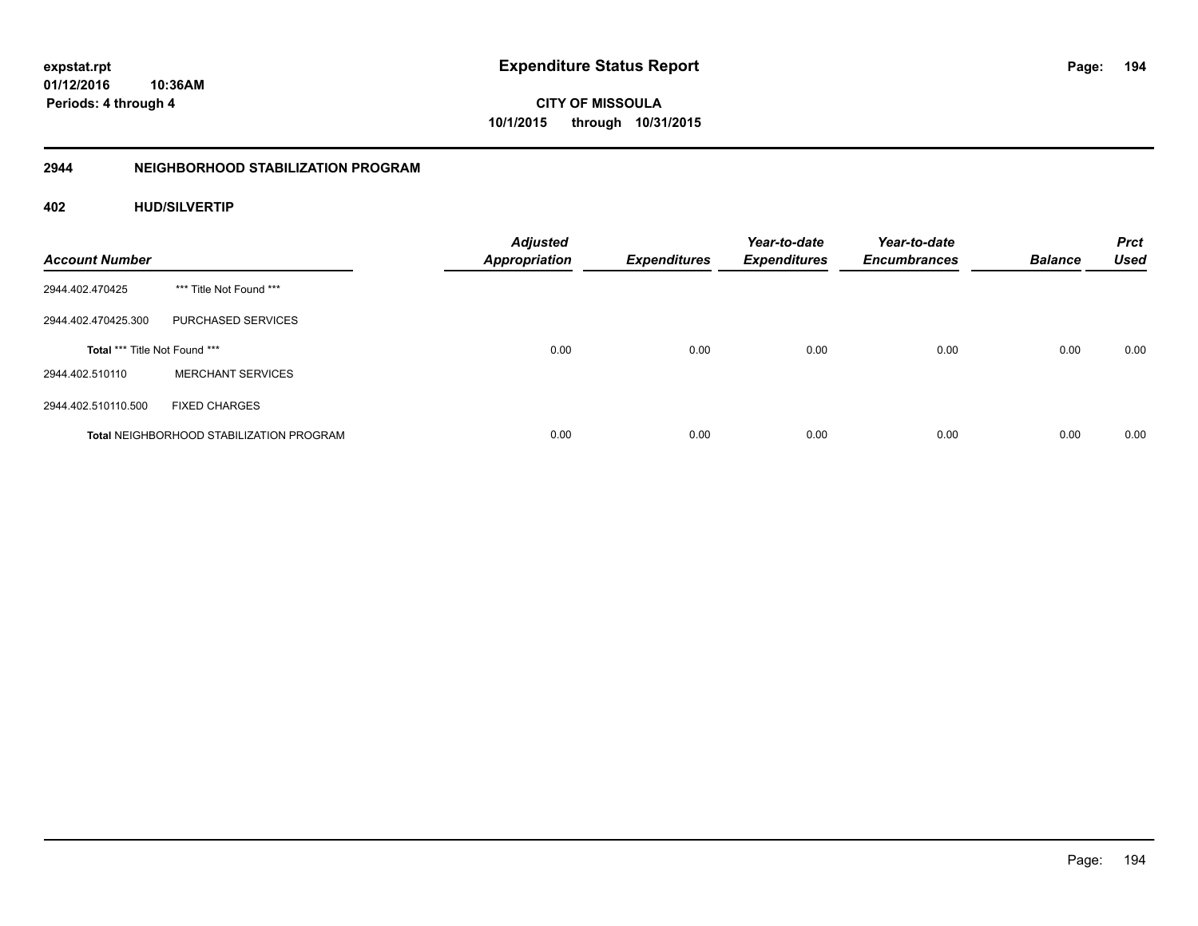# Expenditure Status Report

**expstat.rpt**
**01/12/2016 10:36AM**
**Periods: 4 through 4**

**CITY OF MISSOULA**
**10/1/2015 through 10/31/2015**

## 2944 NEIGHBORHOOD STABILIZATION PROGRAM

### 402 HUD/SILVERTIP

| Account Number | | Adjusted Appropriation | Expenditures | Year-to-date Expenditures | Year-to-date Encumbrances | Balance | Prct Used |
|---|---|---|---|---|---|---|---|
| 2944.402.470425 | *** Title Not Found *** | | | | | | |
| 2944.402.470425.300 | PURCHASED SERVICES | | | | | | |
| **Total** *** Title Not Found *** | | 0.00 | 0.00 | 0.00 | 0.00 | 0.00 | 0.00 |
| 2944.402.510110 | MERCHANT SERVICES | | | | | | |
| 2944.402.510110.500 | FIXED CHARGES | | | | | | |
| **Total** NEIGHBORHOOD STABILIZATION PROGRAM | | 0.00 | 0.00 | 0.00 | 0.00 | 0.00 | 0.00 |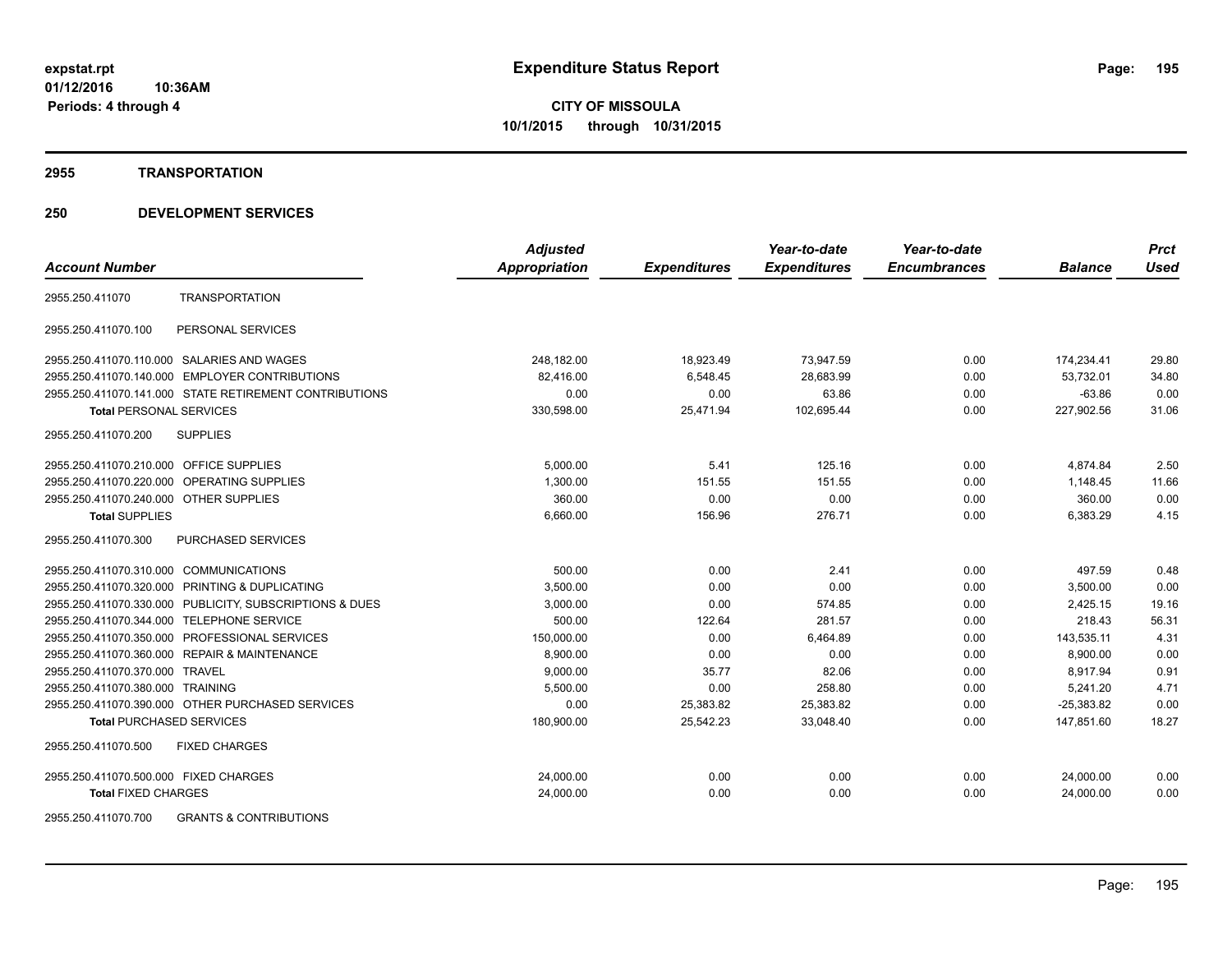**expstat.rpt**
**01/12/2016 10:36AM**
**Periods: 4 through 4**

# Expenditure Status Report

**CITY OF MISSOULA**
**10/1/2015 through 10/31/2015**

## 2955 TRANSPORTATION

## 250 DEVELOPMENT SERVICES

| Account Number | | Adjusted Appropriation | Expenditures | Year-to-date Expenditures | Year-to-date Encumbrances | Balance | Prct Used |
|---|---|---|---|---|---|---|---|
| 2955.250.411070 | TRANSPORTATION | | | | | | |
| 2955.250.411070.100 | PERSONAL SERVICES | | | | | | |
| 2955.250.411070.110.000 | SALARIES AND WAGES | 248,182.00 | 18,923.49 | 73,947.59 | 0.00 | 174,234.41 | 29.80 |
| 2955.250.411070.140.000 | EMPLOYER CONTRIBUTIONS | 82,416.00 | 6,548.45 | 28,683.99 | 0.00 | 53,732.01 | 34.80 |
| 2955.250.411070.141.000 | STATE RETIREMENT CONTRIBUTIONS | 0.00 | 0.00 | 63.86 | 0.00 | -63.86 | 0.00 |
| **Total** PERSONAL SERVICES | | 330,598.00 | 25,471.94 | 102,695.44 | 0.00 | 227,902.56 | 31.06 |
| 2955.250.411070.200 | SUPPLIES | | | | | | |
| 2955.250.411070.210.000 | OFFICE SUPPLIES | 5,000.00 | 5.41 | 125.16 | 0.00 | 4,874.84 | 2.50 |
| 2955.250.411070.220.000 | OPERATING SUPPLIES | 1,300.00 | 151.55 | 151.55 | 0.00 | 1,148.45 | 11.66 |
| 2955.250.411070.240.000 | OTHER SUPPLIES | 360.00 | 0.00 | 0.00 | 0.00 | 360.00 | 0.00 |
| **Total** SUPPLIES | | 6,660.00 | 156.96 | 276.71 | 0.00 | 6,383.29 | 4.15 |
| 2955.250.411070.300 | PURCHASED SERVICES | | | | | | |
| 2955.250.411070.310.000 | COMMUNICATIONS | 500.00 | 0.00 | 2.41 | 0.00 | 497.59 | 0.48 |
| 2955.250.411070.320.000 | PRINTING & DUPLICATING | 3,500.00 | 0.00 | 0.00 | 0.00 | 3,500.00 | 0.00 |
| 2955.250.411070.330.000 | PUBLICITY, SUBSCRIPTIONS & DUES | 3,000.00 | 0.00 | 574.85 | 0.00 | 2,425.15 | 19.16 |
| 2955.250.411070.344.000 | TELEPHONE SERVICE | 500.00 | 122.64 | 281.57 | 0.00 | 218.43 | 56.31 |
| 2955.250.411070.350.000 | PROFESSIONAL SERVICES | 150,000.00 | 0.00 | 6,464.89 | 0.00 | 143,535.11 | 4.31 |
| 2955.250.411070.360.000 | REPAIR & MAINTENANCE | 8,900.00 | 0.00 | 0.00 | 0.00 | 8,900.00 | 0.00 |
| 2955.250.411070.370.000 | TRAVEL | 9,000.00 | 35.77 | 82.06 | 0.00 | 8,917.94 | 0.91 |
| 2955.250.411070.380.000 | TRAINING | 5,500.00 | 0.00 | 258.80 | 0.00 | 5,241.20 | 4.71 |
| 2955.250.411070.390.000 | OTHER PURCHASED SERVICES | 0.00 | 25,383.82 | 25,383.82 | 0.00 | -25,383.82 | 0.00 |
| **Total** PURCHASED SERVICES | | 180,900.00 | 25,542.23 | 33,048.40 | 0.00 | 147,851.60 | 18.27 |
| 2955.250.411070.500 | FIXED CHARGES | | | | | | |
| 2955.250.411070.500.000 | FIXED CHARGES | 24,000.00 | 0.00 | 0.00 | 0.00 | 24,000.00 | 0.00 |
| **Total** FIXED CHARGES | | 24,000.00 | 0.00 | 0.00 | 0.00 | 24,000.00 | 0.00 |
| 2955.250.411070.700 | GRANTS & CONTRIBUTIONS | | | | | | |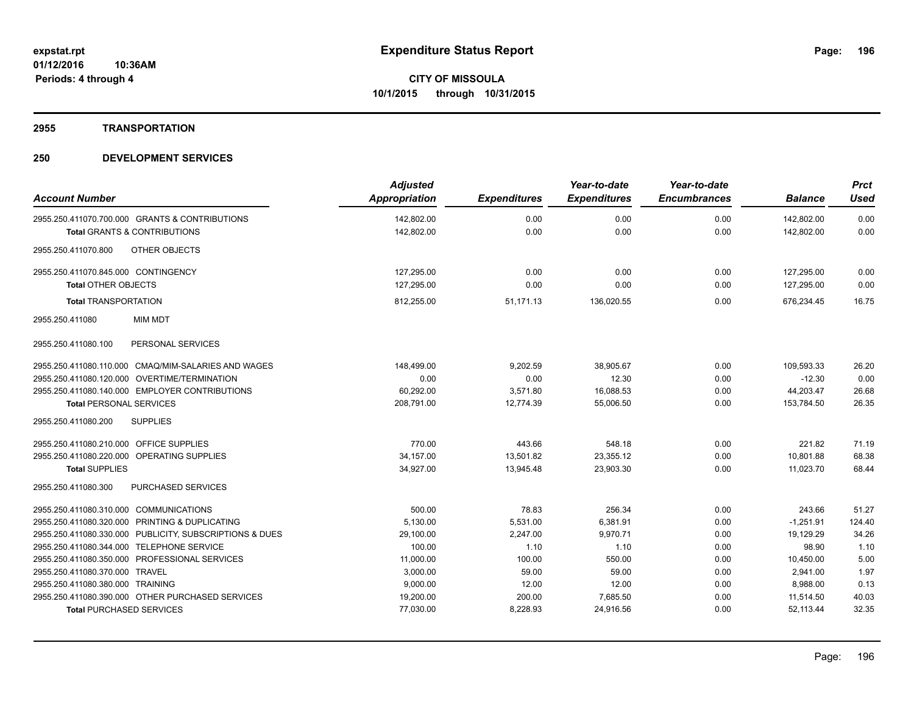**expstat.rpt**
**01/12/2016 10:36AM**
**Periods: 4 through 4**

# Expenditure Status Report

**CITY OF MISSOULA**
**10/1/2015 through 10/31/2015**

## 2955 TRANSPORTATION

## 250 DEVELOPMENT SERVICES

| Account Number | Adjusted Appropriation | Expenditures | Year-to-date Expenditures | Year-to-date Encumbrances | Balance | Prct Used |
|---|---|---|---|---|---|---|
| 2955.250.411070.700.000 GRANTS & CONTRIBUTIONS | 142,802.00 | 0.00 | 0.00 | 0.00 | 142,802.00 | 0.00 |
| **Total** GRANTS & CONTRIBUTIONS | 142,802.00 | 0.00 | 0.00 | 0.00 | 142,802.00 | 0.00 |
| 2955.250.411070.800 OTHER OBJECTS | | | | | | |
| 2955.250.411070.845.000 CONTINGENCY | 127,295.00 | 0.00 | 0.00 | 0.00 | 127,295.00 | 0.00 |
| **Total** OTHER OBJECTS | 127,295.00 | 0.00 | 0.00 | 0.00 | 127,295.00 | 0.00 |
| **Total** TRANSPORTATION | 812,255.00 | 51,171.13 | 136,020.55 | 0.00 | 676,234.45 | 16.75 |
| 2955.250.411080 MIM MDT | | | | | | |
| 2955.250.411080.100 PERSONAL SERVICES | | | | | | |
| 2955.250.411080.110.000 CMAQ/MIM-SALARIES AND WAGES | 148,499.00 | 9,202.59 | 38,905.67 | 0.00 | 109,593.33 | 26.20 |
| 2955.250.411080.120.000 OVERTIME/TERMINATION | 0.00 | 0.00 | 12.30 | 0.00 | -12.30 | 0.00 |
| 2955.250.411080.140.000 EMPLOYER CONTRIBUTIONS | 60,292.00 | 3,571.80 | 16,088.53 | 0.00 | 44,203.47 | 26.68 |
| **Total** PERSONAL SERVICES | 208,791.00 | 12,774.39 | 55,006.50 | 0.00 | 153,784.50 | 26.35 |
| 2955.250.411080.200 SUPPLIES | | | | | | |
| 2955.250.411080.210.000 OFFICE SUPPLIES | 770.00 | 443.66 | 548.18 | 0.00 | 221.82 | 71.19 |
| 2955.250.411080.220.000 OPERATING SUPPLIES | 34,157.00 | 13,501.82 | 23,355.12 | 0.00 | 10,801.88 | 68.38 |
| **Total** SUPPLIES | 34,927.00 | 13,945.48 | 23,903.30 | 0.00 | 11,023.70 | 68.44 |
| 2955.250.411080.300 PURCHASED SERVICES | | | | | | |
| 2955.250.411080.310.000 COMMUNICATIONS | 500.00 | 78.83 | 256.34 | 0.00 | 243.66 | 51.27 |
| 2955.250.411080.320.000 PRINTING & DUPLICATING | 5,130.00 | 5,531.00 | 6,381.91 | 0.00 | -1,251.91 | 124.40 |
| 2955.250.411080.330.000 PUBLICITY, SUBSCRIPTIONS & DUES | 29,100.00 | 2,247.00 | 9,970.71 | 0.00 | 19,129.29 | 34.26 |
| 2955.250.411080.344.000 TELEPHONE SERVICE | 100.00 | 1.10 | 1.10 | 0.00 | 98.90 | 1.10 |
| 2955.250.411080.350.000 PROFESSIONAL SERVICES | 11,000.00 | 100.00 | 550.00 | 0.00 | 10,450.00 | 5.00 |
| 2955.250.411080.370.000 TRAVEL | 3,000.00 | 59.00 | 59.00 | 0.00 | 2,941.00 | 1.97 |
| 2955.250.411080.380.000 TRAINING | 9,000.00 | 12.00 | 12.00 | 0.00 | 8,988.00 | 0.13 |
| 2955.250.411080.390.000 OTHER PURCHASED SERVICES | 19,200.00 | 200.00 | 7,685.50 | 0.00 | 11,514.50 | 40.03 |
| **Total** PURCHASED SERVICES | 77,030.00 | 8,228.93 | 24,916.56 | 0.00 | 52,113.44 | 32.35 |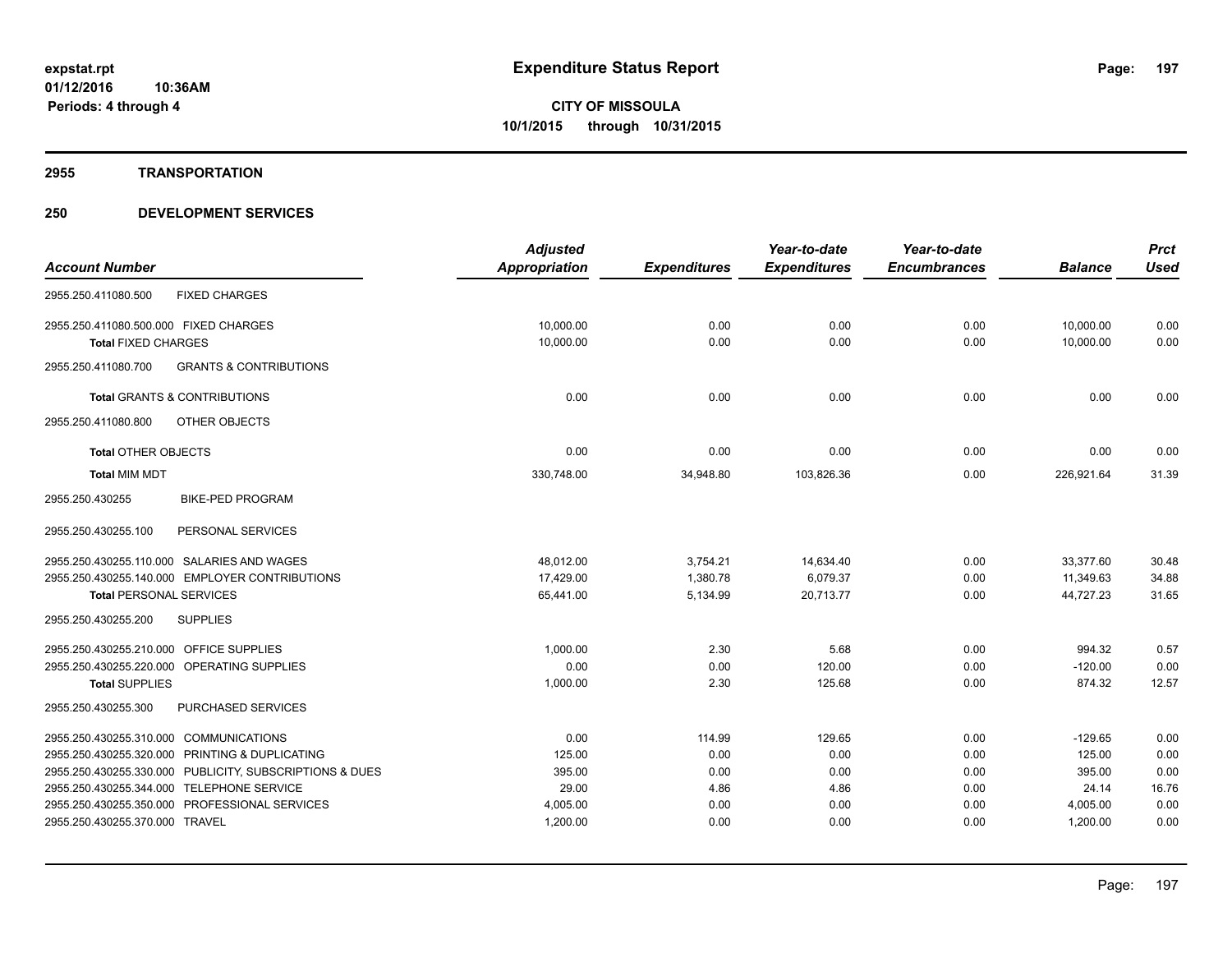expstat.rpt
01/12/2016 10:36AM
Periods: 4 through 4

# Expenditure Status Report

**CITY OF MISSOULA**
**10/1/2015 through 10/31/2015**

## 2955 TRANSPORTATION

## 250 DEVELOPMENT SERVICES

| Account Number | | Adjusted Appropriation | Expenditures | Year-to-date Expenditures | Year-to-date Encumbrances | Balance | Prct Used |
|---|---|---|---|---|---|---|---|
| 2955.250.411080.500 | FIXED CHARGES | | | | | | |
| 2955.250.411080.500.000 | FIXED CHARGES | 10,000.00 | 0.00 | 0.00 | 0.00 | 10,000.00 | 0.00 |
| **Total** FIXED CHARGES | | 10,000.00 | 0.00 | 0.00 | 0.00 | 10,000.00 | 0.00 |
| 2955.250.411080.700 | GRANTS & CONTRIBUTIONS | | | | | | |
| **Total** GRANTS & CONTRIBUTIONS | | 0.00 | 0.00 | 0.00 | 0.00 | 0.00 | 0.00 |
| 2955.250.411080.800 | OTHER OBJECTS | | | | | | |
| **Total** OTHER OBJECTS | | 0.00 | 0.00 | 0.00 | 0.00 | 0.00 | 0.00 |
| **Total** MIM MDT | | 330,748.00 | 34,948.80 | 103,826.36 | 0.00 | 226,921.64 | 31.39 |
| 2955.250.430255 | BIKE-PED PROGRAM | | | | | | |
| 2955.250.430255.100 | PERSONAL SERVICES | | | | | | |
| 2955.250.430255.110.000 | SALARIES AND WAGES | 48,012.00 | 3,754.21 | 14,634.40 | 0.00 | 33,377.60 | 30.48 |
| 2955.250.430255.140.000 | EMPLOYER CONTRIBUTIONS | 17,429.00 | 1,380.78 | 6,079.37 | 0.00 | 11,349.63 | 34.88 |
| **Total** PERSONAL SERVICES | | 65,441.00 | 5,134.99 | 20,713.77 | 0.00 | 44,727.23 | 31.65 |
| 2955.250.430255.200 | SUPPLIES | | | | | | |
| 2955.250.430255.210.000 | OFFICE SUPPLIES | 1,000.00 | 2.30 | 5.68 | 0.00 | 994.32 | 0.57 |
| 2955.250.430255.220.000 | OPERATING SUPPLIES | 0.00 | 0.00 | 120.00 | 0.00 | -120.00 | 0.00 |
| **Total** SUPPLIES | | 1,000.00 | 2.30 | 125.68 | 0.00 | 874.32 | 12.57 |
| 2955.250.430255.300 | PURCHASED SERVICES | | | | | | |
| 2955.250.430255.310.000 | COMMUNICATIONS | 0.00 | 114.99 | 129.65 | 0.00 | -129.65 | 0.00 |
| 2955.250.430255.320.000 | PRINTING & DUPLICATING | 125.00 | 0.00 | 0.00 | 0.00 | 125.00 | 0.00 |
| 2955.250.430255.330.000 | PUBLICITY, SUBSCRIPTIONS & DUES | 395.00 | 0.00 | 0.00 | 0.00 | 395.00 | 0.00 |
| 2955.250.430255.344.000 | TELEPHONE SERVICE | 29.00 | 4.86 | 4.86 | 0.00 | 24.14 | 16.76 |
| 2955.250.430255.350.000 | PROFESSIONAL SERVICES | 4,005.00 | 0.00 | 0.00 | 0.00 | 4,005.00 | 0.00 |
| 2955.250.430255.370.000 | TRAVEL | 1,200.00 | 0.00 | 0.00 | 0.00 | 1,200.00 | 0.00 |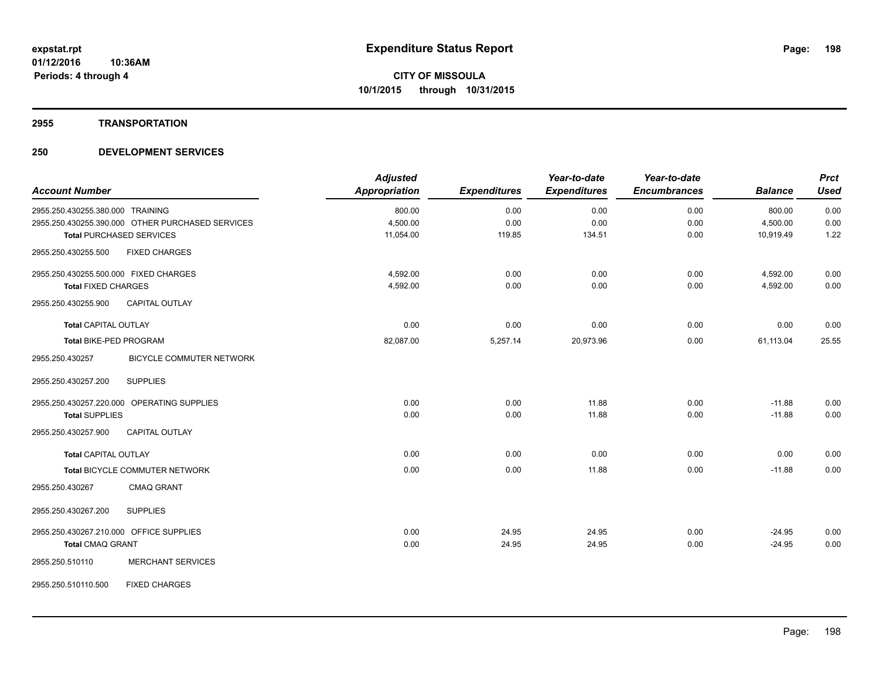# Expenditure Status Report

**CITY OF MISSOULA**
**10/1/2015 through 10/31/2015**

expstat.rpt
01/12/2016 10:36AM
Periods: 4 through 4

## 2955 TRANSPORTATION

## 250 DEVELOPMENT SERVICES

| Account Number | | Adjusted Appropriation | Expenditures | Year-to-date Expenditures | Year-to-date Encumbrances | Balance | Prct Used |
|---|---|---|---|---|---|---|---|
| 2955.250.430255.380.000 | TRAINING | 800.00 | 0.00 | 0.00 | 0.00 | 800.00 | 0.00 |
| 2955.250.430255.390.000 | OTHER PURCHASED SERVICES | 4,500.00 | 0.00 | 0.00 | 0.00 | 4,500.00 | 0.00 |
| Total PURCHASED SERVICES | | 11,054.00 | 119.85 | 134.51 | 0.00 | 10,919.49 | 1.22 |
| 2955.250.430255.500 | FIXED CHARGES | | | | | | |
| 2955.250.430255.500.000 | FIXED CHARGES | 4,592.00 | 0.00 | 0.00 | 0.00 | 4,592.00 | 0.00 |
| Total FIXED CHARGES | | 4,592.00 | 0.00 | 0.00 | 0.00 | 4,592.00 | 0.00 |
| 2955.250.430255.900 | CAPITAL OUTLAY | | | | | | |
| Total CAPITAL OUTLAY | | 0.00 | 0.00 | 0.00 | 0.00 | 0.00 | 0.00 |
| Total BIKE-PED PROGRAM | | 82,087.00 | 5,257.14 | 20,973.96 | 0.00 | 61,113.04 | 25.55 |
| 2955.250.430257 | BICYCLE COMMUTER NETWORK | | | | | | |
| 2955.250.430257.200 | SUPPLIES | | | | | | |
| 2955.250.430257.220.000 | OPERATING SUPPLIES | 0.00 | 0.00 | 11.88 | 0.00 | -11.88 | 0.00 |
| Total SUPPLIES | | 0.00 | 0.00 | 11.88 | 0.00 | -11.88 | 0.00 |
| 2955.250.430257.900 | CAPITAL OUTLAY | | | | | | |
| Total CAPITAL OUTLAY | | 0.00 | 0.00 | 0.00 | 0.00 | 0.00 | 0.00 |
| Total BICYCLE COMMUTER NETWORK | | 0.00 | 0.00 | 11.88 | 0.00 | -11.88 | 0.00 |
| 2955.250.430267 | CMAQ GRANT | | | | | | |
| 2955.250.430267.200 | SUPPLIES | | | | | | |
| 2955.250.430267.210.000 | OFFICE SUPPLIES | 0.00 | 24.95 | 24.95 | 0.00 | -24.95 | 0.00 |
| Total CMAQ GRANT | | 0.00 | 24.95 | 24.95 | 0.00 | -24.95 | 0.00 |
| 2955.250.510110 | MERCHANT SERVICES | | | | | | |
| 2955.250.510110.500 | FIXED CHARGES | | | | | | |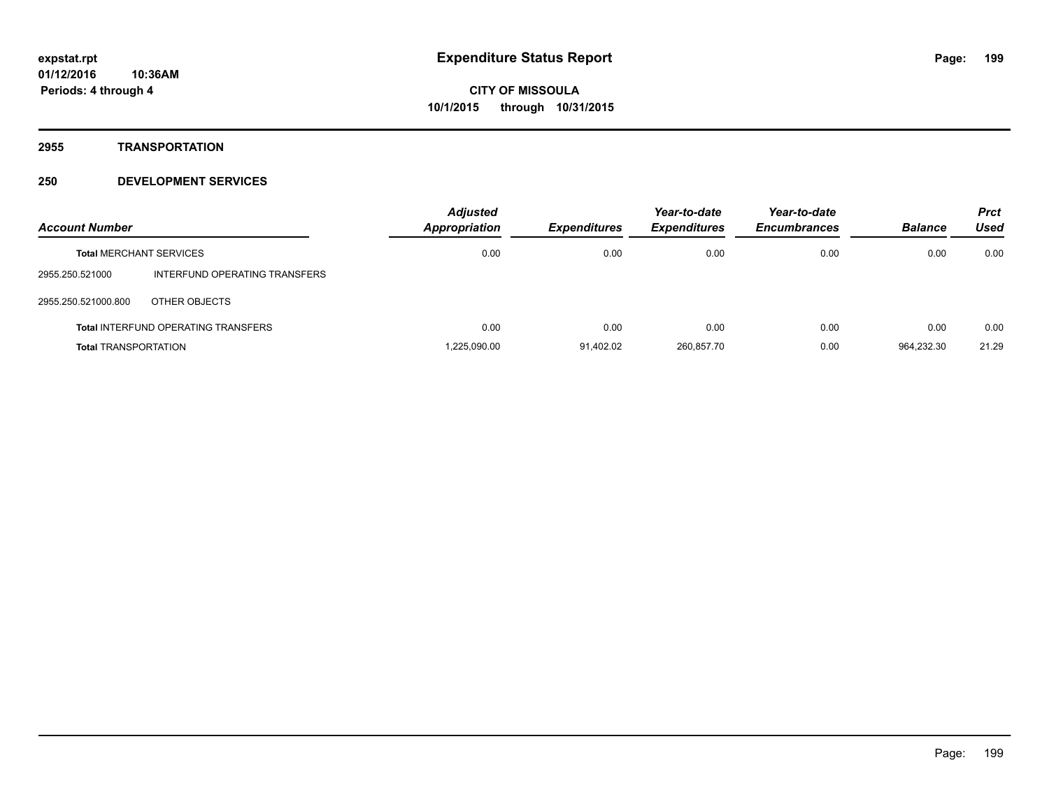# Expenditure Status Report

**CITY OF MISSOULA**
**10/1/2015 through 10/31/2015**

expstat.rpt
01/12/2016 10:36AM
Periods: 4 through 4

## 2955 TRANSPORTATION

## 250 DEVELOPMENT SERVICES

| Account Number | | Adjusted Appropriation | Expenditures | Year-to-date Expenditures | Year-to-date Encumbrances | Balance | Prct Used |
|---|---|---|---|---|---|---|---|
| **Total** MERCHANT SERVICES | | 0.00 | 0.00 | 0.00 | 0.00 | 0.00 | 0.00 |
| 2955.250.521000 | INTERFUND OPERATING TRANSFERS | | | | | | |
| 2955.250.521000.800 | OTHER OBJECTS | | | | | | |
| **Total** INTERFUND OPERATING TRANSFERS | | 0.00 | 0.00 | 0.00 | 0.00 | 0.00 | 0.00 |
| **Total** TRANSPORTATION | | 1,225,090.00 | 91,402.02 | 260,857.70 | 0.00 | 964,232.30 | 21.29 |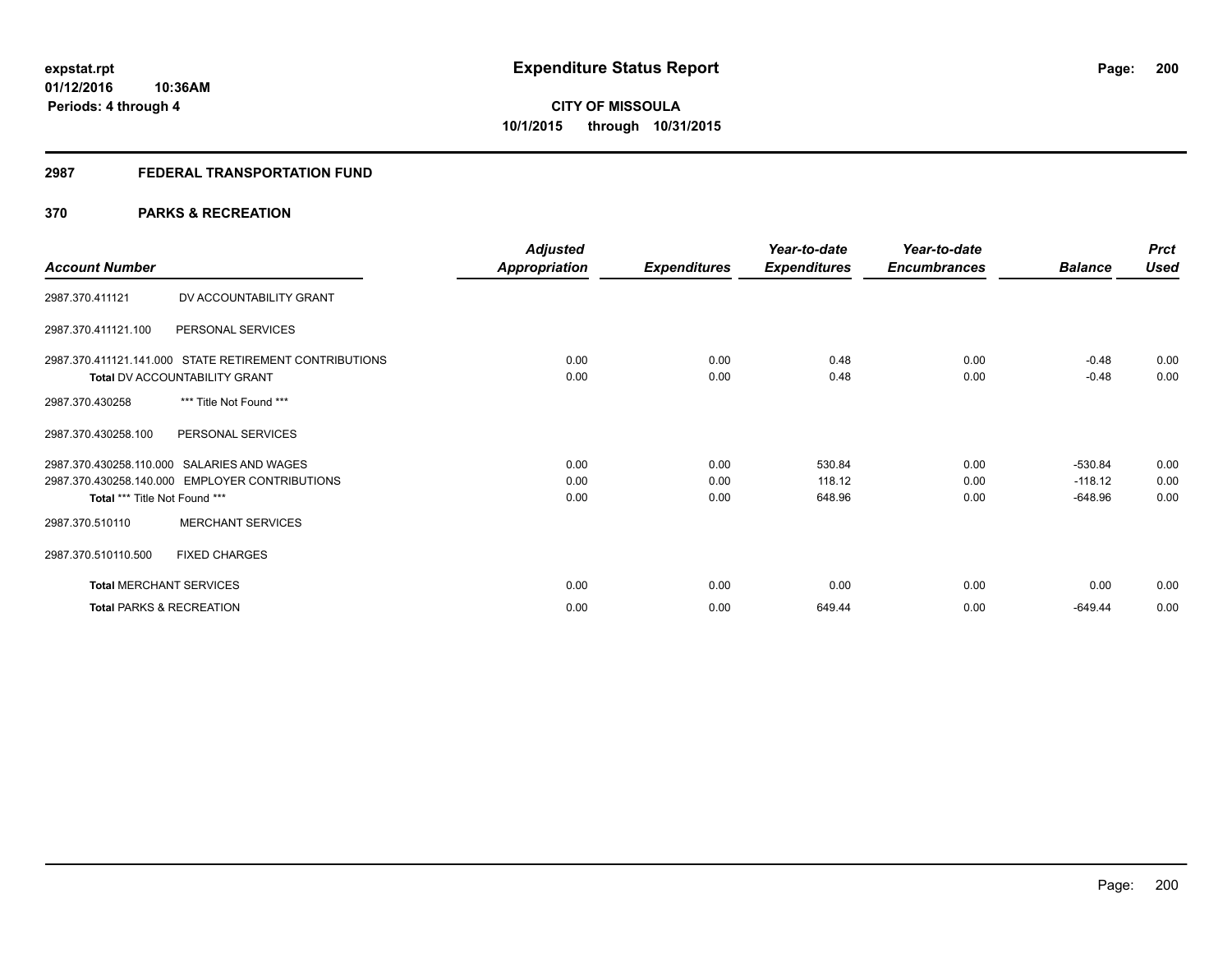**expstat.rpt**
**01/12/2016 10:36AM**
**Periods: 4 through 4**

# Expenditure Status Report

**CITY OF MISSOULA**
**10/1/2015 through 10/31/2015**

## 2987 FEDERAL TRANSPORTATION FUND

### 370 PARKS & RECREATION

| Account Number | | Adjusted Appropriation | Expenditures | Year-to-date Expenditures | Year-to-date Encumbrances | Balance | Prct Used |
|---|---|---|---|---|---|---|---|
| 2987.370.411121 | DV ACCOUNTABILITY GRANT | | | | | | |
| 2987.370.411121.100 | PERSONAL SERVICES | | | | | | |
| 2987.370.411121.141.000 | STATE RETIREMENT CONTRIBUTIONS | 0.00 | 0.00 | 0.48 | 0.00 | -0.48 | 0.00 |
| **Total** DV ACCOUNTABILITY GRANT | | 0.00 | 0.00 | 0.48 | 0.00 | -0.48 | 0.00 |
| 2987.370.430258 | *** Title Not Found *** | | | | | | |
| 2987.370.430258.100 | PERSONAL SERVICES | | | | | | |
| 2987.370.430258.110.000 | SALARIES AND WAGES | 0.00 | 0.00 | 530.84 | 0.00 | -530.84 | 0.00 |
| 2987.370.430258.140.000 | EMPLOYER CONTRIBUTIONS | 0.00 | 0.00 | 118.12 | 0.00 | -118.12 | 0.00 |
| **Total** *** Title Not Found *** | | 0.00 | 0.00 | 648.96 | 0.00 | -648.96 | 0.00 |
| 2987.370.510110 | MERCHANT SERVICES | | | | | | |
| 2987.370.510110.500 | FIXED CHARGES | | | | | | |
| **Total** MERCHANT SERVICES | | 0.00 | 0.00 | 0.00 | 0.00 | 0.00 | 0.00 |
| **Total** PARKS & RECREATION | | 0.00 | 0.00 | 649.44 | 0.00 | -649.44 | 0.00 |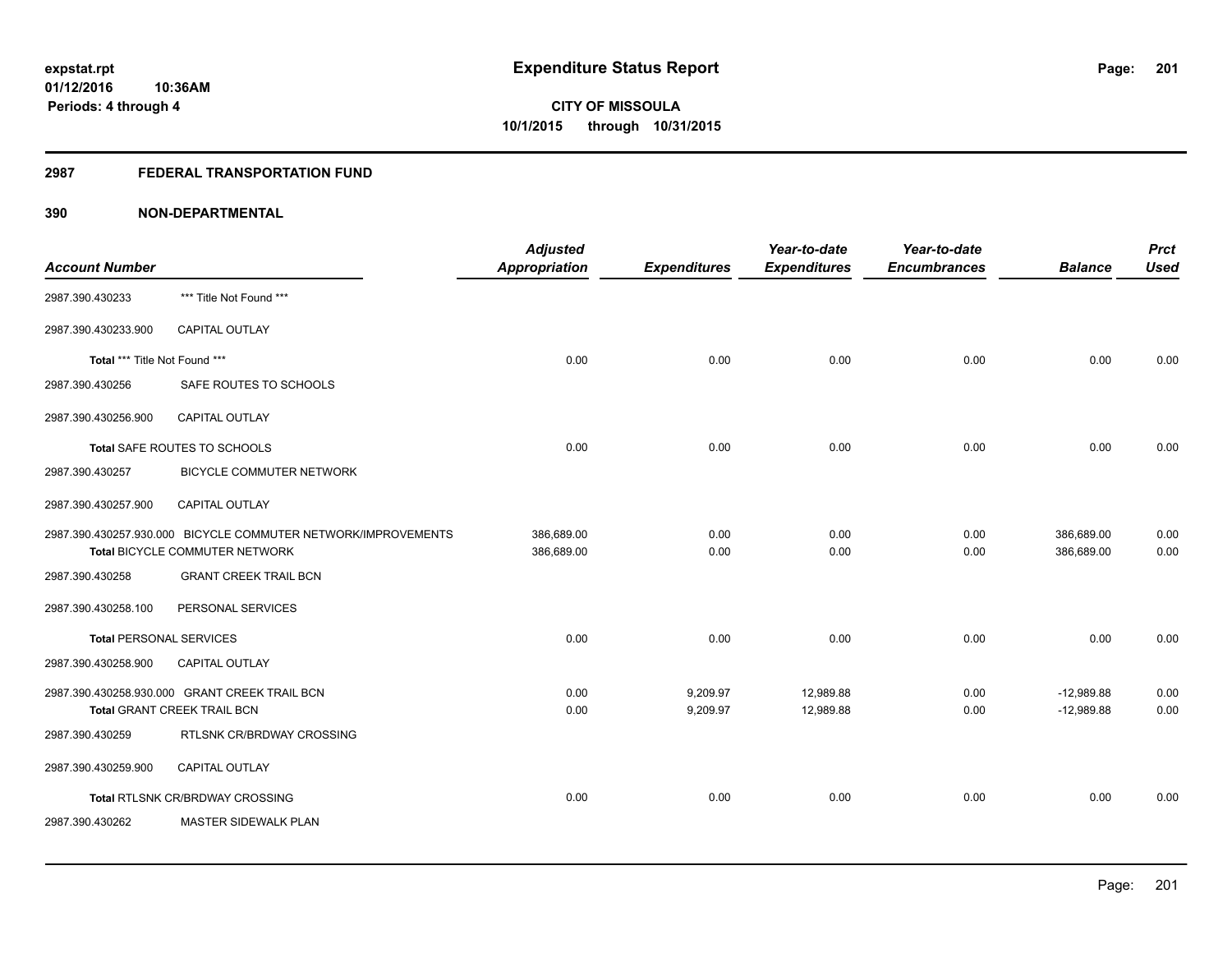**Expenditure Status Report**

**CITY OF MISSOULA**
**10/1/2015 through 10/31/2015**

expstat.rpt
01/12/2016 10:36AM
Periods: 4 through 4

## 2987 FEDERAL TRANSPORTATION FUND

## 390 NON-DEPARTMENTAL

| Account Number | | Adjusted Appropriation | Expenditures | Year-to-date Expenditures | Year-to-date Encumbrances | Balance | Prct Used |
|---|---|---|---|---|---|---|---|
| 2987.390.430233 | *** Title Not Found *** | | | | | | |
| 2987.390.430233.900 | CAPITAL OUTLAY | | | | | | |
| **Total** *** Title Not Found *** | | 0.00 | 0.00 | 0.00 | 0.00 | 0.00 | 0.00 |
| 2987.390.430256 | SAFE ROUTES TO SCHOOLS | | | | | | |
| 2987.390.430256.900 | CAPITAL OUTLAY | | | | | | |
| **Total** SAFE ROUTES TO SCHOOLS | | 0.00 | 0.00 | 0.00 | 0.00 | 0.00 | 0.00 |
| 2987.390.430257 | BICYCLE COMMUTER NETWORK | | | | | | |
| 2987.390.430257.900 | CAPITAL OUTLAY | | | | | | |
| 2987.390.430257.930.000 | BICYCLE COMMUTER NETWORK/IMPROVEMENTS | 386,689.00 | 0.00 | 0.00 | 0.00 | 386,689.00 | 0.00 |
| **Total** BICYCLE COMMUTER NETWORK | | 386,689.00 | 0.00 | 0.00 | 0.00 | 386,689.00 | 0.00 |
| 2987.390.430258 | GRANT CREEK TRAIL BCN | | | | | | |
| 2987.390.430258.100 | PERSONAL SERVICES | | | | | | |
| **Total** PERSONAL SERVICES | | 0.00 | 0.00 | 0.00 | 0.00 | 0.00 | 0.00 |
| 2987.390.430258.900 | CAPITAL OUTLAY | | | | | | |
| 2987.390.430258.930.000 | GRANT CREEK TRAIL BCN | 0.00 | 9,209.97 | 12,989.88 | 0.00 | -12,989.88 | 0.00 |
| **Total** GRANT CREEK TRAIL BCN | | 0.00 | 9,209.97 | 12,989.88 | 0.00 | -12,989.88 | 0.00 |
| 2987.390.430259 | RTLSNK CR/BRDWAY CROSSING | | | | | | |
| 2987.390.430259.900 | CAPITAL OUTLAY | | | | | | |
| **Total** RTLSNK CR/BRDWAY CROSSING | | 0.00 | 0.00 | 0.00 | 0.00 | 0.00 | 0.00 |
| 2987.390.430262 | MASTER SIDEWALK PLAN | | | | | | |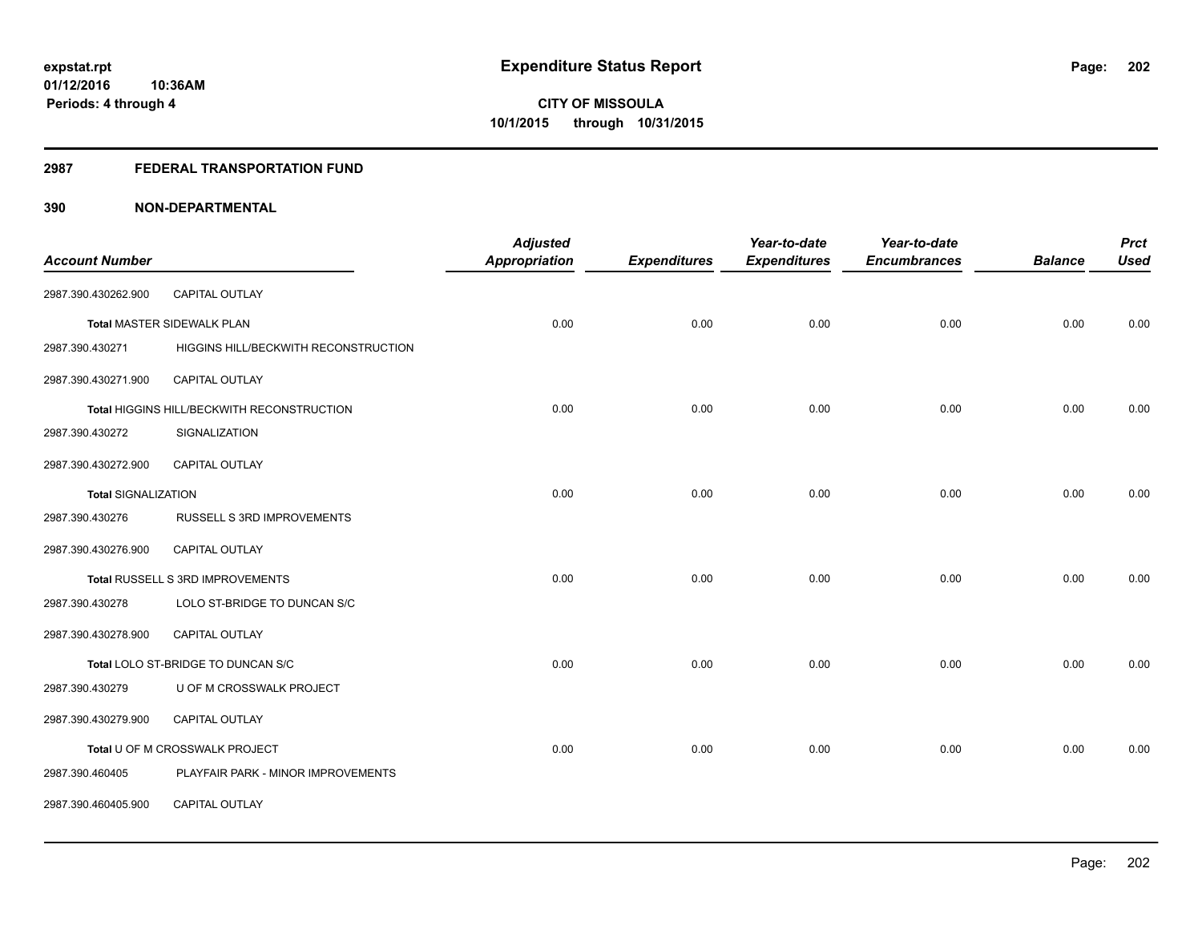**Expenditure Status Report**

expstat.rpt
01/12/2016 10:36AM
Periods: 4 through 4

**CITY OF MISSOULA**
**10/1/2015 through 10/31/2015**

## 2987 FEDERAL TRANSPORTATION FUND

## 390 NON-DEPARTMENTAL

| Account Number | | Adjusted Appropriation | Expenditures | Year-to-date Expenditures | Year-to-date Encumbrances | Balance | Prct Used |
|---|---|---|---|---|---|---|---|
| 2987.390.430262.900 | CAPITAL OUTLAY | | | | | | |
| Total MASTER SIDEWALK PLAN | | 0.00 | 0.00 | 0.00 | 0.00 | 0.00 | 0.00 |
| 2987.390.430271 | HIGGINS HILL/BECKWITH RECONSTRUCTION | | | | | | |
| 2987.390.430271.900 | CAPITAL OUTLAY | | | | | | |
| Total HIGGINS HILL/BECKWITH RECONSTRUCTION | | 0.00 | 0.00 | 0.00 | 0.00 | 0.00 | 0.00 |
| 2987.390.430272 | SIGNALIZATION | | | | | | |
| 2987.390.430272.900 | CAPITAL OUTLAY | | | | | | |
| Total SIGNALIZATION | | 0.00 | 0.00 | 0.00 | 0.00 | 0.00 | 0.00 |
| 2987.390.430276 | RUSSELL S 3RD IMPROVEMENTS | | | | | | |
| 2987.390.430276.900 | CAPITAL OUTLAY | | | | | | |
| Total RUSSELL S 3RD IMPROVEMENTS | | 0.00 | 0.00 | 0.00 | 0.00 | 0.00 | 0.00 |
| 2987.390.430278 | LOLO ST-BRIDGE TO DUNCAN S/C | | | | | | |
| 2987.390.430278.900 | CAPITAL OUTLAY | | | | | | |
| Total LOLO ST-BRIDGE TO DUNCAN S/C | | 0.00 | 0.00 | 0.00 | 0.00 | 0.00 | 0.00 |
| 2987.390.430279 | U OF M CROSSWALK PROJECT | | | | | | |
| 2987.390.430279.900 | CAPITAL OUTLAY | | | | | | |
| Total U OF M CROSSWALK PROJECT | | 0.00 | 0.00 | 0.00 | 0.00 | 0.00 | 0.00 |
| 2987.390.460405 | PLAYFAIR PARK - MINOR IMPROVEMENTS | | | | | | |
| 2987.390.460405.900 | CAPITAL OUTLAY | | | | | | |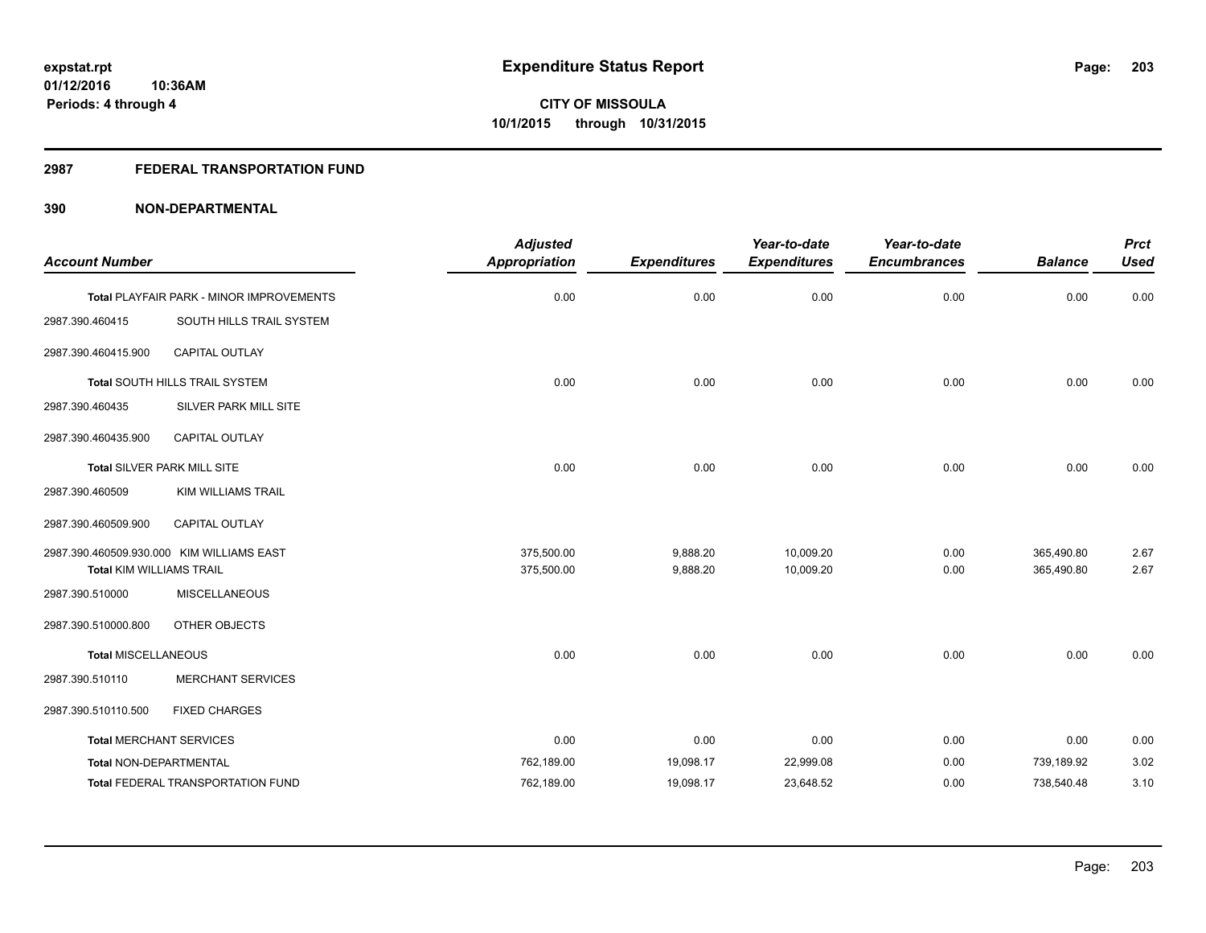**expstat.rpt**
**01/12/2016 10:36AM**
**Periods: 4 through 4**

# Expenditure Status Report

**CITY OF MISSOULA**
**10/1/2015 through 10/31/2015**

## 2987 FEDERAL TRANSPORTATION FUND

### 390 NON-DEPARTMENTAL

| Account Number | | Adjusted Appropriation | Expenditures | Year-to-date Expenditures | Year-to-date Encumbrances | Balance | Prct Used |
|---|---|---|---|---|---|---|---|
| **Total** PLAYFAIR PARK - MINOR IMPROVEMENTS | | 0.00 | 0.00 | 0.00 | 0.00 | 0.00 | 0.00 |
| 2987.390.460415 | SOUTH HILLS TRAIL SYSTEM | | | | | | |
| 2987.390.460415.900 | CAPITAL OUTLAY | | | | | | |
| **Total** SOUTH HILLS TRAIL SYSTEM | | 0.00 | 0.00 | 0.00 | 0.00 | 0.00 | 0.00 |
| 2987.390.460435 | SILVER PARK MILL SITE | | | | | | |
| 2987.390.460435.900 | CAPITAL OUTLAY | | | | | | |
| **Total** SILVER PARK MILL SITE | | 0.00 | 0.00 | 0.00 | 0.00 | 0.00 | 0.00 |
| 2987.390.460509 | KIM WILLIAMS TRAIL | | | | | | |
| 2987.390.460509.900 | CAPITAL OUTLAY | | | | | | |
| 2987.390.460509.930.000 | KIM WILLIAMS EAST | 375,500.00 | 9,888.20 | 10,009.20 | 0.00 | 365,490.80 | 2.67 |
| **Total** KIM WILLIAMS TRAIL | | 375,500.00 | 9,888.20 | 10,009.20 | 0.00 | 365,490.80 | 2.67 |
| 2987.390.510000 | MISCELLANEOUS | | | | | | |
| 2987.390.510000.800 | OTHER OBJECTS | | | | | | |
| **Total** MISCELLANEOUS | | 0.00 | 0.00 | 0.00 | 0.00 | 0.00 | 0.00 |
| 2987.390.510110 | MERCHANT SERVICES | | | | | | |
| 2987.390.510110.500 | FIXED CHARGES | | | | | | |
| **Total** MERCHANT SERVICES | | 0.00 | 0.00 | 0.00 | 0.00 | 0.00 | 0.00 |
| **Total** NON-DEPARTMENTAL | | 762,189.00 | 19,098.17 | 22,999.08 | 0.00 | 739,189.92 | 3.02 |
| **Total** FEDERAL TRANSPORTATION FUND | | 762,189.00 | 19,098.17 | 23,648.52 | 0.00 | 738,540.48 | 3.10 |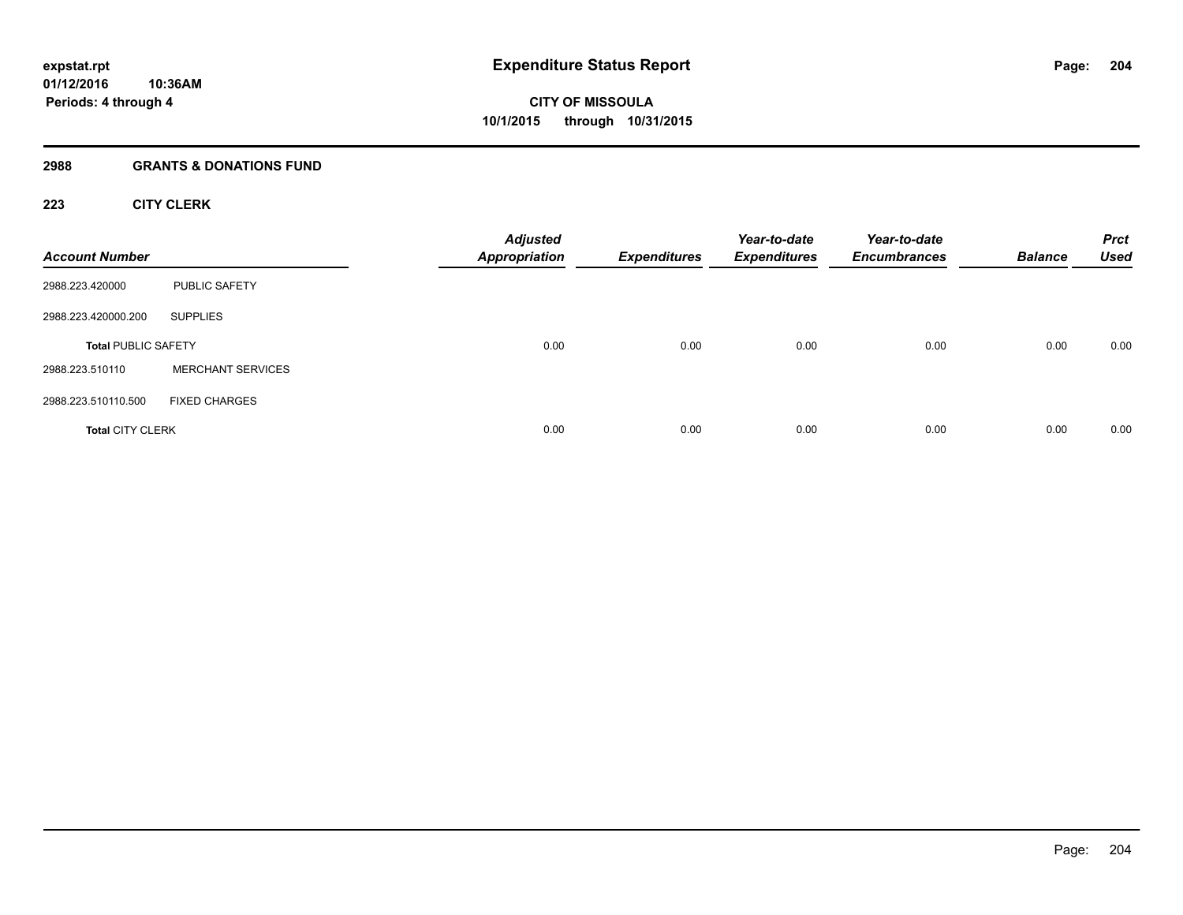# Expenditure Status Report

expstat.rpt
01/12/2016 10:36AM
Periods: 4 through 4

**CITY OF MISSOULA**
**10/1/2015 through 10/31/2015**

## 2988 GRANTS & DONATIONS FUND

### 223 CITY CLERK

| Account Number | | Adjusted Appropriation | Expenditures | Year-to-date Expenditures | Year-to-date Encumbrances | Balance | Prct Used |
|---|---|---|---|---|---|---|---|
| 2988.223.420000 | PUBLIC SAFETY | | | | | | |
| 2988.223.420000.200 | SUPPLIES | | | | | | |
| **Total** PUBLIC SAFETY | | 0.00 | 0.00 | 0.00 | 0.00 | 0.00 | 0.00 |
| 2988.223.510110 | MERCHANT SERVICES | | | | | | |
| 2988.223.510110.500 | FIXED CHARGES | | | | | | |
| **Total** CITY CLERK | | 0.00 | 0.00 | 0.00 | 0.00 | 0.00 | 0.00 |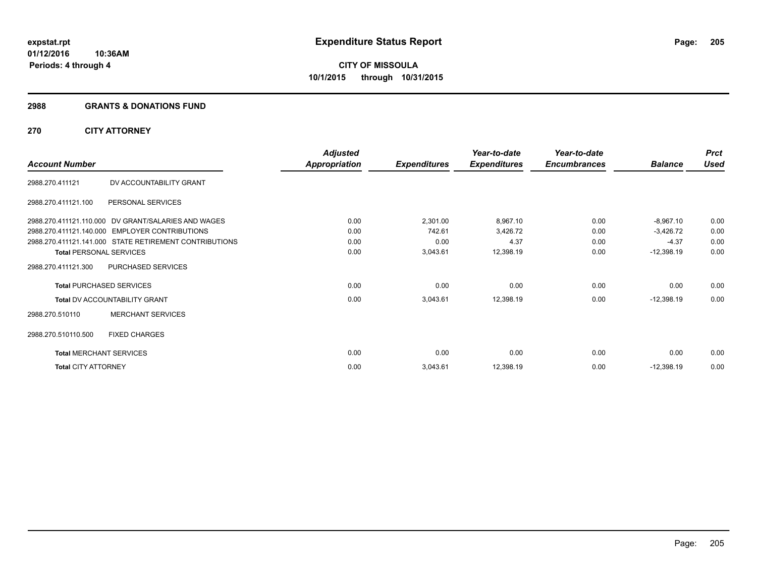**expstat.rpt**
**01/12/2016 10:36AM**
**Periods: 4 through 4**

# Expenditure Status Report

**CITY OF MISSOULA**
**10/1/2015 through 10/31/2015**

## 2988 GRANTS & DONATIONS FUND

### 270 CITY ATTORNEY

| Account Number | | Adjusted Appropriation | Expenditures | Year-to-date Expenditures | Year-to-date Encumbrances | Balance | Prct Used |
|---|---|---|---|---|---|---|---|
| 2988.270.411121 | DV ACCOUNTABILITY GRANT | | | | | | |
| 2988.270.411121.100 | PERSONAL SERVICES | | | | | | |
| 2988.270.411121.110.000 | DV GRANT/SALARIES AND WAGES | 0.00 | 2,301.00 | 8,967.10 | 0.00 | -8,967.10 | 0.00 |
| 2988.270.411121.140.000 | EMPLOYER CONTRIBUTIONS | 0.00 | 742.61 | 3,426.72 | 0.00 | -3,426.72 | 0.00 |
| 2988.270.411121.141.000 | STATE RETIREMENT CONTRIBUTIONS | 0.00 | 0.00 | 4.37 | 0.00 | -4.37 | 0.00 |
| **Total** PERSONAL SERVICES | | 0.00 | 3,043.61 | 12,398.19 | 0.00 | -12,398.19 | 0.00 |
| 2988.270.411121.300 | PURCHASED SERVICES | | | | | | |
| **Total** PURCHASED SERVICES | | 0.00 | 0.00 | 0.00 | 0.00 | 0.00 | 0.00 |
| **Total** DV ACCOUNTABILITY GRANT | | 0.00 | 3,043.61 | 12,398.19 | 0.00 | -12,398.19 | 0.00 |
| 2988.270.510110 | MERCHANT SERVICES | | | | | | |
| 2988.270.510110.500 | FIXED CHARGES | | | | | | |
| **Total** MERCHANT SERVICES | | 0.00 | 0.00 | 0.00 | 0.00 | 0.00 | 0.00 |
| **Total** CITY ATTORNEY | | 0.00 | 3,043.61 | 12,398.19 | 0.00 | -12,398.19 | 0.00 |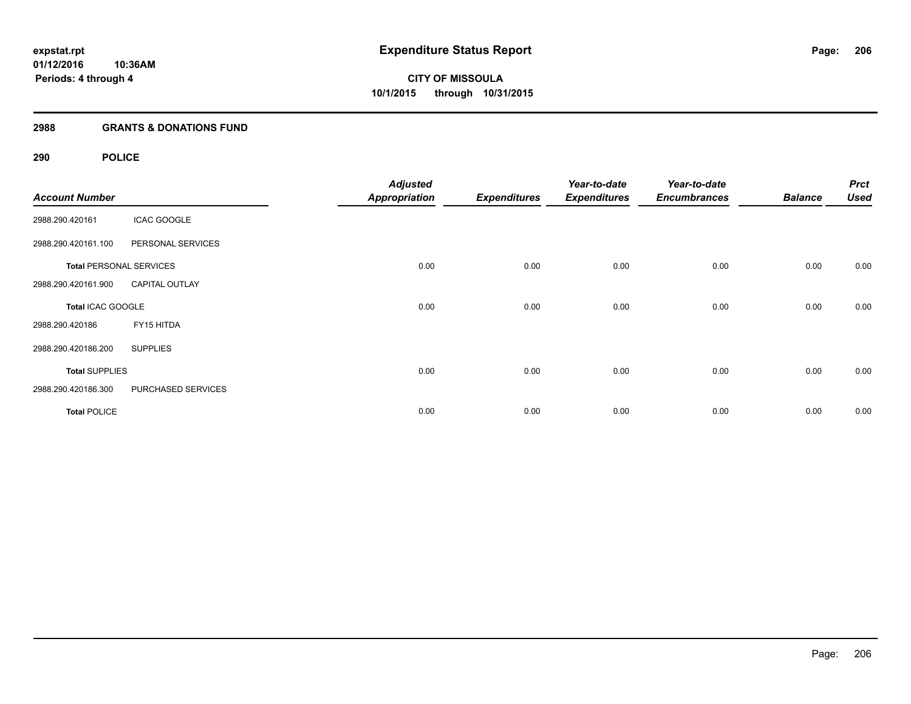**expstat.rpt**
**01/12/2016 10:36AM**
**Periods: 4 through 4**

# Expenditure Status Report

**CITY OF MISSOULA**
**10/1/2015 through 10/31/2015**

## 2988 GRANTS & DONATIONS FUND

## 290 POLICE

| Account Number | | Adjusted Appropriation | Expenditures | Year-to-date Expenditures | Year-to-date Encumbrances | Balance | Prct Used |
|---|---|---|---|---|---|---|---|
| 2988.290.420161 | ICAC GOOGLE | | | | | | |
| 2988.290.420161.100 | PERSONAL SERVICES | | | | | | |
| **Total** PERSONAL SERVICES | | 0.00 | 0.00 | 0.00 | 0.00 | 0.00 | 0.00 |
| 2988.290.420161.900 | CAPITAL OUTLAY | | | | | | |
| **Total** ICAC GOOGLE | | 0.00 | 0.00 | 0.00 | 0.00 | 0.00 | 0.00 |
| 2988.290.420186 | FY15 HITDA | | | | | | |
| 2988.290.420186.200 | SUPPLIES | | | | | | |
| **Total** SUPPLIES | | 0.00 | 0.00 | 0.00 | 0.00 | 0.00 | 0.00 |
| 2988.290.420186.300 | PURCHASED SERVICES | | | | | | |
| **Total** POLICE | | 0.00 | 0.00 | 0.00 | 0.00 | 0.00 | 0.00 |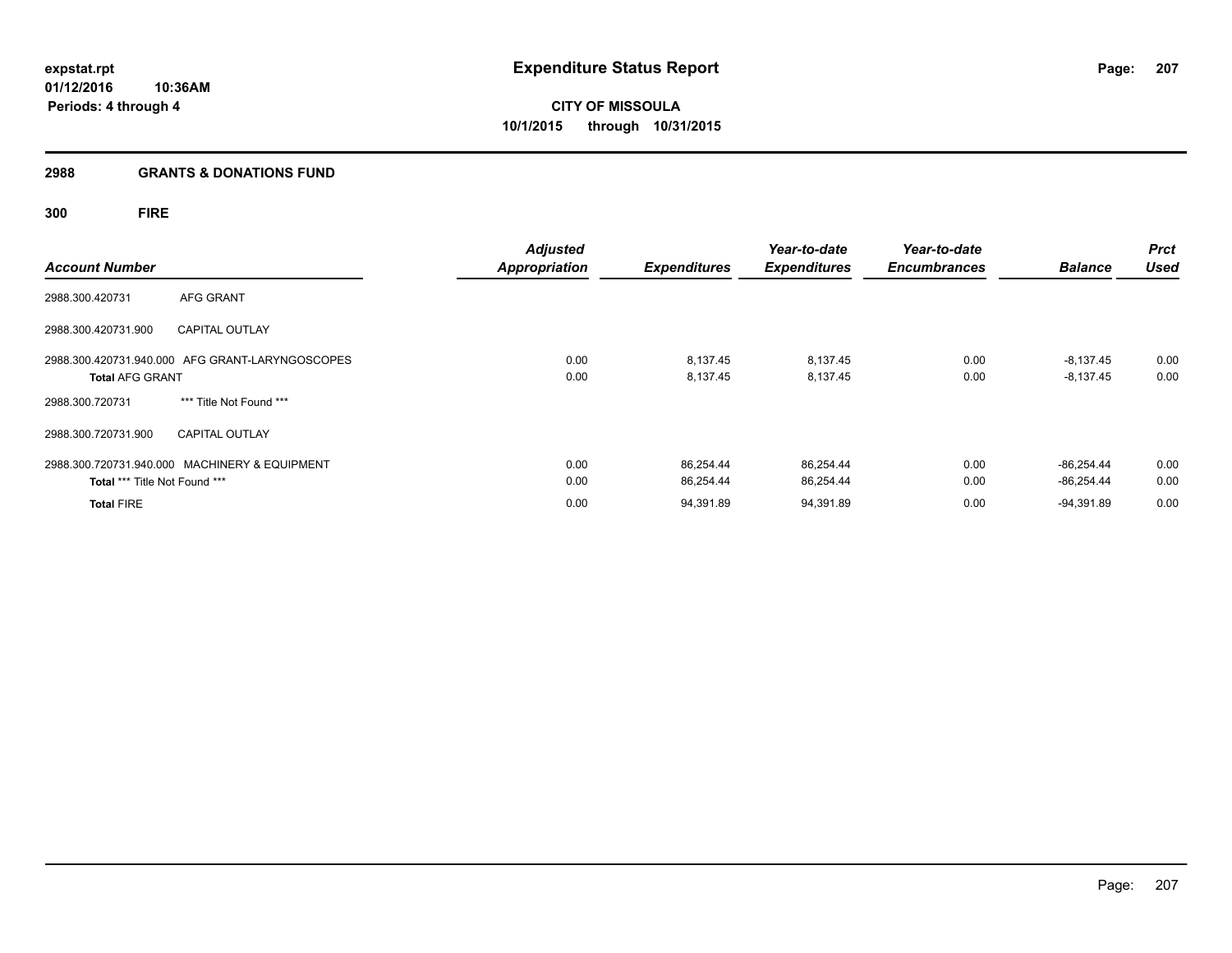# Expenditure Status Report

**expstat.rpt**
**01/12/2016 10:36AM**
**Periods: 4 through 4**

**CITY OF MISSOULA**
**10/1/2015 through 10/31/2015**

## 2988 GRANTS & DONATIONS FUND

### 300 FIRE

| Account Number | | Adjusted Appropriation | Expenditures | Year-to-date Expenditures | Year-to-date Encumbrances | Balance | Prct Used |
|---|---|---|---|---|---|---|---|
| 2988.300.420731 | AFG GRANT | | | | | | |
| 2988.300.420731.900 | CAPITAL OUTLAY | | | | | | |
| 2988.300.420731.940.000 | AFG GRANT-LARYNGOSCOPES | 0.00 | 8,137.45 | 8,137.45 | 0.00 | -8,137.45 | 0.00 |
| **Total** AFG GRANT | | 0.00 | 8,137.45 | 8,137.45 | 0.00 | -8,137.45 | 0.00 |
| 2988.300.720731 | *** Title Not Found *** | | | | | | |
| 2988.300.720731.900 | CAPITAL OUTLAY | | | | | | |
| 2988.300.720731.940.000 | MACHINERY & EQUIPMENT | 0.00 | 86,254.44 | 86,254.44 | 0.00 | -86,254.44 | 0.00 |
| **Total** *** Title Not Found *** | | 0.00 | 86,254.44 | 86,254.44 | 0.00 | -86,254.44 | 0.00 |
| **Total** FIRE | | 0.00 | 94,391.89 | 94,391.89 | 0.00 | -94,391.89 | 0.00 |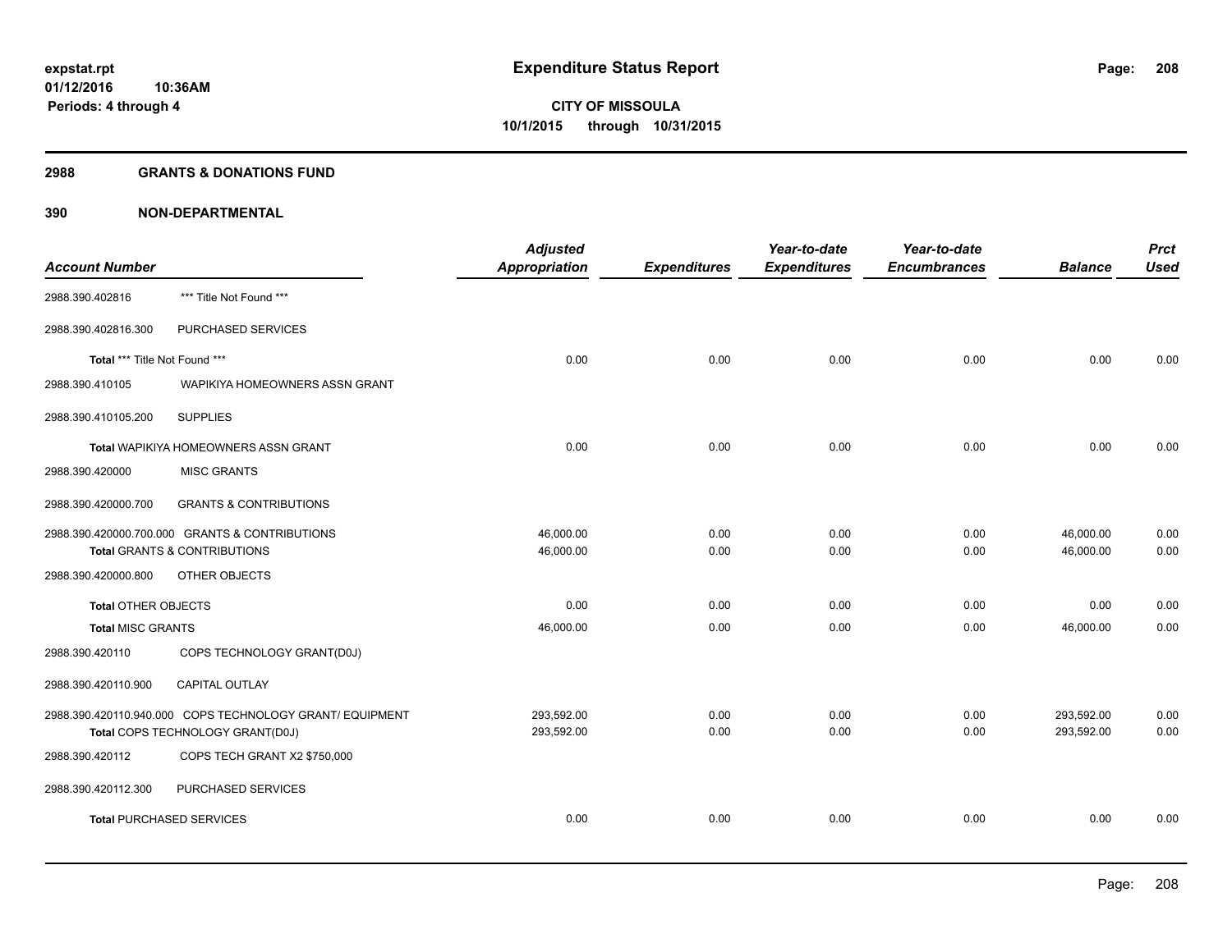# Expenditure Status Report

**CITY OF MISSOULA**
**10/1/2015 through 10/31/2015**

expstat.rpt
01/12/2016 10:36AM
Periods: 4 through 4

## 2988 GRANTS & DONATIONS FUND

### 390 NON-DEPARTMENTAL

| Account Number | | Adjusted Appropriation | Expenditures | Year-to-date Expenditures | Year-to-date Encumbrances | Balance | Prct Used |
|---|---|---|---|---|---|---|---|
| 2988.390.402816 | *** Title Not Found *** | | | | | | |
| 2988.390.402816.300 | PURCHASED SERVICES | | | | | | |
| **Total** *** Title Not Found *** | | 0.00 | 0.00 | 0.00 | 0.00 | 0.00 | 0.00 |
| 2988.390.410105 | WAPIKIYA HOMEOWNERS ASSN GRANT | | | | | | |
| 2988.390.410105.200 | SUPPLIES | | | | | | |
| **Total** WAPIKIYA HOMEOWNERS ASSN GRANT | | 0.00 | 0.00 | 0.00 | 0.00 | 0.00 | 0.00 |
| 2988.390.420000 | MISC GRANTS | | | | | | |
| 2988.390.420000.700 | GRANTS & CONTRIBUTIONS | | | | | | |
| 2988.390.420000.700.000 | GRANTS & CONTRIBUTIONS | 46,000.00 | 0.00 | 0.00 | 0.00 | 46,000.00 | 0.00 |
| **Total** GRANTS & CONTRIBUTIONS | | 46,000.00 | 0.00 | 0.00 | 0.00 | 46,000.00 | 0.00 |
| 2988.390.420000.800 | OTHER OBJECTS | | | | | | |
| **Total** OTHER OBJECTS | | 0.00 | 0.00 | 0.00 | 0.00 | 0.00 | 0.00 |
| **Total** MISC GRANTS | | 46,000.00 | 0.00 | 0.00 | 0.00 | 46,000.00 | 0.00 |
| 2988.390.420110 | COPS TECHNOLOGY GRANT(D0J) | | | | | | |
| 2988.390.420110.900 | CAPITAL OUTLAY | | | | | | |
| 2988.390.420110.940.000 | COPS TECHNOLOGY GRANT/ EQUIPMENT | 293,592.00 | 0.00 | 0.00 | 0.00 | 293,592.00 | 0.00 |
| **Total** COPS TECHNOLOGY GRANT(D0J) | | 293,592.00 | 0.00 | 0.00 | 0.00 | 293,592.00 | 0.00 |
| 2988.390.420112 | COPS TECH GRANT X2 $750,000 | | | | | | |
| 2988.390.420112.300 | PURCHASED SERVICES | | | | | | |
| **Total** PURCHASED SERVICES | | 0.00 | 0.00 | 0.00 | 0.00 | 0.00 | 0.00 |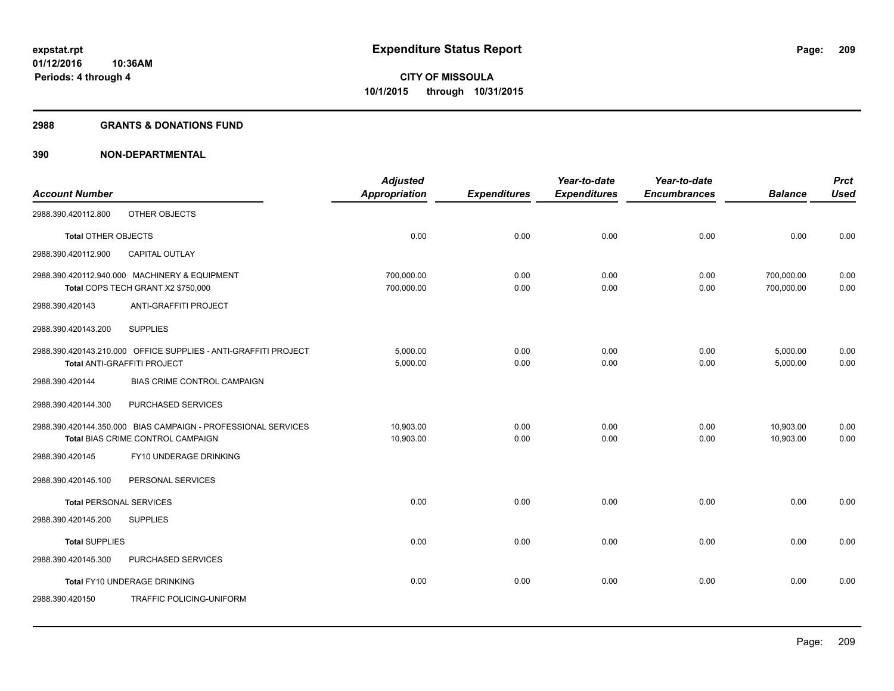**expstat.rpt**
**01/12/2016 10:36AM**
**Periods: 4 through 4**

# Expenditure Status Report

**CITY OF MISSOULA**
**10/1/2015 through 10/31/2015**

## 2988 GRANTS & DONATIONS FUND

## 390 NON-DEPARTMENTAL

| Account Number | Adjusted Appropriation | Expenditures | Year-to-date Expenditures | Year-to-date Encumbrances | Balance | Prct Used |
|---|---|---|---|---|---|---|
| 2988.390.420112.800 OTHER OBJECTS | | | | | | |
| **Total** OTHER OBJECTS | 0.00 | 0.00 | 0.00 | 0.00 | 0.00 | 0.00 |
| 2988.390.420112.900 CAPITAL OUTLAY | | | | | | |
| 2988.390.420112.940.000 MACHINERY & EQUIPMENT | 700,000.00 | 0.00 | 0.00 | 0.00 | 700,000.00 | 0.00 |
| **Total** COPS TECH GRANT X2 $750,000 | 700,000.00 | 0.00 | 0.00 | 0.00 | 700,000.00 | 0.00 |
| 2988.390.420143 ANTI-GRAFFITI PROJECT | | | | | | |
| 2988.390.420143.200 SUPPLIES | | | | | | |
| 2988.390.420143.210.000 OFFICE SUPPLIES - ANTI-GRAFFITI PROJECT | 5,000.00 | 0.00 | 0.00 | 0.00 | 5,000.00 | 0.00 |
| **Total** ANTI-GRAFFITI PROJECT | 5,000.00 | 0.00 | 0.00 | 0.00 | 5,000.00 | 0.00 |
| 2988.390.420144 BIAS CRIME CONTROL CAMPAIGN | | | | | | |
| 2988.390.420144.300 PURCHASED SERVICES | | | | | | |
| 2988.390.420144.350.000 BIAS CAMPAIGN - PROFESSIONAL SERVICES | 10,903.00 | 0.00 | 0.00 | 0.00 | 10,903.00 | 0.00 |
| **Total** BIAS CRIME CONTROL CAMPAIGN | 10,903.00 | 0.00 | 0.00 | 0.00 | 10,903.00 | 0.00 |
| 2988.390.420145 FY10 UNDERAGE DRINKING | | | | | | |
| 2988.390.420145.100 PERSONAL SERVICES | | | | | | |
| **Total** PERSONAL SERVICES | 0.00 | 0.00 | 0.00 | 0.00 | 0.00 | 0.00 |
| 2988.390.420145.200 SUPPLIES | | | | | | |
| **Total** SUPPLIES | 0.00 | 0.00 | 0.00 | 0.00 | 0.00 | 0.00 |
| 2988.390.420145.300 PURCHASED SERVICES | | | | | | |
| **Total** FY10 UNDERAGE DRINKING | 0.00 | 0.00 | 0.00 | 0.00 | 0.00 | 0.00 |
| 2988.390.420150 TRAFFIC POLICING-UNIFORM | | | | | | |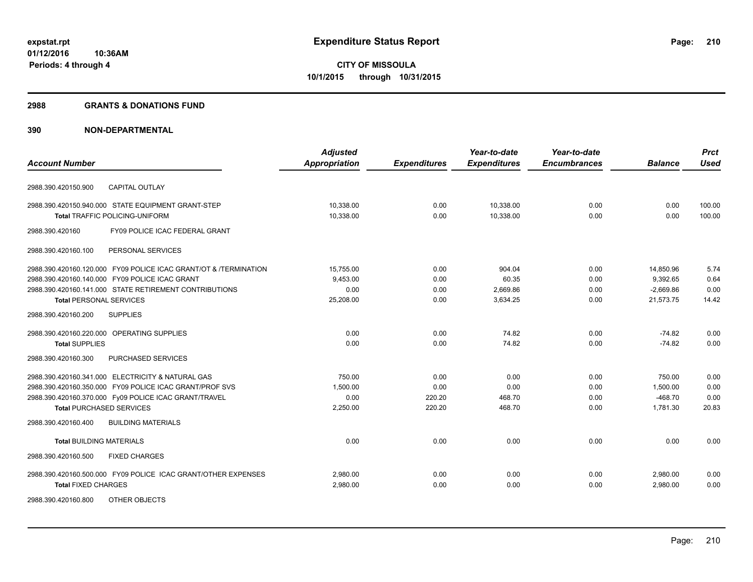# Expenditure Status Report

**CITY OF MISSOULA**
**10/1/2015 through 10/31/2015**

expstat.rpt
01/12/2016 10:36AM
Periods: 4 through 4

## 2988 GRANTS & DONATIONS FUND

## 390 NON-DEPARTMENTAL

| Account Number | Adjusted Appropriation | Expenditures | Year-to-date Expenditures | Year-to-date Encumbrances | Balance | Prct Used |
|---|---|---|---|---|---|---|
| 2988.390.420150.900 CAPITAL OUTLAY | | | | | | |
| 2988.390.420150.940.000 STATE EQUIPMENT GRANT-STEP | 10,338.00 | 0.00 | 10,338.00 | 0.00 | 0.00 | 100.00 |
| **Total** TRAFFIC POLICING-UNIFORM | 10,338.00 | 0.00 | 10,338.00 | 0.00 | 0.00 | 100.00 |
| 2988.390.420160 FY09 POLICE ICAC FEDERAL GRANT | | | | | | |
| 2988.390.420160.100 PERSONAL SERVICES | | | | | | |
| 2988.390.420160.120.000 FY09 POLICE ICAC GRANT/OT & /TERMINATION | 15,755.00 | 0.00 | 904.04 | 0.00 | 14,850.96 | 5.74 |
| 2988.390.420160.140.000 FY09 POLICE ICAC GRANT | 9,453.00 | 0.00 | 60.35 | 0.00 | 9,392.65 | 0.64 |
| 2988.390.420160.141.000 STATE RETIREMENT CONTRIBUTIONS | 0.00 | 0.00 | 2,669.86 | 0.00 | -2,669.86 | 0.00 |
| **Total** PERSONAL SERVICES | 25,208.00 | 0.00 | 3,634.25 | 0.00 | 21,573.75 | 14.42 |
| 2988.390.420160.200 SUPPLIES | | | | | | |
| 2988.390.420160.220.000 OPERATING SUPPLIES | 0.00 | 0.00 | 74.82 | 0.00 | -74.82 | 0.00 |
| **Total** SUPPLIES | 0.00 | 0.00 | 74.82 | 0.00 | -74.82 | 0.00 |
| 2988.390.420160.300 PURCHASED SERVICES | | | | | | |
| 2988.390.420160.341.000 ELECTRICITY & NATURAL GAS | 750.00 | 0.00 | 0.00 | 0.00 | 750.00 | 0.00 |
| 2988.390.420160.350.000 FY09 POLICE ICAC GRANT/PROF SVS | 1,500.00 | 0.00 | 0.00 | 0.00 | 1,500.00 | 0.00 |
| 2988.390.420160.370.000 Fy09 POLICE ICAC GRANT/TRAVEL | 0.00 | 220.20 | 468.70 | 0.00 | -468.70 | 0.00 |
| **Total** PURCHASED SERVICES | 2,250.00 | 220.20 | 468.70 | 0.00 | 1,781.30 | 20.83 |
| 2988.390.420160.400 BUILDING MATERIALS | | | | | | |
| **Total** BUILDING MATERIALS | 0.00 | 0.00 | 0.00 | 0.00 | 0.00 | 0.00 |
| 2988.390.420160.500 FIXED CHARGES | | | | | | |
| 2988.390.420160.500.000 FY09 POLICE ICAC GRANT/OTHER EXPENSES | 2,980.00 | 0.00 | 0.00 | 0.00 | 2,980.00 | 0.00 |
| **Total** FIXED CHARGES | 2,980.00 | 0.00 | 0.00 | 0.00 | 2,980.00 | 0.00 |
| 2988.390.420160.800 OTHER OBJECTS | | | | | | |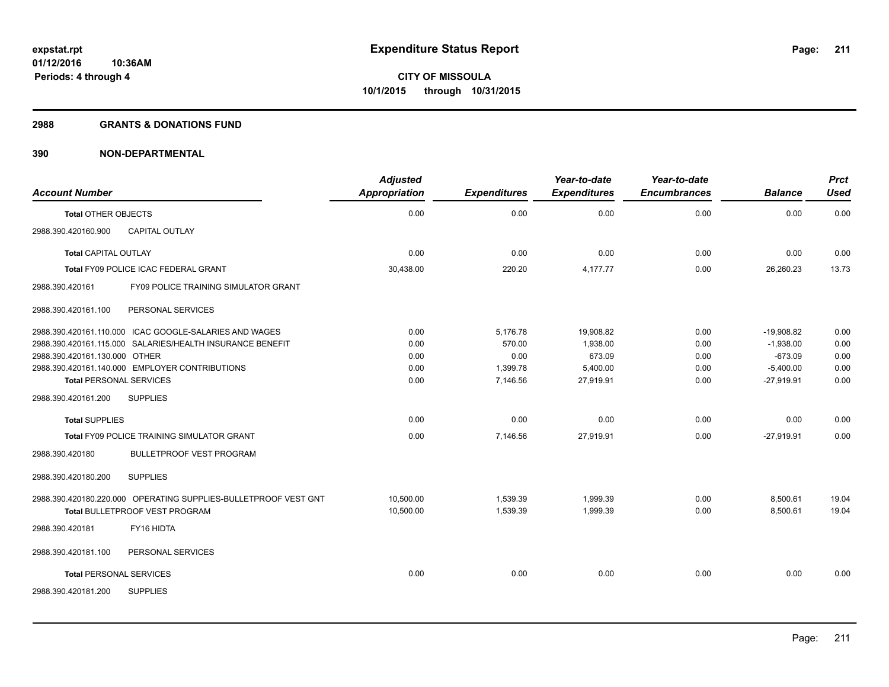**expstat.rpt**
**01/12/2016 10:36AM**
**Periods: 4 through 4**

# Expenditure Status Report

**CITY OF MISSOULA**
**10/1/2015 through 10/31/2015**

## 2988 GRANTS & DONATIONS FUND

## 390 NON-DEPARTMENTAL

| Account Number | Adjusted Appropriation | Expenditures | Year-to-date Expenditures | Year-to-date Encumbrances | Balance | Prct Used |
|---|---|---|---|---|---|---|
| **Total** OTHER OBJECTS | 0.00 | 0.00 | 0.00 | 0.00 | 0.00 | 0.00 |
| 2988.390.420160.900 CAPITAL OUTLAY | | | | | | |
| **Total** CAPITAL OUTLAY | 0.00 | 0.00 | 0.00 | 0.00 | 0.00 | 0.00 |
| **Total** FY09 POLICE ICAC FEDERAL GRANT | 30,438.00 | 220.20 | 4,177.77 | 0.00 | 26,260.23 | 13.73 |
| 2988.390.420161 FY09 POLICE TRAINING SIMULATOR GRANT | | | | | | |
| 2988.390.420161.100 PERSONAL SERVICES | | | | | | |
| 2988.390.420161.110.000 ICAC GOOGLE-SALARIES AND WAGES | 0.00 | 5,176.78 | 19,908.82 | 0.00 | -19,908.82 | 0.00 |
| 2988.390.420161.115.000 SALARIES/HEALTH INSURANCE BENEFIT | 0.00 | 570.00 | 1,938.00 | 0.00 | -1,938.00 | 0.00 |
| 2988.390.420161.130.000 OTHER | 0.00 | 0.00 | 673.09 | 0.00 | -673.09 | 0.00 |
| 2988.390.420161.140.000 EMPLOYER CONTRIBUTIONS | 0.00 | 1,399.78 | 5,400.00 | 0.00 | -5,400.00 | 0.00 |
| **Total** PERSONAL SERVICES | 0.00 | 7,146.56 | 27,919.91 | 0.00 | -27,919.91 | 0.00 |
| 2988.390.420161.200 SUPPLIES | | | | | | |
| **Total** SUPPLIES | 0.00 | 0.00 | 0.00 | 0.00 | 0.00 | 0.00 |
| **Total** FY09 POLICE TRAINING SIMULATOR GRANT | 0.00 | 7,146.56 | 27,919.91 | 0.00 | -27,919.91 | 0.00 |
| 2988.390.420180 BULLETPROOF VEST PROGRAM | | | | | | |
| 2988.390.420180.200 SUPPLIES | | | | | | |
| 2988.390.420180.220.000 OPERATING SUPPLIES-BULLETPROOF VEST GNT | 10,500.00 | 1,539.39 | 1,999.39 | 0.00 | 8,500.61 | 19.04 |
| **Total** BULLETPROOF VEST PROGRAM | 10,500.00 | 1,539.39 | 1,999.39 | 0.00 | 8,500.61 | 19.04 |
| 2988.390.420181 FY16 HIDTA | | | | | | |
| 2988.390.420181.100 PERSONAL SERVICES | | | | | | |
| **Total** PERSONAL SERVICES | 0.00 | 0.00 | 0.00 | 0.00 | 0.00 | 0.00 |
| 2988.390.420181.200 SUPPLIES | | | | | | |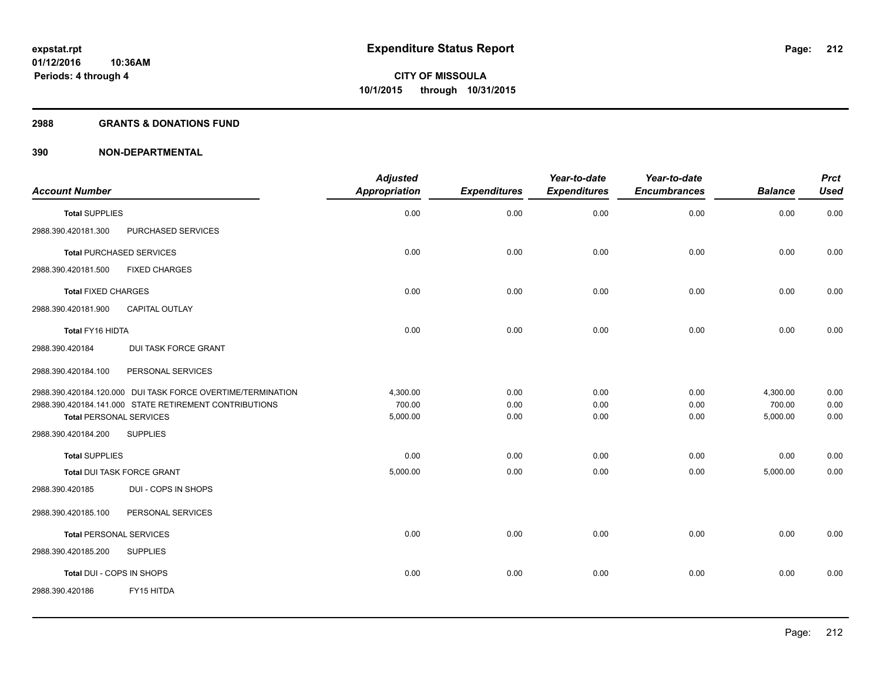**expstat.rpt**
**01/12/2016 10:36AM**
**Periods: 4 through 4**

# Expenditure Status Report

**CITY OF MISSOULA**
**10/1/2015 through 10/31/2015**

## 2988 GRANTS & DONATIONS FUND

## 390 NON-DEPARTMENTAL

| Account Number | | Adjusted Appropriation | Expenditures | Year-to-date Expenditures | Year-to-date Encumbrances | Balance | Prct Used |
|---|---|---|---|---|---|---|---|
| **Total** SUPPLIES | | 0.00 | 0.00 | 0.00 | 0.00 | 0.00 | 0.00 |
| 2988.390.420181.300 | PURCHASED SERVICES | | | | | | |
| **Total** PURCHASED SERVICES | | 0.00 | 0.00 | 0.00 | 0.00 | 0.00 | 0.00 |
| 2988.390.420181.500 | FIXED CHARGES | | | | | | |
| **Total** FIXED CHARGES | | 0.00 | 0.00 | 0.00 | 0.00 | 0.00 | 0.00 |
| 2988.390.420181.900 | CAPITAL OUTLAY | | | | | | |
| **Total** FY16 HIDTA | | 0.00 | 0.00 | 0.00 | 0.00 | 0.00 | 0.00 |
| 2988.390.420184 | DUI TASK FORCE GRANT | | | | | | |
| 2988.390.420184.100 | PERSONAL SERVICES | | | | | | |
| 2988.390.420184.120.000 | DUI TASK FORCE OVERTIME/TERMINATION | 4,300.00 | 0.00 | 0.00 | 0.00 | 4,300.00 | 0.00 |
| 2988.390.420184.141.000 | STATE RETIREMENT CONTRIBUTIONS | 700.00 | 0.00 | 0.00 | 0.00 | 700.00 | 0.00 |
| **Total** PERSONAL SERVICES | | 5,000.00 | 0.00 | 0.00 | 0.00 | 5,000.00 | 0.00 |
| 2988.390.420184.200 | SUPPLIES | | | | | | |
| **Total** SUPPLIES | | 0.00 | 0.00 | 0.00 | 0.00 | 0.00 | 0.00 |
| **Total** DUI TASK FORCE GRANT | | 5,000.00 | 0.00 | 0.00 | 0.00 | 5,000.00 | 0.00 |
| 2988.390.420185 | DUI - COPS IN SHOPS | | | | | | |
| 2988.390.420185.100 | PERSONAL SERVICES | | | | | | |
| **Total** PERSONAL SERVICES | | 0.00 | 0.00 | 0.00 | 0.00 | 0.00 | 0.00 |
| 2988.390.420185.200 | SUPPLIES | | | | | | |
| **Total** DUI - COPS IN SHOPS | | 0.00 | 0.00 | 0.00 | 0.00 | 0.00 | 0.00 |
| 2988.390.420186 | FY15 HITDA | | | | | | |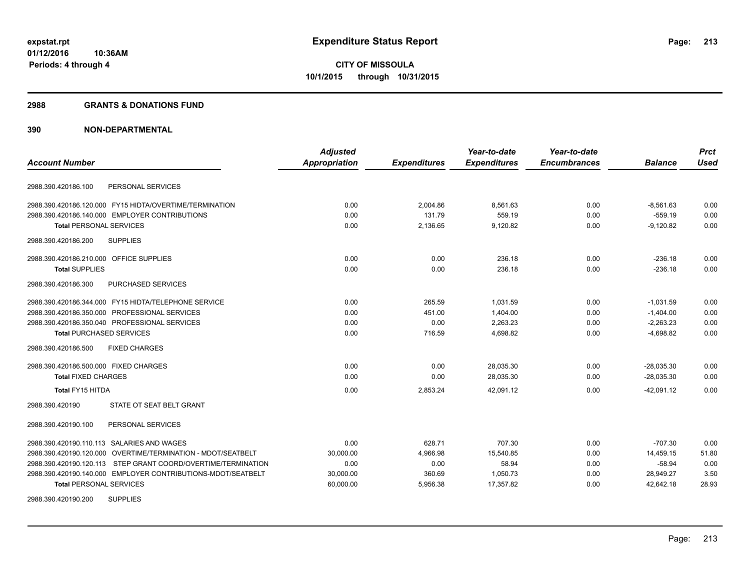**expstat.rpt**
**01/12/2016 10:36AM**
**Periods: 4 through 4**

# Expenditure Status Report

**CITY OF MISSOULA**
**10/1/2015 through 10/31/2015**

## 2988 GRANTS & DONATIONS FUND

## 390 NON-DEPARTMENTAL

| Account Number | Adjusted Appropriation | Expenditures | Year-to-date Expenditures | Year-to-date Encumbrances | Balance | Prct Used |
|---|---|---|---|---|---|---|
| 2988.390.420186.100 PERSONAL SERVICES | | | | | | |
| 2988.390.420186.120.000 FY15 HIDTA/OVERTIME/TERMINATION | 0.00 | 2,004.86 | 8,561.63 | 0.00 | -8,561.63 | 0.00 |
| 2988.390.420186.140.000 EMPLOYER CONTRIBUTIONS | 0.00 | 131.79 | 559.19 | 0.00 | -559.19 | 0.00 |
| **Total** PERSONAL SERVICES | 0.00 | 2,136.65 | 9,120.82 | 0.00 | -9,120.82 | 0.00 |
| 2988.390.420186.200 SUPPLIES | | | | | | |
| 2988.390.420186.210.000 OFFICE SUPPLIES | 0.00 | 0.00 | 236.18 | 0.00 | -236.18 | 0.00 |
| **Total** SUPPLIES | 0.00 | 0.00 | 236.18 | 0.00 | -236.18 | 0.00 |
| 2988.390.420186.300 PURCHASED SERVICES | | | | | | |
| 2988.390.420186.344.000 FY15 HIDTA/TELEPHONE SERVICE | 0.00 | 265.59 | 1,031.59 | 0.00 | -1,031.59 | 0.00 |
| 2988.390.420186.350.000 PROFESSIONAL SERVICES | 0.00 | 451.00 | 1,404.00 | 0.00 | -1,404.00 | 0.00 |
| 2988.390.420186.350.040 PROFESSIONAL SERVICES | 0.00 | 0.00 | 2,263.23 | 0.00 | -2,263.23 | 0.00 |
| **Total** PURCHASED SERVICES | 0.00 | 716.59 | 4,698.82 | 0.00 | -4,698.82 | 0.00 |
| 2988.390.420186.500 FIXED CHARGES | | | | | | |
| 2988.390.420186.500.000 FIXED CHARGES | 0.00 | 0.00 | 28,035.30 | 0.00 | -28,035.30 | 0.00 |
| **Total** FIXED CHARGES | 0.00 | 0.00 | 28,035.30 | 0.00 | -28,035.30 | 0.00 |
| **Total FY15 HITDA** | 0.00 | 2,853.24 | 42,091.12 | 0.00 | -42,091.12 | 0.00 |
| 2988.390.420190 STATE OT SEAT BELT GRANT | | | | | | |
| 2988.390.420190.100 PERSONAL SERVICES | | | | | | |
| 2988.390.420190.110.113 SALARIES AND WAGES | 0.00 | 628.71 | 707.30 | 0.00 | -707.30 | 0.00 |
| 2988.390.420190.120.000 OVERTIME/TERMINATION - MDOT/SEATBELT | 30,000.00 | 4,966.98 | 15,540.85 | 0.00 | 14,459.15 | 51.80 |
| 2988.390.420190.120.113 STEP GRANT COORD/OVERTIME/TERMINATION | 0.00 | 0.00 | 58.94 | 0.00 | -58.94 | 0.00 |
| 2988.390.420190.140.000 EMPLOYER CONTRIBUTIONS-MDOT/SEATBELT | 30,000.00 | 360.69 | 1,050.73 | 0.00 | 28,949.27 | 3.50 |
| **Total** PERSONAL SERVICES | 60,000.00 | 5,956.38 | 17,357.82 | 0.00 | 42,642.18 | 28.93 |
| 2988.390.420190.200 SUPPLIES | | | | | | |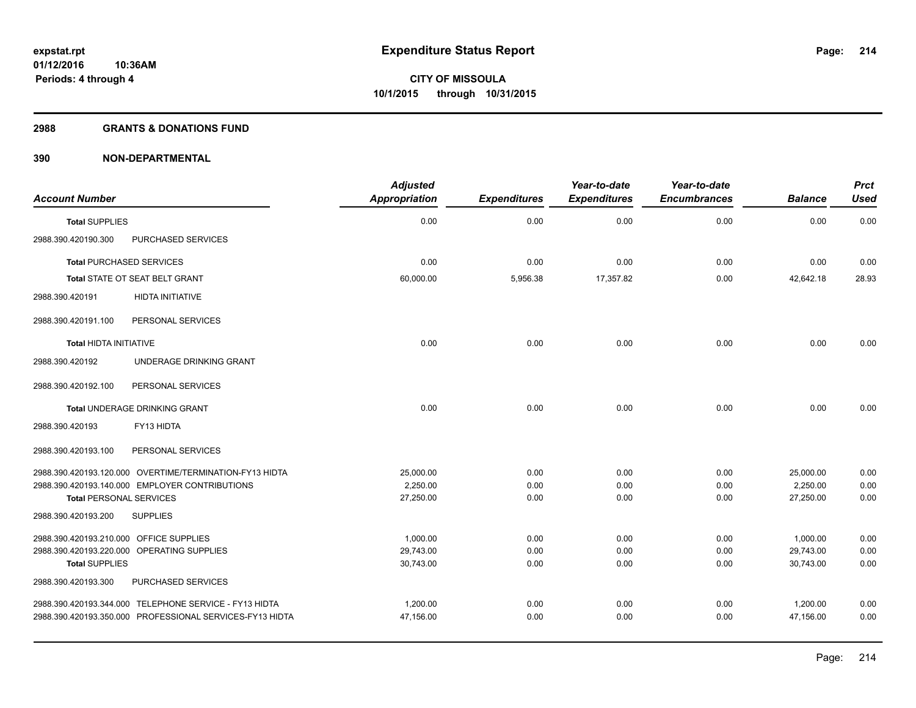# Expenditure Status Report

**CITY OF MISSOULA**
**10/1/2015 through 10/31/2015**

expstat.rpt
01/12/2016 10:36AM
Periods: 4 through 4

## 2988 GRANTS & DONATIONS FUND

## 390 NON-DEPARTMENTAL

| Account Number | | Adjusted Appropriation | Expenditures | Year-to-date Expenditures | Year-to-date Encumbrances | Balance | Prct Used |
|---|---|---|---|---|---|---|---|
| **Total** SUPPLIES | | 0.00 | 0.00 | 0.00 | 0.00 | 0.00 | 0.00 |
| 2988.390.420190.300 | PURCHASED SERVICES | | | | | | |
| **Total** PURCHASED SERVICES | | 0.00 | 0.00 | 0.00 | 0.00 | 0.00 | 0.00 |
| **Total** STATE OT SEAT BELT GRANT | | 60,000.00 | 5,956.38 | 17,357.82 | 0.00 | 42,642.18 | 28.93 |
| 2988.390.420191 | HIDTA INITIATIVE | | | | | | |
| 2988.390.420191.100 | PERSONAL SERVICES | | | | | | |
| **Total** HIDTA INITIATIVE | | 0.00 | 0.00 | 0.00 | 0.00 | 0.00 | 0.00 |
| 2988.390.420192 | UNDERAGE DRINKING GRANT | | | | | | |
| 2988.390.420192.100 | PERSONAL SERVICES | | | | | | |
| **Total** UNDERAGE DRINKING GRANT | | 0.00 | 0.00 | 0.00 | 0.00 | 0.00 | 0.00 |
| 2988.390.420193 | FY13 HIDTA | | | | | | |
| 2988.390.420193.100 | PERSONAL SERVICES | | | | | | |
| 2988.390.420193.120.000 | OVERTIME/TERMINATION-FY13 HIDTA | 25,000.00 | 0.00 | 0.00 | 0.00 | 25,000.00 | 0.00 |
| 2988.390.420193.140.000 | EMPLOYER CONTRIBUTIONS | 2,250.00 | 0.00 | 0.00 | 0.00 | 2,250.00 | 0.00 |
| **Total** PERSONAL SERVICES | | 27,250.00 | 0.00 | 0.00 | 0.00 | 27,250.00 | 0.00 |
| 2988.390.420193.200 | SUPPLIES | | | | | | |
| 2988.390.420193.210.000 | OFFICE SUPPLIES | 1,000.00 | 0.00 | 0.00 | 0.00 | 1,000.00 | 0.00 |
| 2988.390.420193.220.000 | OPERATING SUPPLIES | 29,743.00 | 0.00 | 0.00 | 0.00 | 29,743.00 | 0.00 |
| **Total** SUPPLIES | | 30,743.00 | 0.00 | 0.00 | 0.00 | 30,743.00 | 0.00 |
| 2988.390.420193.300 | PURCHASED SERVICES | | | | | | |
| 2988.390.420193.344.000 | TELEPHONE SERVICE - FY13 HIDTA | 1,200.00 | 0.00 | 0.00 | 0.00 | 1,200.00 | 0.00 |
| 2988.390.420193.350.000 | PROFESSIONAL SERVICES-FY13 HIDTA | 47,156.00 | 0.00 | 0.00 | 0.00 | 47,156.00 | 0.00 |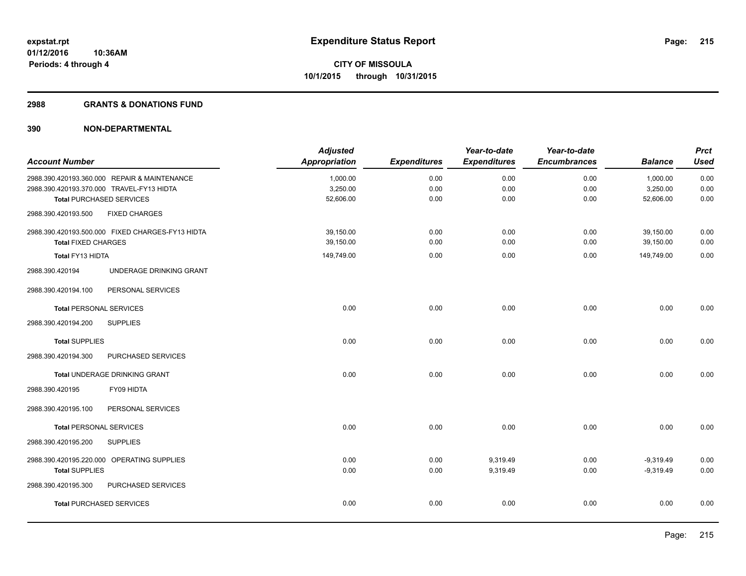**expstat.rpt**
**01/12/2016 10:36AM**
**Periods: 4 through 4**

# Expenditure Status Report

**CITY OF MISSOULA**
**10/1/2015 through 10/31/2015**

## 2988 GRANTS & DONATIONS FUND

## 390 NON-DEPARTMENTAL

| Account Number | Adjusted Appropriation | Expenditures | Year-to-date Expenditures | Year-to-date Encumbrances | Balance | Prct Used |
|---|---|---|---|---|---|---|
| 2988.390.420193.360.000 REPAIR & MAINTENANCE | 1,000.00 | 0.00 | 0.00 | 0.00 | 1,000.00 | 0.00 |
| 2988.390.420193.370.000 TRAVEL-FY13 HIDTA | 3,250.00 | 0.00 | 0.00 | 0.00 | 3,250.00 | 0.00 |
| **Total** PURCHASED SERVICES | 52,606.00 | 0.00 | 0.00 | 0.00 | 52,606.00 | 0.00 |
| 2988.390.420193.500 FIXED CHARGES | | | | | | |
| 2988.390.420193.500.000 FIXED CHARGES-FY13 HIDTA | 39,150.00 | 0.00 | 0.00 | 0.00 | 39,150.00 | 0.00 |
| **Total** FIXED CHARGES | 39,150.00 | 0.00 | 0.00 | 0.00 | 39,150.00 | 0.00 |
| **Total** FY13 HIDTA | 149,749.00 | 0.00 | 0.00 | 0.00 | 149,749.00 | 0.00 |
| 2988.390.420194 UNDERAGE DRINKING GRANT | | | | | | |
| 2988.390.420194.100 PERSONAL SERVICES | | | | | | |
| **Total** PERSONAL SERVICES | 0.00 | 0.00 | 0.00 | 0.00 | 0.00 | 0.00 |
| 2988.390.420194.200 SUPPLIES | | | | | | |
| **Total** SUPPLIES | 0.00 | 0.00 | 0.00 | 0.00 | 0.00 | 0.00 |
| 2988.390.420194.300 PURCHASED SERVICES | | | | | | |
| **Total** UNDERAGE DRINKING GRANT | 0.00 | 0.00 | 0.00 | 0.00 | 0.00 | 0.00 |
| 2988.390.420195 FY09 HIDTA | | | | | | |
| 2988.390.420195.100 PERSONAL SERVICES | | | | | | |
| **Total** PERSONAL SERVICES | 0.00 | 0.00 | 0.00 | 0.00 | 0.00 | 0.00 |
| 2988.390.420195.200 SUPPLIES | | | | | | |
| 2988.390.420195.220.000 OPERATING SUPPLIES | 0.00 | 0.00 | 9,319.49 | 0.00 | -9,319.49 | 0.00 |
| **Total** SUPPLIES | 0.00 | 0.00 | 9,319.49 | 0.00 | -9,319.49 | 0.00 |
| 2988.390.420195.300 PURCHASED SERVICES | | | | | | |
| **Total** PURCHASED SERVICES | 0.00 | 0.00 | 0.00 | 0.00 | 0.00 | 0.00 |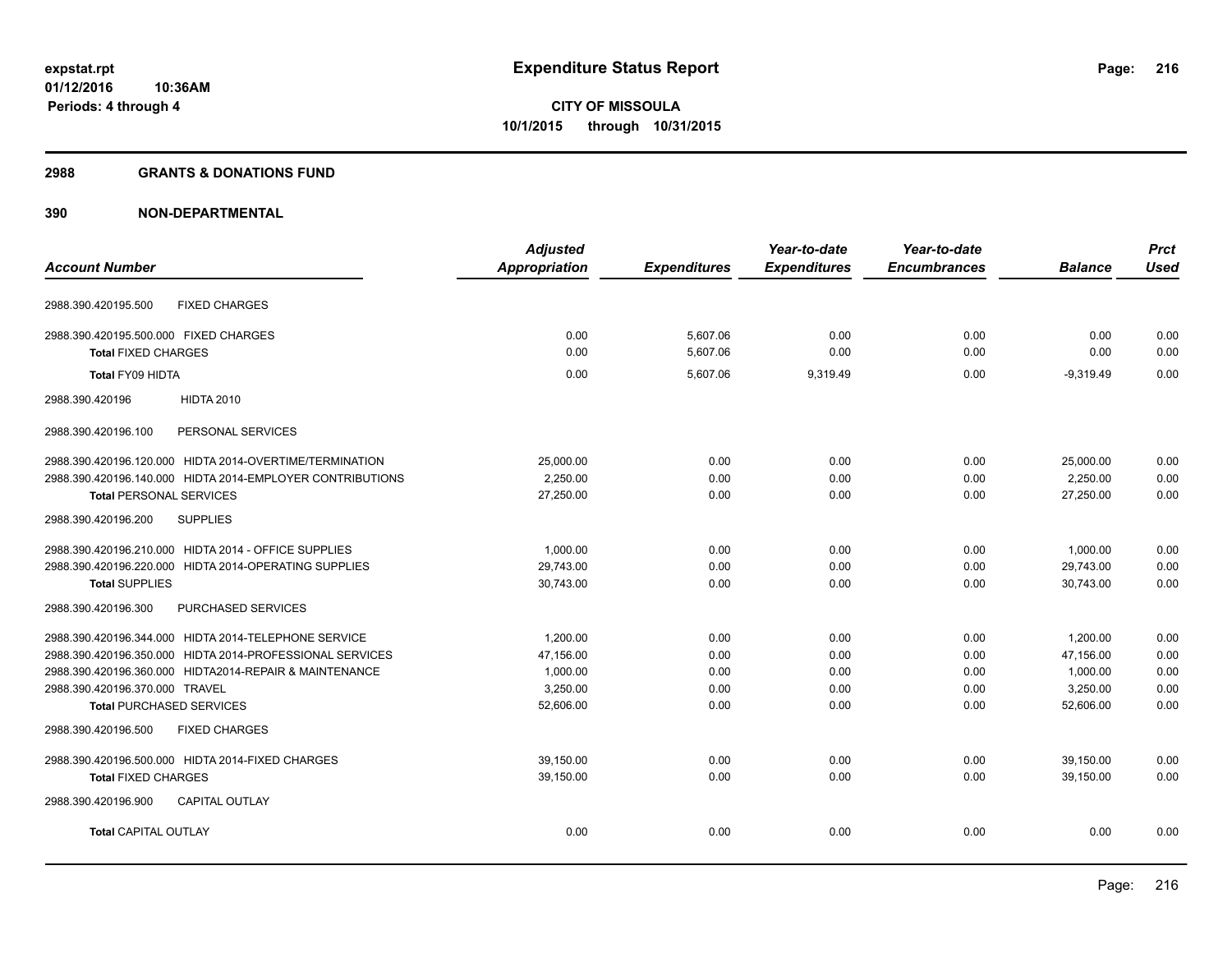# Expenditure Status Report

**CITY OF MISSOULA**

**10/1/2015 through 10/31/2015**

expstat.rpt
01/12/2016 10:36AM
Periods: 4 through 4

## 2988 GRANTS & DONATIONS FUND

## 390 NON-DEPARTMENTAL

| Account Number | Adjusted Appropriation | Expenditures | Year-to-date Expenditures | Year-to-date Encumbrances | Balance | Prct Used |
|---|---|---|---|---|---|---|
| 2988.390.420195.500 FIXED CHARGES | | | | | | |
| 2988.390.420195.500.000 FIXED CHARGES | 0.00 | 5,607.06 | 0.00 | 0.00 | 0.00 | 0.00 |
| **Total** FIXED CHARGES | 0.00 | 5,607.06 | 0.00 | 0.00 | 0.00 | 0.00 |
| **Total** FY09 HIDTA | 0.00 | 5,607.06 | 9,319.49 | 0.00 | -9,319.49 | 0.00 |
| 2988.390.420196 HIDTA 2010 | | | | | | |
| 2988.390.420196.100 PERSONAL SERVICES | | | | | | |
| 2988.390.420196.120.000 HIDTA 2014-OVERTIME/TERMINATION | 25,000.00 | 0.00 | 0.00 | 0.00 | 25,000.00 | 0.00 |
| 2988.390.420196.140.000 HIDTA 2014-EMPLOYER CONTRIBUTIONS | 2,250.00 | 0.00 | 0.00 | 0.00 | 2,250.00 | 0.00 |
| **Total** PERSONAL SERVICES | 27,250.00 | 0.00 | 0.00 | 0.00 | 27,250.00 | 0.00 |
| 2988.390.420196.200 SUPPLIES | | | | | | |
| 2988.390.420196.210.000 HIDTA 2014 - OFFICE SUPPLIES | 1,000.00 | 0.00 | 0.00 | 0.00 | 1,000.00 | 0.00 |
| 2988.390.420196.220.000 HIDTA 2014-OPERATING SUPPLIES | 29,743.00 | 0.00 | 0.00 | 0.00 | 29,743.00 | 0.00 |
| **Total** SUPPLIES | 30,743.00 | 0.00 | 0.00 | 0.00 | 30,743.00 | 0.00 |
| 2988.390.420196.300 PURCHASED SERVICES | | | | | | |
| 2988.390.420196.344.000 HIDTA 2014-TELEPHONE SERVICE | 1,200.00 | 0.00 | 0.00 | 0.00 | 1,200.00 | 0.00 |
| 2988.390.420196.350.000 HIDTA 2014-PROFESSIONAL SERVICES | 47,156.00 | 0.00 | 0.00 | 0.00 | 47,156.00 | 0.00 |
| 2988.390.420196.360.000 HIDTA2014-REPAIR & MAINTENANCE | 1,000.00 | 0.00 | 0.00 | 0.00 | 1,000.00 | 0.00 |
| 2988.390.420196.370.000 TRAVEL | 3,250.00 | 0.00 | 0.00 | 0.00 | 3,250.00 | 0.00 |
| **Total** PURCHASED SERVICES | 52,606.00 | 0.00 | 0.00 | 0.00 | 52,606.00 | 0.00 |
| 2988.390.420196.500 FIXED CHARGES | | | | | | |
| 2988.390.420196.500.000 HIDTA 2014-FIXED CHARGES | 39,150.00 | 0.00 | 0.00 | 0.00 | 39,150.00 | 0.00 |
| **Total** FIXED CHARGES | 39,150.00 | 0.00 | 0.00 | 0.00 | 39,150.00 | 0.00 |
| 2988.390.420196.900 CAPITAL OUTLAY | | | | | | |
| **Total** CAPITAL OUTLAY | 0.00 | 0.00 | 0.00 | 0.00 | 0.00 | 0.00 |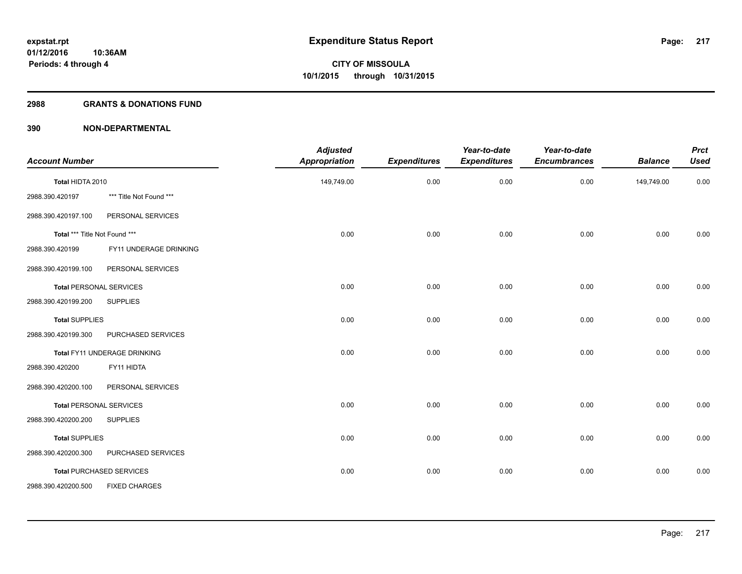# Expenditure Status Report

**CITY OF MISSOULA**
**10/1/2015 through 10/31/2015**

expstat.rpt
01/12/2016 10:36AM
Periods: 4 through 4

## 2988 GRANTS & DONATIONS FUND

## 390 NON-DEPARTMENTAL

| Account Number | | Adjusted Appropriation | Expenditures | Year-to-date Expenditures | Year-to-date Encumbrances | Balance | Prct Used |
|---|---|---|---|---|---|---|---|
| **Total HIDTA 2010** | | 149,749.00 | 0.00 | 0.00 | 0.00 | 149,749.00 | 0.00 |
| 2988.390.420197 | *** Title Not Found *** | | | | | | |
| 2988.390.420197.100 | PERSONAL SERVICES | | | | | | |
| **Total *** Title Not Found *** ** | | 0.00 | 0.00 | 0.00 | 0.00 | 0.00 | 0.00 |
| 2988.390.420199 | FY11 UNDERAGE DRINKING | | | | | | |
| 2988.390.420199.100 | PERSONAL SERVICES | | | | | | |
| **Total PERSONAL SERVICES** | | 0.00 | 0.00 | 0.00 | 0.00 | 0.00 | 0.00 |
| 2988.390.420199.200 | SUPPLIES | | | | | | |
| **Total SUPPLIES** | | 0.00 | 0.00 | 0.00 | 0.00 | 0.00 | 0.00 |
| 2988.390.420199.300 | PURCHASED SERVICES | | | | | | |
| **Total FY11 UNDERAGE DRINKING** | | 0.00 | 0.00 | 0.00 | 0.00 | 0.00 | 0.00 |
| 2988.390.420200 | FY11 HIDTA | | | | | | |
| 2988.390.420200.100 | PERSONAL SERVICES | | | | | | |
| **Total PERSONAL SERVICES** | | 0.00 | 0.00 | 0.00 | 0.00 | 0.00 | 0.00 |
| 2988.390.420200.200 | SUPPLIES | | | | | | |
| **Total SUPPLIES** | | 0.00 | 0.00 | 0.00 | 0.00 | 0.00 | 0.00 |
| 2988.390.420200.300 | PURCHASED SERVICES | | | | | | |
| **Total PURCHASED SERVICES** | | 0.00 | 0.00 | 0.00 | 0.00 | 0.00 | 0.00 |
| 2988.390.420200.500 | FIXED CHARGES | | | | | | |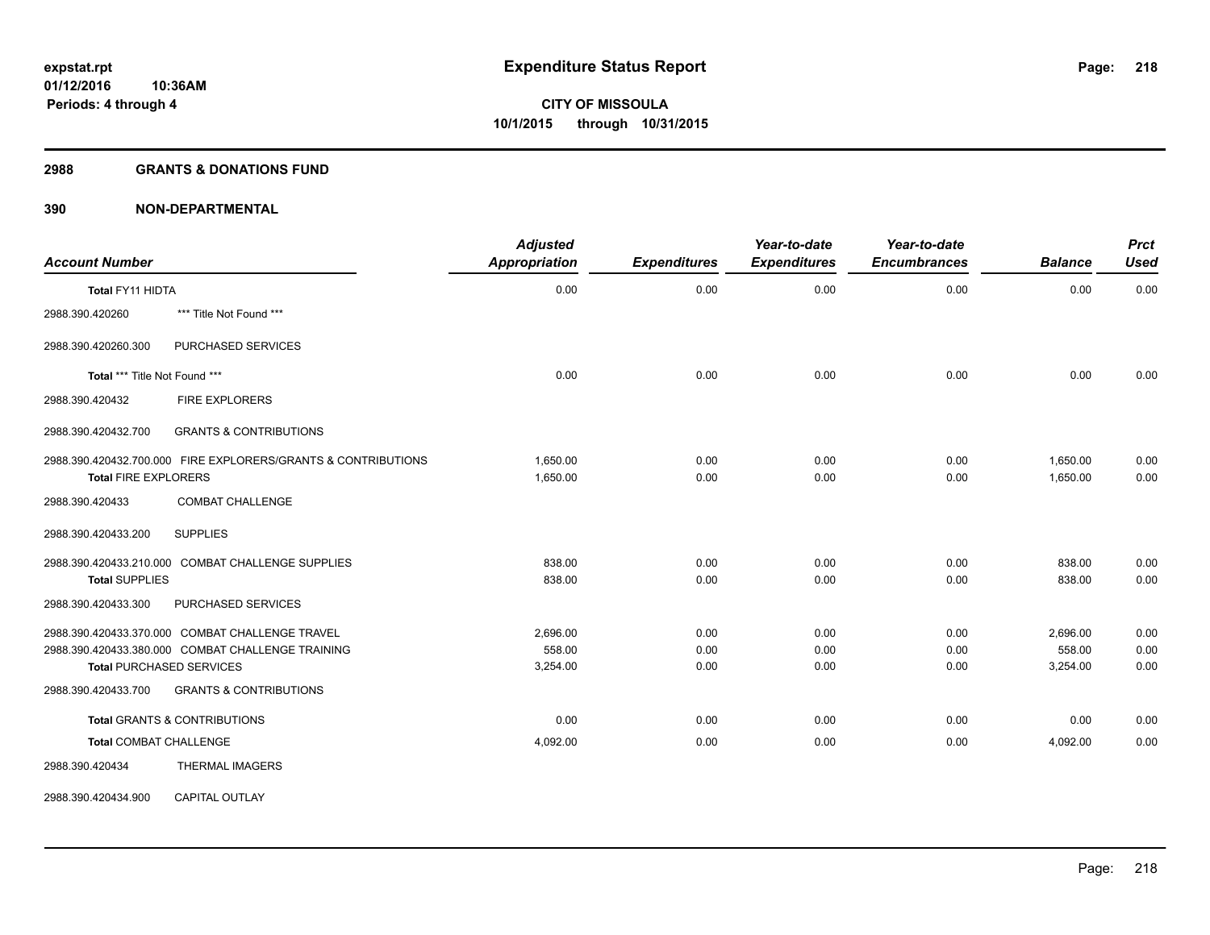# Expenditure Status Report

**CITY OF MISSOULA**
**10/1/2015 through 10/31/2015**

expstat.rpt
01/12/2016 10:36AM
Periods: 4 through 4

## 2988 GRANTS & DONATIONS FUND

## 390 NON-DEPARTMENTAL

| Account Number | Adjusted Appropriation | Expenditures | Year-to-date Expenditures | Year-to-date Encumbrances | Balance | Prct Used |
|---|---|---|---|---|---|---|
| **Total** FY11 HIDTA | 0.00 | 0.00 | 0.00 | 0.00 | 0.00 | 0.00 |
| 2988.390.420260 *** Title Not Found *** | | | | | | |
| 2988.390.420260.300 PURCHASED SERVICES | | | | | | |
| **Total** *** Title Not Found *** | 0.00 | 0.00 | 0.00 | 0.00 | 0.00 | 0.00 |
| 2988.390.420432 FIRE EXPLORERS | | | | | | |
| 2988.390.420432.700 GRANTS & CONTRIBUTIONS | | | | | | |
| 2988.390.420432.700.000 FIRE EXPLORERS/GRANTS & CONTRIBUTIONS | 1,650.00 | 0.00 | 0.00 | 0.00 | 1,650.00 | 0.00 |
| **Total** FIRE EXPLORERS | 1,650.00 | 0.00 | 0.00 | 0.00 | 1,650.00 | 0.00 |
| 2988.390.420433 COMBAT CHALLENGE | | | | | | |
| 2988.390.420433.200 SUPPLIES | | | | | | |
| 2988.390.420433.210.000 COMBAT CHALLENGE SUPPLIES | 838.00 | 0.00 | 0.00 | 0.00 | 838.00 | 0.00 |
| **Total** SUPPLIES | 838.00 | 0.00 | 0.00 | 0.00 | 838.00 | 0.00 |
| 2988.390.420433.300 PURCHASED SERVICES | | | | | | |
| 2988.390.420433.370.000 COMBAT CHALLENGE TRAVEL | 2,696.00 | 0.00 | 0.00 | 0.00 | 2,696.00 | 0.00 |
| 2988.390.420433.380.000 COMBAT CHALLENGE TRAINING | 558.00 | 0.00 | 0.00 | 0.00 | 558.00 | 0.00 |
| **Total** PURCHASED SERVICES | 3,254.00 | 0.00 | 0.00 | 0.00 | 3,254.00 | 0.00 |
| 2988.390.420433.700 GRANTS & CONTRIBUTIONS | | | | | | |
| **Total** GRANTS & CONTRIBUTIONS | 0.00 | 0.00 | 0.00 | 0.00 | 0.00 | 0.00 |
| **Total** COMBAT CHALLENGE | 4,092.00 | 0.00 | 0.00 | 0.00 | 4,092.00 | 0.00 |
| 2988.390.420434 THERMAL IMAGERS | | | | | | |
| 2988.390.420434.900 CAPITAL OUTLAY | | | | | | |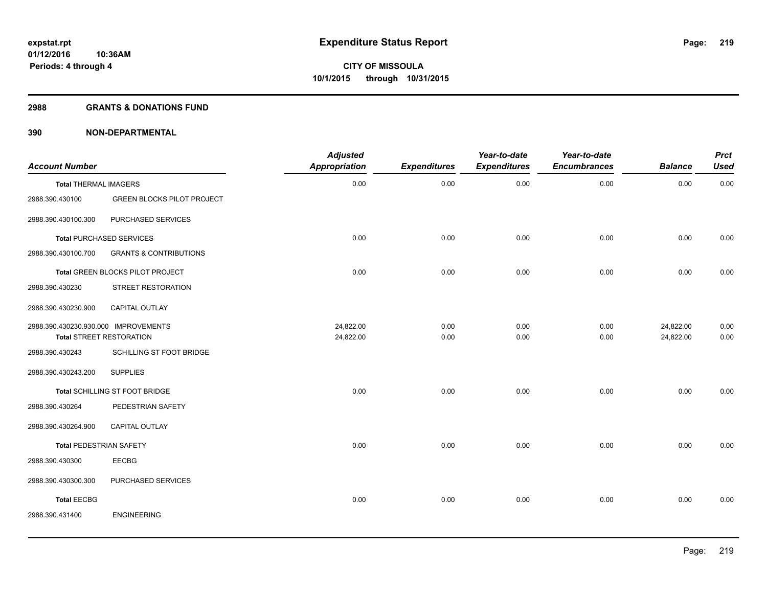**Expenditure Status Report**

**CITY OF MISSOULA**
**10/1/2015 through 10/31/2015**

expstat.rpt
01/12/2016 10:36AM
Periods: 4 through 4

## 2988 GRANTS & DONATIONS FUND

## 390 NON-DEPARTMENTAL

| Account Number | | Adjusted Appropriation | Expenditures | Year-to-date Expenditures | Year-to-date Encumbrances | Balance | Prct Used |
|---|---|---|---|---|---|---|---|
| **Total** THERMAL IMAGERS | | 0.00 | 0.00 | 0.00 | 0.00 | 0.00 | 0.00 |
| 2988.390.430100 | GREEN BLOCKS PILOT PROJECT | | | | | | |
| 2988.390.430100.300 | PURCHASED SERVICES | | | | | | |
| **Total** PURCHASED SERVICES | | 0.00 | 0.00 | 0.00 | 0.00 | 0.00 | 0.00 |
| 2988.390.430100.700 | GRANTS & CONTRIBUTIONS | | | | | | |
| **Total** GREEN BLOCKS PILOT PROJECT | | 0.00 | 0.00 | 0.00 | 0.00 | 0.00 | 0.00 |
| 2988.390.430230 | STREET RESTORATION | | | | | | |
| 2988.390.430230.900 | CAPITAL OUTLAY | | | | | | |
| 2988.390.430230.930.000 | IMPROVEMENTS | 24,822.00 | 0.00 | 0.00 | 0.00 | 24,822.00 | 0.00 |
| **Total** STREET RESTORATION | | 24,822.00 | 0.00 | 0.00 | 0.00 | 24,822.00 | 0.00 |
| 2988.390.430243 | SCHILLING ST FOOT BRIDGE | | | | | | |
| 2988.390.430243.200 | SUPPLIES | | | | | | |
| **Total** SCHILLING ST FOOT BRIDGE | | 0.00 | 0.00 | 0.00 | 0.00 | 0.00 | 0.00 |
| 2988.390.430264 | PEDESTRIAN SAFETY | | | | | | |
| 2988.390.430264.900 | CAPITAL OUTLAY | | | | | | |
| **Total** PEDESTRIAN SAFETY | | 0.00 | 0.00 | 0.00 | 0.00 | 0.00 | 0.00 |
| 2988.390.430300 | EECBG | | | | | | |
| 2988.390.430300.300 | PURCHASED SERVICES | | | | | | |
| **Total** EECBG | | 0.00 | 0.00 | 0.00 | 0.00 | 0.00 | 0.00 |
| 2988.390.431400 | ENGINEERING | | | | | | |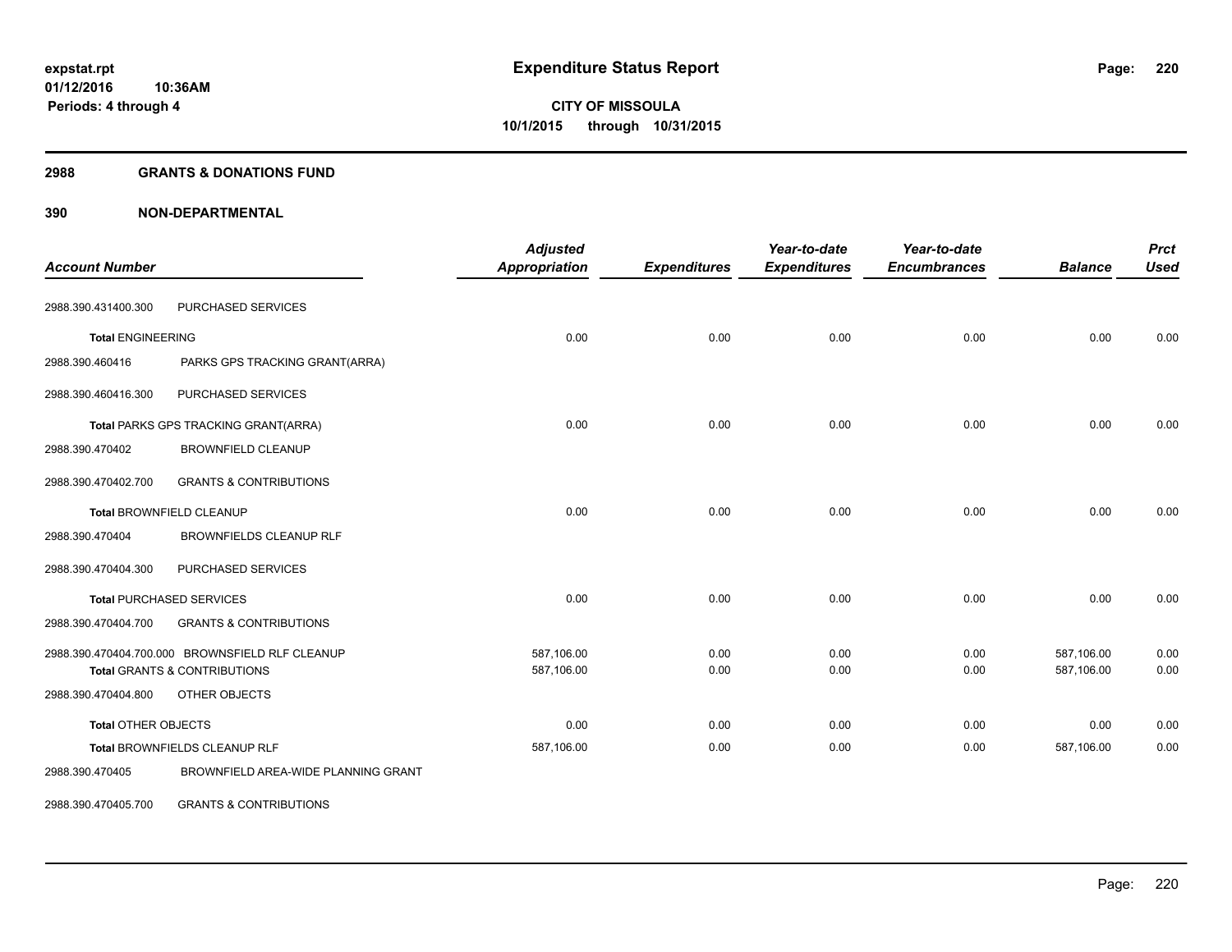# Expenditure Status Report

expstat.rpt
01/12/2016 10:36AM
Periods: 4 through 4

**CITY OF MISSOULA**
**10/1/2015 through 10/31/2015**

## 2988 GRANTS & DONATIONS FUND

## 390 NON-DEPARTMENTAL

| Account Number | | Adjusted Appropriation | Expenditures | Year-to-date Expenditures | Year-to-date Encumbrances | Balance | Prct Used |
|---|---|---|---|---|---|---|---|
| 2988.390.431400.300 | PURCHASED SERVICES | | | | | | |
| **Total** ENGINEERING | | 0.00 | 0.00 | 0.00 | 0.00 | 0.00 | 0.00 |
| 2988.390.460416 | PARKS GPS TRACKING GRANT(ARRA) | | | | | | |
| 2988.390.460416.300 | PURCHASED SERVICES | | | | | | |
| **Total** PARKS GPS TRACKING GRANT(ARRA) | | 0.00 | 0.00 | 0.00 | 0.00 | 0.00 | 0.00 |
| 2988.390.470402 | BROWNFIELD CLEANUP | | | | | | |
| 2988.390.470402.700 | GRANTS & CONTRIBUTIONS | | | | | | |
| **Total** BROWNFIELD CLEANUP | | 0.00 | 0.00 | 0.00 | 0.00 | 0.00 | 0.00 |
| 2988.390.470404 | BROWNFIELDS CLEANUP RLF | | | | | | |
| 2988.390.470404.300 | PURCHASED SERVICES | | | | | | |
| **Total** PURCHASED SERVICES | | 0.00 | 0.00 | 0.00 | 0.00 | 0.00 | 0.00 |
| 2988.390.470404.700 | GRANTS & CONTRIBUTIONS | | | | | | |
| 2988.390.470404.700.000 | BROWNSFIELD RLF CLEANUP | 587,106.00 | 0.00 | 0.00 | 0.00 | 587,106.00 | 0.00 |
| **Total** GRANTS & CONTRIBUTIONS | | 587,106.00 | 0.00 | 0.00 | 0.00 | 587,106.00 | 0.00 |
| 2988.390.470404.800 | OTHER OBJECTS | | | | | | |
| **Total** OTHER OBJECTS | | 0.00 | 0.00 | 0.00 | 0.00 | 0.00 | 0.00 |
| **Total** BROWNFIELDS CLEANUP RLF | | 587,106.00 | 0.00 | 0.00 | 0.00 | 587,106.00 | 0.00 |
| 2988.390.470405 | BROWNFIELD AREA-WIDE PLANNING GRANT | | | | | | |
| 2988.390.470405.700 | GRANTS & CONTRIBUTIONS | | | | | | |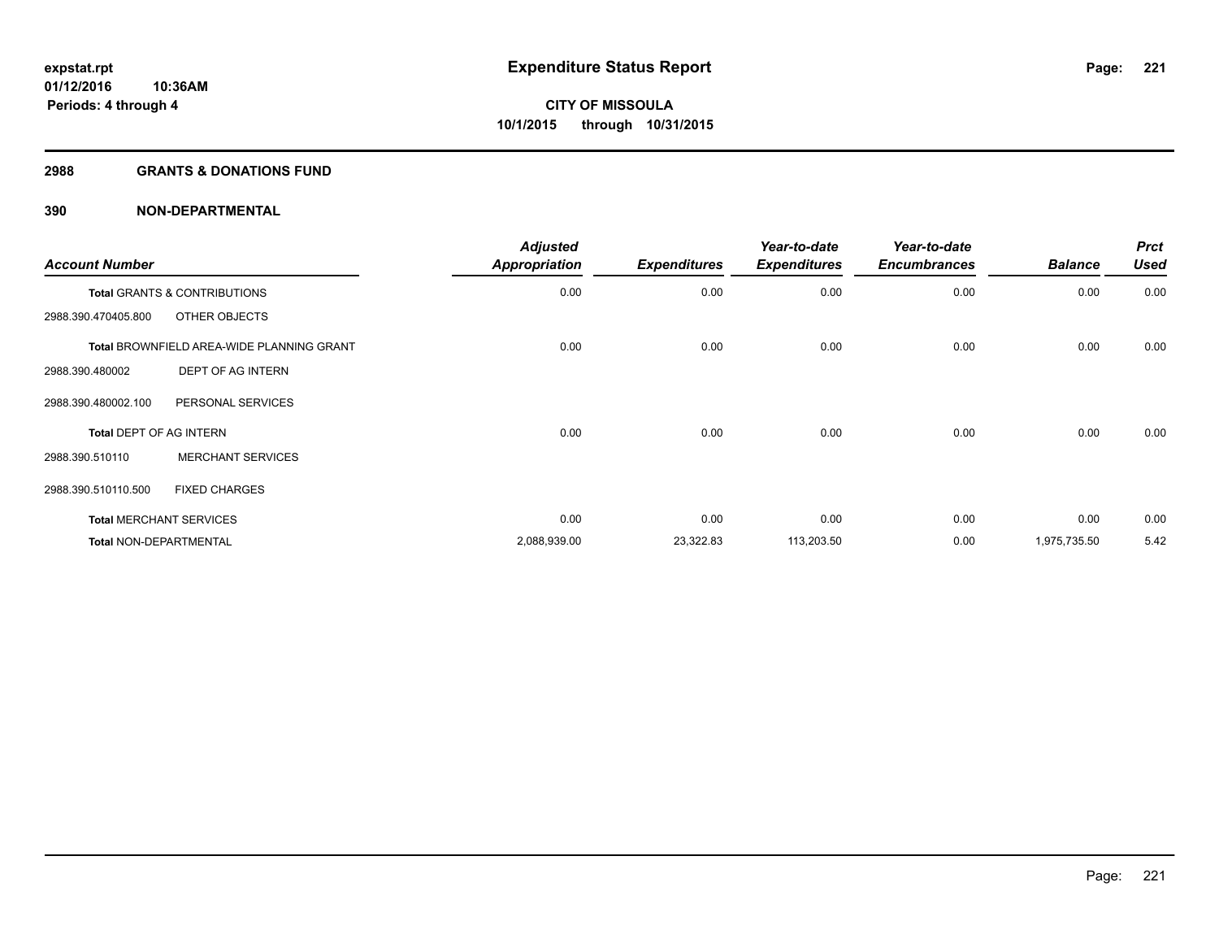**Expenditure Status Report**

**CITY OF MISSOULA**

**10/1/2015 through 10/31/2015**

expstat.rpt
01/12/2016 10:36AM
Periods: 4 through 4

## 2988 GRANTS & DONATIONS FUND

## 390 NON-DEPARTMENTAL

| Account Number | | Adjusted Appropriation | Expenditures | Year-to-date Expenditures | Year-to-date Encumbrances | Balance | Prct Used |
|---|---|---|---|---|---|---|---|
| **Total** GRANTS & CONTRIBUTIONS | | 0.00 | 0.00 | 0.00 | 0.00 | 0.00 | 0.00 |
| 2988.390.470405.800 | OTHER OBJECTS | | | | | | |
| **Total** BROWNFIELD AREA-WIDE PLANNING GRANT | | 0.00 | 0.00 | 0.00 | 0.00 | 0.00 | 0.00 |
| 2988.390.480002 | DEPT OF AG INTERN | | | | | | |
| 2988.390.480002.100 | PERSONAL SERVICES | | | | | | |
| **Total** DEPT OF AG INTERN | | 0.00 | 0.00 | 0.00 | 0.00 | 0.00 | 0.00 |
| 2988.390.510110 | MERCHANT SERVICES | | | | | | |
| 2988.390.510110.500 | FIXED CHARGES | | | | | | |
| **Total** MERCHANT SERVICES | | 0.00 | 0.00 | 0.00 | 0.00 | 0.00 | 0.00 |
| **Total** NON-DEPARTMENTAL | | 2,088,939.00 | 23,322.83 | 113,203.50 | 0.00 | 1,975,735.50 | 5.42 |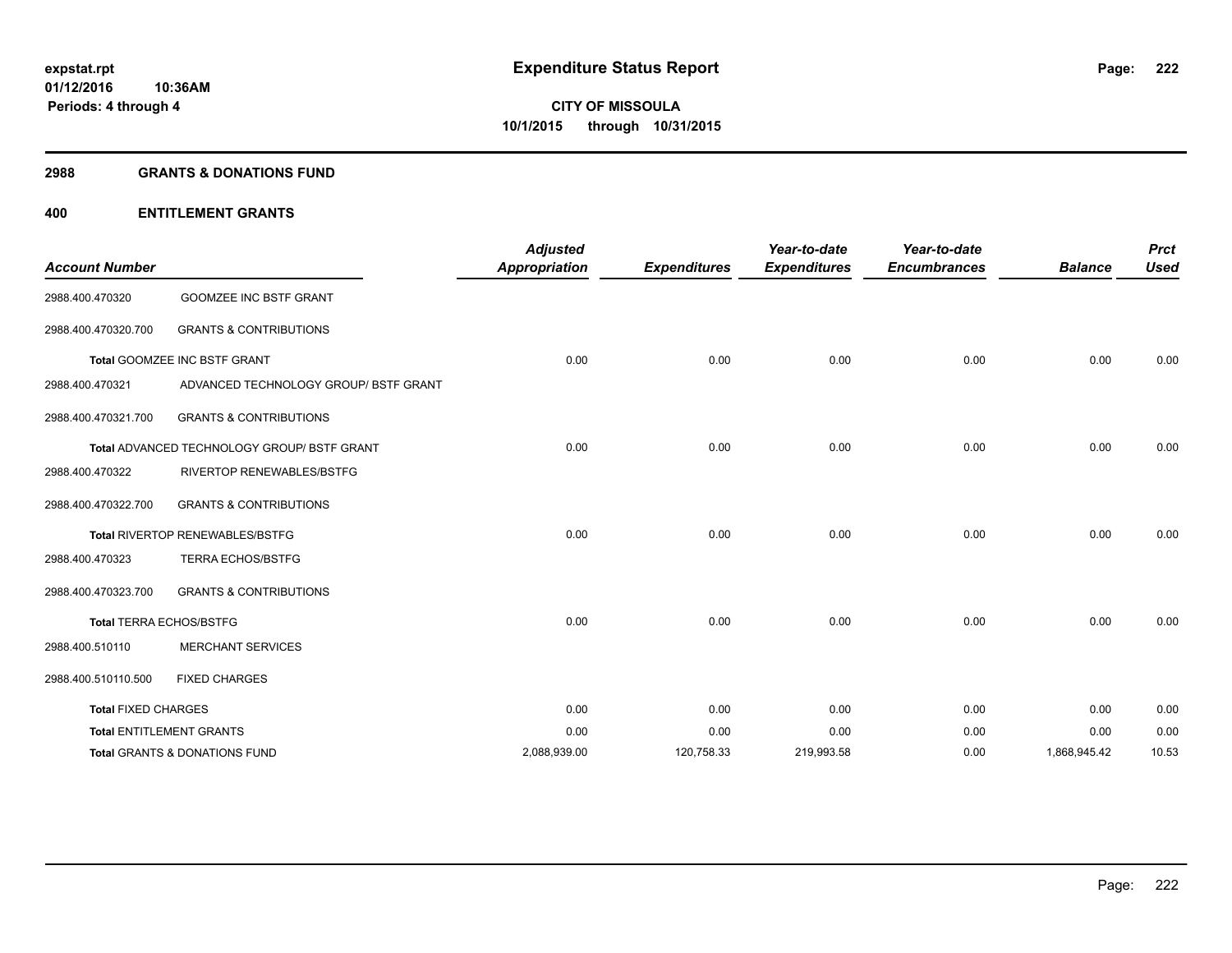# Expenditure Status Report

**CITY OF MISSOULA**
**10/1/2015 through 10/31/2015**

expstat.rpt
01/12/2016 10:36AM
Periods: 4 through 4

## 2988 GRANTS & DONATIONS FUND

## 400 ENTITLEMENT GRANTS

| Account Number | | Adjusted Appropriation | Expenditures | Year-to-date Expenditures | Year-to-date Encumbrances | Balance | Prct Used |
|---|---|---|---|---|---|---|---|
| 2988.400.470320 | GOOMZEE INC BSTF GRANT | | | | | | |
| 2988.400.470320.700 | GRANTS & CONTRIBUTIONS | | | | | | |
| **Total** GOOMZEE INC BSTF GRANT | | 0.00 | 0.00 | 0.00 | 0.00 | 0.00 | 0.00 |
| 2988.400.470321 | ADVANCED TECHNOLOGY GROUP/ BSTF GRANT | | | | | | |
| 2988.400.470321.700 | GRANTS & CONTRIBUTIONS | | | | | | |
| **Total** ADVANCED TECHNOLOGY GROUP/ BSTF GRANT | | 0.00 | 0.00 | 0.00 | 0.00 | 0.00 | 0.00 |
| 2988.400.470322 | RIVERTOP RENEWABLES/BSTFG | | | | | | |
| 2988.400.470322.700 | GRANTS & CONTRIBUTIONS | | | | | | |
| **Total** RIVERTOP RENEWABLES/BSTFG | | 0.00 | 0.00 | 0.00 | 0.00 | 0.00 | 0.00 |
| 2988.400.470323 | TERRA ECHOS/BSTFG | | | | | | |
| 2988.400.470323.700 | GRANTS & CONTRIBUTIONS | | | | | | |
| **Total** TERRA ECHOS/BSTFG | | 0.00 | 0.00 | 0.00 | 0.00 | 0.00 | 0.00 |
| 2988.400.510110 | MERCHANT SERVICES | | | | | | |
| 2988.400.510110.500 | FIXED CHARGES | | | | | | |
| **Total** FIXED CHARGES | | 0.00 | 0.00 | 0.00 | 0.00 | 0.00 | 0.00 |
| **Total** ENTITLEMENT GRANTS | | 0.00 | 0.00 | 0.00 | 0.00 | 0.00 | 0.00 |
| **Total** GRANTS & DONATIONS FUND | | 2,088,939.00 | 120,758.33 | 219,993.58 | 0.00 | 1,868,945.42 | 10.53 |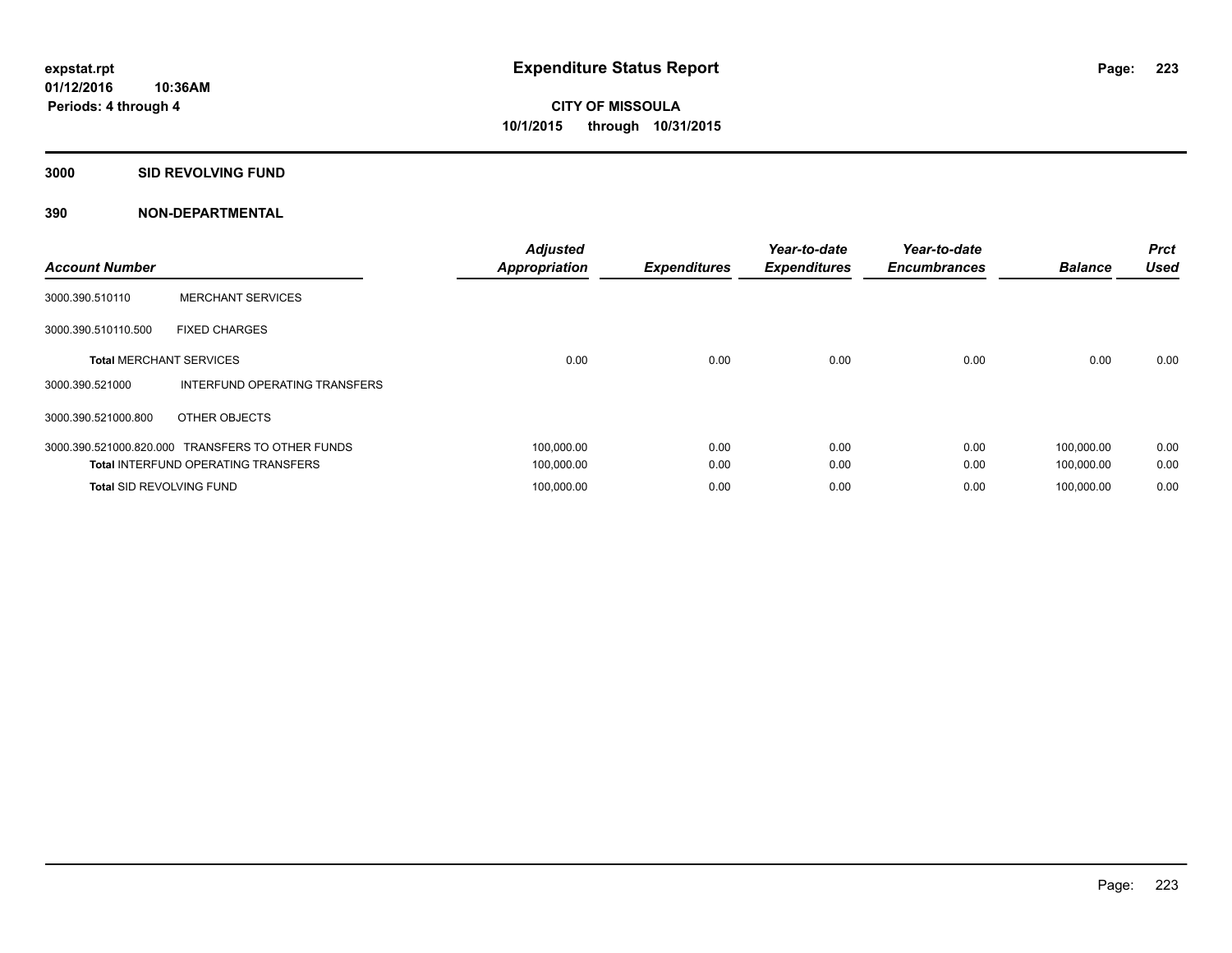# Expenditure Status Report

**CITY OF MISSOULA**
**10/1/2015 through 10/31/2015**

expstat.rpt
01/12/2016 10:36AM
Periods: 4 through 4

## 3000 SID REVOLVING FUND

## 390 NON-DEPARTMENTAL

| Account Number | | Adjusted Appropriation | Expenditures | Year-to-date Expenditures | Year-to-date Encumbrances | Balance | Prct Used |
|---|---|---|---|---|---|---|---|
| 3000.390.510110 | MERCHANT SERVICES | | | | | | |
| 3000.390.510110.500 | FIXED CHARGES | | | | | | |
| **Total** MERCHANT SERVICES | | 0.00 | 0.00 | 0.00 | 0.00 | 0.00 | 0.00 |
| 3000.390.521000 | INTERFUND OPERATING TRANSFERS | | | | | | |
| 3000.390.521000.800 | OTHER OBJECTS | | | | | | |
| 3000.390.521000.820.000 | TRANSFERS TO OTHER FUNDS | 100,000.00 | 0.00 | 0.00 | 0.00 | 100,000.00 | 0.00 |
| **Total** INTERFUND OPERATING TRANSFERS | | 100,000.00 | 0.00 | 0.00 | 0.00 | 100,000.00 | 0.00 |
| **Total** SID REVOLVING FUND | | 100,000.00 | 0.00 | 0.00 | 0.00 | 100,000.00 | 0.00 |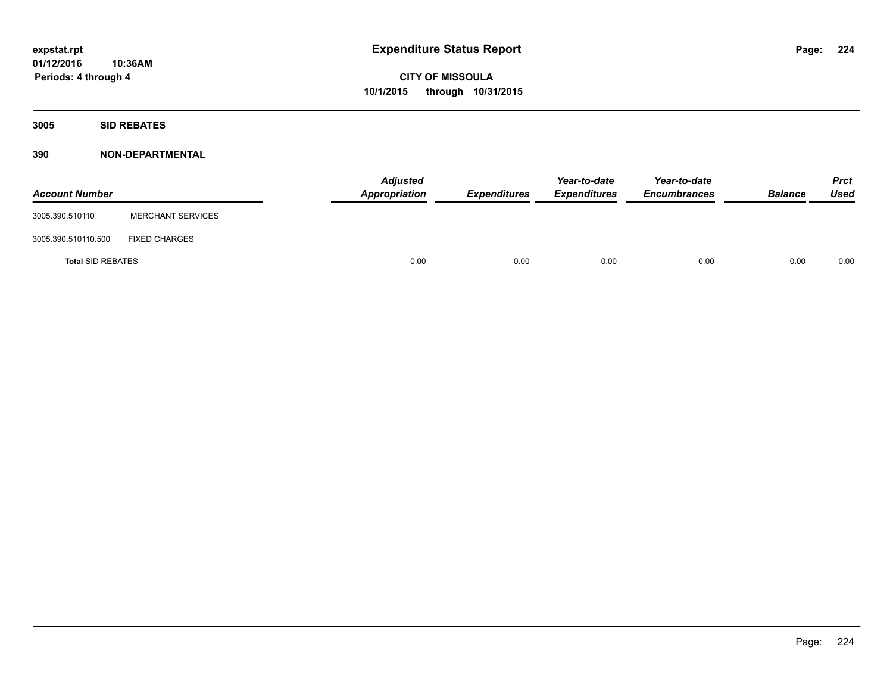# Expenditure Status Report

**CITY OF MISSOULA**
**10/1/2015 through 10/31/2015**

expstat.rpt
01/12/2016 10:36AM
Periods: 4 through 4

## 3005 SID REBATES

## 390 NON-DEPARTMENTAL

| Account Number | | Adjusted Appropriation | Expenditures | Year-to-date Expenditures | Year-to-date Encumbrances | Balance | Prct Used |
|---|---|---|---|---|---|---|---|
| 3005.390.510110 | MERCHANT SERVICES | | | | | | |
| 3005.390.510110.500 | FIXED CHARGES | | | | | | |
| **Total** SID REBATES | | 0.00 | 0.00 | 0.00 | 0.00 | 0.00 | 0.00 |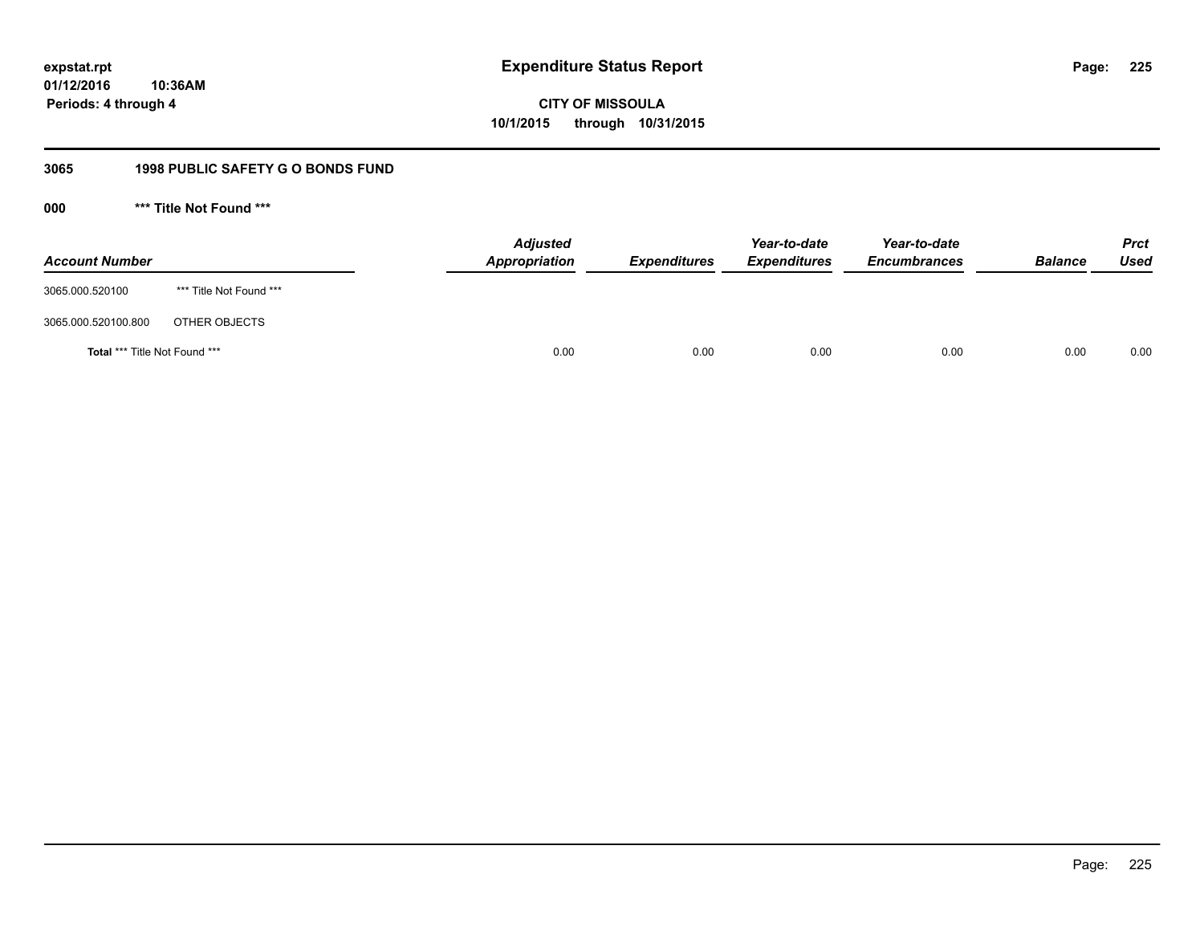**expstat.rpt**
**01/12/2016 10:36AM**
**Periods: 4 through 4**

# Expenditure Status Report

**CITY OF MISSOULA**
**10/1/2015 through 10/31/2015**

## 3065 1998 PUBLIC SAFETY G O BONDS FUND

### 000 *** Title Not Found ***

| Account Number | | Adjusted Appropriation | Expenditures | Year-to-date Expenditures | Year-to-date Encumbrances | Balance | Prct Used |
|---|---|---|---|---|---|---|---|
| 3065.000.520100 | *** Title Not Found *** | | | | | | |
| 3065.000.520100.800 | OTHER OBJECTS | | | | | | |
| **Total** *** Title Not Found *** | | 0.00 | 0.00 | 0.00 | 0.00 | 0.00 | 0.00 |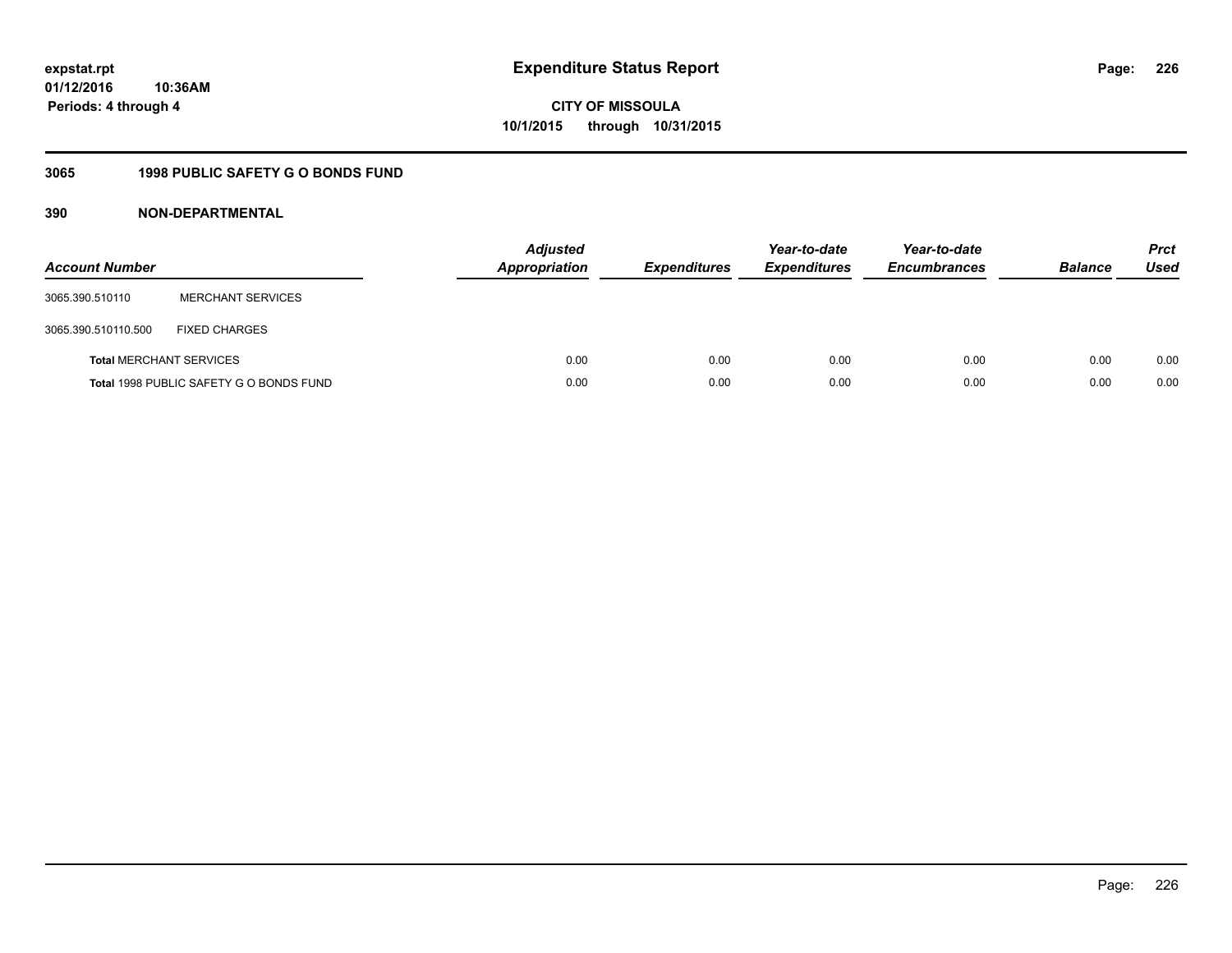# Expenditure Status Report

**CITY OF MISSOULA**
**10/1/2015 through 10/31/2015**

expstat.rpt
01/12/2016 10:36AM
Periods: 4 through 4

## 3065 1998 PUBLIC SAFETY G O BONDS FUND

### 390 NON-DEPARTMENTAL

| Account Number | | Adjusted Appropriation | Expenditures | Year-to-date Expenditures | Year-to-date Encumbrances | Balance | Prct Used |
|---|---|---|---|---|---|---|---|
| 3065.390.510110 | MERCHANT SERVICES | | | | | | |
| 3065.390.510110.500 | FIXED CHARGES | | | | | | |
| **Total** MERCHANT SERVICES | | 0.00 | 0.00 | 0.00 | 0.00 | 0.00 | 0.00 |
| **Total** 1998 PUBLIC SAFETY G O BONDS FUND | | 0.00 | 0.00 | 0.00 | 0.00 | 0.00 | 0.00 |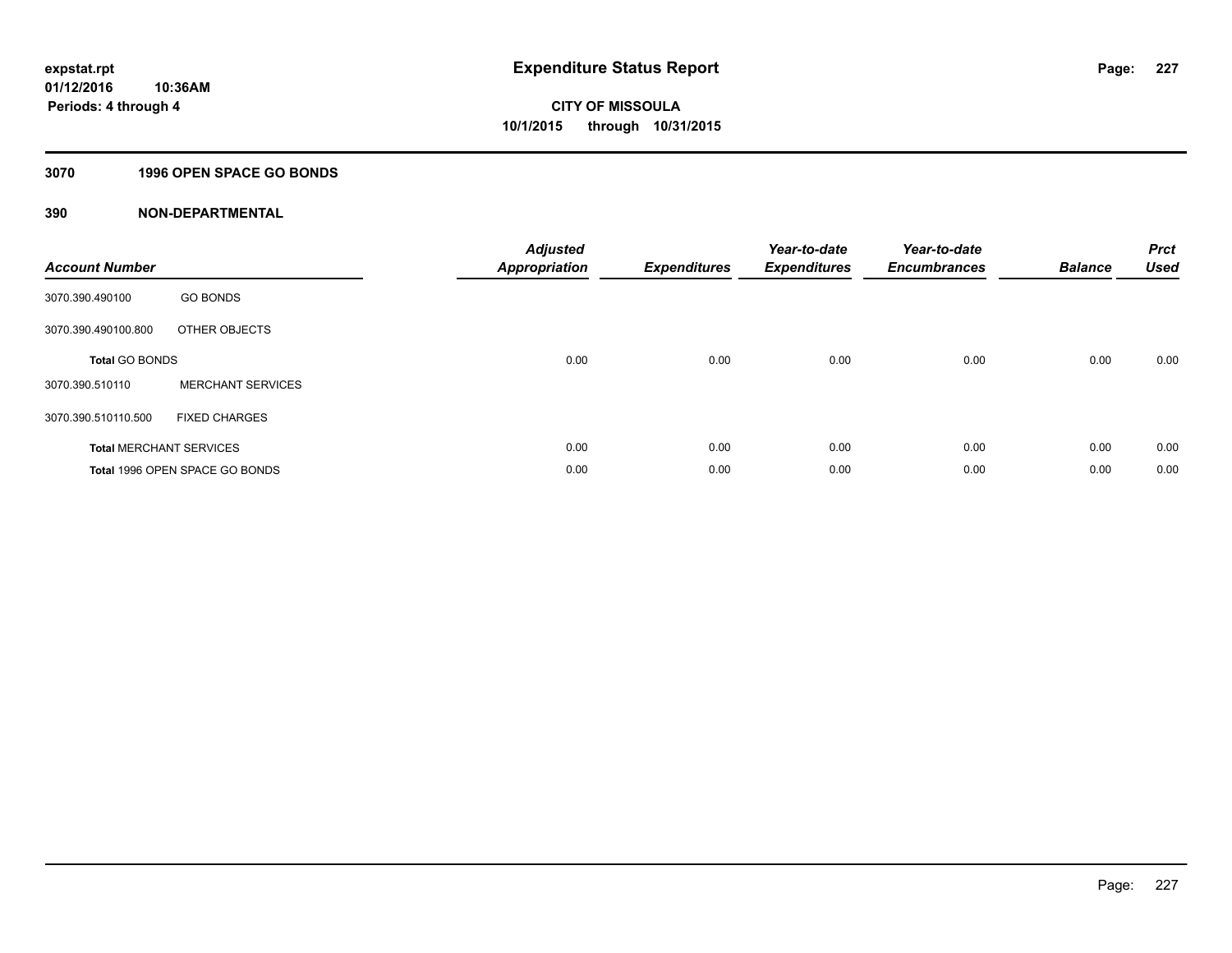**expstat.rpt**
**01/12/2016 10:36AM**
**Periods: 4 through 4**

# Expenditure Status Report

**CITY OF MISSOULA**
**10/1/2015 through 10/31/2015**

## 3070 1996 OPEN SPACE GO BONDS

## 390 NON-DEPARTMENTAL

| Account Number | | *Adjusted Appropriation* | *Expenditures* | *Year-to-date Expenditures* | *Year-to-date Encumbrances* | *Balance* | *Prct Used* |
|---|---|---|---|---|---|---|---|
| 3070.390.490100 | GO BONDS | | | | | | |
| 3070.390.490100.800 | OTHER OBJECTS | | | | | | |
| **Total** GO BONDS | | 0.00 | 0.00 | 0.00 | 0.00 | 0.00 | 0.00 |
| 3070.390.510110 | MERCHANT SERVICES | | | | | | |
| 3070.390.510110.500 | FIXED CHARGES | | | | | | |
| **Total** MERCHANT SERVICES | | 0.00 | 0.00 | 0.00 | 0.00 | 0.00 | 0.00 |
| **Total** 1996 OPEN SPACE GO BONDS | | 0.00 | 0.00 | 0.00 | 0.00 | 0.00 | 0.00 |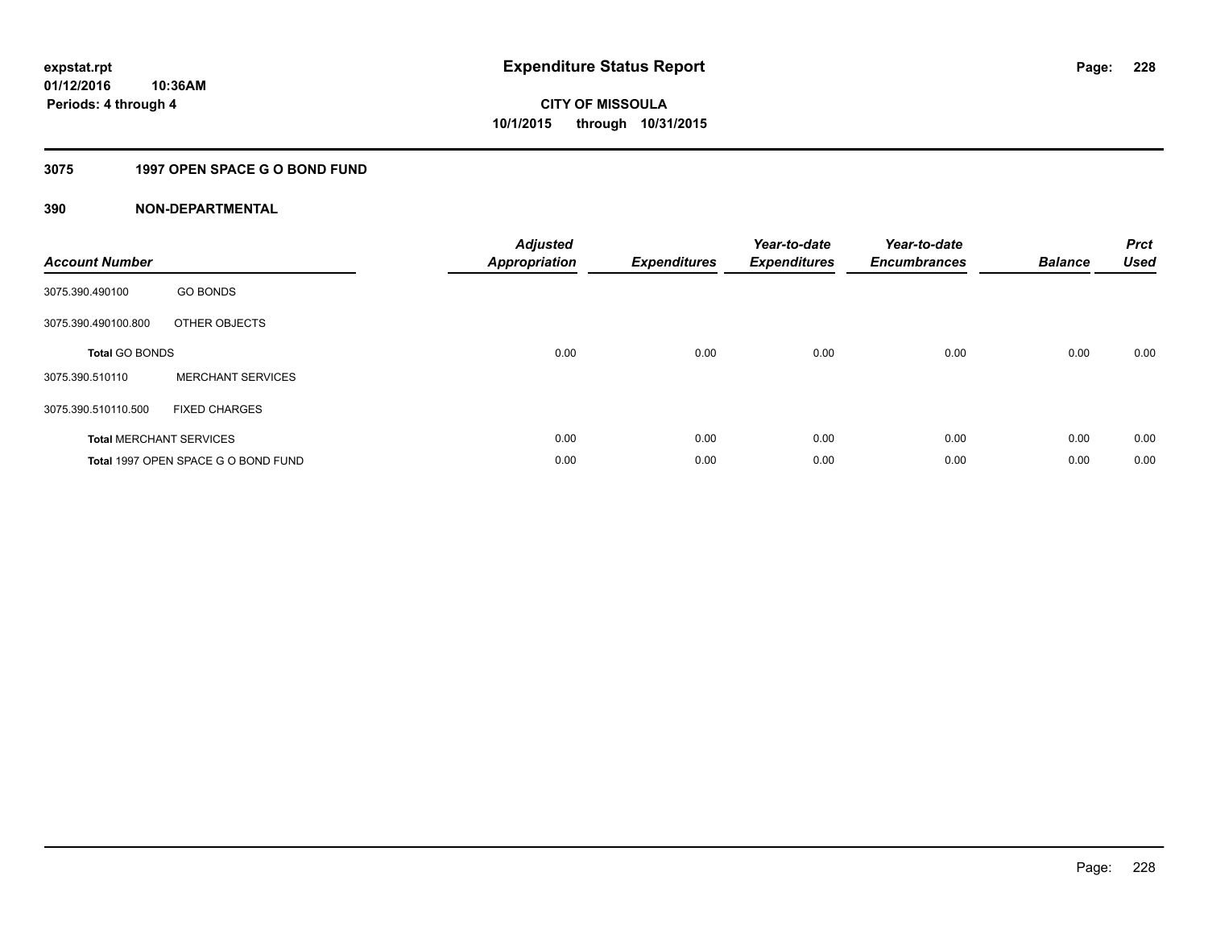expstat.rpt
01/12/2016 10:36AM
Periods: 4 through 4

# Expenditure Status Report

CITY OF MISSOULA
10/1/2015 through 10/31/2015

## 3075 1997 OPEN SPACE G O BOND FUND

### 390 NON-DEPARTMENTAL

| Account Number | | Adjusted Appropriation | Expenditures | Year-to-date Expenditures | Year-to-date Encumbrances | Balance | Prct Used |
|---|---|---|---|---|---|---|---|
| 3075.390.490100 | GO BONDS | | | | | | |
| 3075.390.490100.800 | OTHER OBJECTS | | | | | | |
| **Total** GO BONDS | | 0.00 | 0.00 | 0.00 | 0.00 | 0.00 | 0.00 |
| 3075.390.510110 | MERCHANT SERVICES | | | | | | |
| 3075.390.510110.500 | FIXED CHARGES | | | | | | |
| **Total** MERCHANT SERVICES | | 0.00 | 0.00 | 0.00 | 0.00 | 0.00 | 0.00 |
| **Total** 1997 OPEN SPACE G O BOND FUND | | 0.00 | 0.00 | 0.00 | 0.00 | 0.00 | 0.00 |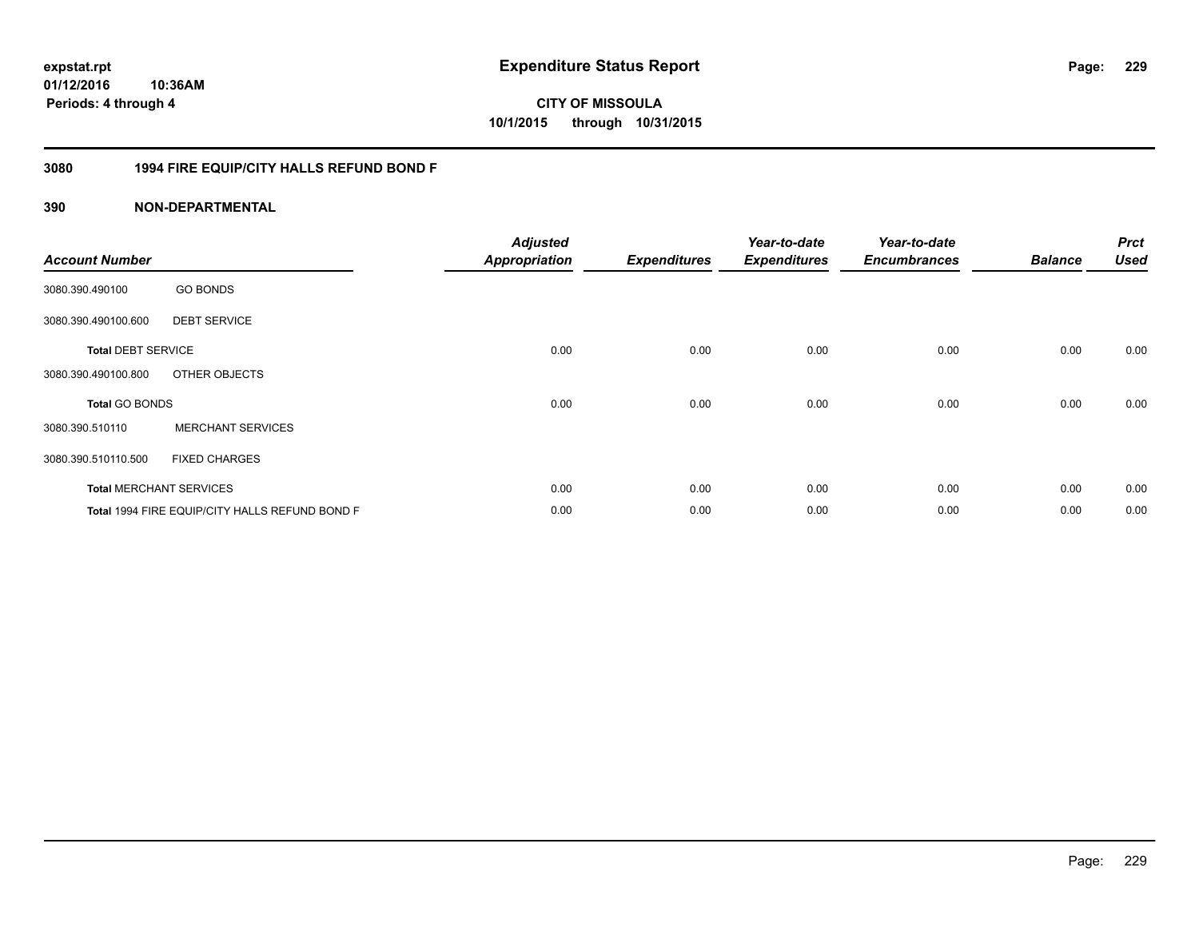# Expenditure Status Report

expstat.rpt
01/12/2016 10:36AM
Periods: 4 through 4

**CITY OF MISSOULA**
**10/1/2015 through 10/31/2015**

## 3080 1994 FIRE EQUIP/CITY HALLS REFUND BOND F

## 390 NON-DEPARTMENTAL

| Account Number | | Adjusted Appropriation | Expenditures | Year-to-date Expenditures | Year-to-date Encumbrances | Balance | Prct Used |
|---|---|---|---|---|---|---|---|
| 3080.390.490100 | GO BONDS | | | | | | |
| 3080.390.490100.600 | DEBT SERVICE | | | | | | |
| **Total** DEBT SERVICE | | 0.00 | 0.00 | 0.00 | 0.00 | 0.00 | 0.00 |
| 3080.390.490100.800 | OTHER OBJECTS | | | | | | |
| **Total** GO BONDS | | 0.00 | 0.00 | 0.00 | 0.00 | 0.00 | 0.00 |
| 3080.390.510110 | MERCHANT SERVICES | | | | | | |
| 3080.390.510110.500 | FIXED CHARGES | | | | | | |
| **Total** MERCHANT SERVICES | | 0.00 | 0.00 | 0.00 | 0.00 | 0.00 | 0.00 |
| **Total** 1994 FIRE EQUIP/CITY HALLS REFUND BOND F | | 0.00 | 0.00 | 0.00 | 0.00 | 0.00 | 0.00 |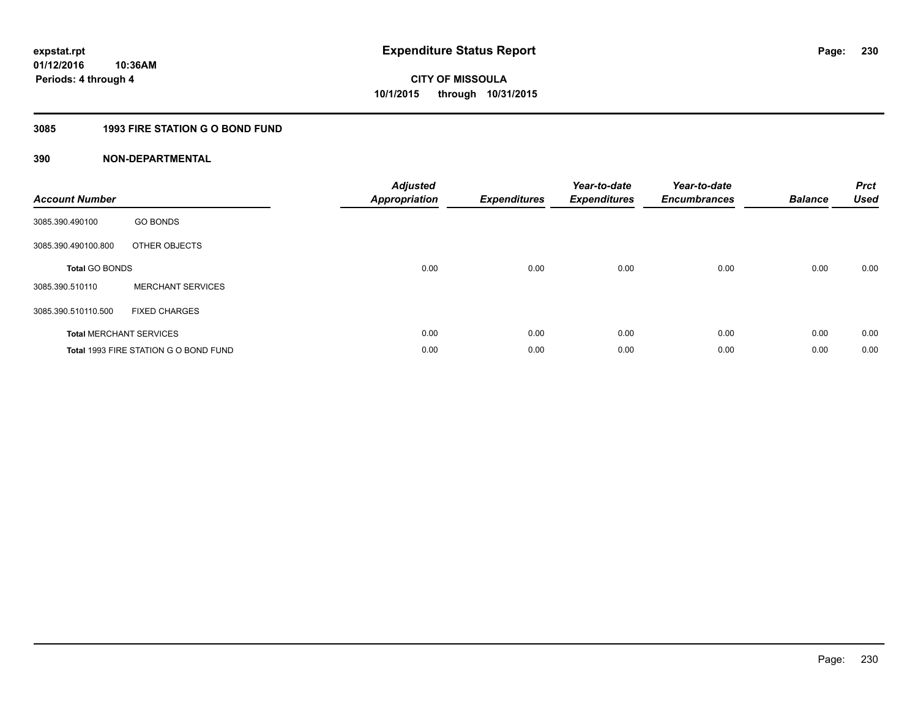# Expenditure Status Report

**CITY OF MISSOULA**
**10/1/2015 through 10/31/2015**

expstat.rpt
01/12/2016 10:36AM
Periods: 4 through 4

## 3085 1993 FIRE STATION G O BOND FUND

### 390 NON-DEPARTMENTAL

| Account Number | | Adjusted Appropriation | Expenditures | Year-to-date Expenditures | Year-to-date Encumbrances | Balance | Prct Used |
|---|---|---|---|---|---|---|---|
| 3085.390.490100 | GO BONDS | | | | | | |
| 3085.390.490100.800 | OTHER OBJECTS | | | | | | |
| **Total** GO BONDS | | 0.00 | 0.00 | 0.00 | 0.00 | 0.00 | 0.00 |
| 3085.390.510110 | MERCHANT SERVICES | | | | | | |
| 3085.390.510110.500 | FIXED CHARGES | | | | | | |
| **Total** MERCHANT SERVICES | | 0.00 | 0.00 | 0.00 | 0.00 | 0.00 | 0.00 |
| **Total** 1993 FIRE STATION G O BOND FUND | | 0.00 | 0.00 | 0.00 | 0.00 | 0.00 | 0.00 |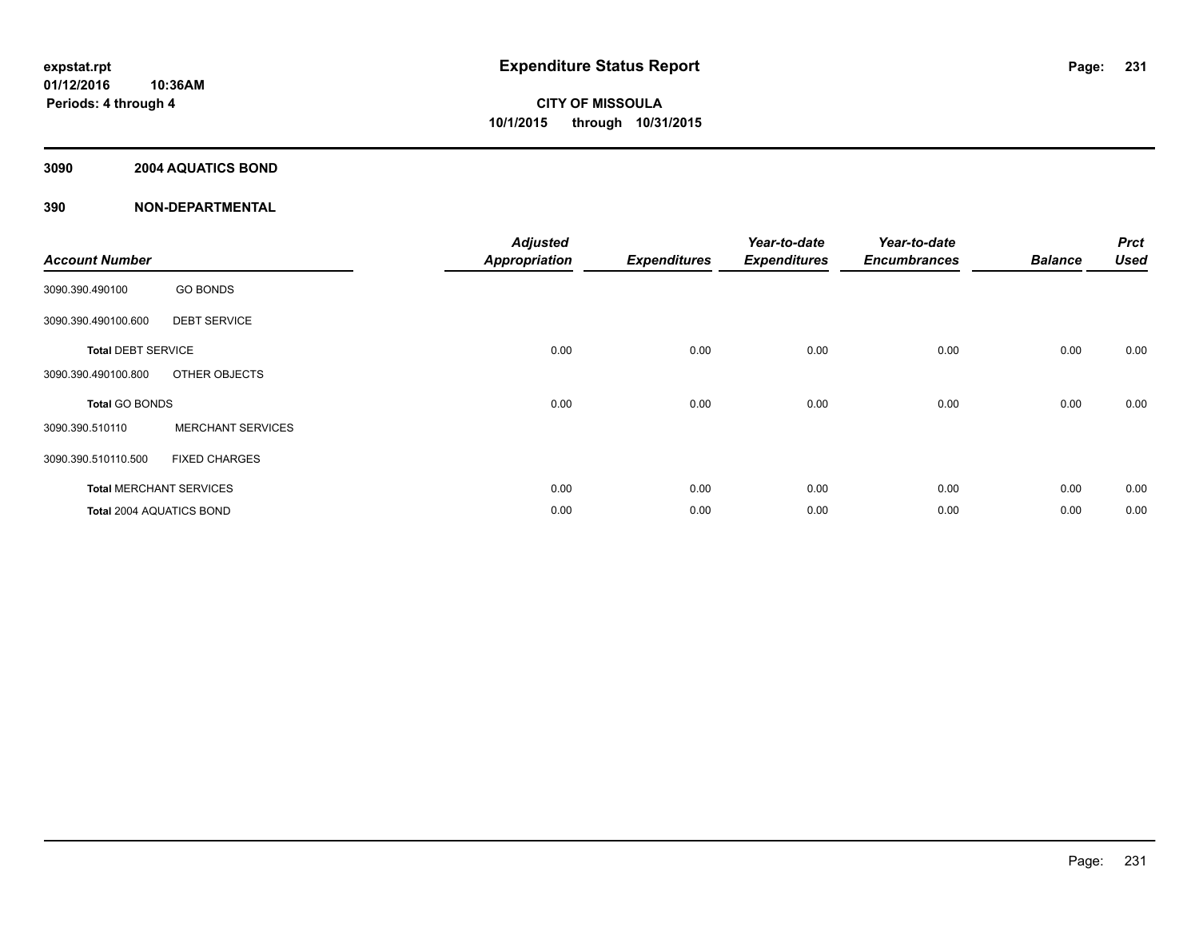**expstat.rpt**
**01/12/2016 10:36AM**
**Periods: 4 through 4**

# Expenditure Status Report

**CITY OF MISSOULA**
**10/1/2015 through 10/31/2015**

## 3090 2004 AQUATICS BOND

## 390 NON-DEPARTMENTAL

| Account Number | | Adjusted Appropriation | Expenditures | Year-to-date Expenditures | Year-to-date Encumbrances | Balance | Prct Used |
|---|---|---|---|---|---|---|---|
| 3090.390.490100 | GO BONDS | | | | | | |
| 3090.390.490100.600 | DEBT SERVICE | | | | | | |
| **Total** DEBT SERVICE | | 0.00 | 0.00 | 0.00 | 0.00 | 0.00 | 0.00 |
| 3090.390.490100.800 | OTHER OBJECTS | | | | | | |
| **Total** GO BONDS | | 0.00 | 0.00 | 0.00 | 0.00 | 0.00 | 0.00 |
| 3090.390.510110 | MERCHANT SERVICES | | | | | | |
| 3090.390.510110.500 | FIXED CHARGES | | | | | | |
| **Total** MERCHANT SERVICES | | 0.00 | 0.00 | 0.00 | 0.00 | 0.00 | 0.00 |
| **Total** 2004 AQUATICS BOND | | 0.00 | 0.00 | 0.00 | 0.00 | 0.00 | 0.00 |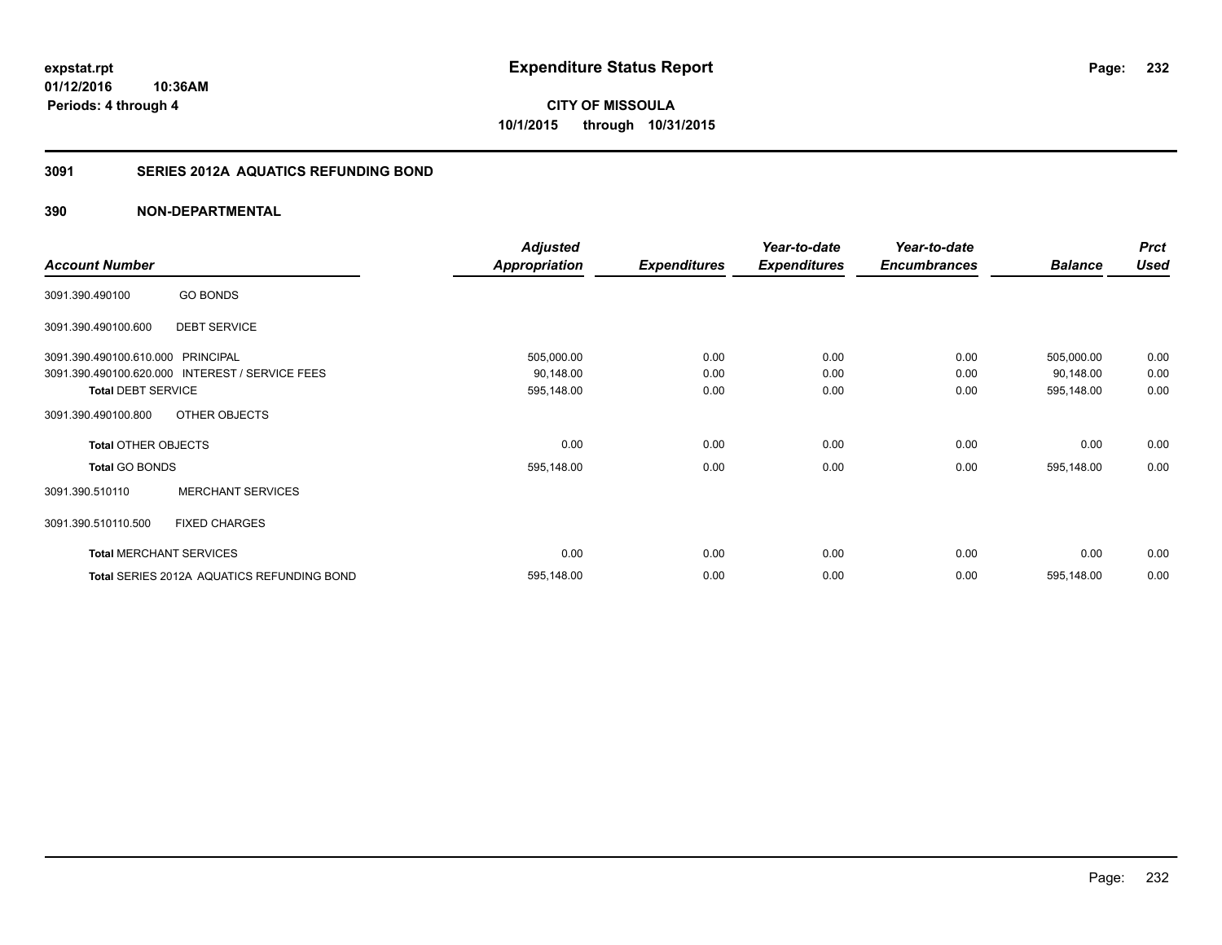**expstat.rpt**
**01/12/2016 10:36AM**
**Periods: 4 through 4**

# Expenditure Status Report

**CITY OF MISSOULA**
**10/1/2015 through 10/31/2015**

## 3091 SERIES 2012A AQUATICS REFUNDING BOND

### 390 NON-DEPARTMENTAL

| Account Number | | Adjusted Appropriation | Expenditures | Year-to-date Expenditures | Year-to-date Encumbrances | Balance | Prct Used |
|---|---|---|---|---|---|---|---|
| 3091.390.490100 | GO BONDS | | | | | | |
| 3091.390.490100.600 | DEBT SERVICE | | | | | | |
| 3091.390.490100.610.000 | PRINCIPAL | 505,000.00 | 0.00 | 0.00 | 0.00 | 505,000.00 | 0.00 |
| 3091.390.490100.620.000 | INTEREST / SERVICE FEES | 90,148.00 | 0.00 | 0.00 | 0.00 | 90,148.00 | 0.00 |
| **Total** DEBT SERVICE | | 595,148.00 | 0.00 | 0.00 | 0.00 | 595,148.00 | 0.00 |
| 3091.390.490100.800 | OTHER OBJECTS | | | | | | |
| **Total** OTHER OBJECTS | | 0.00 | 0.00 | 0.00 | 0.00 | 0.00 | 0.00 |
| **Total** GO BONDS | | 595,148.00 | 0.00 | 0.00 | 0.00 | 595,148.00 | 0.00 |
| 3091.390.510110 | MERCHANT SERVICES | | | | | | |
| 3091.390.510110.500 | FIXED CHARGES | | | | | | |
| **Total** MERCHANT SERVICES | | 0.00 | 0.00 | 0.00 | 0.00 | 0.00 | 0.00 |
| **Total** SERIES 2012A AQUATICS REFUNDING BOND | | 595,148.00 | 0.00 | 0.00 | 0.00 | 595,148.00 | 0.00 |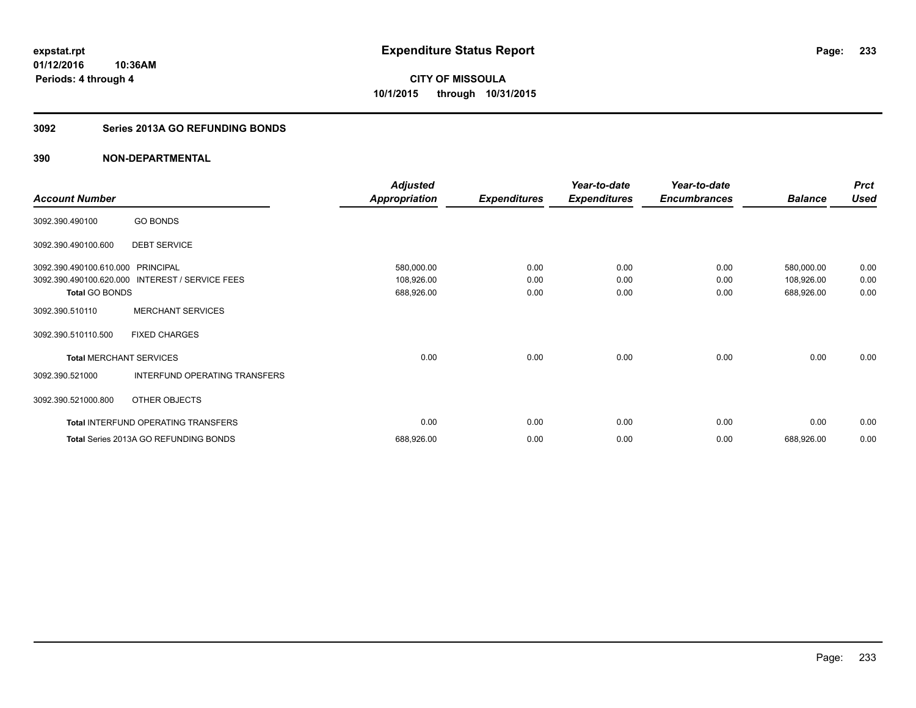**expstat.rpt**
**01/12/2016 10:36AM**
**Periods: 4 through 4**

# Expenditure Status Report

**CITY OF MISSOULA**
**10/1/2015 through 10/31/2015**

## 3092 Series 2013A GO REFUNDING BONDS

### 390 NON-DEPARTMENTAL

| Account Number | | Adjusted Appropriation | Expenditures | Year-to-date Expenditures | Year-to-date Encumbrances | Balance | Prct Used |
|---|---|---|---|---|---|---|---|
| 3092.390.490100 | GO BONDS | | | | | | |
| 3092.390.490100.600 | DEBT SERVICE | | | | | | |
| 3092.390.490100.610.000 | PRINCIPAL | 580,000.00 | 0.00 | 0.00 | 0.00 | 580,000.00 | 0.00 |
| 3092.390.490100.620.000 | INTEREST / SERVICE FEES | 108,926.00 | 0.00 | 0.00 | 0.00 | 108,926.00 | 0.00 |
| **Total** GO BONDS | | 688,926.00 | 0.00 | 0.00 | 0.00 | 688,926.00 | 0.00 |
| 3092.390.510110 | MERCHANT SERVICES | | | | | | |
| 3092.390.510110.500 | FIXED CHARGES | | | | | | |
| **Total** MERCHANT SERVICES | | 0.00 | 0.00 | 0.00 | 0.00 | 0.00 | 0.00 |
| 3092.390.521000 | INTERFUND OPERATING TRANSFERS | | | | | | |
| 3092.390.521000.800 | OTHER OBJECTS | | | | | | |
| **Total** INTERFUND OPERATING TRANSFERS | | 0.00 | 0.00 | 0.00 | 0.00 | 0.00 | 0.00 |
| **Total** Series 2013A GO REFUNDING BONDS | | 688,926.00 | 0.00 | 0.00 | 0.00 | 688,926.00 | 0.00 |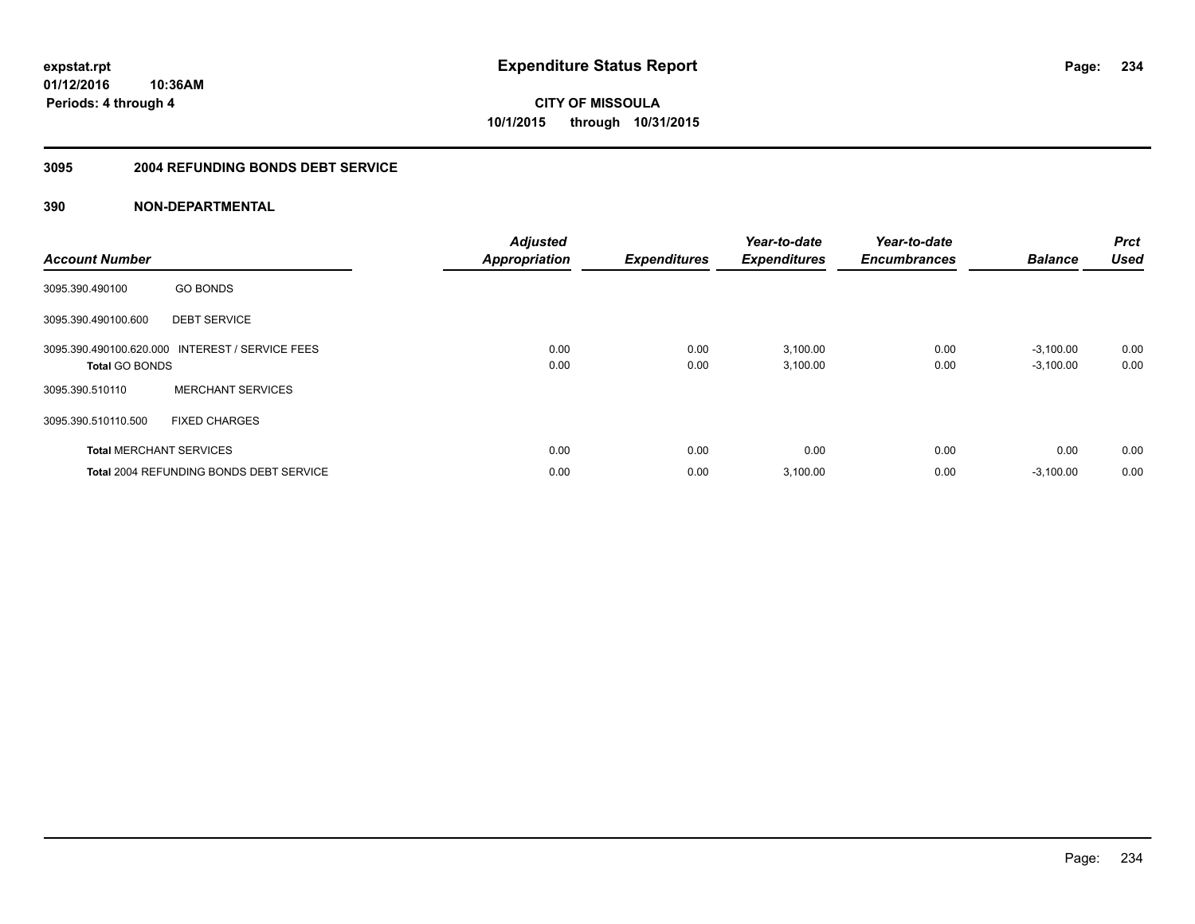# Expenditure Status Report

**CITY OF MISSOULA**
**10/1/2015 through 10/31/2015**

expstat.rpt
01/12/2016 10:36AM
Periods: 4 through 4

## 3095 2004 REFUNDING BONDS DEBT SERVICE

### 390 NON-DEPARTMENTAL

| Account Number | | Adjusted Appropriation | Expenditures | Year-to-date Expenditures | Year-to-date Encumbrances | Balance | Prct Used |
|---|---|---|---|---|---|---|---|
| 3095.390.490100 | GO BONDS | | | | | | |
| 3095.390.490100.600 | DEBT SERVICE | | | | | | |
| 3095.390.490100.620.000 | INTEREST / SERVICE FEES | 0.00 | 0.00 | 3,100.00 | 0.00 | -3,100.00 | 0.00 |
| **Total** GO BONDS | | 0.00 | 0.00 | 3,100.00 | 0.00 | -3,100.00 | 0.00 |
| 3095.390.510110 | MERCHANT SERVICES | | | | | | |
| 3095.390.510110.500 | FIXED CHARGES | | | | | | |
| **Total** MERCHANT SERVICES | | 0.00 | 0.00 | 0.00 | 0.00 | 0.00 | 0.00 |
| **Total** 2004 REFUNDING BONDS DEBT SERVICE | | 0.00 | 0.00 | 3,100.00 | 0.00 | -3,100.00 | 0.00 |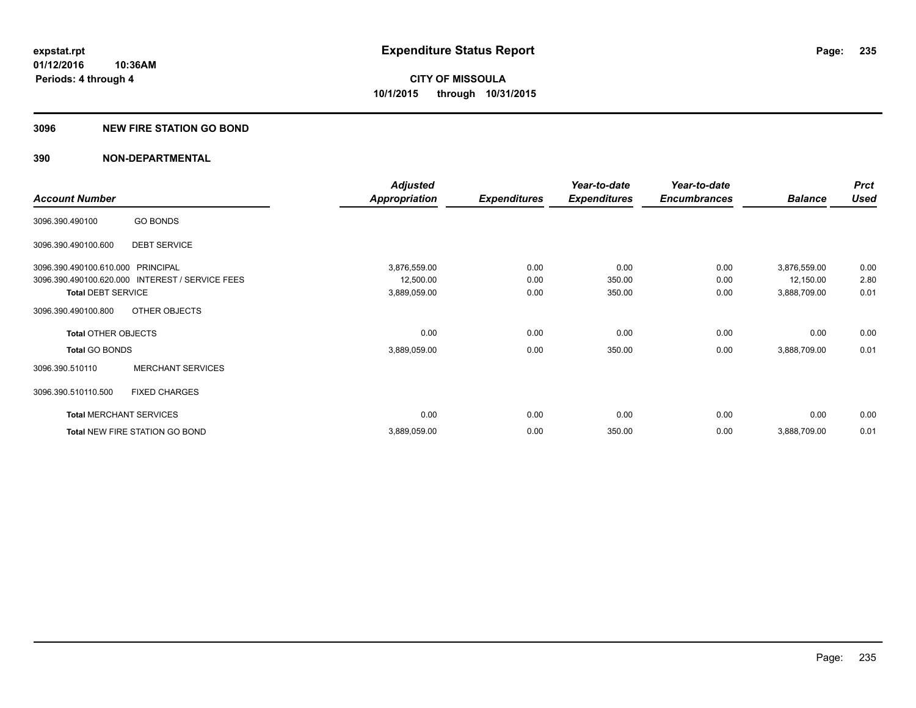expstat.rpt
01/12/2016 10:36AM
Periods: 4 through 4

# Expenditure Status Report

CITY OF MISSOULA
10/1/2015 through 10/31/2015

## 3096 NEW FIRE STATION GO BOND

## 390 NON-DEPARTMENTAL

| Account Number | | Adjusted Appropriation | Expenditures | Year-to-date Expenditures | Year-to-date Encumbrances | Balance | Prct Used |
|---|---|---|---|---|---|---|---|
| 3096.390.490100 | GO BONDS | | | | | | |
| 3096.390.490100.600 | DEBT SERVICE | | | | | | |
| 3096.390.490100.610.000 | PRINCIPAL | 3,876,559.00 | 0.00 | 0.00 | 0.00 | 3,876,559.00 | 0.00 |
| 3096.390.490100.620.000 | INTEREST / SERVICE FEES | 12,500.00 | 0.00 | 350.00 | 0.00 | 12,150.00 | 2.80 |
| **Total** DEBT SERVICE | | 3,889,059.00 | 0.00 | 350.00 | 0.00 | 3,888,709.00 | 0.01 |
| 3096.390.490100.800 | OTHER OBJECTS | | | | | | |
| **Total** OTHER OBJECTS | | 0.00 | 0.00 | 0.00 | 0.00 | 0.00 | 0.00 |
| **Total** GO BONDS | | 3,889,059.00 | 0.00 | 350.00 | 0.00 | 3,888,709.00 | 0.01 |
| 3096.390.510110 | MERCHANT SERVICES | | | | | | |
| 3096.390.510110.500 | FIXED CHARGES | | | | | | |
| **Total** MERCHANT SERVICES | | 0.00 | 0.00 | 0.00 | 0.00 | 0.00 | 0.00 |
| **Total** NEW FIRE STATION GO BOND | | 3,889,059.00 | 0.00 | 350.00 | 0.00 | 3,888,709.00 | 0.01 |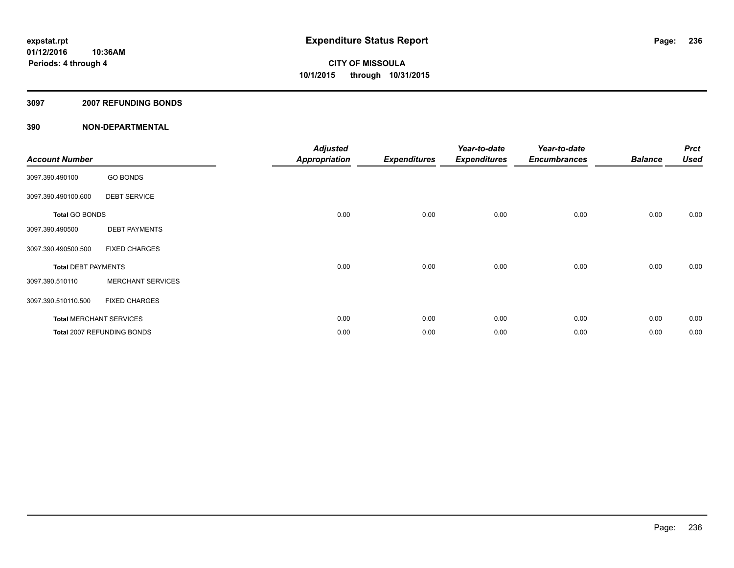expstat.rpt
01/12/2016 10:36AM
Periods: 4 through 4

# Expenditure Status Report

**CITY OF MISSOULA**
**10/1/2015 through 10/31/2015**

## 3097 2007 REFUNDING BONDS

## 390 NON-DEPARTMENTAL

| Account Number | | Adjusted Appropriation | Expenditures | Year-to-date Expenditures | Year-to-date Encumbrances | Balance | Prct Used |
|---|---|---|---|---|---|---|---|
| 3097.390.490100 | GO BONDS | | | | | | |
| 3097.390.490100.600 | DEBT SERVICE | | | | | | |
| **Total GO BONDS** | | 0.00 | 0.00 | 0.00 | 0.00 | 0.00 | 0.00 |
| 3097.390.490500 | DEBT PAYMENTS | | | | | | |
| 3097.390.490500.500 | FIXED CHARGES | | | | | | |
| **Total DEBT PAYMENTS** | | 0.00 | 0.00 | 0.00 | 0.00 | 0.00 | 0.00 |
| 3097.390.510110 | MERCHANT SERVICES | | | | | | |
| 3097.390.510110.500 | FIXED CHARGES | | | | | | |
| **Total MERCHANT SERVICES** | | 0.00 | 0.00 | 0.00 | 0.00 | 0.00 | 0.00 |
| **Total 2007 REFUNDING BONDS** | | 0.00 | 0.00 | 0.00 | 0.00 | 0.00 | 0.00 |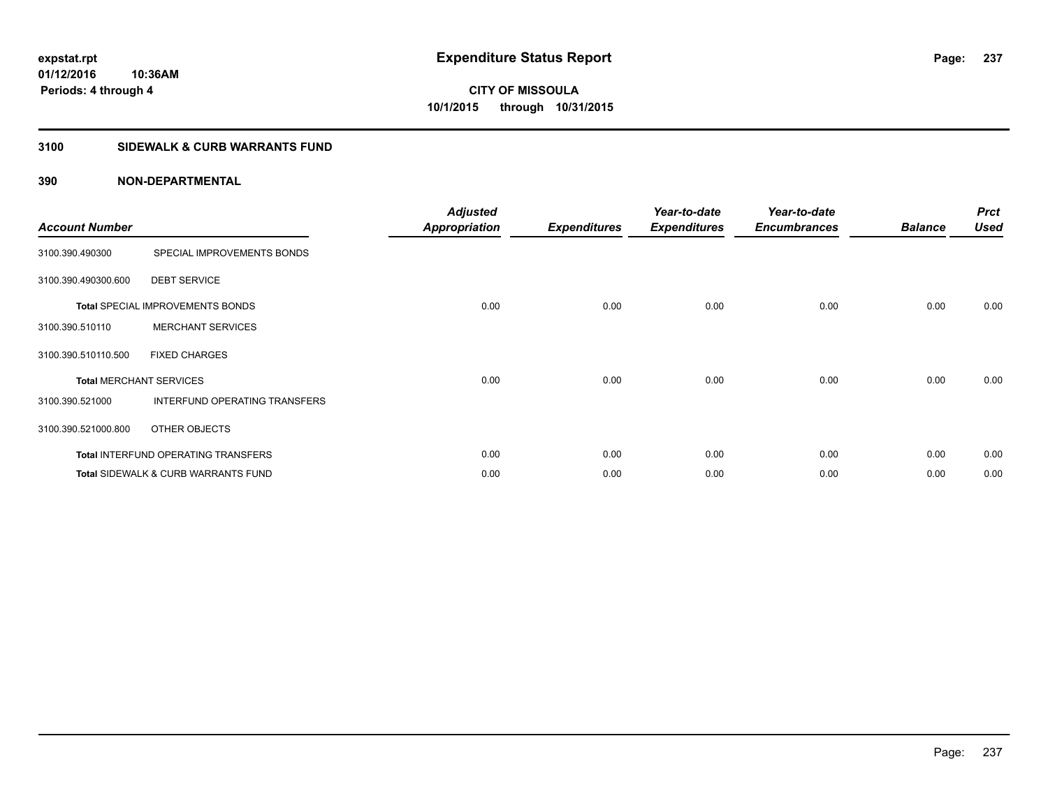**expstat.rpt**
**01/12/2016 10:36AM**
**Periods: 4 through 4**

# Expenditure Status Report

**CITY OF MISSOULA**
**10/1/2015 through 10/31/2015**

## 3100 SIDEWALK & CURB WARRANTS FUND

### 390 NON-DEPARTMENTAL

| Account Number | | Adjusted Appropriation | Expenditures | Year-to-date Expenditures | Year-to-date Encumbrances | Balance | Prct Used |
|---|---|---|---|---|---|---|---|
| 3100.390.490300 | SPECIAL IMPROVEMENTS BONDS | | | | | | |
| 3100.390.490300.600 | DEBT SERVICE | | | | | | |
| **Total** SPECIAL IMPROVEMENTS BONDS | | 0.00 | 0.00 | 0.00 | 0.00 | 0.00 | 0.00 |
| 3100.390.510110 | MERCHANT SERVICES | | | | | | |
| 3100.390.510110.500 | FIXED CHARGES | | | | | | |
| **Total** MERCHANT SERVICES | | 0.00 | 0.00 | 0.00 | 0.00 | 0.00 | 0.00 |
| 3100.390.521000 | INTERFUND OPERATING TRANSFERS | | | | | | |
| 3100.390.521000.800 | OTHER OBJECTS | | | | | | |
| **Total** INTERFUND OPERATING TRANSFERS | | 0.00 | 0.00 | 0.00 | 0.00 | 0.00 | 0.00 |
| **Total** SIDEWALK & CURB WARRANTS FUND | | 0.00 | 0.00 | 0.00 | 0.00 | 0.00 | 0.00 |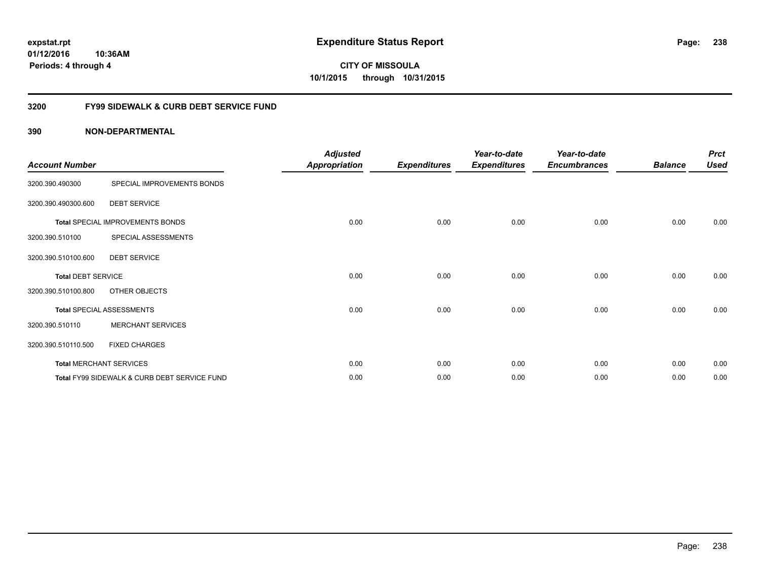**expstat.rpt**
**01/12/2016 10:36AM**
**Periods: 4 through 4**

# Expenditure Status Report

**CITY OF MISSOULA**
**10/1/2015 through 10/31/2015**

## 3200 FY99 SIDEWALK & CURB DEBT SERVICE FUND

### 390 NON-DEPARTMENTAL

| Account Number | | Adjusted Appropriation | Expenditures | Year-to-date Expenditures | Year-to-date Encumbrances | Balance | Prct Used |
|---|---|---|---|---|---|---|---|
| 3200.390.490300 | SPECIAL IMPROVEMENTS BONDS | | | | | | |
| 3200.390.490300.600 | DEBT SERVICE | | | | | | |
| **Total** SPECIAL IMPROVEMENTS BONDS | | 0.00 | 0.00 | 0.00 | 0.00 | 0.00 | 0.00 |
| 3200.390.510100 | SPECIAL ASSESSMENTS | | | | | | |
| 3200.390.510100.600 | DEBT SERVICE | | | | | | |
| **Total** DEBT SERVICE | | 0.00 | 0.00 | 0.00 | 0.00 | 0.00 | 0.00 |
| 3200.390.510100.800 | OTHER OBJECTS | | | | | | |
| **Total** SPECIAL ASSESSMENTS | | 0.00 | 0.00 | 0.00 | 0.00 | 0.00 | 0.00 |
| 3200.390.510110 | MERCHANT SERVICES | | | | | | |
| 3200.390.510110.500 | FIXED CHARGES | | | | | | |
| **Total** MERCHANT SERVICES | | 0.00 | 0.00 | 0.00 | 0.00 | 0.00 | 0.00 |
| **Total** FY99 SIDEWALK & CURB DEBT SERVICE FUND | | 0.00 | 0.00 | 0.00 | 0.00 | 0.00 | 0.00 |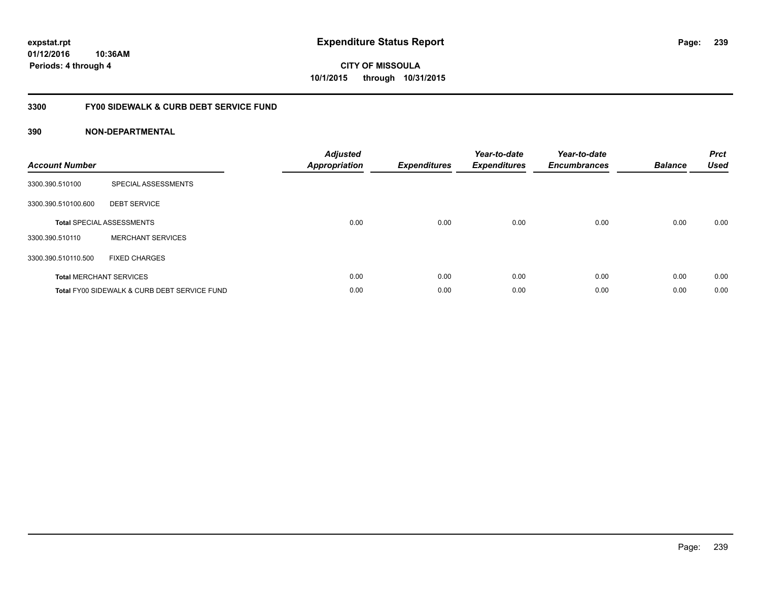# Expenditure Status Report

expstat.rpt
01/12/2016 10:36AM
Periods: 4 through 4

CITY OF MISSOULA
10/1/2015 through 10/31/2015

## 3300 FY00 SIDEWALK & CURB DEBT SERVICE FUND

### 390 NON-DEPARTMENTAL

| Account Number | | Adjusted Appropriation | Expenditures | Year-to-date Expenditures | Year-to-date Encumbrances | Balance | Prct Used |
|---|---|---|---|---|---|---|---|
| 3300.390.510100 | SPECIAL ASSESSMENTS | | | | | | |
| 3300.390.510100.600 | DEBT SERVICE | | | | | | |
| **Total** SPECIAL ASSESSMENTS | | 0.00 | 0.00 | 0.00 | 0.00 | 0.00 | 0.00 |
| 3300.390.510110 | MERCHANT SERVICES | | | | | | |
| 3300.390.510110.500 | FIXED CHARGES | | | | | | |
| **Total** MERCHANT SERVICES | | 0.00 | 0.00 | 0.00 | 0.00 | 0.00 | 0.00 |
| **Total** FY00 SIDEWALK & CURB DEBT SERVICE FUND | | 0.00 | 0.00 | 0.00 | 0.00 | 0.00 | 0.00 |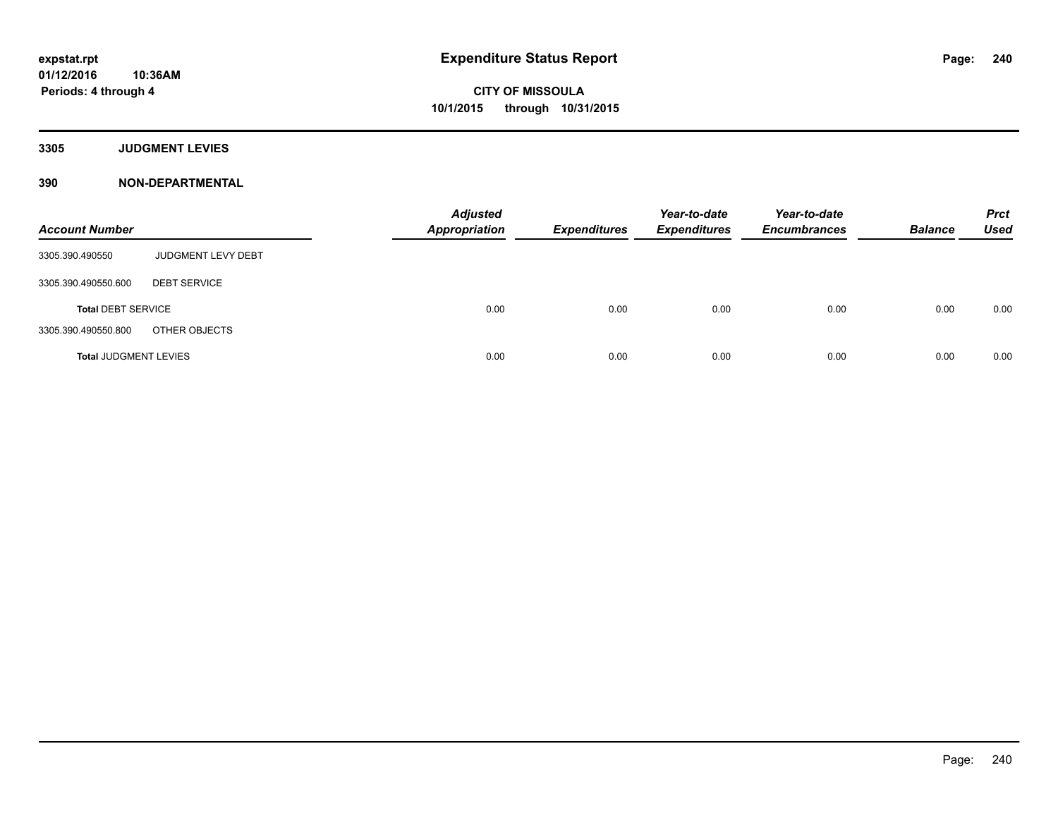**expstat.rpt**
**01/12/2016 10:36AM**
**Periods: 4 through 4**

# Expenditure Status Report

**CITY OF MISSOULA**
**10/1/2015 through 10/31/2015**

## 3305 JUDGMENT LEVIES

## 390 NON-DEPARTMENTAL

| Account Number | | Adjusted Appropriation | Expenditures | Year-to-date Expenditures | Year-to-date Encumbrances | Balance | Prct Used |
|---|---|---|---|---|---|---|---|
| 3305.390.490550 | JUDGMENT LEVY DEBT | | | | | | |
| 3305.390.490550.600 | DEBT SERVICE | | | | | | |
| **Total** DEBT SERVICE | | 0.00 | 0.00 | 0.00 | 0.00 | 0.00 | 0.00 |
| 3305.390.490550.800 | OTHER OBJECTS | | | | | | |
| **Total** JUDGMENT LEVIES | | 0.00 | 0.00 | 0.00 | 0.00 | 0.00 | 0.00 |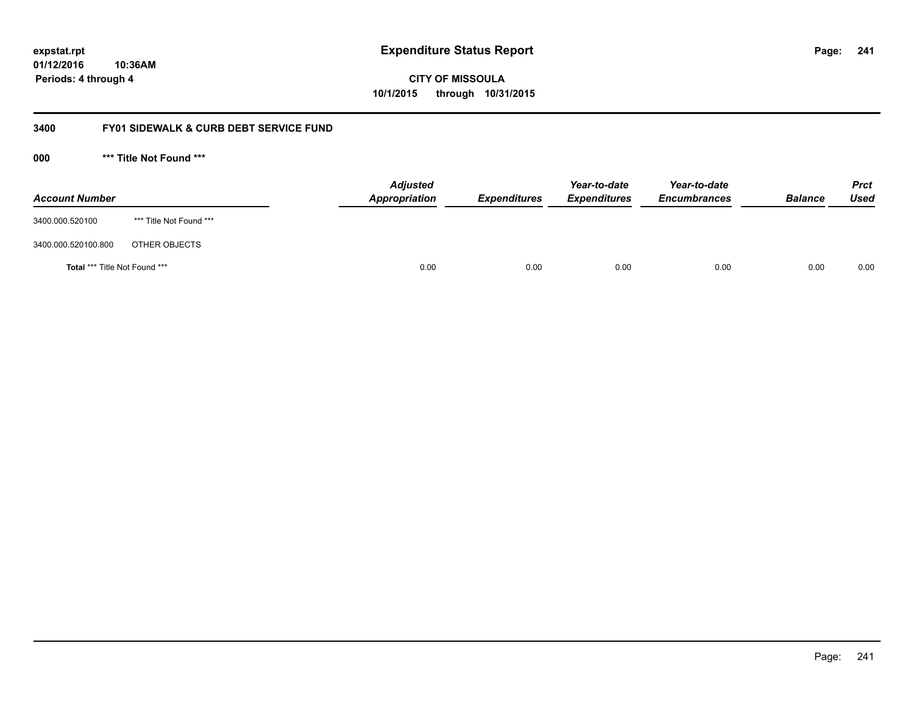# Expenditure Status Report

expstat.rpt
01/12/2016 10:36AM
Periods: 4 through 4

**CITY OF MISSOULA**
**10/1/2015 through 10/31/2015**

## 3400 FY01 SIDEWALK & CURB DEBT SERVICE FUND

### 000 *** Title Not Found ***

| Account Number | | Adjusted Appropriation | Expenditures | Year-to-date Expenditures | Year-to-date Encumbrances | Balance | Prct Used |
|---|---|---|---|---|---|---|---|
| 3400.000.520100 | *** Title Not Found *** | | | | | | |
| 3400.000.520100.800 | OTHER OBJECTS | | | | | | |
| **Total** *** Title Not Found *** | | 0.00 | 0.00 | 0.00 | 0.00 | 0.00 | 0.00 |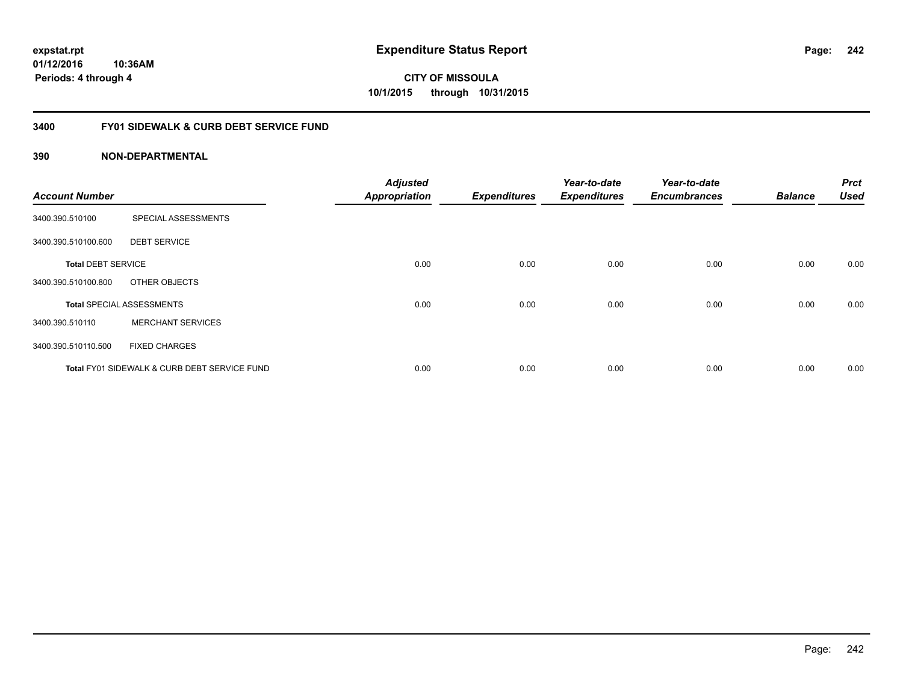# Expenditure Status Report

**CITY OF MISSOULA**
**10/1/2015 through 10/31/2015**

expstat.rpt
01/12/2016 10:36AM
Periods: 4 through 4

## 3400 FY01 SIDEWALK & CURB DEBT SERVICE FUND

### 390 NON-DEPARTMENTAL

| Account Number | | Adjusted Appropriation | Expenditures | Year-to-date Expenditures | Year-to-date Encumbrances | Balance | Prct Used |
|---|---|---|---|---|---|---|---|
| 3400.390.510100 | SPECIAL ASSESSMENTS | | | | | | |
| 3400.390.510100.600 | DEBT SERVICE | | | | | | |
| **Total** DEBT SERVICE | | 0.00 | 0.00 | 0.00 | 0.00 | 0.00 | 0.00 |
| 3400.390.510100.800 | OTHER OBJECTS | | | | | | |
| **Total** SPECIAL ASSESSMENTS | | 0.00 | 0.00 | 0.00 | 0.00 | 0.00 | 0.00 |
| 3400.390.510110 | MERCHANT SERVICES | | | | | | |
| 3400.390.510110.500 | FIXED CHARGES | | | | | | |
| **Total** FY01 SIDEWALK & CURB DEBT SERVICE FUND | | 0.00 | 0.00 | 0.00 | 0.00 | 0.00 | 0.00 |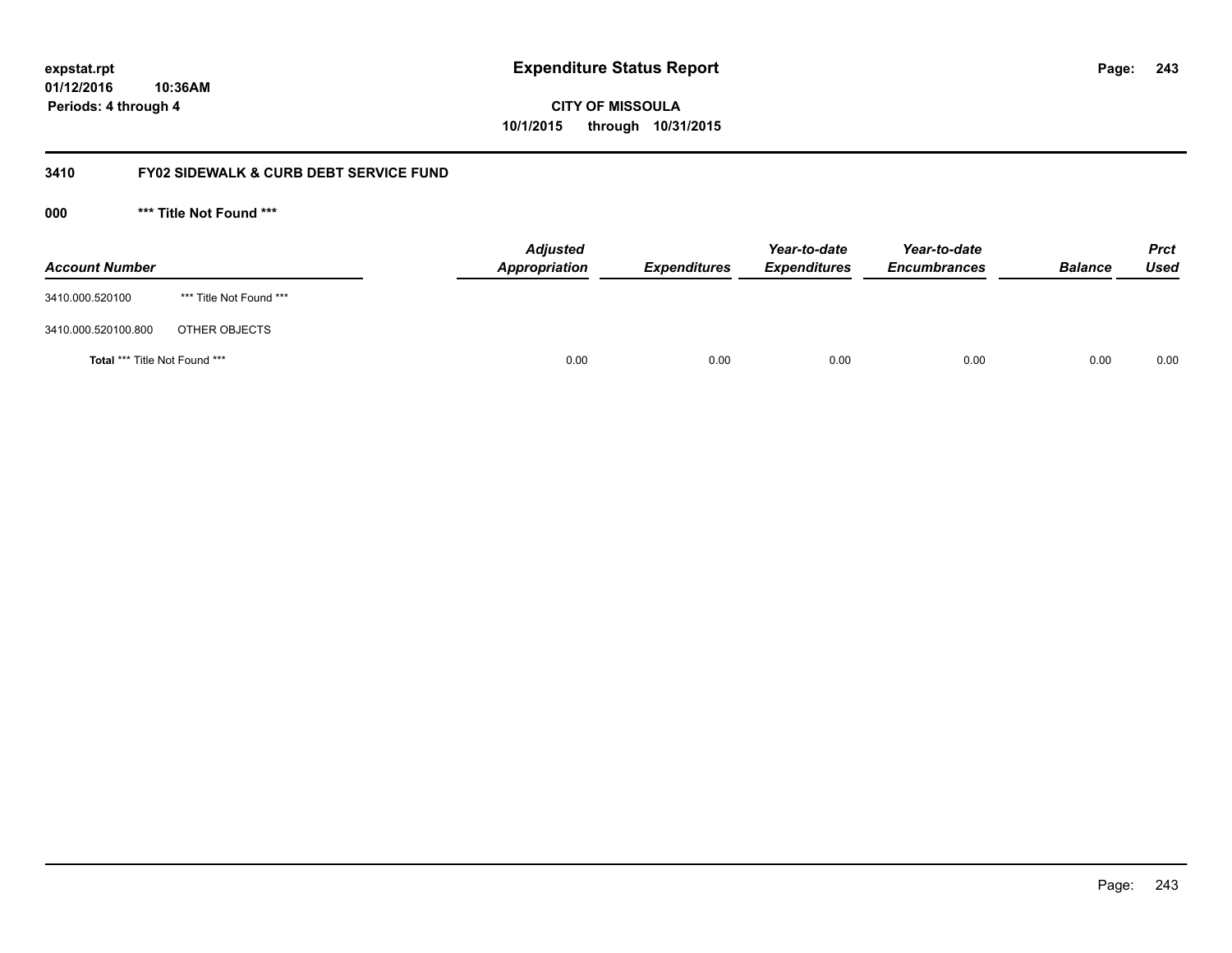# Expenditure Status Report

**CITY OF MISSOULA**

**10/1/2015 through 10/31/2015**

expstat.rpt
01/12/2016 10:36AM
Periods: 4 through 4

## 3410 FY02 SIDEWALK & CURB DEBT SERVICE FUND

### 000 *** Title Not Found ***

| Account Number | | Adjusted Appropriation | Expenditures | Year-to-date Expenditures | Year-to-date Encumbrances | Balance | Prct Used |
|---|---|---|---|---|---|---|---|
| 3410.000.520100 | *** Title Not Found *** | | | | | | |
| 3410.000.520100.800 | OTHER OBJECTS | | | | | | |
| **Total** *** Title Not Found *** | | 0.00 | 0.00 | 0.00 | 0.00 | 0.00 | 0.00 |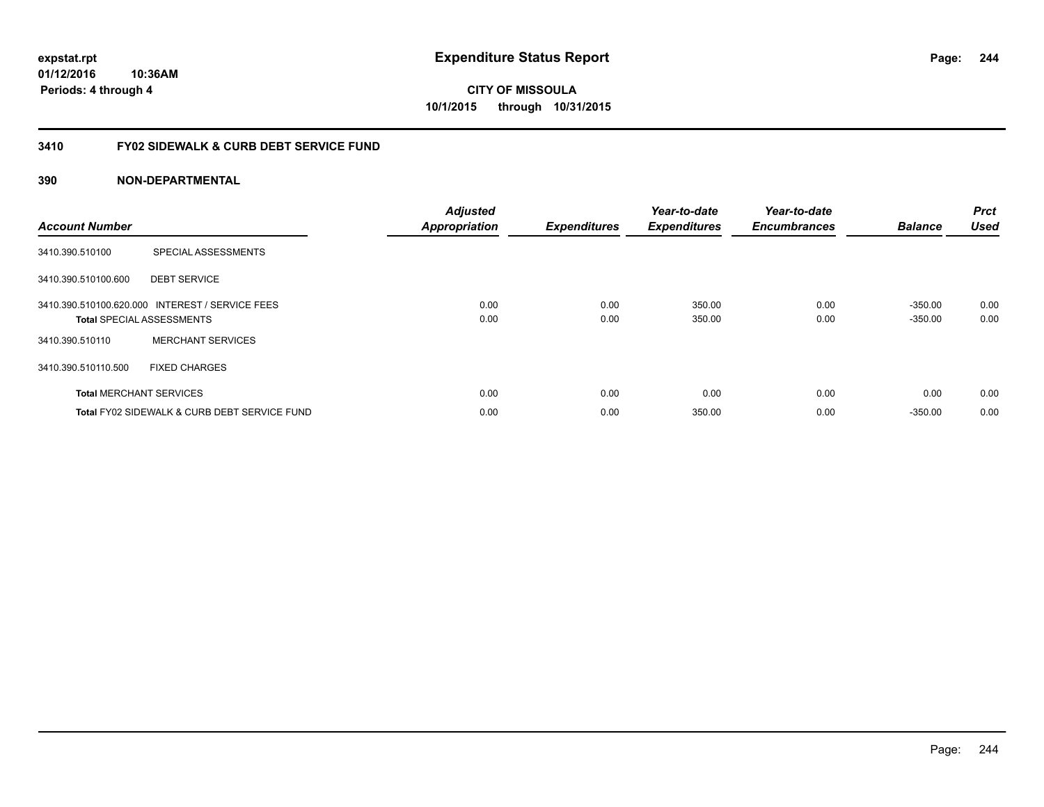**expstat.rpt**
**01/12/2016 10:36AM**
**Periods: 4 through 4**

# Expenditure Status Report

**CITY OF MISSOULA**
**10/1/2015 through 10/31/2015**

## 3410 FY02 SIDEWALK & CURB DEBT SERVICE FUND

### 390 NON-DEPARTMENTAL

| Account Number | | Adjusted Appropriation | Expenditures | Year-to-date Expenditures | Year-to-date Encumbrances | Balance | Prct Used |
|---|---|---|---|---|---|---|---|
| 3410.390.510100 | SPECIAL ASSESSMENTS | | | | | | |
| 3410.390.510100.600 | DEBT SERVICE | | | | | | |
| 3410.390.510100.620.000 | INTEREST / SERVICE FEES | 0.00 | 0.00 | 350.00 | 0.00 | -350.00 | 0.00 |
| **Total** SPECIAL ASSESSMENTS | | 0.00 | 0.00 | 350.00 | 0.00 | -350.00 | 0.00 |
| 3410.390.510110 | MERCHANT SERVICES | | | | | | |
| 3410.390.510110.500 | FIXED CHARGES | | | | | | |
| **Total** MERCHANT SERVICES | | 0.00 | 0.00 | 0.00 | 0.00 | 0.00 | 0.00 |
| **Total** FY02 SIDEWALK & CURB DEBT SERVICE FUND | | 0.00 | 0.00 | 350.00 | 0.00 | -350.00 | 0.00 |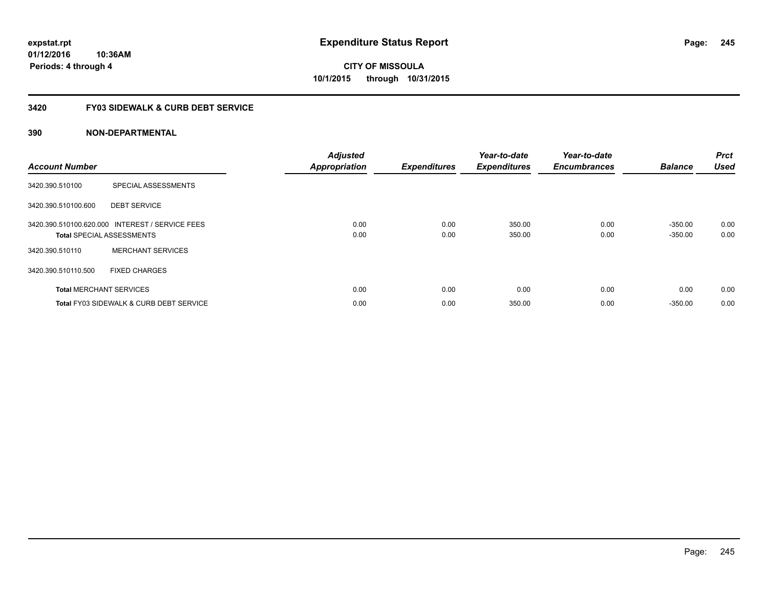expstat.rpt
01/12/2016 10:36AM
Periods: 4 through 4

# Expenditure Status Report

CITY OF MISSOULA
10/1/2015 through 10/31/2015

## 3420 FY03 SIDEWALK & CURB DEBT SERVICE

## 390 NON-DEPARTMENTAL

| Account Number | | Adjusted Appropriation | Expenditures | Year-to-date Expenditures | Year-to-date Encumbrances | Balance | Prct Used |
|---|---|---|---|---|---|---|---|
| 3420.390.510100 | SPECIAL ASSESSMENTS | | | | | | |
| 3420.390.510100.600 | DEBT SERVICE | | | | | | |
| 3420.390.510100.620.000 | INTEREST / SERVICE FEES | 0.00 | 0.00 | 350.00 | 0.00 | -350.00 | 0.00 |
| **Total** SPECIAL ASSESSMENTS | | 0.00 | 0.00 | 350.00 | 0.00 | -350.00 | 0.00 |
| 3420.390.510110 | MERCHANT SERVICES | | | | | | |
| 3420.390.510110.500 | FIXED CHARGES | | | | | | |
| **Total** MERCHANT SERVICES | | 0.00 | 0.00 | 0.00 | 0.00 | 0.00 | 0.00 |
| **Total** FY03 SIDEWALK & CURB DEBT SERVICE | | 0.00 | 0.00 | 350.00 | 0.00 | -350.00 | 0.00 |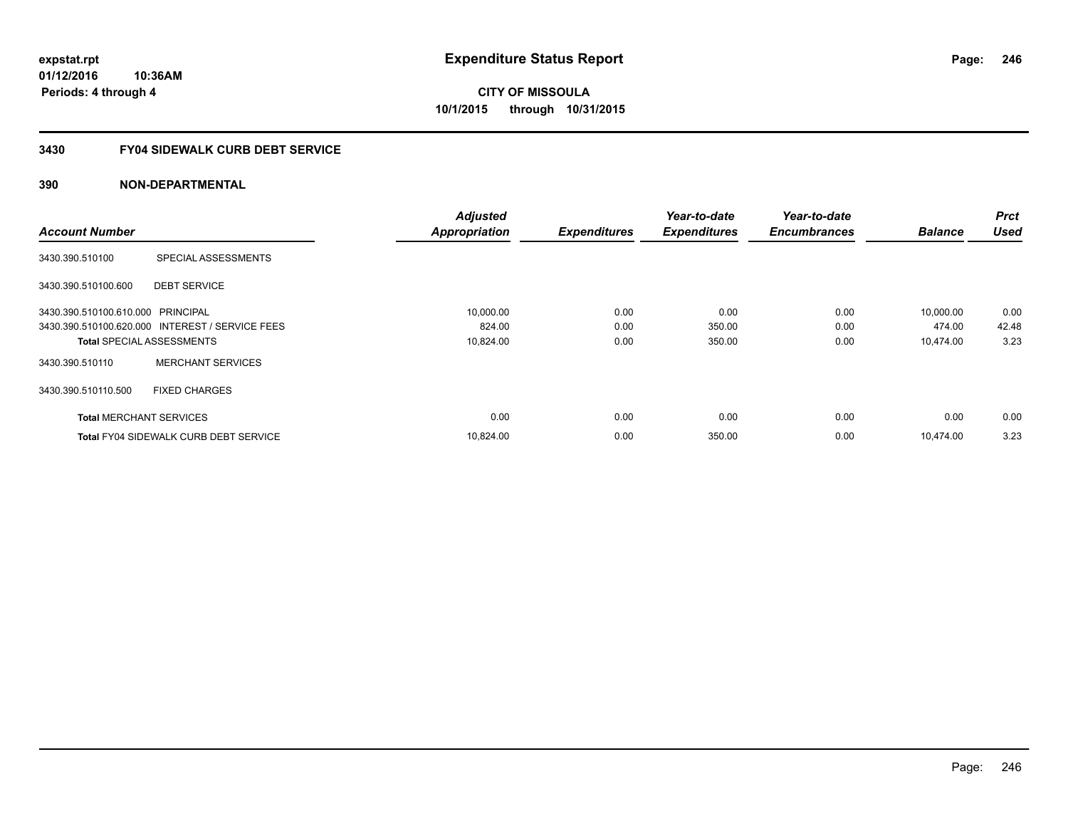# Expenditure Status Report

expstat.rpt
01/12/2016 10:36AM
Periods: 4 through 4

**CITY OF MISSOULA**
**10/1/2015 through 10/31/2015**

## 3430 FY04 SIDEWALK CURB DEBT SERVICE

### 390 NON-DEPARTMENTAL

| Account Number | | Adjusted Appropriation | Expenditures | Year-to-date Expenditures | Year-to-date Encumbrances | Balance | Prct Used |
|---|---|---|---|---|---|---|---|
| 3430.390.510100 | SPECIAL ASSESSMENTS | | | | | | |
| 3430.390.510100.600 | DEBT SERVICE | | | | | | |
| 3430.390.510100.610.000 | PRINCIPAL | 10,000.00 | 0.00 | 0.00 | 0.00 | 10,000.00 | 0.00 |
| 3430.390.510100.620.000 | INTEREST / SERVICE FEES | 824.00 | 0.00 | 350.00 | 0.00 | 474.00 | 42.48 |
| **Total** SPECIAL ASSESSMENTS | | 10,824.00 | 0.00 | 350.00 | 0.00 | 10,474.00 | 3.23 |
| 3430.390.510110 | MERCHANT SERVICES | | | | | | |
| 3430.390.510110.500 | FIXED CHARGES | | | | | | |
| **Total** MERCHANT SERVICES | | 0.00 | 0.00 | 0.00 | 0.00 | 0.00 | 0.00 |
| **Total** FY04 SIDEWALK CURB DEBT SERVICE | | 10,824.00 | 0.00 | 350.00 | 0.00 | 10,474.00 | 3.23 |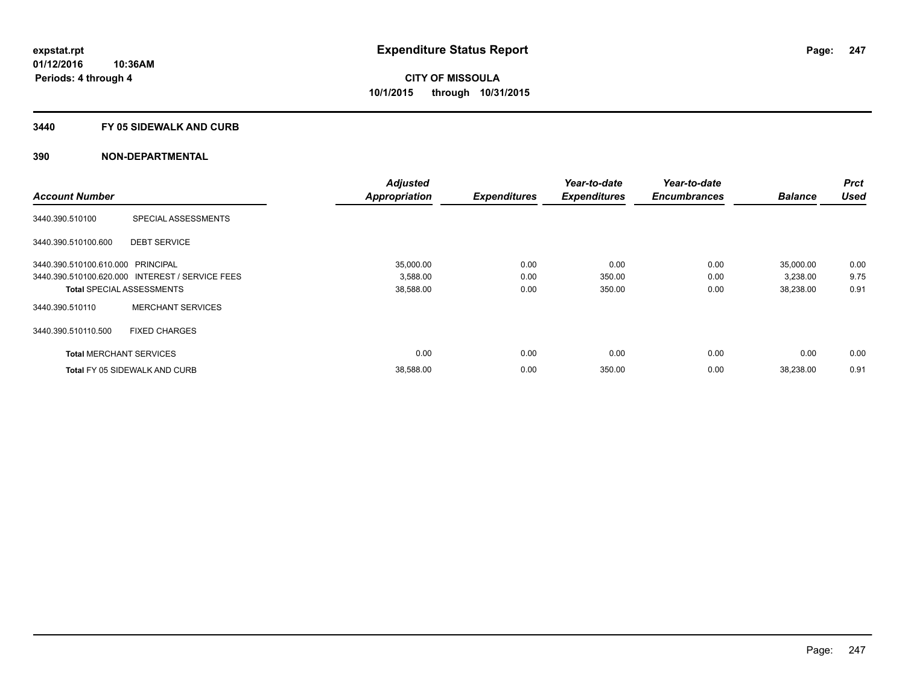# Expenditure Status Report

**CITY OF MISSOULA**
**10/1/2015 through 10/31/2015**

expstat.rpt
01/12/2016 10:36AM
Periods: 4 through 4

## 3440 FY 05 SIDEWALK AND CURB

## 390 NON-DEPARTMENTAL

| Account Number | | Adjusted Appropriation | Expenditures | Year-to-date Expenditures | Year-to-date Encumbrances | Balance | Prct Used |
|---|---|---|---|---|---|---|---|
| 3440.390.510100 | SPECIAL ASSESSMENTS | | | | | | |
| 3440.390.510100.600 | DEBT SERVICE | | | | | | |
| 3440.390.510100.610.000 | PRINCIPAL | 35,000.00 | 0.00 | 0.00 | 0.00 | 35,000.00 | 0.00 |
| 3440.390.510100.620.000 | INTEREST / SERVICE FEES | 3,588.00 | 0.00 | 350.00 | 0.00 | 3,238.00 | 9.75 |
| **Total** SPECIAL ASSESSMENTS | | 38,588.00 | 0.00 | 350.00 | 0.00 | 38,238.00 | 0.91 |
| 3440.390.510110 | MERCHANT SERVICES | | | | | | |
| 3440.390.510110.500 | FIXED CHARGES | | | | | | |
| **Total** MERCHANT SERVICES | | 0.00 | 0.00 | 0.00 | 0.00 | 0.00 | 0.00 |
| **Total** FY 05 SIDEWALK AND CURB | | 38,588.00 | 0.00 | 350.00 | 0.00 | 38,238.00 | 0.91 |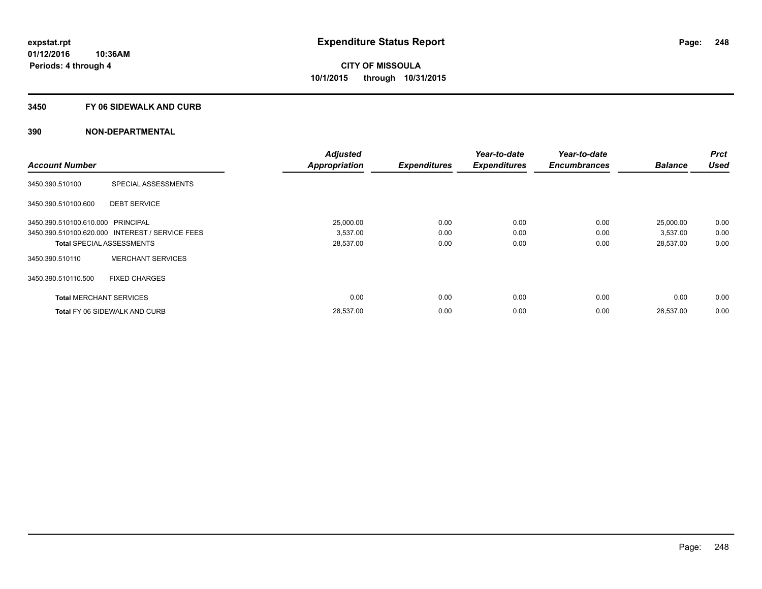**expstat.rpt**
**01/12/2016 10:36AM**
**Periods: 4 through 4**

# Expenditure Status Report

**CITY OF MISSOULA**
**10/1/2015 through 10/31/2015**

## 3450 FY 06 SIDEWALK AND CURB

## 390 NON-DEPARTMENTAL

| Account Number | | Adjusted Appropriation | Expenditures | Year-to-date Expenditures | Year-to-date Encumbrances | Balance | Prct Used |
|---|---|---|---|---|---|---|---|
| 3450.390.510100 | SPECIAL ASSESSMENTS | | | | | | |
| 3450.390.510100.600 | DEBT SERVICE | | | | | | |
| 3450.390.510100.610.000 | PRINCIPAL | 25,000.00 | 0.00 | 0.00 | 0.00 | 25,000.00 | 0.00 |
| 3450.390.510100.620.000 | INTEREST / SERVICE FEES | 3,537.00 | 0.00 | 0.00 | 0.00 | 3,537.00 | 0.00 |
| **Total** SPECIAL ASSESSMENTS | | 28,537.00 | 0.00 | 0.00 | 0.00 | 28,537.00 | 0.00 |
| 3450.390.510110 | MERCHANT SERVICES | | | | | | |
| 3450.390.510110.500 | FIXED CHARGES | | | | | | |
| **Total** MERCHANT SERVICES | | 0.00 | 0.00 | 0.00 | 0.00 | 0.00 | 0.00 |
| **Total** FY 06 SIDEWALK AND CURB | | 28,537.00 | 0.00 | 0.00 | 0.00 | 28,537.00 | 0.00 |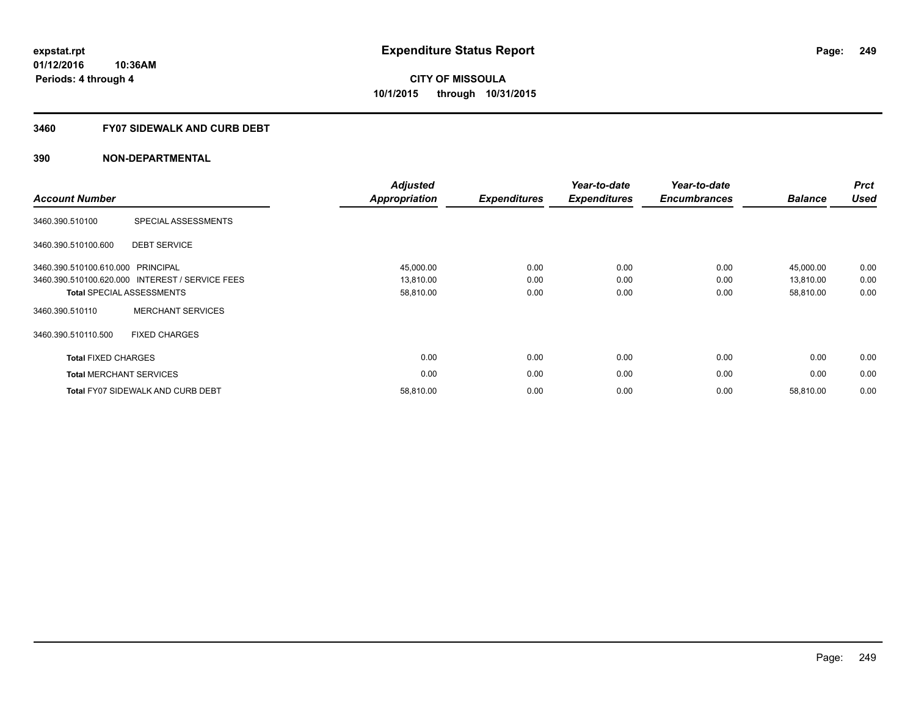**expstat.rpt**
**01/12/2016 10:36AM**
**Periods: 4 through 4**

# Expenditure Status Report

**CITY OF MISSOULA**
**10/1/2015 through 10/31/2015**

## 3460 FY07 SIDEWALK AND CURB DEBT

### 390 NON-DEPARTMENTAL

| Account Number | | Adjusted Appropriation | Expenditures | Year-to-date Expenditures | Year-to-date Encumbrances | Balance | Prct Used |
|---|---|---|---|---|---|---|---|
| 3460.390.510100 | SPECIAL ASSESSMENTS | | | | | | |
| 3460.390.510100.600 | DEBT SERVICE | | | | | | |
| 3460.390.510100.610.000 | PRINCIPAL | 45,000.00 | 0.00 | 0.00 | 0.00 | 45,000.00 | 0.00 |
| 3460.390.510100.620.000 | INTEREST / SERVICE FEES | 13,810.00 | 0.00 | 0.00 | 0.00 | 13,810.00 | 0.00 |
| **Total** SPECIAL ASSESSMENTS | | 58,810.00 | 0.00 | 0.00 | 0.00 | 58,810.00 | 0.00 |
| 3460.390.510110 | MERCHANT SERVICES | | | | | | |
| 3460.390.510110.500 | FIXED CHARGES | | | | | | |
| **Total** FIXED CHARGES | | 0.00 | 0.00 | 0.00 | 0.00 | 0.00 | 0.00 |
| **Total** MERCHANT SERVICES | | 0.00 | 0.00 | 0.00 | 0.00 | 0.00 | 0.00 |
| **Total** FY07 SIDEWALK AND CURB DEBT | | 58,810.00 | 0.00 | 0.00 | 0.00 | 58,810.00 | 0.00 |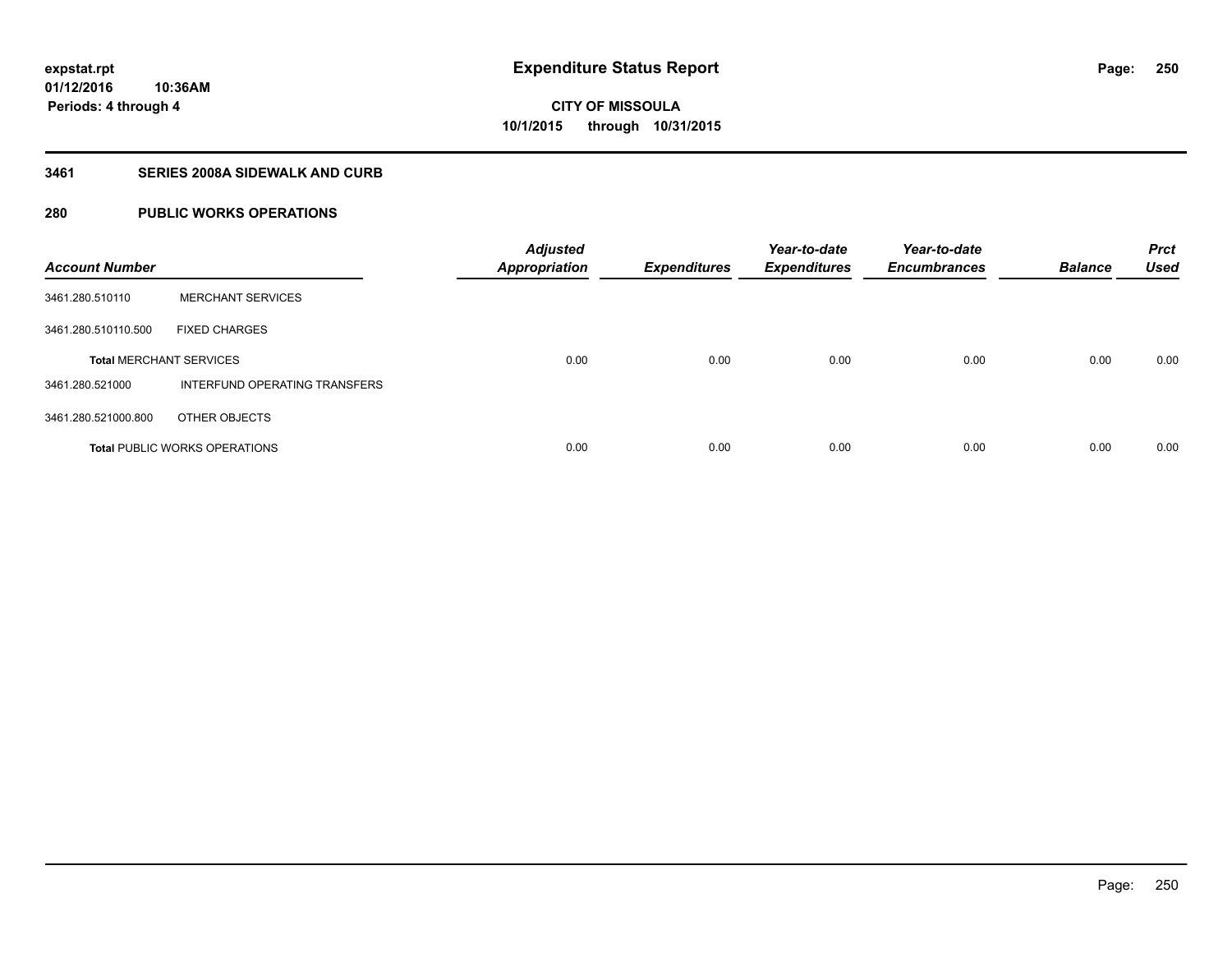**expstat.rpt**
**01/12/2016 10:36AM**
**Periods: 4 through 4**

# Expenditure Status Report

**CITY OF MISSOULA**
**10/1/2015 through 10/31/2015**

## 3461 SERIES 2008A SIDEWALK AND CURB

## 280 PUBLIC WORKS OPERATIONS

| Account Number | | Adjusted Appropriation | Expenditures | Year-to-date Expenditures | Year-to-date Encumbrances | Balance | Prct Used |
|---|---|---|---|---|---|---|---|
| 3461.280.510110 | MERCHANT SERVICES | | | | | | |
| 3461.280.510110.500 | FIXED CHARGES | | | | | | |
| **Total** MERCHANT SERVICES | | 0.00 | 0.00 | 0.00 | 0.00 | 0.00 | 0.00 |
| 3461.280.521000 | INTERFUND OPERATING TRANSFERS | | | | | | |
| 3461.280.521000.800 | OTHER OBJECTS | | | | | | |
| **Total** PUBLIC WORKS OPERATIONS | | 0.00 | 0.00 | 0.00 | 0.00 | 0.00 | 0.00 |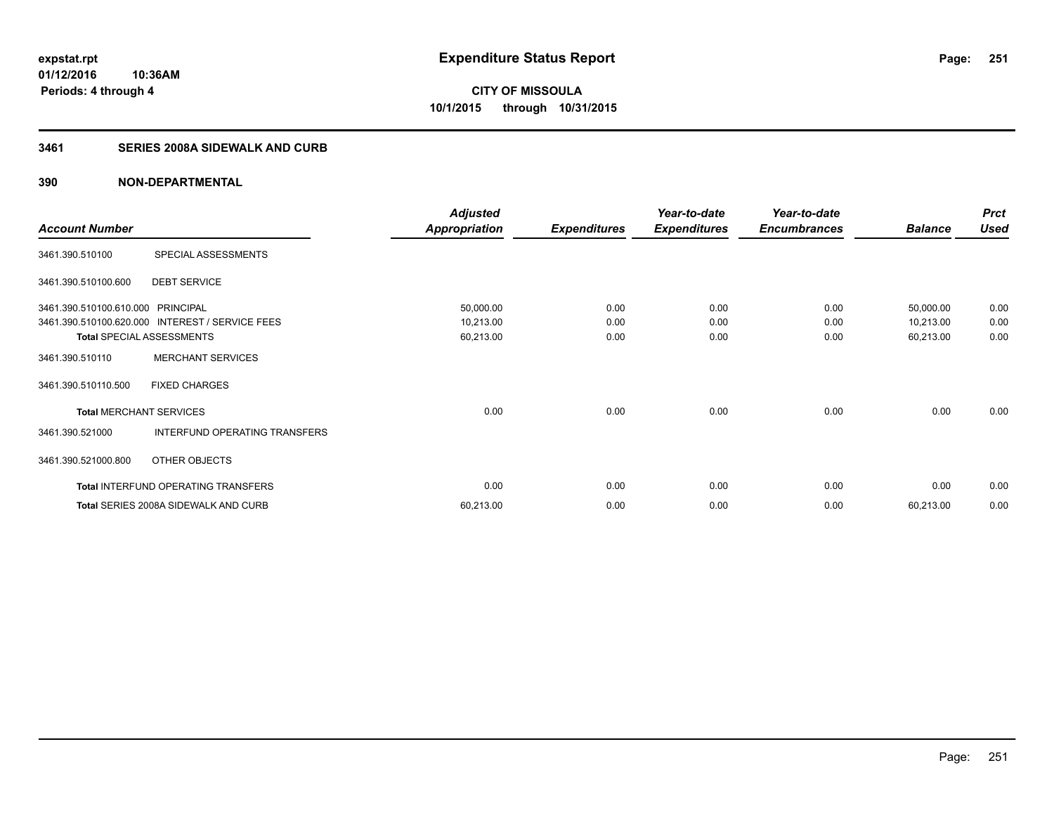expstat.rpt
01/12/2016 10:36AM
Periods: 4 through 4

# Expenditure Status Report

**CITY OF MISSOULA**
**10/1/2015 through 10/31/2015**

## 3461 SERIES 2008A SIDEWALK AND CURB

### 390 NON-DEPARTMENTAL

| Account Number | | Adjusted Appropriation | Expenditures | Year-to-date Expenditures | Year-to-date Encumbrances | Balance | Prct Used |
|---|---|---|---|---|---|---|---|
| 3461.390.510100 | SPECIAL ASSESSMENTS | | | | | | |
| 3461.390.510100.600 | DEBT SERVICE | | | | | | |
| 3461.390.510100.610.000 | PRINCIPAL | 50,000.00 | 0.00 | 0.00 | 0.00 | 50,000.00 | 0.00 |
| 3461.390.510100.620.000 | INTEREST / SERVICE FEES | 10,213.00 | 0.00 | 0.00 | 0.00 | 10,213.00 | 0.00 |
| **Total** SPECIAL ASSESSMENTS | | 60,213.00 | 0.00 | 0.00 | 0.00 | 60,213.00 | 0.00 |
| 3461.390.510110 | MERCHANT SERVICES | | | | | | |
| 3461.390.510110.500 | FIXED CHARGES | | | | | | |
| **Total** MERCHANT SERVICES | | 0.00 | 0.00 | 0.00 | 0.00 | 0.00 | 0.00 |
| 3461.390.521000 | INTERFUND OPERATING TRANSFERS | | | | | | |
| 3461.390.521000.800 | OTHER OBJECTS | | | | | | |
| **Total** INTERFUND OPERATING TRANSFERS | | 0.00 | 0.00 | 0.00 | 0.00 | 0.00 | 0.00 |
| **Total** SERIES 2008A SIDEWALK AND CURB | | 60,213.00 | 0.00 | 0.00 | 0.00 | 60,213.00 | 0.00 |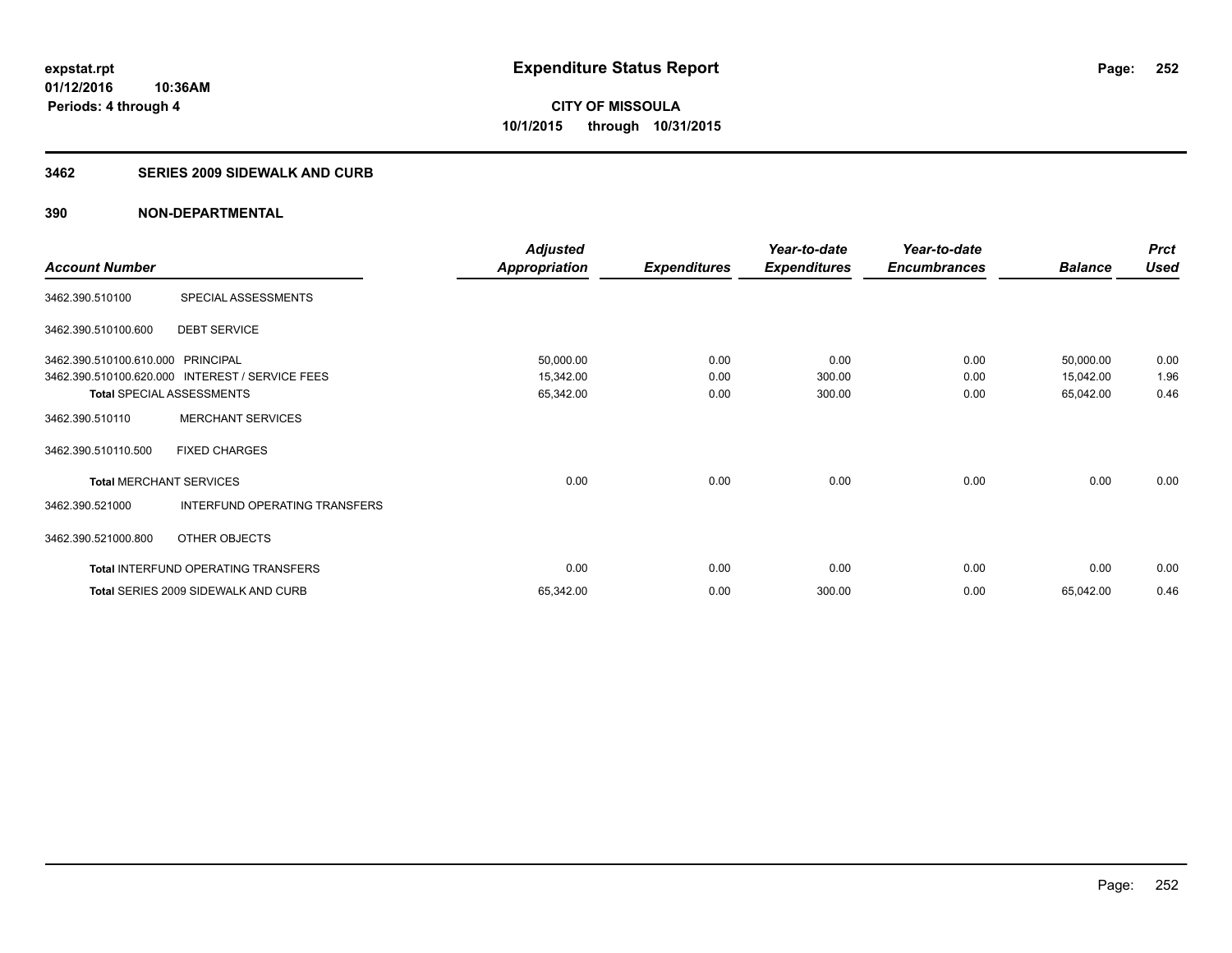# Expenditure Status Report

**CITY OF MISSOULA**

**10/1/2015 through 10/31/2015**

expstat.rpt
01/12/2016 10:36AM
Periods: 4 through 4

## 3462 SERIES 2009 SIDEWALK AND CURB

## 390 NON-DEPARTMENTAL

| Account Number | | Adjusted Appropriation | Expenditures | Year-to-date Expenditures | Year-to-date Encumbrances | Balance | Prct Used |
|---|---|---|---|---|---|---|---|
| 3462.390.510100 | SPECIAL ASSESSMENTS | | | | | | |
| 3462.390.510100.600 | DEBT SERVICE | | | | | | |
| 3462.390.510100.610.000 | PRINCIPAL | 50,000.00 | 0.00 | 0.00 | 0.00 | 50,000.00 | 0.00 |
| 3462.390.510100.620.000 | INTEREST / SERVICE FEES | 15,342.00 | 0.00 | 300.00 | 0.00 | 15,042.00 | 1.96 |
| **Total** SPECIAL ASSESSMENTS | | 65,342.00 | 0.00 | 300.00 | 0.00 | 65,042.00 | 0.46 |
| 3462.390.510110 | MERCHANT SERVICES | | | | | | |
| 3462.390.510110.500 | FIXED CHARGES | | | | | | |
| **Total** MERCHANT SERVICES | | 0.00 | 0.00 | 0.00 | 0.00 | 0.00 | 0.00 |
| 3462.390.521000 | INTERFUND OPERATING TRANSFERS | | | | | | |
| 3462.390.521000.800 | OTHER OBJECTS | | | | | | |
| **Total** INTERFUND OPERATING TRANSFERS | | 0.00 | 0.00 | 0.00 | 0.00 | 0.00 | 0.00 |
| **Total** SERIES 2009 SIDEWALK AND CURB | | 65,342.00 | 0.00 | 300.00 | 0.00 | 65,042.00 | 0.46 |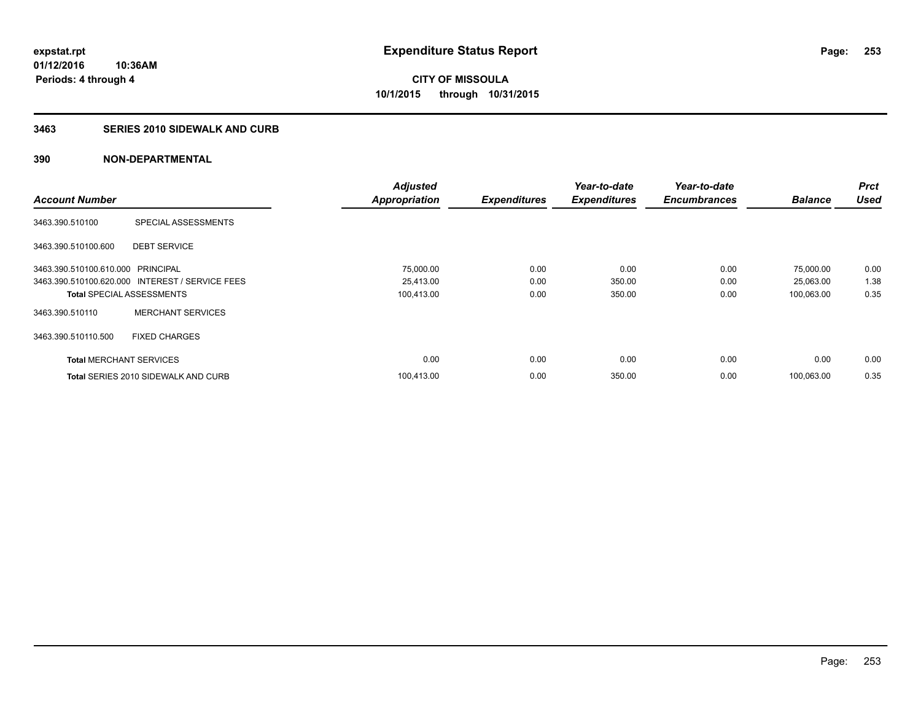**expstat.rpt**
**01/12/2016 10:36AM**
**Periods: 4 through 4**

# Expenditure Status Report

**CITY OF MISSOULA**
**10/1/2015 through 10/31/2015**

## 3463 SERIES 2010 SIDEWALK AND CURB

## 390 NON-DEPARTMENTAL

| Account Number | | Adjusted Appropriation | Expenditures | Year-to-date Expenditures | Year-to-date Encumbrances | Balance | Prct Used |
|---|---|---|---|---|---|---|---|
| 3463.390.510100 | SPECIAL ASSESSMENTS | | | | | | |
| 3463.390.510100.600 | DEBT SERVICE | | | | | | |
| 3463.390.510100.610.000 | PRINCIPAL | 75,000.00 | 0.00 | 0.00 | 0.00 | 75,000.00 | 0.00 |
| 3463.390.510100.620.000 | INTEREST / SERVICE FEES | 25,413.00 | 0.00 | 350.00 | 0.00 | 25,063.00 | 1.38 |
| **Total** SPECIAL ASSESSMENTS | | 100,413.00 | 0.00 | 350.00 | 0.00 | 100,063.00 | 0.35 |
| 3463.390.510110 | MERCHANT SERVICES | | | | | | |
| 3463.390.510110.500 | FIXED CHARGES | | | | | | |
| **Total** MERCHANT SERVICES | | 0.00 | 0.00 | 0.00 | 0.00 | 0.00 | 0.00 |
| **Total** SERIES 2010 SIDEWALK AND CURB | | 100,413.00 | 0.00 | 350.00 | 0.00 | 100,063.00 | 0.35 |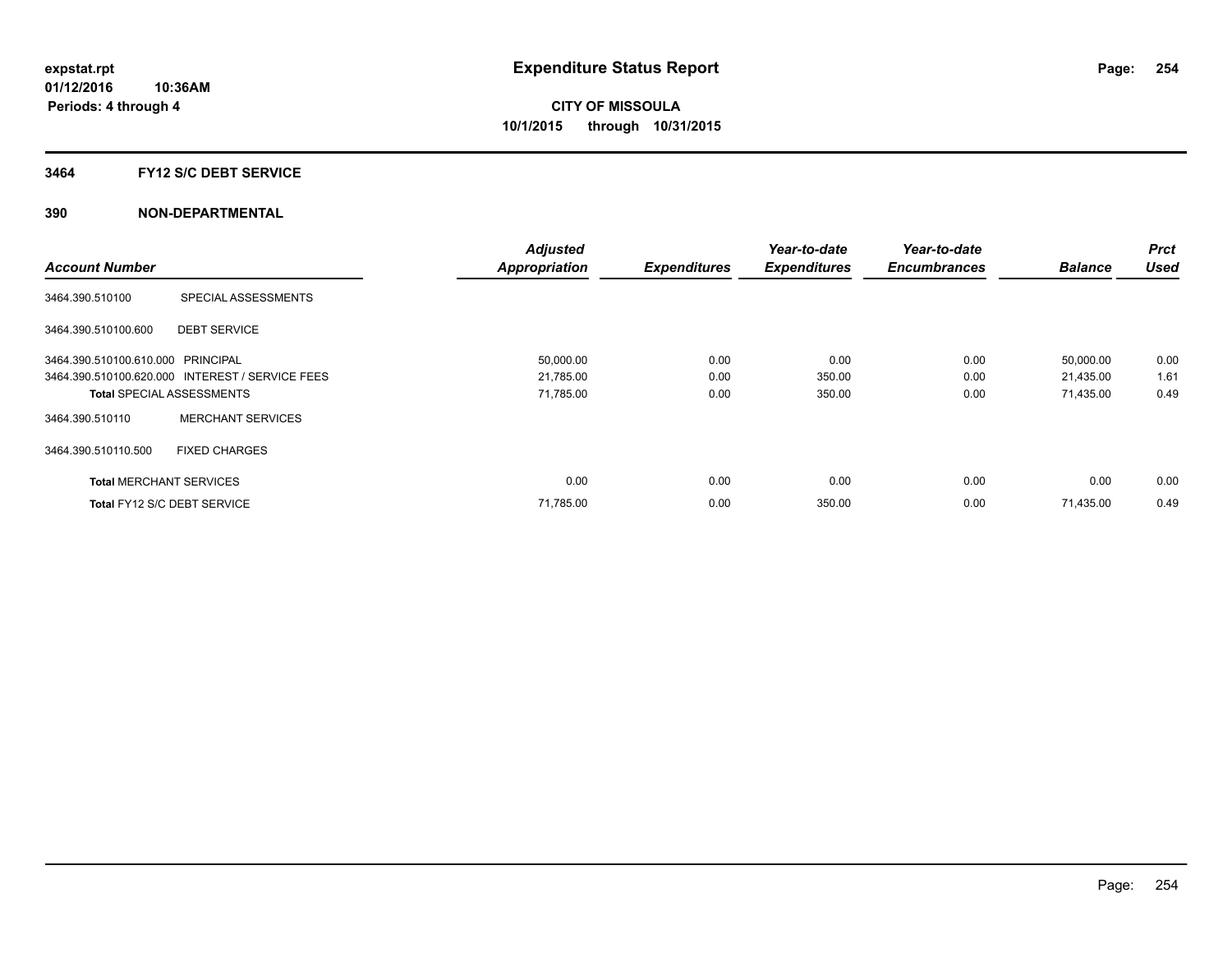expstat.rpt
01/12/2016 10:36AM
Periods: 4 through 4

# Expenditure Status Report

CITY OF MISSOULA
10/1/2015 through 10/31/2015

## 3464 FY12 S/C DEBT SERVICE

## 390 NON-DEPARTMENTAL

| Account Number | | Adjusted Appropriation | Expenditures | Year-to-date Expenditures | Year-to-date Encumbrances | Balance | Prct Used |
|---|---|---|---|---|---|---|---|
| 3464.390.510100 | SPECIAL ASSESSMENTS | | | | | | |
| 3464.390.510100.600 | DEBT SERVICE | | | | | | |
| 3464.390.510100.610.000 | PRINCIPAL | 50,000.00 | 0.00 | 0.00 | 0.00 | 50,000.00 | 0.00 |
| 3464.390.510100.620.000 | INTEREST / SERVICE FEES | 21,785.00 | 0.00 | 350.00 | 0.00 | 21,435.00 | 1.61 |
| **Total** SPECIAL ASSESSMENTS | | 71,785.00 | 0.00 | 350.00 | 0.00 | 71,435.00 | 0.49 |
| 3464.390.510110 | MERCHANT SERVICES | | | | | | |
| 3464.390.510110.500 | FIXED CHARGES | | | | | | |
| **Total** MERCHANT SERVICES | | 0.00 | 0.00 | 0.00 | 0.00 | 0.00 | 0.00 |
| **Total** FY12 S/C DEBT SERVICE | | 71,785.00 | 0.00 | 350.00 | 0.00 | 71,435.00 | 0.49 |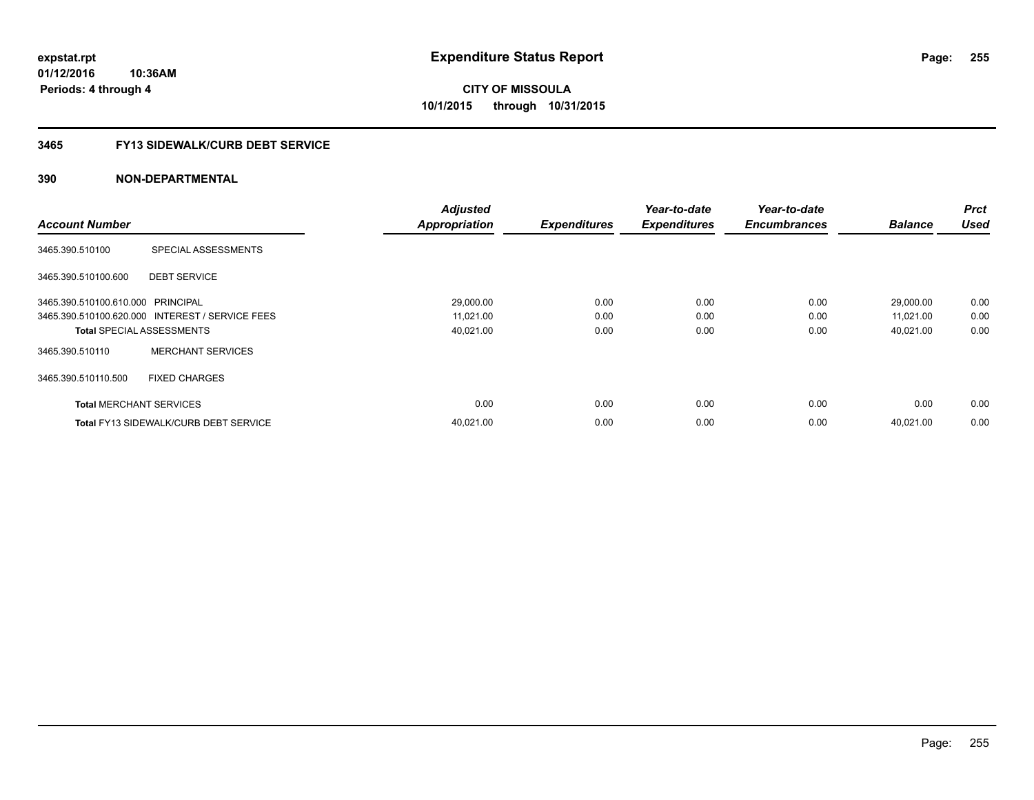# Expenditure Status Report

**CITY OF MISSOULA**
**10/1/2015 through 10/31/2015**

expstat.rpt
01/12/2016 10:36AM
Periods: 4 through 4

## 3465 FY13 SIDEWALK/CURB DEBT SERVICE

## 390 NON-DEPARTMENTAL

| Account Number | | Adjusted Appropriation | Expenditures | Year-to-date Expenditures | Year-to-date Encumbrances | Balance | Prct Used |
|---|---|---|---|---|---|---|---|
| 3465.390.510100 | SPECIAL ASSESSMENTS | | | | | | |
| 3465.390.510100.600 | DEBT SERVICE | | | | | | |
| 3465.390.510100.610.000 | PRINCIPAL | 29,000.00 | 0.00 | 0.00 | 0.00 | 29,000.00 | 0.00 |
| 3465.390.510100.620.000 | INTEREST / SERVICE FEES | 11,021.00 | 0.00 | 0.00 | 0.00 | 11,021.00 | 0.00 |
| **Total** SPECIAL ASSESSMENTS | | 40,021.00 | 0.00 | 0.00 | 0.00 | 40,021.00 | 0.00 |
| 3465.390.510110 | MERCHANT SERVICES | | | | | | |
| 3465.390.510110.500 | FIXED CHARGES | | | | | | |
| **Total** MERCHANT SERVICES | | 0.00 | 0.00 | 0.00 | 0.00 | 0.00 | 0.00 |
| **Total** FY13 SIDEWALK/CURB DEBT SERVICE | | 40,021.00 | 0.00 | 0.00 | 0.00 | 40,021.00 | 0.00 |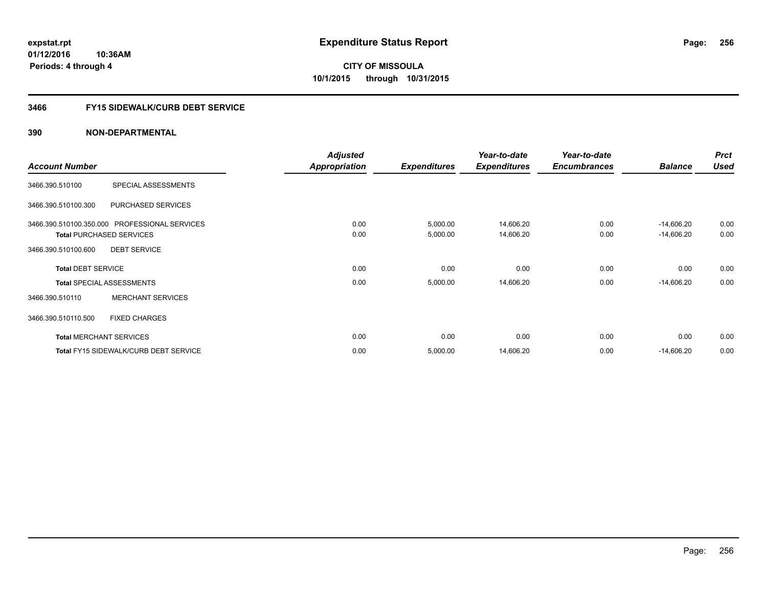expstat.rpt
01/12/2016 10:36AM
Periods: 4 through 4

# Expenditure Status Report

**CITY OF MISSOULA**
**10/1/2015 through 10/31/2015**

## 3466 FY15 SIDEWALK/CURB DEBT SERVICE

### 390 NON-DEPARTMENTAL

| Account Number | | Adjusted Appropriation | Expenditures | Year-to-date Expenditures | Year-to-date Encumbrances | Balance | Prct Used |
|---|---|---|---|---|---|---|---|
| 3466.390.510100 | SPECIAL ASSESSMENTS | | | | | | |
| 3466.390.510100.300 | PURCHASED SERVICES | | | | | | |
| 3466.390.510100.350.000 | PROFESSIONAL SERVICES | 0.00 | 5,000.00 | 14,606.20 | 0.00 | -14,606.20 | 0.00 |
| **Total** PURCHASED SERVICES | | 0.00 | 5,000.00 | 14,606.20 | 0.00 | -14,606.20 | 0.00 |
| 3466.390.510100.600 | DEBT SERVICE | | | | | | |
| **Total** DEBT SERVICE | | 0.00 | 0.00 | 0.00 | 0.00 | 0.00 | 0.00 |
| **Total** SPECIAL ASSESSMENTS | | 0.00 | 5,000.00 | 14,606.20 | 0.00 | -14,606.20 | 0.00 |
| 3466.390.510110 | MERCHANT SERVICES | | | | | | |
| 3466.390.510110.500 | FIXED CHARGES | | | | | | |
| **Total** MERCHANT SERVICES | | 0.00 | 0.00 | 0.00 | 0.00 | 0.00 | 0.00 |
| **Total** FY15 SIDEWALK/CURB DEBT SERVICE | | 0.00 | 5,000.00 | 14,606.20 | 0.00 | -14,606.20 | 0.00 |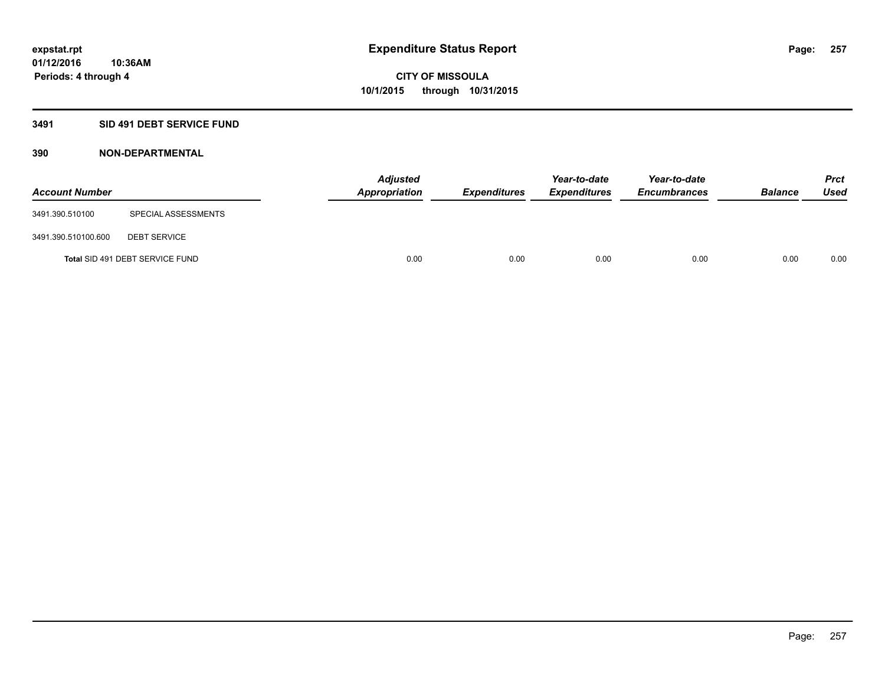# Expenditure Status Report

**expstat.rpt**
**01/12/2016 10:36AM**
**Periods: 4 through 4**

**CITY OF MISSOULA**
**10/1/2015 through 10/31/2015**

## 3491 SID 491 DEBT SERVICE FUND

### 390 NON-DEPARTMENTAL

| Account Number | | *Adjusted Appropriation* | *Expenditures* | *Year-to-date Expenditures* | *Year-to-date Encumbrances* | *Balance* | *Prct Used* |
|---|---|---|---|---|---|---|---|
| 3491.390.510100 | SPECIAL ASSESSMENTS | | | | | | |
| 3491.390.510100.600 | DEBT SERVICE | | | | | | |
| **Total** SID 491 DEBT SERVICE FUND | | 0.00 | 0.00 | 0.00 | 0.00 | 0.00 | 0.00 |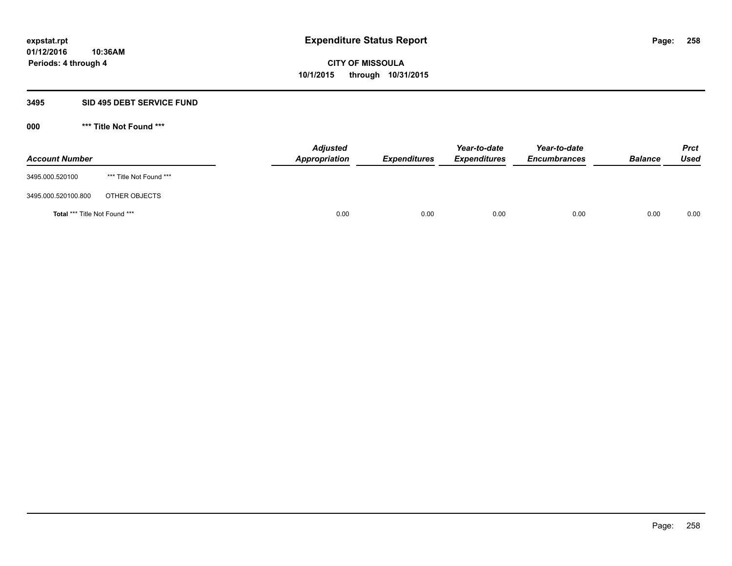**expstat.rpt**
**01/12/2016 10:36AM**
**Periods: 4 through 4**

# Expenditure Status Report

**CITY OF MISSOULA**
**10/1/2015 through 10/31/2015**

## 3495 SID 495 DEBT SERVICE FUND

### 000 *** Title Not Found ***

| Account Number | | Adjusted Appropriation | Expenditures | Year-to-date Expenditures | Year-to-date Encumbrances | Balance | Prct Used |
|---|---|---|---|---|---|---|---|
| 3495.000.520100 | *** Title Not Found *** | | | | | | |
| 3495.000.520100.800 | OTHER OBJECTS | | | | | | |
| **Total** *** Title Not Found *** | | 0.00 | 0.00 | 0.00 | 0.00 | 0.00 | 0.00 |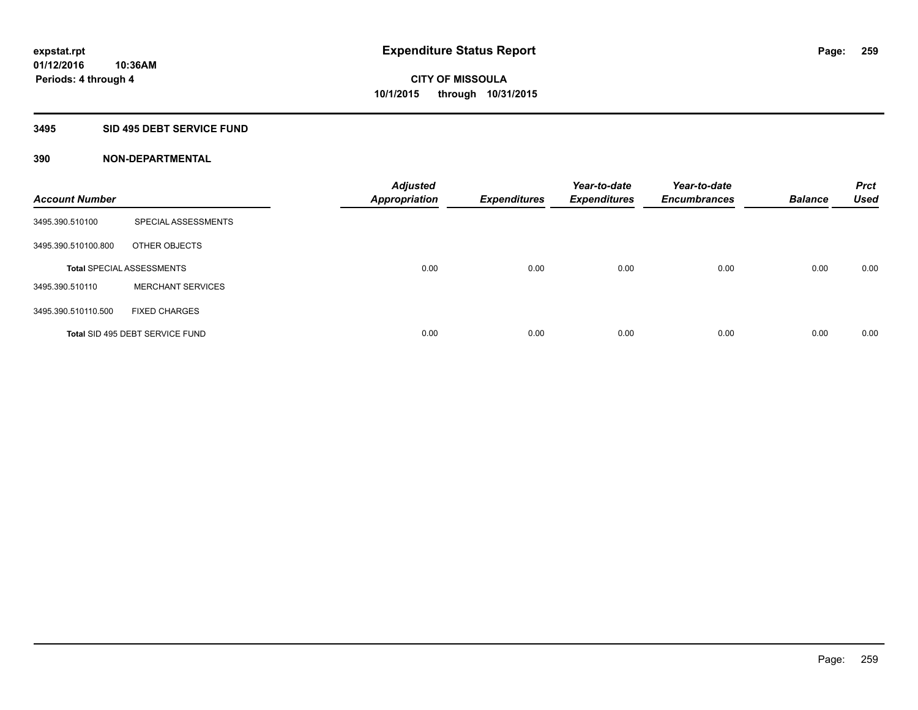**expstat.rpt**
**01/12/2016 10:36AM**
**Periods: 4 through 4**

# Expenditure Status Report

**CITY OF MISSOULA**
**10/1/2015 through 10/31/2015**

## 3495 SID 495 DEBT SERVICE FUND

### 390 NON-DEPARTMENTAL

| Account Number | | Adjusted Appropriation | Expenditures | Year-to-date Expenditures | Year-to-date Encumbrances | Balance | Prct Used |
|---|---|---|---|---|---|---|---|
| 3495.390.510100 | SPECIAL ASSESSMENTS | | | | | | |
| 3495.390.510100.800 | OTHER OBJECTS | | | | | | |
| Total SPECIAL ASSESSMENTS | | 0.00 | 0.00 | 0.00 | 0.00 | 0.00 | 0.00 |
| 3495.390.510110 | MERCHANT SERVICES | | | | | | |
| 3495.390.510110.500 | FIXED CHARGES | | | | | | |
| Total SID 495 DEBT SERVICE FUND | | 0.00 | 0.00 | 0.00 | 0.00 | 0.00 | 0.00 |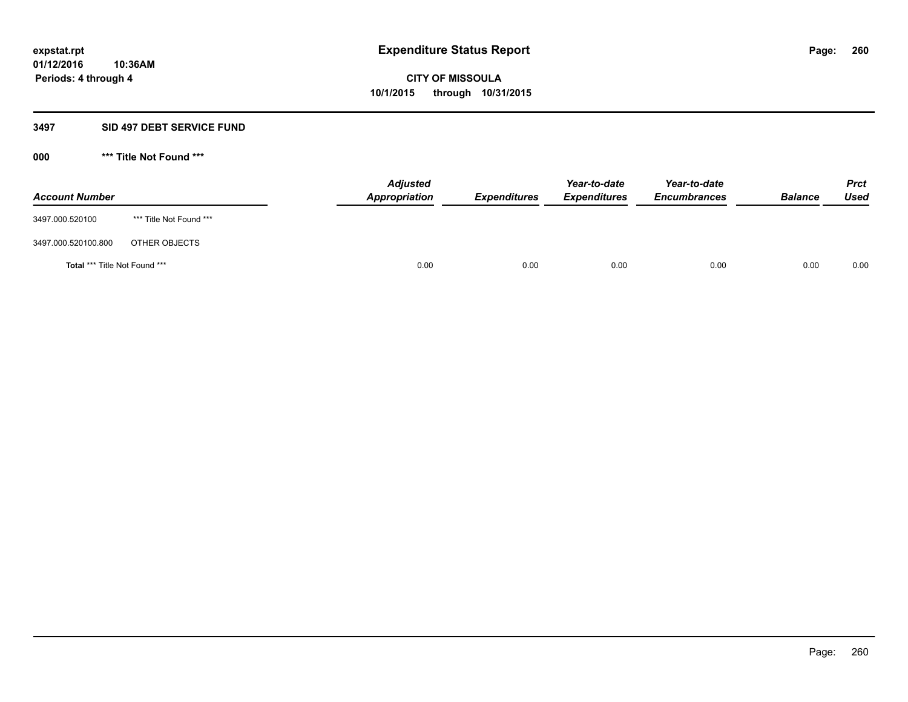# Expenditure Status Report

expstat.rpt
01/12/2016 10:36AM
Periods: 4 through 4

**CITY OF MISSOULA**
**10/1/2015 through 10/31/2015**

## 3497 SID 497 DEBT SERVICE FUND

### 000 *** Title Not Found ***

| Account Number | | Adjusted Appropriation | Expenditures | Year-to-date Expenditures | Year-to-date Encumbrances | Balance | Prct Used |
|---|---|---|---|---|---|---|---|
| 3497.000.520100 | *** Title Not Found *** | | | | | | |
| 3497.000.520100.800 | OTHER OBJECTS | | | | | | |
| **Total** *** Title Not Found *** | | 0.00 | 0.00 | 0.00 | 0.00 | 0.00 | 0.00 |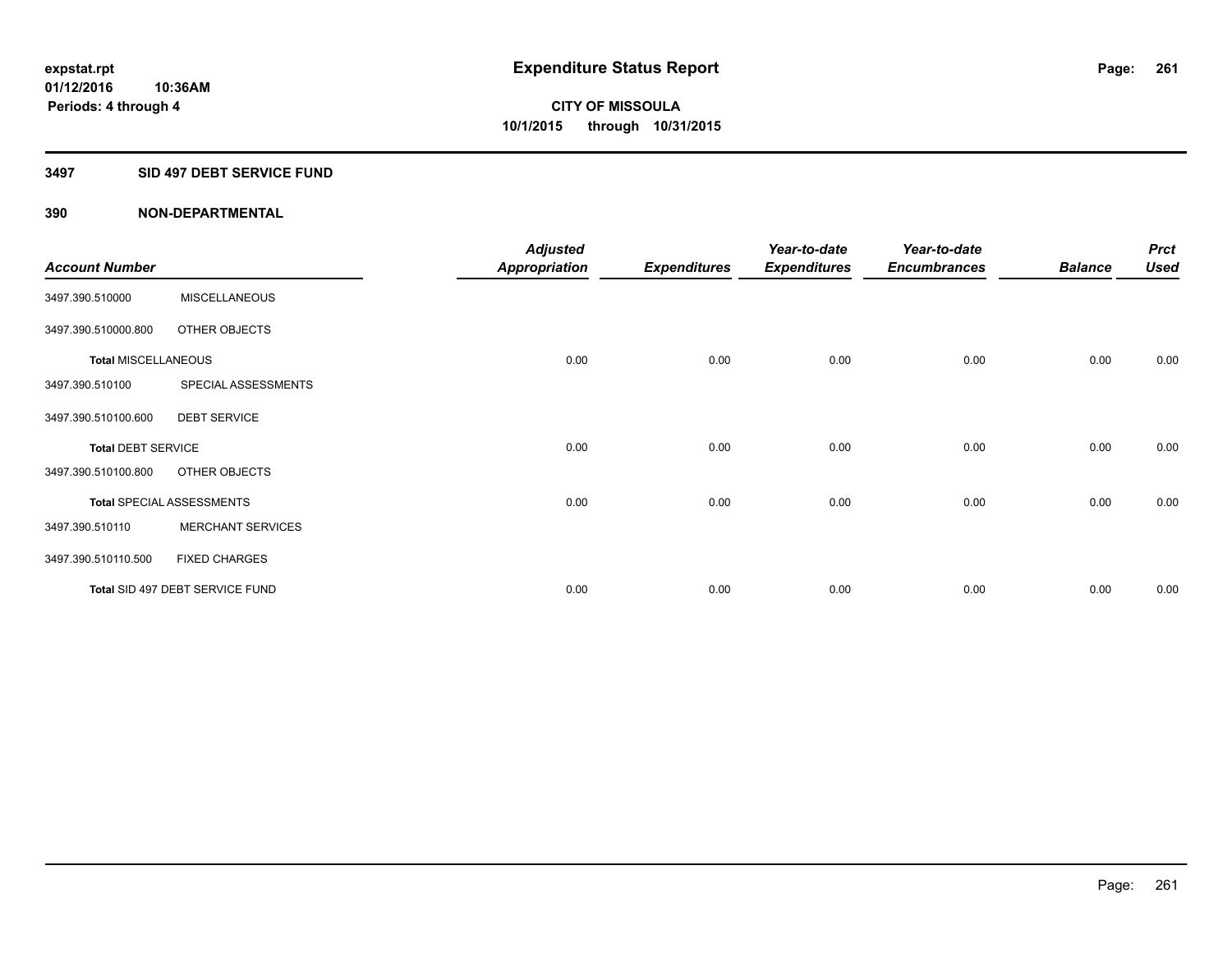expstat.rpt
01/12/2016 10:36AM
Periods: 4 through 4

# Expenditure Status Report

**CITY OF MISSOULA**
**10/1/2015 through 10/31/2015**

## 3497 SID 497 DEBT SERVICE FUND

### 390 NON-DEPARTMENTAL

| Account Number | | Adjusted Appropriation | Expenditures | Year-to-date Expenditures | Year-to-date Encumbrances | Balance | Prct Used |
|---|---|---|---|---|---|---|---|
| 3497.390.510000 | MISCELLANEOUS | | | | | | |
| 3497.390.510000.800 | OTHER OBJECTS | | | | | | |
| **Total** MISCELLANEOUS | | 0.00 | 0.00 | 0.00 | 0.00 | 0.00 | 0.00 |
| 3497.390.510100 | SPECIAL ASSESSMENTS | | | | | | |
| 3497.390.510100.600 | DEBT SERVICE | | | | | | |
| **Total** DEBT SERVICE | | 0.00 | 0.00 | 0.00 | 0.00 | 0.00 | 0.00 |
| 3497.390.510100.800 | OTHER OBJECTS | | | | | | |
| **Total** SPECIAL ASSESSMENTS | | 0.00 | 0.00 | 0.00 | 0.00 | 0.00 | 0.00 |
| 3497.390.510110 | MERCHANT SERVICES | | | | | | |
| 3497.390.510110.500 | FIXED CHARGES | | | | | | |
| **Total** SID 497 DEBT SERVICE FUND | | 0.00 | 0.00 | 0.00 | 0.00 | 0.00 | 0.00 |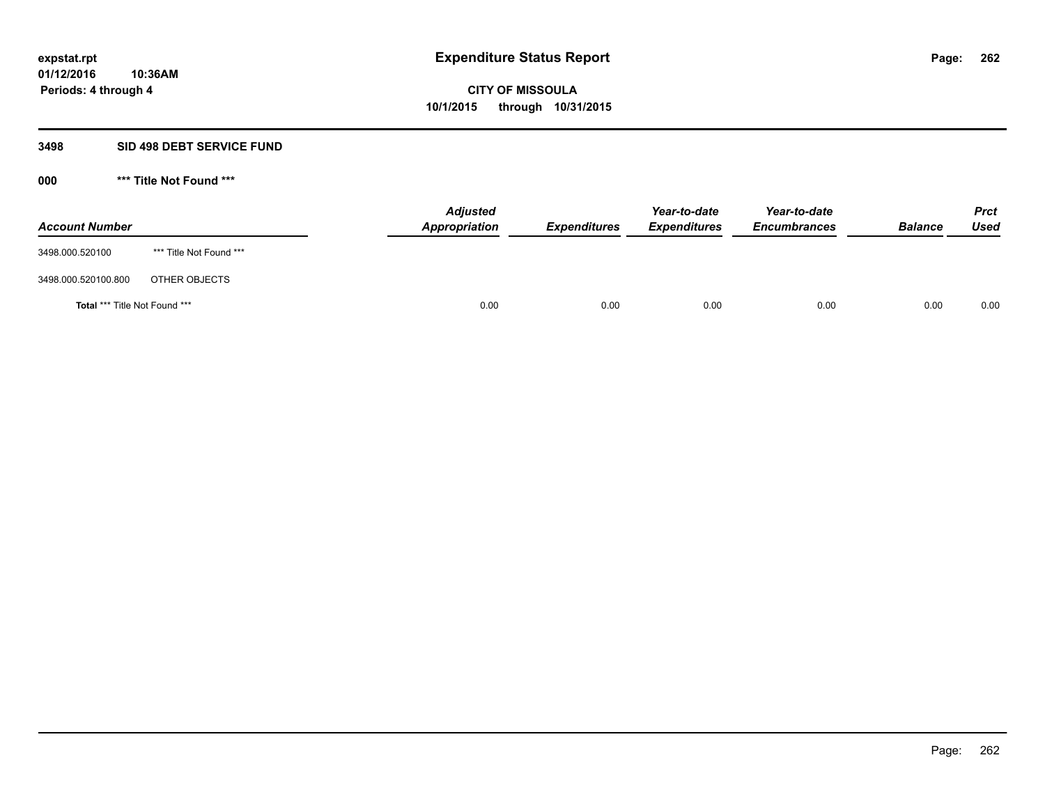**Expenditure Status Report**

**CITY OF MISSOULA**
**10/1/2015 through 10/31/2015**

expstat.rpt
01/12/2016 10:36AM
Periods: 4 through 4

## 3498 SID 498 DEBT SERVICE FUND

### 000 *** Title Not Found ***

| Account Number | | Adjusted Appropriation | Expenditures | Year-to-date Expenditures | Year-to-date Encumbrances | Balance | Prct Used |
|---|---|---|---|---|---|---|---|
| 3498.000.520100 | *** Title Not Found *** | | | | | | |
| 3498.000.520100.800 | OTHER OBJECTS | | | | | | |
| **Total** *** Title Not Found *** | | 0.00 | 0.00 | 0.00 | 0.00 | 0.00 | 0.00 |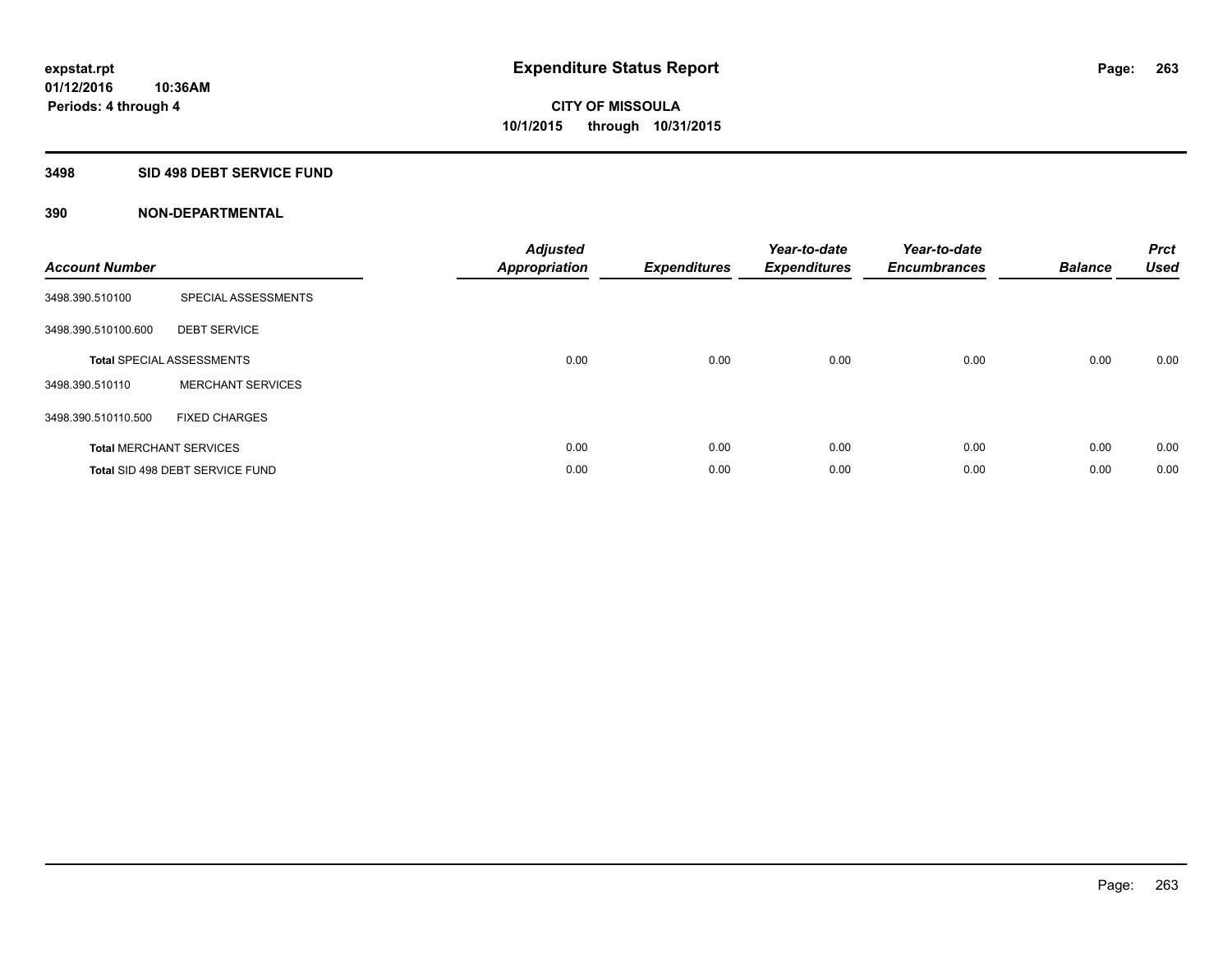**expstat.rpt**
**01/12/2016 10:36AM**
**Periods: 4 through 4**

# Expenditure Status Report

**CITY OF MISSOULA**
**10/1/2015 through 10/31/2015**

## 3498 SID 498 DEBT SERVICE FUND

### 390 NON-DEPARTMENTAL

| Account Number | | Adjusted Appropriation | Expenditures | Year-to-date Expenditures | Year-to-date Encumbrances | Balance | Prct Used |
|---|---|---|---|---|---|---|---|
| 3498.390.510100 | SPECIAL ASSESSMENTS | | | | | | |
| 3498.390.510100.600 | DEBT SERVICE | | | | | | |
| **Total** SPECIAL ASSESSMENTS | | 0.00 | 0.00 | 0.00 | 0.00 | 0.00 | 0.00 |
| 3498.390.510110 | MERCHANT SERVICES | | | | | | |
| 3498.390.510110.500 | FIXED CHARGES | | | | | | |
| **Total** MERCHANT SERVICES | | 0.00 | 0.00 | 0.00 | 0.00 | 0.00 | 0.00 |
| **Total** SID 498 DEBT SERVICE FUND | | 0.00 | 0.00 | 0.00 | 0.00 | 0.00 | 0.00 |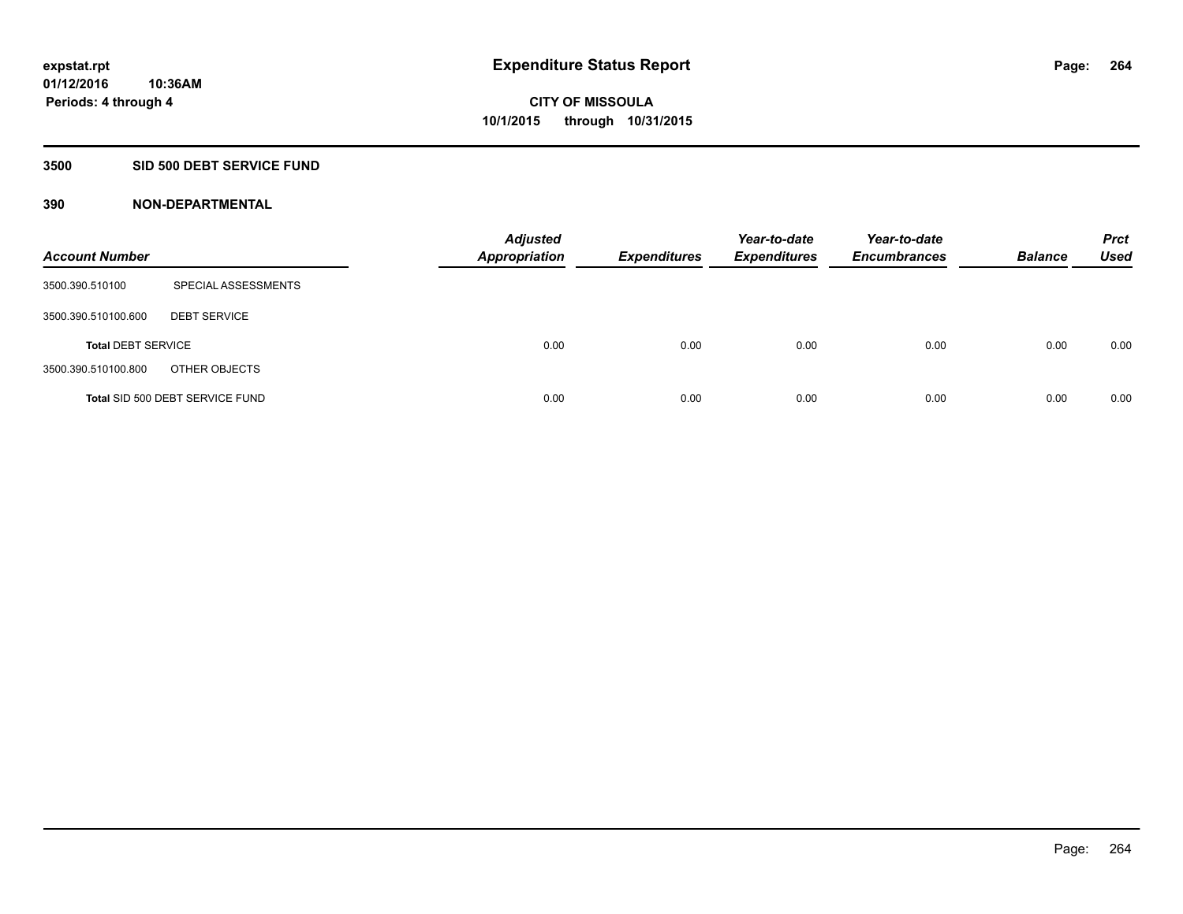**expstat.rpt**
**01/12/2016 10:36AM**
**Periods: 4 through 4**

# Expenditure Status Report

**CITY OF MISSOULA**
**10/1/2015 through 10/31/2015**

## 3500 SID 500 DEBT SERVICE FUND

### 390 NON-DEPARTMENTAL

| Account Number | | *Adjusted Appropriation* | *Expenditures* | *Year-to-date Expenditures* | *Year-to-date Encumbrances* | *Balance* | *Prct Used* |
|---|---|---|---|---|---|---|---|
| 3500.390.510100 | SPECIAL ASSESSMENTS | | | | | | |
| 3500.390.510100.600 | DEBT SERVICE | | | | | | |
| **Total** DEBT SERVICE | | 0.00 | 0.00 | 0.00 | 0.00 | 0.00 | 0.00 |
| 3500.390.510100.800 | OTHER OBJECTS | | | | | | |
| **Total** SID 500 DEBT SERVICE FUND | | 0.00 | 0.00 | 0.00 | 0.00 | 0.00 | 0.00 |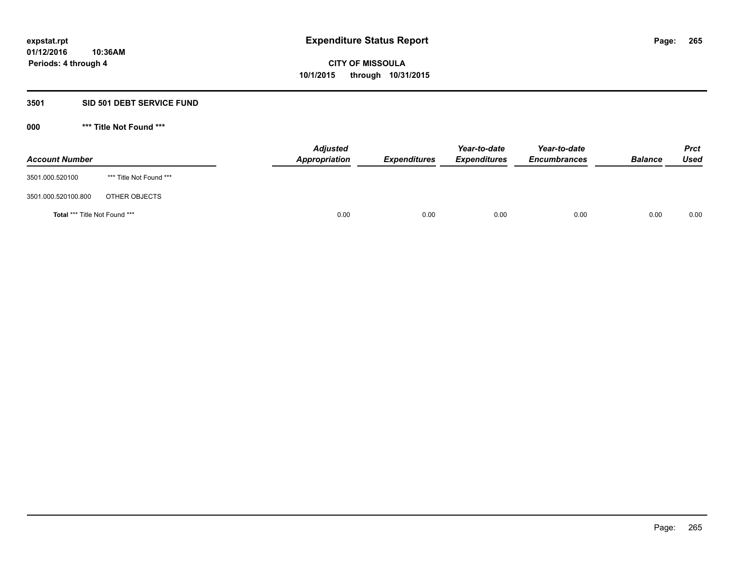**expstat.rpt**
**01/12/2016 10:36AM**
**Periods: 4 through 4**

# Expenditure Status Report

**CITY OF MISSOULA**
**10/1/2015 through 10/31/2015**

## 3501 SID 501 DEBT SERVICE FUND

### 000 *** Title Not Found ***

| Account Number | | Adjusted Appropriation | Expenditures | Year-to-date Expenditures | Year-to-date Encumbrances | Balance | Prct Used |
|---|---|---|---|---|---|---|---|
| 3501.000.520100 | *** Title Not Found *** | | | | | | |
| 3501.000.520100.800 | OTHER OBJECTS | | | | | | |
| **Total** *** Title Not Found *** | | 0.00 | 0.00 | 0.00 | 0.00 | 0.00 | 0.00 |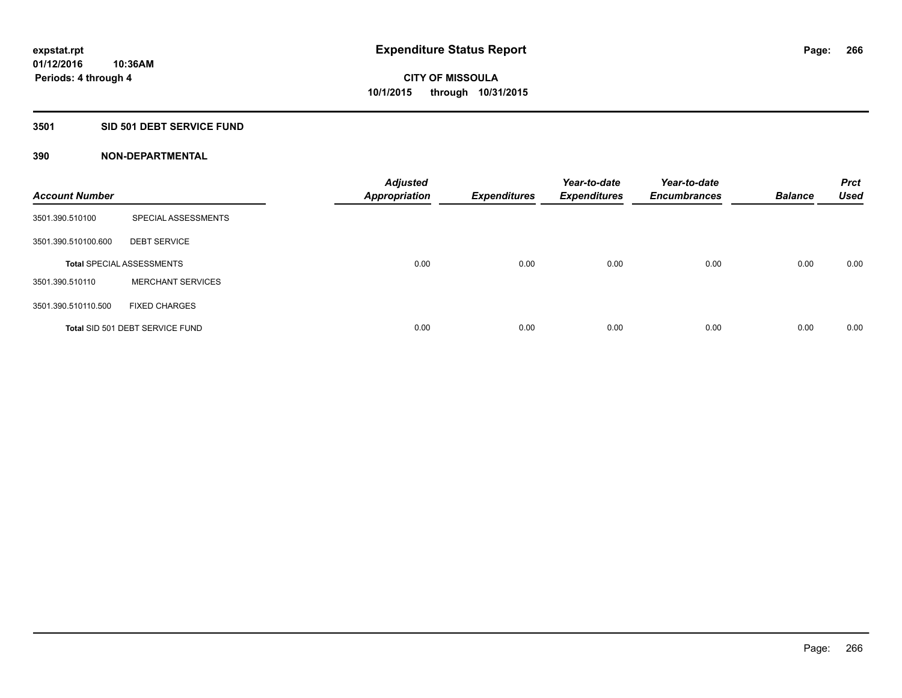# Expenditure Status Report

expstat.rpt
01/12/2016 10:36AM
Periods: 4 through 4

CITY OF MISSOULA
10/1/2015 through 10/31/2015

## 3501 SID 501 DEBT SERVICE FUND

### 390 NON-DEPARTMENTAL

| Account Number | | Adjusted Appropriation | Expenditures | Year-to-date Expenditures | Year-to-date Encumbrances | Balance | Prct Used |
|---|---|---|---|---|---|---|---|
| 3501.390.510100 | SPECIAL ASSESSMENTS | | | | | | |
| 3501.390.510100.600 | DEBT SERVICE | | | | | | |
| **Total** SPECIAL ASSESSMENTS | | 0.00 | 0.00 | 0.00 | 0.00 | 0.00 | 0.00 |
| 3501.390.510110 | MERCHANT SERVICES | | | | | | |
| 3501.390.510110.500 | FIXED CHARGES | | | | | | |
| **Total** SID 501 DEBT SERVICE FUND | | 0.00 | 0.00 | 0.00 | 0.00 | 0.00 | 0.00 |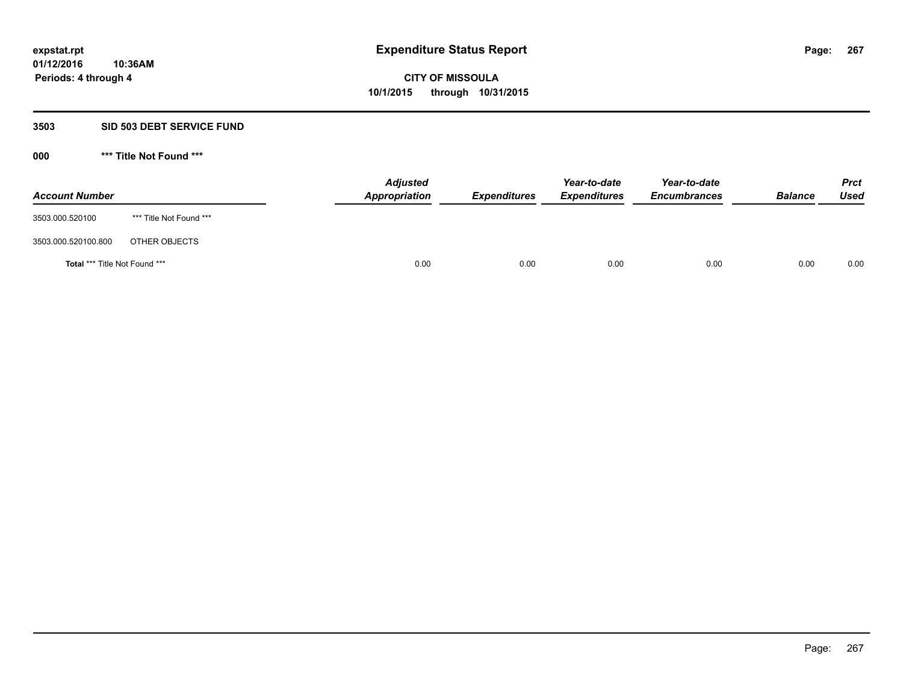**expstat.rpt**
**01/12/2016 10:36AM**
**Periods: 4 through 4**

# Expenditure Status Report

**CITY OF MISSOULA**
**10/1/2015 through 10/31/2015**

## 3503 SID 503 DEBT SERVICE FUND

### 000 *** Title Not Found ***

| Account Number | | Adjusted Appropriation | Expenditures | Year-to-date Expenditures | Year-to-date Encumbrances | Balance | Prct Used |
|---|---|---|---|---|---|---|---|
| 3503.000.520100 | *** Title Not Found *** | | | | | | |
| 3503.000.520100.800 | OTHER OBJECTS | | | | | | |
| **Total** *** Title Not Found *** | | 0.00 | 0.00 | 0.00 | 0.00 | 0.00 | 0.00 |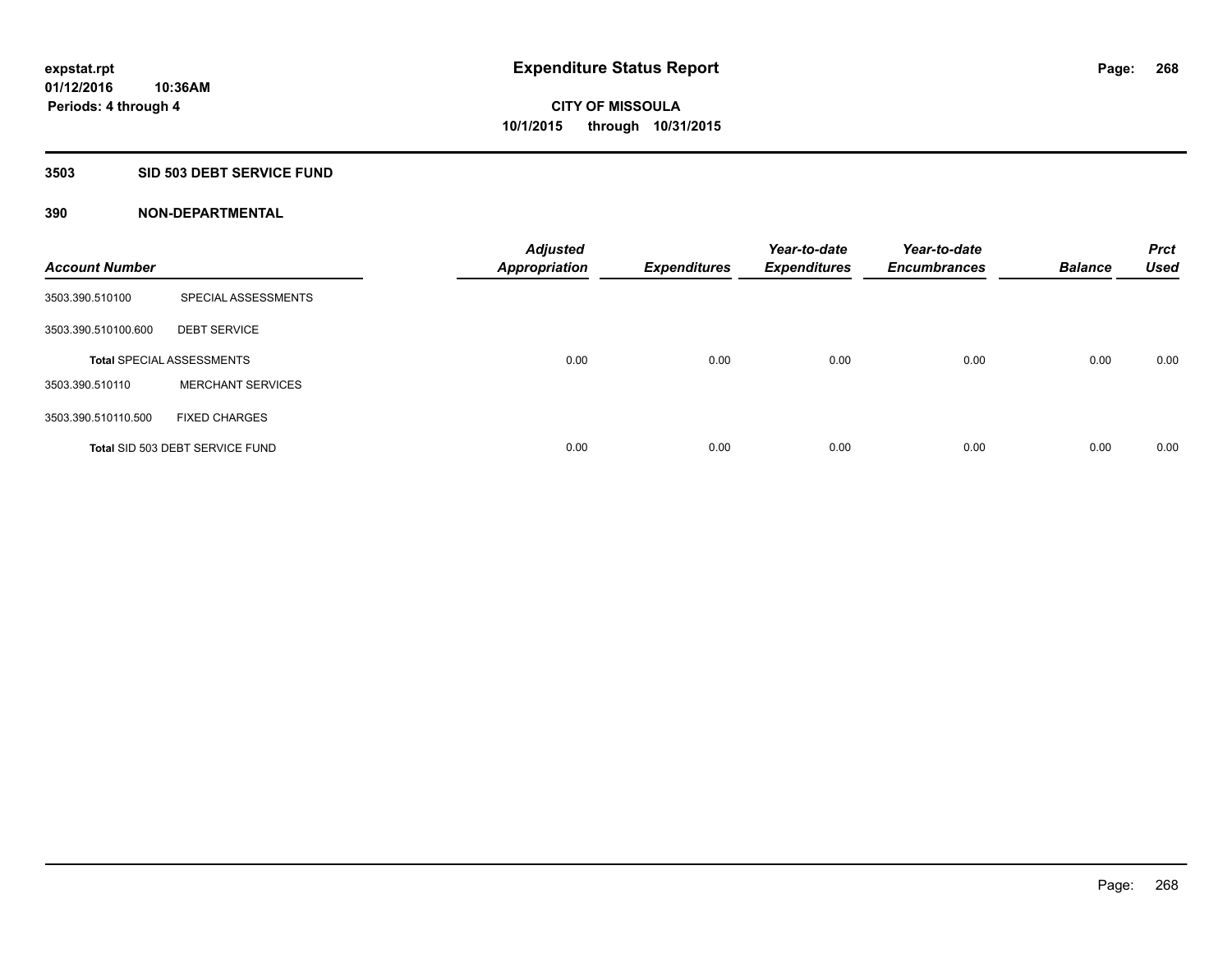# Expenditure Status Report

**expstat.rpt**
**01/12/2016 10:36AM**
**Periods: 4 through 4**

**CITY OF MISSOULA**
**10/1/2015 through 10/31/2015**

## 3503 SID 503 DEBT SERVICE FUND

### 390 NON-DEPARTMENTAL

| Account Number | | *Adjusted Appropriation* | *Expenditures* | *Year-to-date Expenditures* | *Year-to-date Encumbrances* | *Balance* | *Prct Used* |
|---|---|---|---|---|---|---|---|
| 3503.390.510100 | SPECIAL ASSESSMENTS | | | | | | |
| 3503.390.510100.600 | DEBT SERVICE | | | | | | |
| Total SPECIAL ASSESSMENTS | | 0.00 | 0.00 | 0.00 | 0.00 | 0.00 | 0.00 |
| 3503.390.510110 | MERCHANT SERVICES | | | | | | |
| 3503.390.510110.500 | FIXED CHARGES | | | | | | |
| Total SID 503 DEBT SERVICE FUND | | 0.00 | 0.00 | 0.00 | 0.00 | 0.00 | 0.00 |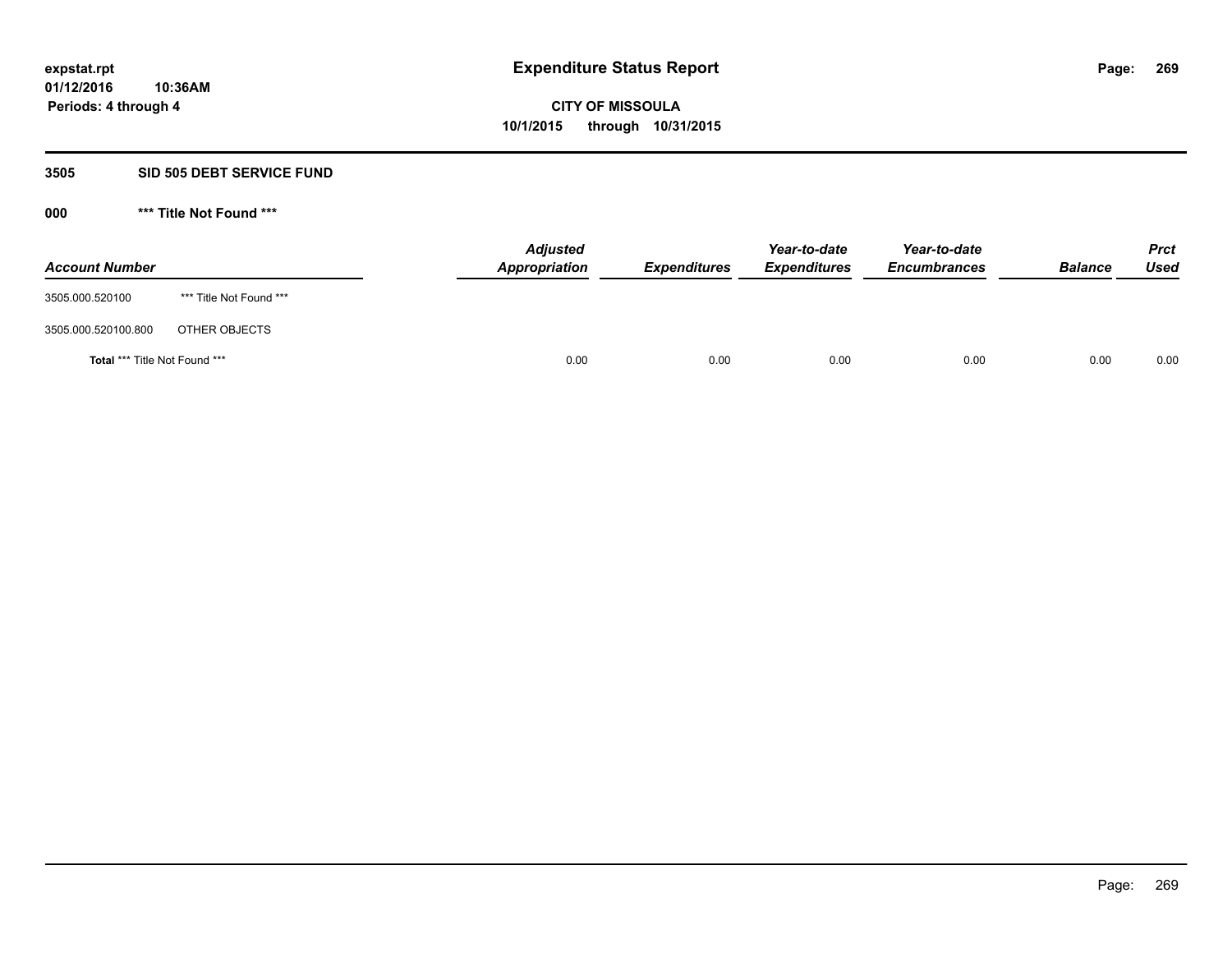# Expenditure Status Report

**CITY OF MISSOULA**
**10/1/2015 through 10/31/2015**

expstat.rpt
01/12/2016 10:36AM
Periods: 4 through 4

## 3505 SID 505 DEBT SERVICE FUND

### 000 *** Title Not Found ***

| Account Number | | Adjusted Appropriation | Expenditures | Year-to-date Expenditures | Year-to-date Encumbrances | Balance | Prct Used |
|---|---|---|---|---|---|---|---|
| 3505.000.520100 | *** Title Not Found *** | | | | | | |
| 3505.000.520100.800 | OTHER OBJECTS | | | | | | |
| **Total** *** Title Not Found *** | | 0.00 | 0.00 | 0.00 | 0.00 | 0.00 | 0.00 |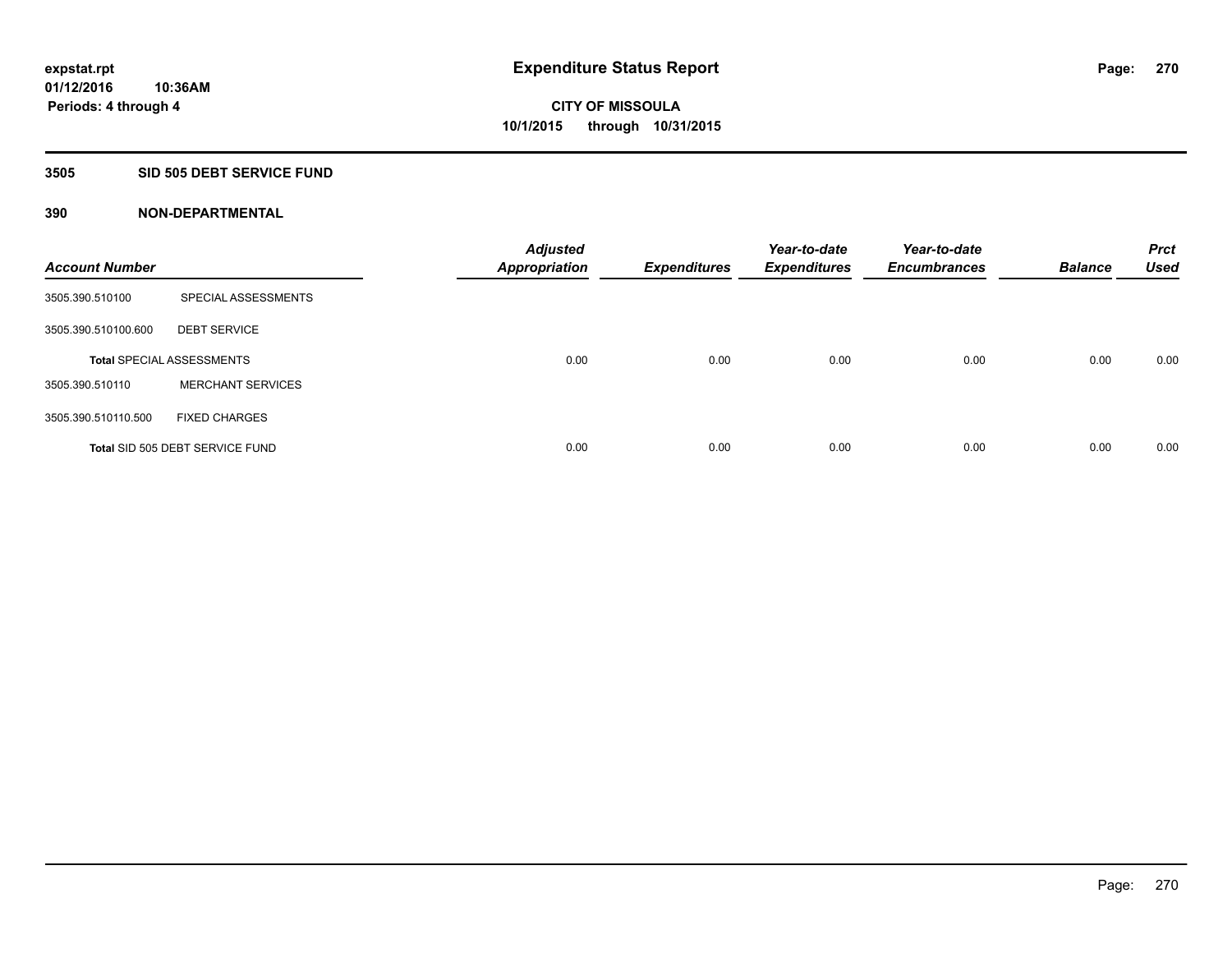**expstat.rpt**
**01/12/2016 10:36AM**
**Periods: 4 through 4**

# Expenditure Status Report

**CITY OF MISSOULA**
**10/1/2015 through 10/31/2015**

## 3505 SID 505 DEBT SERVICE FUND

### 390 NON-DEPARTMENTAL

| Account Number | | Adjusted Appropriation | Expenditures | Year-to-date Expenditures | Year-to-date Encumbrances | Balance | Prct Used |
|---|---|---|---|---|---|---|---|
| 3505.390.510100 | SPECIAL ASSESSMENTS | | | | | | |
| 3505.390.510100.600 | DEBT SERVICE | | | | | | |
| **Total** SPECIAL ASSESSMENTS | | 0.00 | 0.00 | 0.00 | 0.00 | 0.00 | 0.00 |
| 3505.390.510110 | MERCHANT SERVICES | | | | | | |
| 3505.390.510110.500 | FIXED CHARGES | | | | | | |
| **Total** SID 505 DEBT SERVICE FUND | | 0.00 | 0.00 | 0.00 | 0.00 | 0.00 | 0.00 |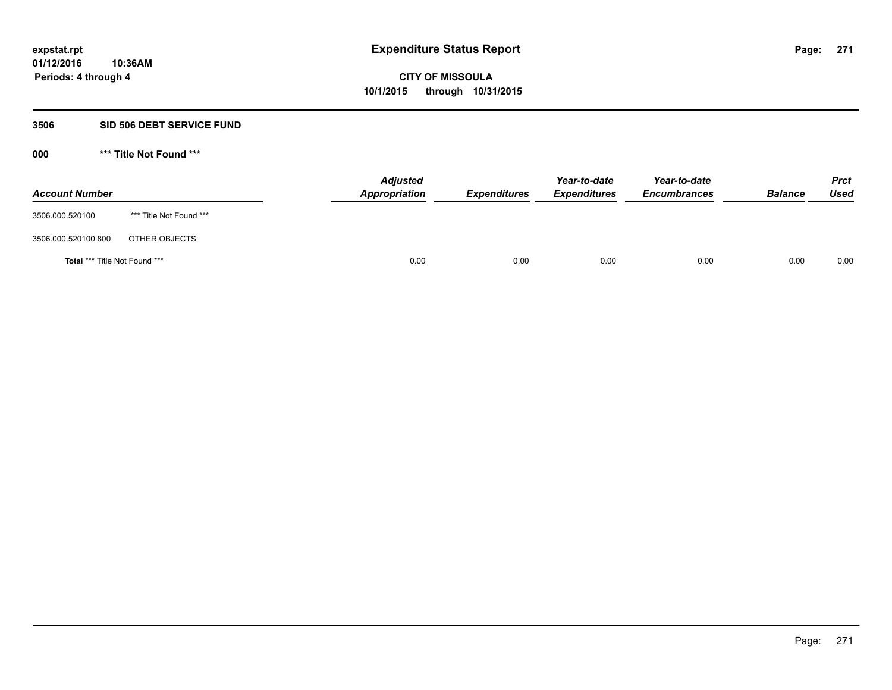**expstat.rpt**
**01/12/2016 10:36AM**
**Periods: 4 through 4**

# Expenditure Status Report

**CITY OF MISSOULA**
**10/1/2015 through 10/31/2015**

## 3506 SID 506 DEBT SERVICE FUND

### 000 *** Title Not Found ***

| Account Number | | Adjusted Appropriation | Expenditures | Year-to-date Expenditures | Year-to-date Encumbrances | Balance | Prct Used |
|---|---|---|---|---|---|---|---|
| 3506.000.520100 | *** Title Not Found *** | | | | | | |
| 3506.000.520100.800 | OTHER OBJECTS | | | | | | |
| **Total** *** Title Not Found *** | | 0.00 | 0.00 | 0.00 | 0.00 | 0.00 | 0.00 |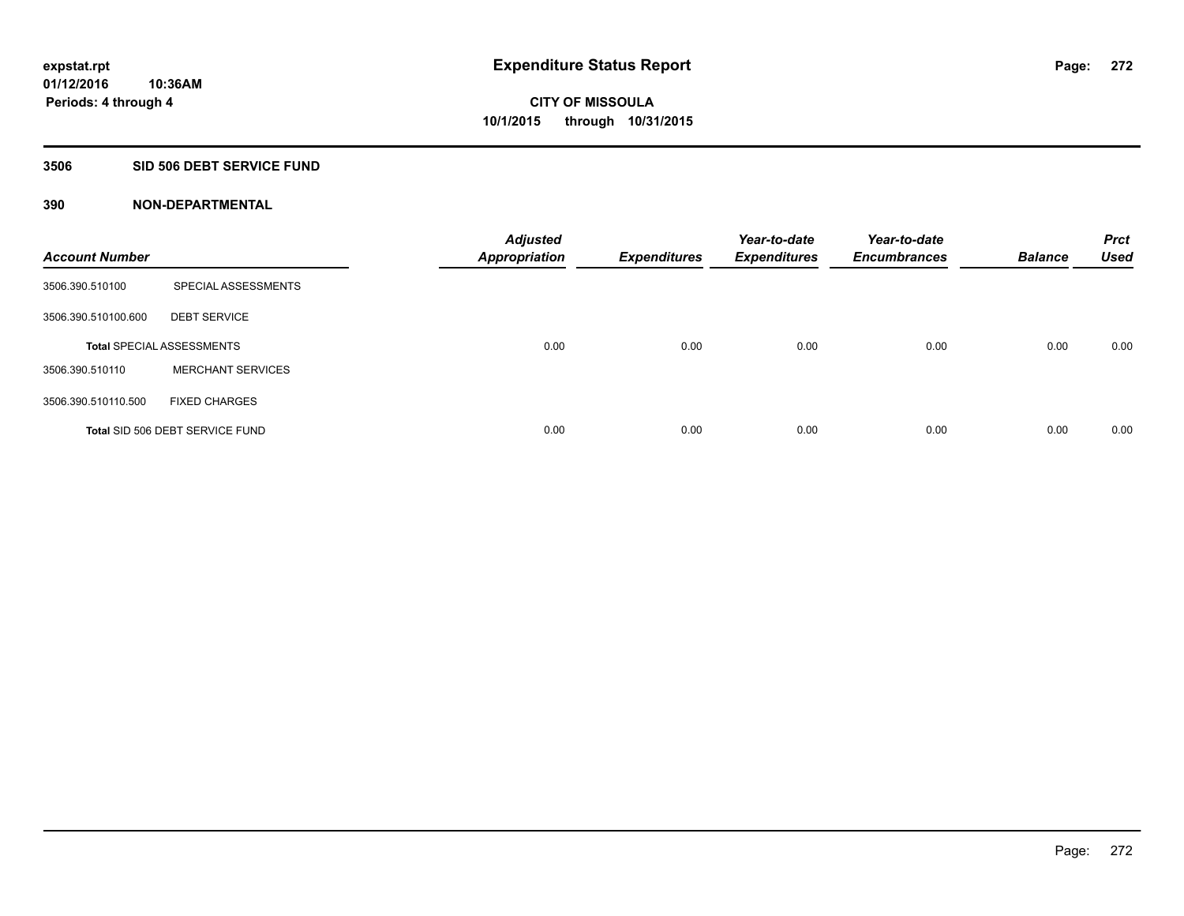expstat.rpt
01/12/2016 10:36AM
Periods: 4 through 4

# Expenditure Status Report

CITY OF MISSOULA
10/1/2015 through 10/31/2015

## 3506 SID 506 DEBT SERVICE FUND

### 390 NON-DEPARTMENTAL

| Account Number | | Adjusted Appropriation | Expenditures | Year-to-date Expenditures | Year-to-date Encumbrances | Balance | Prct Used |
|---|---|---|---|---|---|---|---|
| 3506.390.510100 | SPECIAL ASSESSMENTS | | | | | | |
| 3506.390.510100.600 | DEBT SERVICE | | | | | | |
| Total SPECIAL ASSESSMENTS | | 0.00 | 0.00 | 0.00 | 0.00 | 0.00 | 0.00 |
| 3506.390.510110 | MERCHANT SERVICES | | | | | | |
| 3506.390.510110.500 | FIXED CHARGES | | | | | | |
| Total SID 506 DEBT SERVICE FUND | | 0.00 | 0.00 | 0.00 | 0.00 | 0.00 | 0.00 |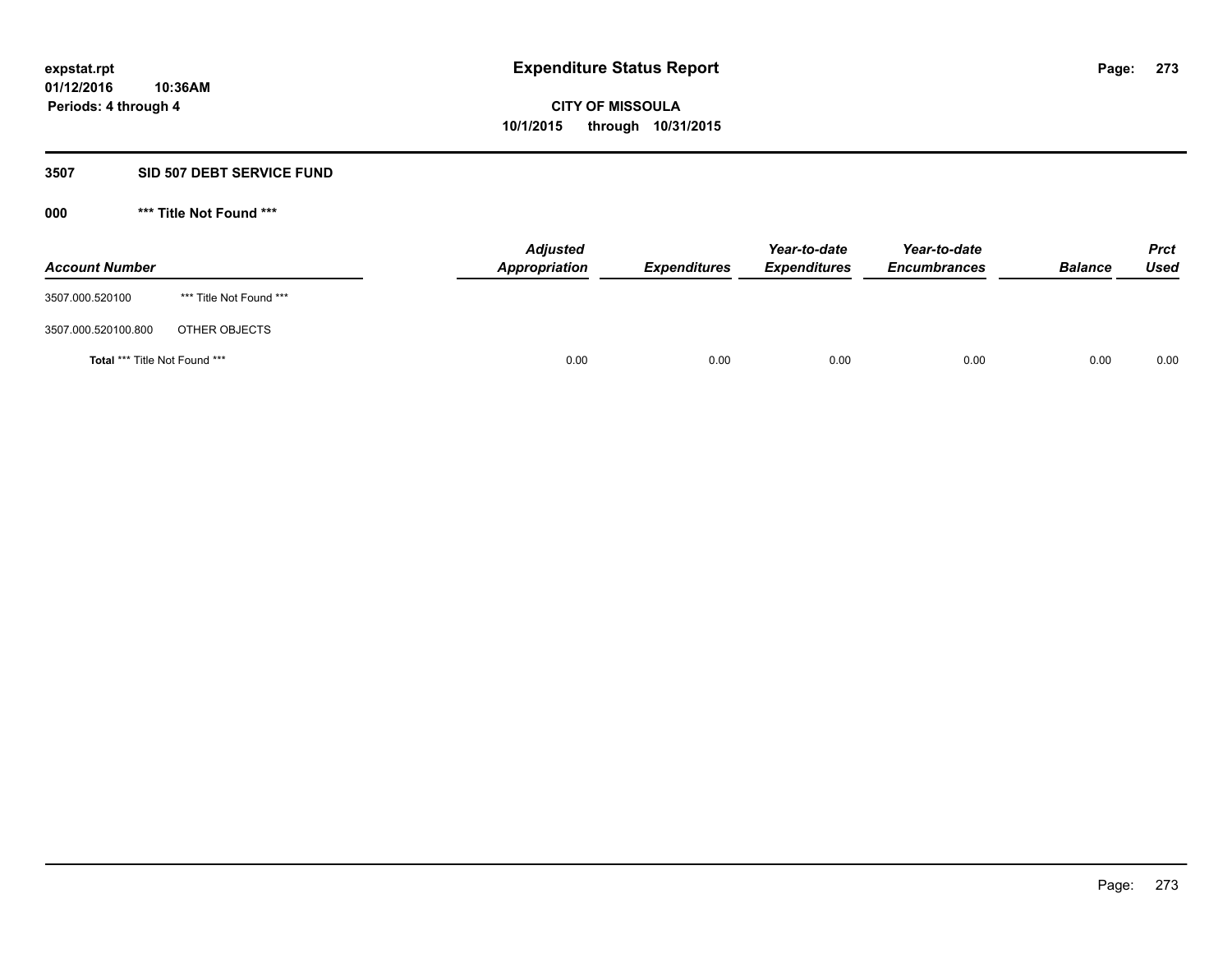**expstat.rpt**
**01/12/2016 10:36AM**
**Periods: 4 through 4**

# Expenditure Status Report

**CITY OF MISSOULA**
**10/1/2015 through 10/31/2015**

## 3507 SID 507 DEBT SERVICE FUND

### 000 *** Title Not Found ***

| Account Number | | Adjusted Appropriation | Expenditures | Year-to-date Expenditures | Year-to-date Encumbrances | Balance | Prct Used |
|---|---|---|---|---|---|---|---|
| 3507.000.520100 | *** Title Not Found *** | | | | | | |
| 3507.000.520100.800 | OTHER OBJECTS | | | | | | |
| **Total** *** Title Not Found *** | | 0.00 | 0.00 | 0.00 | 0.00 | 0.00 | 0.00 |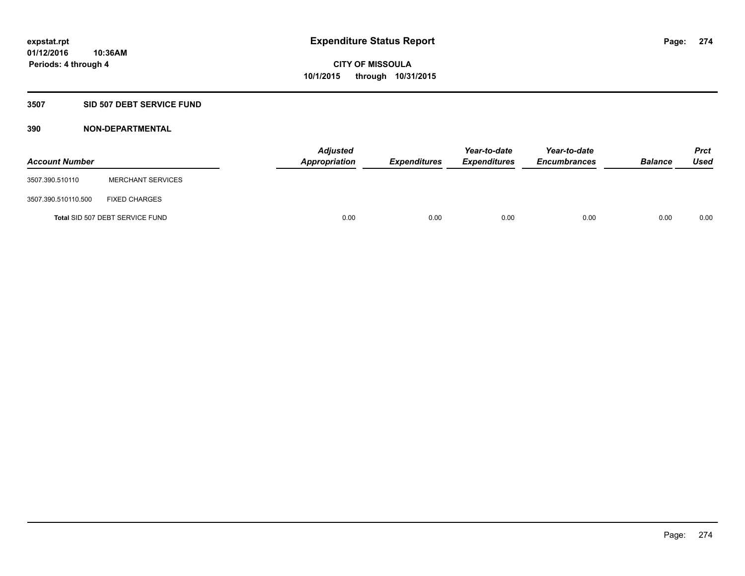**expstat.rpt**
**01/12/2016 10:36AM**
**Periods: 4 through 4**

# Expenditure Status Report

**CITY OF MISSOULA**
**10/1/2015 through 10/31/2015**

## 3507 SID 507 DEBT SERVICE FUND

### 390 NON-DEPARTMENTAL

| Account Number | | Adjusted Appropriation | Expenditures | Year-to-date Expenditures | Year-to-date Encumbrances | Balance | Prct Used |
|---|---|---|---|---|---|---|---|
| 3507.390.510110 | MERCHANT SERVICES | | | | | | |
| 3507.390.510110.500 | FIXED CHARGES | | | | | | |
| Total SID 507 DEBT SERVICE FUND | | 0.00 | 0.00 | 0.00 | 0.00 | 0.00 | 0.00 |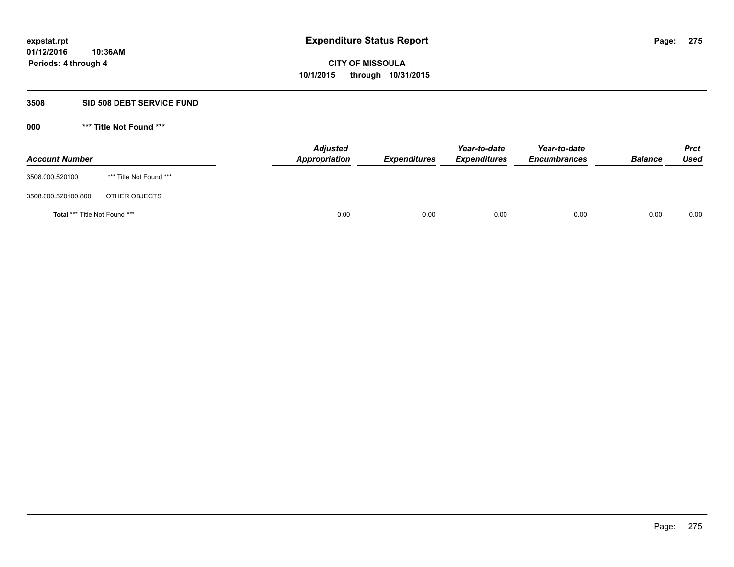# Expenditure Status Report

expstat.rpt
01/12/2016 10:36AM
Periods: 4 through 4

CITY OF MISSOULA
10/1/2015 through 10/31/2015

## 3508 SID 508 DEBT SERVICE FUND

### 000 *** Title Not Found ***

| Account Number | | Adjusted Appropriation | Expenditures | Year-to-date Expenditures | Year-to-date Encumbrances | Balance | Prct Used |
|---|---|---|---|---|---|---|---|
| 3508.000.520100 | *** Title Not Found *** | | | | | | |
| 3508.000.520100.800 | OTHER OBJECTS | | | | | | |
| **Total** *** Title Not Found *** | | 0.00 | 0.00 | 0.00 | 0.00 | 0.00 | 0.00 |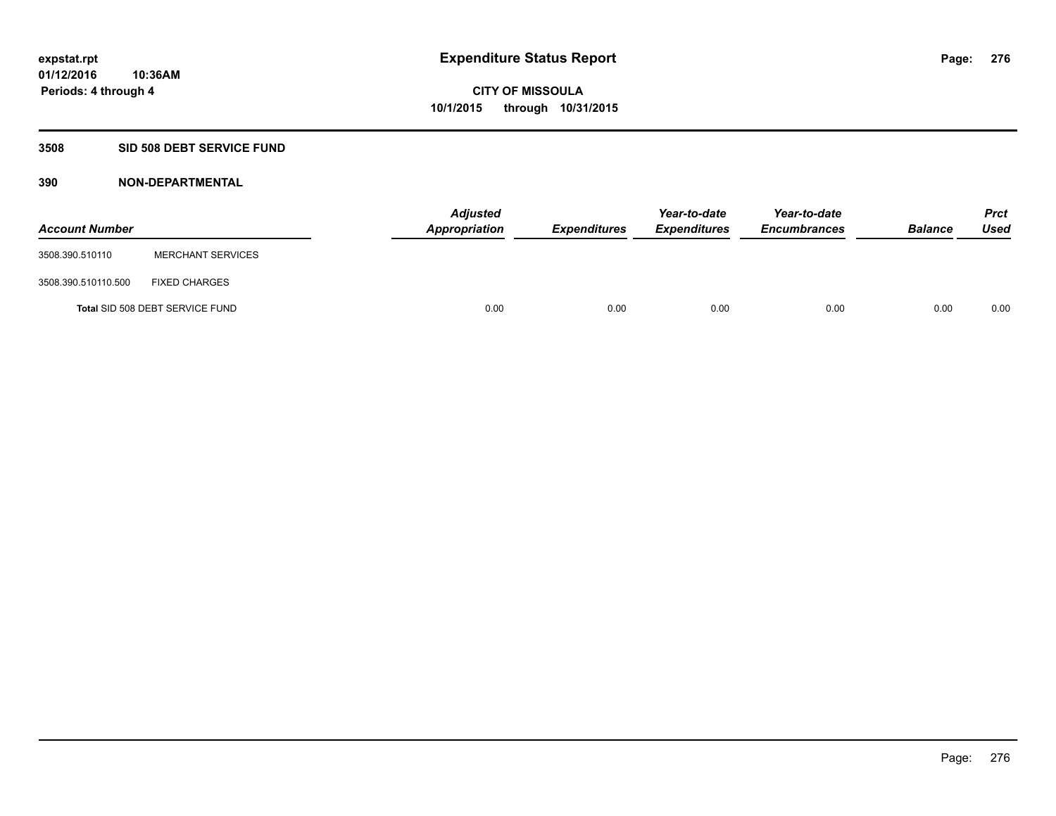# Expenditure Status Report

**expstat.rpt**
**01/12/2016 10:36AM**
**Periods: 4 through 4**

**CITY OF MISSOULA**
**10/1/2015 through 10/31/2015**

## 3508 SID 508 DEBT SERVICE FUND

### 390 NON-DEPARTMENTAL

| Account Number | | Adjusted Appropriation | Expenditures | Year-to-date Expenditures | Year-to-date Encumbrances | Balance | Prct Used |
|---|---|---|---|---|---|---|---|
| 3508.390.510110 | MERCHANT SERVICES | | | | | | |
| 3508.390.510110.500 | FIXED CHARGES | | | | | | |
| **Total** SID 508 DEBT SERVICE FUND | | 0.00 | 0.00 | 0.00 | 0.00 | 0.00 | 0.00 |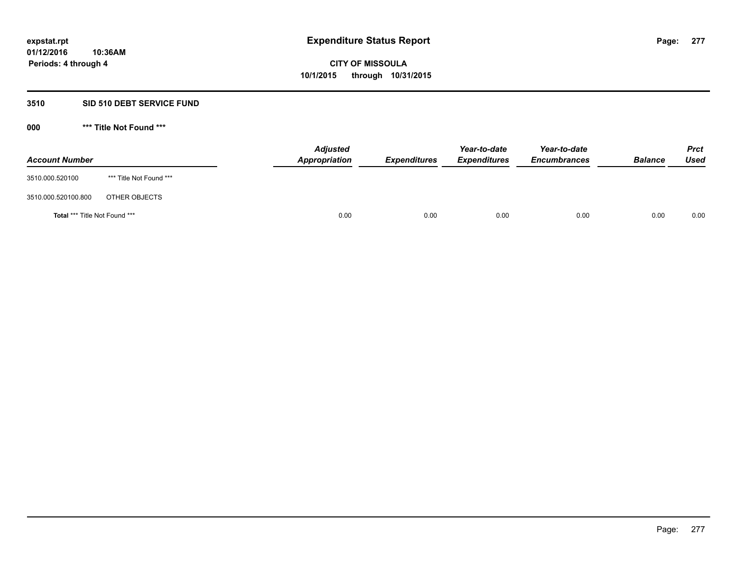# Expenditure Status Report

**CITY OF MISSOULA**
**10/1/2015 through 10/31/2015**

expstat.rpt
01/12/2016 10:36AM
Periods: 4 through 4

## 3510 SID 510 DEBT SERVICE FUND

### 000 *** Title Not Found ***

| Account Number | | Adjusted Appropriation | Expenditures | Year-to-date Expenditures | Year-to-date Encumbrances | Balance | Prct Used |
|---|---|---|---|---|---|---|---|
| 3510.000.520100 | *** Title Not Found *** | | | | | | |
| 3510.000.520100.800 | OTHER OBJECTS | | | | | | |
| **Total** *** Title Not Found *** | | 0.00 | 0.00 | 0.00 | 0.00 | 0.00 | 0.00 |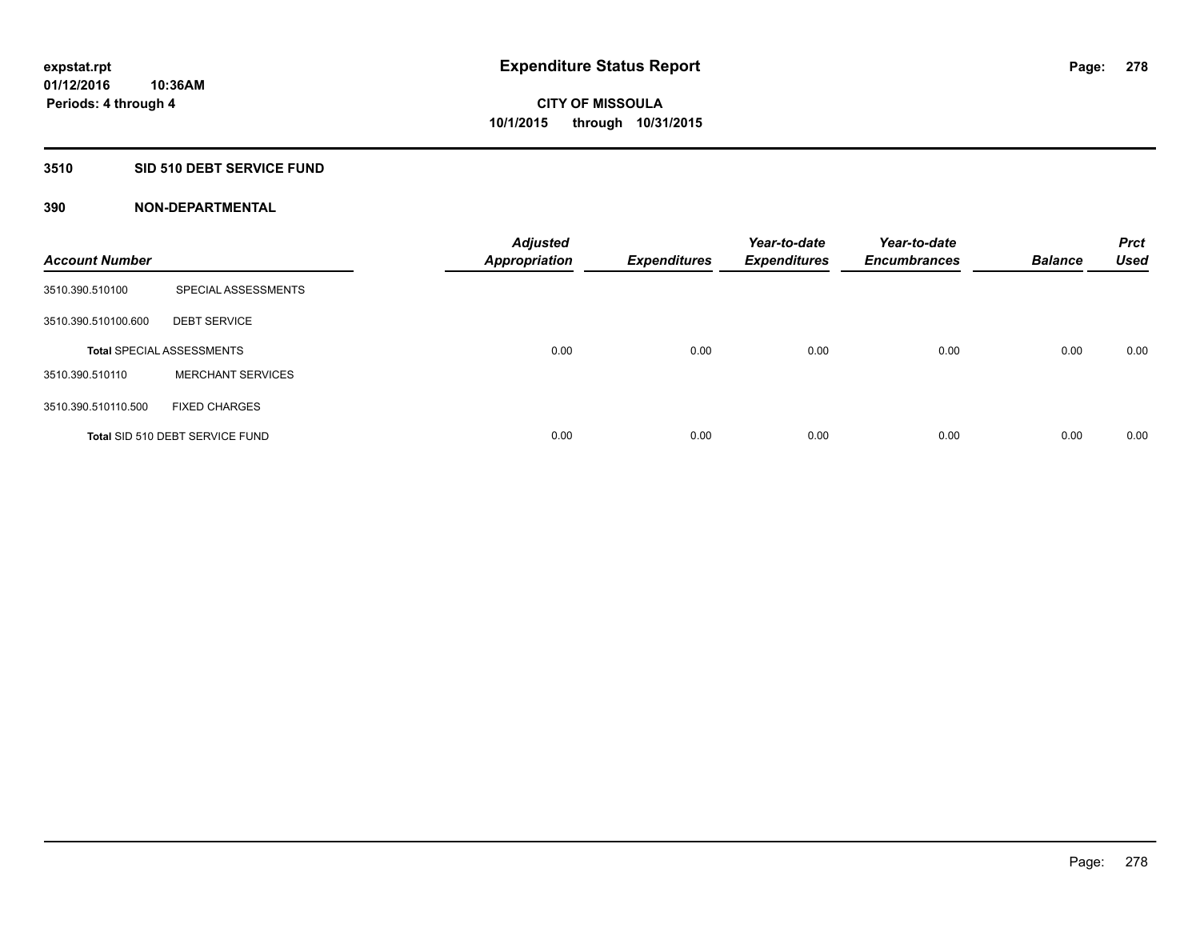# Expenditure Status Report

expstat.rpt
01/12/2016 10:36AM
Periods: 4 through 4

CITY OF MISSOULA
10/1/2015 through 10/31/2015

## 3510 SID 510 DEBT SERVICE FUND

## 390 NON-DEPARTMENTAL

| Account Number | | Adjusted Appropriation | Expenditures | Year-to-date Expenditures | Year-to-date Encumbrances | Balance | Prct Used |
|---|---|---|---|---|---|---|---|
| 3510.390.510100 | SPECIAL ASSESSMENTS | | | | | | |
| 3510.390.510100.600 | DEBT SERVICE | | | | | | |
| **Total** SPECIAL ASSESSMENTS | | 0.00 | 0.00 | 0.00 | 0.00 | 0.00 | 0.00 |
| 3510.390.510110 | MERCHANT SERVICES | | | | | | |
| 3510.390.510110.500 | FIXED CHARGES | | | | | | |
| **Total** SID 510 DEBT SERVICE FUND | | 0.00 | 0.00 | 0.00 | 0.00 | 0.00 | 0.00 |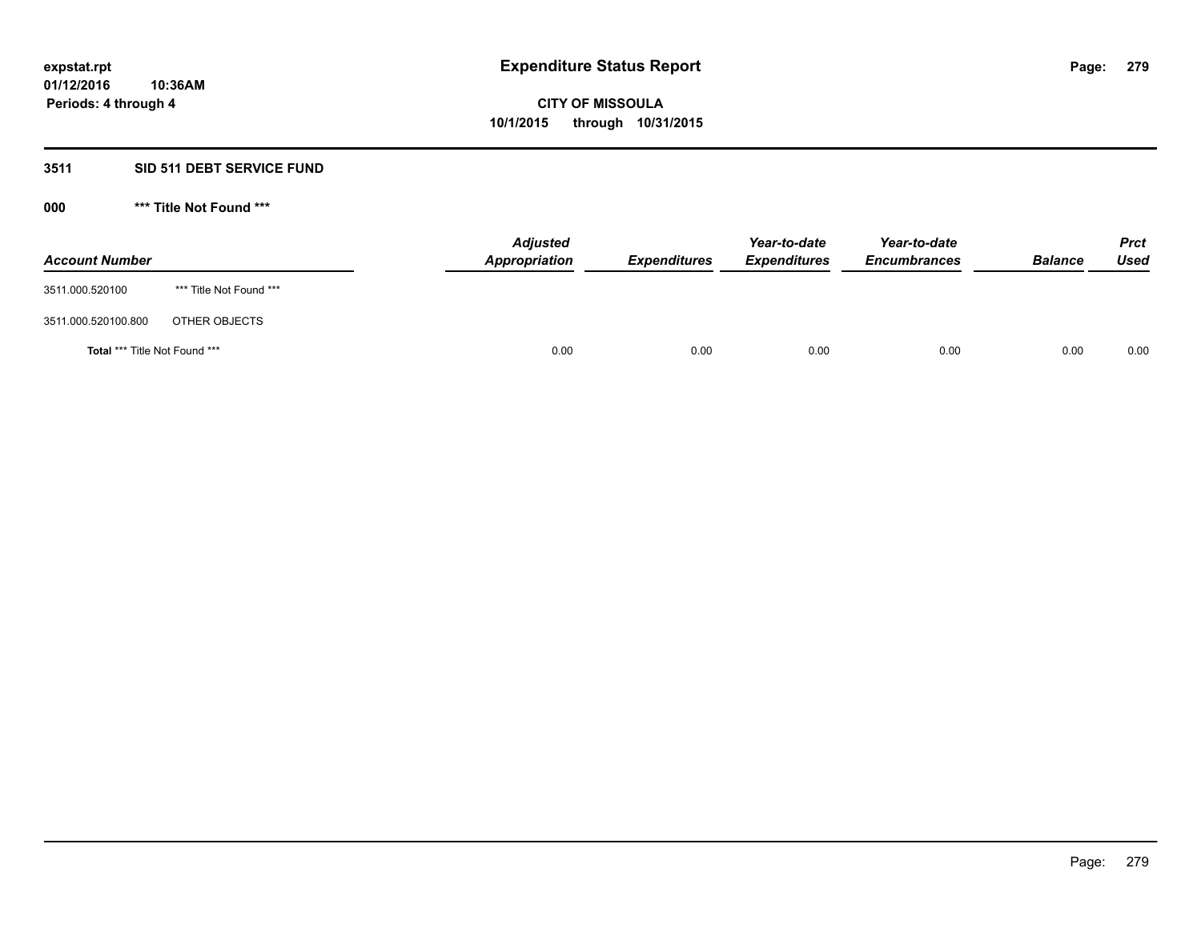# Expenditure Status Report

expstat.rpt
01/12/2016 10:36AM
Periods: 4 through 4

**CITY OF MISSOULA**
**10/1/2015 through 10/31/2015**

## 3511 SID 511 DEBT SERVICE FUND

### 000 *** Title Not Found ***

| Account Number | | Adjusted Appropriation | Expenditures | Year-to-date Expenditures | Year-to-date Encumbrances | Balance | Prct Used |
|---|---|---|---|---|---|---|---|
| 3511.000.520100 | *** Title Not Found *** | | | | | | |
| 3511.000.520100.800 | OTHER OBJECTS | | | | | | |
| **Total** *** Title Not Found *** | | 0.00 | 0.00 | 0.00 | 0.00 | 0.00 | 0.00 |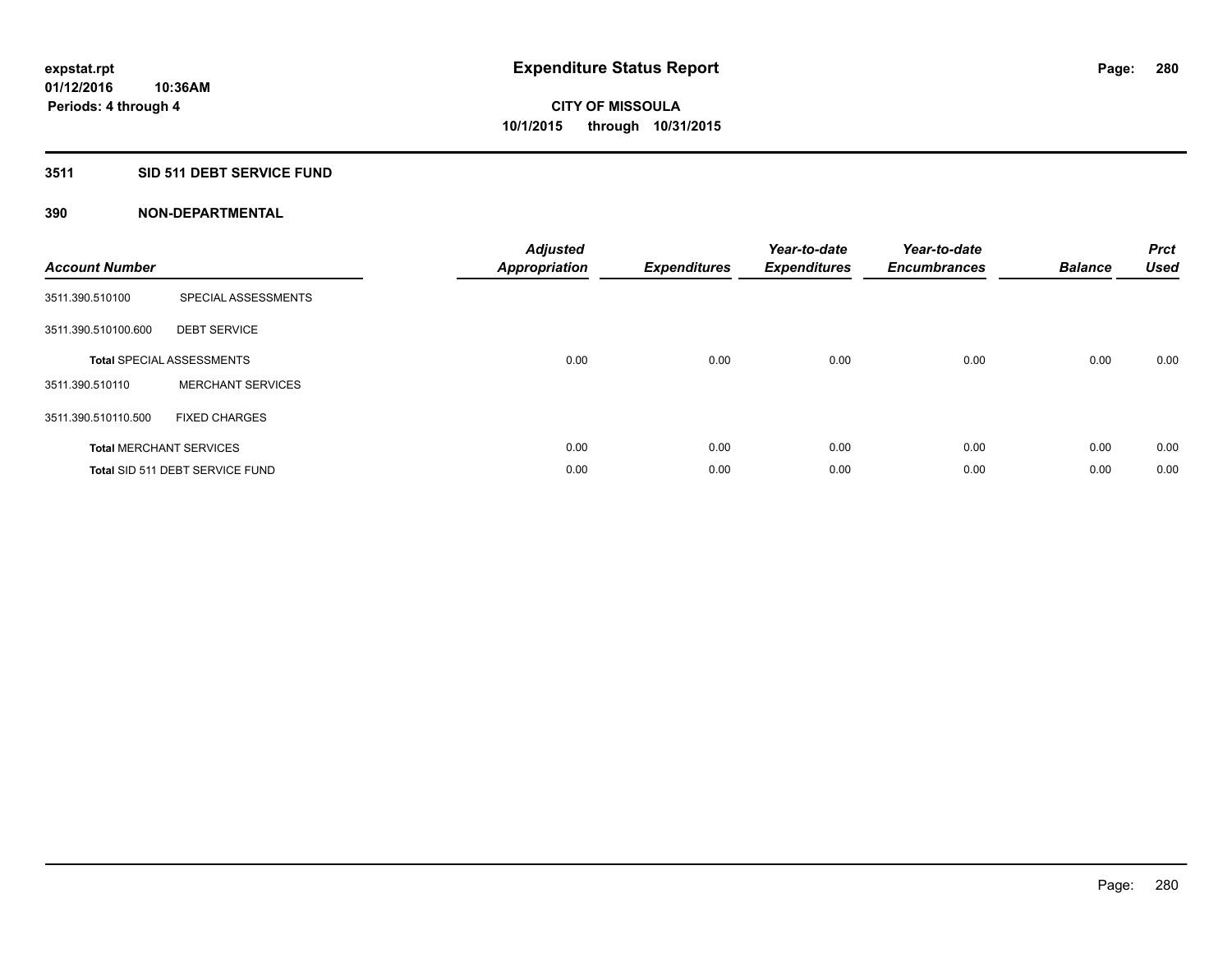# Expenditure Status Report

expstat.rpt
01/12/2016 10:36AM
Periods: 4 through 4

CITY OF MISSOULA
10/1/2015 through 10/31/2015

## 3511 SID 511 DEBT SERVICE FUND

### 390 NON-DEPARTMENTAL

| Account Number | | Adjusted Appropriation | Expenditures | Year-to-date Expenditures | Year-to-date Encumbrances | Balance | Prct Used |
|---|---|---|---|---|---|---|---|
| 3511.390.510100 | SPECIAL ASSESSMENTS | | | | | | |
| 3511.390.510100.600 | DEBT SERVICE | | | | | | |
| **Total** SPECIAL ASSESSMENTS | | 0.00 | 0.00 | 0.00 | 0.00 | 0.00 | 0.00 |
| 3511.390.510110 | MERCHANT SERVICES | | | | | | |
| 3511.390.510110.500 | FIXED CHARGES | | | | | | |
| **Total** MERCHANT SERVICES | | 0.00 | 0.00 | 0.00 | 0.00 | 0.00 | 0.00 |
| **Total** SID 511 DEBT SERVICE FUND | | 0.00 | 0.00 | 0.00 | 0.00 | 0.00 | 0.00 |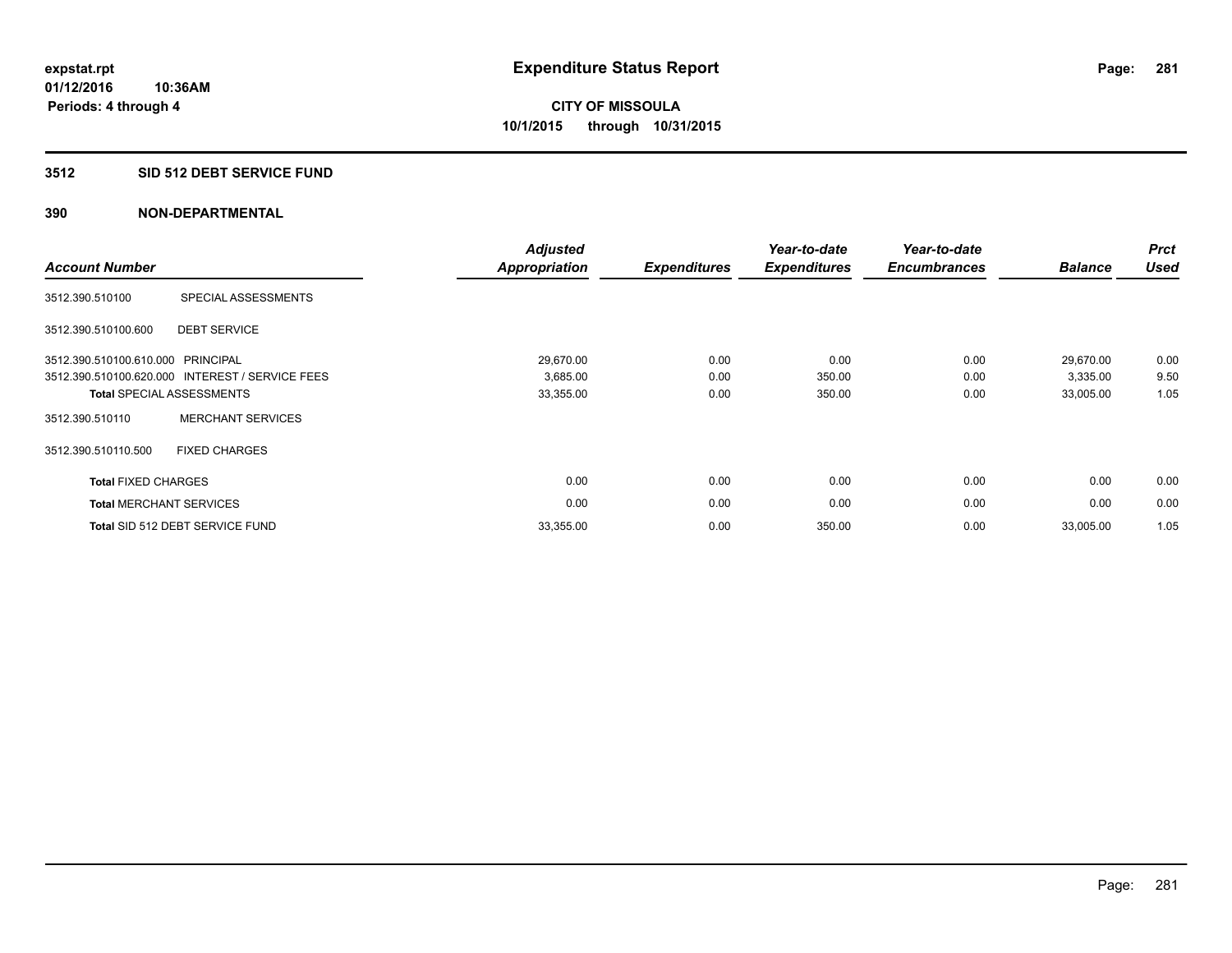**expstat.rpt**
**01/12/2016 10:36AM**
**Periods: 4 through 4**

# Expenditure Status Report

**CITY OF MISSOULA**
**10/1/2015 through 10/31/2015**

## 3512 SID 512 DEBT SERVICE FUND

### 390 NON-DEPARTMENTAL

| Account Number | | Adjusted Appropriation | Expenditures | Year-to-date Expenditures | Year-to-date Encumbrances | Balance | Prct Used |
|---|---|---|---|---|---|---|---|
| 3512.390.510100 | SPECIAL ASSESSMENTS | | | | | | |
| 3512.390.510100.600 | DEBT SERVICE | | | | | | |
| 3512.390.510100.610.000 | PRINCIPAL | 29,670.00 | 0.00 | 0.00 | 0.00 | 29,670.00 | 0.00 |
| 3512.390.510100.620.000 | INTEREST / SERVICE FEES | 3,685.00 | 0.00 | 350.00 | 0.00 | 3,335.00 | 9.50 |
| **Total** SPECIAL ASSESSMENTS | | 33,355.00 | 0.00 | 350.00 | 0.00 | 33,005.00 | 1.05 |
| 3512.390.510110 | MERCHANT SERVICES | | | | | | |
| 3512.390.510110.500 | FIXED CHARGES | | | | | | |
| **Total** FIXED CHARGES | | 0.00 | 0.00 | 0.00 | 0.00 | 0.00 | 0.00 |
| **Total** MERCHANT SERVICES | | 0.00 | 0.00 | 0.00 | 0.00 | 0.00 | 0.00 |
| **Total** SID 512 DEBT SERVICE FUND | | 33,355.00 | 0.00 | 350.00 | 0.00 | 33,005.00 | 1.05 |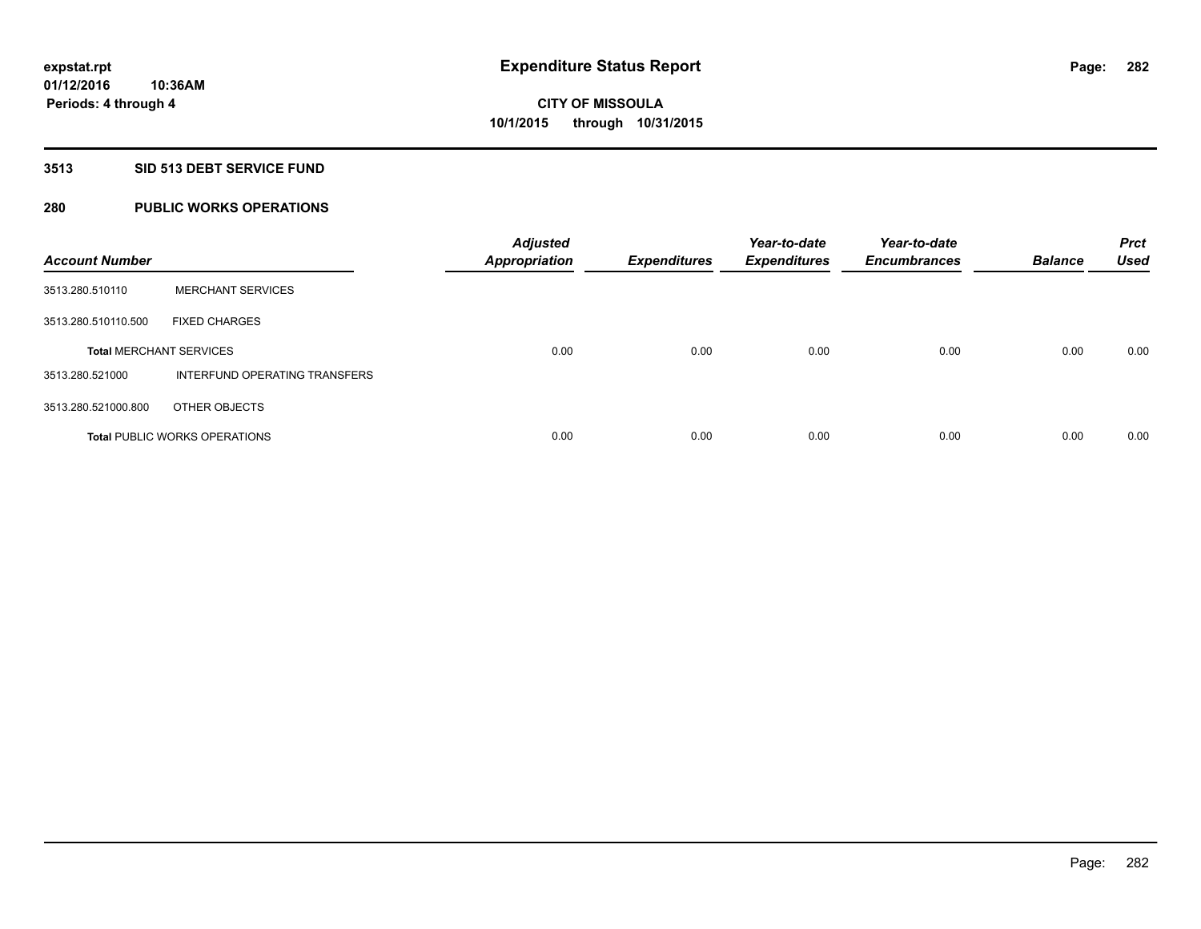# Expenditure Status Report

**CITY OF MISSOULA**
**10/1/2015 through 10/31/2015**

expstat.rpt
01/12/2016 10:36AM
Periods: 4 through 4

## 3513 SID 513 DEBT SERVICE FUND

## 280 PUBLIC WORKS OPERATIONS

| Account Number | | Adjusted Appropriation | Expenditures | Year-to-date Expenditures | Year-to-date Encumbrances | Balance | Prct Used |
|---|---|---|---|---|---|---|---|
| 3513.280.510110 | MERCHANT SERVICES | | | | | | |
| 3513.280.510110.500 | FIXED CHARGES | | | | | | |
| **Total** MERCHANT SERVICES | | 0.00 | 0.00 | 0.00 | 0.00 | 0.00 | 0.00 |
| 3513.280.521000 | INTERFUND OPERATING TRANSFERS | | | | | | |
| 3513.280.521000.800 | OTHER OBJECTS | | | | | | |
| **Total** PUBLIC WORKS OPERATIONS | | 0.00 | 0.00 | 0.00 | 0.00 | 0.00 | 0.00 |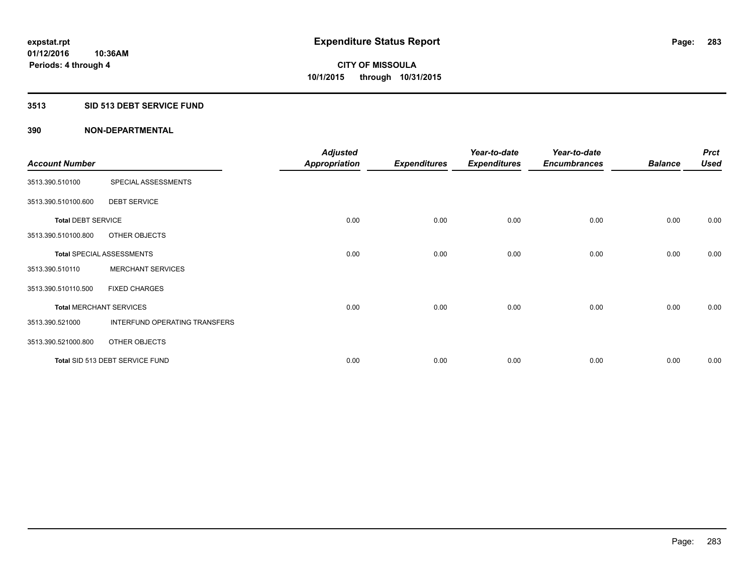# Expenditure Status Report

expstat.rpt
01/12/2016 10:36AM
Periods: 4 through 4

**CITY OF MISSOULA**
**10/1/2015 through 10/31/2015**

## 3513 SID 513 DEBT SERVICE FUND

## 390 NON-DEPARTMENTAL

| Account Number | | Adjusted Appropriation | Expenditures | Year-to-date Expenditures | Year-to-date Encumbrances | Balance | Prct Used |
|---|---|---|---|---|---|---|---|
| 3513.390.510100 | SPECIAL ASSESSMENTS | | | | | | |
| 3513.390.510100.600 | DEBT SERVICE | | | | | | |
| **Total** DEBT SERVICE | | 0.00 | 0.00 | 0.00 | 0.00 | 0.00 | 0.00 |
| 3513.390.510100.800 | OTHER OBJECTS | | | | | | |
| **Total** SPECIAL ASSESSMENTS | | 0.00 | 0.00 | 0.00 | 0.00 | 0.00 | 0.00 |
| 3513.390.510110 | MERCHANT SERVICES | | | | | | |
| 3513.390.510110.500 | FIXED CHARGES | | | | | | |
| **Total** MERCHANT SERVICES | | 0.00 | 0.00 | 0.00 | 0.00 | 0.00 | 0.00 |
| 3513.390.521000 | INTERFUND OPERATING TRANSFERS | | | | | | |
| 3513.390.521000.800 | OTHER OBJECTS | | | | | | |
| **Total** SID 513 DEBT SERVICE FUND | | 0.00 | 0.00 | 0.00 | 0.00 | 0.00 | 0.00 |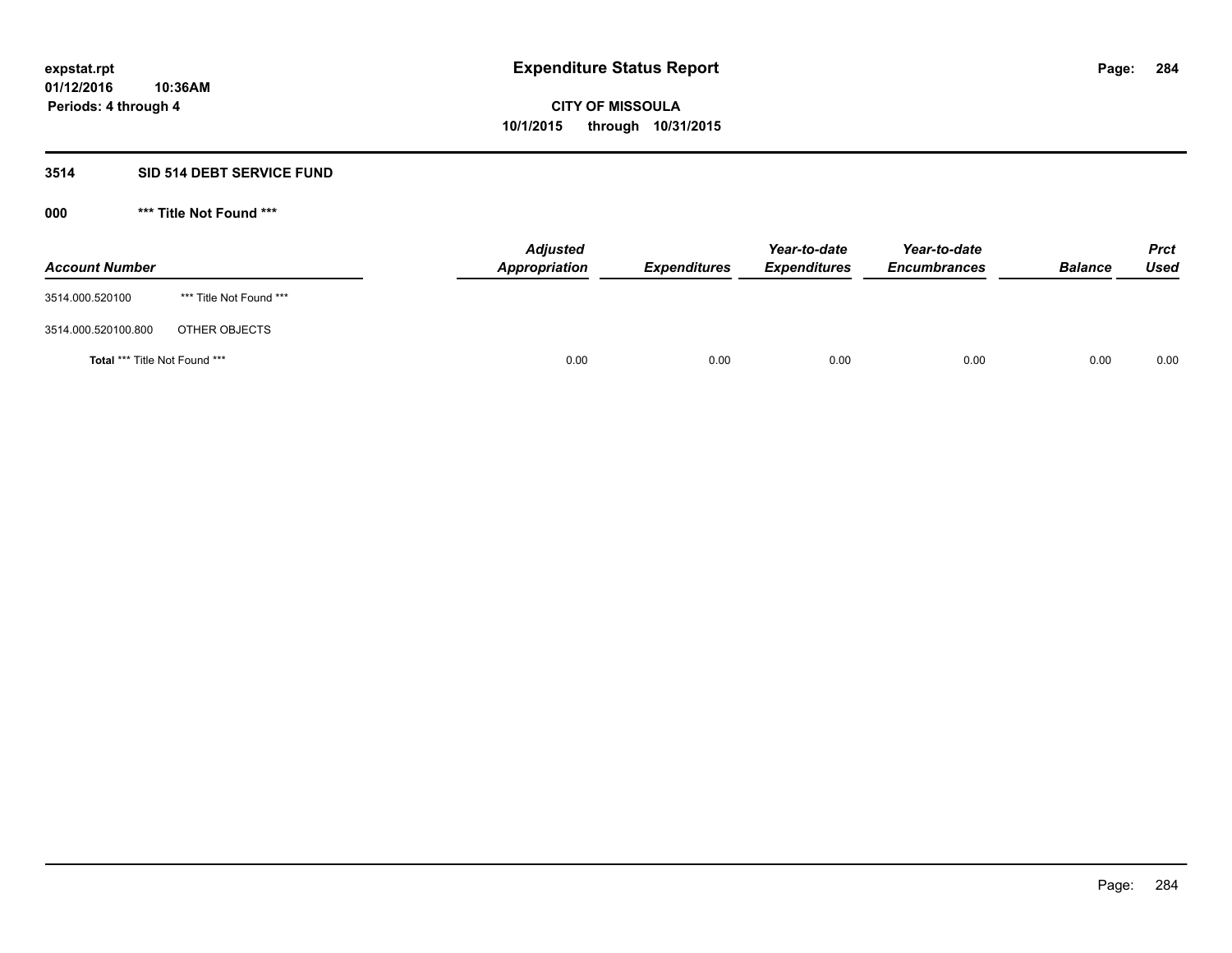# Expenditure Status Report

expstat.rpt
01/12/2016 10:36AM
Periods: 4 through 4

CITY OF MISSOULA
10/1/2015 through 10/31/2015

## 3514 SID 514 DEBT SERVICE FUND

### 000 *** Title Not Found ***

| Account Number | | Adjusted Appropriation | Expenditures | Year-to-date Expenditures | Year-to-date Encumbrances | Balance | Prct Used |
|---|---|---|---|---|---|---|---|
| 3514.000.520100 | *** Title Not Found *** | | | | | | |
| 3514.000.520100.800 | OTHER OBJECTS | | | | | | |
| **Total** *** Title Not Found *** | | 0.00 | 0.00 | 0.00 | 0.00 | 0.00 | 0.00 |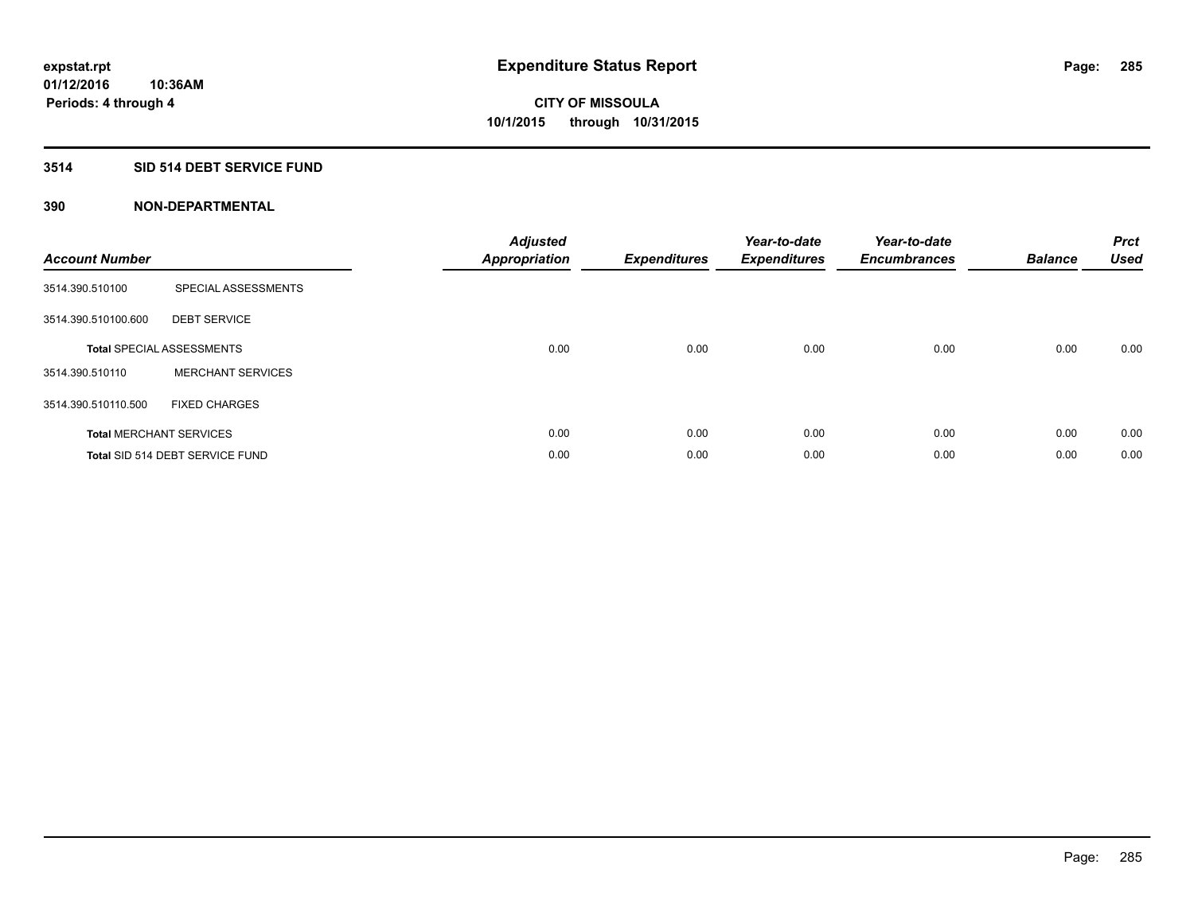expstat.rpt
01/12/2016 10:36AM
Periods: 4 through 4

# Expenditure Status Report

CITY OF MISSOULA
10/1/2015 through 10/31/2015

## 3514 SID 514 DEBT SERVICE FUND

## 390 NON-DEPARTMENTAL

| Account Number | | Adjusted Appropriation | Expenditures | Year-to-date Expenditures | Year-to-date Encumbrances | Balance | Prct Used |
|---|---|---|---|---|---|---|---|
| 3514.390.510100 | SPECIAL ASSESSMENTS | | | | | | |
| 3514.390.510100.600 | DEBT SERVICE | | | | | | |
| **Total** SPECIAL ASSESSMENTS | | 0.00 | 0.00 | 0.00 | 0.00 | 0.00 | 0.00 |
| 3514.390.510110 | MERCHANT SERVICES | | | | | | |
| 3514.390.510110.500 | FIXED CHARGES | | | | | | |
| **Total** MERCHANT SERVICES | | 0.00 | 0.00 | 0.00 | 0.00 | 0.00 | 0.00 |
| **Total** SID 514 DEBT SERVICE FUND | | 0.00 | 0.00 | 0.00 | 0.00 | 0.00 | 0.00 |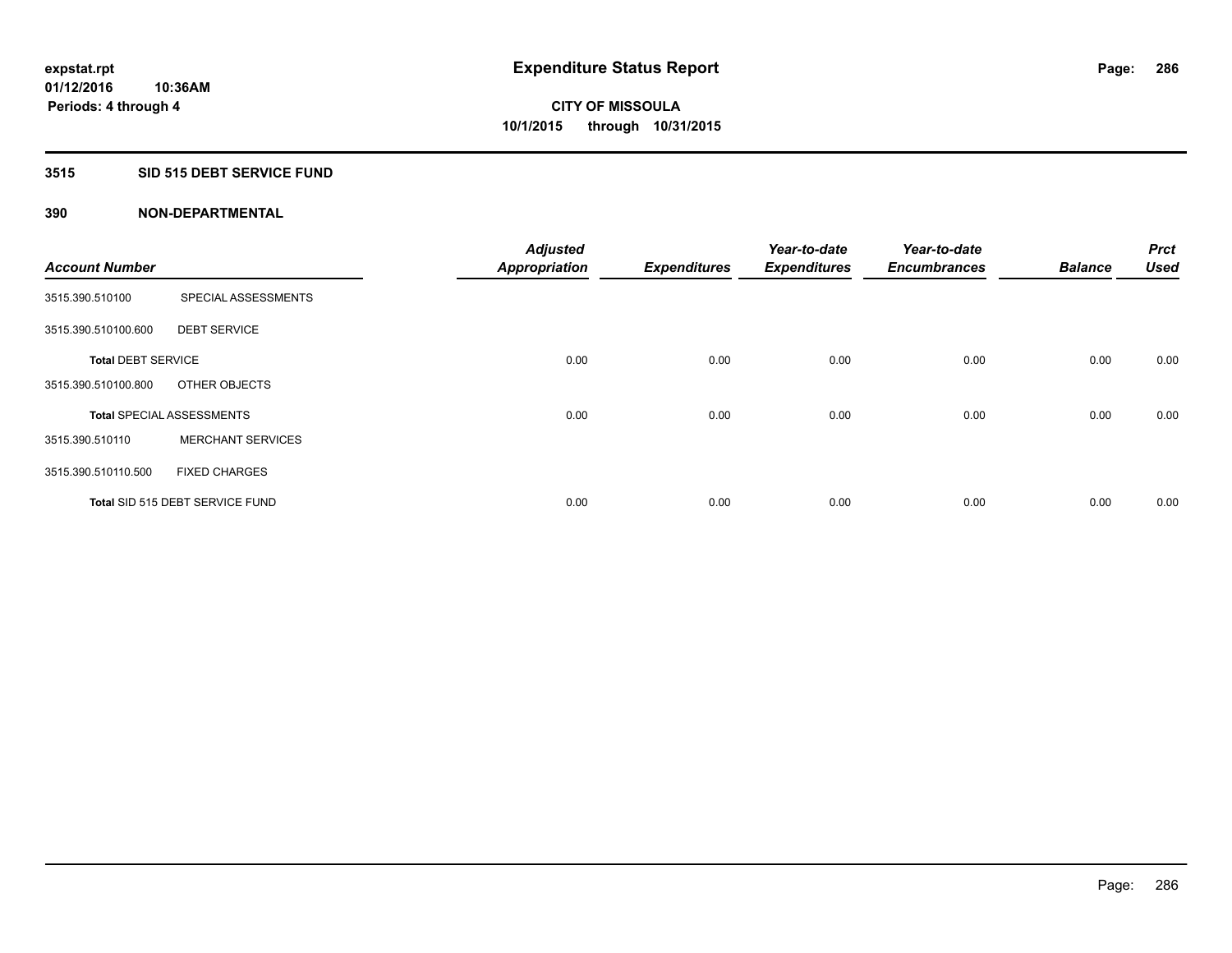expstat.rpt
01/12/2016 10:36AM
Periods: 4 through 4

# Expenditure Status Report

CITY OF MISSOULA
10/1/2015 through 10/31/2015

## 3515 SID 515 DEBT SERVICE FUND

## 390 NON-DEPARTMENTAL

| Account Number | | Adjusted Appropriation | Expenditures | Year-to-date Expenditures | Year-to-date Encumbrances | Balance | Prct Used |
|---|---|---|---|---|---|---|---|
| 3515.390.510100 | SPECIAL ASSESSMENTS | | | | | | |
| 3515.390.510100.600 | DEBT SERVICE | | | | | | |
| **Total** DEBT SERVICE | | 0.00 | 0.00 | 0.00 | 0.00 | 0.00 | 0.00 |
| 3515.390.510100.800 | OTHER OBJECTS | | | | | | |
| **Total** SPECIAL ASSESSMENTS | | 0.00 | 0.00 | 0.00 | 0.00 | 0.00 | 0.00 |
| 3515.390.510110 | MERCHANT SERVICES | | | | | | |
| 3515.390.510110.500 | FIXED CHARGES | | | | | | |
| **Total** SID 515 DEBT SERVICE FUND | | 0.00 | 0.00 | 0.00 | 0.00 | 0.00 | 0.00 |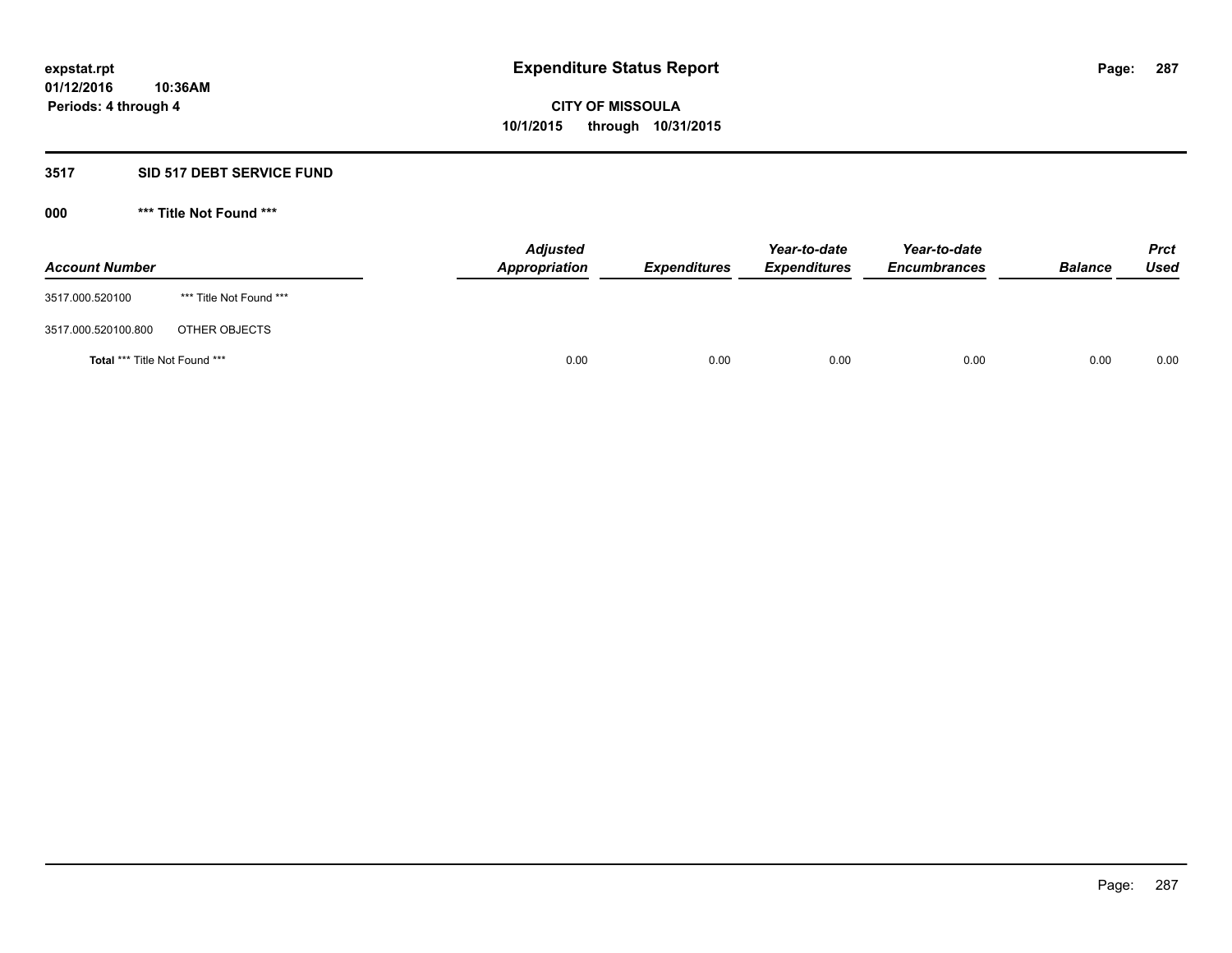**expstat.rpt**
**01/12/2016 10:36AM**
**Periods: 4 through 4**

# Expenditure Status Report

**CITY OF MISSOULA**
**10/1/2015 through 10/31/2015**

## 3517 SID 517 DEBT SERVICE FUND

### 000 *** Title Not Found ***

| Account Number | | Adjusted Appropriation | Expenditures | Year-to-date Expenditures | Year-to-date Encumbrances | Balance | Prct Used |
|---|---|---|---|---|---|---|---|
| 3517.000.520100 | *** Title Not Found *** | | | | | | |
| 3517.000.520100.800 | OTHER OBJECTS | | | | | | |
| **Total** *** Title Not Found *** | | 0.00 | 0.00 | 0.00 | 0.00 | 0.00 | 0.00 |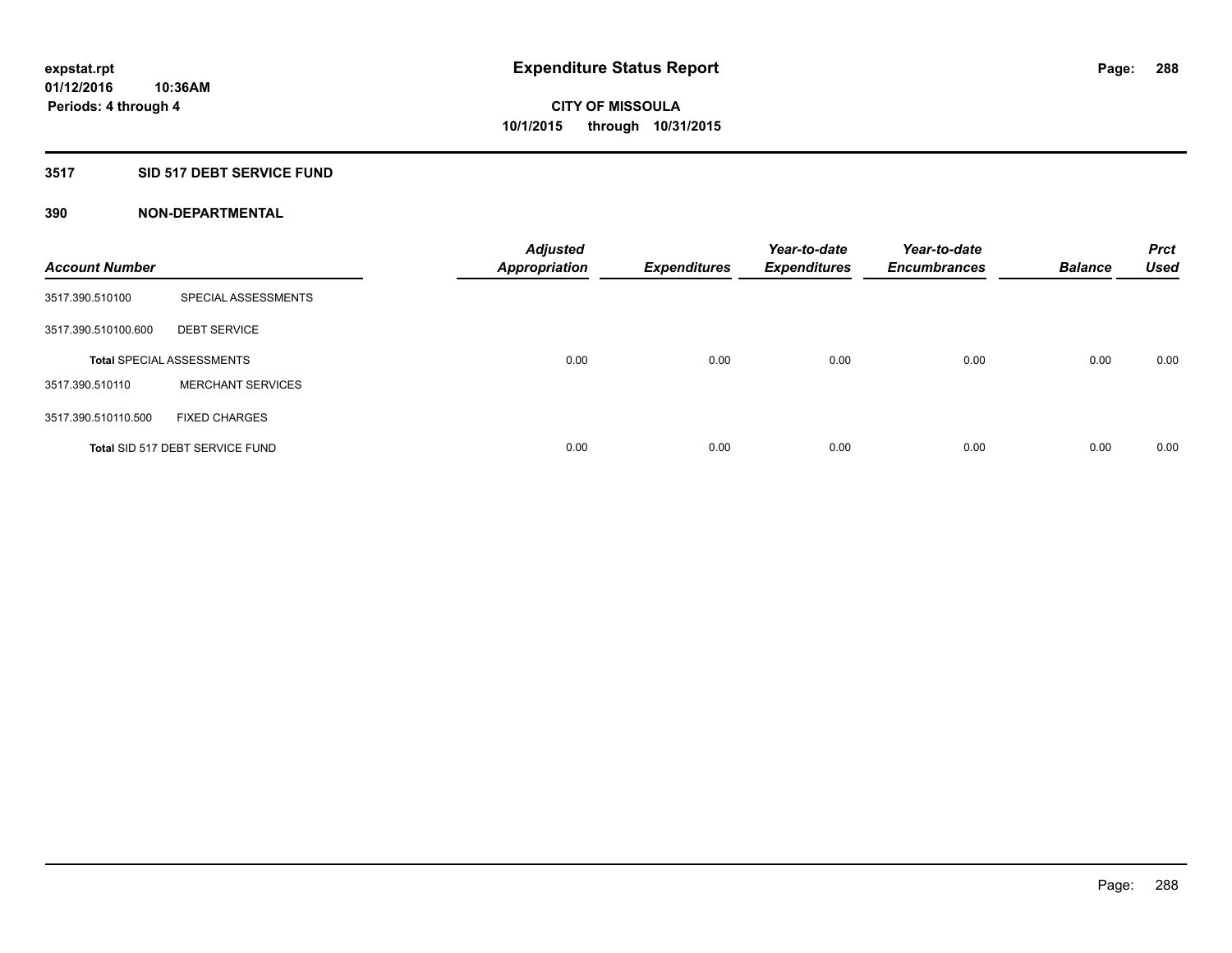expstat.rpt
01/12/2016 10:36AM
Periods: 4 through 4

# Expenditure Status Report

CITY OF MISSOULA
10/1/2015 through 10/31/2015

## 3517 SID 517 DEBT SERVICE FUND

## 390 NON-DEPARTMENTAL

| Account Number | | Adjusted Appropriation | Expenditures | Year-to-date Expenditures | Year-to-date Encumbrances | Balance | Prct Used |
|---|---|---|---|---|---|---|---|
| 3517.390.510100 | SPECIAL ASSESSMENTS | | | | | | |
| 3517.390.510100.600 | DEBT SERVICE | | | | | | |
| Total SPECIAL ASSESSMENTS | | 0.00 | 0.00 | 0.00 | 0.00 | 0.00 | 0.00 |
| 3517.390.510110 | MERCHANT SERVICES | | | | | | |
| 3517.390.510110.500 | FIXED CHARGES | | | | | | |
| Total SID 517 DEBT SERVICE FUND | | 0.00 | 0.00 | 0.00 | 0.00 | 0.00 | 0.00 |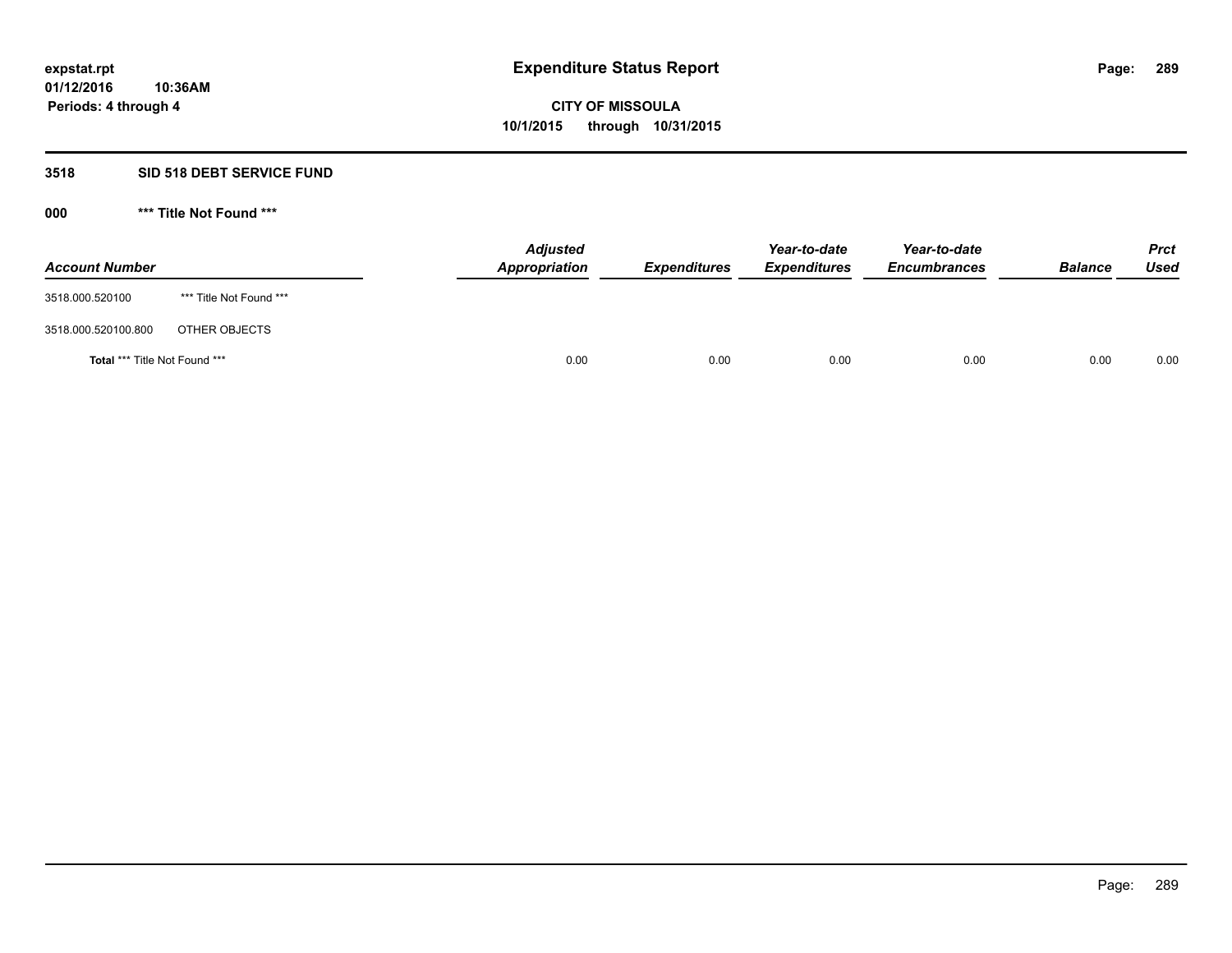# Expenditure Status Report

expstat.rpt
01/12/2016 10:36AM
Periods: 4 through 4

**CITY OF MISSOULA**
**10/1/2015 through 10/31/2015**

## 3518 SID 518 DEBT SERVICE FUND

### 000 *** Title Not Found ***

| Account Number | | Adjusted Appropriation | Expenditures | Year-to-date Expenditures | Year-to-date Encumbrances | Balance | Prct Used |
|---|---|---|---|---|---|---|---|
| 3518.000.520100 | *** Title Not Found *** | | | | | | |
| 3518.000.520100.800 | OTHER OBJECTS | | | | | | |
| **Total** *** Title Not Found *** | | 0.00 | 0.00 | 0.00 | 0.00 | 0.00 | 0.00 |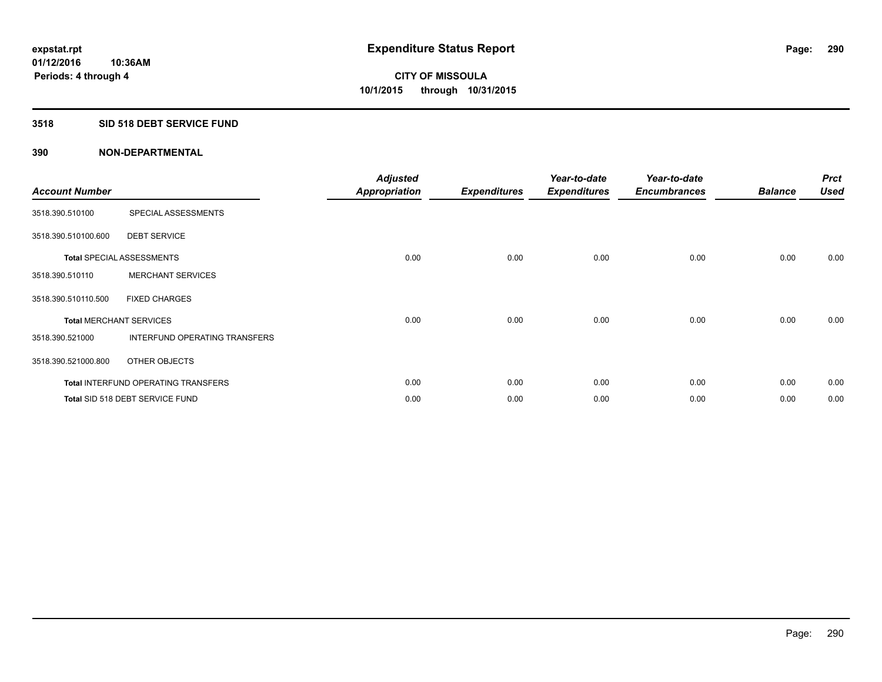**expstat.rpt**
**01/12/2016 10:36AM**
**Periods: 4 through 4**

# Expenditure Status Report

**CITY OF MISSOULA**
**10/1/2015 through 10/31/2015**

## 3518 SID 518 DEBT SERVICE FUND

## 390 NON-DEPARTMENTAL

| Account Number | | Adjusted Appropriation | Expenditures | Year-to-date Expenditures | Year-to-date Encumbrances | Balance | Prct Used |
|---|---|---|---|---|---|---|---|
| 3518.390.510100 | SPECIAL ASSESSMENTS | | | | | | |
| 3518.390.510100.600 | DEBT SERVICE | | | | | | |
| **Total** SPECIAL ASSESSMENTS | | 0.00 | 0.00 | 0.00 | 0.00 | 0.00 | 0.00 |
| 3518.390.510110 | MERCHANT SERVICES | | | | | | |
| 3518.390.510110.500 | FIXED CHARGES | | | | | | |
| **Total** MERCHANT SERVICES | | 0.00 | 0.00 | 0.00 | 0.00 | 0.00 | 0.00 |
| 3518.390.521000 | INTERFUND OPERATING TRANSFERS | | | | | | |
| 3518.390.521000.800 | OTHER OBJECTS | | | | | | |
| **Total** INTERFUND OPERATING TRANSFERS | | 0.00 | 0.00 | 0.00 | 0.00 | 0.00 | 0.00 |
| **Total** SID 518 DEBT SERVICE FUND | | 0.00 | 0.00 | 0.00 | 0.00 | 0.00 | 0.00 |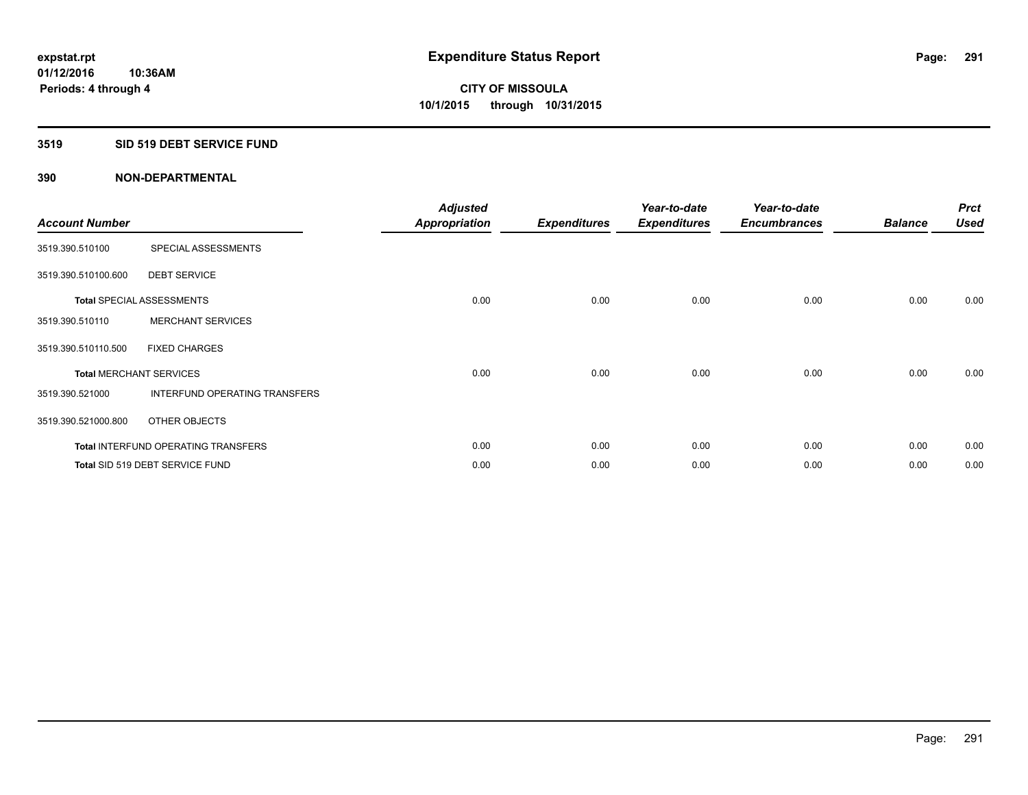# Expenditure Status Report

expstat.rpt
01/12/2016 10:36AM
Periods: 4 through 4

CITY OF MISSOULA
10/1/2015 through 10/31/2015

## 3519 SID 519 DEBT SERVICE FUND

### 390 NON-DEPARTMENTAL

| Account Number | | Adjusted Appropriation | Expenditures | Year-to-date Expenditures | Year-to-date Encumbrances | Balance | Prct Used |
|---|---|---|---|---|---|---|---|
| 3519.390.510100 | SPECIAL ASSESSMENTS | | | | | | |
| 3519.390.510100.600 | DEBT SERVICE | | | | | | |
| **Total** SPECIAL ASSESSMENTS | | 0.00 | 0.00 | 0.00 | 0.00 | 0.00 | 0.00 |
| 3519.390.510110 | MERCHANT SERVICES | | | | | | |
| 3519.390.510110.500 | FIXED CHARGES | | | | | | |
| **Total** MERCHANT SERVICES | | 0.00 | 0.00 | 0.00 | 0.00 | 0.00 | 0.00 |
| 3519.390.521000 | INTERFUND OPERATING TRANSFERS | | | | | | |
| 3519.390.521000.800 | OTHER OBJECTS | | | | | | |
| **Total** INTERFUND OPERATING TRANSFERS | | 0.00 | 0.00 | 0.00 | 0.00 | 0.00 | 0.00 |
| **Total** SID 519 DEBT SERVICE FUND | | 0.00 | 0.00 | 0.00 | 0.00 | 0.00 | 0.00 |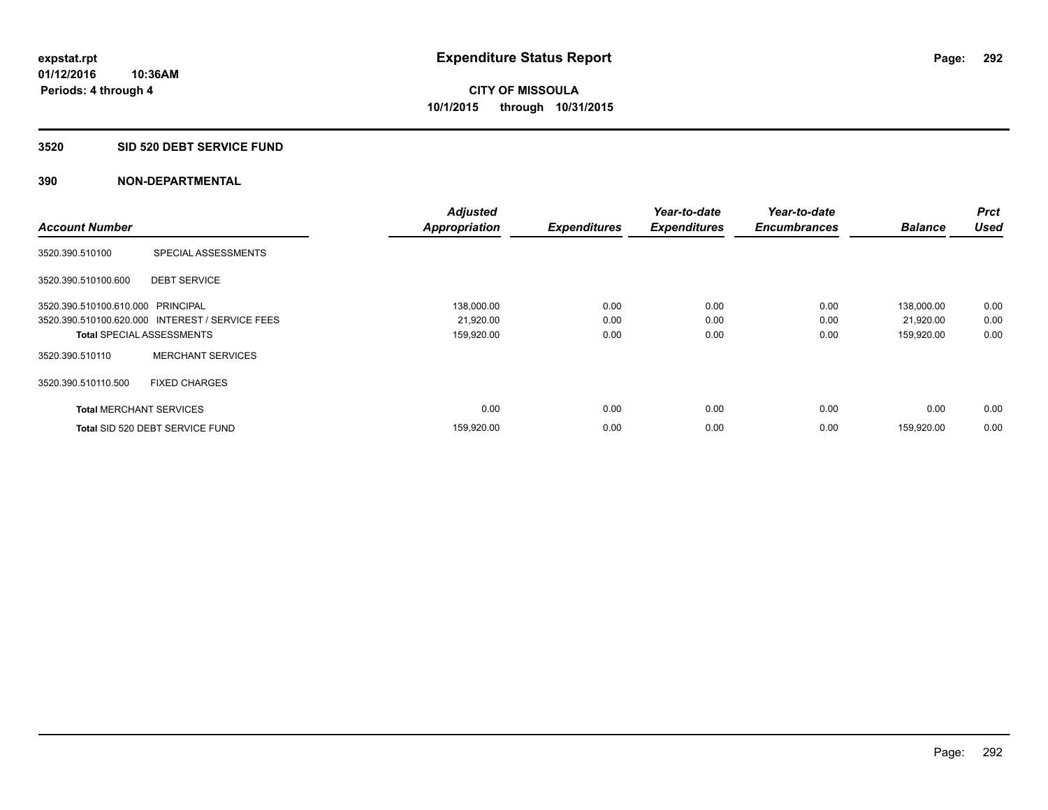expstat.rpt
01/12/2016 10:36AM
Periods: 4 through 4

# Expenditure Status Report

CITY OF MISSOULA
10/1/2015 through 10/31/2015

## 3520 SID 520 DEBT SERVICE FUND

### 390 NON-DEPARTMENTAL

| Account Number | | Adjusted Appropriation | Expenditures | Year-to-date Expenditures | Year-to-date Encumbrances | Balance | Prct Used |
|---|---|---|---|---|---|---|---|
| 3520.390.510100 | SPECIAL ASSESSMENTS | | | | | | |
| 3520.390.510100.600 | DEBT SERVICE | | | | | | |
| 3520.390.510100.610.000 | PRINCIPAL | 138,000.00 | 0.00 | 0.00 | 0.00 | 138,000.00 | 0.00 |
| 3520.390.510100.620.000 | INTEREST / SERVICE FEES | 21,920.00 | 0.00 | 0.00 | 0.00 | 21,920.00 | 0.00 |
| **Total** SPECIAL ASSESSMENTS | | 159,920.00 | 0.00 | 0.00 | 0.00 | 159,920.00 | 0.00 |
| 3520.390.510110 | MERCHANT SERVICES | | | | | | |
| 3520.390.510110.500 | FIXED CHARGES | | | | | | |
| **Total** MERCHANT SERVICES | | 0.00 | 0.00 | 0.00 | 0.00 | 0.00 | 0.00 |
| **Total** SID 520 DEBT SERVICE FUND | | 159,920.00 | 0.00 | 0.00 | 0.00 | 159,920.00 | 0.00 |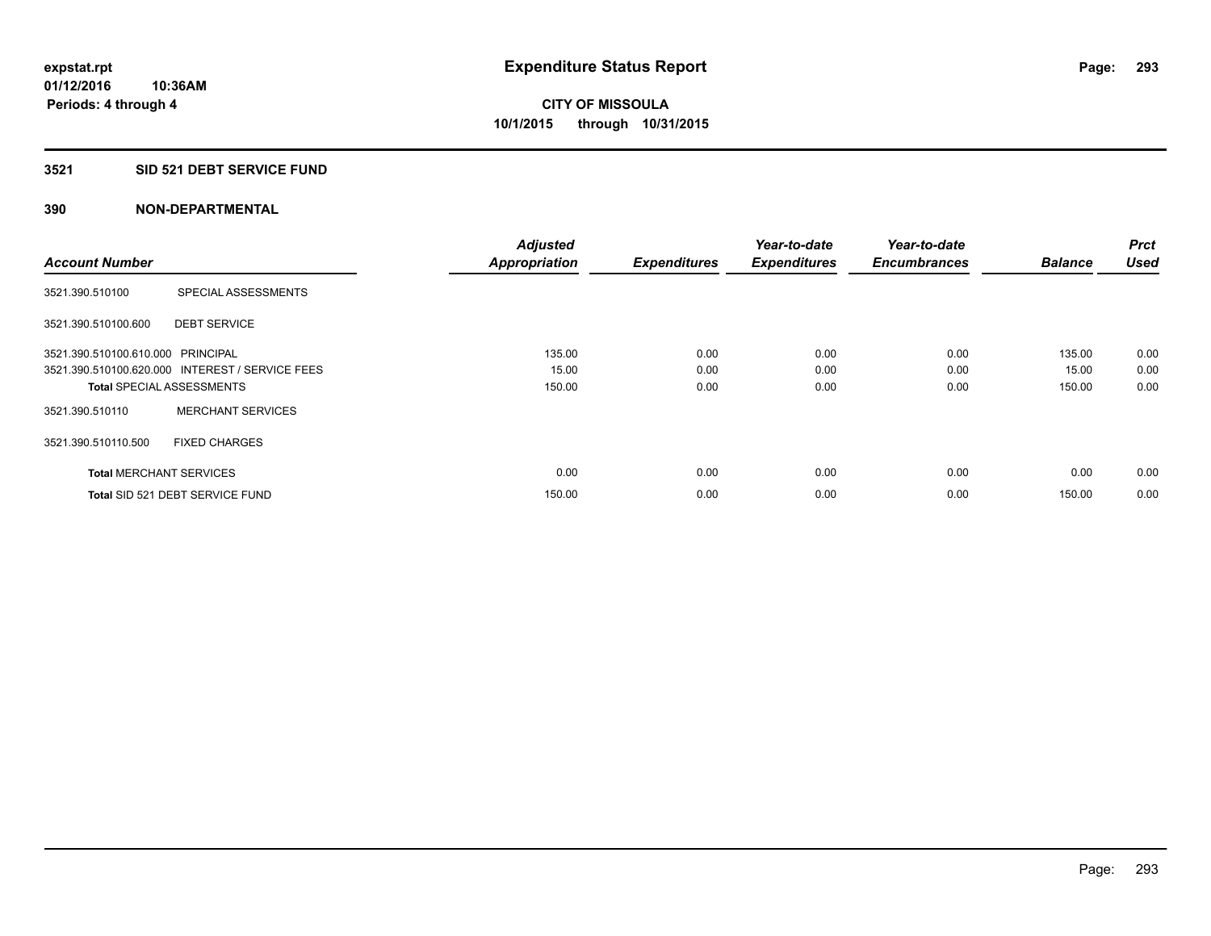# Expenditure Status Report

expstat.rpt
01/12/2016 10:36AM
Periods: 4 through 4

**CITY OF MISSOULA**
**10/1/2015 through 10/31/2015**

## 3521 SID 521 DEBT SERVICE FUND

### 390 NON-DEPARTMENTAL

| Account Number | | Adjusted Appropriation | Expenditures | Year-to-date Expenditures | Year-to-date Encumbrances | Balance | Prct Used |
|---|---|---|---|---|---|---|---|
| 3521.390.510100 | SPECIAL ASSESSMENTS | | | | | | |
| 3521.390.510100.600 | DEBT SERVICE | | | | | | |
| 3521.390.510100.610.000 | PRINCIPAL | 135.00 | 0.00 | 0.00 | 0.00 | 135.00 | 0.00 |
| 3521.390.510100.620.000 | INTEREST / SERVICE FEES | 15.00 | 0.00 | 0.00 | 0.00 | 15.00 | 0.00 |
| **Total** SPECIAL ASSESSMENTS | | 150.00 | 0.00 | 0.00 | 0.00 | 150.00 | 0.00 |
| 3521.390.510110 | MERCHANT SERVICES | | | | | | |
| 3521.390.510110.500 | FIXED CHARGES | | | | | | |
| **Total** MERCHANT SERVICES | | 0.00 | 0.00 | 0.00 | 0.00 | 0.00 | 0.00 |
| **Total** SID 521 DEBT SERVICE FUND | | 150.00 | 0.00 | 0.00 | 0.00 | 150.00 | 0.00 |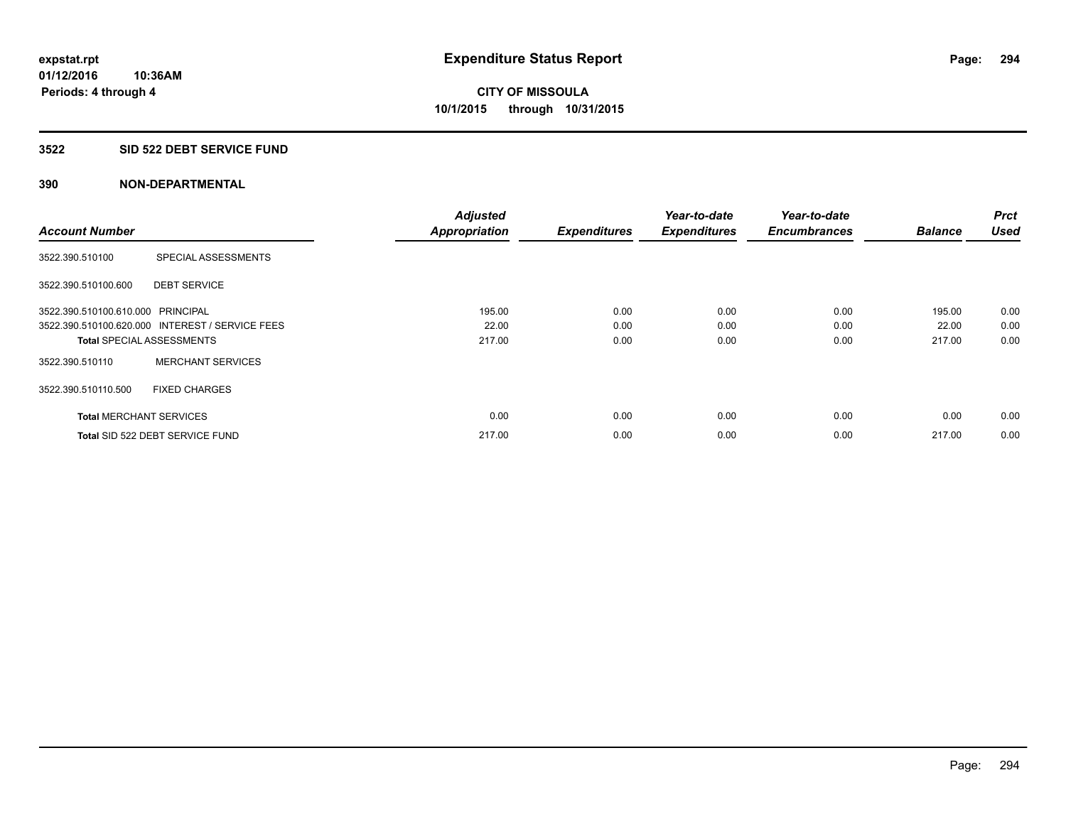# Expenditure Status Report

expstat.rpt
01/12/2016 10:36AM
Periods: 4 through 4

**CITY OF MISSOULA**
**10/1/2015 through 10/31/2015**

## 3522 SID 522 DEBT SERVICE FUND

### 390 NON-DEPARTMENTAL

| Account Number | | Adjusted Appropriation | Expenditures | Year-to-date Expenditures | Year-to-date Encumbrances | Balance | Prct Used |
|---|---|---|---|---|---|---|---|
| 3522.390.510100 | SPECIAL ASSESSMENTS | | | | | | |
| 3522.390.510100.600 | DEBT SERVICE | | | | | | |
| 3522.390.510100.610.000 | PRINCIPAL | 195.00 | 0.00 | 0.00 | 0.00 | 195.00 | 0.00 |
| 3522.390.510100.620.000 | INTEREST / SERVICE FEES | 22.00 | 0.00 | 0.00 | 0.00 | 22.00 | 0.00 |
| **Total** SPECIAL ASSESSMENTS | | 217.00 | 0.00 | 0.00 | 0.00 | 217.00 | 0.00 |
| 3522.390.510110 | MERCHANT SERVICES | | | | | | |
| 3522.390.510110.500 | FIXED CHARGES | | | | | | |
| **Total** MERCHANT SERVICES | | 0.00 | 0.00 | 0.00 | 0.00 | 0.00 | 0.00 |
| **Total** SID 522 DEBT SERVICE FUND | | 217.00 | 0.00 | 0.00 | 0.00 | 217.00 | 0.00 |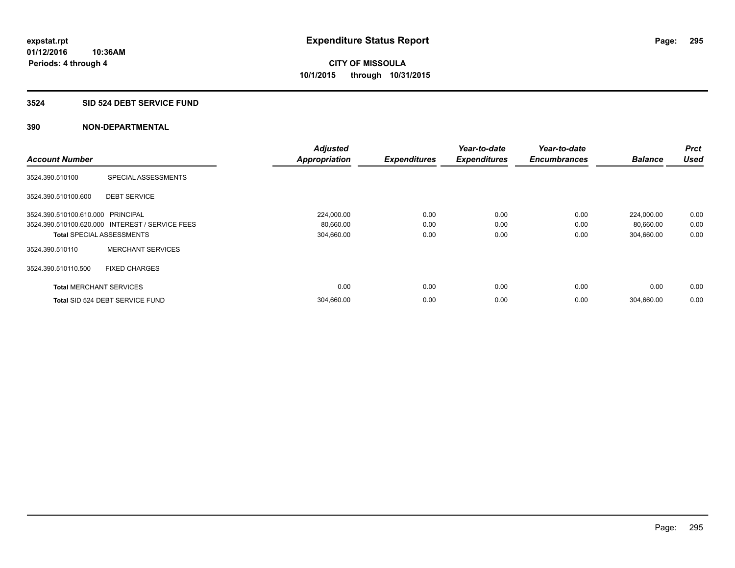expstat.rpt
01/12/2016 10:36AM
Periods: 4 through 4

# Expenditure Status Report

CITY OF MISSOULA
10/1/2015 through 10/31/2015

## 3524 SID 524 DEBT SERVICE FUND

## 390 NON-DEPARTMENTAL

| Account Number | | Adjusted Appropriation | Expenditures | Year-to-date Expenditures | Year-to-date Encumbrances | Balance | Prct Used |
|---|---|---|---|---|---|---|---|
| 3524.390.510100 | SPECIAL ASSESSMENTS | | | | | | |
| 3524.390.510100.600 | DEBT SERVICE | | | | | | |
| 3524.390.510100.610.000 | PRINCIPAL | 224,000.00 | 0.00 | 0.00 | 0.00 | 224,000.00 | 0.00 |
| 3524.390.510100.620.000 | INTEREST / SERVICE FEES | 80,660.00 | 0.00 | 0.00 | 0.00 | 80,660.00 | 0.00 |
| **Total** SPECIAL ASSESSMENTS | | 304,660.00 | 0.00 | 0.00 | 0.00 | 304,660.00 | 0.00 |
| 3524.390.510110 | MERCHANT SERVICES | | | | | | |
| 3524.390.510110.500 | FIXED CHARGES | | | | | | |
| **Total** MERCHANT SERVICES | | 0.00 | 0.00 | 0.00 | 0.00 | 0.00 | 0.00 |
| **Total** SID 524 DEBT SERVICE FUND | | 304,660.00 | 0.00 | 0.00 | 0.00 | 304,660.00 | 0.00 |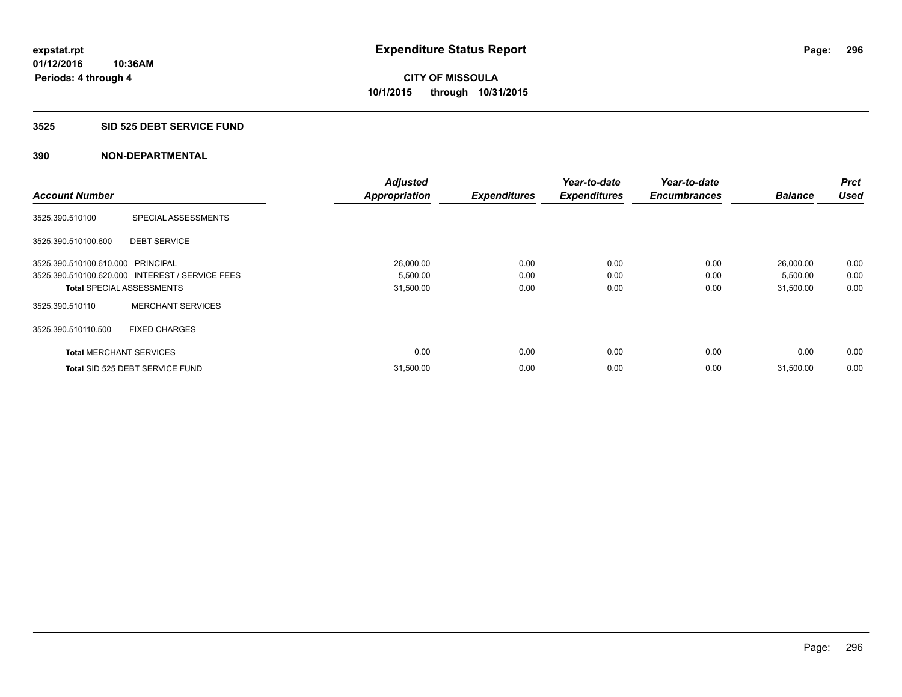**expstat.rpt**
**01/12/2016 10:36AM**
**Periods: 4 through 4**

# Expenditure Status Report

**CITY OF MISSOULA**
**10/1/2015 through 10/31/2015**

## 3525 SID 525 DEBT SERVICE FUND

## 390 NON-DEPARTMENTAL

| Account Number | | Adjusted Appropriation | Expenditures | Year-to-date Expenditures | Year-to-date Encumbrances | Balance | Prct Used |
|---|---|---|---|---|---|---|---|
| 3525.390.510100 | SPECIAL ASSESSMENTS | | | | | | |
| 3525.390.510100.600 | DEBT SERVICE | | | | | | |
| 3525.390.510100.610.000 | PRINCIPAL | 26,000.00 | 0.00 | 0.00 | 0.00 | 26,000.00 | 0.00 |
| 3525.390.510100.620.000 | INTEREST / SERVICE FEES | 5,500.00 | 0.00 | 0.00 | 0.00 | 5,500.00 | 0.00 |
| **Total** SPECIAL ASSESSMENTS | | 31,500.00 | 0.00 | 0.00 | 0.00 | 31,500.00 | 0.00 |
| 3525.390.510110 | MERCHANT SERVICES | | | | | | |
| 3525.390.510110.500 | FIXED CHARGES | | | | | | |
| **Total** MERCHANT SERVICES | | 0.00 | 0.00 | 0.00 | 0.00 | 0.00 | 0.00 |
| **Total** SID 525 DEBT SERVICE FUND | | 31,500.00 | 0.00 | 0.00 | 0.00 | 31,500.00 | 0.00 |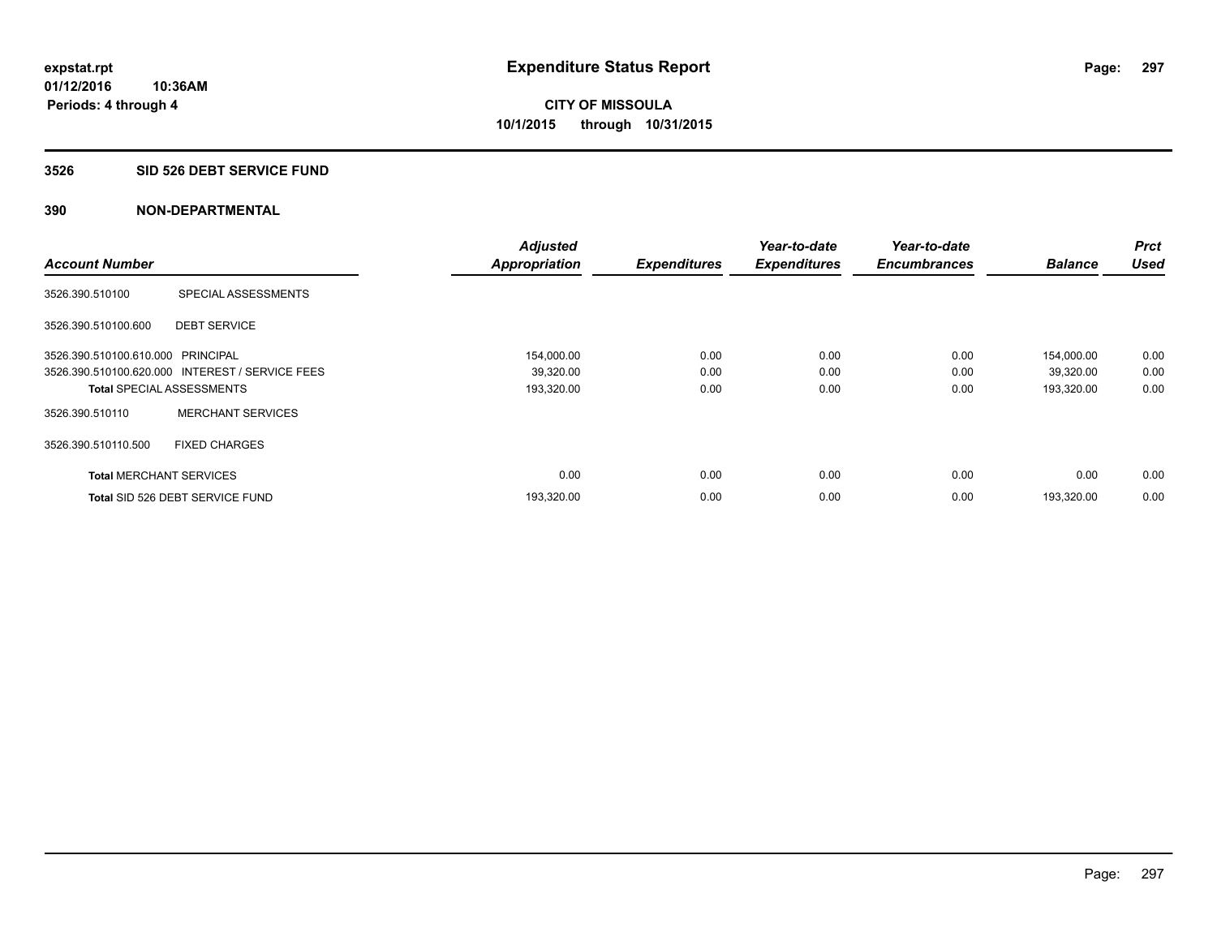expstat.rpt
01/12/2016 10:36AM
Periods: 4 through 4

# Expenditure Status Report

CITY OF MISSOULA
10/1/2015 through 10/31/2015

## 3526 SID 526 DEBT SERVICE FUND

## 390 NON-DEPARTMENTAL

| Account Number | | Adjusted Appropriation | Expenditures | Year-to-date Expenditures | Year-to-date Encumbrances | Balance | Prct Used |
|---|---|---|---|---|---|---|---|
| 3526.390.510100 | SPECIAL ASSESSMENTS | | | | | | |
| 3526.390.510100.600 | DEBT SERVICE | | | | | | |
| 3526.390.510100.610.000 | PRINCIPAL | 154,000.00 | 0.00 | 0.00 | 0.00 | 154,000.00 | 0.00 |
| 3526.390.510100.620.000 | INTEREST / SERVICE FEES | 39,320.00 | 0.00 | 0.00 | 0.00 | 39,320.00 | 0.00 |
| Total SPECIAL ASSESSMENTS | | 193,320.00 | 0.00 | 0.00 | 0.00 | 193,320.00 | 0.00 |
| 3526.390.510110 | MERCHANT SERVICES | | | | | | |
| 3526.390.510110.500 | FIXED CHARGES | | | | | | |
| Total MERCHANT SERVICES | | 0.00 | 0.00 | 0.00 | 0.00 | 0.00 | 0.00 |
| Total SID 526 DEBT SERVICE FUND | | 193,320.00 | 0.00 | 0.00 | 0.00 | 193,320.00 | 0.00 |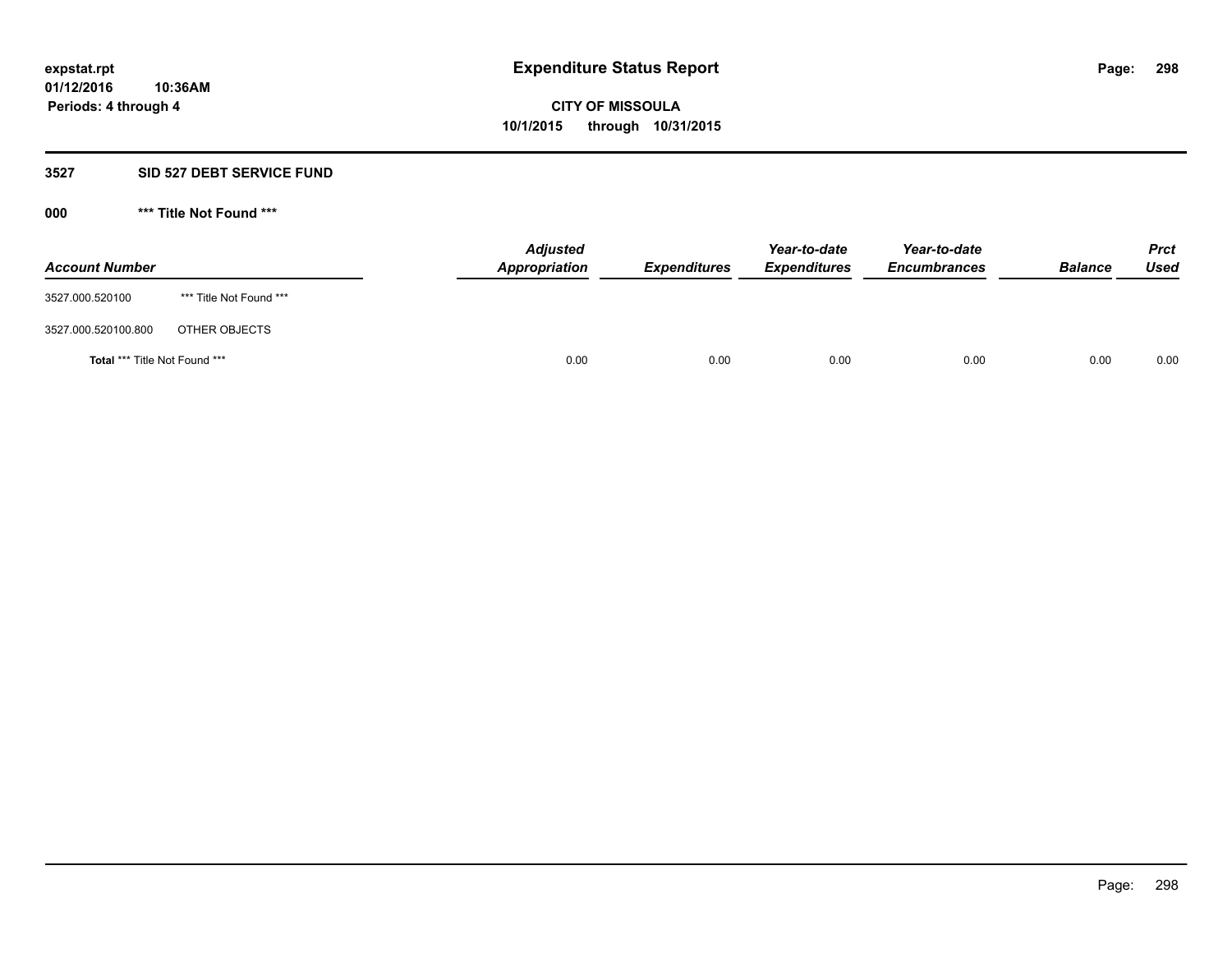**expstat.rpt**
**01/12/2016 10:36AM**
**Periods: 4 through 4**

# Expenditure Status Report

**CITY OF MISSOULA**
**10/1/2015 through 10/31/2015**

## 3527 SID 527 DEBT SERVICE FUND

### 000 *** Title Not Found ***

| Account Number | | Adjusted Appropriation | Expenditures | Year-to-date Expenditures | Year-to-date Encumbrances | Balance | Prct Used |
|---|---|---|---|---|---|---|---|
| 3527.000.520100 | *** Title Not Found *** | | | | | | |
| 3527.000.520100.800 | OTHER OBJECTS | | | | | | |
| **Total** *** Title Not Found *** | | 0.00 | 0.00 | 0.00 | 0.00 | 0.00 | 0.00 |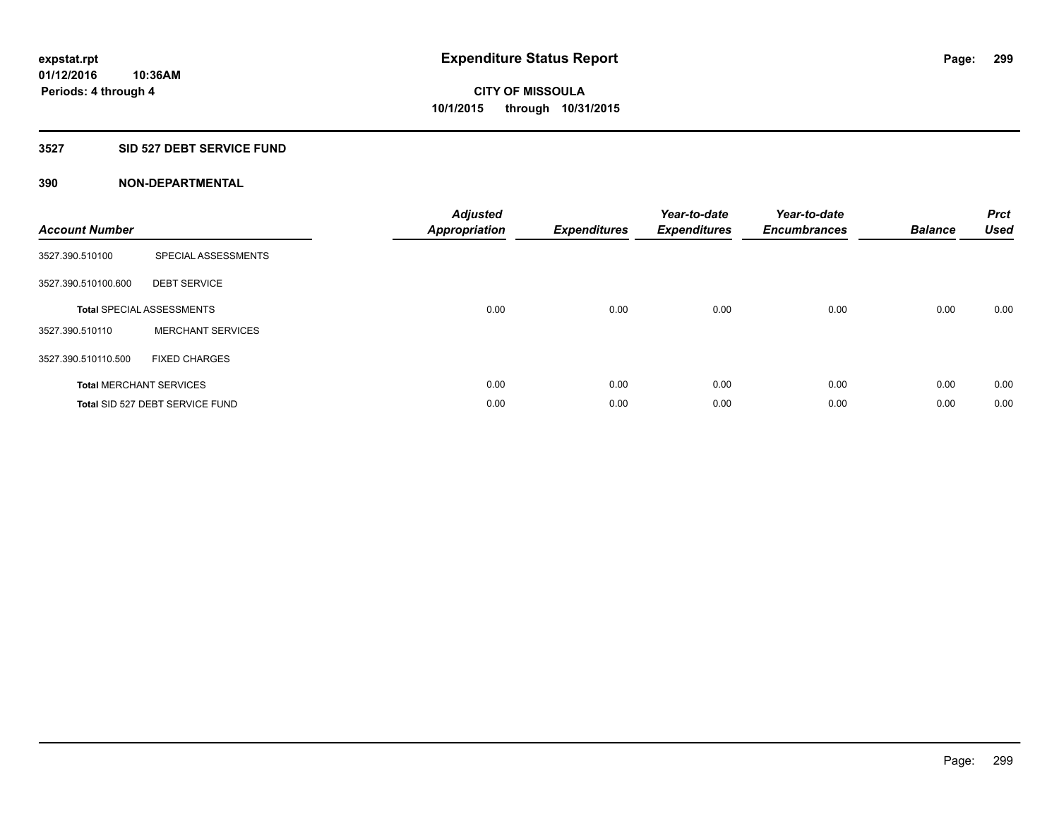**expstat.rpt**
**01/12/2016 10:36AM**
**Periods: 4 through 4**

# Expenditure Status Report

**CITY OF MISSOULA**
**10/1/2015 through 10/31/2015**

## 3527 SID 527 DEBT SERVICE FUND

### 390 NON-DEPARTMENTAL

| Account Number | | Adjusted Appropriation | Expenditures | Year-to-date Expenditures | Year-to-date Encumbrances | Balance | Prct Used |
|---|---|---|---|---|---|---|---|
| 3527.390.510100 | SPECIAL ASSESSMENTS | | | | | | |
| 3527.390.510100.600 | DEBT SERVICE | | | | | | |
| **Total** SPECIAL ASSESSMENTS | | 0.00 | 0.00 | 0.00 | 0.00 | 0.00 | 0.00 |
| 3527.390.510110 | MERCHANT SERVICES | | | | | | |
| 3527.390.510110.500 | FIXED CHARGES | | | | | | |
| **Total** MERCHANT SERVICES | | 0.00 | 0.00 | 0.00 | 0.00 | 0.00 | 0.00 |
| **Total** SID 527 DEBT SERVICE FUND | | 0.00 | 0.00 | 0.00 | 0.00 | 0.00 | 0.00 |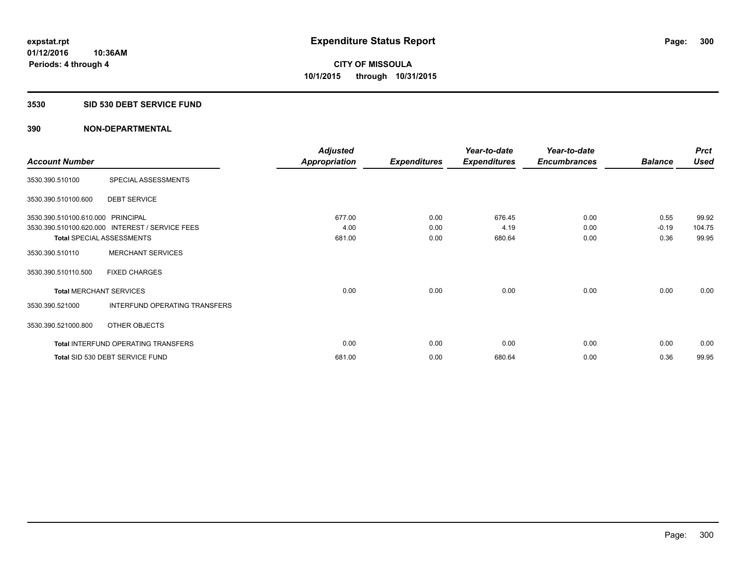# Expenditure Status Report

expstat.rpt
01/12/2016 10:36AM
Periods: 4 through 4

**CITY OF MISSOULA**
**10/1/2015 through 10/31/2015**

## 3530 SID 530 DEBT SERVICE FUND

## 390 NON-DEPARTMENTAL

| Account Number | | Adjusted Appropriation | Expenditures | Year-to-date Expenditures | Year-to-date Encumbrances | Balance | Prct Used |
|---|---|---|---|---|---|---|---|
| 3530.390.510100 | SPECIAL ASSESSMENTS | | | | | | |
| 3530.390.510100.600 | DEBT SERVICE | | | | | | |
| 3530.390.510100.610.000 | PRINCIPAL | 677.00 | 0.00 | 676.45 | 0.00 | 0.55 | 99.92 |
| 3530.390.510100.620.000 | INTEREST / SERVICE FEES | 4.00 | 0.00 | 4.19 | 0.00 | -0.19 | 104.75 |
| **Total** SPECIAL ASSESSMENTS | | 681.00 | 0.00 | 680.64 | 0.00 | 0.36 | 99.95 |
| 3530.390.510110 | MERCHANT SERVICES | | | | | | |
| 3530.390.510110.500 | FIXED CHARGES | | | | | | |
| **Total** MERCHANT SERVICES | | 0.00 | 0.00 | 0.00 | 0.00 | 0.00 | 0.00 |
| 3530.390.521000 | INTERFUND OPERATING TRANSFERS | | | | | | |
| 3530.390.521000.800 | OTHER OBJECTS | | | | | | |
| **Total** INTERFUND OPERATING TRANSFERS | | 0.00 | 0.00 | 0.00 | 0.00 | 0.00 | 0.00 |
| **Total** SID 530 DEBT SERVICE FUND | | 681.00 | 0.00 | 680.64 | 0.00 | 0.36 | 99.95 |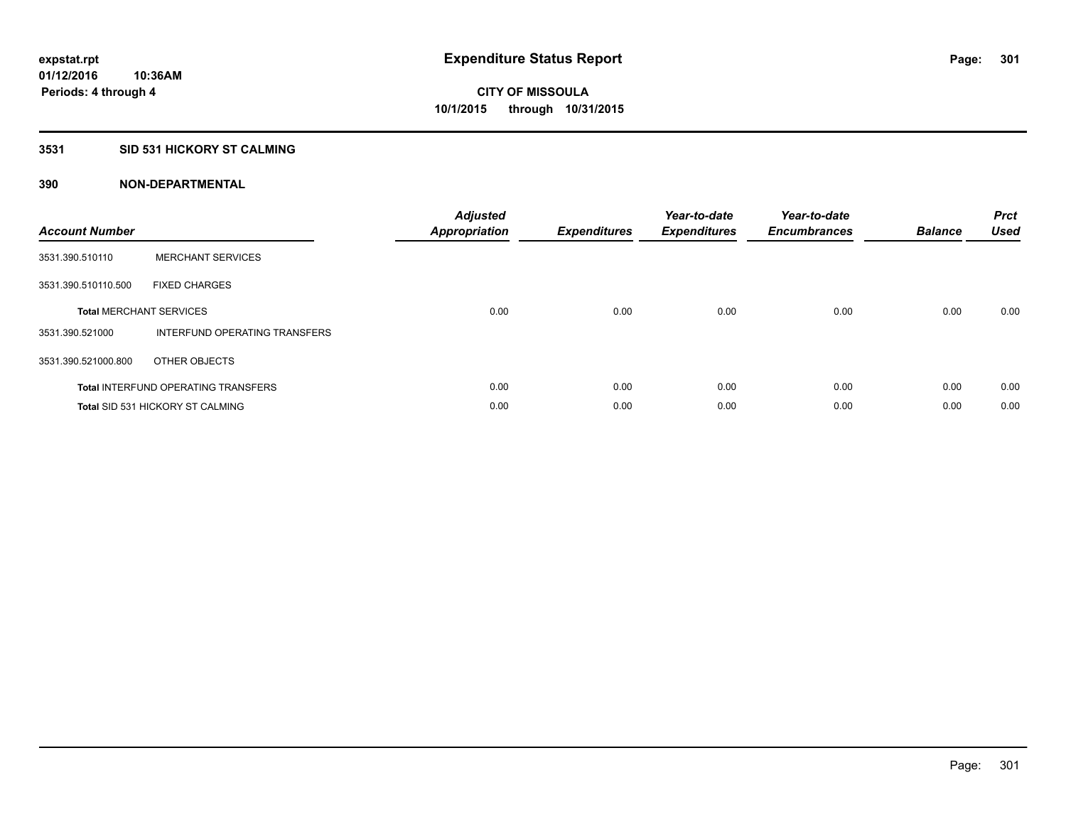**expstat.rpt**
**01/12/2016 10:36AM**
**Periods: 4 through 4**

# Expenditure Status Report

**CITY OF MISSOULA**
**10/1/2015 through 10/31/2015**

## 3531 SID 531 HICKORY ST CALMING

## 390 NON-DEPARTMENTAL

| Account Number | | Adjusted Appropriation | Expenditures | Year-to-date Expenditures | Year-to-date Encumbrances | Balance | Prct Used |
|---|---|---|---|---|---|---|---|
| 3531.390.510110 | MERCHANT SERVICES | | | | | | |
| 3531.390.510110.500 | FIXED CHARGES | | | | | | |
| **Total** MERCHANT SERVICES | | 0.00 | 0.00 | 0.00 | 0.00 | 0.00 | 0.00 |
| 3531.390.521000 | INTERFUND OPERATING TRANSFERS | | | | | | |
| 3531.390.521000.800 | OTHER OBJECTS | | | | | | |
| **Total** INTERFUND OPERATING TRANSFERS | | 0.00 | 0.00 | 0.00 | 0.00 | 0.00 | 0.00 |
| **Total** SID 531 HICKORY ST CALMING | | 0.00 | 0.00 | 0.00 | 0.00 | 0.00 | 0.00 |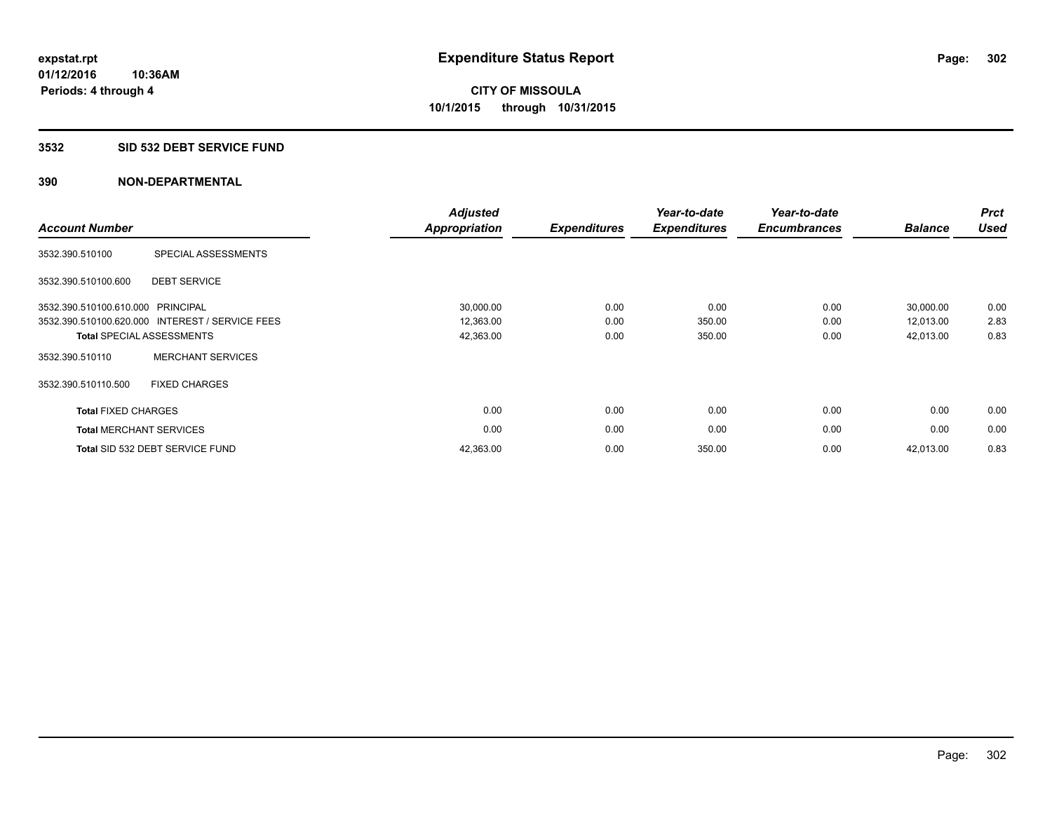**expstat.rpt**
**01/12/2016 10:36AM**
**Periods: 4 through 4**

# Expenditure Status Report

**CITY OF MISSOULA**
**10/1/2015 through 10/31/2015**

## 3532 SID 532 DEBT SERVICE FUND

## 390 NON-DEPARTMENTAL

| Account Number | | Adjusted Appropriation | Expenditures | Year-to-date Expenditures | Year-to-date Encumbrances | Balance | Prct Used |
|---|---|---|---|---|---|---|---|
| 3532.390.510100 | SPECIAL ASSESSMENTS | | | | | | |
| 3532.390.510100.600 | DEBT SERVICE | | | | | | |
| 3532.390.510100.610.000 | PRINCIPAL | 30,000.00 | 0.00 | 0.00 | 0.00 | 30,000.00 | 0.00 |
| 3532.390.510100.620.000 | INTEREST / SERVICE FEES | 12,363.00 | 0.00 | 350.00 | 0.00 | 12,013.00 | 2.83 |
| **Total** SPECIAL ASSESSMENTS | | 42,363.00 | 0.00 | 350.00 | 0.00 | 42,013.00 | 0.83 |
| 3532.390.510110 | MERCHANT SERVICES | | | | | | |
| 3532.390.510110.500 | FIXED CHARGES | | | | | | |
| **Total** FIXED CHARGES | | 0.00 | 0.00 | 0.00 | 0.00 | 0.00 | 0.00 |
| **Total** MERCHANT SERVICES | | 0.00 | 0.00 | 0.00 | 0.00 | 0.00 | 0.00 |
| **Total** SID 532 DEBT SERVICE FUND | | 42,363.00 | 0.00 | 350.00 | 0.00 | 42,013.00 | 0.83 |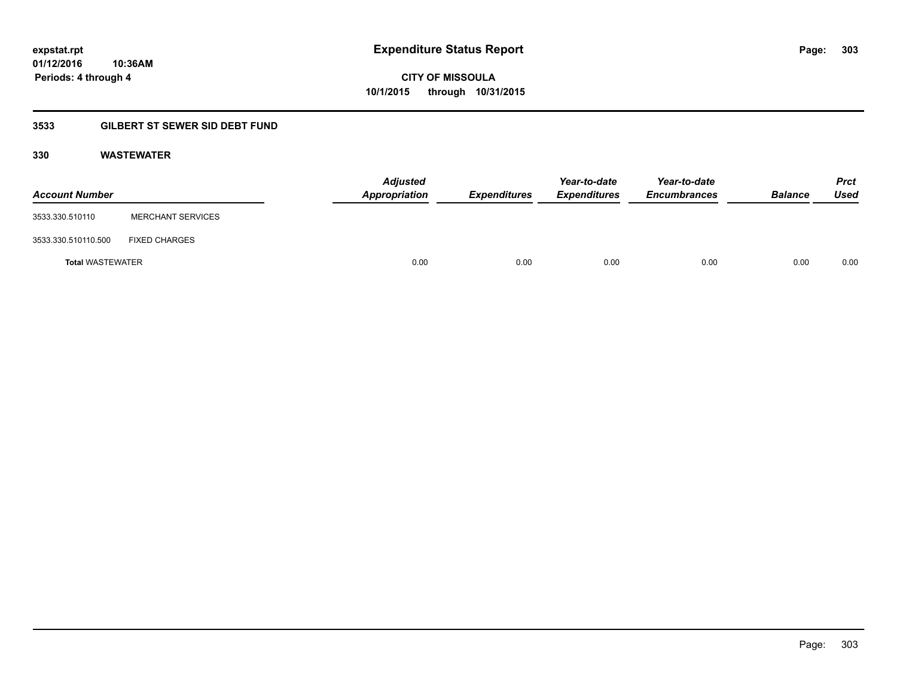expstat.rpt
01/12/2016 10:36AM
Periods: 4 through 4

# Expenditure Status Report

CITY OF MISSOULA
10/1/2015 through 10/31/2015

## 3533 GILBERT ST SEWER SID DEBT FUND

### 330 WASTEWATER

| Account Number | | *Adjusted Appropriation* | *Expenditures* | *Year-to-date Expenditures* | *Year-to-date Encumbrances* | *Balance* | *Prct Used* |
|---|---|---|---|---|---|---|---|
| 3533.330.510110 | MERCHANT SERVICES | | | | | | |
| 3533.330.510110.500 | FIXED CHARGES | | | | | | |
| **Total** WASTEWATER | | 0.00 | 0.00 | 0.00 | 0.00 | 0.00 | 0.00 |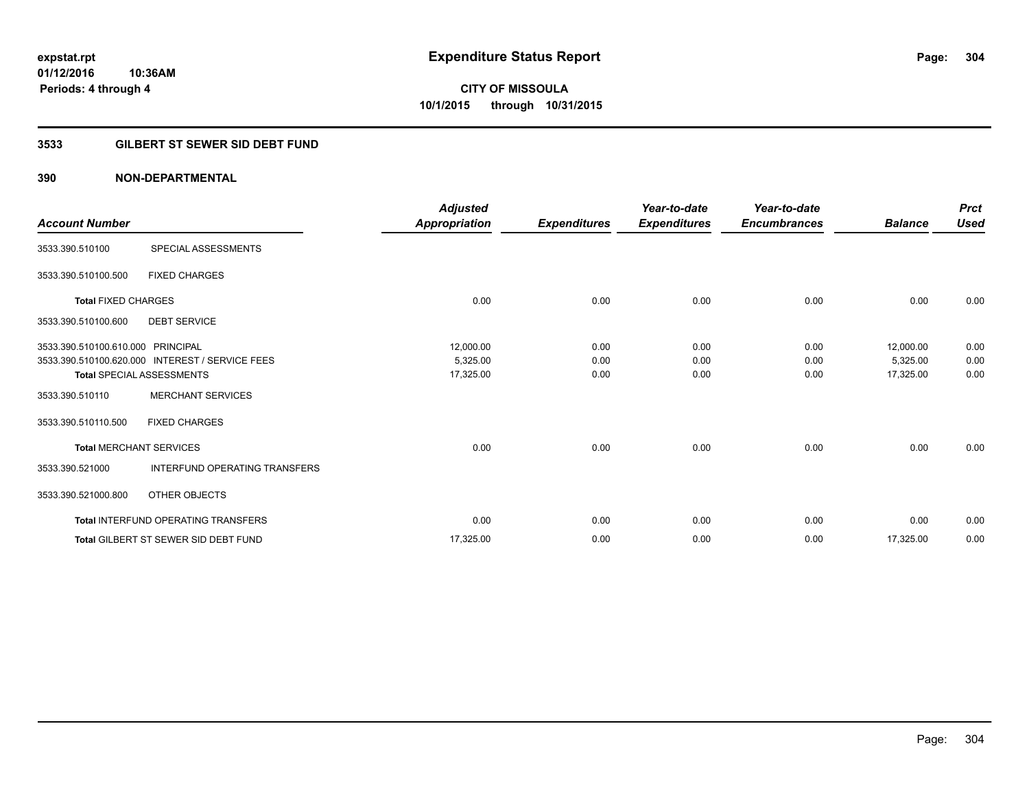# Expenditure Status Report

**CITY OF MISSOULA**
**10/1/2015 through 10/31/2015**

expstat.rpt
01/12/2016 10:36AM
Periods: 4 through 4

## 3533 GILBERT ST SEWER SID DEBT FUND

### 390 NON-DEPARTMENTAL

| Account Number | | Adjusted Appropriation | Expenditures | Year-to-date Expenditures | Year-to-date Encumbrances | Balance | Prct Used |
|---|---|---|---|---|---|---|---|
| 3533.390.510100 | SPECIAL ASSESSMENTS | | | | | | |
| 3533.390.510100.500 | FIXED CHARGES | | | | | | |
| **Total** FIXED CHARGES | | 0.00 | 0.00 | 0.00 | 0.00 | 0.00 | 0.00 |
| 3533.390.510100.600 | DEBT SERVICE | | | | | | |
| 3533.390.510100.610.000 | PRINCIPAL | 12,000.00 | 0.00 | 0.00 | 0.00 | 12,000.00 | 0.00 |
| 3533.390.510100.620.000 | INTEREST / SERVICE FEES | 5,325.00 | 0.00 | 0.00 | 0.00 | 5,325.00 | 0.00 |
| **Total** SPECIAL ASSESSMENTS | | 17,325.00 | 0.00 | 0.00 | 0.00 | 17,325.00 | 0.00 |
| 3533.390.510110 | MERCHANT SERVICES | | | | | | |
| 3533.390.510110.500 | FIXED CHARGES | | | | | | |
| **Total** MERCHANT SERVICES | | 0.00 | 0.00 | 0.00 | 0.00 | 0.00 | 0.00 |
| 3533.390.521000 | INTERFUND OPERATING TRANSFERS | | | | | | |
| 3533.390.521000.800 | OTHER OBJECTS | | | | | | |
| **Total** INTERFUND OPERATING TRANSFERS | | 0.00 | 0.00 | 0.00 | 0.00 | 0.00 | 0.00 |
| **Total** GILBERT ST SEWER SID DEBT FUND | | 17,325.00 | 0.00 | 0.00 | 0.00 | 17,325.00 | 0.00 |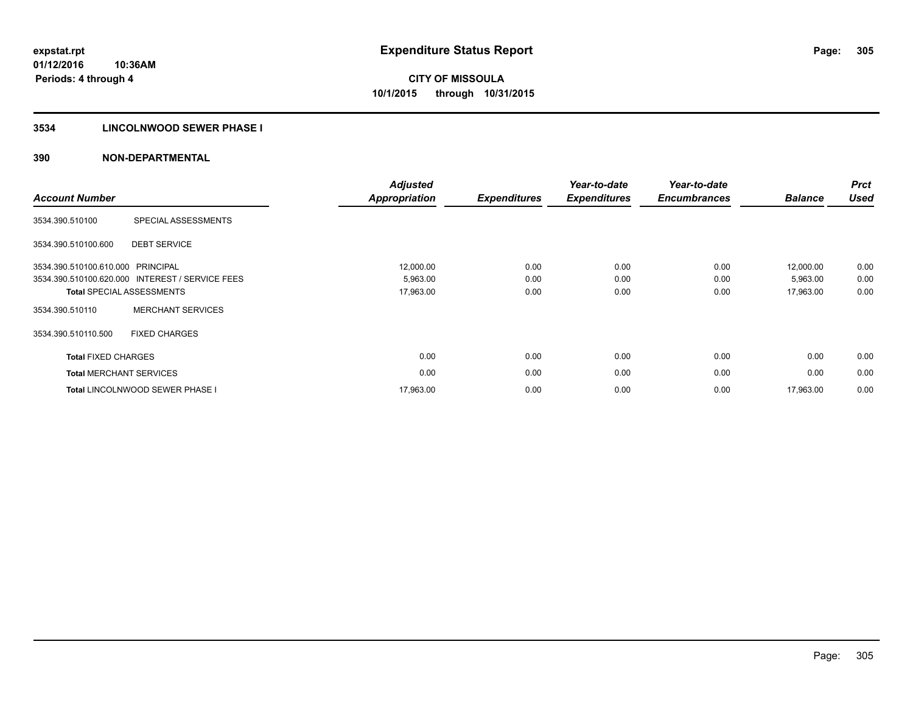# Expenditure Status Report

expstat.rpt
01/12/2016 10:36AM
Periods: 4 through 4

**CITY OF MISSOULA**
**10/1/2015 through 10/31/2015**

## 3534 LINCOLNWOOD SEWER PHASE I

## 390 NON-DEPARTMENTAL

| Account Number | | Adjusted Appropriation | Expenditures | Year-to-date Expenditures | Year-to-date Encumbrances | Balance | Prct Used |
|---|---|---|---|---|---|---|---|
| 3534.390.510100 | SPECIAL ASSESSMENTS | | | | | | |
| 3534.390.510100.600 | DEBT SERVICE | | | | | | |
| 3534.390.510100.610.000 | PRINCIPAL | 12,000.00 | 0.00 | 0.00 | 0.00 | 12,000.00 | 0.00 |
| 3534.390.510100.620.000 | INTEREST / SERVICE FEES | 5,963.00 | 0.00 | 0.00 | 0.00 | 5,963.00 | 0.00 |
| **Total** SPECIAL ASSESSMENTS | | 17,963.00 | 0.00 | 0.00 | 0.00 | 17,963.00 | 0.00 |
| 3534.390.510110 | MERCHANT SERVICES | | | | | | |
| 3534.390.510110.500 | FIXED CHARGES | | | | | | |
| **Total** FIXED CHARGES | | 0.00 | 0.00 | 0.00 | 0.00 | 0.00 | 0.00 |
| **Total** MERCHANT SERVICES | | 0.00 | 0.00 | 0.00 | 0.00 | 0.00 | 0.00 |
| **Total** LINCOLNWOOD SEWER PHASE I | | 17,963.00 | 0.00 | 0.00 | 0.00 | 17,963.00 | 0.00 |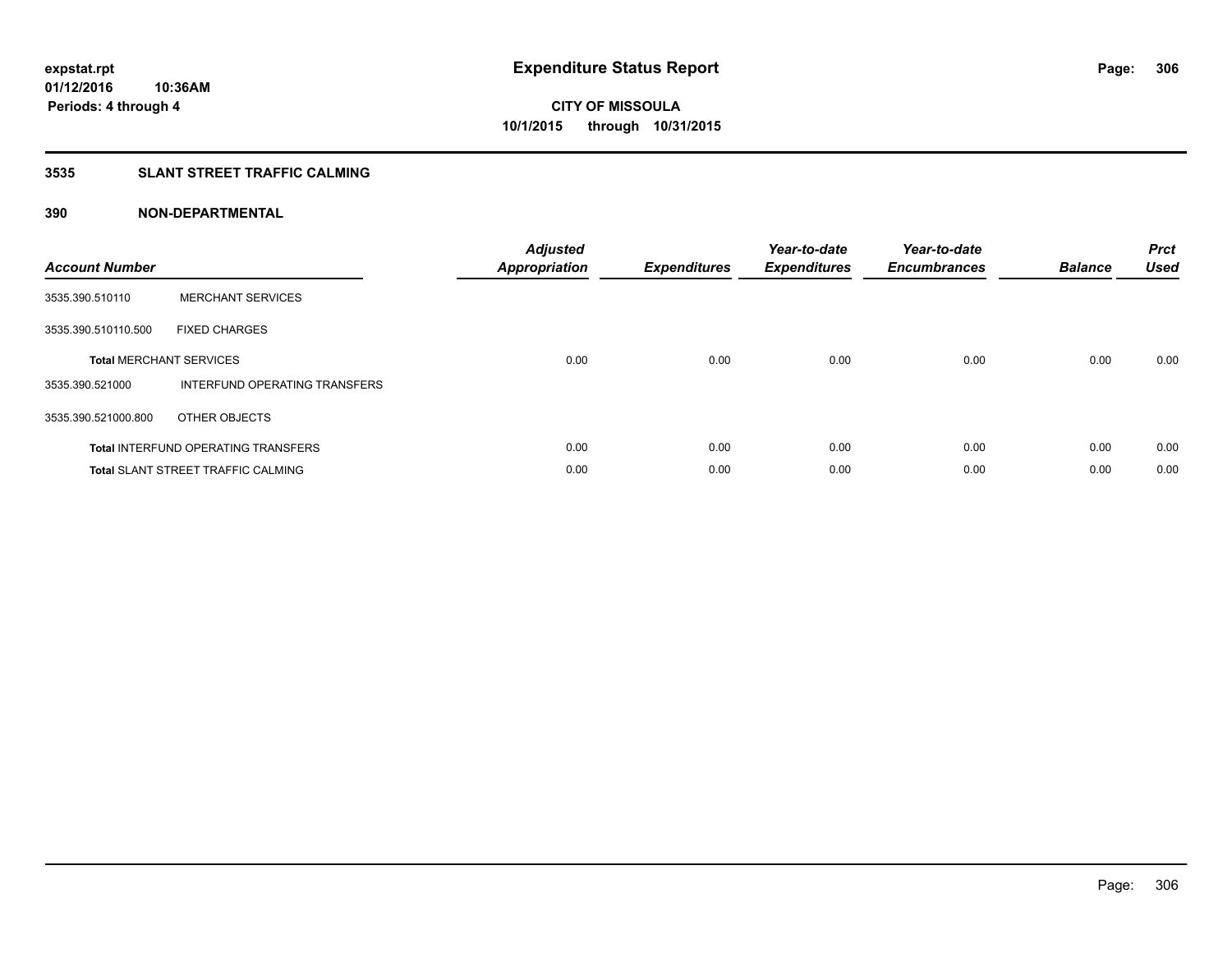# Expenditure Status Report

expstat.rpt
01/12/2016 10:36AM
Periods: 4 through 4

**CITY OF MISSOULA**
**10/1/2015 through 10/31/2015**

## 3535 SLANT STREET TRAFFIC CALMING

## 390 NON-DEPARTMENTAL

| Account Number | | Adjusted Appropriation | Expenditures | Year-to-date Expenditures | Year-to-date Encumbrances | Balance | Prct Used |
|---|---|---|---|---|---|---|---|
| 3535.390.510110 | MERCHANT SERVICES | | | | | | |
| 3535.390.510110.500 | FIXED CHARGES | | | | | | |
| **Total** MERCHANT SERVICES | | 0.00 | 0.00 | 0.00 | 0.00 | 0.00 | 0.00 |
| 3535.390.521000 | INTERFUND OPERATING TRANSFERS | | | | | | |
| 3535.390.521000.800 | OTHER OBJECTS | | | | | | |
| **Total** INTERFUND OPERATING TRANSFERS | | 0.00 | 0.00 | 0.00 | 0.00 | 0.00 | 0.00 |
| **Total** SLANT STREET TRAFFIC CALMING | | 0.00 | 0.00 | 0.00 | 0.00 | 0.00 | 0.00 |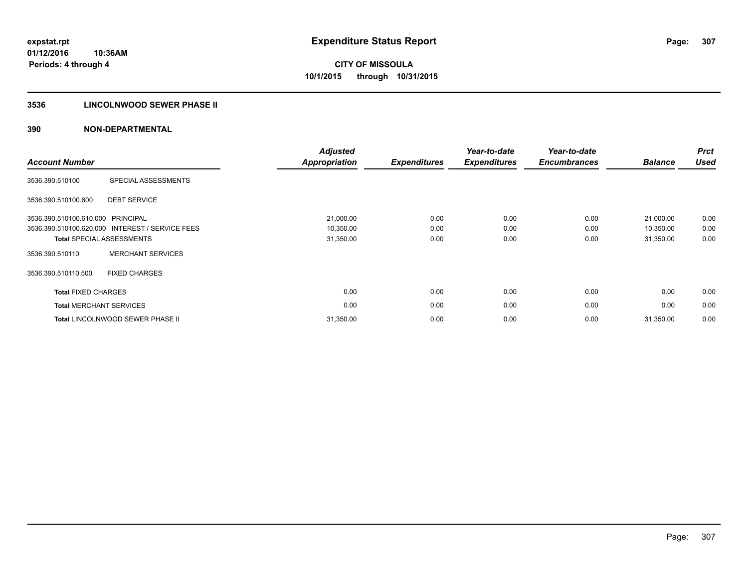# Expenditure Status Report

**CITY OF MISSOULA**
**10/1/2015 through 10/31/2015**

expstat.rpt
01/12/2016 10:36AM
Periods: 4 through 4

## 3536 LINCOLNWOOD SEWER PHASE II

### 390 NON-DEPARTMENTAL

| Account Number | | Adjusted Appropriation | Expenditures | Year-to-date Expenditures | Year-to-date Encumbrances | Balance | Prct Used |
|---|---|---|---|---|---|---|---|
| 3536.390.510100 | SPECIAL ASSESSMENTS | | | | | | |
| 3536.390.510100.600 | DEBT SERVICE | | | | | | |
| 3536.390.510100.610.000 | PRINCIPAL | 21,000.00 | 0.00 | 0.00 | 0.00 | 21,000.00 | 0.00 |
| 3536.390.510100.620.000 | INTEREST / SERVICE FEES | 10,350.00 | 0.00 | 0.00 | 0.00 | 10,350.00 | 0.00 |
| **Total** SPECIAL ASSESSMENTS | | 31,350.00 | 0.00 | 0.00 | 0.00 | 31,350.00 | 0.00 |
| 3536.390.510110 | MERCHANT SERVICES | | | | | | |
| 3536.390.510110.500 | FIXED CHARGES | | | | | | |
| **Total** FIXED CHARGES | | 0.00 | 0.00 | 0.00 | 0.00 | 0.00 | 0.00 |
| **Total** MERCHANT SERVICES | | 0.00 | 0.00 | 0.00 | 0.00 | 0.00 | 0.00 |
| **Total** LINCOLNWOOD SEWER PHASE II | | 31,350.00 | 0.00 | 0.00 | 0.00 | 31,350.00 | 0.00 |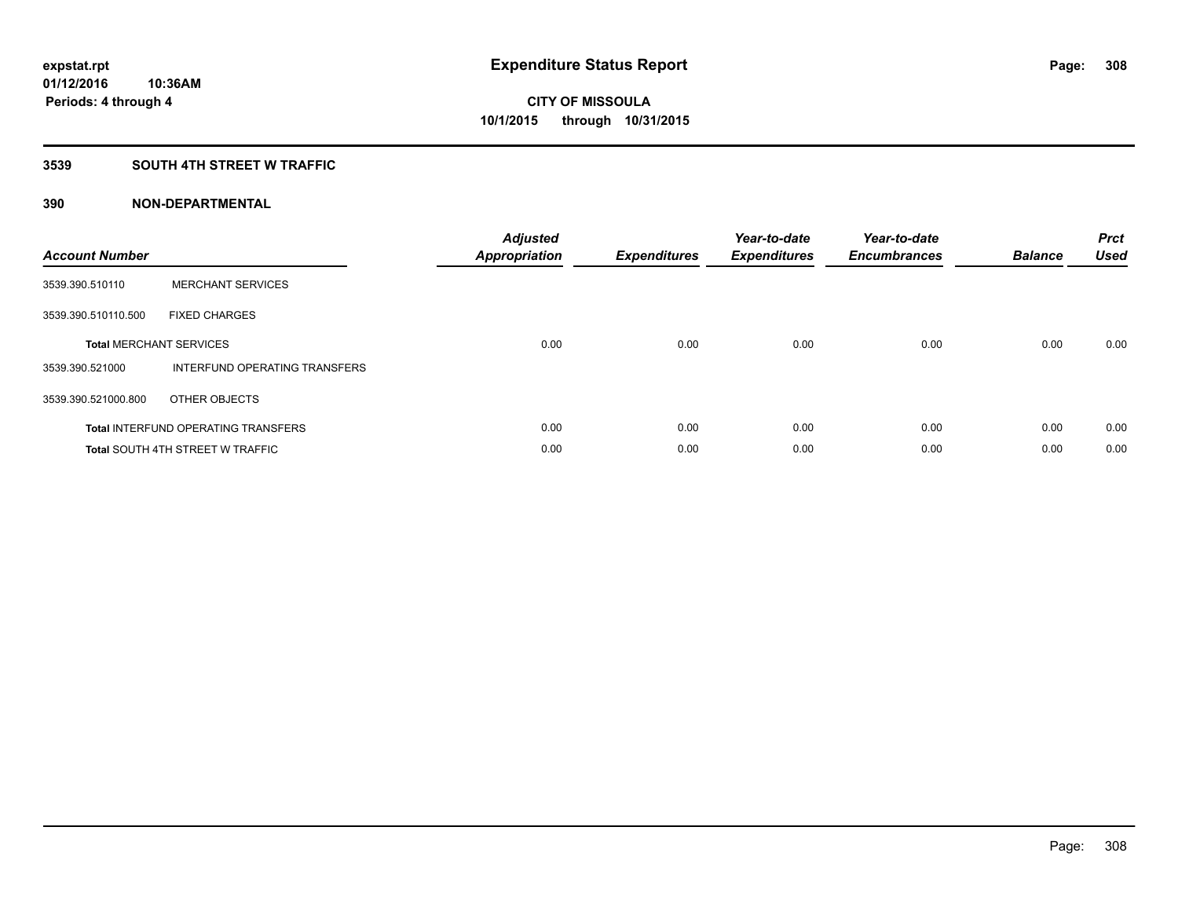**expstat.rpt**
**01/12/2016 10:36AM**
**Periods: 4 through 4**

# Expenditure Status Report

**CITY OF MISSOULA**
**10/1/2015 through 10/31/2015**

## 3539 SOUTH 4TH STREET W TRAFFIC

## 390 NON-DEPARTMENTAL

| Account Number | | Adjusted Appropriation | Expenditures | Year-to-date Expenditures | Year-to-date Encumbrances | Balance | Prct Used |
|---|---|---|---|---|---|---|---|
| 3539.390.510110 | MERCHANT SERVICES | | | | | | |
| 3539.390.510110.500 | FIXED CHARGES | | | | | | |
| **Total** MERCHANT SERVICES | | 0.00 | 0.00 | 0.00 | 0.00 | 0.00 | 0.00 |
| 3539.390.521000 | INTERFUND OPERATING TRANSFERS | | | | | | |
| 3539.390.521000.800 | OTHER OBJECTS | | | | | | |
| **Total** INTERFUND OPERATING TRANSFERS | | 0.00 | 0.00 | 0.00 | 0.00 | 0.00 | 0.00 |
| **Total** SOUTH 4TH STREET W TRAFFIC | | 0.00 | 0.00 | 0.00 | 0.00 | 0.00 | 0.00 |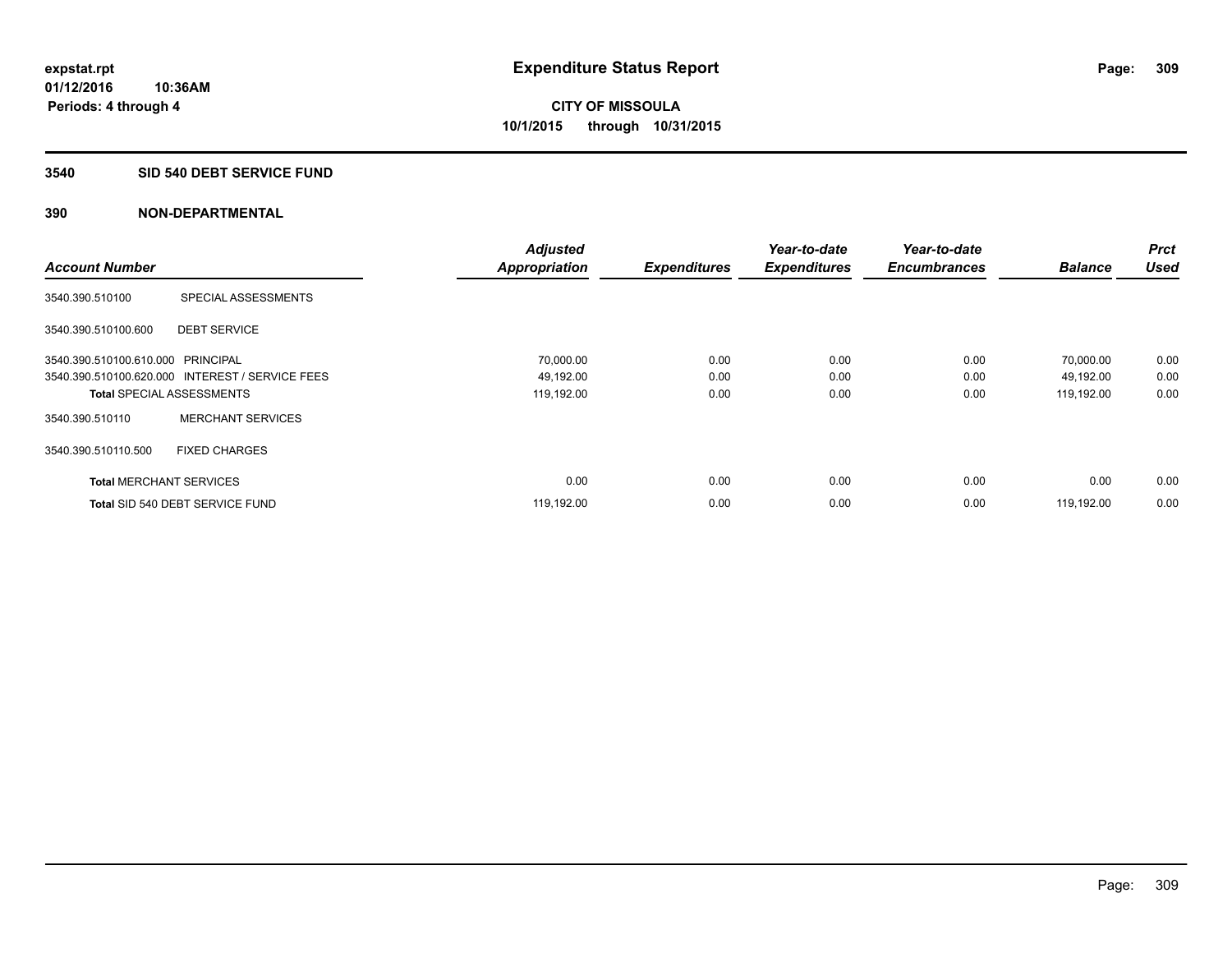expstat.rpt
01/12/2016 10:36AM
Periods: 4 through 4

# Expenditure Status Report

CITY OF MISSOULA
10/1/2015 through 10/31/2015

## 3540 SID 540 DEBT SERVICE FUND

### 390 NON-DEPARTMENTAL

| Account Number | | Adjusted Appropriation | Expenditures | Year-to-date Expenditures | Year-to-date Encumbrances | Balance | Prct Used |
|---|---|---|---|---|---|---|---|
| 3540.390.510100 | SPECIAL ASSESSMENTS | | | | | | |
| 3540.390.510100.600 | DEBT SERVICE | | | | | | |
| 3540.390.510100.610.000 | PRINCIPAL | 70,000.00 | 0.00 | 0.00 | 0.00 | 70,000.00 | 0.00 |
| 3540.390.510100.620.000 | INTEREST / SERVICE FEES | 49,192.00 | 0.00 | 0.00 | 0.00 | 49,192.00 | 0.00 |
| **Total** SPECIAL ASSESSMENTS | | 119,192.00 | 0.00 | 0.00 | 0.00 | 119,192.00 | 0.00 |
| 3540.390.510110 | MERCHANT SERVICES | | | | | | |
| 3540.390.510110.500 | FIXED CHARGES | | | | | | |
| **Total** MERCHANT SERVICES | | 0.00 | 0.00 | 0.00 | 0.00 | 0.00 | 0.00 |
| **Total** SID 540 DEBT SERVICE FUND | | 119,192.00 | 0.00 | 0.00 | 0.00 | 119,192.00 | 0.00 |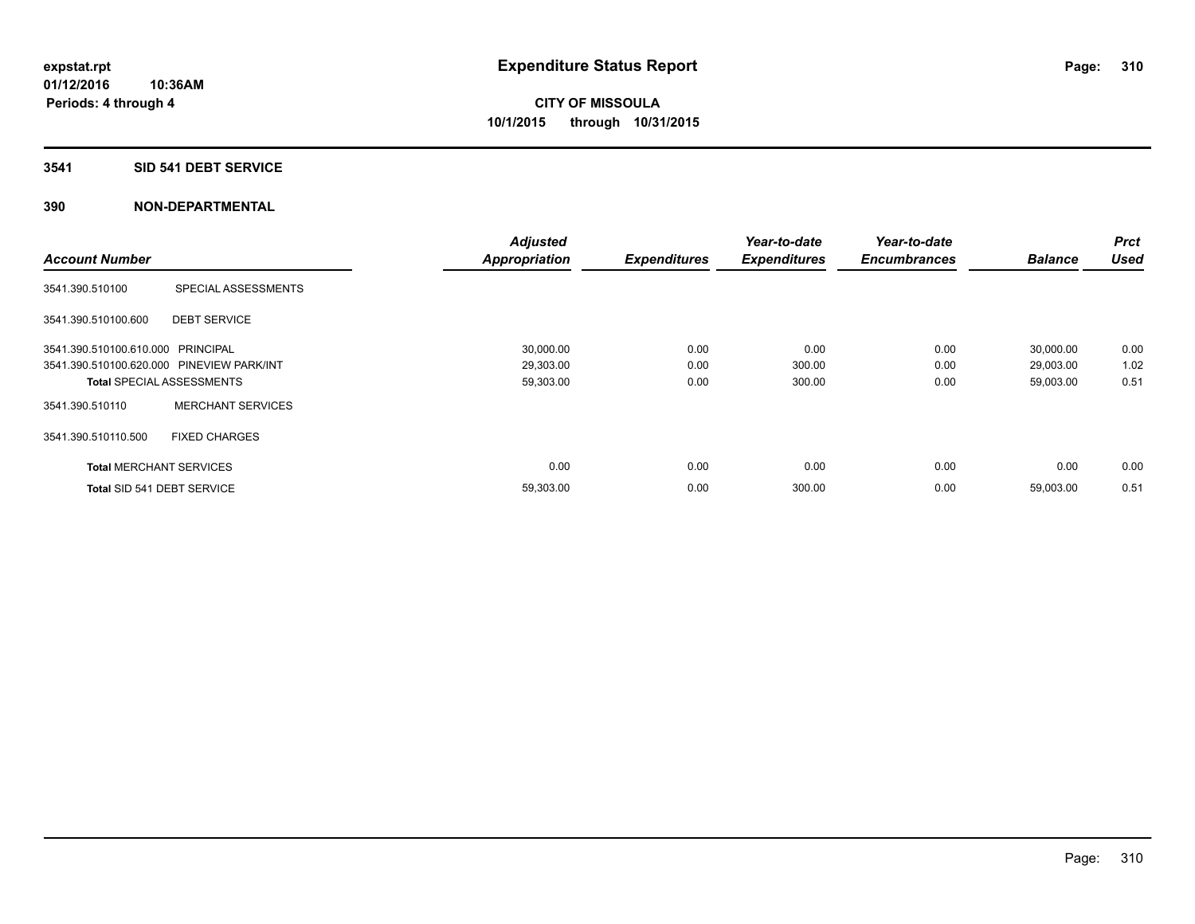# Expenditure Status Report

expstat.rpt
01/12/2016 10:36AM
Periods: 4 through 4

**CITY OF MISSOULA**
**10/1/2015 through 10/31/2015**

## 3541 SID 541 DEBT SERVICE

## 390 NON-DEPARTMENTAL

| Account Number | | Adjusted Appropriation | Expenditures | Year-to-date Expenditures | Year-to-date Encumbrances | Balance | Prct Used |
|---|---|---|---|---|---|---|---|
| 3541.390.510100 | SPECIAL ASSESSMENTS | | | | | | |
| 3541.390.510100.600 | DEBT SERVICE | | | | | | |
| 3541.390.510100.610.000 | PRINCIPAL | 30,000.00 | 0.00 | 0.00 | 0.00 | 30,000.00 | 0.00 |
| 3541.390.510100.620.000 | PINEVIEW PARK/INT | 29,303.00 | 0.00 | 300.00 | 0.00 | 29,003.00 | 1.02 |
| **Total** SPECIAL ASSESSMENTS | | 59,303.00 | 0.00 | 300.00 | 0.00 | 59,003.00 | 0.51 |
| 3541.390.510110 | MERCHANT SERVICES | | | | | | |
| 3541.390.510110.500 | FIXED CHARGES | | | | | | |
| **Total** MERCHANT SERVICES | | 0.00 | 0.00 | 0.00 | 0.00 | 0.00 | 0.00 |
| **Total** SID 541 DEBT SERVICE | | 59,303.00 | 0.00 | 300.00 | 0.00 | 59,003.00 | 0.51 |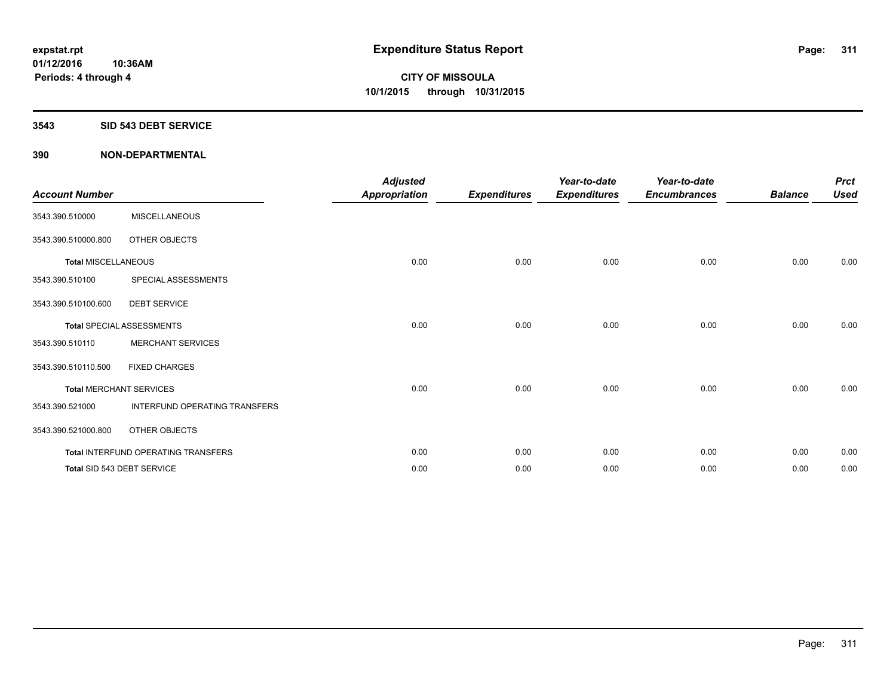**expstat.rpt**
**01/12/2016 10:36AM**
**Periods: 4 through 4**

# Expenditure Status Report

**CITY OF MISSOULA**
**10/1/2015 through 10/31/2015**

## 3543 SID 543 DEBT SERVICE

## 390 NON-DEPARTMENTAL

| Account Number | | Adjusted Appropriation | Expenditures | Year-to-date Expenditures | Year-to-date Encumbrances | Balance | Prct Used |
|---|---|---|---|---|---|---|---|
| 3543.390.510000 | MISCELLANEOUS | | | | | | |
| 3543.390.510000.800 | OTHER OBJECTS | | | | | | |
| **Total** MISCELLANEOUS | | 0.00 | 0.00 | 0.00 | 0.00 | 0.00 | 0.00 |
| 3543.390.510100 | SPECIAL ASSESSMENTS | | | | | | |
| 3543.390.510100.600 | DEBT SERVICE | | | | | | |
| **Total** SPECIAL ASSESSMENTS | | 0.00 | 0.00 | 0.00 | 0.00 | 0.00 | 0.00 |
| 3543.390.510110 | MERCHANT SERVICES | | | | | | |
| 3543.390.510110.500 | FIXED CHARGES | | | | | | |
| **Total** MERCHANT SERVICES | | 0.00 | 0.00 | 0.00 | 0.00 | 0.00 | 0.00 |
| 3543.390.521000 | INTERFUND OPERATING TRANSFERS | | | | | | |
| 3543.390.521000.800 | OTHER OBJECTS | | | | | | |
| **Total** INTERFUND OPERATING TRANSFERS | | 0.00 | 0.00 | 0.00 | 0.00 | 0.00 | 0.00 |
| **Total** SID 543 DEBT SERVICE | | 0.00 | 0.00 | 0.00 | 0.00 | 0.00 | 0.00 |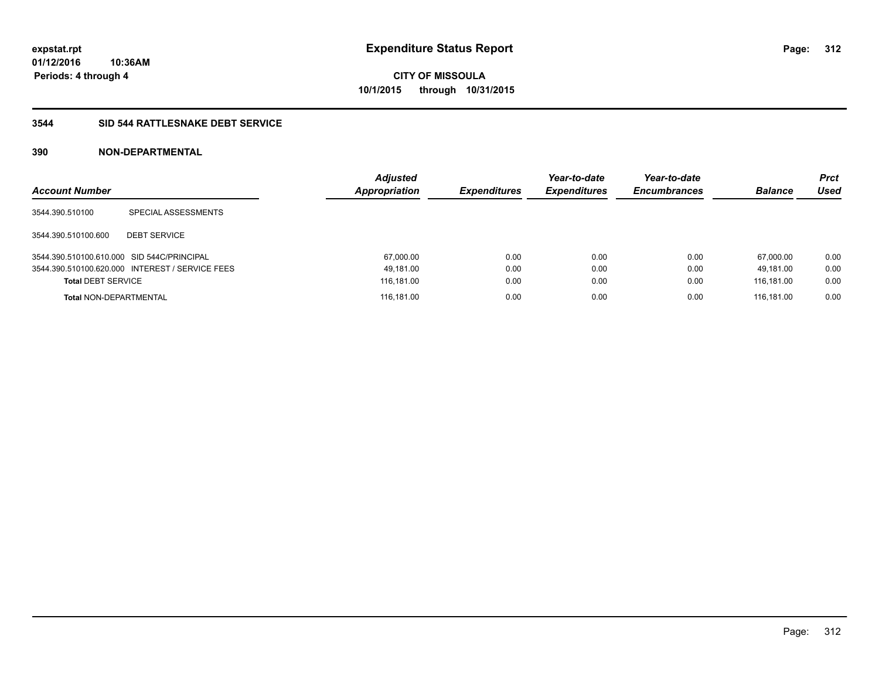expstat.rpt
01/12/2016 10:36AM
Periods: 4 through 4

# Expenditure Status Report

**CITY OF MISSOULA**
**10/1/2015 through 10/31/2015**

## 3544 SID 544 RATTLESNAKE DEBT SERVICE

### 390 NON-DEPARTMENTAL

| Account Number | | Adjusted Appropriation | Expenditures | Year-to-date Expenditures | Year-to-date Encumbrances | Balance | Prct Used |
|---|---|---|---|---|---|---|---|
| 3544.390.510100 | SPECIAL ASSESSMENTS | | | | | | |
| 3544.390.510100.600 | DEBT SERVICE | | | | | | |
| 3544.390.510100.610.000 | SID 544C/PRINCIPAL | 67,000.00 | 0.00 | 0.00 | 0.00 | 67,000.00 | 0.00 |
| 3544.390.510100.620.000 | INTEREST / SERVICE FEES | 49,181.00 | 0.00 | 0.00 | 0.00 | 49,181.00 | 0.00 |
| **Total** DEBT SERVICE | | 116,181.00 | 0.00 | 0.00 | 0.00 | 116,181.00 | 0.00 |
| **Total** NON-DEPARTMENTAL | | 116,181.00 | 0.00 | 0.00 | 0.00 | 116,181.00 | 0.00 |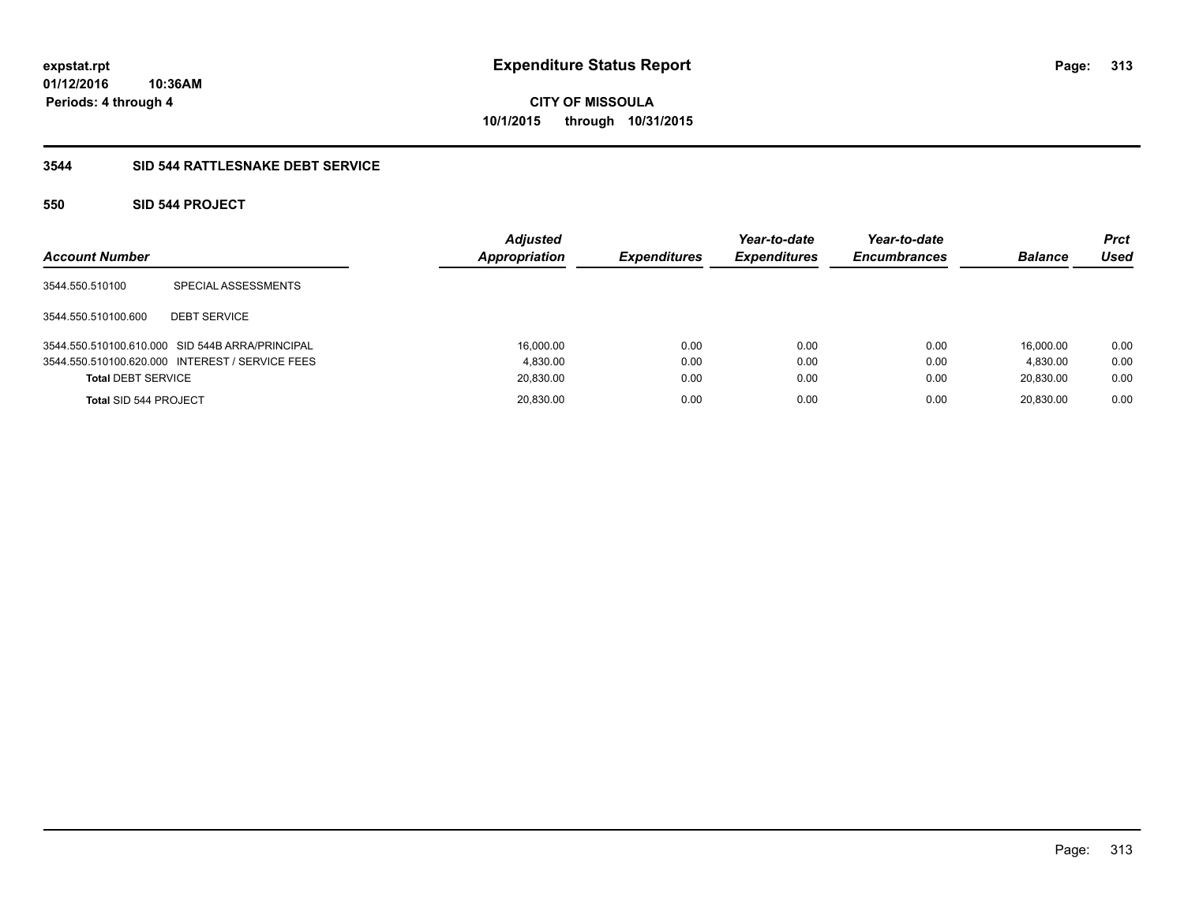# Expenditure Status Report

**CITY OF MISSOULA**
**10/1/2015 through 10/31/2015**

expstat.rpt
01/12/2016 10:36AM
Periods: 4 through 4

## 3544 SID 544 RATTLESNAKE DEBT SERVICE

### 550 SID 544 PROJECT

| Account Number | | Adjusted Appropriation | Expenditures | Year-to-date Expenditures | Year-to-date Encumbrances | Balance | Prct Used |
|---|---|---|---|---|---|---|---|
| 3544.550.510100 | SPECIAL ASSESSMENTS | | | | | | |
| 3544.550.510100.600 | DEBT SERVICE | | | | | | |
| 3544.550.510100.610.000 | SID 544B ARRA/PRINCIPAL | 16,000.00 | 0.00 | 0.00 | 0.00 | 16,000.00 | 0.00 |
| 3544.550.510100.620.000 | INTEREST / SERVICE FEES | 4,830.00 | 0.00 | 0.00 | 0.00 | 4,830.00 | 0.00 |
| **Total** DEBT SERVICE | | 20,830.00 | 0.00 | 0.00 | 0.00 | 20,830.00 | 0.00 |
| **Total** SID 544 PROJECT | | 20,830.00 | 0.00 | 0.00 | 0.00 | 20,830.00 | 0.00 |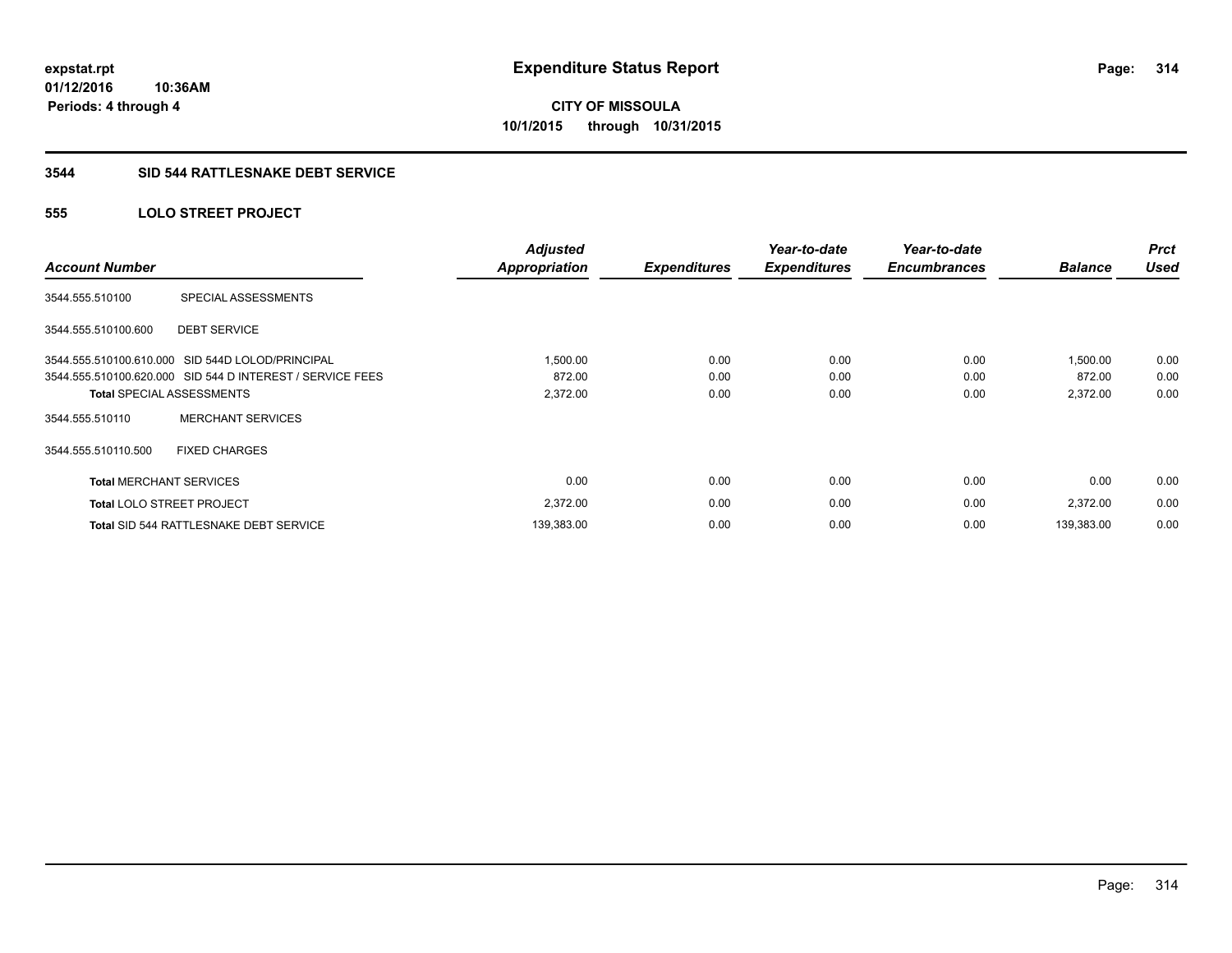# Expenditure Status Report

**CITY OF MISSOULA**
**10/1/2015 through 10/31/2015**

expstat.rpt
01/12/2016 10:36AM
Periods: 4 through 4

## 3544 SID 544 RATTLESNAKE DEBT SERVICE

### 555 LOLO STREET PROJECT

| Account Number | | Adjusted Appropriation | Expenditures | Year-to-date Expenditures | Year-to-date Encumbrances | Balance | Prct Used |
|---|---|---|---|---|---|---|---|
| 3544.555.510100 | SPECIAL ASSESSMENTS | | | | | | |
| 3544.555.510100.600 | DEBT SERVICE | | | | | | |
| 3544.555.510100.610.000 | SID 544D LOLOD/PRINCIPAL | 1,500.00 | 0.00 | 0.00 | 0.00 | 1,500.00 | 0.00 |
| 3544.555.510100.620.000 | SID 544 D INTEREST / SERVICE FEES | 872.00 | 0.00 | 0.00 | 0.00 | 872.00 | 0.00 |
| **Total** SPECIAL ASSESSMENTS | | 2,372.00 | 0.00 | 0.00 | 0.00 | 2,372.00 | 0.00 |
| 3544.555.510110 | MERCHANT SERVICES | | | | | | |
| 3544.555.510110.500 | FIXED CHARGES | | | | | | |
| **Total** MERCHANT SERVICES | | 0.00 | 0.00 | 0.00 | 0.00 | 0.00 | 0.00 |
| **Total** LOLO STREET PROJECT | | 2,372.00 | 0.00 | 0.00 | 0.00 | 2,372.00 | 0.00 |
| **Total** SID 544 RATTLESNAKE DEBT SERVICE | | 139,383.00 | 0.00 | 0.00 | 0.00 | 139,383.00 | 0.00 |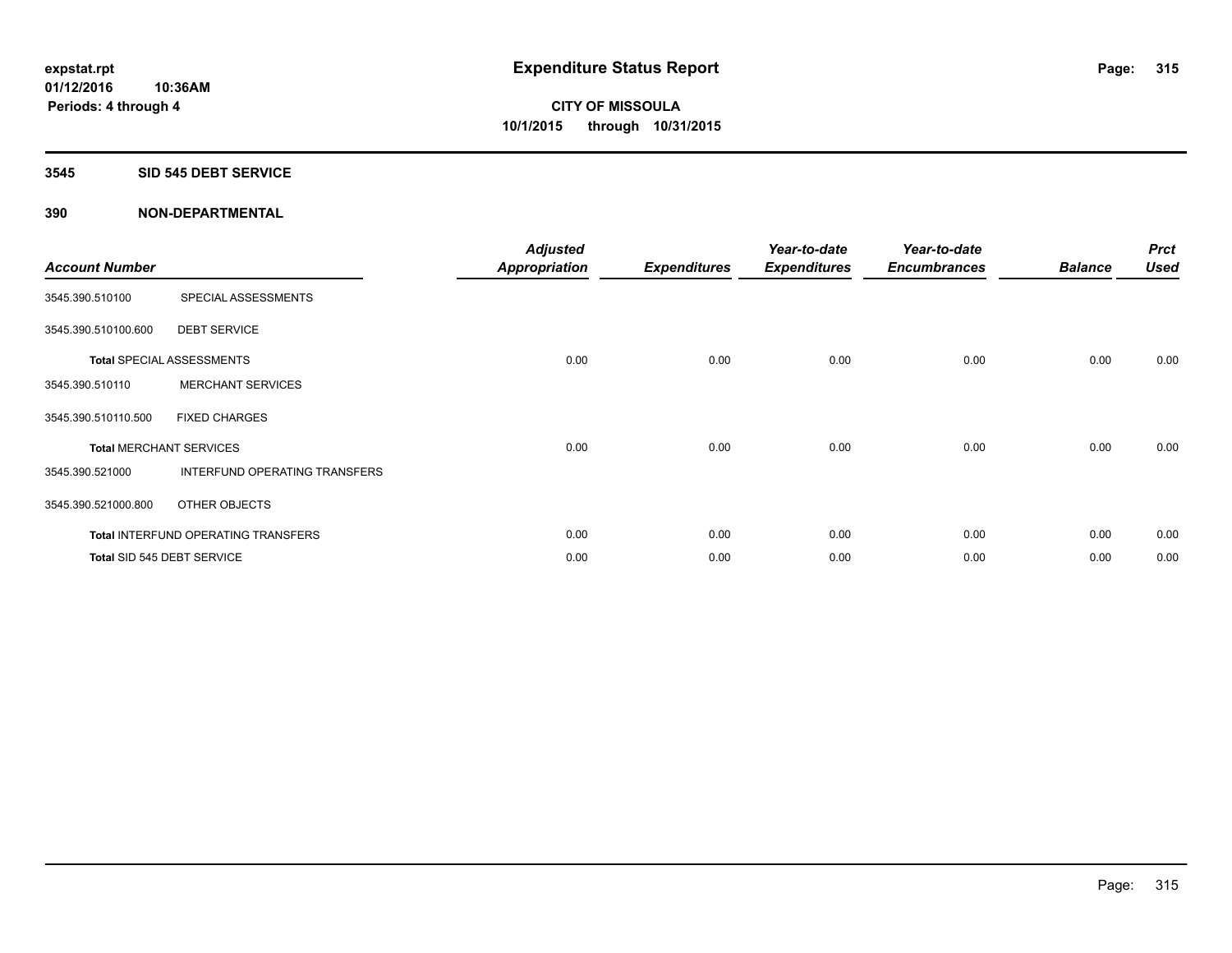**expstat.rpt**
**01/12/2016 10:36AM**
**Periods: 4 through 4**

# Expenditure Status Report

**CITY OF MISSOULA**
**10/1/2015 through 10/31/2015**

## 3545 SID 545 DEBT SERVICE

## 390 NON-DEPARTMENTAL

| Account Number | | Adjusted Appropriation | Expenditures | Year-to-date Expenditures | Year-to-date Encumbrances | Balance | Prct Used |
|---|---|---|---|---|---|---|---|
| 3545.390.510100 | SPECIAL ASSESSMENTS | | | | | | |
| 3545.390.510100.600 | DEBT SERVICE | | | | | | |
| Total SPECIAL ASSESSMENTS | | 0.00 | 0.00 | 0.00 | 0.00 | 0.00 | 0.00 |
| 3545.390.510110 | MERCHANT SERVICES | | | | | | |
| 3545.390.510110.500 | FIXED CHARGES | | | | | | |
| Total MERCHANT SERVICES | | 0.00 | 0.00 | 0.00 | 0.00 | 0.00 | 0.00 |
| 3545.390.521000 | INTERFUND OPERATING TRANSFERS | | | | | | |
| 3545.390.521000.800 | OTHER OBJECTS | | | | | | |
| Total INTERFUND OPERATING TRANSFERS | | 0.00 | 0.00 | 0.00 | 0.00 | 0.00 | 0.00 |
| Total SID 545 DEBT SERVICE | | 0.00 | 0.00 | 0.00 | 0.00 | 0.00 | 0.00 |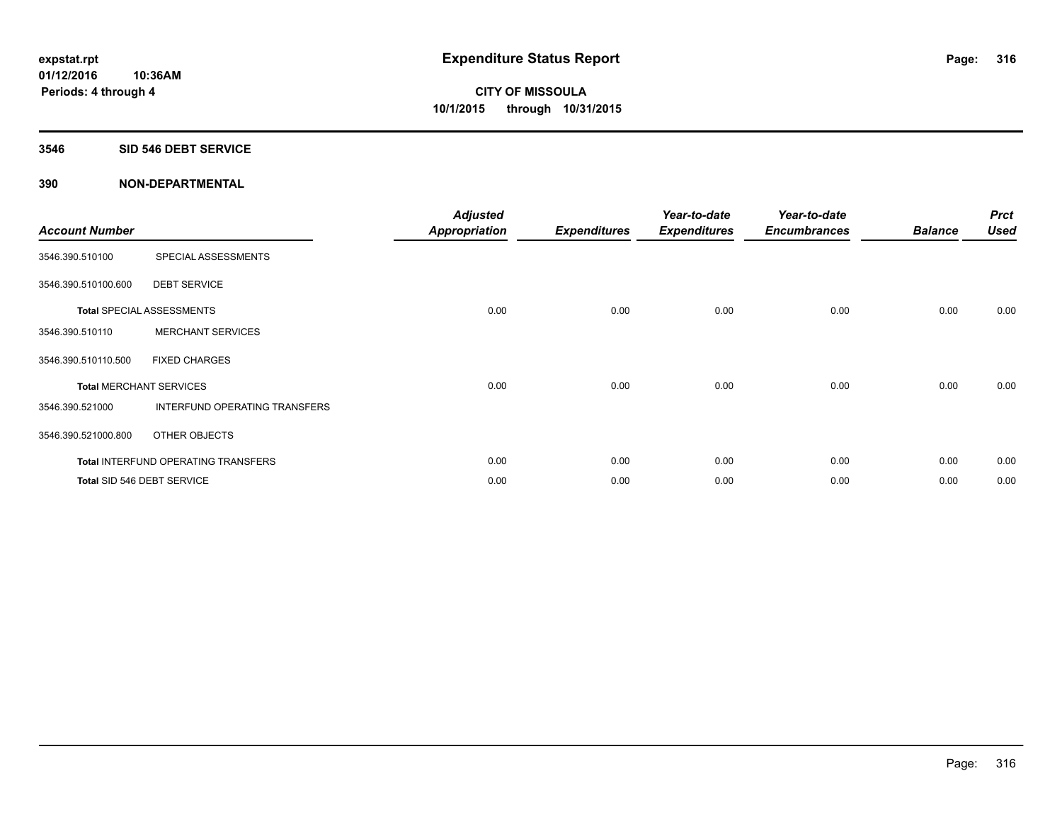**Expenditure Status Report**

**CITY OF MISSOULA**
**10/1/2015 through 10/31/2015**

expstat.rpt
01/12/2016 10:36AM
Periods: 4 through 4

## 3546 SID 546 DEBT SERVICE

## 390 NON-DEPARTMENTAL

| Account Number | | Adjusted Appropriation | Expenditures | Year-to-date Expenditures | Year-to-date Encumbrances | Balance | Prct Used |
|---|---|---|---|---|---|---|---|
| 3546.390.510100 | SPECIAL ASSESSMENTS | | | | | | |
| 3546.390.510100.600 | DEBT SERVICE | | | | | | |
| Total SPECIAL ASSESSMENTS | | 0.00 | 0.00 | 0.00 | 0.00 | 0.00 | 0.00 |
| 3546.390.510110 | MERCHANT SERVICES | | | | | | |
| 3546.390.510110.500 | FIXED CHARGES | | | | | | |
| Total MERCHANT SERVICES | | 0.00 | 0.00 | 0.00 | 0.00 | 0.00 | 0.00 |
| 3546.390.521000 | INTERFUND OPERATING TRANSFERS | | | | | | |
| 3546.390.521000.800 | OTHER OBJECTS | | | | | | |
| Total INTERFUND OPERATING TRANSFERS | | 0.00 | 0.00 | 0.00 | 0.00 | 0.00 | 0.00 |
| Total SID 546 DEBT SERVICE | | 0.00 | 0.00 | 0.00 | 0.00 | 0.00 | 0.00 |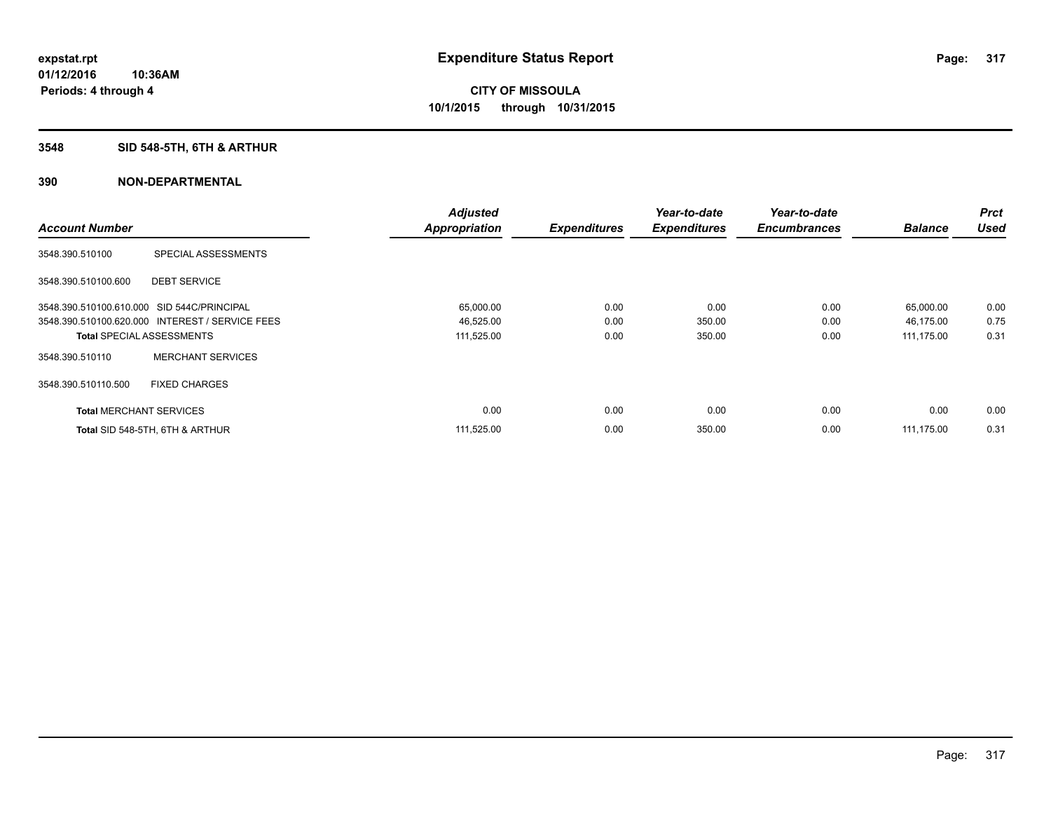**expstat.rpt**
**01/12/2016 10:36AM**
**Periods: 4 through 4**

# Expenditure Status Report

**CITY OF MISSOULA**
**10/1/2015 through 10/31/2015**

## 3548 SID 548-5TH, 6TH & ARTHUR

### 390 NON-DEPARTMENTAL

| Account Number | | Adjusted Appropriation | Expenditures | Year-to-date Expenditures | Year-to-date Encumbrances | Balance | Prct Used |
|---|---|---|---|---|---|---|---|
| 3548.390.510100 | SPECIAL ASSESSMENTS | | | | | | |
| 3548.390.510100.600 | DEBT SERVICE | | | | | | |
| 3548.390.510100.610.000 | SID 544C/PRINCIPAL | 65,000.00 | 0.00 | 0.00 | 0.00 | 65,000.00 | 0.00 |
| 3548.390.510100.620.000 | INTEREST / SERVICE FEES | 46,525.00 | 0.00 | 350.00 | 0.00 | 46,175.00 | 0.75 |
| **Total** SPECIAL ASSESSMENTS | | 111,525.00 | 0.00 | 350.00 | 0.00 | 111,175.00 | 0.31 |
| 3548.390.510110 | MERCHANT SERVICES | | | | | | |
| 3548.390.510110.500 | FIXED CHARGES | | | | | | |
| **Total** MERCHANT SERVICES | | 0.00 | 0.00 | 0.00 | 0.00 | 0.00 | 0.00 |
| **Total** SID 548-5TH, 6TH & ARTHUR | | 111,525.00 | 0.00 | 350.00 | 0.00 | 111,175.00 | 0.31 |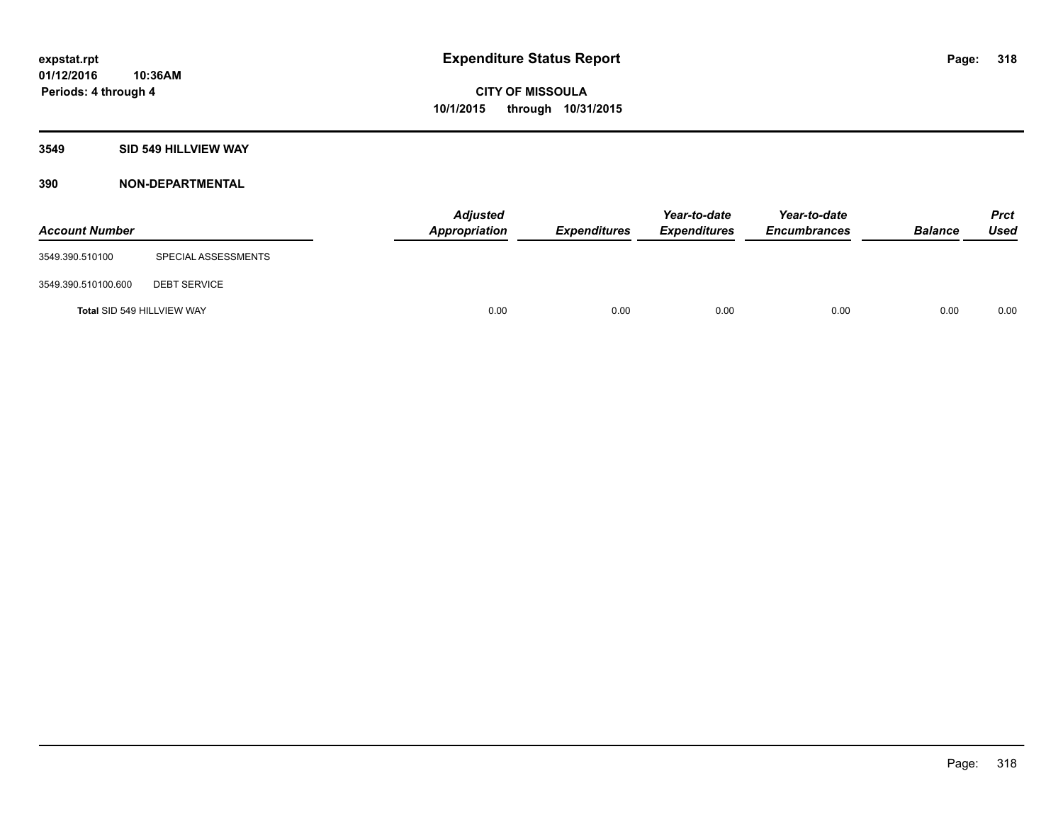# Expenditure Status Report

**CITY OF MISSOULA**

**10/1/2015 through 10/31/2015**

expstat.rpt
01/12/2016 10:36AM
Periods: 4 through 4

## 3549 SID 549 HILLVIEW WAY

### 390 NON-DEPARTMENTAL

| Account Number | | Adjusted Appropriation | Expenditures | Year-to-date Expenditures | Year-to-date Encumbrances | Balance | Prct Used |
|---|---|---|---|---|---|---|---|
| 3549.390.510100 | SPECIAL ASSESSMENTS | | | | | | |
| 3549.390.510100.600 | DEBT SERVICE | | | | | | |
| **Total** SID 549 HILLVIEW WAY | | 0.00 | 0.00 | 0.00 | 0.00 | 0.00 | 0.00 |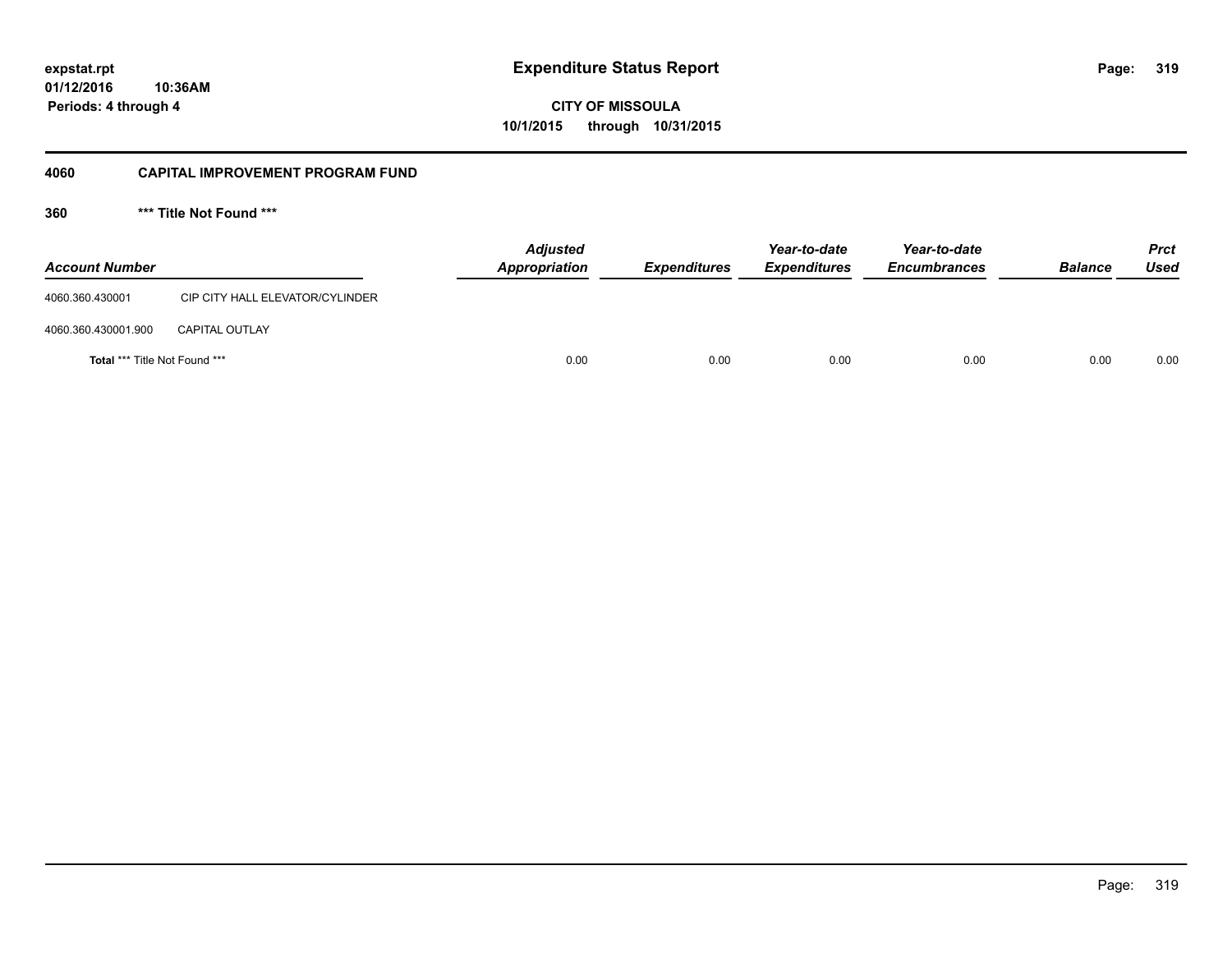expstat.rpt
01/12/2016 10:36AM
Periods: 4 through 4

# Expenditure Status Report

**CITY OF MISSOULA**
**10/1/2015 through 10/31/2015**

## 4060 CAPITAL IMPROVEMENT PROGRAM FUND

### 360 *** Title Not Found ***

| Account Number | | Adjusted Appropriation | Expenditures | Year-to-date Expenditures | Year-to-date Encumbrances | Balance | Prct Used |
|---|---|---|---|---|---|---|---|
| 4060.360.430001 | CIP CITY HALL ELEVATOR/CYLINDER | | | | | | |
| 4060.360.430001.900 | CAPITAL OUTLAY | | | | | | |
| **Total** *** Title Not Found *** | | 0.00 | 0.00 | 0.00 | 0.00 | 0.00 | 0.00 |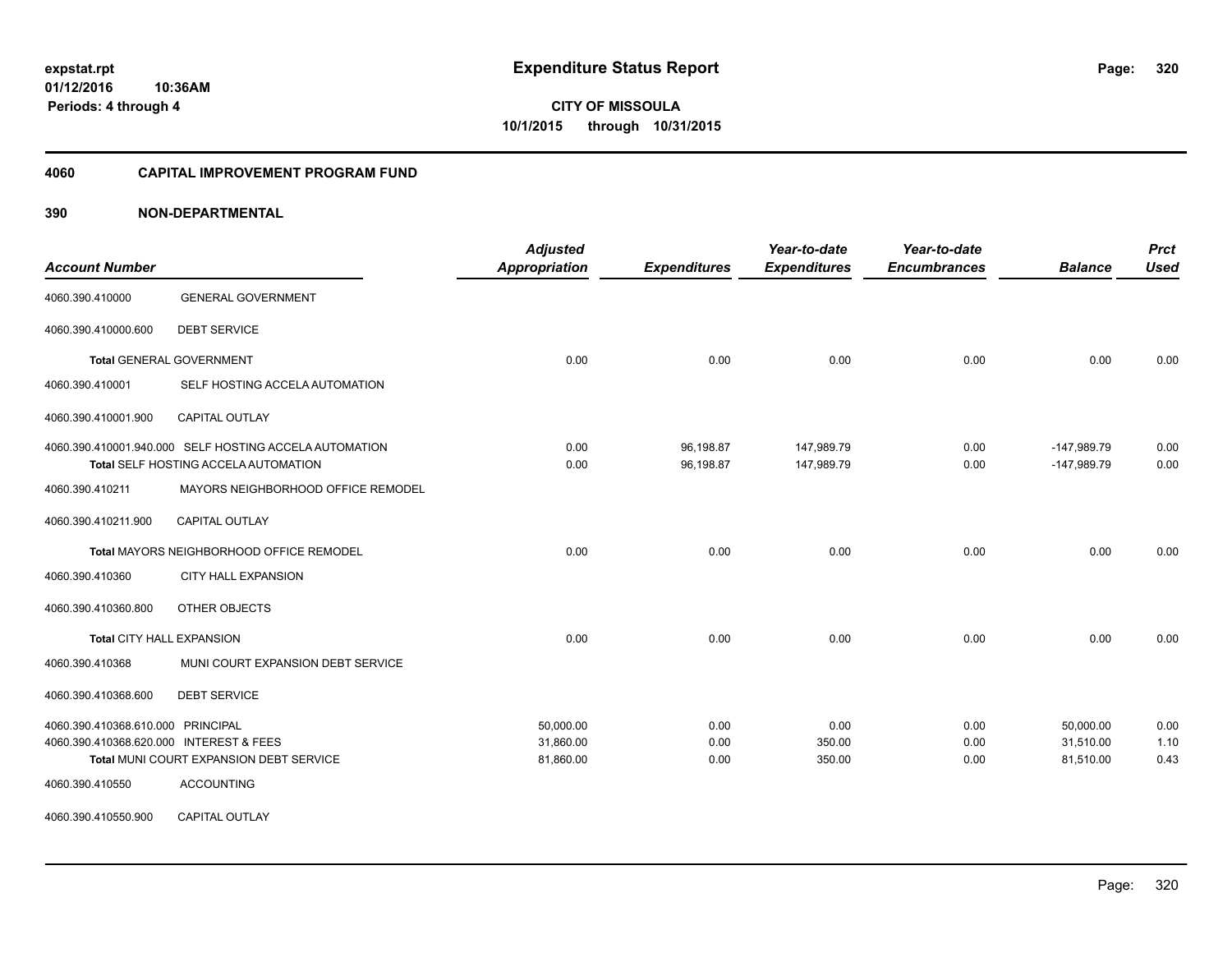**expstat.rpt**
**01/12/2016 10:36AM**
**Periods: 4 through 4**

# Expenditure Status Report

**CITY OF MISSOULA**
**10/1/2015 through 10/31/2015**

## 4060 CAPITAL IMPROVEMENT PROGRAM FUND

## 390 NON-DEPARTMENTAL

| Account Number | | Adjusted Appropriation | Expenditures | Year-to-date Expenditures | Year-to-date Encumbrances | Balance | Prct Used |
|---|---|---|---|---|---|---|---|
| 4060.390.410000 | GENERAL GOVERNMENT | | | | | | |
| 4060.390.410000.600 | DEBT SERVICE | | | | | | |
| **Total** GENERAL GOVERNMENT | | 0.00 | 0.00 | 0.00 | 0.00 | 0.00 | 0.00 |
| 4060.390.410001 | SELF HOSTING ACCELA AUTOMATION | | | | | | |
| 4060.390.410001.900 | CAPITAL OUTLAY | | | | | | |
| 4060.390.410001.940.000 | SELF HOSTING ACCELA AUTOMATION | 0.00 | 96,198.87 | 147,989.79 | 0.00 | -147,989.79 | 0.00 |
| **Total** SELF HOSTING ACCELA AUTOMATION | | 0.00 | 96,198.87 | 147,989.79 | 0.00 | -147,989.79 | 0.00 |
| 4060.390.410211 | MAYORS NEIGHBORHOOD OFFICE REMODEL | | | | | | |
| 4060.390.410211.900 | CAPITAL OUTLAY | | | | | | |
| **Total** MAYORS NEIGHBORHOOD OFFICE REMODEL | | 0.00 | 0.00 | 0.00 | 0.00 | 0.00 | 0.00 |
| 4060.390.410360 | CITY HALL EXPANSION | | | | | | |
| 4060.390.410360.800 | OTHER OBJECTS | | | | | | |
| **Total** CITY HALL EXPANSION | | 0.00 | 0.00 | 0.00 | 0.00 | 0.00 | 0.00 |
| 4060.390.410368 | MUNI COURT EXPANSION DEBT SERVICE | | | | | | |
| 4060.390.410368.600 | DEBT SERVICE | | | | | | |
| 4060.390.410368.610.000 | PRINCIPAL | 50,000.00 | 0.00 | 0.00 | 0.00 | 50,000.00 | 0.00 |
| 4060.390.410368.620.000 | INTEREST & FEES | 31,860.00 | 0.00 | 350.00 | 0.00 | 31,510.00 | 1.10 |
| **Total** MUNI COURT EXPANSION DEBT SERVICE | | 81,860.00 | 0.00 | 350.00 | 0.00 | 81,510.00 | 0.43 |
| 4060.390.410550 | ACCOUNTING | | | | | | |
| 4060.390.410550.900 | CAPITAL OUTLAY | | | | | | |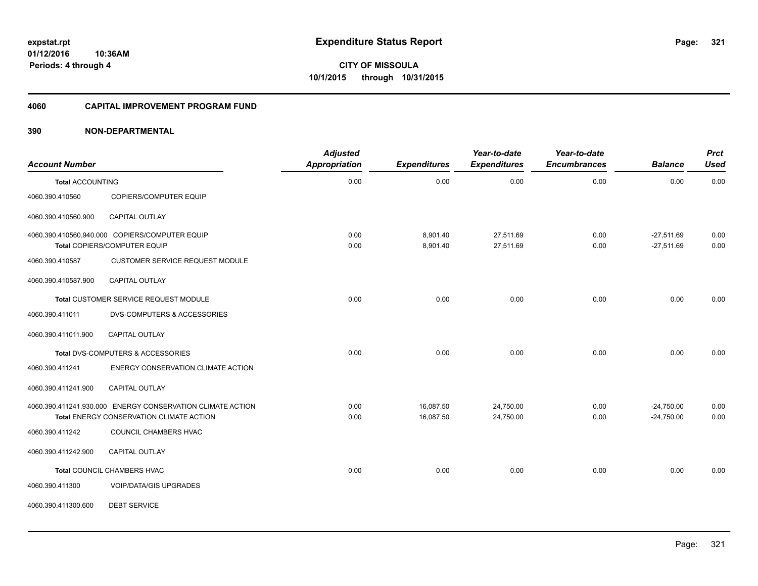**expstat.rpt**
**01/12/2016 10:36AM**
**Periods: 4 through 4**

# Expenditure Status Report

**CITY OF MISSOULA**
**10/1/2015 through 10/31/2015**

## 4060 CAPITAL IMPROVEMENT PROGRAM FUND

## 390 NON-DEPARTMENTAL

| Account Number | | Adjusted Appropriation | Expenditures | Year-to-date Expenditures | Year-to-date Encumbrances | Balance | Prct Used |
|---|---|---|---|---|---|---|---|
| **Total** ACCOUNTING | | 0.00 | 0.00 | 0.00 | 0.00 | 0.00 | 0.00 |
| 4060.390.410560 | COPIERS/COMPUTER EQUIP | | | | | | |
| 4060.390.410560.900 | CAPITAL OUTLAY | | | | | | |
| 4060.390.410560.940.000 | COPIERS/COMPUTER EQUIP | 0.00 | 8,901.40 | 27,511.69 | 0.00 | -27,511.69 | 0.00 |
| **Total** COPIERS/COMPUTER EQUIP | | 0.00 | 8,901.40 | 27,511.69 | 0.00 | -27,511.69 | 0.00 |
| 4060.390.410587 | CUSTOMER SERVICE REQUEST MODULE | | | | | | |
| 4060.390.410587.900 | CAPITAL OUTLAY | | | | | | |
| **Total** CUSTOMER SERVICE REQUEST MODULE | | 0.00 | 0.00 | 0.00 | 0.00 | 0.00 | 0.00 |
| 4060.390.411011 | DVS-COMPUTERS & ACCESSORIES | | | | | | |
| 4060.390.411011.900 | CAPITAL OUTLAY | | | | | | |
| **Total** DVS-COMPUTERS & ACCESSORIES | | 0.00 | 0.00 | 0.00 | 0.00 | 0.00 | 0.00 |
| 4060.390.411241 | ENERGY CONSERVATION CLIMATE ACTION | | | | | | |
| 4060.390.411241.900 | CAPITAL OUTLAY | | | | | | |
| 4060.390.411241.930.000 | ENERGY CONSERVATION CLIMATE ACTION | 0.00 | 16,087.50 | 24,750.00 | 0.00 | -24,750.00 | 0.00 |
| **Total** ENERGY CONSERVATION CLIMATE ACTION | | 0.00 | 16,087.50 | 24,750.00 | 0.00 | -24,750.00 | 0.00 |
| 4060.390.411242 | COUNCIL CHAMBERS HVAC | | | | | | |
| 4060.390.411242.900 | CAPITAL OUTLAY | | | | | | |
| **Total** COUNCIL CHAMBERS HVAC | | 0.00 | 0.00 | 0.00 | 0.00 | 0.00 | 0.00 |
| 4060.390.411300 | VOIP/DATA/GIS UPGRADES | | | | | | |
| 4060.390.411300.600 | DEBT SERVICE | | | | | | |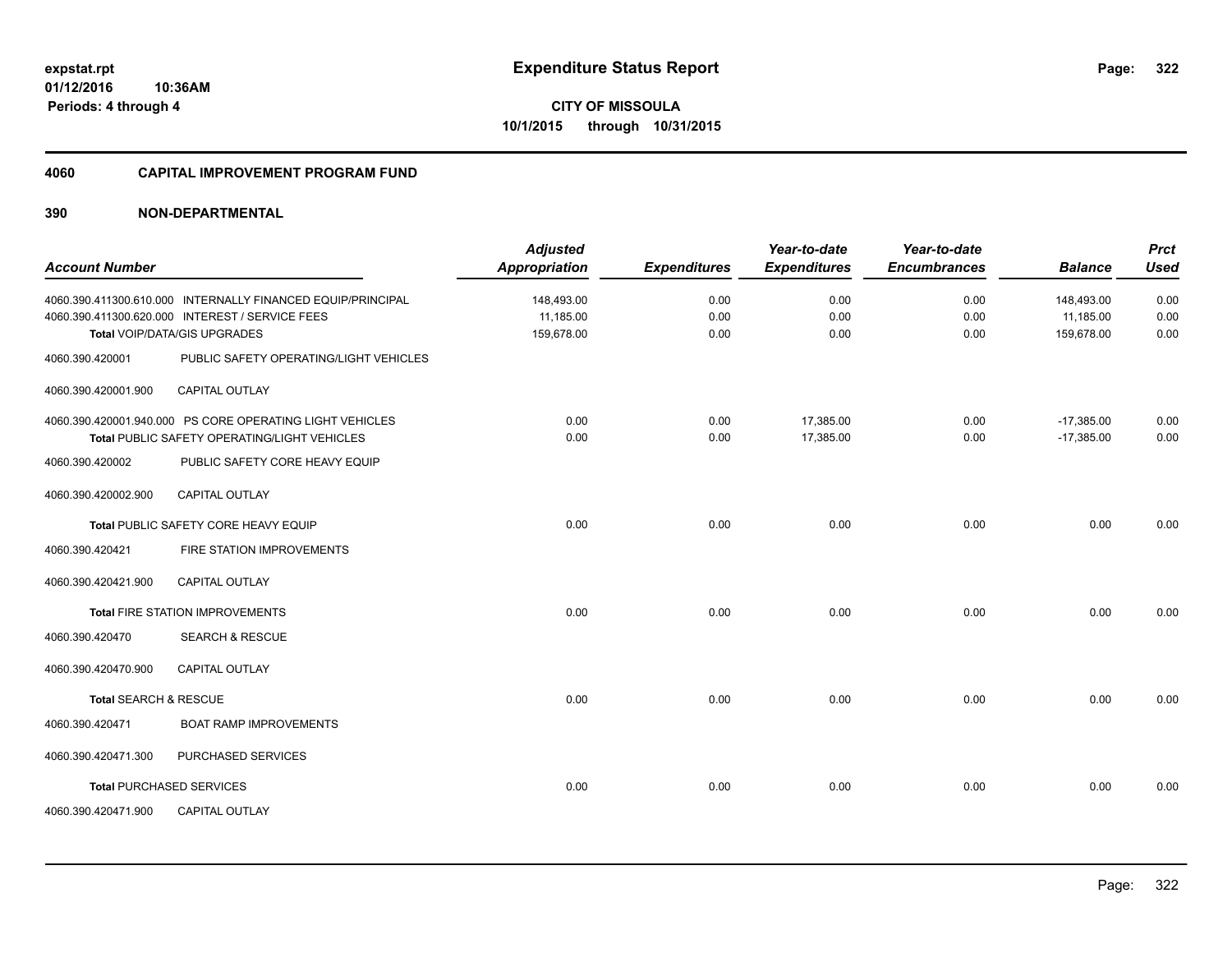**Expenditure Status Report**

expstat.rpt
01/12/2016 10:36AM
Periods: 4 through 4

**CITY OF MISSOULA**
10/1/2015 through 10/31/2015

## 4060 CAPITAL IMPROVEMENT PROGRAM FUND

## 390 NON-DEPARTMENTAL

| Account Number | | Adjusted Appropriation | Expenditures | Year-to-date Expenditures | Year-to-date Encumbrances | Balance | Prct Used |
|---|---|---|---|---|---|---|---|
| 4060.390.411300.610.000 | INTERNALLY FINANCED EQUIP/PRINCIPAL | 148,493.00 | 0.00 | 0.00 | 0.00 | 148,493.00 | 0.00 |
| 4060.390.411300.620.000 | INTEREST / SERVICE FEES | 11,185.00 | 0.00 | 0.00 | 0.00 | 11,185.00 | 0.00 |
| **Total** VOIP/DATA/GIS UPGRADES | | 159,678.00 | 0.00 | 0.00 | 0.00 | 159,678.00 | 0.00 |
| 4060.390.420001 | PUBLIC SAFETY OPERATING/LIGHT VEHICLES | | | | | | |
| 4060.390.420001.900 | CAPITAL OUTLAY | | | | | | |
| 4060.390.420001.940.000 | PS CORE OPERATING LIGHT VEHICLES | 0.00 | 0.00 | 17,385.00 | 0.00 | -17,385.00 | 0.00 |
| **Total** PUBLIC SAFETY OPERATING/LIGHT VEHICLES | | 0.00 | 0.00 | 17,385.00 | 0.00 | -17,385.00 | 0.00 |
| 4060.390.420002 | PUBLIC SAFETY CORE HEAVY EQUIP | | | | | | |
| 4060.390.420002.900 | CAPITAL OUTLAY | | | | | | |
| **Total** PUBLIC SAFETY CORE HEAVY EQUIP | | 0.00 | 0.00 | 0.00 | 0.00 | 0.00 | 0.00 |
| 4060.390.420421 | FIRE STATION IMPROVEMENTS | | | | | | |
| 4060.390.420421.900 | CAPITAL OUTLAY | | | | | | |
| **Total** FIRE STATION IMPROVEMENTS | | 0.00 | 0.00 | 0.00 | 0.00 | 0.00 | 0.00 |
| 4060.390.420470 | SEARCH & RESCUE | | | | | | |
| 4060.390.420470.900 | CAPITAL OUTLAY | | | | | | |
| **Total** SEARCH & RESCUE | | 0.00 | 0.00 | 0.00 | 0.00 | 0.00 | 0.00 |
| 4060.390.420471 | BOAT RAMP IMPROVEMENTS | | | | | | |
| 4060.390.420471.300 | PURCHASED SERVICES | | | | | | |
| **Total** PURCHASED SERVICES | | 0.00 | 0.00 | 0.00 | 0.00 | 0.00 | 0.00 |
| 4060.390.420471.900 | CAPITAL OUTLAY | | | | | | |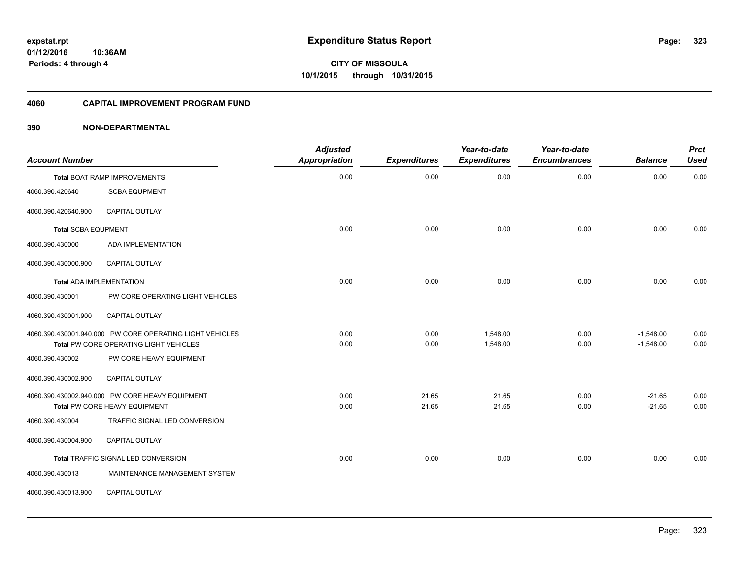# Expenditure Status Report

**CITY OF MISSOULA**

**10/1/2015 through 10/31/2015**

expstat.rpt
01/12/2016 10:36AM
Periods: 4 through 4

## 4060 CAPITAL IMPROVEMENT PROGRAM FUND

## 390 NON-DEPARTMENTAL

| Account Number | | Adjusted Appropriation | Expenditures | Year-to-date Expenditures | Year-to-date Encumbrances | Balance | Prct Used |
|---|---|---|---|---|---|---|---|
| **Total** BOAT RAMP IMPROVEMENTS | | 0.00 | 0.00 | 0.00 | 0.00 | 0.00 | 0.00 |
| 4060.390.420640 | SCBA EQUPMENT | | | | | | |
| 4060.390.420640.900 | CAPITAL OUTLAY | | | | | | |
| **Total** SCBA EQUPMENT | | 0.00 | 0.00 | 0.00 | 0.00 | 0.00 | 0.00 |
| 4060.390.430000 | ADA IMPLEMENTATION | | | | | | |
| 4060.390.430000.900 | CAPITAL OUTLAY | | | | | | |
| **Total** ADA IMPLEMENTATION | | 0.00 | 0.00 | 0.00 | 0.00 | 0.00 | 0.00 |
| 4060.390.430001 | PW CORE OPERATING LIGHT VEHICLES | | | | | | |
| 4060.390.430001.900 | CAPITAL OUTLAY | | | | | | |
| 4060.390.430001.940.000 | PW CORE OPERATING LIGHT VEHICLES | 0.00 | 0.00 | 1,548.00 | 0.00 | -1,548.00 | 0.00 |
| **Total** PW CORE OPERATING LIGHT VEHICLES | | 0.00 | 0.00 | 1,548.00 | 0.00 | -1,548.00 | 0.00 |
| 4060.390.430002 | PW CORE HEAVY EQUIPMENT | | | | | | |
| 4060.390.430002.900 | CAPITAL OUTLAY | | | | | | |
| 4060.390.430002.940.000 | PW CORE HEAVY EQUIPMENT | 0.00 | 21.65 | 21.65 | 0.00 | -21.65 | 0.00 |
| **Total** PW CORE HEAVY EQUIPMENT | | 0.00 | 21.65 | 21.65 | 0.00 | -21.65 | 0.00 |
| 4060.390.430004 | TRAFFIC SIGNAL LED CONVERSION | | | | | | |
| 4060.390.430004.900 | CAPITAL OUTLAY | | | | | | |
| **Total** TRAFFIC SIGNAL LED CONVERSION | | 0.00 | 0.00 | 0.00 | 0.00 | 0.00 | 0.00 |
| 4060.390.430013 | MAINTENANCE MANAGEMENT SYSTEM | | | | | | |
| 4060.390.430013.900 | CAPITAL OUTLAY | | | | | | |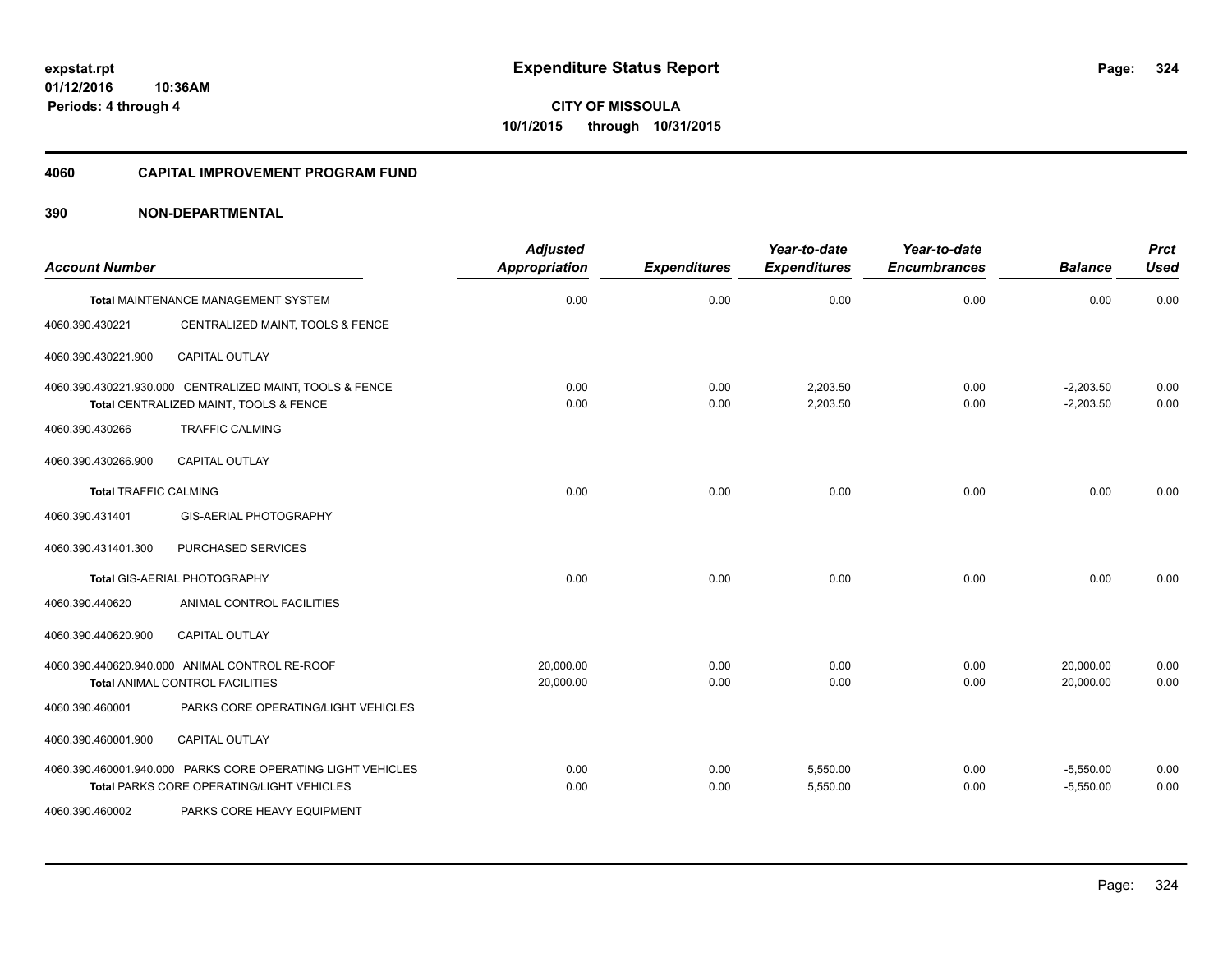expstat.rpt
01/12/2016 10:36AM
Periods: 4 through 4

# Expenditure Status Report

CITY OF MISSOULA
10/1/2015 through 10/31/2015

## 4060 CAPITAL IMPROVEMENT PROGRAM FUND

## 390 NON-DEPARTMENTAL

| Account Number | | Adjusted Appropriation | Expenditures | Year-to-date Expenditures | Year-to-date Encumbrances | Balance | Prct Used |
|---|---|---|---|---|---|---|---|
| **Total** MAINTENANCE MANAGEMENT SYSTEM | | 0.00 | 0.00 | 0.00 | 0.00 | 0.00 | 0.00 |
| 4060.390.430221 | CENTRALIZED MAINT, TOOLS & FENCE | | | | | | |
| 4060.390.430221.900 | CAPITAL OUTLAY | | | | | | |
| 4060.390.430221.930.000 CENTRALIZED MAINT, TOOLS & FENCE | | 0.00 | 0.00 | 2,203.50 | 0.00 | -2,203.50 | 0.00 |
| **Total** CENTRALIZED MAINT, TOOLS & FENCE | | 0.00 | 0.00 | 2,203.50 | 0.00 | -2,203.50 | 0.00 |
| 4060.390.430266 | TRAFFIC CALMING | | | | | | |
| 4060.390.430266.900 | CAPITAL OUTLAY | | | | | | |
| **Total** TRAFFIC CALMING | | 0.00 | 0.00 | 0.00 | 0.00 | 0.00 | 0.00 |
| 4060.390.431401 | GIS-AERIAL PHOTOGRAPHY | | | | | | |
| 4060.390.431401.300 | PURCHASED SERVICES | | | | | | |
| **Total** GIS-AERIAL PHOTOGRAPHY | | 0.00 | 0.00 | 0.00 | 0.00 | 0.00 | 0.00 |
| 4060.390.440620 | ANIMAL CONTROL FACILITIES | | | | | | |
| 4060.390.440620.900 | CAPITAL OUTLAY | | | | | | |
| 4060.390.440620.940.000 ANIMAL CONTROL RE-ROOF | | 20,000.00 | 0.00 | 0.00 | 0.00 | 20,000.00 | 0.00 |
| **Total** ANIMAL CONTROL FACILITIES | | 20,000.00 | 0.00 | 0.00 | 0.00 | 20,000.00 | 0.00 |
| 4060.390.460001 | PARKS CORE OPERATING/LIGHT VEHICLES | | | | | | |
| 4060.390.460001.900 | CAPITAL OUTLAY | | | | | | |
| 4060.390.460001.940.000 PARKS CORE OPERATING LIGHT VEHICLES | | 0.00 | 0.00 | 5,550.00 | 0.00 | -5,550.00 | 0.00 |
| **Total** PARKS CORE OPERATING/LIGHT VEHICLES | | 0.00 | 0.00 | 5,550.00 | 0.00 | -5,550.00 | 0.00 |
| 4060.390.460002 | PARKS CORE HEAVY EQUIPMENT | | | | | | |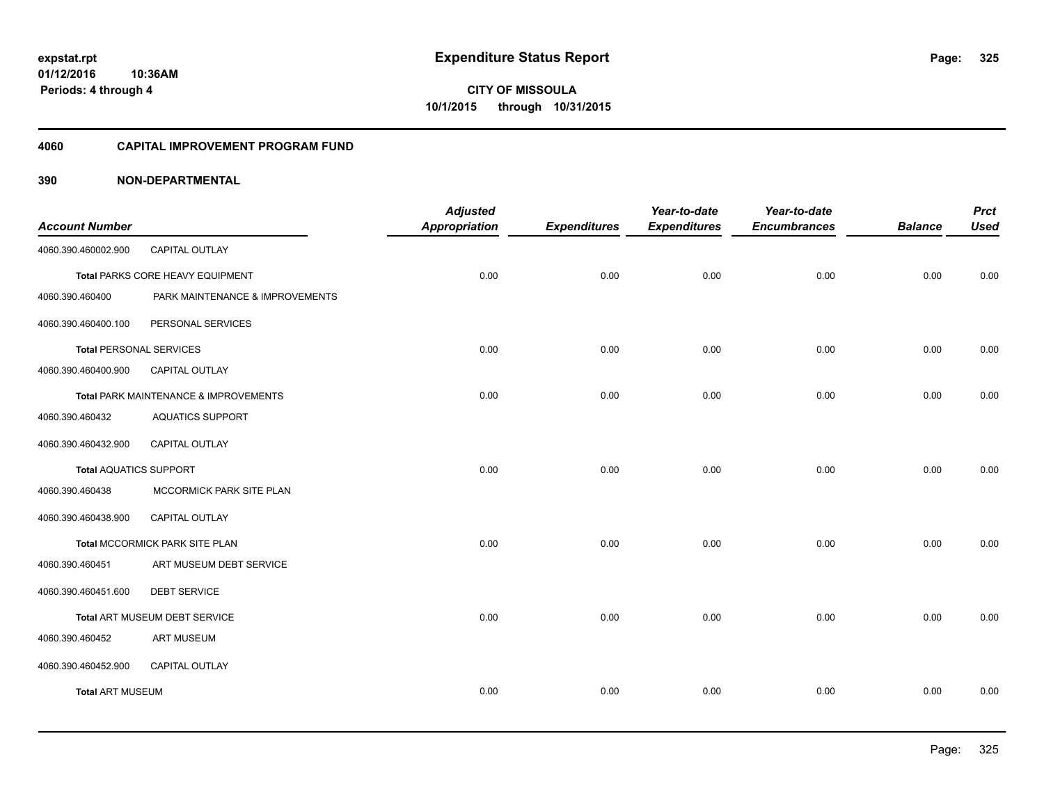expstat.rpt
01/12/2016 10:36AM
Periods: 4 through 4

# Expenditure Status Report

**CITY OF MISSOULA**
**10/1/2015 through 10/31/2015**

## 4060 CAPITAL IMPROVEMENT PROGRAM FUND

## 390 NON-DEPARTMENTAL

| Account Number | | Adjusted Appropriation | Expenditures | Year-to-date Expenditures | Year-to-date Encumbrances | Balance | Prct Used |
|---|---|---|---|---|---|---|---|
| 4060.390.460002.900 | CAPITAL OUTLAY | | | | | | |
| Total PARKS CORE HEAVY EQUIPMENT | | 0.00 | 0.00 | 0.00 | 0.00 | 0.00 | 0.00 |
| 4060.390.460400 | PARK MAINTENANCE & IMPROVEMENTS | | | | | | |
| 4060.390.460400.100 | PERSONAL SERVICES | | | | | | |
| Total PERSONAL SERVICES | | 0.00 | 0.00 | 0.00 | 0.00 | 0.00 | 0.00 |
| 4060.390.460400.900 | CAPITAL OUTLAY | | | | | | |
| Total PARK MAINTENANCE & IMPROVEMENTS | | 0.00 | 0.00 | 0.00 | 0.00 | 0.00 | 0.00 |
| 4060.390.460432 | AQUATICS SUPPORT | | | | | | |
| 4060.390.460432.900 | CAPITAL OUTLAY | | | | | | |
| Total AQUATICS SUPPORT | | 0.00 | 0.00 | 0.00 | 0.00 | 0.00 | 0.00 |
| 4060.390.460438 | MCCORMICK PARK SITE PLAN | | | | | | |
| 4060.390.460438.900 | CAPITAL OUTLAY | | | | | | |
| Total MCCORMICK PARK SITE PLAN | | 0.00 | 0.00 | 0.00 | 0.00 | 0.00 | 0.00 |
| 4060.390.460451 | ART MUSEUM DEBT SERVICE | | | | | | |
| 4060.390.460451.600 | DEBT SERVICE | | | | | | |
| Total ART MUSEUM DEBT SERVICE | | 0.00 | 0.00 | 0.00 | 0.00 | 0.00 | 0.00 |
| 4060.390.460452 | ART MUSEUM | | | | | | |
| 4060.390.460452.900 | CAPITAL OUTLAY | | | | | | |
| Total ART MUSEUM | | 0.00 | 0.00 | 0.00 | 0.00 | 0.00 | 0.00 |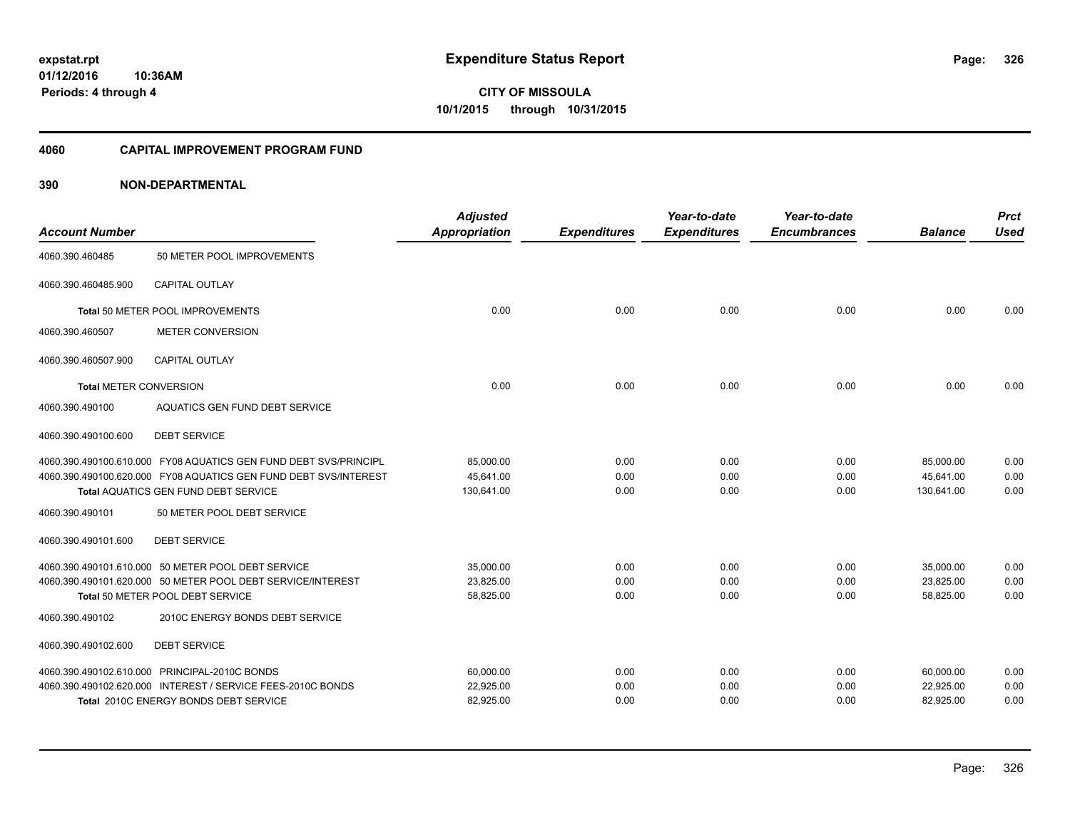expstat.rpt
01/12/2016 10:36AM
Periods: 4 through 4

# Expenditure Status Report

**CITY OF MISSOULA**
**10/1/2015 through 10/31/2015**

## 4060 CAPITAL IMPROVEMENT PROGRAM FUND

## 390 NON-DEPARTMENTAL

| Account Number | | Adjusted Appropriation | Expenditures | Year-to-date Expenditures | Year-to-date Encumbrances | Balance | Prct Used |
|---|---|---|---|---|---|---|---|
| 4060.390.460485 | 50 METER POOL IMPROVEMENTS | | | | | | |
| 4060.390.460485.900 | CAPITAL OUTLAY | | | | | | |
| **Total** 50 METER POOL IMPROVEMENTS | | 0.00 | 0.00 | 0.00 | 0.00 | 0.00 | 0.00 |
| 4060.390.460507 | METER CONVERSION | | | | | | |
| 4060.390.460507.900 | CAPITAL OUTLAY | | | | | | |
| **Total** METER CONVERSION | | 0.00 | 0.00 | 0.00 | 0.00 | 0.00 | 0.00 |
| 4060.390.490100 | AQUATICS GEN FUND DEBT SERVICE | | | | | | |
| 4060.390.490100.600 | DEBT SERVICE | | | | | | |
| 4060.390.490100.610.000 | FY08 AQUATICS GEN FUND DEBT SVS/PRINCIPL | 85,000.00 | 0.00 | 0.00 | 0.00 | 85,000.00 | 0.00 |
| 4060.390.490100.620.000 | FY08 AQUATICS GEN FUND DEBT SVS/INTEREST | 45,641.00 | 0.00 | 0.00 | 0.00 | 45,641.00 | 0.00 |
| **Total** AQUATICS GEN FUND DEBT SERVICE | | 130,641.00 | 0.00 | 0.00 | 0.00 | 130,641.00 | 0.00 |
| 4060.390.490101 | 50 METER POOL DEBT SERVICE | | | | | | |
| 4060.390.490101.600 | DEBT SERVICE | | | | | | |
| 4060.390.490101.610.000 | 50 METER POOL DEBT SERVICE | 35,000.00 | 0.00 | 0.00 | 0.00 | 35,000.00 | 0.00 |
| 4060.390.490101.620.000 | 50 METER POOL DEBT SERVICE/INTEREST | 23,825.00 | 0.00 | 0.00 | 0.00 | 23,825.00 | 0.00 |
| **Total** 50 METER POOL DEBT SERVICE | | 58,825.00 | 0.00 | 0.00 | 0.00 | 58,825.00 | 0.00 |
| 4060.390.490102 | 2010C ENERGY BONDS DEBT SERVICE | | | | | | |
| 4060.390.490102.600 | DEBT SERVICE | | | | | | |
| 4060.390.490102.610.000 | PRINCIPAL-2010C BONDS | 60,000.00 | 0.00 | 0.00 | 0.00 | 60,000.00 | 0.00 |
| 4060.390.490102.620.000 | INTEREST / SERVICE FEES-2010C BONDS | 22,925.00 | 0.00 | 0.00 | 0.00 | 22,925.00 | 0.00 |
| **Total** 2010C ENERGY BONDS DEBT SERVICE | | 82,925.00 | 0.00 | 0.00 | 0.00 | 82,925.00 | 0.00 |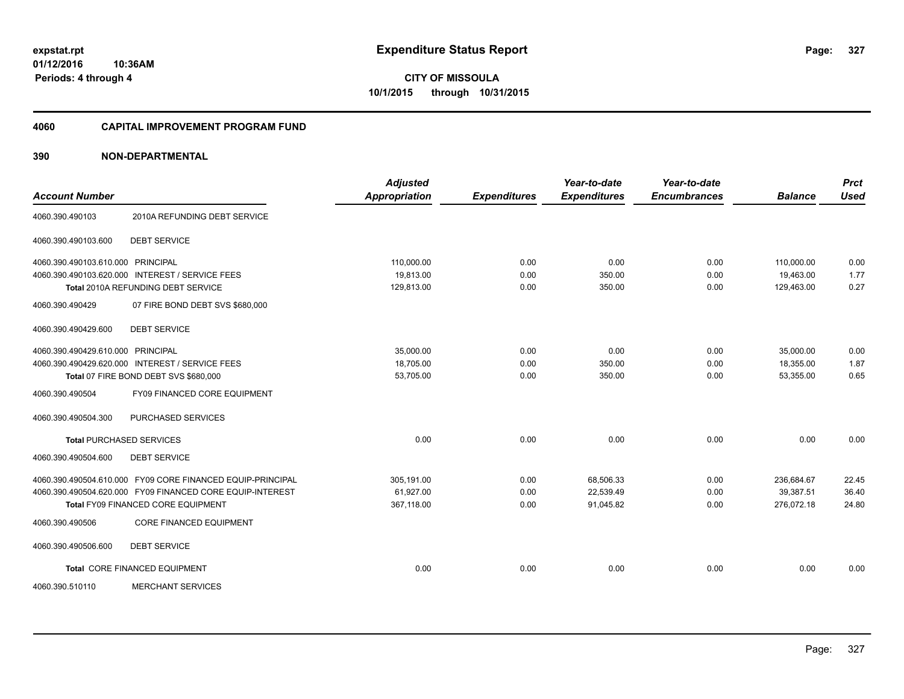expstat.rpt
01/12/2016 10:36AM
Periods: 4 through 4

# Expenditure Status Report

**CITY OF MISSOULA**
**10/1/2015 through 10/31/2015**

## 4060 CAPITAL IMPROVEMENT PROGRAM FUND

## 390 NON-DEPARTMENTAL

| Account Number | | Adjusted Appropriation | Expenditures | Year-to-date Expenditures | Year-to-date Encumbrances | Balance | Prct Used |
|---|---|---|---|---|---|---|---|
| 4060.390.490103 | 2010A REFUNDING DEBT SERVICE | | | | | | |
| 4060.390.490103.600 | DEBT SERVICE | | | | | | |
| 4060.390.490103.610.000 | PRINCIPAL | 110,000.00 | 0.00 | 0.00 | 0.00 | 110,000.00 | 0.00 |
| 4060.390.490103.620.000 | INTEREST / SERVICE FEES | 19,813.00 | 0.00 | 350.00 | 0.00 | 19,463.00 | 1.77 |
| | **Total** 2010A REFUNDING DEBT SERVICE | 129,813.00 | 0.00 | 350.00 | 0.00 | 129,463.00 | 0.27 |
| 4060.390.490429 | 07 FIRE BOND DEBT SVS $680,000 | | | | | | |
| 4060.390.490429.600 | DEBT SERVICE | | | | | | |
| 4060.390.490429.610.000 | PRINCIPAL | 35,000.00 | 0.00 | 0.00 | 0.00 | 35,000.00 | 0.00 |
| 4060.390.490429.620.000 | INTEREST / SERVICE FEES | 18,705.00 | 0.00 | 350.00 | 0.00 | 18,355.00 | 1.87 |
| | **Total** 07 FIRE BOND DEBT SVS $680,000 | 53,705.00 | 0.00 | 350.00 | 0.00 | 53,355.00 | 0.65 |
| 4060.390.490504 | FY09 FINANCED CORE EQUIPMENT | | | | | | |
| 4060.390.490504.300 | PURCHASED SERVICES | | | | | | |
| | **Total** PURCHASED SERVICES | 0.00 | 0.00 | 0.00 | 0.00 | 0.00 | 0.00 |
| 4060.390.490504.600 | DEBT SERVICE | | | | | | |
| 4060.390.490504.610.000 | FY09 CORE FINANCED EQUIP-PRINCIPAL | 305,191.00 | 0.00 | 68,506.33 | 0.00 | 236,684.67 | 22.45 |
| 4060.390.490504.620.000 | FY09 FINANCED CORE EQUIP-INTEREST | 61,927.00 | 0.00 | 22,539.49 | 0.00 | 39,387.51 | 36.40 |
| | **Total** FY09 FINANCED CORE EQUIPMENT | 367,118.00 | 0.00 | 91,045.82 | 0.00 | 276,072.18 | 24.80 |
| 4060.390.490506 | CORE FINANCED EQUIPMENT | | | | | | |
| 4060.390.490506.600 | DEBT SERVICE | | | | | | |
| | **Total** CORE FINANCED EQUIPMENT | 0.00 | 0.00 | 0.00 | 0.00 | 0.00 | 0.00 |
| 4060.390.510110 | MERCHANT SERVICES | | | | | | |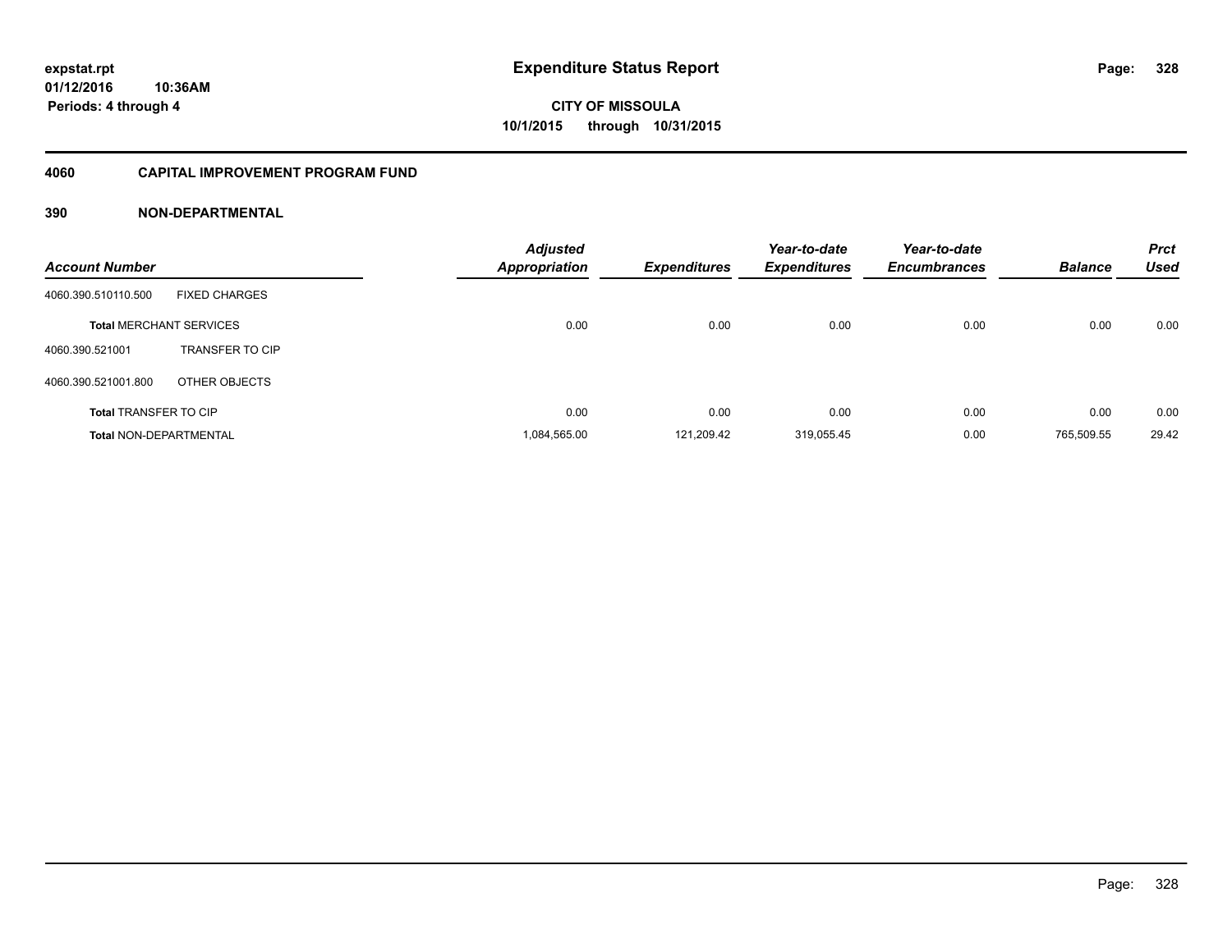**expstat.rpt**
**01/12/2016 10:36AM**
**Periods: 4 through 4**

# Expenditure Status Report

**CITY OF MISSOULA**
**10/1/2015 through 10/31/2015**

## 4060 CAPITAL IMPROVEMENT PROGRAM FUND

### 390 NON-DEPARTMENTAL

| Account Number | | Adjusted Appropriation | Expenditures | Year-to-date Expenditures | Year-to-date Encumbrances | Balance | Prct Used |
|---|---|---|---|---|---|---|---|
| 4060.390.510110.500 | FIXED CHARGES | | | | | | |
| **Total** MERCHANT SERVICES | | 0.00 | 0.00 | 0.00 | 0.00 | 0.00 | 0.00 |
| 4060.390.521001 | TRANSFER TO CIP | | | | | | |
| 4060.390.521001.800 | OTHER OBJECTS | | | | | | |
| **Total** TRANSFER TO CIP | | 0.00 | 0.00 | 0.00 | 0.00 | 0.00 | 0.00 |
| **Total** NON-DEPARTMENTAL | | 1,084,565.00 | 121,209.42 | 319,055.45 | 0.00 | 765,509.55 | 29.42 |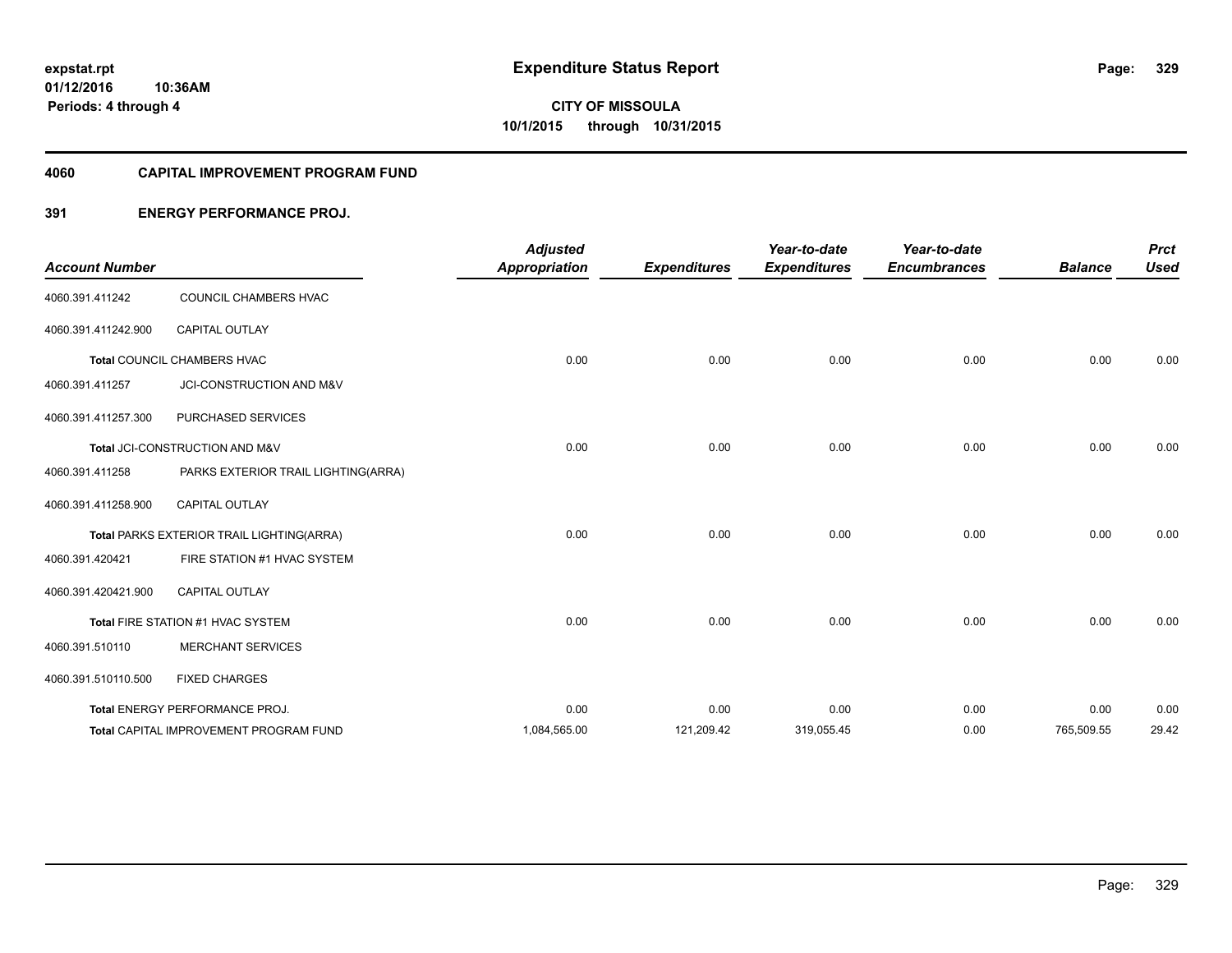**expstat.rpt**
**01/12/2016 10:36AM**
**Periods: 4 through 4**

# Expenditure Status Report

**CITY OF MISSOULA**
**10/1/2015 through 10/31/2015**

## 4060 CAPITAL IMPROVEMENT PROGRAM FUND

### 391 ENERGY PERFORMANCE PROJ.

| Account Number | | Adjusted Appropriation | Expenditures | Year-to-date Expenditures | Year-to-date Encumbrances | Balance | Prct Used |
|---|---|---|---|---|---|---|---|
| 4060.391.411242 | COUNCIL CHAMBERS HVAC | | | | | | |
| 4060.391.411242.900 | CAPITAL OUTLAY | | | | | | |
| **Total** COUNCIL CHAMBERS HVAC | | 0.00 | 0.00 | 0.00 | 0.00 | 0.00 | 0.00 |
| 4060.391.411257 | JCI-CONSTRUCTION AND M&V | | | | | | |
| 4060.391.411257.300 | PURCHASED SERVICES | | | | | | |
| **Total** JCI-CONSTRUCTION AND M&V | | 0.00 | 0.00 | 0.00 | 0.00 | 0.00 | 0.00 |
| 4060.391.411258 | PARKS EXTERIOR TRAIL LIGHTING(ARRA) | | | | | | |
| 4060.391.411258.900 | CAPITAL OUTLAY | | | | | | |
| **Total** PARKS EXTERIOR TRAIL LIGHTING(ARRA) | | 0.00 | 0.00 | 0.00 | 0.00 | 0.00 | 0.00 |
| 4060.391.420421 | FIRE STATION #1 HVAC SYSTEM | | | | | | |
| 4060.391.420421.900 | CAPITAL OUTLAY | | | | | | |
| **Total** FIRE STATION #1 HVAC SYSTEM | | 0.00 | 0.00 | 0.00 | 0.00 | 0.00 | 0.00 |
| 4060.391.510110 | MERCHANT SERVICES | | | | | | |
| 4060.391.510110.500 | FIXED CHARGES | | | | | | |
| **Total** ENERGY PERFORMANCE PROJ. | | 0.00 | 0.00 | 0.00 | 0.00 | 0.00 | 0.00 |
| **Total** CAPITAL IMPROVEMENT PROGRAM FUND | | 1,084,565.00 | 121,209.42 | 319,055.45 | 0.00 | 765,509.55 | 29.42 |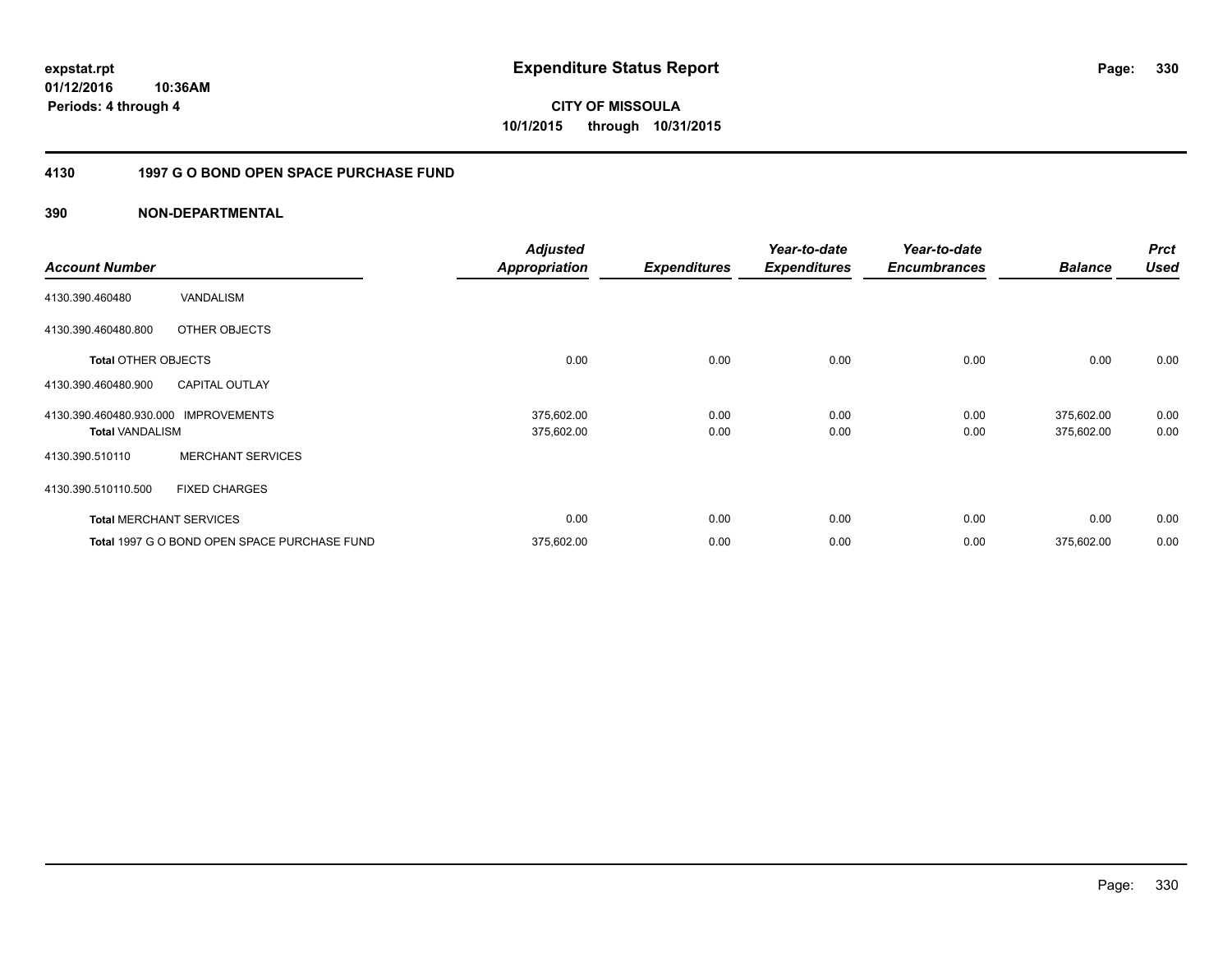**expstat.rpt**
**01/12/2016 10:36AM**
**Periods: 4 through 4**

# Expenditure Status Report

**CITY OF MISSOULA**
**10/1/2015 through 10/31/2015**

## 4130 1997 G O BOND OPEN SPACE PURCHASE FUND

### 390 NON-DEPARTMENTAL

| Account Number | | Adjusted Appropriation | Expenditures | Year-to-date Expenditures | Year-to-date Encumbrances | Balance | Prct Used |
|---|---|---|---|---|---|---|---|
| 4130.390.460480 | VANDALISM | | | | | | |
| 4130.390.460480.800 | OTHER OBJECTS | | | | | | |
| **Total** OTHER OBJECTS | | 0.00 | 0.00 | 0.00 | 0.00 | 0.00 | 0.00 |
| 4130.390.460480.900 | CAPITAL OUTLAY | | | | | | |
| 4130.390.460480.930.000 | IMPROVEMENTS | 375,602.00 | 0.00 | 0.00 | 0.00 | 375,602.00 | 0.00 |
| **Total** VANDALISM | | 375,602.00 | 0.00 | 0.00 | 0.00 | 375,602.00 | 0.00 |
| 4130.390.510110 | MERCHANT SERVICES | | | | | | |
| 4130.390.510110.500 | FIXED CHARGES | | | | | | |
| **Total** MERCHANT SERVICES | | 0.00 | 0.00 | 0.00 | 0.00 | 0.00 | 0.00 |
| **Total** 1997 G O BOND OPEN SPACE PURCHASE FUND | | 375,602.00 | 0.00 | 0.00 | 0.00 | 375,602.00 | 0.00 |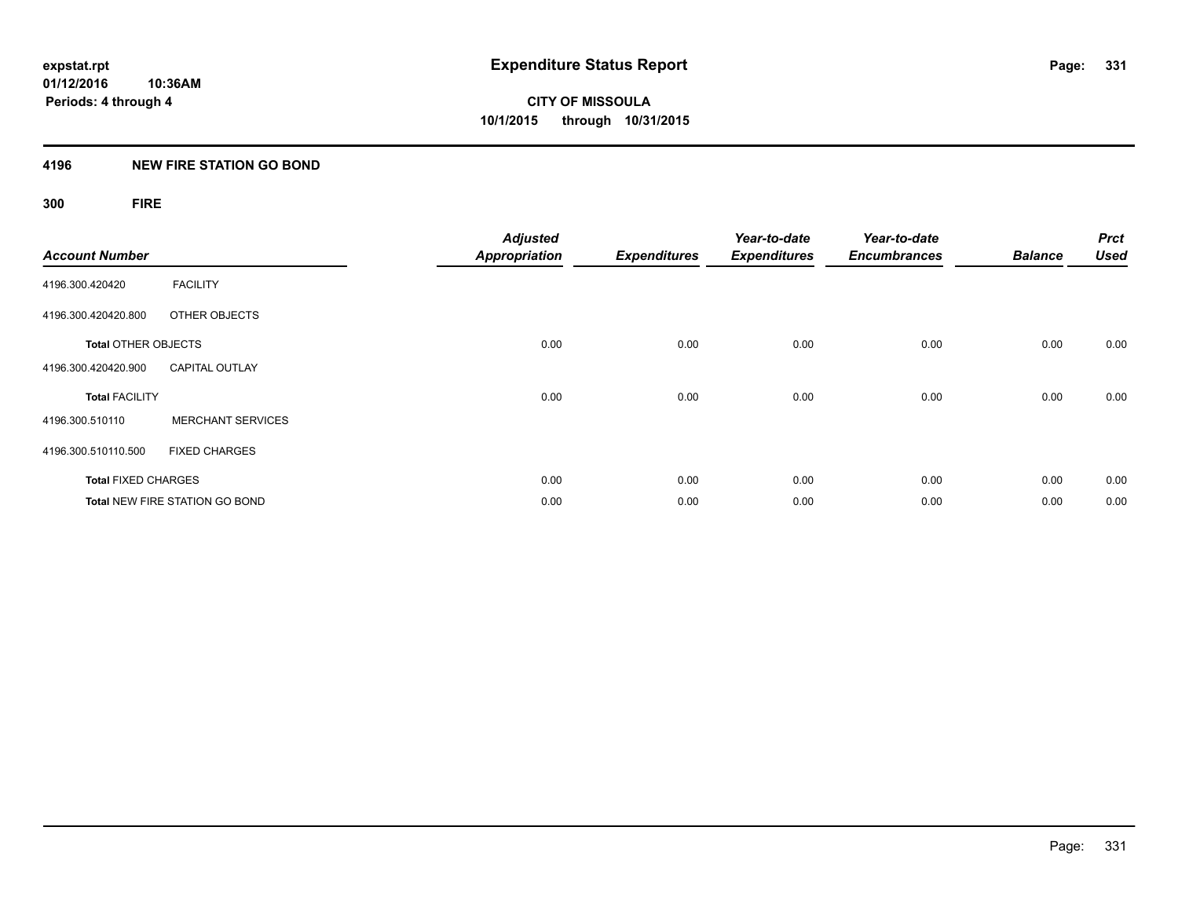**expstat.rpt**
**01/12/2016 10:36AM**
**Periods: 4 through 4**

# Expenditure Status Report

**CITY OF MISSOULA**
**10/1/2015 through 10/31/2015**

## 4196 NEW FIRE STATION GO BOND

### 300 FIRE

| Account Number | | Adjusted Appropriation | Expenditures | Year-to-date Expenditures | Year-to-date Encumbrances | Balance | Prct Used |
|---|---|---|---|---|---|---|---|
| 4196.300.420420 | FACILITY | | | | | | |
| 4196.300.420420.800 | OTHER OBJECTS | | | | | | |
| **Total** OTHER OBJECTS | | 0.00 | 0.00 | 0.00 | 0.00 | 0.00 | 0.00 |
| 4196.300.420420.900 | CAPITAL OUTLAY | | | | | | |
| **Total** FACILITY | | 0.00 | 0.00 | 0.00 | 0.00 | 0.00 | 0.00 |
| 4196.300.510110 | MERCHANT SERVICES | | | | | | |
| 4196.300.510110.500 | FIXED CHARGES | | | | | | |
| **Total** FIXED CHARGES | | 0.00 | 0.00 | 0.00 | 0.00 | 0.00 | 0.00 |
| **Total** NEW FIRE STATION GO BOND | | 0.00 | 0.00 | 0.00 | 0.00 | 0.00 | 0.00 |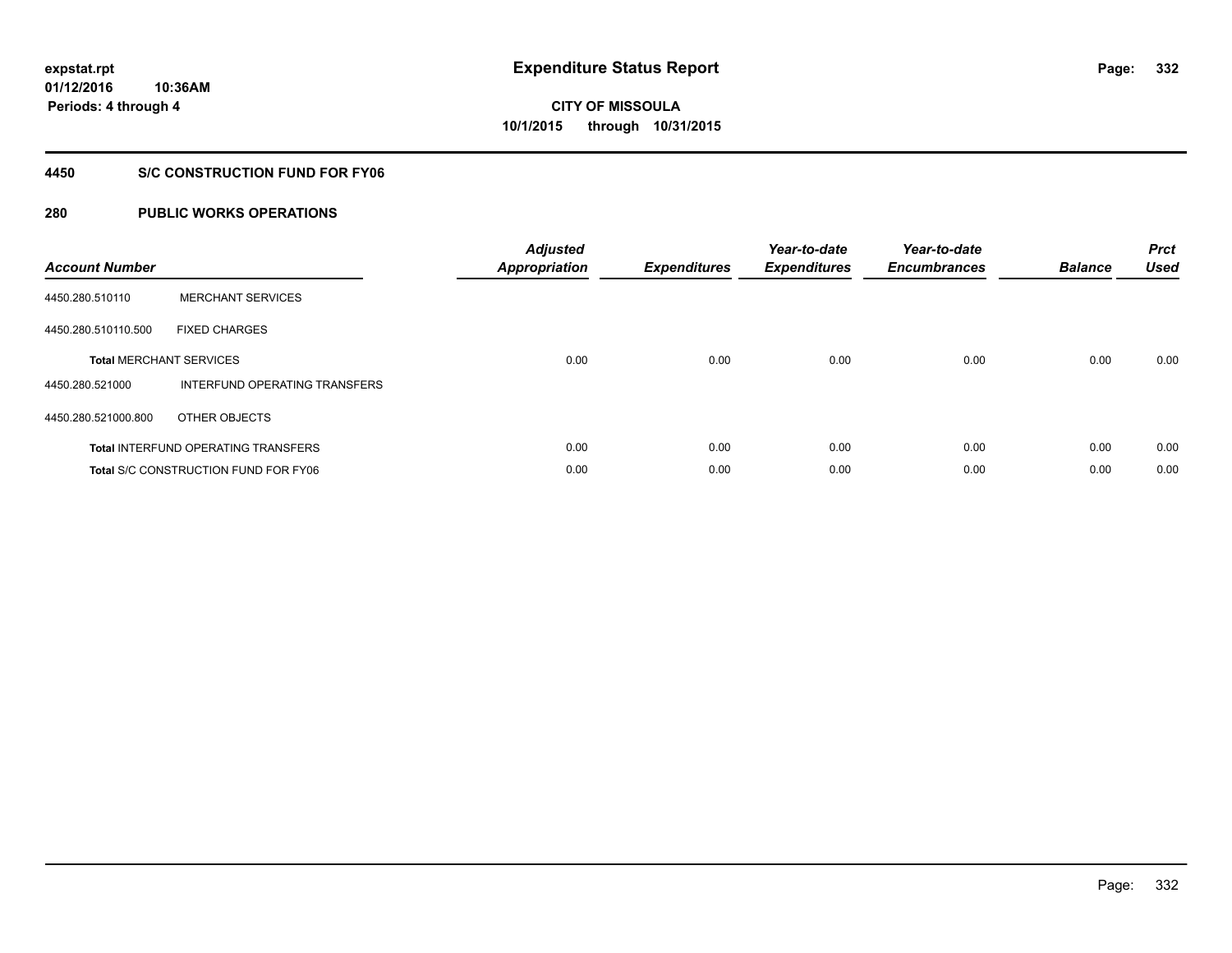# Expenditure Status Report

expstat.rpt
01/12/2016 10:36AM
Periods: 4 through 4

**CITY OF MISSOULA**
**10/1/2015 through 10/31/2015**

## 4450 S/C CONSTRUCTION FUND FOR FY06

## 280 PUBLIC WORKS OPERATIONS

| Account Number | | Adjusted Appropriation | Expenditures | Year-to-date Expenditures | Year-to-date Encumbrances | Balance | Prct Used |
|---|---|---|---|---|---|---|---|
| 4450.280.510110 | MERCHANT SERVICES | | | | | | |
| 4450.280.510110.500 | FIXED CHARGES | | | | | | |
| **Total** MERCHANT SERVICES | | 0.00 | 0.00 | 0.00 | 0.00 | 0.00 | 0.00 |
| 4450.280.521000 | INTERFUND OPERATING TRANSFERS | | | | | | |
| 4450.280.521000.800 | OTHER OBJECTS | | | | | | |
| **Total** INTERFUND OPERATING TRANSFERS | | 0.00 | 0.00 | 0.00 | 0.00 | 0.00 | 0.00 |
| **Total** S/C CONSTRUCTION FUND FOR FY06 | | 0.00 | 0.00 | 0.00 | 0.00 | 0.00 | 0.00 |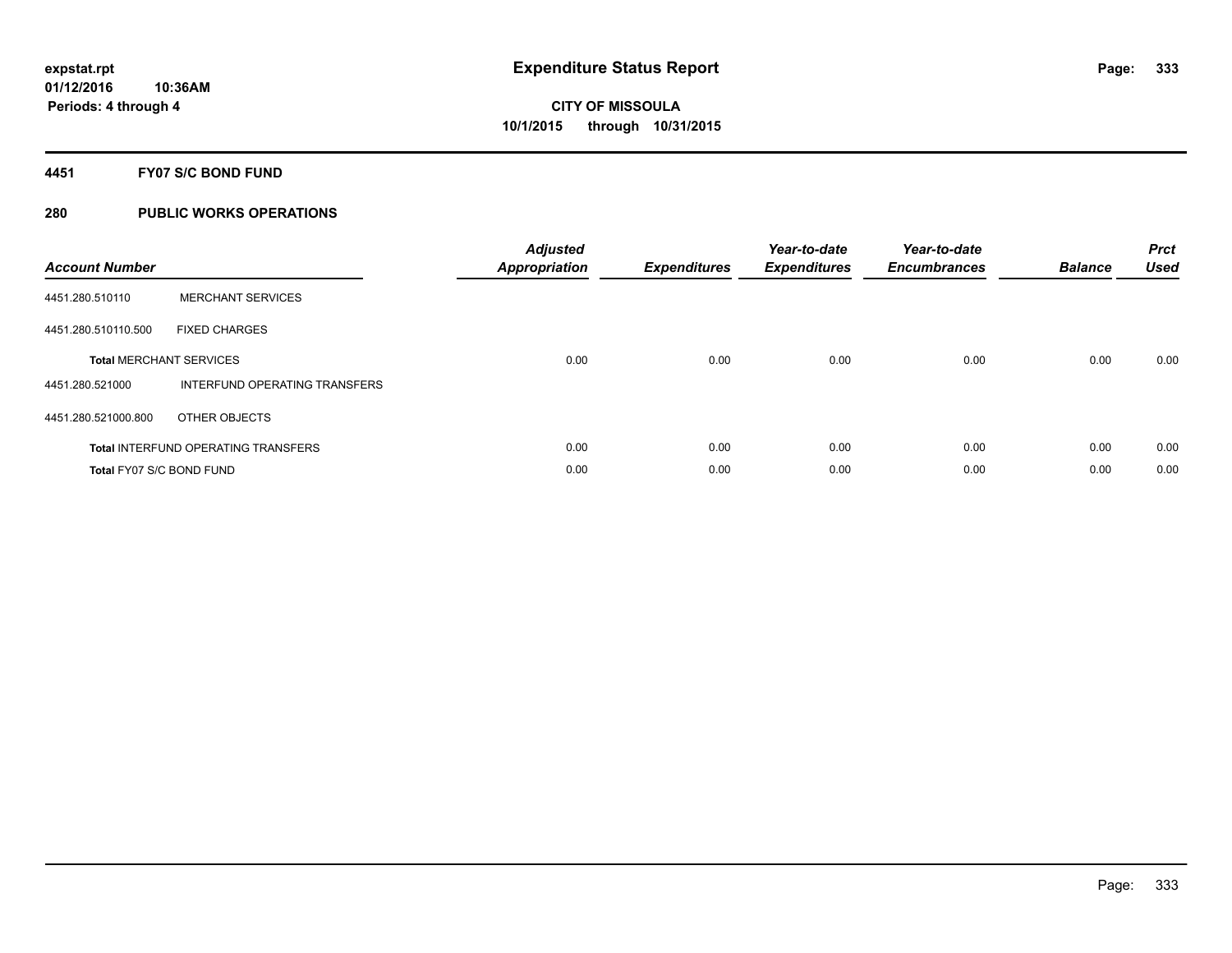# Expenditure Status Report

**expstat.rpt**
**01/12/2016 10:36AM**
**Periods: 4 through 4**

**CITY OF MISSOULA**
**10/1/2015 through 10/31/2015**

## 4451 FY07 S/C BOND FUND

### 280 PUBLIC WORKS OPERATIONS

| Account Number | | Adjusted Appropriation | Expenditures | Year-to-date Expenditures | Year-to-date Encumbrances | Balance | Prct Used |
|---|---|---|---|---|---|---|---|
| 4451.280.510110 | MERCHANT SERVICES | | | | | | |
| 4451.280.510110.500 | FIXED CHARGES | | | | | | |
| **Total** MERCHANT SERVICES | | 0.00 | 0.00 | 0.00 | 0.00 | 0.00 | 0.00 |
| 4451.280.521000 | INTERFUND OPERATING TRANSFERS | | | | | | |
| 4451.280.521000.800 | OTHER OBJECTS | | | | | | |
| **Total** INTERFUND OPERATING TRANSFERS | | 0.00 | 0.00 | 0.00 | 0.00 | 0.00 | 0.00 |
| **Total** FY07 S/C BOND FUND | | 0.00 | 0.00 | 0.00 | 0.00 | 0.00 | 0.00 |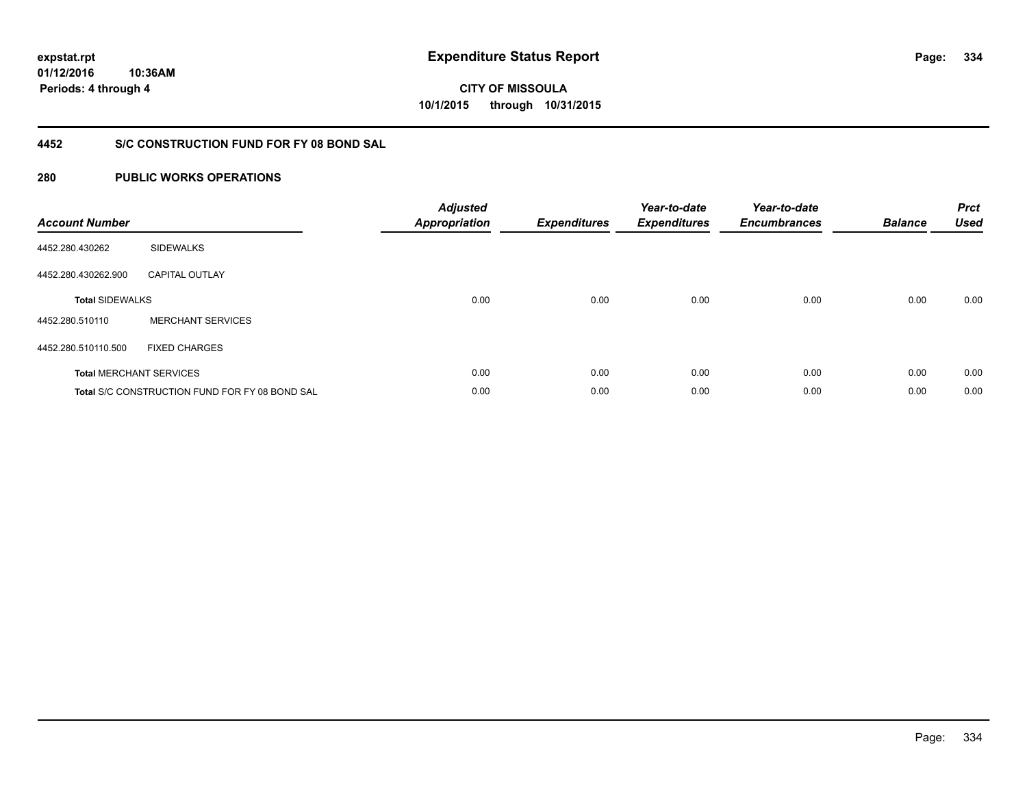# Expenditure Status Report

expstat.rpt
01/12/2016 10:36AM
Periods: 4 through 4

**CITY OF MISSOULA**
**10/1/2015 through 10/31/2015**

## 4452 S/C CONSTRUCTION FUND FOR FY 08 BOND SAL

### 280 PUBLIC WORKS OPERATIONS

| Account Number | | Adjusted Appropriation | Expenditures | Year-to-date Expenditures | Year-to-date Encumbrances | Balance | Prct Used |
|---|---|---|---|---|---|---|---|
| 4452.280.430262 | SIDEWALKS | | | | | | |
| 4452.280.430262.900 | CAPITAL OUTLAY | | | | | | |
| **Total** SIDEWALKS | | 0.00 | 0.00 | 0.00 | 0.00 | 0.00 | 0.00 |
| 4452.280.510110 | MERCHANT SERVICES | | | | | | |
| 4452.280.510110.500 | FIXED CHARGES | | | | | | |
| **Total** MERCHANT SERVICES | | 0.00 | 0.00 | 0.00 | 0.00 | 0.00 | 0.00 |
| **Total** S/C CONSTRUCTION FUND FOR FY 08 BOND SAL | | 0.00 | 0.00 | 0.00 | 0.00 | 0.00 | 0.00 |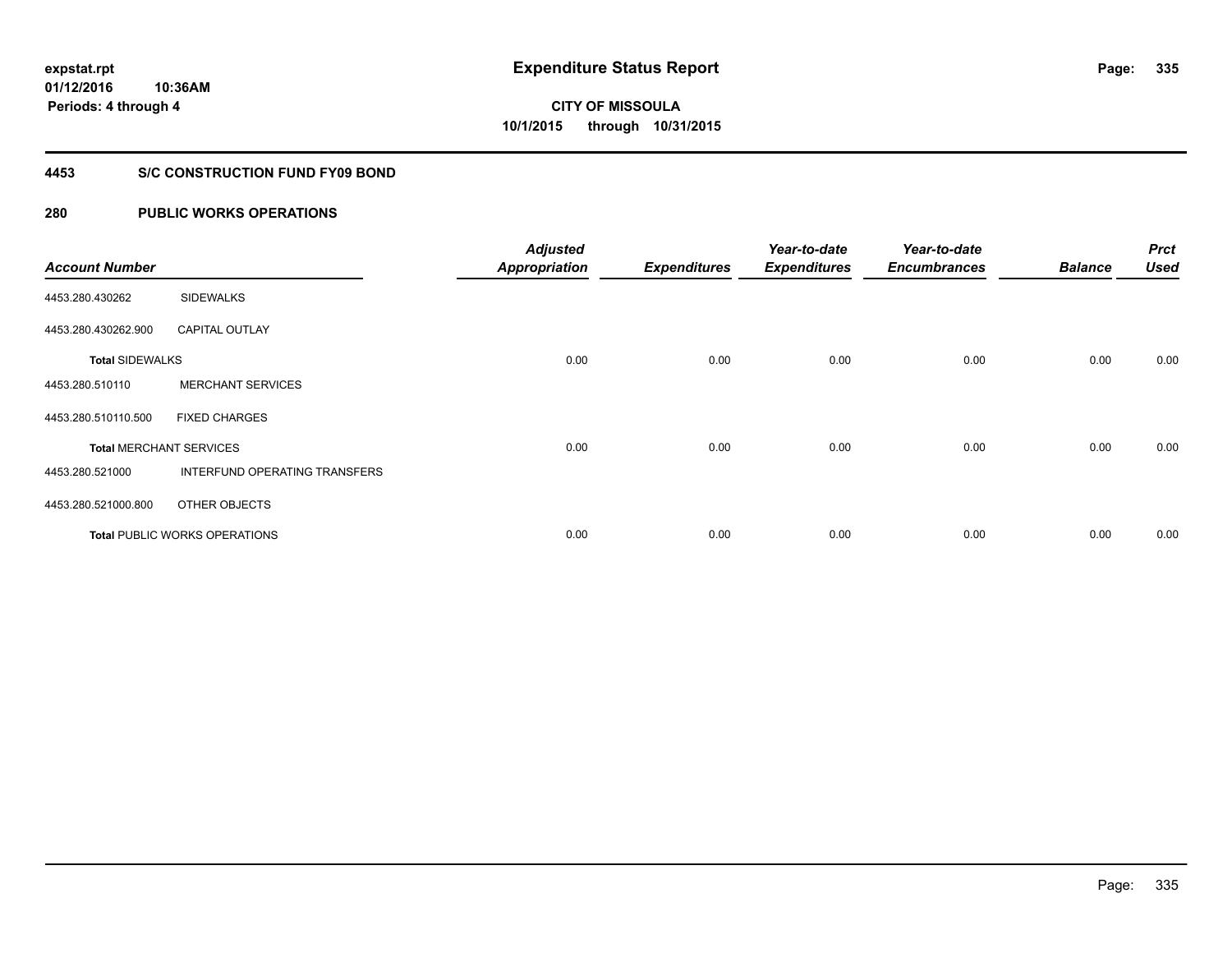**expstat.rpt**
**01/12/2016 10:36AM**
**Periods: 4 through 4**

# Expenditure Status Report

**CITY OF MISSOULA**
**10/1/2015 through 10/31/2015**

## 4453 S/C CONSTRUCTION FUND FY09 BOND

## 280 PUBLIC WORKS OPERATIONS

| Account Number | | Adjusted Appropriation | Expenditures | Year-to-date Expenditures | Year-to-date Encumbrances | Balance | Prct Used |
|---|---|---|---|---|---|---|---|
| 4453.280.430262 | SIDEWALKS | | | | | | |
| 4453.280.430262.900 | CAPITAL OUTLAY | | | | | | |
| **Total** SIDEWALKS | | 0.00 | 0.00 | 0.00 | 0.00 | 0.00 | 0.00 |
| 4453.280.510110 | MERCHANT SERVICES | | | | | | |
| 4453.280.510110.500 | FIXED CHARGES | | | | | | |
| **Total** MERCHANT SERVICES | | 0.00 | 0.00 | 0.00 | 0.00 | 0.00 | 0.00 |
| 4453.280.521000 | INTERFUND OPERATING TRANSFERS | | | | | | |
| 4453.280.521000.800 | OTHER OBJECTS | | | | | | |
| **Total** PUBLIC WORKS OPERATIONS | | 0.00 | 0.00 | 0.00 | 0.00 | 0.00 | 0.00 |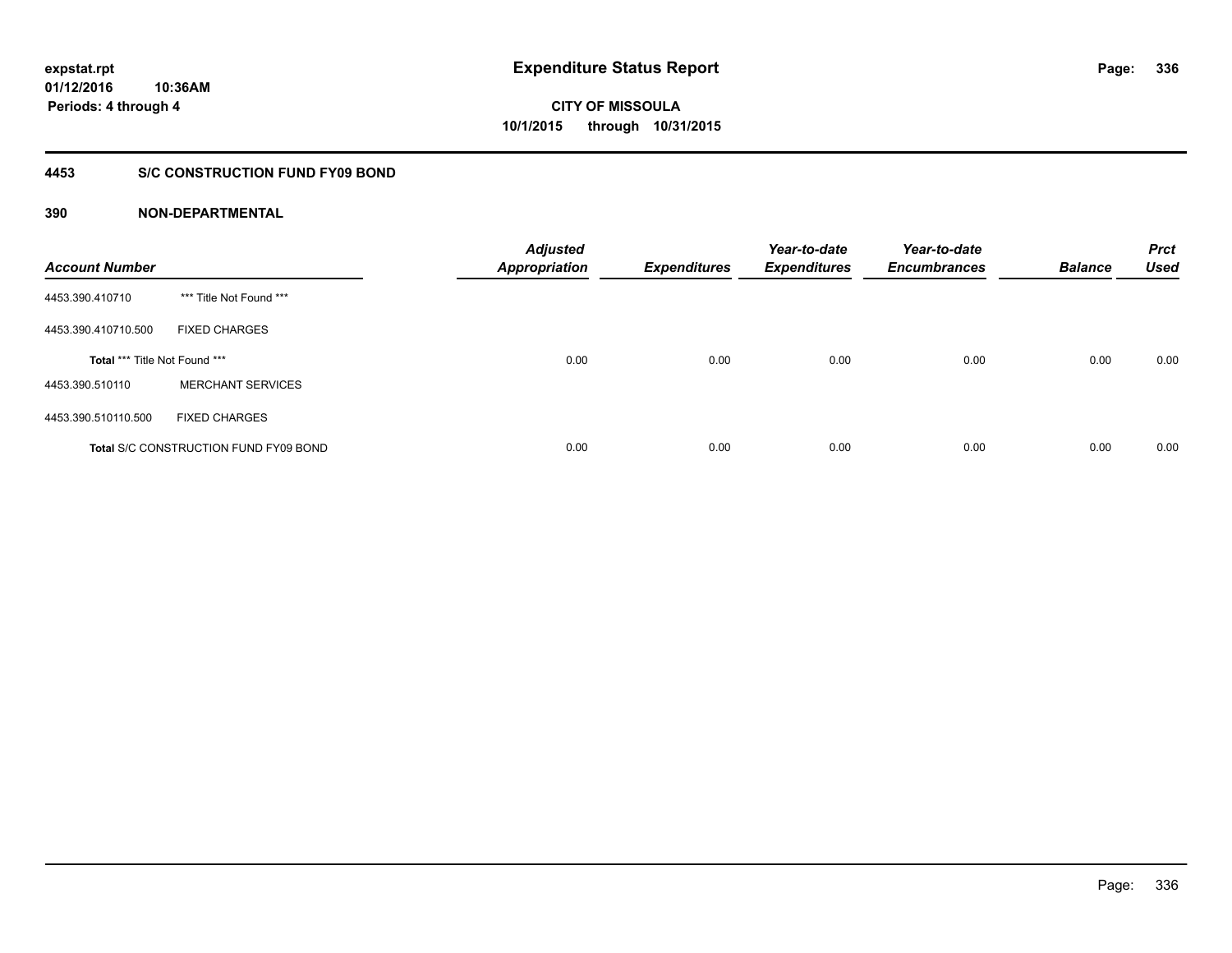# Expenditure Status Report

**expstat.rpt**
**01/12/2016 10:36AM**
**Periods: 4 through 4**

**CITY OF MISSOULA**
**10/1/2015 through 10/31/2015**

## 4453 S/C CONSTRUCTION FUND FY09 BOND

### 390 NON-DEPARTMENTAL

| Account Number | | Adjusted Appropriation | Expenditures | Year-to-date Expenditures | Year-to-date Encumbrances | Balance | Prct Used |
|---|---|---|---|---|---|---|---|
| 4453.390.410710 | *** Title Not Found *** | | | | | | |
| 4453.390.410710.500 | FIXED CHARGES | | | | | | |
| **Total** *** Title Not Found *** | | 0.00 | 0.00 | 0.00 | 0.00 | 0.00 | 0.00 |
| 4453.390.510110 | MERCHANT SERVICES | | | | | | |
| 4453.390.510110.500 | FIXED CHARGES | | | | | | |
| **Total** S/C CONSTRUCTION FUND FY09 BOND | | 0.00 | 0.00 | 0.00 | 0.00 | 0.00 | 0.00 |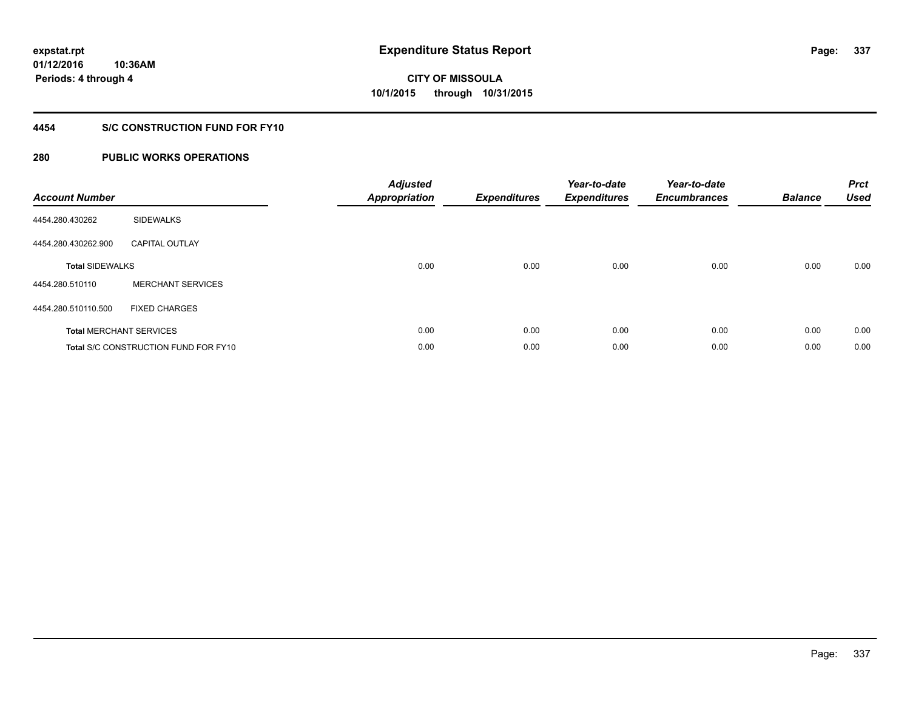expstat.rpt
01/12/2016 10:36AM
Periods: 4 through 4

# Expenditure Status Report

**CITY OF MISSOULA**
**10/1/2015 through 10/31/2015**

## 4454 S/C CONSTRUCTION FUND FOR FY10

## 280 PUBLIC WORKS OPERATIONS

| Account Number | | Adjusted Appropriation | Expenditures | Year-to-date Expenditures | Year-to-date Encumbrances | Balance | Prct Used |
|---|---|---|---|---|---|---|---|
| 4454.280.430262 | SIDEWALKS | | | | | | |
| 4454.280.430262.900 | CAPITAL OUTLAY | | | | | | |
| **Total** SIDEWALKS | | 0.00 | 0.00 | 0.00 | 0.00 | 0.00 | 0.00 |
| 4454.280.510110 | MERCHANT SERVICES | | | | | | |
| 4454.280.510110.500 | FIXED CHARGES | | | | | | |
| **Total** MERCHANT SERVICES | | 0.00 | 0.00 | 0.00 | 0.00 | 0.00 | 0.00 |
| **Total** S/C CONSTRUCTION FUND FOR FY10 | | 0.00 | 0.00 | 0.00 | 0.00 | 0.00 | 0.00 |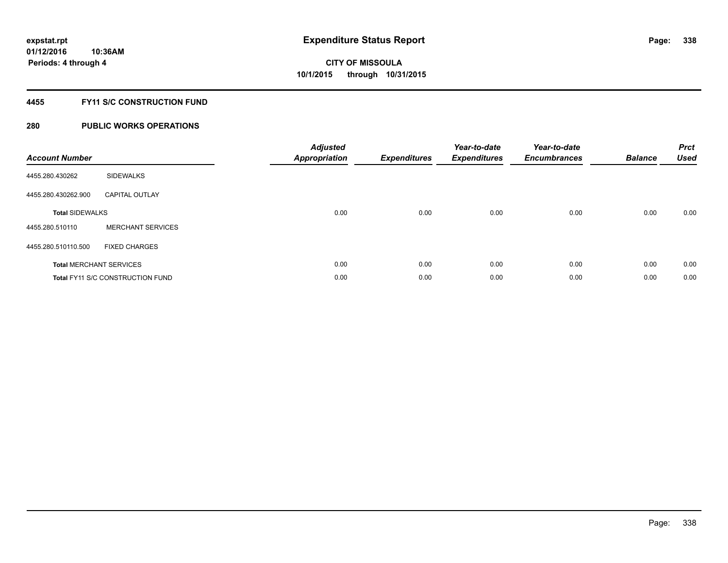**expstat.rpt**
**01/12/2016 10:36AM**
**Periods: 4 through 4**

# Expenditure Status Report

**CITY OF MISSOULA**
**10/1/2015 through 10/31/2015**

## 4455 FY11 S/C CONSTRUCTION FUND

## 280 PUBLIC WORKS OPERATIONS

| Account Number | | Adjusted Appropriation | Expenditures | Year-to-date Expenditures | Year-to-date Encumbrances | Balance | Prct Used |
|---|---|---|---|---|---|---|---|
| 4455.280.430262 | SIDEWALKS | | | | | | |
| 4455.280.430262.900 | CAPITAL OUTLAY | | | | | | |
| **Total** SIDEWALKS | | 0.00 | 0.00 | 0.00 | 0.00 | 0.00 | 0.00 |
| 4455.280.510110 | MERCHANT SERVICES | | | | | | |
| 4455.280.510110.500 | FIXED CHARGES | | | | | | |
| **Total** MERCHANT SERVICES | | 0.00 | 0.00 | 0.00 | 0.00 | 0.00 | 0.00 |
| **Total** FY11 S/C CONSTRUCTION FUND | | 0.00 | 0.00 | 0.00 | 0.00 | 0.00 | 0.00 |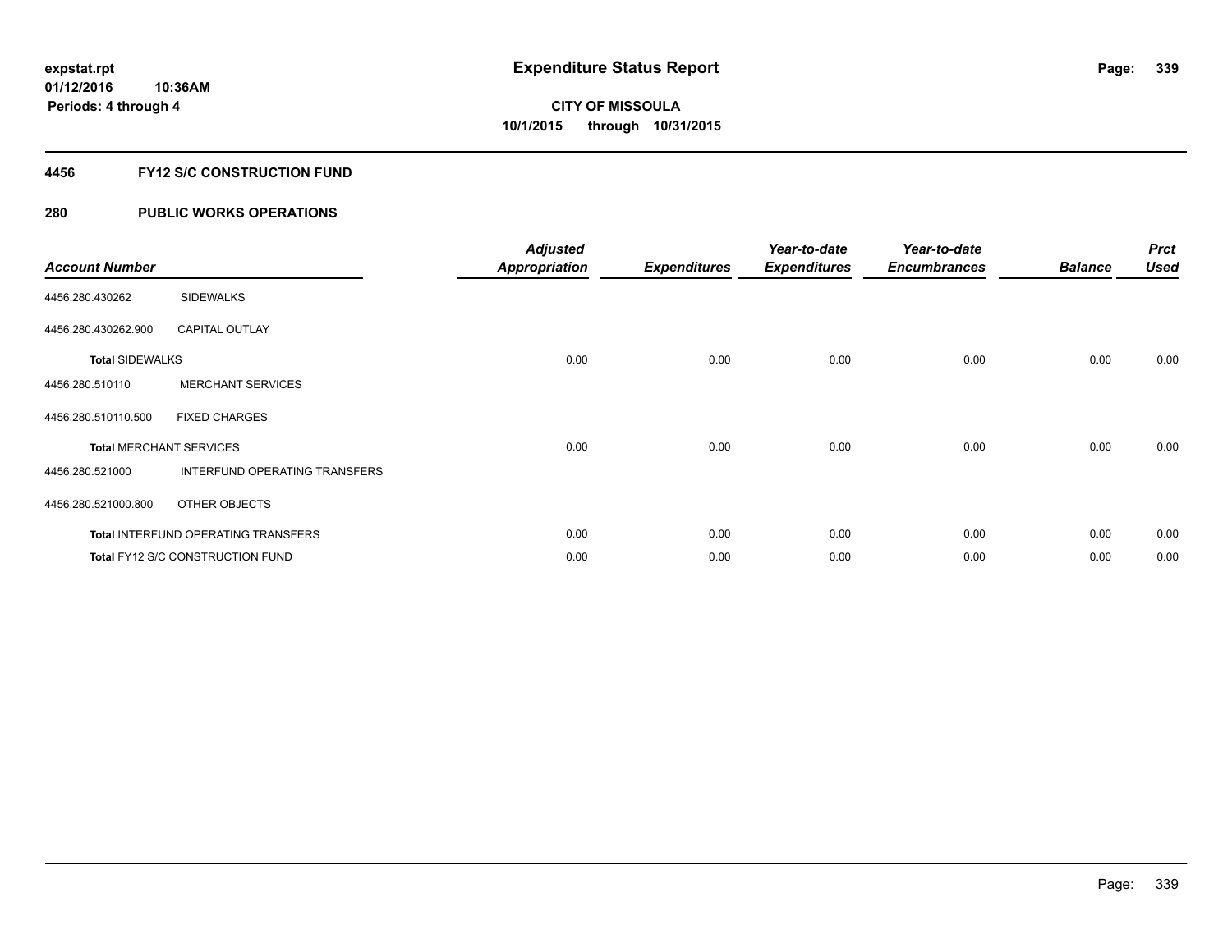# Expenditure Status Report

**expstat.rpt**
**01/12/2016 10:36AM**
**Periods: 4 through 4**

**CITY OF MISSOULA**
**10/1/2015 through 10/31/2015**

## 4456 FY12 S/C CONSTRUCTION FUND

### 280 PUBLIC WORKS OPERATIONS

| Account Number | | Adjusted Appropriation | Expenditures | Year-to-date Expenditures | Year-to-date Encumbrances | Balance | Prct Used |
|---|---|---|---|---|---|---|---|
| 4456.280.430262 | SIDEWALKS | | | | | | |
| 4456.280.430262.900 | CAPITAL OUTLAY | | | | | | |
| **Total** SIDEWALKS | | 0.00 | 0.00 | 0.00 | 0.00 | 0.00 | 0.00 |
| 4456.280.510110 | MERCHANT SERVICES | | | | | | |
| 4456.280.510110.500 | FIXED CHARGES | | | | | | |
| **Total** MERCHANT SERVICES | | 0.00 | 0.00 | 0.00 | 0.00 | 0.00 | 0.00 |
| 4456.280.521000 | INTERFUND OPERATING TRANSFERS | | | | | | |
| 4456.280.521000.800 | OTHER OBJECTS | | | | | | |
| **Total** INTERFUND OPERATING TRANSFERS | | 0.00 | 0.00 | 0.00 | 0.00 | 0.00 | 0.00 |
| **Total** FY12 S/C CONSTRUCTION FUND | | 0.00 | 0.00 | 0.00 | 0.00 | 0.00 | 0.00 |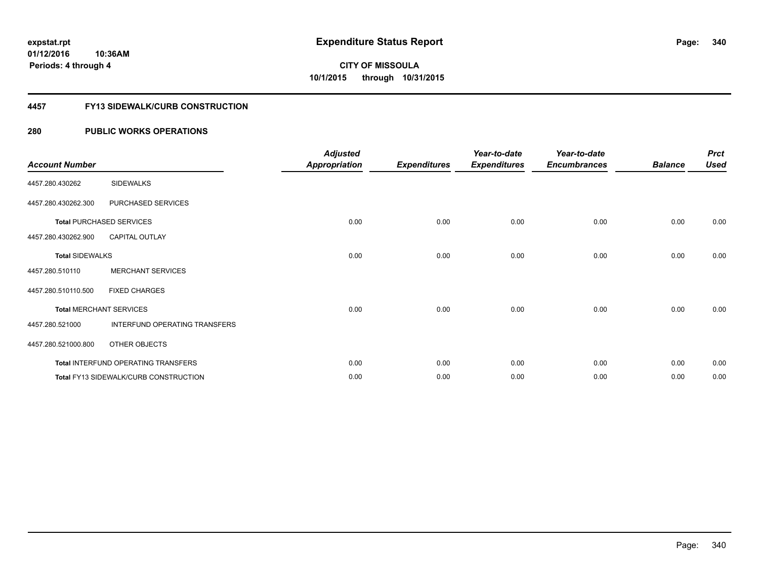# Expenditure Status Report

**CITY OF MISSOULA**
**10/1/2015 through 10/31/2015**

expstat.rpt
01/12/2016 10:36AM
Periods: 4 through 4

## 4457 FY13 SIDEWALK/CURB CONSTRUCTION

### 280 PUBLIC WORKS OPERATIONS

| Account Number | | Adjusted Appropriation | Expenditures | Year-to-date Expenditures | Year-to-date Encumbrances | Balance | Prct Used |
|---|---|---|---|---|---|---|---|
| 4457.280.430262 | SIDEWALKS | | | | | | |
| 4457.280.430262.300 | PURCHASED SERVICES | | | | | | |
| **Total** PURCHASED SERVICES | | 0.00 | 0.00 | 0.00 | 0.00 | 0.00 | 0.00 |
| 4457.280.430262.900 | CAPITAL OUTLAY | | | | | | |
| **Total** SIDEWALKS | | 0.00 | 0.00 | 0.00 | 0.00 | 0.00 | 0.00 |
| 4457.280.510110 | MERCHANT SERVICES | | | | | | |
| 4457.280.510110.500 | FIXED CHARGES | | | | | | |
| **Total** MERCHANT SERVICES | | 0.00 | 0.00 | 0.00 | 0.00 | 0.00 | 0.00 |
| 4457.280.521000 | INTERFUND OPERATING TRANSFERS | | | | | | |
| 4457.280.521000.800 | OTHER OBJECTS | | | | | | |
| **Total** INTERFUND OPERATING TRANSFERS | | 0.00 | 0.00 | 0.00 | 0.00 | 0.00 | 0.00 |
| **Total** FY13 SIDEWALK/CURB CONSTRUCTION | | 0.00 | 0.00 | 0.00 | 0.00 | 0.00 | 0.00 |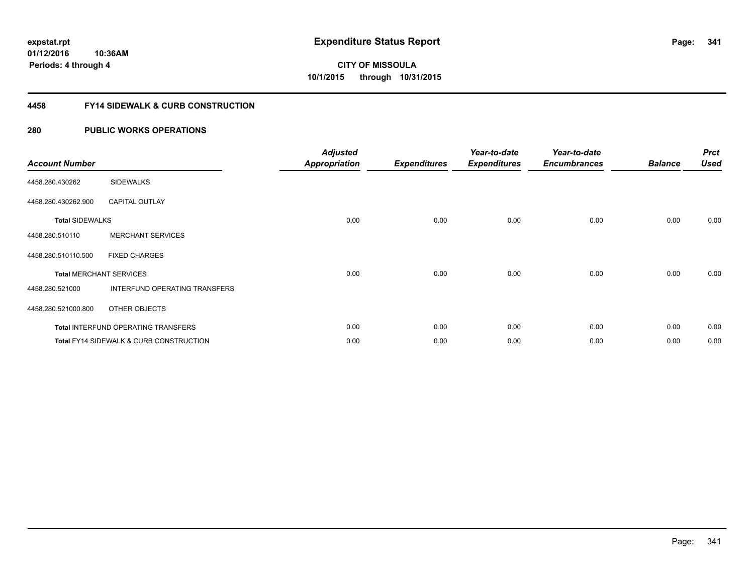expstat.rpt
01/12/2016 10:36AM
Periods: 4 through 4

# Expenditure Status Report

CITY OF MISSOULA
10/1/2015 through 10/31/2015

## 4458 FY14 SIDEWALK & CURB CONSTRUCTION

## 280 PUBLIC WORKS OPERATIONS

| Account Number | | Adjusted Appropriation | Expenditures | Year-to-date Expenditures | Year-to-date Encumbrances | Balance | Prct Used |
|---|---|---|---|---|---|---|---|
| 4458.280.430262 | SIDEWALKS | | | | | | |
| 4458.280.430262.900 | CAPITAL OUTLAY | | | | | | |
| **Total** SIDEWALKS | | 0.00 | 0.00 | 0.00 | 0.00 | 0.00 | 0.00 |
| 4458.280.510110 | MERCHANT SERVICES | | | | | | |
| 4458.280.510110.500 | FIXED CHARGES | | | | | | |
| **Total** MERCHANT SERVICES | | 0.00 | 0.00 | 0.00 | 0.00 | 0.00 | 0.00 |
| 4458.280.521000 | INTERFUND OPERATING TRANSFERS | | | | | | |
| 4458.280.521000.800 | OTHER OBJECTS | | | | | | |
| **Total** INTERFUND OPERATING TRANSFERS | | 0.00 | 0.00 | 0.00 | 0.00 | 0.00 | 0.00 |
| **Total** FY14 SIDEWALK & CURB CONSTRUCTION | | 0.00 | 0.00 | 0.00 | 0.00 | 0.00 | 0.00 |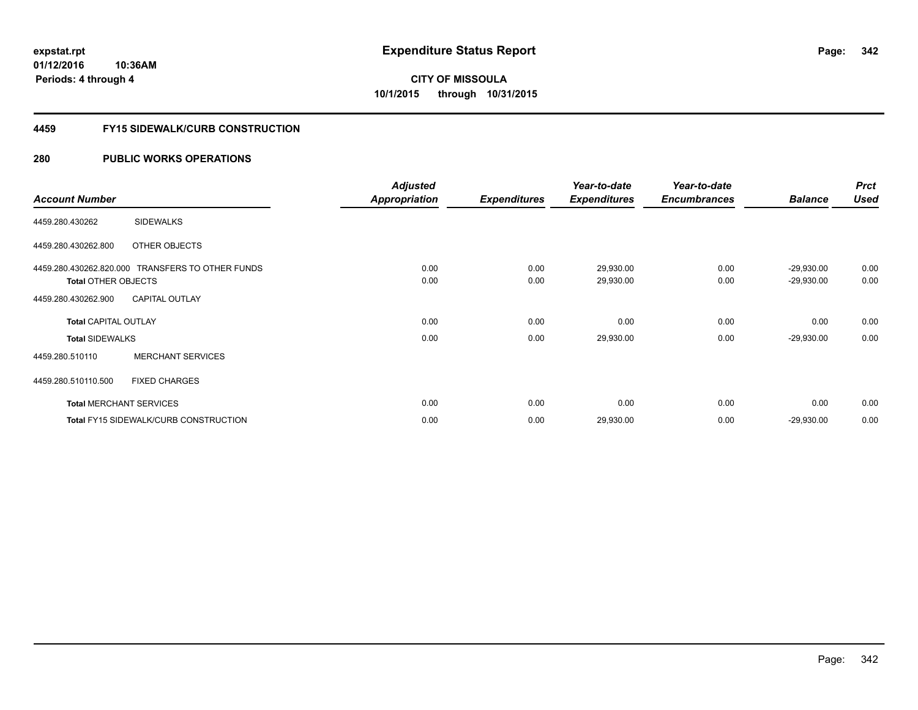**expstat.rpt**
**01/12/2016 10:36AM**
**Periods: 4 through 4**

# Expenditure Status Report

**CITY OF MISSOULA**
**10/1/2015 through 10/31/2015**

## 4459 FY15 SIDEWALK/CURB CONSTRUCTION

## 280 PUBLIC WORKS OPERATIONS

| Account Number | | Adjusted Appropriation | Expenditures | Year-to-date Expenditures | Year-to-date Encumbrances | Balance | Prct Used |
|---|---|---|---|---|---|---|---|
| 4459.280.430262 | SIDEWALKS | | | | | | |
| 4459.280.430262.800 | OTHER OBJECTS | | | | | | |
| 4459.280.430262.820.000 | TRANSFERS TO OTHER FUNDS | 0.00 | 0.00 | 29,930.00 | 0.00 | -29,930.00 | 0.00 |
| **Total** OTHER OBJECTS | | 0.00 | 0.00 | 29,930.00 | 0.00 | -29,930.00 | 0.00 |
| 4459.280.430262.900 | CAPITAL OUTLAY | | | | | | |
| **Total** CAPITAL OUTLAY | | 0.00 | 0.00 | 0.00 | 0.00 | 0.00 | 0.00 |
| **Total** SIDEWALKS | | 0.00 | 0.00 | 29,930.00 | 0.00 | -29,930.00 | 0.00 |
| 4459.280.510110 | MERCHANT SERVICES | | | | | | |
| 4459.280.510110.500 | FIXED CHARGES | | | | | | |
| **Total** MERCHANT SERVICES | | 0.00 | 0.00 | 0.00 | 0.00 | 0.00 | 0.00 |
| **Total** FY15 SIDEWALK/CURB CONSTRUCTION | | 0.00 | 0.00 | 29,930.00 | 0.00 | -29,930.00 | 0.00 |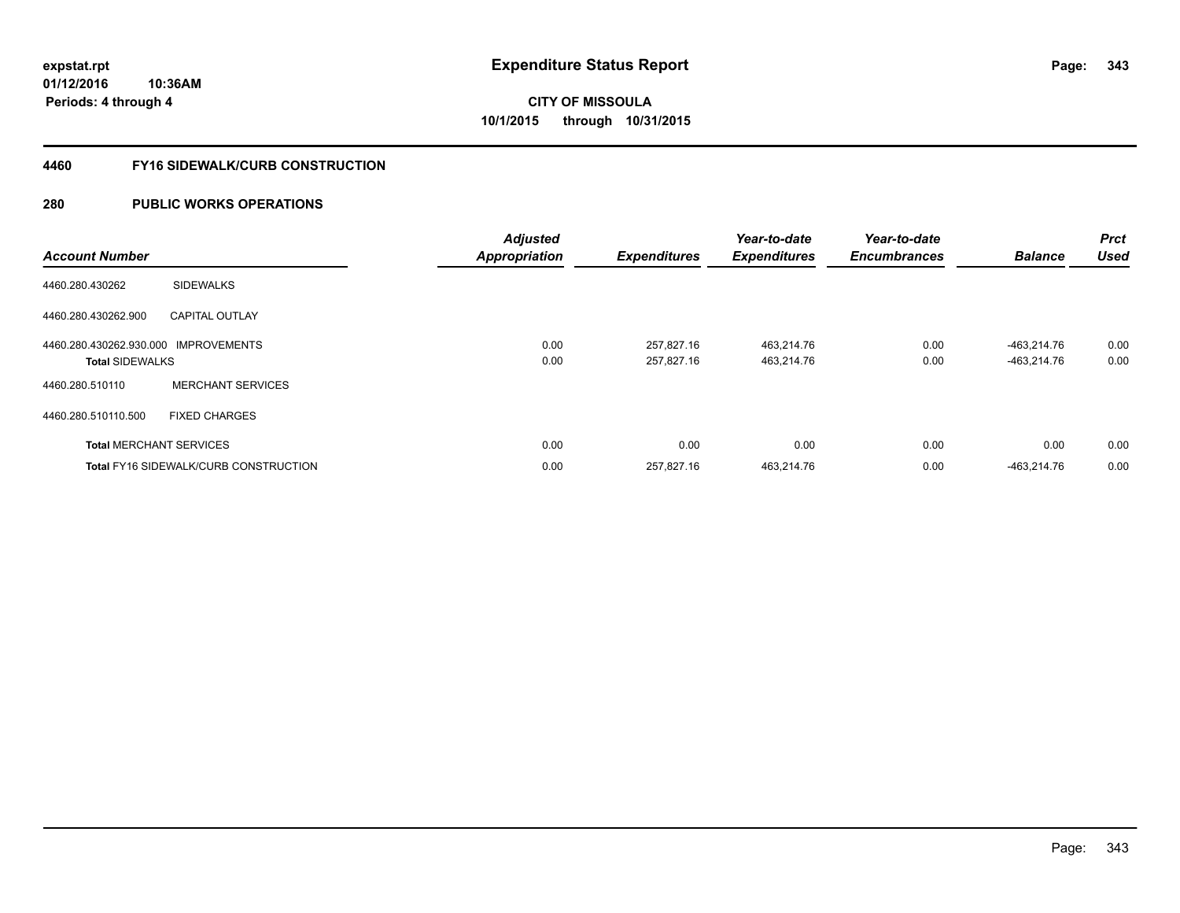**expstat.rpt**
**01/12/2016 10:36AM**
**Periods: 4 through 4**

# Expenditure Status Report

**CITY OF MISSOULA**
**10/1/2015 through 10/31/2015**

## 4460 FY16 SIDEWALK/CURB CONSTRUCTION

## 280 PUBLIC WORKS OPERATIONS

| Account Number | | Adjusted Appropriation | Expenditures | Year-to-date Expenditures | Year-to-date Encumbrances | Balance | Prct Used |
|---|---|---|---|---|---|---|---|
| 4460.280.430262 | SIDEWALKS | | | | | | |
| 4460.280.430262.900 | CAPITAL OUTLAY | | | | | | |
| 4460.280.430262.930.000 | IMPROVEMENTS | 0.00 | 257,827.16 | 463,214.76 | 0.00 | -463,214.76 | 0.00 |
| **Total** SIDEWALKS | | 0.00 | 257,827.16 | 463,214.76 | 0.00 | -463,214.76 | 0.00 |
| 4460.280.510110 | MERCHANT SERVICES | | | | | | |
| 4460.280.510110.500 | FIXED CHARGES | | | | | | |
| **Total** MERCHANT SERVICES | | 0.00 | 0.00 | 0.00 | 0.00 | 0.00 | 0.00 |
| **Total** FY16 SIDEWALK/CURB CONSTRUCTION | | 0.00 | 257,827.16 | 463,214.76 | 0.00 | -463,214.76 | 0.00 |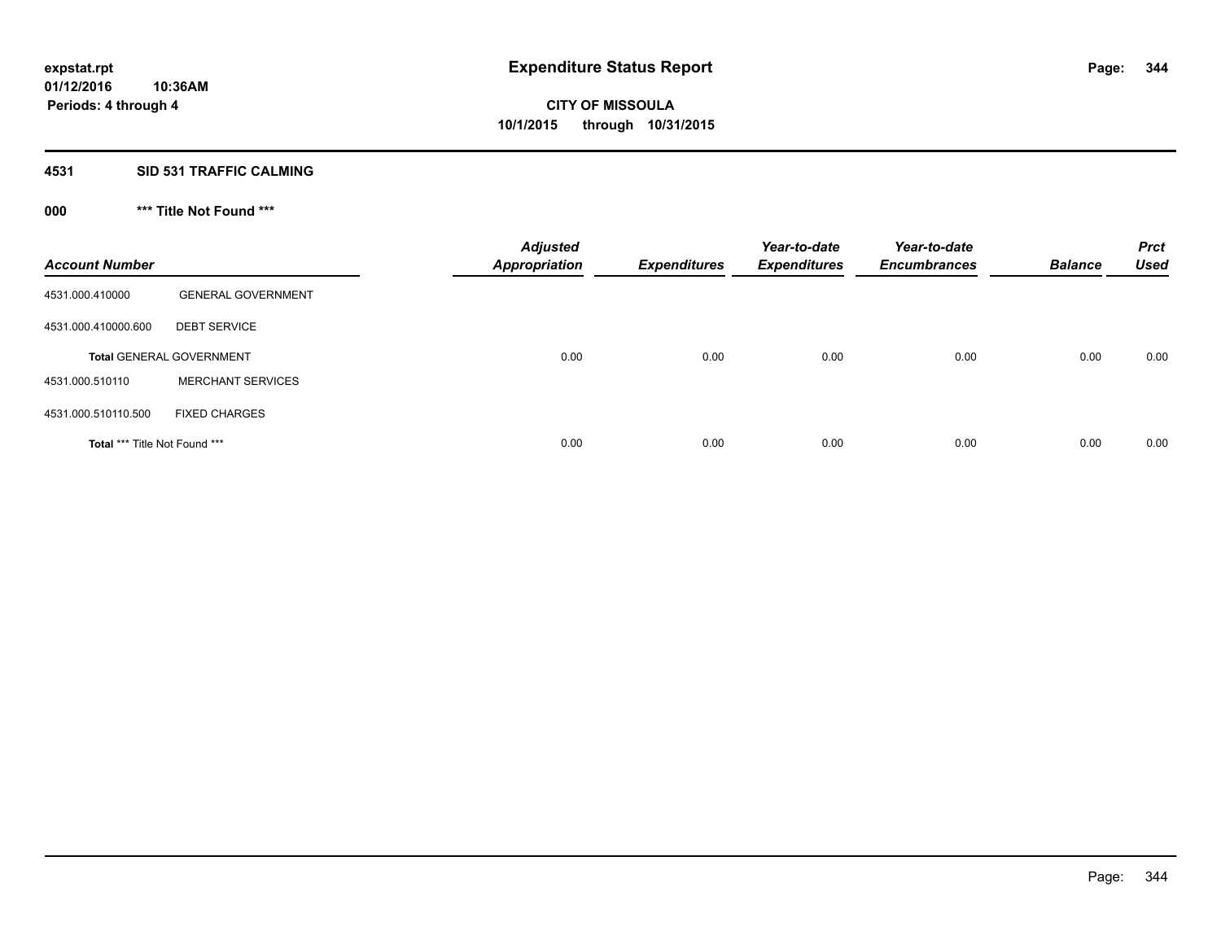# Expenditure Status Report

expstat.rpt
01/12/2016 10:36AM
Periods: 4 through 4

**CITY OF MISSOULA**
**10/1/2015 through 10/31/2015**

## 4531 SID 531 TRAFFIC CALMING

### 000 *** Title Not Found ***

| Account Number | | Adjusted Appropriation | Expenditures | Year-to-date Expenditures | Year-to-date Encumbrances | Balance | Prct Used |
|---|---|---|---|---|---|---|---|
| 4531.000.410000 | GENERAL GOVERNMENT | | | | | | |
| 4531.000.410000.600 | DEBT SERVICE | | | | | | |
| **Total** GENERAL GOVERNMENT | | 0.00 | 0.00 | 0.00 | 0.00 | 0.00 | 0.00 |
| 4531.000.510110 | MERCHANT SERVICES | | | | | | |
| 4531.000.510110.500 | FIXED CHARGES | | | | | | |
| **Total** *** Title Not Found *** | | 0.00 | 0.00 | 0.00 | 0.00 | 0.00 | 0.00 |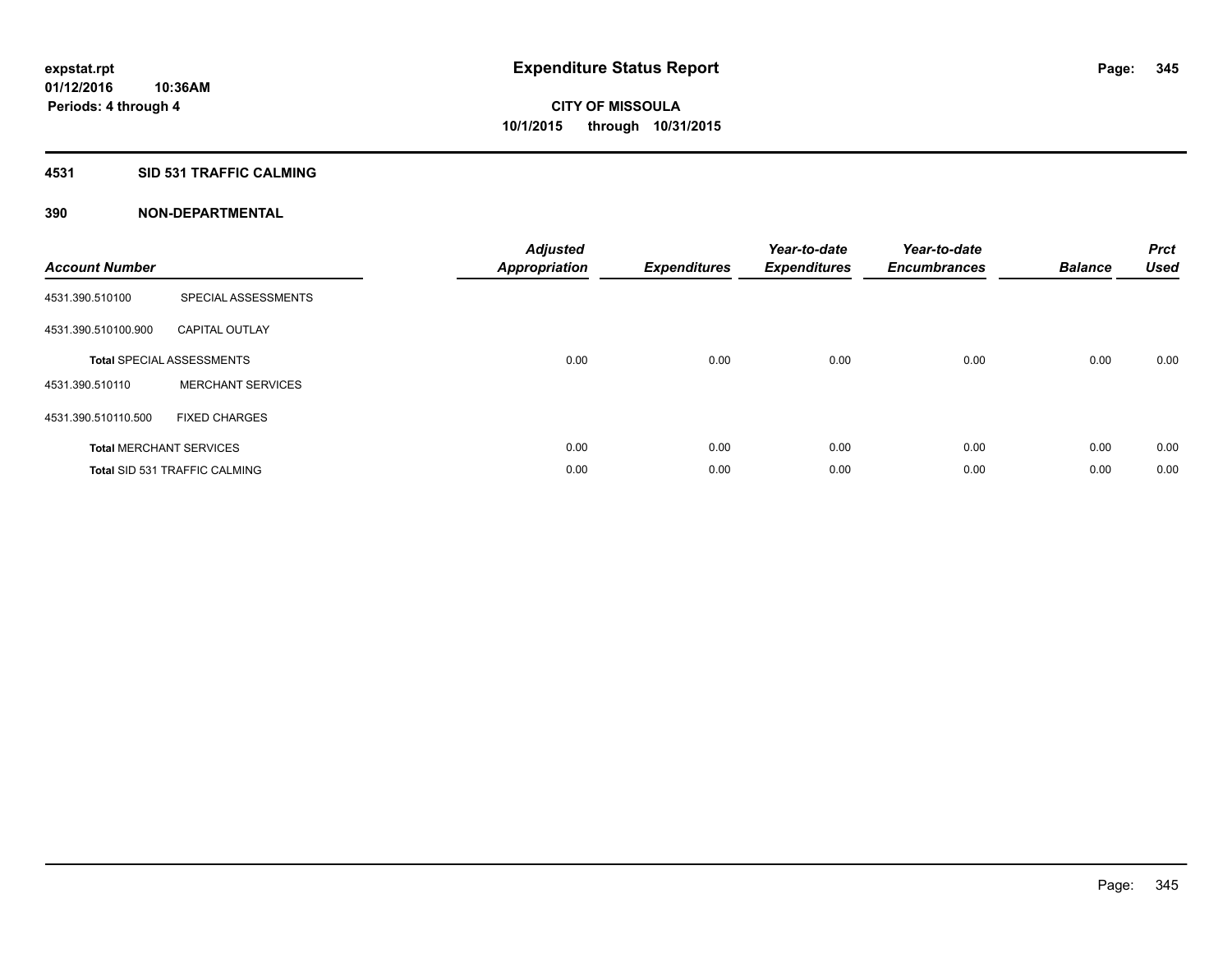# Expenditure Status Report

**CITY OF MISSOULA**
**10/1/2015 through 10/31/2015**

expstat.rpt
01/12/2016 10:36AM
Periods: 4 through 4

## 4531 SID 531 TRAFFIC CALMING

### 390 NON-DEPARTMENTAL

| Account Number | | Adjusted Appropriation | Expenditures | Year-to-date Expenditures | Year-to-date Encumbrances | Balance | Prct Used |
|---|---|---|---|---|---|---|---|
| 4531.390.510100 | SPECIAL ASSESSMENTS | | | | | | |
| 4531.390.510100.900 | CAPITAL OUTLAY | | | | | | |
| **Total** SPECIAL ASSESSMENTS | | 0.00 | 0.00 | 0.00 | 0.00 | 0.00 | 0.00 |
| 4531.390.510110 | MERCHANT SERVICES | | | | | | |
| 4531.390.510110.500 | FIXED CHARGES | | | | | | |
| **Total** MERCHANT SERVICES | | 0.00 | 0.00 | 0.00 | 0.00 | 0.00 | 0.00 |
| **Total** SID 531 TRAFFIC CALMING | | 0.00 | 0.00 | 0.00 | 0.00 | 0.00 | 0.00 |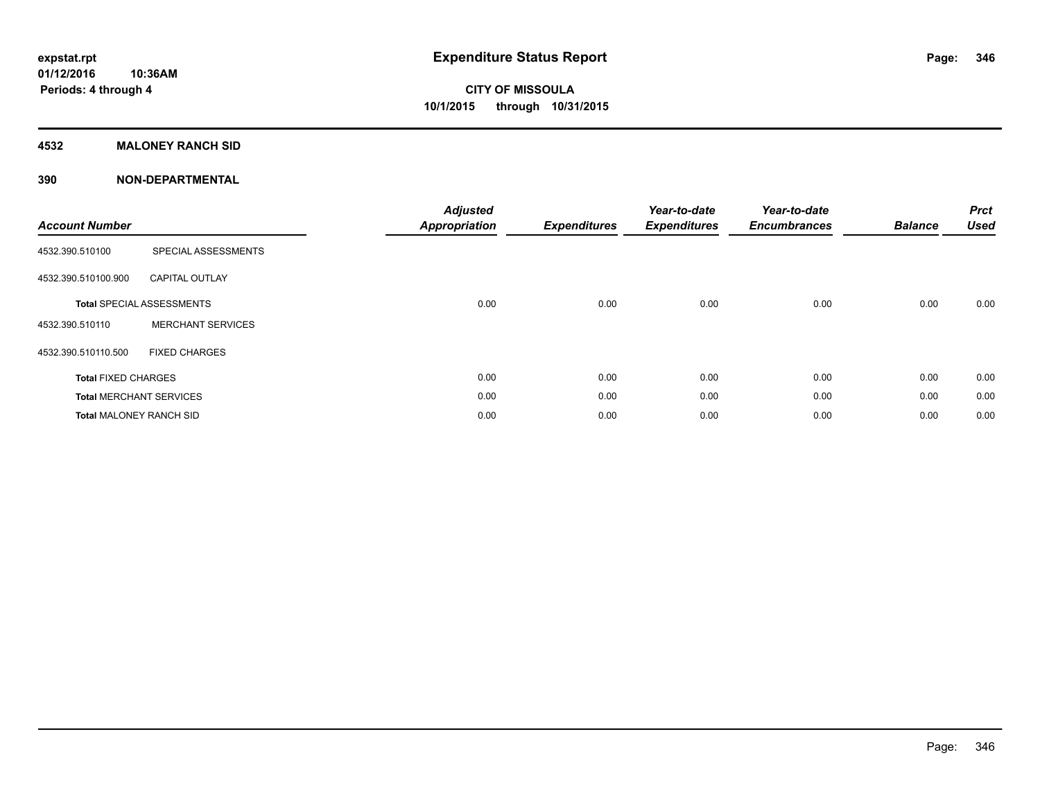**expstat.rpt**
**01/12/2016 10:36AM**
**Periods: 4 through 4**

# Expenditure Status Report

**CITY OF MISSOULA**
**10/1/2015 through 10/31/2015**

## 4532 MALONEY RANCH SID

## 390 NON-DEPARTMENTAL

| Account Number | | Adjusted Appropriation | Expenditures | Year-to-date Expenditures | Year-to-date Encumbrances | Balance | Prct Used |
|---|---|---|---|---|---|---|---|
| 4532.390.510100 | SPECIAL ASSESSMENTS | | | | | | |
| 4532.390.510100.900 | CAPITAL OUTLAY | | | | | | |
| **Total** SPECIAL ASSESSMENTS | | 0.00 | 0.00 | 0.00 | 0.00 | 0.00 | 0.00 |
| 4532.390.510110 | MERCHANT SERVICES | | | | | | |
| 4532.390.510110.500 | FIXED CHARGES | | | | | | |
| **Total** FIXED CHARGES | | 0.00 | 0.00 | 0.00 | 0.00 | 0.00 | 0.00 |
| **Total** MERCHANT SERVICES | | 0.00 | 0.00 | 0.00 | 0.00 | 0.00 | 0.00 |
| **Total** MALONEY RANCH SID | | 0.00 | 0.00 | 0.00 | 0.00 | 0.00 | 0.00 |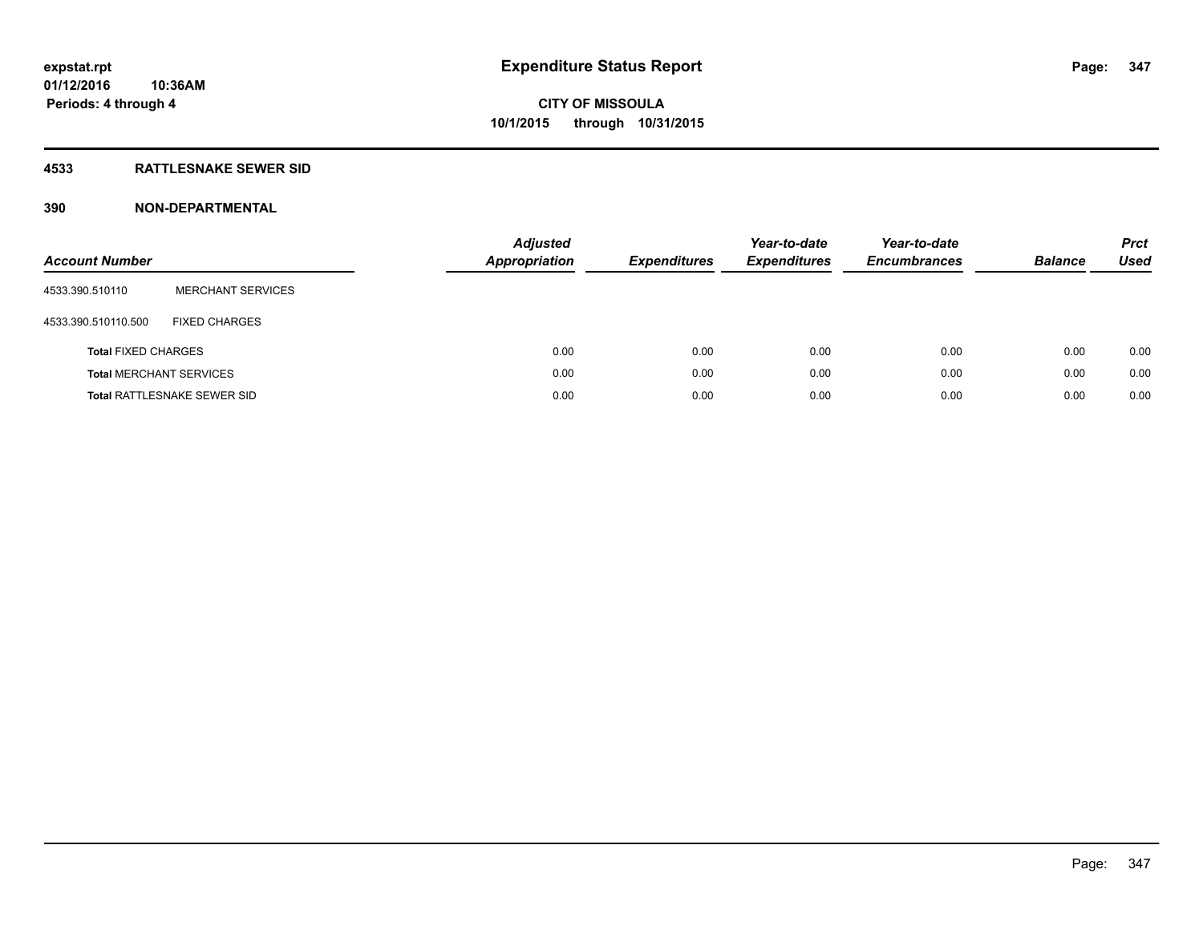**Expenditure Status Report**

**CITY OF MISSOULA**

**10/1/2015 through 10/31/2015**

expstat.rpt
01/12/2016 10:36AM
Periods: 4 through 4

## 4533 RATTLESNAKE SEWER SID

### 390 NON-DEPARTMENTAL

| Account Number | | Adjusted Appropriation | Expenditures | Year-to-date Expenditures | Year-to-date Encumbrances | Balance | Prct Used |
|---|---|---|---|---|---|---|---|
| 4533.390.510110 | MERCHANT SERVICES | | | | | | |
| 4533.390.510110.500 | FIXED CHARGES | | | | | | |
| **Total** FIXED CHARGES | | 0.00 | 0.00 | 0.00 | 0.00 | 0.00 | 0.00 |
| **Total** MERCHANT SERVICES | | 0.00 | 0.00 | 0.00 | 0.00 | 0.00 | 0.00 |
| **Total** RATTLESNAKE SEWER SID | | 0.00 | 0.00 | 0.00 | 0.00 | 0.00 | 0.00 |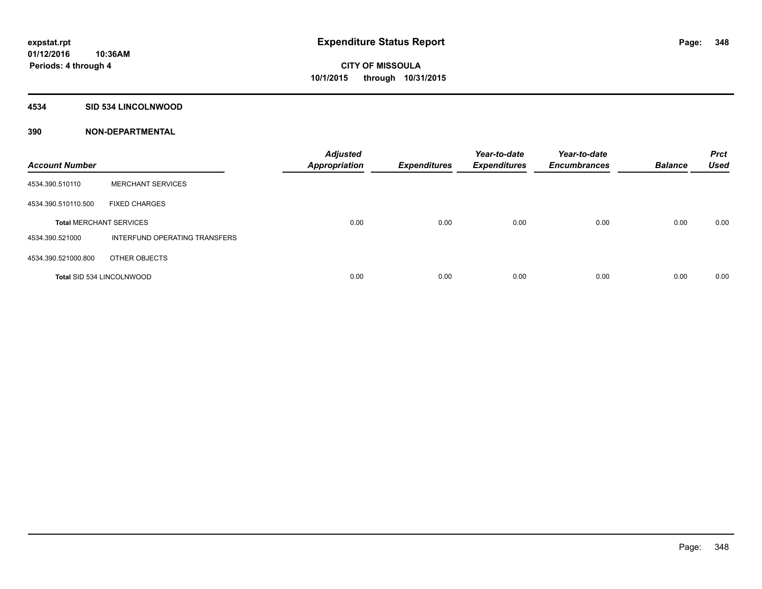**expstat.rpt**
**01/12/2016 10:36AM**
**Periods: 4 through 4**

# Expenditure Status Report

**CITY OF MISSOULA**
**10/1/2015 through 10/31/2015**

## 4534 SID 534 LINCOLNWOOD

## 390 NON-DEPARTMENTAL

| Account Number | | Adjusted Appropriation | Expenditures | Year-to-date Expenditures | Year-to-date Encumbrances | Balance | Prct Used |
|---|---|---|---|---|---|---|---|
| 4534.390.510110 | MERCHANT SERVICES | | | | | | |
| 4534.390.510110.500 | FIXED CHARGES | | | | | | |
| **Total** MERCHANT SERVICES | | 0.00 | 0.00 | 0.00 | 0.00 | 0.00 | 0.00 |
| 4534.390.521000 | INTERFUND OPERATING TRANSFERS | | | | | | |
| 4534.390.521000.800 | OTHER OBJECTS | | | | | | |
| **Total** SID 534 LINCOLNWOOD | | 0.00 | 0.00 | 0.00 | 0.00 | 0.00 | 0.00 |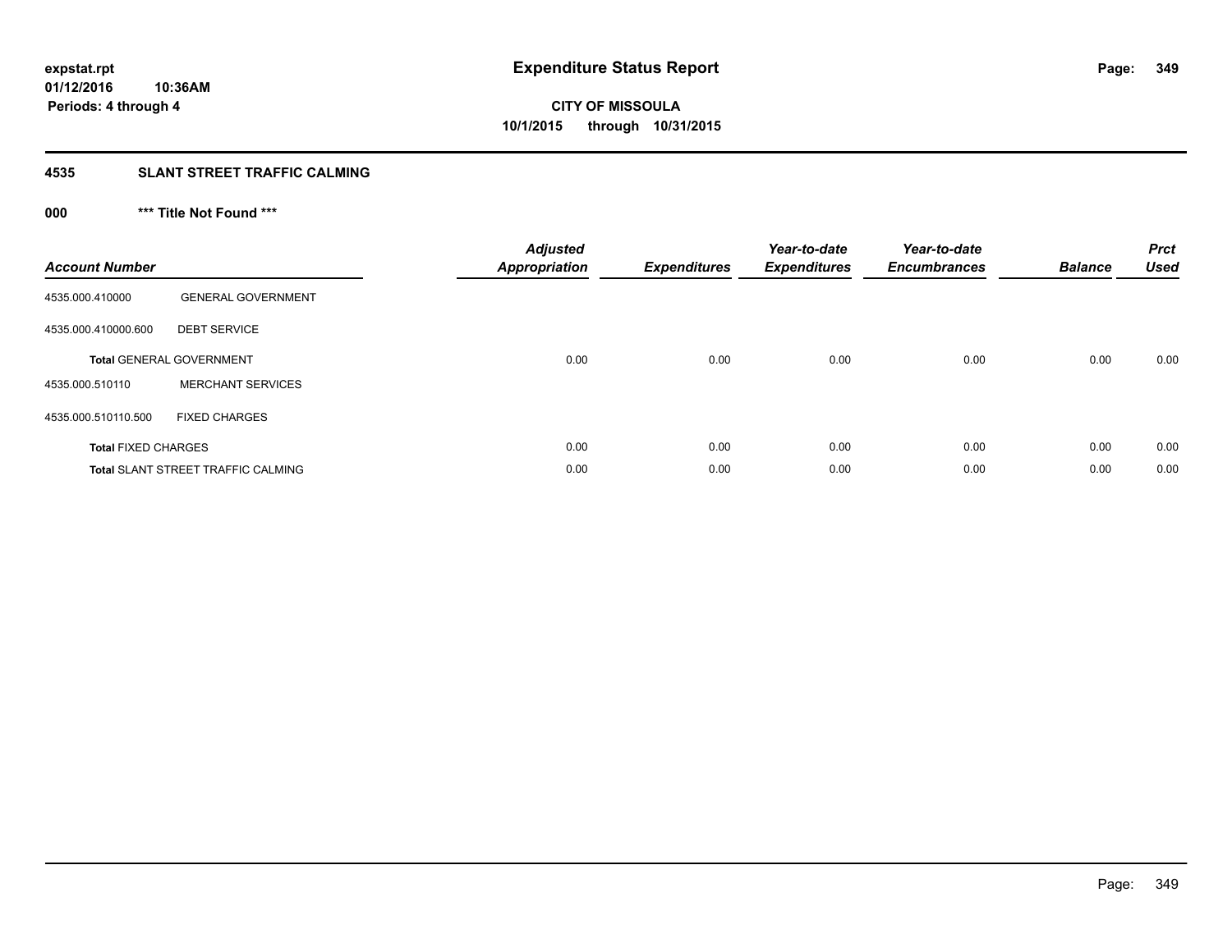expstat.rpt
01/12/2016 10:36AM
Periods: 4 through 4

# Expenditure Status Report

**CITY OF MISSOULA**
**10/1/2015 through 10/31/2015**

## 4535 SLANT STREET TRAFFIC CALMING

### 000 *** Title Not Found ***

| Account Number | | Adjusted Appropriation | Expenditures | Year-to-date Expenditures | Year-to-date Encumbrances | Balance | Prct Used |
|---|---|---|---|---|---|---|---|
| 4535.000.410000 | GENERAL GOVERNMENT | | | | | | |
| 4535.000.410000.600 | DEBT SERVICE | | | | | | |
| **Total** GENERAL GOVERNMENT | | 0.00 | 0.00 | 0.00 | 0.00 | 0.00 | 0.00 |
| 4535.000.510110 | MERCHANT SERVICES | | | | | | |
| 4535.000.510110.500 | FIXED CHARGES | | | | | | |
| **Total** FIXED CHARGES | | 0.00 | 0.00 | 0.00 | 0.00 | 0.00 | 0.00 |
| **Total** SLANT STREET TRAFFIC CALMING | | 0.00 | 0.00 | 0.00 | 0.00 | 0.00 | 0.00 |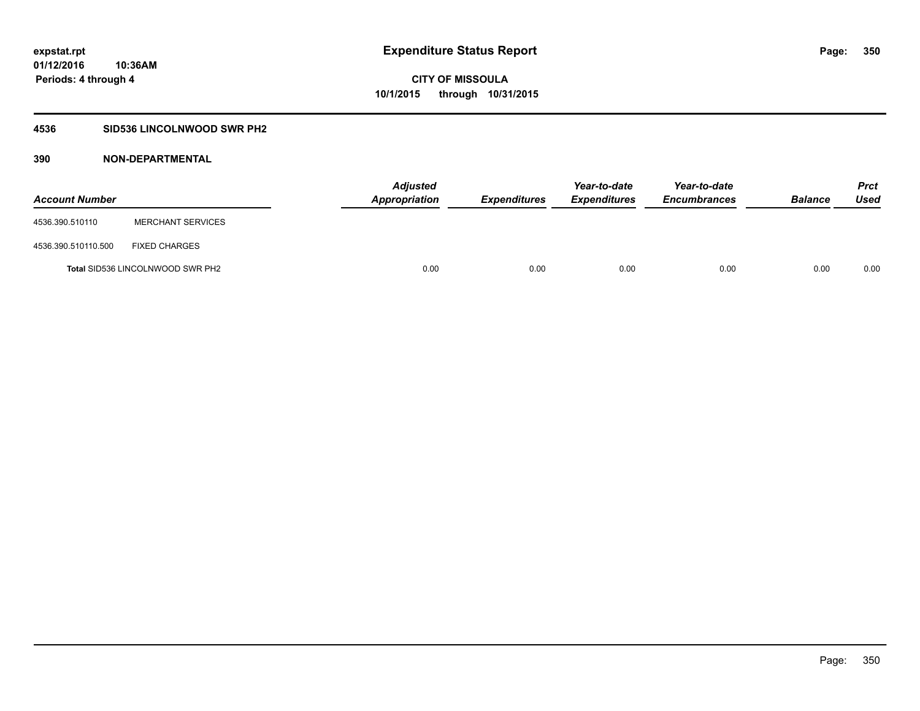# Expenditure Status Report

**CITY OF MISSOULA**
**10/1/2015 through 10/31/2015**

expstat.rpt
01/12/2016 10:36AM
Periods: 4 through 4

## 4536 SID536 LINCOLNWOOD SWR PH2

## 390 NON-DEPARTMENTAL

| Account Number | | Adjusted Appropriation | Expenditures | Year-to-date Expenditures | Year-to-date Encumbrances | Balance | Prct Used |
|---|---|---|---|---|---|---|---|
| 4536.390.510110 | MERCHANT SERVICES | | | | | | |
| 4536.390.510110.500 | FIXED CHARGES | | | | | | |
| **Total** SID536 LINCOLNWOOD SWR PH2 | | 0.00 | 0.00 | 0.00 | 0.00 | 0.00 | 0.00 |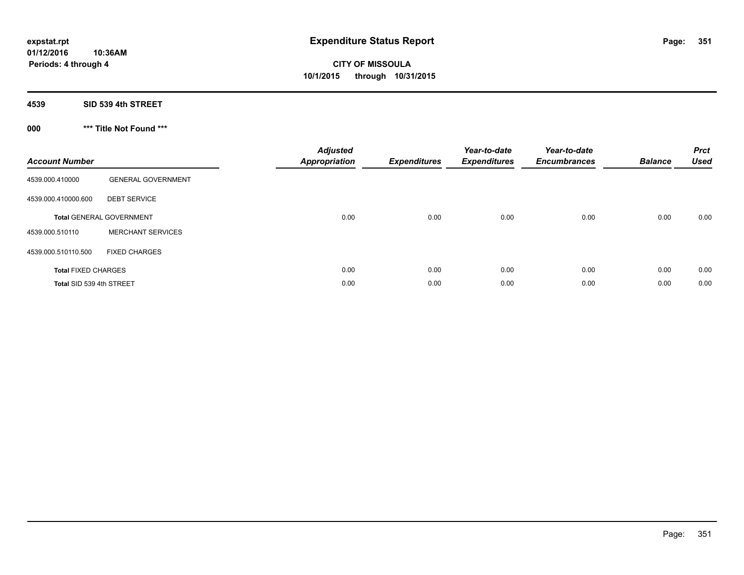**expstat.rpt**
**01/12/2016 10:36AM**
**Periods: 4 through 4**

# Expenditure Status Report

**CITY OF MISSOULA**
**10/1/2015 through 10/31/2015**

## 4539 SID 539 4th STREET

### 000 *** Title Not Found ***

| Account Number | | Adjusted Appropriation | Expenditures | Year-to-date Expenditures | Year-to-date Encumbrances | Balance | Prct Used |
|---|---|---|---|---|---|---|---|
| 4539.000.410000 | GENERAL GOVERNMENT | | | | | | |
| 4539.000.410000.600 | DEBT SERVICE | | | | | | |
| **Total** GENERAL GOVERNMENT | | 0.00 | 0.00 | 0.00 | 0.00 | 0.00 | 0.00 |
| 4539.000.510110 | MERCHANT SERVICES | | | | | | |
| 4539.000.510110.500 | FIXED CHARGES | | | | | | |
| **Total** FIXED CHARGES | | 0.00 | 0.00 | 0.00 | 0.00 | 0.00 | 0.00 |
| **Total** SID 539 4th STREET | | 0.00 | 0.00 | 0.00 | 0.00 | 0.00 | 0.00 |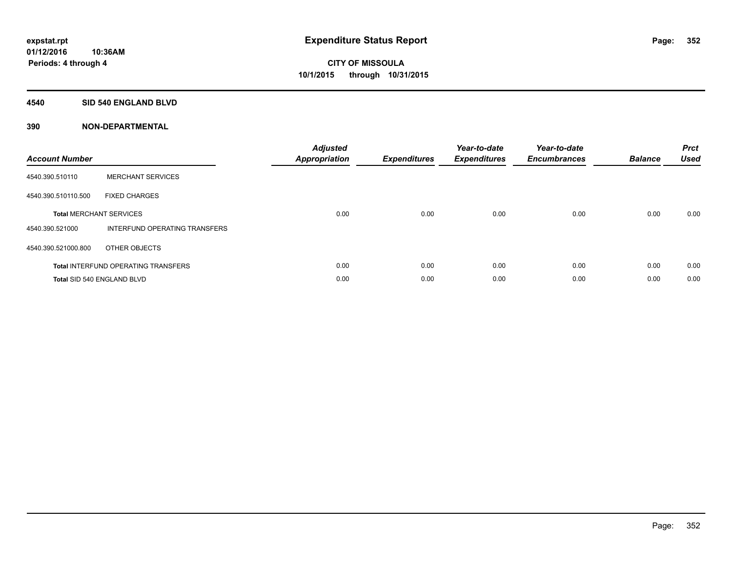expstat.rpt
01/12/2016 10:36AM
Periods: 4 through 4

# Expenditure Status Report

**CITY OF MISSOULA**
**10/1/2015 through 10/31/2015**

## 4540 SID 540 ENGLAND BLVD

### 390 NON-DEPARTMENTAL

| Account Number | | Adjusted Appropriation | Expenditures | Year-to-date Expenditures | Year-to-date Encumbrances | Balance | Prct Used |
|---|---|---|---|---|---|---|---|
| 4540.390.510110 | MERCHANT SERVICES | | | | | | |
| 4540.390.510110.500 | FIXED CHARGES | | | | | | |
| **Total** MERCHANT SERVICES | | 0.00 | 0.00 | 0.00 | 0.00 | 0.00 | 0.00 |
| 4540.390.521000 | INTERFUND OPERATING TRANSFERS | | | | | | |
| 4540.390.521000.800 | OTHER OBJECTS | | | | | | |
| **Total** INTERFUND OPERATING TRANSFERS | | 0.00 | 0.00 | 0.00 | 0.00 | 0.00 | 0.00 |
| **Total** SID 540 ENGLAND BLVD | | 0.00 | 0.00 | 0.00 | 0.00 | 0.00 | 0.00 |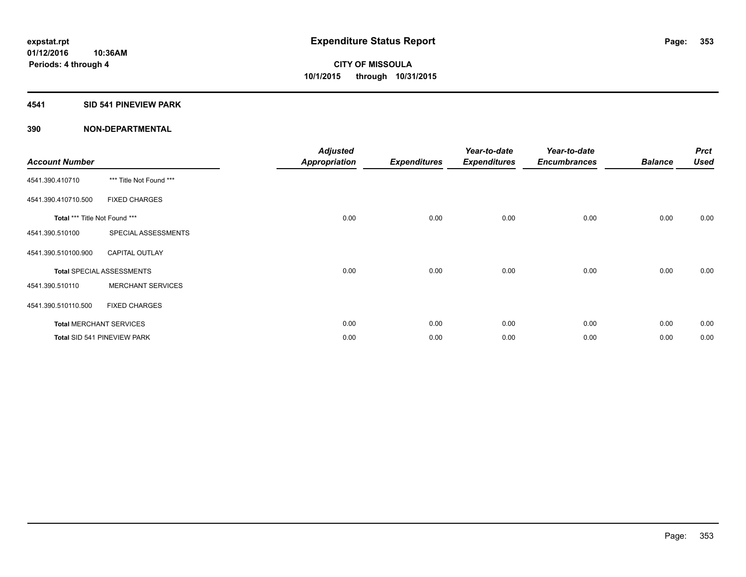# Expenditure Status Report

**expstat.rpt**
**01/12/2016 10:36AM**
**Periods: 4 through 4**

**CITY OF MISSOULA**
**10/1/2015 through 10/31/2015**

## 4541 SID 541 PINEVIEW PARK

## 390 NON-DEPARTMENTAL

| Account Number | | Adjusted Appropriation | Expenditures | Year-to-date Expenditures | Year-to-date Encumbrances | Balance | Prct Used |
|---|---|---|---|---|---|---|---|
| 4541.390.410710 | *** Title Not Found *** | | | | | | |
| 4541.390.410710.500 | FIXED CHARGES | | | | | | |
| **Total** *** Title Not Found *** | | 0.00 | 0.00 | 0.00 | 0.00 | 0.00 | 0.00 |
| 4541.390.510100 | SPECIAL ASSESSMENTS | | | | | | |
| 4541.390.510100.900 | CAPITAL OUTLAY | | | | | | |
| **Total** SPECIAL ASSESSMENTS | | 0.00 | 0.00 | 0.00 | 0.00 | 0.00 | 0.00 |
| 4541.390.510110 | MERCHANT SERVICES | | | | | | |
| 4541.390.510110.500 | FIXED CHARGES | | | | | | |
| **Total** MERCHANT SERVICES | | 0.00 | 0.00 | 0.00 | 0.00 | 0.00 | 0.00 |
| **Total** SID 541 PINEVIEW PARK | | 0.00 | 0.00 | 0.00 | 0.00 | 0.00 | 0.00 |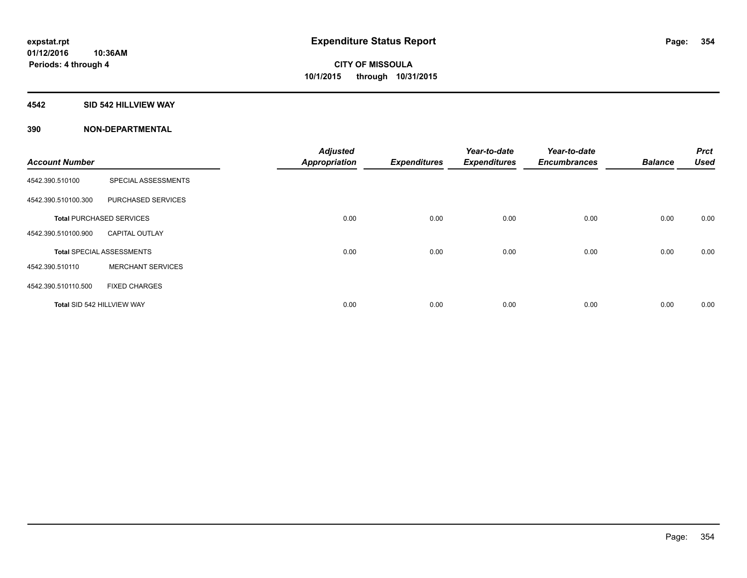# Expenditure Status Report

**CITY OF MISSOULA**
**10/1/2015 through 10/31/2015**

expstat.rpt
01/12/2016 10:36AM
Periods: 4 through 4

## 4542 SID 542 HILLVIEW WAY

### 390 NON-DEPARTMENTAL

| Account Number | | Adjusted Appropriation | Expenditures | Year-to-date Expenditures | Year-to-date Encumbrances | Balance | Prct Used |
|---|---|---|---|---|---|---|---|
| 4542.390.510100 | SPECIAL ASSESSMENTS | | | | | | |
| 4542.390.510100.300 | PURCHASED SERVICES | | | | | | |
| **Total** PURCHASED SERVICES | | 0.00 | 0.00 | 0.00 | 0.00 | 0.00 | 0.00 |
| 4542.390.510100.900 | CAPITAL OUTLAY | | | | | | |
| **Total** SPECIAL ASSESSMENTS | | 0.00 | 0.00 | 0.00 | 0.00 | 0.00 | 0.00 |
| 4542.390.510110 | MERCHANT SERVICES | | | | | | |
| 4542.390.510110.500 | FIXED CHARGES | | | | | | |
| **Total** SID 542 HILLVIEW WAY | | 0.00 | 0.00 | 0.00 | 0.00 | 0.00 | 0.00 |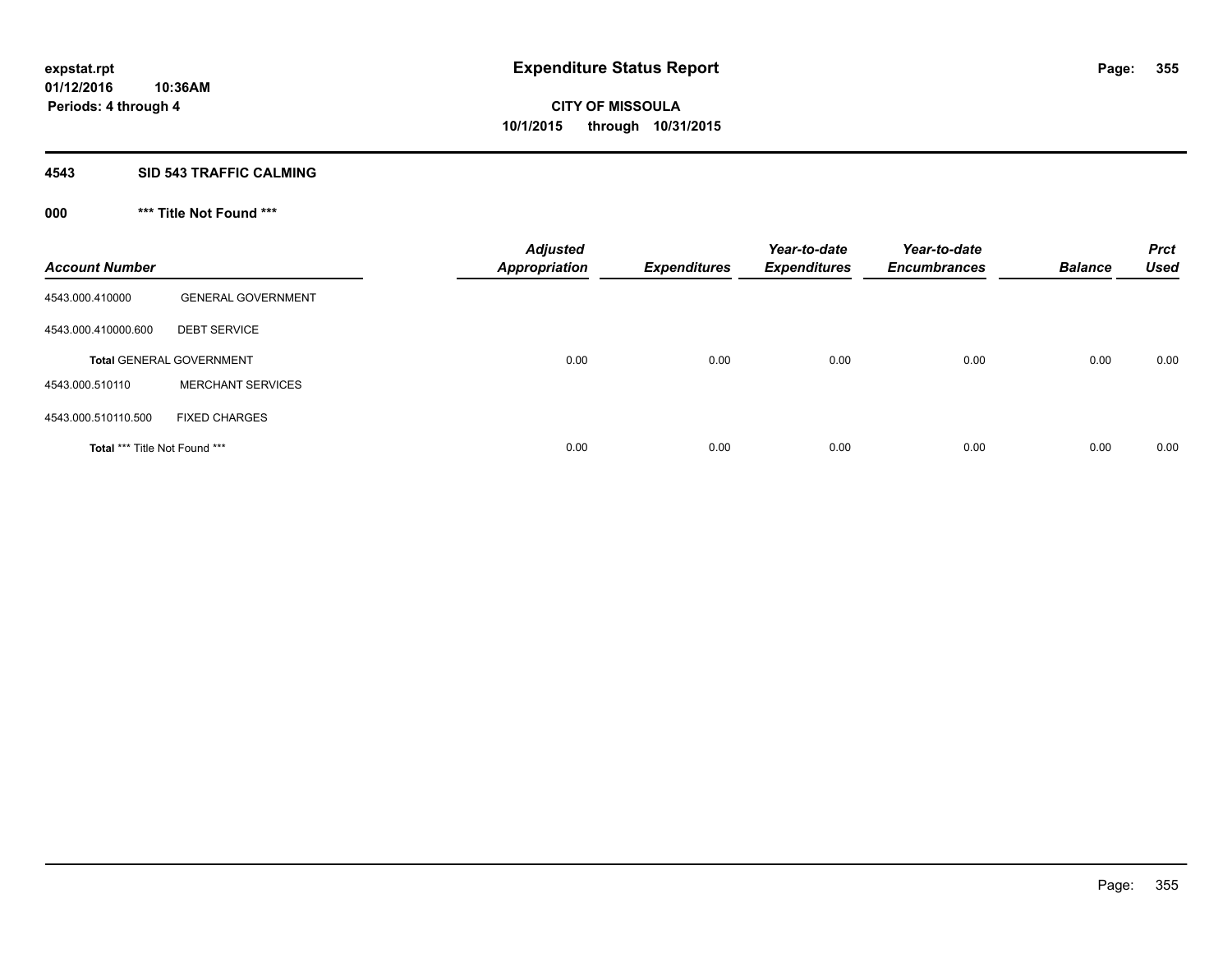# Expenditure Status Report

expstat.rpt
01/12/2016 10:36AM
Periods: 4 through 4

CITY OF MISSOULA
10/1/2015 through 10/31/2015

## 4543 SID 543 TRAFFIC CALMING

### 000 *** Title Not Found ***

| Account Number | | Adjusted Appropriation | Expenditures | Year-to-date Expenditures | Year-to-date Encumbrances | Balance | Prct Used |
|---|---|---|---|---|---|---|---|
| 4543.000.410000 | GENERAL GOVERNMENT | | | | | | |
| 4543.000.410000.600 | DEBT SERVICE | | | | | | |
| **Total** GENERAL GOVERNMENT | | 0.00 | 0.00 | 0.00 | 0.00 | 0.00 | 0.00 |
| 4543.000.510110 | MERCHANT SERVICES | | | | | | |
| 4543.000.510110.500 | FIXED CHARGES | | | | | | |
| **Total** *** Title Not Found *** | | 0.00 | 0.00 | 0.00 | 0.00 | 0.00 | 0.00 |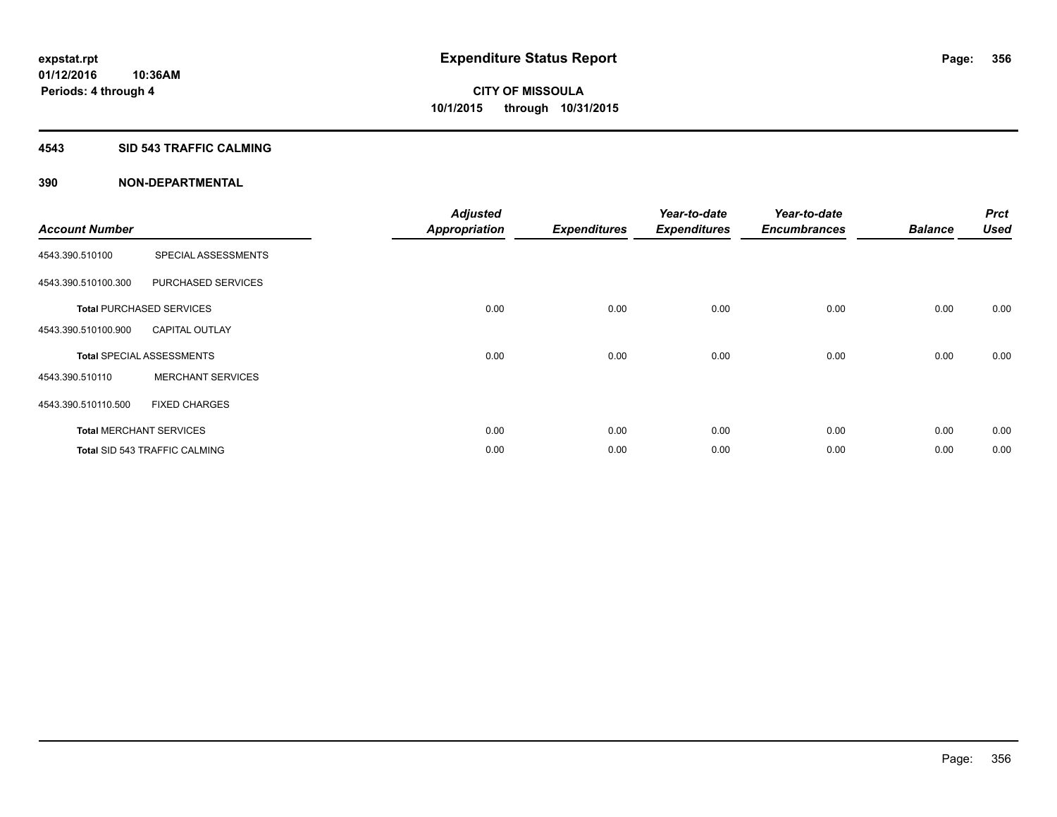**expstat.rpt**
**01/12/2016 10:36AM**
**Periods: 4 through 4**

# Expenditure Status Report

**CITY OF MISSOULA**
**10/1/2015 through 10/31/2015**

## 4543 SID 543 TRAFFIC CALMING

### 390 NON-DEPARTMENTAL

| Account Number | | Adjusted Appropriation | Expenditures | Year-to-date Expenditures | Year-to-date Encumbrances | Balance | Prct Used |
|---|---|---|---|---|---|---|---|
| 4543.390.510100 | SPECIAL ASSESSMENTS | | | | | | |
| 4543.390.510100.300 | PURCHASED SERVICES | | | | | | |
| **Total** PURCHASED SERVICES | | 0.00 | 0.00 | 0.00 | 0.00 | 0.00 | 0.00 |
| 4543.390.510100.900 | CAPITAL OUTLAY | | | | | | |
| **Total** SPECIAL ASSESSMENTS | | 0.00 | 0.00 | 0.00 | 0.00 | 0.00 | 0.00 |
| 4543.390.510110 | MERCHANT SERVICES | | | | | | |
| 4543.390.510110.500 | FIXED CHARGES | | | | | | |
| **Total** MERCHANT SERVICES | | 0.00 | 0.00 | 0.00 | 0.00 | 0.00 | 0.00 |
| **Total** SID 543 TRAFFIC CALMING | | 0.00 | 0.00 | 0.00 | 0.00 | 0.00 | 0.00 |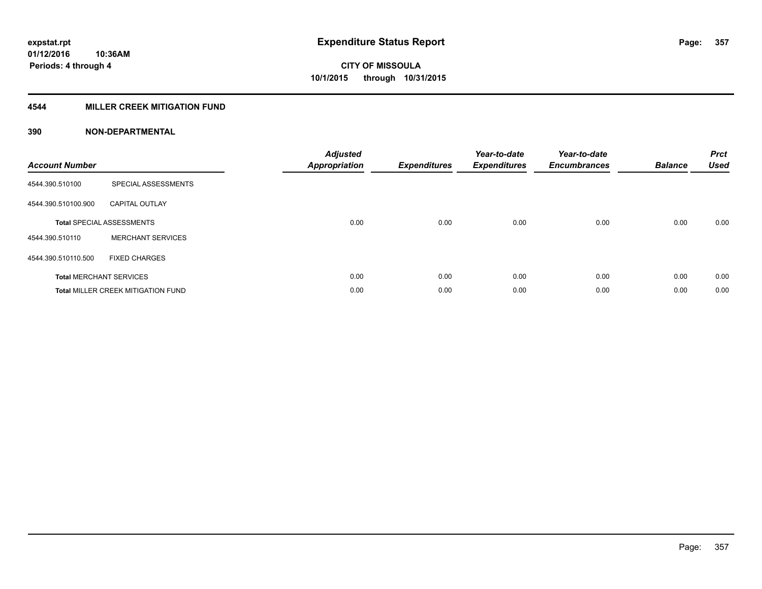**expstat.rpt**
**01/12/2016 10:36AM**
**Periods: 4 through 4**

# Expenditure Status Report

**CITY OF MISSOULA**
**10/1/2015 through 10/31/2015**

## 4544 MILLER CREEK MITIGATION FUND

### 390 NON-DEPARTMENTAL

| Account Number | | Adjusted Appropriation | Expenditures | Year-to-date Expenditures | Year-to-date Encumbrances | Balance | Prct Used |
|---|---|---|---|---|---|---|---|
| 4544.390.510100 | SPECIAL ASSESSMENTS | | | | | | |
| 4544.390.510100.900 | CAPITAL OUTLAY | | | | | | |
| **Total** SPECIAL ASSESSMENTS | | 0.00 | 0.00 | 0.00 | 0.00 | 0.00 | 0.00 |
| 4544.390.510110 | MERCHANT SERVICES | | | | | | |
| 4544.390.510110.500 | FIXED CHARGES | | | | | | |
| **Total** MERCHANT SERVICES | | 0.00 | 0.00 | 0.00 | 0.00 | 0.00 | 0.00 |
| **Total** MILLER CREEK MITIGATION FUND | | 0.00 | 0.00 | 0.00 | 0.00 | 0.00 | 0.00 |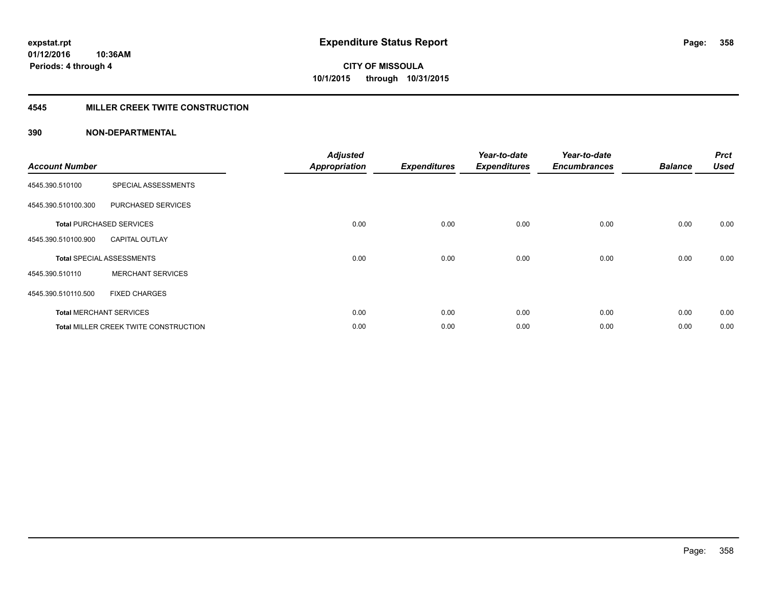# Expenditure Status Report

expstat.rpt
01/12/2016 10:36AM
Periods: 4 through 4

**CITY OF MISSOULA**
**10/1/2015 through 10/31/2015**

## 4545 MILLER CREEK TWITE CONSTRUCTION

### 390 NON-DEPARTMENTAL

| Account Number | | Adjusted Appropriation | Expenditures | Year-to-date Expenditures | Year-to-date Encumbrances | Balance | Prct Used |
|---|---|---|---|---|---|---|---|
| 4545.390.510100 | SPECIAL ASSESSMENTS | | | | | | |
| 4545.390.510100.300 | PURCHASED SERVICES | | | | | | |
| **Total** PURCHASED SERVICES | | 0.00 | 0.00 | 0.00 | 0.00 | 0.00 | 0.00 |
| 4545.390.510100.900 | CAPITAL OUTLAY | | | | | | |
| **Total** SPECIAL ASSESSMENTS | | 0.00 | 0.00 | 0.00 | 0.00 | 0.00 | 0.00 |
| 4545.390.510110 | MERCHANT SERVICES | | | | | | |
| 4545.390.510110.500 | FIXED CHARGES | | | | | | |
| **Total** MERCHANT SERVICES | | 0.00 | 0.00 | 0.00 | 0.00 | 0.00 | 0.00 |
| **Total** MILLER CREEK TWITE CONSTRUCTION | | 0.00 | 0.00 | 0.00 | 0.00 | 0.00 | 0.00 |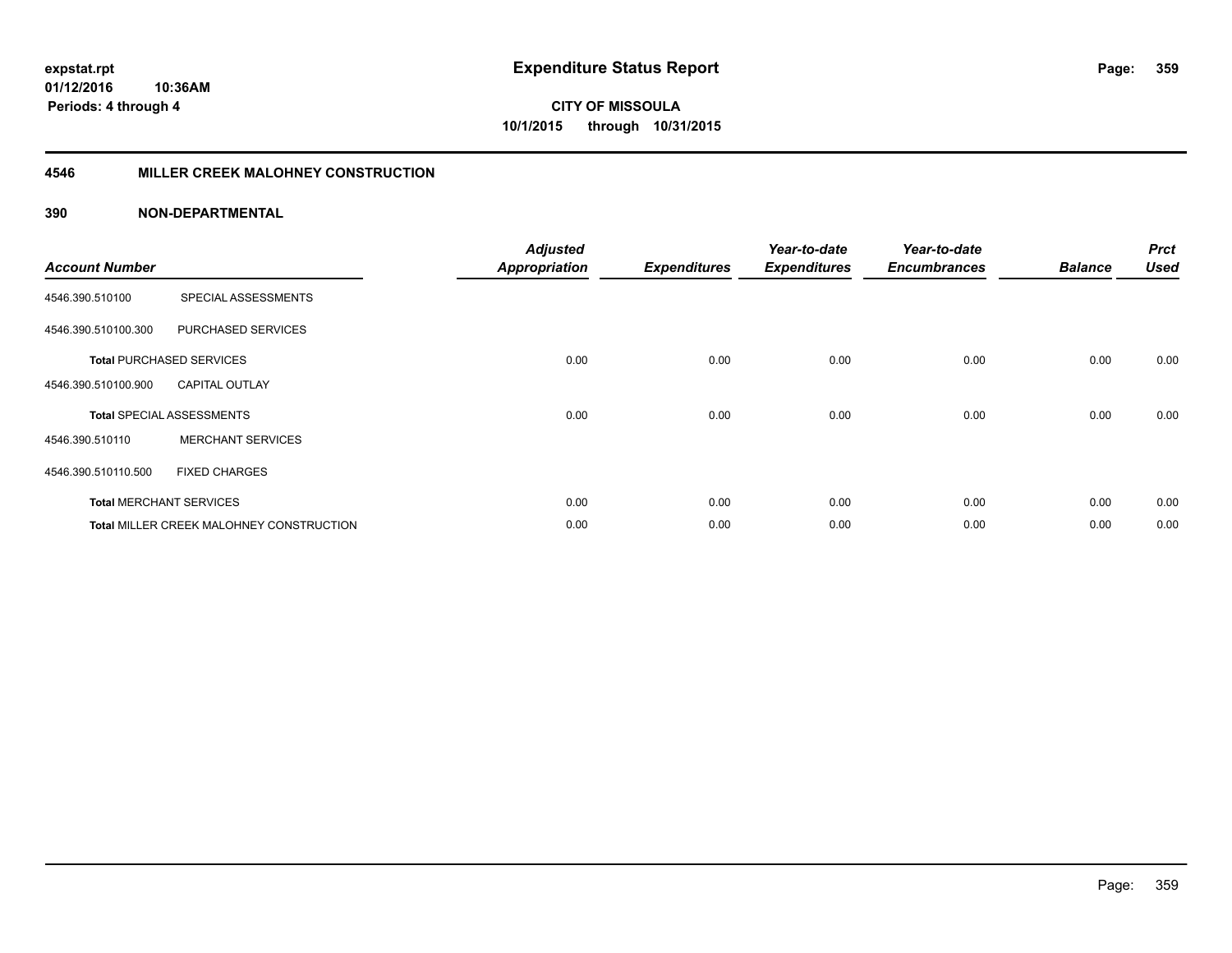**expstat.rpt**
**01/12/2016 10:36AM**
**Periods: 4 through 4**

# Expenditure Status Report

**CITY OF MISSOULA**
**10/1/2015 through 10/31/2015**

## 4546 MILLER CREEK MALOHNEY CONSTRUCTION

### 390 NON-DEPARTMENTAL

| Account Number | | Adjusted Appropriation | Expenditures | Year-to-date Expenditures | Year-to-date Encumbrances | Balance | Prct Used |
|---|---|---|---|---|---|---|---|
| 4546.390.510100 | SPECIAL ASSESSMENTS | | | | | | |
| 4546.390.510100.300 | PURCHASED SERVICES | | | | | | |
| **Total** PURCHASED SERVICES | | 0.00 | 0.00 | 0.00 | 0.00 | 0.00 | 0.00 |
| 4546.390.510100.900 | CAPITAL OUTLAY | | | | | | |
| **Total** SPECIAL ASSESSMENTS | | 0.00 | 0.00 | 0.00 | 0.00 | 0.00 | 0.00 |
| 4546.390.510110 | MERCHANT SERVICES | | | | | | |
| 4546.390.510110.500 | FIXED CHARGES | | | | | | |
| **Total** MERCHANT SERVICES | | 0.00 | 0.00 | 0.00 | 0.00 | 0.00 | 0.00 |
| **Total** MILLER CREEK MALOHNEY CONSTRUCTION | | 0.00 | 0.00 | 0.00 | 0.00 | 0.00 | 0.00 |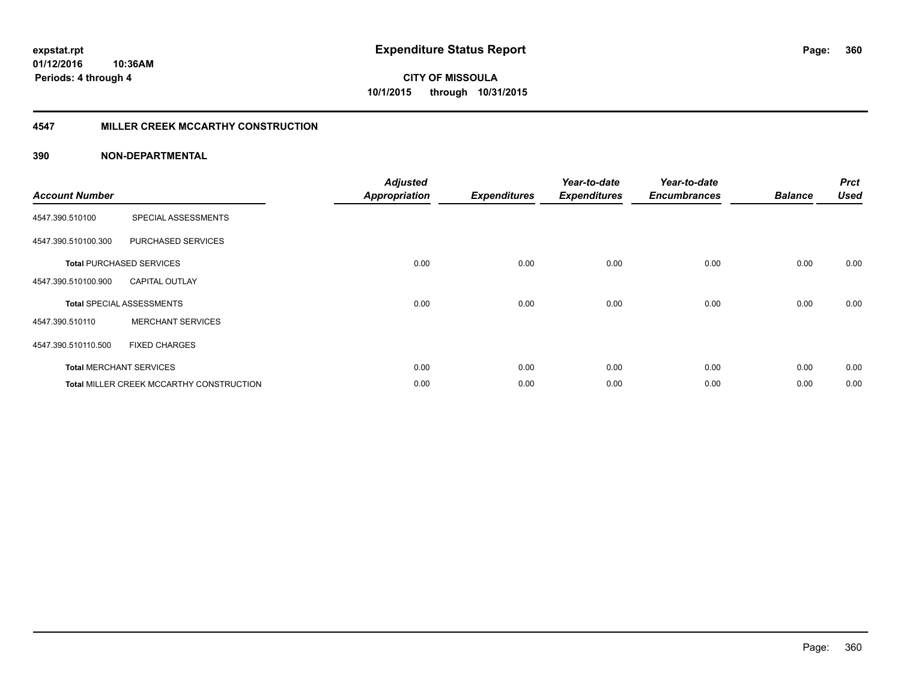# Expenditure Status Report

**expstat.rpt**
**01/12/2016 10:36AM**
**Periods: 4 through 4**

**CITY OF MISSOULA**
**10/1/2015 through 10/31/2015**

## 4547 MILLER CREEK MCCARTHY CONSTRUCTION

### 390 NON-DEPARTMENTAL

| Account Number | | Adjusted Appropriation | Expenditures | Year-to-date Expenditures | Year-to-date Encumbrances | Balance | Prct Used |
|---|---|---|---|---|---|---|---|
| 4547.390.510100 | SPECIAL ASSESSMENTS | | | | | | |
| 4547.390.510100.300 | PURCHASED SERVICES | | | | | | |
| **Total** PURCHASED SERVICES | | 0.00 | 0.00 | 0.00 | 0.00 | 0.00 | 0.00 |
| 4547.390.510100.900 | CAPITAL OUTLAY | | | | | | |
| **Total** SPECIAL ASSESSMENTS | | 0.00 | 0.00 | 0.00 | 0.00 | 0.00 | 0.00 |
| 4547.390.510110 | MERCHANT SERVICES | | | | | | |
| 4547.390.510110.500 | FIXED CHARGES | | | | | | |
| **Total** MERCHANT SERVICES | | 0.00 | 0.00 | 0.00 | 0.00 | 0.00 | 0.00 |
| **Total** MILLER CREEK MCCARTHY CONSTRUCTION | | 0.00 | 0.00 | 0.00 | 0.00 | 0.00 | 0.00 |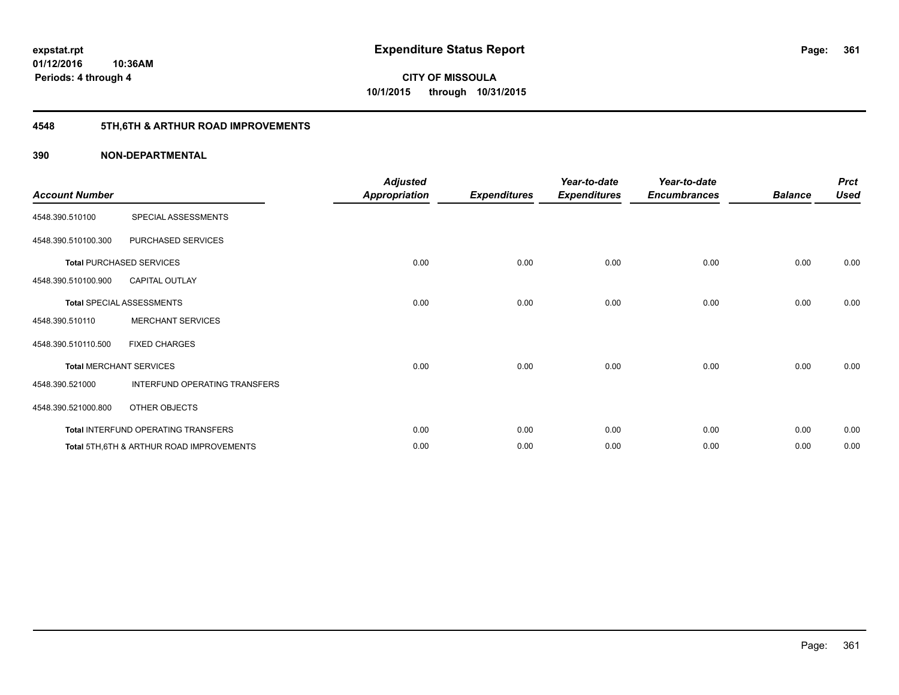# Expenditure Status Report

**CITY OF MISSOULA**
**10/1/2015 through 10/31/2015**

expstat.rpt
01/12/2016 10:36AM
Periods: 4 through 4

## 4548 5TH,6TH & ARTHUR ROAD IMPROVEMENTS

### 390 NON-DEPARTMENTAL

| Account Number | | Adjusted Appropriation | Expenditures | Year-to-date Expenditures | Year-to-date Encumbrances | Balance | Prct Used |
|---|---|---|---|---|---|---|---|
| 4548.390.510100 | SPECIAL ASSESSMENTS | | | | | | |
| 4548.390.510100.300 | PURCHASED SERVICES | | | | | | |
| **Total** PURCHASED SERVICES | | 0.00 | 0.00 | 0.00 | 0.00 | 0.00 | 0.00 |
| 4548.390.510100.900 | CAPITAL OUTLAY | | | | | | |
| **Total** SPECIAL ASSESSMENTS | | 0.00 | 0.00 | 0.00 | 0.00 | 0.00 | 0.00 |
| 4548.390.510110 | MERCHANT SERVICES | | | | | | |
| 4548.390.510110.500 | FIXED CHARGES | | | | | | |
| **Total** MERCHANT SERVICES | | 0.00 | 0.00 | 0.00 | 0.00 | 0.00 | 0.00 |
| 4548.390.521000 | INTERFUND OPERATING TRANSFERS | | | | | | |
| 4548.390.521000.800 | OTHER OBJECTS | | | | | | |
| **Total** INTERFUND OPERATING TRANSFERS | | 0.00 | 0.00 | 0.00 | 0.00 | 0.00 | 0.00 |
| **Total** 5TH,6TH & ARTHUR ROAD IMPROVEMENTS | | 0.00 | 0.00 | 0.00 | 0.00 | 0.00 | 0.00 |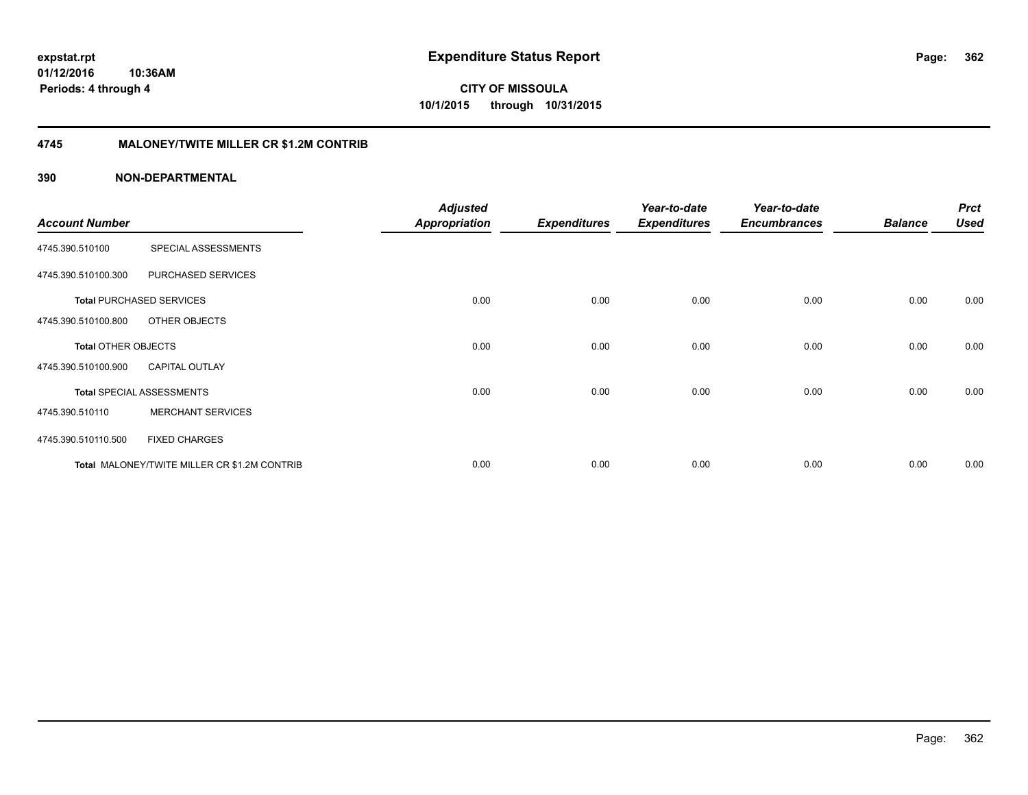**expstat.rpt**
**01/12/2016 10:36AM**
**Periods: 4 through 4**

# Expenditure Status Report

**CITY OF MISSOULA**
**10/1/2015 through 10/31/2015**

## 4745 MALONEY/TWITE MILLER CR $1.2M CONTRIB

## 390 NON-DEPARTMENTAL

| Account Number | | Adjusted Appropriation | Expenditures | Year-to-date Expenditures | Year-to-date Encumbrances | Balance | Prct Used |
|---|---|---|---|---|---|---|---|
| 4745.390.510100 | SPECIAL ASSESSMENTS | | | | | | |
| 4745.390.510100.300 | PURCHASED SERVICES | | | | | | |
| **Total** PURCHASED SERVICES | | 0.00 | 0.00 | 0.00 | 0.00 | 0.00 | 0.00 |
| 4745.390.510100.800 | OTHER OBJECTS | | | | | | |
| **Total** OTHER OBJECTS | | 0.00 | 0.00 | 0.00 | 0.00 | 0.00 | 0.00 |
| 4745.390.510100.900 | CAPITAL OUTLAY | | | | | | |
| **Total** SPECIAL ASSESSMENTS | | 0.00 | 0.00 | 0.00 | 0.00 | 0.00 | 0.00 |
| 4745.390.510110 | MERCHANT SERVICES | | | | | | |
| 4745.390.510110.500 | FIXED CHARGES | | | | | | |
| **Total** MALONEY/TWITE MILLER CR $1.2M CONTRIB | | 0.00 | 0.00 | 0.00 | 0.00 | 0.00 | 0.00 |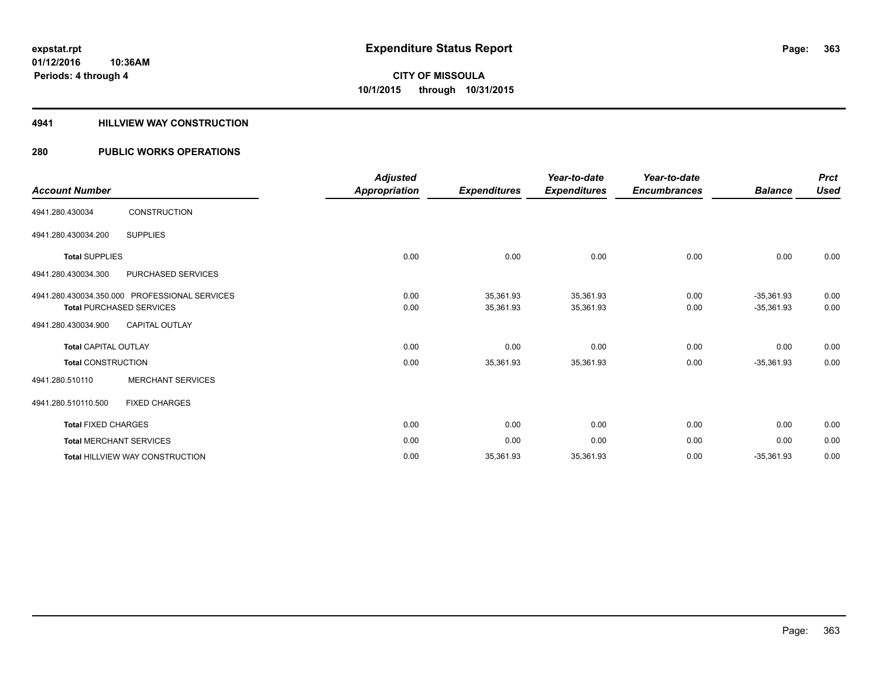**expstat.rpt**
**01/12/2016 10:36AM**
**Periods: 4 through 4**

# Expenditure Status Report

**CITY OF MISSOULA**
**10/1/2015 through 10/31/2015**

## 4941 HILLVIEW WAY CONSTRUCTION

## 280 PUBLIC WORKS OPERATIONS

| Account Number | | Adjusted Appropriation | Expenditures | Year-to-date Expenditures | Year-to-date Encumbrances | Balance | Prct Used |
|---|---|---|---|---|---|---|---|
| 4941.280.430034 | CONSTRUCTION | | | | | | |
| 4941.280.430034.200 | SUPPLIES | | | | | | |
| **Total** SUPPLIES | | 0.00 | 0.00 | 0.00 | 0.00 | 0.00 | 0.00 |
| 4941.280.430034.300 | PURCHASED SERVICES | | | | | | |
| 4941.280.430034.350.000 | PROFESSIONAL SERVICES | 0.00 | 35,361.93 | 35,361.93 | 0.00 | -35,361.93 | 0.00 |
| **Total** PURCHASED SERVICES | | 0.00 | 35,361.93 | 35,361.93 | 0.00 | -35,361.93 | 0.00 |
| 4941.280.430034.900 | CAPITAL OUTLAY | | | | | | |
| **Total** CAPITAL OUTLAY | | 0.00 | 0.00 | 0.00 | 0.00 | 0.00 | 0.00 |
| **Total** CONSTRUCTION | | 0.00 | 35,361.93 | 35,361.93 | 0.00 | -35,361.93 | 0.00 |
| 4941.280.510110 | MERCHANT SERVICES | | | | | | |
| 4941.280.510110.500 | FIXED CHARGES | | | | | | |
| **Total** FIXED CHARGES | | 0.00 | 0.00 | 0.00 | 0.00 | 0.00 | 0.00 |
| **Total** MERCHANT SERVICES | | 0.00 | 0.00 | 0.00 | 0.00 | 0.00 | 0.00 |
| **Total** HILLVIEW WAY CONSTRUCTION | | 0.00 | 35,361.93 | 35,361.93 | 0.00 | -35,361.93 | 0.00 |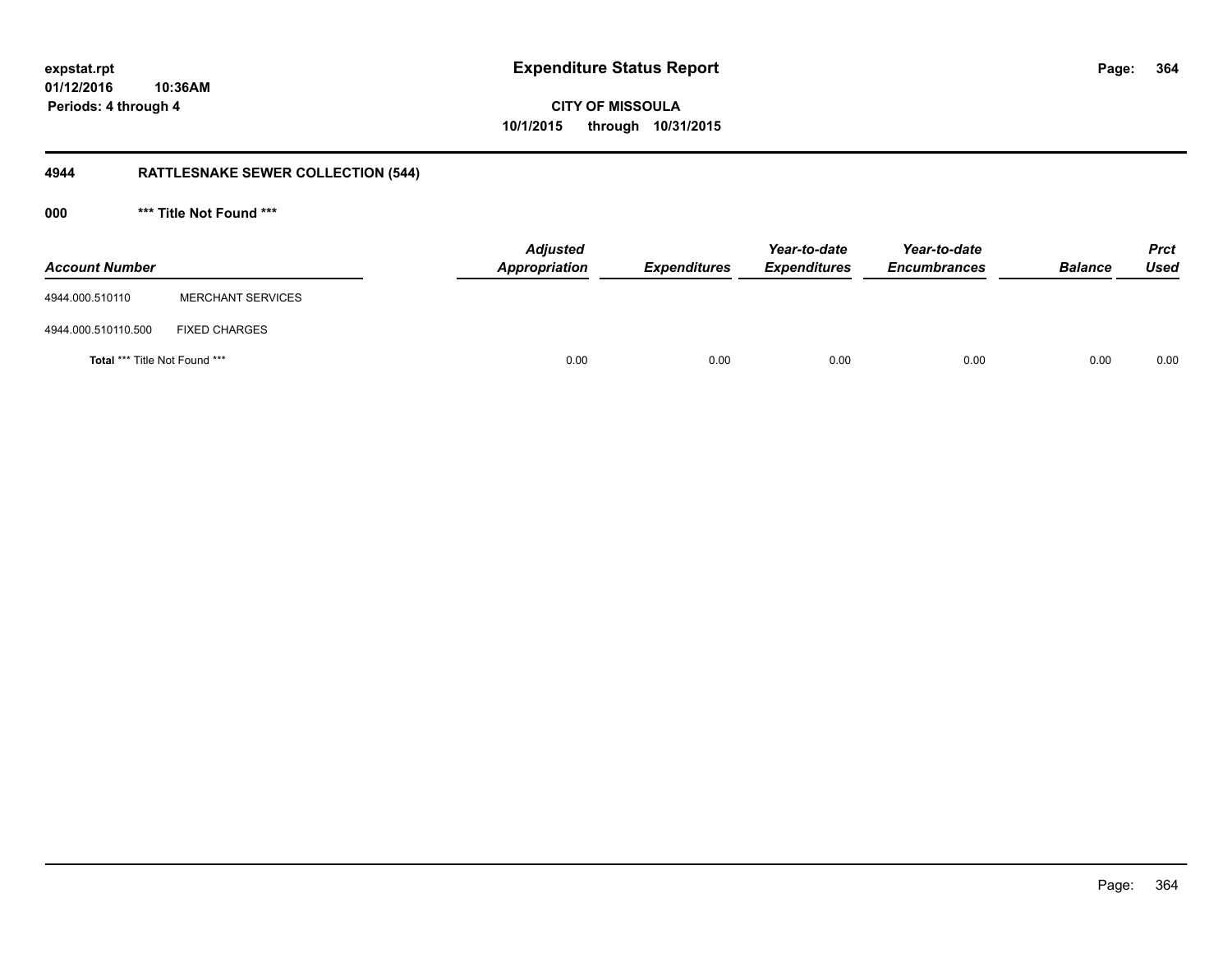**expstat.rpt**
**01/12/2016 10:36AM**
**Periods: 4 through 4**

# Expenditure Status Report

**CITY OF MISSOULA**
**10/1/2015 through 10/31/2015**

## 4944 RATTLESNAKE SEWER COLLECTION (544)

### 000 *** Title Not Found ***

| Account Number | | Adjusted Appropriation | Expenditures | Year-to-date Expenditures | Year-to-date Encumbrances | Balance | Prct Used |
|---|---|---|---|---|---|---|---|
| 4944.000.510110 | MERCHANT SERVICES | | | | | | |
| 4944.000.510110.500 | FIXED CHARGES | | | | | | |
| **Total** *** Title Not Found *** | | 0.00 | 0.00 | 0.00 | 0.00 | 0.00 | 0.00 |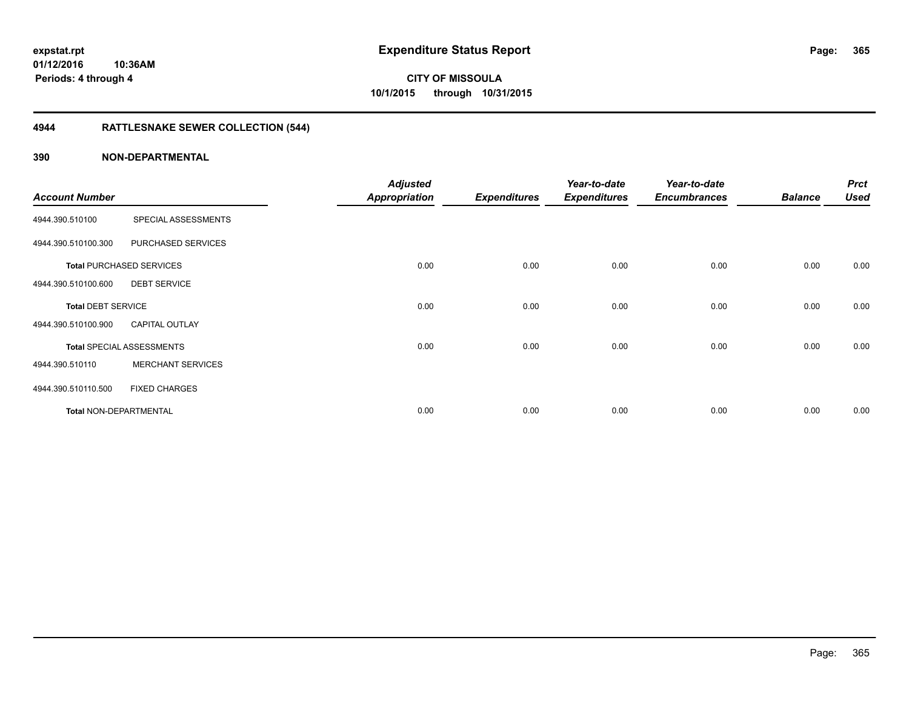# Expenditure Status Report

**CITY OF MISSOULA**
**10/1/2015 through 10/31/2015**

expstat.rpt
01/12/2016 10:36AM
Periods: 4 through 4

## 4944 RATTLESNAKE SEWER COLLECTION (544)

### 390 NON-DEPARTMENTAL

| Account Number | | Adjusted Appropriation | Expenditures | Year-to-date Expenditures | Year-to-date Encumbrances | Balance | Prct Used |
|---|---|---|---|---|---|---|---|
| 4944.390.510100 | SPECIAL ASSESSMENTS | | | | | | |
| 4944.390.510100.300 | PURCHASED SERVICES | | | | | | |
| **Total** PURCHASED SERVICES | | 0.00 | 0.00 | 0.00 | 0.00 | 0.00 | 0.00 |
| 4944.390.510100.600 | DEBT SERVICE | | | | | | |
| **Total** DEBT SERVICE | | 0.00 | 0.00 | 0.00 | 0.00 | 0.00 | 0.00 |
| 4944.390.510100.900 | CAPITAL OUTLAY | | | | | | |
| **Total** SPECIAL ASSESSMENTS | | 0.00 | 0.00 | 0.00 | 0.00 | 0.00 | 0.00 |
| 4944.390.510110 | MERCHANT SERVICES | | | | | | |
| 4944.390.510110.500 | FIXED CHARGES | | | | | | |
| **Total** NON-DEPARTMENTAL | | 0.00 | 0.00 | 0.00 | 0.00 | 0.00 | 0.00 |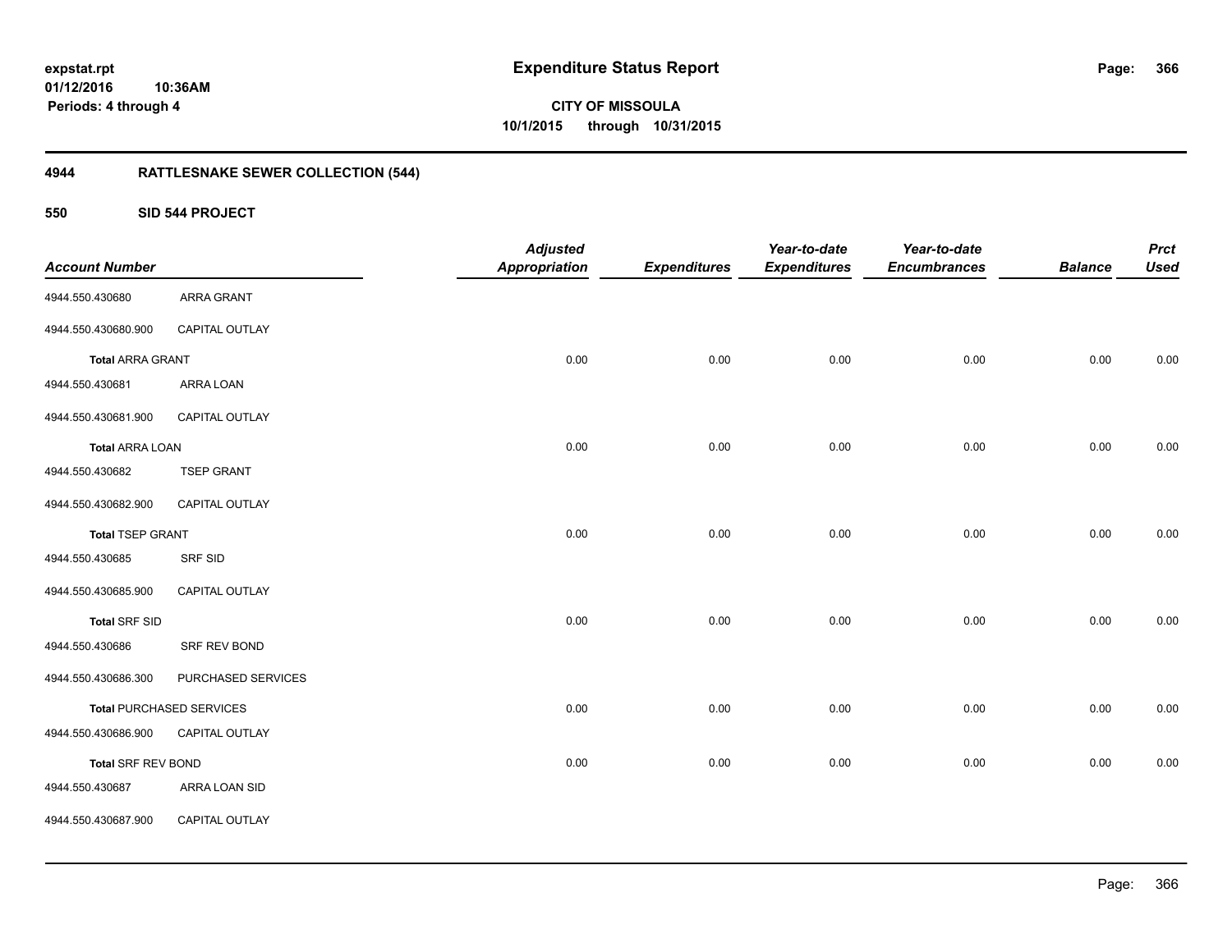**expstat.rpt**
**01/12/2016 10:36AM**
**Periods: 4 through 4**

# Expenditure Status Report

**CITY OF MISSOULA**
**10/1/2015 through 10/31/2015**

## 4944 RATTLESNAKE SEWER COLLECTION (544)

### 550 SID 544 PROJECT

| Account Number | | Adjusted Appropriation | Expenditures | Year-to-date Expenditures | Year-to-date Encumbrances | Balance | Prct Used |
|---|---|---|---|---|---|---|---|
| 4944.550.430680 | ARRA GRANT | | | | | | |
| 4944.550.430680.900 | CAPITAL OUTLAY | | | | | | |
| **Total** ARRA GRANT | | 0.00 | 0.00 | 0.00 | 0.00 | 0.00 | 0.00 |
| 4944.550.430681 | ARRA LOAN | | | | | | |
| 4944.550.430681.900 | CAPITAL OUTLAY | | | | | | |
| **Total** ARRA LOAN | | 0.00 | 0.00 | 0.00 | 0.00 | 0.00 | 0.00 |
| 4944.550.430682 | TSEP GRANT | | | | | | |
| 4944.550.430682.900 | CAPITAL OUTLAY | | | | | | |
| **Total** TSEP GRANT | | 0.00 | 0.00 | 0.00 | 0.00 | 0.00 | 0.00 |
| 4944.550.430685 | SRF SID | | | | | | |
| 4944.550.430685.900 | CAPITAL OUTLAY | | | | | | |
| **Total** SRF SID | | 0.00 | 0.00 | 0.00 | 0.00 | 0.00 | 0.00 |
| 4944.550.430686 | SRF REV BOND | | | | | | |
| 4944.550.430686.300 | PURCHASED SERVICES | | | | | | |
| **Total** PURCHASED SERVICES | | 0.00 | 0.00 | 0.00 | 0.00 | 0.00 | 0.00 |
| 4944.550.430686.900 | CAPITAL OUTLAY | | | | | | |
| **Total** SRF REV BOND | | 0.00 | 0.00 | 0.00 | 0.00 | 0.00 | 0.00 |
| 4944.550.430687 | ARRA LOAN SID | | | | | | |
| 4944.550.430687.900 | CAPITAL OUTLAY | | | | | | |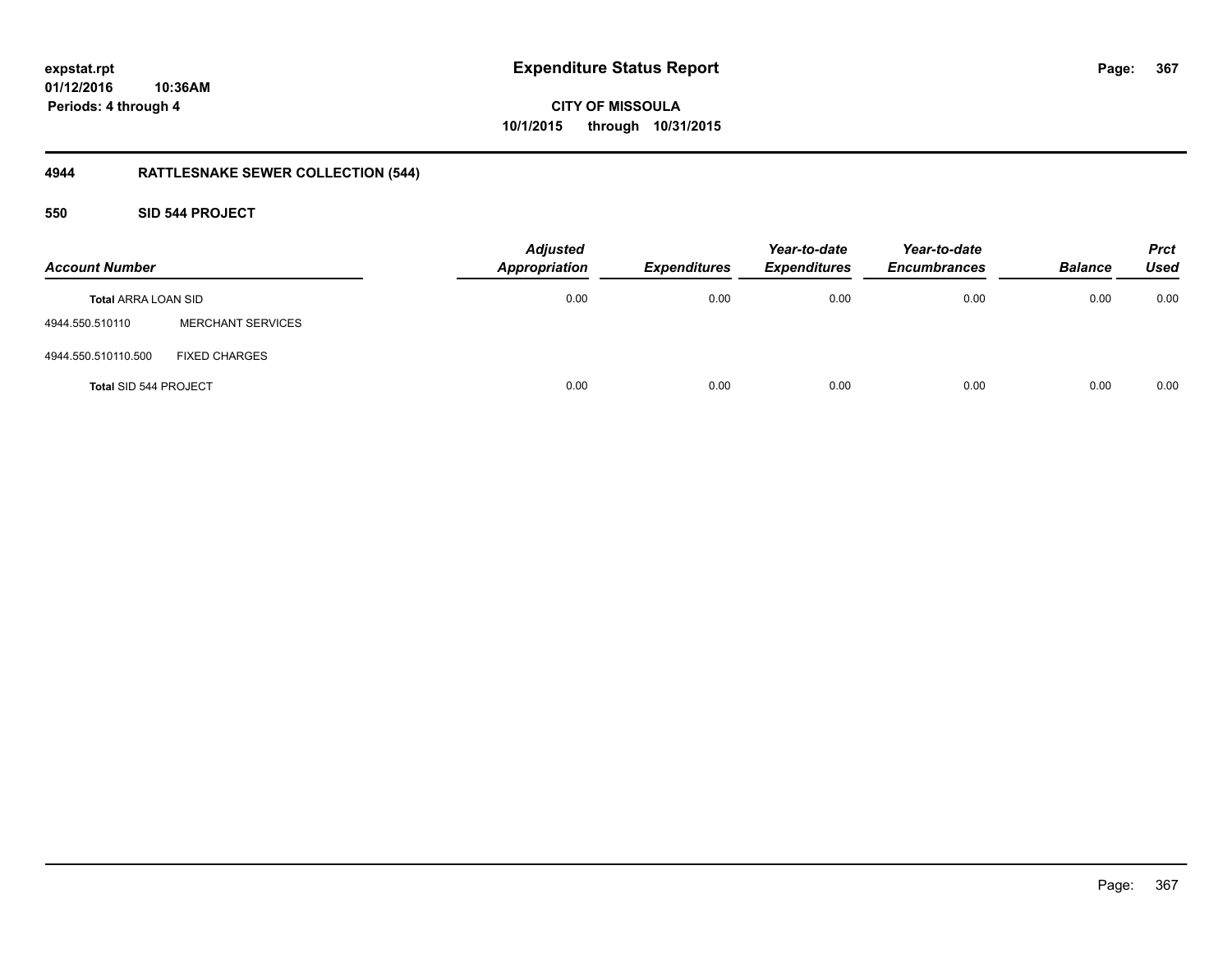expstat.rpt
01/12/2016 10:36AM
Periods: 4 through 4

# Expenditure Status Report

CITY OF MISSOULA
10/1/2015 through 10/31/2015

## 4944 RATTLESNAKE SEWER COLLECTION (544)

### 550 SID 544 PROJECT

| Account Number | | Adjusted Appropriation | Expenditures | Year-to-date Expenditures | Year-to-date Encumbrances | Balance | Prct Used |
|---|---|---|---|---|---|---|---|
| Total ARRA LOAN SID | | 0.00 | 0.00 | 0.00 | 0.00 | 0.00 | 0.00 |
| 4944.550.510110 | MERCHANT SERVICES | | | | | | |
| 4944.550.510110.500 | FIXED CHARGES | | | | | | |
| Total SID 544 PROJECT | | 0.00 | 0.00 | 0.00 | 0.00 | 0.00 | 0.00 |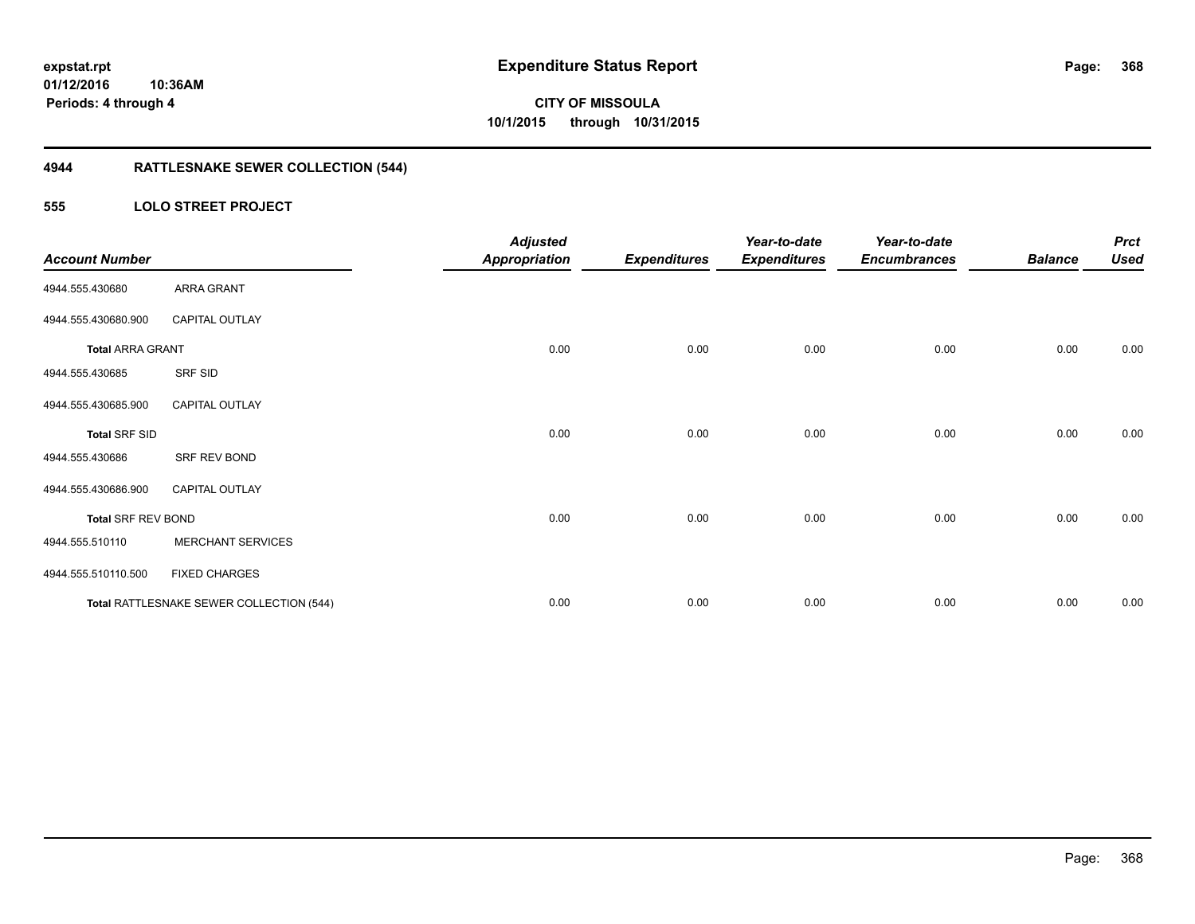**expstat.rpt**
**01/12/2016 10:36AM**
**Periods: 4 through 4**

# Expenditure Status Report

**CITY OF MISSOULA**
**10/1/2015 through 10/31/2015**

## 4944 RATTLESNAKE SEWER COLLECTION (544)

### 555 LOLO STREET PROJECT

| Account Number | | Adjusted Appropriation | Expenditures | Year-to-date Expenditures | Year-to-date Encumbrances | Balance | Prct Used |
|---|---|---|---|---|---|---|---|
| 4944.555.430680 | ARRA GRANT | | | | | | |
| 4944.555.430680.900 | CAPITAL OUTLAY | | | | | | |
| **Total** ARRA GRANT | | 0.00 | 0.00 | 0.00 | 0.00 | 0.00 | 0.00 |
| 4944.555.430685 | SRF SID | | | | | | |
| 4944.555.430685.900 | CAPITAL OUTLAY | | | | | | |
| **Total** SRF SID | | 0.00 | 0.00 | 0.00 | 0.00 | 0.00 | 0.00 |
| 4944.555.430686 | SRF REV BOND | | | | | | |
| 4944.555.430686.900 | CAPITAL OUTLAY | | | | | | |
| **Total** SRF REV BOND | | 0.00 | 0.00 | 0.00 | 0.00 | 0.00 | 0.00 |
| 4944.555.510110 | MERCHANT SERVICES | | | | | | |
| 4944.555.510110.500 | FIXED CHARGES | | | | | | |
| **Total** RATTLESNAKE SEWER COLLECTION (544) | | 0.00 | 0.00 | 0.00 | 0.00 | 0.00 | 0.00 |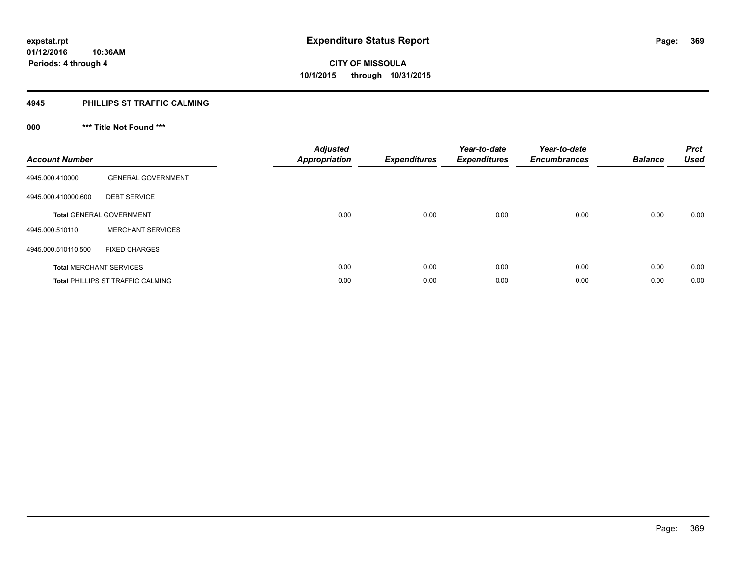**Expenditure Status Report**

**CITY OF MISSOULA**
**10/1/2015 through 10/31/2015**

expstat.rpt
01/12/2016 10:36AM
Periods: 4 through 4

## 4945 PHILLIPS ST TRAFFIC CALMING

### 000 *** Title Not Found ***

| Account Number | | Adjusted Appropriation | Expenditures | Year-to-date Expenditures | Year-to-date Encumbrances | Balance | Prct Used |
|---|---|---|---|---|---|---|---|
| 4945.000.410000 | GENERAL GOVERNMENT | | | | | | |
| 4945.000.410000.600 | DEBT SERVICE | | | | | | |
| **Total** GENERAL GOVERNMENT | | 0.00 | 0.00 | 0.00 | 0.00 | 0.00 | 0.00 |
| 4945.000.510110 | MERCHANT SERVICES | | | | | | |
| 4945.000.510110.500 | FIXED CHARGES | | | | | | |
| **Total** MERCHANT SERVICES | | 0.00 | 0.00 | 0.00 | 0.00 | 0.00 | 0.00 |
| **Total** PHILLIPS ST TRAFFIC CALMING | | 0.00 | 0.00 | 0.00 | 0.00 | 0.00 | 0.00 |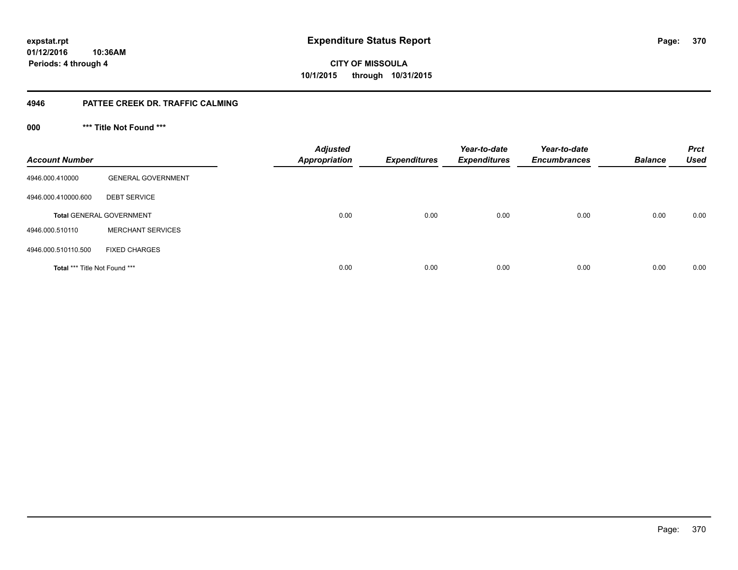# Expenditure Status Report

expstat.rpt
01/12/2016 10:36AM
Periods: 4 through 4

CITY OF MISSOULA
10/1/2015 through 10/31/2015

## 4946 PATTEE CREEK DR. TRAFFIC CALMING

### 000 *** Title Not Found ***

| Account Number | | Adjusted Appropriation | Expenditures | Year-to-date Expenditures | Year-to-date Encumbrances | Balance | Prct Used |
|---|---|---|---|---|---|---|---|
| 4946.000.410000 | GENERAL GOVERNMENT | | | | | | |
| 4946.000.410000.600 | DEBT SERVICE | | | | | | |
| **Total** GENERAL GOVERNMENT | | 0.00 | 0.00 | 0.00 | 0.00 | 0.00 | 0.00 |
| 4946.000.510110 | MERCHANT SERVICES | | | | | | |
| 4946.000.510110.500 | FIXED CHARGES | | | | | | |
| **Total** *** Title Not Found *** | | 0.00 | 0.00 | 0.00 | 0.00 | 0.00 | 0.00 |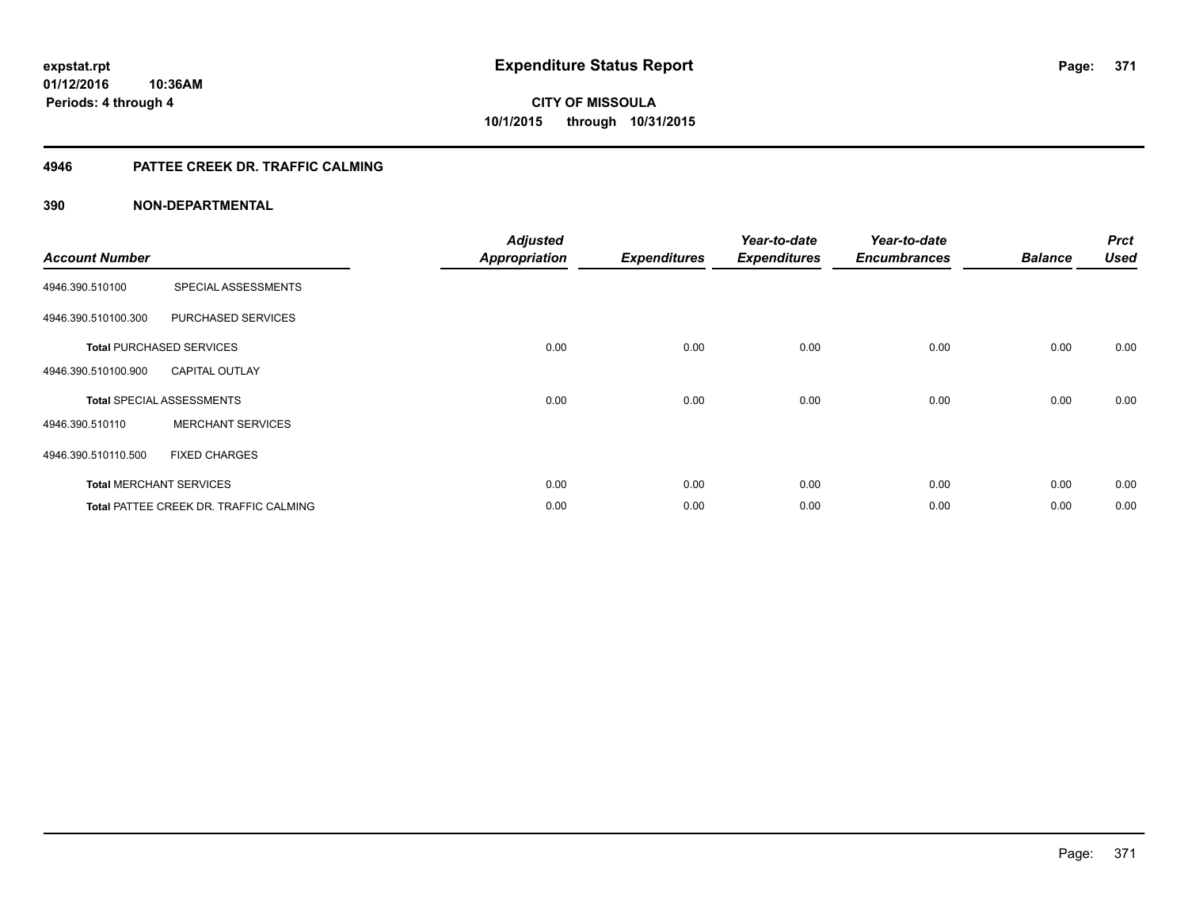**expstat.rpt**
**01/12/2016 10:36AM**
**Periods: 4 through 4**

# Expenditure Status Report

**CITY OF MISSOULA**
**10/1/2015 through 10/31/2015**

## 4946 PATTEE CREEK DR. TRAFFIC CALMING

### 390 NON-DEPARTMENTAL

| Account Number | | Adjusted Appropriation | Expenditures | Year-to-date Expenditures | Year-to-date Encumbrances | Balance | Prct Used |
|---|---|---|---|---|---|---|---|
| 4946.390.510100 | SPECIAL ASSESSMENTS | | | | | | |
| 4946.390.510100.300 | PURCHASED SERVICES | | | | | | |
| **Total** PURCHASED SERVICES | | 0.00 | 0.00 | 0.00 | 0.00 | 0.00 | 0.00 |
| 4946.390.510100.900 | CAPITAL OUTLAY | | | | | | |
| **Total** SPECIAL ASSESSMENTS | | 0.00 | 0.00 | 0.00 | 0.00 | 0.00 | 0.00 |
| 4946.390.510110 | MERCHANT SERVICES | | | | | | |
| 4946.390.510110.500 | FIXED CHARGES | | | | | | |
| **Total** MERCHANT SERVICES | | 0.00 | 0.00 | 0.00 | 0.00 | 0.00 | 0.00 |
| **Total** PATTEE CREEK DR. TRAFFIC CALMING | | 0.00 | 0.00 | 0.00 | 0.00 | 0.00 | 0.00 |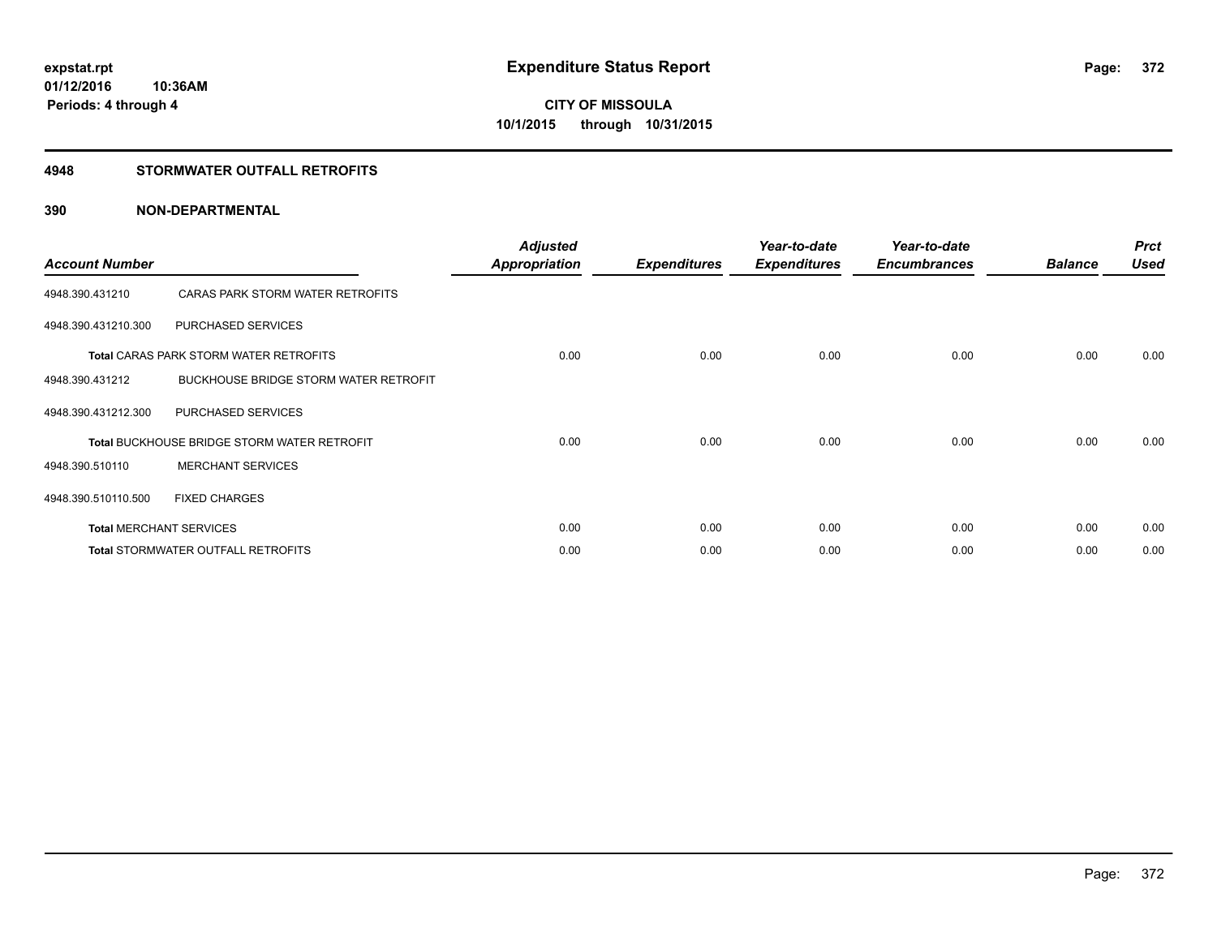**expstat.rpt**
**01/12/2016 10:36AM**
**Periods: 4 through 4**

# Expenditure Status Report

**CITY OF MISSOULA**
**10/1/2015 through 10/31/2015**

## 4948 STORMWATER OUTFALL RETROFITS

### 390 NON-DEPARTMENTAL

| Account Number | | Adjusted Appropriation | Expenditures | Year-to-date Expenditures | Year-to-date Encumbrances | Balance | Prct Used |
|---|---|---|---|---|---|---|---|
| 4948.390.431210 | CARAS PARK STORM WATER RETROFITS | | | | | | |
| 4948.390.431210.300 | PURCHASED SERVICES | | | | | | |
| **Total** CARAS PARK STORM WATER RETROFITS | | 0.00 | 0.00 | 0.00 | 0.00 | 0.00 | 0.00 |
| 4948.390.431212 | BUCKHOUSE BRIDGE STORM WATER RETROFIT | | | | | | |
| 4948.390.431212.300 | PURCHASED SERVICES | | | | | | |
| **Total** BUCKHOUSE BRIDGE STORM WATER RETROFIT | | 0.00 | 0.00 | 0.00 | 0.00 | 0.00 | 0.00 |
| 4948.390.510110 | MERCHANT SERVICES | | | | | | |
| 4948.390.510110.500 | FIXED CHARGES | | | | | | |
| **Total** MERCHANT SERVICES | | 0.00 | 0.00 | 0.00 | 0.00 | 0.00 | 0.00 |
| **Total** STORMWATER OUTFALL RETROFITS | | 0.00 | 0.00 | 0.00 | 0.00 | 0.00 | 0.00 |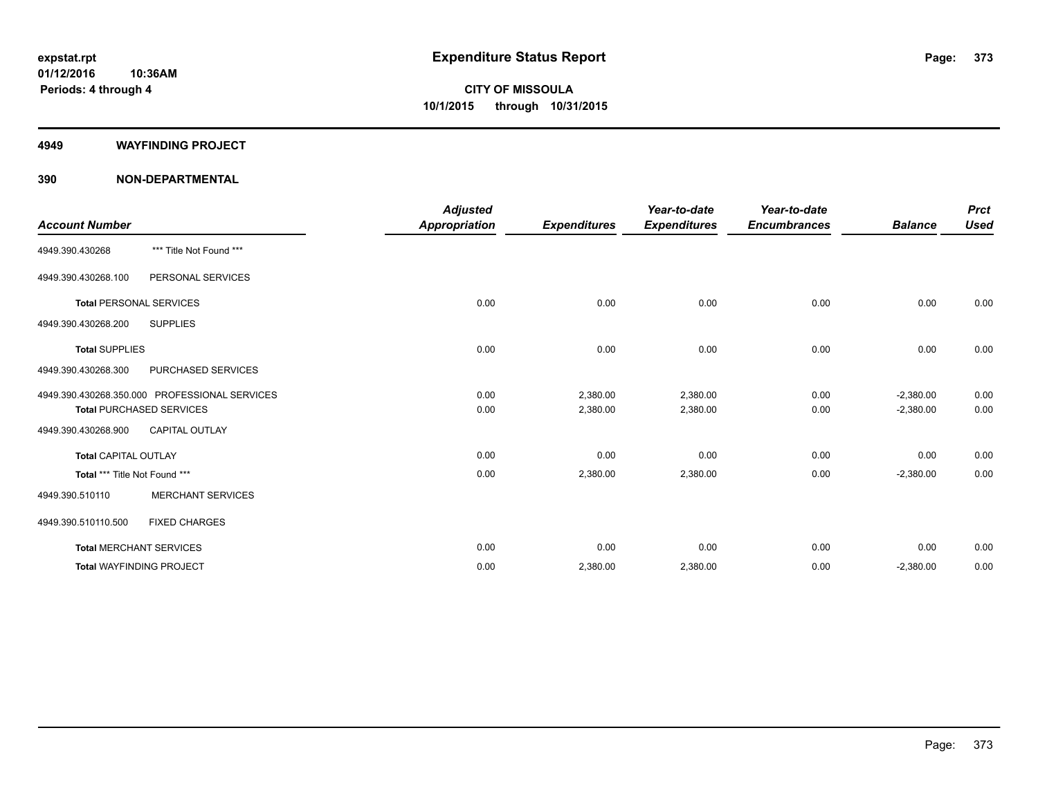**expstat.rpt**
**01/12/2016 10:36AM**
**Periods: 4 through 4**

# Expenditure Status Report

**CITY OF MISSOULA**
**10/1/2015 through 10/31/2015**

## 4949 WAYFINDING PROJECT

## 390 NON-DEPARTMENTAL

| Account Number | | Adjusted Appropriation | Expenditures | Year-to-date Expenditures | Year-to-date Encumbrances | Balance | Prct Used |
|---|---|---|---|---|---|---|---|
| 4949.390.430268 | *** Title Not Found *** | | | | | | |
| 4949.390.430268.100 | PERSONAL SERVICES | | | | | | |
| **Total** PERSONAL SERVICES | | 0.00 | 0.00 | 0.00 | 0.00 | 0.00 | 0.00 |
| 4949.390.430268.200 | SUPPLIES | | | | | | |
| **Total** SUPPLIES | | 0.00 | 0.00 | 0.00 | 0.00 | 0.00 | 0.00 |
| 4949.390.430268.300 | PURCHASED SERVICES | | | | | | |
| 4949.390.430268.350.000 | PROFESSIONAL SERVICES | 0.00 | 2,380.00 | 2,380.00 | 0.00 | -2,380.00 | 0.00 |
| **Total** PURCHASED SERVICES | | 0.00 | 2,380.00 | 2,380.00 | 0.00 | -2,380.00 | 0.00 |
| 4949.390.430268.900 | CAPITAL OUTLAY | | | | | | |
| **Total** CAPITAL OUTLAY | | 0.00 | 0.00 | 0.00 | 0.00 | 0.00 | 0.00 |
| **Total** *** Title Not Found *** | | 0.00 | 2,380.00 | 2,380.00 | 0.00 | -2,380.00 | 0.00 |
| 4949.390.510110 | MERCHANT SERVICES | | | | | | |
| 4949.390.510110.500 | FIXED CHARGES | | | | | | |
| **Total** MERCHANT SERVICES | | 0.00 | 0.00 | 0.00 | 0.00 | 0.00 | 0.00 |
| **Total** WAYFINDING PROJECT | | 0.00 | 2,380.00 | 2,380.00 | 0.00 | -2,380.00 | 0.00 |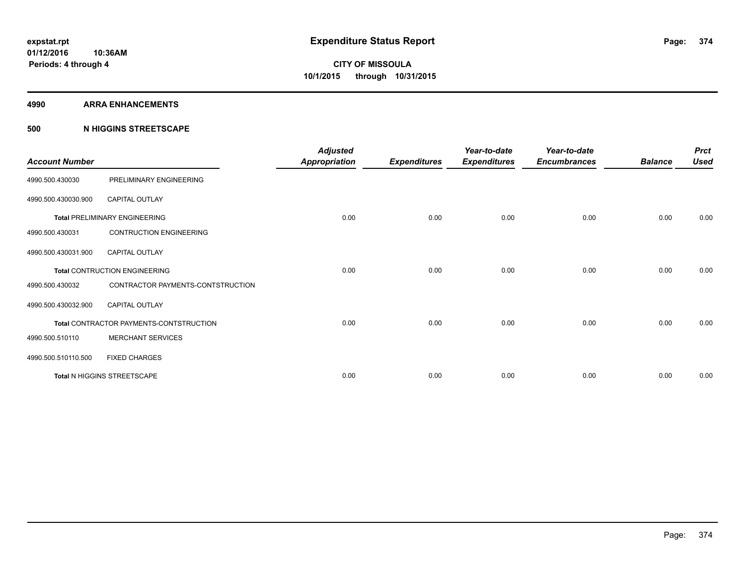**expstat.rpt**
**01/12/2016 10:36AM**
**Periods: 4 through 4**

# Expenditure Status Report

**CITY OF MISSOULA**
**10/1/2015 through 10/31/2015**

## 4990 ARRA ENHANCEMENTS

## 500 N HIGGINS STREETSCAPE

| Account Number | | Adjusted Appropriation | Expenditures | Year-to-date Expenditures | Year-to-date Encumbrances | Balance | Prct Used |
|---|---|---|---|---|---|---|---|
| 4990.500.430030 | PRELIMINARY ENGINEERING | | | | | | |
| 4990.500.430030.900 | CAPITAL OUTLAY | | | | | | |
| **Total** PRELIMINARY ENGINEERING | | 0.00 | 0.00 | 0.00 | 0.00 | 0.00 | 0.00 |
| 4990.500.430031 | CONTRUCTION ENGINEERING | | | | | | |
| 4990.500.430031.900 | CAPITAL OUTLAY | | | | | | |
| **Total** CONTRUCTION ENGINEERING | | 0.00 | 0.00 | 0.00 | 0.00 | 0.00 | 0.00 |
| 4990.500.430032 | CONTRACTOR PAYMENTS-CONTSTRUCTION | | | | | | |
| 4990.500.430032.900 | CAPITAL OUTLAY | | | | | | |
| **Total** CONTRACTOR PAYMENTS-CONTSTRUCTION | | 0.00 | 0.00 | 0.00 | 0.00 | 0.00 | 0.00 |
| 4990.500.510110 | MERCHANT SERVICES | | | | | | |
| 4990.500.510110.500 | FIXED CHARGES | | | | | | |
| **Total** N HIGGINS STREETSCAPE | | 0.00 | 0.00 | 0.00 | 0.00 | 0.00 | 0.00 |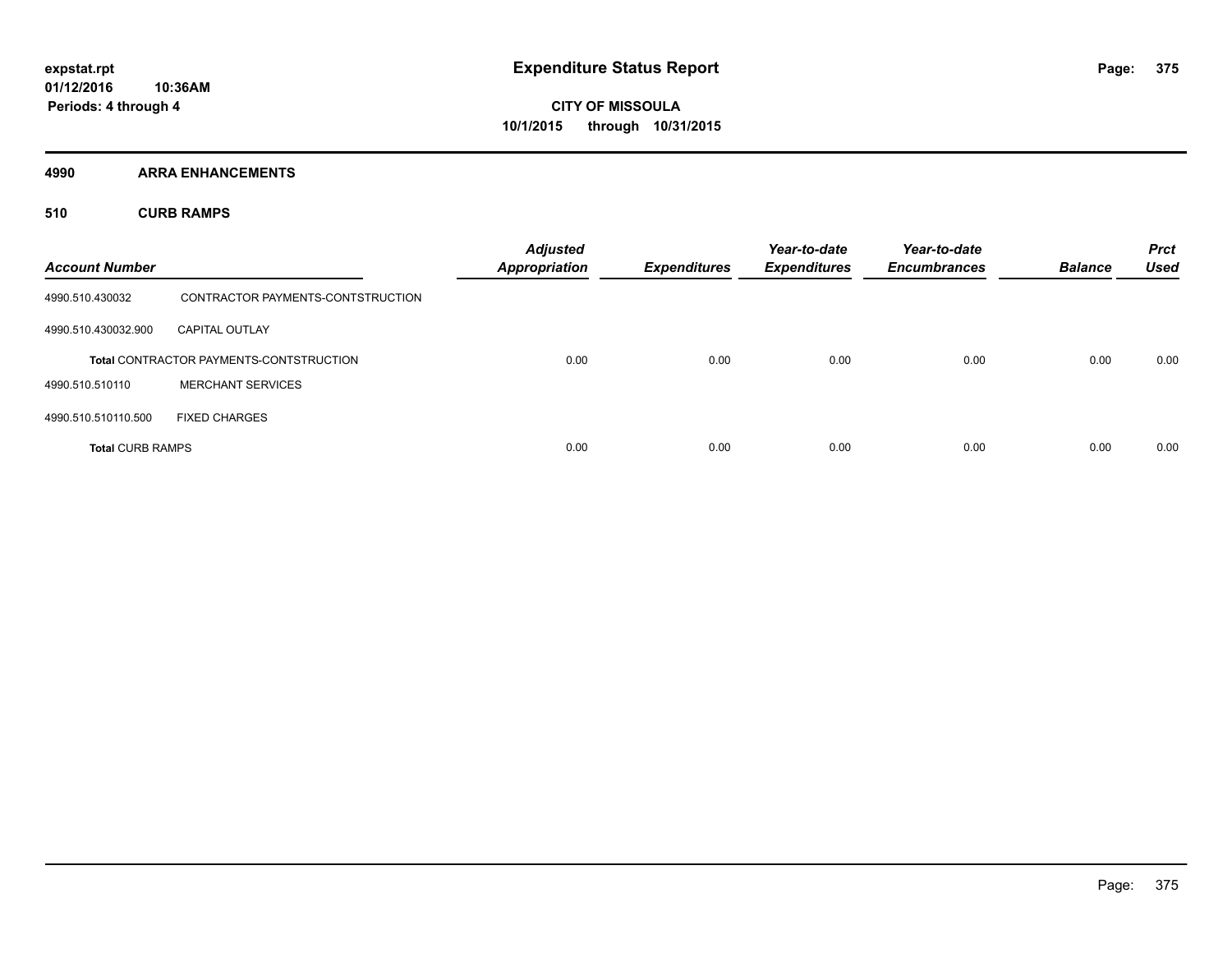# Expenditure Status Report

**CITY OF MISSOULA**
**10/1/2015 through 10/31/2015**

expstat.rpt
01/12/2016 10:36AM
Periods: 4 through 4

## 4990 ARRA ENHANCEMENTS

### 510 CURB RAMPS

| Account Number | | Adjusted Appropriation | Expenditures | Year-to-date Expenditures | Year-to-date Encumbrances | Balance | Prct Used |
|---|---|---|---|---|---|---|---|
| 4990.510.430032 | CONTRACTOR PAYMENTS-CONTSTRUCTION | | | | | | |
| 4990.510.430032.900 | CAPITAL OUTLAY | | | | | | |
| | **Total** CONTRACTOR PAYMENTS-CONTSTRUCTION | 0.00 | 0.00 | 0.00 | 0.00 | 0.00 | 0.00 |
| 4990.510.510110 | MERCHANT SERVICES | | | | | | |
| 4990.510.510110.500 | FIXED CHARGES | | | | | | |
| **Total** CURB RAMPS | | 0.00 | 0.00 | 0.00 | 0.00 | 0.00 | 0.00 |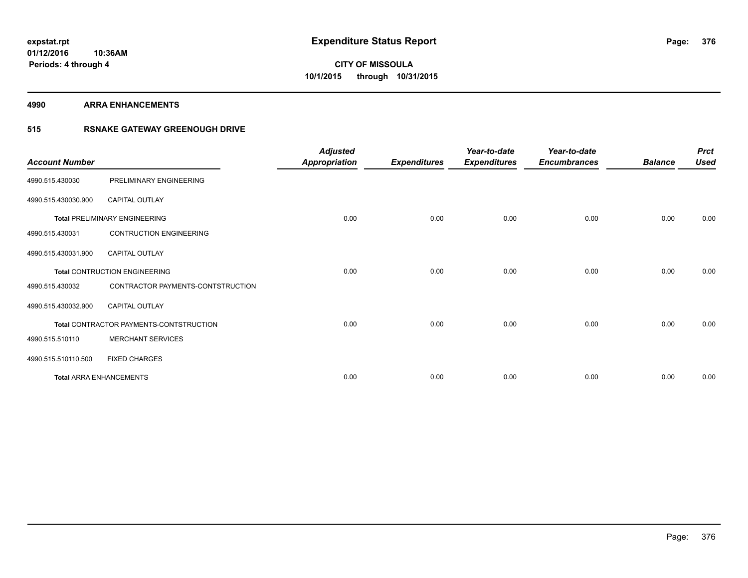**expstat.rpt**
**01/12/2016 10:36AM**
**Periods: 4 through 4**

# Expenditure Status Report

**CITY OF MISSOULA**
**10/1/2015 through 10/31/2015**

## 4990 ARRA ENHANCEMENTS

## 515 RSNAKE GATEWAY GREENOUGH DRIVE

| Account Number | | Adjusted Appropriation | Expenditures | Year-to-date Expenditures | Year-to-date Encumbrances | Balance | Prct Used |
|---|---|---|---|---|---|---|---|
| 4990.515.430030 | PRELIMINARY ENGINEERING | | | | | | |
| 4990.515.430030.900 | CAPITAL OUTLAY | | | | | | |
| **Total** PRELIMINARY ENGINEERING | | 0.00 | 0.00 | 0.00 | 0.00 | 0.00 | 0.00 |
| 4990.515.430031 | CONTRUCTION ENGINEERING | | | | | | |
| 4990.515.430031.900 | CAPITAL OUTLAY | | | | | | |
| **Total** CONTRUCTION ENGINEERING | | 0.00 | 0.00 | 0.00 | 0.00 | 0.00 | 0.00 |
| 4990.515.430032 | CONTRACTOR PAYMENTS-CONTSTRUCTION | | | | | | |
| 4990.515.430032.900 | CAPITAL OUTLAY | | | | | | |
| **Total** CONTRACTOR PAYMENTS-CONTSTRUCTION | | 0.00 | 0.00 | 0.00 | 0.00 | 0.00 | 0.00 |
| 4990.515.510110 | MERCHANT SERVICES | | | | | | |
| 4990.515.510110.500 | FIXED CHARGES | | | | | | |
| **Total** ARRA ENHANCEMENTS | | 0.00 | 0.00 | 0.00 | 0.00 | 0.00 | 0.00 |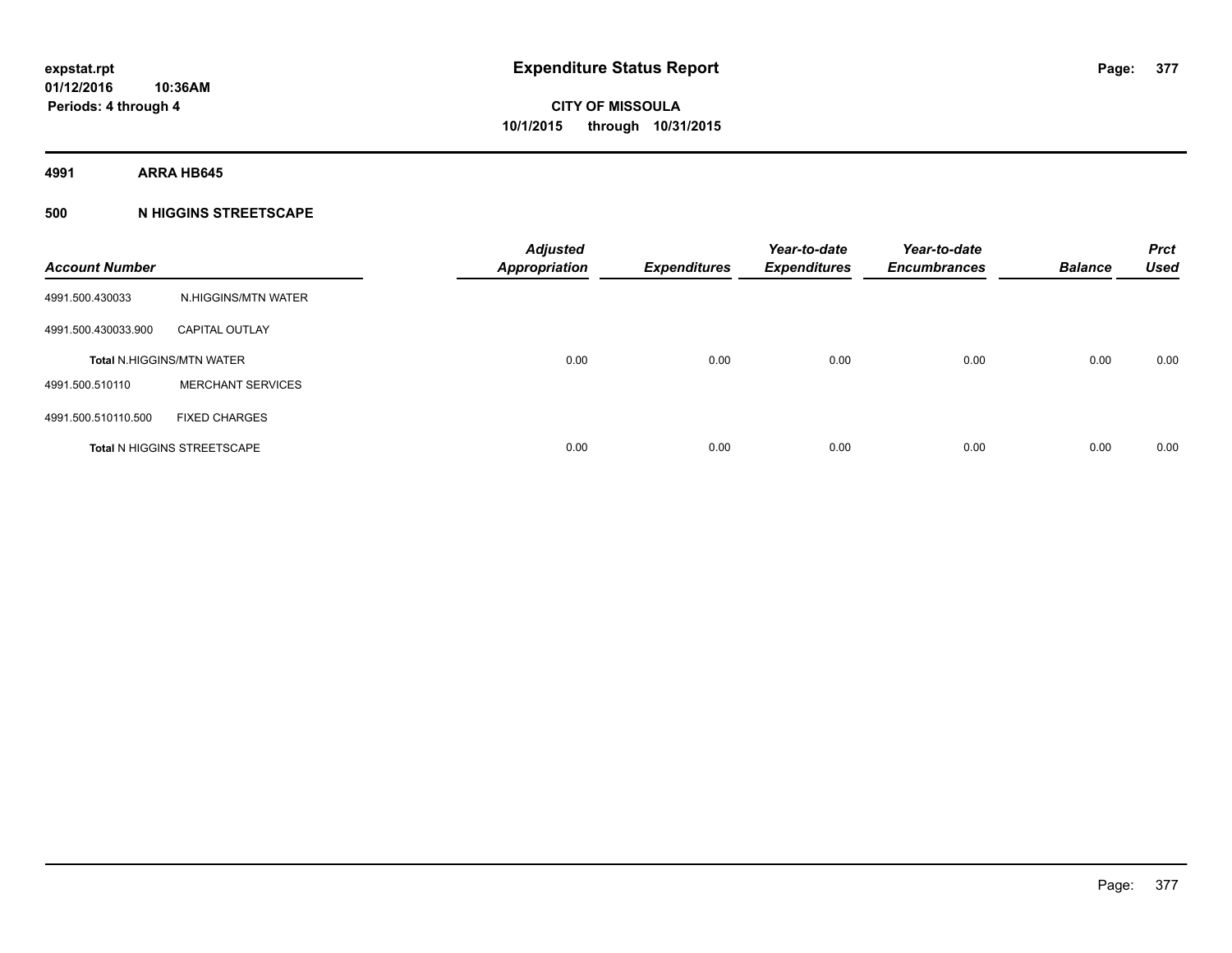# Expenditure Status Report

**expstat.rpt**
**01/12/2016 10:36AM**
**Periods: 4 through 4**

**CITY OF MISSOULA**
**10/1/2015 through 10/31/2015**

**4991 ARRA HB645**

**500 N HIGGINS STREETSCAPE**

| Account Number | | Adjusted Appropriation | Expenditures | Year-to-date Expenditures | Year-to-date Encumbrances | Balance | Prct Used |
|---|---|---|---|---|---|---|---|
| 4991.500.430033 | N.HIGGINS/MTN WATER | | | | | | |
| 4991.500.430033.900 | CAPITAL OUTLAY | | | | | | |
| Total N.HIGGINS/MTN WATER | | 0.00 | 0.00 | 0.00 | 0.00 | 0.00 | 0.00 |
| 4991.500.510110 | MERCHANT SERVICES | | | | | | |
| 4991.500.510110.500 | FIXED CHARGES | | | | | | |
| Total N HIGGINS STREETSCAPE | | 0.00 | 0.00 | 0.00 | 0.00 | 0.00 | 0.00 |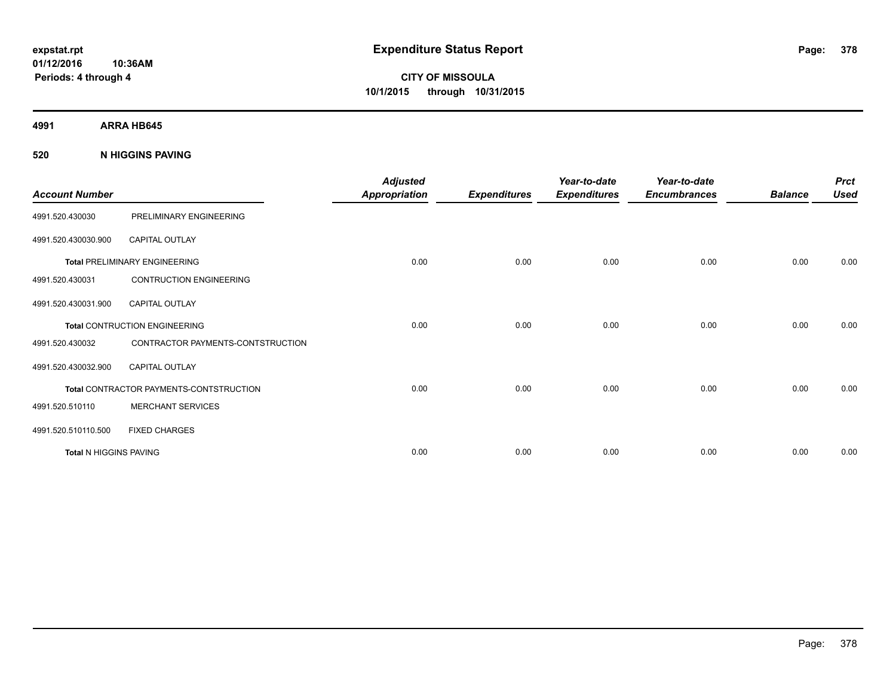**expstat.rpt**
**01/12/2016 10:36AM**
**Periods: 4 through 4**

# Expenditure Status Report

**CITY OF MISSOULA**
**10/1/2015 through 10/31/2015**

## 4991 ARRA HB645

### 520 N HIGGINS PAVING

| Account Number | | Adjusted Appropriation | Expenditures | Year-to-date Expenditures | Year-to-date Encumbrances | Balance | Prct Used |
|---|---|---|---|---|---|---|---|
| 4991.520.430030 | PRELIMINARY ENGINEERING | | | | | | |
| 4991.520.430030.900 | CAPITAL OUTLAY | | | | | | |
| **Total** PRELIMINARY ENGINEERING | | 0.00 | 0.00 | 0.00 | 0.00 | 0.00 | 0.00 |
| 4991.520.430031 | CONTRUCTION ENGINEERING | | | | | | |
| 4991.520.430031.900 | CAPITAL OUTLAY | | | | | | |
| **Total** CONTRUCTION ENGINEERING | | 0.00 | 0.00 | 0.00 | 0.00 | 0.00 | 0.00 |
| 4991.520.430032 | CONTRACTOR PAYMENTS-CONTSTRUCTION | | | | | | |
| 4991.520.430032.900 | CAPITAL OUTLAY | | | | | | |
| **Total** CONTRACTOR PAYMENTS-CONTSTRUCTION | | 0.00 | 0.00 | 0.00 | 0.00 | 0.00 | 0.00 |
| 4991.520.510110 | MERCHANT SERVICES | | | | | | |
| 4991.520.510110.500 | FIXED CHARGES | | | | | | |
| **Total** N HIGGINS PAVING | | 0.00 | 0.00 | 0.00 | 0.00 | 0.00 | 0.00 |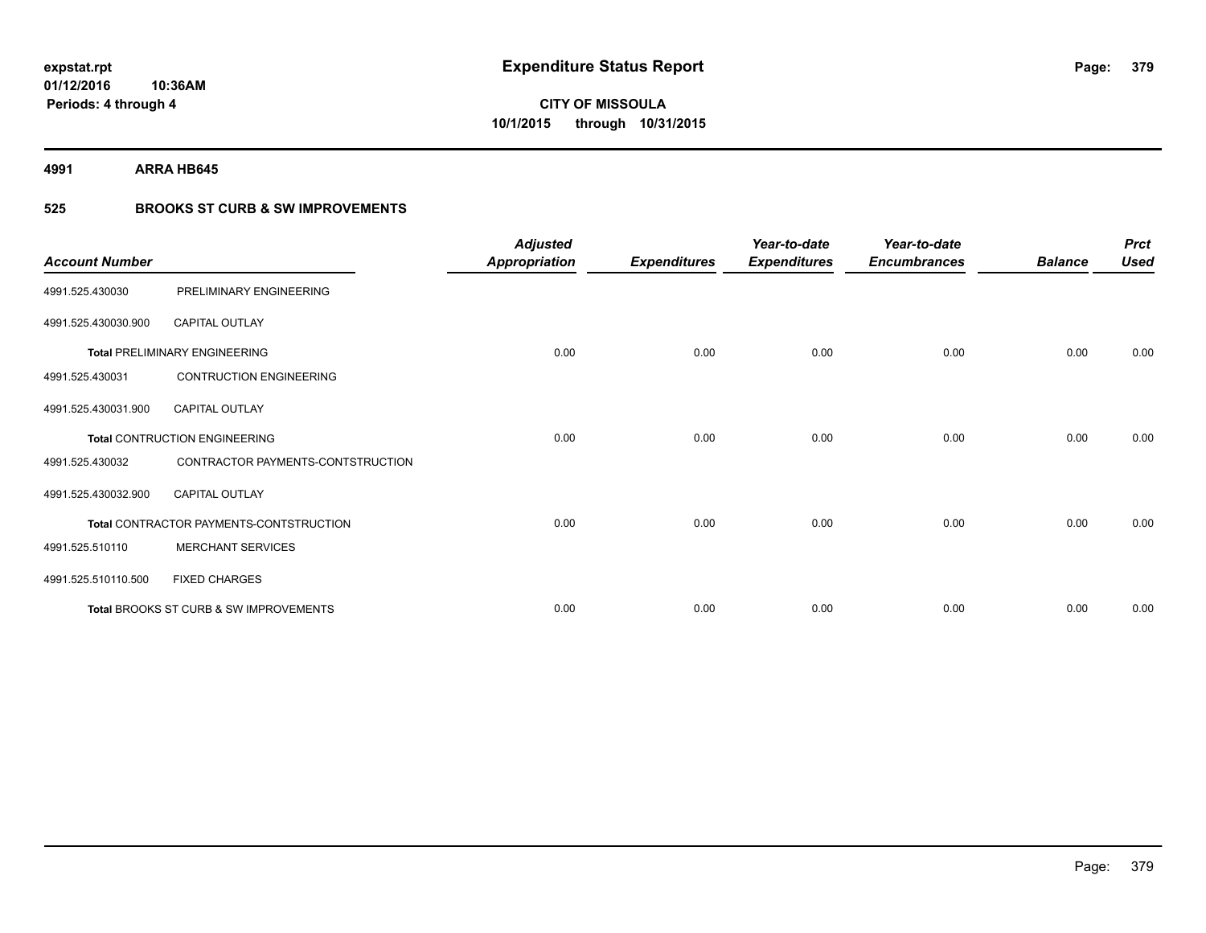# Expenditure Status Report

**CITY OF MISSOULA**
**10/1/2015 through 10/31/2015**

expstat.rpt
01/12/2016 10:36AM
Periods: 4 through 4

**4991 ARRA HB645**

**525 BROOKS ST CURB & SW IMPROVEMENTS**

| Account Number | | Adjusted Appropriation | Expenditures | Year-to-date Expenditures | Year-to-date Encumbrances | Balance | Prct Used |
|---|---|---|---|---|---|---|---|
| 4991.525.430030 | PRELIMINARY ENGINEERING | | | | | | |
| 4991.525.430030.900 | CAPITAL OUTLAY | | | | | | |
| **Total** PRELIMINARY ENGINEERING | | 0.00 | 0.00 | 0.00 | 0.00 | 0.00 | 0.00 |
| 4991.525.430031 | CONTRUCTION ENGINEERING | | | | | | |
| 4991.525.430031.900 | CAPITAL OUTLAY | | | | | | |
| **Total** CONTRUCTION ENGINEERING | | 0.00 | 0.00 | 0.00 | 0.00 | 0.00 | 0.00 |
| 4991.525.430032 | CONTRACTOR PAYMENTS-CONTSTRUCTION | | | | | | |
| 4991.525.430032.900 | CAPITAL OUTLAY | | | | | | |
| **Total** CONTRACTOR PAYMENTS-CONTSTRUCTION | | 0.00 | 0.00 | 0.00 | 0.00 | 0.00 | 0.00 |
| 4991.525.510110 | MERCHANT SERVICES | | | | | | |
| 4991.525.510110.500 | FIXED CHARGES | | | | | | |
| **Total** BROOKS ST CURB & SW IMPROVEMENTS | | 0.00 | 0.00 | 0.00 | 0.00 | 0.00 | 0.00 |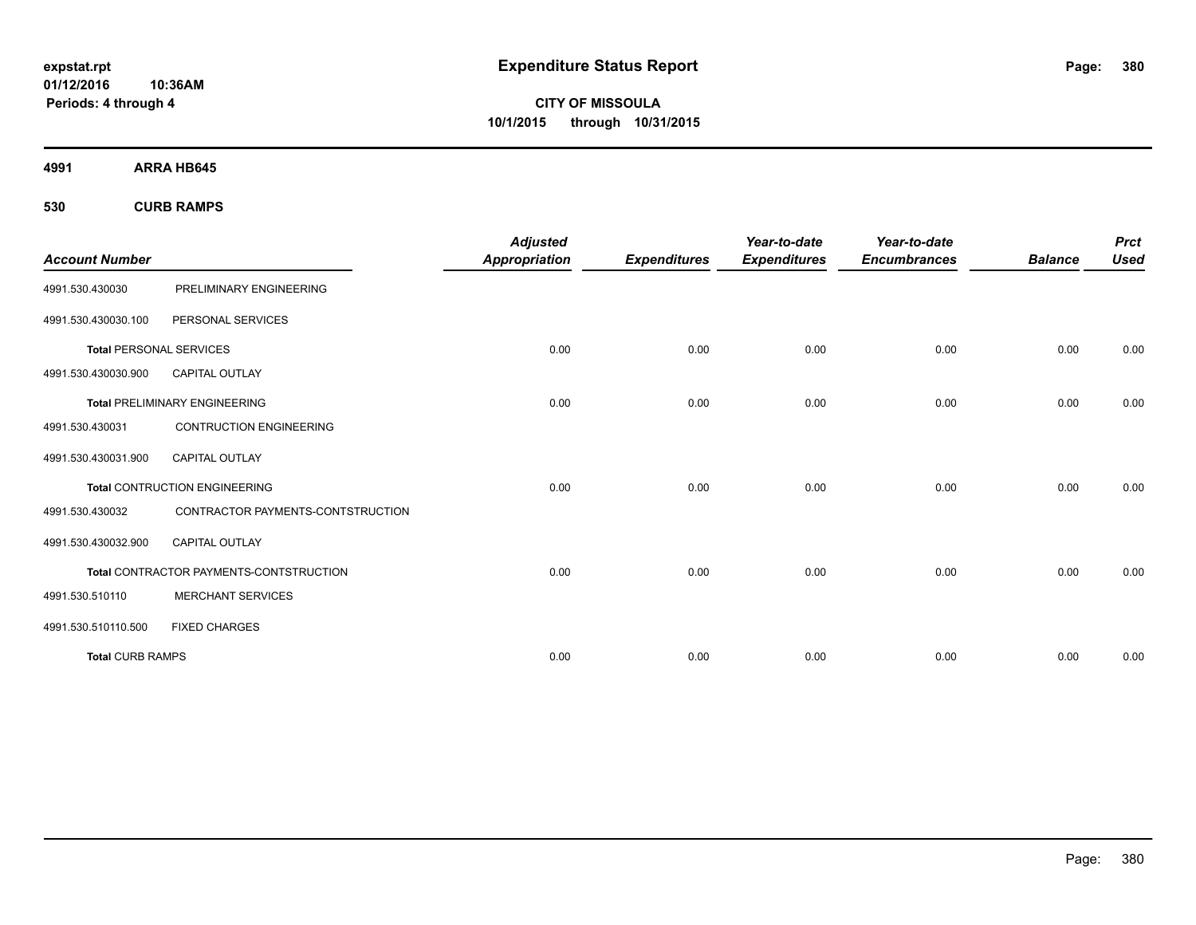# Expenditure Status Report

**CITY OF MISSOULA**
**10/1/2015 through 10/31/2015**

expstat.rpt
01/12/2016 10:36AM
Periods: 4 through 4

**4991 ARRA HB645**

**530 CURB RAMPS**

| Account Number | | Adjusted Appropriation | Expenditures | Year-to-date Expenditures | Year-to-date Encumbrances | Balance | Prct Used |
|---|---|---|---|---|---|---|---|
| 4991.530.430030 | PRELIMINARY ENGINEERING | | | | | | |
| 4991.530.430030.100 | PERSONAL SERVICES | | | | | | |
| **Total** PERSONAL SERVICES | | 0.00 | 0.00 | 0.00 | 0.00 | 0.00 | 0.00 |
| 4991.530.430030.900 | CAPITAL OUTLAY | | | | | | |
| **Total** PRELIMINARY ENGINEERING | | 0.00 | 0.00 | 0.00 | 0.00 | 0.00 | 0.00 |
| 4991.530.430031 | CONTRUCTION ENGINEERING | | | | | | |
| 4991.530.430031.900 | CAPITAL OUTLAY | | | | | | |
| **Total** CONTRUCTION ENGINEERING | | 0.00 | 0.00 | 0.00 | 0.00 | 0.00 | 0.00 |
| 4991.530.430032 | CONTRACTOR PAYMENTS-CONTSTRUCTION | | | | | | |
| 4991.530.430032.900 | CAPITAL OUTLAY | | | | | | |
| **Total** CONTRACTOR PAYMENTS-CONTSTRUCTION | | 0.00 | 0.00 | 0.00 | 0.00 | 0.00 | 0.00 |
| 4991.530.510110 | MERCHANT SERVICES | | | | | | |
| 4991.530.510110.500 | FIXED CHARGES | | | | | | |
| **Total CURB RAMPS** | | 0.00 | 0.00 | 0.00 | 0.00 | 0.00 | 0.00 |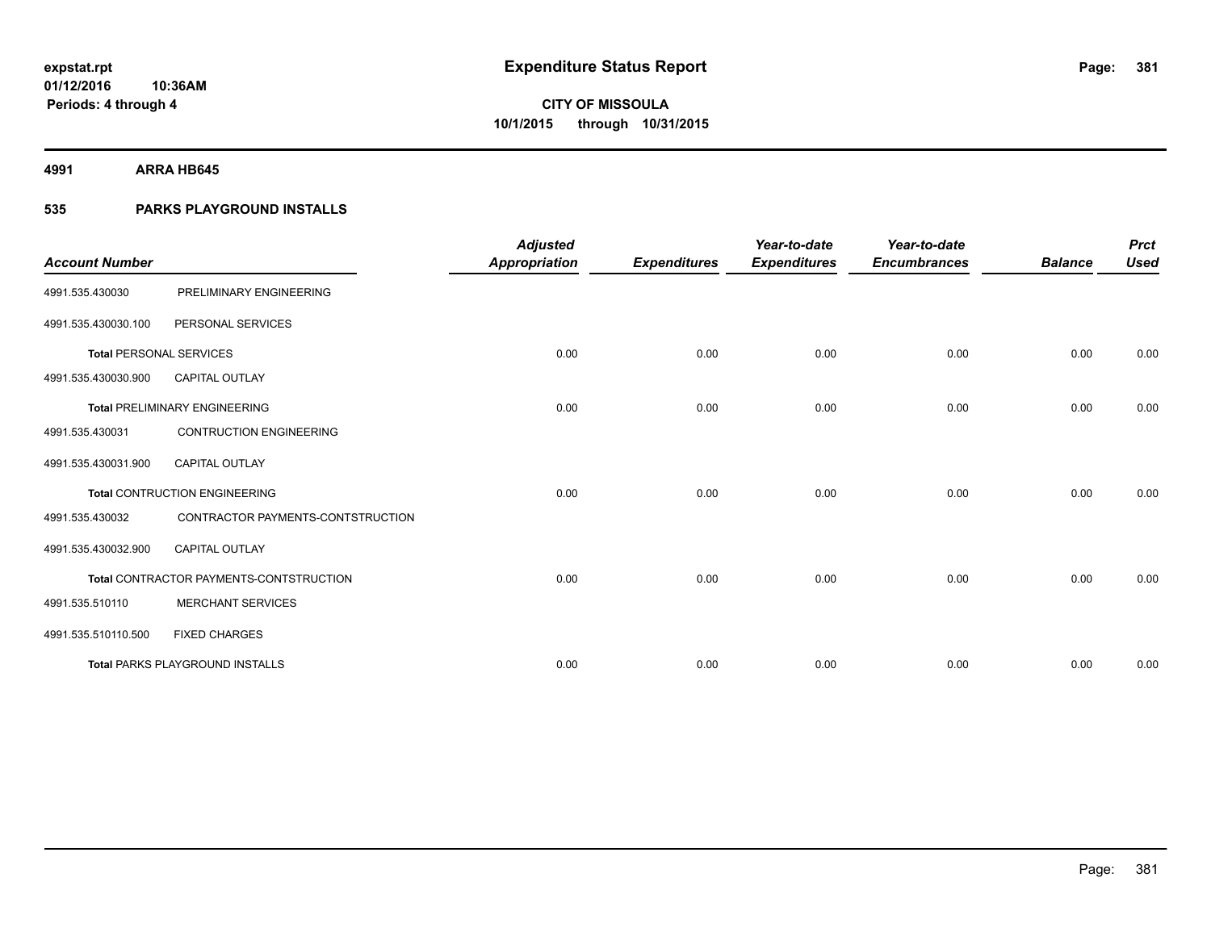**expstat.rpt**
**01/12/2016 10:36AM**
**Periods: 4 through 4**

# Expenditure Status Report

**CITY OF MISSOULA**
**10/1/2015 through 10/31/2015**

## 4991 ARRA HB645

## 535 PARKS PLAYGROUND INSTALLS

| Account Number | | Adjusted Appropriation | Expenditures | Year-to-date Expenditures | Year-to-date Encumbrances | Balance | Prct Used |
|---|---|---|---|---|---|---|---|
| 4991.535.430030 | PRELIMINARY ENGINEERING | | | | | | |
| 4991.535.430030.100 | PERSONAL SERVICES | | | | | | |
| **Total** PERSONAL SERVICES | | 0.00 | 0.00 | 0.00 | 0.00 | 0.00 | 0.00 |
| 4991.535.430030.900 | CAPITAL OUTLAY | | | | | | |
| **Total** PRELIMINARY ENGINEERING | | 0.00 | 0.00 | 0.00 | 0.00 | 0.00 | 0.00 |
| 4991.535.430031 | CONTRUCTION ENGINEERING | | | | | | |
| 4991.535.430031.900 | CAPITAL OUTLAY | | | | | | |
| **Total** CONTRUCTION ENGINEERING | | 0.00 | 0.00 | 0.00 | 0.00 | 0.00 | 0.00 |
| 4991.535.430032 | CONTRACTOR PAYMENTS-CONTSTRUCTION | | | | | | |
| 4991.535.430032.900 | CAPITAL OUTLAY | | | | | | |
| **Total** CONTRACTOR PAYMENTS-CONTSTRUCTION | | 0.00 | 0.00 | 0.00 | 0.00 | 0.00 | 0.00 |
| 4991.535.510110 | MERCHANT SERVICES | | | | | | |
| 4991.535.510110.500 | FIXED CHARGES | | | | | | |
| **Total** PARKS PLAYGROUND INSTALLS | | 0.00 | 0.00 | 0.00 | 0.00 | 0.00 | 0.00 |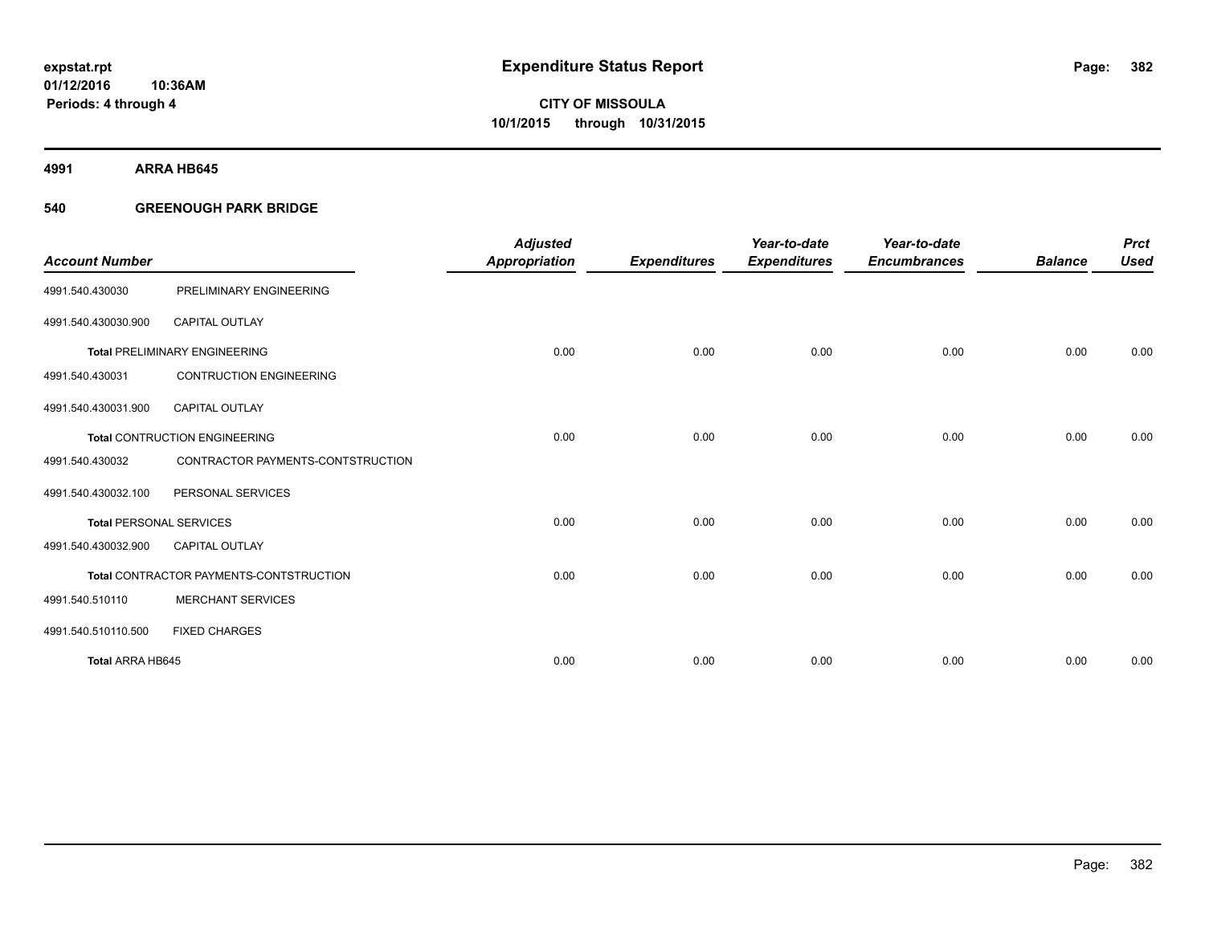**expstat.rpt**
**01/12/2016 10:36AM**
**Periods: 4 through 4**

# Expenditure Status Report

**CITY OF MISSOULA**
**10/1/2015 through 10/31/2015**

## 4991 ARRA HB645

### 540 GREENOUGH PARK BRIDGE

| Account Number | | Adjusted Appropriation | Expenditures | Year-to-date Expenditures | Year-to-date Encumbrances | Balance | Prct Used |
|---|---|---|---|---|---|---|---|
| 4991.540.430030 | PRELIMINARY ENGINEERING | | | | | | |
| 4991.540.430030.900 | CAPITAL OUTLAY | | | | | | |
| **Total** PRELIMINARY ENGINEERING | | 0.00 | 0.00 | 0.00 | 0.00 | 0.00 | 0.00 |
| 4991.540.430031 | CONTRUCTION ENGINEERING | | | | | | |
| 4991.540.430031.900 | CAPITAL OUTLAY | | | | | | |
| **Total** CONTRUCTION ENGINEERING | | 0.00 | 0.00 | 0.00 | 0.00 | 0.00 | 0.00 |
| 4991.540.430032 | CONTRACTOR PAYMENTS-CONTSTRUCTION | | | | | | |
| 4991.540.430032.100 | PERSONAL SERVICES | | | | | | |
| **Total** PERSONAL SERVICES | | 0.00 | 0.00 | 0.00 | 0.00 | 0.00 | 0.00 |
| 4991.540.430032.900 | CAPITAL OUTLAY | | | | | | |
| **Total** CONTRACTOR PAYMENTS-CONTSTRUCTION | | 0.00 | 0.00 | 0.00 | 0.00 | 0.00 | 0.00 |
| 4991.540.510110 | MERCHANT SERVICES | | | | | | |
| 4991.540.510110.500 | FIXED CHARGES | | | | | | |
| **Total ARRA HB645** | | 0.00 | 0.00 | 0.00 | 0.00 | 0.00 | 0.00 |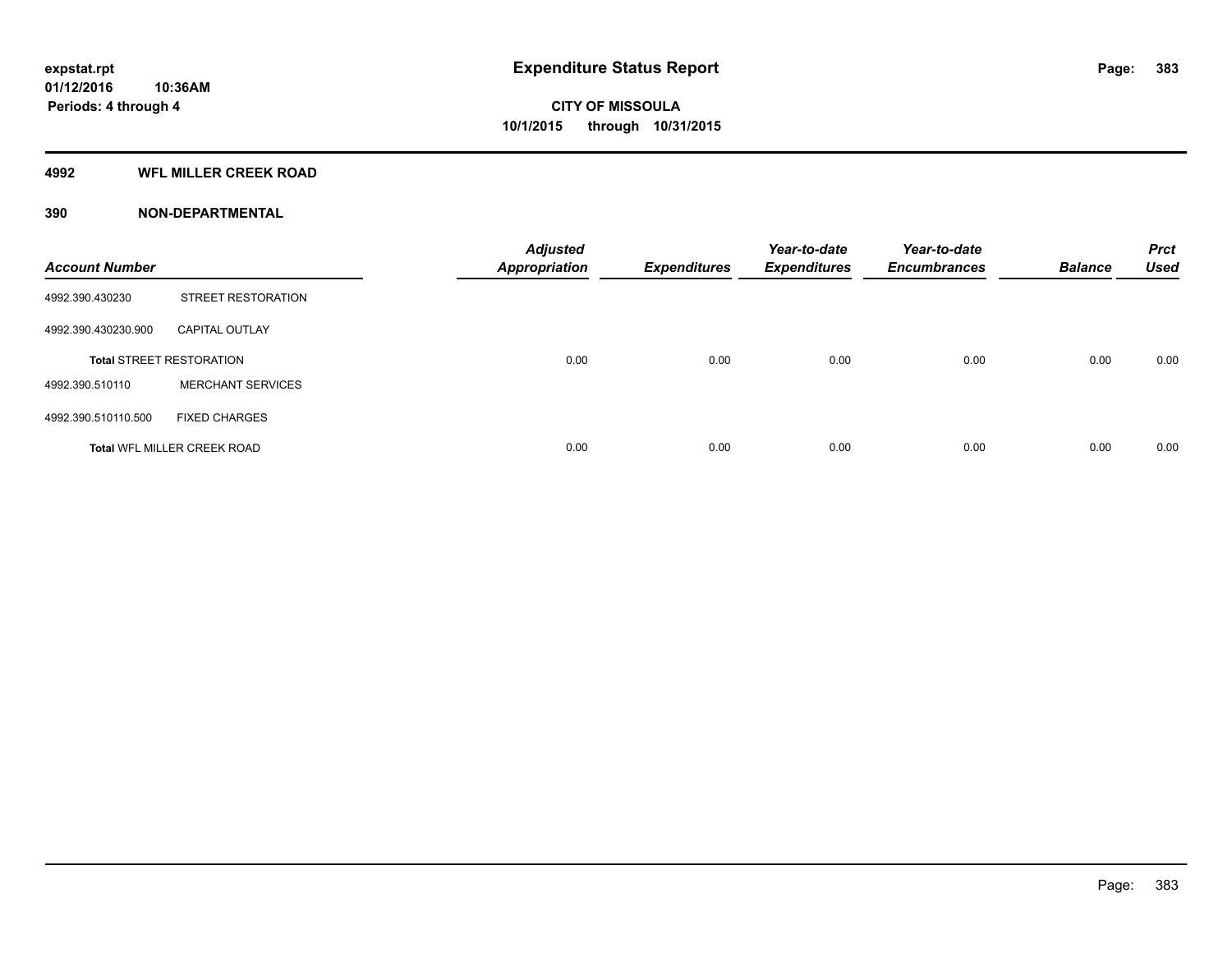# Expenditure Status Report

expstat.rpt
01/12/2016 10:36AM
Periods: 4 through 4

CITY OF MISSOULA
10/1/2015 through 10/31/2015

## 4992 WFL MILLER CREEK ROAD

### 390 NON-DEPARTMENTAL

| Account Number | | Adjusted Appropriation | Expenditures | Year-to-date Expenditures | Year-to-date Encumbrances | Balance | Prct Used |
|---|---|---|---|---|---|---|---|
| 4992.390.430230 | STREET RESTORATION | | | | | | |
| 4992.390.430230.900 | CAPITAL OUTLAY | | | | | | |
| **Total** STREET RESTORATION | | 0.00 | 0.00 | 0.00 | 0.00 | 0.00 | 0.00 |
| 4992.390.510110 | MERCHANT SERVICES | | | | | | |
| 4992.390.510110.500 | FIXED CHARGES | | | | | | |
| **Total** WFL MILLER CREEK ROAD | | 0.00 | 0.00 | 0.00 | 0.00 | 0.00 | 0.00 |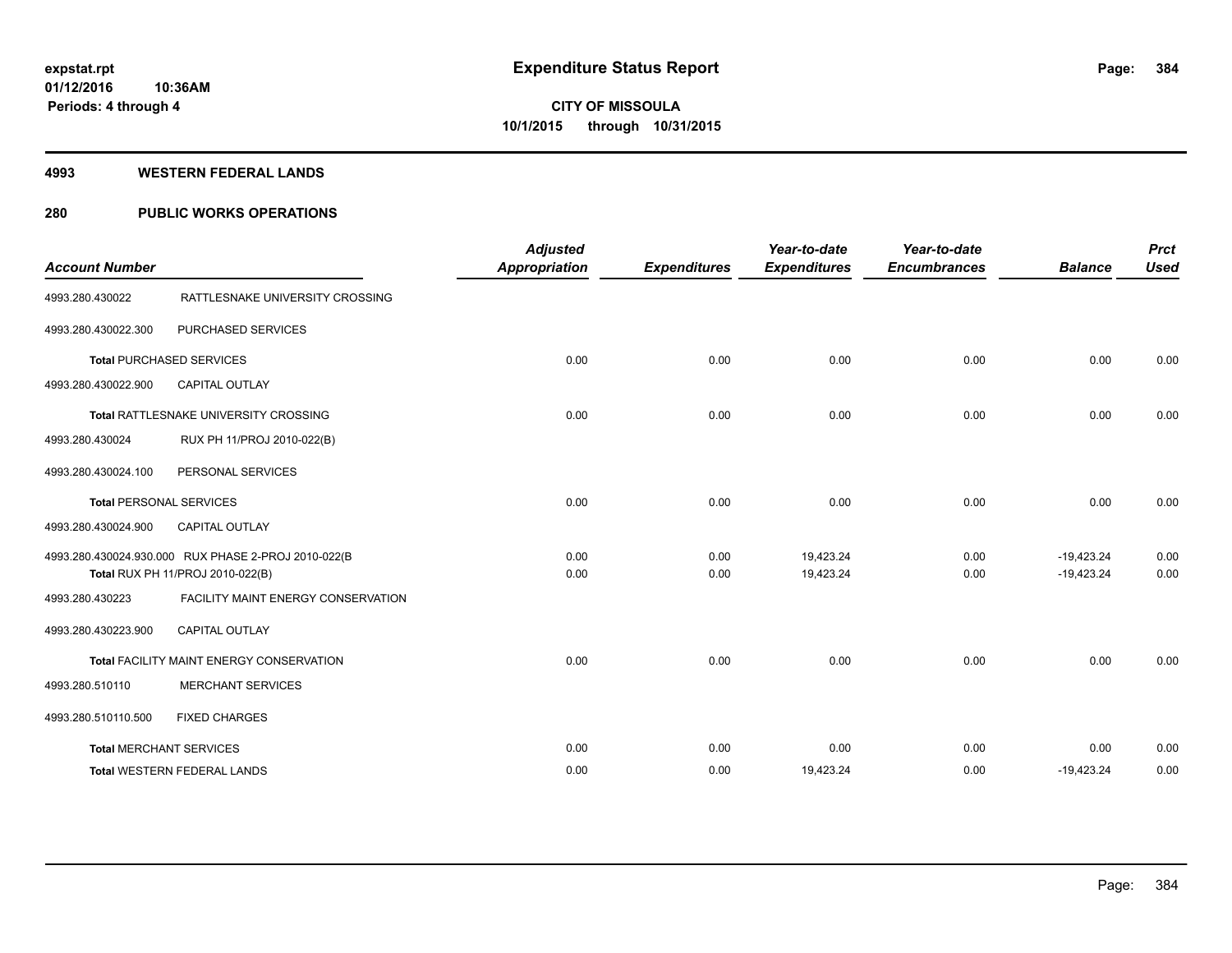**expstat.rpt**
**01/12/2016 10:36AM**
**Periods: 4 through 4**

# Expenditure Status Report

**CITY OF MISSOULA**
**10/1/2015 through 10/31/2015**

## 4993 WESTERN FEDERAL LANDS

## 280 PUBLIC WORKS OPERATIONS

| Account Number | | Adjusted Appropriation | Expenditures | Year-to-date Expenditures | Year-to-date Encumbrances | Balance | Prct Used |
|---|---|---|---|---|---|---|---|
| 4993.280.430022 | RATTLESNAKE UNIVERSITY CROSSING | | | | | | |
| 4993.280.430022.300 | PURCHASED SERVICES | | | | | | |
| **Total** PURCHASED SERVICES | | 0.00 | 0.00 | 0.00 | 0.00 | 0.00 | 0.00 |
| 4993.280.430022.900 | CAPITAL OUTLAY | | | | | | |
| **Total** RATTLESNAKE UNIVERSITY CROSSING | | 0.00 | 0.00 | 0.00 | 0.00 | 0.00 | 0.00 |
| 4993.280.430024 | RUX PH 11/PROJ 2010-022(B) | | | | | | |
| 4993.280.430024.100 | PERSONAL SERVICES | | | | | | |
| **Total** PERSONAL SERVICES | | 0.00 | 0.00 | 0.00 | 0.00 | 0.00 | 0.00 |
| 4993.280.430024.900 | CAPITAL OUTLAY | | | | | | |
| 4993.280.430024.930.000 | RUX PHASE 2-PROJ 2010-022(B | 0.00 | 0.00 | 19,423.24 | 0.00 | -19,423.24 | 0.00 |
| **Total** RUX PH 11/PROJ 2010-022(B) | | 0.00 | 0.00 | 19,423.24 | 0.00 | -19,423.24 | 0.00 |
| 4993.280.430223 | FACILITY MAINT ENERGY CONSERVATION | | | | | | |
| 4993.280.430223.900 | CAPITAL OUTLAY | | | | | | |
| **Total** FACILITY MAINT ENERGY CONSERVATION | | 0.00 | 0.00 | 0.00 | 0.00 | 0.00 | 0.00 |
| 4993.280.510110 | MERCHANT SERVICES | | | | | | |
| 4993.280.510110.500 | FIXED CHARGES | | | | | | |
| **Total** MERCHANT SERVICES | | 0.00 | 0.00 | 0.00 | 0.00 | 0.00 | 0.00 |
| **Total** WESTERN FEDERAL LANDS | | 0.00 | 0.00 | 19,423.24 | 0.00 | -19,423.24 | 0.00 |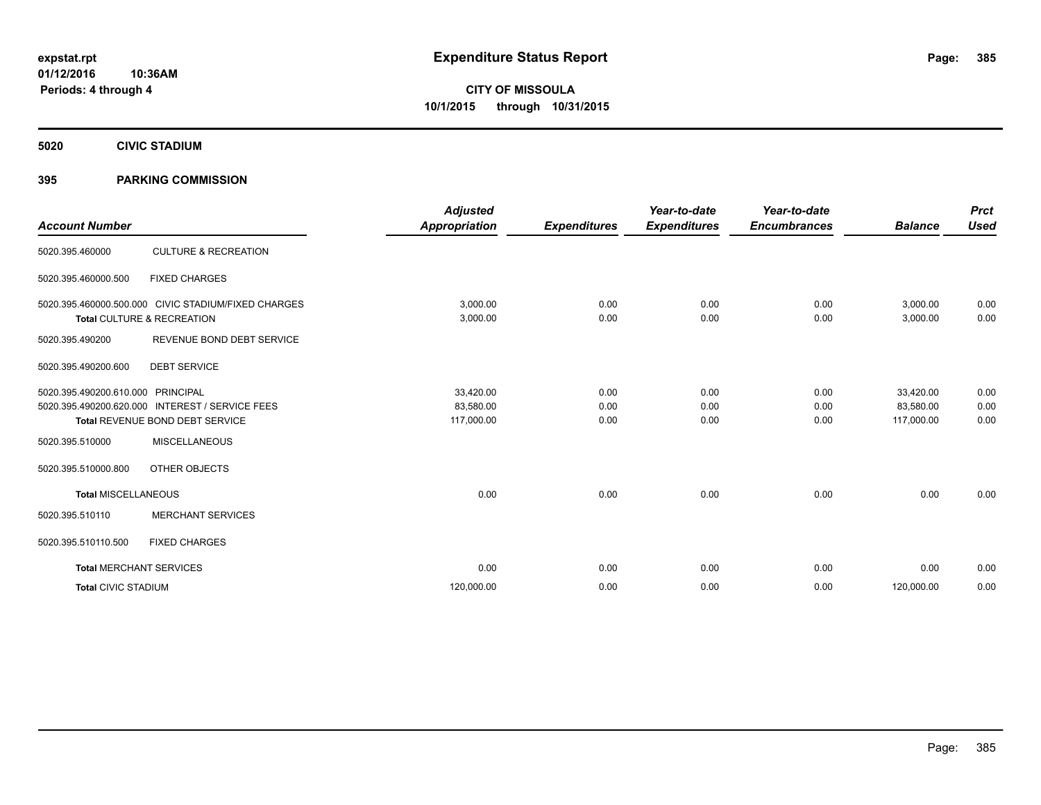expstat.rpt
01/12/2016 10:36AM
Periods: 4 through 4

# Expenditure Status Report

**CITY OF MISSOULA**
**10/1/2015 through 10/31/2015**

## 5020 CIVIC STADIUM

### 395 PARKING COMMISSION

| Account Number | | Adjusted Appropriation | Expenditures | Year-to-date Expenditures | Year-to-date Encumbrances | Balance | Prct Used |
|---|---|---|---|---|---|---|---|
| 5020.395.460000 | CULTURE & RECREATION | | | | | | |
| 5020.395.460000.500 | FIXED CHARGES | | | | | | |
| 5020.395.460000.500.000 | CIVIC STADIUM/FIXED CHARGES | 3,000.00 | 0.00 | 0.00 | 0.00 | 3,000.00 | 0.00 |
| Total CULTURE & RECREATION | | 3,000.00 | 0.00 | 0.00 | 0.00 | 3,000.00 | 0.00 |
| 5020.395.490200 | REVENUE BOND DEBT SERVICE | | | | | | |
| 5020.395.490200.600 | DEBT SERVICE | | | | | | |
| 5020.395.490200.610.000 | PRINCIPAL | 33,420.00 | 0.00 | 0.00 | 0.00 | 33,420.00 | 0.00 |
| 5020.395.490200.620.000 | INTEREST / SERVICE FEES | 83,580.00 | 0.00 | 0.00 | 0.00 | 83,580.00 | 0.00 |
| Total REVENUE BOND DEBT SERVICE | | 117,000.00 | 0.00 | 0.00 | 0.00 | 117,000.00 | 0.00 |
| 5020.395.510000 | MISCELLANEOUS | | | | | | |
| 5020.395.510000.800 | OTHER OBJECTS | | | | | | |
| Total MISCELLANEOUS | | 0.00 | 0.00 | 0.00 | 0.00 | 0.00 | 0.00 |
| 5020.395.510110 | MERCHANT SERVICES | | | | | | |
| 5020.395.510110.500 | FIXED CHARGES | | | | | | |
| Total MERCHANT SERVICES | | 0.00 | 0.00 | 0.00 | 0.00 | 0.00 | 0.00 |
| Total CIVIC STADIUM | | 120,000.00 | 0.00 | 0.00 | 0.00 | 120,000.00 | 0.00 |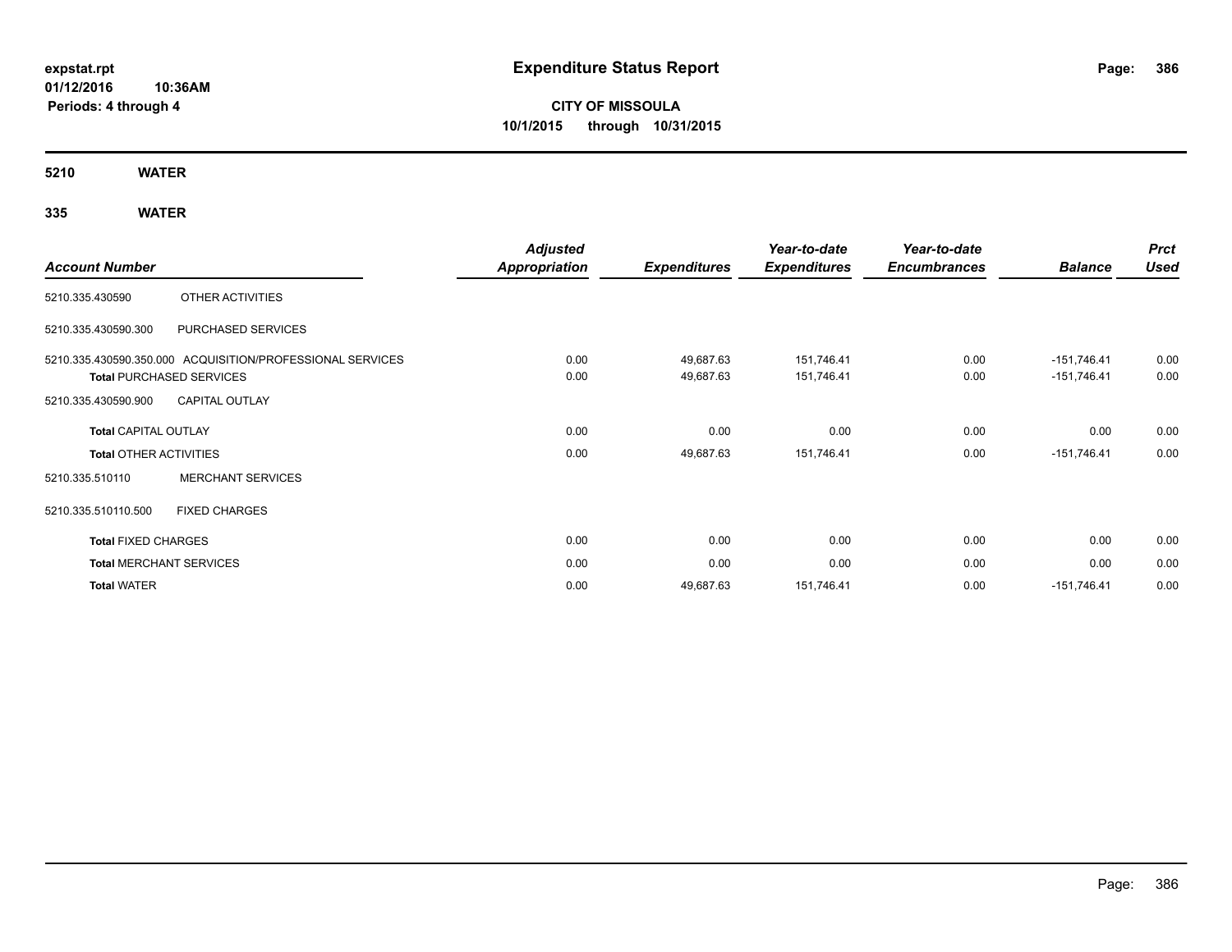**expstat.rpt**
**01/12/2016 10:36AM**
**Periods: 4 through 4**

# Expenditure Status Report

**CITY OF MISSOULA**
**10/1/2015 through 10/31/2015**

## 5210 WATER

## 335 WATER

| Account Number | | Adjusted Appropriation | Expenditures | Year-to-date Expenditures | Year-to-date Encumbrances | Balance | Prct Used |
|---|---|---|---|---|---|---|---|
| 5210.335.430590 | OTHER ACTIVITIES | | | | | | |
| 5210.335.430590.300 | PURCHASED SERVICES | | | | | | |
| 5210.335.430590.350.000 | ACQUISITION/PROFESSIONAL SERVICES | 0.00 | 49,687.63 | 151,746.41 | 0.00 | -151,746.41 | 0.00 |
| **Total** PURCHASED SERVICES | | 0.00 | 49,687.63 | 151,746.41 | 0.00 | -151,746.41 | 0.00 |
| 5210.335.430590.900 | CAPITAL OUTLAY | | | | | | |
| **Total** CAPITAL OUTLAY | | 0.00 | 0.00 | 0.00 | 0.00 | 0.00 | 0.00 |
| **Total** OTHER ACTIVITIES | | 0.00 | 49,687.63 | 151,746.41 | 0.00 | -151,746.41 | 0.00 |
| 5210.335.510110 | MERCHANT SERVICES | | | | | | |
| 5210.335.510110.500 | FIXED CHARGES | | | | | | |
| **Total** FIXED CHARGES | | 0.00 | 0.00 | 0.00 | 0.00 | 0.00 | 0.00 |
| **Total** MERCHANT SERVICES | | 0.00 | 0.00 | 0.00 | 0.00 | 0.00 | 0.00 |
| **Total** WATER | | 0.00 | 49,687.63 | 151,746.41 | 0.00 | -151,746.41 | 0.00 |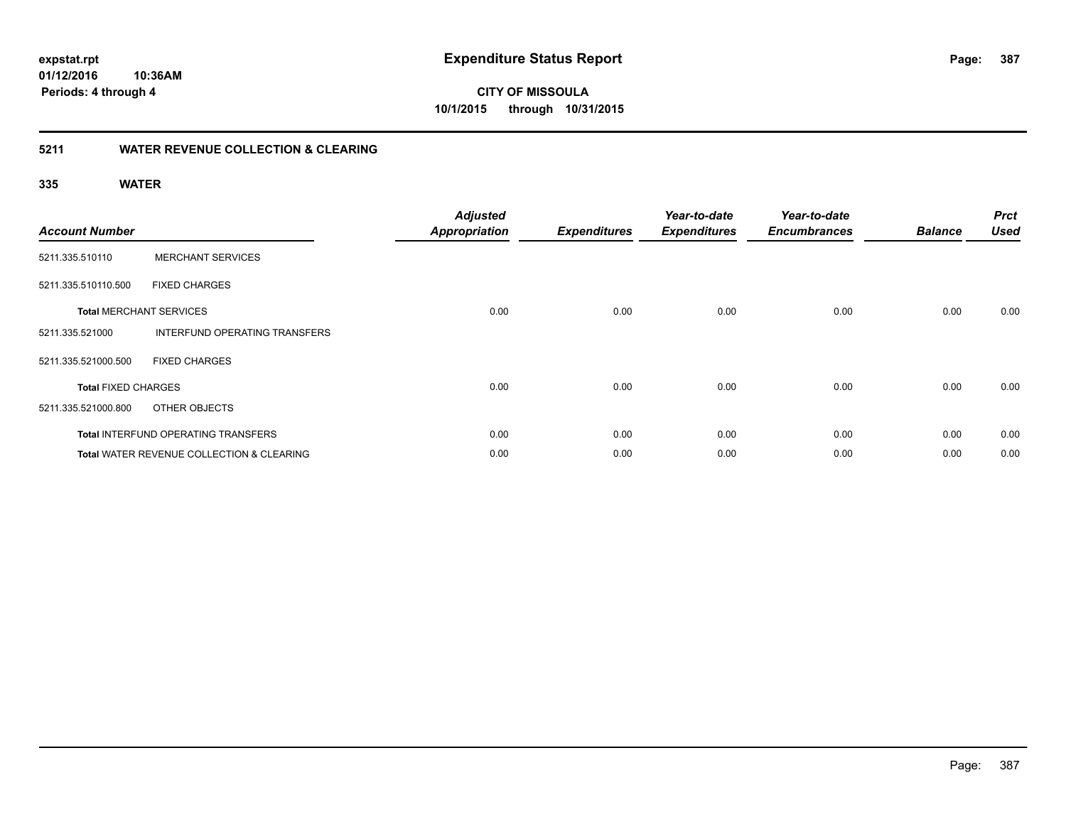# Expenditure Status Report

expstat.rpt
01/12/2016 10:36AM
Periods: 4 through 4

**CITY OF MISSOULA**
**10/1/2015 through 10/31/2015**

## 5211 WATER REVENUE COLLECTION & CLEARING

### 335 WATER

| Account Number | | Adjusted Appropriation | Expenditures | Year-to-date Expenditures | Year-to-date Encumbrances | Balance | Prct Used |
|---|---|---|---|---|---|---|---|
| 5211.335.510110 | MERCHANT SERVICES | | | | | | |
| 5211.335.510110.500 | FIXED CHARGES | | | | | | |
| **Total** MERCHANT SERVICES | | 0.00 | 0.00 | 0.00 | 0.00 | 0.00 | 0.00 |
| 5211.335.521000 | INTERFUND OPERATING TRANSFERS | | | | | | |
| 5211.335.521000.500 | FIXED CHARGES | | | | | | |
| **Total** FIXED CHARGES | | 0.00 | 0.00 | 0.00 | 0.00 | 0.00 | 0.00 |
| 5211.335.521000.800 | OTHER OBJECTS | | | | | | |
| **Total** INTERFUND OPERATING TRANSFERS | | 0.00 | 0.00 | 0.00 | 0.00 | 0.00 | 0.00 |
| **Total** WATER REVENUE COLLECTION & CLEARING | | 0.00 | 0.00 | 0.00 | 0.00 | 0.00 | 0.00 |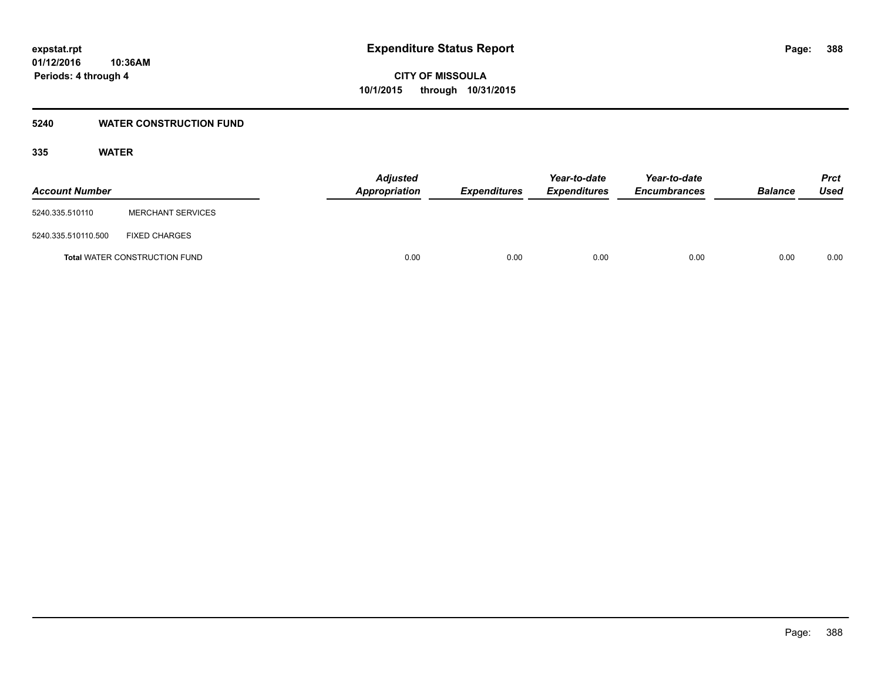## 5240 WATER CONSTRUCTION FUND

### 335 WATER

| Account Number | | Adjusted Appropriation | Expenditures | Year-to-date Expenditures | Year-to-date Encumbrances | Balance | Prct Used |
|---|---|---|---|---|---|---|---|
| 5240.335.510110 | MERCHANT SERVICES | | | | | | |
| 5240.335.510110.500 | FIXED CHARGES | | | | | | |
| **Total** WATER CONSTRUCTION FUND | | 0.00 | 0.00 | 0.00 | 0.00 | 0.00 | 0.00 |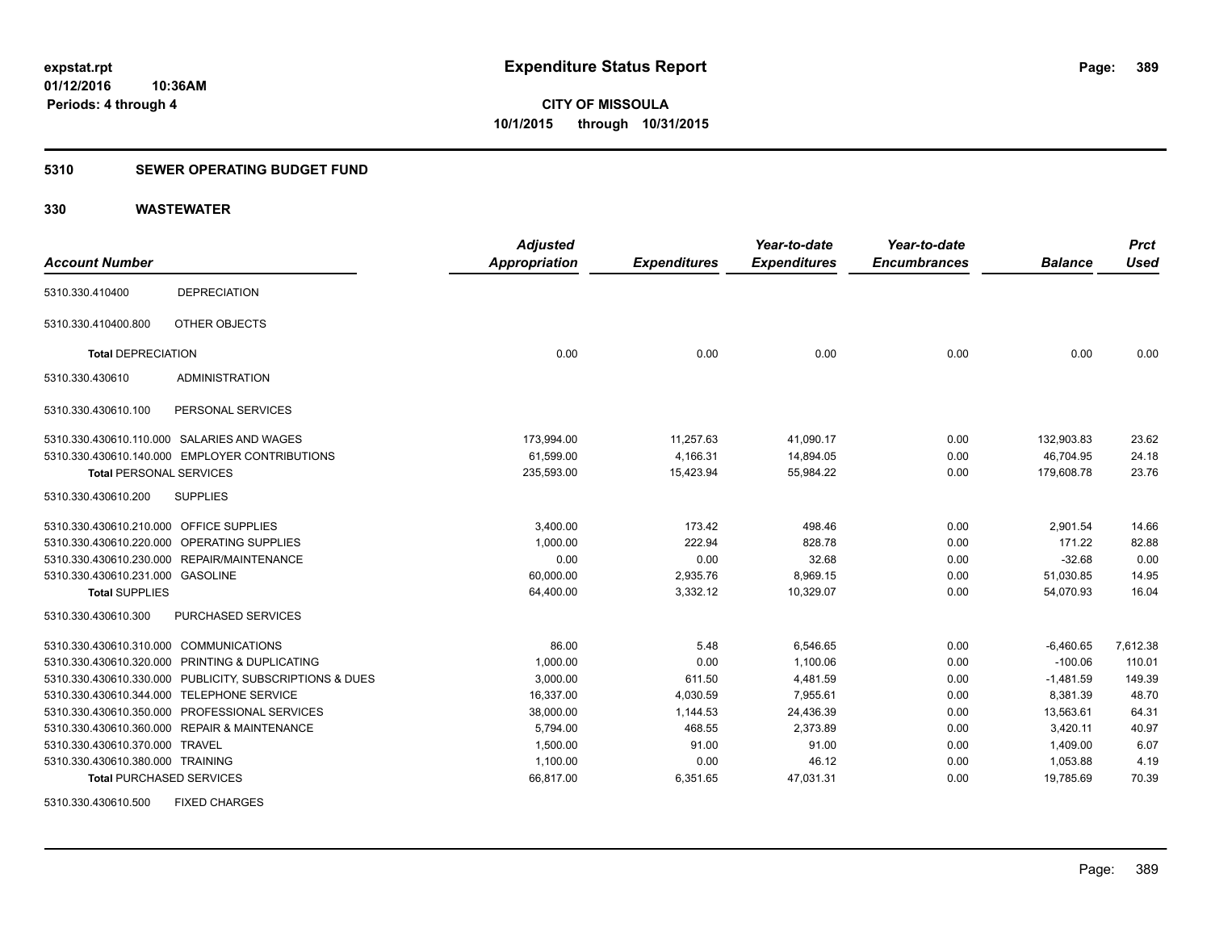**expstat.rpt**
**01/12/2016 10:36AM**
**Periods: 4 through 4**

# Expenditure Status Report

**CITY OF MISSOULA**
**10/1/2015 through 10/31/2015**

## 5310 SEWER OPERATING BUDGET FUND

## 330 WASTEWATER

| Account Number | | Adjusted Appropriation | Expenditures | Year-to-date Expenditures | Year-to-date Encumbrances | Balance | Prct Used |
|---|---|---|---|---|---|---|---|
| 5310.330.410400 | DEPRECIATION | | | | | | |
| 5310.330.410400.800 | OTHER OBJECTS | | | | | | |
| **Total** DEPRECIATION | | 0.00 | 0.00 | 0.00 | 0.00 | 0.00 | 0.00 |
| 5310.330.430610 | ADMINISTRATION | | | | | | |
| 5310.330.430610.100 | PERSONAL SERVICES | | | | | | |
| 5310.330.430610.110.000 | SALARIES AND WAGES | 173,994.00 | 11,257.63 | 41,090.17 | 0.00 | 132,903.83 | 23.62 |
| 5310.330.430610.140.000 | EMPLOYER CONTRIBUTIONS | 61,599.00 | 4,166.31 | 14,894.05 | 0.00 | 46,704.95 | 24.18 |
| **Total** PERSONAL SERVICES | | 235,593.00 | 15,423.94 | 55,984.22 | 0.00 | 179,608.78 | 23.76 |
| 5310.330.430610.200 | SUPPLIES | | | | | | |
| 5310.330.430610.210.000 | OFFICE SUPPLIES | 3,400.00 | 173.42 | 498.46 | 0.00 | 2,901.54 | 14.66 |
| 5310.330.430610.220.000 | OPERATING SUPPLIES | 1,000.00 | 222.94 | 828.78 | 0.00 | 171.22 | 82.88 |
| 5310.330.430610.230.000 | REPAIR/MAINTENANCE | 0.00 | 0.00 | 32.68 | 0.00 | -32.68 | 0.00 |
| 5310.330.430610.231.000 | GASOLINE | 60,000.00 | 2,935.76 | 8,969.15 | 0.00 | 51,030.85 | 14.95 |
| **Total** SUPPLIES | | 64,400.00 | 3,332.12 | 10,329.07 | 0.00 | 54,070.93 | 16.04 |
| 5310.330.430610.300 | PURCHASED SERVICES | | | | | | |
| 5310.330.430610.310.000 | COMMUNICATIONS | 86.00 | 5.48 | 6,546.65 | 0.00 | -6,460.65 | 7,612.38 |
| 5310.330.430610.320.000 | PRINTING & DUPLICATING | 1,000.00 | 0.00 | 1,100.06 | 0.00 | -100.06 | 110.01 |
| 5310.330.430610.330.000 | PUBLICITY, SUBSCRIPTIONS & DUES | 3,000.00 | 611.50 | 4,481.59 | 0.00 | -1,481.59 | 149.39 |
| 5310.330.430610.344.000 | TELEPHONE SERVICE | 16,337.00 | 4,030.59 | 7,955.61 | 0.00 | 8,381.39 | 48.70 |
| 5310.330.430610.350.000 | PROFESSIONAL SERVICES | 38,000.00 | 1,144.53 | 24,436.39 | 0.00 | 13,563.61 | 64.31 |
| 5310.330.430610.360.000 | REPAIR & MAINTENANCE | 5,794.00 | 468.55 | 2,373.89 | 0.00 | 3,420.11 | 40.97 |
| 5310.330.430610.370.000 | TRAVEL | 1,500.00 | 91.00 | 91.00 | 0.00 | 1,409.00 | 6.07 |
| 5310.330.430610.380.000 | TRAINING | 1,100.00 | 0.00 | 46.12 | 0.00 | 1,053.88 | 4.19 |
| **Total** PURCHASED SERVICES | | 66,817.00 | 6,351.65 | 47,031.31 | 0.00 | 19,785.69 | 70.39 |
| 5310.330.430610.500 | FIXED CHARGES | | | | | | |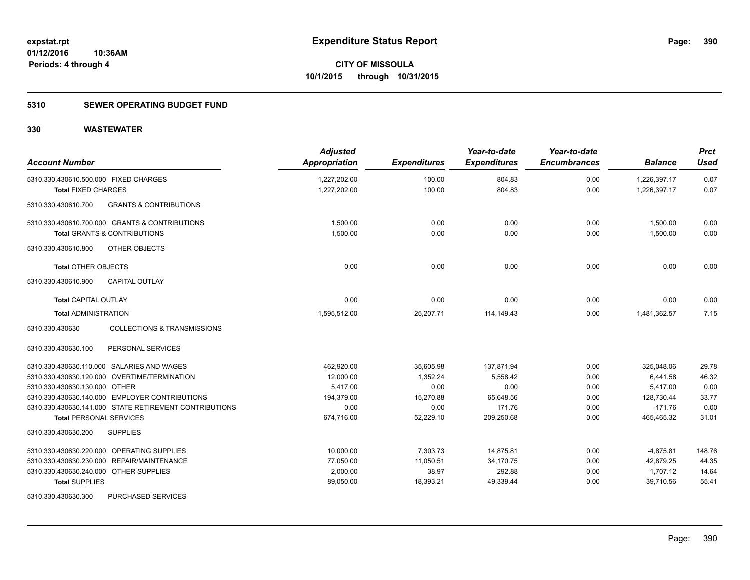# Expenditure Status Report

**CITY OF MISSOULA**
**10/1/2015 through 10/31/2015**

expstat.rpt
01/12/2016 10:36AM
Periods: 4 through 4

## 5310 SEWER OPERATING BUDGET FUND

## 330 WASTEWATER

| Account Number | Adjusted Appropriation | Expenditures | Year-to-date Expenditures | Year-to-date Encumbrances | Balance | Prct Used |
|---|---|---|---|---|---|---|
| 5310.330.430610.500.000 FIXED CHARGES | 1,227,202.00 | 100.00 | 804.83 | 0.00 | 1,226,397.17 | 0.07 |
| **Total** FIXED CHARGES | 1,227,202.00 | 100.00 | 804.83 | 0.00 | 1,226,397.17 | 0.07 |
| 5310.330.430610.700 GRANTS & CONTRIBUTIONS | | | | | | |
| 5310.330.430610.700.000 GRANTS & CONTRIBUTIONS | 1,500.00 | 0.00 | 0.00 | 0.00 | 1,500.00 | 0.00 |
| **Total** GRANTS & CONTRIBUTIONS | 1,500.00 | 0.00 | 0.00 | 0.00 | 1,500.00 | 0.00 |
| 5310.330.430610.800 OTHER OBJECTS | | | | | | |
| **Total** OTHER OBJECTS | 0.00 | 0.00 | 0.00 | 0.00 | 0.00 | 0.00 |
| 5310.330.430610.900 CAPITAL OUTLAY | | | | | | |
| **Total** CAPITAL OUTLAY | 0.00 | 0.00 | 0.00 | 0.00 | 0.00 | 0.00 |
| **Total** ADMINISTRATION | 1,595,512.00 | 25,207.71 | 114,149.43 | 0.00 | 1,481,362.57 | 7.15 |
| 5310.330.430630 COLLECTIONS & TRANSMISSIONS | | | | | | |
| 5310.330.430630.100 PERSONAL SERVICES | | | | | | |
| 5310.330.430630.110.000 SALARIES AND WAGES | 462,920.00 | 35,605.98 | 137,871.94 | 0.00 | 325,048.06 | 29.78 |
| 5310.330.430630.120.000 OVERTIME/TERMINATION | 12,000.00 | 1,352.24 | 5,558.42 | 0.00 | 6,441.58 | 46.32 |
| 5310.330.430630.130.000 OTHER | 5,417.00 | 0.00 | 0.00 | 0.00 | 5,417.00 | 0.00 |
| 5310.330.430630.140.000 EMPLOYER CONTRIBUTIONS | 194,379.00 | 15,270.88 | 65,648.56 | 0.00 | 128,730.44 | 33.77 |
| 5310.330.430630.141.000 STATE RETIREMENT CONTRIBUTIONS | 0.00 | 0.00 | 171.76 | 0.00 | -171.76 | 0.00 |
| **Total** PERSONAL SERVICES | 674,716.00 | 52,229.10 | 209,250.68 | 0.00 | 465,465.32 | 31.01 |
| 5310.330.430630.200 SUPPLIES | | | | | | |
| 5310.330.430630.220.000 OPERATING SUPPLIES | 10,000.00 | 7,303.73 | 14,875.81 | 0.00 | -4,875.81 | 148.76 |
| 5310.330.430630.230.000 REPAIR/MAINTENANCE | 77,050.00 | 11,050.51 | 34,170.75 | 0.00 | 42,879.25 | 44.35 |
| 5310.330.430630.240.000 OTHER SUPPLIES | 2,000.00 | 38.97 | 292.88 | 0.00 | 1,707.12 | 14.64 |
| **Total** SUPPLIES | 89,050.00 | 18,393.21 | 49,339.44 | 0.00 | 39,710.56 | 55.41 |
| 5310.330.430630.300 PURCHASED SERVICES | | | | | | |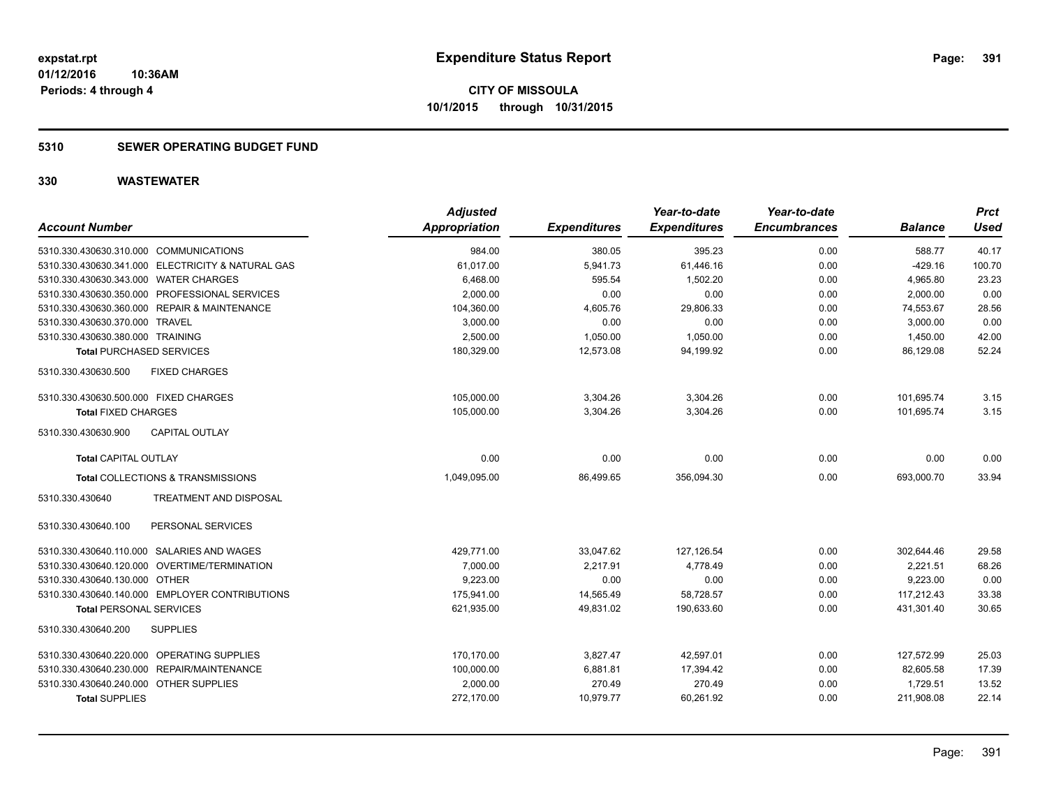# Expenditure Status Report

**CITY OF MISSOULA**
**10/1/2015 through 10/31/2015**

expstat.rpt
01/12/2016 10:36AM
Periods: 4 through 4

## 5310 SEWER OPERATING BUDGET FUND

## 330 WASTEWATER

| Account Number | Adjusted Appropriation | Expenditures | Year-to-date Expenditures | Year-to-date Encumbrances | Balance | Prct Used |
|---|---|---|---|---|---|---|
| 5310.330.430630.310.000 COMMUNICATIONS | 984.00 | 380.05 | 395.23 | 0.00 | 588.77 | 40.17 |
| 5310.330.430630.341.000 ELECTRICITY & NATURAL GAS | 61,017.00 | 5,941.73 | 61,446.16 | 0.00 | -429.16 | 100.70 |
| 5310.330.430630.343.000 WATER CHARGES | 6,468.00 | 595.54 | 1,502.20 | 0.00 | 4,965.80 | 23.23 |
| 5310.330.430630.350.000 PROFESSIONAL SERVICES | 2,000.00 | 0.00 | 0.00 | 0.00 | 2,000.00 | 0.00 |
| 5310.330.430630.360.000 REPAIR & MAINTENANCE | 104,360.00 | 4,605.76 | 29,806.33 | 0.00 | 74,553.67 | 28.56 |
| 5310.330.430630.370.000 TRAVEL | 3,000.00 | 0.00 | 0.00 | 0.00 | 3,000.00 | 0.00 |
| 5310.330.430630.380.000 TRAINING | 2,500.00 | 1,050.00 | 1,050.00 | 0.00 | 1,450.00 | 42.00 |
| **Total** PURCHASED SERVICES | 180,329.00 | 12,573.08 | 94,199.92 | 0.00 | 86,129.08 | 52.24 |
| 5310.330.430630.500 FIXED CHARGES | | | | | | |
| 5310.330.430630.500.000 FIXED CHARGES | 105,000.00 | 3,304.26 | 3,304.26 | 0.00 | 101,695.74 | 3.15 |
| **Total** FIXED CHARGES | 105,000.00 | 3,304.26 | 3,304.26 | 0.00 | 101,695.74 | 3.15 |
| 5310.330.430630.900 CAPITAL OUTLAY | | | | | | |
| **Total** CAPITAL OUTLAY | 0.00 | 0.00 | 0.00 | 0.00 | 0.00 | 0.00 |
| **Total** COLLECTIONS & TRANSMISSIONS | 1,049,095.00 | 86,499.65 | 356,094.30 | 0.00 | 693,000.70 | 33.94 |
| 5310.330.430640 TREATMENT AND DISPOSAL | | | | | | |
| 5310.330.430640.100 PERSONAL SERVICES | | | | | | |
| 5310.330.430640.110.000 SALARIES AND WAGES | 429,771.00 | 33,047.62 | 127,126.54 | 0.00 | 302,644.46 | 29.58 |
| 5310.330.430640.120.000 OVERTIME/TERMINATION | 7,000.00 | 2,217.91 | 4,778.49 | 0.00 | 2,221.51 | 68.26 |
| 5310.330.430640.130.000 OTHER | 9,223.00 | 0.00 | 0.00 | 0.00 | 9,223.00 | 0.00 |
| 5310.330.430640.140.000 EMPLOYER CONTRIBUTIONS | 175,941.00 | 14,565.49 | 58,728.57 | 0.00 | 117,212.43 | 33.38 |
| **Total** PERSONAL SERVICES | 621,935.00 | 49,831.02 | 190,633.60 | 0.00 | 431,301.40 | 30.65 |
| 5310.330.430640.200 SUPPLIES | | | | | | |
| 5310.330.430640.220.000 OPERATING SUPPLIES | 170,170.00 | 3,827.47 | 42,597.01 | 0.00 | 127,572.99 | 25.03 |
| 5310.330.430640.230.000 REPAIR/MAINTENANCE | 100,000.00 | 6,881.81 | 17,394.42 | 0.00 | 82,605.58 | 17.39 |
| 5310.330.430640.240.000 OTHER SUPPLIES | 2,000.00 | 270.49 | 270.49 | 0.00 | 1,729.51 | 13.52 |
| **Total** SUPPLIES | 272,170.00 | 10,979.77 | 60,261.92 | 0.00 | 211,908.08 | 22.14 |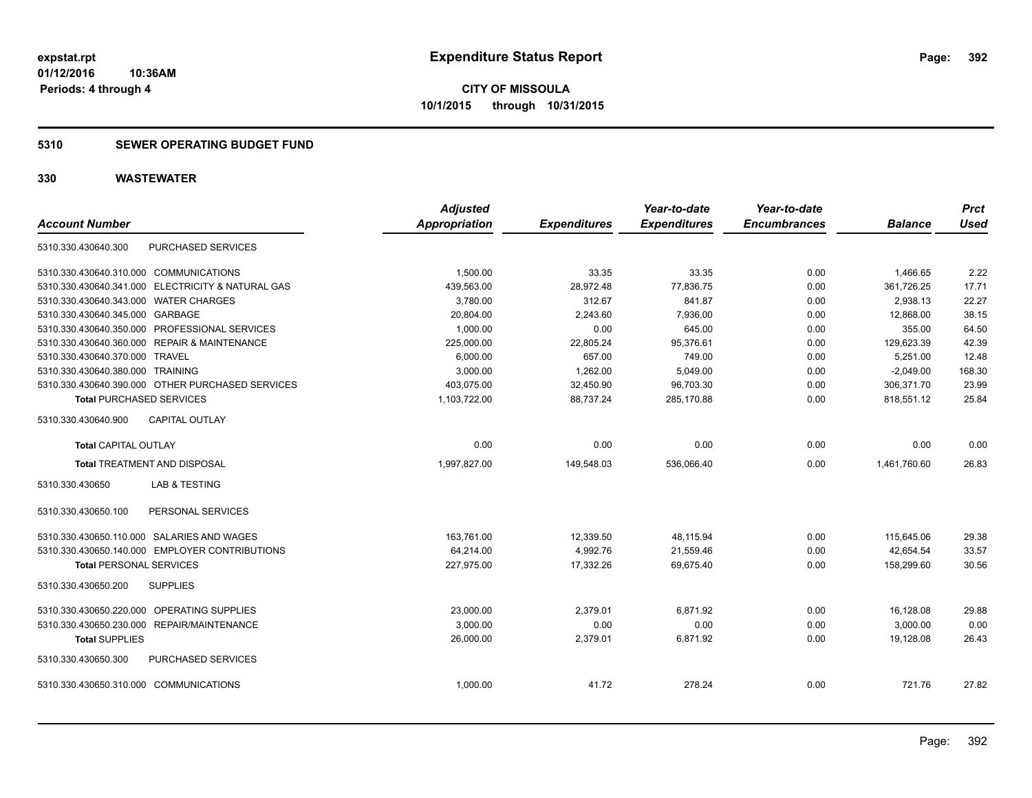# Expenditure Status Report

**CITY OF MISSOULA**
**10/1/2015 through 10/31/2015**

expstat.rpt
01/12/2016 10:36AM
Periods: 4 through 4

## 5310 SEWER OPERATING BUDGET FUND

## 330 WASTEWATER

| Account Number | | Adjusted Appropriation | Expenditures | Year-to-date Expenditures | Year-to-date Encumbrances | Balance | Prct Used |
|---|---|---|---|---|---|---|---|
| 5310.330.430640.300 | PURCHASED SERVICES | | | | | | |
| 5310.330.430640.310.000 | COMMUNICATIONS | 1,500.00 | 33.35 | 33.35 | 0.00 | 1,466.65 | 2.22 |
| 5310.330.430640.341.000 | ELECTRICITY & NATURAL GAS | 439,563.00 | 28,972.48 | 77,836.75 | 0.00 | 361,726.25 | 17.71 |
| 5310.330.430640.343.000 | WATER CHARGES | 3,780.00 | 312.67 | 841.87 | 0.00 | 2,938.13 | 22.27 |
| 5310.330.430640.345.000 | GARBAGE | 20,804.00 | 2,243.60 | 7,936.00 | 0.00 | 12,868.00 | 38.15 |
| 5310.330.430640.350.000 | PROFESSIONAL SERVICES | 1,000.00 | 0.00 | 645.00 | 0.00 | 355.00 | 64.50 |
| 5310.330.430640.360.000 | REPAIR & MAINTENANCE | 225,000.00 | 22,805.24 | 95,376.61 | 0.00 | 129,623.39 | 42.39 |
| 5310.330.430640.370.000 | TRAVEL | 6,000.00 | 657.00 | 749.00 | 0.00 | 5,251.00 | 12.48 |
| 5310.330.430640.380.000 | TRAINING | 3,000.00 | 1,262.00 | 5,049.00 | 0.00 | -2,049.00 | 168.30 |
| 5310.330.430640.390.000 | OTHER PURCHASED SERVICES | 403,075.00 | 32,450.90 | 96,703.30 | 0.00 | 306,371.70 | 23.99 |
| **Total** PURCHASED SERVICES | | 1,103,722.00 | 88,737.24 | 285,170.88 | 0.00 | 818,551.12 | 25.84 |
| 5310.330.430640.900 | CAPITAL OUTLAY | | | | | | |
| **Total** CAPITAL OUTLAY | | 0.00 | 0.00 | 0.00 | 0.00 | 0.00 | 0.00 |
| **Total** TREATMENT AND DISPOSAL | | 1,997,827.00 | 149,548.03 | 536,066.40 | 0.00 | 1,461,760.60 | 26.83 |
| 5310.330.430650 | LAB & TESTING | | | | | | |
| 5310.330.430650.100 | PERSONAL SERVICES | | | | | | |
| 5310.330.430650.110.000 | SALARIES AND WAGES | 163,761.00 | 12,339.50 | 48,115.94 | 0.00 | 115,645.06 | 29.38 |
| 5310.330.430650.140.000 | EMPLOYER CONTRIBUTIONS | 64,214.00 | 4,992.76 | 21,559.46 | 0.00 | 42,654.54 | 33.57 |
| **Total** PERSONAL SERVICES | | 227,975.00 | 17,332.26 | 69,675.40 | 0.00 | 158,299.60 | 30.56 |
| 5310.330.430650.200 | SUPPLIES | | | | | | |
| 5310.330.430650.220.000 | OPERATING SUPPLIES | 23,000.00 | 2,379.01 | 6,871.92 | 0.00 | 16,128.08 | 29.88 |
| 5310.330.430650.230.000 | REPAIR/MAINTENANCE | 3,000.00 | 0.00 | 0.00 | 0.00 | 3,000.00 | 0.00 |
| **Total** SUPPLIES | | 26,000.00 | 2,379.01 | 6,871.92 | 0.00 | 19,128.08 | 26.43 |
| 5310.330.430650.300 | PURCHASED SERVICES | | | | | | |
| 5310.330.430650.310.000 | COMMUNICATIONS | 1,000.00 | 41.72 | 278.24 | 0.00 | 721.76 | 27.82 |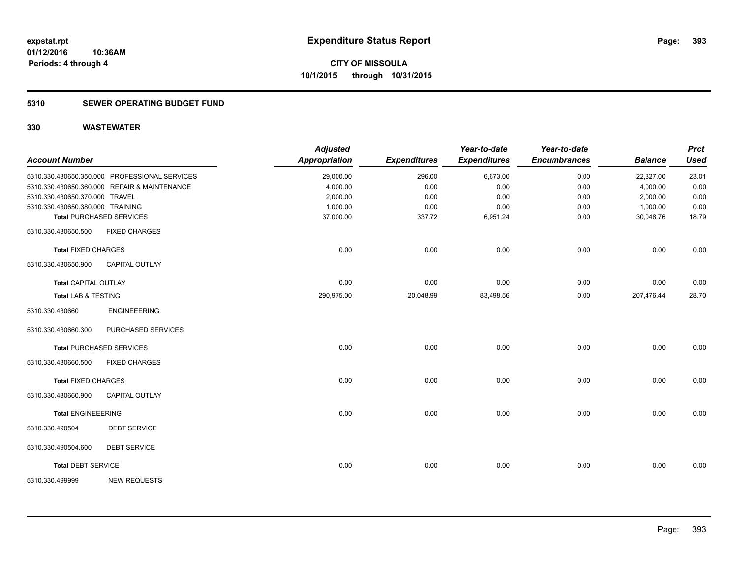**expstat.rpt**
**01/12/2016 10:36AM**
**Periods: 4 through 4**

# Expenditure Status Report

**CITY OF MISSOULA**
**10/1/2015 through 10/31/2015**

## 5310 SEWER OPERATING BUDGET FUND

### 330 WASTEWATER

| Account Number | | Adjusted Appropriation | Expenditures | Year-to-date Expenditures | Year-to-date Encumbrances | Balance | Prct Used |
|---|---|---|---|---|---|---|---|
| 5310.330.430650.350.000 | PROFESSIONAL SERVICES | 29,000.00 | 296.00 | 6,673.00 | 0.00 | 22,327.00 | 23.01 |
| 5310.330.430650.360.000 | REPAIR & MAINTENANCE | 4,000.00 | 0.00 | 0.00 | 0.00 | 4,000.00 | 0.00 |
| 5310.330.430650.370.000 | TRAVEL | 2,000.00 | 0.00 | 0.00 | 0.00 | 2,000.00 | 0.00 |
| 5310.330.430650.380.000 | TRAINING | 1,000.00 | 0.00 | 0.00 | 0.00 | 1,000.00 | 0.00 |
| **Total** PURCHASED SERVICES | | 37,000.00 | 337.72 | 6,951.24 | 0.00 | 30,048.76 | 18.79 |
| 5310.330.430650.500 | FIXED CHARGES | | | | | | |
| **Total** FIXED CHARGES | | 0.00 | 0.00 | 0.00 | 0.00 | 0.00 | 0.00 |
| 5310.330.430650.900 | CAPITAL OUTLAY | | | | | | |
| **Total** CAPITAL OUTLAY | | 0.00 | 0.00 | 0.00 | 0.00 | 0.00 | 0.00 |
| **Total** LAB & TESTING | | 290,975.00 | 20,048.99 | 83,498.56 | 0.00 | 207,476.44 | 28.70 |
| 5310.330.430660 | ENGINEEERING | | | | | | |
| 5310.330.430660.300 | PURCHASED SERVICES | | | | | | |
| **Total** PURCHASED SERVICES | | 0.00 | 0.00 | 0.00 | 0.00 | 0.00 | 0.00 |
| 5310.330.430660.500 | FIXED CHARGES | | | | | | |
| **Total** FIXED CHARGES | | 0.00 | 0.00 | 0.00 | 0.00 | 0.00 | 0.00 |
| 5310.330.430660.900 | CAPITAL OUTLAY | | | | | | |
| **Total** ENGINEEERING | | 0.00 | 0.00 | 0.00 | 0.00 | 0.00 | 0.00 |
| 5310.330.490504 | DEBT SERVICE | | | | | | |
| 5310.330.490504.600 | DEBT SERVICE | | | | | | |
| **Total** DEBT SERVICE | | 0.00 | 0.00 | 0.00 | 0.00 | 0.00 | 0.00 |
| 5310.330.499999 | NEW REQUESTS | | | | | | |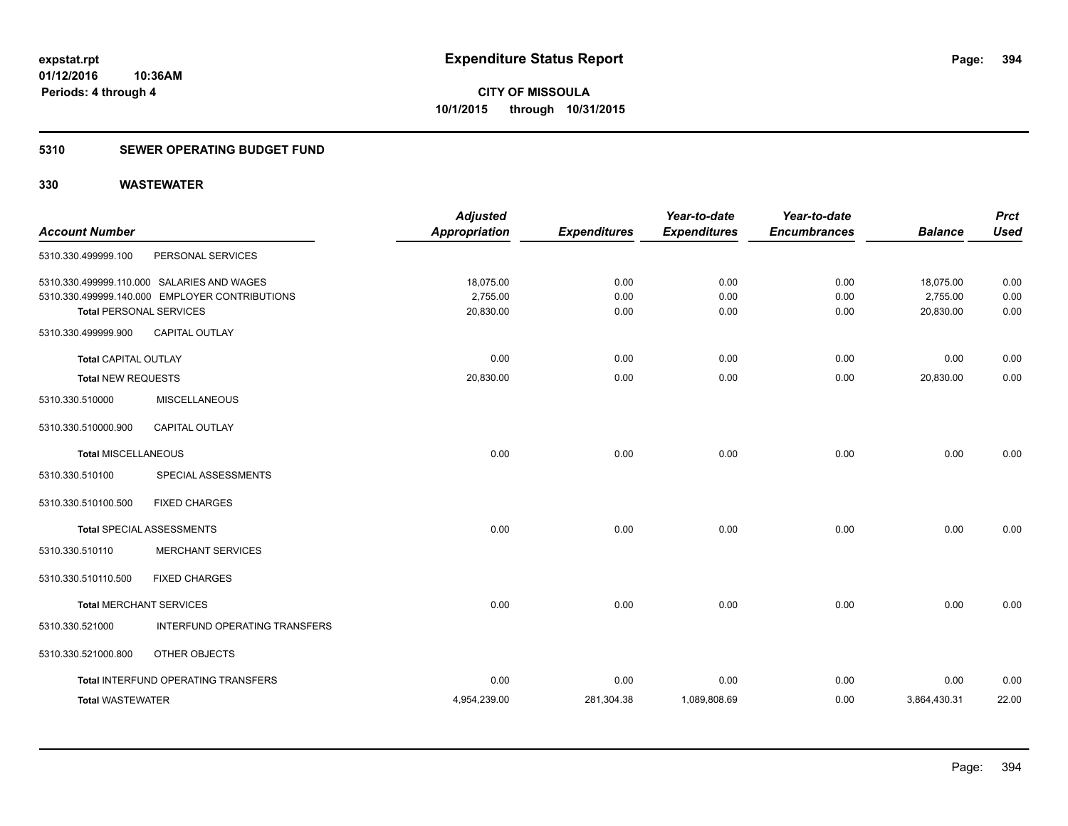expstat.rpt
01/12/2016 10:36AM
Periods: 4 through 4

# Expenditure Status Report

**CITY OF MISSOULA**
**10/1/2015 through 10/31/2015**

## 5310 SEWER OPERATING BUDGET FUND

## 330 WASTEWATER

| Account Number | | Adjusted Appropriation | Expenditures | Year-to-date Expenditures | Year-to-date Encumbrances | Balance | Prct Used |
|---|---|---|---|---|---|---|---|
| 5310.330.499999.100 | PERSONAL SERVICES | | | | | | |
| 5310.330.499999.110.000 | SALARIES AND WAGES | 18,075.00 | 0.00 | 0.00 | 0.00 | 18,075.00 | 0.00 |
| 5310.330.499999.140.000 | EMPLOYER CONTRIBUTIONS | 2,755.00 | 0.00 | 0.00 | 0.00 | 2,755.00 | 0.00 |
| **Total** PERSONAL SERVICES | | 20,830.00 | 0.00 | 0.00 | 0.00 | 20,830.00 | 0.00 |
| 5310.330.499999.900 | CAPITAL OUTLAY | | | | | | |
| **Total** CAPITAL OUTLAY | | 0.00 | 0.00 | 0.00 | 0.00 | 0.00 | 0.00 |
| **Total** NEW REQUESTS | | 20,830.00 | 0.00 | 0.00 | 0.00 | 20,830.00 | 0.00 |
| 5310.330.510000 | MISCELLANEOUS | | | | | | |
| 5310.330.510000.900 | CAPITAL OUTLAY | | | | | | |
| **Total** MISCELLANEOUS | | 0.00 | 0.00 | 0.00 | 0.00 | 0.00 | 0.00 |
| 5310.330.510100 | SPECIAL ASSESSMENTS | | | | | | |
| 5310.330.510100.500 | FIXED CHARGES | | | | | | |
| **Total** SPECIAL ASSESSMENTS | | 0.00 | 0.00 | 0.00 | 0.00 | 0.00 | 0.00 |
| 5310.330.510110 | MERCHANT SERVICES | | | | | | |
| 5310.330.510110.500 | FIXED CHARGES | | | | | | |
| **Total** MERCHANT SERVICES | | 0.00 | 0.00 | 0.00 | 0.00 | 0.00 | 0.00 |
| 5310.330.521000 | INTERFUND OPERATING TRANSFERS | | | | | | |
| 5310.330.521000.800 | OTHER OBJECTS | | | | | | |
| **Total** INTERFUND OPERATING TRANSFERS | | 0.00 | 0.00 | 0.00 | 0.00 | 0.00 | 0.00 |
| **Total** WASTEWATER | | 4,954,239.00 | 281,304.38 | 1,089,808.69 | 0.00 | 3,864,430.31 | 22.00 |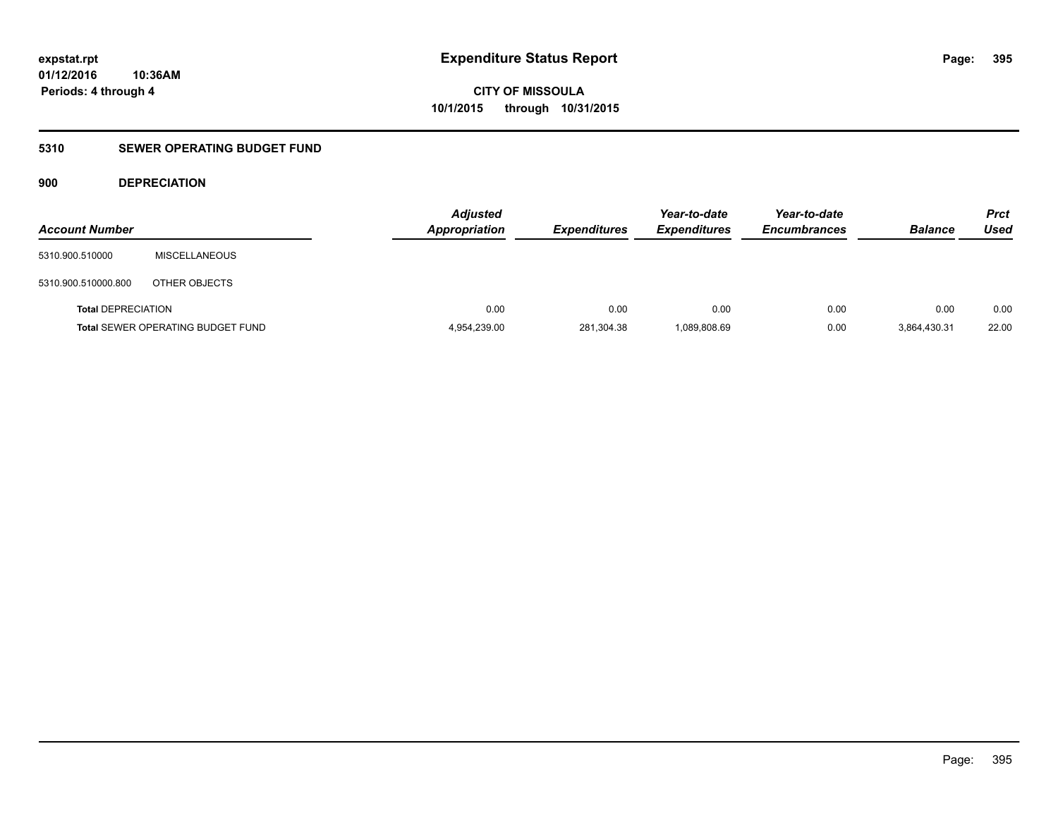**expstat.rpt**
**01/12/2016 10:36AM**
**Periods: 4 through 4**

# Expenditure Status Report

**CITY OF MISSOULA**
**10/1/2015 through 10/31/2015**

## 5310 SEWER OPERATING BUDGET FUND

### 900 DEPRECIATION

| Account Number | | Adjusted Appropriation | Expenditures | Year-to-date Expenditures | Year-to-date Encumbrances | Balance | Prct Used |
|---|---|---|---|---|---|---|---|
| 5310.900.510000 | MISCELLANEOUS | | | | | | |
| 5310.900.510000.800 | OTHER OBJECTS | | | | | | |
| **Total** DEPRECIATION | | 0.00 | 0.00 | 0.00 | 0.00 | 0.00 | 0.00 |
| **Total** SEWER OPERATING BUDGET FUND | | 4,954,239.00 | 281,304.38 | 1,089,808.69 | 0.00 | 3,864,430.31 | 22.00 |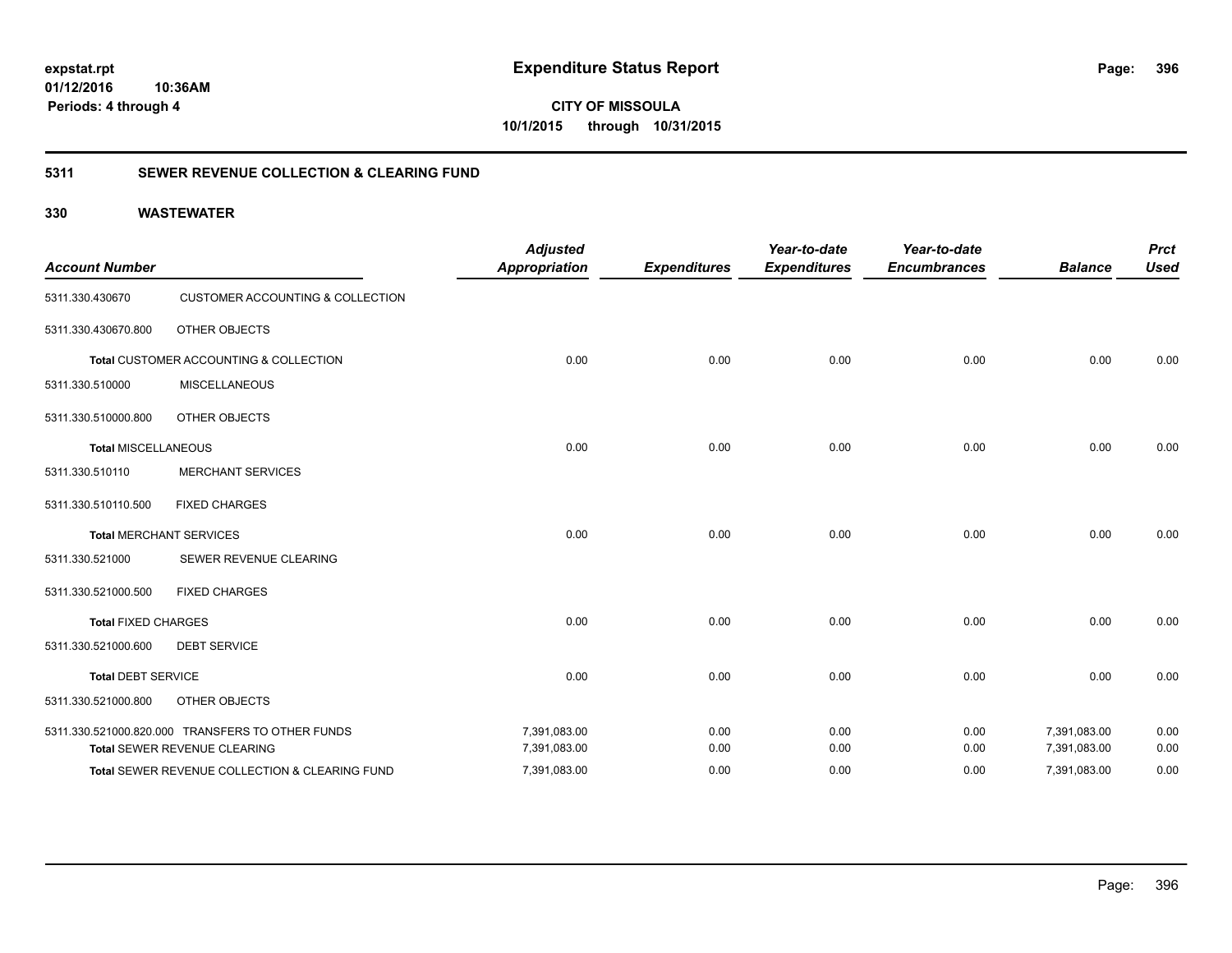**expstat.rpt**
**01/12/2016 10:36AM**
**Periods: 4 through 4**

# Expenditure Status Report

**CITY OF MISSOULA**
**10/1/2015 through 10/31/2015**

## 5311 SEWER REVENUE COLLECTION & CLEARING FUND

### 330 WASTEWATER

| Account Number | | Adjusted Appropriation | Expenditures | Year-to-date Expenditures | Year-to-date Encumbrances | Balance | Prct Used |
|---|---|---|---|---|---|---|---|
| 5311.330.430670 | CUSTOMER ACCOUNTING & COLLECTION | | | | | | |
| 5311.330.430670.800 | OTHER OBJECTS | | | | | | |
| **Total** CUSTOMER ACCOUNTING & COLLECTION | | 0.00 | 0.00 | 0.00 | 0.00 | 0.00 | 0.00 |
| 5311.330.510000 | MISCELLANEOUS | | | | | | |
| 5311.330.510000.800 | OTHER OBJECTS | | | | | | |
| **Total** MISCELLANEOUS | | 0.00 | 0.00 | 0.00 | 0.00 | 0.00 | 0.00 |
| 5311.330.510110 | MERCHANT SERVICES | | | | | | |
| 5311.330.510110.500 | FIXED CHARGES | | | | | | |
| **Total** MERCHANT SERVICES | | 0.00 | 0.00 | 0.00 | 0.00 | 0.00 | 0.00 |
| 5311.330.521000 | SEWER REVENUE CLEARING | | | | | | |
| 5311.330.521000.500 | FIXED CHARGES | | | | | | |
| **Total** FIXED CHARGES | | 0.00 | 0.00 | 0.00 | 0.00 | 0.00 | 0.00 |
| 5311.330.521000.600 | DEBT SERVICE | | | | | | |
| **Total** DEBT SERVICE | | 0.00 | 0.00 | 0.00 | 0.00 | 0.00 | 0.00 |
| 5311.330.521000.800 | OTHER OBJECTS | | | | | | |
| 5311.330.521000.820.000 | TRANSFERS TO OTHER FUNDS | 7,391,083.00 | 0.00 | 0.00 | 0.00 | 7,391,083.00 | 0.00 |
| **Total** SEWER REVENUE CLEARING | | 7,391,083.00 | 0.00 | 0.00 | 0.00 | 7,391,083.00 | 0.00 |
| **Total** SEWER REVENUE COLLECTION & CLEARING FUND | | 7,391,083.00 | 0.00 | 0.00 | 0.00 | 7,391,083.00 | 0.00 |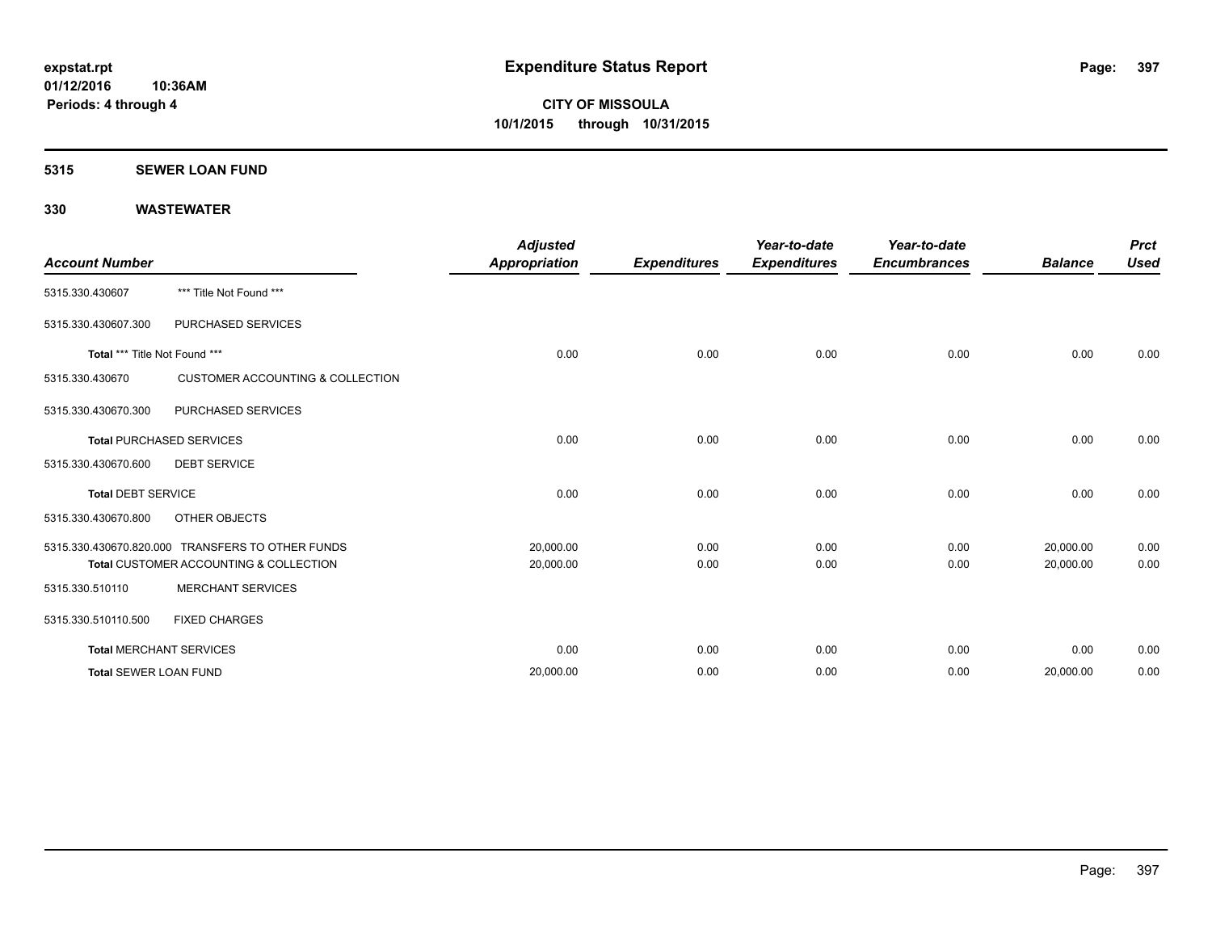**expstat.rpt**
**01/12/2016 10:36AM**
**Periods: 4 through 4**

# Expenditure Status Report

**CITY OF MISSOULA**
**10/1/2015 through 10/31/2015**

## 5315 SEWER LOAN FUND

## 330 WASTEWATER

| Account Number | | *Adjusted Appropriation* | *Expenditures* | *Year-to-date Expenditures* | *Year-to-date Encumbrances* | *Balance* | *Prct Used* |
|---|---|---|---|---|---|---|---|
| 5315.330.430607 | *** Title Not Found *** | | | | | | |
| 5315.330.430607.300 | PURCHASED SERVICES | | | | | | |
| **Total** *** Title Not Found *** | | 0.00 | 0.00 | 0.00 | 0.00 | 0.00 | 0.00 |
| 5315.330.430670 | CUSTOMER ACCOUNTING & COLLECTION | | | | | | |
| 5315.330.430670.300 | PURCHASED SERVICES | | | | | | |
| **Total** PURCHASED SERVICES | | 0.00 | 0.00 | 0.00 | 0.00 | 0.00 | 0.00 |
| 5315.330.430670.600 | DEBT SERVICE | | | | | | |
| **Total** DEBT SERVICE | | 0.00 | 0.00 | 0.00 | 0.00 | 0.00 | 0.00 |
| 5315.330.430670.800 | OTHER OBJECTS | | | | | | |
| 5315.330.430670.820.000 | TRANSFERS TO OTHER FUNDS | 20,000.00 | 0.00 | 0.00 | 0.00 | 20,000.00 | 0.00 |
| **Total** CUSTOMER ACCOUNTING & COLLECTION | | 20,000.00 | 0.00 | 0.00 | 0.00 | 20,000.00 | 0.00 |
| 5315.330.510110 | MERCHANT SERVICES | | | | | | |
| 5315.330.510110.500 | FIXED CHARGES | | | | | | |
| **Total** MERCHANT SERVICES | | 0.00 | 0.00 | 0.00 | 0.00 | 0.00 | 0.00 |
| **Total** SEWER LOAN FUND | | 20,000.00 | 0.00 | 0.00 | 0.00 | 20,000.00 | 0.00 |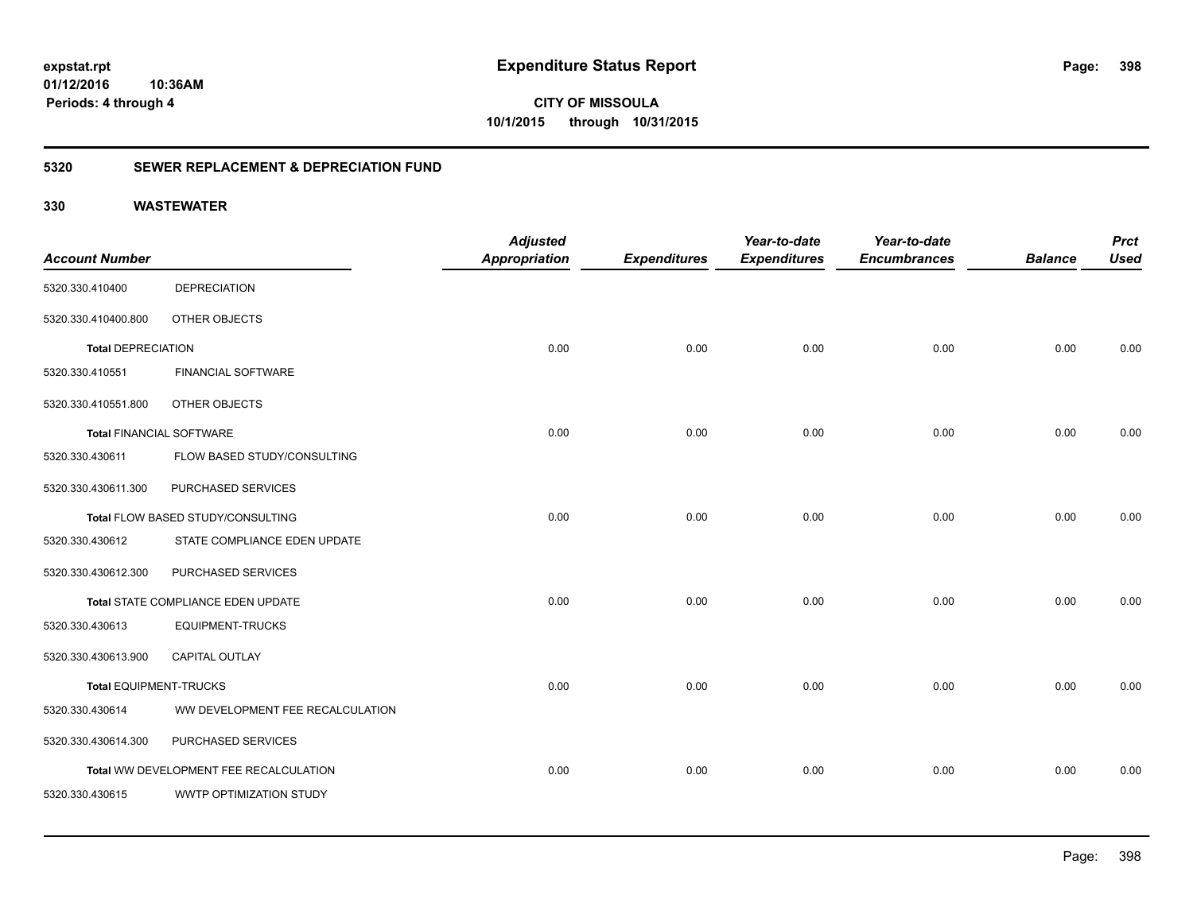expstat.rpt
01/12/2016 10:36AM
Periods: 4 through 4

# Expenditure Status Report

CITY OF MISSOULA
10/1/2015 through 10/31/2015

## 5320 SEWER REPLACEMENT & DEPRECIATION FUND

## 330 WASTEWATER

| Account Number | | Adjusted Appropriation | Expenditures | Year-to-date Expenditures | Year-to-date Encumbrances | Balance | Prct Used |
|---|---|---|---|---|---|---|---|
| 5320.330.410400 | DEPRECIATION | | | | | | |
| 5320.330.410400.800 | OTHER OBJECTS | | | | | | |
| **Total** DEPRECIATION | | 0.00 | 0.00 | 0.00 | 0.00 | 0.00 | 0.00 |
| 5320.330.410551 | FINANCIAL SOFTWARE | | | | | | |
| 5320.330.410551.800 | OTHER OBJECTS | | | | | | |
| **Total** FINANCIAL SOFTWARE | | 0.00 | 0.00 | 0.00 | 0.00 | 0.00 | 0.00 |
| 5320.330.430611 | FLOW BASED STUDY/CONSULTING | | | | | | |
| 5320.330.430611.300 | PURCHASED SERVICES | | | | | | |
| **Total** FLOW BASED STUDY/CONSULTING | | 0.00 | 0.00 | 0.00 | 0.00 | 0.00 | 0.00 |
| 5320.330.430612 | STATE COMPLIANCE EDEN UPDATE | | | | | | |
| 5320.330.430612.300 | PURCHASED SERVICES | | | | | | |
| **Total** STATE COMPLIANCE EDEN UPDATE | | 0.00 | 0.00 | 0.00 | 0.00 | 0.00 | 0.00 |
| 5320.330.430613 | EQUIPMENT-TRUCKS | | | | | | |
| 5320.330.430613.900 | CAPITAL OUTLAY | | | | | | |
| **Total** EQUIPMENT-TRUCKS | | 0.00 | 0.00 | 0.00 | 0.00 | 0.00 | 0.00 |
| 5320.330.430614 | WW DEVELOPMENT FEE RECALCULATION | | | | | | |
| 5320.330.430614.300 | PURCHASED SERVICES | | | | | | |
| **Total** WW DEVELOPMENT FEE RECALCULATION | | 0.00 | 0.00 | 0.00 | 0.00 | 0.00 | 0.00 |
| 5320.330.430615 | WWTP OPTIMIZATION STUDY | | | | | | |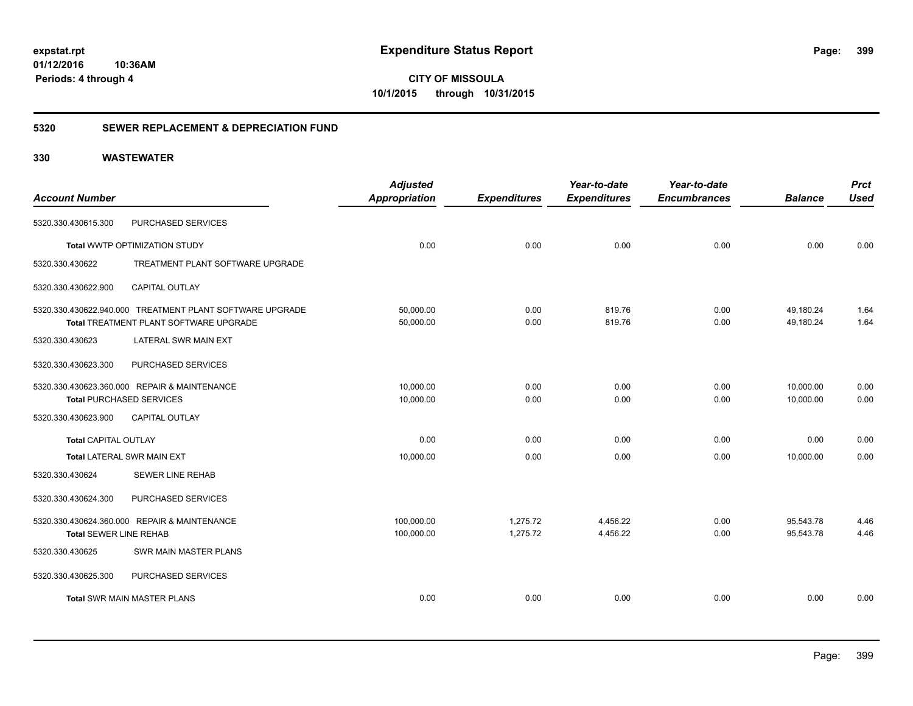# Expenditure Status Report

**CITY OF MISSOULA**

**10/1/2015 through 10/31/2015**

expstat.rpt
01/12/2016 10:36AM
Periods: 4 through 4

## 5320 SEWER REPLACEMENT & DEPRECIATION FUND

## 330 WASTEWATER

| Account Number | | Adjusted Appropriation | Expenditures | Year-to-date Expenditures | Year-to-date Encumbrances | Balance | Prct Used |
|---|---|---|---|---|---|---|---|
| 5320.330.430615.300 | PURCHASED SERVICES | | | | | | |
| **Total** WWTP OPTIMIZATION STUDY | | 0.00 | 0.00 | 0.00 | 0.00 | 0.00 | 0.00 |
| 5320.330.430622 | TREATMENT PLANT SOFTWARE UPGRADE | | | | | | |
| 5320.330.430622.900 | CAPITAL OUTLAY | | | | | | |
| 5320.330.430622.940.000 | TREATMENT PLANT SOFTWARE UPGRADE | 50,000.00 | 0.00 | 819.76 | 0.00 | 49,180.24 | 1.64 |
| **Total** TREATMENT PLANT SOFTWARE UPGRADE | | 50,000.00 | 0.00 | 819.76 | 0.00 | 49,180.24 | 1.64 |
| 5320.330.430623 | LATERAL SWR MAIN EXT | | | | | | |
| 5320.330.430623.300 | PURCHASED SERVICES | | | | | | |
| 5320.330.430623.360.000 | REPAIR & MAINTENANCE | 10,000.00 | 0.00 | 0.00 | 0.00 | 10,000.00 | 0.00 |
| **Total** PURCHASED SERVICES | | 10,000.00 | 0.00 | 0.00 | 0.00 | 10,000.00 | 0.00 |
| 5320.330.430623.900 | CAPITAL OUTLAY | | | | | | |
| **Total** CAPITAL OUTLAY | | 0.00 | 0.00 | 0.00 | 0.00 | 0.00 | 0.00 |
| **Total** LATERAL SWR MAIN EXT | | 10,000.00 | 0.00 | 0.00 | 0.00 | 10,000.00 | 0.00 |
| 5320.330.430624 | SEWER LINE REHAB | | | | | | |
| 5320.330.430624.300 | PURCHASED SERVICES | | | | | | |
| 5320.330.430624.360.000 | REPAIR & MAINTENANCE | 100,000.00 | 1,275.72 | 4,456.22 | 0.00 | 95,543.78 | 4.46 |
| **Total** SEWER LINE REHAB | | 100,000.00 | 1,275.72 | 4,456.22 | 0.00 | 95,543.78 | 4.46 |
| 5320.330.430625 | SWR MAIN MASTER PLANS | | | | | | |
| 5320.330.430625.300 | PURCHASED SERVICES | | | | | | |
| **Total** SWR MAIN MASTER PLANS | | 0.00 | 0.00 | 0.00 | 0.00 | 0.00 | 0.00 |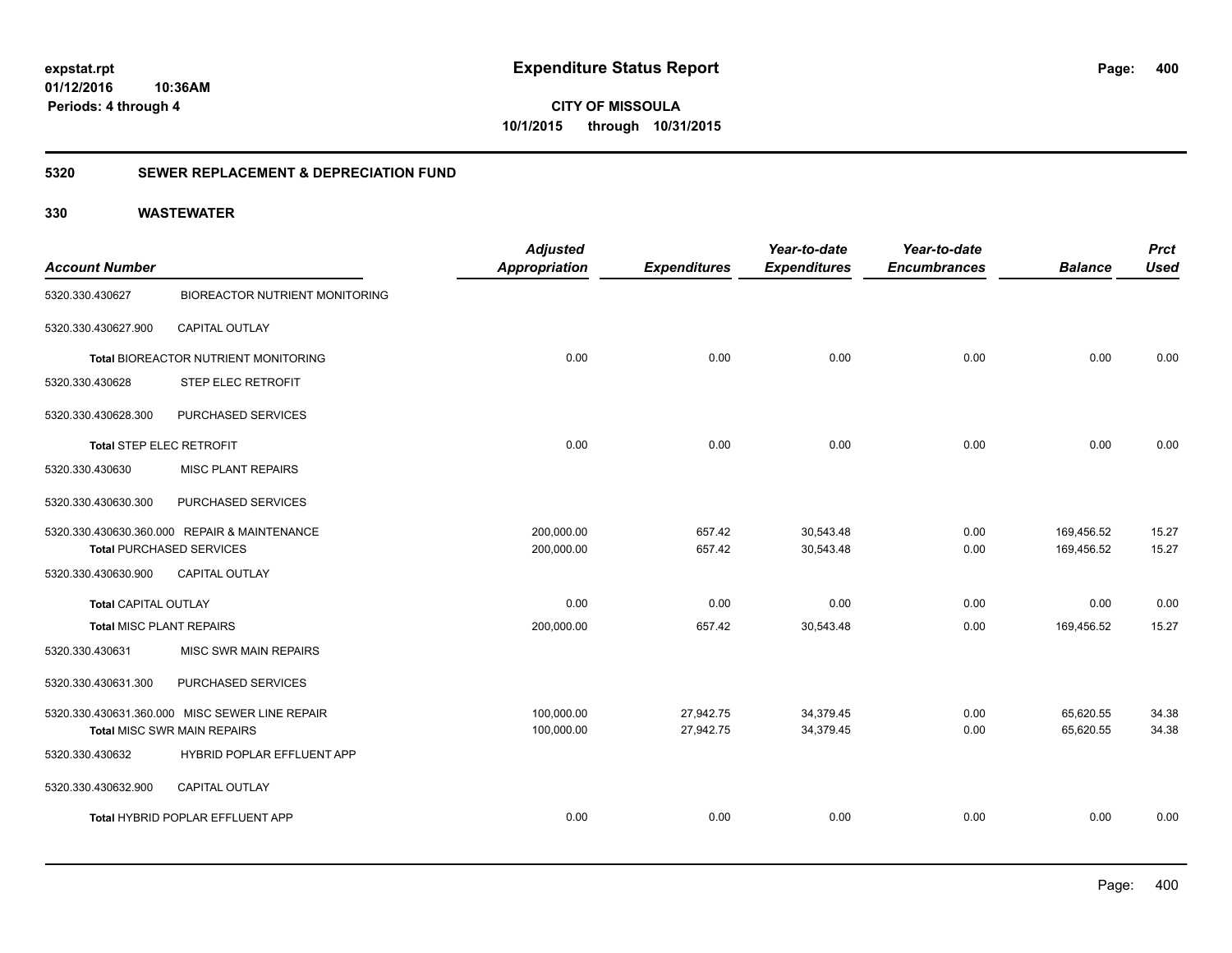**expstat.rpt**
**01/12/2016 10:36AM**
**Periods: 4 through 4**

# Expenditure Status Report

**CITY OF MISSOULA**
**10/1/2015 through 10/31/2015**

## 5320 SEWER REPLACEMENT & DEPRECIATION FUND

### 330 WASTEWATER

| Account Number | | Adjusted Appropriation | Expenditures | Year-to-date Expenditures | Year-to-date Encumbrances | Balance | Prct Used |
|---|---|---|---|---|---|---|---|
| 5320.330.430627 | BIOREACTOR NUTRIENT MONITORING | | | | | | |
| 5320.330.430627.900 | CAPITAL OUTLAY | | | | | | |
| **Total** BIOREACTOR NUTRIENT MONITORING | | 0.00 | 0.00 | 0.00 | 0.00 | 0.00 | 0.00 |
| 5320.330.430628 | STEP ELEC RETROFIT | | | | | | |
| 5320.330.430628.300 | PURCHASED SERVICES | | | | | | |
| **Total** STEP ELEC RETROFIT | | 0.00 | 0.00 | 0.00 | 0.00 | 0.00 | 0.00 |
| 5320.330.430630 | MISC PLANT REPAIRS | | | | | | |
| 5320.330.430630.300 | PURCHASED SERVICES | | | | | | |
| 5320.330.430630.360.000 | REPAIR & MAINTENANCE | 200,000.00 | 657.42 | 30,543.48 | 0.00 | 169,456.52 | 15.27 |
| **Total** PURCHASED SERVICES | | 200,000.00 | 657.42 | 30,543.48 | 0.00 | 169,456.52 | 15.27 |
| 5320.330.430630.900 | CAPITAL OUTLAY | | | | | | |
| **Total** CAPITAL OUTLAY | | 0.00 | 0.00 | 0.00 | 0.00 | 0.00 | 0.00 |
| **Total** MISC PLANT REPAIRS | | 200,000.00 | 657.42 | 30,543.48 | 0.00 | 169,456.52 | 15.27 |
| 5320.330.430631 | MISC SWR MAIN REPAIRS | | | | | | |
| 5320.330.430631.300 | PURCHASED SERVICES | | | | | | |
| 5320.330.430631.360.000 | MISC SEWER LINE REPAIR | 100,000.00 | 27,942.75 | 34,379.45 | 0.00 | 65,620.55 | 34.38 |
| **Total** MISC SWR MAIN REPAIRS | | 100,000.00 | 27,942.75 | 34,379.45 | 0.00 | 65,620.55 | 34.38 |
| 5320.330.430632 | HYBRID POPLAR EFFLUENT APP | | | | | | |
| 5320.330.430632.900 | CAPITAL OUTLAY | | | | | | |
| **Total** HYBRID POPLAR EFFLUENT APP | | 0.00 | 0.00 | 0.00 | 0.00 | 0.00 | 0.00 |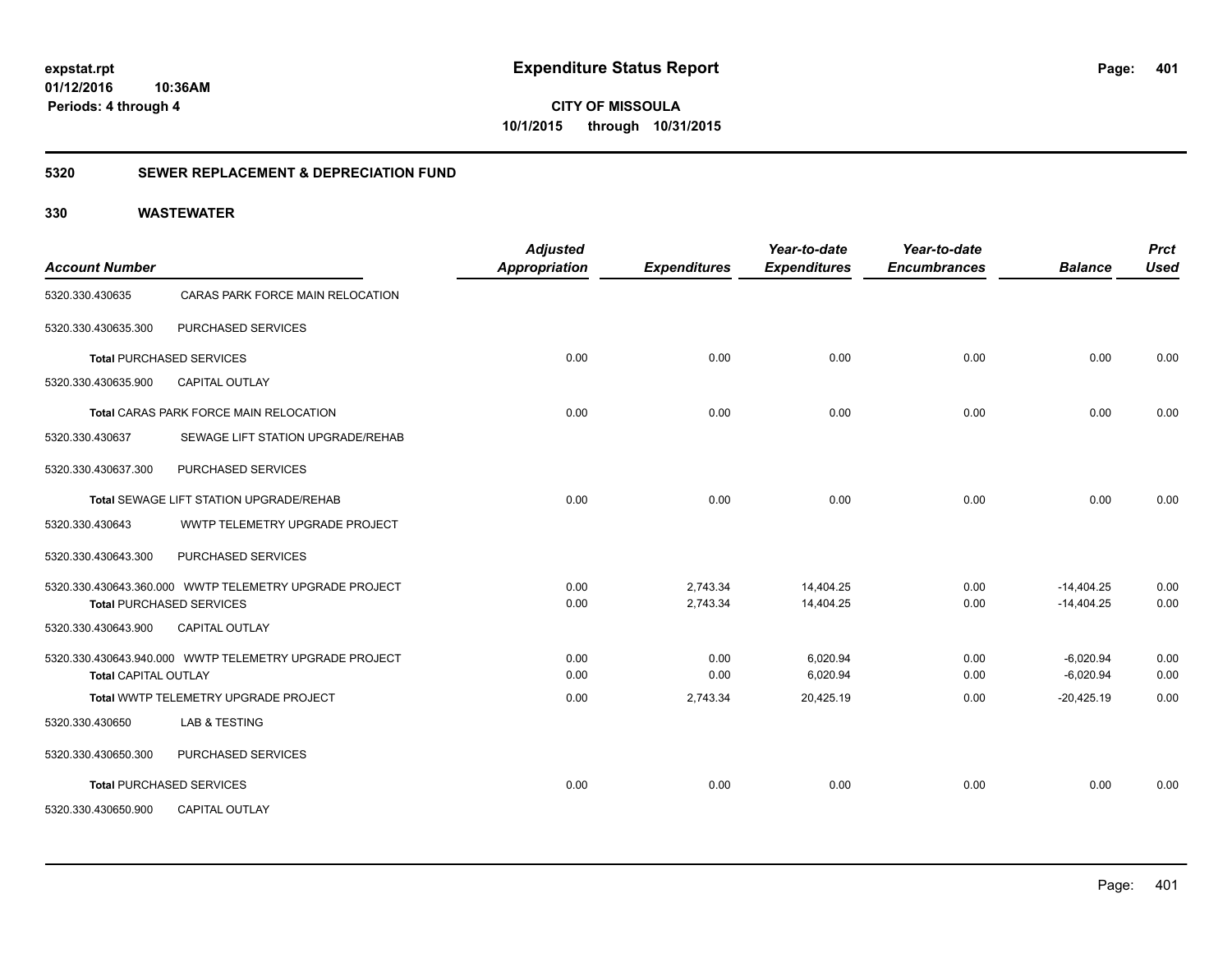**expstat.rpt**
**01/12/2016 10:36AM**
**Periods: 4 through 4**

# Expenditure Status Report

**CITY OF MISSOULA**
**10/1/2015 through 10/31/2015**

## 5320 SEWER REPLACEMENT & DEPRECIATION FUND

## 330 WASTEWATER

| Account Number | | Adjusted Appropriation | Expenditures | Year-to-date Expenditures | Year-to-date Encumbrances | Balance | Prct Used |
|---|---|---|---|---|---|---|---|
| 5320.330.430635 | CARAS PARK FORCE MAIN RELOCATION | | | | | | |
| 5320.330.430635.300 | PURCHASED SERVICES | | | | | | |
| **Total** PURCHASED SERVICES | | 0.00 | 0.00 | 0.00 | 0.00 | 0.00 | 0.00 |
| 5320.330.430635.900 | CAPITAL OUTLAY | | | | | | |
| **Total** CARAS PARK FORCE MAIN RELOCATION | | 0.00 | 0.00 | 0.00 | 0.00 | 0.00 | 0.00 |
| 5320.330.430637 | SEWAGE LIFT STATION UPGRADE/REHAB | | | | | | |
| 5320.330.430637.300 | PURCHASED SERVICES | | | | | | |
| **Total** SEWAGE LIFT STATION UPGRADE/REHAB | | 0.00 | 0.00 | 0.00 | 0.00 | 0.00 | 0.00 |
| 5320.330.430643 | WWTP TELEMETRY UPGRADE PROJECT | | | | | | |
| 5320.330.430643.300 | PURCHASED SERVICES | | | | | | |
| 5320.330.430643.360.000 | WWTP TELEMETRY UPGRADE PROJECT | 0.00 | 2,743.34 | 14,404.25 | 0.00 | -14,404.25 | 0.00 |
| **Total** PURCHASED SERVICES | | 0.00 | 2,743.34 | 14,404.25 | 0.00 | -14,404.25 | 0.00 |
| 5320.330.430643.900 | CAPITAL OUTLAY | | | | | | |
| 5320.330.430643.940.000 | WWTP TELEMETRY UPGRADE PROJECT | 0.00 | 0.00 | 6,020.94 | 0.00 | -6,020.94 | 0.00 |
| **Total** CAPITAL OUTLAY | | 0.00 | 0.00 | 6,020.94 | 0.00 | -6,020.94 | 0.00 |
| **Total** WWTP TELEMETRY UPGRADE PROJECT | | 0.00 | 2,743.34 | 20,425.19 | 0.00 | -20,425.19 | 0.00 |
| 5320.330.430650 | LAB & TESTING | | | | | | |
| 5320.330.430650.300 | PURCHASED SERVICES | | | | | | |
| **Total** PURCHASED SERVICES | | 0.00 | 0.00 | 0.00 | 0.00 | 0.00 | 0.00 |
| 5320.330.430650.900 | CAPITAL OUTLAY | | | | | | |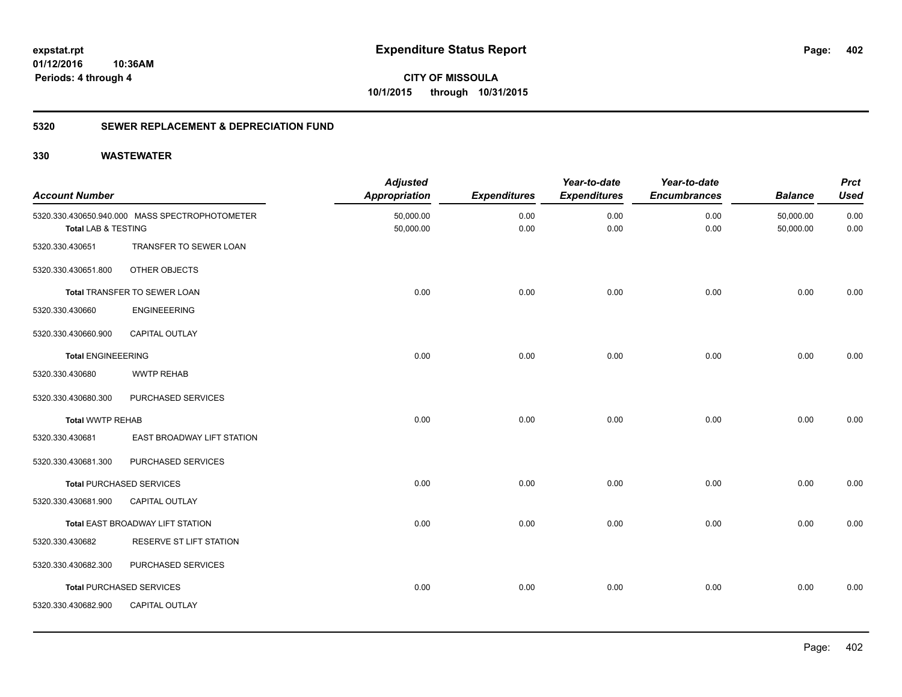# Expenditure Status Report

expstat.rpt
01/12/2016 10:36AM
Periods: 4 through 4

**CITY OF MISSOULA**
**10/1/2015 through 10/31/2015**

## 5320 SEWER REPLACEMENT & DEPRECIATION FUND

### 330 WASTEWATER

| Account Number | | Adjusted Appropriation | Expenditures | Year-to-date Expenditures | Year-to-date Encumbrances | Balance | Prct Used |
|---|---|---|---|---|---|---|---|
| 5320.330.430650.940.000 | MASS SPECTROPHOTOMETER | 50,000.00 | 0.00 | 0.00 | 0.00 | 50,000.00 | 0.00 |
| **Total** LAB & TESTING | | 50,000.00 | 0.00 | 0.00 | 0.00 | 50,000.00 | 0.00 |
| 5320.330.430651 | TRANSFER TO SEWER LOAN | | | | | | |
| 5320.330.430651.800 | OTHER OBJECTS | | | | | | |
| **Total** TRANSFER TO SEWER LOAN | | 0.00 | 0.00 | 0.00 | 0.00 | 0.00 | 0.00 |
| 5320.330.430660 | ENGINEEERING | | | | | | |
| 5320.330.430660.900 | CAPITAL OUTLAY | | | | | | |
| **Total** ENGINEEERING | | 0.00 | 0.00 | 0.00 | 0.00 | 0.00 | 0.00 |
| 5320.330.430680 | WWTP REHAB | | | | | | |
| 5320.330.430680.300 | PURCHASED SERVICES | | | | | | |
| **Total** WWTP REHAB | | 0.00 | 0.00 | 0.00 | 0.00 | 0.00 | 0.00 |
| 5320.330.430681 | EAST BROADWAY LIFT STATION | | | | | | |
| 5320.330.430681.300 | PURCHASED SERVICES | | | | | | |
| **Total** PURCHASED SERVICES | | 0.00 | 0.00 | 0.00 | 0.00 | 0.00 | 0.00 |
| 5320.330.430681.900 | CAPITAL OUTLAY | | | | | | |
| **Total** EAST BROADWAY LIFT STATION | | 0.00 | 0.00 | 0.00 | 0.00 | 0.00 | 0.00 |
| 5320.330.430682 | RESERVE ST LIFT STATION | | | | | | |
| 5320.330.430682.300 | PURCHASED SERVICES | | | | | | |
| **Total** PURCHASED SERVICES | | 0.00 | 0.00 | 0.00 | 0.00 | 0.00 | 0.00 |
| 5320.330.430682.900 | CAPITAL OUTLAY | | | | | | |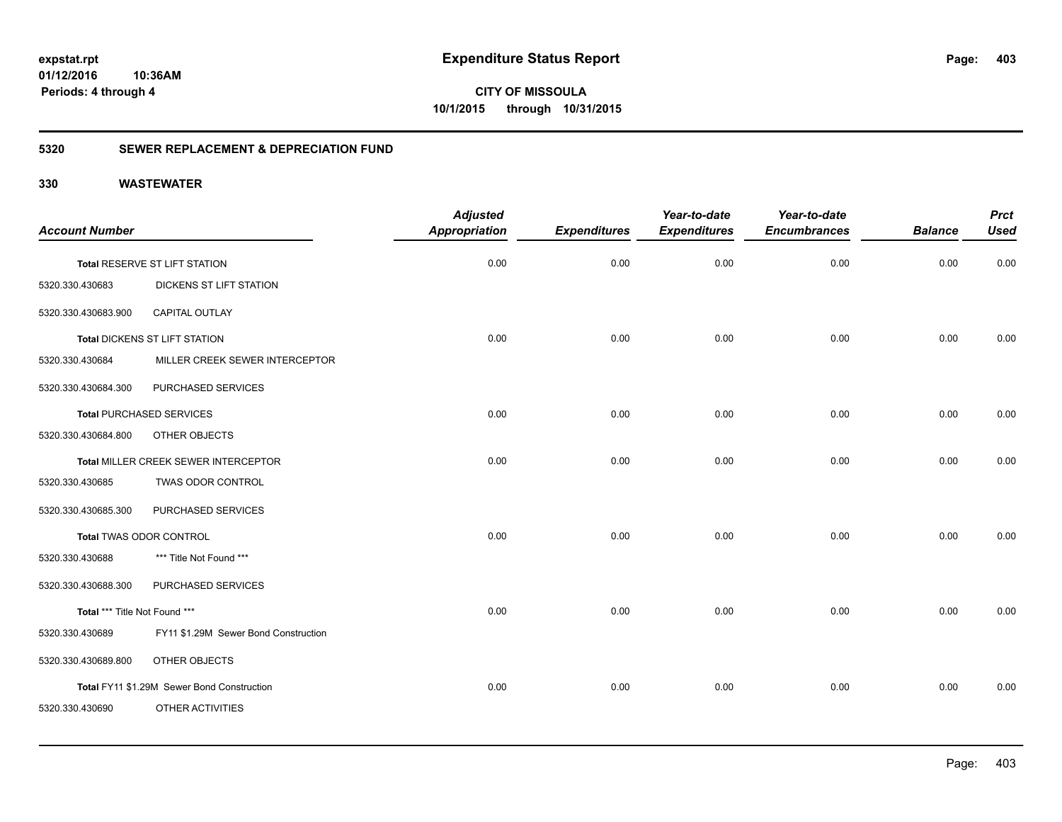**expstat.rpt**
**01/12/2016 10:36AM**
**Periods: 4 through 4**

# Expenditure Status Report

**CITY OF MISSOULA**
**10/1/2015 through 10/31/2015**

## 5320 SEWER REPLACEMENT & DEPRECIATION FUND

## 330 WASTEWATER

| Account Number | | Adjusted Appropriation | Expenditures | Year-to-date Expenditures | Year-to-date Encumbrances | Balance | Prct Used |
|---|---|---|---|---|---|---|---|
| **Total** RESERVE ST LIFT STATION | | 0.00 | 0.00 | 0.00 | 0.00 | 0.00 | 0.00 |
| 5320.330.430683 | DICKENS ST LIFT STATION | | | | | | |
| 5320.330.430683.900 | CAPITAL OUTLAY | | | | | | |
| **Total** DICKENS ST LIFT STATION | | 0.00 | 0.00 | 0.00 | 0.00 | 0.00 | 0.00 |
| 5320.330.430684 | MILLER CREEK SEWER INTERCEPTOR | | | | | | |
| 5320.330.430684.300 | PURCHASED SERVICES | | | | | | |
| **Total** PURCHASED SERVICES | | 0.00 | 0.00 | 0.00 | 0.00 | 0.00 | 0.00 |
| 5320.330.430684.800 | OTHER OBJECTS | | | | | | |
| **Total** MILLER CREEK SEWER INTERCEPTOR | | 0.00 | 0.00 | 0.00 | 0.00 | 0.00 | 0.00 |
| 5320.330.430685 | TWAS ODOR CONTROL | | | | | | |
| 5320.330.430685.300 | PURCHASED SERVICES | | | | | | |
| **Total** TWAS ODOR CONTROL | | 0.00 | 0.00 | 0.00 | 0.00 | 0.00 | 0.00 |
| 5320.330.430688 | *** Title Not Found *** | | | | | | |
| 5320.330.430688.300 | PURCHASED SERVICES | | | | | | |
| **Total** *** Title Not Found *** | | 0.00 | 0.00 | 0.00 | 0.00 | 0.00 | 0.00 |
| 5320.330.430689 | FY11 $1.29M Sewer Bond Construction | | | | | | |
| 5320.330.430689.800 | OTHER OBJECTS | | | | | | |
| **Total** FY11 $1.29M Sewer Bond Construction | | 0.00 | 0.00 | 0.00 | 0.00 | 0.00 | 0.00 |
| 5320.330.430690 | OTHER ACTIVITIES | | | | | | |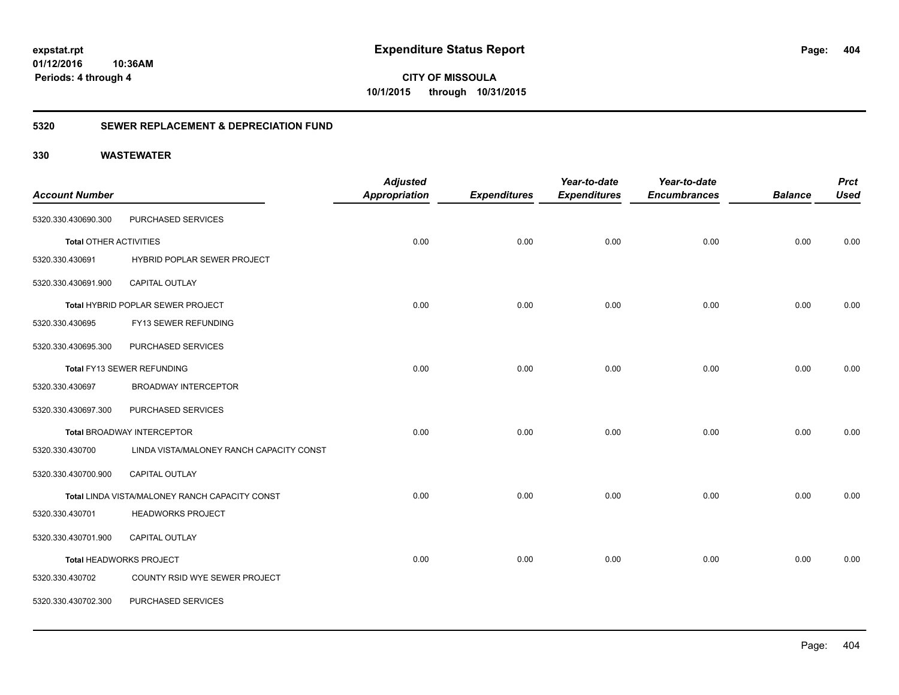**expstat.rpt**
**01/12/2016 10:36AM**
**Periods: 4 through 4**

# Expenditure Status Report

**CITY OF MISSOULA**
**10/1/2015 through 10/31/2015**

## 5320 SEWER REPLACEMENT & DEPRECIATION FUND

### 330 WASTEWATER

| Account Number | | Adjusted Appropriation | Expenditures | Year-to-date Expenditures | Year-to-date Encumbrances | Balance | Prct Used |
|---|---|---|---|---|---|---|---|
| 5320.330.430690.300 | PURCHASED SERVICES | | | | | | |
| **Total** OTHER ACTIVITIES | | 0.00 | 0.00 | 0.00 | 0.00 | 0.00 | 0.00 |
| 5320.330.430691 | HYBRID POPLAR SEWER PROJECT | | | | | | |
| 5320.330.430691.900 | CAPITAL OUTLAY | | | | | | |
| **Total** HYBRID POPLAR SEWER PROJECT | | 0.00 | 0.00 | 0.00 | 0.00 | 0.00 | 0.00 |
| 5320.330.430695 | FY13 SEWER REFUNDING | | | | | | |
| 5320.330.430695.300 | PURCHASED SERVICES | | | | | | |
| **Total** FY13 SEWER REFUNDING | | 0.00 | 0.00 | 0.00 | 0.00 | 0.00 | 0.00 |
| 5320.330.430697 | BROADWAY INTERCEPTOR | | | | | | |
| 5320.330.430697.300 | PURCHASED SERVICES | | | | | | |
| **Total** BROADWAY INTERCEPTOR | | 0.00 | 0.00 | 0.00 | 0.00 | 0.00 | 0.00 |
| 5320.330.430700 | LINDA VISTA/MALONEY RANCH CAPACITY CONST | | | | | | |
| 5320.330.430700.900 | CAPITAL OUTLAY | | | | | | |
| **Total** LINDA VISTA/MALONEY RANCH CAPACITY CONST | | 0.00 | 0.00 | 0.00 | 0.00 | 0.00 | 0.00 |
| 5320.330.430701 | HEADWORKS PROJECT | | | | | | |
| 5320.330.430701.900 | CAPITAL OUTLAY | | | | | | |
| **Total** HEADWORKS PROJECT | | 0.00 | 0.00 | 0.00 | 0.00 | 0.00 | 0.00 |
| 5320.330.430702 | COUNTY RSID WYE SEWER PROJECT | | | | | | |
| 5320.330.430702.300 | PURCHASED SERVICES | | | | | | |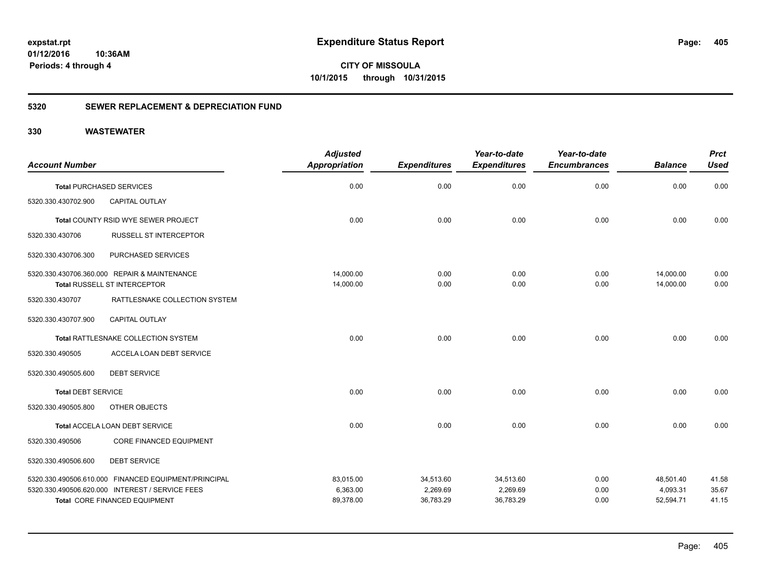# Expenditure Status Report

**CITY OF MISSOULA**

**10/1/2015 through 10/31/2015**

expstat.rpt
01/12/2016 10:36AM
Periods: 4 through 4

## 5320 SEWER REPLACEMENT & DEPRECIATION FUND

## 330 WASTEWATER

| Account Number | | Adjusted Appropriation | Expenditures | Year-to-date Expenditures | Year-to-date Encumbrances | Balance | Prct Used |
|---|---|---|---|---|---|---|---|
| **Total** PURCHASED SERVICES | | 0.00 | 0.00 | 0.00 | 0.00 | 0.00 | 0.00 |
| 5320.330.430702.900 | CAPITAL OUTLAY | | | | | | |
| **Total** COUNTY RSID WYE SEWER PROJECT | | 0.00 | 0.00 | 0.00 | 0.00 | 0.00 | 0.00 |
| 5320.330.430706 | RUSSELL ST INTERCEPTOR | | | | | | |
| 5320.330.430706.300 | PURCHASED SERVICES | | | | | | |
| 5320.330.430706.360.000 | REPAIR & MAINTENANCE | 14,000.00 | 0.00 | 0.00 | 0.00 | 14,000.00 | 0.00 |
| **Total** RUSSELL ST INTERCEPTOR | | 14,000.00 | 0.00 | 0.00 | 0.00 | 14,000.00 | 0.00 |
| 5320.330.430707 | RATTLESNAKE COLLECTION SYSTEM | | | | | | |
| 5320.330.430707.900 | CAPITAL OUTLAY | | | | | | |
| **Total** RATTLESNAKE COLLECTION SYSTEM | | 0.00 | 0.00 | 0.00 | 0.00 | 0.00 | 0.00 |
| 5320.330.490505 | ACCELA LOAN DEBT SERVICE | | | | | | |
| 5320.330.490505.600 | DEBT SERVICE | | | | | | |
| **Total** DEBT SERVICE | | 0.00 | 0.00 | 0.00 | 0.00 | 0.00 | 0.00 |
| 5320.330.490505.800 | OTHER OBJECTS | | | | | | |
| **Total** ACCELA LOAN DEBT SERVICE | | 0.00 | 0.00 | 0.00 | 0.00 | 0.00 | 0.00 |
| 5320.330.490506 | CORE FINANCED EQUIPMENT | | | | | | |
| 5320.330.490506.600 | DEBT SERVICE | | | | | | |
| 5320.330.490506.610.000 | FINANCED EQUIPMENT/PRINCIPAL | 83,015.00 | 34,513.60 | 34,513.60 | 0.00 | 48,501.40 | 41.58 |
| 5320.330.490506.620.000 | INTEREST / SERVICE FEES | 6,363.00 | 2,269.69 | 2,269.69 | 0.00 | 4,093.31 | 35.67 |
| **Total** CORE FINANCED EQUIPMENT | | 89,378.00 | 36,783.29 | 36,783.29 | 0.00 | 52,594.71 | 41.15 |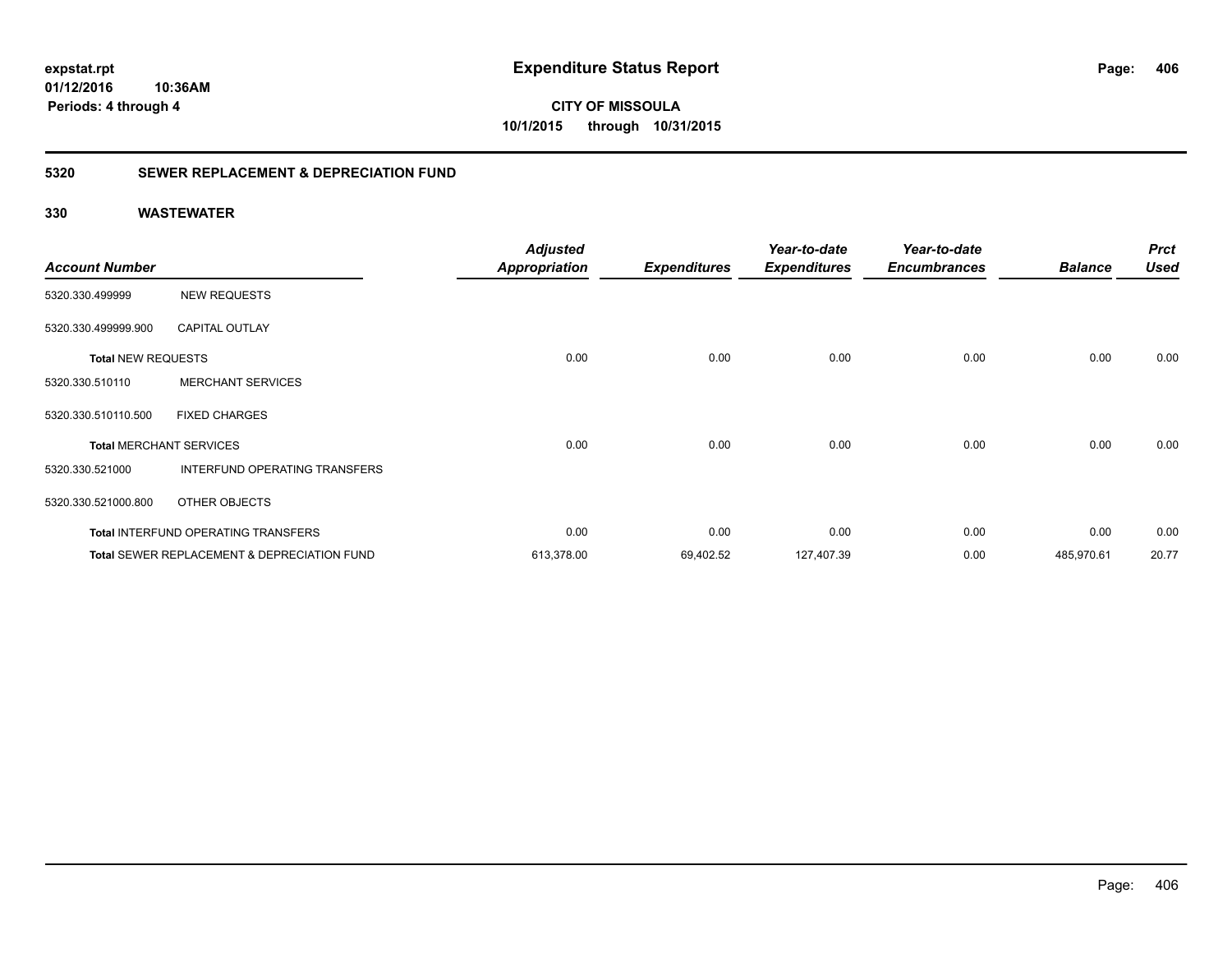**Expenditure Status Report**

**CITY OF MISSOULA**

**10/1/2015 through 10/31/2015**

expstat.rpt
01/12/2016 10:36AM
Periods: 4 through 4

## 5320 SEWER REPLACEMENT & DEPRECIATION FUND

### 330 WASTEWATER

| Account Number | | Adjusted Appropriation | Expenditures | Year-to-date Expenditures | Year-to-date Encumbrances | Balance | Prct Used |
|---|---|---|---|---|---|---|---|
| 5320.330.499999 | NEW REQUESTS | | | | | | |
| 5320.330.499999.900 | CAPITAL OUTLAY | | | | | | |
| **Total** NEW REQUESTS | | 0.00 | 0.00 | 0.00 | 0.00 | 0.00 | 0.00 |
| 5320.330.510110 | MERCHANT SERVICES | | | | | | |
| 5320.330.510110.500 | FIXED CHARGES | | | | | | |
| **Total** MERCHANT SERVICES | | 0.00 | 0.00 | 0.00 | 0.00 | 0.00 | 0.00 |
| 5320.330.521000 | INTERFUND OPERATING TRANSFERS | | | | | | |
| 5320.330.521000.800 | OTHER OBJECTS | | | | | | |
| **Total** INTERFUND OPERATING TRANSFERS | | 0.00 | 0.00 | 0.00 | 0.00 | 0.00 | 0.00 |
| **Total** SEWER REPLACEMENT & DEPRECIATION FUND | | 613,378.00 | 69,402.52 | 127,407.39 | 0.00 | 485,970.61 | 20.77 |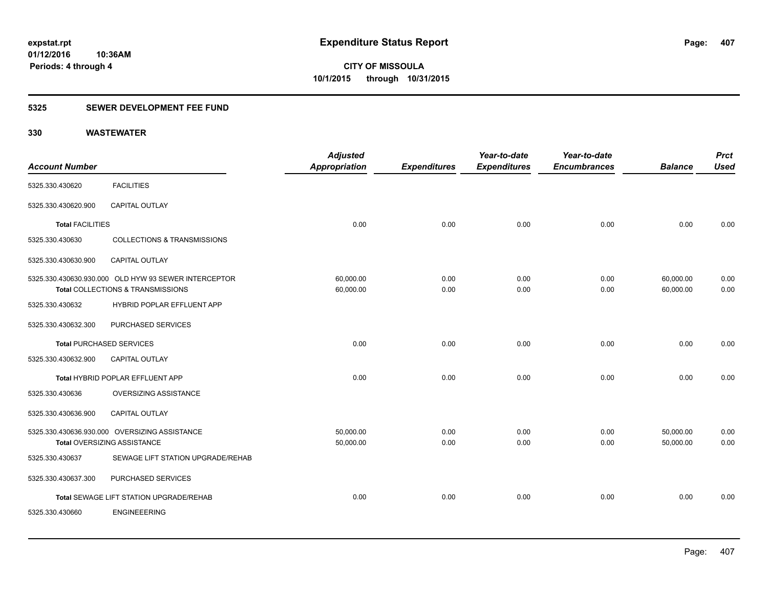**Expenditure Status Report**

**CITY OF MISSOULA**
**10/1/2015 through 10/31/2015**

expstat.rpt
01/12/2016 10:36AM
Periods: 4 through 4

## 5325 SEWER DEVELOPMENT FEE FUND

## 330 WASTEWATER

| Account Number | | Adjusted Appropriation | Expenditures | Year-to-date Expenditures | Year-to-date Encumbrances | Balance | Prct Used |
|---|---|---|---|---|---|---|---|
| 5325.330.430620 | FACILITIES | | | | | | |
| 5325.330.430620.900 | CAPITAL OUTLAY | | | | | | |
| **Total** FACILITIES | | 0.00 | 0.00 | 0.00 | 0.00 | 0.00 | 0.00 |
| 5325.330.430630 | COLLECTIONS & TRANSMISSIONS | | | | | | |
| 5325.330.430630.900 | CAPITAL OUTLAY | | | | | | |
| 5325.330.430630.930.000 | OLD HYW 93 SEWER INTERCEPTOR | 60,000.00 | 0.00 | 0.00 | 0.00 | 60,000.00 | 0.00 |
| **Total** COLLECTIONS & TRANSMISSIONS | | 60,000.00 | 0.00 | 0.00 | 0.00 | 60,000.00 | 0.00 |
| 5325.330.430632 | HYBRID POPLAR EFFLUENT APP | | | | | | |
| 5325.330.430632.300 | PURCHASED SERVICES | | | | | | |
| **Total** PURCHASED SERVICES | | 0.00 | 0.00 | 0.00 | 0.00 | 0.00 | 0.00 |
| 5325.330.430632.900 | CAPITAL OUTLAY | | | | | | |
| **Total** HYBRID POPLAR EFFLUENT APP | | 0.00 | 0.00 | 0.00 | 0.00 | 0.00 | 0.00 |
| 5325.330.430636 | OVERSIZING ASSISTANCE | | | | | | |
| 5325.330.430636.900 | CAPITAL OUTLAY | | | | | | |
| 5325.330.430636.930.000 | OVERSIZING ASSISTANCE | 50,000.00 | 0.00 | 0.00 | 0.00 | 50,000.00 | 0.00 |
| **Total** OVERSIZING ASSISTANCE | | 50,000.00 | 0.00 | 0.00 | 0.00 | 50,000.00 | 0.00 |
| 5325.330.430637 | SEWAGE LIFT STATION UPGRADE/REHAB | | | | | | |
| 5325.330.430637.300 | PURCHASED SERVICES | | | | | | |
| **Total** SEWAGE LIFT STATION UPGRADE/REHAB | | 0.00 | 0.00 | 0.00 | 0.00 | 0.00 | 0.00 |
| 5325.330.430660 | ENGINEEERING | | | | | | |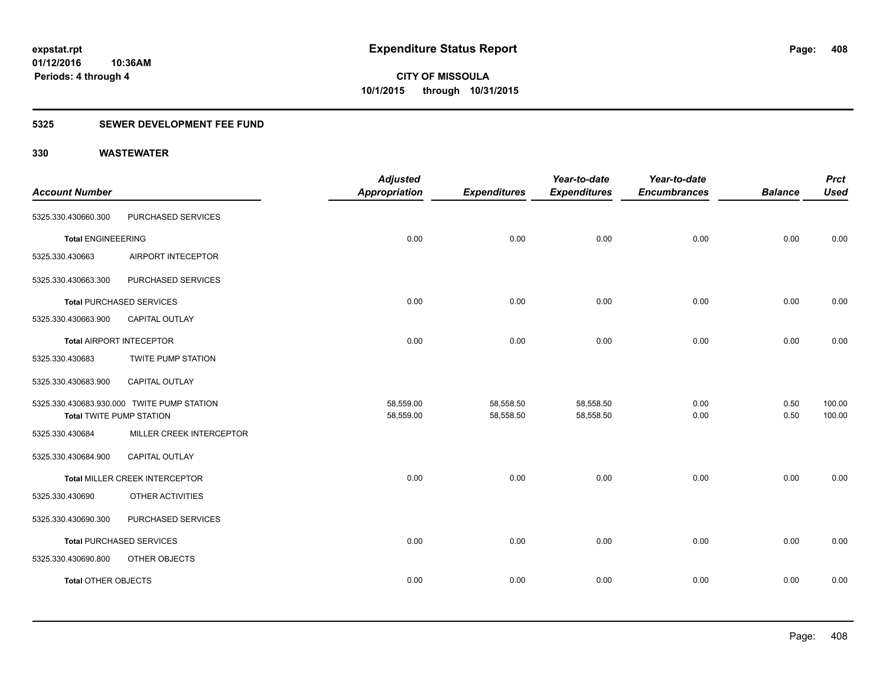**expstat.rpt**
**01/12/2016 10:36AM**
**Periods: 4 through 4**

# Expenditure Status Report

**CITY OF MISSOULA**
**10/1/2015 through 10/31/2015**

## 5325 SEWER DEVELOPMENT FEE FUND

## 330 WASTEWATER

| Account Number | | Adjusted Appropriation | Expenditures | Year-to-date Expenditures | Year-to-date Encumbrances | Balance | Prct Used |
|---|---|---|---|---|---|---|---|
| 5325.330.430660.300 | PURCHASED SERVICES | | | | | | |
| **Total** ENGINEEERING | | 0.00 | 0.00 | 0.00 | 0.00 | 0.00 | 0.00 |
| 5325.330.430663 | AIRPORT INTECEPTOR | | | | | | |
| 5325.330.430663.300 | PURCHASED SERVICES | | | | | | |
| **Total** PURCHASED SERVICES | | 0.00 | 0.00 | 0.00 | 0.00 | 0.00 | 0.00 |
| 5325.330.430663.900 | CAPITAL OUTLAY | | | | | | |
| **Total** AIRPORT INTECEPTOR | | 0.00 | 0.00 | 0.00 | 0.00 | 0.00 | 0.00 |
| 5325.330.430683 | TWITE PUMP STATION | | | | | | |
| 5325.330.430683.900 | CAPITAL OUTLAY | | | | | | |
| 5325.330.430683.930.000 | TWITE PUMP STATION | 58,559.00 | 58,558.50 | 58,558.50 | 0.00 | 0.50 | 100.00 |
| **Total** TWITE PUMP STATION | | 58,559.00 | 58,558.50 | 58,558.50 | 0.00 | 0.50 | 100.00 |
| 5325.330.430684 | MILLER CREEK INTERCEPTOR | | | | | | |
| 5325.330.430684.900 | CAPITAL OUTLAY | | | | | | |
| **Total** MILLER CREEK INTERCEPTOR | | 0.00 | 0.00 | 0.00 | 0.00 | 0.00 | 0.00 |
| 5325.330.430690 | OTHER ACTIVITIES | | | | | | |
| 5325.330.430690.300 | PURCHASED SERVICES | | | | | | |
| **Total** PURCHASED SERVICES | | 0.00 | 0.00 | 0.00 | 0.00 | 0.00 | 0.00 |
| 5325.330.430690.800 | OTHER OBJECTS | | | | | | |
| **Total** OTHER OBJECTS | | 0.00 | 0.00 | 0.00 | 0.00 | 0.00 | 0.00 |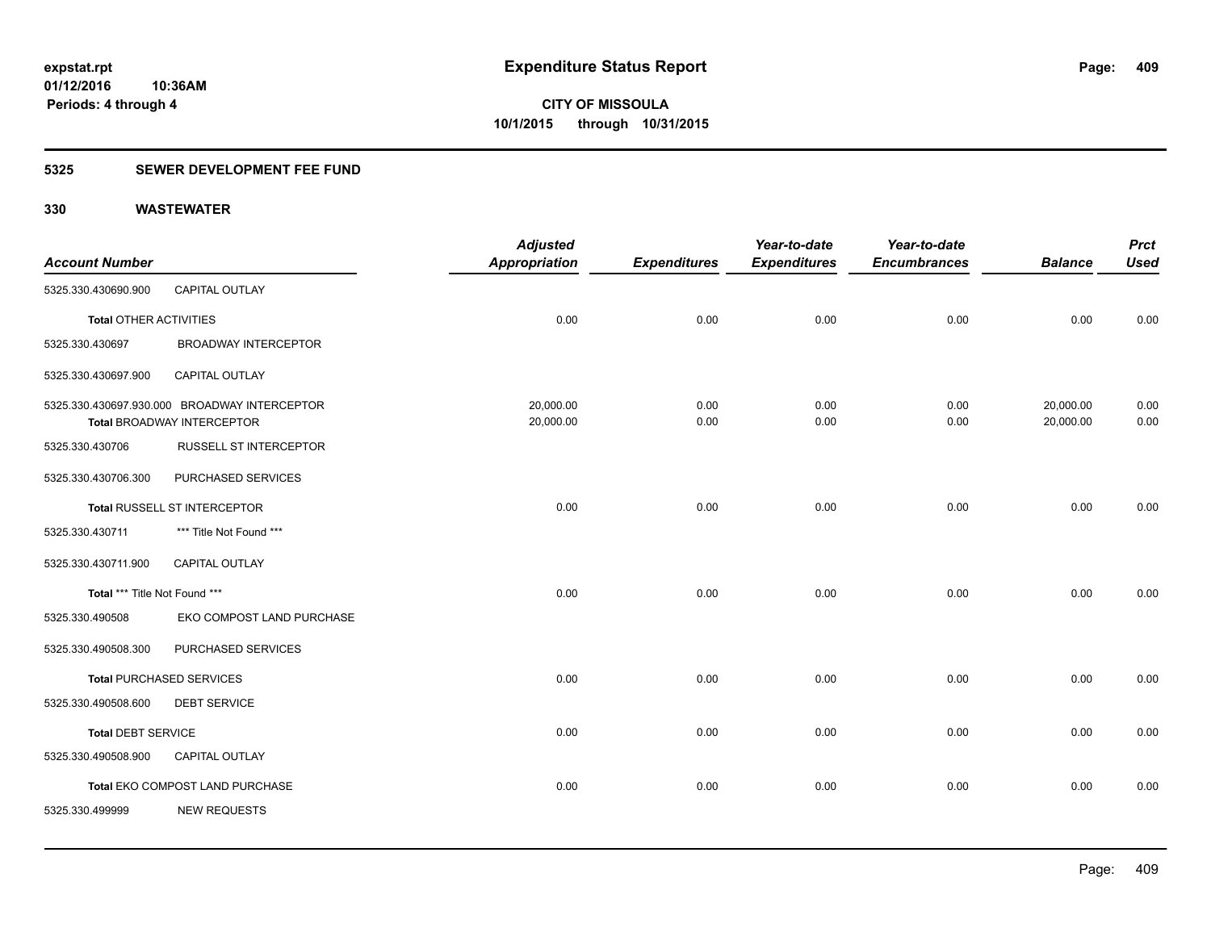expstat.rpt
01/12/2016 10:36AM
Periods: 4 through 4

# Expenditure Status Report

**CITY OF MISSOULA**
**10/1/2015 through 10/31/2015**

## 5325 SEWER DEVELOPMENT FEE FUND

## 330 WASTEWATER

| Account Number | | Adjusted Appropriation | Expenditures | Year-to-date Expenditures | Year-to-date Encumbrances | Balance | Prct Used |
|---|---|---|---|---|---|---|---|
| 5325.330.430690.900 | CAPITAL OUTLAY | | | | | | |
| **Total** OTHER ACTIVITIES | | 0.00 | 0.00 | 0.00 | 0.00 | 0.00 | 0.00 |
| 5325.330.430697 | BROADWAY INTERCEPTOR | | | | | | |
| 5325.330.430697.900 | CAPITAL OUTLAY | | | | | | |
| 5325.330.430697.930.000 | BROADWAY INTERCEPTOR | 20,000.00 | 0.00 | 0.00 | 0.00 | 20,000.00 | 0.00 |
| **Total** BROADWAY INTERCEPTOR | | 20,000.00 | 0.00 | 0.00 | 0.00 | 20,000.00 | 0.00 |
| 5325.330.430706 | RUSSELL ST INTERCEPTOR | | | | | | |
| 5325.330.430706.300 | PURCHASED SERVICES | | | | | | |
| **Total** RUSSELL ST INTERCEPTOR | | 0.00 | 0.00 | 0.00 | 0.00 | 0.00 | 0.00 |
| 5325.330.430711 | *** Title Not Found *** | | | | | | |
| 5325.330.430711.900 | CAPITAL OUTLAY | | | | | | |
| **Total** *** Title Not Found *** | | 0.00 | 0.00 | 0.00 | 0.00 | 0.00 | 0.00 |
| 5325.330.490508 | EKO COMPOST LAND PURCHASE | | | | | | |
| 5325.330.490508.300 | PURCHASED SERVICES | | | | | | |
| **Total** PURCHASED SERVICES | | 0.00 | 0.00 | 0.00 | 0.00 | 0.00 | 0.00 |
| 5325.330.490508.600 | DEBT SERVICE | | | | | | |
| **Total** DEBT SERVICE | | 0.00 | 0.00 | 0.00 | 0.00 | 0.00 | 0.00 |
| 5325.330.490508.900 | CAPITAL OUTLAY | | | | | | |
| **Total** EKO COMPOST LAND PURCHASE | | 0.00 | 0.00 | 0.00 | 0.00 | 0.00 | 0.00 |
| 5325.330.499999 | NEW REQUESTS | | | | | | |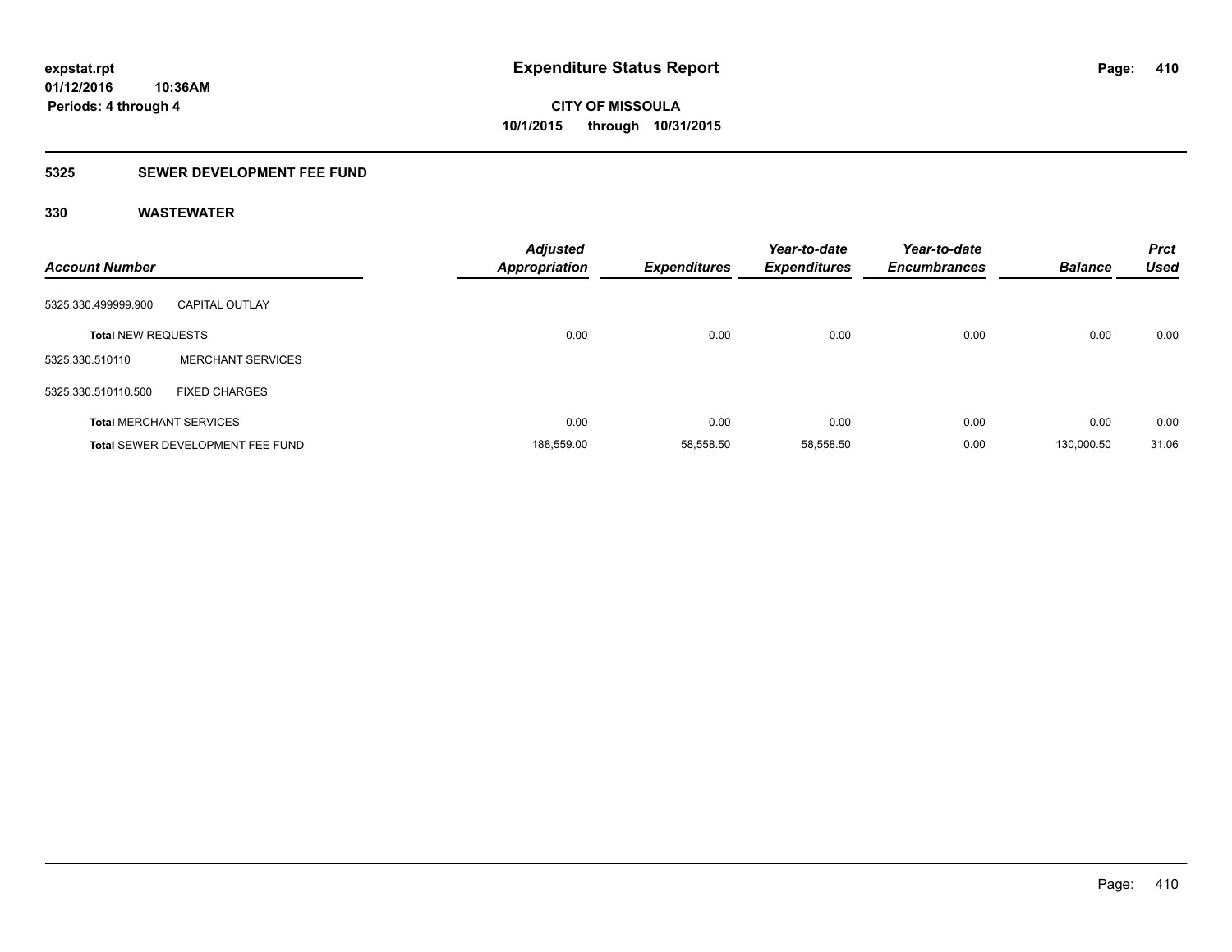# Expenditure Status Report

expstat.rpt
01/12/2016 10:36AM
Periods: 4 through 4

**CITY OF MISSOULA**
**10/1/2015 through 10/31/2015**

## 5325 SEWER DEVELOPMENT FEE FUND

### 330 WASTEWATER

| Account Number | | Adjusted Appropriation | Expenditures | Year-to-date Expenditures | Year-to-date Encumbrances | Balance | Prct Used |
|---|---|---|---|---|---|---|---|
| 5325.330.499999.900 | CAPITAL OUTLAY | | | | | | |
| **Total** NEW REQUESTS | | 0.00 | 0.00 | 0.00 | 0.00 | 0.00 | 0.00 |
| 5325.330.510110 | MERCHANT SERVICES | | | | | | |
| 5325.330.510110.500 | FIXED CHARGES | | | | | | |
| **Total** MERCHANT SERVICES | | 0.00 | 0.00 | 0.00 | 0.00 | 0.00 | 0.00 |
| **Total** SEWER DEVELOPMENT FEE FUND | | 188,559.00 | 58,558.50 | 58,558.50 | 0.00 | 130,000.50 | 31.06 |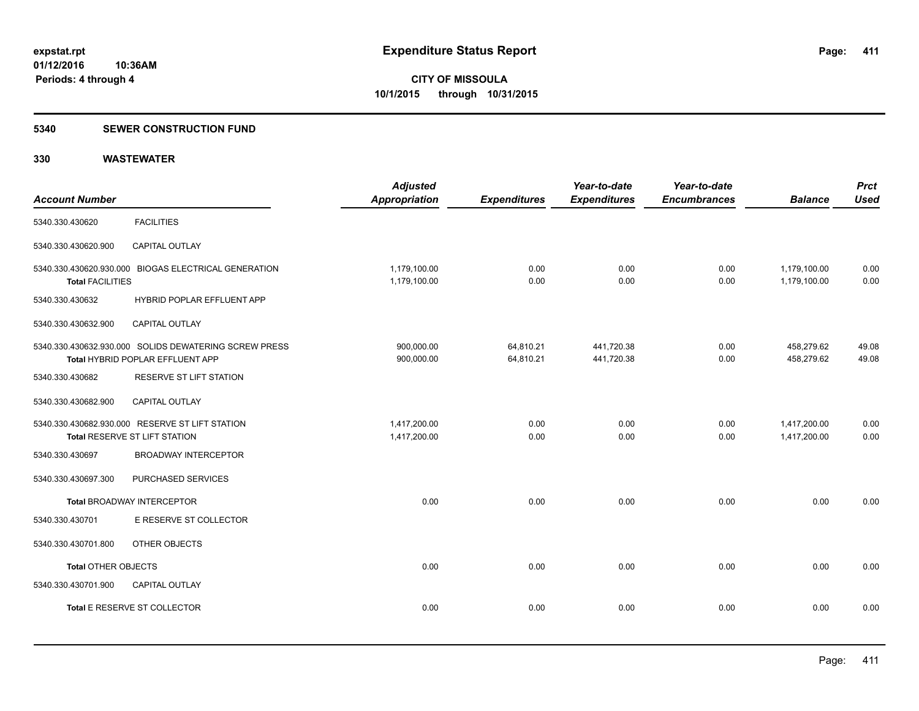**expstat.rpt**
**01/12/2016 10:36AM**
**Periods: 4 through 4**

# Expenditure Status Report

**CITY OF MISSOULA**
**10/1/2015 through 10/31/2015**

## 5340 SEWER CONSTRUCTION FUND

## 330 WASTEWATER

| Account Number | | Adjusted Appropriation | Expenditures | Year-to-date Expenditures | Year-to-date Encumbrances | Balance | Prct Used |
|---|---|---|---|---|---|---|---|
| 5340.330.430620 | FACILITIES | | | | | | |
| 5340.330.430620.900 | CAPITAL OUTLAY | | | | | | |
| 5340.330.430620.930.000 | BIOGAS ELECTRICAL GENERATION | 1,179,100.00 | 0.00 | 0.00 | 0.00 | 1,179,100.00 | 0.00 |
| **Total** FACILITIES | | 1,179,100.00 | 0.00 | 0.00 | 0.00 | 1,179,100.00 | 0.00 |
| 5340.330.430632 | HYBRID POPLAR EFFLUENT APP | | | | | | |
| 5340.330.430632.900 | CAPITAL OUTLAY | | | | | | |
| 5340.330.430632.930.000 | SOLIDS DEWATERING SCREW PRESS | 900,000.00 | 64,810.21 | 441,720.38 | 0.00 | 458,279.62 | 49.08 |
| **Total** HYBRID POPLAR EFFLUENT APP | | 900,000.00 | 64,810.21 | 441,720.38 | 0.00 | 458,279.62 | 49.08 |
| 5340.330.430682 | RESERVE ST LIFT STATION | | | | | | |
| 5340.330.430682.900 | CAPITAL OUTLAY | | | | | | |
| 5340.330.430682.930.000 | RESERVE ST LIFT STATION | 1,417,200.00 | 0.00 | 0.00 | 0.00 | 1,417,200.00 | 0.00 |
| **Total** RESERVE ST LIFT STATION | | 1,417,200.00 | 0.00 | 0.00 | 0.00 | 1,417,200.00 | 0.00 |
| 5340.330.430697 | BROADWAY INTERCEPTOR | | | | | | |
| 5340.330.430697.300 | PURCHASED SERVICES | | | | | | |
| **Total** BROADWAY INTERCEPTOR | | 0.00 | 0.00 | 0.00 | 0.00 | 0.00 | 0.00 |
| 5340.330.430701 | E RESERVE ST COLLECTOR | | | | | | |
| 5340.330.430701.800 | OTHER OBJECTS | | | | | | |
| **Total** OTHER OBJECTS | | 0.00 | 0.00 | 0.00 | 0.00 | 0.00 | 0.00 |
| 5340.330.430701.900 | CAPITAL OUTLAY | | | | | | |
| **Total** E RESERVE ST COLLECTOR | | 0.00 | 0.00 | 0.00 | 0.00 | 0.00 | 0.00 |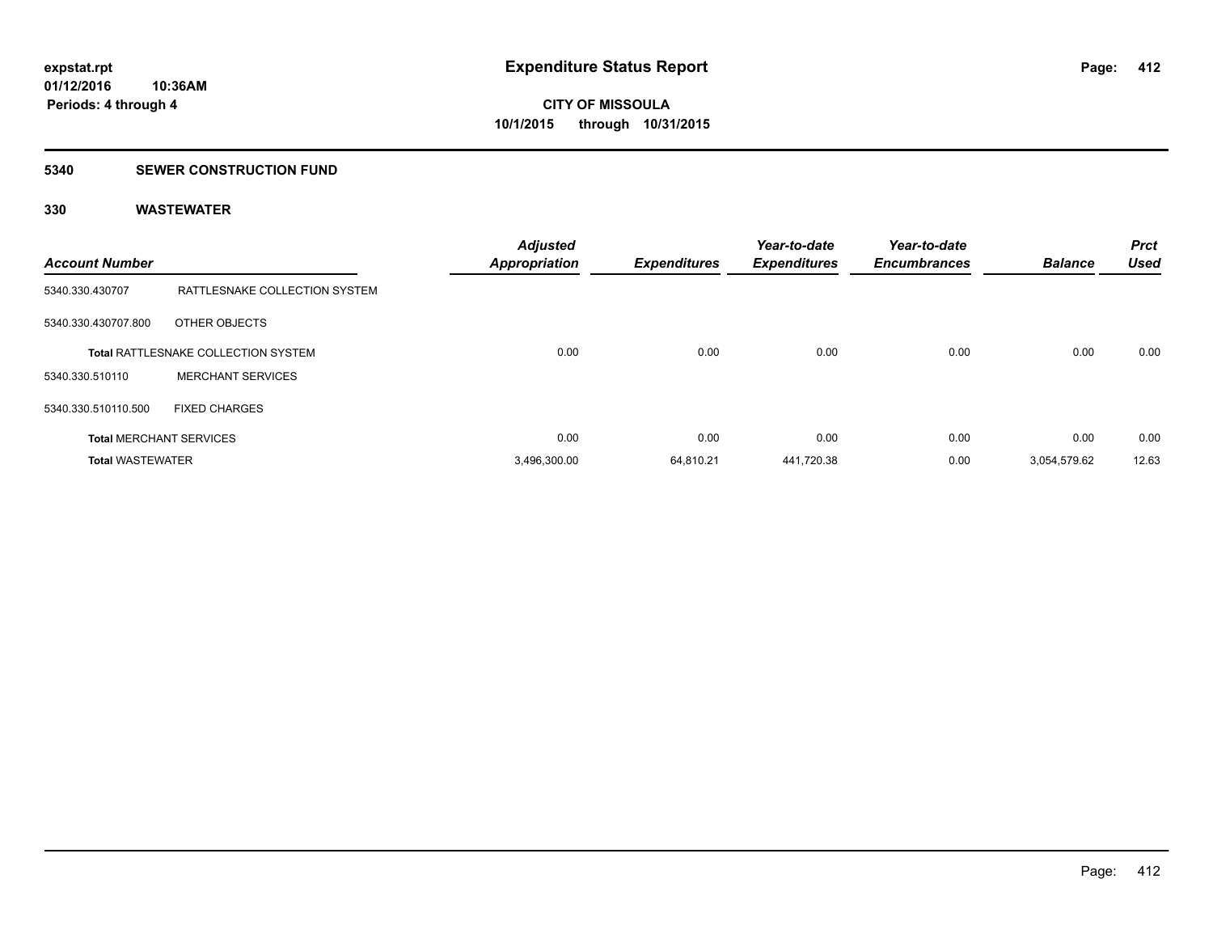# Expenditure Status Report

expstat.rpt
01/12/2016 10:36AM
Periods: 4 through 4

CITY OF MISSOULA
10/1/2015 through 10/31/2015

## 5340 SEWER CONSTRUCTION FUND

### 330 WASTEWATER

| Account Number | | Adjusted Appropriation | Expenditures | Year-to-date Expenditures | Year-to-date Encumbrances | Balance | Prct Used |
|---|---|---|---|---|---|---|---|
| 5340.330.430707 | RATTLESNAKE COLLECTION SYSTEM | | | | | | |
| 5340.330.430707.800 | OTHER OBJECTS | | | | | | |
| **Total** RATTLESNAKE COLLECTION SYSTEM | | 0.00 | 0.00 | 0.00 | 0.00 | 0.00 | 0.00 |
| 5340.330.510110 | MERCHANT SERVICES | | | | | | |
| 5340.330.510110.500 | FIXED CHARGES | | | | | | |
| **Total** MERCHANT SERVICES | | 0.00 | 0.00 | 0.00 | 0.00 | 0.00 | 0.00 |
| **Total** WASTEWATER | | 3,496,300.00 | 64,810.21 | 441,720.38 | 0.00 | 3,054,579.62 | 12.63 |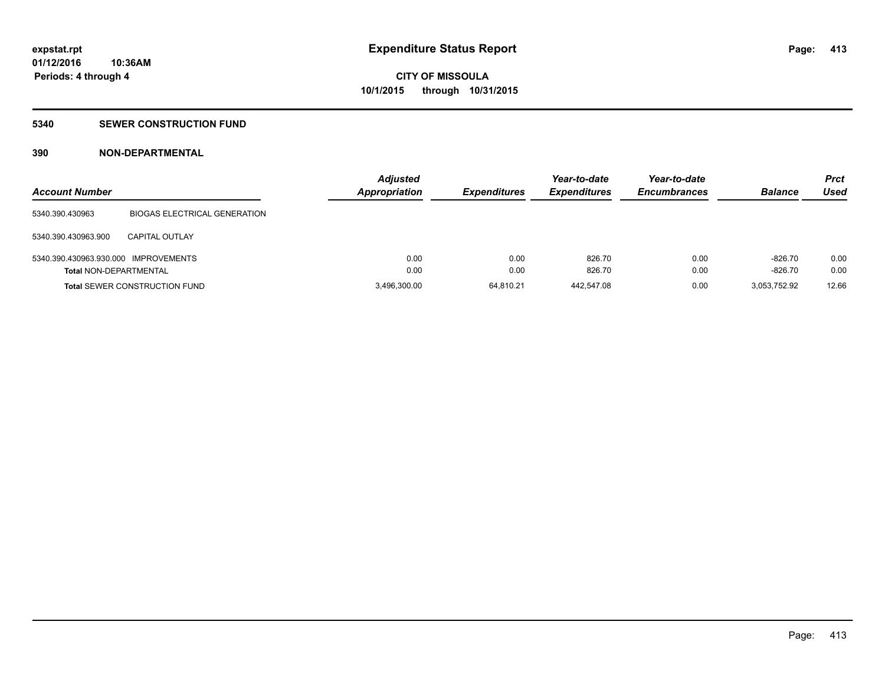**expstat.rpt**
**01/12/2016 10:36AM**
**Periods: 4 through 4**

# Expenditure Status Report

**CITY OF MISSOULA**
**10/1/2015 through 10/31/2015**

## 5340 SEWER CONSTRUCTION FUND

### 390 NON-DEPARTMENTAL

| Account Number | | Adjusted Appropriation | Expenditures | Year-to-date Expenditures | Year-to-date Encumbrances | Balance | Prct Used |
|---|---|---|---|---|---|---|---|
| 5340.390.430963 | BIOGAS ELECTRICAL GENERATION | | | | | | |
| 5340.390.430963.900 | CAPITAL OUTLAY | | | | | | |
| 5340.390.430963.930.000 | IMPROVEMENTS | 0.00 | 0.00 | 826.70 | 0.00 | -826.70 | 0.00 |
| **Total** NON-DEPARTMENTAL | | 0.00 | 0.00 | 826.70 | 0.00 | -826.70 | 0.00 |
| **Total** SEWER CONSTRUCTION FUND | | 3,496,300.00 | 64,810.21 | 442,547.08 | 0.00 | 3,053,752.92 | 12.66 |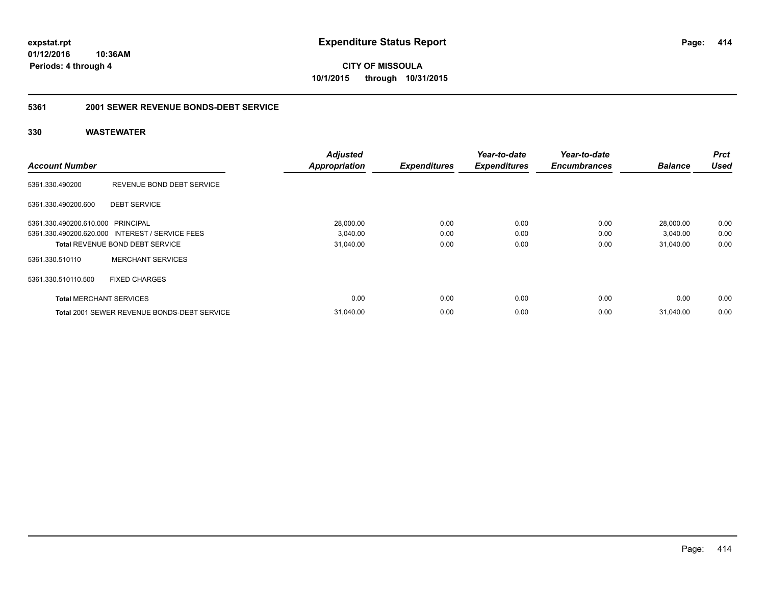# Expenditure Status Report

**CITY OF MISSOULA**
**10/1/2015 through 10/31/2015**

expstat.rpt
01/12/2016 10:36AM
Periods: 4 through 4

## 5361 2001 SEWER REVENUE BONDS-DEBT SERVICE

### 330 WASTEWATER

| Account Number | | Adjusted Appropriation | Expenditures | Year-to-date Expenditures | Year-to-date Encumbrances | Balance | Prct Used |
|---|---|---|---|---|---|---|---|
| 5361.330.490200 | REVENUE BOND DEBT SERVICE | | | | | | |
| 5361.330.490200.600 | DEBT SERVICE | | | | | | |
| 5361.330.490200.610.000 | PRINCIPAL | 28,000.00 | 0.00 | 0.00 | 0.00 | 28,000.00 | 0.00 |
| 5361.330.490200.620.000 | INTEREST / SERVICE FEES | 3,040.00 | 0.00 | 0.00 | 0.00 | 3,040.00 | 0.00 |
| **Total** REVENUE BOND DEBT SERVICE | | 31,040.00 | 0.00 | 0.00 | 0.00 | 31,040.00 | 0.00 |
| 5361.330.510110 | MERCHANT SERVICES | | | | | | |
| 5361.330.510110.500 | FIXED CHARGES | | | | | | |
| **Total** MERCHANT SERVICES | | 0.00 | 0.00 | 0.00 | 0.00 | 0.00 | 0.00 |
| **Total** 2001 SEWER REVENUE BONDS-DEBT SERVICE | | 31,040.00 | 0.00 | 0.00 | 0.00 | 31,040.00 | 0.00 |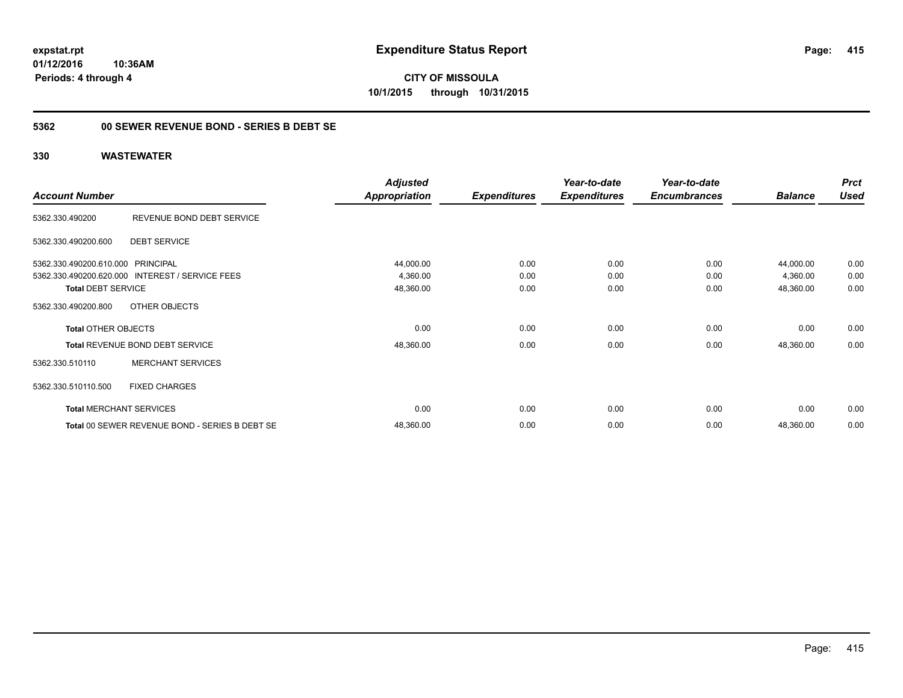expstat.rpt
01/12/2016 10:36AM
Periods: 4 through 4

# Expenditure Status Report

**CITY OF MISSOULA**
**10/1/2015 through 10/31/2015**

## 5362 00 SEWER REVENUE BOND - SERIES B DEBT SE

## 330 WASTEWATER

| Account Number | | Adjusted Appropriation | Expenditures | Year-to-date Expenditures | Year-to-date Encumbrances | Balance | Prct Used |
|---|---|---|---|---|---|---|---|
| 5362.330.490200 | REVENUE BOND DEBT SERVICE | | | | | | |
| 5362.330.490200.600 | DEBT SERVICE | | | | | | |
| 5362.330.490200.610.000 | PRINCIPAL | 44,000.00 | 0.00 | 0.00 | 0.00 | 44,000.00 | 0.00 |
| 5362.330.490200.620.000 | INTEREST / SERVICE FEES | 4,360.00 | 0.00 | 0.00 | 0.00 | 4,360.00 | 0.00 |
| **Total DEBT SERVICE** | | 48,360.00 | 0.00 | 0.00 | 0.00 | 48,360.00 | 0.00 |
| 5362.330.490200.800 | OTHER OBJECTS | | | | | | |
| **Total OTHER OBJECTS** | | 0.00 | 0.00 | 0.00 | 0.00 | 0.00 | 0.00 |
| **Total REVENUE BOND DEBT SERVICE** | | 48,360.00 | 0.00 | 0.00 | 0.00 | 48,360.00 | 0.00 |
| 5362.330.510110 | MERCHANT SERVICES | | | | | | |
| 5362.330.510110.500 | FIXED CHARGES | | | | | | |
| **Total MERCHANT SERVICES** | | 0.00 | 0.00 | 0.00 | 0.00 | 0.00 | 0.00 |
| **Total 00 SEWER REVENUE BOND - SERIES B DEBT SE** | | 48,360.00 | 0.00 | 0.00 | 0.00 | 48,360.00 | 0.00 |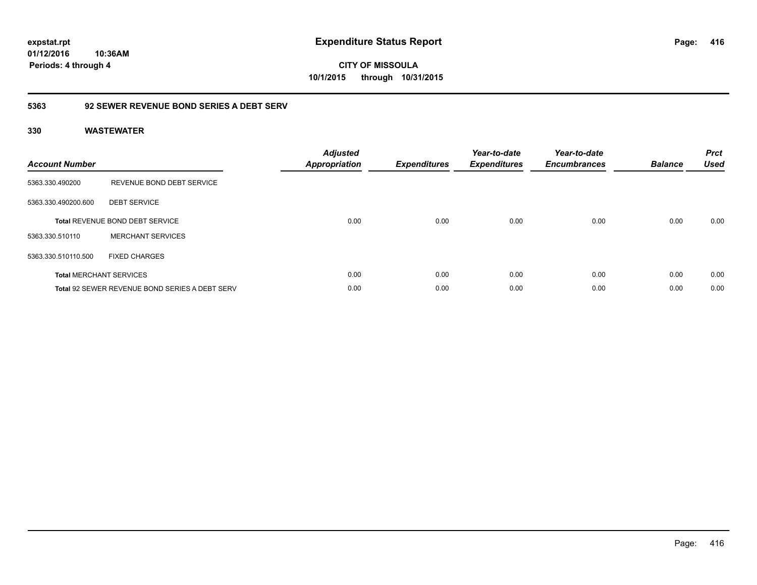**expstat.rpt**
**01/12/2016 10:36AM**
**Periods: 4 through 4**

# Expenditure Status Report

**CITY OF MISSOULA**
**10/1/2015 through 10/31/2015**

## 5363 92 SEWER REVENUE BOND SERIES A DEBT SERV

### 330 WASTEWATER

| Account Number | | *Adjusted Appropriation* | *Expenditures* | *Year-to-date Expenditures* | *Year-to-date Encumbrances* | *Balance* | *Prct Used* |
|---|---|---|---|---|---|---|---|
| 5363.330.490200 | REVENUE BOND DEBT SERVICE | | | | | | |
| 5363.330.490200.600 | DEBT SERVICE | | | | | | |
| **Total** REVENUE BOND DEBT SERVICE | | 0.00 | 0.00 | 0.00 | 0.00 | 0.00 | 0.00 |
| 5363.330.510110 | MERCHANT SERVICES | | | | | | |
| 5363.330.510110.500 | FIXED CHARGES | | | | | | |
| **Total** MERCHANT SERVICES | | 0.00 | 0.00 | 0.00 | 0.00 | 0.00 | 0.00 |
| **Total** 92 SEWER REVENUE BOND SERIES A DEBT SERV | | 0.00 | 0.00 | 0.00 | 0.00 | 0.00 | 0.00 |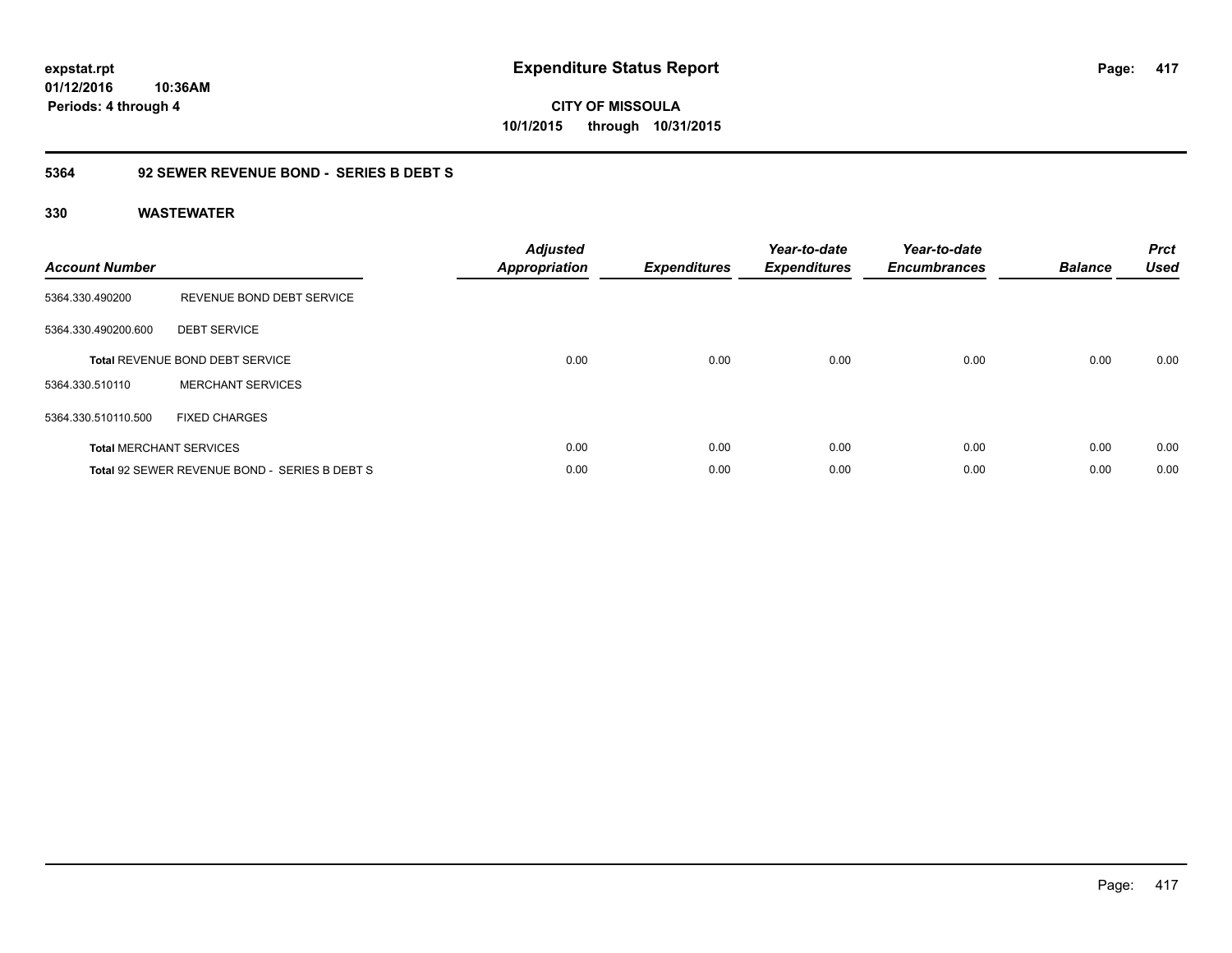# Expenditure Status Report

expstat.rpt
01/12/2016 10:36AM
Periods: 4 through 4

**CITY OF MISSOULA**
**10/1/2015 through 10/31/2015**

## 5364 92 SEWER REVENUE BOND - SERIES B DEBT S

### 330 WASTEWATER

| Account Number | | Adjusted Appropriation | Expenditures | Year-to-date Expenditures | Year-to-date Encumbrances | Balance | Prct Used |
|---|---|---|---|---|---|---|---|
| 5364.330.490200 | REVENUE BOND DEBT SERVICE | | | | | | |
| 5364.330.490200.600 | DEBT SERVICE | | | | | | |
| **Total** REVENUE BOND DEBT SERVICE | | 0.00 | 0.00 | 0.00 | 0.00 | 0.00 | 0.00 |
| 5364.330.510110 | MERCHANT SERVICES | | | | | | |
| 5364.330.510110.500 | FIXED CHARGES | | | | | | |
| **Total** MERCHANT SERVICES | | 0.00 | 0.00 | 0.00 | 0.00 | 0.00 | 0.00 |
| **Total** 92 SEWER REVENUE BOND - SERIES B DEBT S | | 0.00 | 0.00 | 0.00 | 0.00 | 0.00 | 0.00 |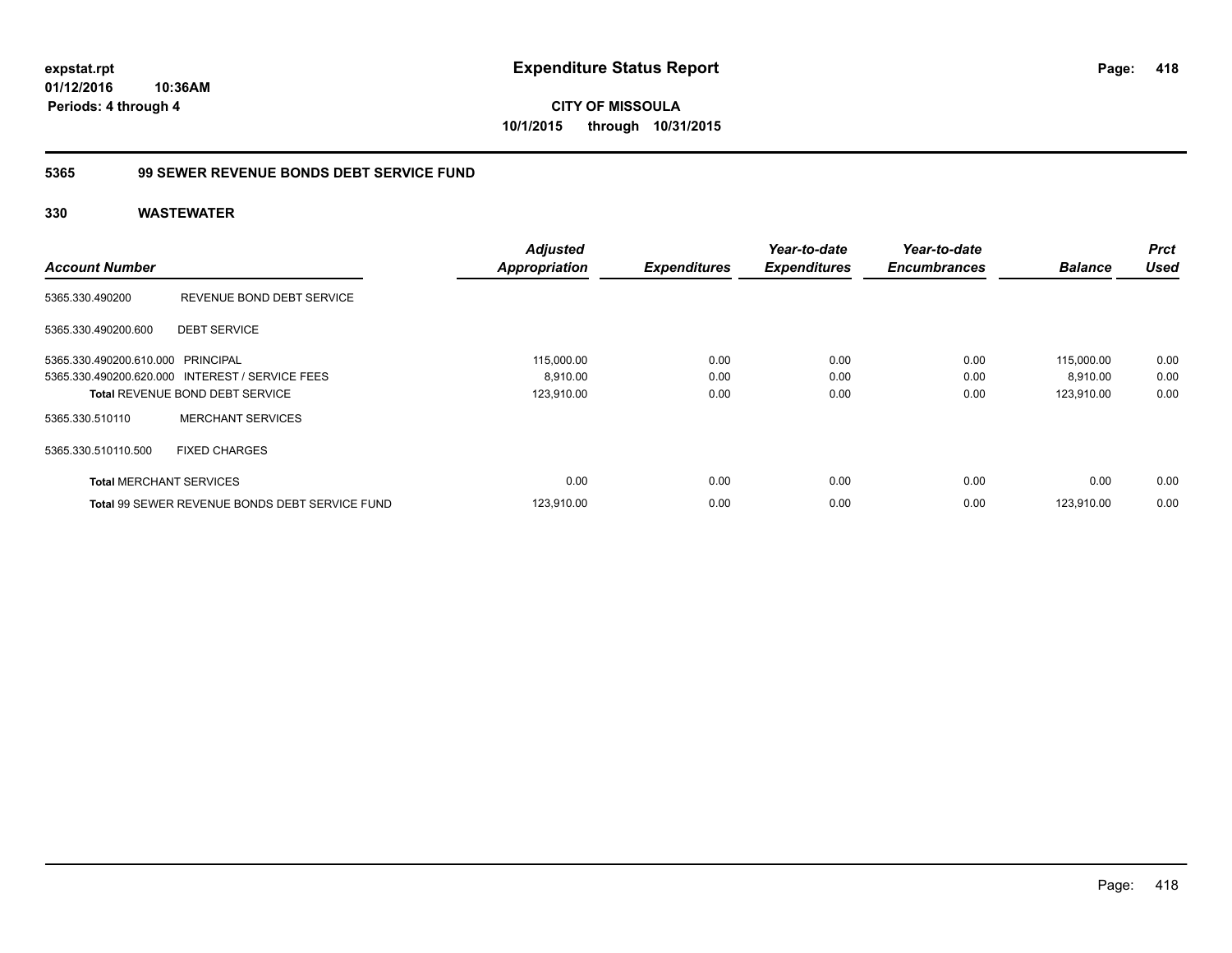# Expenditure Status Report

**CITY OF MISSOULA**

**10/1/2015 through 10/31/2015**

expstat.rpt
01/12/2016 10:36AM
Periods: 4 through 4

## 5365 99 SEWER REVENUE BONDS DEBT SERVICE FUND

### 330 WASTEWATER

| Account Number | | Adjusted Appropriation | Expenditures | Year-to-date Expenditures | Year-to-date Encumbrances | Balance | Prct Used |
|---|---|---|---|---|---|---|---|
| 5365.330.490200 | REVENUE BOND DEBT SERVICE | | | | | | |
| 5365.330.490200.600 | DEBT SERVICE | | | | | | |
| 5365.330.490200.610.000 | PRINCIPAL | 115,000.00 | 0.00 | 0.00 | 0.00 | 115,000.00 | 0.00 |
| 5365.330.490200.620.000 | INTEREST / SERVICE FEES | 8,910.00 | 0.00 | 0.00 | 0.00 | 8,910.00 | 0.00 |
| **Total** REVENUE BOND DEBT SERVICE | | 123,910.00 | 0.00 | 0.00 | 0.00 | 123,910.00 | 0.00 |
| 5365.330.510110 | MERCHANT SERVICES | | | | | | |
| 5365.330.510110.500 | FIXED CHARGES | | | | | | |
| **Total** MERCHANT SERVICES | | 0.00 | 0.00 | 0.00 | 0.00 | 0.00 | 0.00 |
| **Total** 99 SEWER REVENUE BONDS DEBT SERVICE FUND | | 123,910.00 | 0.00 | 0.00 | 0.00 | 123,910.00 | 0.00 |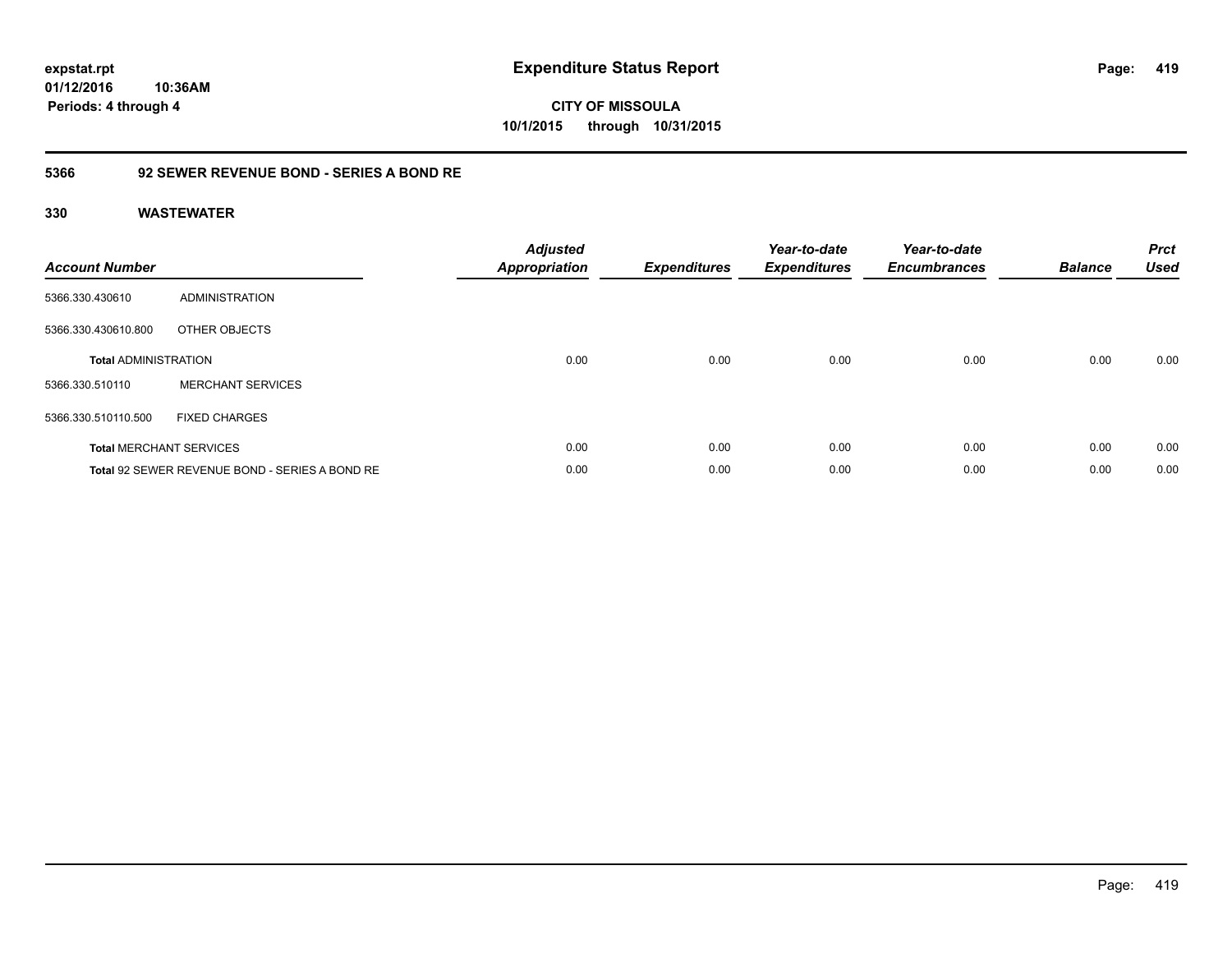# Expenditure Status Report

**CITY OF MISSOULA**
**10/1/2015 through 10/31/2015**

expstat.rpt
01/12/2016 10:36AM
Periods: 4 through 4

## 5366 92 SEWER REVENUE BOND - SERIES A BOND RE

### 330 WASTEWATER

| Account Number | | Adjusted Appropriation | Expenditures | Year-to-date Expenditures | Year-to-date Encumbrances | Balance | Prct Used |
|---|---|---|---|---|---|---|---|
| 5366.330.430610 | ADMINISTRATION | | | | | | |
| 5366.330.430610.800 | OTHER OBJECTS | | | | | | |
| **Total** ADMINISTRATION | | 0.00 | 0.00 | 0.00 | 0.00 | 0.00 | 0.00 |
| 5366.330.510110 | MERCHANT SERVICES | | | | | | |
| 5366.330.510110.500 | FIXED CHARGES | | | | | | |
| **Total** MERCHANT SERVICES | | 0.00 | 0.00 | 0.00 | 0.00 | 0.00 | 0.00 |
| **Total** 92 SEWER REVENUE BOND - SERIES A BOND RE | | 0.00 | 0.00 | 0.00 | 0.00 | 0.00 | 0.00 |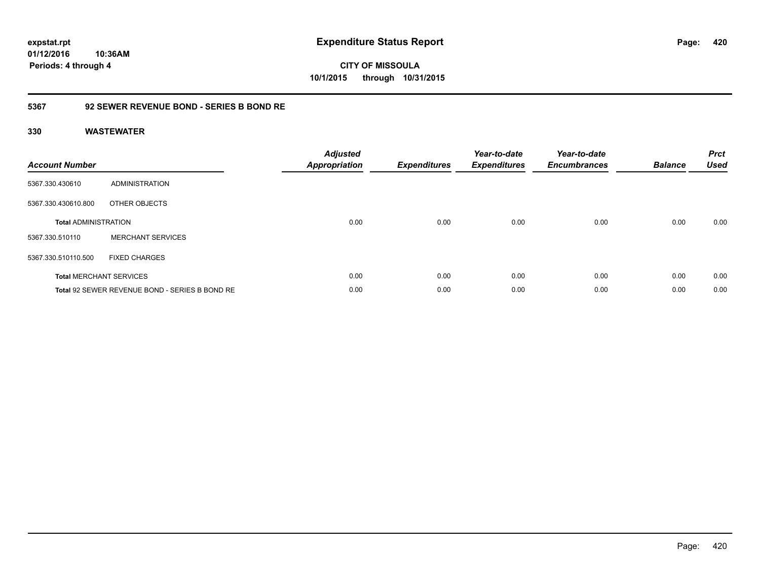**expstat.rpt**
**01/12/2016 10:36AM**
**Periods: 4 through 4**

# Expenditure Status Report

**CITY OF MISSOULA**
**10/1/2015 through 10/31/2015**

## 5367 92 SEWER REVENUE BOND - SERIES B BOND RE

### 330 WASTEWATER

| Account Number | | Adjusted Appropriation | Expenditures | Year-to-date Expenditures | Year-to-date Encumbrances | Balance | Prct Used |
|---|---|---|---|---|---|---|---|
| 5367.330.430610 | ADMINISTRATION | | | | | | |
| 5367.330.430610.800 | OTHER OBJECTS | | | | | | |
| **Total** ADMINISTRATION | | 0.00 | 0.00 | 0.00 | 0.00 | 0.00 | 0.00 |
| 5367.330.510110 | MERCHANT SERVICES | | | | | | |
| 5367.330.510110.500 | FIXED CHARGES | | | | | | |
| **Total** MERCHANT SERVICES | | 0.00 | 0.00 | 0.00 | 0.00 | 0.00 | 0.00 |
| **Total** 92 SEWER REVENUE BOND - SERIES B BOND RE | | 0.00 | 0.00 | 0.00 | 0.00 | 0.00 | 0.00 |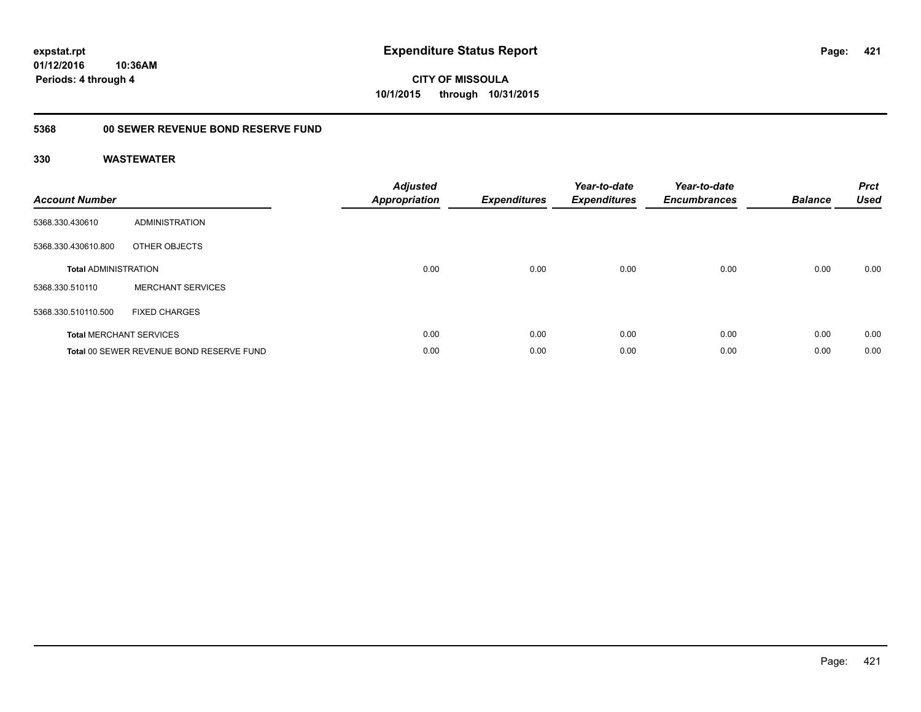**expstat.rpt**
**01/12/2016 10:36AM**
**Periods: 4 through 4**

# Expenditure Status Report

**CITY OF MISSOULA**
**10/1/2015 through 10/31/2015**

## 5368 00 SEWER REVENUE BOND RESERVE FUND

### 330 WASTEWATER

| Account Number | | Adjusted Appropriation | Expenditures | Year-to-date Expenditures | Year-to-date Encumbrances | Balance | Prct Used |
|---|---|---|---|---|---|---|---|
| 5368.330.430610 | ADMINISTRATION | | | | | | |
| 5368.330.430610.800 | OTHER OBJECTS | | | | | | |
| **Total** ADMINISTRATION | | 0.00 | 0.00 | 0.00 | 0.00 | 0.00 | 0.00 |
| 5368.330.510110 | MERCHANT SERVICES | | | | | | |
| 5368.330.510110.500 | FIXED CHARGES | | | | | | |
| **Total** MERCHANT SERVICES | | 0.00 | 0.00 | 0.00 | 0.00 | 0.00 | 0.00 |
| **Total** 00 SEWER REVENUE BOND RESERVE FUND | | 0.00 | 0.00 | 0.00 | 0.00 | 0.00 | 0.00 |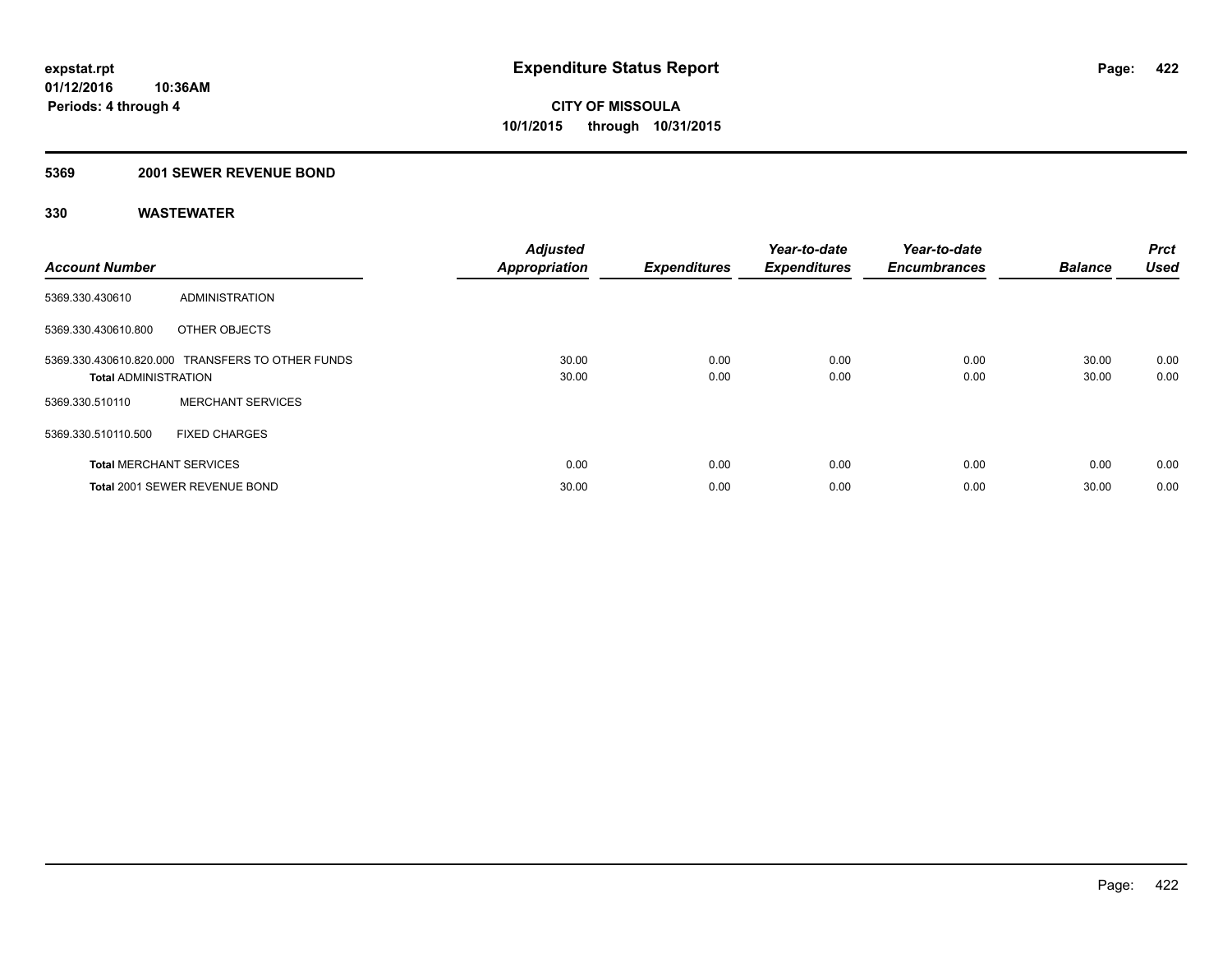# Expenditure Status Report

**CITY OF MISSOULA**
**10/1/2015 through 10/31/2015**

expstat.rpt
01/12/2016 10:36AM
Periods: 4 through 4

## 5369 2001 SEWER REVENUE BOND

### 330 WASTEWATER

| Account Number | | Adjusted Appropriation | Expenditures | Year-to-date Expenditures | Year-to-date Encumbrances | Balance | Prct Used |
|---|---|---|---|---|---|---|---|
| 5369.330.430610 | ADMINISTRATION | | | | | | |
| 5369.330.430610.800 | OTHER OBJECTS | | | | | | |
| 5369.330.430610.820.000 | TRANSFERS TO OTHER FUNDS | 30.00 | 0.00 | 0.00 | 0.00 | 30.00 | 0.00 |
| **Total** ADMINISTRATION | | 30.00 | 0.00 | 0.00 | 0.00 | 30.00 | 0.00 |
| 5369.330.510110 | MERCHANT SERVICES | | | | | | |
| 5369.330.510110.500 | FIXED CHARGES | | | | | | |
| **Total** MERCHANT SERVICES | | 0.00 | 0.00 | 0.00 | 0.00 | 0.00 | 0.00 |
| **Total** 2001 SEWER REVENUE BOND | | 30.00 | 0.00 | 0.00 | 0.00 | 30.00 | 0.00 |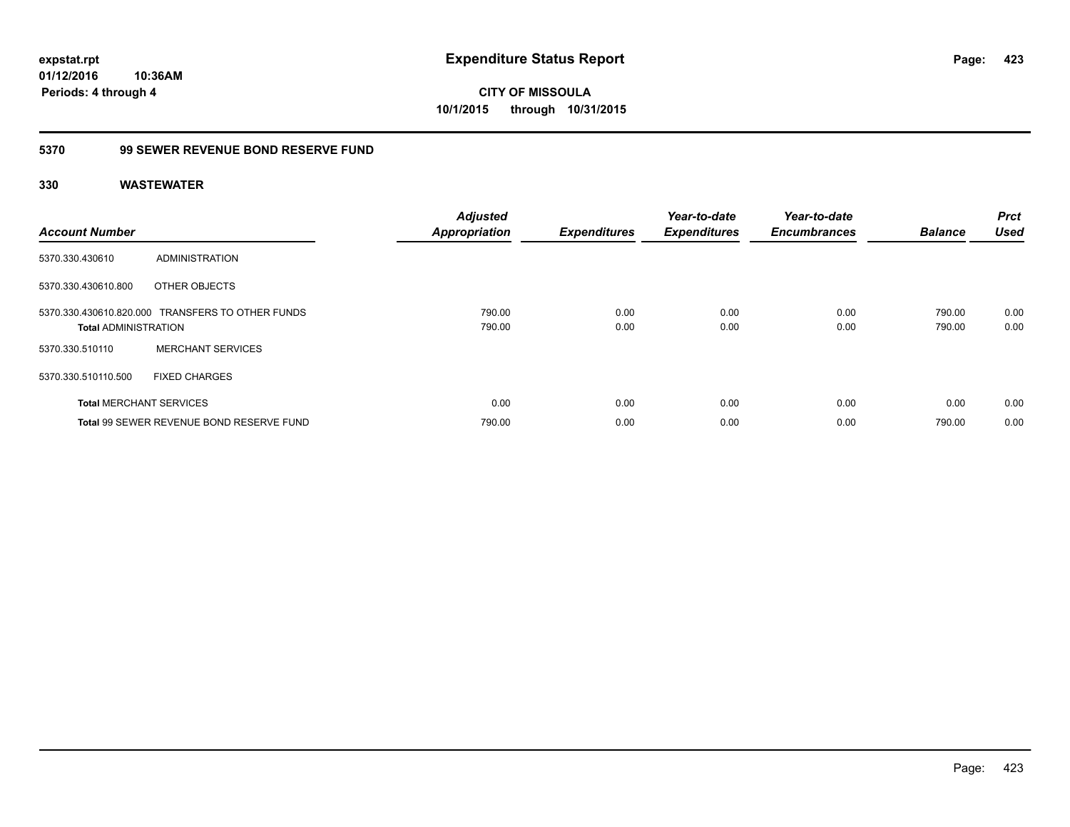**expstat.rpt**
**01/12/2016 10:36AM**
**Periods: 4 through 4**

# Expenditure Status Report

**CITY OF MISSOULA**
**10/1/2015 through 10/31/2015**

## 5370 99 SEWER REVENUE BOND RESERVE FUND

### 330 WASTEWATER

| Account Number | | Adjusted Appropriation | Expenditures | Year-to-date Expenditures | Year-to-date Encumbrances | Balance | Prct Used |
|---|---|---|---|---|---|---|---|
| 5370.330.430610 | ADMINISTRATION | | | | | | |
| 5370.330.430610.800 | OTHER OBJECTS | | | | | | |
| 5370.330.430610.820.000 | TRANSFERS TO OTHER FUNDS | 790.00 | 0.00 | 0.00 | 0.00 | 790.00 | 0.00 |
| **Total** ADMINISTRATION | | 790.00 | 0.00 | 0.00 | 0.00 | 790.00 | 0.00 |
| 5370.330.510110 | MERCHANT SERVICES | | | | | | |
| 5370.330.510110.500 | FIXED CHARGES | | | | | | |
| **Total** MERCHANT SERVICES | | 0.00 | 0.00 | 0.00 | 0.00 | 0.00 | 0.00 |
| **Total** 99 SEWER REVENUE BOND RESERVE FUND | | 790.00 | 0.00 | 0.00 | 0.00 | 790.00 | 0.00 |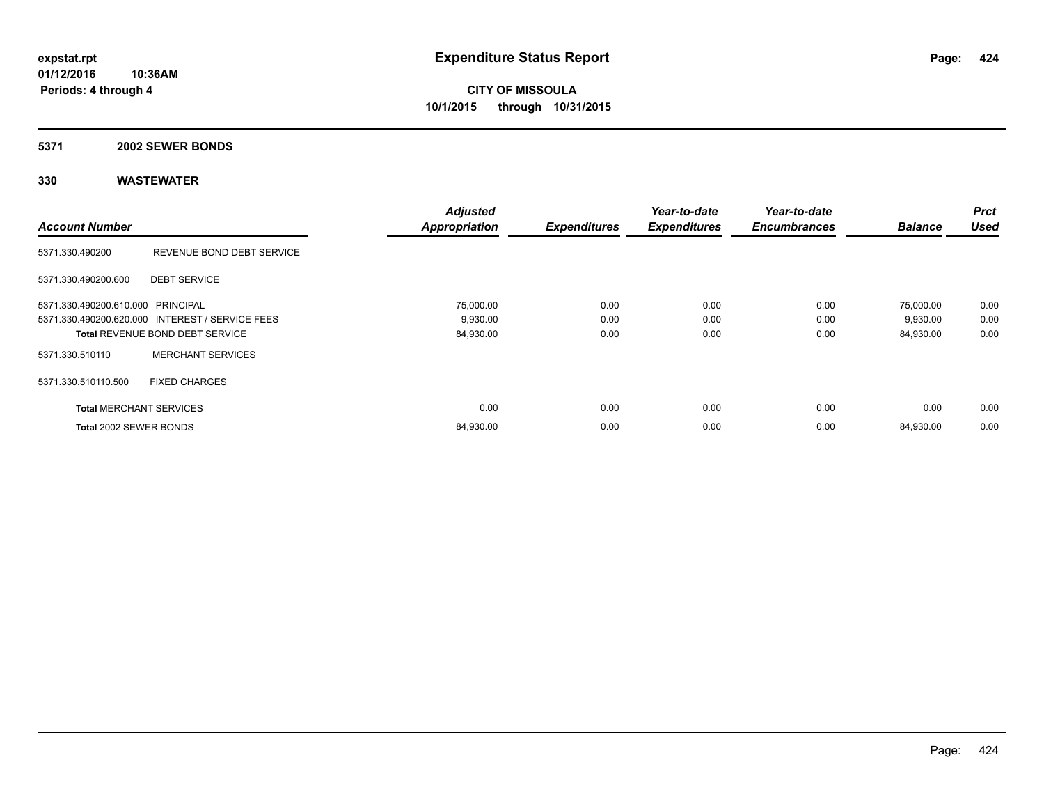**expstat.rpt**
**01/12/2016 10:36AM**
**Periods: 4 through 4**

# Expenditure Status Report

**CITY OF MISSOULA**
**10/1/2015 through 10/31/2015**

## 5371 2002 SEWER BONDS

## 330 WASTEWATER

| Account Number | | Adjusted Appropriation | Expenditures | Year-to-date Expenditures | Year-to-date Encumbrances | Balance | Prct Used |
|---|---|---|---|---|---|---|---|
| 5371.330.490200 | REVENUE BOND DEBT SERVICE | | | | | | |
| 5371.330.490200.600 | DEBT SERVICE | | | | | | |
| 5371.330.490200.610.000 | PRINCIPAL | 75,000.00 | 0.00 | 0.00 | 0.00 | 75,000.00 | 0.00 |
| 5371.330.490200.620.000 | INTEREST / SERVICE FEES | 9,930.00 | 0.00 | 0.00 | 0.00 | 9,930.00 | 0.00 |
| **Total** REVENUE BOND DEBT SERVICE | | 84,930.00 | 0.00 | 0.00 | 0.00 | 84,930.00 | 0.00 |
| 5371.330.510110 | MERCHANT SERVICES | | | | | | |
| 5371.330.510110.500 | FIXED CHARGES | | | | | | |
| **Total** MERCHANT SERVICES | | 0.00 | 0.00 | 0.00 | 0.00 | 0.00 | 0.00 |
| **Total** 2002 SEWER BONDS | | 84,930.00 | 0.00 | 0.00 | 0.00 | 84,930.00 | 0.00 |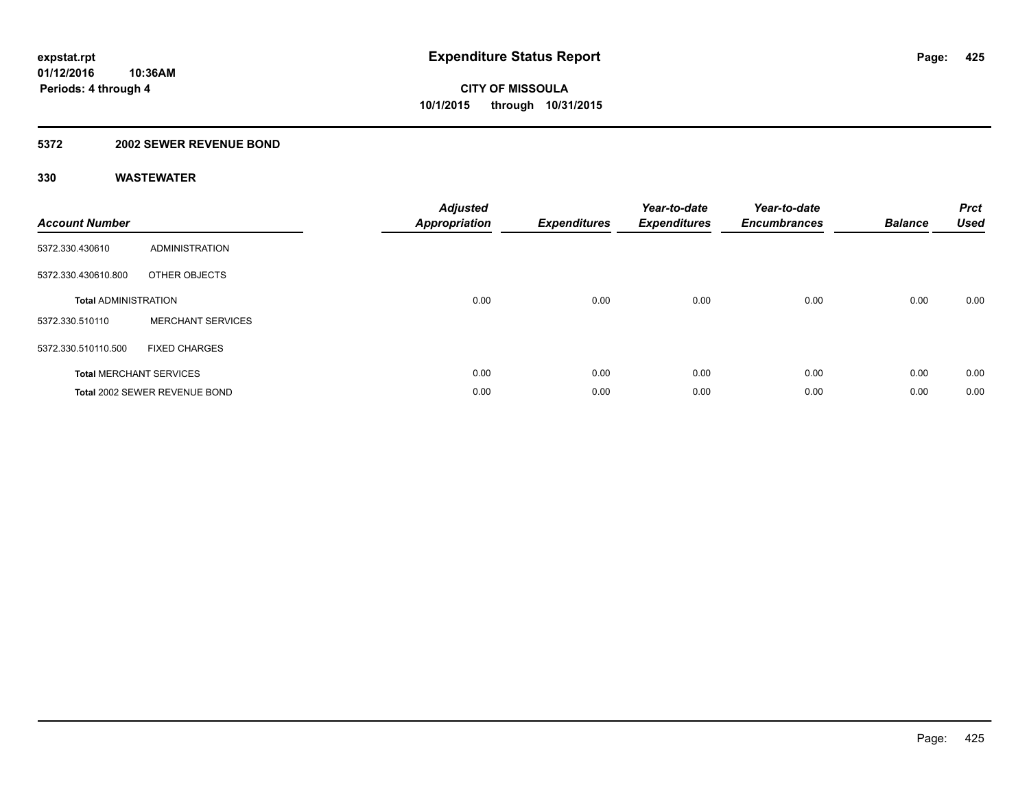**expstat.rpt**
**01/12/2016 10:36AM**
**Periods: 4 through 4**

# Expenditure Status Report

**CITY OF MISSOULA**
**10/1/2015 through 10/31/2015**

## 5372 2002 SEWER REVENUE BOND

### 330 WASTEWATER

| Account Number | | Adjusted Appropriation | Expenditures | Year-to-date Expenditures | Year-to-date Encumbrances | Balance | Prct Used |
|---|---|---|---|---|---|---|---|
| 5372.330.430610 | ADMINISTRATION | | | | | | |
| 5372.330.430610.800 | OTHER OBJECTS | | | | | | |
| **Total** ADMINISTRATION | | 0.00 | 0.00 | 0.00 | 0.00 | 0.00 | 0.00 |
| 5372.330.510110 | MERCHANT SERVICES | | | | | | |
| 5372.330.510110.500 | FIXED CHARGES | | | | | | |
| **Total** MERCHANT SERVICES | | 0.00 | 0.00 | 0.00 | 0.00 | 0.00 | 0.00 |
| **Total** 2002 SEWER REVENUE BOND | | 0.00 | 0.00 | 0.00 | 0.00 | 0.00 | 0.00 |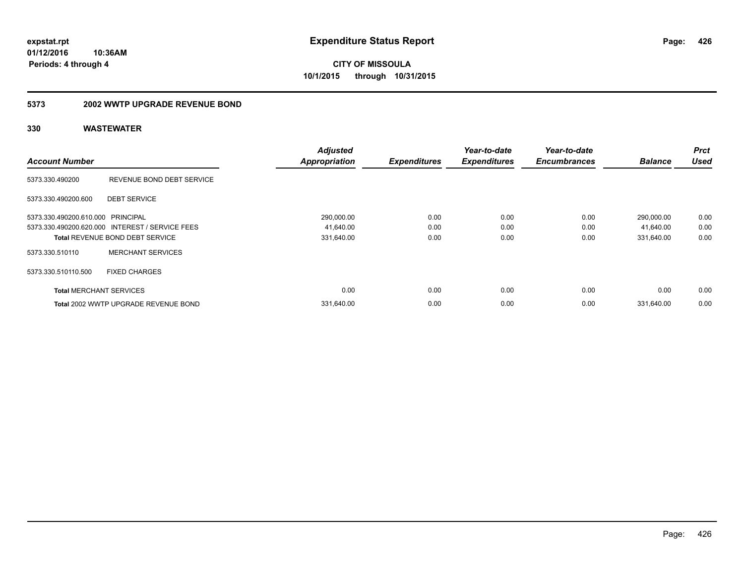# Expenditure Status Report

**CITY OF MISSOULA**

**10/1/2015 through 10/31/2015**

expstat.rpt
01/12/2016 10:36AM
Periods: 4 through 4

## 5373 2002 WWTP UPGRADE REVENUE BOND

### 330 WASTEWATER

| Account Number | | Adjusted Appropriation | Expenditures | Year-to-date Expenditures | Year-to-date Encumbrances | Balance | Prct Used |
|---|---|---|---|---|---|---|---|
| 5373.330.490200 | REVENUE BOND DEBT SERVICE | | | | | | |
| 5373.330.490200.600 | DEBT SERVICE | | | | | | |
| 5373.330.490200.610.000 | PRINCIPAL | 290,000.00 | 0.00 | 0.00 | 0.00 | 290,000.00 | 0.00 |
| 5373.330.490200.620.000 | INTEREST / SERVICE FEES | 41,640.00 | 0.00 | 0.00 | 0.00 | 41,640.00 | 0.00 |
| **Total** REVENUE BOND DEBT SERVICE | | 331,640.00 | 0.00 | 0.00 | 0.00 | 331,640.00 | 0.00 |
| 5373.330.510110 | MERCHANT SERVICES | | | | | | |
| 5373.330.510110.500 | FIXED CHARGES | | | | | | |
| **Total** MERCHANT SERVICES | | 0.00 | 0.00 | 0.00 | 0.00 | 0.00 | 0.00 |
| **Total** 2002 WWTP UPGRADE REVENUE BOND | | 331,640.00 | 0.00 | 0.00 | 0.00 | 331,640.00 | 0.00 |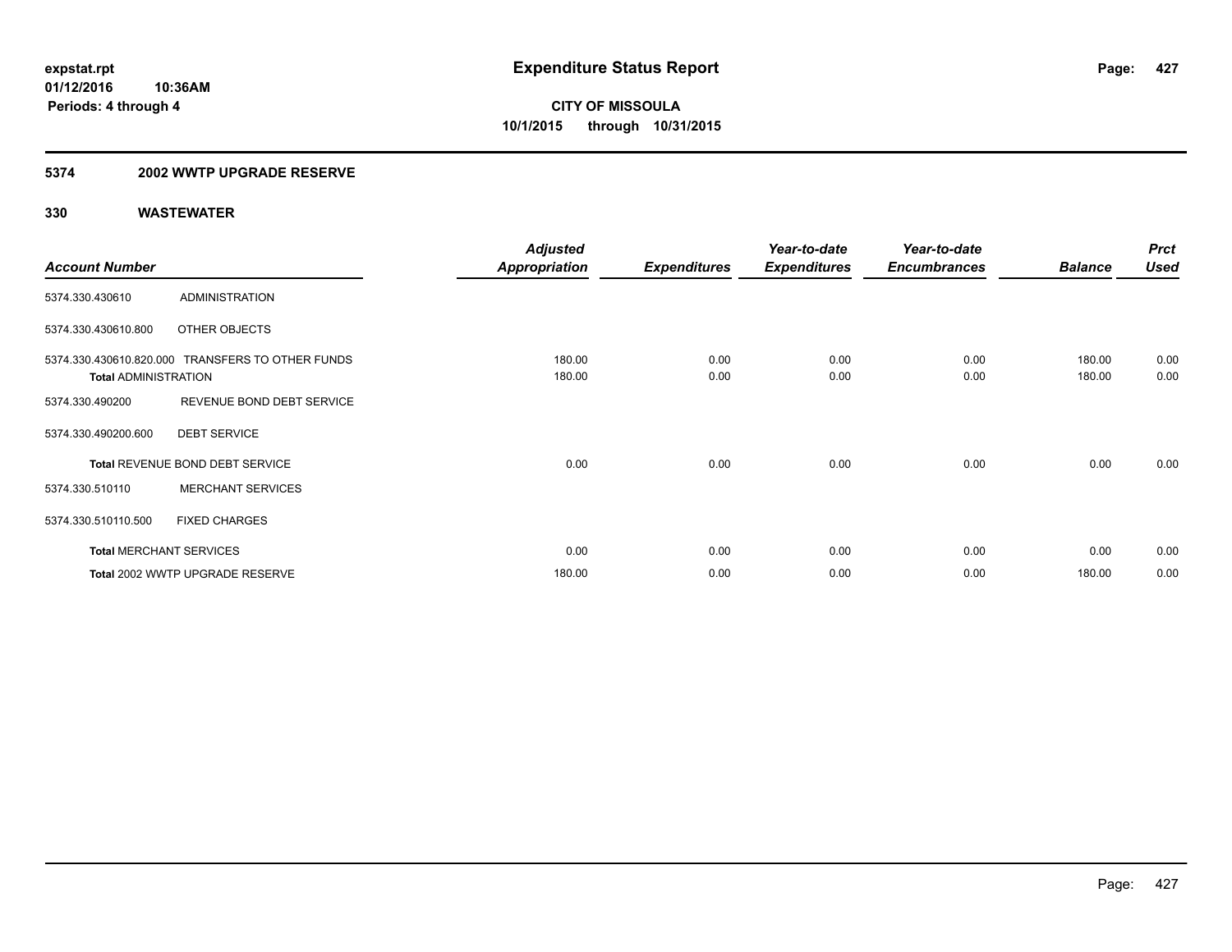**expstat.rpt**
**01/12/2016 10:36AM**
**Periods: 4 through 4**

# Expenditure Status Report

**CITY OF MISSOULA**
**10/1/2015 through 10/31/2015**

## 5374 2002 WWTP UPGRADE RESERVE

### 330 WASTEWATER

| *Account Number* | | *Adjusted Appropriation* | *Expenditures* | *Year-to-date Expenditures* | *Year-to-date Encumbrances* | *Balance* | *Prct Used* |
|---|---|---|---|---|---|---|---|
| 5374.330.430610 | ADMINISTRATION | | | | | | |
| 5374.330.430610.800 | OTHER OBJECTS | | | | | | |
| 5374.330.430610.820.000 | TRANSFERS TO OTHER FUNDS | 180.00 | 0.00 | 0.00 | 0.00 | 180.00 | 0.00 |
| **Total** ADMINISTRATION | | 180.00 | 0.00 | 0.00 | 0.00 | 180.00 | 0.00 |
| 5374.330.490200 | REVENUE BOND DEBT SERVICE | | | | | | |
| 5374.330.490200.600 | DEBT SERVICE | | | | | | |
| **Total** REVENUE BOND DEBT SERVICE | | 0.00 | 0.00 | 0.00 | 0.00 | 0.00 | 0.00 |
| 5374.330.510110 | MERCHANT SERVICES | | | | | | |
| 5374.330.510110.500 | FIXED CHARGES | | | | | | |
| **Total** MERCHANT SERVICES | | 0.00 | 0.00 | 0.00 | 0.00 | 0.00 | 0.00 |
| **Total** 2002 WWTP UPGRADE RESERVE | | 180.00 | 0.00 | 0.00 | 0.00 | 180.00 | 0.00 |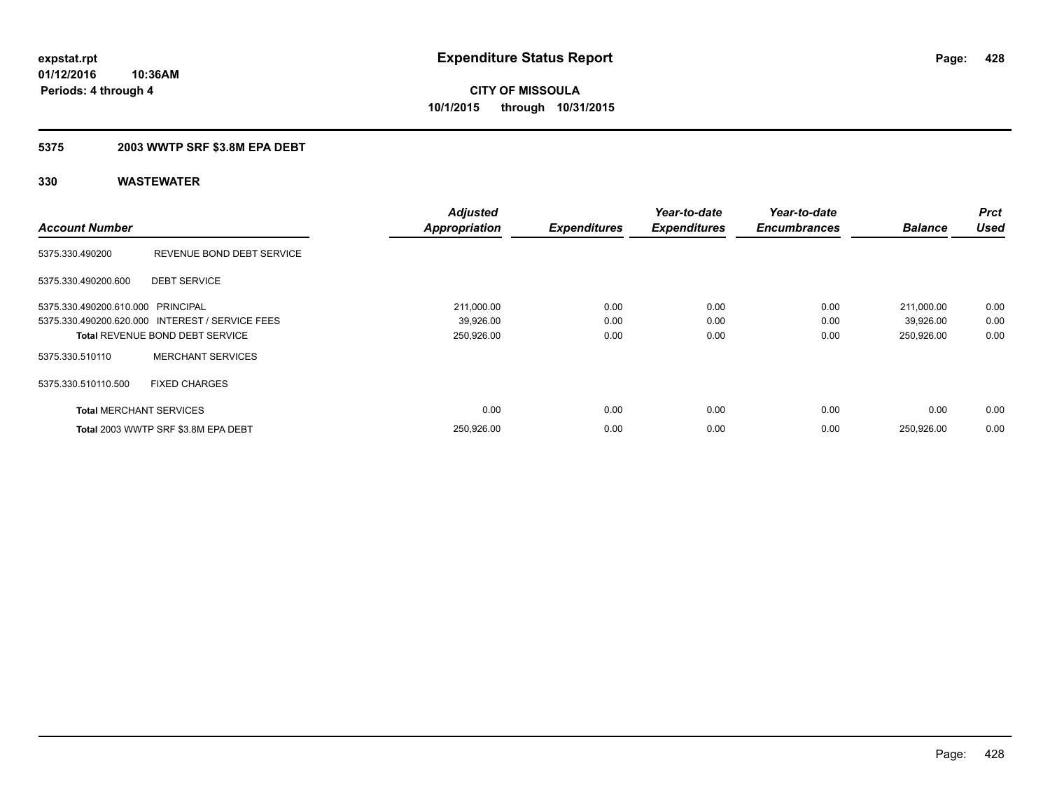# Expenditure Status Report

expstat.rpt
01/12/2016 10:36AM
Periods: 4 through 4

**CITY OF MISSOULA**
**10/1/2015 through 10/31/2015**

## 5375 2003 WWTP SRF $3.8M EPA DEBT

## 330 WASTEWATER

| Account Number | | Adjusted Appropriation | Expenditures | Year-to-date Expenditures | Year-to-date Encumbrances | Balance | Prct Used |
|---|---|---|---|---|---|---|---|
| 5375.330.490200 | REVENUE BOND DEBT SERVICE | | | | | | |
| 5375.330.490200.600 | DEBT SERVICE | | | | | | |
| 5375.330.490200.610.000 | PRINCIPAL | 211,000.00 | 0.00 | 0.00 | 0.00 | 211,000.00 | 0.00 |
| 5375.330.490200.620.000 | INTEREST / SERVICE FEES | 39,926.00 | 0.00 | 0.00 | 0.00 | 39,926.00 | 0.00 |
| **Total** REVENUE BOND DEBT SERVICE | | 250,926.00 | 0.00 | 0.00 | 0.00 | 250,926.00 | 0.00 |
| 5375.330.510110 | MERCHANT SERVICES | | | | | | |
| 5375.330.510110.500 | FIXED CHARGES | | | | | | |
| **Total** MERCHANT SERVICES | | 0.00 | 0.00 | 0.00 | 0.00 | 0.00 | 0.00 |
| **Total** 2003 WWTP SRF $3.8M EPA DEBT | | 250,926.00 | 0.00 | 0.00 | 0.00 | 250,926.00 | 0.00 |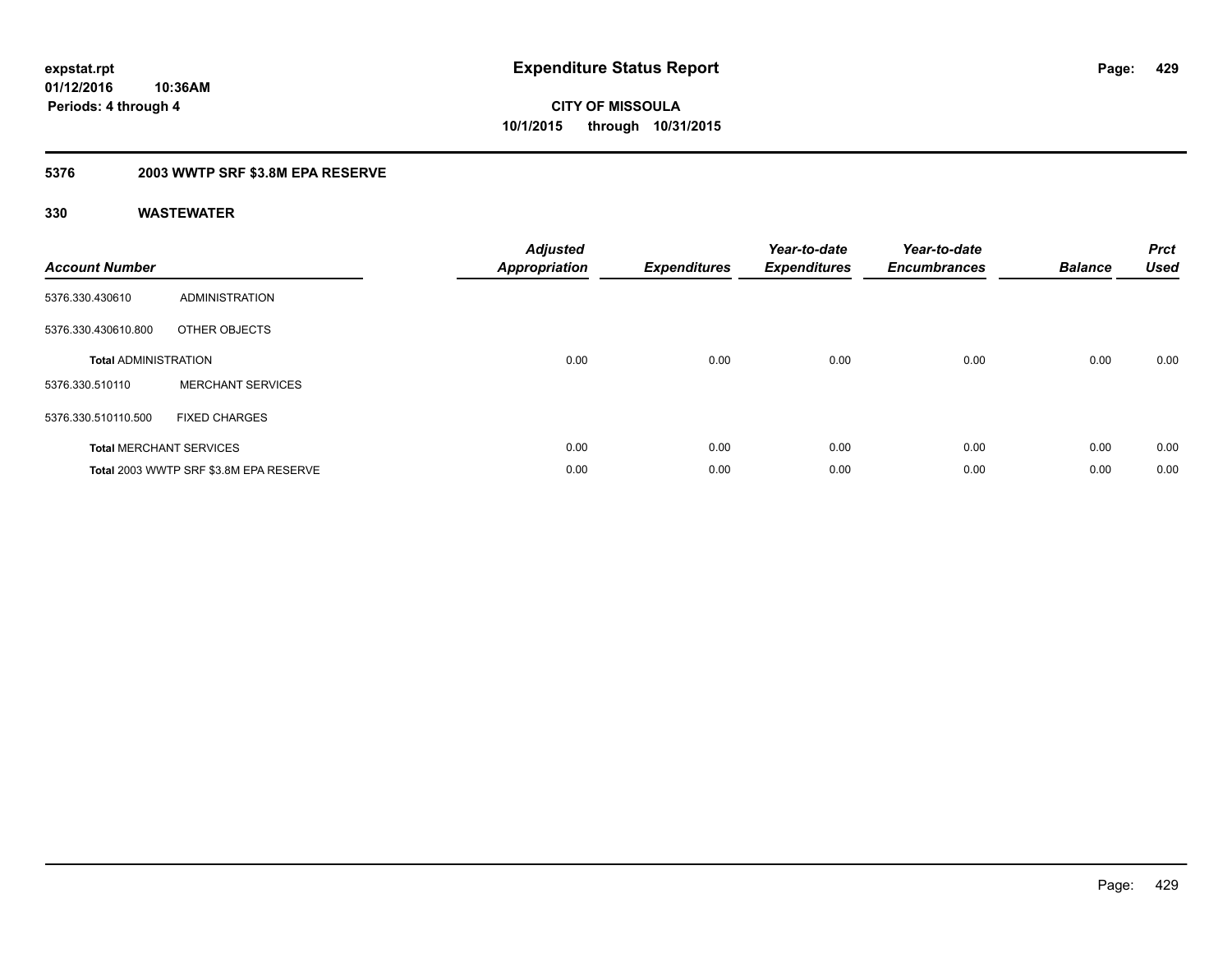# Expenditure Status Report

**expstat.rpt**
**01/12/2016 10:36AM**
**Periods: 4 through 4**

**CITY OF MISSOULA**
**10/1/2015 through 10/31/2015**

## 5376 2003 WWTP SRF $3.8M EPA RESERVE

### 330 WASTEWATER

| Account Number | | Adjusted Appropriation | Expenditures | Year-to-date Expenditures | Year-to-date Encumbrances | Balance | Prct Used |
|---|---|---|---|---|---|---|---|
| 5376.330.430610 | ADMINISTRATION | | | | | | |
| 5376.330.430610.800 | OTHER OBJECTS | | | | | | |
| **Total** ADMINISTRATION | | 0.00 | 0.00 | 0.00 | 0.00 | 0.00 | 0.00 |
| 5376.330.510110 | MERCHANT SERVICES | | | | | | |
| 5376.330.510110.500 | FIXED CHARGES | | | | | | |
| **Total** MERCHANT SERVICES | | 0.00 | 0.00 | 0.00 | 0.00 | 0.00 | 0.00 |
| **Total** 2003 WWTP SRF $3.8M EPA RESERVE | | 0.00 | 0.00 | 0.00 | 0.00 | 0.00 | 0.00 |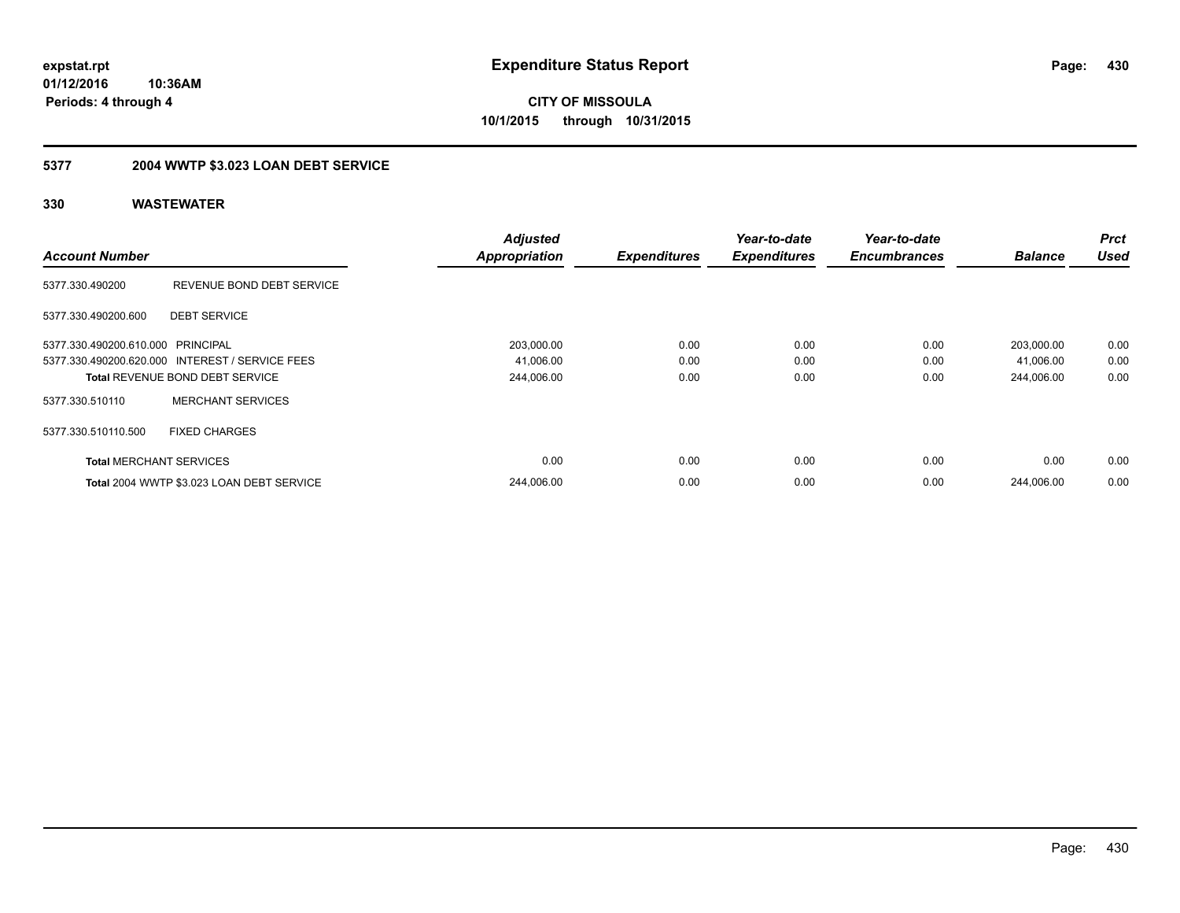# Expenditure Status Report

**CITY OF MISSOULA**
**10/1/2015 through 10/31/2015**

expstat.rpt
01/12/2016 10:36AM
Periods: 4 through 4

## 5377 2004 WWTP $3.023 LOAN DEBT SERVICE

### 330 WASTEWATER

| Account Number | | Adjusted Appropriation | Expenditures | Year-to-date Expenditures | Year-to-date Encumbrances | Balance | Prct Used |
|---|---|---|---|---|---|---|---|
| 5377.330.490200 | REVENUE BOND DEBT SERVICE | | | | | | |
| 5377.330.490200.600 | DEBT SERVICE | | | | | | |
| 5377.330.490200.610.000 | PRINCIPAL | 203,000.00 | 0.00 | 0.00 | 0.00 | 203,000.00 | 0.00 |
| 5377.330.490200.620.000 | INTEREST / SERVICE FEES | 41,006.00 | 0.00 | 0.00 | 0.00 | 41,006.00 | 0.00 |
| **Total** REVENUE BOND DEBT SERVICE | | 244,006.00 | 0.00 | 0.00 | 0.00 | 244,006.00 | 0.00 |
| 5377.330.510110 | MERCHANT SERVICES | | | | | | |
| 5377.330.510110.500 | FIXED CHARGES | | | | | | |
| **Total** MERCHANT SERVICES | | 0.00 | 0.00 | 0.00 | 0.00 | 0.00 | 0.00 |
| **Total** 2004 WWTP $3.023 LOAN DEBT SERVICE | | 244,006.00 | 0.00 | 0.00 | 0.00 | 244,006.00 | 0.00 |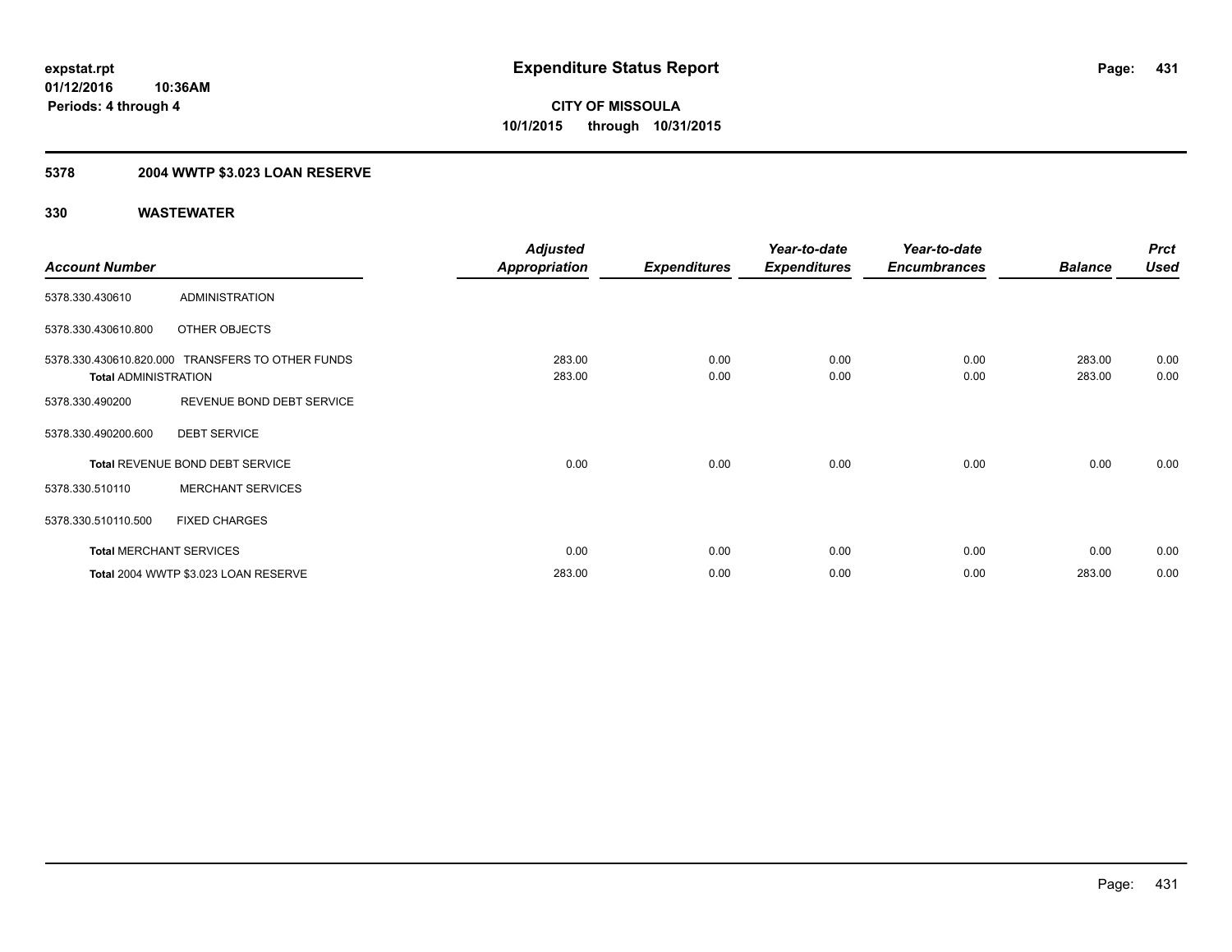**expstat.rpt**
**01/12/2016 10:36AM**
**Periods: 4 through 4**

# Expenditure Status Report

**CITY OF MISSOULA**
**10/1/2015 through 10/31/2015**

## 5378 2004 WWTP $3.023 LOAN RESERVE

### 330 WASTEWATER

| Account Number | | Adjusted Appropriation | Expenditures | Year-to-date Expenditures | Year-to-date Encumbrances | Balance | Prct Used |
|---|---|---|---|---|---|---|---|
| 5378.330.430610 | ADMINISTRATION | | | | | | |
| 5378.330.430610.800 | OTHER OBJECTS | | | | | | |
| 5378.330.430610.820.000 | TRANSFERS TO OTHER FUNDS | 283.00 | 0.00 | 0.00 | 0.00 | 283.00 | 0.00 |
| **Total** ADMINISTRATION | | 283.00 | 0.00 | 0.00 | 0.00 | 283.00 | 0.00 |
| 5378.330.490200 | REVENUE BOND DEBT SERVICE | | | | | | |
| 5378.330.490200.600 | DEBT SERVICE | | | | | | |
| **Total** REVENUE BOND DEBT SERVICE | | 0.00 | 0.00 | 0.00 | 0.00 | 0.00 | 0.00 |
| 5378.330.510110 | MERCHANT SERVICES | | | | | | |
| 5378.330.510110.500 | FIXED CHARGES | | | | | | |
| **Total** MERCHANT SERVICES | | 0.00 | 0.00 | 0.00 | 0.00 | 0.00 | 0.00 |
| **Total** 2004 WWTP $3.023 LOAN RESERVE | | 283.00 | 0.00 | 0.00 | 0.00 | 283.00 | 0.00 |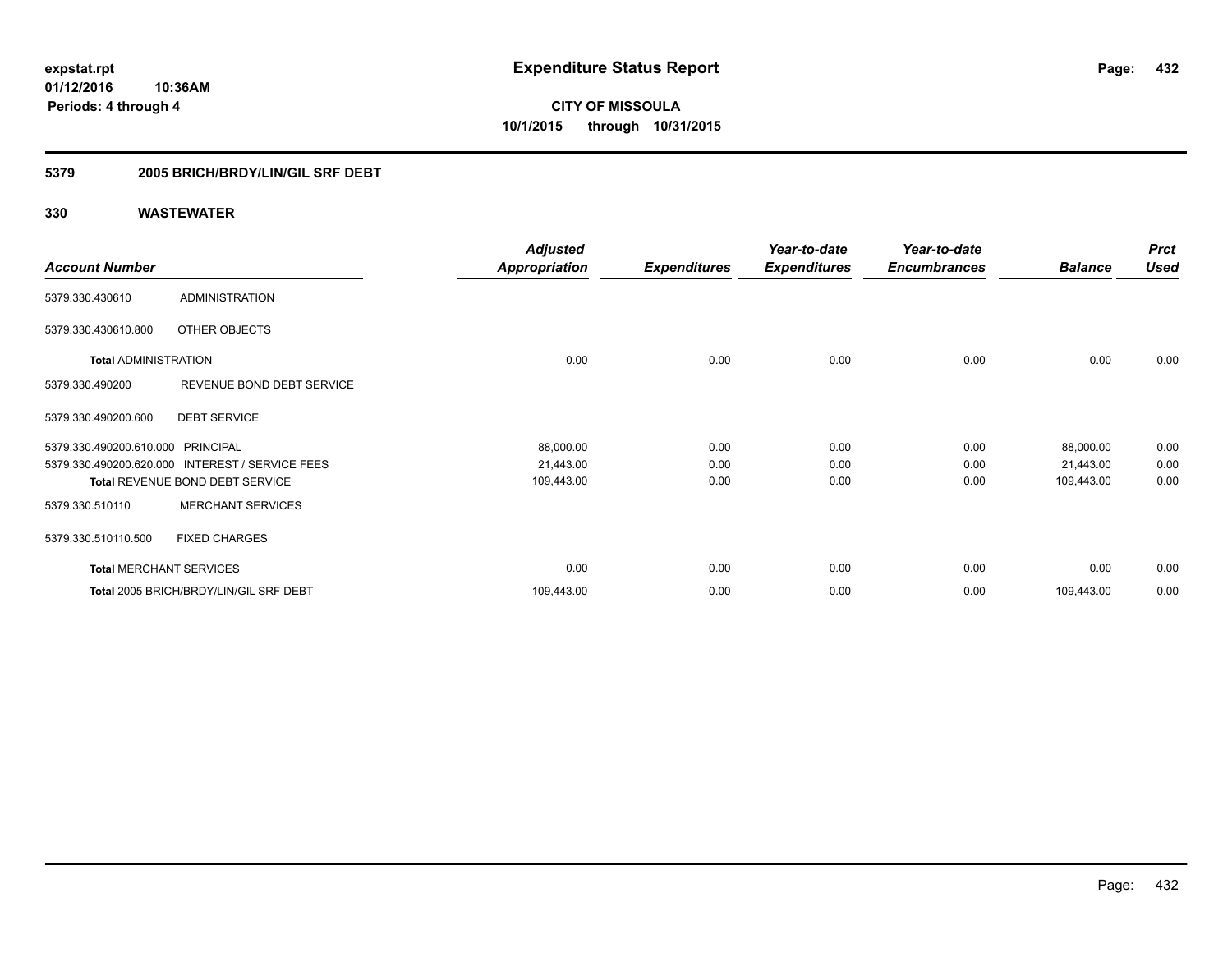expstat.rpt
01/12/2016 10:36AM
Periods: 4 through 4

# Expenditure Status Report

**CITY OF MISSOULA**
**10/1/2015 through 10/31/2015**

## 5379 2005 BRICH/BRDY/LIN/GIL SRF DEBT

### 330 WASTEWATER

| Account Number | | Adjusted Appropriation | Expenditures | Year-to-date Expenditures | Year-to-date Encumbrances | Balance | Prct Used |
|---|---|---|---|---|---|---|---|
| 5379.330.430610 | ADMINISTRATION | | | | | | |
| 5379.330.430610.800 | OTHER OBJECTS | | | | | | |
| **Total** ADMINISTRATION | | 0.00 | 0.00 | 0.00 | 0.00 | 0.00 | 0.00 |
| 5379.330.490200 | REVENUE BOND DEBT SERVICE | | | | | | |
| 5379.330.490200.600 | DEBT SERVICE | | | | | | |
| 5379.330.490200.610.000 | PRINCIPAL | 88,000.00 | 0.00 | 0.00 | 0.00 | 88,000.00 | 0.00 |
| 5379.330.490200.620.000 | INTEREST / SERVICE FEES | 21,443.00 | 0.00 | 0.00 | 0.00 | 21,443.00 | 0.00 |
| **Total** REVENUE BOND DEBT SERVICE | | 109,443.00 | 0.00 | 0.00 | 0.00 | 109,443.00 | 0.00 |
| 5379.330.510110 | MERCHANT SERVICES | | | | | | |
| 5379.330.510110.500 | FIXED CHARGES | | | | | | |
| **Total** MERCHANT SERVICES | | 0.00 | 0.00 | 0.00 | 0.00 | 0.00 | 0.00 |
| **Total** 2005 BRICH/BRDY/LIN/GIL SRF DEBT | | 109,443.00 | 0.00 | 0.00 | 0.00 | 109,443.00 | 0.00 |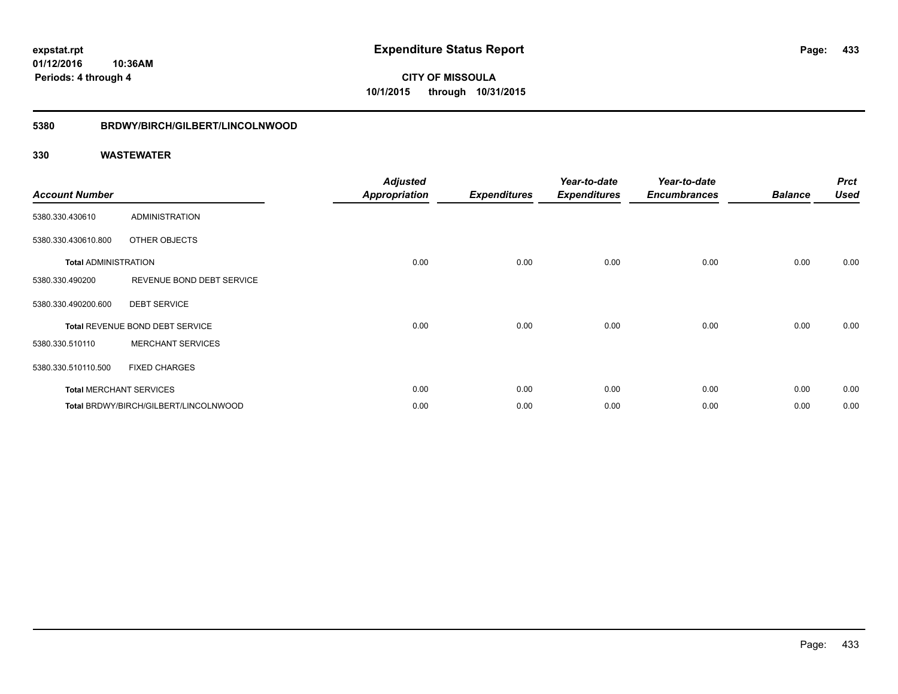**expstat.rpt**
**01/12/2016 10:36AM**
**Periods: 4 through 4**

# Expenditure Status Report

**CITY OF MISSOULA**
**10/1/2015 through 10/31/2015**

## 5380 BRDWY/BIRCH/GILBERT/LINCOLNWOOD

### 330 WASTEWATER

| Account Number | | Adjusted Appropriation | Expenditures | Year-to-date Expenditures | Year-to-date Encumbrances | Balance | Prct Used |
|---|---|---|---|---|---|---|---|
| 5380.330.430610 | ADMINISTRATION | | | | | | |
| 5380.330.430610.800 | OTHER OBJECTS | | | | | | |
| **Total** ADMINISTRATION | | 0.00 | 0.00 | 0.00 | 0.00 | 0.00 | 0.00 |
| 5380.330.490200 | REVENUE BOND DEBT SERVICE | | | | | | |
| 5380.330.490200.600 | DEBT SERVICE | | | | | | |
| **Total** REVENUE BOND DEBT SERVICE | | 0.00 | 0.00 | 0.00 | 0.00 | 0.00 | 0.00 |
| 5380.330.510110 | MERCHANT SERVICES | | | | | | |
| 5380.330.510110.500 | FIXED CHARGES | | | | | | |
| **Total** MERCHANT SERVICES | | 0.00 | 0.00 | 0.00 | 0.00 | 0.00 | 0.00 |
| **Total** BRDWY/BIRCH/GILBERT/LINCOLNWOOD | | 0.00 | 0.00 | 0.00 | 0.00 | 0.00 | 0.00 |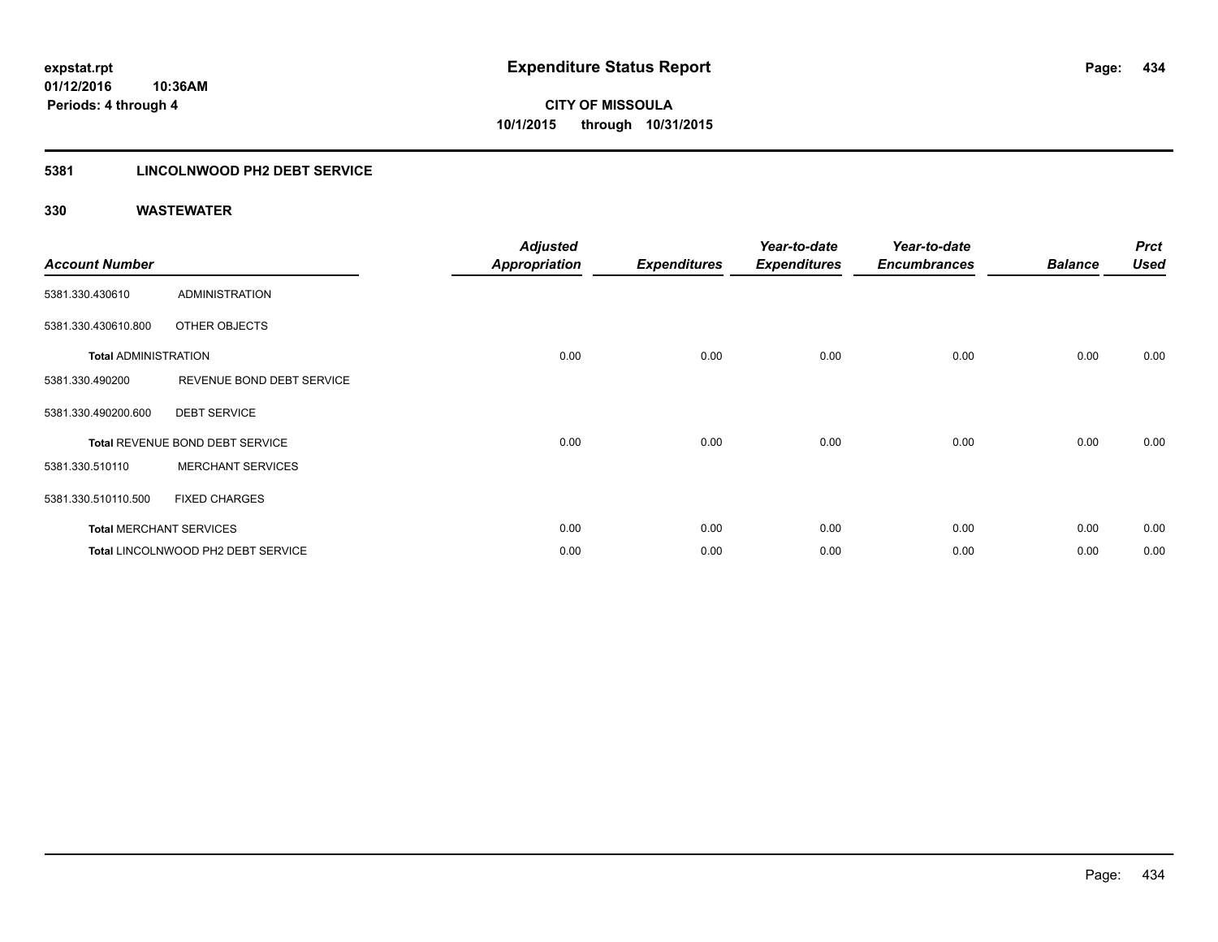**expstat.rpt**
**01/12/2016 10:36AM**
**Periods: 4 through 4**

# Expenditure Status Report

**CITY OF MISSOULA**
**10/1/2015 through 10/31/2015**

## 5381 LINCOLNWOOD PH2 DEBT SERVICE

### 330 WASTEWATER

| Account Number | | Adjusted Appropriation | Expenditures | Year-to-date Expenditures | Year-to-date Encumbrances | Balance | Prct Used |
|---|---|---|---|---|---|---|---|
| 5381.330.430610 | ADMINISTRATION | | | | | | |
| 5381.330.430610.800 | OTHER OBJECTS | | | | | | |
| **Total** ADMINISTRATION | | 0.00 | 0.00 | 0.00 | 0.00 | 0.00 | 0.00 |
| 5381.330.490200 | REVENUE BOND DEBT SERVICE | | | | | | |
| 5381.330.490200.600 | DEBT SERVICE | | | | | | |
| **Total** REVENUE BOND DEBT SERVICE | | 0.00 | 0.00 | 0.00 | 0.00 | 0.00 | 0.00 |
| 5381.330.510110 | MERCHANT SERVICES | | | | | | |
| 5381.330.510110.500 | FIXED CHARGES | | | | | | |
| **Total** MERCHANT SERVICES | | 0.00 | 0.00 | 0.00 | 0.00 | 0.00 | 0.00 |
| **Total** LINCOLNWOOD PH2 DEBT SERVICE | | 0.00 | 0.00 | 0.00 | 0.00 | 0.00 | 0.00 |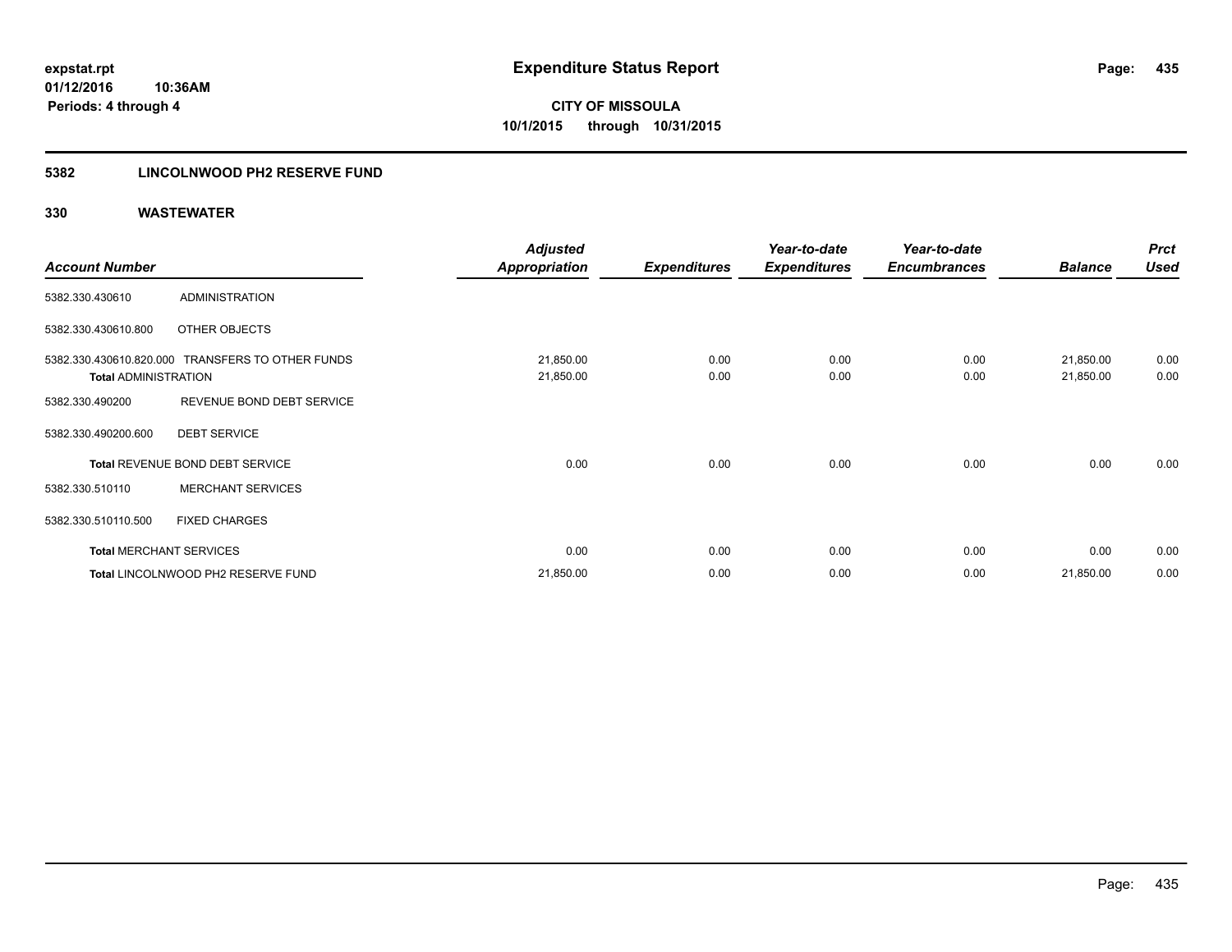**expstat.rpt**
**01/12/2016 10:36AM**
**Periods: 4 through 4**

# Expenditure Status Report

**CITY OF MISSOULA**
**10/1/2015 through 10/31/2015**

## 5382 LINCOLNWOOD PH2 RESERVE FUND

### 330 WASTEWATER

| Account Number | | Adjusted Appropriation | Expenditures | Year-to-date Expenditures | Year-to-date Encumbrances | Balance | Prct Used |
|---|---|---|---|---|---|---|---|
| 5382.330.430610 | ADMINISTRATION | | | | | | |
| 5382.330.430610.800 | OTHER OBJECTS | | | | | | |
| 5382.330.430610.820.000 | TRANSFERS TO OTHER FUNDS | 21,850.00 | 0.00 | 0.00 | 0.00 | 21,850.00 | 0.00 |
| **Total** ADMINISTRATION | | 21,850.00 | 0.00 | 0.00 | 0.00 | 21,850.00 | 0.00 |
| 5382.330.490200 | REVENUE BOND DEBT SERVICE | | | | | | |
| 5382.330.490200.600 | DEBT SERVICE | | | | | | |
| **Total** REVENUE BOND DEBT SERVICE | | 0.00 | 0.00 | 0.00 | 0.00 | 0.00 | 0.00 |
| 5382.330.510110 | MERCHANT SERVICES | | | | | | |
| 5382.330.510110.500 | FIXED CHARGES | | | | | | |
| **Total** MERCHANT SERVICES | | 0.00 | 0.00 | 0.00 | 0.00 | 0.00 | 0.00 |
| **Total** LINCOLNWOOD PH2 RESERVE FUND | | 21,850.00 | 0.00 | 0.00 | 0.00 | 21,850.00 | 0.00 |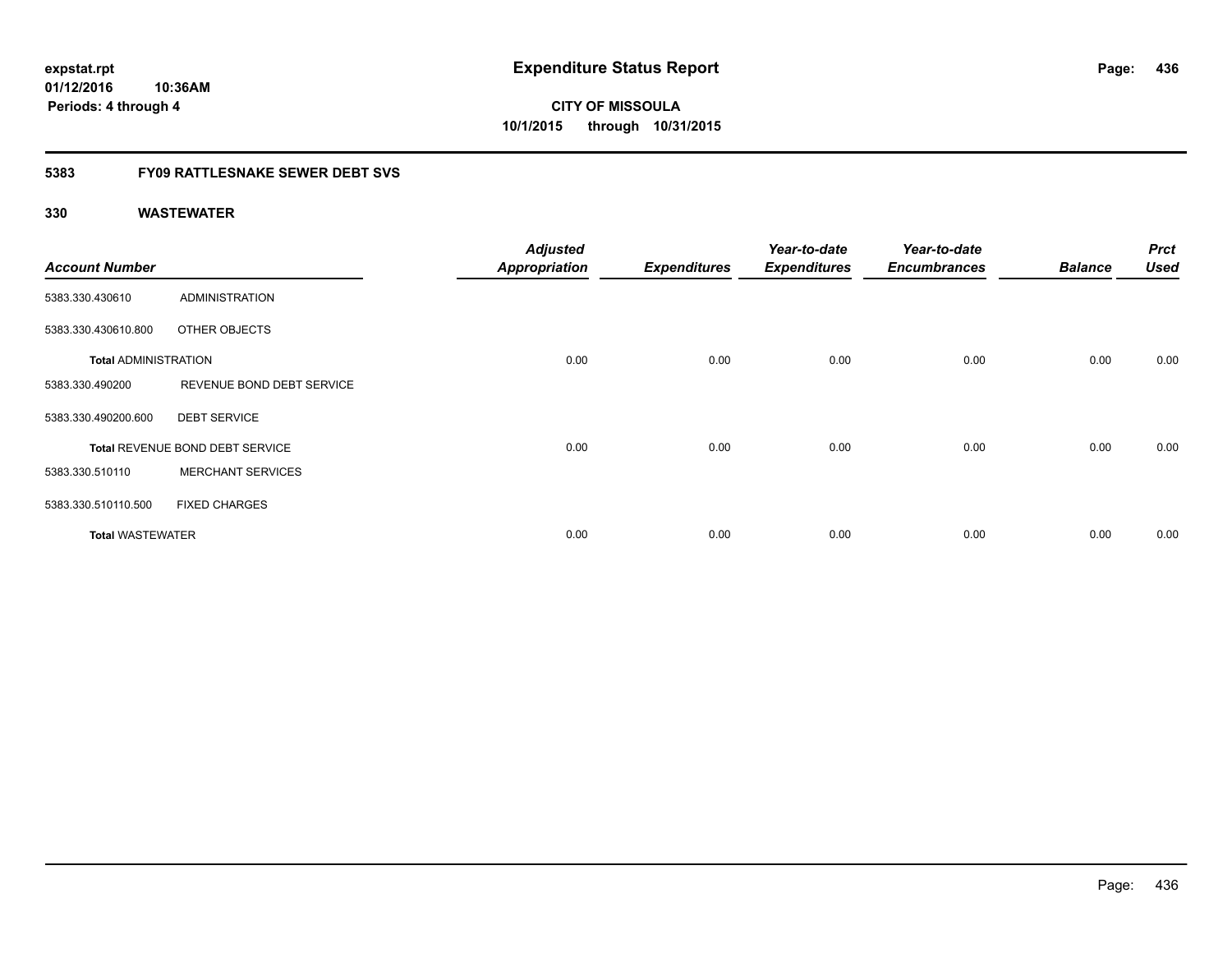# Expenditure Status Report

expstat.rpt
01/12/2016 10:36AM
Periods: 4 through 4

CITY OF MISSOULA
10/1/2015 through 10/31/2015

## 5383 FY09 RATTLESNAKE SEWER DEBT SVS

### 330 WASTEWATER

| Account Number | | Adjusted Appropriation | Expenditures | Year-to-date Expenditures | Year-to-date Encumbrances | Balance | Prct Used |
|---|---|---|---|---|---|---|---|
| 5383.330.430610 | ADMINISTRATION | | | | | | |
| 5383.330.430610.800 | OTHER OBJECTS | | | | | | |
| **Total** ADMINISTRATION | | 0.00 | 0.00 | 0.00 | 0.00 | 0.00 | 0.00 |
| 5383.330.490200 | REVENUE BOND DEBT SERVICE | | | | | | |
| 5383.330.490200.600 | DEBT SERVICE | | | | | | |
| **Total** REVENUE BOND DEBT SERVICE | | 0.00 | 0.00 | 0.00 | 0.00 | 0.00 | 0.00 |
| 5383.330.510110 | MERCHANT SERVICES | | | | | | |
| 5383.330.510110.500 | FIXED CHARGES | | | | | | |
| **Total** WASTEWATER | | 0.00 | 0.00 | 0.00 | 0.00 | 0.00 | 0.00 |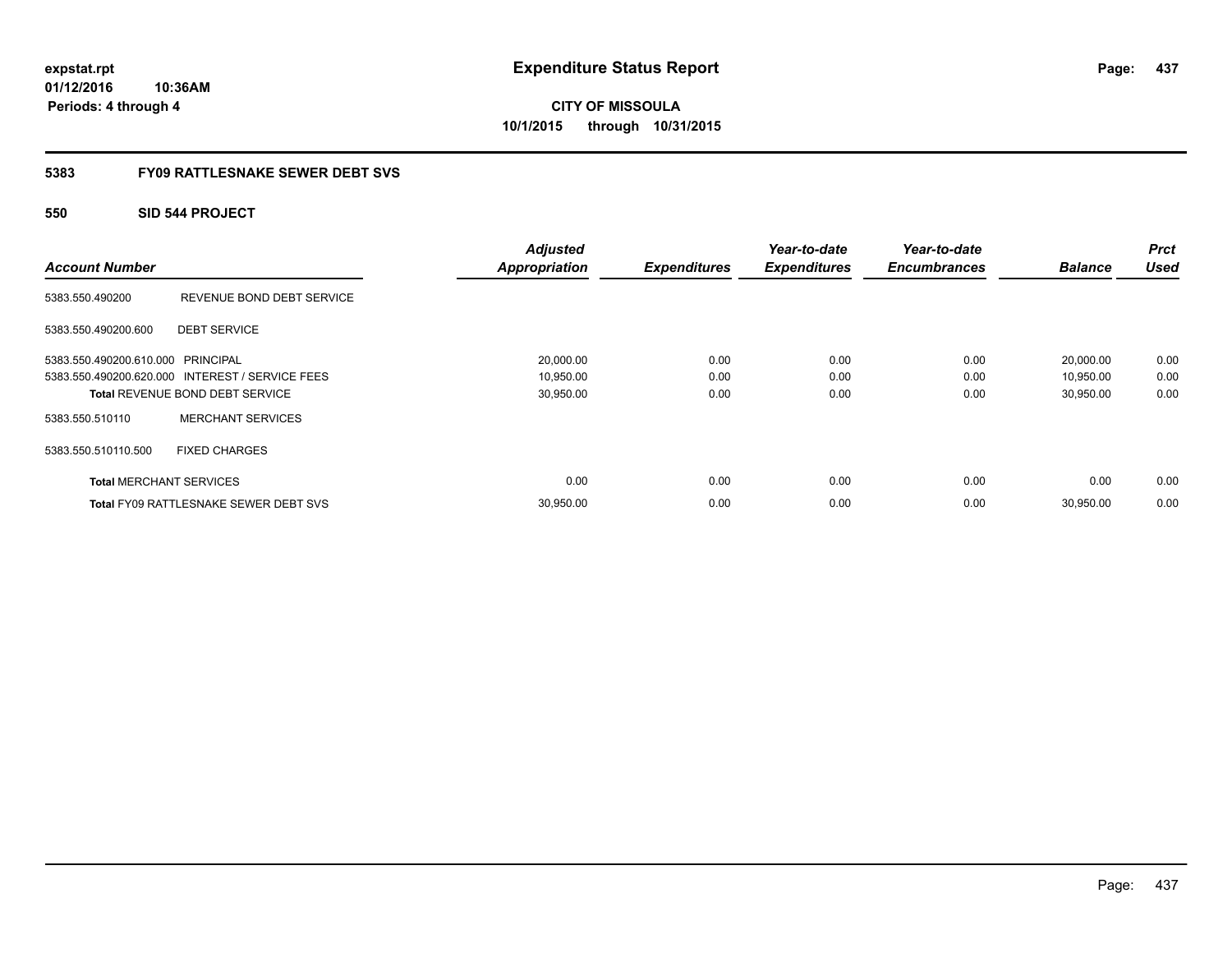# Expenditure Status Report

**expstat.rpt**
**01/12/2016 10:36AM**
**Periods: 4 through 4**

**CITY OF MISSOULA**
**10/1/2015 through 10/31/2015**

## 5383 FY09 RATTLESNAKE SEWER DEBT SVS

### 550 SID 544 PROJECT

| Account Number | | Adjusted Appropriation | Expenditures | Year-to-date Expenditures | Year-to-date Encumbrances | Balance | Prct Used |
|---|---|---|---|---|---|---|---|
| 5383.550.490200 | REVENUE BOND DEBT SERVICE | | | | | | |
| 5383.550.490200.600 | DEBT SERVICE | | | | | | |
| 5383.550.490200.610.000 | PRINCIPAL | 20,000.00 | 0.00 | 0.00 | 0.00 | 20,000.00 | 0.00 |
| 5383.550.490200.620.000 | INTEREST / SERVICE FEES | 10,950.00 | 0.00 | 0.00 | 0.00 | 10,950.00 | 0.00 |
| **Total** REVENUE BOND DEBT SERVICE | | 30,950.00 | 0.00 | 0.00 | 0.00 | 30,950.00 | 0.00 |
| 5383.550.510110 | MERCHANT SERVICES | | | | | | |
| 5383.550.510110.500 | FIXED CHARGES | | | | | | |
| **Total** MERCHANT SERVICES | | 0.00 | 0.00 | 0.00 | 0.00 | 0.00 | 0.00 |
| **Total** FY09 RATTLESNAKE SEWER DEBT SVS | | 30,950.00 | 0.00 | 0.00 | 0.00 | 30,950.00 | 0.00 |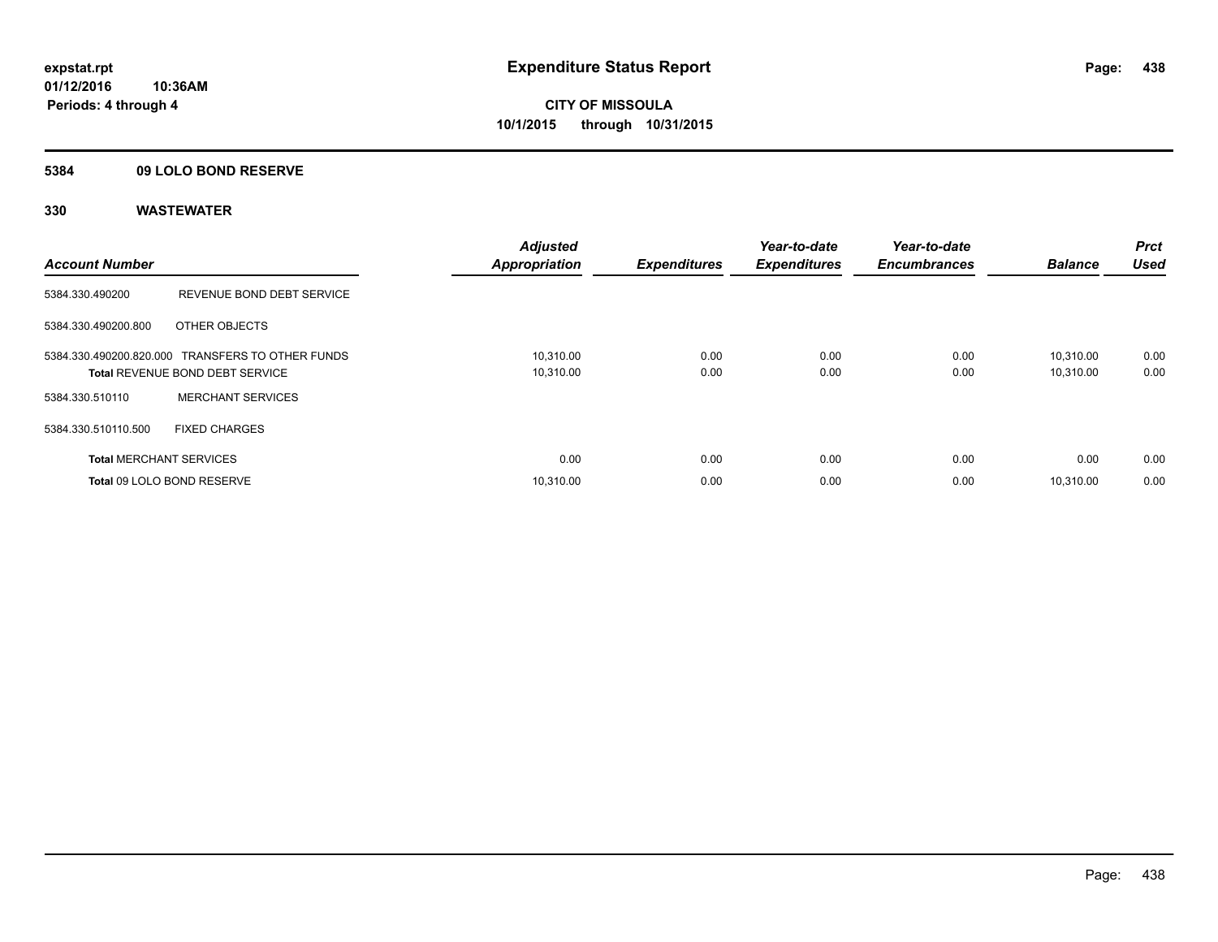expstat.rpt
01/12/2016 10:36AM
Periods: 4 through 4

# Expenditure Status Report

**CITY OF MISSOULA**
**10/1/2015 through 10/31/2015**

## 5384 09 LOLO BOND RESERVE

## 330 WASTEWATER

| Account Number | | Adjusted Appropriation | Expenditures | Year-to-date Expenditures | Year-to-date Encumbrances | Balance | Prct Used |
|---|---|---|---|---|---|---|---|
| 5384.330.490200 | REVENUE BOND DEBT SERVICE | | | | | | |
| 5384.330.490200.800 | OTHER OBJECTS | | | | | | |
| 5384.330.490200.820.000 | TRANSFERS TO OTHER FUNDS | 10,310.00 | 0.00 | 0.00 | 0.00 | 10,310.00 | 0.00 |
| **Total** REVENUE BOND DEBT SERVICE | | 10,310.00 | 0.00 | 0.00 | 0.00 | 10,310.00 | 0.00 |
| 5384.330.510110 | MERCHANT SERVICES | | | | | | |
| 5384.330.510110.500 | FIXED CHARGES | | | | | | |
| **Total** MERCHANT SERVICES | | 0.00 | 0.00 | 0.00 | 0.00 | 0.00 | 0.00 |
| **Total** 09 LOLO BOND RESERVE | | 10,310.00 | 0.00 | 0.00 | 0.00 | 10,310.00 | 0.00 |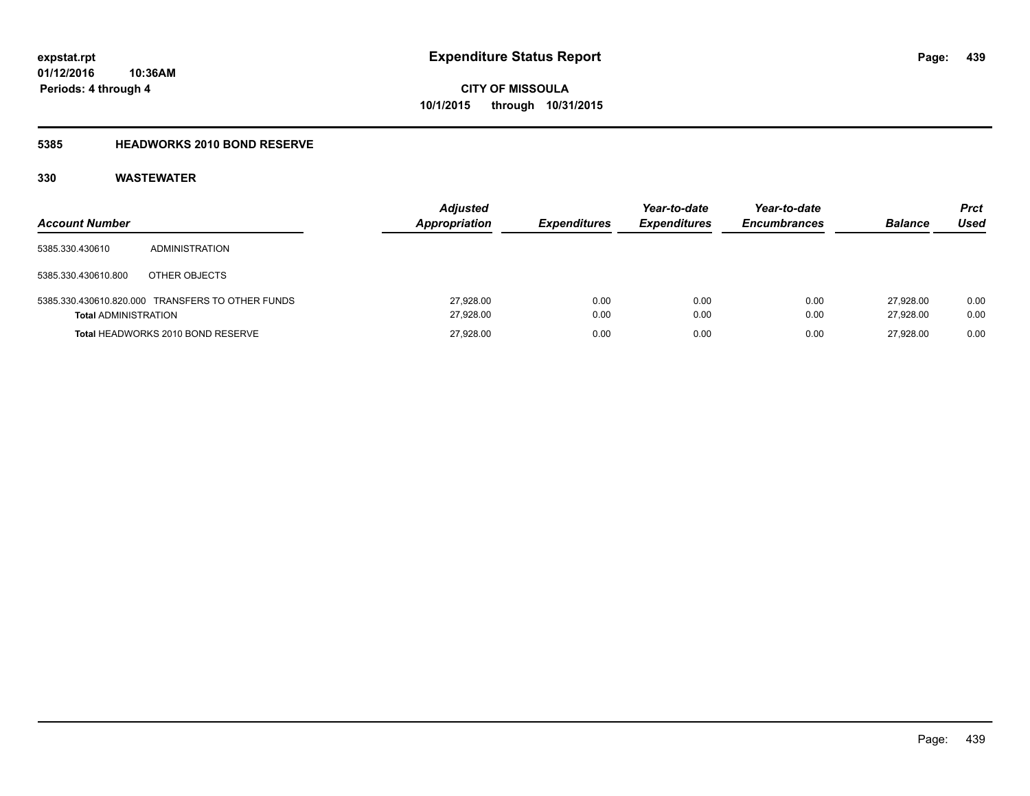**expstat.rpt**
**01/12/2016 10:36AM**
**Periods: 4 through 4**

# Expenditure Status Report

**CITY OF MISSOULA**
**10/1/2015 through 10/31/2015**

## 5385 HEADWORKS 2010 BOND RESERVE

### 330 WASTEWATER

| Account Number | | Adjusted Appropriation | Expenditures | Year-to-date Expenditures | Year-to-date Encumbrances | Balance | Prct Used |
|---|---|---|---|---|---|---|---|
| 5385.330.430610 | ADMINISTRATION | | | | | | |
| 5385.330.430610.800 | OTHER OBJECTS | | | | | | |
| 5385.330.430610.820.000 | TRANSFERS TO OTHER FUNDS | 27,928.00 | 0.00 | 0.00 | 0.00 | 27,928.00 | 0.00 |
| **Total** ADMINISTRATION | | 27,928.00 | 0.00 | 0.00 | 0.00 | 27,928.00 | 0.00 |
| **Total** HEADWORKS 2010 BOND RESERVE | | 27,928.00 | 0.00 | 0.00 | 0.00 | 27,928.00 | 0.00 |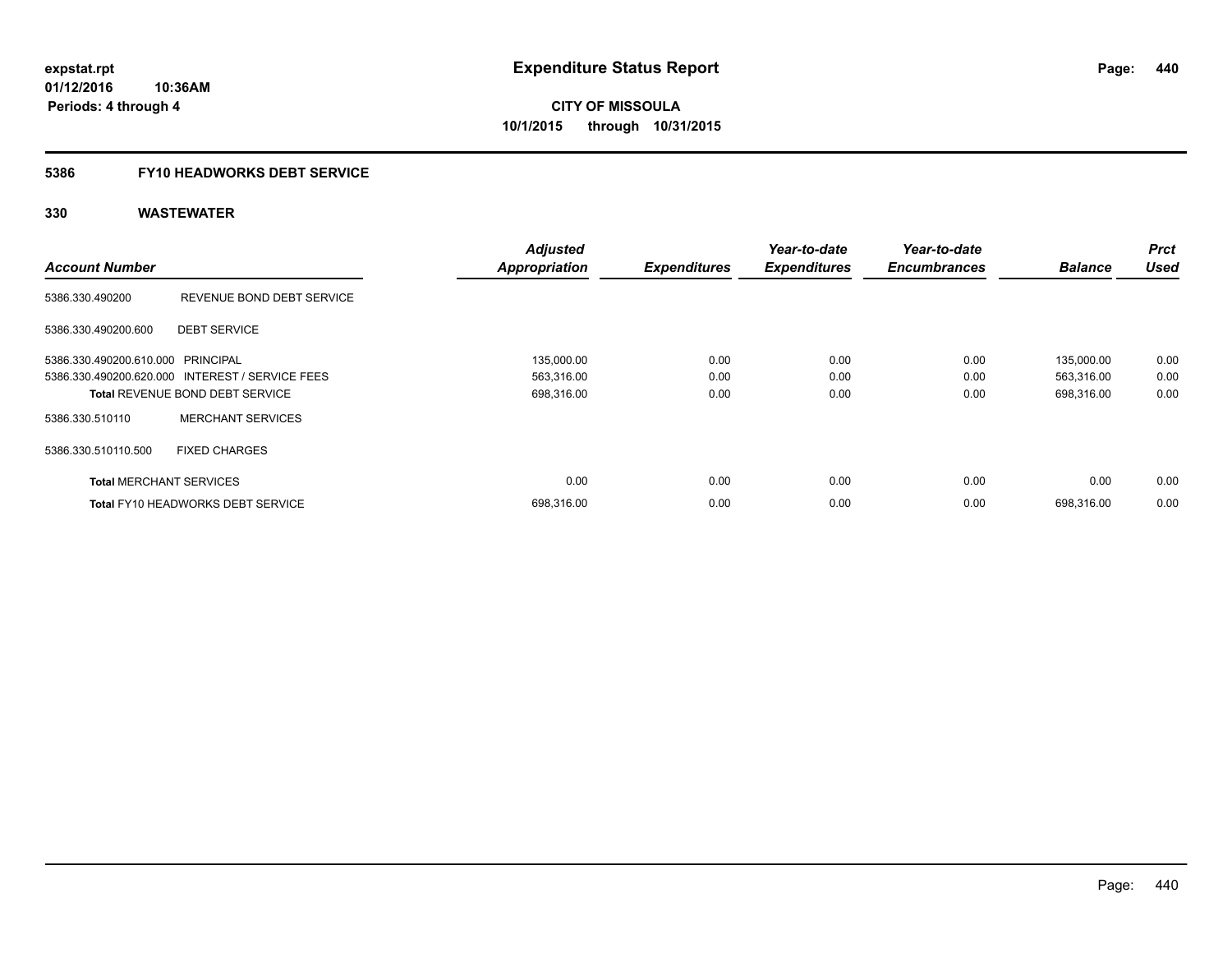# Expenditure Status Report

expstat.rpt
01/12/2016 10:36AM
Periods: 4 through 4

**CITY OF MISSOULA**
**10/1/2015 through 10/31/2015**

## 5386 FY10 HEADWORKS DEBT SERVICE

### 330 WASTEWATER

| Account Number | | Adjusted Appropriation | Expenditures | Year-to-date Expenditures | Year-to-date Encumbrances | Balance | Prct Used |
|---|---|---|---|---|---|---|---|
| 5386.330.490200 | REVENUE BOND DEBT SERVICE | | | | | | |
| 5386.330.490200.600 | DEBT SERVICE | | | | | | |
| 5386.330.490200.610.000 | PRINCIPAL | 135,000.00 | 0.00 | 0.00 | 0.00 | 135,000.00 | 0.00 |
| 5386.330.490200.620.000 | INTEREST / SERVICE FEES | 563,316.00 | 0.00 | 0.00 | 0.00 | 563,316.00 | 0.00 |
| **Total** REVENUE BOND DEBT SERVICE | | 698,316.00 | 0.00 | 0.00 | 0.00 | 698,316.00 | 0.00 |
| 5386.330.510110 | MERCHANT SERVICES | | | | | | |
| 5386.330.510110.500 | FIXED CHARGES | | | | | | |
| **Total** MERCHANT SERVICES | | 0.00 | 0.00 | 0.00 | 0.00 | 0.00 | 0.00 |
| **Total** FY10 HEADWORKS DEBT SERVICE | | 698,316.00 | 0.00 | 0.00 | 0.00 | 698,316.00 | 0.00 |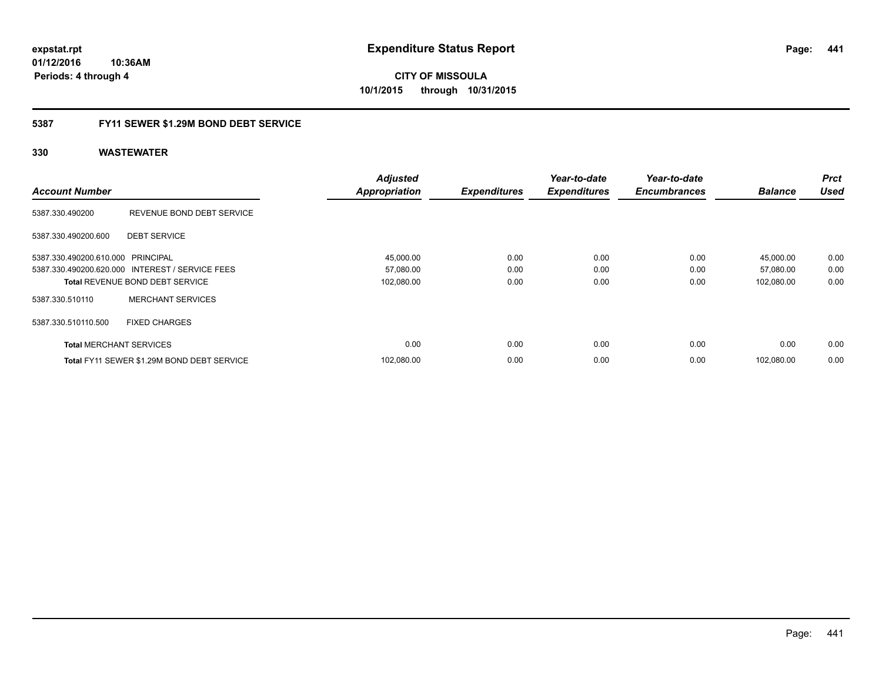**expstat.rpt**
**01/12/2016 10:36AM**
**Periods: 4 through 4**

# Expenditure Status Report

**CITY OF MISSOULA**
**10/1/2015 through 10/31/2015**

## 5387 FY11 SEWER $1.29M BOND DEBT SERVICE

### 330 WASTEWATER

| Account Number | | Adjusted Appropriation | Expenditures | Year-to-date Expenditures | Year-to-date Encumbrances | Balance | Prct Used |
|---|---|---|---|---|---|---|---|
| 5387.330.490200 | REVENUE BOND DEBT SERVICE | | | | | | |
| 5387.330.490200.600 | DEBT SERVICE | | | | | | |
| 5387.330.490200.610.000 | PRINCIPAL | 45,000.00 | 0.00 | 0.00 | 0.00 | 45,000.00 | 0.00 |
| 5387.330.490200.620.000 | INTEREST / SERVICE FEES | 57,080.00 | 0.00 | 0.00 | 0.00 | 57,080.00 | 0.00 |
| **Total** REVENUE BOND DEBT SERVICE | | 102,080.00 | 0.00 | 0.00 | 0.00 | 102,080.00 | 0.00 |
| 5387.330.510110 | MERCHANT SERVICES | | | | | | |
| 5387.330.510110.500 | FIXED CHARGES | | | | | | |
| **Total** MERCHANT SERVICES | | 0.00 | 0.00 | 0.00 | 0.00 | 0.00 | 0.00 |
| **Total** FY11 SEWER $1.29M BOND DEBT SERVICE | | 102,080.00 | 0.00 | 0.00 | 0.00 | 102,080.00 | 0.00 |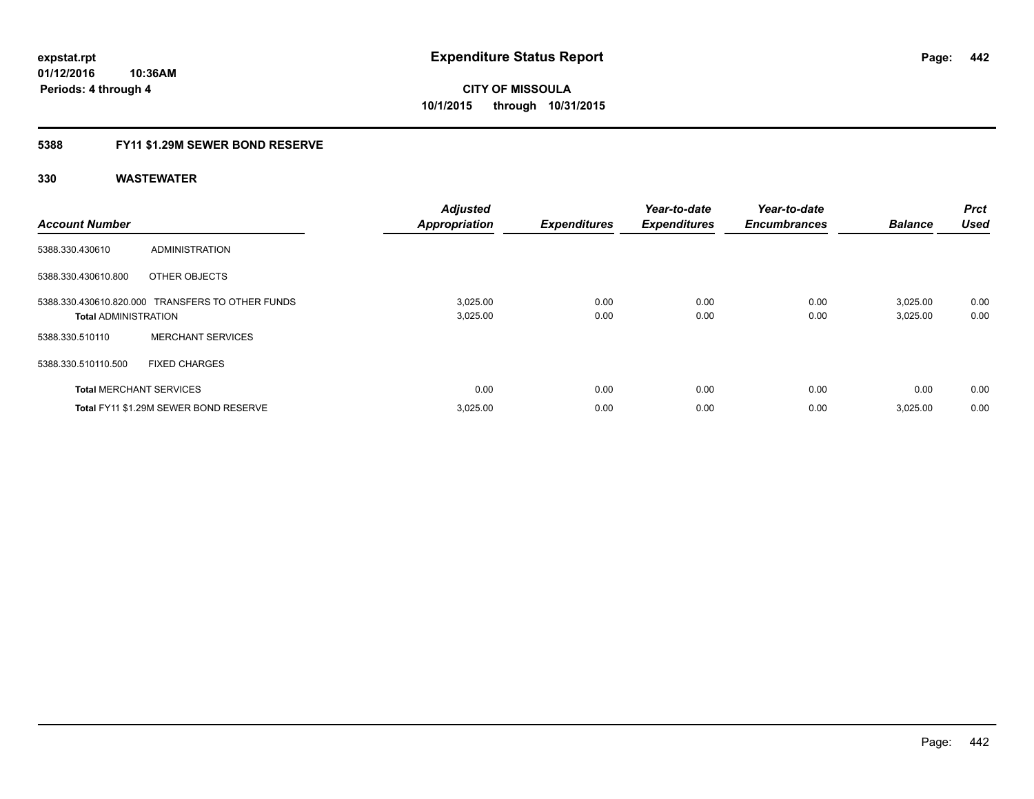**expstat.rpt**
**01/12/2016 10:36AM**
**Periods: 4 through 4**

# Expenditure Status Report

**CITY OF MISSOULA**
**10/1/2015 through 10/31/2015**

## 5388 FY11 $1.29M SEWER BOND RESERVE

### 330 WASTEWATER

| Account Number | | Adjusted Appropriation | Expenditures | Year-to-date Expenditures | Year-to-date Encumbrances | Balance | Prct Used |
|---|---|---|---|---|---|---|---|
| 5388.330.430610 | ADMINISTRATION | | | | | | |
| 5388.330.430610.800 | OTHER OBJECTS | | | | | | |
| 5388.330.430610.820.000 | TRANSFERS TO OTHER FUNDS | 3,025.00 | 0.00 | 0.00 | 0.00 | 3,025.00 | 0.00 |
| **Total** ADMINISTRATION | | 3,025.00 | 0.00 | 0.00 | 0.00 | 3,025.00 | 0.00 |
| 5388.330.510110 | MERCHANT SERVICES | | | | | | |
| 5388.330.510110.500 | FIXED CHARGES | | | | | | |
| **Total** MERCHANT SERVICES | | 0.00 | 0.00 | 0.00 | 0.00 | 0.00 | 0.00 |
| **Total** FY11 $1.29M SEWER BOND RESERVE | | 3,025.00 | 0.00 | 0.00 | 0.00 | 3,025.00 | 0.00 |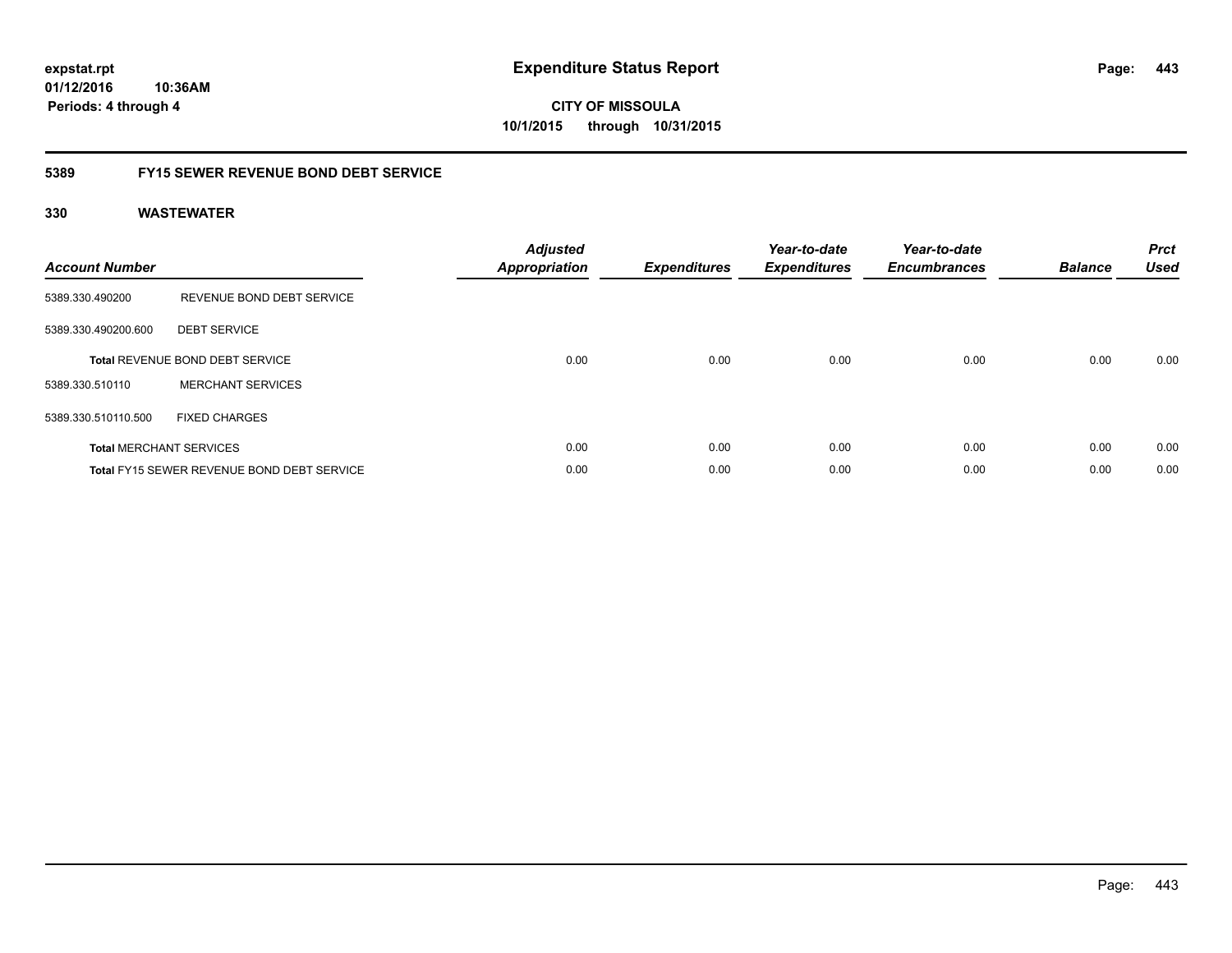**expstat.rpt**
**01/12/2016 10:36AM**
**Periods: 4 through 4**

# Expenditure Status Report

**CITY OF MISSOULA**
**10/1/2015 through 10/31/2015**

## 5389 FY15 SEWER REVENUE BOND DEBT SERVICE

### 330 WASTEWATER

| Account Number | | Adjusted Appropriation | Expenditures | Year-to-date Expenditures | Year-to-date Encumbrances | Balance | Prct Used |
|---|---|---|---|---|---|---|---|
| 5389.330.490200 | REVENUE BOND DEBT SERVICE | | | | | | |
| 5389.330.490200.600 | DEBT SERVICE | | | | | | |
| **Total** REVENUE BOND DEBT SERVICE | | 0.00 | 0.00 | 0.00 | 0.00 | 0.00 | 0.00 |
| 5389.330.510110 | MERCHANT SERVICES | | | | | | |
| 5389.330.510110.500 | FIXED CHARGES | | | | | | |
| **Total** MERCHANT SERVICES | | 0.00 | 0.00 | 0.00 | 0.00 | 0.00 | 0.00 |
| **Total** FY15 SEWER REVENUE BOND DEBT SERVICE | | 0.00 | 0.00 | 0.00 | 0.00 | 0.00 | 0.00 |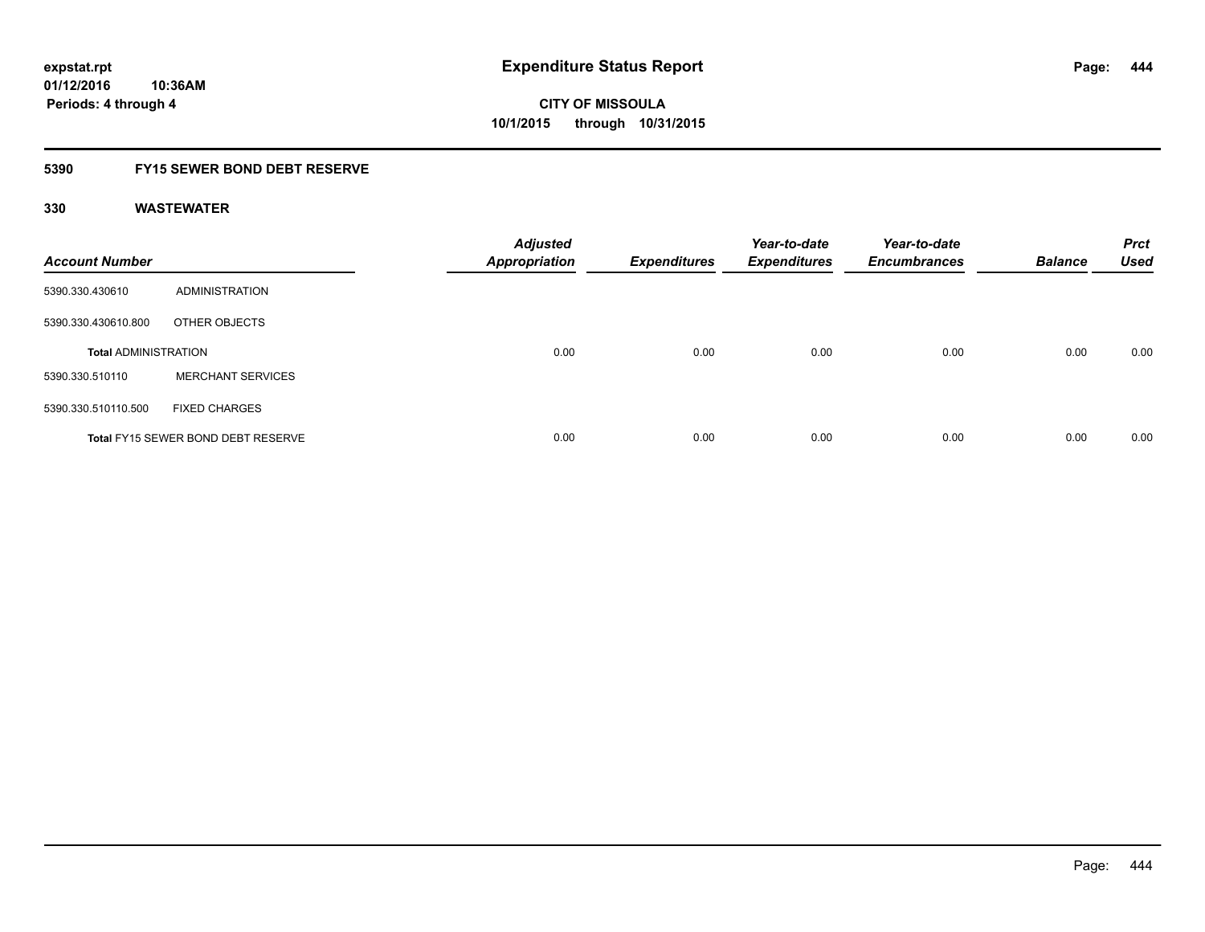**expstat.rpt**
**01/12/2016 10:36AM**
**Periods: 4 through 4**

# Expenditure Status Report

**CITY OF MISSOULA**
**10/1/2015 through 10/31/2015**

## 5390 FY15 SEWER BOND DEBT RESERVE

### 330 WASTEWATER

| Account Number | | Adjusted Appropriation | Expenditures | Year-to-date Expenditures | Year-to-date Encumbrances | Balance | Prct Used |
|---|---|---|---|---|---|---|---|
| 5390.330.430610 | ADMINISTRATION | | | | | | |
| 5390.330.430610.800 | OTHER OBJECTS | | | | | | |
| **Total** ADMINISTRATION | | 0.00 | 0.00 | 0.00 | 0.00 | 0.00 | 0.00 |
| 5390.330.510110 | MERCHANT SERVICES | | | | | | |
| 5390.330.510110.500 | FIXED CHARGES | | | | | | |
| **Total** FY15 SEWER BOND DEBT RESERVE | | 0.00 | 0.00 | 0.00 | 0.00 | 0.00 | 0.00 |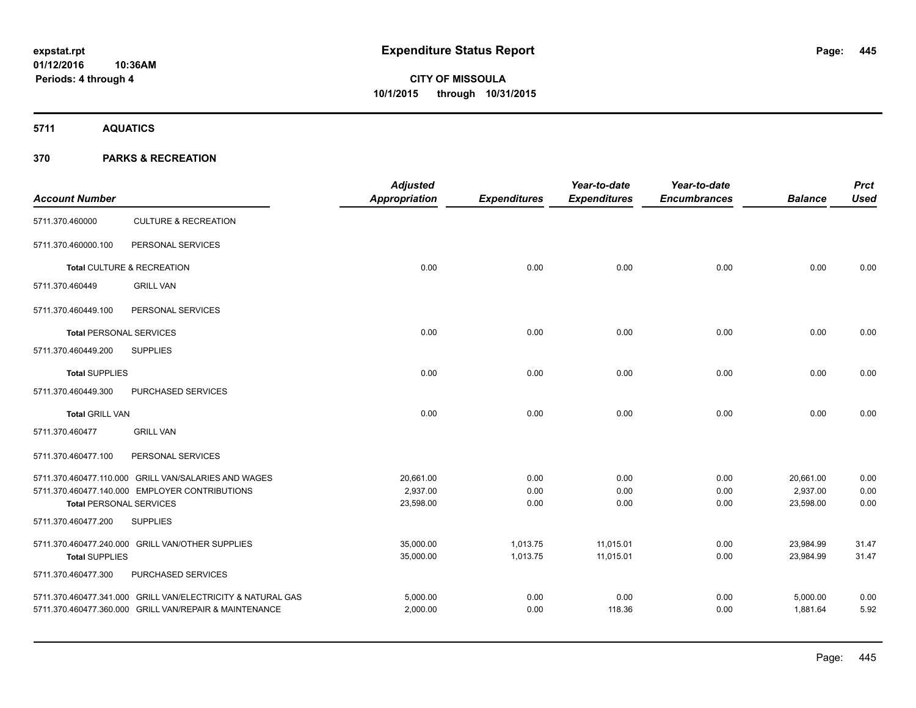# Expenditure Status Report

**CITY OF MISSOULA**
**10/1/2015 through 10/31/2015**

expstat.rpt
01/12/2016 10:36AM
Periods: 4 through 4

## 5711 AQUATICS

## 370 PARKS & RECREATION

| Account Number | | Adjusted Appropriation | Expenditures | Year-to-date Expenditures | Year-to-date Encumbrances | Balance | Prct Used |
|---|---|---|---|---|---|---|---|
| 5711.370.460000 | CULTURE & RECREATION | | | | | | |
| 5711.370.460000.100 | PERSONAL SERVICES | | | | | | |
| **Total** CULTURE & RECREATION | | 0.00 | 0.00 | 0.00 | 0.00 | 0.00 | 0.00 |
| 5711.370.460449 | GRILL VAN | | | | | | |
| 5711.370.460449.100 | PERSONAL SERVICES | | | | | | |
| **Total** PERSONAL SERVICES | | 0.00 | 0.00 | 0.00 | 0.00 | 0.00 | 0.00 |
| 5711.370.460449.200 | SUPPLIES | | | | | | |
| **Total** SUPPLIES | | 0.00 | 0.00 | 0.00 | 0.00 | 0.00 | 0.00 |
| 5711.370.460449.300 | PURCHASED SERVICES | | | | | | |
| **Total** GRILL VAN | | 0.00 | 0.00 | 0.00 | 0.00 | 0.00 | 0.00 |
| 5711.370.460477 | GRILL VAN | | | | | | |
| 5711.370.460477.100 | PERSONAL SERVICES | | | | | | |
| 5711.370.460477.110.000 | GRILL VAN/SALARIES AND WAGES | 20,661.00 | 0.00 | 0.00 | 0.00 | 20,661.00 | 0.00 |
| 5711.370.460477.140.000 | EMPLOYER CONTRIBUTIONS | 2,937.00 | 0.00 | 0.00 | 0.00 | 2,937.00 | 0.00 |
| **Total** PERSONAL SERVICES | | 23,598.00 | 0.00 | 0.00 | 0.00 | 23,598.00 | 0.00 |
| 5711.370.460477.200 | SUPPLIES | | | | | | |
| 5711.370.460477.240.000 | GRILL VAN/OTHER SUPPLIES | 35,000.00 | 1,013.75 | 11,015.01 | 0.00 | 23,984.99 | 31.47 |
| **Total** SUPPLIES | | 35,000.00 | 1,013.75 | 11,015.01 | 0.00 | 23,984.99 | 31.47 |
| 5711.370.460477.300 | PURCHASED SERVICES | | | | | | |
| 5711.370.460477.341.000 | GRILL VAN/ELECTRICITY & NATURAL GAS | 5,000.00 | 0.00 | 0.00 | 0.00 | 5,000.00 | 0.00 |
| 5711.370.460477.360.000 | GRILL VAN/REPAIR & MAINTENANCE | 2,000.00 | 0.00 | 118.36 | 0.00 | 1,881.64 | 5.92 |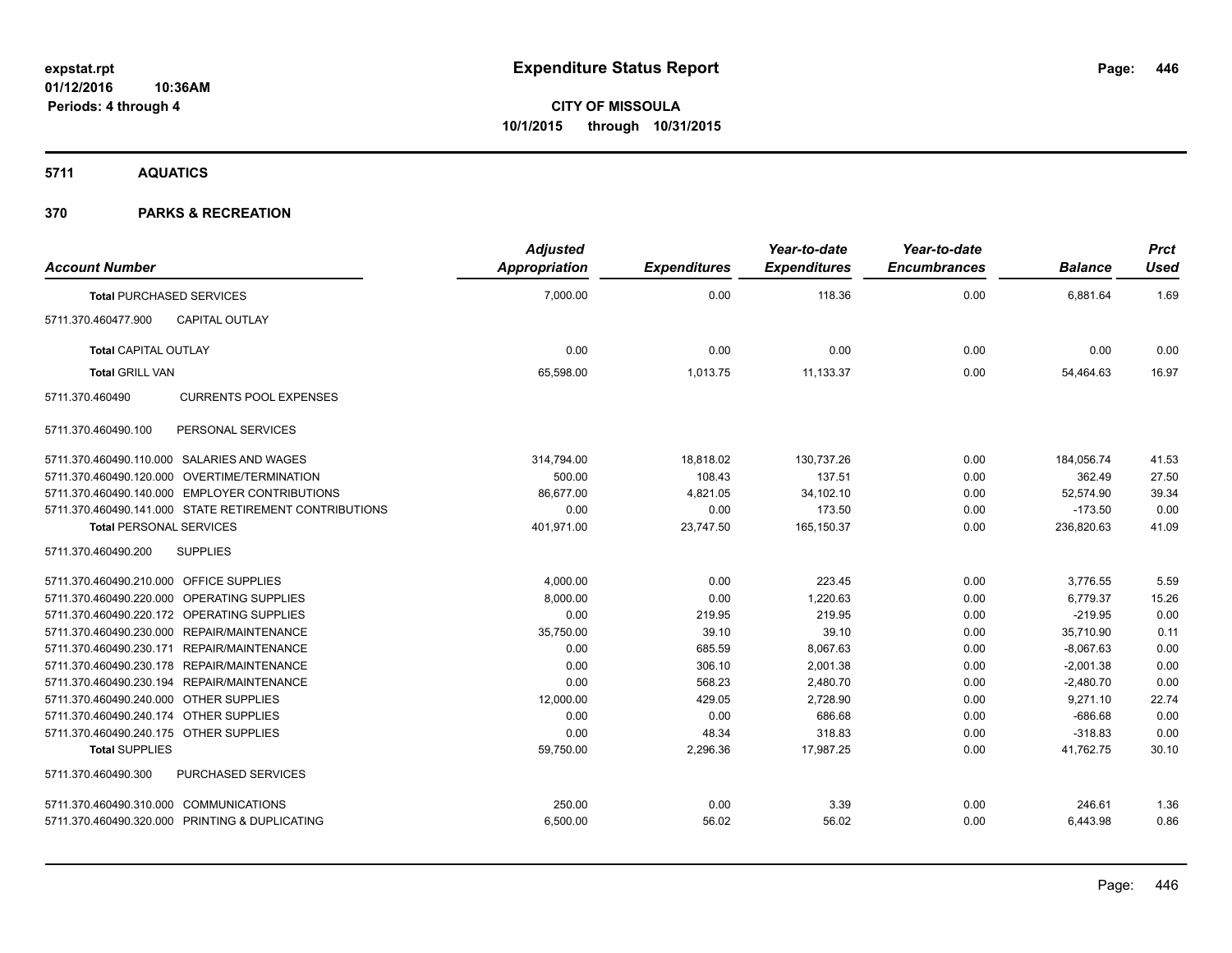# Expenditure Status Report

expstat.rpt
01/12/2016 10:36AM
Periods: 4 through 4

**CITY OF MISSOULA**
**10/1/2015 through 10/31/2015**

## 5711 AQUATICS

## 370 PARKS & RECREATION

| Account Number | Adjusted Appropriation | Expenditures | Year-to-date Expenditures | Year-to-date Encumbrances | Balance | Prct Used |
|---|---|---|---|---|---|---|
| **Total** PURCHASED SERVICES | 7,000.00 | 0.00 | 118.36 | 0.00 | 6,881.64 | 1.69 |
| 5711.370.460477.900 CAPITAL OUTLAY | | | | | | |
| **Total** CAPITAL OUTLAY | 0.00 | 0.00 | 0.00 | 0.00 | 0.00 | 0.00 |
| **Total** GRILL VAN | 65,598.00 | 1,013.75 | 11,133.37 | 0.00 | 54,464.63 | 16.97 |
| 5711.370.460490 CURRENTS POOL EXPENSES | | | | | | |
| 5711.370.460490.100 PERSONAL SERVICES | | | | | | |
| 5711.370.460490.110.000 SALARIES AND WAGES | 314,794.00 | 18,818.02 | 130,737.26 | 0.00 | 184,056.74 | 41.53 |
| 5711.370.460490.120.000 OVERTIME/TERMINATION | 500.00 | 108.43 | 137.51 | 0.00 | 362.49 | 27.50 |
| 5711.370.460490.140.000 EMPLOYER CONTRIBUTIONS | 86,677.00 | 4,821.05 | 34,102.10 | 0.00 | 52,574.90 | 39.34 |
| 5711.370.460490.141.000 STATE RETIREMENT CONTRIBUTIONS | 0.00 | 0.00 | 173.50 | 0.00 | -173.50 | 0.00 |
| **Total** PERSONAL SERVICES | 401,971.00 | 23,747.50 | 165,150.37 | 0.00 | 236,820.63 | 41.09 |
| 5711.370.460490.200 SUPPLIES | | | | | | |
| 5711.370.460490.210.000 OFFICE SUPPLIES | 4,000.00 | 0.00 | 223.45 | 0.00 | 3,776.55 | 5.59 |
| 5711.370.460490.220.000 OPERATING SUPPLIES | 8,000.00 | 0.00 | 1,220.63 | 0.00 | 6,779.37 | 15.26 |
| 5711.370.460490.220.172 OPERATING SUPPLIES | 0.00 | 219.95 | 219.95 | 0.00 | -219.95 | 0.00 |
| 5711.370.460490.230.000 REPAIR/MAINTENANCE | 35,750.00 | 39.10 | 39.10 | 0.00 | 35,710.90 | 0.11 |
| 5711.370.460490.230.171 REPAIR/MAINTENANCE | 0.00 | 685.59 | 8,067.63 | 0.00 | -8,067.63 | 0.00 |
| 5711.370.460490.230.178 REPAIR/MAINTENANCE | 0.00 | 306.10 | 2,001.38 | 0.00 | -2,001.38 | 0.00 |
| 5711.370.460490.230.194 REPAIR/MAINTENANCE | 0.00 | 568.23 | 2,480.70 | 0.00 | -2,480.70 | 0.00 |
| 5711.370.460490.240.000 OTHER SUPPLIES | 12,000.00 | 429.05 | 2,728.90 | 0.00 | 9,271.10 | 22.74 |
| 5711.370.460490.240.174 OTHER SUPPLIES | 0.00 | 0.00 | 686.68 | 0.00 | -686.68 | 0.00 |
| 5711.370.460490.240.175 OTHER SUPPLIES | 0.00 | 48.34 | 318.83 | 0.00 | -318.83 | 0.00 |
| **Total** SUPPLIES | 59,750.00 | 2,296.36 | 17,987.25 | 0.00 | 41,762.75 | 30.10 |
| 5711.370.460490.300 PURCHASED SERVICES | | | | | | |
| 5711.370.460490.310.000 COMMUNICATIONS | 250.00 | 0.00 | 3.39 | 0.00 | 246.61 | 1.36 |
| 5711.370.460490.320.000 PRINTING & DUPLICATING | 6,500.00 | 56.02 | 56.02 | 0.00 | 6,443.98 | 0.86 |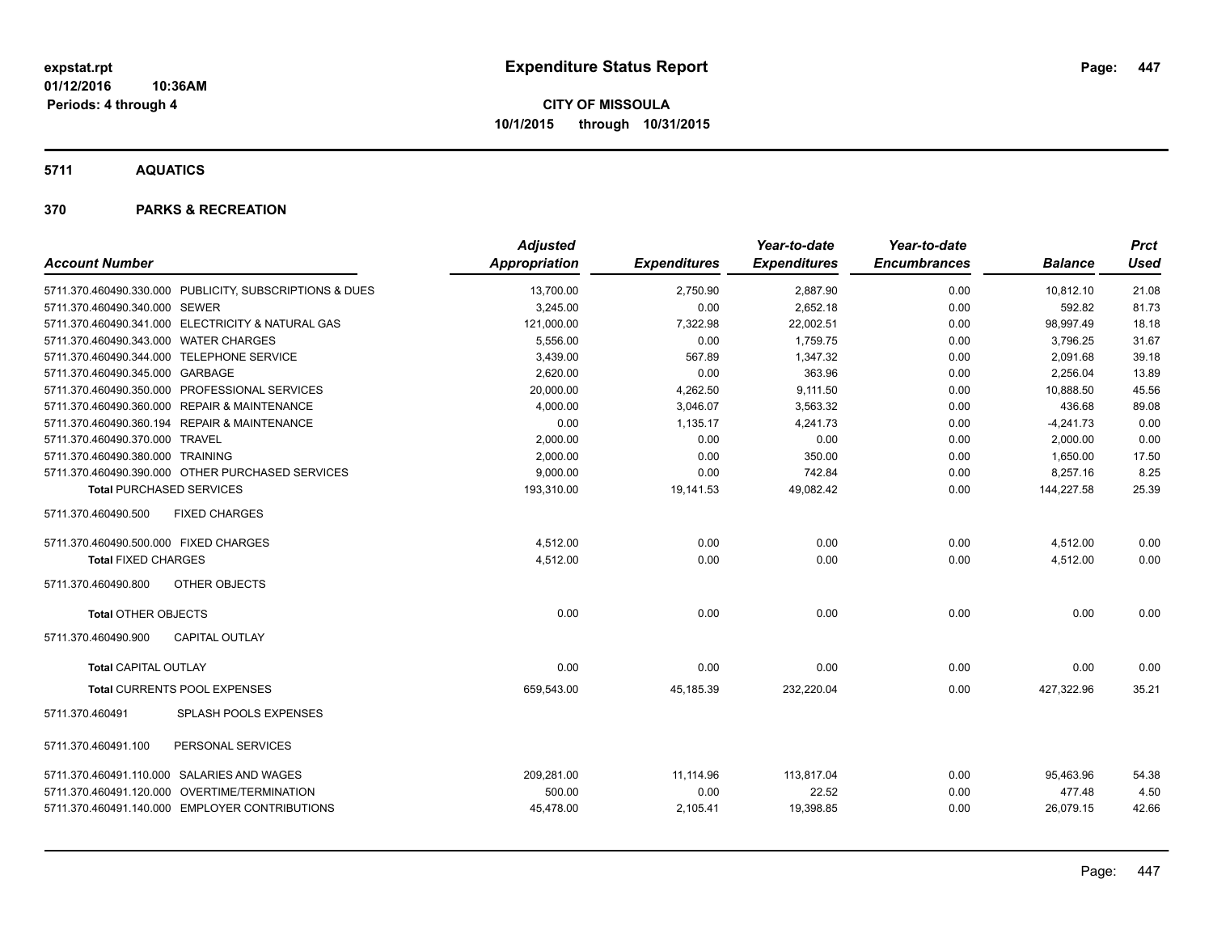**expstat.rpt**
**01/12/2016 10:36AM**
**Periods: 4 through 4**

# Expenditure Status Report

**CITY OF MISSOULA**
**10/1/2015 through 10/31/2015**

## 5711 AQUATICS

## 370 PARKS & RECREATION

| Account Number | Adjusted Appropriation | Expenditures | Year-to-date Expenditures | Year-to-date Encumbrances | Balance | Prct Used |
|---|---|---|---|---|---|---|
| 5711.370.460490.330.000 PUBLICITY, SUBSCRIPTIONS & DUES | 13,700.00 | 2,750.90 | 2,887.90 | 0.00 | 10,812.10 | 21.08 |
| 5711.370.460490.340.000 SEWER | 3,245.00 | 0.00 | 2,652.18 | 0.00 | 592.82 | 81.73 |
| 5711.370.460490.341.000 ELECTRICITY & NATURAL GAS | 121,000.00 | 7,322.98 | 22,002.51 | 0.00 | 98,997.49 | 18.18 |
| 5711.370.460490.343.000 WATER CHARGES | 5,556.00 | 0.00 | 1,759.75 | 0.00 | 3,796.25 | 31.67 |
| 5711.370.460490.344.000 TELEPHONE SERVICE | 3,439.00 | 567.89 | 1,347.32 | 0.00 | 2,091.68 | 39.18 |
| 5711.370.460490.345.000 GARBAGE | 2,620.00 | 0.00 | 363.96 | 0.00 | 2,256.04 | 13.89 |
| 5711.370.460490.350.000 PROFESSIONAL SERVICES | 20,000.00 | 4,262.50 | 9,111.50 | 0.00 | 10,888.50 | 45.56 |
| 5711.370.460490.360.000 REPAIR & MAINTENANCE | 4,000.00 | 3,046.07 | 3,563.32 | 0.00 | 436.68 | 89.08 |
| 5711.370.460490.360.194 REPAIR & MAINTENANCE | 0.00 | 1,135.17 | 4,241.73 | 0.00 | -4,241.73 | 0.00 |
| 5711.370.460490.370.000 TRAVEL | 2,000.00 | 0.00 | 0.00 | 0.00 | 2,000.00 | 0.00 |
| 5711.370.460490.380.000 TRAINING | 2,000.00 | 0.00 | 350.00 | 0.00 | 1,650.00 | 17.50 |
| 5711.370.460490.390.000 OTHER PURCHASED SERVICES | 9,000.00 | 0.00 | 742.84 | 0.00 | 8,257.16 | 8.25 |
| **Total** PURCHASED SERVICES | 193,310.00 | 19,141.53 | 49,082.42 | 0.00 | 144,227.58 | 25.39 |
| 5711.370.460490.500 FIXED CHARGES | | | | | | |
| 5711.370.460490.500.000 FIXED CHARGES | 4,512.00 | 0.00 | 0.00 | 0.00 | 4,512.00 | 0.00 |
| **Total** FIXED CHARGES | 4,512.00 | 0.00 | 0.00 | 0.00 | 4,512.00 | 0.00 |
| 5711.370.460490.800 OTHER OBJECTS | | | | | | |
| **Total** OTHER OBJECTS | 0.00 | 0.00 | 0.00 | 0.00 | 0.00 | 0.00 |
| 5711.370.460490.900 CAPITAL OUTLAY | | | | | | |
| **Total** CAPITAL OUTLAY | 0.00 | 0.00 | 0.00 | 0.00 | 0.00 | 0.00 |
| **Total** CURRENTS POOL EXPENSES | 659,543.00 | 45,185.39 | 232,220.04 | 0.00 | 427,322.96 | 35.21 |
| 5711.370.460491 SPLASH POOLS EXPENSES | | | | | | |
| 5711.370.460491.100 PERSONAL SERVICES | | | | | | |
| 5711.370.460491.110.000 SALARIES AND WAGES | 209,281.00 | 11,114.96 | 113,817.04 | 0.00 | 95,463.96 | 54.38 |
| 5711.370.460491.120.000 OVERTIME/TERMINATION | 500.00 | 0.00 | 22.52 | 0.00 | 477.48 | 4.50 |
| 5711.370.460491.140.000 EMPLOYER CONTRIBUTIONS | 45,478.00 | 2,105.41 | 19,398.85 | 0.00 | 26,079.15 | 42.66 |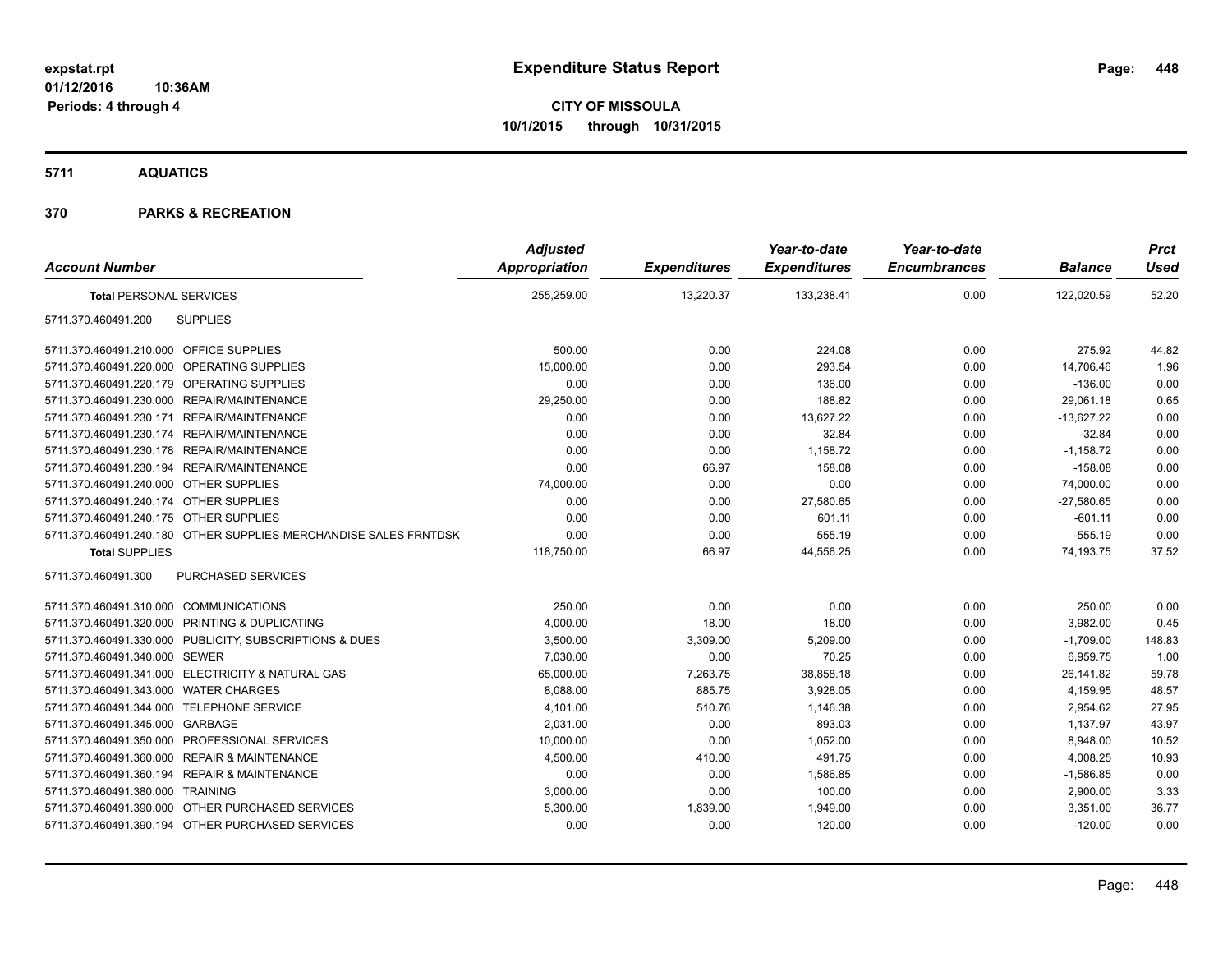**expstat.rpt**
**01/12/2016 10:36AM**
**Periods: 4 through 4**

# Expenditure Status Report

**CITY OF MISSOULA**
**10/1/2015 through 10/31/2015**

## 5711 AQUATICS

## 370 PARKS & RECREATION

| Account Number | | Adjusted Appropriation | Expenditures | Year-to-date Expenditures | Year-to-date Encumbrances | Balance | Prct Used |
|---|---|---|---|---|---|---|---|
| **Total PERSONAL SERVICES** | | 255,259.00 | 13,220.37 | 133,238.41 | 0.00 | 122,020.59 | 52.20 |
| 5711.370.460491.200 | SUPPLIES | | | | | | |
| 5711.370.460491.210.000 | OFFICE SUPPLIES | 500.00 | 0.00 | 224.08 | 0.00 | 275.92 | 44.82 |
| 5711.370.460491.220.000 | OPERATING SUPPLIES | 15,000.00 | 0.00 | 293.54 | 0.00 | 14,706.46 | 1.96 |
| 5711.370.460491.220.179 | OPERATING SUPPLIES | 0.00 | 0.00 | 136.00 | 0.00 | -136.00 | 0.00 |
| 5711.370.460491.230.000 | REPAIR/MAINTENANCE | 29,250.00 | 0.00 | 188.82 | 0.00 | 29,061.18 | 0.65 |
| 5711.370.460491.230.171 | REPAIR/MAINTENANCE | 0.00 | 0.00 | 13,627.22 | 0.00 | -13,627.22 | 0.00 |
| 5711.370.460491.230.174 | REPAIR/MAINTENANCE | 0.00 | 0.00 | 32.84 | 0.00 | -32.84 | 0.00 |
| 5711.370.460491.230.178 | REPAIR/MAINTENANCE | 0.00 | 0.00 | 1,158.72 | 0.00 | -1,158.72 | 0.00 |
| 5711.370.460491.230.194 | REPAIR/MAINTENANCE | 0.00 | 66.97 | 158.08 | 0.00 | -158.08 | 0.00 |
| 5711.370.460491.240.000 | OTHER SUPPLIES | 74,000.00 | 0.00 | 0.00 | 0.00 | 74,000.00 | 0.00 |
| 5711.370.460491.240.174 | OTHER SUPPLIES | 0.00 | 0.00 | 27,580.65 | 0.00 | -27,580.65 | 0.00 |
| 5711.370.460491.240.175 | OTHER SUPPLIES | 0.00 | 0.00 | 601.11 | 0.00 | -601.11 | 0.00 |
| 5711.370.460491.240.180 | OTHER SUPPLIES-MERCHANDISE SALES FRNTDSK | 0.00 | 0.00 | 555.19 | 0.00 | -555.19 | 0.00 |
| **Total SUPPLIES** | | 118,750.00 | 66.97 | 44,556.25 | 0.00 | 74,193.75 | 37.52 |
| 5711.370.460491.300 | PURCHASED SERVICES | | | | | | |
| 5711.370.460491.310.000 | COMMUNICATIONS | 250.00 | 0.00 | 0.00 | 0.00 | 250.00 | 0.00 |
| 5711.370.460491.320.000 | PRINTING & DUPLICATING | 4,000.00 | 18.00 | 18.00 | 0.00 | 3,982.00 | 0.45 |
| 5711.370.460491.330.000 | PUBLICITY, SUBSCRIPTIONS & DUES | 3,500.00 | 3,309.00 | 5,209.00 | 0.00 | -1,709.00 | 148.83 |
| 5711.370.460491.340.000 | SEWER | 7,030.00 | 0.00 | 70.25 | 0.00 | 6,959.75 | 1.00 |
| 5711.370.460491.341.000 | ELECTRICITY & NATURAL GAS | 65,000.00 | 7,263.75 | 38,858.18 | 0.00 | 26,141.82 | 59.78 |
| 5711.370.460491.343.000 | WATER CHARGES | 8,088.00 | 885.75 | 3,928.05 | 0.00 | 4,159.95 | 48.57 |
| 5711.370.460491.344.000 | TELEPHONE SERVICE | 4,101.00 | 510.76 | 1,146.38 | 0.00 | 2,954.62 | 27.95 |
| 5711.370.460491.345.000 | GARBAGE | 2,031.00 | 0.00 | 893.03 | 0.00 | 1,137.97 | 43.97 |
| 5711.370.460491.350.000 | PROFESSIONAL SERVICES | 10,000.00 | 0.00 | 1,052.00 | 0.00 | 8,948.00 | 10.52 |
| 5711.370.460491.360.000 | REPAIR & MAINTENANCE | 4,500.00 | 410.00 | 491.75 | 0.00 | 4,008.25 | 10.93 |
| 5711.370.460491.360.194 | REPAIR & MAINTENANCE | 0.00 | 0.00 | 1,586.85 | 0.00 | -1,586.85 | 0.00 |
| 5711.370.460491.380.000 | TRAINING | 3,000.00 | 0.00 | 100.00 | 0.00 | 2,900.00 | 3.33 |
| 5711.370.460491.390.000 | OTHER PURCHASED SERVICES | 5,300.00 | 1,839.00 | 1,949.00 | 0.00 | 3,351.00 | 36.77 |
| 5711.370.460491.390.194 | OTHER PURCHASED SERVICES | 0.00 | 0.00 | 120.00 | 0.00 | -120.00 | 0.00 |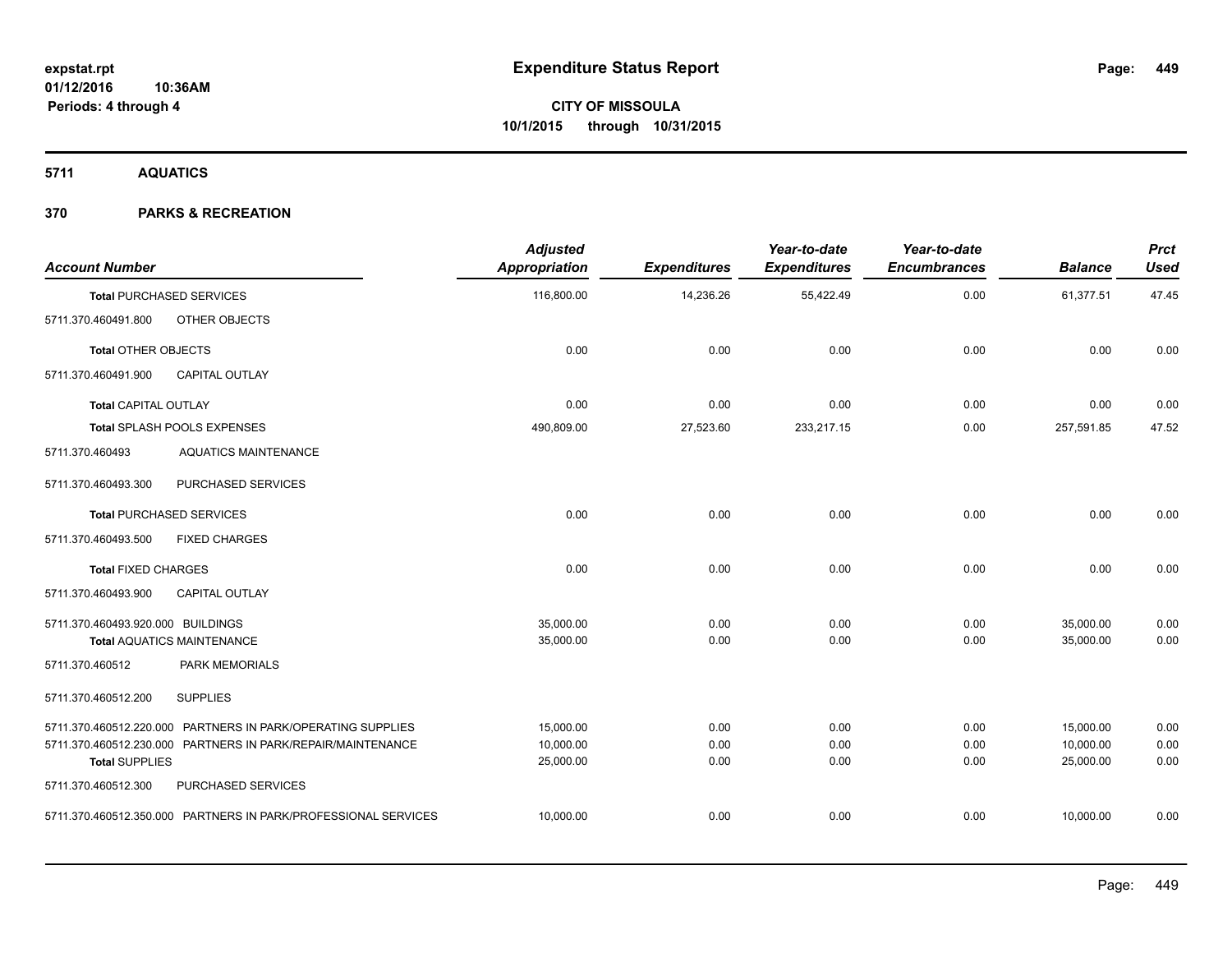**Expenditure Status Report**

**CITY OF MISSOULA**
**10/1/2015 through 10/31/2015**

expstat.rpt
01/12/2016 10:36AM
Periods: 4 through 4

## 5711 AQUATICS

## 370 PARKS & RECREATION

| Account Number | | Adjusted Appropriation | Expenditures | Year-to-date Expenditures | Year-to-date Encumbrances | Balance | Prct Used |
|---|---|---|---|---|---|---|---|
| **Total** PURCHASED SERVICES | | 116,800.00 | 14,236.26 | 55,422.49 | 0.00 | 61,377.51 | 47.45 |
| 5711.370.460491.800 | OTHER OBJECTS | | | | | | |
| **Total** OTHER OBJECTS | | 0.00 | 0.00 | 0.00 | 0.00 | 0.00 | 0.00 |
| 5711.370.460491.900 | CAPITAL OUTLAY | | | | | | |
| **Total** CAPITAL OUTLAY | | 0.00 | 0.00 | 0.00 | 0.00 | 0.00 | 0.00 |
| **Total** SPLASH POOLS EXPENSES | | 490,809.00 | 27,523.60 | 233,217.15 | 0.00 | 257,591.85 | 47.52 |
| 5711.370.460493 | AQUATICS MAINTENANCE | | | | | | |
| 5711.370.460493.300 | PURCHASED SERVICES | | | | | | |
| **Total** PURCHASED SERVICES | | 0.00 | 0.00 | 0.00 | 0.00 | 0.00 | 0.00 |
| 5711.370.460493.500 | FIXED CHARGES | | | | | | |
| **Total** FIXED CHARGES | | 0.00 | 0.00 | 0.00 | 0.00 | 0.00 | 0.00 |
| 5711.370.460493.900 | CAPITAL OUTLAY | | | | | | |
| 5711.370.460493.920.000 | BUILDINGS | 35,000.00 | 0.00 | 0.00 | 0.00 | 35,000.00 | 0.00 |
| **Total** AQUATICS MAINTENANCE | | 35,000.00 | 0.00 | 0.00 | 0.00 | 35,000.00 | 0.00 |
| 5711.370.460512 | PARK MEMORIALS | | | | | | |
| 5711.370.460512.200 | SUPPLIES | | | | | | |
| 5711.370.460512.220.000 | PARTNERS IN PARK/OPERATING SUPPLIES | 15,000.00 | 0.00 | 0.00 | 0.00 | 15,000.00 | 0.00 |
| 5711.370.460512.230.000 | PARTNERS IN PARK/REPAIR/MAINTENANCE | 10,000.00 | 0.00 | 0.00 | 0.00 | 10,000.00 | 0.00 |
| **Total** SUPPLIES | | 25,000.00 | 0.00 | 0.00 | 0.00 | 25,000.00 | 0.00 |
| 5711.370.460512.300 | PURCHASED SERVICES | | | | | | |
| 5711.370.460512.350.000 | PARTNERS IN PARK/PROFESSIONAL SERVICES | 10,000.00 | 0.00 | 0.00 | 0.00 | 10,000.00 | 0.00 |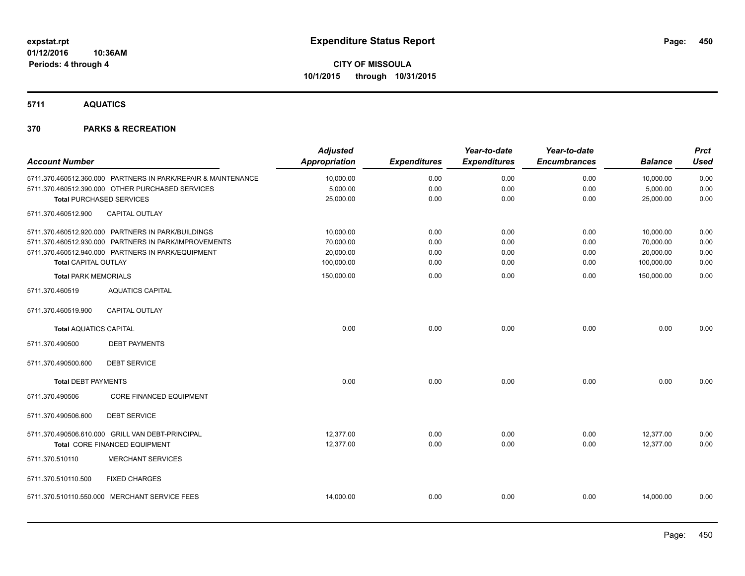**Expenditure Status Report**

**CITY OF MISSOULA**
**10/1/2015 through 10/31/2015**

expstat.rpt
01/12/2016 10:36AM
Periods: 4 through 4

## 5711 AQUATICS

## 370 PARKS & RECREATION

| Account Number | Adjusted Appropriation | Expenditures | Year-to-date Expenditures | Year-to-date Encumbrances | Balance | Prct Used |
|---|---|---|---|---|---|---|
| 5711.370.460512.360.000 PARTNERS IN PARK/REPAIR & MAINTENANCE | 10,000.00 | 0.00 | 0.00 | 0.00 | 10,000.00 | 0.00 |
| 5711.370.460512.390.000 OTHER PURCHASED SERVICES | 5,000.00 | 0.00 | 0.00 | 0.00 | 5,000.00 | 0.00 |
| **Total** PURCHASED SERVICES | 25,000.00 | 0.00 | 0.00 | 0.00 | 25,000.00 | 0.00 |
| 5711.370.460512.900 CAPITAL OUTLAY | | | | | | |
| 5711.370.460512.920.000 PARTNERS IN PARK/BUILDINGS | 10,000.00 | 0.00 | 0.00 | 0.00 | 10,000.00 | 0.00 |
| 5711.370.460512.930.000 PARTNERS IN PARK/IMPROVEMENTS | 70,000.00 | 0.00 | 0.00 | 0.00 | 70,000.00 | 0.00 |
| 5711.370.460512.940.000 PARTNERS IN PARK/EQUIPMENT | 20,000.00 | 0.00 | 0.00 | 0.00 | 20,000.00 | 0.00 |
| **Total** CAPITAL OUTLAY | 100,000.00 | 0.00 | 0.00 | 0.00 | 100,000.00 | 0.00 |
| **Total** PARK MEMORIALS | 150,000.00 | 0.00 | 0.00 | 0.00 | 150,000.00 | 0.00 |
| 5711.370.460519 AQUATICS CAPITAL | | | | | | |
| 5711.370.460519.900 CAPITAL OUTLAY | | | | | | |
| **Total** AQUATICS CAPITAL | 0.00 | 0.00 | 0.00 | 0.00 | 0.00 | 0.00 |
| 5711.370.490500 DEBT PAYMENTS | | | | | | |
| 5711.370.490500.600 DEBT SERVICE | | | | | | |
| **Total** DEBT PAYMENTS | 0.00 | 0.00 | 0.00 | 0.00 | 0.00 | 0.00 |
| 5711.370.490506 CORE FINANCED EQUIPMENT | | | | | | |
| 5711.370.490506.600 DEBT SERVICE | | | | | | |
| 5711.370.490506.610.000 GRILL VAN DEBT-PRINCIPAL | 12,377.00 | 0.00 | 0.00 | 0.00 | 12,377.00 | 0.00 |
| **Total** CORE FINANCED EQUIPMENT | 12,377.00 | 0.00 | 0.00 | 0.00 | 12,377.00 | 0.00 |
| 5711.370.510110 MERCHANT SERVICES | | | | | | |
| 5711.370.510110.500 FIXED CHARGES | | | | | | |
| 5711.370.510110.550.000 MERCHANT SERVICE FEES | 14,000.00 | 0.00 | 0.00 | 0.00 | 14,000.00 | 0.00 |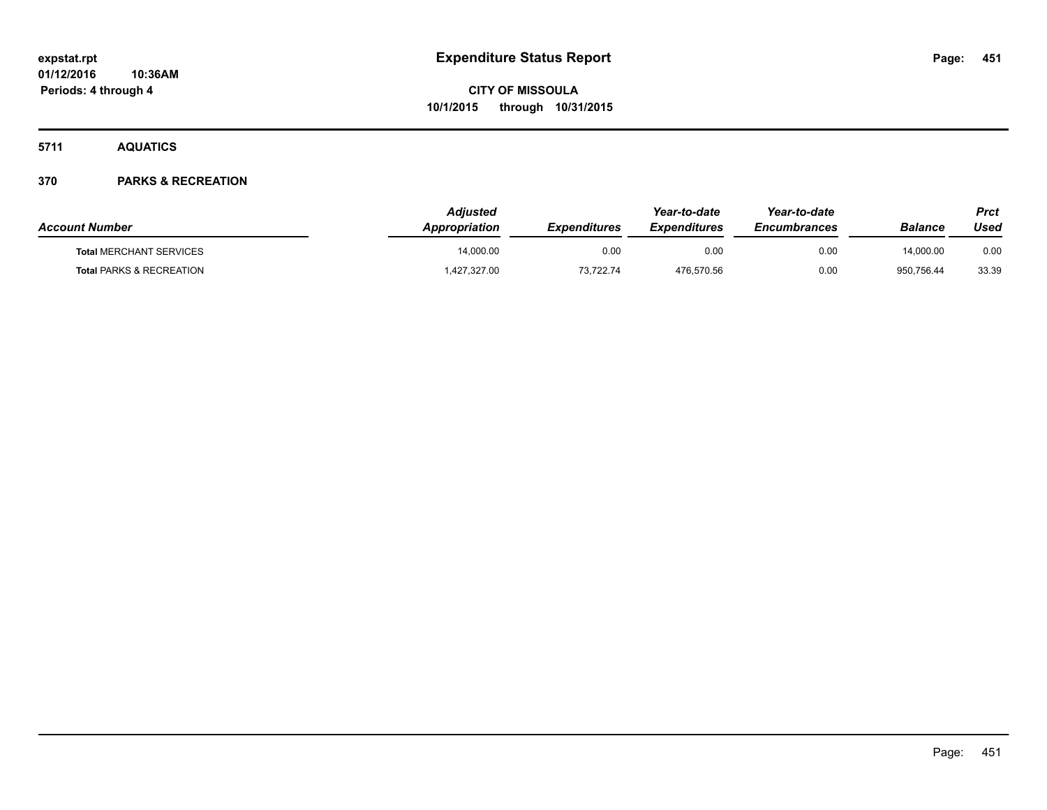# Expenditure Status Report

**CITY OF MISSOULA**
**10/1/2015 through 10/31/2015**

**5711 AQUATICS**

**370 PARKS & RECREATION**

| Account Number | Adjusted Appropriation | Expenditures | Year-to-date Expenditures | Year-to-date Encumbrances | Balance | Prct Used |
|---|---|---|---|---|---|---|
| **Total** MERCHANT SERVICES | 14,000.00 | 0.00 | 0.00 | 0.00 | 14,000.00 | 0.00 |
| **Total** PARKS & RECREATION | 1,427,327.00 | 73,722.74 | 476,570.56 | 0.00 | 950,756.44 | 33.39 |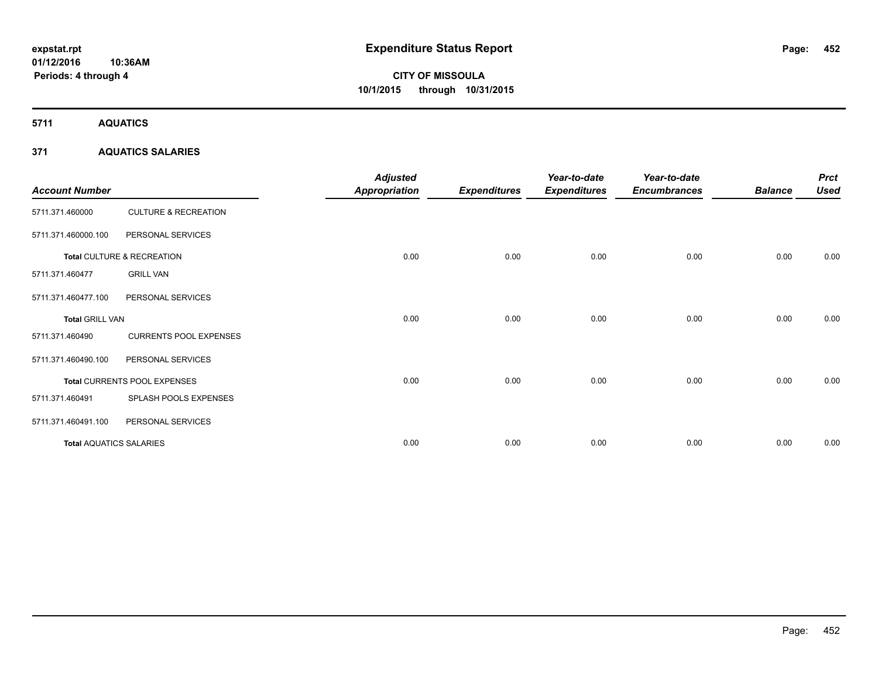expstat.rpt
01/12/2016 10:36AM
Periods: 4 through 4

# Expenditure Status Report

CITY OF MISSOULA
10/1/2015 through 10/31/2015

## 5711 AQUATICS

### 371 AQUATICS SALARIES

| Account Number | | Adjusted Appropriation | Expenditures | Year-to-date Expenditures | Year-to-date Encumbrances | Balance | Prct Used |
|---|---|---|---|---|---|---|---|
| 5711.371.460000 | CULTURE & RECREATION | | | | | | |
| 5711.371.460000.100 | PERSONAL SERVICES | | | | | | |
| **Total** CULTURE & RECREATION | | 0.00 | 0.00 | 0.00 | 0.00 | 0.00 | 0.00 |
| 5711.371.460477 | GRILL VAN | | | | | | |
| 5711.371.460477.100 | PERSONAL SERVICES | | | | | | |
| **Total** GRILL VAN | | 0.00 | 0.00 | 0.00 | 0.00 | 0.00 | 0.00 |
| 5711.371.460490 | CURRENTS POOL EXPENSES | | | | | | |
| 5711.371.460490.100 | PERSONAL SERVICES | | | | | | |
| **Total** CURRENTS POOL EXPENSES | | 0.00 | 0.00 | 0.00 | 0.00 | 0.00 | 0.00 |
| 5711.371.460491 | SPLASH POOLS EXPENSES | | | | | | |
| 5711.371.460491.100 | PERSONAL SERVICES | | | | | | |
| **Total** AQUATICS SALARIES | | 0.00 | 0.00 | 0.00 | 0.00 | 0.00 | 0.00 |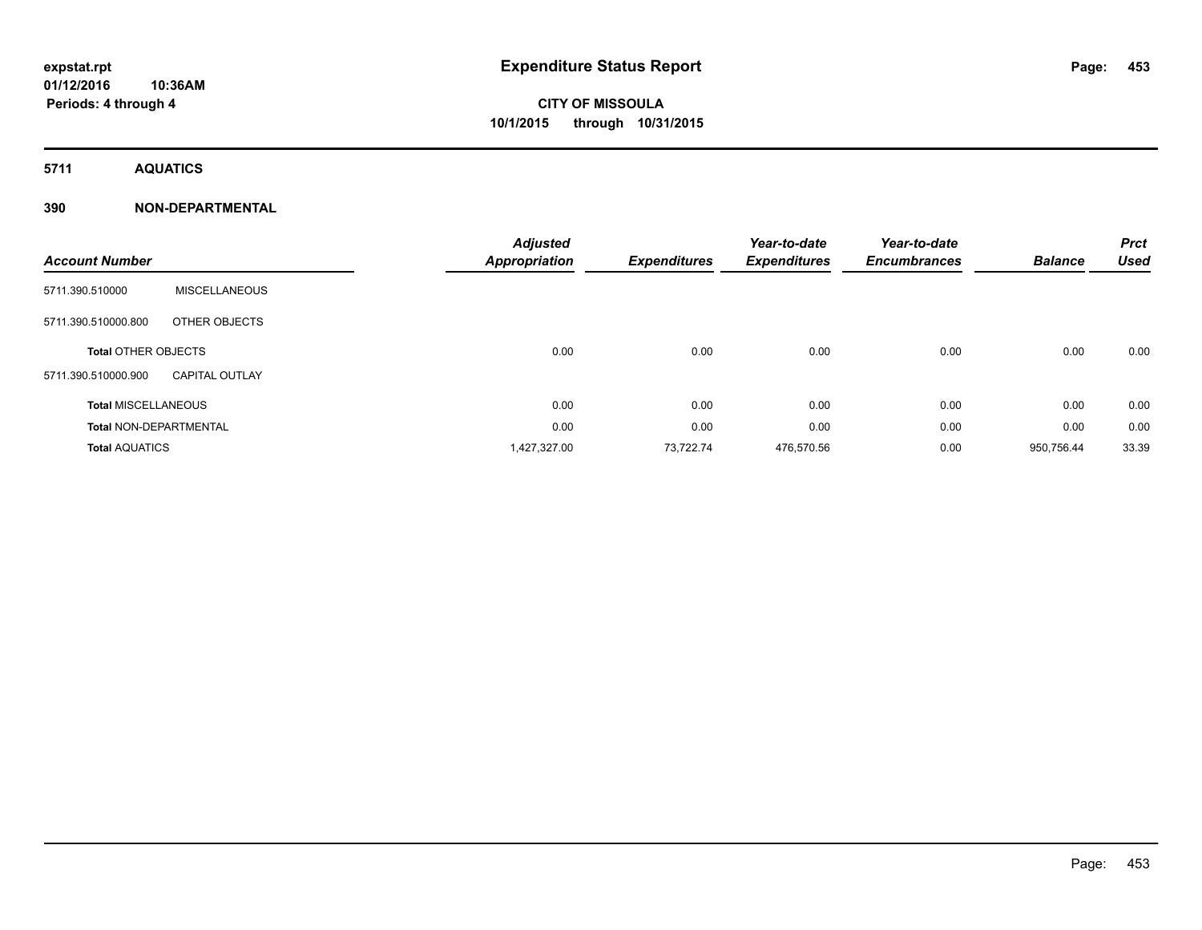# Expenditure Status Report

expstat.rpt
01/12/2016 10:36AM
Periods: 4 through 4

**CITY OF MISSOULA**
**10/1/2015 through 10/31/2015**

## 5711 AQUATICS

### 390 NON-DEPARTMENTAL

| Account Number | | Adjusted Appropriation | Expenditures | Year-to-date Expenditures | Year-to-date Encumbrances | Balance | Prct Used |
|---|---|---|---|---|---|---|---|
| 5711.390.510000 | MISCELLANEOUS | | | | | | |
| 5711.390.510000.800 | OTHER OBJECTS | | | | | | |
| Total OTHER OBJECTS | | 0.00 | 0.00 | 0.00 | 0.00 | 0.00 | 0.00 |
| 5711.390.510000.900 | CAPITAL OUTLAY | | | | | | |
| Total MISCELLANEOUS | | 0.00 | 0.00 | 0.00 | 0.00 | 0.00 | 0.00 |
| Total NON-DEPARTMENTAL | | 0.00 | 0.00 | 0.00 | 0.00 | 0.00 | 0.00 |
| Total AQUATICS | | 1,427,327.00 | 73,722.74 | 476,570.56 | 0.00 | 950,756.44 | 33.39 |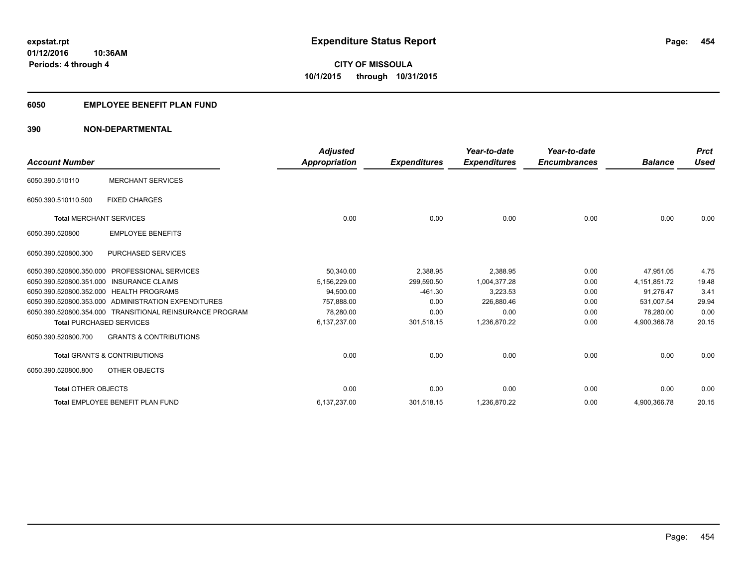# Expenditure Status Report

**expstat.rpt**
**01/12/2016 10:36AM**
**Periods: 4 through 4**

**CITY OF MISSOULA**
**10/1/2015 through 10/31/2015**

## 6050 EMPLOYEE BENEFIT PLAN FUND

## 390 NON-DEPARTMENTAL

| Account Number | | Adjusted Appropriation | Expenditures | Year-to-date Expenditures | Year-to-date Encumbrances | Balance | Prct Used |
|---|---|---|---|---|---|---|---|
| 6050.390.510110 | MERCHANT SERVICES | | | | | | |
| 6050.390.510110.500 | FIXED CHARGES | | | | | | |
| **Total** MERCHANT SERVICES | | 0.00 | 0.00 | 0.00 | 0.00 | 0.00 | 0.00 |
| 6050.390.520800 | EMPLOYEE BENEFITS | | | | | | |
| 6050.390.520800.300 | PURCHASED SERVICES | | | | | | |
| 6050.390.520800.350.000 | PROFESSIONAL SERVICES | 50,340.00 | 2,388.95 | 2,388.95 | 0.00 | 47,951.05 | 4.75 |
| 6050.390.520800.351.000 | INSURANCE CLAIMS | 5,156,229.00 | 299,590.50 | 1,004,377.28 | 0.00 | 4,151,851.72 | 19.48 |
| 6050.390.520800.352.000 | HEALTH PROGRAMS | 94,500.00 | -461.30 | 3,223.53 | 0.00 | 91,276.47 | 3.41 |
| 6050.390.520800.353.000 | ADMINISTRATION EXPENDITURES | 757,888.00 | 0.00 | 226,880.46 | 0.00 | 531,007.54 | 29.94 |
| 6050.390.520800.354.000 | TRANSITIONAL REINSURANCE PROGRAM | 78,280.00 | 0.00 | 0.00 | 0.00 | 78,280.00 | 0.00 |
| **Total** PURCHASED SERVICES | | 6,137,237.00 | 301,518.15 | 1,236,870.22 | 0.00 | 4,900,366.78 | 20.15 |
| 6050.390.520800.700 | GRANTS & CONTRIBUTIONS | | | | | | |
| **Total** GRANTS & CONTRIBUTIONS | | 0.00 | 0.00 | 0.00 | 0.00 | 0.00 | 0.00 |
| 6050.390.520800.800 | OTHER OBJECTS | | | | | | |
| **Total** OTHER OBJECTS | | 0.00 | 0.00 | 0.00 | 0.00 | 0.00 | 0.00 |
| **Total** EMPLOYEE BENEFIT PLAN FUND | | 6,137,237.00 | 301,518.15 | 1,236,870.22 | 0.00 | 4,900,366.78 | 20.15 |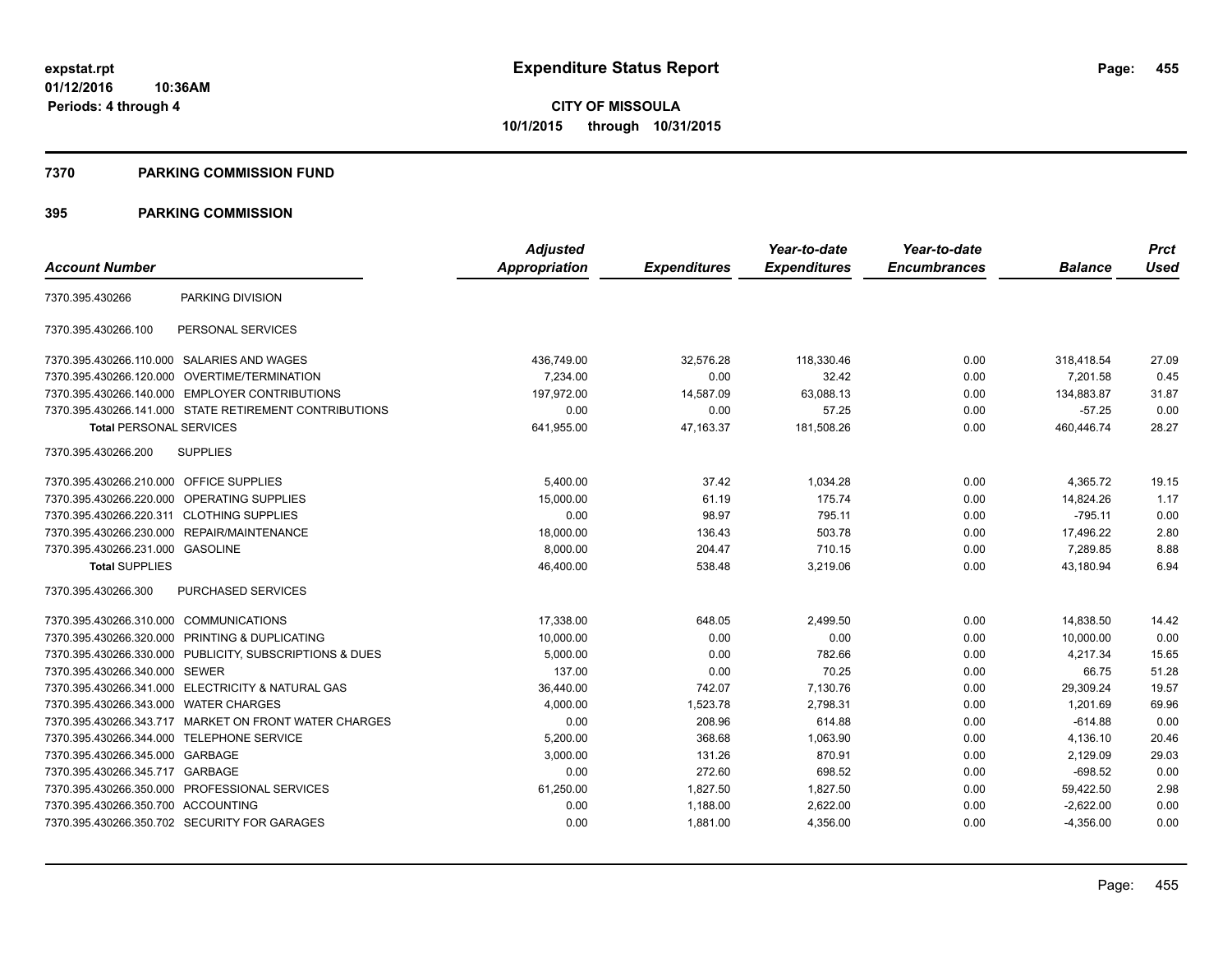# Expenditure Status Report

expstat.rpt
01/12/2016 10:36AM
Periods: 4 through 4

**CITY OF MISSOULA**
**10/1/2015 through 10/31/2015**

## 7370 PARKING COMMISSION FUND

## 395 PARKING COMMISSION

| Account Number | | Adjusted Appropriation | Expenditures | Year-to-date Expenditures | Year-to-date Encumbrances | Balance | Prct Used |
|---|---|---|---|---|---|---|---|
| 7370.395.430266 | PARKING DIVISION | | | | | | |
| 7370.395.430266.100 | PERSONAL SERVICES | | | | | | |
| 7370.395.430266.110.000 | SALARIES AND WAGES | 436,749.00 | 32,576.28 | 118,330.46 | 0.00 | 318,418.54 | 27.09 |
| 7370.395.430266.120.000 | OVERTIME/TERMINATION | 7,234.00 | 0.00 | 32.42 | 0.00 | 7,201.58 | 0.45 |
| 7370.395.430266.140.000 | EMPLOYER CONTRIBUTIONS | 197,972.00 | 14,587.09 | 63,088.13 | 0.00 | 134,883.87 | 31.87 |
| 7370.395.430266.141.000 | STATE RETIREMENT CONTRIBUTIONS | 0.00 | 0.00 | 57.25 | 0.00 | -57.25 | 0.00 |
| **Total PERSONAL SERVICES** | | 641,955.00 | 47,163.37 | 181,508.26 | 0.00 | 460,446.74 | 28.27 |
| 7370.395.430266.200 | SUPPLIES | | | | | | |
| 7370.395.430266.210.000 | OFFICE SUPPLIES | 5,400.00 | 37.42 | 1,034.28 | 0.00 | 4,365.72 | 19.15 |
| 7370.395.430266.220.000 | OPERATING SUPPLIES | 15,000.00 | 61.19 | 175.74 | 0.00 | 14,824.26 | 1.17 |
| 7370.395.430266.220.311 | CLOTHING SUPPLIES | 0.00 | 98.97 | 795.11 | 0.00 | -795.11 | 0.00 |
| 7370.395.430266.230.000 | REPAIR/MAINTENANCE | 18,000.00 | 136.43 | 503.78 | 0.00 | 17,496.22 | 2.80 |
| 7370.395.430266.231.000 | GASOLINE | 8,000.00 | 204.47 | 710.15 | 0.00 | 7,289.85 | 8.88 |
| **Total SUPPLIES** | | 46,400.00 | 538.48 | 3,219.06 | 0.00 | 43,180.94 | 6.94 |
| 7370.395.430266.300 | PURCHASED SERVICES | | | | | | |
| 7370.395.430266.310.000 | COMMUNICATIONS | 17,338.00 | 648.05 | 2,499.50 | 0.00 | 14,838.50 | 14.42 |
| 7370.395.430266.320.000 | PRINTING & DUPLICATING | 10,000.00 | 0.00 | 0.00 | 0.00 | 10,000.00 | 0.00 |
| 7370.395.430266.330.000 | PUBLICITY, SUBSCRIPTIONS & DUES | 5,000.00 | 0.00 | 782.66 | 0.00 | 4,217.34 | 15.65 |
| 7370.395.430266.340.000 | SEWER | 137.00 | 0.00 | 70.25 | 0.00 | 66.75 | 51.28 |
| 7370.395.430266.341.000 | ELECTRICITY & NATURAL GAS | 36,440.00 | 742.07 | 7,130.76 | 0.00 | 29,309.24 | 19.57 |
| 7370.395.430266.343.000 | WATER CHARGES | 4,000.00 | 1,523.78 | 2,798.31 | 0.00 | 1,201.69 | 69.96 |
| 7370.395.430266.343.717 | MARKET ON FRONT WATER CHARGES | 0.00 | 208.96 | 614.88 | 0.00 | -614.88 | 0.00 |
| 7370.395.430266.344.000 | TELEPHONE SERVICE | 5,200.00 | 368.68 | 1,063.90 | 0.00 | 4,136.10 | 20.46 |
| 7370.395.430266.345.000 | GARBAGE | 3,000.00 | 131.26 | 870.91 | 0.00 | 2,129.09 | 29.03 |
| 7370.395.430266.345.717 | GARBAGE | 0.00 | 272.60 | 698.52 | 0.00 | -698.52 | 0.00 |
| 7370.395.430266.350.000 | PROFESSIONAL SERVICES | 61,250.00 | 1,827.50 | 1,827.50 | 0.00 | 59,422.50 | 2.98 |
| 7370.395.430266.350.700 | ACCOUNTING | 0.00 | 1,188.00 | 2,622.00 | 0.00 | -2,622.00 | 0.00 |
| 7370.395.430266.350.702 | SECURITY FOR GARAGES | 0.00 | 1,881.00 | 4,356.00 | 0.00 | -4,356.00 | 0.00 |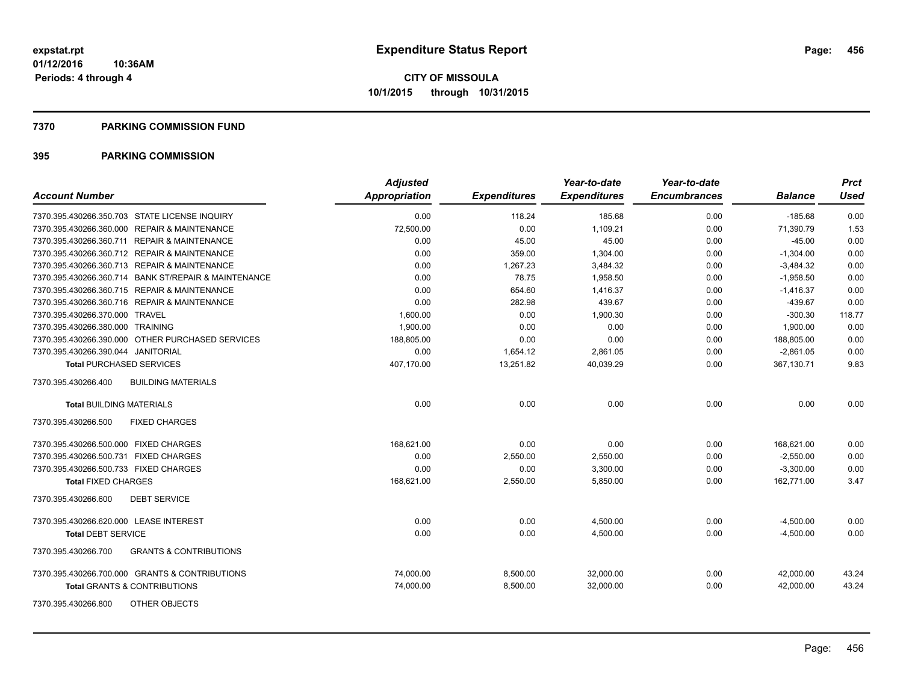**expstat.rpt**
**01/12/2016 10:36AM**
**Periods: 4 through 4**

# Expenditure Status Report

**CITY OF MISSOULA**
**10/1/2015 through 10/31/2015**

## 7370 PARKING COMMISSION FUND

## 395 PARKING COMMISSION

| Account Number | Adjusted Appropriation | Expenditures | Year-to-date Expenditures | Year-to-date Encumbrances | Balance | Prct Used |
|---|---|---|---|---|---|---|
| 7370.395.430266.350.703 STATE LICENSE INQUIRY | 0.00 | 118.24 | 185.68 | 0.00 | -185.68 | 0.00 |
| 7370.395.430266.360.000 REPAIR & MAINTENANCE | 72,500.00 | 0.00 | 1,109.21 | 0.00 | 71,390.79 | 1.53 |
| 7370.395.430266.360.711 REPAIR & MAINTENANCE | 0.00 | 45.00 | 45.00 | 0.00 | -45.00 | 0.00 |
| 7370.395.430266.360.712 REPAIR & MAINTENANCE | 0.00 | 359.00 | 1,304.00 | 0.00 | -1,304.00 | 0.00 |
| 7370.395.430266.360.713 REPAIR & MAINTENANCE | 0.00 | 1,267.23 | 3,484.32 | 0.00 | -3,484.32 | 0.00 |
| 7370.395.430266.360.714 BANK ST/REPAIR & MAINTENANCE | 0.00 | 78.75 | 1,958.50 | 0.00 | -1,958.50 | 0.00 |
| 7370.395.430266.360.715 REPAIR & MAINTENANCE | 0.00 | 654.60 | 1,416.37 | 0.00 | -1,416.37 | 0.00 |
| 7370.395.430266.360.716 REPAIR & MAINTENANCE | 0.00 | 282.98 | 439.67 | 0.00 | -439.67 | 0.00 |
| 7370.395.430266.370.000 TRAVEL | 1,600.00 | 0.00 | 1,900.30 | 0.00 | -300.30 | 118.77 |
| 7370.395.430266.380.000 TRAINING | 1,900.00 | 0.00 | 0.00 | 0.00 | 1,900.00 | 0.00 |
| 7370.395.430266.390.000 OTHER PURCHASED SERVICES | 188,805.00 | 0.00 | 0.00 | 0.00 | 188,805.00 | 0.00 |
| 7370.395.430266.390.044 JANITORIAL | 0.00 | 1,654.12 | 2,861.05 | 0.00 | -2,861.05 | 0.00 |
| **Total PURCHASED SERVICES** | 407,170.00 | 13,251.82 | 40,039.29 | 0.00 | 367,130.71 | 9.83 |
| 7370.395.430266.400 BUILDING MATERIALS | | | | | | |
| **Total BUILDING MATERIALS** | 0.00 | 0.00 | 0.00 | 0.00 | 0.00 | 0.00 |
| 7370.395.430266.500 FIXED CHARGES | | | | | | |
| 7370.395.430266.500.000 FIXED CHARGES | 168,621.00 | 0.00 | 0.00 | 0.00 | 168,621.00 | 0.00 |
| 7370.395.430266.500.731 FIXED CHARGES | 0.00 | 2,550.00 | 2,550.00 | 0.00 | -2,550.00 | 0.00 |
| 7370.395.430266.500.733 FIXED CHARGES | 0.00 | 0.00 | 3,300.00 | 0.00 | -3,300.00 | 0.00 |
| **Total FIXED CHARGES** | 168,621.00 | 2,550.00 | 5,850.00 | 0.00 | 162,771.00 | 3.47 |
| 7370.395.430266.600 DEBT SERVICE | | | | | | |
| 7370.395.430266.620.000 LEASE INTEREST | 0.00 | 0.00 | 4,500.00 | 0.00 | -4,500.00 | 0.00 |
| **Total DEBT SERVICE** | 0.00 | 0.00 | 4,500.00 | 0.00 | -4,500.00 | 0.00 |
| 7370.395.430266.700 GRANTS & CONTRIBUTIONS | | | | | | |
| 7370.395.430266.700.000 GRANTS & CONTRIBUTIONS | 74,000.00 | 8,500.00 | 32,000.00 | 0.00 | 42,000.00 | 43.24 |
| **Total GRANTS & CONTRIBUTIONS** | 74,000.00 | 8,500.00 | 32,000.00 | 0.00 | 42,000.00 | 43.24 |
| 7370.395.430266.800 OTHER OBJECTS | | | | | | |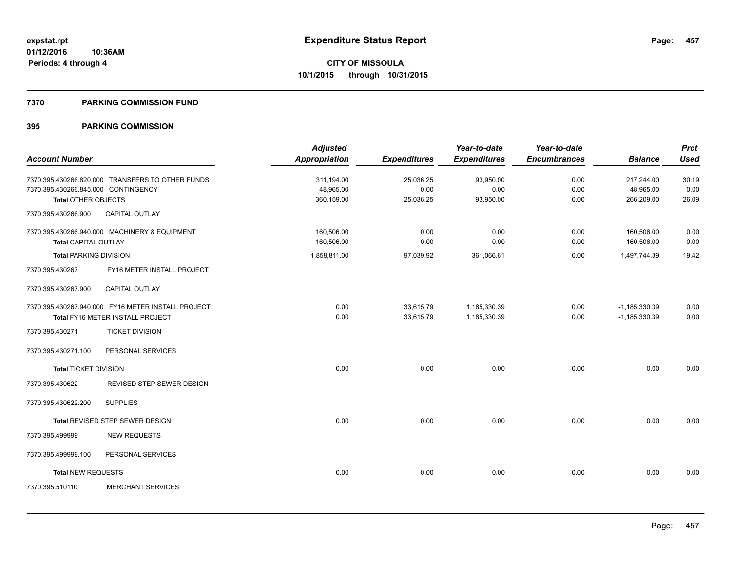**expstat.rpt**
**01/12/2016 10:36AM**
**Periods: 4 through 4**

# Expenditure Status Report

**CITY OF MISSOULA**
**10/1/2015 through 10/31/2015**

## 7370 PARKING COMMISSION FUND

## 395 PARKING COMMISSION

| Account Number | | Adjusted Appropriation | Expenditures | Year-to-date Expenditures | Year-to-date Encumbrances | Balance | Prct Used |
|---|---|---|---|---|---|---|---|
| 7370.395.430266.820.000 | TRANSFERS TO OTHER FUNDS | 311,194.00 | 25,036.25 | 93,950.00 | 0.00 | 217,244.00 | 30.19 |
| 7370.395.430266.845.000 | CONTINGENCY | 48,965.00 | 0.00 | 0.00 | 0.00 | 48,965.00 | 0.00 |
| **Total** OTHER OBJECTS | | 360,159.00 | 25,036.25 | 93,950.00 | 0.00 | 266,209.00 | 26.09 |
| 7370.395.430266.900 | CAPITAL OUTLAY | | | | | | |
| 7370.395.430266.940.000 | MACHINERY & EQUIPMENT | 160,506.00 | 0.00 | 0.00 | 0.00 | 160,506.00 | 0.00 |
| **Total** CAPITAL OUTLAY | | 160,506.00 | 0.00 | 0.00 | 0.00 | 160,506.00 | 0.00 |
| **Total** PARKING DIVISION | | 1,858,811.00 | 97,039.92 | 361,066.61 | 0.00 | 1,497,744.39 | 19.42 |
| 7370.395.430267 | FY16 METER INSTALL PROJECT | | | | | | |
| 7370.395.430267.900 | CAPITAL OUTLAY | | | | | | |
| 7370.395.430267.940.000 | FY16 METER INSTALL PROJECT | 0.00 | 33,615.79 | 1,185,330.39 | 0.00 | -1,185,330.39 | 0.00 |
| **Total** FY16 METER INSTALL PROJECT | | 0.00 | 33,615.79 | 1,185,330.39 | 0.00 | -1,185,330.39 | 0.00 |
| 7370.395.430271 | TICKET DIVISION | | | | | | |
| 7370.395.430271.100 | PERSONAL SERVICES | | | | | | |
| **Total** TICKET DIVISION | | 0.00 | 0.00 | 0.00 | 0.00 | 0.00 | 0.00 |
| 7370.395.430622 | REVISED STEP SEWER DESIGN | | | | | | |
| 7370.395.430622.200 | SUPPLIES | | | | | | |
| **Total** REVISED STEP SEWER DESIGN | | 0.00 | 0.00 | 0.00 | 0.00 | 0.00 | 0.00 |
| 7370.395.499999 | NEW REQUESTS | | | | | | |
| 7370.395.499999.100 | PERSONAL SERVICES | | | | | | |
| **Total** NEW REQUESTS | | 0.00 | 0.00 | 0.00 | 0.00 | 0.00 | 0.00 |
| 7370.395.510110 | MERCHANT SERVICES | | | | | | |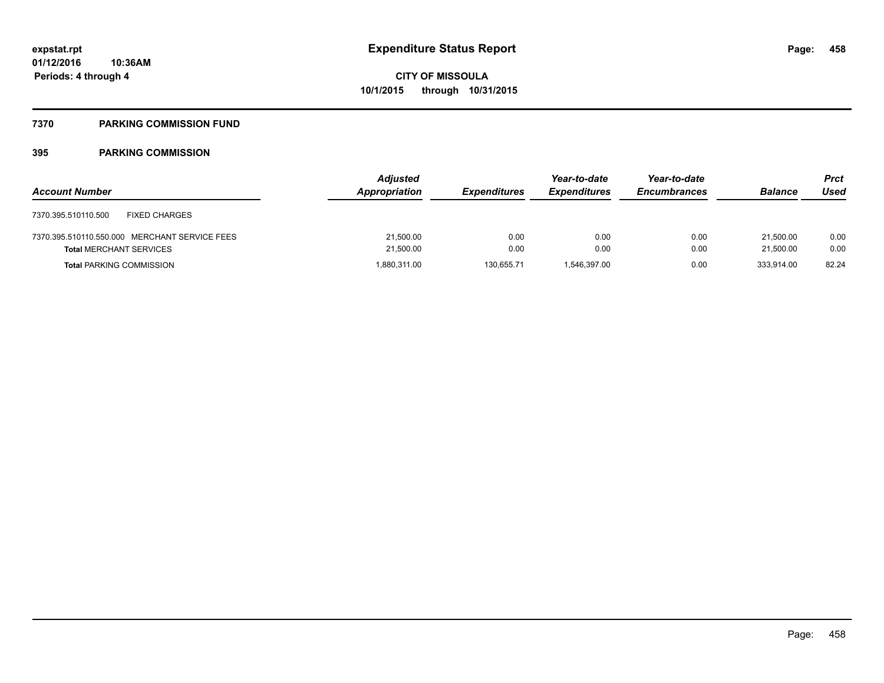expstat.rpt
01/12/2016 10:36AM
Periods: 4 through 4

# Expenditure Status Report

CITY OF MISSOULA
10/1/2015 through 10/31/2015

## 7370 PARKING COMMISSION FUND

## 395 PARKING COMMISSION

| Account Number | Adjusted Appropriation | Expenditures | Year-to-date Expenditures | Year-to-date Encumbrances | Balance | Prct Used |
|---|---|---|---|---|---|---|
| 7370.395.510110.500 FIXED CHARGES | | | | | | |
| 7370.395.510110.550.000 MERCHANT SERVICE FEES | 21,500.00 | 0.00 | 0.00 | 0.00 | 21,500.00 | 0.00 |
| **Total** MERCHANT SERVICES | 21,500.00 | 0.00 | 0.00 | 0.00 | 21,500.00 | 0.00 |
| **Total** PARKING COMMISSION | 1,880,311.00 | 130,655.71 | 1,546,397.00 | 0.00 | 333,914.00 | 82.24 |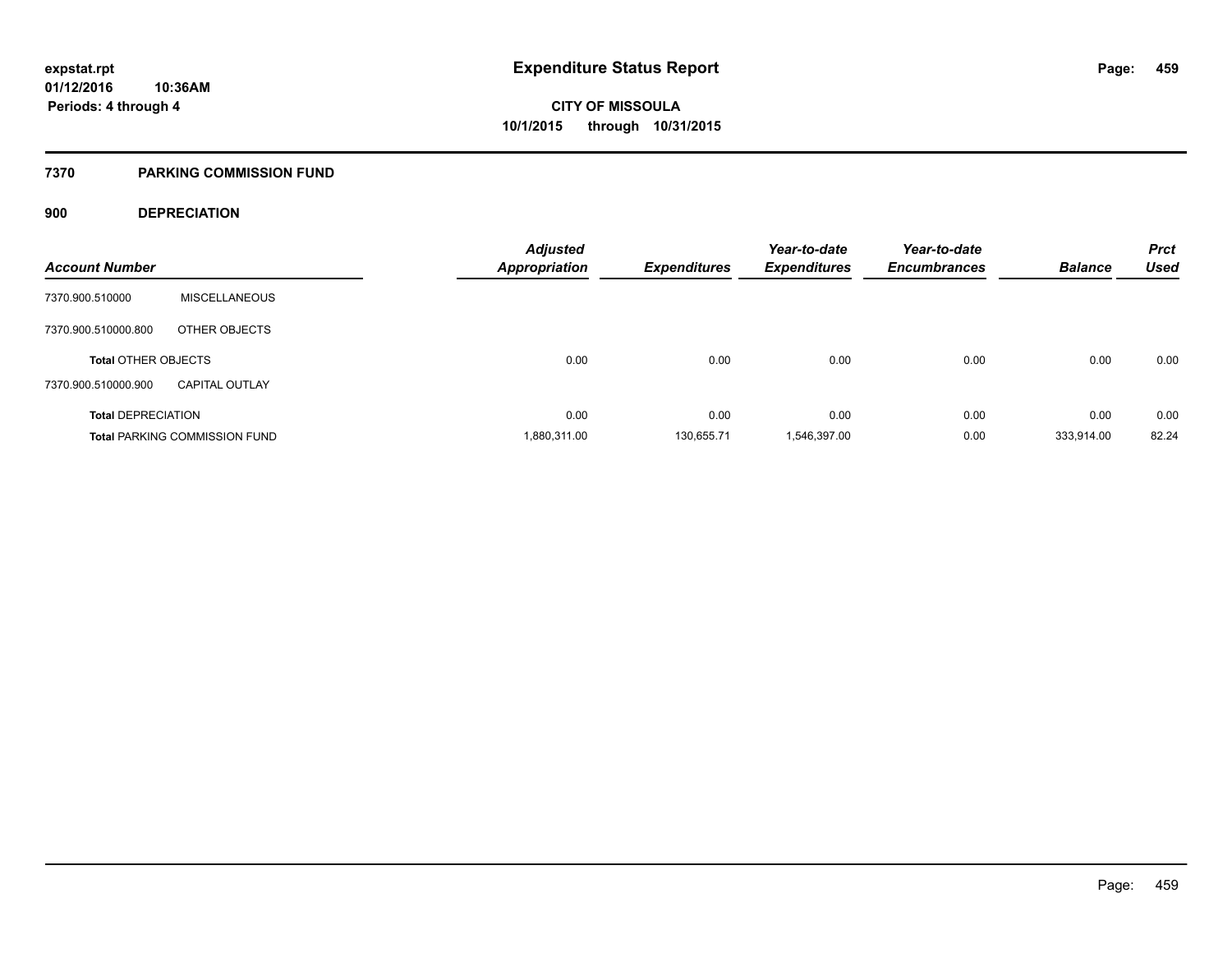# Expenditure Status Report

**CITY OF MISSOULA**
**10/1/2015 through 10/31/2015**

expstat.rpt
01/12/2016 10:36AM
Periods: 4 through 4

## 7370 PARKING COMMISSION FUND

### 900 DEPRECIATION

| Account Number | | Adjusted Appropriation | Expenditures | Year-to-date Expenditures | Year-to-date Encumbrances | Balance | Prct Used |
|---|---|---|---|---|---|---|---|
| 7370.900.510000 | MISCELLANEOUS | | | | | | |
| 7370.900.510000.800 | OTHER OBJECTS | | | | | | |
| **Total** OTHER OBJECTS | | 0.00 | 0.00 | 0.00 | 0.00 | 0.00 | 0.00 |
| 7370.900.510000.900 | CAPITAL OUTLAY | | | | | | |
| **Total** DEPRECIATION | | 0.00 | 0.00 | 0.00 | 0.00 | 0.00 | 0.00 |
| **Total** PARKING COMMISSION FUND | | 1,880,311.00 | 130,655.71 | 1,546,397.00 | 0.00 | 333,914.00 | 82.24 |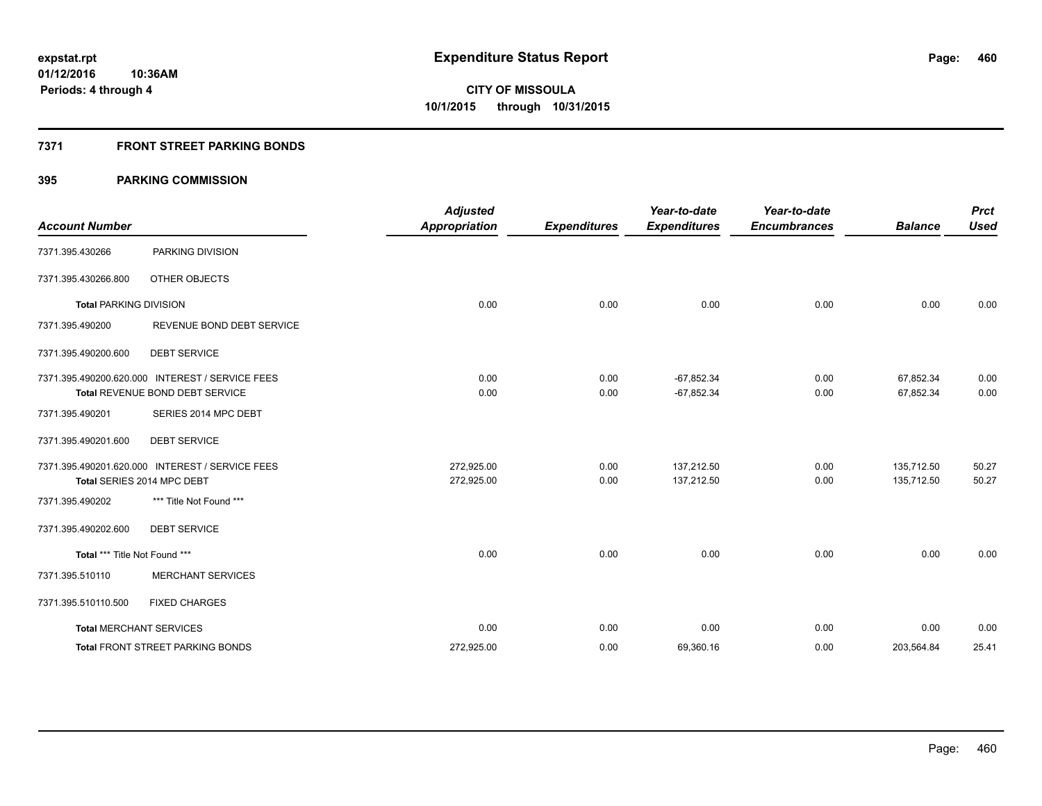**expstat.rpt**
**01/12/2016 10:36AM**
**Periods: 4 through 4**

# Expenditure Status Report

**CITY OF MISSOULA**
**10/1/2015 through 10/31/2015**

## 7371 FRONT STREET PARKING BONDS

## 395 PARKING COMMISSION

| Account Number | | Adjusted Appropriation | Expenditures | Year-to-date Expenditures | Year-to-date Encumbrances | Balance | Prct Used |
|---|---|---|---|---|---|---|---|
| 7371.395.430266 | PARKING DIVISION | | | | | | |
| 7371.395.430266.800 | OTHER OBJECTS | | | | | | |
| **Total** PARKING DIVISION | | 0.00 | 0.00 | 0.00 | 0.00 | 0.00 | 0.00 |
| 7371.395.490200 | REVENUE BOND DEBT SERVICE | | | | | | |
| 7371.395.490200.600 | DEBT SERVICE | | | | | | |
| 7371.395.490200.620.000 | INTEREST / SERVICE FEES | 0.00 | 0.00 | -67,852.34 | 0.00 | 67,852.34 | 0.00 |
| **Total** REVENUE BOND DEBT SERVICE | | 0.00 | 0.00 | -67,852.34 | 0.00 | 67,852.34 | 0.00 |
| 7371.395.490201 | SERIES 2014 MPC DEBT | | | | | | |
| 7371.395.490201.600 | DEBT SERVICE | | | | | | |
| 7371.395.490201.620.000 | INTEREST / SERVICE FEES | 272,925.00 | 0.00 | 137,212.50 | 0.00 | 135,712.50 | 50.27 |
| **Total** SERIES 2014 MPC DEBT | | 272,925.00 | 0.00 | 137,212.50 | 0.00 | 135,712.50 | 50.27 |
| 7371.395.490202 | *** Title Not Found *** | | | | | | |
| 7371.395.490202.600 | DEBT SERVICE | | | | | | |
| **Total** *** Title Not Found *** | | 0.00 | 0.00 | 0.00 | 0.00 | 0.00 | 0.00 |
| 7371.395.510110 | MERCHANT SERVICES | | | | | | |
| 7371.395.510110.500 | FIXED CHARGES | | | | | | |
| **Total** MERCHANT SERVICES | | 0.00 | 0.00 | 0.00 | 0.00 | 0.00 | 0.00 |
| **Total** FRONT STREET PARKING BONDS | | 272,925.00 | 0.00 | 69,360.16 | 0.00 | 203,564.84 | 25.41 |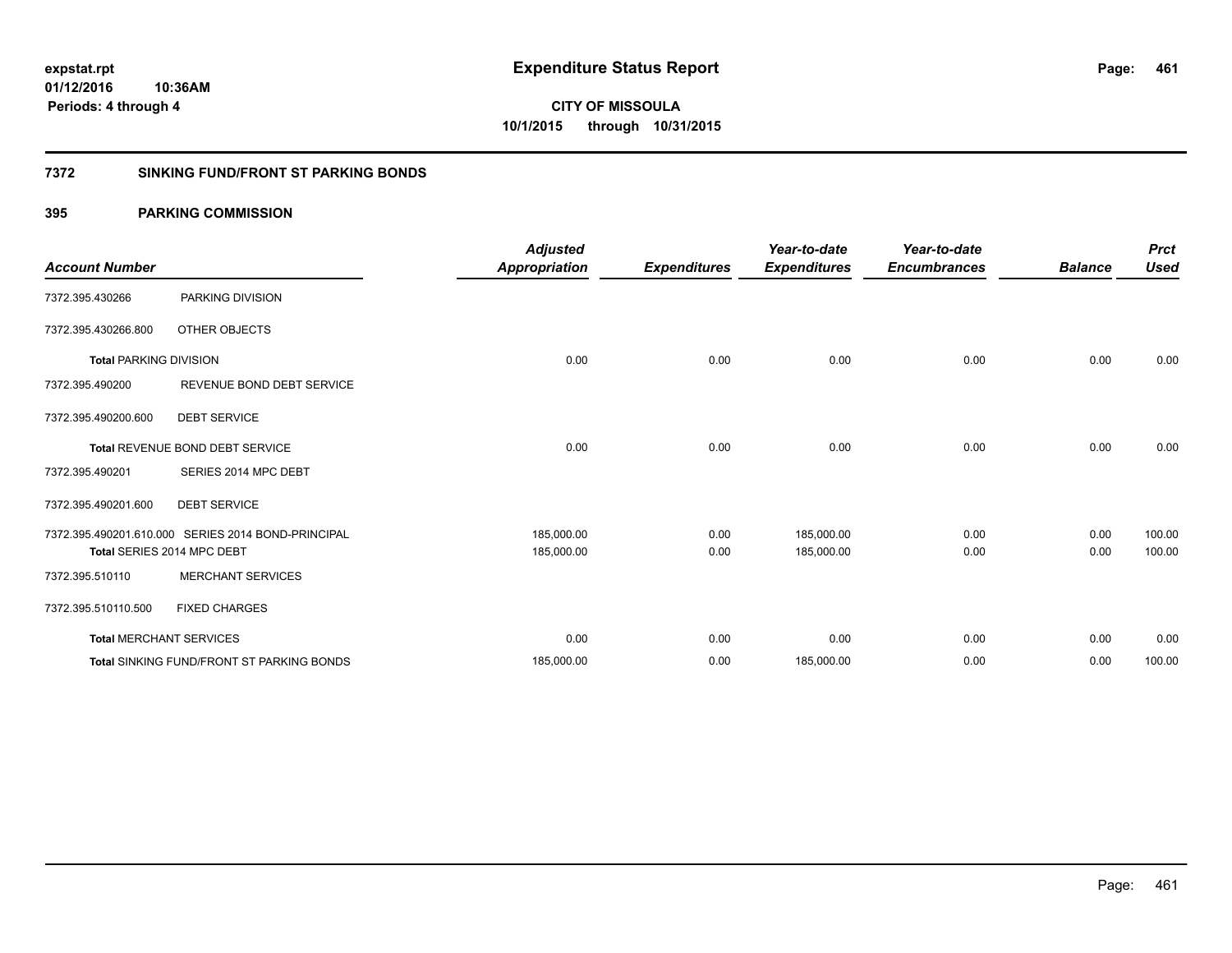# Expenditure Status Report

**CITY OF MISSOULA**
**10/1/2015 through 10/31/2015**

expstat.rpt
01/12/2016 10:36AM
Periods: 4 through 4

## 7372 SINKING FUND/FRONT ST PARKING BONDS

### 395 PARKING COMMISSION

| Account Number | | Adjusted Appropriation | Expenditures | Year-to-date Expenditures | Year-to-date Encumbrances | Balance | Prct Used |
|---|---|---|---|---|---|---|---|
| 7372.395.430266 | PARKING DIVISION | | | | | | |
| 7372.395.430266.800 | OTHER OBJECTS | | | | | | |
| **Total** PARKING DIVISION | | 0.00 | 0.00 | 0.00 | 0.00 | 0.00 | 0.00 |
| 7372.395.490200 | REVENUE BOND DEBT SERVICE | | | | | | |
| 7372.395.490200.600 | DEBT SERVICE | | | | | | |
| **Total** REVENUE BOND DEBT SERVICE | | 0.00 | 0.00 | 0.00 | 0.00 | 0.00 | 0.00 |
| 7372.395.490201 | SERIES 2014 MPC DEBT | | | | | | |
| 7372.395.490201.600 | DEBT SERVICE | | | | | | |
| 7372.395.490201.610.000 | SERIES 2014 BOND-PRINCIPAL | 185,000.00 | 0.00 | 185,000.00 | 0.00 | 0.00 | 100.00 |
| **Total** SERIES 2014 MPC DEBT | | 185,000.00 | 0.00 | 185,000.00 | 0.00 | 0.00 | 100.00 |
| 7372.395.510110 | MERCHANT SERVICES | | | | | | |
| 7372.395.510110.500 | FIXED CHARGES | | | | | | |
| **Total** MERCHANT SERVICES | | 0.00 | 0.00 | 0.00 | 0.00 | 0.00 | 0.00 |
| **Total** SINKING FUND/FRONT ST PARKING BONDS | | 185,000.00 | 0.00 | 185,000.00 | 0.00 | 0.00 | 100.00 |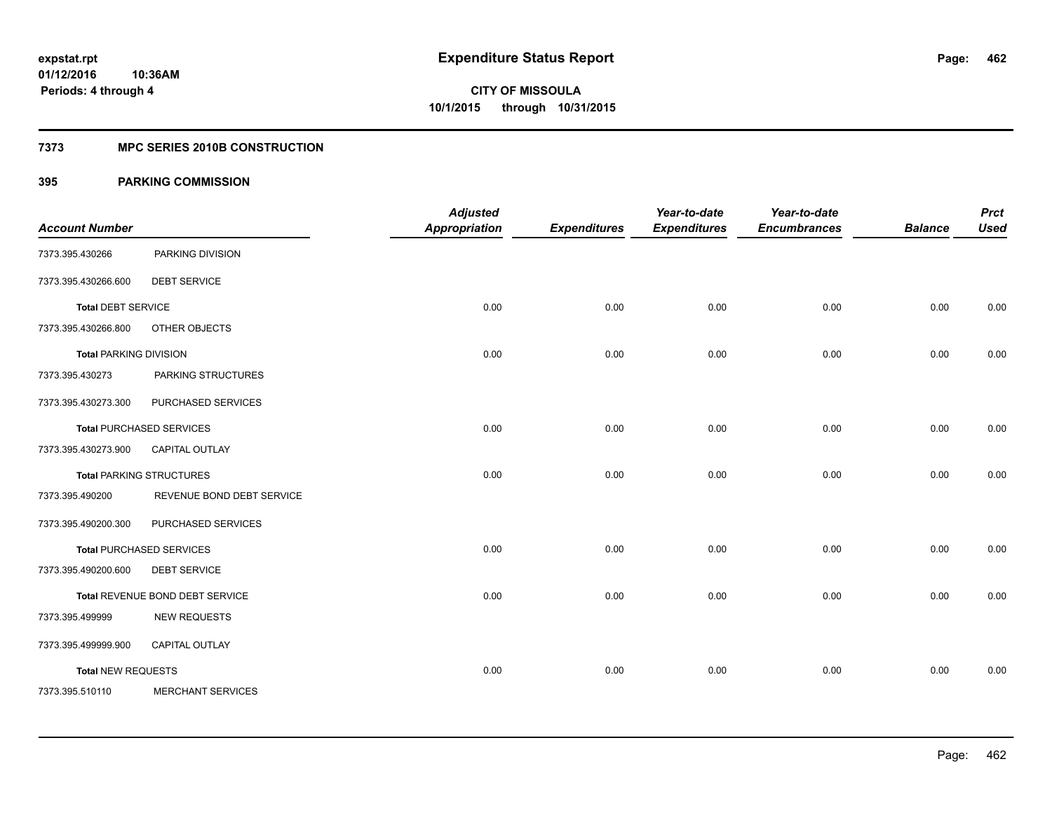**expstat.rpt**
**01/12/2016 10:36AM**
**Periods: 4 through 4**

# Expenditure Status Report

**CITY OF MISSOULA**
**10/1/2015 through 10/31/2015**

## 7373 MPC SERIES 2010B CONSTRUCTION

### 395 PARKING COMMISSION

| Account Number | | Adjusted Appropriation | Expenditures | Year-to-date Expenditures | Year-to-date Encumbrances | Balance | Prct Used |
|---|---|---|---|---|---|---|---|
| 7373.395.430266 | PARKING DIVISION | | | | | | |
| 7373.395.430266.600 | DEBT SERVICE | | | | | | |
| **Total** DEBT SERVICE | | 0.00 | 0.00 | 0.00 | 0.00 | 0.00 | 0.00 |
| 7373.395.430266.800 | OTHER OBJECTS | | | | | | |
| **Total** PARKING DIVISION | | 0.00 | 0.00 | 0.00 | 0.00 | 0.00 | 0.00 |
| 7373.395.430273 | PARKING STRUCTURES | | | | | | |
| 7373.395.430273.300 | PURCHASED SERVICES | | | | | | |
| **Total** PURCHASED SERVICES | | 0.00 | 0.00 | 0.00 | 0.00 | 0.00 | 0.00 |
| 7373.395.430273.900 | CAPITAL OUTLAY | | | | | | |
| **Total** PARKING STRUCTURES | | 0.00 | 0.00 | 0.00 | 0.00 | 0.00 | 0.00 |
| 7373.395.490200 | REVENUE BOND DEBT SERVICE | | | | | | |
| 7373.395.490200.300 | PURCHASED SERVICES | | | | | | |
| **Total** PURCHASED SERVICES | | 0.00 | 0.00 | 0.00 | 0.00 | 0.00 | 0.00 |
| 7373.395.490200.600 | DEBT SERVICE | | | | | | |
| **Total** REVENUE BOND DEBT SERVICE | | 0.00 | 0.00 | 0.00 | 0.00 | 0.00 | 0.00 |
| 7373.395.499999 | NEW REQUESTS | | | | | | |
| 7373.395.499999.900 | CAPITAL OUTLAY | | | | | | |
| **Total** NEW REQUESTS | | 0.00 | 0.00 | 0.00 | 0.00 | 0.00 | 0.00 |
| 7373.395.510110 | MERCHANT SERVICES | | | | | | |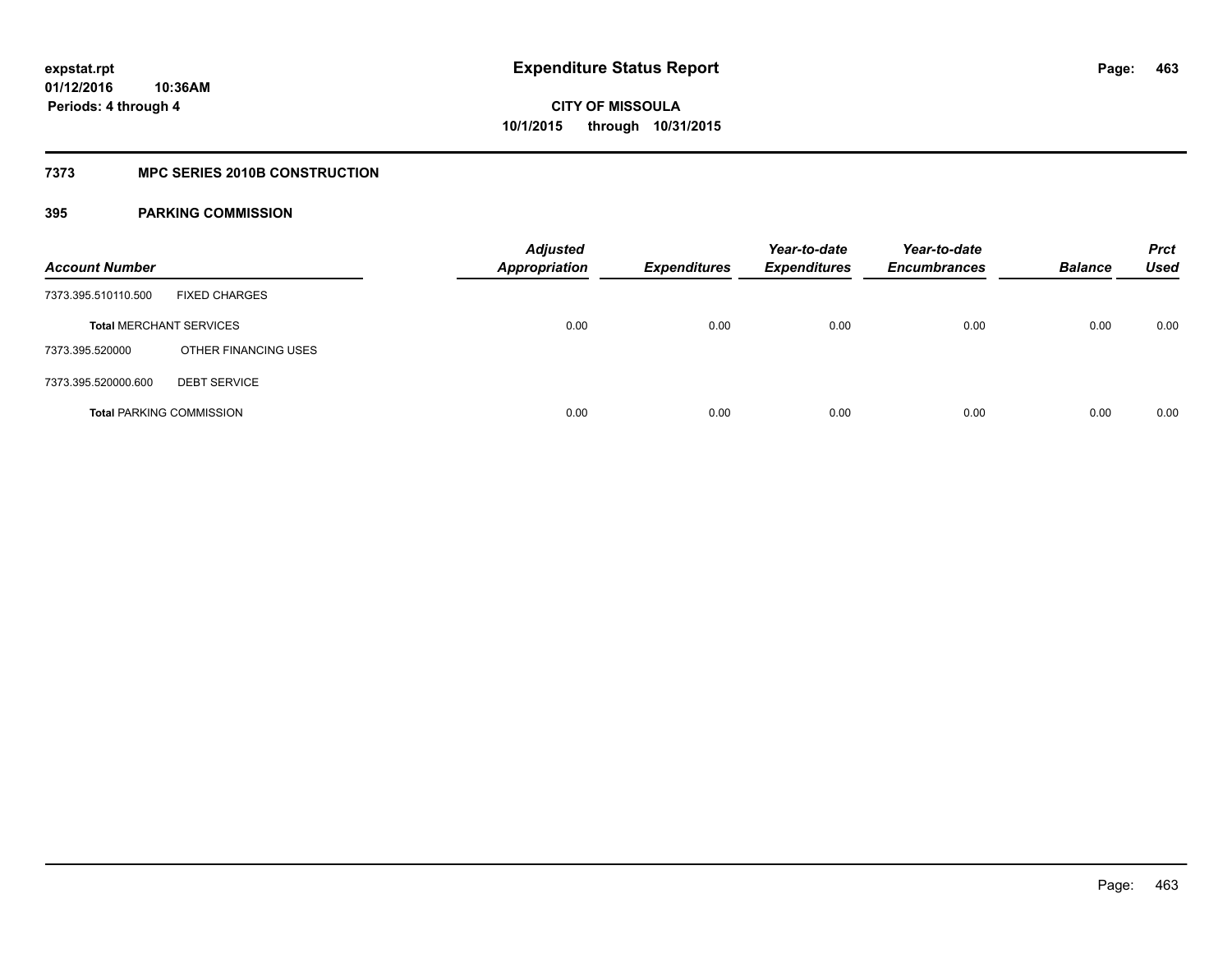**expstat.rpt**
**01/12/2016 10:36AM**
**Periods: 4 through 4**

# Expenditure Status Report

**CITY OF MISSOULA**
**10/1/2015 through 10/31/2015**

## 7373 MPC SERIES 2010B CONSTRUCTION

### 395 PARKING COMMISSION

| Account Number | | Adjusted Appropriation | Expenditures | Year-to-date Expenditures | Year-to-date Encumbrances | Balance | Prct Used |
|---|---|---|---|---|---|---|---|
| 7373.395.510110.500 | FIXED CHARGES | | | | | | |
| **Total** MERCHANT SERVICES | | 0.00 | 0.00 | 0.00 | 0.00 | 0.00 | 0.00 |
| 7373.395.520000 | OTHER FINANCING USES | | | | | | |
| 7373.395.520000.600 | DEBT SERVICE | | | | | | |
| **Total** PARKING COMMISSION | | 0.00 | 0.00 | 0.00 | 0.00 | 0.00 | 0.00 |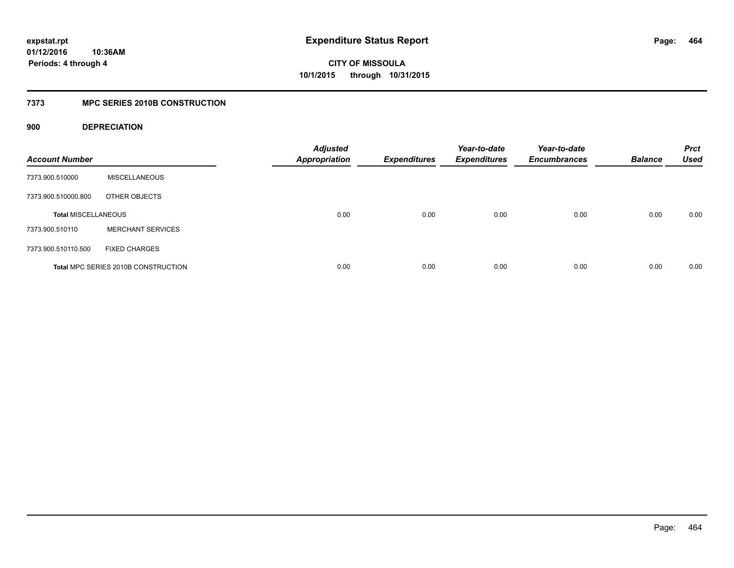**expstat.rpt**
**01/12/2016 10:36AM**
**Periods: 4 through 4**

# Expenditure Status Report

**CITY OF MISSOULA**
**10/1/2015 through 10/31/2015**

## 7373 MPC SERIES 2010B CONSTRUCTION

### 900 DEPRECIATION

| Account Number | | Adjusted Appropriation | Expenditures | Year-to-date Expenditures | Year-to-date Encumbrances | Balance | Prct Used |
|---|---|---|---|---|---|---|---|
| 7373.900.510000 | MISCELLANEOUS | | | | | | |
| 7373.900.510000.800 | OTHER OBJECTS | | | | | | |
| **Total** MISCELLANEOUS | | 0.00 | 0.00 | 0.00 | 0.00 | 0.00 | 0.00 |
| 7373.900.510110 | MERCHANT SERVICES | | | | | | |
| 7373.900.510110.500 | FIXED CHARGES | | | | | | |
| **Total** MPC SERIES 2010B CONSTRUCTION | | 0.00 | 0.00 | 0.00 | 0.00 | 0.00 | 0.00 |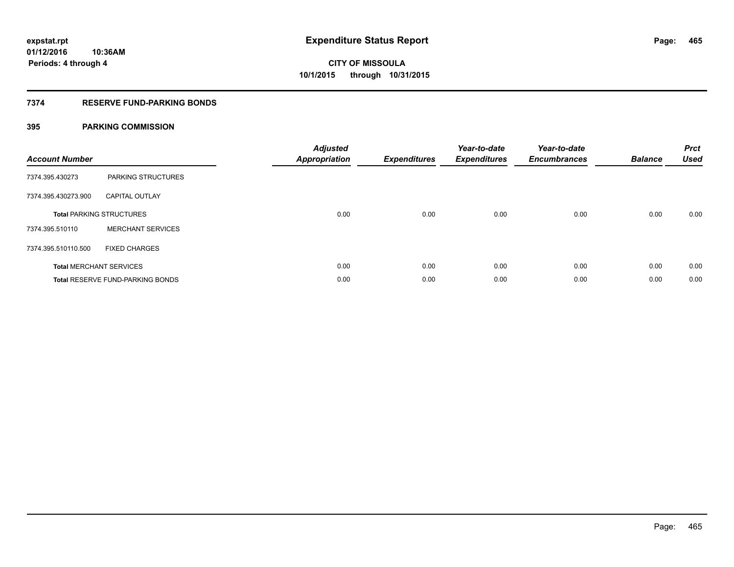# Expenditure Status Report

**CITY OF MISSOULA**
**10/1/2015 through 10/31/2015**

expstat.rpt
01/12/2016 10:36AM
Periods: 4 through 4

## 7374 RESERVE FUND-PARKING BONDS

### 395 PARKING COMMISSION

| Account Number | | Adjusted Appropriation | Expenditures | Year-to-date Expenditures | Year-to-date Encumbrances | Balance | Prct Used |
|---|---|---|---|---|---|---|---|
| 7374.395.430273 | PARKING STRUCTURES | | | | | | |
| 7374.395.430273.900 | CAPITAL OUTLAY | | | | | | |
| **Total** PARKING STRUCTURES | | 0.00 | 0.00 | 0.00 | 0.00 | 0.00 | 0.00 |
| 7374.395.510110 | MERCHANT SERVICES | | | | | | |
| 7374.395.510110.500 | FIXED CHARGES | | | | | | |
| **Total** MERCHANT SERVICES | | 0.00 | 0.00 | 0.00 | 0.00 | 0.00 | 0.00 |
| **Total** RESERVE FUND-PARKING BONDS | | 0.00 | 0.00 | 0.00 | 0.00 | 0.00 | 0.00 |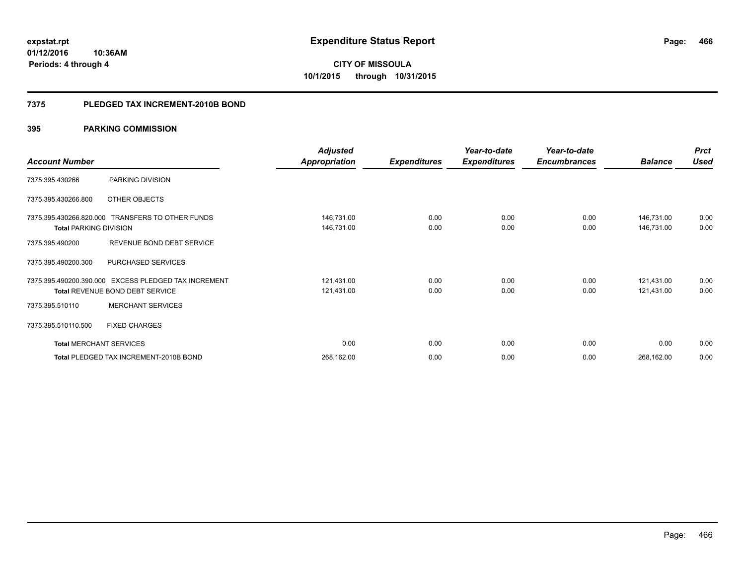**expstat.rpt**
**01/12/2016 10:36AM**
**Periods: 4 through 4**

# Expenditure Status Report

**CITY OF MISSOULA**
**10/1/2015 through 10/31/2015**

## 7375 PLEDGED TAX INCREMENT-2010B BOND

### 395 PARKING COMMISSION

| Account Number | | Adjusted Appropriation | Expenditures | Year-to-date Expenditures | Year-to-date Encumbrances | Balance | Prct Used |
|---|---|---|---|---|---|---|---|
| 7375.395.430266 | PARKING DIVISION | | | | | | |
| 7375.395.430266.800 | OTHER OBJECTS | | | | | | |
| 7375.395.430266.820.000 | TRANSFERS TO OTHER FUNDS | 146,731.00 | 0.00 | 0.00 | 0.00 | 146,731.00 | 0.00 |
| **Total** PARKING DIVISION | | 146,731.00 | 0.00 | 0.00 | 0.00 | 146,731.00 | 0.00 |
| 7375.395.490200 | REVENUE BOND DEBT SERVICE | | | | | | |
| 7375.395.490200.300 | PURCHASED SERVICES | | | | | | |
| 7375.395.490200.390.000 | EXCESS PLEDGED TAX INCREMENT | 121,431.00 | 0.00 | 0.00 | 0.00 | 121,431.00 | 0.00 |
| **Total** REVENUE BOND DEBT SERVICE | | 121,431.00 | 0.00 | 0.00 | 0.00 | 121,431.00 | 0.00 |
| 7375.395.510110 | MERCHANT SERVICES | | | | | | |
| 7375.395.510110.500 | FIXED CHARGES | | | | | | |
| **Total** MERCHANT SERVICES | | 0.00 | 0.00 | 0.00 | 0.00 | 0.00 | 0.00 |
| **Total** PLEDGED TAX INCREMENT-2010B BOND | | 268,162.00 | 0.00 | 0.00 | 0.00 | 268,162.00 | 0.00 |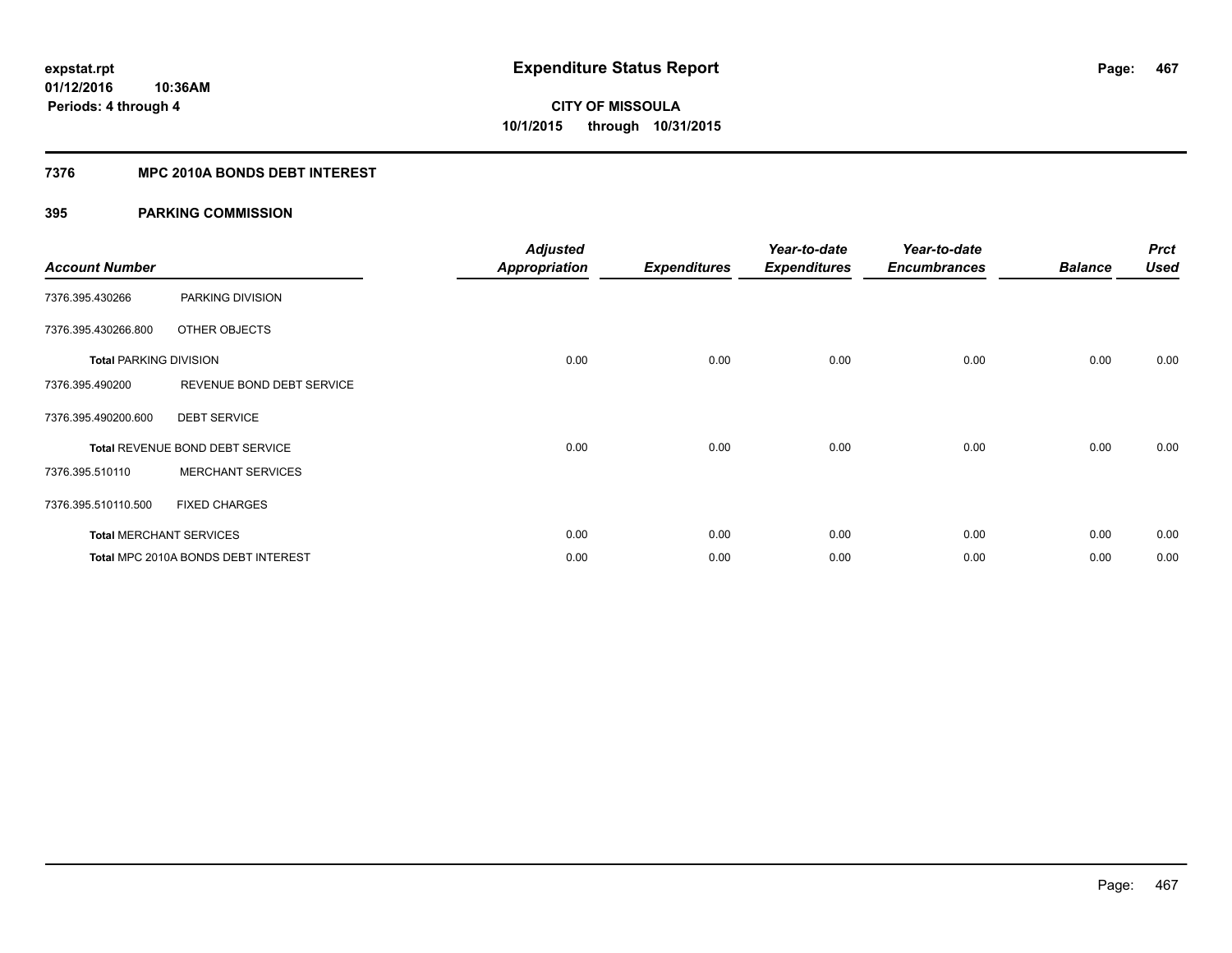expstat.rpt
01/12/2016 10:36AM
Periods: 4 through 4

# Expenditure Status Report

CITY OF MISSOULA
10/1/2015 through 10/31/2015

## 7376 MPC 2010A BONDS DEBT INTEREST

## 395 PARKING COMMISSION

| Account Number | | Adjusted Appropriation | Expenditures | Year-to-date Expenditures | Year-to-date Encumbrances | Balance | Prct Used |
|---|---|---|---|---|---|---|---|
| 7376.395.430266 | PARKING DIVISION | | | | | | |
| 7376.395.430266.800 | OTHER OBJECTS | | | | | | |
| Total PARKING DIVISION | | 0.00 | 0.00 | 0.00 | 0.00 | 0.00 | 0.00 |
| 7376.395.490200 | REVENUE BOND DEBT SERVICE | | | | | | |
| 7376.395.490200.600 | DEBT SERVICE | | | | | | |
| Total REVENUE BOND DEBT SERVICE | | 0.00 | 0.00 | 0.00 | 0.00 | 0.00 | 0.00 |
| 7376.395.510110 | MERCHANT SERVICES | | | | | | |
| 7376.395.510110.500 | FIXED CHARGES | | | | | | |
| Total MERCHANT SERVICES | | 0.00 | 0.00 | 0.00 | 0.00 | 0.00 | 0.00 |
| Total MPC 2010A BONDS DEBT INTEREST | | 0.00 | 0.00 | 0.00 | 0.00 | 0.00 | 0.00 |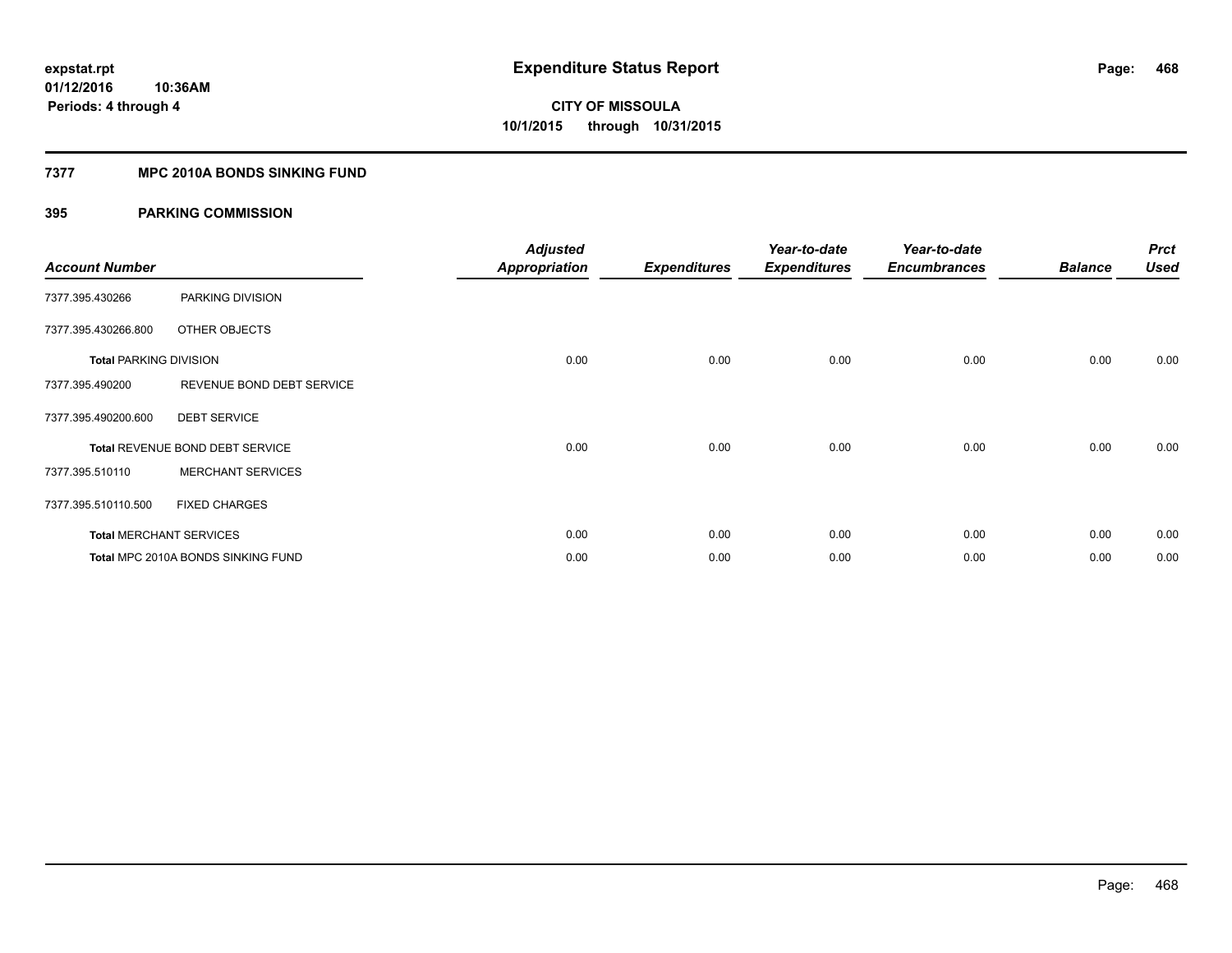**Expenditure Status Report**

expstat.rpt
01/12/2016 10:36AM
Periods: 4 through 4

**CITY OF MISSOULA**
**10/1/2015 through 10/31/2015**

### 7377 MPC 2010A BONDS SINKING FUND

### 395 PARKING COMMISSION

| Account Number | | Adjusted Appropriation | Expenditures | Year-to-date Expenditures | Year-to-date Encumbrances | Balance | Prct Used |
|---|---|---|---|---|---|---|---|
| 7377.395.430266 | PARKING DIVISION | | | | | | |
| 7377.395.430266.800 | OTHER OBJECTS | | | | | | |
| **Total** PARKING DIVISION | | 0.00 | 0.00 | 0.00 | 0.00 | 0.00 | 0.00 |
| 7377.395.490200 | REVENUE BOND DEBT SERVICE | | | | | | |
| 7377.395.490200.600 | DEBT SERVICE | | | | | | |
| **Total** REVENUE BOND DEBT SERVICE | | 0.00 | 0.00 | 0.00 | 0.00 | 0.00 | 0.00 |
| 7377.395.510110 | MERCHANT SERVICES | | | | | | |
| 7377.395.510110.500 | FIXED CHARGES | | | | | | |
| **Total** MERCHANT SERVICES | | 0.00 | 0.00 | 0.00 | 0.00 | 0.00 | 0.00 |
| **Total** MPC 2010A BONDS SINKING FUND | | 0.00 | 0.00 | 0.00 | 0.00 | 0.00 | 0.00 |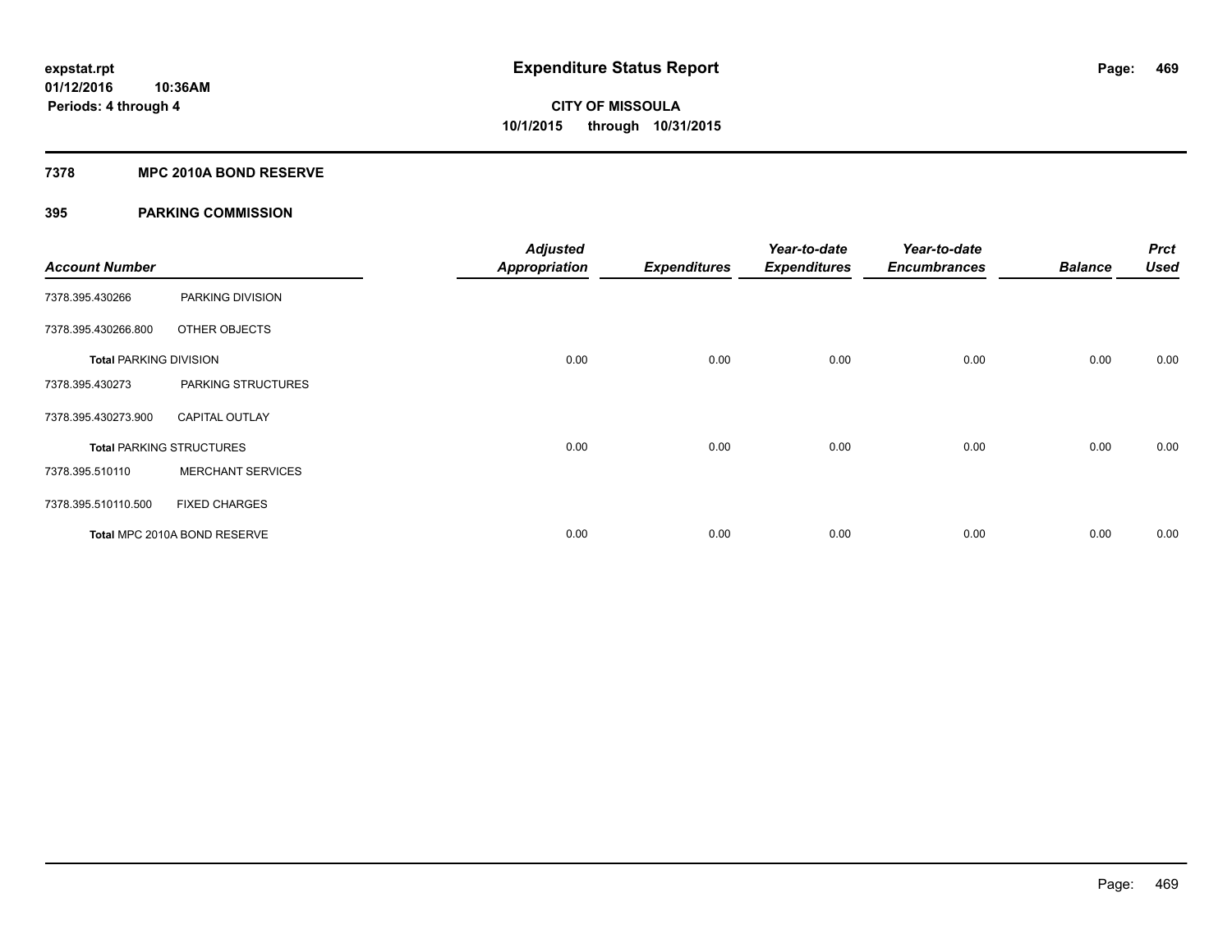**expstat.rpt**
**01/12/2016 10:36AM**
**Periods: 4 through 4**

# Expenditure Status Report

**CITY OF MISSOULA**
**10/1/2015 through 10/31/2015**

## 7378 MPC 2010A BOND RESERVE

## 395 PARKING COMMISSION

| Account Number | | Adjusted Appropriation | Expenditures | Year-to-date Expenditures | Year-to-date Encumbrances | Balance | Prct Used |
|---|---|---|---|---|---|---|---|
| 7378.395.430266 | PARKING DIVISION | | | | | | |
| 7378.395.430266.800 | OTHER OBJECTS | | | | | | |
| **Total** PARKING DIVISION | | 0.00 | 0.00 | 0.00 | 0.00 | 0.00 | 0.00 |
| 7378.395.430273 | PARKING STRUCTURES | | | | | | |
| 7378.395.430273.900 | CAPITAL OUTLAY | | | | | | |
| **Total** PARKING STRUCTURES | | 0.00 | 0.00 | 0.00 | 0.00 | 0.00 | 0.00 |
| 7378.395.510110 | MERCHANT SERVICES | | | | | | |
| 7378.395.510110.500 | FIXED CHARGES | | | | | | |
| **Total** MPC 2010A BOND RESERVE | | 0.00 | 0.00 | 0.00 | 0.00 | 0.00 | 0.00 |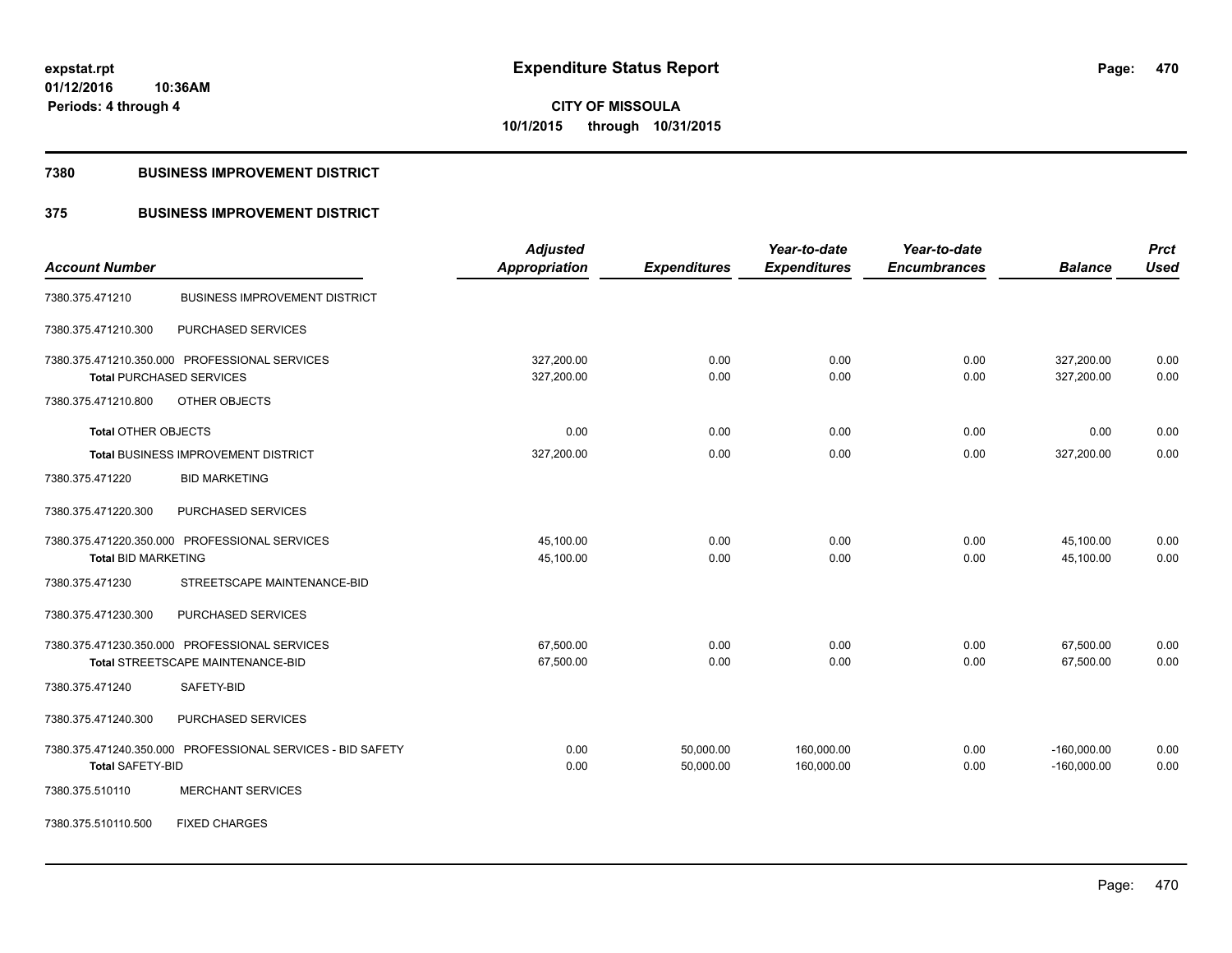**expstat.rpt**
**01/12/2016 10:36AM**
**Periods: 4 through 4**

# Expenditure Status Report

**CITY OF MISSOULA**
**10/1/2015 through 10/31/2015**

## 7380 BUSINESS IMPROVEMENT DISTRICT

## 375 BUSINESS IMPROVEMENT DISTRICT

| Account Number | | Adjusted Appropriation | Expenditures | Year-to-date Expenditures | Year-to-date Encumbrances | Balance | Prct Used |
|---|---|---|---|---|---|---|---|
| 7380.375.471210 | BUSINESS IMPROVEMENT DISTRICT | | | | | | |
| 7380.375.471210.300 | PURCHASED SERVICES | | | | | | |
| 7380.375.471210.350.000 | PROFESSIONAL SERVICES | 327,200.00 | 0.00 | 0.00 | 0.00 | 327,200.00 | 0.00 |
| **Total** PURCHASED SERVICES | | 327,200.00 | 0.00 | 0.00 | 0.00 | 327,200.00 | 0.00 |
| 7380.375.471210.800 | OTHER OBJECTS | | | | | | |
| **Total** OTHER OBJECTS | | 0.00 | 0.00 | 0.00 | 0.00 | 0.00 | 0.00 |
| **Total** BUSINESS IMPROVEMENT DISTRICT | | 327,200.00 | 0.00 | 0.00 | 0.00 | 327,200.00 | 0.00 |
| 7380.375.471220 | BID MARKETING | | | | | | |
| 7380.375.471220.300 | PURCHASED SERVICES | | | | | | |
| 7380.375.471220.350.000 | PROFESSIONAL SERVICES | 45,100.00 | 0.00 | 0.00 | 0.00 | 45,100.00 | 0.00 |
| **Total** BID MARKETING | | 45,100.00 | 0.00 | 0.00 | 0.00 | 45,100.00 | 0.00 |
| 7380.375.471230 | STREETSCAPE MAINTENANCE-BID | | | | | | |
| 7380.375.471230.300 | PURCHASED SERVICES | | | | | | |
| 7380.375.471230.350.000 | PROFESSIONAL SERVICES | 67,500.00 | 0.00 | 0.00 | 0.00 | 67,500.00 | 0.00 |
| **Total** STREETSCAPE MAINTENANCE-BID | | 67,500.00 | 0.00 | 0.00 | 0.00 | 67,500.00 | 0.00 |
| 7380.375.471240 | SAFETY-BID | | | | | | |
| 7380.375.471240.300 | PURCHASED SERVICES | | | | | | |
| 7380.375.471240.350.000 | PROFESSIONAL SERVICES - BID SAFETY | 0.00 | 50,000.00 | 160,000.00 | 0.00 | -160,000.00 | 0.00 |
| **Total** SAFETY-BID | | 0.00 | 50,000.00 | 160,000.00 | 0.00 | -160,000.00 | 0.00 |
| 7380.375.510110 | MERCHANT SERVICES | | | | | | |
| 7380.375.510110.500 | FIXED CHARGES | | | | | | |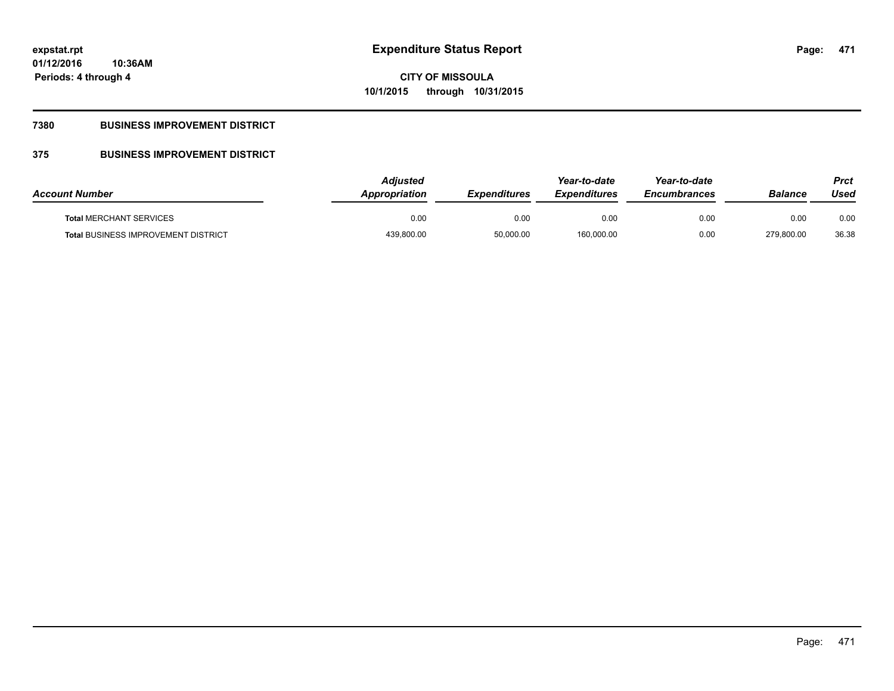# Expenditure Status Report

**CITY OF MISSOULA**

**10/1/2015 through 10/31/2015**

expstat.rpt
01/12/2016 10:36AM
Periods: 4 through 4

## 7380 BUSINESS IMPROVEMENT DISTRICT

## 375 BUSINESS IMPROVEMENT DISTRICT

| Account Number | Adjusted Appropriation | Expenditures | Year-to-date Expenditures | Year-to-date Encumbrances | Balance | Prct Used |
|---|---|---|---|---|---|---|
| **Total** MERCHANT SERVICES | 0.00 | 0.00 | 0.00 | 0.00 | 0.00 | 0.00 |
| **Total** BUSINESS IMPROVEMENT DISTRICT | 439,800.00 | 50,000.00 | 160,000.00 | 0.00 | 279,800.00 | 36.38 |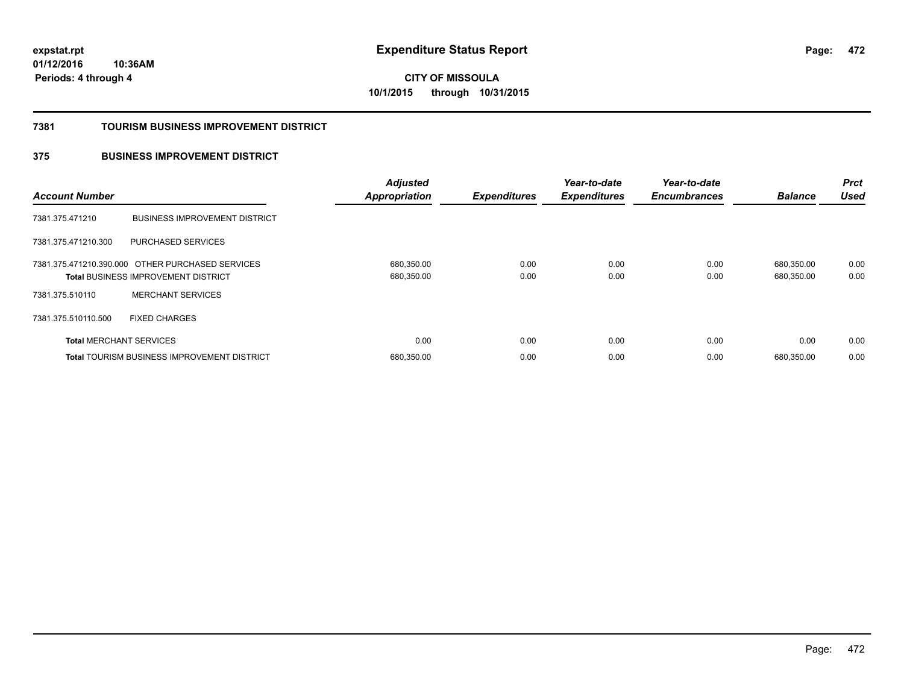expstat.rpt
01/12/2016 10:36AM
Periods: 4 through 4

# Expenditure Status Report

**CITY OF MISSOULA**
**10/1/2015 through 10/31/2015**

## 7381 TOURISM BUSINESS IMPROVEMENT DISTRICT

## 375 BUSINESS IMPROVEMENT DISTRICT

| Account Number | | Adjusted Appropriation | Expenditures | Year-to-date Expenditures | Year-to-date Encumbrances | Balance | Prct Used |
|---|---|---|---|---|---|---|---|
| 7381.375.471210 | BUSINESS IMPROVEMENT DISTRICT | | | | | | |
| 7381.375.471210.300 | PURCHASED SERVICES | | | | | | |
| 7381.375.471210.390.000 | OTHER PURCHASED SERVICES | 680,350.00 | 0.00 | 0.00 | 0.00 | 680,350.00 | 0.00 |
| **Total** BUSINESS IMPROVEMENT DISTRICT | | 680,350.00 | 0.00 | 0.00 | 0.00 | 680,350.00 | 0.00 |
| 7381.375.510110 | MERCHANT SERVICES | | | | | | |
| 7381.375.510110.500 | FIXED CHARGES | | | | | | |
| **Total** MERCHANT SERVICES | | 0.00 | 0.00 | 0.00 | 0.00 | 0.00 | 0.00 |
| **Total** TOURISM BUSINESS IMPROVEMENT DISTRICT | | 680,350.00 | 0.00 | 0.00 | 0.00 | 680,350.00 | 0.00 |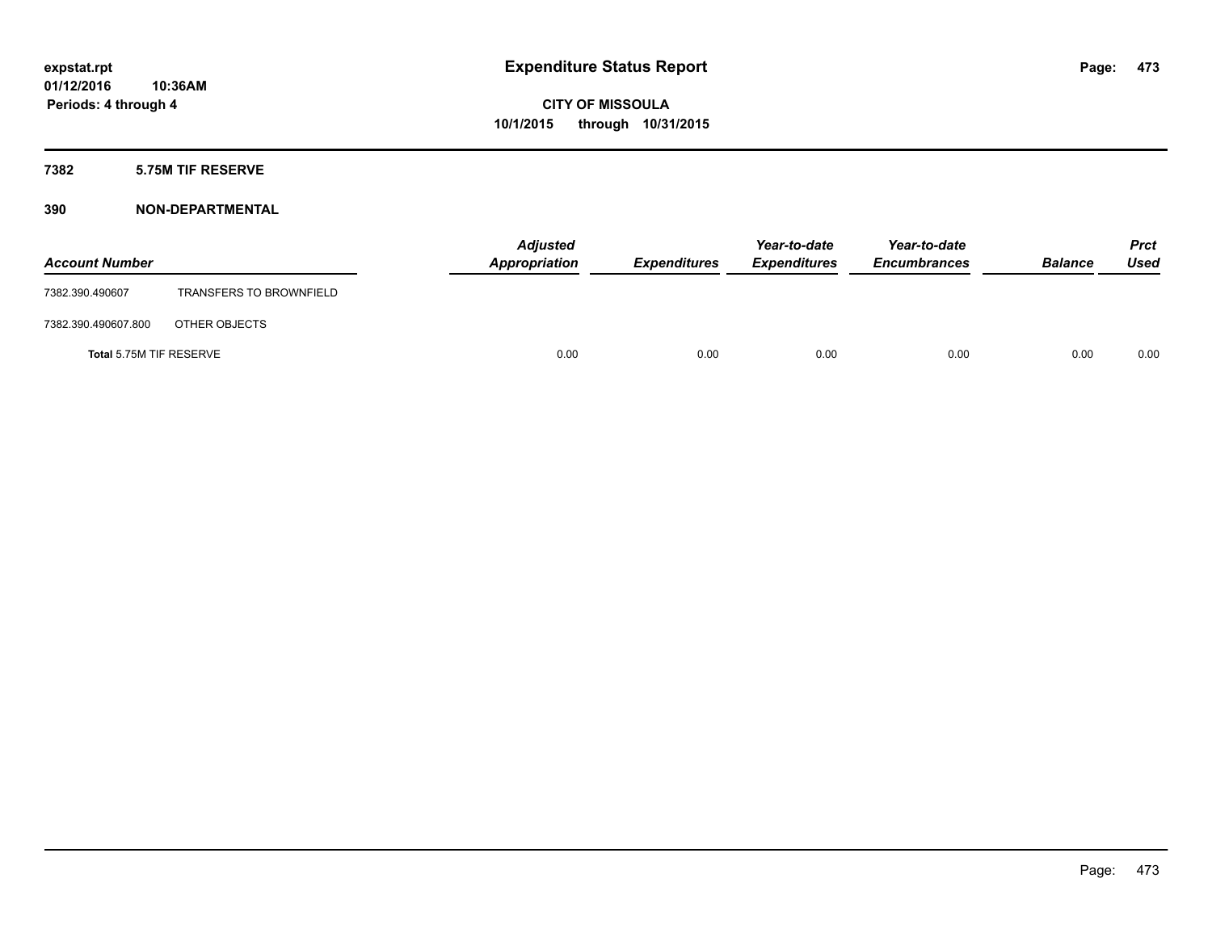# Expenditure Status Report

expstat.rpt
01/12/2016 10:36AM
Periods: 4 through 4

**CITY OF MISSOULA**
**10/1/2015 through 10/31/2015**

### 7382 5.75M TIF RESERVE

### 390 NON-DEPARTMENTAL

| Account Number | | Adjusted Appropriation | Expenditures | Year-to-date Expenditures | Year-to-date Encumbrances | Balance | Prct Used |
|---|---|---|---|---|---|---|---|
| 7382.390.490607 | TRANSFERS TO BROWNFIELD | | | | | | |
| 7382.390.490607.800 | OTHER OBJECTS | | | | | | |
| **Total** 5.75M TIF RESERVE | | 0.00 | 0.00 | 0.00 | 0.00 | 0.00 | 0.00 |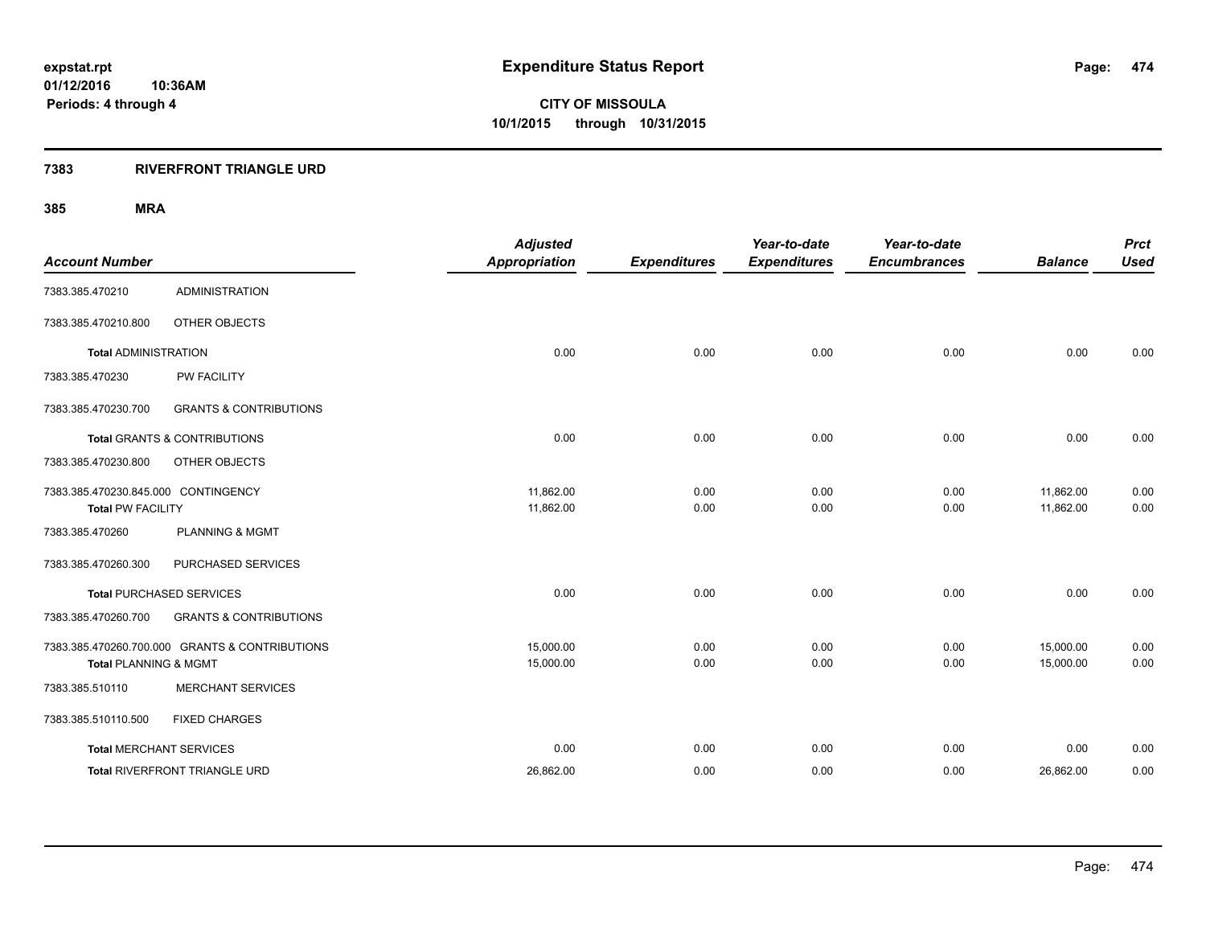**expstat.rpt**
**01/12/2016 10:36AM**
**Periods: 4 through 4**

# Expenditure Status Report

**CITY OF MISSOULA**
**10/1/2015 through 10/31/2015**

## 7383 RIVERFRONT TRIANGLE URD

### 385 MRA

| Account Number | | Adjusted Appropriation | Expenditures | Year-to-date Expenditures | Year-to-date Encumbrances | Balance | Prct Used |
|---|---|---|---|---|---|---|---|
| 7383.385.470210 | ADMINISTRATION | | | | | | |
| 7383.385.470210.800 | OTHER OBJECTS | | | | | | |
| **Total** ADMINISTRATION | | 0.00 | 0.00 | 0.00 | 0.00 | 0.00 | 0.00 |
| 7383.385.470230 | PW FACILITY | | | | | | |
| 7383.385.470230.700 | GRANTS & CONTRIBUTIONS | | | | | | |
| **Total** GRANTS & CONTRIBUTIONS | | 0.00 | 0.00 | 0.00 | 0.00 | 0.00 | 0.00 |
| 7383.385.470230.800 | OTHER OBJECTS | | | | | | |
| 7383.385.470230.845.000 | CONTINGENCY | 11,862.00 | 0.00 | 0.00 | 0.00 | 11,862.00 | 0.00 |
| **Total** PW FACILITY | | 11,862.00 | 0.00 | 0.00 | 0.00 | 11,862.00 | 0.00 |
| 7383.385.470260 | PLANNING & MGMT | | | | | | |
| 7383.385.470260.300 | PURCHASED SERVICES | | | | | | |
| **Total** PURCHASED SERVICES | | 0.00 | 0.00 | 0.00 | 0.00 | 0.00 | 0.00 |
| 7383.385.470260.700 | GRANTS & CONTRIBUTIONS | | | | | | |
| 7383.385.470260.700.000 | GRANTS & CONTRIBUTIONS | 15,000.00 | 0.00 | 0.00 | 0.00 | 15,000.00 | 0.00 |
| **Total** PLANNING & MGMT | | 15,000.00 | 0.00 | 0.00 | 0.00 | 15,000.00 | 0.00 |
| 7383.385.510110 | MERCHANT SERVICES | | | | | | |
| 7383.385.510110.500 | FIXED CHARGES | | | | | | |
| **Total** MERCHANT SERVICES | | 0.00 | 0.00 | 0.00 | 0.00 | 0.00 | 0.00 |
| **Total** RIVERFRONT TRIANGLE URD | | 26,862.00 | 0.00 | 0.00 | 0.00 | 26,862.00 | 0.00 |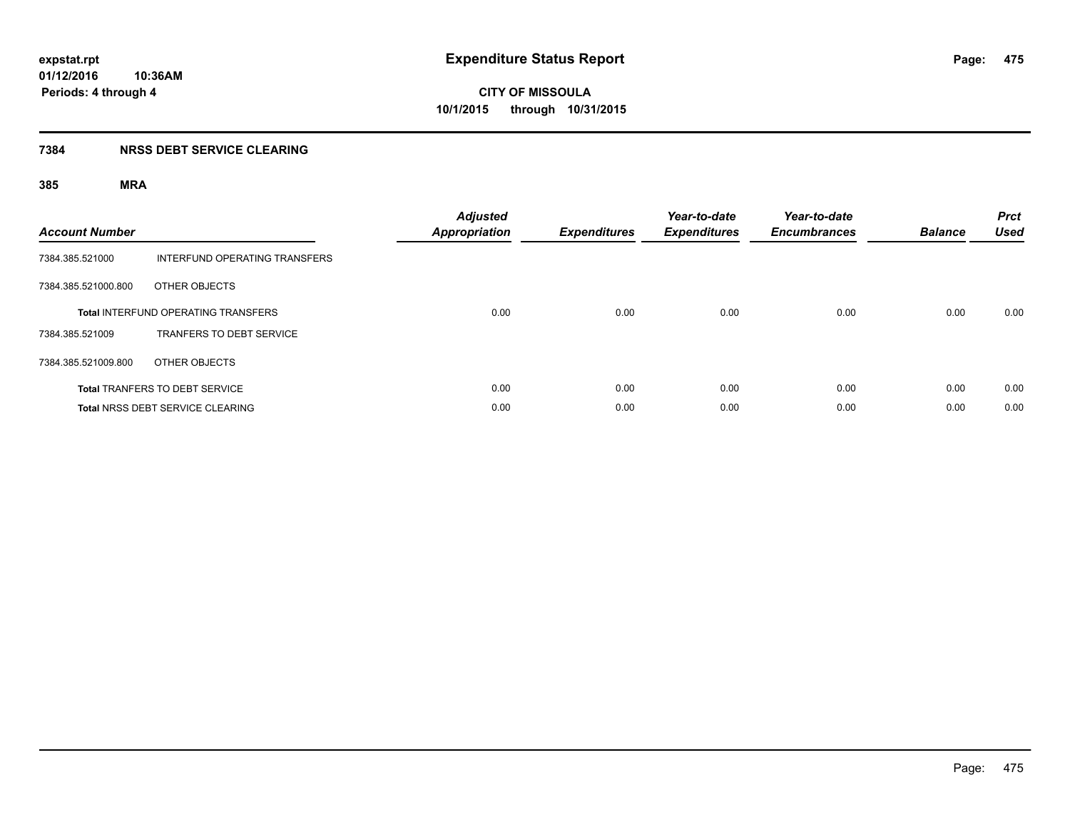**expstat.rpt**
**01/12/2016 10:36AM**
**Periods: 4 through 4**

# Expenditure Status Report

**CITY OF MISSOULA**
**10/1/2015 through 10/31/2015**

## 7384 NRSS DEBT SERVICE CLEARING

### 385 MRA

| Account Number | | Adjusted Appropriation | Expenditures | Year-to-date Expenditures | Year-to-date Encumbrances | Balance | Prct Used |
|---|---|---|---|---|---|---|---|
| 7384.385.521000 | INTERFUND OPERATING TRANSFERS | | | | | | |
| 7384.385.521000.800 | OTHER OBJECTS | | | | | | |
| | **Total** INTERFUND OPERATING TRANSFERS | 0.00 | 0.00 | 0.00 | 0.00 | 0.00 | 0.00 |
| 7384.385.521009 | TRANFERS TO DEBT SERVICE | | | | | | |
| 7384.385.521009.800 | OTHER OBJECTS | | | | | | |
| | **Total** TRANFERS TO DEBT SERVICE | 0.00 | 0.00 | 0.00 | 0.00 | 0.00 | 0.00 |
| | **Total** NRSS DEBT SERVICE CLEARING | 0.00 | 0.00 | 0.00 | 0.00 | 0.00 | 0.00 |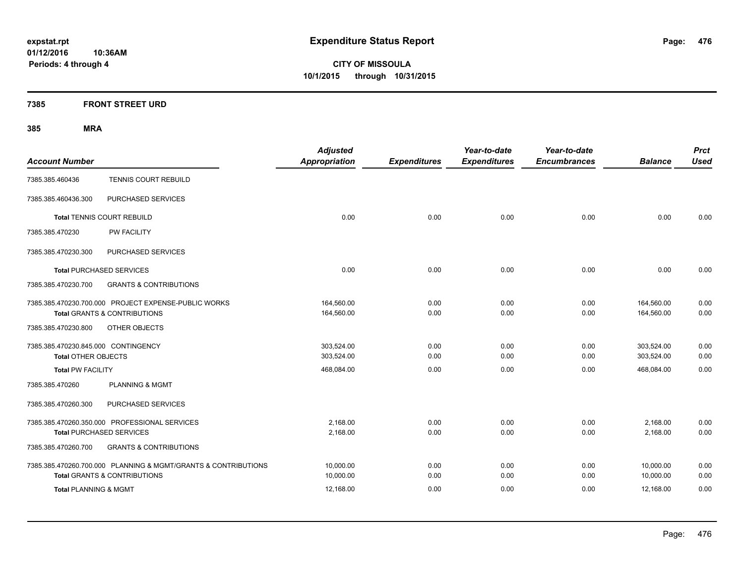**expstat.rpt**
**01/12/2016 10:36AM**
**Periods: 4 through 4**

# Expenditure Status Report

**CITY OF MISSOULA**
**10/1/2015 through 10/31/2015**

## 7385 FRONT STREET URD

## 385 MRA

| Account Number | | Adjusted Appropriation | Expenditures | Year-to-date Expenditures | Year-to-date Encumbrances | Balance | Prct Used |
|---|---|---|---|---|---|---|---|
| 7385.385.460436 | TENNIS COURT REBUILD | | | | | | |
| 7385.385.460436.300 | PURCHASED SERVICES | | | | | | |
| **Total** TENNIS COURT REBUILD | | 0.00 | 0.00 | 0.00 | 0.00 | 0.00 | 0.00 |
| 7385.385.470230 | PW FACILITY | | | | | | |
| 7385.385.470230.300 | PURCHASED SERVICES | | | | | | |
| **Total** PURCHASED SERVICES | | 0.00 | 0.00 | 0.00 | 0.00 | 0.00 | 0.00 |
| 7385.385.470230.700 | GRANTS & CONTRIBUTIONS | | | | | | |
| 7385.385.470230.700.000 | PROJECT EXPENSE-PUBLIC WORKS | 164,560.00 | 0.00 | 0.00 | 0.00 | 164,560.00 | 0.00 |
| **Total** GRANTS & CONTRIBUTIONS | | 164,560.00 | 0.00 | 0.00 | 0.00 | 164,560.00 | 0.00 |
| 7385.385.470230.800 | OTHER OBJECTS | | | | | | |
| 7385.385.470230.845.000 | CONTINGENCY | 303,524.00 | 0.00 | 0.00 | 0.00 | 303,524.00 | 0.00 |
| **Total** OTHER OBJECTS | | 303,524.00 | 0.00 | 0.00 | 0.00 | 303,524.00 | 0.00 |
| **Total** PW FACILITY | | 468,084.00 | 0.00 | 0.00 | 0.00 | 468,084.00 | 0.00 |
| 7385.385.470260 | PLANNING & MGMT | | | | | | |
| 7385.385.470260.300 | PURCHASED SERVICES | | | | | | |
| 7385.385.470260.350.000 | PROFESSIONAL SERVICES | 2,168.00 | 0.00 | 0.00 | 0.00 | 2,168.00 | 0.00 |
| **Total** PURCHASED SERVICES | | 2,168.00 | 0.00 | 0.00 | 0.00 | 2,168.00 | 0.00 |
| 7385.385.470260.700 | GRANTS & CONTRIBUTIONS | | | | | | |
| 7385.385.470260.700.000 | PLANNING & MGMT/GRANTS & CONTRIBUTIONS | 10,000.00 | 0.00 | 0.00 | 0.00 | 10,000.00 | 0.00 |
| **Total** GRANTS & CONTRIBUTIONS | | 10,000.00 | 0.00 | 0.00 | 0.00 | 10,000.00 | 0.00 |
| **Total** PLANNING & MGMT | | 12,168.00 | 0.00 | 0.00 | 0.00 | 12,168.00 | 0.00 |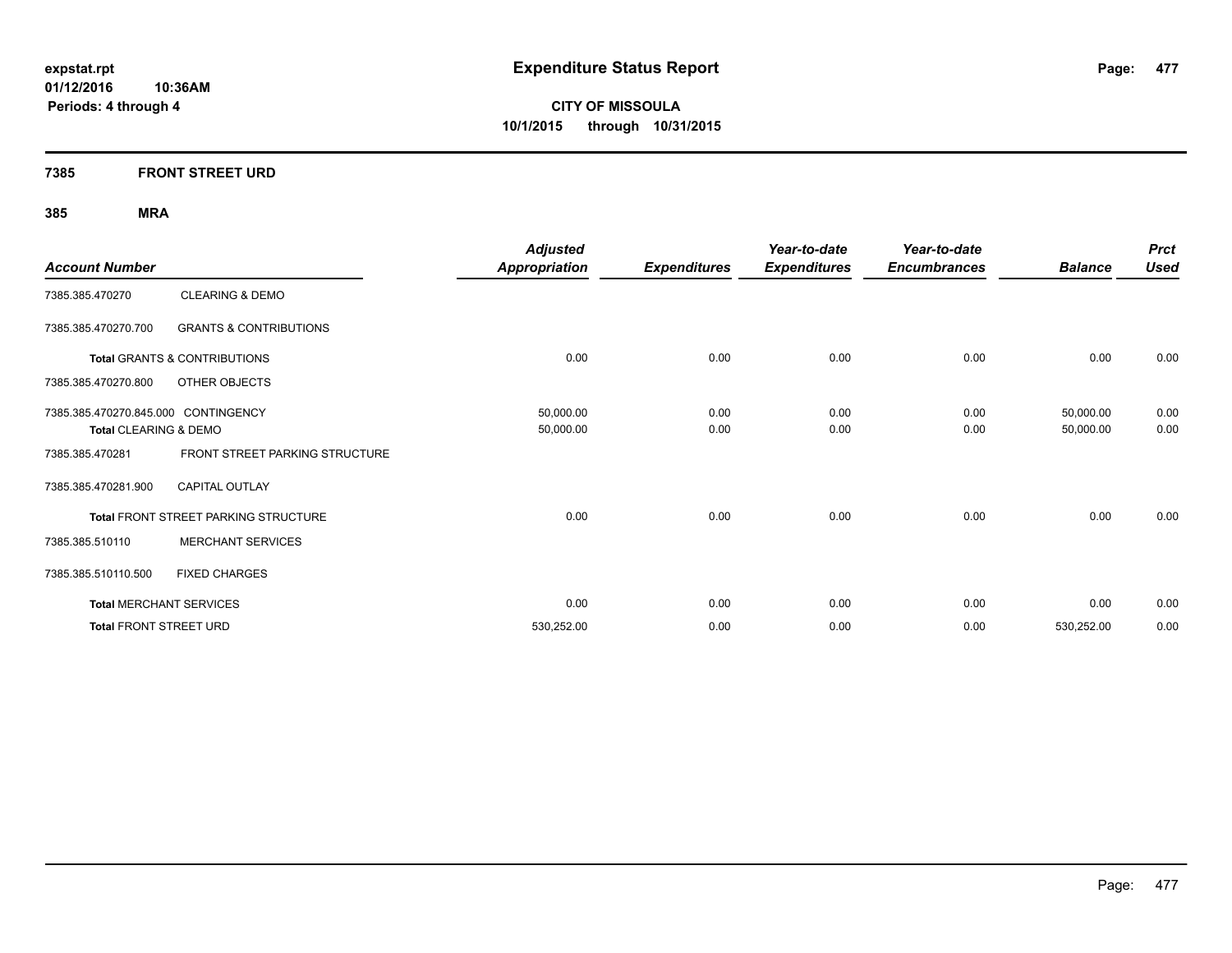**expstat.rpt**
**01/12/2016 10:36AM**
**Periods: 4 through 4**

# Expenditure Status Report

**CITY OF MISSOULA**
**10/1/2015 through 10/31/2015**

## 7385 FRONT STREET URD

### 385 MRA

| Account Number | | Adjusted Appropriation | Expenditures | Year-to-date Expenditures | Year-to-date Encumbrances | Balance | Prct Used |
|---|---|---|---|---|---|---|---|
| 7385.385.470270 | CLEARING & DEMO | | | | | | |
| 7385.385.470270.700 | GRANTS & CONTRIBUTIONS | | | | | | |
| **Total** GRANTS & CONTRIBUTIONS | | 0.00 | 0.00 | 0.00 | 0.00 | 0.00 | 0.00 |
| 7385.385.470270.800 | OTHER OBJECTS | | | | | | |
| 7385.385.470270.845.000 | CONTINGENCY | 50,000.00 | 0.00 | 0.00 | 0.00 | 50,000.00 | 0.00 |
| **Total** CLEARING & DEMO | | 50,000.00 | 0.00 | 0.00 | 0.00 | 50,000.00 | 0.00 |
| 7385.385.470281 | FRONT STREET PARKING STRUCTURE | | | | | | |
| 7385.385.470281.900 | CAPITAL OUTLAY | | | | | | |
| **Total** FRONT STREET PARKING STRUCTURE | | 0.00 | 0.00 | 0.00 | 0.00 | 0.00 | 0.00 |
| 7385.385.510110 | MERCHANT SERVICES | | | | | | |
| 7385.385.510110.500 | FIXED CHARGES | | | | | | |
| **Total** MERCHANT SERVICES | | 0.00 | 0.00 | 0.00 | 0.00 | 0.00 | 0.00 |
| **Total** FRONT STREET URD | | 530,252.00 | 0.00 | 0.00 | 0.00 | 530,252.00 | 0.00 |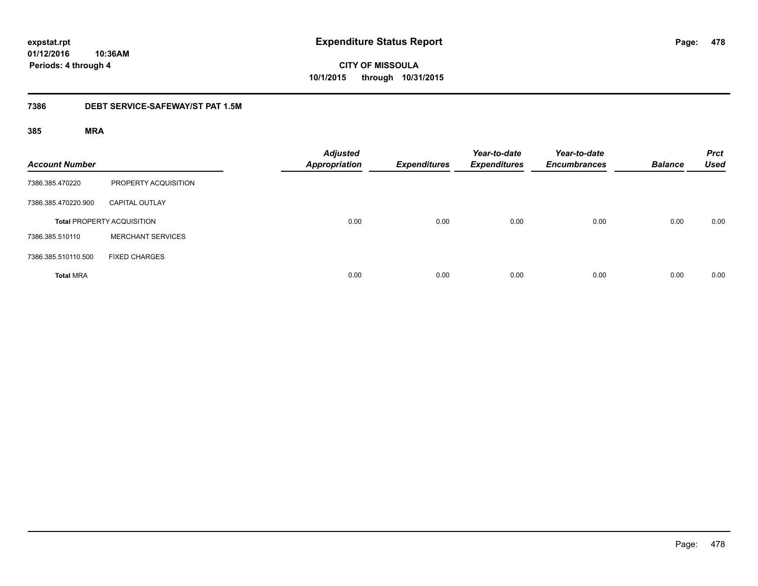# Expenditure Status Report

expstat.rpt
01/12/2016 10:36AM
Periods: 4 through 4

**CITY OF MISSOULA**
**10/1/2015 through 10/31/2015**

## 7386 DEBT SERVICE-SAFEWAY/ST PAT 1.5M

### 385 MRA

| Account Number | | Adjusted Appropriation | Expenditures | Year-to-date Expenditures | Year-to-date Encumbrances | Balance | Prct Used |
|---|---|---|---|---|---|---|---|
| 7386.385.470220 | PROPERTY ACQUISITION | | | | | | |
| 7386.385.470220.900 | CAPITAL OUTLAY | | | | | | |
| **Total** PROPERTY ACQUISITION | | 0.00 | 0.00 | 0.00 | 0.00 | 0.00 | 0.00 |
| 7386.385.510110 | MERCHANT SERVICES | | | | | | |
| 7386.385.510110.500 | FIXED CHARGES | | | | | | |
| **Total** MRA | | 0.00 | 0.00 | 0.00 | 0.00 | 0.00 | 0.00 |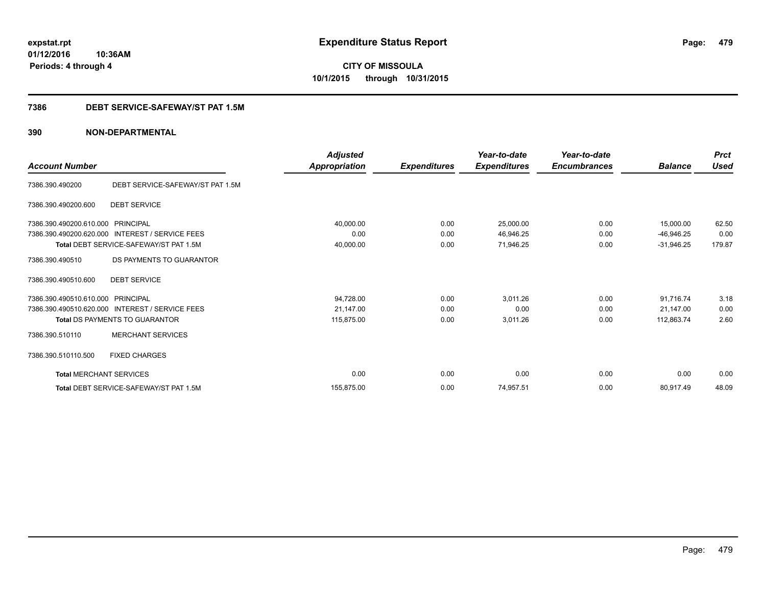# Expenditure Status Report

**CITY OF MISSOULA**

**10/1/2015 through 10/31/2015**

expstat.rpt
01/12/2016 10:36AM
Periods: 4 through 4

## 7386 DEBT SERVICE-SAFEWAY/ST PAT 1.5M

## 390 NON-DEPARTMENTAL

| Account Number | | Adjusted Appropriation | Expenditures | Year-to-date Expenditures | Year-to-date Encumbrances | Balance | Prct Used |
|---|---|---|---|---|---|---|---|
| 7386.390.490200 | DEBT SERVICE-SAFEWAY/ST PAT 1.5M | | | | | | |
| 7386.390.490200.600 | DEBT SERVICE | | | | | | |
| 7386.390.490200.610.000 | PRINCIPAL | 40,000.00 | 0.00 | 25,000.00 | 0.00 | 15,000.00 | 62.50 |
| 7386.390.490200.620.000 | INTEREST / SERVICE FEES | 0.00 | 0.00 | 46,946.25 | 0.00 | -46,946.25 | 0.00 |
| **Total** DEBT SERVICE-SAFEWAY/ST PAT 1.5M | | 40,000.00 | 0.00 | 71,946.25 | 0.00 | -31,946.25 | 179.87 |
| 7386.390.490510 | DS PAYMENTS TO GUARANTOR | | | | | | |
| 7386.390.490510.600 | DEBT SERVICE | | | | | | |
| 7386.390.490510.610.000 | PRINCIPAL | 94,728.00 | 0.00 | 3,011.26 | 0.00 | 91,716.74 | 3.18 |
| 7386.390.490510.620.000 | INTEREST / SERVICE FEES | 21,147.00 | 0.00 | 0.00 | 0.00 | 21,147.00 | 0.00 |
| **Total** DS PAYMENTS TO GUARANTOR | | 115,875.00 | 0.00 | 3,011.26 | 0.00 | 112,863.74 | 2.60 |
| 7386.390.510110 | MERCHANT SERVICES | | | | | | |
| 7386.390.510110.500 | FIXED CHARGES | | | | | | |
| **Total** MERCHANT SERVICES | | 0.00 | 0.00 | 0.00 | 0.00 | 0.00 | 0.00 |
| **Total** DEBT SERVICE-SAFEWAY/ST PAT 1.5M | | 155,875.00 | 0.00 | 74,957.51 | 0.00 | 80,917.49 | 48.09 |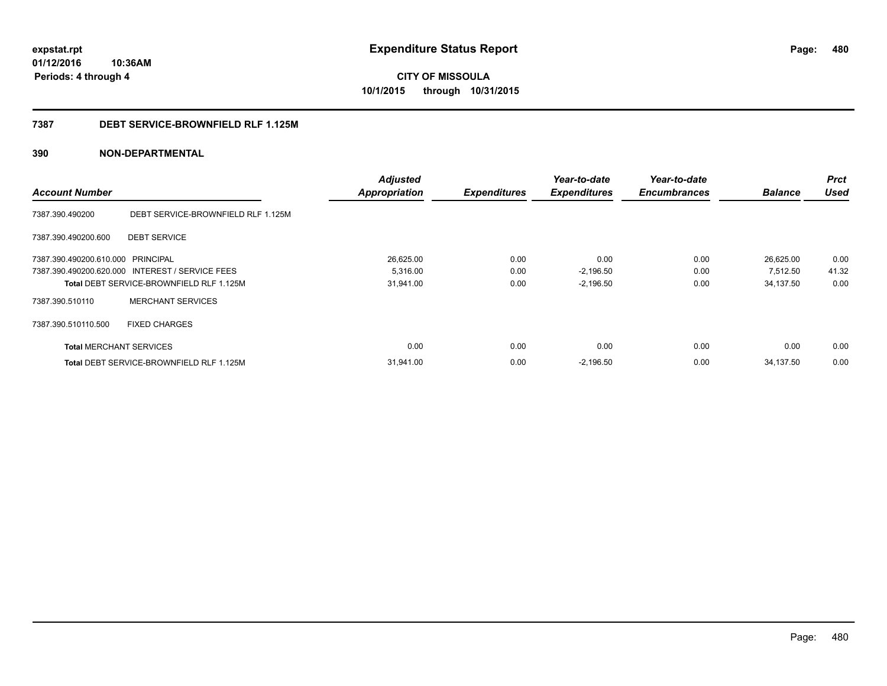**expstat.rpt**
**01/12/2016 10:36AM**
**Periods: 4 through 4**

# Expenditure Status Report

**CITY OF MISSOULA**
**10/1/2015 through 10/31/2015**

## 7387 DEBT SERVICE-BROWNFIELD RLF 1.125M

## 390 NON-DEPARTMENTAL

| Account Number | | Adjusted Appropriation | Expenditures | Year-to-date Expenditures | Year-to-date Encumbrances | Balance | Prct Used |
|---|---|---|---|---|---|---|---|
| 7387.390.490200 | DEBT SERVICE-BROWNFIELD RLF 1.125M | | | | | | |
| 7387.390.490200.600 | DEBT SERVICE | | | | | | |
| 7387.390.490200.610.000 | PRINCIPAL | 26,625.00 | 0.00 | 0.00 | 0.00 | 26,625.00 | 0.00 |
| 7387.390.490200.620.000 | INTEREST / SERVICE FEES | 5,316.00 | 0.00 | -2,196.50 | 0.00 | 7,512.50 | 41.32 |
| **Total** DEBT SERVICE-BROWNFIELD RLF 1.125M | | 31,941.00 | 0.00 | -2,196.50 | 0.00 | 34,137.50 | 0.00 |
| 7387.390.510110 | MERCHANT SERVICES | | | | | | |
| 7387.390.510110.500 | FIXED CHARGES | | | | | | |
| **Total** MERCHANT SERVICES | | 0.00 | 0.00 | 0.00 | 0.00 | 0.00 | 0.00 |
| **Total** DEBT SERVICE-BROWNFIELD RLF 1.125M | | 31,941.00 | 0.00 | -2,196.50 | 0.00 | 34,137.50 | 0.00 |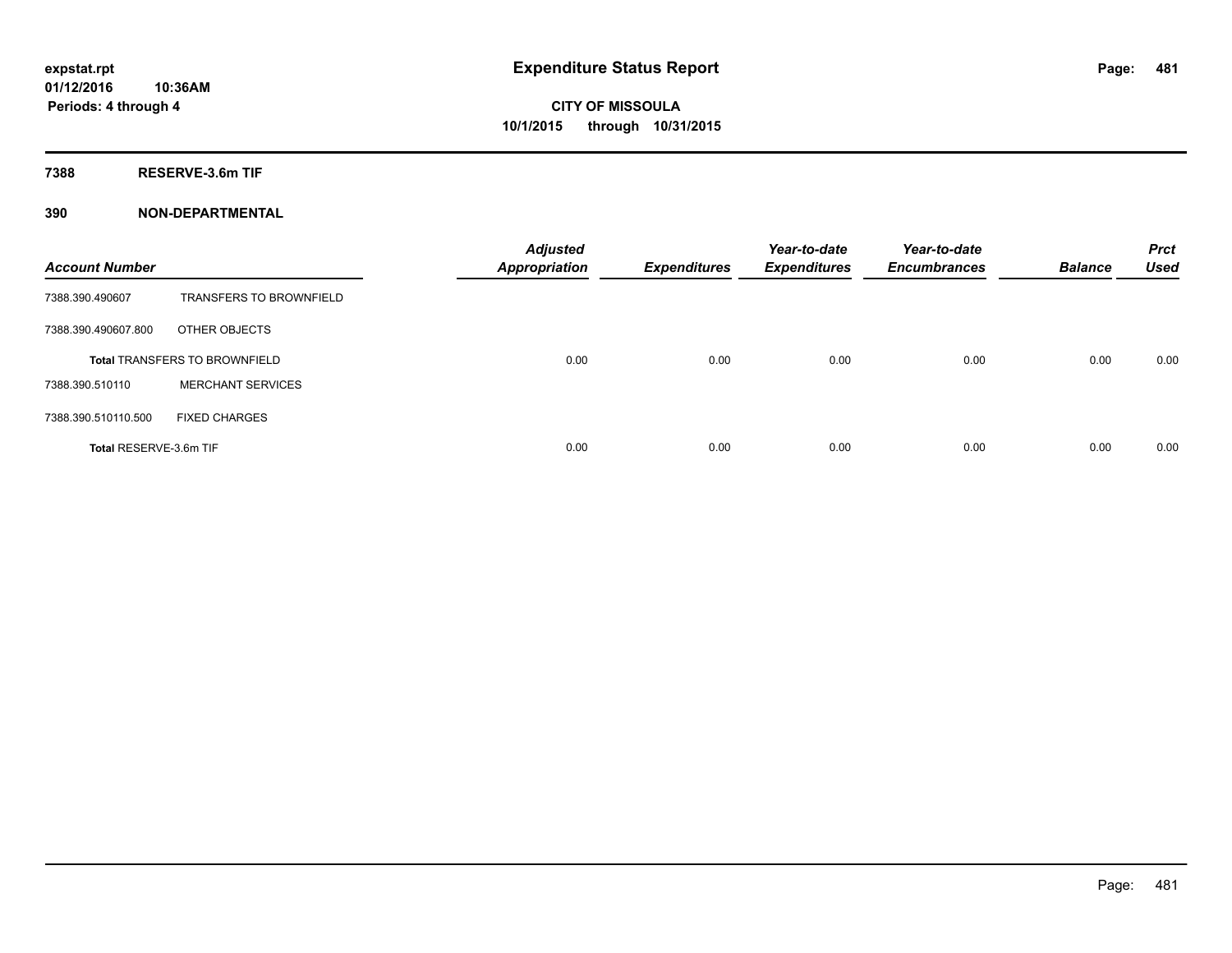# Expenditure Status Report

**CITY OF MISSOULA**

**10/1/2015 through 10/31/2015**

expstat.rpt
01/12/2016 10:36AM
Periods: 4 through 4

**7388 RESERVE-3.6m TIF**

**390 NON-DEPARTMENTAL**

| Account Number | | Adjusted Appropriation | Expenditures | Year-to-date Expenditures | Year-to-date Encumbrances | Balance | Prct Used |
|---|---|---|---|---|---|---|---|
| 7388.390.490607 | TRANSFERS TO BROWNFIELD | | | | | | |
| 7388.390.490607.800 | OTHER OBJECTS | | | | | | |
| **Total** TRANSFERS TO BROWNFIELD | | 0.00 | 0.00 | 0.00 | 0.00 | 0.00 | 0.00 |
| 7388.390.510110 | MERCHANT SERVICES | | | | | | |
| 7388.390.510110.500 | FIXED CHARGES | | | | | | |
| **Total** RESERVE-3.6m TIF | | 0.00 | 0.00 | 0.00 | 0.00 | 0.00 | 0.00 |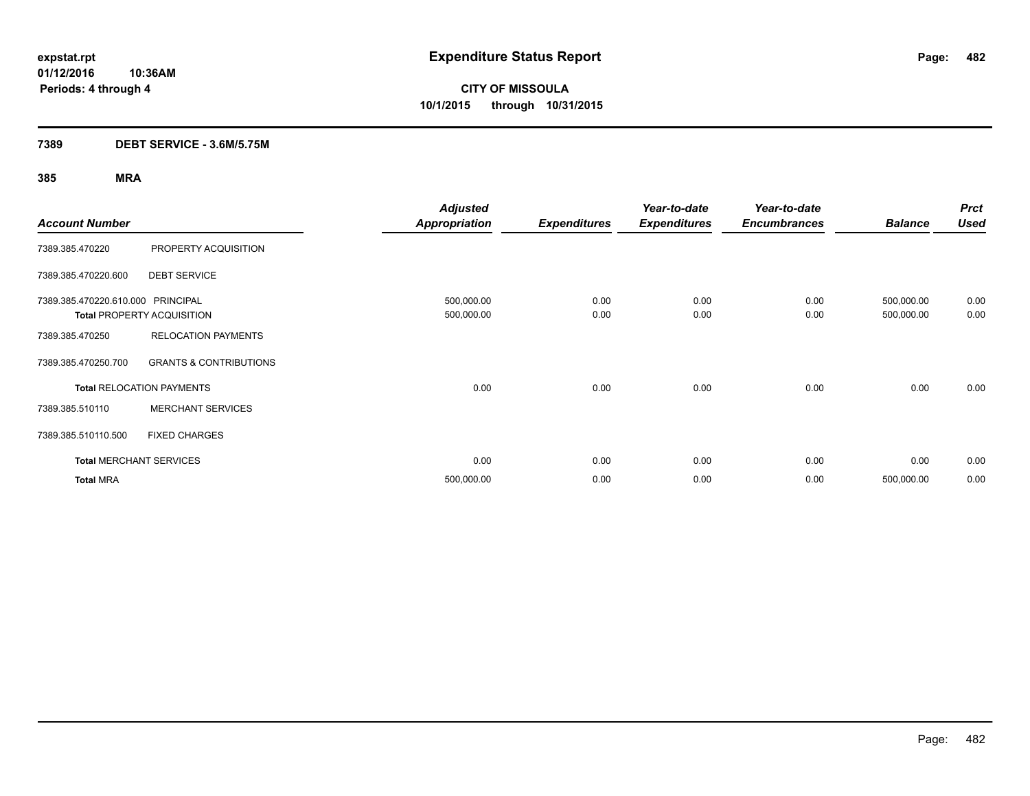**expstat.rpt**
**01/12/2016 10:36AM**
**Periods: 4 through 4**

# Expenditure Status Report

**CITY OF MISSOULA**
**10/1/2015 through 10/31/2015**

## 7389 DEBT SERVICE - 3.6M/5.75M

### 385 MRA

| Account Number | | Adjusted Appropriation | Expenditures | Year-to-date Expenditures | Year-to-date Encumbrances | Balance | Prct Used |
|---|---|---|---|---|---|---|---|
| 7389.385.470220 | PROPERTY ACQUISITION | | | | | | |
| 7389.385.470220.600 | DEBT SERVICE | | | | | | |
| 7389.385.470220.610.000 | PRINCIPAL | 500,000.00 | 0.00 | 0.00 | 0.00 | 500,000.00 | 0.00 |
| **Total** PROPERTY ACQUISITION | | 500,000.00 | 0.00 | 0.00 | 0.00 | 500,000.00 | 0.00 |
| 7389.385.470250 | RELOCATION PAYMENTS | | | | | | |
| 7389.385.470250.700 | GRANTS & CONTRIBUTIONS | | | | | | |
| **Total** RELOCATION PAYMENTS | | 0.00 | 0.00 | 0.00 | 0.00 | 0.00 | 0.00 |
| 7389.385.510110 | MERCHANT SERVICES | | | | | | |
| 7389.385.510110.500 | FIXED CHARGES | | | | | | |
| **Total** MERCHANT SERVICES | | 0.00 | 0.00 | 0.00 | 0.00 | 0.00 | 0.00 |
| **Total** MRA | | 500,000.00 | 0.00 | 0.00 | 0.00 | 500,000.00 | 0.00 |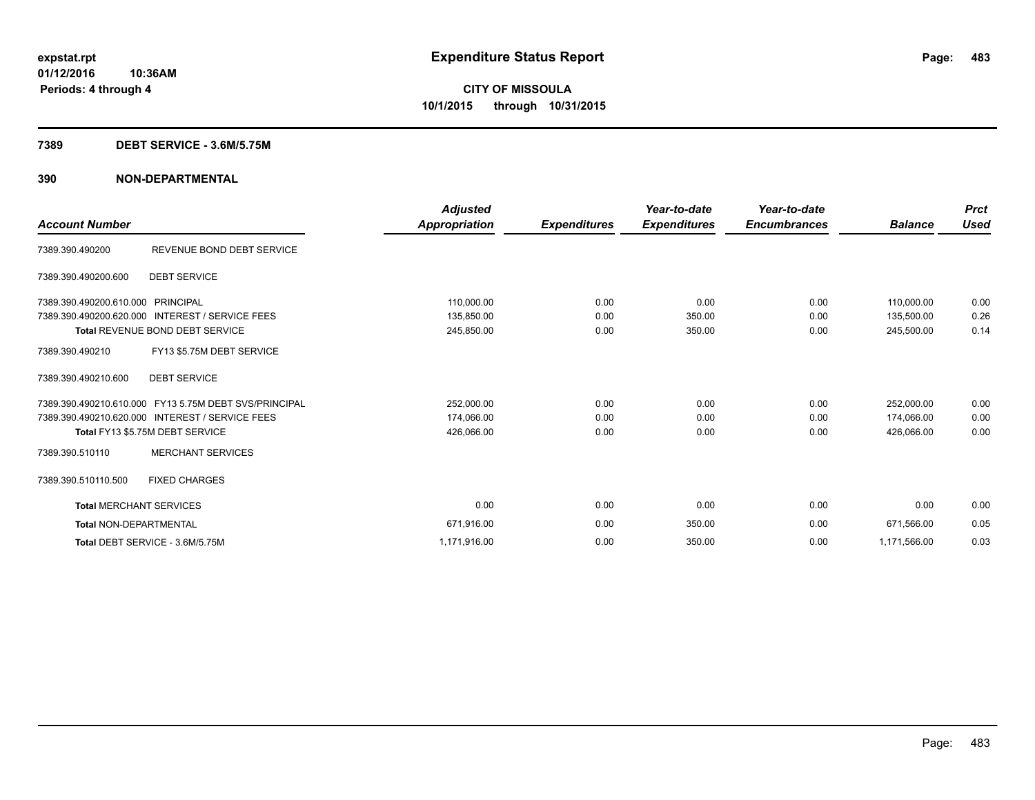**expstat.rpt**
**01/12/2016 10:36AM**
**Periods: 4 through 4**

# Expenditure Status Report

**CITY OF MISSOULA**
**10/1/2015 through 10/31/2015**

## 7389 DEBT SERVICE - 3.6M/5.75M

### 390 NON-DEPARTMENTAL

| Account Number | | Adjusted Appropriation | Expenditures | Year-to-date Expenditures | Year-to-date Encumbrances | Balance | Prct Used |
|---|---|---|---|---|---|---|---|
| 7389.390.490200 | REVENUE BOND DEBT SERVICE | | | | | | |
| 7389.390.490200.600 | DEBT SERVICE | | | | | | |
| 7389.390.490200.610.000 | PRINCIPAL | 110,000.00 | 0.00 | 0.00 | 0.00 | 110,000.00 | 0.00 |
| 7389.390.490200.620.000 | INTEREST / SERVICE FEES | 135,850.00 | 0.00 | 350.00 | 0.00 | 135,500.00 | 0.26 |
| **Total** REVENUE BOND DEBT SERVICE | | 245,850.00 | 0.00 | 350.00 | 0.00 | 245,500.00 | 0.14 |
| 7389.390.490210 | FY13 $5.75M DEBT SERVICE | | | | | | |
| 7389.390.490210.600 | DEBT SERVICE | | | | | | |
| 7389.390.490210.610.000 | FY13 5.75M DEBT SVS/PRINCIPAL | 252,000.00 | 0.00 | 0.00 | 0.00 | 252,000.00 | 0.00 |
| 7389.390.490210.620.000 | INTEREST / SERVICE FEES | 174,066.00 | 0.00 | 0.00 | 0.00 | 174,066.00 | 0.00 |
| **Total** FY13 $5.75M DEBT SERVICE | | 426,066.00 | 0.00 | 0.00 | 0.00 | 426,066.00 | 0.00 |
| 7389.390.510110 | MERCHANT SERVICES | | | | | | |
| 7389.390.510110.500 | FIXED CHARGES | | | | | | |
| **Total** MERCHANT SERVICES | | 0.00 | 0.00 | 0.00 | 0.00 | 0.00 | 0.00 |
| **Total** NON-DEPARTMENTAL | | 671,916.00 | 0.00 | 350.00 | 0.00 | 671,566.00 | 0.05 |
| **Total** DEBT SERVICE - 3.6M/5.75M | | 1,171,916.00 | 0.00 | 350.00 | 0.00 | 1,171,566.00 | 0.03 |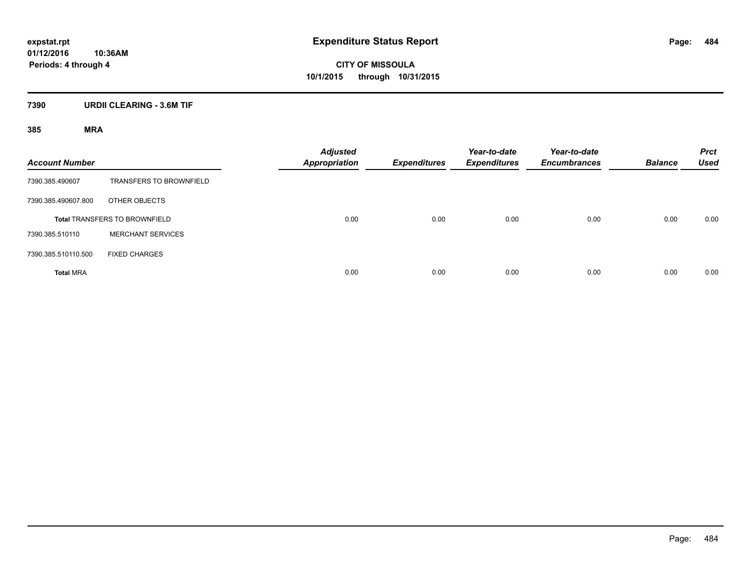expstat.rpt
01/12/2016 10:36AM
Periods: 4 through 4

# Expenditure Status Report

**CITY OF MISSOULA**
**10/1/2015 through 10/31/2015**

## 7390 URDII CLEARING - 3.6M TIF

### 385 MRA

| Account Number | | Adjusted Appropriation | Expenditures | Year-to-date Expenditures | Year-to-date Encumbrances | Balance | Prct Used |
|---|---|---|---|---|---|---|---|
| 7390.385.490607 | TRANSFERS TO BROWNFIELD | | | | | | |
| 7390.385.490607.800 | OTHER OBJECTS | | | | | | |
| **Total** TRANSFERS TO BROWNFIELD | | 0.00 | 0.00 | 0.00 | 0.00 | 0.00 | 0.00 |
| 7390.385.510110 | MERCHANT SERVICES | | | | | | |
| 7390.385.510110.500 | FIXED CHARGES | | | | | | |
| **Total** MRA | | 0.00 | 0.00 | 0.00 | 0.00 | 0.00 | 0.00 |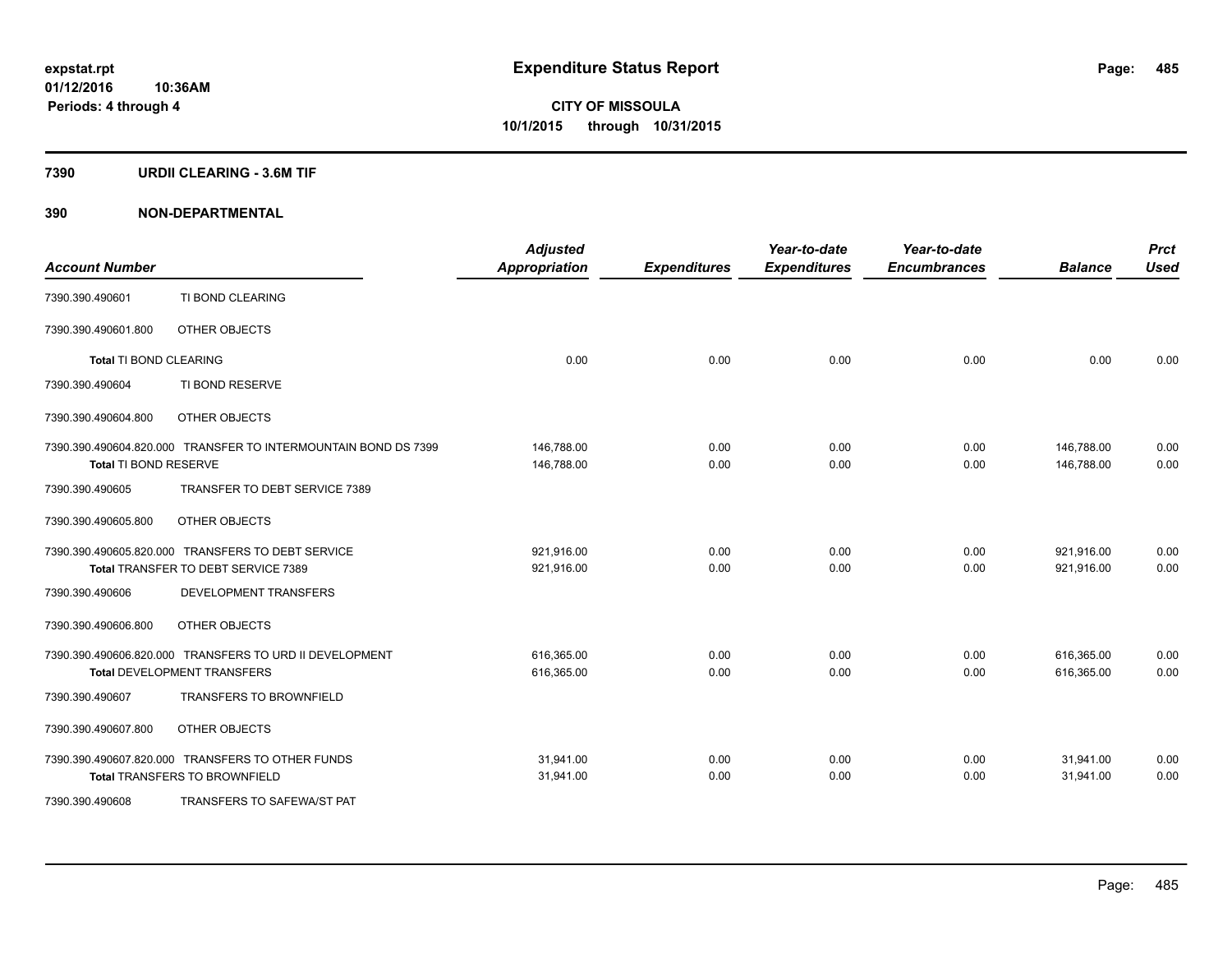**expstat.rpt** 
**01/12/2016 10:36AM** 
**Periods: 4 through 4**

# Expenditure Status Report

**CITY OF MISSOULA** 
**10/1/2015 through 10/31/2015**

## 7390 URDII CLEARING - 3.6M TIF

### 390 NON-DEPARTMENTAL

| Account Number | | Adjusted Appropriation | Expenditures | Year-to-date Expenditures | Year-to-date Encumbrances | Balance | Prct Used |
|---|---|---|---|---|---|---|---|
| 7390.390.490601 | TI BOND CLEARING | | | | | | |
| 7390.390.490601.800 | OTHER OBJECTS | | | | | | |
| **Total** TI BOND CLEARING | | 0.00 | 0.00 | 0.00 | 0.00 | 0.00 | 0.00 |
| 7390.390.490604 | TI BOND RESERVE | | | | | | |
| 7390.390.490604.800 | OTHER OBJECTS | | | | | | |
| 7390.390.490604.820.000 | TRANSFER TO INTERMOUNTAIN BOND DS 7399 | 146,788.00 | 0.00 | 0.00 | 0.00 | 146,788.00 | 0.00 |
| **Total** TI BOND RESERVE | | 146,788.00 | 0.00 | 0.00 | 0.00 | 146,788.00 | 0.00 |
| 7390.390.490605 | TRANSFER TO DEBT SERVICE 7389 | | | | | | |
| 7390.390.490605.800 | OTHER OBJECTS | | | | | | |
| 7390.390.490605.820.000 | TRANSFERS TO DEBT SERVICE | 921,916.00 | 0.00 | 0.00 | 0.00 | 921,916.00 | 0.00 |
| **Total** TRANSFER TO DEBT SERVICE 7389 | | 921,916.00 | 0.00 | 0.00 | 0.00 | 921,916.00 | 0.00 |
| 7390.390.490606 | DEVELOPMENT TRANSFERS | | | | | | |
| 7390.390.490606.800 | OTHER OBJECTS | | | | | | |
| 7390.390.490606.820.000 | TRANSFERS TO URD II DEVELOPMENT | 616,365.00 | 0.00 | 0.00 | 0.00 | 616,365.00 | 0.00 |
| **Total** DEVELOPMENT TRANSFERS | | 616,365.00 | 0.00 | 0.00 | 0.00 | 616,365.00 | 0.00 |
| 7390.390.490607 | TRANSFERS TO BROWNFIELD | | | | | | |
| 7390.390.490607.800 | OTHER OBJECTS | | | | | | |
| 7390.390.490607.820.000 | TRANSFERS TO OTHER FUNDS | 31,941.00 | 0.00 | 0.00 | 0.00 | 31,941.00 | 0.00 |
| **Total** TRANSFERS TO BROWNFIELD | | 31,941.00 | 0.00 | 0.00 | 0.00 | 31,941.00 | 0.00 |
| 7390.390.490608 | TRANSFERS TO SAFEWA/ST PAT | | | | | | |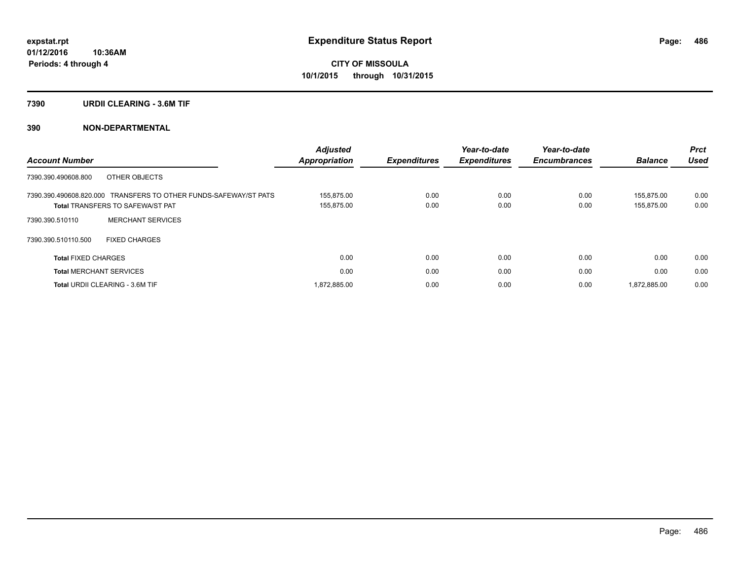# Expenditure Status Report

expstat.rpt
01/12/2016 10:36AM
Periods: 4 through 4

**CITY OF MISSOULA**
**10/1/2015 through 10/31/2015**

## 7390 URDII CLEARING - 3.6M TIF

## 390 NON-DEPARTMENTAL

| Account Number | Adjusted Appropriation | Expenditures | Year-to-date Expenditures | Year-to-date Encumbrances | Balance | Prct Used |
|---|---|---|---|---|---|---|
| 7390.390.490608.800 OTHER OBJECTS | | | | | | |
| 7390.390.490608.820.000 TRANSFERS TO OTHER FUNDS-SAFEWAY/ST PATS | 155,875.00 | 0.00 | 0.00 | 0.00 | 155,875.00 | 0.00 |
| **Total** TRANSFERS TO SAFEWA/ST PAT | 155,875.00 | 0.00 | 0.00 | 0.00 | 155,875.00 | 0.00 |
| 7390.390.510110 MERCHANT SERVICES | | | | | | |
| 7390.390.510110.500 FIXED CHARGES | | | | | | |
| **Total** FIXED CHARGES | 0.00 | 0.00 | 0.00 | 0.00 | 0.00 | 0.00 |
| **Total** MERCHANT SERVICES | 0.00 | 0.00 | 0.00 | 0.00 | 0.00 | 0.00 |
| **Total** URDII CLEARING - 3.6M TIF | 1,872,885.00 | 0.00 | 0.00 | 0.00 | 1,872,885.00 | 0.00 |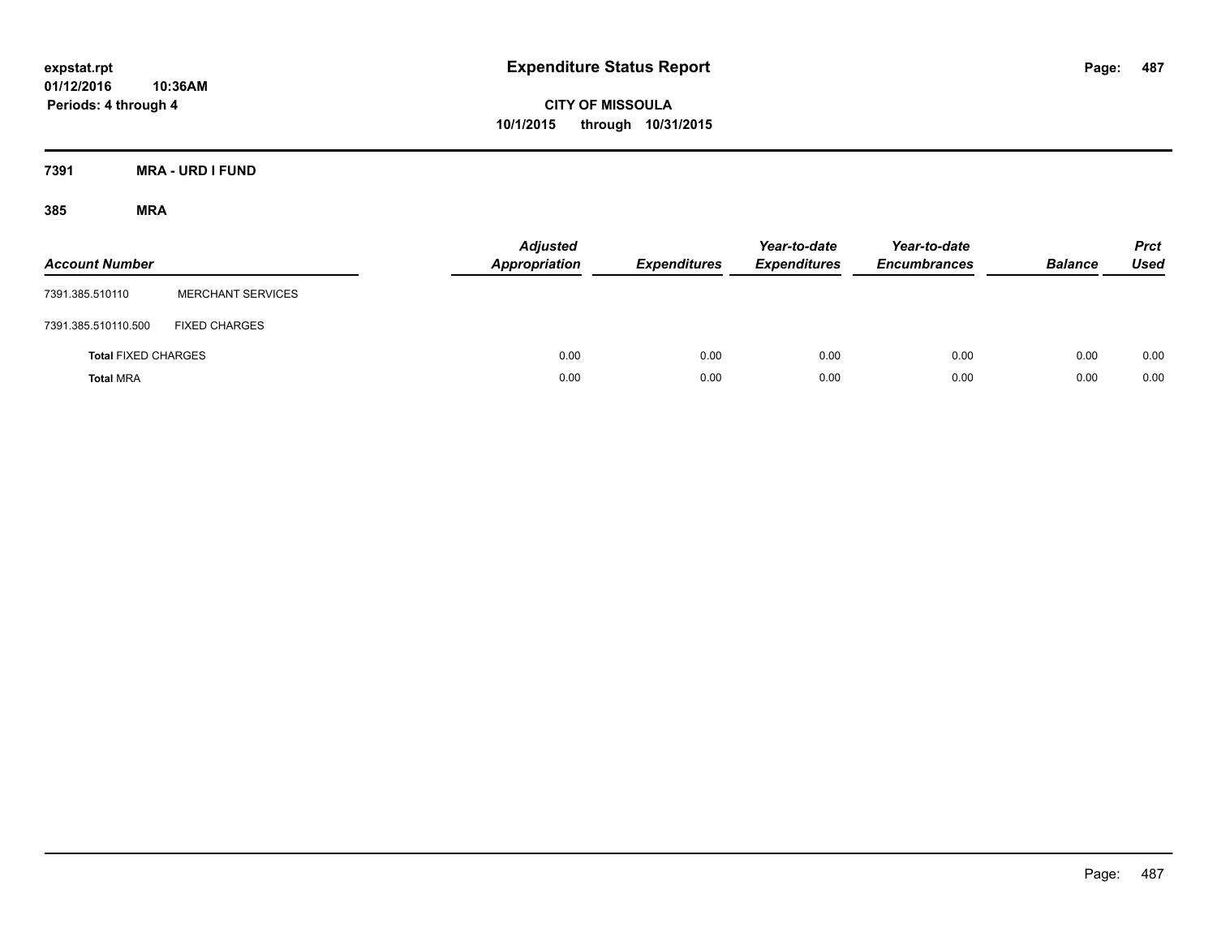# Expenditure Status Report

expstat.rpt
01/12/2016 10:36AM
Periods: 4 through 4

**CITY OF MISSOULA**
**10/1/2015 through 10/31/2015**

## 7391 MRA - URD I FUND

### 385 MRA

| Account Number | | Adjusted Appropriation | Expenditures | Year-to-date Expenditures | Year-to-date Encumbrances | Balance | Prct Used |
|---|---|---|---|---|---|---|---|
| 7391.385.510110 | MERCHANT SERVICES | | | | | | |
| 7391.385.510110.500 | FIXED CHARGES | | | | | | |
| **Total** FIXED CHARGES | | 0.00 | 0.00 | 0.00 | 0.00 | 0.00 | 0.00 |
| **Total** MRA | | 0.00 | 0.00 | 0.00 | 0.00 | 0.00 | 0.00 |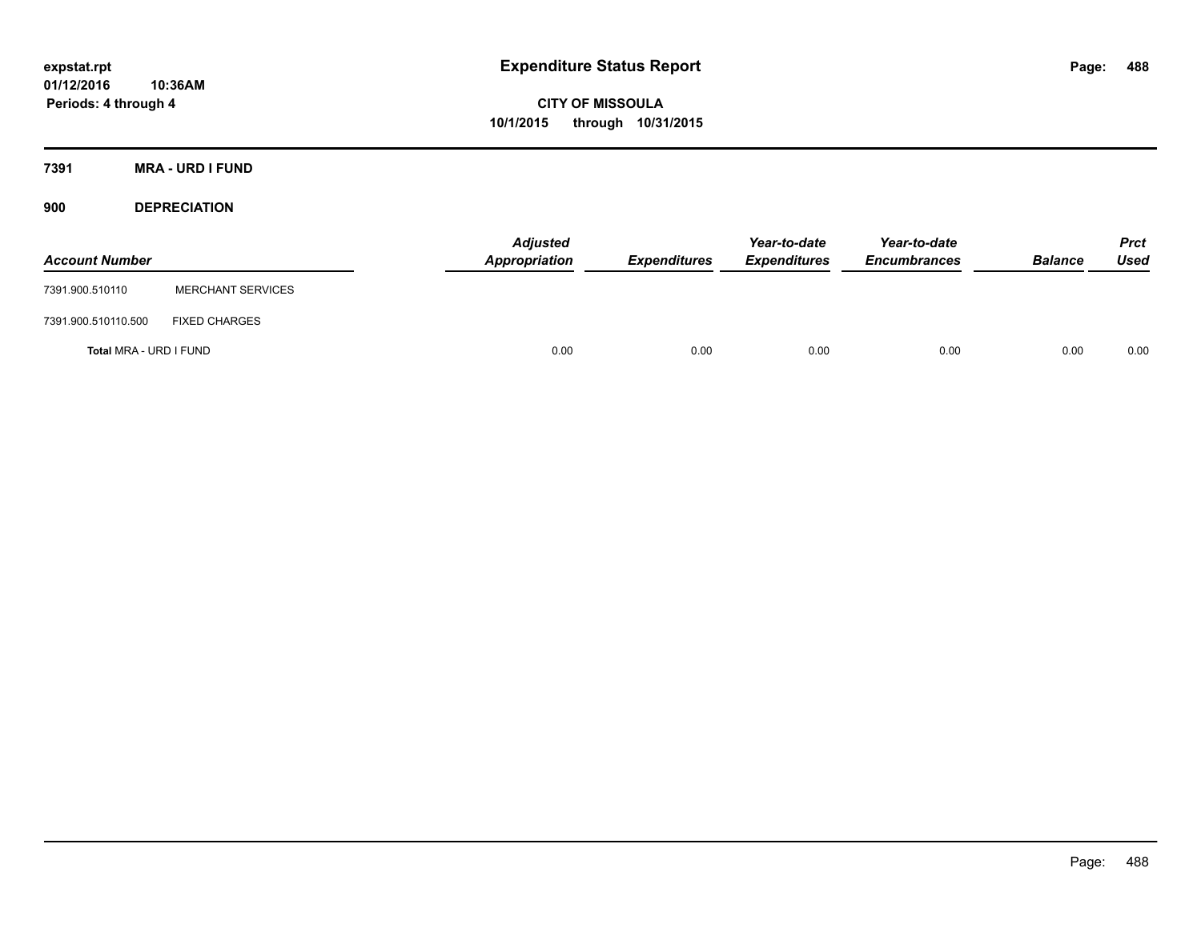# Expenditure Status Report

**CITY OF MISSOULA**

**10/1/2015 through 10/31/2015**

expstat.rpt
01/12/2016 10:36AM
Periods: 4 through 4

## 7391 MRA - URD I FUND

### 900 DEPRECIATION

| Account Number | | Adjusted Appropriation | Expenditures | Year-to-date Expenditures | Year-to-date Encumbrances | Balance | Prct Used |
|---|---|---|---|---|---|---|---|
| 7391.900.510110 | MERCHANT SERVICES | | | | | | |
| 7391.900.510110.500 | FIXED CHARGES | | | | | | |
| **Total** MRA - URD I FUND | | 0.00 | 0.00 | 0.00 | 0.00 | 0.00 | 0.00 |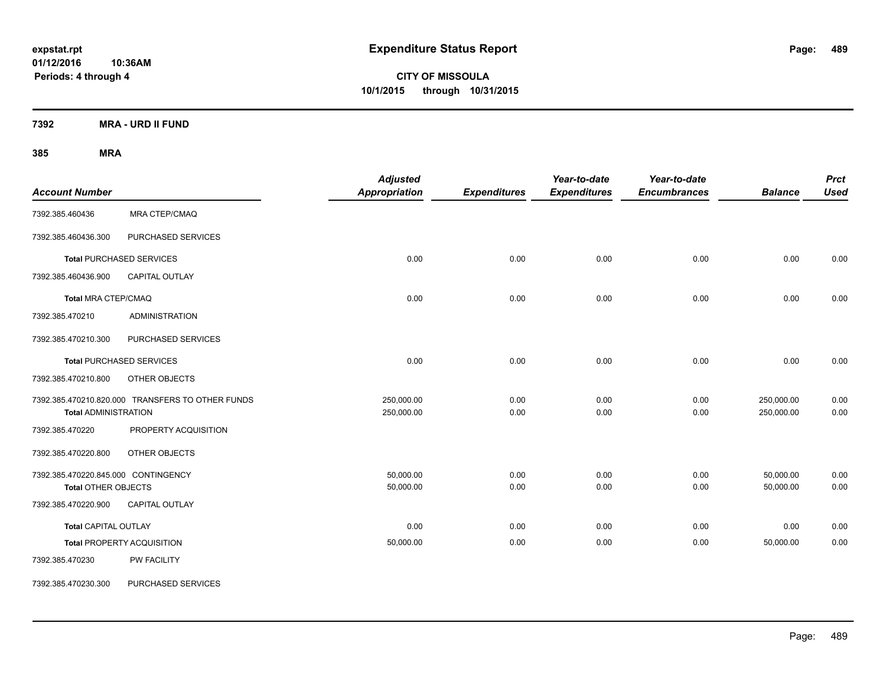# Expenditure Status Report

expstat.rpt
01/12/2016 10:36AM
Periods: 4 through 4

**CITY OF MISSOULA**
**10/1/2015 through 10/31/2015**

## 7392 MRA - URD II FUND

### 385 MRA

| Account Number | | Adjusted Appropriation | Expenditures | Year-to-date Expenditures | Year-to-date Encumbrances | Balance | Prct Used |
|---|---|---|---|---|---|---|---|
| 7392.385.460436 | MRA CTEP/CMAQ | | | | | | |
| 7392.385.460436.300 | PURCHASED SERVICES | | | | | | |
| **Total** PURCHASED SERVICES | | 0.00 | 0.00 | 0.00 | 0.00 | 0.00 | 0.00 |
| 7392.385.460436.900 | CAPITAL OUTLAY | | | | | | |
| **Total** MRA CTEP/CMAQ | | 0.00 | 0.00 | 0.00 | 0.00 | 0.00 | 0.00 |
| 7392.385.470210 | ADMINISTRATION | | | | | | |
| 7392.385.470210.300 | PURCHASED SERVICES | | | | | | |
| **Total** PURCHASED SERVICES | | 0.00 | 0.00 | 0.00 | 0.00 | 0.00 | 0.00 |
| 7392.385.470210.800 | OTHER OBJECTS | | | | | | |
| 7392.385.470210.820.000 | TRANSFERS TO OTHER FUNDS | 250,000.00 | 0.00 | 0.00 | 0.00 | 250,000.00 | 0.00 |
| **Total** ADMINISTRATION | | 250,000.00 | 0.00 | 0.00 | 0.00 | 250,000.00 | 0.00 |
| 7392.385.470220 | PROPERTY ACQUISITION | | | | | | |
| 7392.385.470220.800 | OTHER OBJECTS | | | | | | |
| 7392.385.470220.845.000 | CONTINGENCY | 50,000.00 | 0.00 | 0.00 | 0.00 | 50,000.00 | 0.00 |
| **Total** OTHER OBJECTS | | 50,000.00 | 0.00 | 0.00 | 0.00 | 50,000.00 | 0.00 |
| 7392.385.470220.900 | CAPITAL OUTLAY | | | | | | |
| **Total** CAPITAL OUTLAY | | 0.00 | 0.00 | 0.00 | 0.00 | 0.00 | 0.00 |
| **Total** PROPERTY ACQUISITION | | 50,000.00 | 0.00 | 0.00 | 0.00 | 50,000.00 | 0.00 |
| 7392.385.470230 | PW FACILITY | | | | | | |
| 7392.385.470230.300 | PURCHASED SERVICES | | | | | | |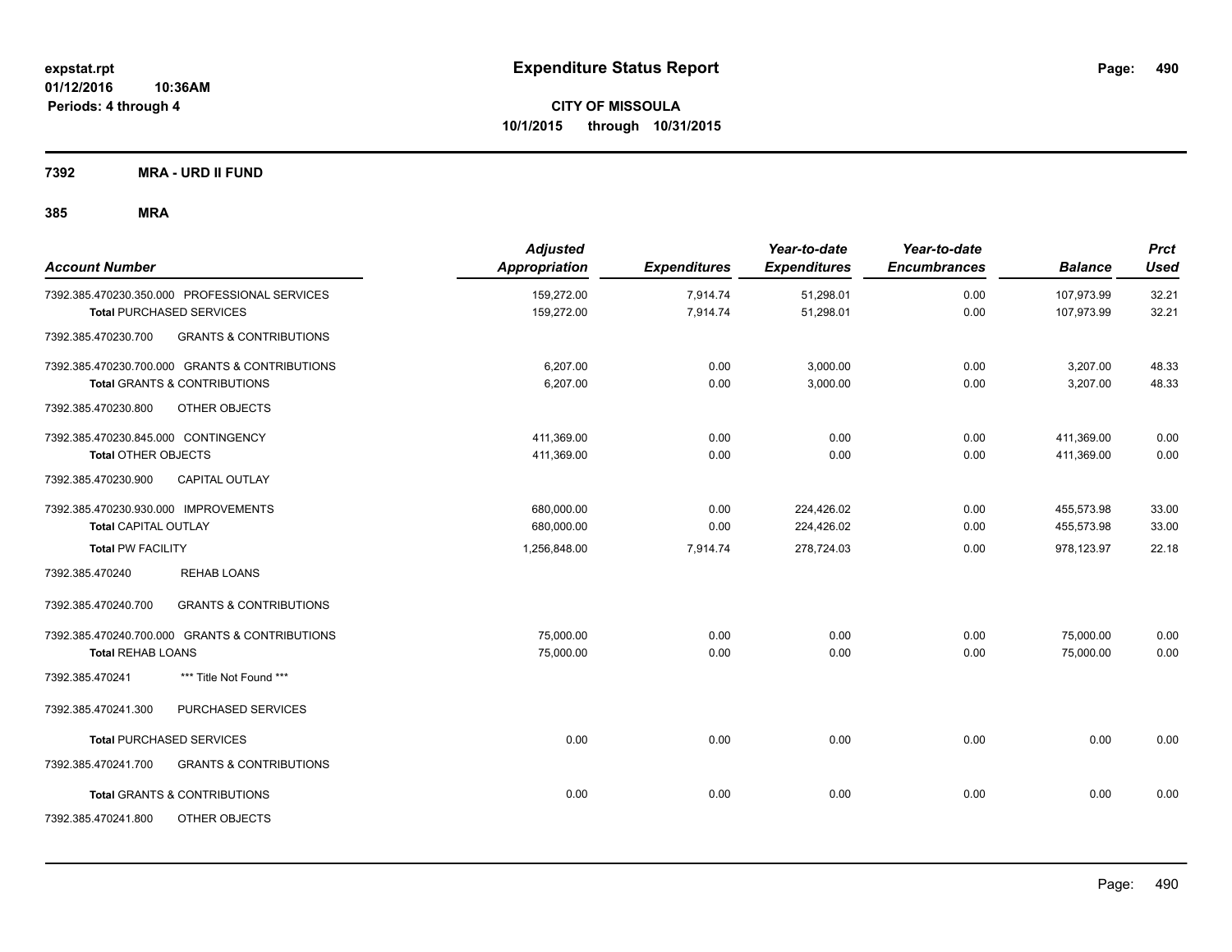# Expenditure Status Report

**CITY OF MISSOULA**
**10/1/2015 through 10/31/2015**

expstat.rpt
01/12/2016 10:36AM
Periods: 4 through 4

## 7392 MRA - URD II FUND

### 385 MRA

| Account Number | | Adjusted Appropriation | Expenditures | Year-to-date Expenditures | Year-to-date Encumbrances | Balance | Prct Used |
|---|---|---|---|---|---|---|---|
| 7392.385.470230.350.000 PROFESSIONAL SERVICES | | 159,272.00 | 7,914.74 | 51,298.01 | 0.00 | 107,973.99 | 32.21 |
| **Total** PURCHASED SERVICES | | 159,272.00 | 7,914.74 | 51,298.01 | 0.00 | 107,973.99 | 32.21 |
| 7392.385.470230.700 | GRANTS & CONTRIBUTIONS | | | | | | |
| 7392.385.470230.700.000 GRANTS & CONTRIBUTIONS | | 6,207.00 | 0.00 | 3,000.00 | 0.00 | 3,207.00 | 48.33 |
| **Total** GRANTS & CONTRIBUTIONS | | 6,207.00 | 0.00 | 3,000.00 | 0.00 | 3,207.00 | 48.33 |
| 7392.385.470230.800 | OTHER OBJECTS | | | | | | |
| 7392.385.470230.845.000 CONTINGENCY | | 411,369.00 | 0.00 | 0.00 | 0.00 | 411,369.00 | 0.00 |
| **Total** OTHER OBJECTS | | 411,369.00 | 0.00 | 0.00 | 0.00 | 411,369.00 | 0.00 |
| 7392.385.470230.900 | CAPITAL OUTLAY | | | | | | |
| 7392.385.470230.930.000 IMPROVEMENTS | | 680,000.00 | 0.00 | 224,426.02 | 0.00 | 455,573.98 | 33.00 |
| **Total** CAPITAL OUTLAY | | 680,000.00 | 0.00 | 224,426.02 | 0.00 | 455,573.98 | 33.00 |
| **Total PW FACILITY** | | 1,256,848.00 | 7,914.74 | 278,724.03 | 0.00 | 978,123.97 | 22.18 |
| 7392.385.470240 | REHAB LOANS | | | | | | |
| 7392.385.470240.700 | GRANTS & CONTRIBUTIONS | | | | | | |
| 7392.385.470240.700.000 GRANTS & CONTRIBUTIONS | | 75,000.00 | 0.00 | 0.00 | 0.00 | 75,000.00 | 0.00 |
| **Total** REHAB LOANS | | 75,000.00 | 0.00 | 0.00 | 0.00 | 75,000.00 | 0.00 |
| 7392.385.470241 | *** Title Not Found *** | | | | | | |
| 7392.385.470241.300 | PURCHASED SERVICES | | | | | | |
| **Total** PURCHASED SERVICES | | 0.00 | 0.00 | 0.00 | 0.00 | 0.00 | 0.00 |
| 7392.385.470241.700 | GRANTS & CONTRIBUTIONS | | | | | | |
| **Total** GRANTS & CONTRIBUTIONS | | 0.00 | 0.00 | 0.00 | 0.00 | 0.00 | 0.00 |
| 7392.385.470241.800 | OTHER OBJECTS | | | | | | |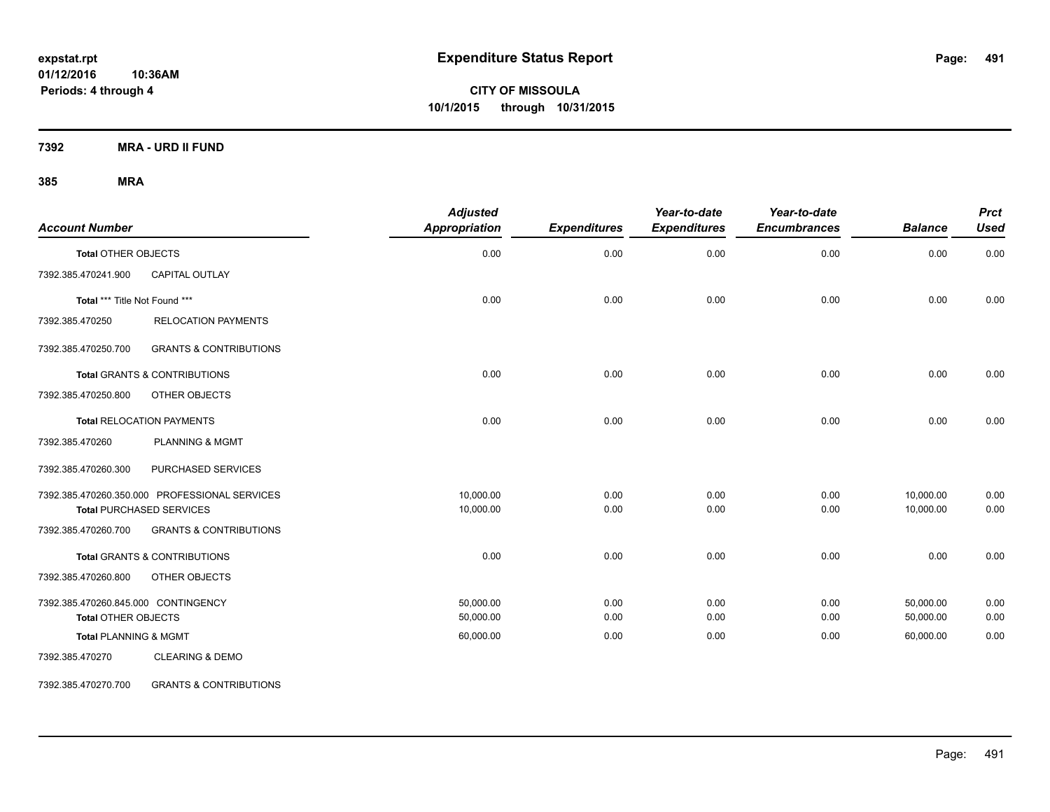**Expenditure Status Report**

**CITY OF MISSOULA**
**10/1/2015 through 10/31/2015**

expstat.rpt
01/12/2016 10:36AM
Periods: 4 through 4

**7392 MRA - URD II FUND**

**385 MRA**

| Account Number | | Adjusted Appropriation | Expenditures | Year-to-date Expenditures | Year-to-date Encumbrances | Balance | Prct Used |
|---|---|---|---|---|---|---|---|
| **Total** OTHER OBJECTS | | 0.00 | 0.00 | 0.00 | 0.00 | 0.00 | 0.00 |
| 7392.385.470241.900 | CAPITAL OUTLAY | | | | | | |
| **Total** *** Title Not Found *** | | 0.00 | 0.00 | 0.00 | 0.00 | 0.00 | 0.00 |
| 7392.385.470250 | RELOCATION PAYMENTS | | | | | | |
| 7392.385.470250.700 | GRANTS & CONTRIBUTIONS | | | | | | |
| **Total** GRANTS & CONTRIBUTIONS | | 0.00 | 0.00 | 0.00 | 0.00 | 0.00 | 0.00 |
| 7392.385.470250.800 | OTHER OBJECTS | | | | | | |
| **Total** RELOCATION PAYMENTS | | 0.00 | 0.00 | 0.00 | 0.00 | 0.00 | 0.00 |
| 7392.385.470260 | PLANNING & MGMT | | | | | | |
| 7392.385.470260.300 | PURCHASED SERVICES | | | | | | |
| 7392.385.470260.350.000 | PROFESSIONAL SERVICES | 10,000.00 | 0.00 | 0.00 | 0.00 | 10,000.00 | 0.00 |
| **Total** PURCHASED SERVICES | | 10,000.00 | 0.00 | 0.00 | 0.00 | 10,000.00 | 0.00 |
| 7392.385.470260.700 | GRANTS & CONTRIBUTIONS | | | | | | |
| **Total** GRANTS & CONTRIBUTIONS | | 0.00 | 0.00 | 0.00 | 0.00 | 0.00 | 0.00 |
| 7392.385.470260.800 | OTHER OBJECTS | | | | | | |
| 7392.385.470260.845.000 | CONTINGENCY | 50,000.00 | 0.00 | 0.00 | 0.00 | 50,000.00 | 0.00 |
| **Total** OTHER OBJECTS | | 50,000.00 | 0.00 | 0.00 | 0.00 | 50,000.00 | 0.00 |
| **Total** PLANNING & MGMT | | 60,000.00 | 0.00 | 0.00 | 0.00 | 60,000.00 | 0.00 |
| 7392.385.470270 | CLEARING & DEMO | | | | | | |
| 7392.385.470270.700 | GRANTS & CONTRIBUTIONS | | | | | | |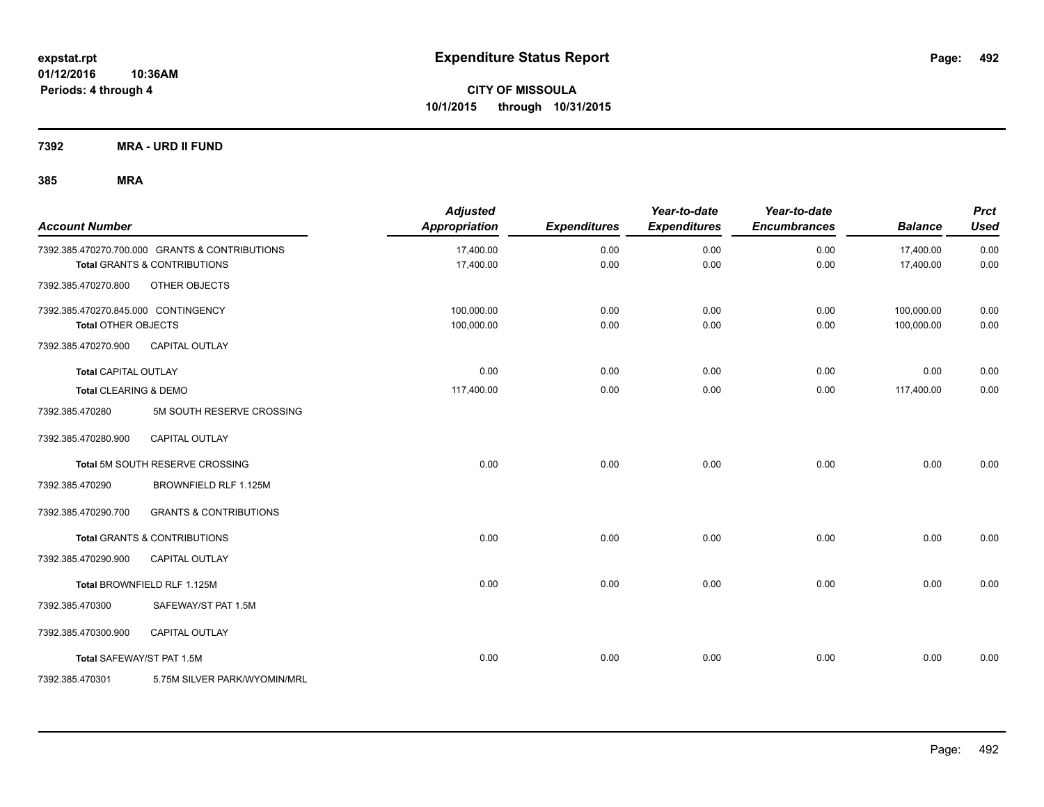# Expenditure Status Report

expstat.rpt
01/12/2016 10:36AM
Periods: 4 through 4

**CITY OF MISSOULA**
**10/1/2015 through 10/31/2015**

**7392 MRA - URD II FUND**

**385 MRA**

| Account Number | | Adjusted Appropriation | Expenditures | Year-to-date Expenditures | Year-to-date Encumbrances | Balance | Prct Used |
|---|---|---|---|---|---|---|---|
| 7392.385.470270.700.000 | GRANTS & CONTRIBUTIONS | 17,400.00 | 0.00 | 0.00 | 0.00 | 17,400.00 | 0.00 |
| **Total** GRANTS & CONTRIBUTIONS | | 17,400.00 | 0.00 | 0.00 | 0.00 | 17,400.00 | 0.00 |
| 7392.385.470270.800 | OTHER OBJECTS | | | | | | |
| 7392.385.470270.845.000 | CONTINGENCY | 100,000.00 | 0.00 | 0.00 | 0.00 | 100,000.00 | 0.00 |
| **Total** OTHER OBJECTS | | 100,000.00 | 0.00 | 0.00 | 0.00 | 100,000.00 | 0.00 |
| 7392.385.470270.900 | CAPITAL OUTLAY | | | | | | |
| **Total** CAPITAL OUTLAY | | 0.00 | 0.00 | 0.00 | 0.00 | 0.00 | 0.00 |
| **Total** CLEARING & DEMO | | 117,400.00 | 0.00 | 0.00 | 0.00 | 117,400.00 | 0.00 |
| 7392.385.470280 | 5M SOUTH RESERVE CROSSING | | | | | | |
| 7392.385.470280.900 | CAPITAL OUTLAY | | | | | | |
| **Total** 5M SOUTH RESERVE CROSSING | | 0.00 | 0.00 | 0.00 | 0.00 | 0.00 | 0.00 |
| 7392.385.470290 | BROWNFIELD RLF 1.125M | | | | | | |
| 7392.385.470290.700 | GRANTS & CONTRIBUTIONS | | | | | | |
| **Total** GRANTS & CONTRIBUTIONS | | 0.00 | 0.00 | 0.00 | 0.00 | 0.00 | 0.00 |
| 7392.385.470290.900 | CAPITAL OUTLAY | | | | | | |
| **Total** BROWNFIELD RLF 1.125M | | 0.00 | 0.00 | 0.00 | 0.00 | 0.00 | 0.00 |
| 7392.385.470300 | SAFEWAY/ST PAT 1.5M | | | | | | |
| 7392.385.470300.900 | CAPITAL OUTLAY | | | | | | |
| **Total** SAFEWAY/ST PAT 1.5M | | 0.00 | 0.00 | 0.00 | 0.00 | 0.00 | 0.00 |
| 7392.385.470301 | 5.75M SILVER PARK/WYOMIN/MRL | | | | | | |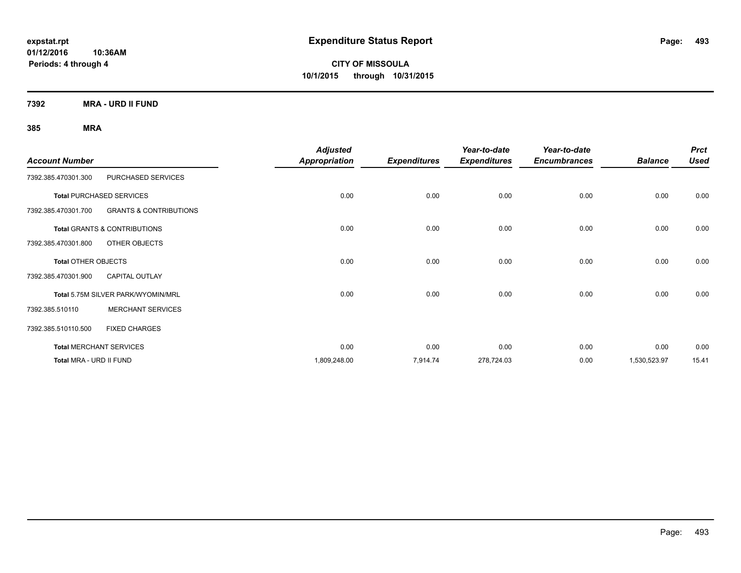# Expenditure Status Report

**CITY OF MISSOULA**
**10/1/2015 through 10/31/2015**

expstat.rpt
01/12/2016 10:36AM
Periods: 4 through 4

**7392 MRA - URD II FUND**

**385 MRA**

| Account Number | | Adjusted Appropriation | Expenditures | Year-to-date Expenditures | Year-to-date Encumbrances | Balance | Prct Used |
|---|---|---|---|---|---|---|---|
| 7392.385.470301.300 | PURCHASED SERVICES | | | | | | |
| **Total** PURCHASED SERVICES | | 0.00 | 0.00 | 0.00 | 0.00 | 0.00 | 0.00 |
| 7392.385.470301.700 | GRANTS & CONTRIBUTIONS | | | | | | |
| **Total** GRANTS & CONTRIBUTIONS | | 0.00 | 0.00 | 0.00 | 0.00 | 0.00 | 0.00 |
| 7392.385.470301.800 | OTHER OBJECTS | | | | | | |
| **Total** OTHER OBJECTS | | 0.00 | 0.00 | 0.00 | 0.00 | 0.00 | 0.00 |
| 7392.385.470301.900 | CAPITAL OUTLAY | | | | | | |
| **Total** 5.75M SILVER PARK/WYOMIN/MRL | | 0.00 | 0.00 | 0.00 | 0.00 | 0.00 | 0.00 |
| 7392.385.510110 | MERCHANT SERVICES | | | | | | |
| 7392.385.510110.500 | FIXED CHARGES | | | | | | |
| **Total** MERCHANT SERVICES | | 0.00 | 0.00 | 0.00 | 0.00 | 0.00 | 0.00 |
| **Total** MRA - URD II FUND | | 1,809,248.00 | 7,914.74 | 278,724.03 | 0.00 | 1,530,523.97 | 15.41 |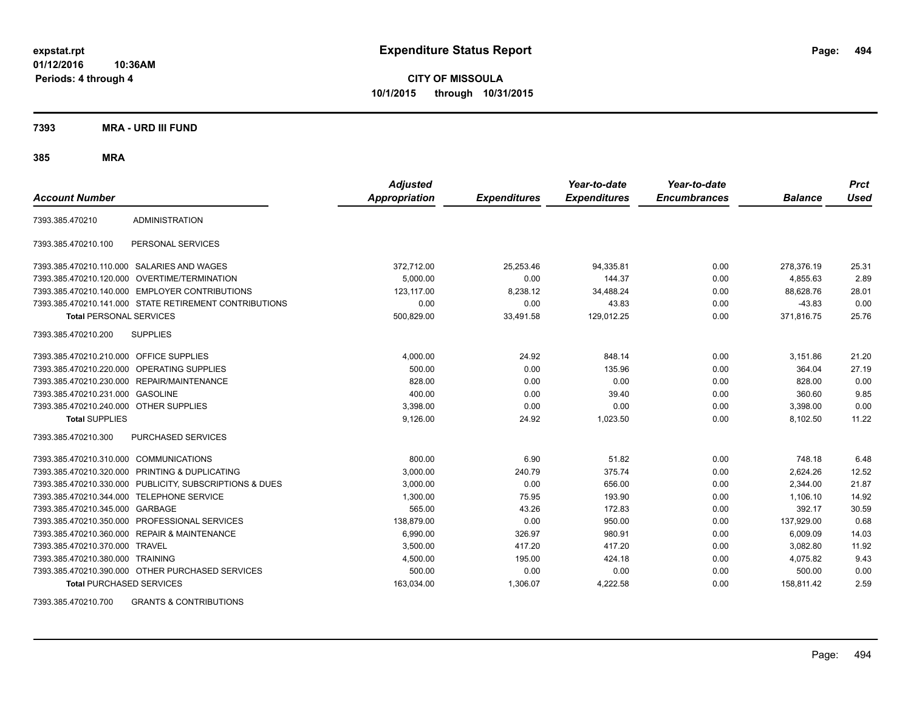**expstat.rpt**
**01/12/2016 10:36AM**
**Periods: 4 through 4**

# Expenditure Status Report

**CITY OF MISSOULA**
**10/1/2015 through 10/31/2015**

## 7393 MRA - URD III FUND

### 385 MRA

| Account Number | | Adjusted Appropriation | Expenditures | Year-to-date Expenditures | Year-to-date Encumbrances | Balance | Prct Used |
|---|---|---|---|---|---|---|---|
| 7393.385.470210 | ADMINISTRATION | | | | | | |
| 7393.385.470210.100 | PERSONAL SERVICES | | | | | | |
| 7393.385.470210.110.000 | SALARIES AND WAGES | 372,712.00 | 25,253.46 | 94,335.81 | 0.00 | 278,376.19 | 25.31 |
| 7393.385.470210.120.000 | OVERTIME/TERMINATION | 5,000.00 | 0.00 | 144.37 | 0.00 | 4,855.63 | 2.89 |
| 7393.385.470210.140.000 | EMPLOYER CONTRIBUTIONS | 123,117.00 | 8,238.12 | 34,488.24 | 0.00 | 88,628.76 | 28.01 |
| 7393.385.470210.141.000 | STATE RETIREMENT CONTRIBUTIONS | 0.00 | 0.00 | 43.83 | 0.00 | -43.83 | 0.00 |
| **Total** PERSONAL SERVICES | | 500,829.00 | 33,491.58 | 129,012.25 | 0.00 | 371,816.75 | 25.76 |
| 7393.385.470210.200 | SUPPLIES | | | | | | |
| 7393.385.470210.210.000 | OFFICE SUPPLIES | 4,000.00 | 24.92 | 848.14 | 0.00 | 3,151.86 | 21.20 |
| 7393.385.470210.220.000 | OPERATING SUPPLIES | 500.00 | 0.00 | 135.96 | 0.00 | 364.04 | 27.19 |
| 7393.385.470210.230.000 | REPAIR/MAINTENANCE | 828.00 | 0.00 | 0.00 | 0.00 | 828.00 | 0.00 |
| 7393.385.470210.231.000 | GASOLINE | 400.00 | 0.00 | 39.40 | 0.00 | 360.60 | 9.85 |
| 7393.385.470210.240.000 | OTHER SUPPLIES | 3,398.00 | 0.00 | 0.00 | 0.00 | 3,398.00 | 0.00 |
| **Total** SUPPLIES | | 9,126.00 | 24.92 | 1,023.50 | 0.00 | 8,102.50 | 11.22 |
| 7393.385.470210.300 | PURCHASED SERVICES | | | | | | |
| 7393.385.470210.310.000 | COMMUNICATIONS | 800.00 | 6.90 | 51.82 | 0.00 | 748.18 | 6.48 |
| 7393.385.470210.320.000 | PRINTING & DUPLICATING | 3,000.00 | 240.79 | 375.74 | 0.00 | 2,624.26 | 12.52 |
| 7393.385.470210.330.000 | PUBLICITY, SUBSCRIPTIONS & DUES | 3,000.00 | 0.00 | 656.00 | 0.00 | 2,344.00 | 21.87 |
| 7393.385.470210.344.000 | TELEPHONE SERVICE | 1,300.00 | 75.95 | 193.90 | 0.00 | 1,106.10 | 14.92 |
| 7393.385.470210.345.000 | GARBAGE | 565.00 | 43.26 | 172.83 | 0.00 | 392.17 | 30.59 |
| 7393.385.470210.350.000 | PROFESSIONAL SERVICES | 138,879.00 | 0.00 | 950.00 | 0.00 | 137,929.00 | 0.68 |
| 7393.385.470210.360.000 | REPAIR & MAINTENANCE | 6,990.00 | 326.97 | 980.91 | 0.00 | 6,009.09 | 14.03 |
| 7393.385.470210.370.000 | TRAVEL | 3,500.00 | 417.20 | 417.20 | 0.00 | 3,082.80 | 11.92 |
| 7393.385.470210.380.000 | TRAINING | 4,500.00 | 195.00 | 424.18 | 0.00 | 4,075.82 | 9.43 |
| 7393.385.470210.390.000 | OTHER PURCHASED SERVICES | 500.00 | 0.00 | 0.00 | 0.00 | 500.00 | 0.00 |
| **Total** PURCHASED SERVICES | | 163,034.00 | 1,306.07 | 4,222.58 | 0.00 | 158,811.42 | 2.59 |
| 7393.385.470210.700 | GRANTS & CONTRIBUTIONS | | | | | | |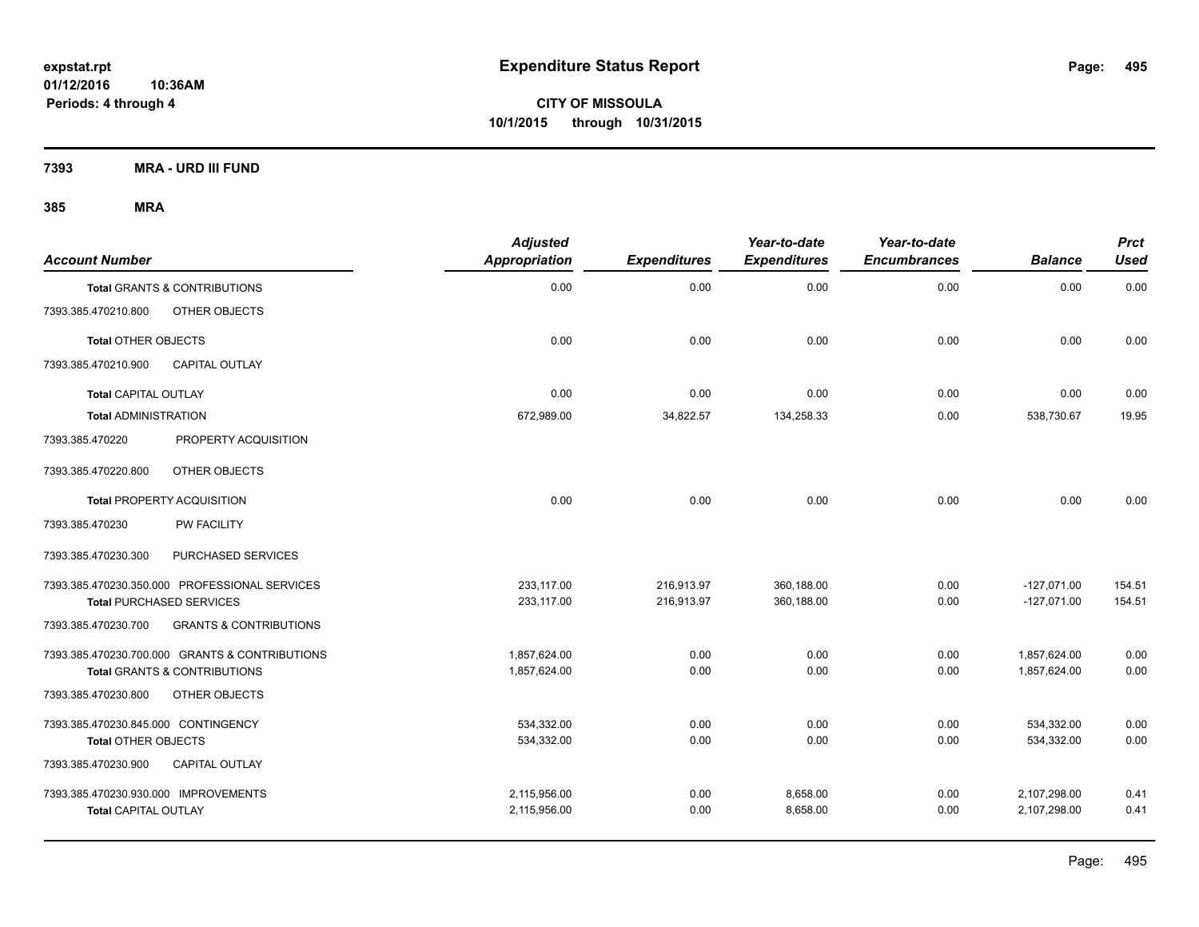# Expenditure Status Report

**CITY OF MISSOULA**
**10/1/2015 through 10/31/2015**

expstat.rpt
01/12/2016 10:36AM
Periods: 4 through 4

**7393 MRA - URD III FUND**

**385 MRA**

| Account Number | | Adjusted Appropriation | Expenditures | Year-to-date Expenditures | Year-to-date Encumbrances | Balance | Prct Used |
|---|---|---|---|---|---|---|---|
| **Total** GRANTS & CONTRIBUTIONS | | 0.00 | 0.00 | 0.00 | 0.00 | 0.00 | 0.00 |
| 7393.385.470210.800 | OTHER OBJECTS | | | | | | |
| **Total** OTHER OBJECTS | | 0.00 | 0.00 | 0.00 | 0.00 | 0.00 | 0.00 |
| 7393.385.470210.900 | CAPITAL OUTLAY | | | | | | |
| **Total** CAPITAL OUTLAY | | 0.00 | 0.00 | 0.00 | 0.00 | 0.00 | 0.00 |
| **Total** ADMINISTRATION | | 672,989.00 | 34,822.57 | 134,258.33 | 0.00 | 538,730.67 | 19.95 |
| 7393.385.470220 | PROPERTY ACQUISITION | | | | | | |
| 7393.385.470220.800 | OTHER OBJECTS | | | | | | |
| **Total** PROPERTY ACQUISITION | | 0.00 | 0.00 | 0.00 | 0.00 | 0.00 | 0.00 |
| 7393.385.470230 | PW FACILITY | | | | | | |
| 7393.385.470230.300 | PURCHASED SERVICES | | | | | | |
| 7393.385.470230.350.000 | PROFESSIONAL SERVICES | 233,117.00 | 216,913.97 | 360,188.00 | 0.00 | -127,071.00 | 154.51 |
| **Total** PURCHASED SERVICES | | 233,117.00 | 216,913.97 | 360,188.00 | 0.00 | -127,071.00 | 154.51 |
| 7393.385.470230.700 | GRANTS & CONTRIBUTIONS | | | | | | |
| 7393.385.470230.700.000 | GRANTS & CONTRIBUTIONS | 1,857,624.00 | 0.00 | 0.00 | 0.00 | 1,857,624.00 | 0.00 |
| **Total** GRANTS & CONTRIBUTIONS | | 1,857,624.00 | 0.00 | 0.00 | 0.00 | 1,857,624.00 | 0.00 |
| 7393.385.470230.800 | OTHER OBJECTS | | | | | | |
| 7393.385.470230.845.000 | CONTINGENCY | 534,332.00 | 0.00 | 0.00 | 0.00 | 534,332.00 | 0.00 |
| **Total** OTHER OBJECTS | | 534,332.00 | 0.00 | 0.00 | 0.00 | 534,332.00 | 0.00 |
| 7393.385.470230.900 | CAPITAL OUTLAY | | | | | | |
| 7393.385.470230.930.000 | IMPROVEMENTS | 2,115,956.00 | 0.00 | 8,658.00 | 0.00 | 2,107,298.00 | 0.41 |
| **Total** CAPITAL OUTLAY | | 2,115,956.00 | 0.00 | 8,658.00 | 0.00 | 2,107,298.00 | 0.41 |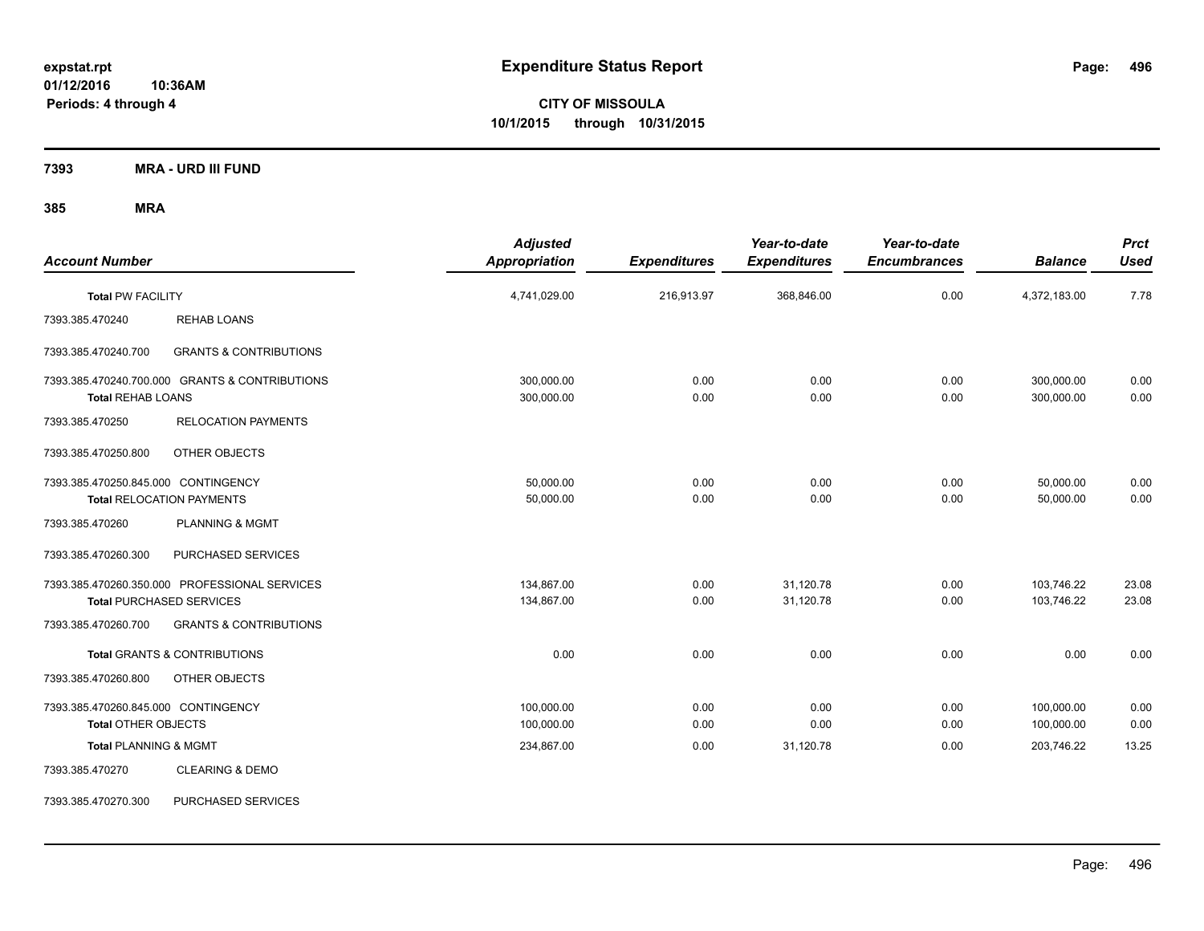**expstat.rpt**
**01/12/2016 10:36AM**
**Periods: 4 through 4**

# Expenditure Status Report

**CITY OF MISSOULA**
**10/1/2015 through 10/31/2015**

**7393 MRA - URD III FUND**

**385 MRA**

| Account Number | | Adjusted Appropriation | Expenditures | Year-to-date Expenditures | Year-to-date Encumbrances | Balance | Prct Used |
|---|---|---|---|---|---|---|---|
| **Total** PW FACILITY | | 4,741,029.00 | 216,913.97 | 368,846.00 | 0.00 | 4,372,183.00 | 7.78 |
| 7393.385.470240 | REHAB LOANS | | | | | | |
| 7393.385.470240.700 | GRANTS & CONTRIBUTIONS | | | | | | |
| 7393.385.470240.700.000 GRANTS & CONTRIBUTIONS | | 300,000.00 | 0.00 | 0.00 | 0.00 | 300,000.00 | 0.00 |
| **Total** REHAB LOANS | | 300,000.00 | 0.00 | 0.00 | 0.00 | 300,000.00 | 0.00 |
| 7393.385.470250 | RELOCATION PAYMENTS | | | | | | |
| 7393.385.470250.800 | OTHER OBJECTS | | | | | | |
| 7393.385.470250.845.000 CONTINGENCY | | 50,000.00 | 0.00 | 0.00 | 0.00 | 50,000.00 | 0.00 |
| **Total** RELOCATION PAYMENTS | | 50,000.00 | 0.00 | 0.00 | 0.00 | 50,000.00 | 0.00 |
| 7393.385.470260 | PLANNING & MGMT | | | | | | |
| 7393.385.470260.300 | PURCHASED SERVICES | | | | | | |
| 7393.385.470260.350.000 PROFESSIONAL SERVICES | | 134,867.00 | 0.00 | 31,120.78 | 0.00 | 103,746.22 | 23.08 |
| **Total** PURCHASED SERVICES | | 134,867.00 | 0.00 | 31,120.78 | 0.00 | 103,746.22 | 23.08 |
| 7393.385.470260.700 | GRANTS & CONTRIBUTIONS | | | | | | |
| **Total** GRANTS & CONTRIBUTIONS | | 0.00 | 0.00 | 0.00 | 0.00 | 0.00 | 0.00 |
| 7393.385.470260.800 | OTHER OBJECTS | | | | | | |
| 7393.385.470260.845.000 CONTINGENCY | | 100,000.00 | 0.00 | 0.00 | 0.00 | 100,000.00 | 0.00 |
| **Total** OTHER OBJECTS | | 100,000.00 | 0.00 | 0.00 | 0.00 | 100,000.00 | 0.00 |
| **Total** PLANNING & MGMT | | 234,867.00 | 0.00 | 31,120.78 | 0.00 | 203,746.22 | 13.25 |
| 7393.385.470270 | CLEARING & DEMO | | | | | | |
| 7393.385.470270.300 | PURCHASED SERVICES | | | | | | |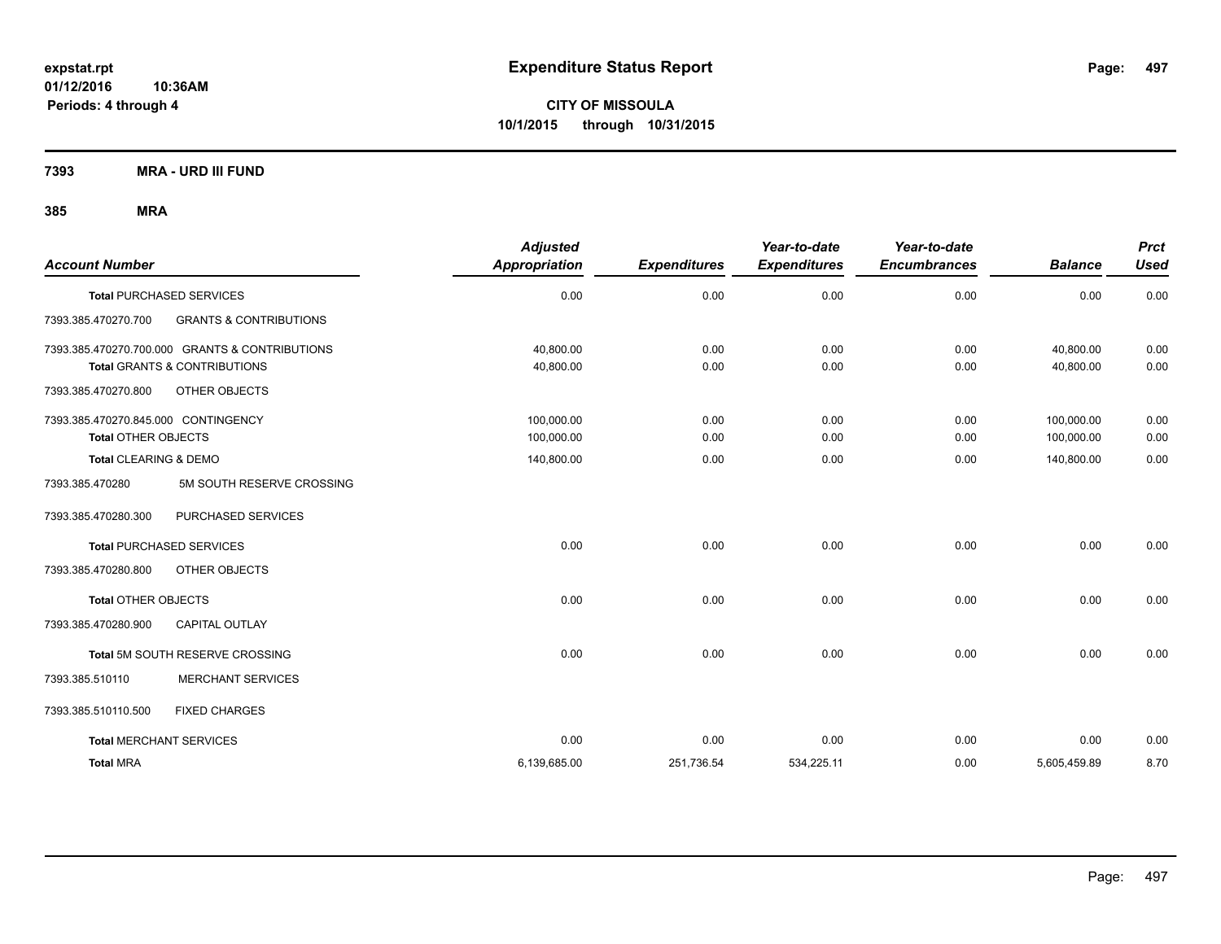# Expenditure Status Report

**CITY OF MISSOULA**
**10/1/2015 through 10/31/2015**

expstat.rpt
01/12/2016 10:36AM
Periods: 4 through 4

**7393 MRA - URD III FUND**

**385 MRA**

| Account Number | | Adjusted Appropriation | Expenditures | Year-to-date Expenditures | Year-to-date Encumbrances | Balance | Prct Used |
|---|---|---|---|---|---|---|---|
| **Total** PURCHASED SERVICES | | 0.00 | 0.00 | 0.00 | 0.00 | 0.00 | 0.00 |
| 7393.385.470270.700 | GRANTS & CONTRIBUTIONS | | | | | | |
| 7393.385.470270.700.000 GRANTS & CONTRIBUTIONS | | 40,800.00 | 0.00 | 0.00 | 0.00 | 40,800.00 | 0.00 |
| **Total** GRANTS & CONTRIBUTIONS | | 40,800.00 | 0.00 | 0.00 | 0.00 | 40,800.00 | 0.00 |
| 7393.385.470270.800 | OTHER OBJECTS | | | | | | |
| 7393.385.470270.845.000 CONTINGENCY | | 100,000.00 | 0.00 | 0.00 | 0.00 | 100,000.00 | 0.00 |
| **Total** OTHER OBJECTS | | 100,000.00 | 0.00 | 0.00 | 0.00 | 100,000.00 | 0.00 |
| **Total** CLEARING & DEMO | | 140,800.00 | 0.00 | 0.00 | 0.00 | 140,800.00 | 0.00 |
| 7393.385.470280 | 5M SOUTH RESERVE CROSSING | | | | | | |
| 7393.385.470280.300 | PURCHASED SERVICES | | | | | | |
| **Total** PURCHASED SERVICES | | 0.00 | 0.00 | 0.00 | 0.00 | 0.00 | 0.00 |
| 7393.385.470280.800 | OTHER OBJECTS | | | | | | |
| **Total** OTHER OBJECTS | | 0.00 | 0.00 | 0.00 | 0.00 | 0.00 | 0.00 |
| 7393.385.470280.900 | CAPITAL OUTLAY | | | | | | |
| **Total** 5M SOUTH RESERVE CROSSING | | 0.00 | 0.00 | 0.00 | 0.00 | 0.00 | 0.00 |
| 7393.385.510110 | MERCHANT SERVICES | | | | | | |
| 7393.385.510110.500 | FIXED CHARGES | | | | | | |
| **Total** MERCHANT SERVICES | | 0.00 | 0.00 | 0.00 | 0.00 | 0.00 | 0.00 |
| **Total** MRA | | 6,139,685.00 | 251,736.54 | 534,225.11 | 0.00 | 5,605,459.89 | 8.70 |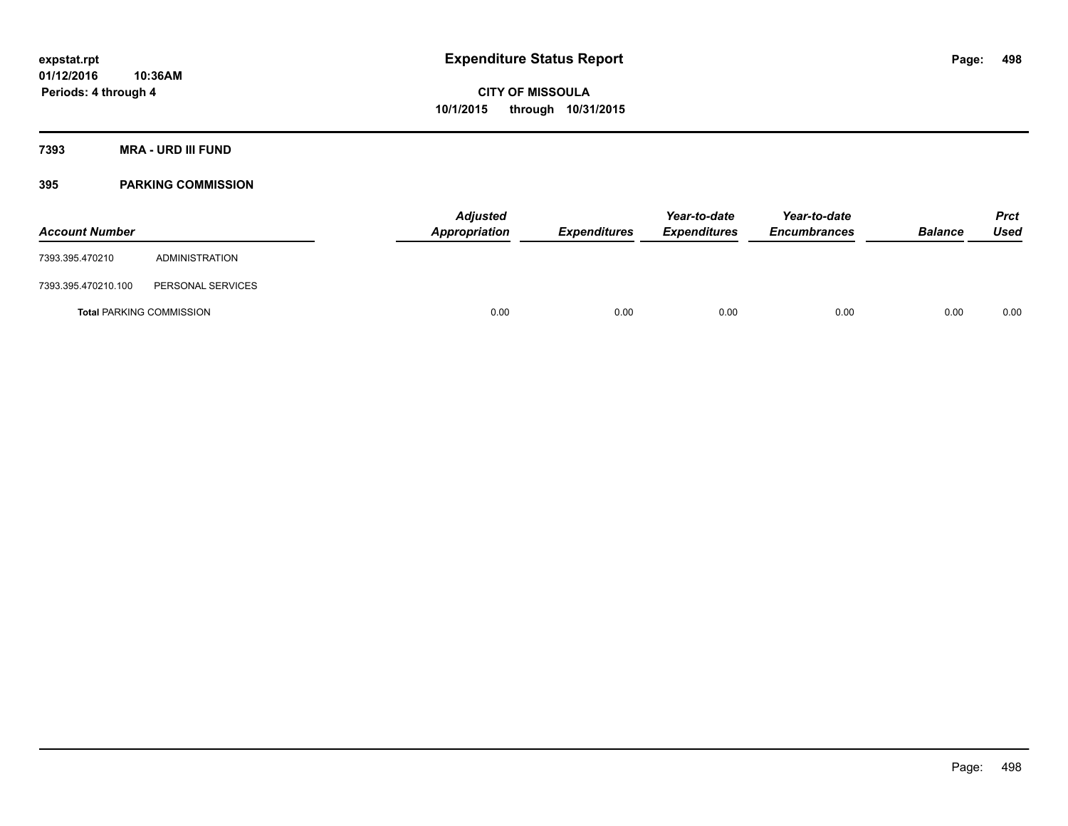**expstat.rpt**
**01/12/2016 10:36AM**
**Periods: 4 through 4**

# Expenditure Status Report

**CITY OF MISSOULA**
**10/1/2015 through 10/31/2015**

## 7393 MRA - URD III FUND

## 395 PARKING COMMISSION

| Account Number | | Adjusted Appropriation | Expenditures | Year-to-date Expenditures | Year-to-date Encumbrances | Balance | Prct Used |
|---|---|---|---|---|---|---|---|
| 7393.395.470210 | ADMINISTRATION | | | | | | |
| 7393.395.470210.100 | PERSONAL SERVICES | | | | | | |
| **Total** PARKING COMMISSION | | 0.00 | 0.00 | 0.00 | 0.00 | 0.00 | 0.00 |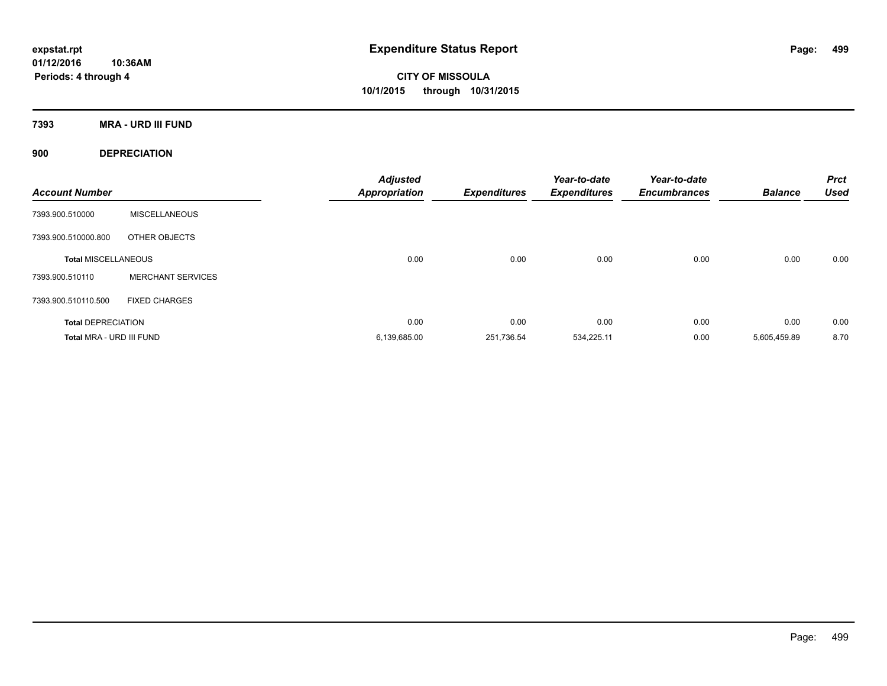**expstat.rpt**
**01/12/2016 10:36AM**
**Periods: 4 through 4**

# Expenditure Status Report

**CITY OF MISSOULA**
**10/1/2015 through 10/31/2015**

## 7393 MRA - URD III FUND

### 900 DEPRECIATION

| Account Number | | Adjusted Appropriation | Expenditures | Year-to-date Expenditures | Year-to-date Encumbrances | Balance | Prct Used |
|---|---|---|---|---|---|---|---|
| 7393.900.510000 | MISCELLANEOUS | | | | | | |
| 7393.900.510000.800 | OTHER OBJECTS | | | | | | |
| **Total MISCELLANEOUS** | | 0.00 | 0.00 | 0.00 | 0.00 | 0.00 | 0.00 |
| 7393.900.510110 | MERCHANT SERVICES | | | | | | |
| 7393.900.510110.500 | FIXED CHARGES | | | | | | |
| **Total DEPRECIATION** | | 0.00 | 0.00 | 0.00 | 0.00 | 0.00 | 0.00 |
| **Total MRA - URD III FUND** | | 6,139,685.00 | 251,736.54 | 534,225.11 | 0.00 | 5,605,459.89 | 8.70 |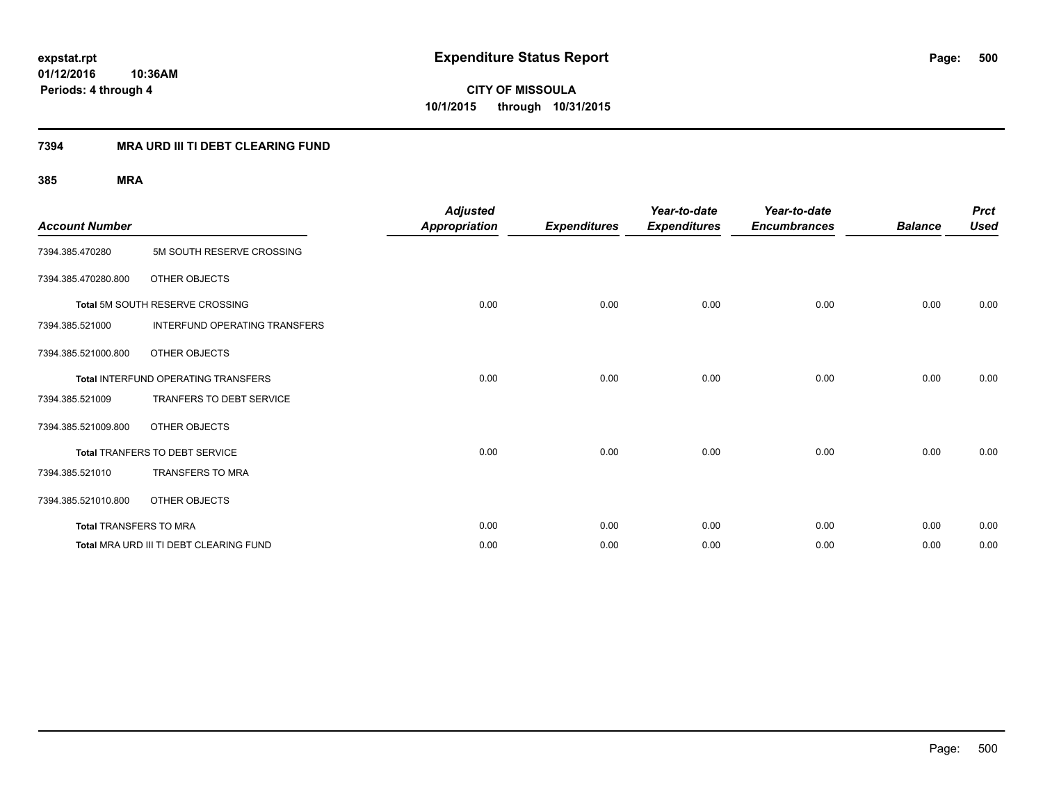# Expenditure Status Report

**expstat.rpt**
**01/12/2016 10:36AM**
**Periods: 4 through 4**

**CITY OF MISSOULA**
**10/1/2015 through 10/31/2015**

## 7394 MRA URD III TI DEBT CLEARING FUND

### 385 MRA

| Account Number | | Adjusted Appropriation | Expenditures | Year-to-date Expenditures | Year-to-date Encumbrances | Balance | Prct Used |
|---|---|---|---|---|---|---|---|
| 7394.385.470280 | 5M SOUTH RESERVE CROSSING | | | | | | |
| 7394.385.470280.800 | OTHER OBJECTS | | | | | | |
| **Total** 5M SOUTH RESERVE CROSSING | | 0.00 | 0.00 | 0.00 | 0.00 | 0.00 | 0.00 |
| 7394.385.521000 | INTERFUND OPERATING TRANSFERS | | | | | | |
| 7394.385.521000.800 | OTHER OBJECTS | | | | | | |
| **Total** INTERFUND OPERATING TRANSFERS | | 0.00 | 0.00 | 0.00 | 0.00 | 0.00 | 0.00 |
| 7394.385.521009 | TRANFERS TO DEBT SERVICE | | | | | | |
| 7394.385.521009.800 | OTHER OBJECTS | | | | | | |
| **Total** TRANFERS TO DEBT SERVICE | | 0.00 | 0.00 | 0.00 | 0.00 | 0.00 | 0.00 |
| 7394.385.521010 | TRANSFERS TO MRA | | | | | | |
| 7394.385.521010.800 | OTHER OBJECTS | | | | | | |
| **Total** TRANSFERS TO MRA | | 0.00 | 0.00 | 0.00 | 0.00 | 0.00 | 0.00 |
| **Total** MRA URD III TI DEBT CLEARING FUND | | 0.00 | 0.00 | 0.00 | 0.00 | 0.00 | 0.00 |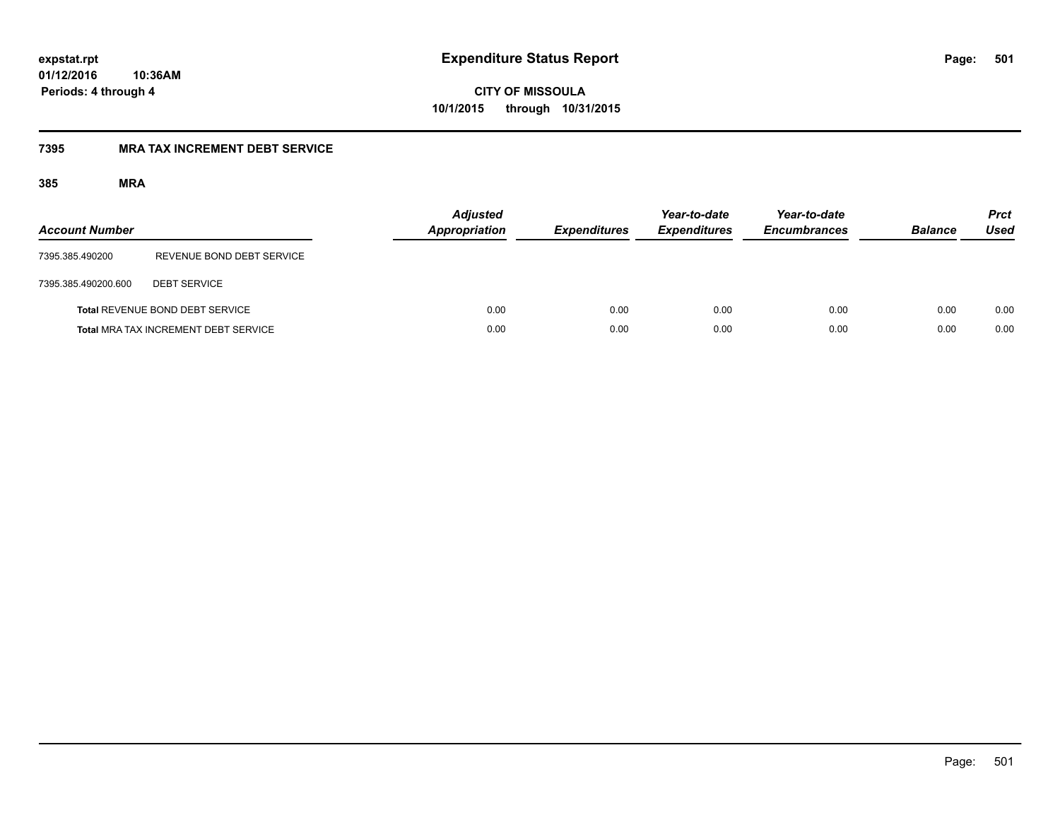# Expenditure Status Report

**CITY OF MISSOULA**

**10/1/2015 through 10/31/2015**

expstat.rpt
01/12/2016 10:36AM
Periods: 4 through 4

## 7395 MRA TAX INCREMENT DEBT SERVICE

### 385 MRA

| Account Number | | Adjusted Appropriation | Expenditures | Year-to-date Expenditures | Year-to-date Encumbrances | Balance | Prct Used |
|---|---|---|---|---|---|---|---|
| 7395.385.490200 | REVENUE BOND DEBT SERVICE | | | | | | |
| 7395.385.490200.600 | DEBT SERVICE | | | | | | |
| **Total** REVENUE BOND DEBT SERVICE | | 0.00 | 0.00 | 0.00 | 0.00 | 0.00 | 0.00 |
| **Total** MRA TAX INCREMENT DEBT SERVICE | | 0.00 | 0.00 | 0.00 | 0.00 | 0.00 | 0.00 |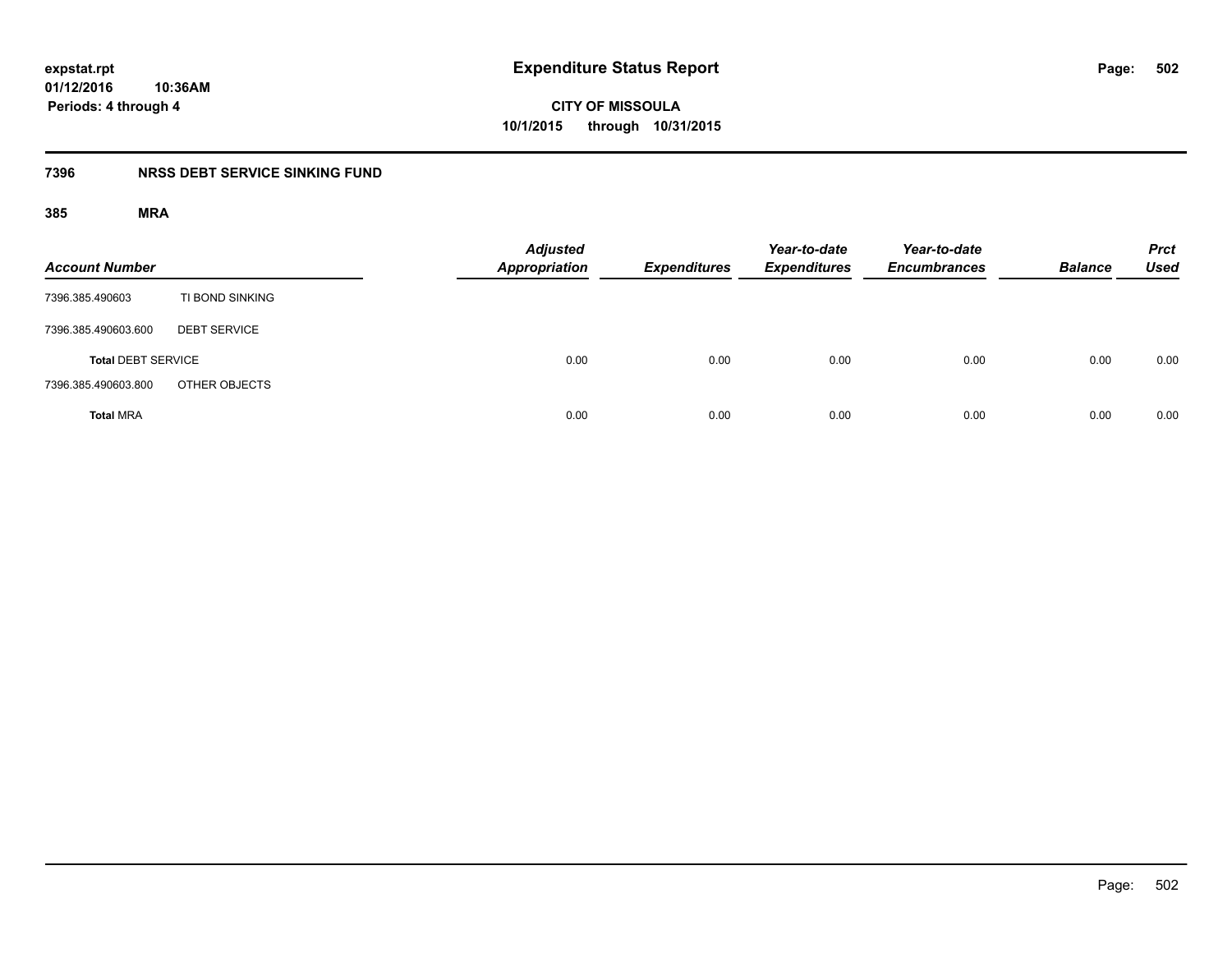# Expenditure Status Report

**expstat.rpt**
**01/12/2016 10:36AM**
**Periods: 4 through 4**

**CITY OF MISSOULA**
**10/1/2015 through 10/31/2015**

## 7396 NRSS DEBT SERVICE SINKING FUND

### 385 MRA

| Account Number | | Adjusted Appropriation | Expenditures | Year-to-date Expenditures | Year-to-date Encumbrances | Balance | Prct Used |
|---|---|---|---|---|---|---|---|
| 7396.385.490603 | TI BOND SINKING | | | | | | |
| 7396.385.490603.600 | DEBT SERVICE | | | | | | |
| **Total** DEBT SERVICE | | 0.00 | 0.00 | 0.00 | 0.00 | 0.00 | 0.00 |
| 7396.385.490603.800 | OTHER OBJECTS | | | | | | |
| **Total** MRA | | 0.00 | 0.00 | 0.00 | 0.00 | 0.00 | 0.00 |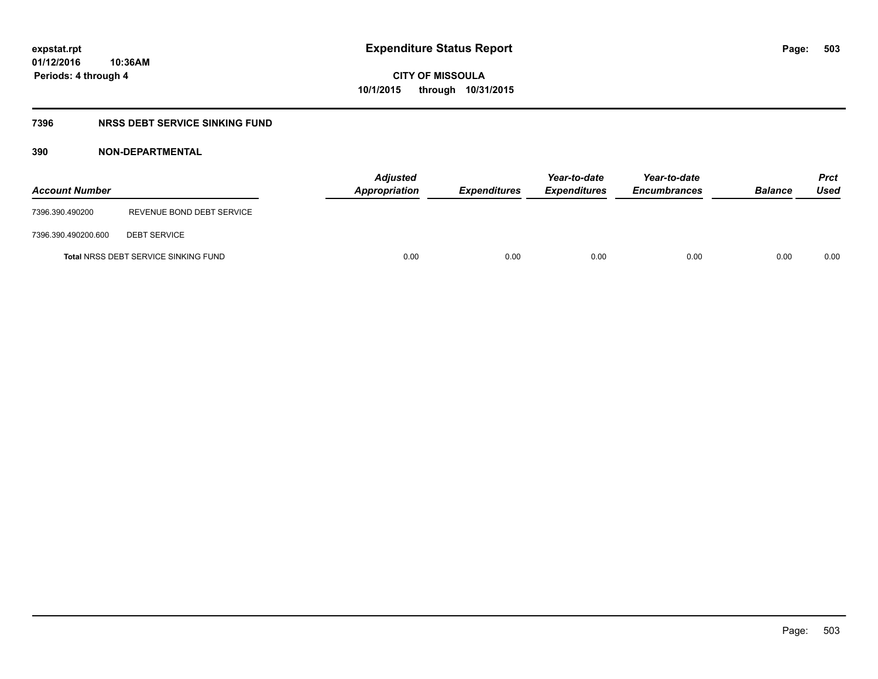expstat.rpt
01/12/2016 10:36AM
Periods: 4 through 4

# Expenditure Status Report

CITY OF MISSOULA
10/1/2015 through 10/31/2015

## 7396 NRSS DEBT SERVICE SINKING FUND

### 390 NON-DEPARTMENTAL

| Account Number | | Adjusted Appropriation | Expenditures | Year-to-date Expenditures | Year-to-date Encumbrances | Balance | Prct Used |
|---|---|---|---|---|---|---|---|
| 7396.390.490200 | REVENUE BOND DEBT SERVICE | | | | | | |
| 7396.390.490200.600 | DEBT SERVICE | | | | | | |
| **Total** NRSS DEBT SERVICE SINKING FUND | | 0.00 | 0.00 | 0.00 | 0.00 | 0.00 | 0.00 |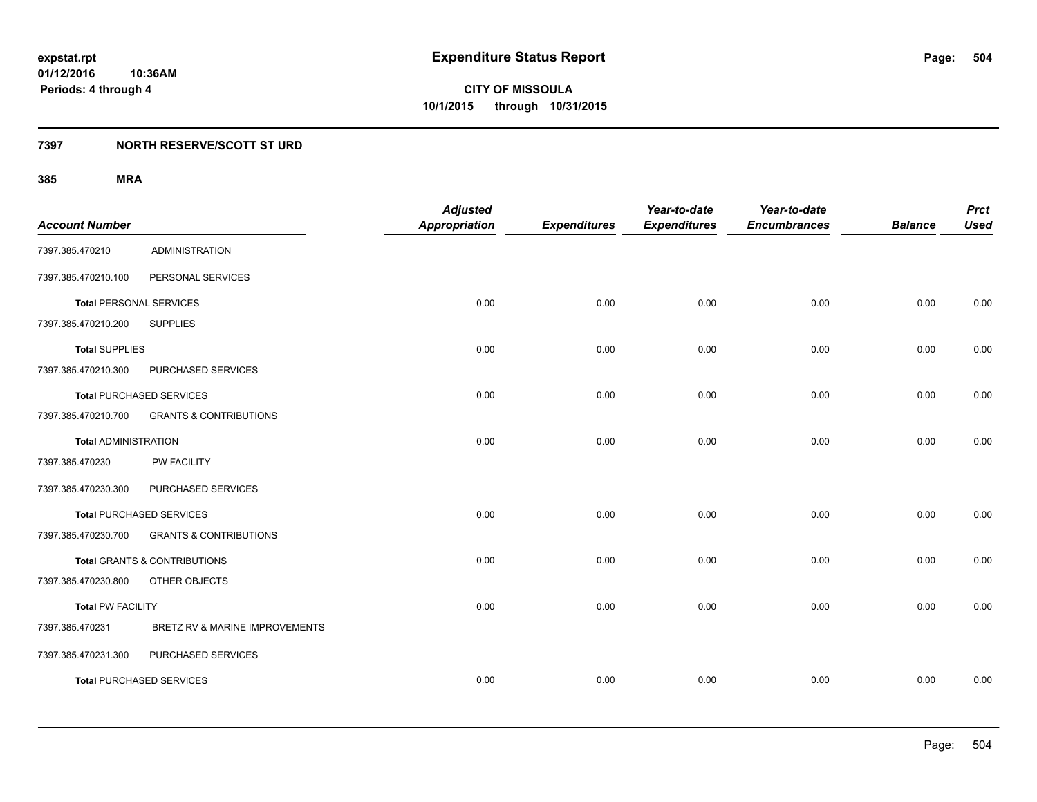# Expenditure Status Report

**CITY OF MISSOULA**

**10/1/2015 through 10/31/2015**

expstat.rpt
01/12/2016 10:36AM
Periods: 4 through 4

## 7397 NORTH RESERVE/SCOTT ST URD

### 385 MRA

| Account Number | | Adjusted Appropriation | Expenditures | Year-to-date Expenditures | Year-to-date Encumbrances | Balance | Prct Used |
|---|---|---|---|---|---|---|---|
| 7397.385.470210 | ADMINISTRATION | | | | | | |
| 7397.385.470210.100 | PERSONAL SERVICES | | | | | | |
| **Total** PERSONAL SERVICES | | 0.00 | 0.00 | 0.00 | 0.00 | 0.00 | 0.00 |
| 7397.385.470210.200 | SUPPLIES | | | | | | |
| **Total** SUPPLIES | | 0.00 | 0.00 | 0.00 | 0.00 | 0.00 | 0.00 |
| 7397.385.470210.300 | PURCHASED SERVICES | | | | | | |
| **Total** PURCHASED SERVICES | | 0.00 | 0.00 | 0.00 | 0.00 | 0.00 | 0.00 |
| 7397.385.470210.700 | GRANTS & CONTRIBUTIONS | | | | | | |
| **Total** ADMINISTRATION | | 0.00 | 0.00 | 0.00 | 0.00 | 0.00 | 0.00 |
| 7397.385.470230 | PW FACILITY | | | | | | |
| 7397.385.470230.300 | PURCHASED SERVICES | | | | | | |
| **Total** PURCHASED SERVICES | | 0.00 | 0.00 | 0.00 | 0.00 | 0.00 | 0.00 |
| 7397.385.470230.700 | GRANTS & CONTRIBUTIONS | | | | | | |
| **Total** GRANTS & CONTRIBUTIONS | | 0.00 | 0.00 | 0.00 | 0.00 | 0.00 | 0.00 |
| 7397.385.470230.800 | OTHER OBJECTS | | | | | | |
| **Total** PW FACILITY | | 0.00 | 0.00 | 0.00 | 0.00 | 0.00 | 0.00 |
| 7397.385.470231 | BRETZ RV & MARINE IMPROVEMENTS | | | | | | |
| 7397.385.470231.300 | PURCHASED SERVICES | | | | | | |
| **Total** PURCHASED SERVICES | | 0.00 | 0.00 | 0.00 | 0.00 | 0.00 | 0.00 |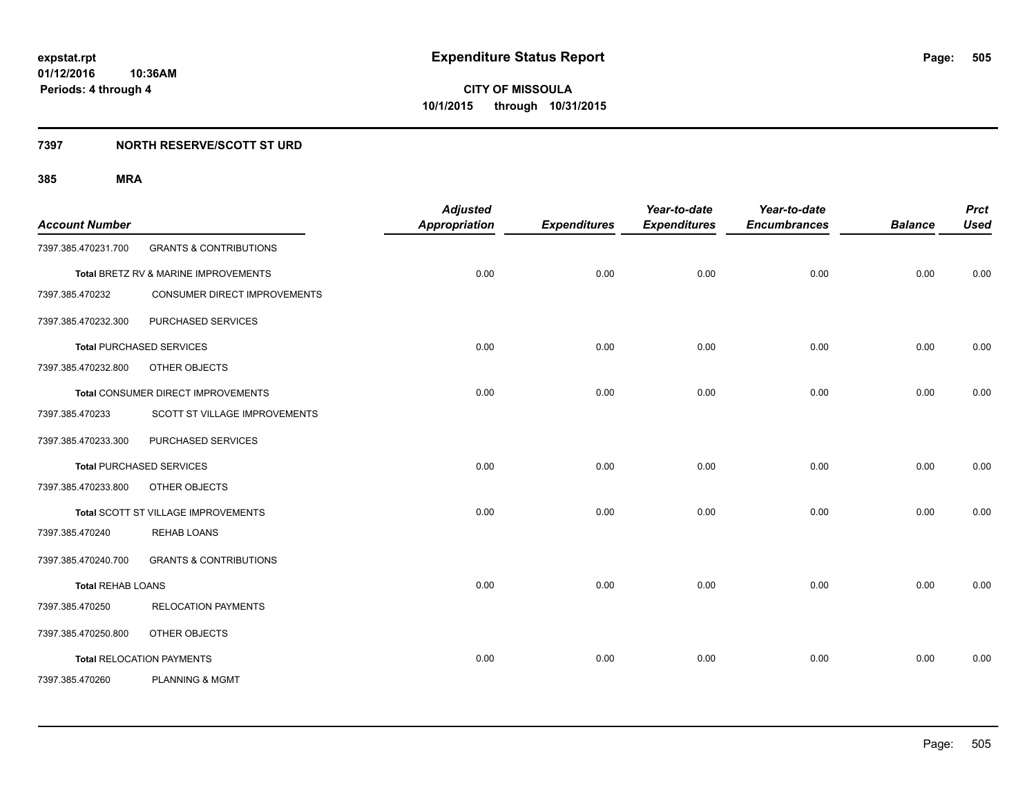**expstat.rpt**
**01/12/2016 10:36AM**
**Periods: 4 through 4**

# Expenditure Status Report

**CITY OF MISSOULA**
**10/1/2015 through 10/31/2015**

## 7397 NORTH RESERVE/SCOTT ST URD

### 385 MRA

| Account Number | | Adjusted Appropriation | Expenditures | Year-to-date Expenditures | Year-to-date Encumbrances | Balance | Prct Used |
|---|---|---|---|---|---|---|---|
| 7397.385.470231.700 | GRANTS & CONTRIBUTIONS | | | | | | |
| **Total** BRETZ RV & MARINE IMPROVEMENTS | | 0.00 | 0.00 | 0.00 | 0.00 | 0.00 | 0.00 |
| 7397.385.470232 | CONSUMER DIRECT IMPROVEMENTS | | | | | | |
| 7397.385.470232.300 | PURCHASED SERVICES | | | | | | |
| **Total** PURCHASED SERVICES | | 0.00 | 0.00 | 0.00 | 0.00 | 0.00 | 0.00 |
| 7397.385.470232.800 | OTHER OBJECTS | | | | | | |
| **Total** CONSUMER DIRECT IMPROVEMENTS | | 0.00 | 0.00 | 0.00 | 0.00 | 0.00 | 0.00 |
| 7397.385.470233 | SCOTT ST VILLAGE IMPROVEMENTS | | | | | | |
| 7397.385.470233.300 | PURCHASED SERVICES | | | | | | |
| **Total** PURCHASED SERVICES | | 0.00 | 0.00 | 0.00 | 0.00 | 0.00 | 0.00 |
| 7397.385.470233.800 | OTHER OBJECTS | | | | | | |
| **Total** SCOTT ST VILLAGE IMPROVEMENTS | | 0.00 | 0.00 | 0.00 | 0.00 | 0.00 | 0.00 |
| 7397.385.470240 | REHAB LOANS | | | | | | |
| 7397.385.470240.700 | GRANTS & CONTRIBUTIONS | | | | | | |
| **Total** REHAB LOANS | | 0.00 | 0.00 | 0.00 | 0.00 | 0.00 | 0.00 |
| 7397.385.470250 | RELOCATION PAYMENTS | | | | | | |
| 7397.385.470250.800 | OTHER OBJECTS | | | | | | |
| **Total** RELOCATION PAYMENTS | | 0.00 | 0.00 | 0.00 | 0.00 | 0.00 | 0.00 |
| 7397.385.470260 | PLANNING & MGMT | | | | | | |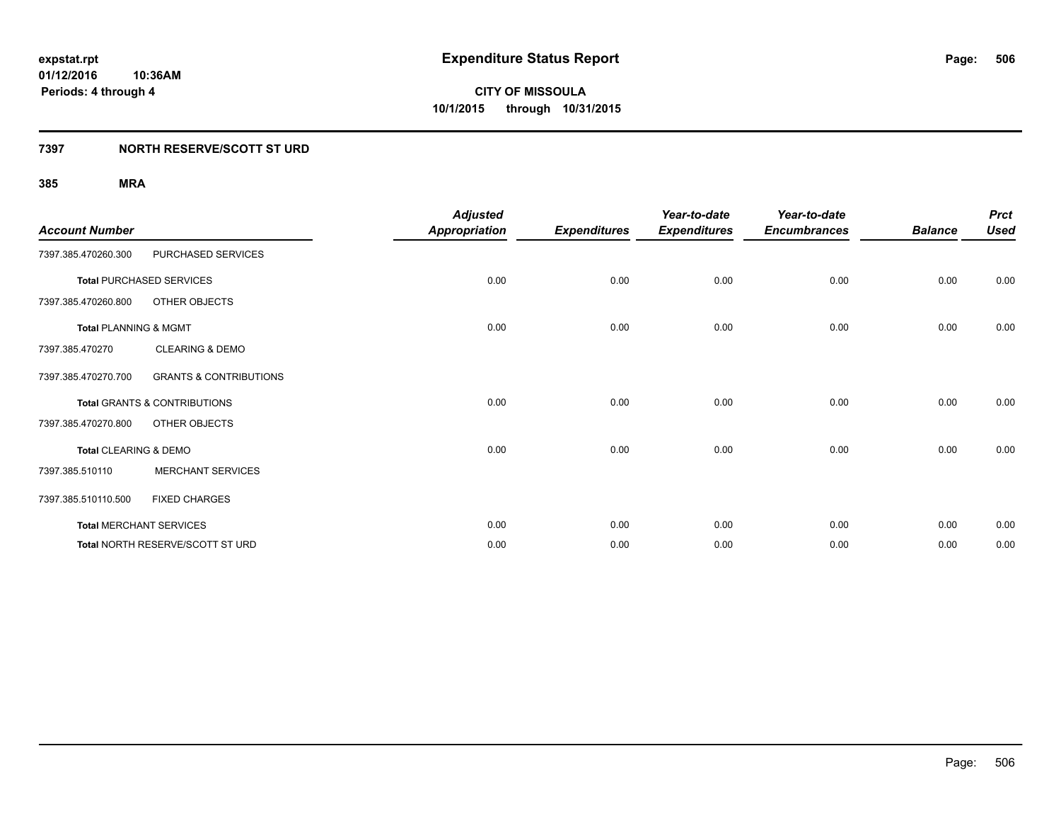# Expenditure Status Report

**CITY OF MISSOULA**
**10/1/2015 through 10/31/2015**

expstat.rpt
01/12/2016 10:36AM
Periods: 4 through 4

## 7397 NORTH RESERVE/SCOTT ST URD

### 385 MRA

| Account Number | | Adjusted Appropriation | Expenditures | Year-to-date Expenditures | Year-to-date Encumbrances | Balance | Prct Used |
|---|---|---|---|---|---|---|---|
| 7397.385.470260.300 | PURCHASED SERVICES | | | | | | |
| **Total** PURCHASED SERVICES | | 0.00 | 0.00 | 0.00 | 0.00 | 0.00 | 0.00 |
| 7397.385.470260.800 | OTHER OBJECTS | | | | | | |
| **Total** PLANNING & MGMT | | 0.00 | 0.00 | 0.00 | 0.00 | 0.00 | 0.00 |
| 7397.385.470270 | CLEARING & DEMO | | | | | | |
| 7397.385.470270.700 | GRANTS & CONTRIBUTIONS | | | | | | |
| **Total** GRANTS & CONTRIBUTIONS | | 0.00 | 0.00 | 0.00 | 0.00 | 0.00 | 0.00 |
| 7397.385.470270.800 | OTHER OBJECTS | | | | | | |
| **Total** CLEARING & DEMO | | 0.00 | 0.00 | 0.00 | 0.00 | 0.00 | 0.00 |
| 7397.385.510110 | MERCHANT SERVICES | | | | | | |
| 7397.385.510110.500 | FIXED CHARGES | | | | | | |
| **Total** MERCHANT SERVICES | | 0.00 | 0.00 | 0.00 | 0.00 | 0.00 | 0.00 |
| **Total** NORTH RESERVE/SCOTT ST URD | | 0.00 | 0.00 | 0.00 | 0.00 | 0.00 | 0.00 |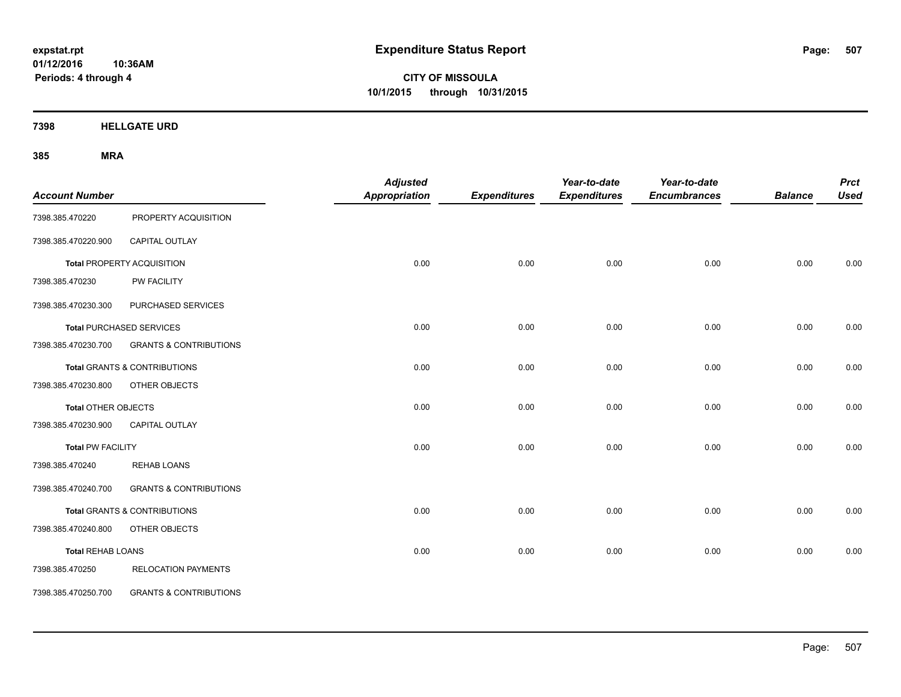# Expenditure Status Report

**CITY OF MISSOULA**
**10/1/2015 through 10/31/2015**

expstat.rpt
01/12/2016 10:36AM
Periods: 4 through 4

## 7398 HELLGATE URD

### 385 MRA

| Account Number | | Adjusted Appropriation | Expenditures | Year-to-date Expenditures | Year-to-date Encumbrances | Balance | Prct Used |
|---|---|---|---|---|---|---|---|
| 7398.385.470220 | PROPERTY ACQUISITION | | | | | | |
| 7398.385.470220.900 | CAPITAL OUTLAY | | | | | | |
| **Total** PROPERTY ACQUISITION | | 0.00 | 0.00 | 0.00 | 0.00 | 0.00 | 0.00 |
| 7398.385.470230 | PW FACILITY | | | | | | |
| 7398.385.470230.300 | PURCHASED SERVICES | | | | | | |
| **Total** PURCHASED SERVICES | | 0.00 | 0.00 | 0.00 | 0.00 | 0.00 | 0.00 |
| 7398.385.470230.700 | GRANTS & CONTRIBUTIONS | | | | | | |
| **Total** GRANTS & CONTRIBUTIONS | | 0.00 | 0.00 | 0.00 | 0.00 | 0.00 | 0.00 |
| 7398.385.470230.800 | OTHER OBJECTS | | | | | | |
| **Total** OTHER OBJECTS | | 0.00 | 0.00 | 0.00 | 0.00 | 0.00 | 0.00 |
| 7398.385.470230.900 | CAPITAL OUTLAY | | | | | | |
| **Total** PW FACILITY | | 0.00 | 0.00 | 0.00 | 0.00 | 0.00 | 0.00 |
| 7398.385.470240 | REHAB LOANS | | | | | | |
| 7398.385.470240.700 | GRANTS & CONTRIBUTIONS | | | | | | |
| **Total** GRANTS & CONTRIBUTIONS | | 0.00 | 0.00 | 0.00 | 0.00 | 0.00 | 0.00 |
| 7398.385.470240.800 | OTHER OBJECTS | | | | | | |
| **Total** REHAB LOANS | | 0.00 | 0.00 | 0.00 | 0.00 | 0.00 | 0.00 |
| 7398.385.470250 | RELOCATION PAYMENTS | | | | | | |
| 7398.385.470250.700 | GRANTS & CONTRIBUTIONS | | | | | | |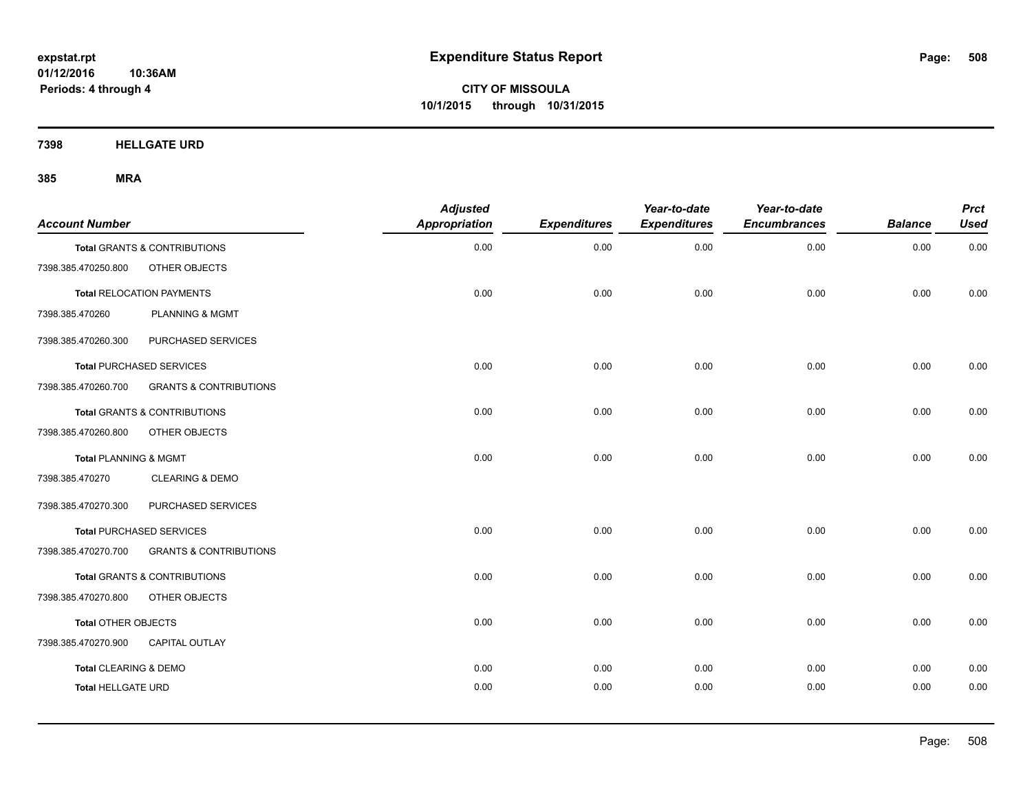**expstat.rpt**
**01/12/2016 10:36AM**
**Periods: 4 through 4**

# Expenditure Status Report

**CITY OF MISSOULA**
**10/1/2015 through 10/31/2015**

**7398 HELLGATE URD**

**385 MRA**

| Account Number | | Adjusted Appropriation | Expenditures | Year-to-date Expenditures | Year-to-date Encumbrances | Balance | Prct Used |
|---|---|---|---|---|---|---|---|
| **Total** GRANTS & CONTRIBUTIONS | | 0.00 | 0.00 | 0.00 | 0.00 | 0.00 | 0.00 |
| 7398.385.470250.800 | OTHER OBJECTS | | | | | | |
| **Total** RELOCATION PAYMENTS | | 0.00 | 0.00 | 0.00 | 0.00 | 0.00 | 0.00 |
| 7398.385.470260 | PLANNING & MGMT | | | | | | |
| 7398.385.470260.300 | PURCHASED SERVICES | | | | | | |
| **Total** PURCHASED SERVICES | | 0.00 | 0.00 | 0.00 | 0.00 | 0.00 | 0.00 |
| 7398.385.470260.700 | GRANTS & CONTRIBUTIONS | | | | | | |
| **Total** GRANTS & CONTRIBUTIONS | | 0.00 | 0.00 | 0.00 | 0.00 | 0.00 | 0.00 |
| 7398.385.470260.800 | OTHER OBJECTS | | | | | | |
| **Total** PLANNING & MGMT | | 0.00 | 0.00 | 0.00 | 0.00 | 0.00 | 0.00 |
| 7398.385.470270 | CLEARING & DEMO | | | | | | |
| 7398.385.470270.300 | PURCHASED SERVICES | | | | | | |
| **Total** PURCHASED SERVICES | | 0.00 | 0.00 | 0.00 | 0.00 | 0.00 | 0.00 |
| 7398.385.470270.700 | GRANTS & CONTRIBUTIONS | | | | | | |
| **Total** GRANTS & CONTRIBUTIONS | | 0.00 | 0.00 | 0.00 | 0.00 | 0.00 | 0.00 |
| 7398.385.470270.800 | OTHER OBJECTS | | | | | | |
| **Total** OTHER OBJECTS | | 0.00 | 0.00 | 0.00 | 0.00 | 0.00 | 0.00 |
| 7398.385.470270.900 | CAPITAL OUTLAY | | | | | | |
| **Total** CLEARING & DEMO | | 0.00 | 0.00 | 0.00 | 0.00 | 0.00 | 0.00 |
| **Total** HELLGATE URD | | 0.00 | 0.00 | 0.00 | 0.00 | 0.00 | 0.00 |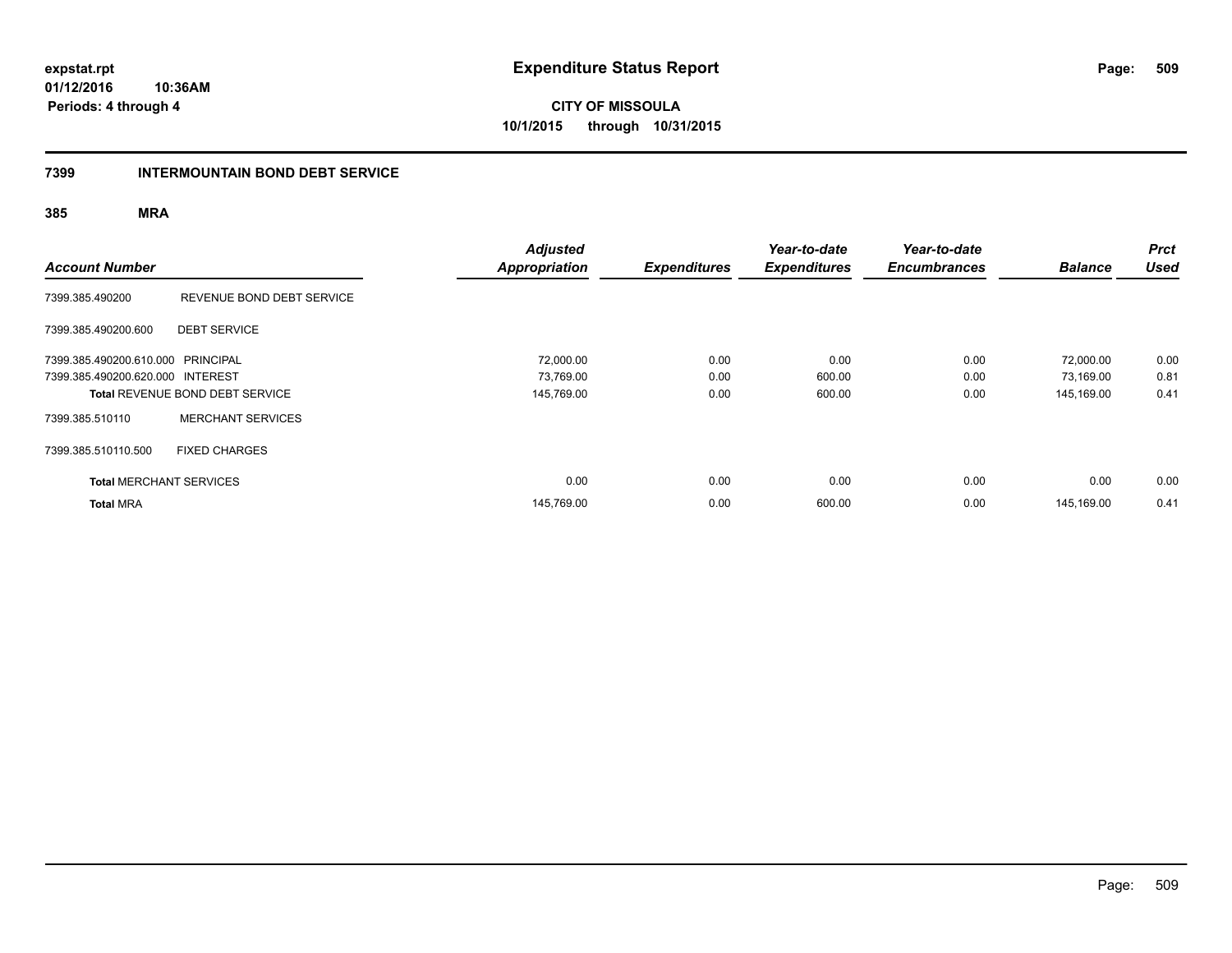# Expenditure Status Report

**CITY OF MISSOULA**
**10/1/2015 through 10/31/2015**

expstat.rpt
01/12/2016 10:36AM
Periods: 4 through 4

## 7399 INTERMOUNTAIN BOND DEBT SERVICE

### 385 MRA

| Account Number | | Adjusted Appropriation | Expenditures | Year-to-date Expenditures | Year-to-date Encumbrances | Balance | Prct Used |
|---|---|---|---|---|---|---|---|
| 7399.385.490200 | REVENUE BOND DEBT SERVICE | | | | | | |
| 7399.385.490200.600 | DEBT SERVICE | | | | | | |
| 7399.385.490200.610.000 | PRINCIPAL | 72,000.00 | 0.00 | 0.00 | 0.00 | 72,000.00 | 0.00 |
| 7399.385.490200.620.000 | INTEREST | 73,769.00 | 0.00 | 600.00 | 0.00 | 73,169.00 | 0.81 |
| **Total** REVENUE BOND DEBT SERVICE | | 145,769.00 | 0.00 | 600.00 | 0.00 | 145,169.00 | 0.41 |
| 7399.385.510110 | MERCHANT SERVICES | | | | | | |
| 7399.385.510110.500 | FIXED CHARGES | | | | | | |
| **Total** MERCHANT SERVICES | | 0.00 | 0.00 | 0.00 | 0.00 | 0.00 | 0.00 |
| **Total** MRA | | 145,769.00 | 0.00 | 600.00 | 0.00 | 145,169.00 | 0.41 |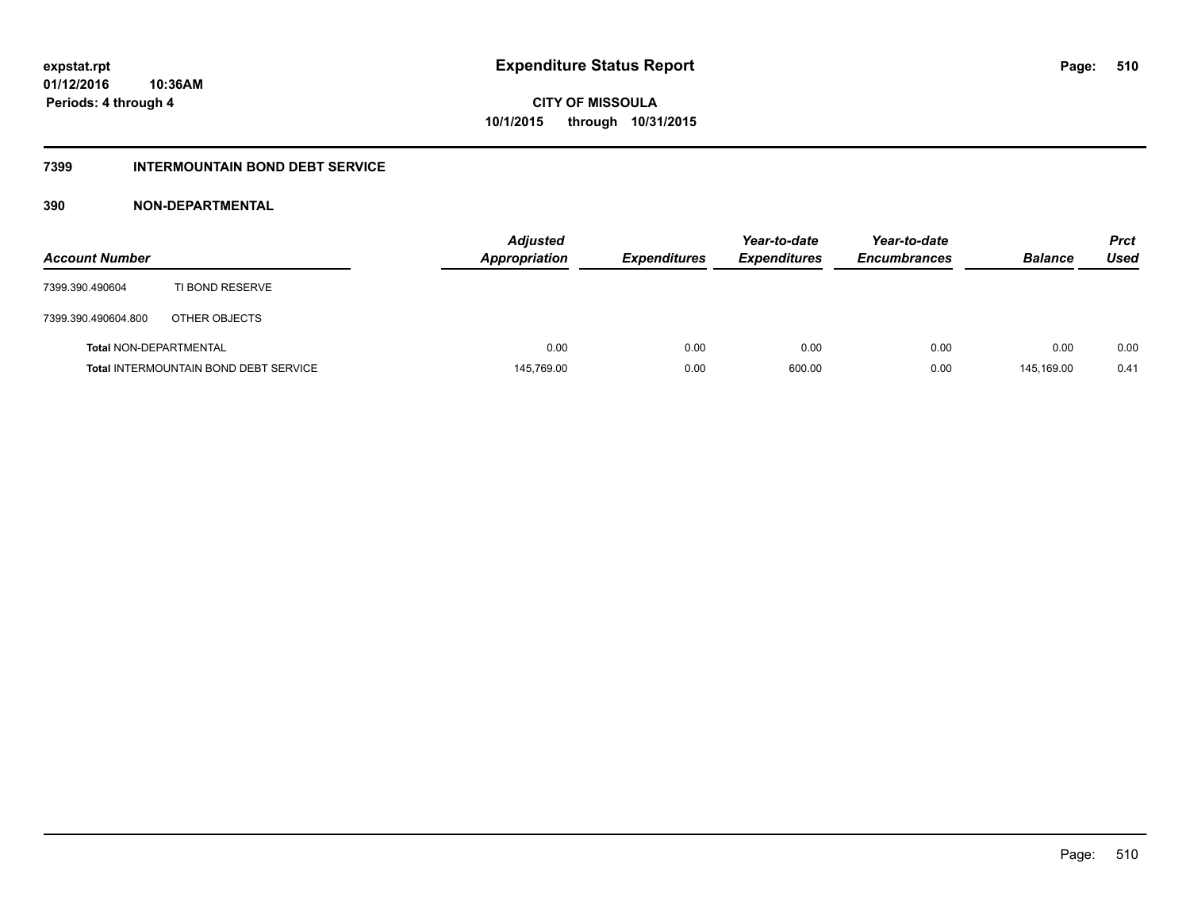**expstat.rpt**
**01/12/2016 10:36AM**
**Periods: 4 through 4**

# Expenditure Status Report

**CITY OF MISSOULA**
**10/1/2015 through 10/31/2015**

## 7399 INTERMOUNTAIN BOND DEBT SERVICE

### 390 NON-DEPARTMENTAL

| Account Number | | Adjusted Appropriation | Expenditures | Year-to-date Expenditures | Year-to-date Encumbrances | Balance | Prct Used |
|---|---|---|---|---|---|---|---|
| 7399.390.490604 | TI BOND RESERVE | | | | | | |
| 7399.390.490604.800 | OTHER OBJECTS | | | | | | |
| **Total** NON-DEPARTMENTAL | | 0.00 | 0.00 | 0.00 | 0.00 | 0.00 | 0.00 |
| **Total** INTERMOUNTAIN BOND DEBT SERVICE | | 145,769.00 | 0.00 | 600.00 | 0.00 | 145,169.00 | 0.41 |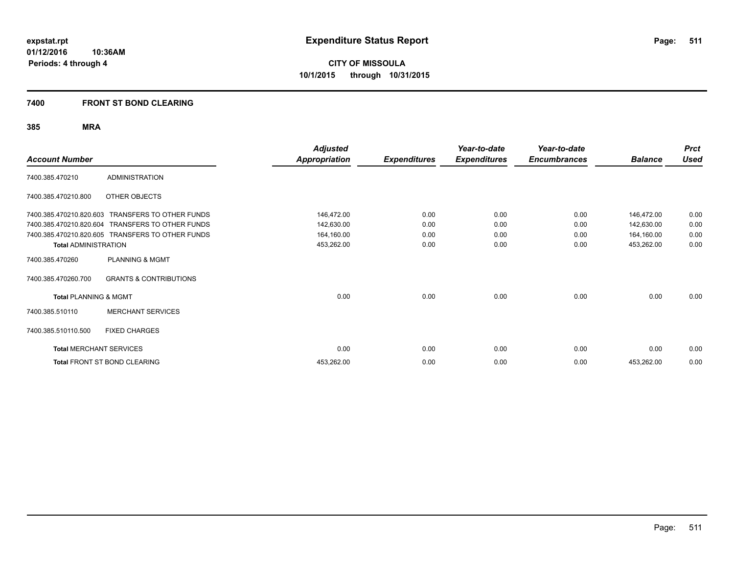**expstat.rpt**
**01/12/2016 10:36AM**
**Periods: 4 through 4**

# Expenditure Status Report

**CITY OF MISSOULA**
**10/1/2015 through 10/31/2015**

## 7400 FRONT ST BOND CLEARING

### 385 MRA

| Account Number | | Adjusted Appropriation | Expenditures | Year-to-date Expenditures | Year-to-date Encumbrances | Balance | Prct Used |
|---|---|---|---|---|---|---|---|
| 7400.385.470210 | ADMINISTRATION | | | | | | |
| 7400.385.470210.800 | OTHER OBJECTS | | | | | | |
| 7400.385.470210.820.603 | TRANSFERS TO OTHER FUNDS | 146,472.00 | 0.00 | 0.00 | 0.00 | 146,472.00 | 0.00 |
| 7400.385.470210.820.604 | TRANSFERS TO OTHER FUNDS | 142,630.00 | 0.00 | 0.00 | 0.00 | 142,630.00 | 0.00 |
| 7400.385.470210.820.605 | TRANSFERS TO OTHER FUNDS | 164,160.00 | 0.00 | 0.00 | 0.00 | 164,160.00 | 0.00 |
| **Total** ADMINISTRATION | | 453,262.00 | 0.00 | 0.00 | 0.00 | 453,262.00 | 0.00 |
| 7400.385.470260 | PLANNING & MGMT | | | | | | |
| 7400.385.470260.700 | GRANTS & CONTRIBUTIONS | | | | | | |
| **Total** PLANNING & MGMT | | 0.00 | 0.00 | 0.00 | 0.00 | 0.00 | 0.00 |
| 7400.385.510110 | MERCHANT SERVICES | | | | | | |
| 7400.385.510110.500 | FIXED CHARGES | | | | | | |
| **Total** MERCHANT SERVICES | | 0.00 | 0.00 | 0.00 | 0.00 | 0.00 | 0.00 |
| **Total** FRONT ST BOND CLEARING | | 453,262.00 | 0.00 | 0.00 | 0.00 | 453,262.00 | 0.00 |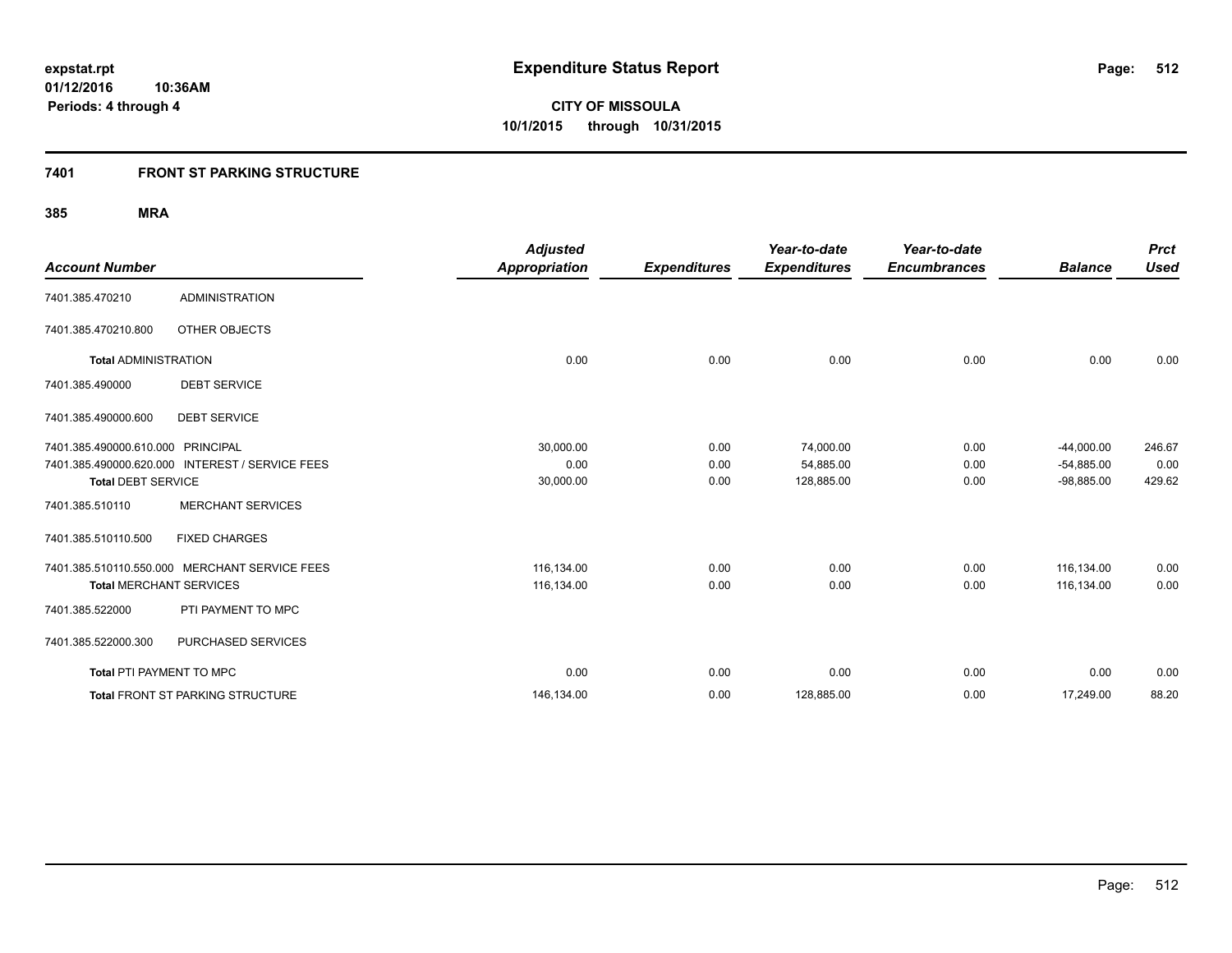**expstat.rpt**
**01/12/2016 10:36AM**
**Periods: 4 through 4**

# Expenditure Status Report

**CITY OF MISSOULA**
**10/1/2015 through 10/31/2015**

## 7401 FRONT ST PARKING STRUCTURE

### 385 MRA

| Account Number | | Adjusted Appropriation | Expenditures | Year-to-date Expenditures | Year-to-date Encumbrances | Balance | Prct Used |
|---|---|---|---|---|---|---|---|
| 7401.385.470210 | ADMINISTRATION | | | | | | |
| 7401.385.470210.800 | OTHER OBJECTS | | | | | | |
| **Total** ADMINISTRATION | | 0.00 | 0.00 | 0.00 | 0.00 | 0.00 | 0.00 |
| 7401.385.490000 | DEBT SERVICE | | | | | | |
| 7401.385.490000.600 | DEBT SERVICE | | | | | | |
| 7401.385.490000.610.000 | PRINCIPAL | 30,000.00 | 0.00 | 74,000.00 | 0.00 | -44,000.00 | 246.67 |
| 7401.385.490000.620.000 | INTEREST / SERVICE FEES | 0.00 | 0.00 | 54,885.00 | 0.00 | -54,885.00 | 0.00 |
| **Total** DEBT SERVICE | | 30,000.00 | 0.00 | 128,885.00 | 0.00 | -98,885.00 | 429.62 |
| 7401.385.510110 | MERCHANT SERVICES | | | | | | |
| 7401.385.510110.500 | FIXED CHARGES | | | | | | |
| 7401.385.510110.550.000 | MERCHANT SERVICE FEES | 116,134.00 | 0.00 | 0.00 | 0.00 | 116,134.00 | 0.00 |
| **Total** MERCHANT SERVICES | | 116,134.00 | 0.00 | 0.00 | 0.00 | 116,134.00 | 0.00 |
| 7401.385.522000 | PTI PAYMENT TO MPC | | | | | | |
| 7401.385.522000.300 | PURCHASED SERVICES | | | | | | |
| **Total** PTI PAYMENT TO MPC | | 0.00 | 0.00 | 0.00 | 0.00 | 0.00 | 0.00 |
| **Total** FRONT ST PARKING STRUCTURE | | 146,134.00 | 0.00 | 128,885.00 | 0.00 | 17,249.00 | 88.20 |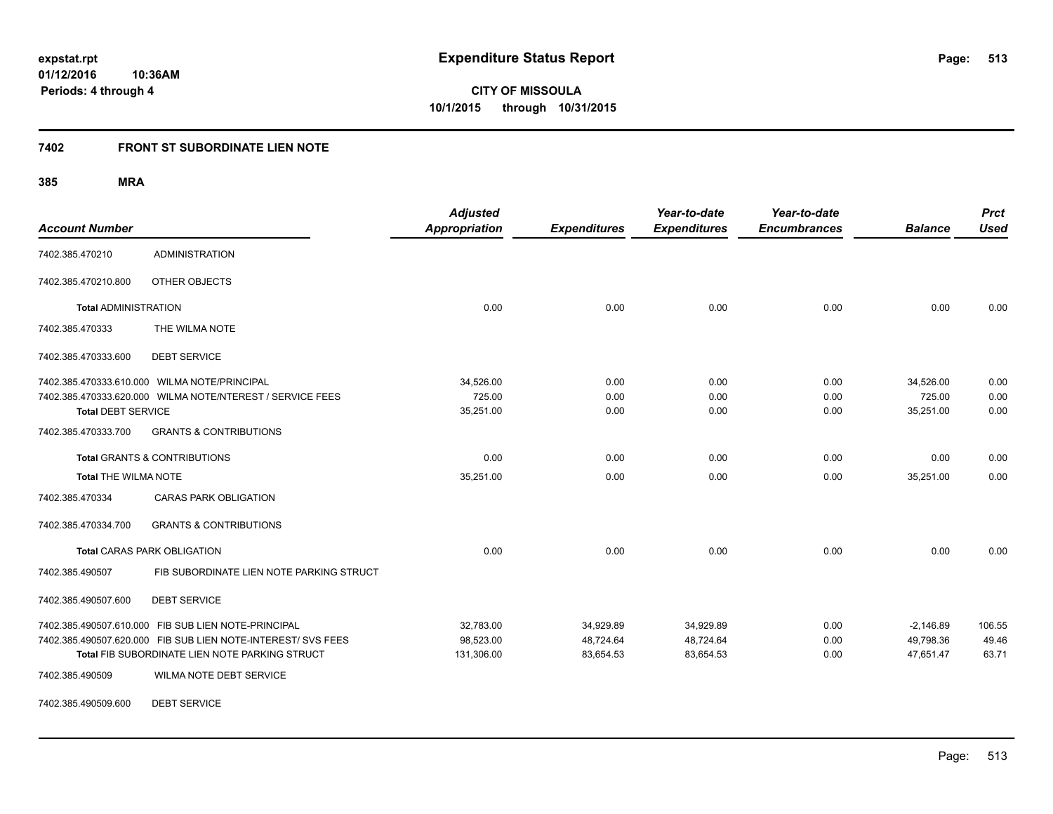**expstat.rpt**
**01/12/2016 10:36AM**
**Periods: 4 through 4**

# Expenditure Status Report

**CITY OF MISSOULA**
**10/1/2015 through 10/31/2015**

## 7402 FRONT ST SUBORDINATE LIEN NOTE

### 385 MRA

| Account Number | | Adjusted Appropriation | Expenditures | Year-to-date Expenditures | Year-to-date Encumbrances | Balance | Prct Used |
|---|---|---|---|---|---|---|---|
| 7402.385.470210 | ADMINISTRATION | | | | | | |
| 7402.385.470210.800 | OTHER OBJECTS | | | | | | |
| **Total** ADMINISTRATION | | 0.00 | 0.00 | 0.00 | 0.00 | 0.00 | 0.00 |
| 7402.385.470333 | THE WILMA NOTE | | | | | | |
| 7402.385.470333.600 | DEBT SERVICE | | | | | | |
| 7402.385.470333.610.000 | WILMA NOTE/PRINCIPAL | 34,526.00 | 0.00 | 0.00 | 0.00 | 34,526.00 | 0.00 |
| 7402.385.470333.620.000 | WILMA NOTE/NTEREST / SERVICE FEES | 725.00 | 0.00 | 0.00 | 0.00 | 725.00 | 0.00 |
| **Total** DEBT SERVICE | | 35,251.00 | 0.00 | 0.00 | 0.00 | 35,251.00 | 0.00 |
| 7402.385.470333.700 | GRANTS & CONTRIBUTIONS | | | | | | |
| **Total** GRANTS & CONTRIBUTIONS | | 0.00 | 0.00 | 0.00 | 0.00 | 0.00 | 0.00 |
| **Total** THE WILMA NOTE | | 35,251.00 | 0.00 | 0.00 | 0.00 | 35,251.00 | 0.00 |
| 7402.385.470334 | CARAS PARK OBLIGATION | | | | | | |
| 7402.385.470334.700 | GRANTS & CONTRIBUTIONS | | | | | | |
| **Total** CARAS PARK OBLIGATION | | 0.00 | 0.00 | 0.00 | 0.00 | 0.00 | 0.00 |
| 7402.385.490507 | FIB SUBORDINATE LIEN NOTE PARKING STRUCT | | | | | | |
| 7402.385.490507.600 | DEBT SERVICE | | | | | | |
| 7402.385.490507.610.000 | FIB SUB LIEN NOTE-PRINCIPAL | 32,783.00 | 34,929.89 | 34,929.89 | 0.00 | -2,146.89 | 106.55 |
| 7402.385.490507.620.000 | FIB SUB LIEN NOTE-INTEREST/ SVS FEES | 98,523.00 | 48,724.64 | 48,724.64 | 0.00 | 49,798.36 | 49.46 |
| **Total** FIB SUBORDINATE LIEN NOTE PARKING STRUCT | | 131,306.00 | 83,654.53 | 83,654.53 | 0.00 | 47,651.47 | 63.71 |
| 7402.385.490509 | WILMA NOTE DEBT SERVICE | | | | | | |
| 7402.385.490509.600 | DEBT SERVICE | | | | | | |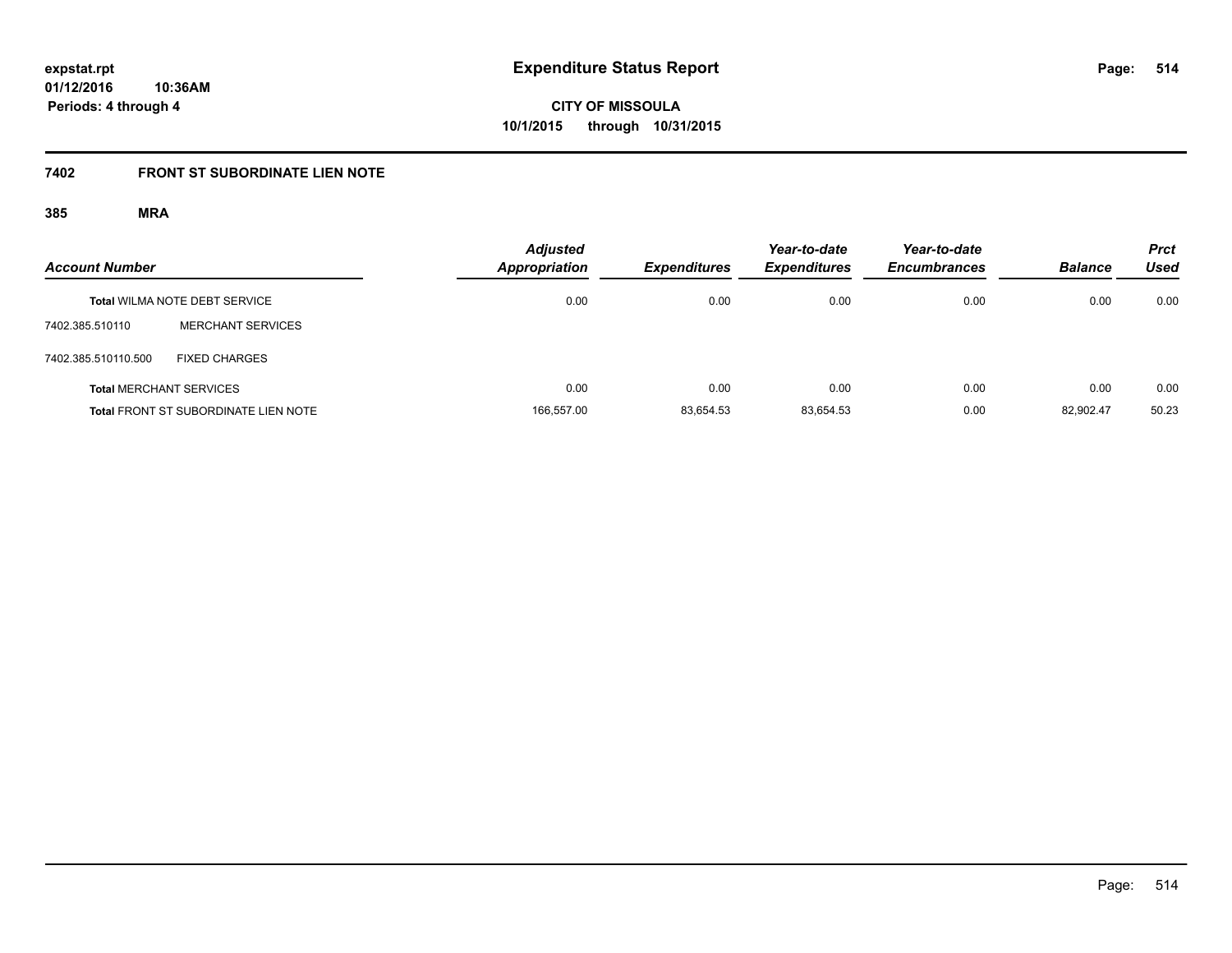**expstat.rpt**
**01/12/2016 10:36AM**
**Periods: 4 through 4**

# Expenditure Status Report

**CITY OF MISSOULA**
**10/1/2015 through 10/31/2015**

## 7402 FRONT ST SUBORDINATE LIEN NOTE

### 385 MRA

| Account Number | | Adjusted Appropriation | Expenditures | Year-to-date Expenditures | Year-to-date Encumbrances | Balance | Prct Used |
|---|---|---|---|---|---|---|---|
| **Total** WILMA NOTE DEBT SERVICE | | 0.00 | 0.00 | 0.00 | 0.00 | 0.00 | 0.00 |
| 7402.385.510110 | MERCHANT SERVICES | | | | | | |
| 7402.385.510110.500 | FIXED CHARGES | | | | | | |
| **Total** MERCHANT SERVICES | | 0.00 | 0.00 | 0.00 | 0.00 | 0.00 | 0.00 |
| **Total** FRONT ST SUBORDINATE LIEN NOTE | | 166,557.00 | 83,654.53 | 83,654.53 | 0.00 | 82,902.47 | 50.23 |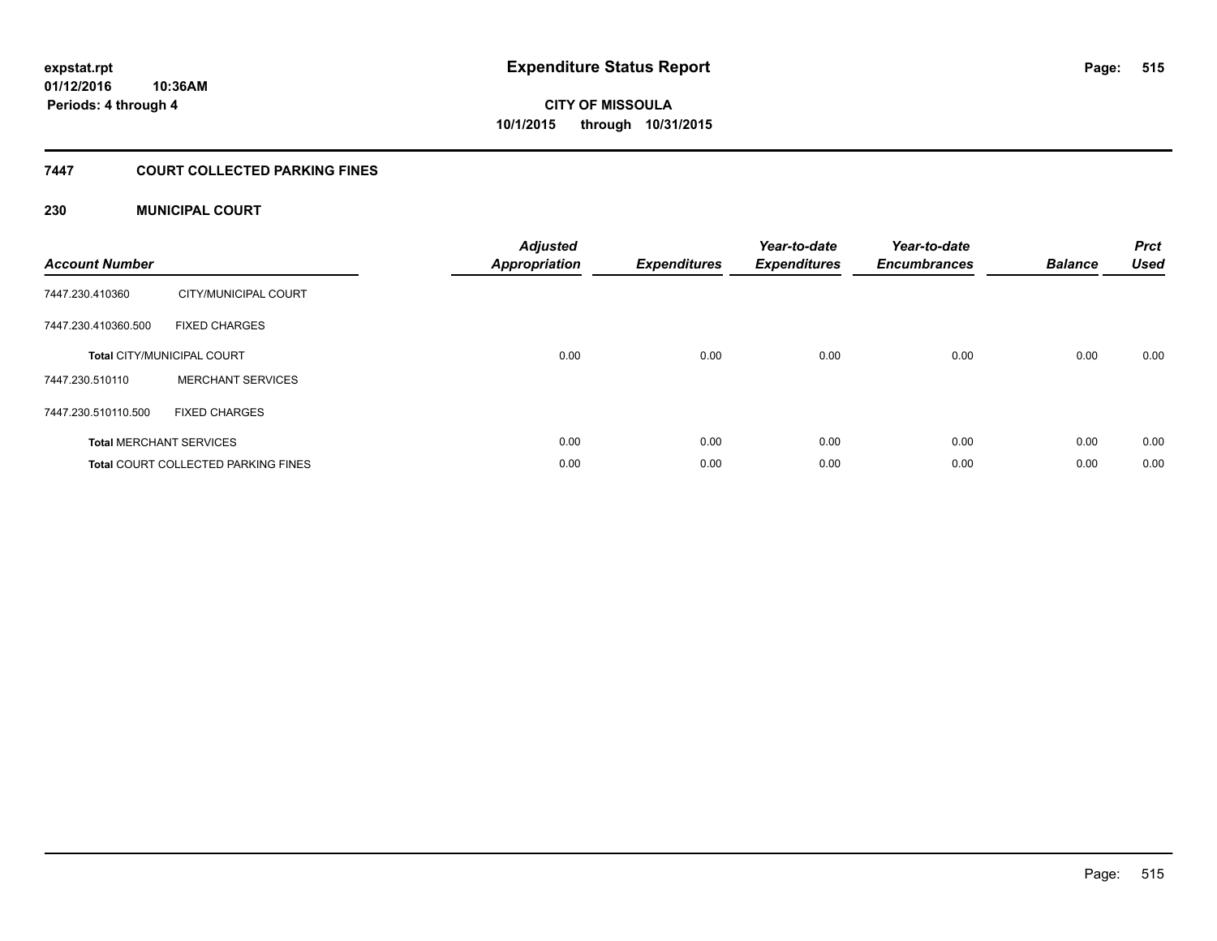# Expenditure Status Report

expstat.rpt
01/12/2016 10:36AM
Periods: 4 through 4

**CITY OF MISSOULA**
**10/1/2015 through 10/31/2015**

## 7447 COURT COLLECTED PARKING FINES

### 230 MUNICIPAL COURT

| Account Number | | Adjusted Appropriation | Expenditures | Year-to-date Expenditures | Year-to-date Encumbrances | Balance | Prct Used |
|---|---|---|---|---|---|---|---|
| 7447.230.410360 | CITY/MUNICIPAL COURT | | | | | | |
| 7447.230.410360.500 | FIXED CHARGES | | | | | | |
| **Total** CITY/MUNICIPAL COURT | | 0.00 | 0.00 | 0.00 | 0.00 | 0.00 | 0.00 |
| 7447.230.510110 | MERCHANT SERVICES | | | | | | |
| 7447.230.510110.500 | FIXED CHARGES | | | | | | |
| **Total** MERCHANT SERVICES | | 0.00 | 0.00 | 0.00 | 0.00 | 0.00 | 0.00 |
| **Total** COURT COLLECTED PARKING FINES | | 0.00 | 0.00 | 0.00 | 0.00 | 0.00 | 0.00 |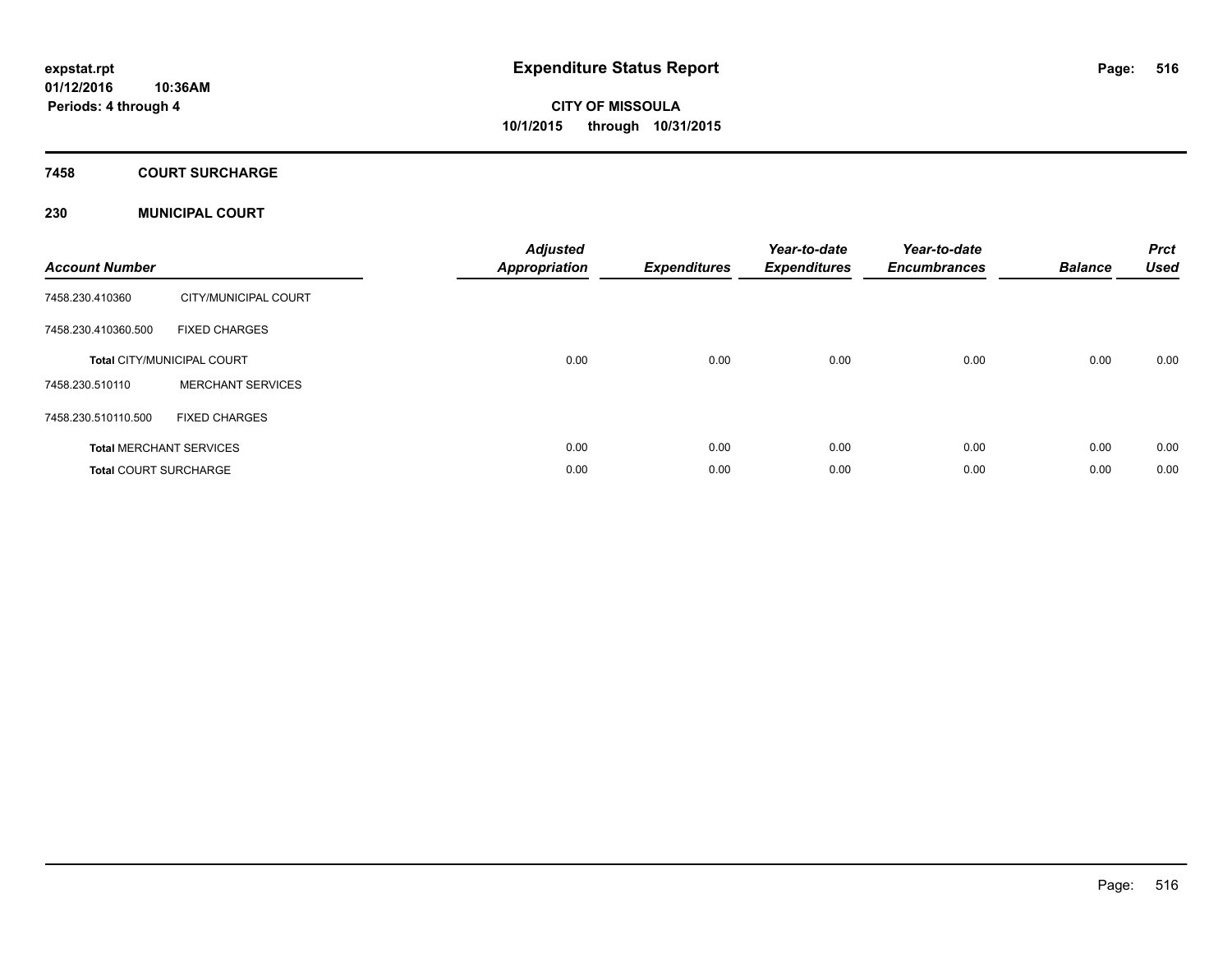# Expenditure Status Report

**expstat.rpt**
**01/12/2016 10:36AM**
**Periods: 4 through 4**

**CITY OF MISSOULA**
**10/1/2015 through 10/31/2015**

## 7458 COURT SURCHARGE

### 230 MUNICIPAL COURT

| Account Number | | Adjusted Appropriation | Expenditures | Year-to-date Expenditures | Year-to-date Encumbrances | Balance | Prct Used |
|---|---|---|---|---|---|---|---|
| 7458.230.410360 | CITY/MUNICIPAL COURT | | | | | | |
| 7458.230.410360.500 | FIXED CHARGES | | | | | | |
| **Total** CITY/MUNICIPAL COURT | | 0.00 | 0.00 | 0.00 | 0.00 | 0.00 | 0.00 |
| 7458.230.510110 | MERCHANT SERVICES | | | | | | |
| 7458.230.510110.500 | FIXED CHARGES | | | | | | |
| **Total** MERCHANT SERVICES | | 0.00 | 0.00 | 0.00 | 0.00 | 0.00 | 0.00 |
| **Total** COURT SURCHARGE | | 0.00 | 0.00 | 0.00 | 0.00 | 0.00 | 0.00 |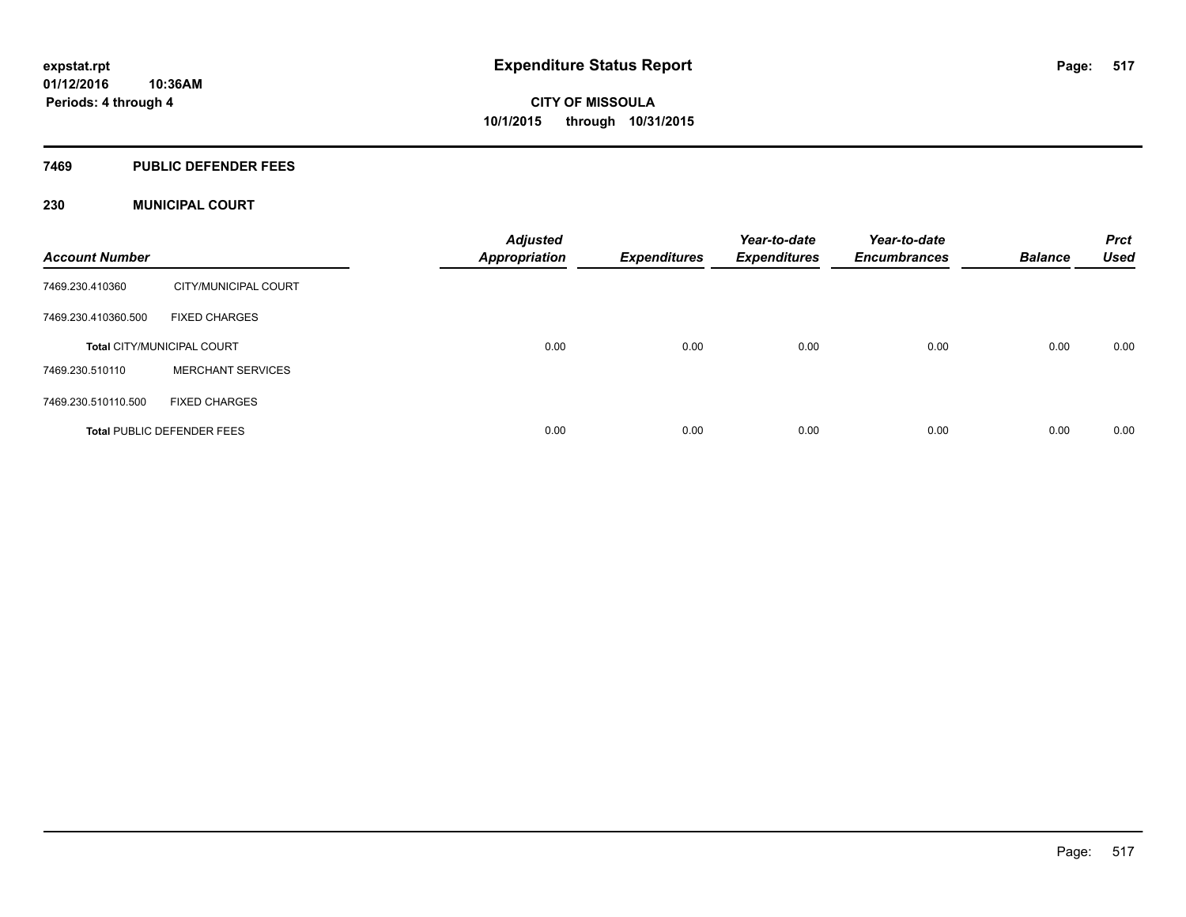**expstat.rpt**
**01/12/2016 10:36AM**
**Periods: 4 through 4**

# Expenditure Status Report

**CITY OF MISSOULA**
**10/1/2015 through 10/31/2015**

## 7469 PUBLIC DEFENDER FEES

## 230 MUNICIPAL COURT

| Account Number | | Adjusted Appropriation | Expenditures | Year-to-date Expenditures | Year-to-date Encumbrances | Balance | Prct Used |
|---|---|---|---|---|---|---|---|
| 7469.230.410360 | CITY/MUNICIPAL COURT | | | | | | |
| 7469.230.410360.500 | FIXED CHARGES | | | | | | |
| **Total** CITY/MUNICIPAL COURT | | 0.00 | 0.00 | 0.00 | 0.00 | 0.00 | 0.00 |
| 7469.230.510110 | MERCHANT SERVICES | | | | | | |
| 7469.230.510110.500 | FIXED CHARGES | | | | | | |
| **Total** PUBLIC DEFENDER FEES | | 0.00 | 0.00 | 0.00 | 0.00 | 0.00 | 0.00 |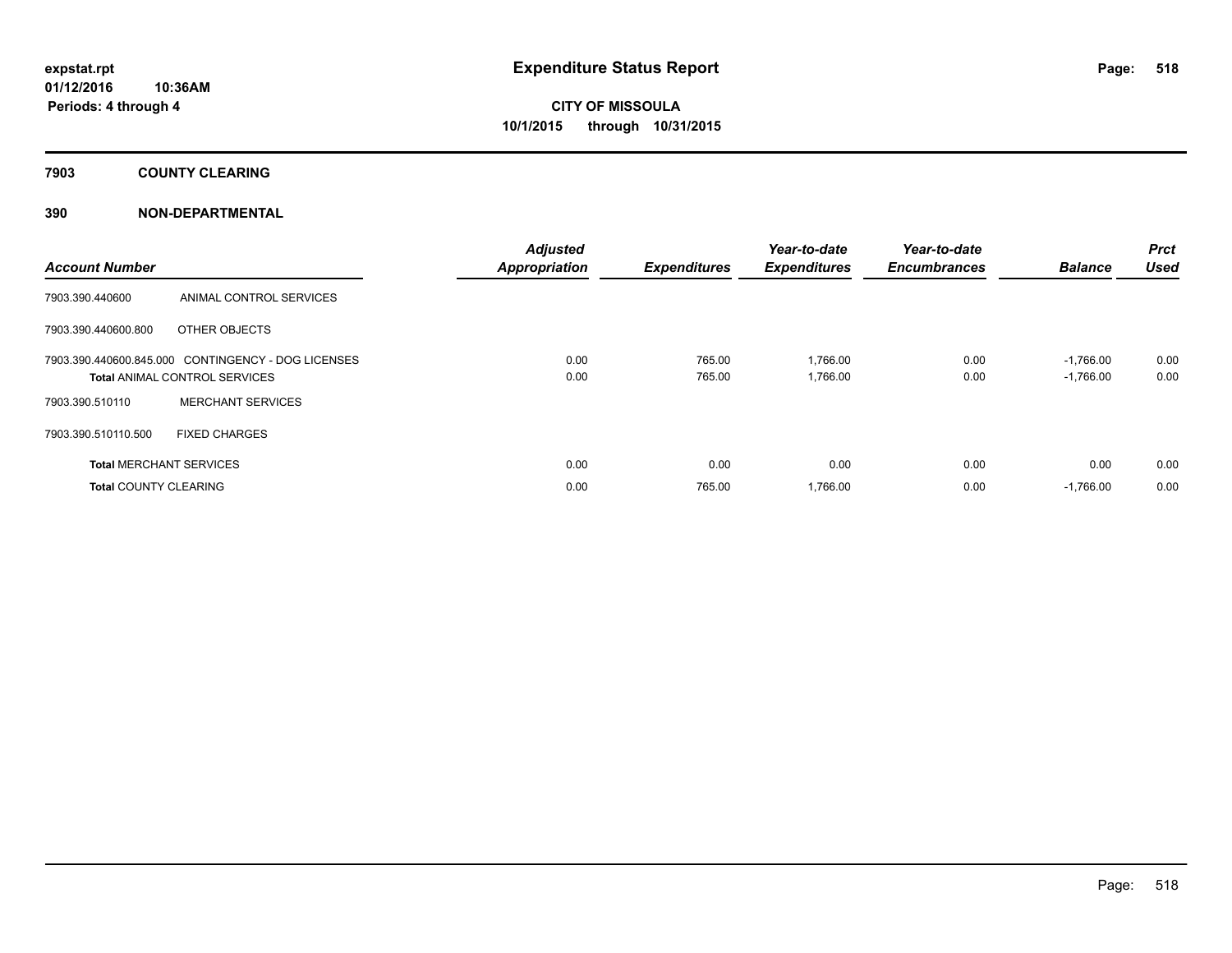# Expenditure Status Report

**expstat.rpt**
**01/12/2016 10:36AM**
**Periods: 4 through 4**

**CITY OF MISSOULA**
**10/1/2015 through 10/31/2015**

## 7903 COUNTY CLEARING

### 390 NON-DEPARTMENTAL

| Account Number | | Adjusted Appropriation | Expenditures | Year-to-date Expenditures | Year-to-date Encumbrances | Balance | Prct Used |
|---|---|---|---|---|---|---|---|
| 7903.390.440600 | ANIMAL CONTROL SERVICES | | | | | | |
| 7903.390.440600.800 | OTHER OBJECTS | | | | | | |
| 7903.390.440600.845.000 | CONTINGENCY - DOG LICENSES | 0.00 | 765.00 | 1,766.00 | 0.00 | -1,766.00 | 0.00 |
| **Total** ANIMAL CONTROL SERVICES | | 0.00 | 765.00 | 1,766.00 | 0.00 | -1,766.00 | 0.00 |
| 7903.390.510110 | MERCHANT SERVICES | | | | | | |
| 7903.390.510110.500 | FIXED CHARGES | | | | | | |
| **Total** MERCHANT SERVICES | | 0.00 | 0.00 | 0.00 | 0.00 | 0.00 | 0.00 |
| **Total** COUNTY CLEARING | | 0.00 | 765.00 | 1,766.00 | 0.00 | -1,766.00 | 0.00 |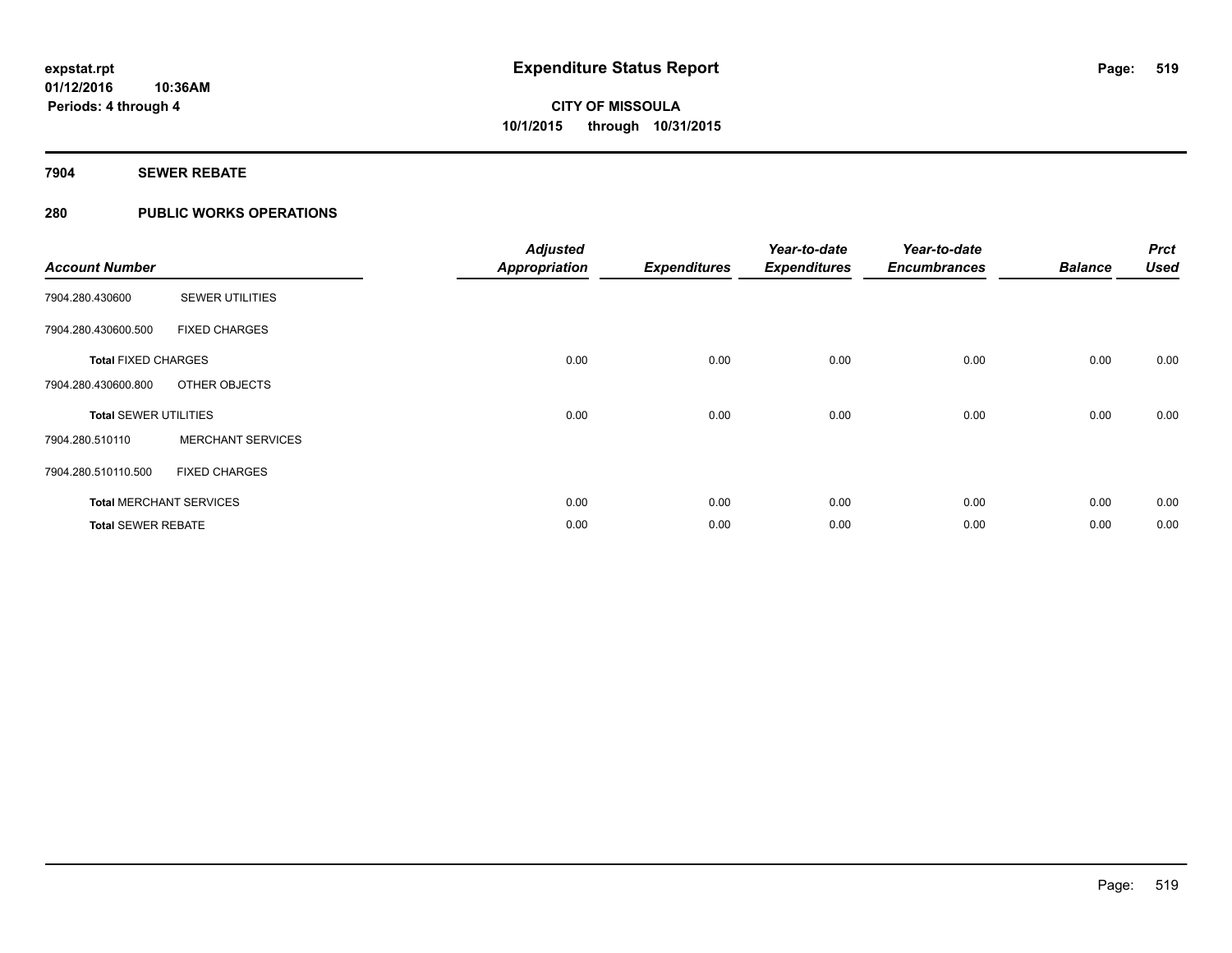# Expenditure Status Report

expstat.rpt
01/12/2016 10:36AM
Periods: 4 through 4

**CITY OF MISSOULA**
**10/1/2015 through 10/31/2015**

## 7904 SEWER REBATE

## 280 PUBLIC WORKS OPERATIONS

| Account Number | | Adjusted Appropriation | Expenditures | Year-to-date Expenditures | Year-to-date Encumbrances | Balance | Prct Used |
|---|---|---|---|---|---|---|---|
| 7904.280.430600 | SEWER UTILITIES | | | | | | |
| 7904.280.430600.500 | FIXED CHARGES | | | | | | |
| **Total** FIXED CHARGES | | 0.00 | 0.00 | 0.00 | 0.00 | 0.00 | 0.00 |
| 7904.280.430600.800 | OTHER OBJECTS | | | | | | |
| **Total** SEWER UTILITIES | | 0.00 | 0.00 | 0.00 | 0.00 | 0.00 | 0.00 |
| 7904.280.510110 | MERCHANT SERVICES | | | | | | |
| 7904.280.510110.500 | FIXED CHARGES | | | | | | |
| **Total** MERCHANT SERVICES | | 0.00 | 0.00 | 0.00 | 0.00 | 0.00 | 0.00 |
| **Total** SEWER REBATE | | 0.00 | 0.00 | 0.00 | 0.00 | 0.00 | 0.00 |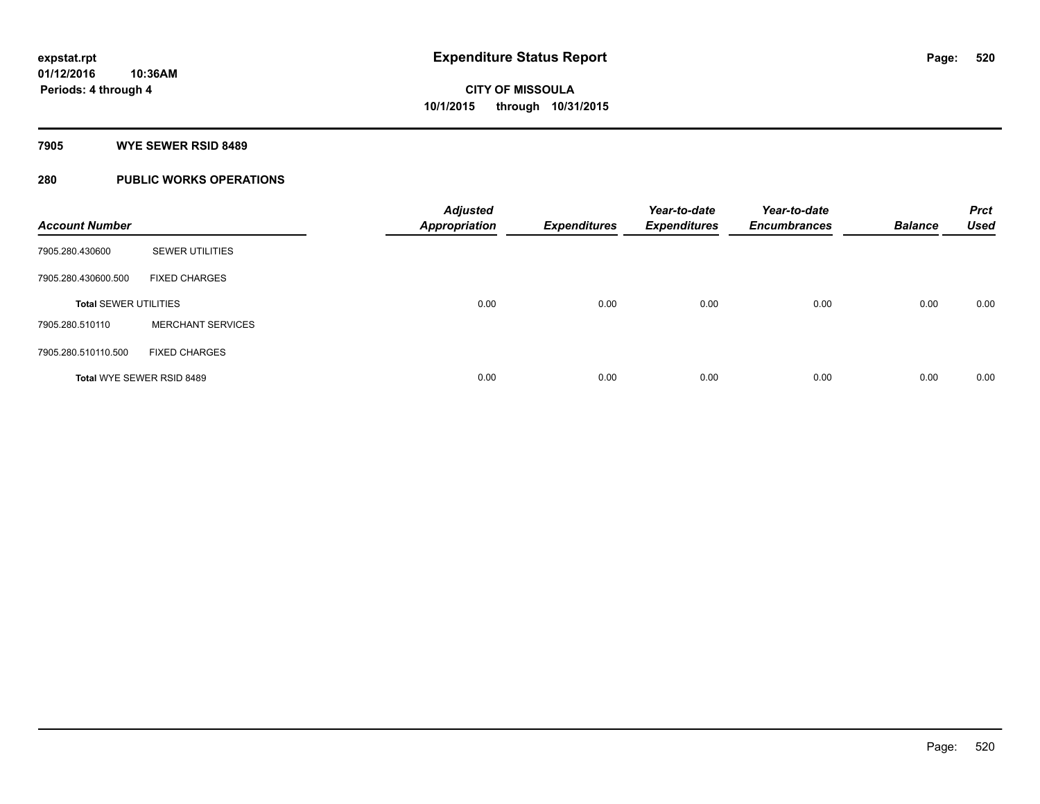**expstat.rpt**
**01/12/2016 10:36AM**
**Periods: 4 through 4**

# Expenditure Status Report

**CITY OF MISSOULA**
**10/1/2015 through 10/31/2015**

## 7905 WYE SEWER RSID 8489

## 280 PUBLIC WORKS OPERATIONS

| Account Number | | Adjusted Appropriation | Expenditures | Year-to-date Expenditures | Year-to-date Encumbrances | Balance | Prct Used |
|---|---|---|---|---|---|---|---|
| 7905.280.430600 | SEWER UTILITIES | | | | | | |
| 7905.280.430600.500 | FIXED CHARGES | | | | | | |
| **Total** SEWER UTILITIES | | 0.00 | 0.00 | 0.00 | 0.00 | 0.00 | 0.00 |
| 7905.280.510110 | MERCHANT SERVICES | | | | | | |
| 7905.280.510110.500 | FIXED CHARGES | | | | | | |
| **Total** WYE SEWER RSID 8489 | | 0.00 | 0.00 | 0.00 | 0.00 | 0.00 | 0.00 |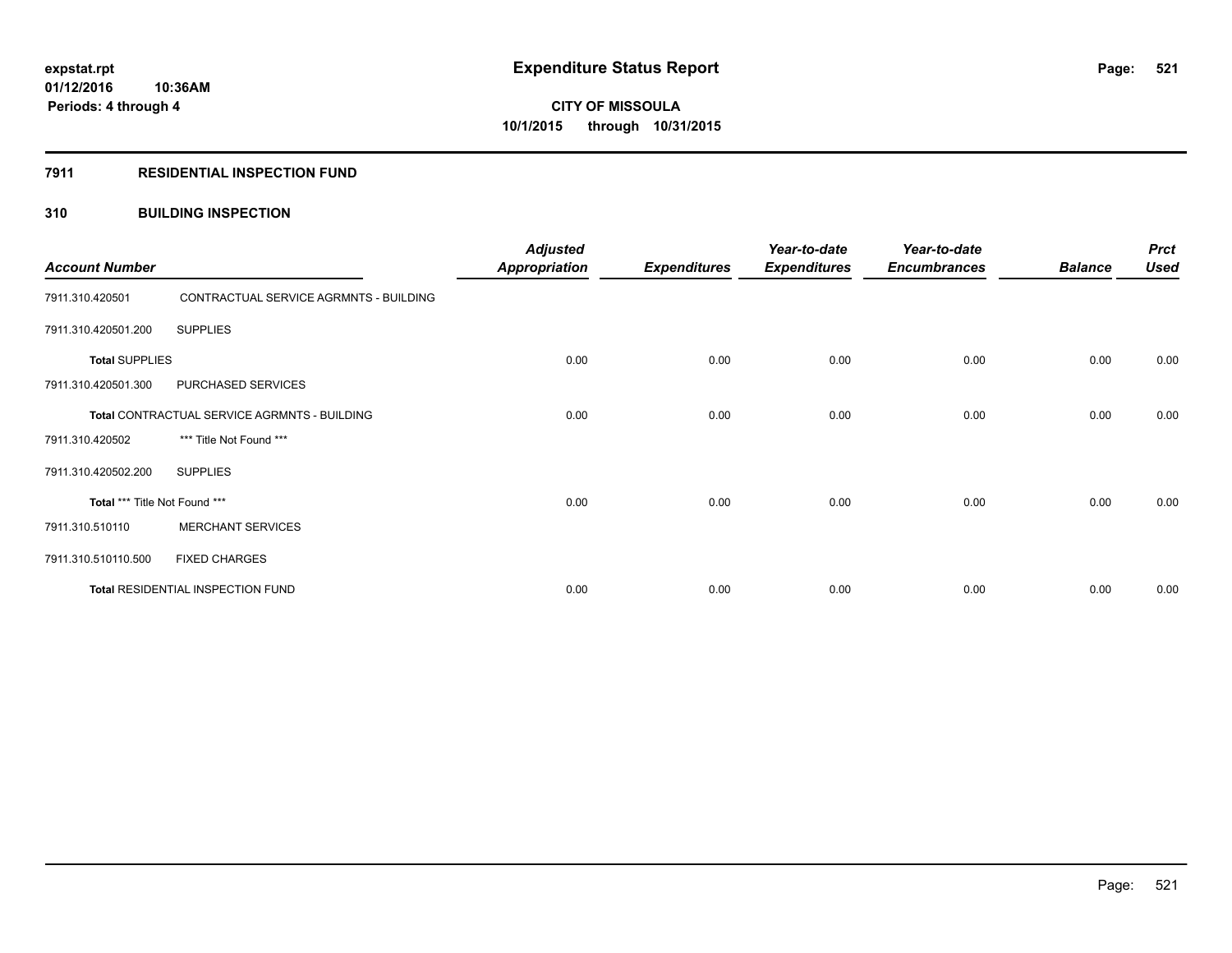**expstat.rpt**
**01/12/2016 10:36AM**
**Periods: 4 through 4**

# Expenditure Status Report

**CITY OF MISSOULA**
**10/1/2015 through 10/31/2015**

## 7911 RESIDENTIAL INSPECTION FUND

### 310 BUILDING INSPECTION

| Account Number | | Adjusted Appropriation | Expenditures | Year-to-date Expenditures | Year-to-date Encumbrances | Balance | Prct Used |
|---|---|---|---|---|---|---|---|
| 7911.310.420501 | CONTRACTUAL SERVICE AGRMNTS - BUILDING | | | | | | |
| 7911.310.420501.200 | SUPPLIES | | | | | | |
| **Total** SUPPLIES | | 0.00 | 0.00 | 0.00 | 0.00 | 0.00 | 0.00 |
| 7911.310.420501.300 | PURCHASED SERVICES | | | | | | |
| **Total** CONTRACTUAL SERVICE AGRMNTS - BUILDING | | 0.00 | 0.00 | 0.00 | 0.00 | 0.00 | 0.00 |
| 7911.310.420502 | *** Title Not Found *** | | | | | | |
| 7911.310.420502.200 | SUPPLIES | | | | | | |
| **Total** *** Title Not Found *** | | 0.00 | 0.00 | 0.00 | 0.00 | 0.00 | 0.00 |
| 7911.310.510110 | MERCHANT SERVICES | | | | | | |
| 7911.310.510110.500 | FIXED CHARGES | | | | | | |
| **Total** RESIDENTIAL INSPECTION FUND | | 0.00 | 0.00 | 0.00 | 0.00 | 0.00 | 0.00 |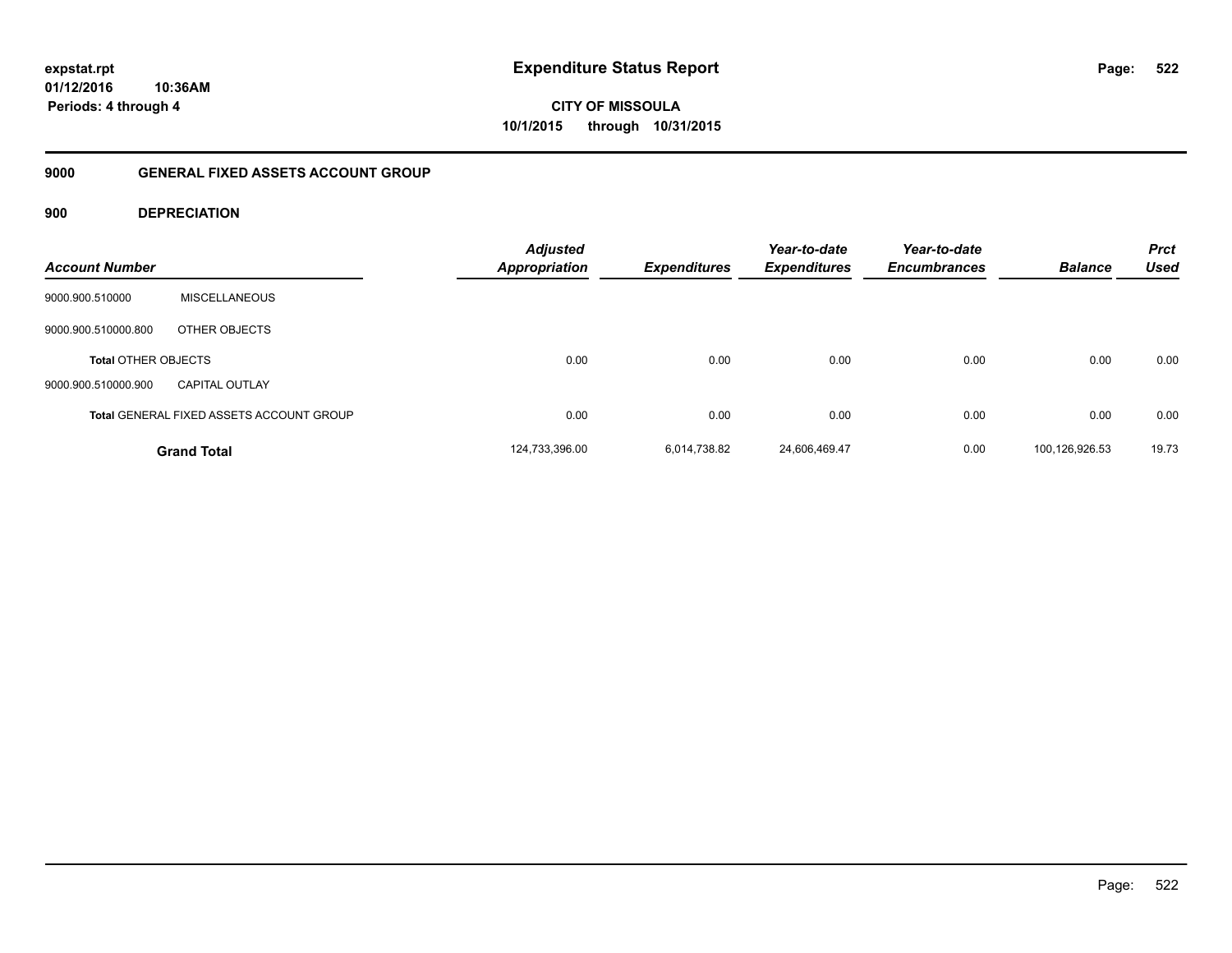# Expenditure Status Report

expstat.rpt
01/12/2016 10:36AM
Periods: 4 through 4

CITY OF MISSOULA
10/1/2015 through 10/31/2015

## 9000 GENERAL FIXED ASSETS ACCOUNT GROUP

### 900 DEPRECIATION

| Account Number | | Adjusted Appropriation | Expenditures | Year-to-date Expenditures | Year-to-date Encumbrances | Balance | Prct Used |
|---|---|---|---|---|---|---|---|
| 9000.900.510000 | MISCELLANEOUS | | | | | | |
| 9000.900.510000.800 | OTHER OBJECTS | | | | | | |
| **Total** OTHER OBJECTS | | 0.00 | 0.00 | 0.00 | 0.00 | 0.00 | 0.00 |
| 9000.900.510000.900 | CAPITAL OUTLAY | | | | | | |
| **Total** GENERAL FIXED ASSETS ACCOUNT GROUP | | 0.00 | 0.00 | 0.00 | 0.00 | 0.00 | 0.00 |
| **Grand Total** | | 124,733,396.00 | 6,014,738.82 | 24,606,469.47 | 0.00 | 100,126,926.53 | 19.73 |